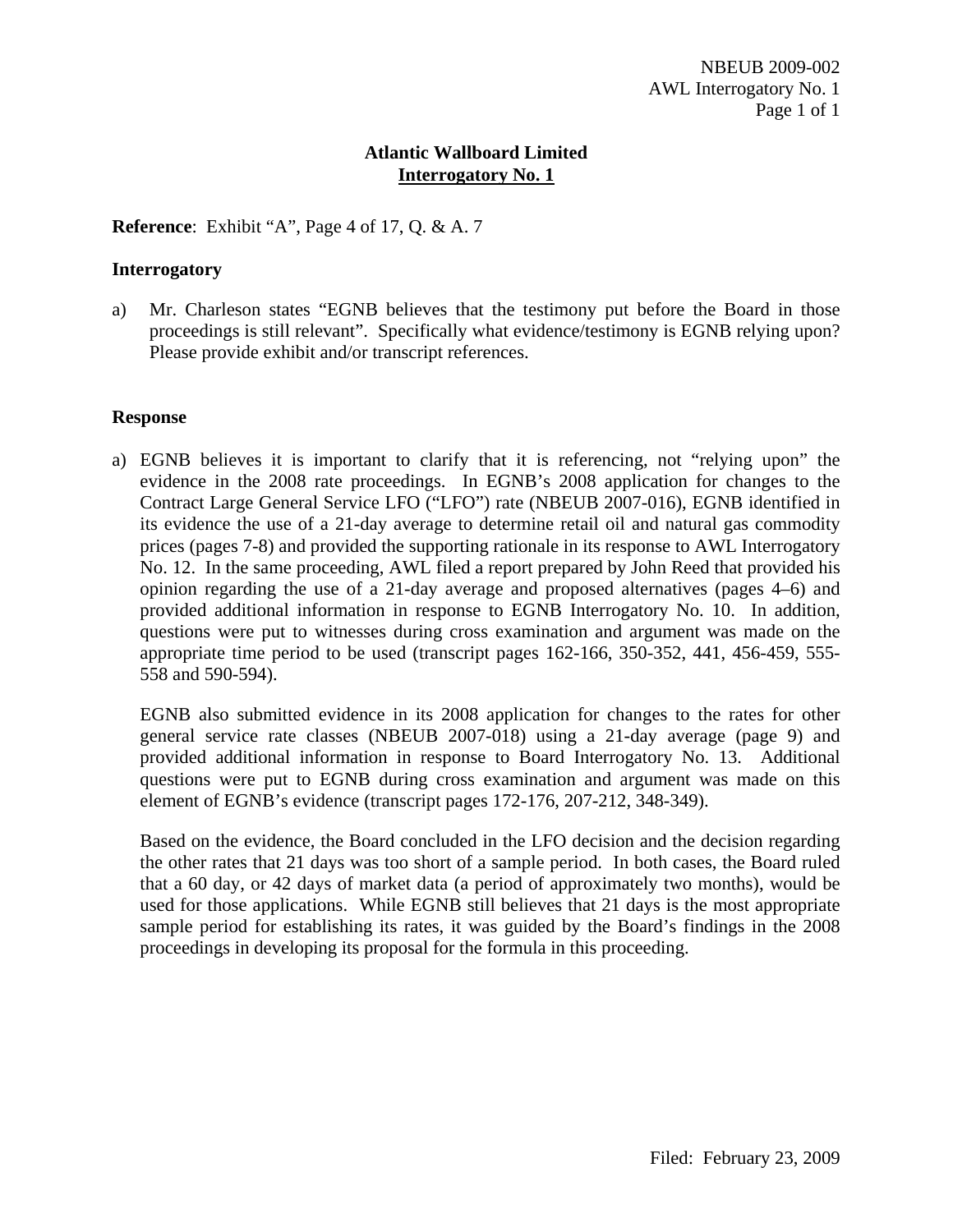# Atlantic Wallboard Limited
## Interrogatory No. 1

**Reference**: Exhibit "A", Page 4 of 17, Q. & A. 7

**Interrogatory**

a) Mr. Charleson states "EGNB believes that the testimony put before the Board in those proceedings is still relevant". Specifically what evidence/testimony is EGNB relying upon? Please provide exhibit and/or transcript references.

**Response**

a) EGNB believes it is important to clarify that it is referencing, not "relying upon" the evidence in the 2008 rate proceedings. In EGNB's 2008 application for changes to the Contract Large General Service LFO ("LFO") rate (NBEUB 2007-016), EGNB identified in its evidence the use of a 21-day average to determine retail oil and natural gas commodity prices (pages 7-8) and provided the supporting rationale in its response to AWL Interrogatory No. 12. In the same proceeding, AWL filed a report prepared by John Reed that provided his opinion regarding the use of a 21-day average and proposed alternatives (pages 4–6) and provided additional information in response to EGNB Interrogatory No. 10. In addition, questions were put to witnesses during cross examination and argument was made on the appropriate time period to be used (transcript pages 162-166, 350-352, 441, 456-459, 555-558 and 590-594).

EGNB also submitted evidence in its 2008 application for changes to the rates for other general service rate classes (NBEUB 2007-018) using a 21-day average (page 9) and provided additional information in response to Board Interrogatory No. 13. Additional questions were put to EGNB during cross examination and argument was made on this element of EGNB's evidence (transcript pages 172-176, 207-212, 348-349).

Based on the evidence, the Board concluded in the LFO decision and the decision regarding the other rates that 21 days was too short of a sample period. In both cases, the Board ruled that a 60 day, or 42 days of market data (a period of approximately two months), would be used for those applications. While EGNB still believes that 21 days is the most appropriate sample period for establishing its rates, it was guided by the Board's findings in the 2008 proceedings in developing its proposal for the formula in this proceeding.

Filed: February 23, 2009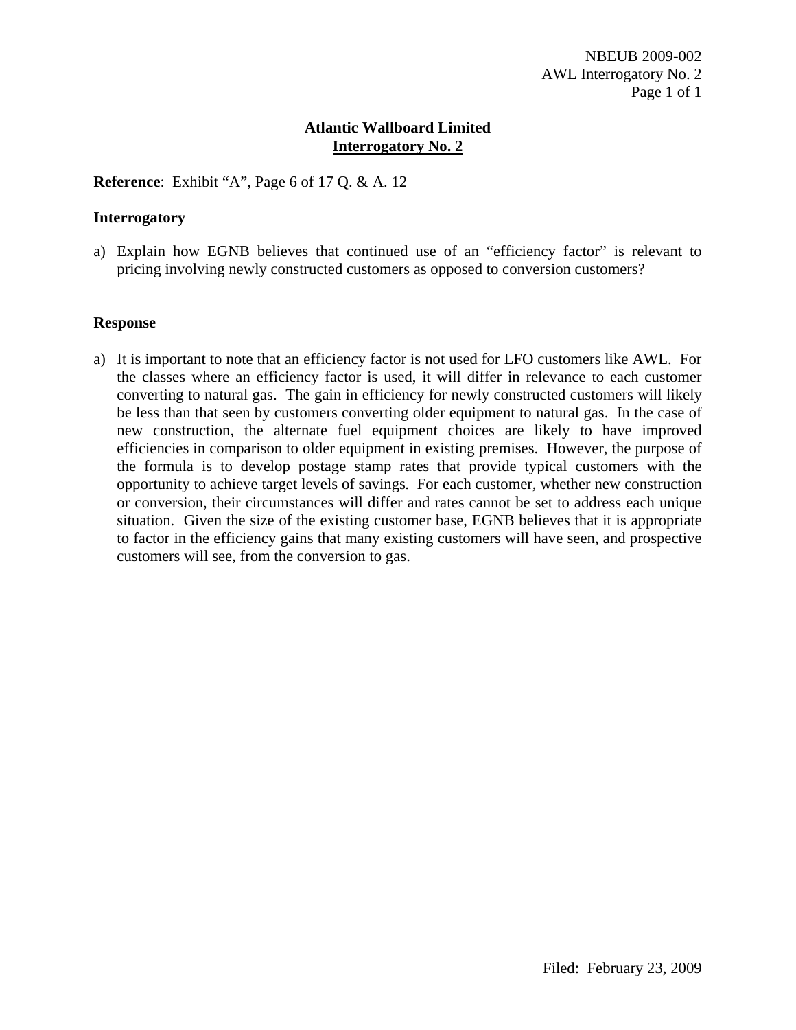## Atlantic Wallboard Limited

## Interrogatory No. 2

**Reference**: Exhibit "A", Page 6 of 17 Q. & A. 12

### Interrogatory

a) Explain how EGNB believes that continued use of an "efficiency factor" is relevant to pricing involving newly constructed customers as opposed to conversion customers?

### Response

a) It is important to note that an efficiency factor is not used for LFO customers like AWL. For the classes where an efficiency factor is used, it will differ in relevance to each customer converting to natural gas. The gain in efficiency for newly constructed customers will likely be less than that seen by customers converting older equipment to natural gas. In the case of new construction, the alternate fuel equipment choices are likely to have improved efficiencies in comparison to older equipment in existing premises. However, the purpose of the formula is to develop postage stamp rates that provide typical customers with the opportunity to achieve target levels of savings. For each customer, whether new construction or conversion, their circumstances will differ and rates cannot be set to address each unique situation. Given the size of the existing customer base, EGNB believes that it is appropriate to factor in the efficiency gains that many existing customers will have seen, and prospective customers will see, from the conversion to gas.

Filed: February 23, 2009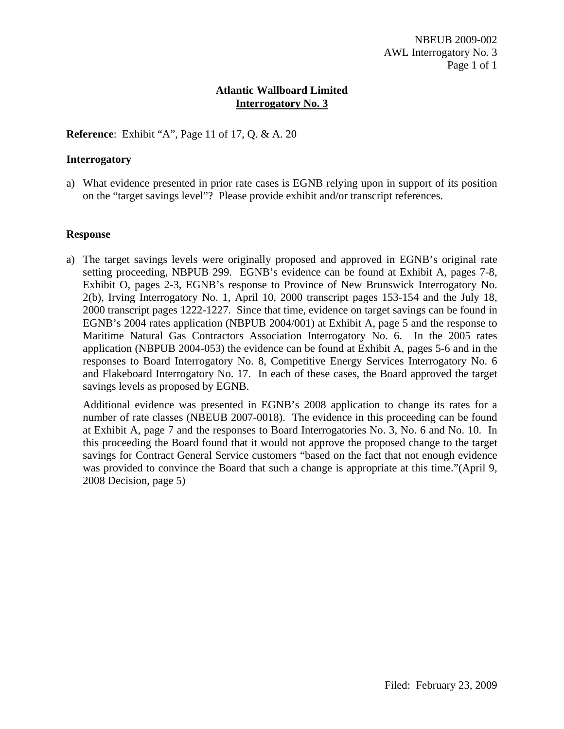## Atlantic Wallboard Limited
## Interrogatory No. 3

**Reference**: Exhibit "A", Page 11 of 17, Q. & A. 20

### Interrogatory

a) What evidence presented in prior rate cases is EGNB relying upon in support of its position on the "target savings level"? Please provide exhibit and/or transcript references.

### Response

a) The target savings levels were originally proposed and approved in EGNB's original rate setting proceeding, NBPUB 299. EGNB's evidence can be found at Exhibit A, pages 7-8, Exhibit O, pages 2-3, EGNB's response to Province of New Brunswick Interrogatory No. 2(b), Irving Interrogatory No. 1, April 10, 2000 transcript pages 153-154 and the July 18, 2000 transcript pages 1222-1227. Since that time, evidence on target savings can be found in EGNB's 2004 rates application (NBPUB 2004/001) at Exhibit A, page 5 and the response to Maritime Natural Gas Contractors Association Interrogatory No. 6. In the 2005 rates application (NBPUB 2004-053) the evidence can be found at Exhibit A, pages 5-6 and in the responses to Board Interrogatory No. 8, Competitive Energy Services Interrogatory No. 6 and Flakeboard Interrogatory No. 17. In each of these cases, the Board approved the target savings levels as proposed by EGNB.

   Additional evidence was presented in EGNB's 2008 application to change its rates for a number of rate classes (NBEUB 2007-0018). The evidence in this proceeding can be found at Exhibit A, page 7 and the responses to Board Interrogatories No. 3, No. 6 and No. 10. In this proceeding the Board found that it would not approve the proposed change to the target savings for Contract General Service customers "based on the fact that not enough evidence was provided to convince the Board that such a change is appropriate at this time."(April 9, 2008 Decision, page 5)

Filed: February 23, 2009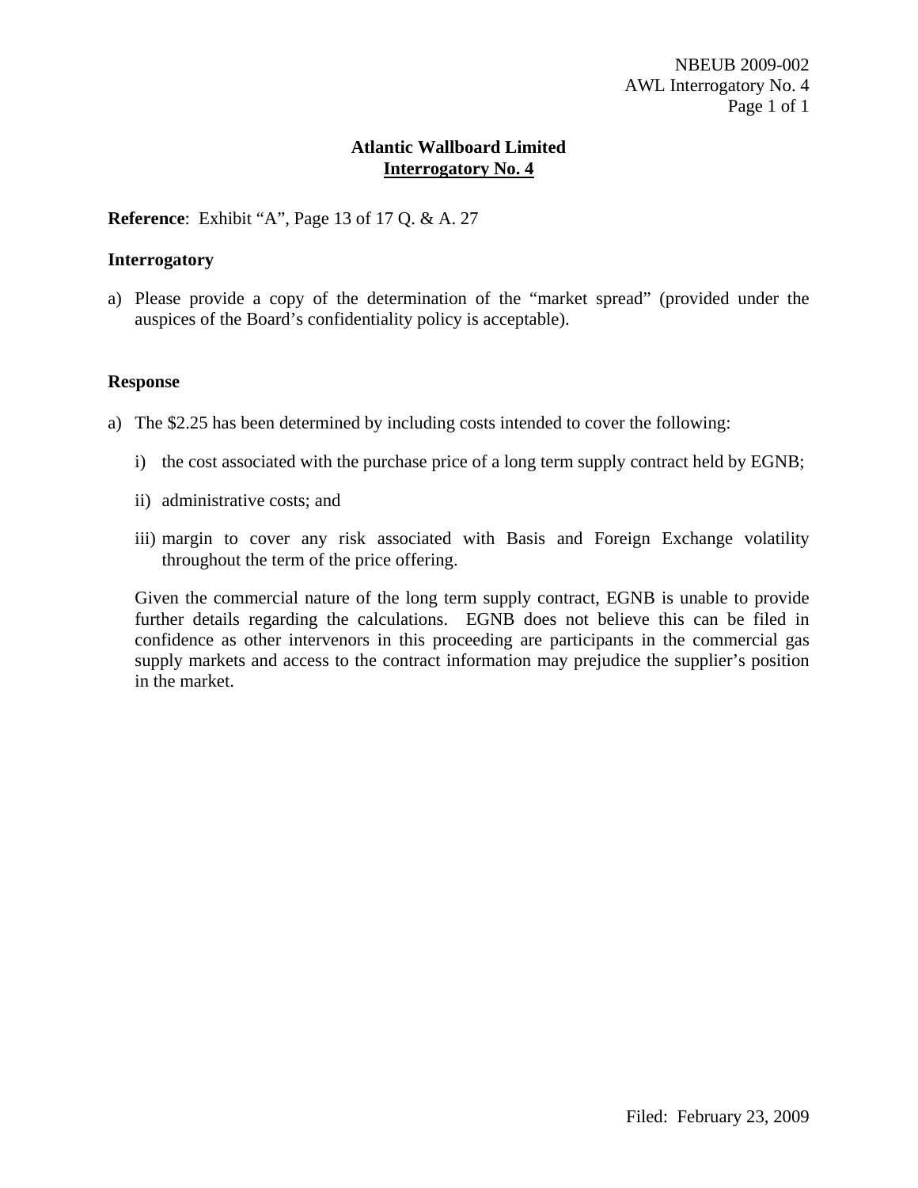# Atlantic Wallboard Limited

## Interrogatory No. 4

**Reference**: Exhibit "A", Page 13 of 17 Q. & A. 27

### Interrogatory

a) Please provide a copy of the determination of the "market spread" (provided under the auspices of the Board's confidentiality policy is acceptable).

### Response

a) The $2.25 has been determined by including costs intended to cover the following:

   i) the cost associated with the purchase price of a long term supply contract held by EGNB;

   ii) administrative costs; and

   iii) margin to cover any risk associated with Basis and Foreign Exchange volatility throughout the term of the price offering.

   Given the commercial nature of the long term supply contract, EGNB is unable to provide further details regarding the calculations. EGNB does not believe this can be filed in confidence as other intervenors in this proceeding are participants in the commercial gas supply markets and access to the contract information may prejudice the supplier's position in the market.

Filed: February 23, 2009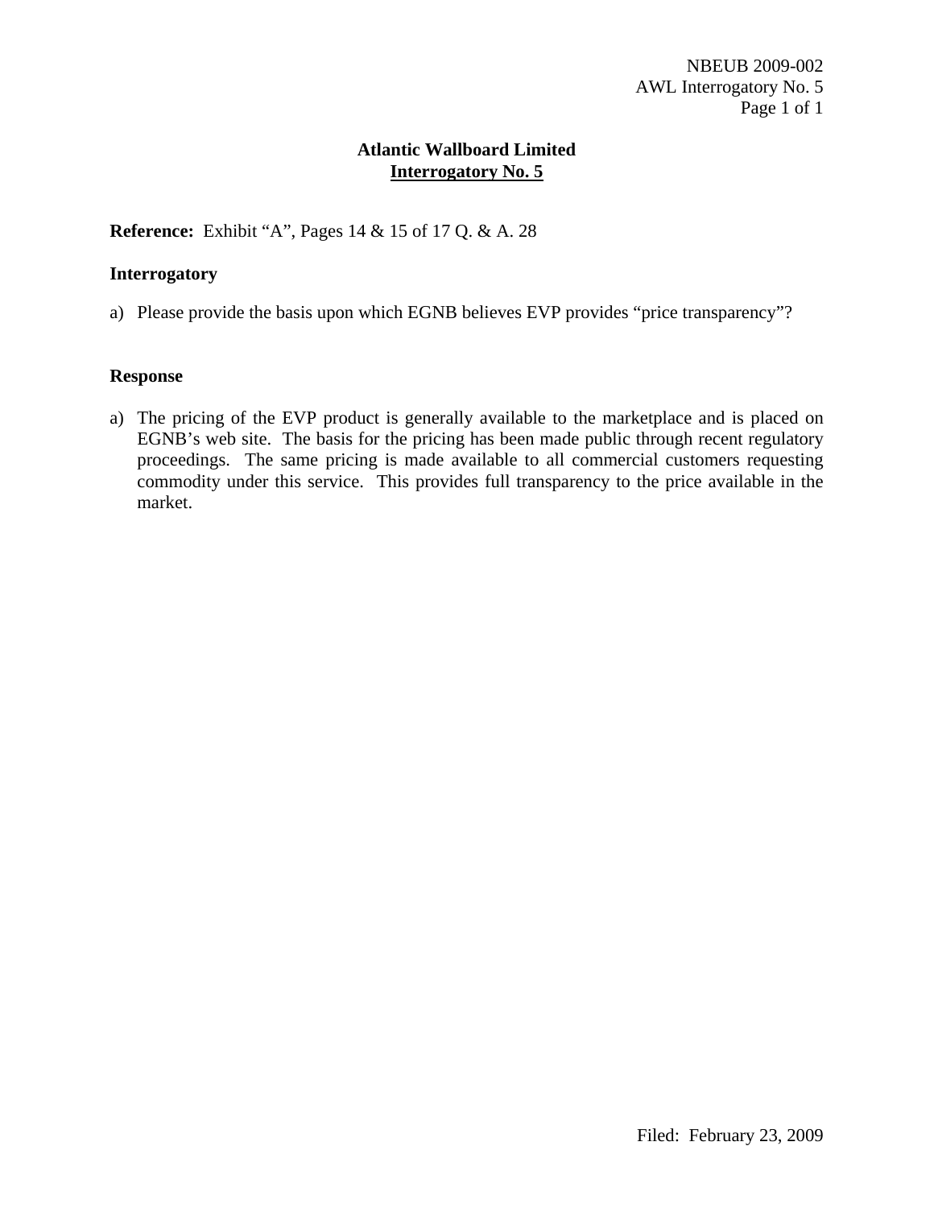# Atlantic Wallboard Limited
## Interrogatory No. 5

**Reference:** Exhibit "A", Pages 14 & 15 of 17 Q. & A. 28

**Interrogatory**

a) Please provide the basis upon which EGNB believes EVP provides "price transparency"?

**Response**

a) The pricing of the EVP product is generally available to the marketplace and is placed on EGNB's web site. The basis for the pricing has been made public through recent regulatory proceedings. The same pricing is made available to all commercial customers requesting commodity under this service. This provides full transparency to the price available in the market.

Filed: February 23, 2009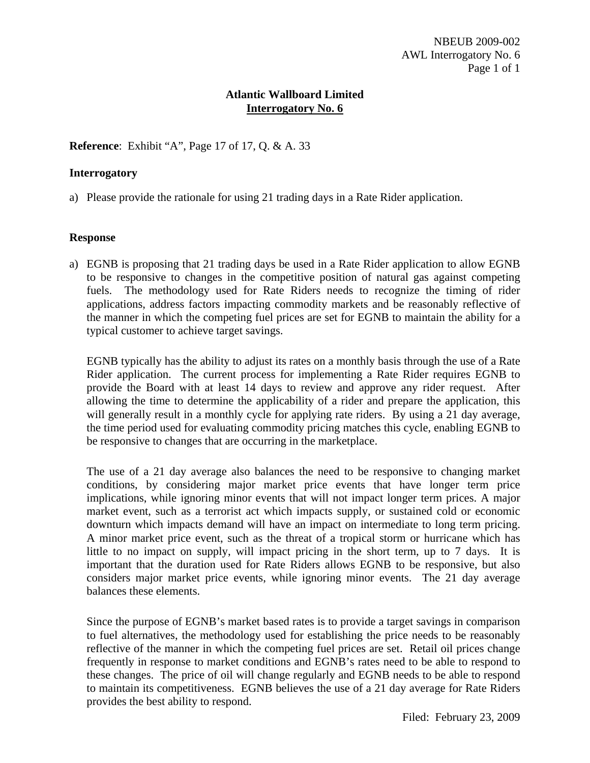# Atlantic Wallboard Limited
## Interrogatory No. 6

**Reference**: Exhibit "A", Page 17 of 17, Q. & A. 33

**Interrogatory**

a) Please provide the rationale for using 21 trading days in a Rate Rider application.

**Response**

a) EGNB is proposing that 21 trading days be used in a Rate Rider application to allow EGNB to be responsive to changes in the competitive position of natural gas against competing fuels. The methodology used for Rate Riders needs to recognize the timing of rider applications, address factors impacting commodity markets and be reasonably reflective of the manner in which the competing fuel prices are set for EGNB to maintain the ability for a typical customer to achieve target savings.

   EGNB typically has the ability to adjust its rates on a monthly basis through the use of a Rate Rider application. The current process for implementing a Rate Rider requires EGNB to provide the Board with at least 14 days to review and approve any rider request. After allowing the time to determine the applicability of a rider and prepare the application, this will generally result in a monthly cycle for applying rate riders. By using a 21 day average, the time period used for evaluating commodity pricing matches this cycle, enabling EGNB to be responsive to changes that are occurring in the marketplace.

   The use of a 21 day average also balances the need to be responsive to changing market conditions, by considering major market price events that have longer term price implications, while ignoring minor events that will not impact longer term prices. A major market event, such as a terrorist act which impacts supply, or sustained cold or economic downturn which impacts demand will have an impact on intermediate to long term pricing. A minor market price event, such as the threat of a tropical storm or hurricane which has little to no impact on supply, will impact pricing in the short term, up to 7 days. It is important that the duration used for Rate Riders allows EGNB to be responsive, but also considers major market price events, while ignoring minor events. The 21 day average balances these elements.

   Since the purpose of EGNB's market based rates is to provide a target savings in comparison to fuel alternatives, the methodology used for establishing the price needs to be reasonably reflective of the manner in which the competing fuel prices are set. Retail oil prices change frequently in response to market conditions and EGNB's rates need to be able to respond to these changes. The price of oil will change regularly and EGNB needs to be able to respond to maintain its competitiveness. EGNB believes the use of a 21 day average for Rate Riders provides the best ability to respond.

Filed: February 23, 2009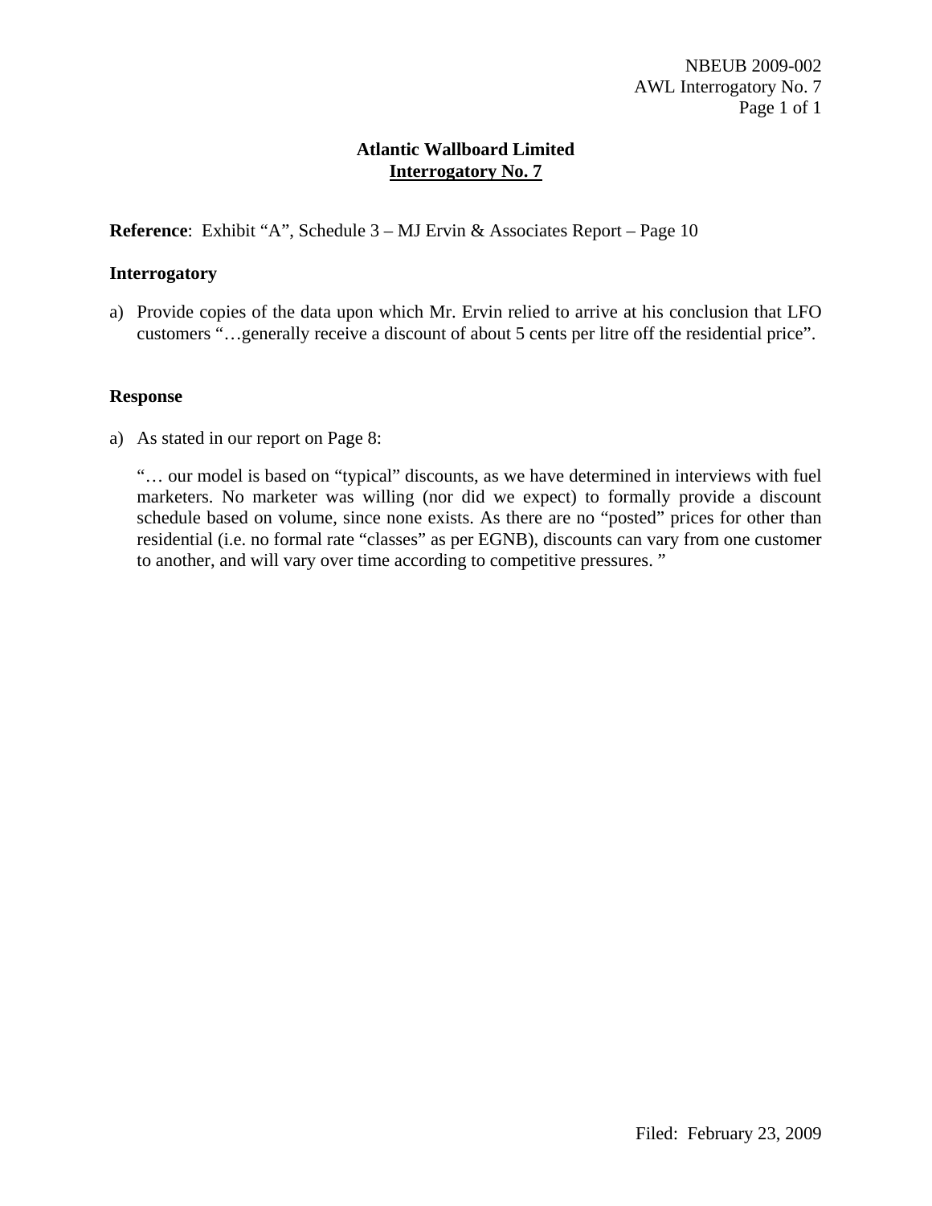# Atlantic Wallboard Limited

## Interrogatory No. 7

**Reference**: Exhibit "A", Schedule 3 – MJ Ervin & Associates Report – Page 10

### Interrogatory

a) Provide copies of the data upon which Mr. Ervin relied to arrive at his conclusion that LFO customers "…generally receive a discount of about 5 cents per litre off the residential price".

### Response

a) As stated in our report on Page 8:

"… our model is based on "typical" discounts, as we have determined in interviews with fuel marketers. No marketer was willing (nor did we expect) to formally provide a discount schedule based on volume, since none exists. As there are no "posted" prices for other than residential (i.e. no formal rate "classes" as per EGNB), discounts can vary from one customer to another, and will vary over time according to competitive pressures. "

Filed: February 23, 2009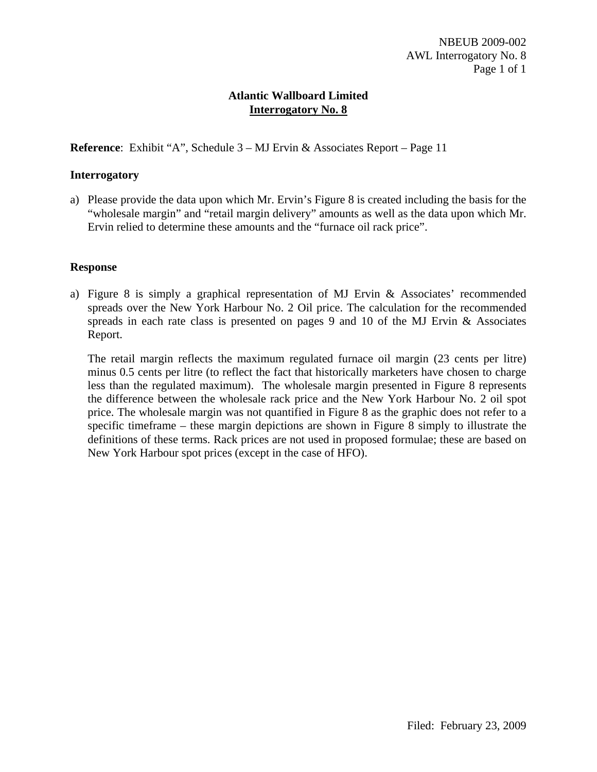# Atlantic Wallboard Limited

## Interrogatory No. 8

**Reference**: Exhibit "A", Schedule 3 – MJ Ervin & Associates Report – Page 11

### Interrogatory

a) Please provide the data upon which Mr. Ervin's Figure 8 is created including the basis for the "wholesale margin" and "retail margin delivery" amounts as well as the data upon which Mr. Ervin relied to determine these amounts and the "furnace oil rack price".

### Response

a) Figure 8 is simply a graphical representation of MJ Ervin & Associates' recommended spreads over the New York Harbour No. 2 Oil price. The calculation for the recommended spreads in each rate class is presented on pages 9 and 10 of the MJ Ervin & Associates Report.

The retail margin reflects the maximum regulated furnace oil margin (23 cents per litre) minus 0.5 cents per litre (to reflect the fact that historically marketers have chosen to charge less than the regulated maximum). The wholesale margin presented in Figure 8 represents the difference between the wholesale rack price and the New York Harbour No. 2 oil spot price. The wholesale margin was not quantified in Figure 8 as the graphic does not refer to a specific timeframe – these margin depictions are shown in Figure 8 simply to illustrate the definitions of these terms. Rack prices are not used in proposed formulae; these are based on New York Harbour spot prices (except in the case of HFO).

Filed: February 23, 2009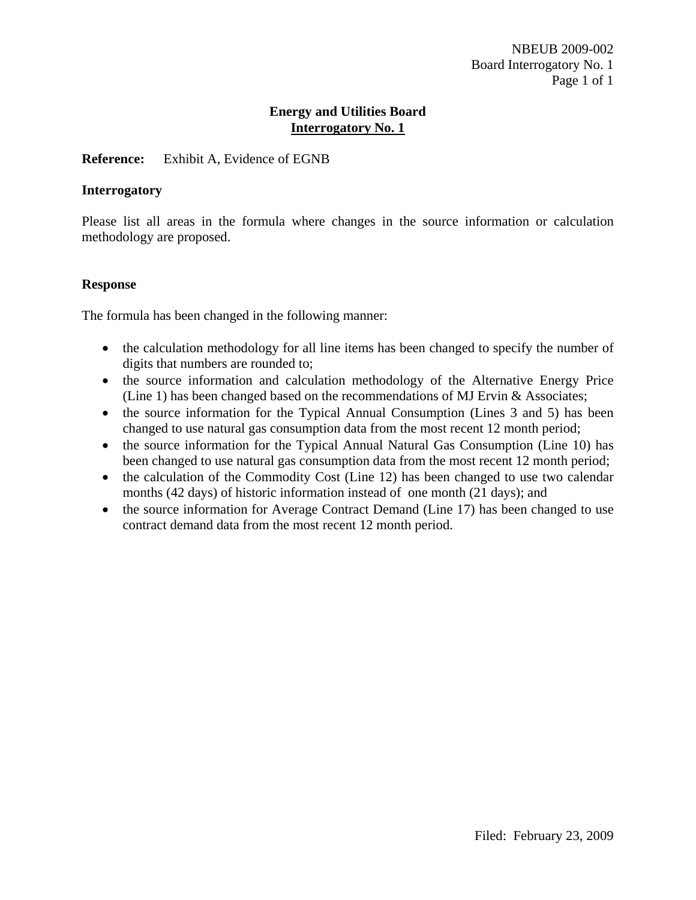NBEUB 2009-002
Board Interrogatory No. 1

## Energy and Utilities Board
## Interrogatory No. 1

**Reference:** Exhibit A, Evidence of EGNB

### Interrogatory

Please list all areas in the formula where changes in the source information or calculation methodology are proposed.

### Response

The formula has been changed in the following manner:

- the calculation methodology for all line items has been changed to specify the number of digits that numbers are rounded to;
- the source information and calculation methodology of the Alternative Energy Price (Line 1) has been changed based on the recommendations of MJ Ervin & Associates;
- the source information for the Typical Annual Consumption (Lines 3 and 5) has been changed to use natural gas consumption data from the most recent 12 month period;
- the source information for the Typical Annual Natural Gas Consumption (Line 10) has been changed to use natural gas consumption data from the most recent 12 month period;
- the calculation of the Commodity Cost (Line 12) has been changed to use two calendar months (42 days) of historic information instead of one month (21 days); and
- the source information for Average Contract Demand (Line 17) has been changed to use contract demand data from the most recent 12 month period.

Filed: February 23, 2009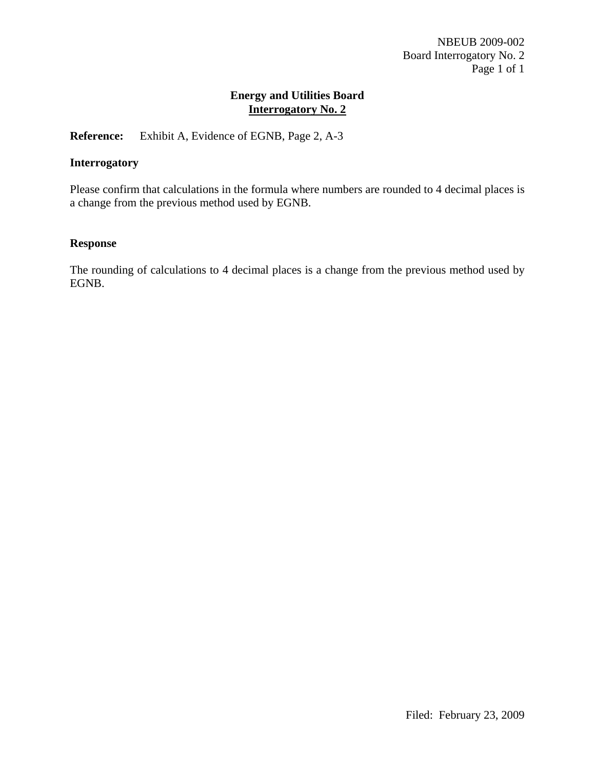## Energy and Utilities Board

## Interrogatory No. 2

**Reference:** Exhibit A, Evidence of EGNB, Page 2, A-3

### Interrogatory

Please confirm that calculations in the formula where numbers are rounded to 4 decimal places is a change from the previous method used by EGNB.

### Response

The rounding of calculations to 4 decimal places is a change from the previous method used by EGNB.

Filed: February 23, 2009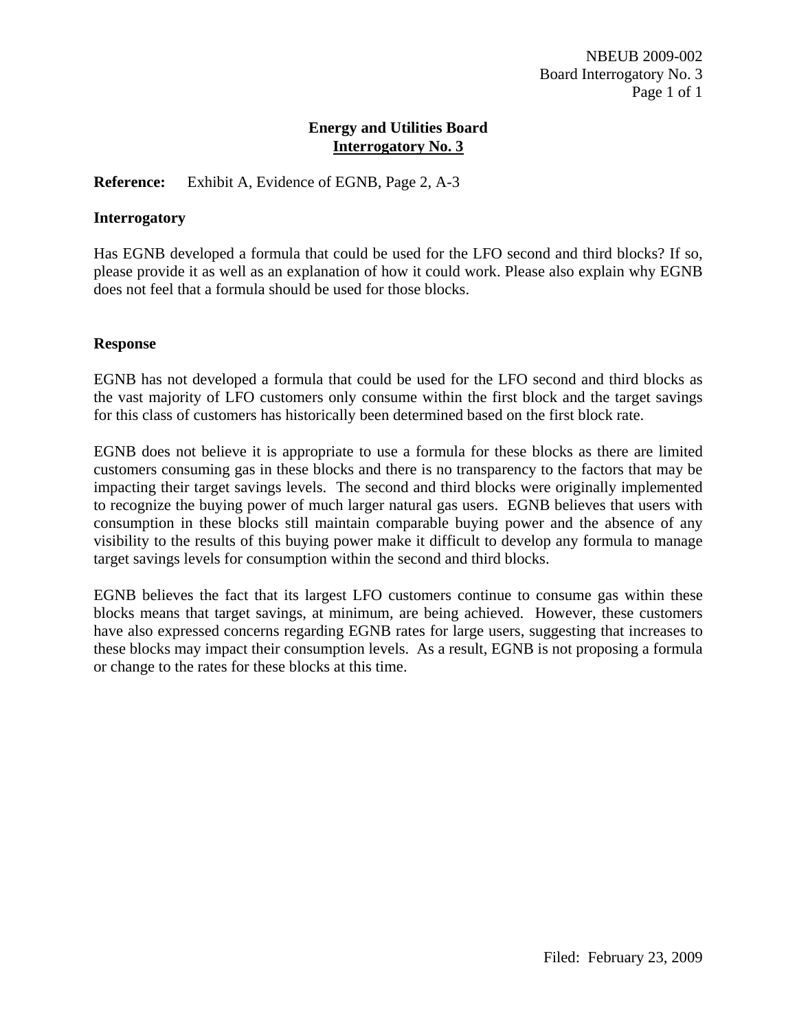NBEUB 2009-002
Board Interrogatory No. 3

## Energy and Utilities Board
## Interrogatory No. 3

**Reference:** Exhibit A, Evidence of EGNB, Page 2, A-3

### Interrogatory

Has EGNB developed a formula that could be used for the LFO second and third blocks? If so, please provide it as well as an explanation of how it could work. Please also explain why EGNB does not feel that a formula should be used for those blocks.

### Response

EGNB has not developed a formula that could be used for the LFO second and third blocks as the vast majority of LFO customers only consume within the first block and the target savings for this class of customers has historically been determined based on the first block rate.

EGNB does not believe it is appropriate to use a formula for these blocks as there are limited customers consuming gas in these blocks and there is no transparency to the factors that may be impacting their target savings levels. The second and third blocks were originally implemented to recognize the buying power of much larger natural gas users. EGNB believes that users with consumption in these blocks still maintain comparable buying power and the absence of any visibility to the results of this buying power make it difficult to develop any formula to manage target savings levels for consumption within the second and third blocks.

EGNB believes the fact that its largest LFO customers continue to consume gas within these blocks means that target savings, at minimum, are being achieved. However, these customers have also expressed concerns regarding EGNB rates for large users, suggesting that increases to these blocks may impact their consumption levels. As a result, EGNB is not proposing a formula or change to the rates for these blocks at this time.

Filed: February 23, 2009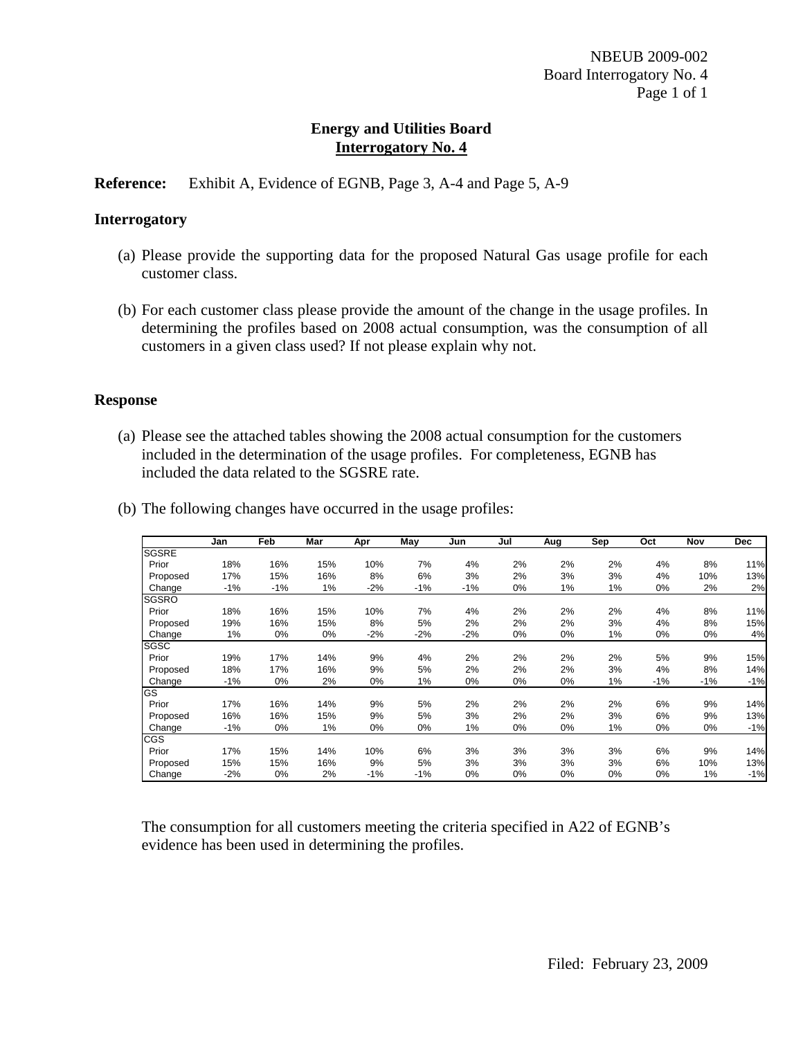**Energy and Utilities Board**
**Interrogatory No. 4**

**Reference:** Exhibit A, Evidence of EGNB, Page 3, A-4 and Page 5, A-9

**Interrogatory**

(a) Please provide the supporting data for the proposed Natural Gas usage profile for each customer class.

(b) For each customer class please provide the amount of the change in the usage profiles. In determining the profiles based on 2008 actual consumption, was the consumption of all customers in a given class used? If not please explain why not.

**Response**

(a) Please see the attached tables showing the 2008 actual consumption for the customers included in the determination of the usage profiles. For completeness, EGNB has included the data related to the SGSRE rate.

(b) The following changes have occurred in the usage profiles:

| | Jan | Feb | Mar | Apr | May | Jun | Jul | Aug | Sep | Oct | Nov | Dec |
|---|---|---|---|---|---|---|---|---|---|---|---|---|
| SGSRE | | | | | | | | | | | | |
| Prior | 18% | 16% | 15% | 10% | 7% | 4% | 2% | 2% | 2% | 4% | 8% | 11% |
| Proposed | 17% | 15% | 16% | 8% | 6% | 3% | 2% | 3% | 3% | 4% | 10% | 13% |
| Change | -1% | -1% | 1% | -2% | -1% | -1% | 0% | 1% | 1% | 0% | 2% | 2% |
| SGSRO | | | | | | | | | | | | |
| Prior | 18% | 16% | 15% | 10% | 7% | 4% | 2% | 2% | 2% | 4% | 8% | 11% |
| Proposed | 19% | 16% | 15% | 8% | 5% | 2% | 2% | 2% | 3% | 4% | 8% | 15% |
| Change | 1% | 0% | 0% | -2% | -2% | -2% | 0% | 0% | 1% | 0% | 0% | 4% |
| SGSC | | | | | | | | | | | | |
| Prior | 19% | 17% | 14% | 9% | 4% | 2% | 2% | 2% | 2% | 5% | 9% | 15% |
| Proposed | 18% | 17% | 16% | 9% | 5% | 2% | 2% | 2% | 3% | 4% | 8% | 14% |
| Change | -1% | 0% | 2% | 0% | 1% | 0% | 0% | 0% | 1% | -1% | -1% | -1% |
| GS | | | | | | | | | | | | |
| Prior | 17% | 16% | 14% | 9% | 5% | 2% | 2% | 2% | 2% | 6% | 9% | 14% |
| Proposed | 16% | 16% | 15% | 9% | 5% | 3% | 2% | 2% | 3% | 6% | 9% | 13% |
| Change | -1% | 0% | 1% | 0% | 0% | 1% | 0% | 0% | 1% | 0% | 0% | -1% |
| CGS | | | | | | | | | | | | |
| Prior | 17% | 15% | 14% | 10% | 6% | 3% | 3% | 3% | 3% | 6% | 9% | 14% |
| Proposed | 15% | 15% | 16% | 9% | 5% | 3% | 3% | 3% | 3% | 6% | 10% | 13% |
| Change | -2% | 0% | 2% | -1% | -1% | 0% | 0% | 0% | 0% | 0% | 1% | -1% |

The consumption for all customers meeting the criteria specified in A22 of EGNB's evidence has been used in determining the profiles.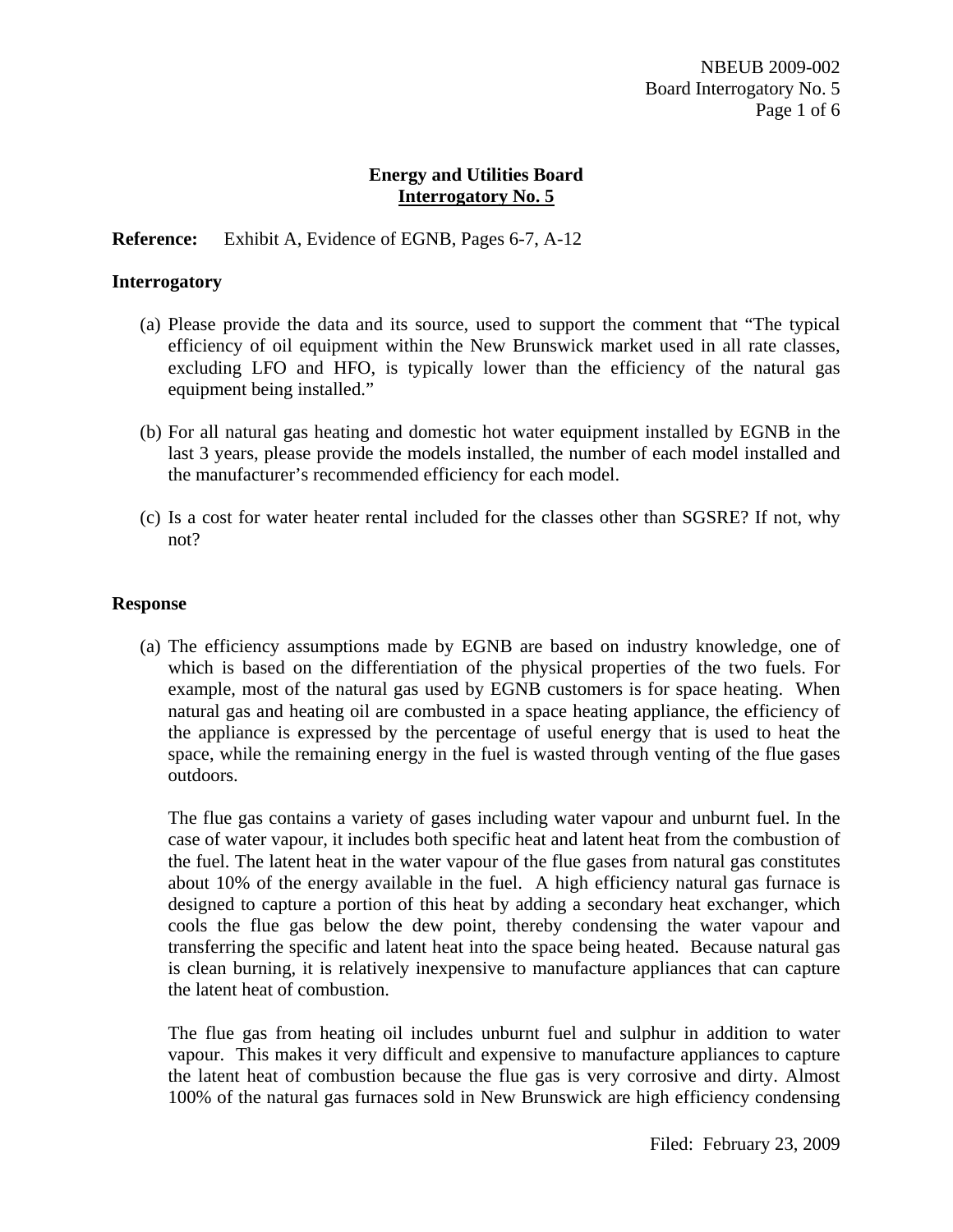**Energy and Utilities Board**
**Interrogatory No. 5**

**Reference:** Exhibit A, Evidence of EGNB, Pages 6-7, A-12

**Interrogatory**

(a) Please provide the data and its source, used to support the comment that "The typical efficiency of oil equipment within the New Brunswick market used in all rate classes, excluding LFO and HFO, is typically lower than the efficiency of the natural gas equipment being installed."

(b) For all natural gas heating and domestic hot water equipment installed by EGNB in the last 3 years, please provide the models installed, the number of each model installed and the manufacturer's recommended efficiency for each model.

(c) Is a cost for water heater rental included for the classes other than SGSRE? If not, why not?

**Response**

(a) The efficiency assumptions made by EGNB are based on industry knowledge, one of which is based on the differentiation of the physical properties of the two fuels. For example, most of the natural gas used by EGNB customers is for space heating. When natural gas and heating oil are combusted in a space heating appliance, the efficiency of the appliance is expressed by the percentage of useful energy that is used to heat the space, while the remaining energy in the fuel is wasted through venting of the flue gases outdoors.

The flue gas contains a variety of gases including water vapour and unburnt fuel. In the case of water vapour, it includes both specific heat and latent heat from the combustion of the fuel. The latent heat in the water vapour of the flue gases from natural gas constitutes about 10% of the energy available in the fuel. A high efficiency natural gas furnace is designed to capture a portion of this heat by adding a secondary heat exchanger, which cools the flue gas below the dew point, thereby condensing the water vapour and transferring the specific and latent heat into the space being heated. Because natural gas is clean burning, it is relatively inexpensive to manufacture appliances that can capture the latent heat of combustion.

The flue gas from heating oil includes unburnt fuel and sulphur in addition to water vapour. This makes it very difficult and expensive to manufacture appliances to capture the latent heat of combustion because the flue gas is very corrosive and dirty. Almost 100% of the natural gas furnaces sold in New Brunswick are high efficiency condensing

Filed: February 23, 2009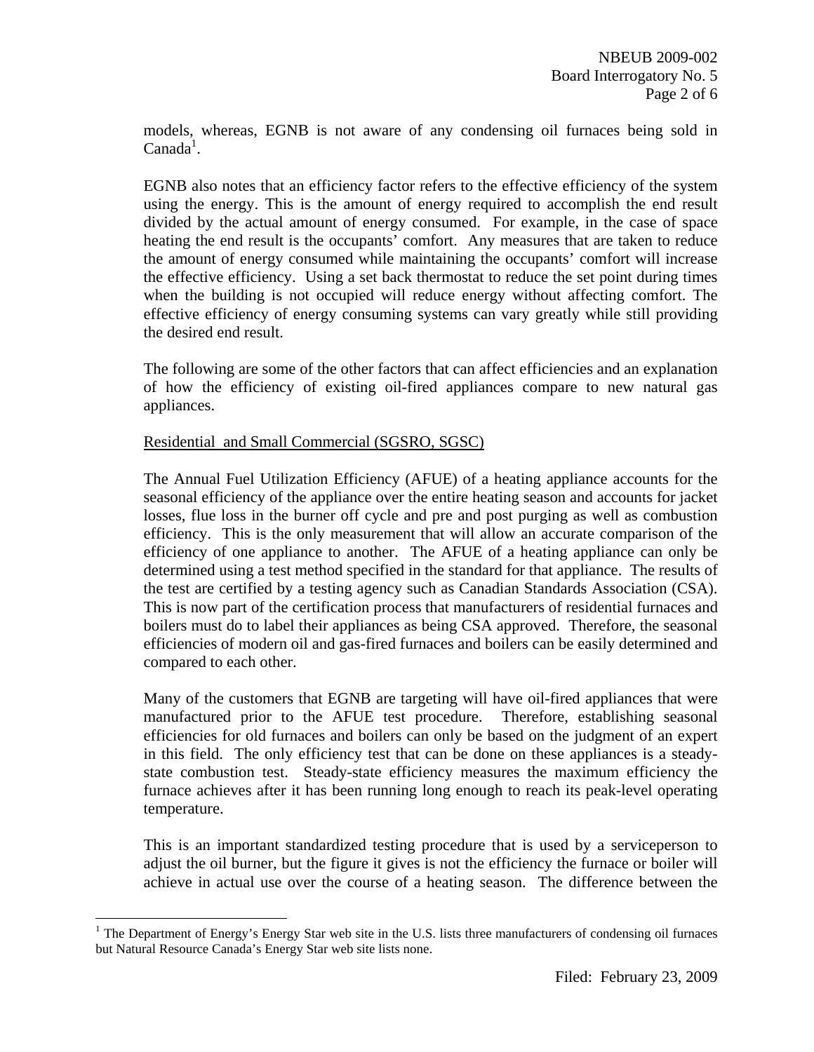models, whereas, EGNB is not aware of any condensing oil furnaces being sold in Canada[1].

EGNB also notes that an efficiency factor refers to the effective efficiency of the system using the energy. This is the amount of energy required to accomplish the end result divided by the actual amount of energy consumed. For example, in the case of space heating the end result is the occupants' comfort. Any measures that are taken to reduce the amount of energy consumed while maintaining the occupants' comfort will increase the effective efficiency. Using a set back thermostat to reduce the set point during times when the building is not occupied will reduce energy without affecting comfort. The effective efficiency of energy consuming systems can vary greatly while still providing the desired end result.

The following are some of the other factors that can affect efficiencies and an explanation of how the efficiency of existing oil-fired appliances compare to new natural gas appliances.

Residential and Small Commercial (SGSRO, SGSC)

The Annual Fuel Utilization Efficiency (AFUE) of a heating appliance accounts for the seasonal efficiency of the appliance over the entire heating season and accounts for jacket losses, flue loss in the burner off cycle and pre and post purging as well as combustion efficiency. This is the only measurement that will allow an accurate comparison of the efficiency of one appliance to another. The AFUE of a heating appliance can only be determined using a test method specified in the standard for that appliance. The results of the test are certified by a testing agency such as Canadian Standards Association (CSA). This is now part of the certification process that manufacturers of residential furnaces and boilers must do to label their appliances as being CSA approved. Therefore, the seasonal efficiencies of modern oil and gas-fired furnaces and boilers can be easily determined and compared to each other.

Many of the customers that EGNB are targeting will have oil-fired appliances that were manufactured prior to the AFUE test procedure. Therefore, establishing seasonal efficiencies for old furnaces and boilers can only be based on the judgment of an expert in this field. The only efficiency test that can be done on these appliances is a steady-state combustion test. Steady-state efficiency measures the maximum efficiency the furnace achieves after it has been running long enough to reach its peak-level operating temperature.

This is an important standardized testing procedure that is used by a serviceperson to adjust the oil burner, but the figure it gives is not the efficiency the furnace or boiler will achieve in actual use over the course of a heating season. The difference between the

[1] The Department of Energy's Energy Star web site in the U.S. lists three manufacturers of condensing oil furnaces but Natural Resource Canada's Energy Star web site lists none.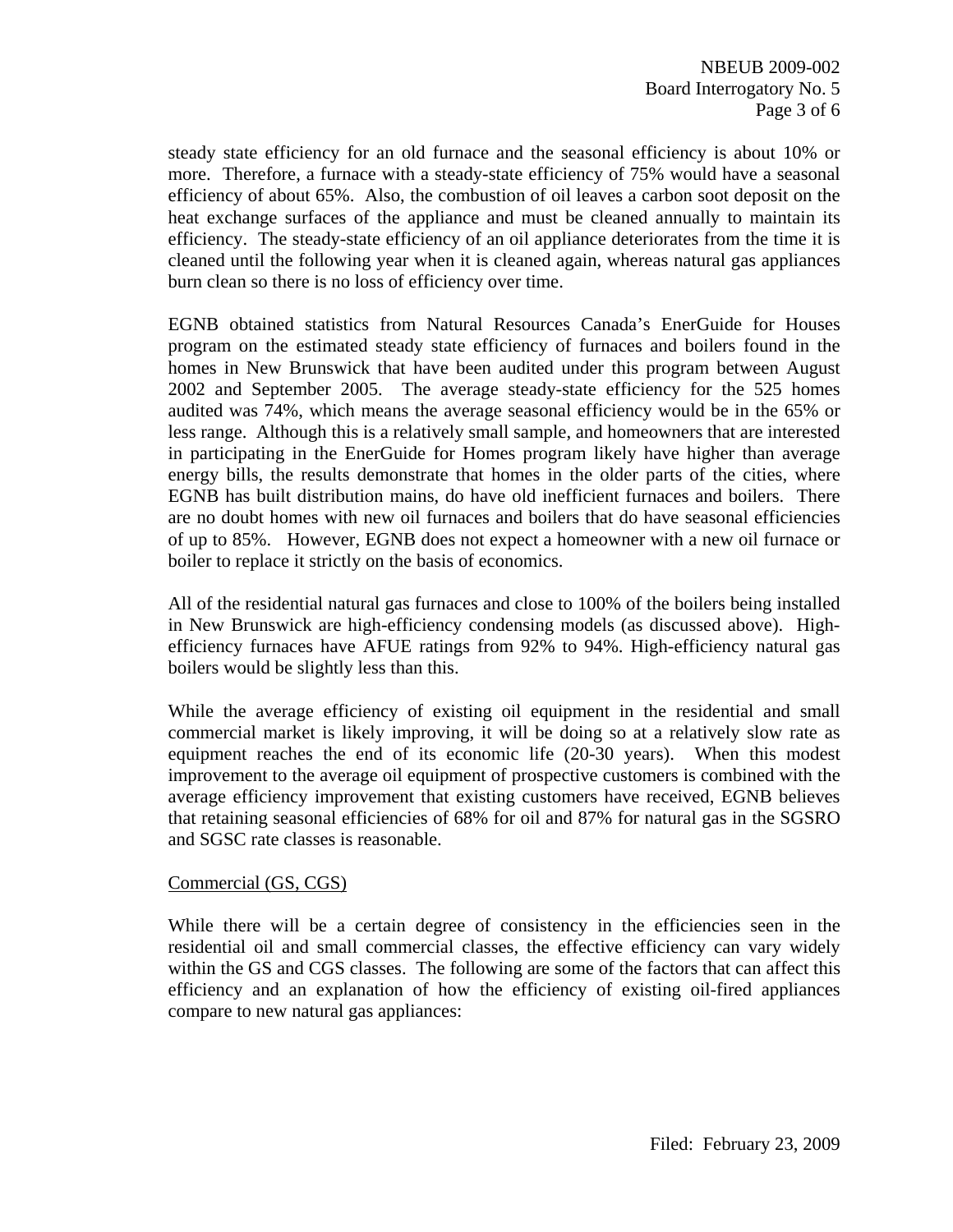steady state efficiency for an old furnace and the seasonal efficiency is about 10% or more. Therefore, a furnace with a steady-state efficiency of 75% would have a seasonal efficiency of about 65%. Also, the combustion of oil leaves a carbon soot deposit on the heat exchange surfaces of the appliance and must be cleaned annually to maintain its efficiency. The steady-state efficiency of an oil appliance deteriorates from the time it is cleaned until the following year when it is cleaned again, whereas natural gas appliances burn clean so there is no loss of efficiency over time.

EGNB obtained statistics from Natural Resources Canada's EnerGuide for Houses program on the estimated steady state efficiency of furnaces and boilers found in the homes in New Brunswick that have been audited under this program between August 2002 and September 2005. The average steady-state efficiency for the 525 homes audited was 74%, which means the average seasonal efficiency would be in the 65% or less range. Although this is a relatively small sample, and homeowners that are interested in participating in the EnerGuide for Homes program likely have higher than average energy bills, the results demonstrate that homes in the older parts of the cities, where EGNB has built distribution mains, do have old inefficient furnaces and boilers. There are no doubt homes with new oil furnaces and boilers that do have seasonal efficiencies of up to 85%. However, EGNB does not expect a homeowner with a new oil furnace or boiler to replace it strictly on the basis of economics.

All of the residential natural gas furnaces and close to 100% of the boilers being installed in New Brunswick are high-efficiency condensing models (as discussed above). High-efficiency furnaces have AFUE ratings from 92% to 94%. High-efficiency natural gas boilers would be slightly less than this.

While the average efficiency of existing oil equipment in the residential and small commercial market is likely improving, it will be doing so at a relatively slow rate as equipment reaches the end of its economic life (20-30 years). When this modest improvement to the average oil equipment of prospective customers is combined with the average efficiency improvement that existing customers have received, EGNB believes that retaining seasonal efficiencies of 68% for oil and 87% for natural gas in the SGSRO and SGSC rate classes is reasonable.

Commercial (GS, CGS)

While there will be a certain degree of consistency in the efficiencies seen in the residential oil and small commercial classes, the effective efficiency can vary widely within the GS and CGS classes. The following are some of the factors that can affect this efficiency and an explanation of how the efficiency of existing oil-fired appliances compare to new natural gas appliances: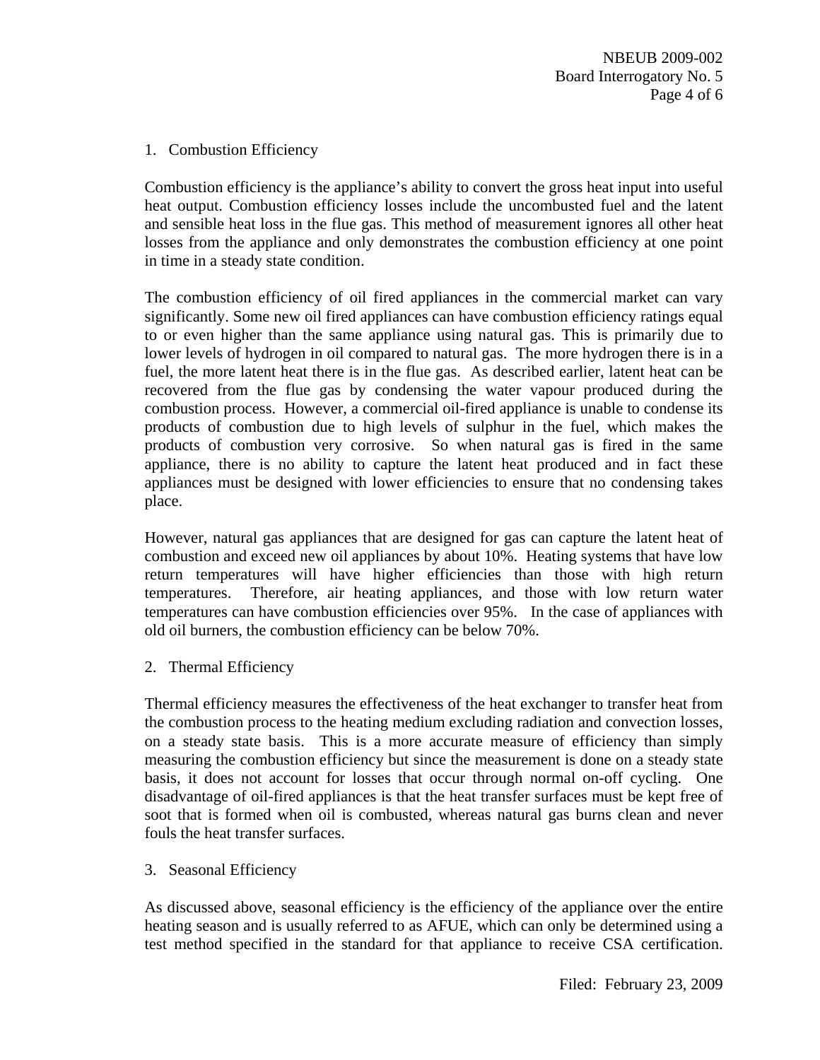1. Combustion Efficiency

Combustion efficiency is the appliance's ability to convert the gross heat input into useful heat output. Combustion efficiency losses include the uncombusted fuel and the latent and sensible heat loss in the flue gas. This method of measurement ignores all other heat losses from the appliance and only demonstrates the combustion efficiency at one point in time in a steady state condition.

The combustion efficiency of oil fired appliances in the commercial market can vary significantly. Some new oil fired appliances can have combustion efficiency ratings equal to or even higher than the same appliance using natural gas. This is primarily due to lower levels of hydrogen in oil compared to natural gas. The more hydrogen there is in a fuel, the more latent heat there is in the flue gas. As described earlier, latent heat can be recovered from the flue gas by condensing the water vapour produced during the combustion process. However, a commercial oil-fired appliance is unable to condense its products of combustion due to high levels of sulphur in the fuel, which makes the products of combustion very corrosive. So when natural gas is fired in the same appliance, there is no ability to capture the latent heat produced and in fact these appliances must be designed with lower efficiencies to ensure that no condensing takes place.

However, natural gas appliances that are designed for gas can capture the latent heat of combustion and exceed new oil appliances by about 10%. Heating systems that have low return temperatures will have higher efficiencies than those with high return temperatures. Therefore, air heating appliances, and those with low return water temperatures can have combustion efficiencies over 95%. In the case of appliances with old oil burners, the combustion efficiency can be below 70%.

2. Thermal Efficiency

Thermal efficiency measures the effectiveness of the heat exchanger to transfer heat from the combustion process to the heating medium excluding radiation and convection losses, on a steady state basis. This is a more accurate measure of efficiency than simply measuring the combustion efficiency but since the measurement is done on a steady state basis, it does not account for losses that occur through normal on-off cycling. One disadvantage of oil-fired appliances is that the heat transfer surfaces must be kept free of soot that is formed when oil is combusted, whereas natural gas burns clean and never fouls the heat transfer surfaces.

3. Seasonal Efficiency

As discussed above, seasonal efficiency is the efficiency of the appliance over the entire heating season and is usually referred to as AFUE, which can only be determined using a test method specified in the standard for that appliance to receive CSA certification.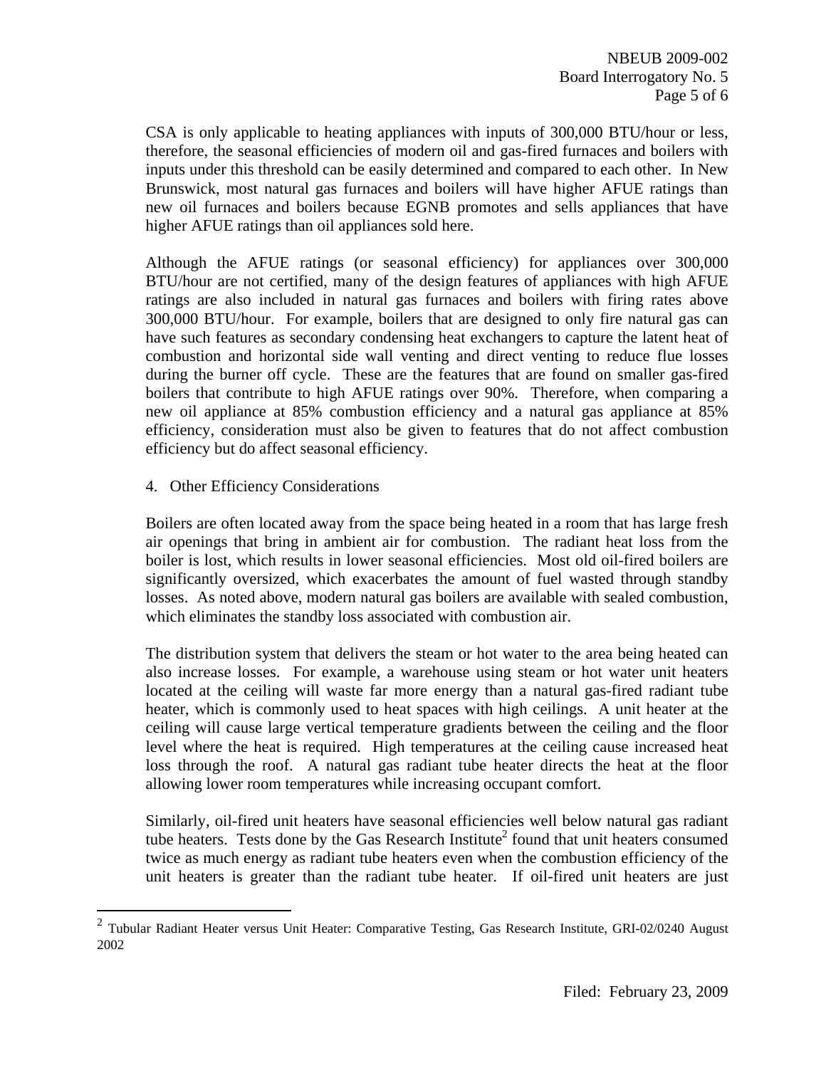CSA is only applicable to heating appliances with inputs of 300,000 BTU/hour or less, therefore, the seasonal efficiencies of modern oil and gas-fired furnaces and boilers with inputs under this threshold can be easily determined and compared to each other. In New Brunswick, most natural gas furnaces and boilers will have higher AFUE ratings than new oil furnaces and boilers because EGNB promotes and sells appliances that have higher AFUE ratings than oil appliances sold here.

Although the AFUE ratings (or seasonal efficiency) for appliances over 300,000 BTU/hour are not certified, many of the design features of appliances with high AFUE ratings are also included in natural gas furnaces and boilers with firing rates above 300,000 BTU/hour. For example, boilers that are designed to only fire natural gas can have such features as secondary condensing heat exchangers to capture the latent heat of combustion and horizontal side wall venting and direct venting to reduce flue losses during the burner off cycle. These are the features that are found on smaller gas-fired boilers that contribute to high AFUE ratings over 90%. Therefore, when comparing a new oil appliance at 85% combustion efficiency and a natural gas appliance at 85% efficiency, consideration must also be given to features that do not affect combustion efficiency but do affect seasonal efficiency.

4. Other Efficiency Considerations

Boilers are often located away from the space being heated in a room that has large fresh air openings that bring in ambient air for combustion. The radiant heat loss from the boiler is lost, which results in lower seasonal efficiencies. Most old oil-fired boilers are significantly oversized, which exacerbates the amount of fuel wasted through standby losses. As noted above, modern natural gas boilers are available with sealed combustion, which eliminates the standby loss associated with combustion air.

The distribution system that delivers the steam or hot water to the area being heated can also increase losses. For example, a warehouse using steam or hot water unit heaters located at the ceiling will waste far more energy than a natural gas-fired radiant tube heater, which is commonly used to heat spaces with high ceilings. A unit heater at the ceiling will cause large vertical temperature gradients between the ceiling and the floor level where the heat is required. High temperatures at the ceiling cause increased heat loss through the roof. A natural gas radiant tube heater directs the heat at the floor allowing lower room temperatures while increasing occupant comfort.

Similarly, oil-fired unit heaters have seasonal efficiencies well below natural gas radiant tube heaters. Tests done by the Gas Research Institute[2] found that unit heaters consumed twice as much energy as radiant tube heaters even when the combustion efficiency of the unit heaters is greater than the radiant tube heater. If oil-fired unit heaters are just

[2] Tubular Radiant Heater versus Unit Heater: Comparative Testing, Gas Research Institute, GRI-02/0240 August 2002

Filed: February 23, 2009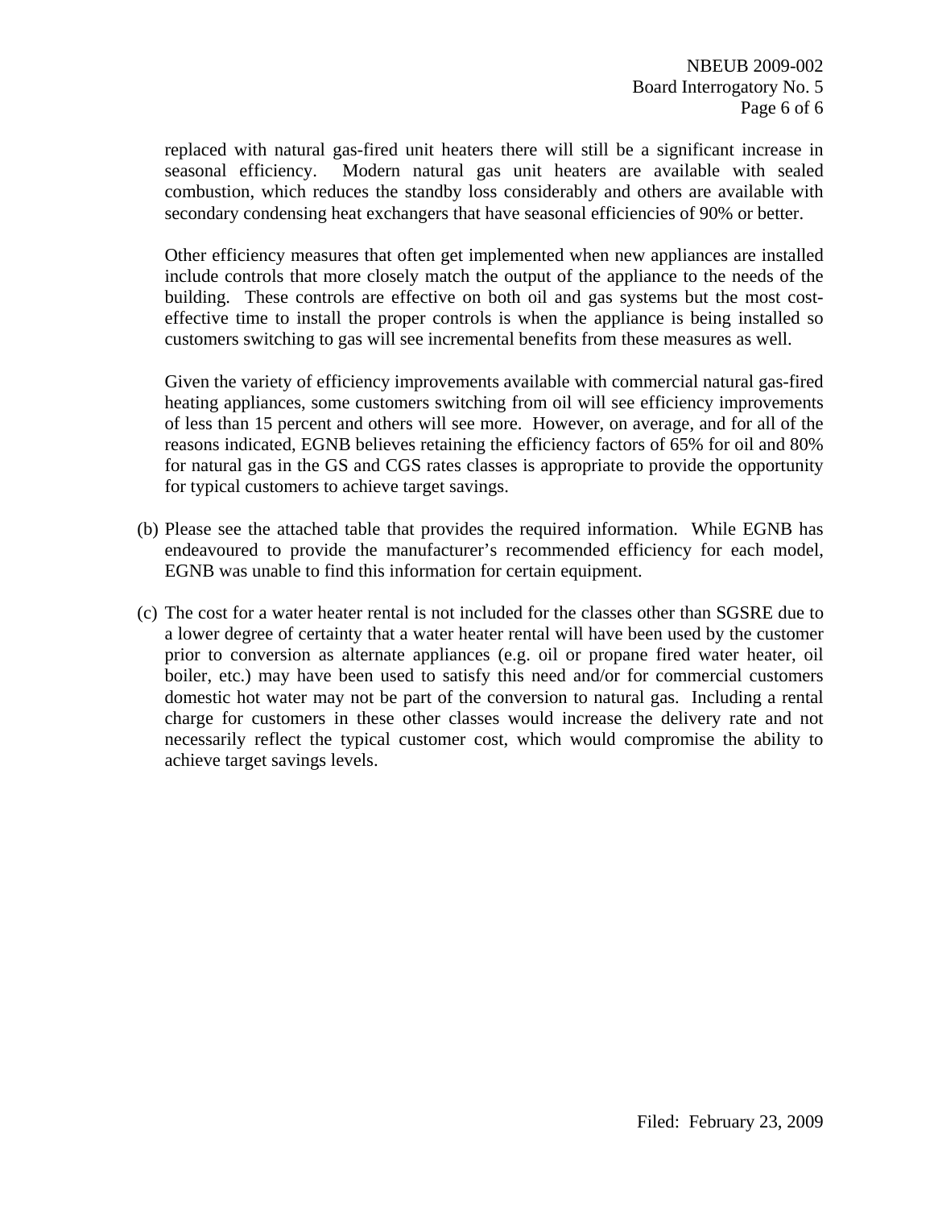replaced with natural gas-fired unit heaters there will still be a significant increase in seasonal efficiency. Modern natural gas unit heaters are available with sealed combustion, which reduces the standby loss considerably and others are available with secondary condensing heat exchangers that have seasonal efficiencies of 90% or better.

Other efficiency measures that often get implemented when new appliances are installed include controls that more closely match the output of the appliance to the needs of the building. These controls are effective on both oil and gas systems but the most cost-effective time to install the proper controls is when the appliance is being installed so customers switching to gas will see incremental benefits from these measures as well.

Given the variety of efficiency improvements available with commercial natural gas-fired heating appliances, some customers switching from oil will see efficiency improvements of less than 15 percent and others will see more. However, on average, and for all of the reasons indicated, EGNB believes retaining the efficiency factors of 65% for oil and 80% for natural gas in the GS and CGS rates classes is appropriate to provide the opportunity for typical customers to achieve target savings.

(b) Please see the attached table that provides the required information. While EGNB has endeavoured to provide the manufacturer's recommended efficiency for each model, EGNB was unable to find this information for certain equipment.

(c) The cost for a water heater rental is not included for the classes other than SGSRE due to a lower degree of certainty that a water heater rental will have been used by the customer prior to conversion as alternate appliances (e.g. oil or propane fired water heater, oil boiler, etc.) may have been used to satisfy this need and/or for commercial customers domestic hot water may not be part of the conversion to natural gas. Including a rental charge for customers in these other classes would increase the delivery rate and not necessarily reflect the typical customer cost, which would compromise the ability to achieve target savings levels.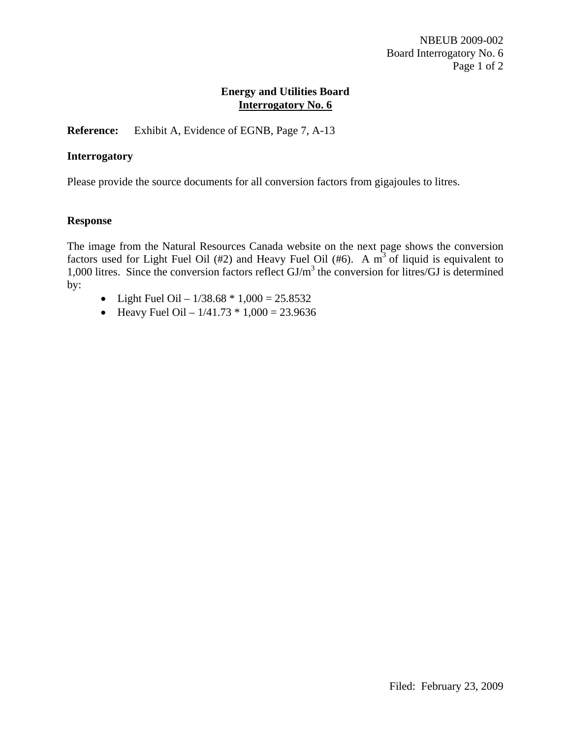**Energy and Utilities Board**
**Interrogatory No. 6**

**Reference:** Exhibit A, Evidence of EGNB, Page 7, A-13

**Interrogatory**

Please provide the source documents for all conversion factors from gigajoules to litres.

**Response**

The image from the Natural Resources Canada website on the next page shows the conversion factors used for Light Fuel Oil (#2) and Heavy Fuel Oil (#6). A $m^3$ of liquid is equivalent to 1,000 litres. Since the conversion factors reflect $GJ/m^3$ the conversion for litres/GJ is determined by:

- Light Fuel Oil – 1/38.68 * 1,000 = 25.8532
- Heavy Fuel Oil – 1/41.73 * 1,000 = 23.9636

Filed: February 23, 2009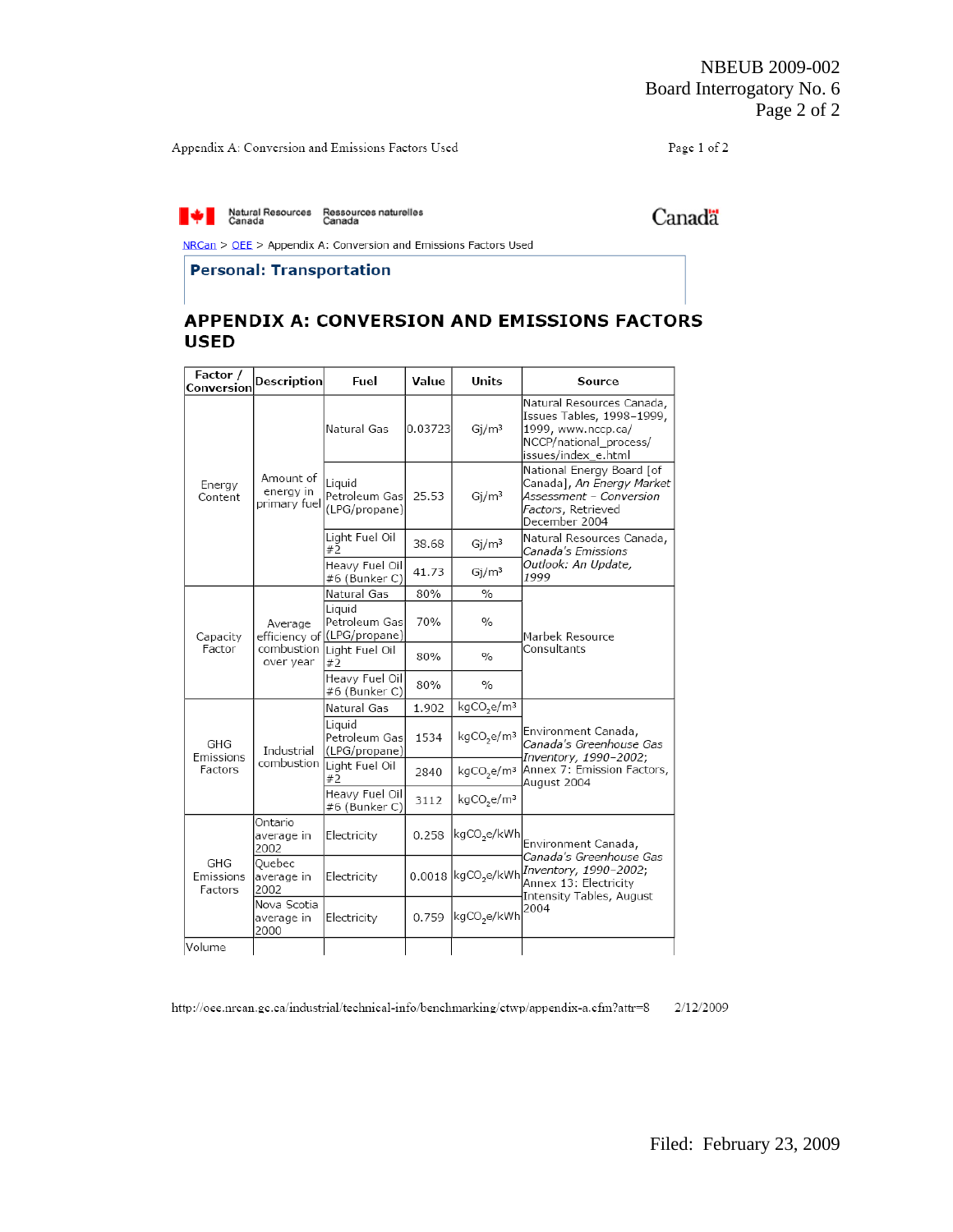NBEUB 2009-002
Board Interrogatory No. 6

Appendix A: Conversion and Emissions Factors Used

Natural Resources Canada / Ressources naturelles Canada

NRCan > OEE > Appendix A: Conversion and Emissions Factors Used

**Personal: Transportation**

## APPENDIX A: CONVERSION AND EMISSIONS FACTORS USED

| Factor / Conversion | Description | Fuel | Value | Units | Source |
|---|---|---|---|---|---|
| Energy Content | Amount of energy in primary fuel | Natural Gas | 0.03723 | Gj/m³ | Natural Resources Canada, Issues Tables, 1998–1999, 1999, www.nccp.ca/NCCP/national_process/issues/index_e.html |
| | | Liquid Petroleum Gas (LPG/propane) | 25.53 | Gj/m³ | National Energy Board [of Canada], *An Energy Market Assessment – Conversion Factors*, Retrieved December 2004 |
| | | Light Fuel Oil #2 | 38.68 | Gj/m³ | Natural Resources Canada, *Canada's Emissions Outlook: An Update, 1999* |
| | | Heavy Fuel Oil #6 (Bunker C) | 41.73 | Gj/m³ | |
| Capacity Factor | Average efficiency of combustion over year | Natural Gas | 80% | % | Marbek Resource Consultants |
| | | Liquid Petroleum Gas (LPG/propane) | 70% | % | |
| | | Light Fuel Oil #2 | 80% | % | |
| | | Heavy Fuel Oil #6 (Bunker C) | 80% | % | |
| GHG Emissions Factors | Industrial combustion | Natural Gas | 1.902 | $kgCO_2e/m^3$ | Environment Canada, *Canada's Greenhouse Gas Inventory, 1990–2002*; Annex 7: Emission Factors, August 2004 |
| | | Liquid Petroleum Gas (LPG/propane) | 1534 | $kgCO_2e/m^3$ | |
| | | Light Fuel Oil #2 | 2840 | $kgCO_2e/m^3$ | |
| | | Heavy Fuel Oil #6 (Bunker C) | 3112 | $kgCO_2e/m^3$ | |
| GHG Emissions Factors | Ontario average in 2002 | Electricity | 0.258 | $kgCO_2e/kWh$ | Environment Canada, *Canada's Greenhouse Gas Inventory, 1990–2002*; Annex 13: Electricity Intensity Tables, August 2004 |
| | Quebec average in 2002 | Electricity | 0.0018 | $kgCO_2e/kWh$ | |
| | Nova Scotia average in 2000 | Electricity | 0.759 | $kgCO_2e/kWh$ | |
| Volume | | | | | |

http://oee.nrcan.gc.ca/industrial/technical-info/benchmarking/ctwp/appendix-a.cfm?attr=8 2/12/2009

Filed: February 23, 2009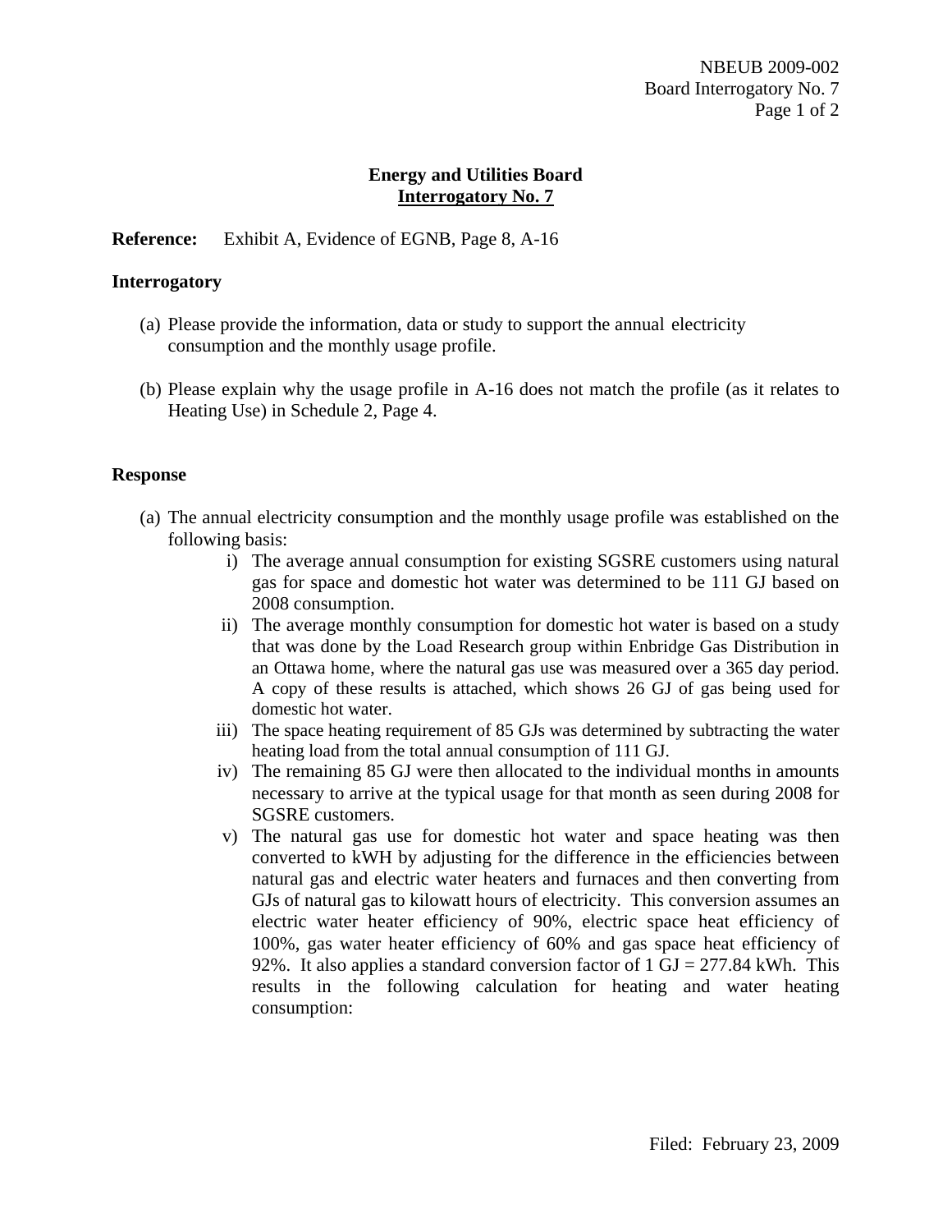## Energy and Utilities Board
## Interrogatory No. 7

**Reference:** Exhibit A, Evidence of EGNB, Page 8, A-16

**Interrogatory**

(a) Please provide the information, data or study to support the annual electricity consumption and the monthly usage profile.

(b) Please explain why the usage profile in A-16 does not match the profile (as it relates to Heating Use) in Schedule 2, Page 4.

**Response**

(a) The annual electricity consumption and the monthly usage profile was established on the following basis:

   i) The average annual consumption for existing SGSRE customers using natural gas for space and domestic hot water was determined to be 111 GJ based on 2008 consumption.

   ii) The average monthly consumption for domestic hot water is based on a study that was done by the Load Research group within Enbridge Gas Distribution in an Ottawa home, where the natural gas use was measured over a 365 day period. A copy of these results is attached, which shows 26 GJ of gas being used for domestic hot water.

   iii) The space heating requirement of 85 GJs was determined by subtracting the water heating load from the total annual consumption of 111 GJ.

   iv) The remaining 85 GJ were then allocated to the individual months in amounts necessary to arrive at the typical usage for that month as seen during 2008 for SGSRE customers.

   v) The natural gas use for domestic hot water and space heating was then converted to kWH by adjusting for the difference in the efficiencies between natural gas and electric water heaters and furnaces and then converting from GJs of natural gas to kilowatt hours of electricity. This conversion assumes an electric water heater efficiency of 90%, electric space heat efficiency of 100%, gas water heater efficiency of 60% and gas space heat efficiency of 92%. It also applies a standard conversion factor of 1 GJ = 277.84 kWh. This results in the following calculation for heating and water heating consumption: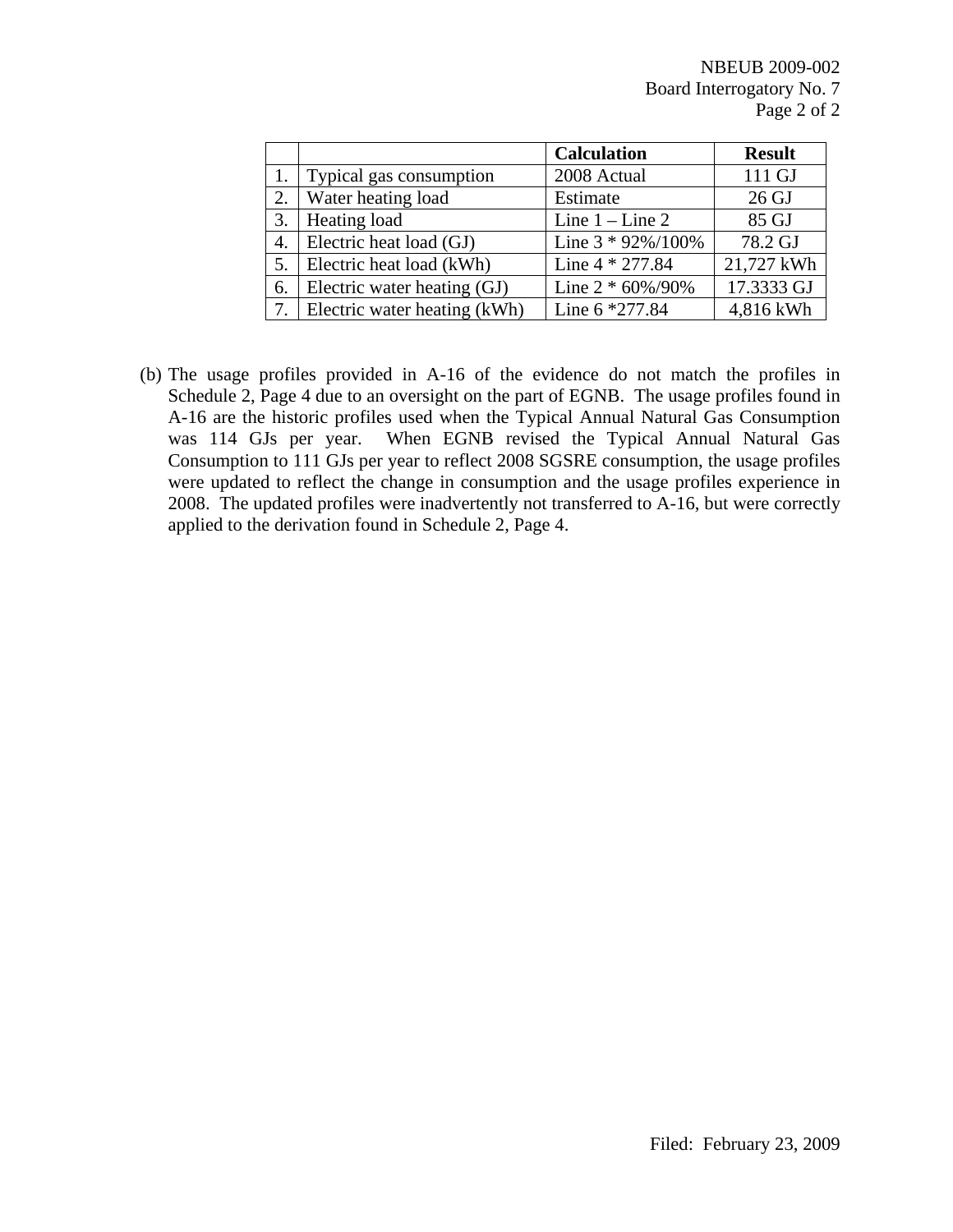| | | Calculation | Result |
|---|---|---|---|
| 1. | Typical gas consumption | 2008 Actual | 111 GJ |
| 2. | Water heating load | Estimate | 26 GJ |
| 3. | Heating load | Line 1 – Line 2 | 85 GJ |
| 4. | Electric heat load (GJ) | Line 3 * 92%/100% | 78.2 GJ |
| 5. | Electric heat load (kWh) | Line 4 * 277.84 | 21,727 kWh |
| 6. | Electric water heating (GJ) | Line 2 * 60%/90% | 17.3333 GJ |
| 7. | Electric water heating (kWh) | Line 6 *277.84 | 4,816 kWh |

(b) The usage profiles provided in A-16 of the evidence do not match the profiles in Schedule 2, Page 4 due to an oversight on the part of EGNB. The usage profiles found in A-16 are the historic profiles used when the Typical Annual Natural Gas Consumption was 114 GJs per year. When EGNB revised the Typical Annual Natural Gas Consumption to 111 GJs per year to reflect 2008 SGSRE consumption, the usage profiles were updated to reflect the change in consumption and the usage profiles experience in 2008. The updated profiles were inadvertently not transferred to A-16, but were correctly applied to the derivation found in Schedule 2, Page 4.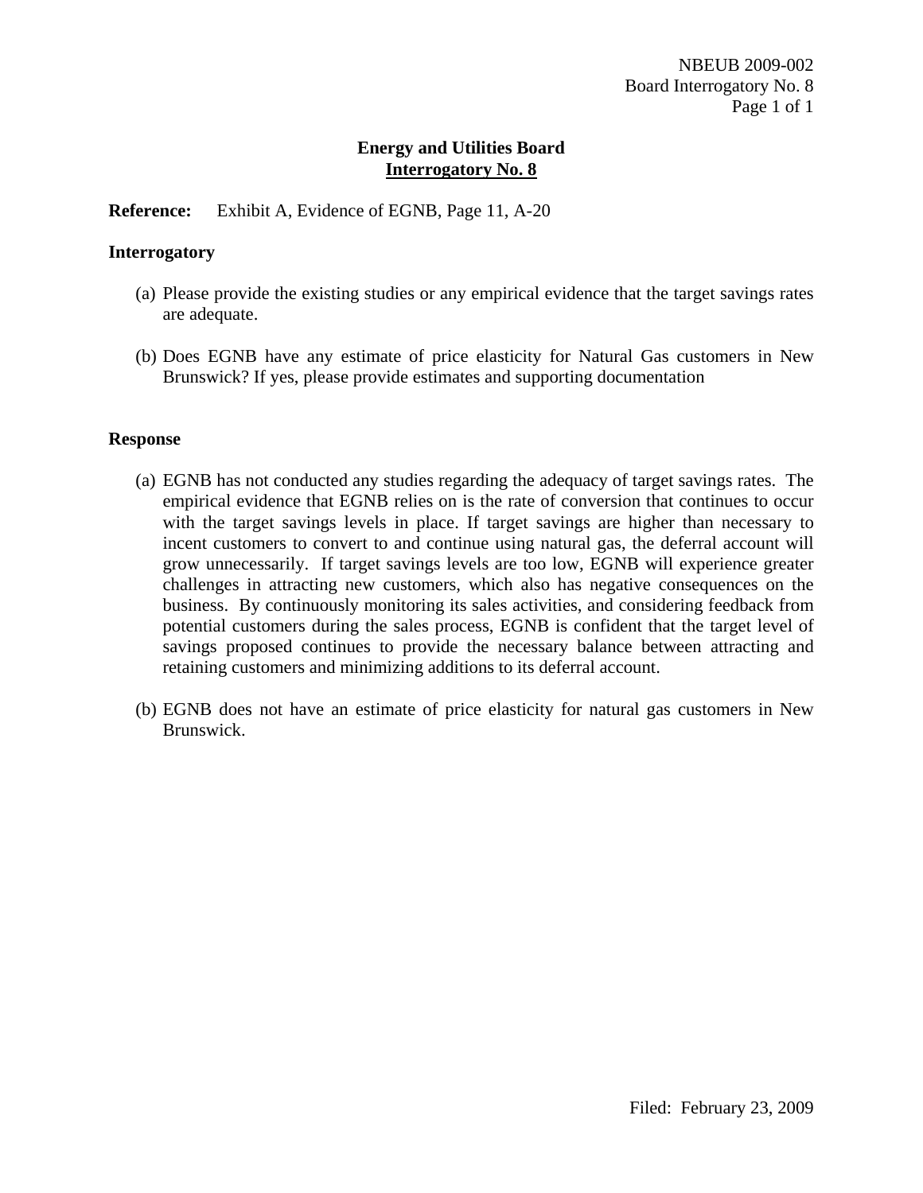NBEUB 2009-002
Board Interrogatory No. 8

**Energy and Utilities Board**
**Interrogatory No. 8**

**Reference:** Exhibit A, Evidence of EGNB, Page 11, A-20

**Interrogatory**

(a) Please provide the existing studies or any empirical evidence that the target savings rates are adequate.

(b) Does EGNB have any estimate of price elasticity for Natural Gas customers in New Brunswick? If yes, please provide estimates and supporting documentation

**Response**

(a) EGNB has not conducted any studies regarding the adequacy of target savings rates. The empirical evidence that EGNB relies on is the rate of conversion that continues to occur with the target savings levels in place. If target savings are higher than necessary to incent customers to convert to and continue using natural gas, the deferral account will grow unnecessarily. If target savings levels are too low, EGNB will experience greater challenges in attracting new customers, which also has negative consequences on the business. By continuously monitoring its sales activities, and considering feedback from potential customers during the sales process, EGNB is confident that the target level of savings proposed continues to provide the necessary balance between attracting and retaining customers and minimizing additions to its deferral account.

(b) EGNB does not have an estimate of price elasticity for natural gas customers in New Brunswick.

Filed: February 23, 2009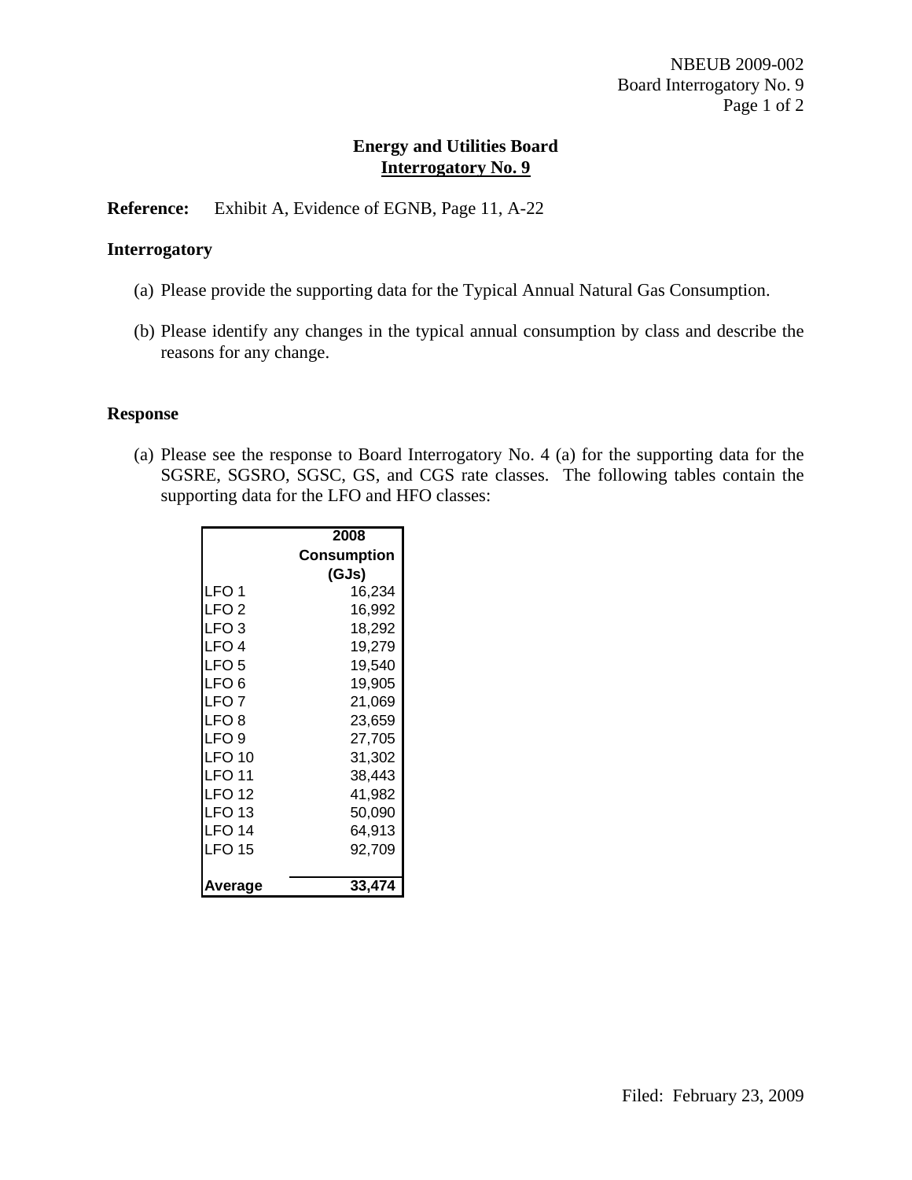**Energy and Utilities Board**
**Interrogatory No. 9**

**Reference:** Exhibit A, Evidence of EGNB, Page 11, A-22

**Interrogatory**

(a) Please provide the supporting data for the Typical Annual Natural Gas Consumption.

(b) Please identify any changes in the typical annual consumption by class and describe the reasons for any change.

**Response**

(a) Please see the response to Board Interrogatory No. 4 (a) for the supporting data for the SGSRE, SGSRO, SGSC, GS, and CGS rate classes. The following tables contain the supporting data for the LFO and HFO classes:

| | 2008 Consumption (GJs) |
|---|---|
| LFO 1 | 16,234 |
| LFO 2 | 16,992 |
| LFO 3 | 18,292 |
| LFO 4 | 19,279 |
| LFO 5 | 19,540 |
| LFO 6 | 19,905 |
| LFO 7 | 21,069 |
| LFO 8 | 23,659 |
| LFO 9 | 27,705 |
| LFO 10 | 31,302 |
| LFO 11 | 38,443 |
| LFO 12 | 41,982 |
| LFO 13 | 50,090 |
| LFO 14 | 64,913 |
| LFO 15 | 92,709 |
| **Average** | **33,474** |

Filed: February 23, 2009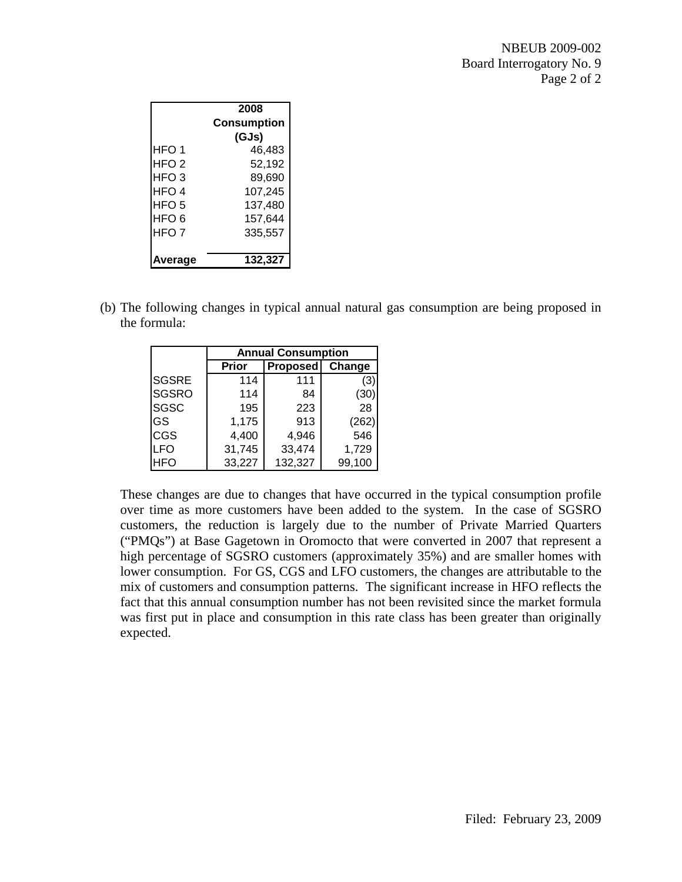| | 2008 Consumption (GJs) |
|---|---|
| HFO 1 | 46,483 |
| HFO 2 | 52,192 |
| HFO 3 | 89,690 |
| HFO 4 | 107,245 |
| HFO 5 | 137,480 |
| HFO 6 | 157,644 |
| HFO 7 | 335,557 |
| **Average** | **132,327** |

(b) The following changes in typical annual natural gas consumption are being proposed in the formula:

| | Annual Consumption | | |
|---|---|---|---|
| | **Prior** | **Proposed** | **Change** |
| SGSRE | 114 | 111 | (3) |
| SGSRO | 114 | 84 | (30) |
| SGSC | 195 | 223 | 28 |
| GS | 1,175 | 913 | (262) |
| CGS | 4,400 | 4,946 | 546 |
| LFO | 31,745 | 33,474 | 1,729 |
| HFO | 33,227 | 132,327 | 99,100 |

These changes are due to changes that have occurred in the typical consumption profile over time as more customers have been added to the system. In the case of SGSRO customers, the reduction is largely due to the number of Private Married Quarters ("PMQs") at Base Gagetown in Oromocto that were converted in 2007 that represent a high percentage of SGSRO customers (approximately 35%) and are smaller homes with lower consumption. For GS, CGS and LFO customers, the changes are attributable to the mix of customers and consumption patterns. The significant increase in HFO reflects the fact that this annual consumption number has not been revisited since the market formula was first put in place and consumption in this rate class has been greater than originally expected.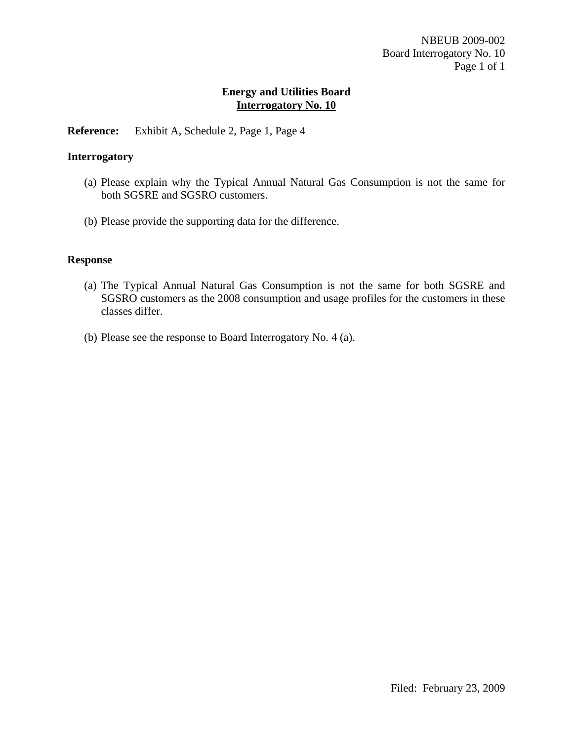## Energy and Utilities Board

## Interrogatory No. 10

**Reference:** Exhibit A, Schedule 2, Page 1, Page 4

**Interrogatory**

(a) Please explain why the Typical Annual Natural Gas Consumption is not the same for both SGSRE and SGSRO customers.

(b) Please provide the supporting data for the difference.

**Response**

(a) The Typical Annual Natural Gas Consumption is not the same for both SGSRE and SGSRO customers as the 2008 consumption and usage profiles for the customers in these classes differ.

(b) Please see the response to Board Interrogatory No. 4 (a).

Filed: February 23, 2009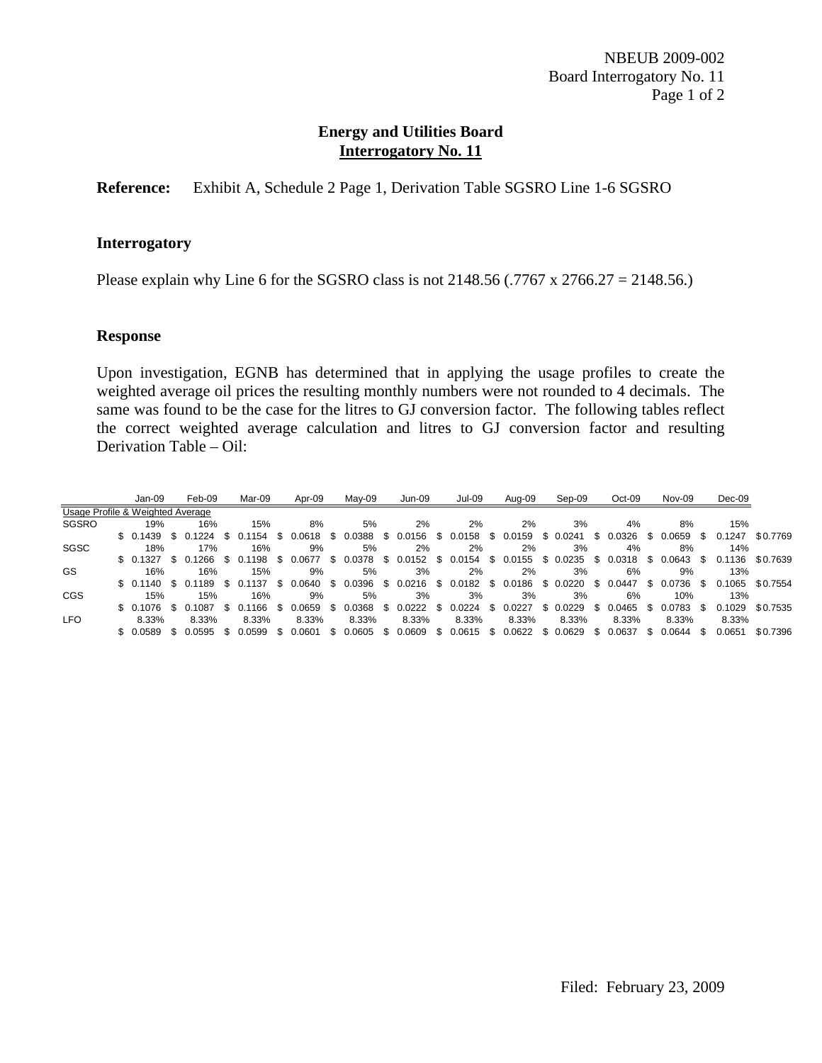## Energy and Utilities Board
## Interrogatory No. 11

**Reference:** Exhibit A, Schedule 2 Page 1, Derivation Table SGSRO Line 1-6 SGSRO

### Interrogatory

Please explain why Line 6 for the SGSRO class is not 2148.56 (.7767 x 2766.27 = 2148.56.)

### Response

Upon investigation, EGNB has determined that in applying the usage profiles to create the weighted average oil prices the resulting monthly numbers were not rounded to 4 decimals. The same was found to be the case for the litres to GJ conversion factor. The following tables reflect the correct weighted average calculation and litres to GJ conversion factor and resulting Derivation Table – Oil:

| | Jan-09 | Feb-09 | Mar-09 | Apr-09 | May-09 | Jun-09 | Jul-09 | Aug-09 | Sep-09 | Oct-09 | Nov-09 | Dec-09 | |
|---|---|---|---|---|---|---|---|---|---|---|---|---|---|
| Usage Profile & Weighted Average | | | | | | | | | | | | | |
| SGSRO | 19% | 16% | 15% | 8% | 5% | 2% | 2% | 2% | 3% | 4% | 8% | 15% | |
| | $ 0.1439 | $ 0.1224 | $ 0.1154 | $ 0.0618 | $ 0.0388 | $ 0.0156 | $ 0.0158 | $ 0.0159 | $ 0.0241 | $ 0.0326 | $ 0.0659 | $ 0.1247 | $ 0.7769 |
| SGSC | 18% | 17% | 16% | 9% | 5% | 2% | 2% | 2% | 3% | 4% | 8% | 14% | |
| | $ 0.1327 | $ 0.1266 | $ 0.1198 | $ 0.0677 | $ 0.0378 | $ 0.0152 | $ 0.0154 | $ 0.0155 | $ 0.0235 | $ 0.0318 | $ 0.0643 | $ 0.1136 | $ 0.7639 |
| GS | 16% | 16% | 15% | 9% | 5% | 3% | 2% | 2% | 3% | 6% | 9% | 13% | |
| | $ 0.1140 | $ 0.1189 | $ 0.1137 | $ 0.0640 | $ 0.0396 | $ 0.0216 | $ 0.0182 | $ 0.0186 | $ 0.0220 | $ 0.0447 | $ 0.0736 | $ 0.1065 | $ 0.7554 |
| CGS | 15% | 15% | 16% | 9% | 5% | 3% | 3% | 3% | 3% | 6% | 10% | 13% | |
| | $ 0.1076 | $ 0.1087 | $ 0.1166 | $ 0.0659 | $ 0.0368 | $ 0.0222 | $ 0.0224 | $ 0.0227 | $ 0.0229 | $ 0.0465 | $ 0.0783 | $ 0.1029 | $ 0.7535 |
| LFO | 8.33% | 8.33% | 8.33% | 8.33% | 8.33% | 8.33% | 8.33% | 8.33% | 8.33% | 8.33% | 8.33% | 8.33% | |
| | $ 0.0589 | $ 0.0595 | $ 0.0599 | $ 0.0601 | $ 0.0605 | $ 0.0609 | $ 0.0615 | $ 0.0622 | $ 0.0629 | $ 0.0637 | $ 0.0644 | $ 0.0651 | $ 0.7396 |

Filed: February 23, 2009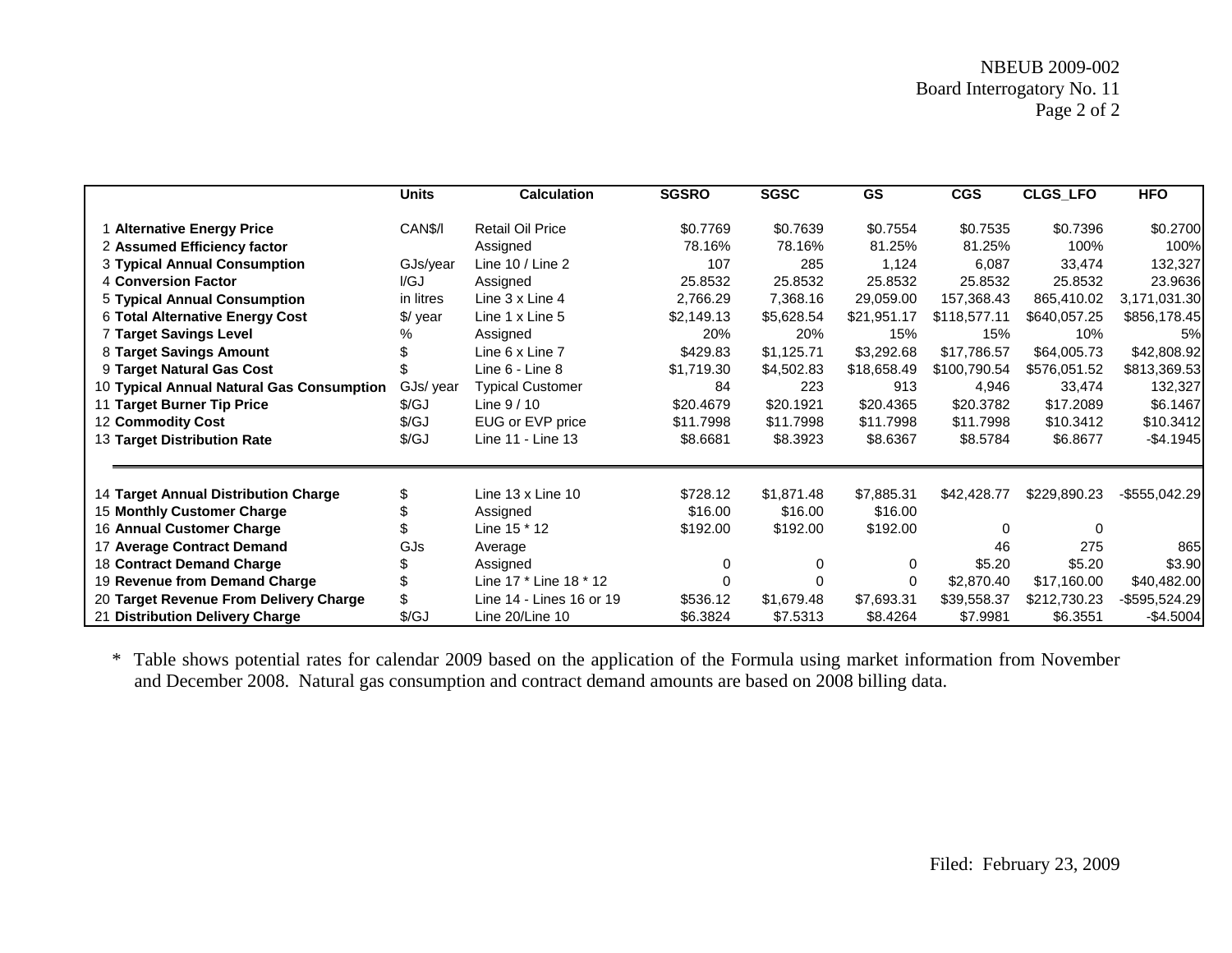| | Units | Calculation | SGSRO | SGSC | GS | CGS | CLGS_LFO | HFO |
|---|---|---|---|---|---|---|---|---|
| 1 **Alternative Energy Price** | CAN$/l | Retail Oil Price | $0.7769 | $0.7639 | $0.7554 | $0.7535 | $0.7396 | $0.2700 |
| 2 **Assumed Efficiency factor** | | Assigned | 78.16% | 78.16% | 81.25% | 81.25% | 100% | 100% |
| 3 **Typical Annual Consumption** | GJs/year | Line 10 / Line 2 | 107 | 285 | 1,124 | 6,087 | 33,474 | 132,327 |
| 4 **Conversion Factor** | l/GJ | Assigned | 25.8532 | 25.8532 | 25.8532 | 25.8532 | 25.8532 | 23.9636 |
| 5 **Typical Annual Consumption** | in litres | Line 3 x Line 4 | 2,766.29 | 7,368.16 | 29,059.00 | 157,368.43 | 865,410.02 | 3,171,031.30 |
| 6 **Total Alternative Energy Cost** | $/ year | Line 1 x Line 5 | $2,149.13 | $5,628.54 | $21,951.17 | $118,577.11 | $640,057.25 | $856,178.45 |
| 7 **Target Savings Level** | % | Assigned | 20% | 20% | 15% | 15% | 10% | 5% |
| 8 **Target Savings Amount** | $ | Line 6 x Line 7 | $429.83 | $1,125.71 | $3,292.68 | $17,786.57 | $64,005.73 | $42,808.92 |
| 9 **Target Natural Gas Cost** | $ | Line 6 - Line 8 | $1,719.30 | $4,502.83 | $18,658.49 | $100,790.54 | $576,051.52 | $813,369.53 |
| 10 **Typical Annual Natural Gas Consumption** | GJs/ year | Typical Customer | 84 | 223 | 913 | 4,946 | 33,474 | 132,327 |
| 11 **Target Burner Tip Price** | $/GJ | Line 9 / 10 | $20.4679 | $20.1921 | $20.4365 | $20.3782 | $17.2089 | $6.1467 |
| 12 **Commodity Cost** | $/GJ | EUG or EVP price | $11.7998 | $11.7998 | $11.7998 | $11.7998 | $10.3412 | $10.3412 |
| 13 **Target Distribution Rate** | $/GJ | Line 11 - Line 13 | $8.6681 | $8.3923 | $8.6367 | $8.5784 | $6.8677 | -$4.1945 |
| 14 **Target Annual Distribution Charge** | $ | Line 13 x Line 10 | $728.12 | $1,871.48 | $7,885.31 | $42,428.77 | $229,890.23 | -$555,042.29 |
| 15 **Monthly Customer Charge** | $ | Assigned | $16.00 | $16.00 | $16.00 | | | |
| 16 **Annual Customer Charge** | $ | Line 15 * 12 | $192.00 | $192.00 | $192.00 | 0 | 0 | |
| 17 **Average Contract Demand** | GJs | Average | | | | 46 | 275 | 865 |
| 18 **Contract Demand Charge** | $ | Assigned | 0 | 0 | 0 | $5.20 | $5.20 | $3.90 |
| 19 **Revenue from Demand Charge** | $ | Line 17 * Line 18 * 12 | 0 | 0 | 0 | $2,870.40 | $17,160.00 | $40,482.00 |
| 20 **Target Revenue From Delivery Charge** | $ | Line 14 - Lines 16 or 19 | $536.12 | $1,679.48 | $7,693.31 | $39,558.37 | $212,730.23 | -$595,524.29 |
| 21 **Distribution Delivery Charge** | $/GJ | Line 20/Line 10 | $6.3824 | $7.5313 | $8.4264 | $7.9981 | $6.3551 | -$4.5004 |

\* Table shows potential rates for calendar 2009 based on the application of the Formula using market information from November and December 2008. Natural gas consumption and contract demand amounts are based on 2008 billing data.

Filed: February 23, 2009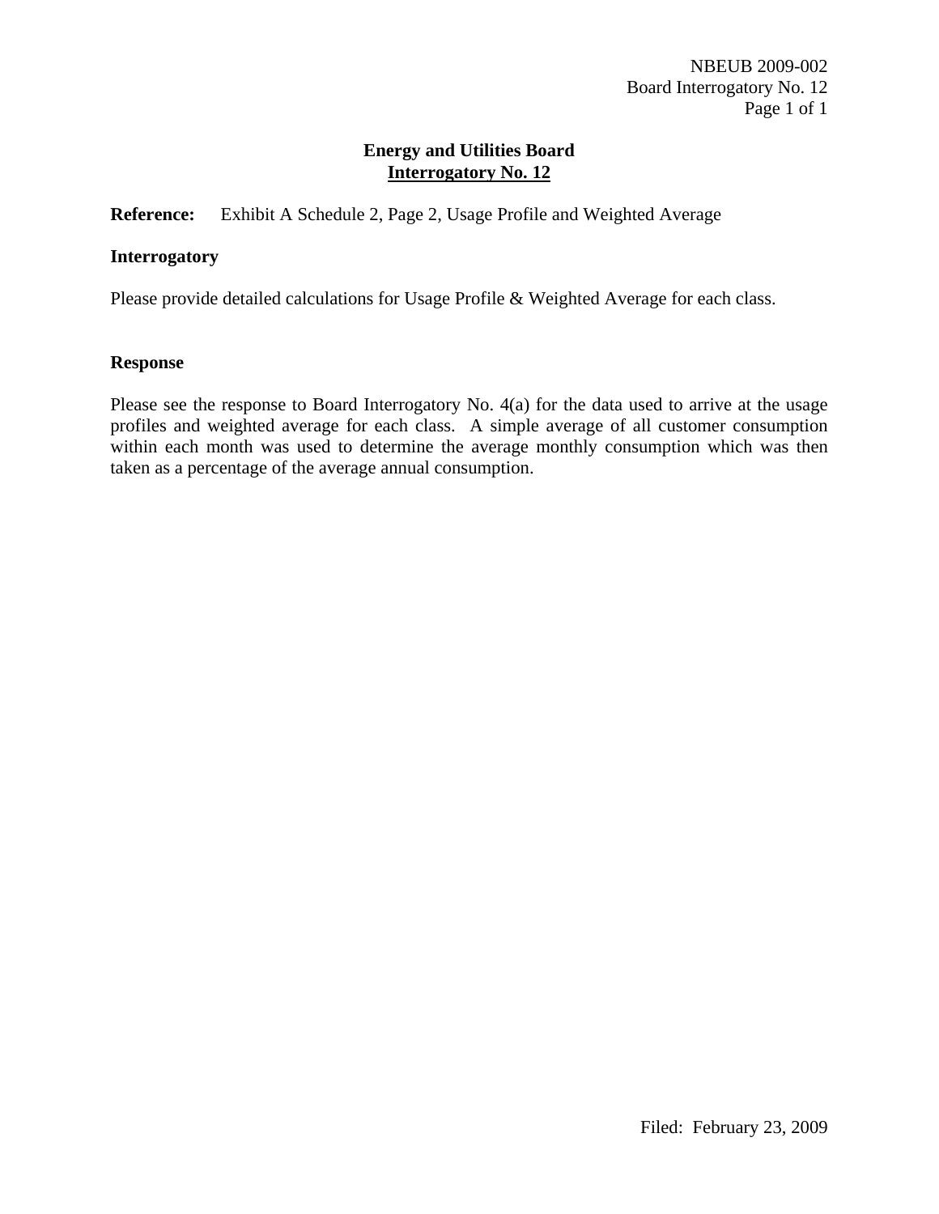## Energy and Utilities Board

## Interrogatory No. 12

**Reference:** Exhibit A Schedule 2, Page 2, Usage Profile and Weighted Average

### Interrogatory

Please provide detailed calculations for Usage Profile & Weighted Average for each class.

### Response

Please see the response to Board Interrogatory No. 4(a) for the data used to arrive at the usage profiles and weighted average for each class. A simple average of all customer consumption within each month was used to determine the average monthly consumption which was then taken as a percentage of the average annual consumption.

Filed: February 23, 2009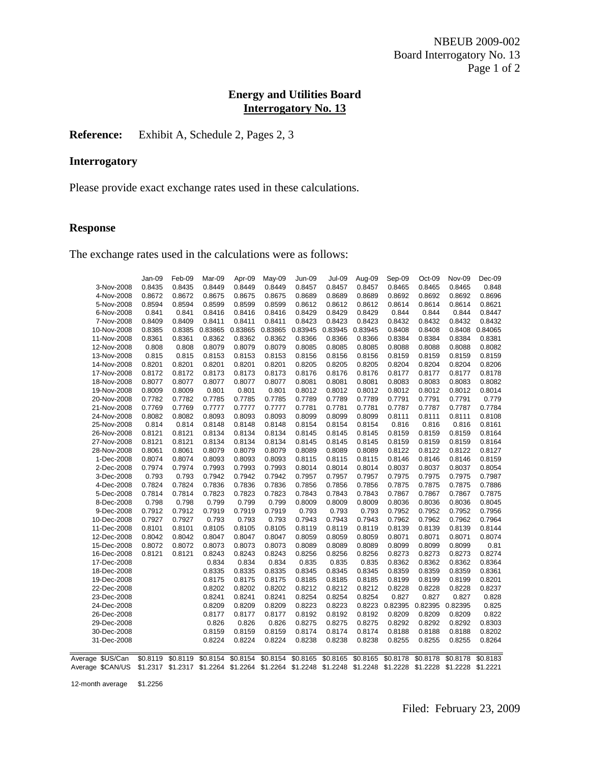NBEUB 2009-002
Board Interrogatory No. 13

## Energy and Utilities Board
## Interrogatory No. 13

**Reference:** Exhibit A, Schedule 2, Pages 2, 3

### Interrogatory

Please provide exact exchange rates used in these calculations.

### Response

The exchange rates used in the calculations were as follows:

| | Jan-09 | Feb-09 | Mar-09 | Apr-09 | May-09 | Jun-09 | Jul-09 | Aug-09 | Sep-09 | Oct-09 | Nov-09 | Dec-09 |
|---|---|---|---|---|---|---|---|---|---|---|---|---|
| 3-Nov-2008 | 0.8435 | 0.8435 | 0.8449 | 0.8449 | 0.8449 | 0.8457 | 0.8457 | 0.8457 | 0.8465 | 0.8465 | 0.8465 | 0.848 |
| 4-Nov-2008 | 0.8672 | 0.8672 | 0.8675 | 0.8675 | 0.8675 | 0.8689 | 0.8689 | 0.8689 | 0.8692 | 0.8692 | 0.8692 | 0.8696 |
| 5-Nov-2008 | 0.8594 | 0.8594 | 0.8599 | 0.8599 | 0.8599 | 0.8612 | 0.8612 | 0.8612 | 0.8614 | 0.8614 | 0.8614 | 0.8621 |
| 6-Nov-2008 | 0.841 | 0.841 | 0.8416 | 0.8416 | 0.8416 | 0.8429 | 0.8429 | 0.8429 | 0.844 | 0.844 | 0.844 | 0.8447 |
| 7-Nov-2008 | 0.8409 | 0.8409 | 0.8411 | 0.8411 | 0.8411 | 0.8423 | 0.8423 | 0.8423 | 0.8432 | 0.8432 | 0.8432 | 0.8432 |
| 10-Nov-2008 | 0.8385 | 0.8385 | 0.83865 | 0.83865 | 0.83865 | 0.83945 | 0.83945 | 0.83945 | 0.8408 | 0.8408 | 0.8408 | 0.84065 |
| 11-Nov-2008 | 0.8361 | 0.8361 | 0.8362 | 0.8362 | 0.8362 | 0.8366 | 0.8366 | 0.8366 | 0.8384 | 0.8384 | 0.8384 | 0.8381 |
| 12-Nov-2008 | 0.808 | 0.808 | 0.8079 | 0.8079 | 0.8079 | 0.8085 | 0.8085 | 0.8085 | 0.8088 | 0.8088 | 0.8088 | 0.8082 |
| 13-Nov-2008 | 0.815 | 0.815 | 0.8153 | 0.8153 | 0.8153 | 0.8156 | 0.8156 | 0.8156 | 0.8159 | 0.8159 | 0.8159 | 0.8159 |
| 14-Nov-2008 | 0.8201 | 0.8201 | 0.8201 | 0.8201 | 0.8201 | 0.8205 | 0.8205 | 0.8205 | 0.8204 | 0.8204 | 0.8204 | 0.8206 |
| 17-Nov-2008 | 0.8172 | 0.8172 | 0.8173 | 0.8173 | 0.8173 | 0.8176 | 0.8176 | 0.8176 | 0.8177 | 0.8177 | 0.8177 | 0.8178 |
| 18-Nov-2008 | 0.8077 | 0.8077 | 0.8077 | 0.8077 | 0.8077 | 0.8081 | 0.8081 | 0.8081 | 0.8083 | 0.8083 | 0.8083 | 0.8082 |
| 19-Nov-2008 | 0.8009 | 0.8009 | 0.801 | 0.801 | 0.801 | 0.8012 | 0.8012 | 0.8012 | 0.8012 | 0.8012 | 0.8012 | 0.8014 |
| 20-Nov-2008 | 0.7782 | 0.7782 | 0.7785 | 0.7785 | 0.7785 | 0.7789 | 0.7789 | 0.7789 | 0.7791 | 0.7791 | 0.7791 | 0.779 |
| 21-Nov-2008 | 0.7769 | 0.7769 | 0.7777 | 0.7777 | 0.7777 | 0.7781 | 0.7781 | 0.7781 | 0.7787 | 0.7787 | 0.7787 | 0.7784 |
| 24-Nov-2008 | 0.8082 | 0.8082 | 0.8093 | 0.8093 | 0.8093 | 0.8099 | 0.8099 | 0.8099 | 0.8111 | 0.8111 | 0.8111 | 0.8108 |
| 25-Nov-2008 | 0.814 | 0.814 | 0.8148 | 0.8148 | 0.8148 | 0.8154 | 0.8154 | 0.8154 | 0.816 | 0.816 | 0.816 | 0.8161 |
| 26-Nov-2008 | 0.8121 | 0.8121 | 0.8134 | 0.8134 | 0.8134 | 0.8145 | 0.8145 | 0.8145 | 0.8159 | 0.8159 | 0.8159 | 0.8164 |
| 27-Nov-2008 | 0.8121 | 0.8121 | 0.8134 | 0.8134 | 0.8134 | 0.8145 | 0.8145 | 0.8145 | 0.8159 | 0.8159 | 0.8159 | 0.8164 |
| 28-Nov-2008 | 0.8061 | 0.8061 | 0.8079 | 0.8079 | 0.8079 | 0.8089 | 0.8089 | 0.8089 | 0.8122 | 0.8122 | 0.8122 | 0.8127 |
| 1-Dec-2008 | 0.8074 | 0.8074 | 0.8093 | 0.8093 | 0.8093 | 0.8115 | 0.8115 | 0.8115 | 0.8146 | 0.8146 | 0.8146 | 0.8159 |
| 2-Dec-2008 | 0.7974 | 0.7974 | 0.7993 | 0.7993 | 0.7993 | 0.8014 | 0.8014 | 0.8014 | 0.8037 | 0.8037 | 0.8037 | 0.8054 |
| 3-Dec-2008 | 0.793 | 0.793 | 0.7942 | 0.7942 | 0.7942 | 0.7957 | 0.7957 | 0.7957 | 0.7975 | 0.7975 | 0.7975 | 0.7987 |
| 4-Dec-2008 | 0.7824 | 0.7824 | 0.7836 | 0.7836 | 0.7836 | 0.7856 | 0.7856 | 0.7856 | 0.7875 | 0.7875 | 0.7875 | 0.7886 |
| 5-Dec-2008 | 0.7814 | 0.7814 | 0.7823 | 0.7823 | 0.7823 | 0.7843 | 0.7843 | 0.7843 | 0.7867 | 0.7867 | 0.7867 | 0.7875 |
| 8-Dec-2008 | 0.798 | 0.798 | 0.799 | 0.799 | 0.799 | 0.8009 | 0.8009 | 0.8009 | 0.8036 | 0.8036 | 0.8036 | 0.8045 |
| 9-Dec-2008 | 0.7912 | 0.7912 | 0.7919 | 0.7919 | 0.7919 | 0.793 | 0.793 | 0.793 | 0.7952 | 0.7952 | 0.7952 | 0.7956 |
| 10-Dec-2008 | 0.7927 | 0.7927 | 0.793 | 0.793 | 0.793 | 0.7943 | 0.7943 | 0.7943 | 0.7962 | 0.7962 | 0.7962 | 0.7964 |
| 11-Dec-2008 | 0.8101 | 0.8101 | 0.8105 | 0.8105 | 0.8105 | 0.8119 | 0.8119 | 0.8119 | 0.8139 | 0.8139 | 0.8139 | 0.8144 |
| 12-Dec-2008 | 0.8042 | 0.8042 | 0.8047 | 0.8047 | 0.8047 | 0.8059 | 0.8059 | 0.8059 | 0.8071 | 0.8071 | 0.8071 | 0.8074 |
| 15-Dec-2008 | 0.8072 | 0.8072 | 0.8073 | 0.8073 | 0.8073 | 0.8089 | 0.8089 | 0.8089 | 0.8099 | 0.8099 | 0.8099 | 0.81 |
| 16-Dec-2008 | 0.8121 | 0.8121 | 0.8243 | 0.8243 | 0.8243 | 0.8256 | 0.8256 | 0.8256 | 0.8273 | 0.8273 | 0.8273 | 0.8274 |
| 17-Dec-2008 | | | 0.834 | 0.834 | 0.834 | 0.835 | 0.835 | 0.835 | 0.8362 | 0.8362 | 0.8362 | 0.8364 |
| 18-Dec-2008 | | | 0.8335 | 0.8335 | 0.8335 | 0.8345 | 0.8345 | 0.8345 | 0.8359 | 0.8359 | 0.8359 | 0.8361 |
| 19-Dec-2008 | | | 0.8175 | 0.8175 | 0.8175 | 0.8185 | 0.8185 | 0.8185 | 0.8199 | 0.8199 | 0.8199 | 0.8201 |
| 22-Dec-2008 | | | 0.8202 | 0.8202 | 0.8202 | 0.8212 | 0.8212 | 0.8212 | 0.8228 | 0.8228 | 0.8228 | 0.8237 |
| 23-Dec-2008 | | | 0.8241 | 0.8241 | 0.8241 | 0.8254 | 0.8254 | 0.8254 | 0.827 | 0.827 | 0.827 | 0.828 |
| 24-Dec-2008 | | | 0.8209 | 0.8209 | 0.8209 | 0.8223 | 0.8223 | 0.8223 | 0.82395 | 0.82395 | 0.82395 | 0.825 |
| 26-Dec-2008 | | | 0.8177 | 0.8177 | 0.8177 | 0.8192 | 0.8192 | 0.8192 | 0.8209 | 0.8209 | 0.8209 | 0.822 |
| 29-Dec-2008 | | | 0.826 | 0.826 | 0.826 | 0.8275 | 0.8275 | 0.8275 | 0.8292 | 0.8292 | 0.8292 | 0.8303 |
| 30-Dec-2008 | | | 0.8159 | 0.8159 | 0.8159 | 0.8174 | 0.8174 | 0.8174 | 0.8188 | 0.8188 | 0.8188 | 0.8202 |
| 31-Dec-2008 | | | 0.8224 | 0.8224 | 0.8224 | 0.8238 | 0.8238 | 0.8238 | 0.8255 | 0.8255 | 0.8255 | 0.8264 |
| Average $US/Can | $0.8119 | $0.8119 | $0.8154 | $0.8154 | $0.8154 | $0.8165 | $0.8165 | $0.8165 | $0.8178 | $0.8178 | $0.8178 | $0.8183 |
| Average $CAN/US | $1.2317 | $1.2317 | $1.2264 | $1.2264 | $1.2264 | $1.2248 | $1.2248 | $1.2248 | $1.2228 | $1.2228 | $1.2228 | $1.2221 |

12-month average $1.2256

Filed: February 23, 2009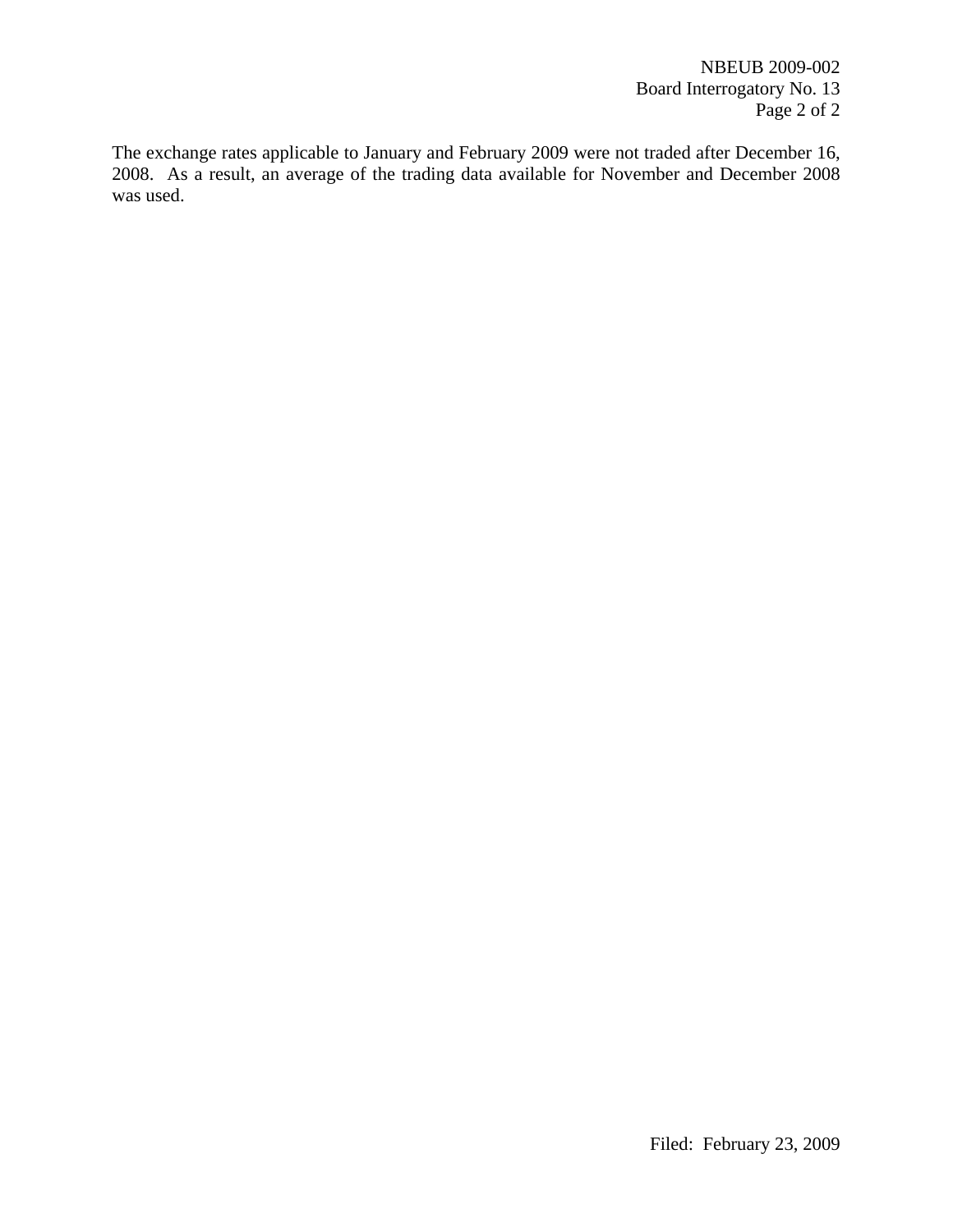The exchange rates applicable to January and February 2009 were not traded after December 16, 2008. As a result, an average of the trading data available for November and December 2008 was used.

Filed: February 23, 2009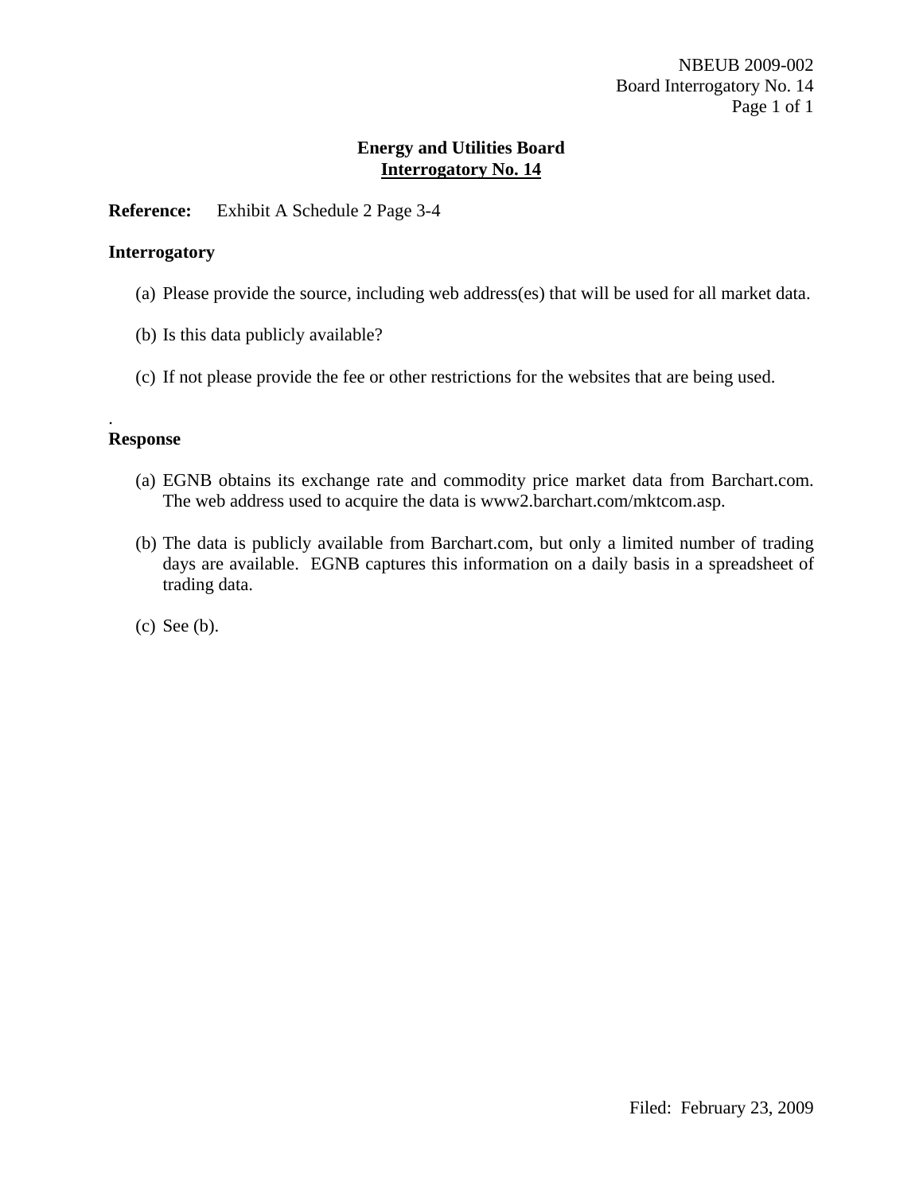**Energy and Utilities Board**
**Interrogatory No. 14**

**Reference:** Exhibit A Schedule 2 Page 3-4

**Interrogatory**

(a) Please provide the source, including web address(es) that will be used for all market data.

(b) Is this data publicly available?

(c) If not please provide the fee or other restrictions for the websites that are being used.

.

**Response**

(a) EGNB obtains its exchange rate and commodity price market data from Barchart.com. The web address used to acquire the data is www2.barchart.com/mktcom.asp.

(b) The data is publicly available from Barchart.com, but only a limited number of trading days are available. EGNB captures this information on a daily basis in a spreadsheet of trading data.

(c) See (b).

Filed: February 23, 2009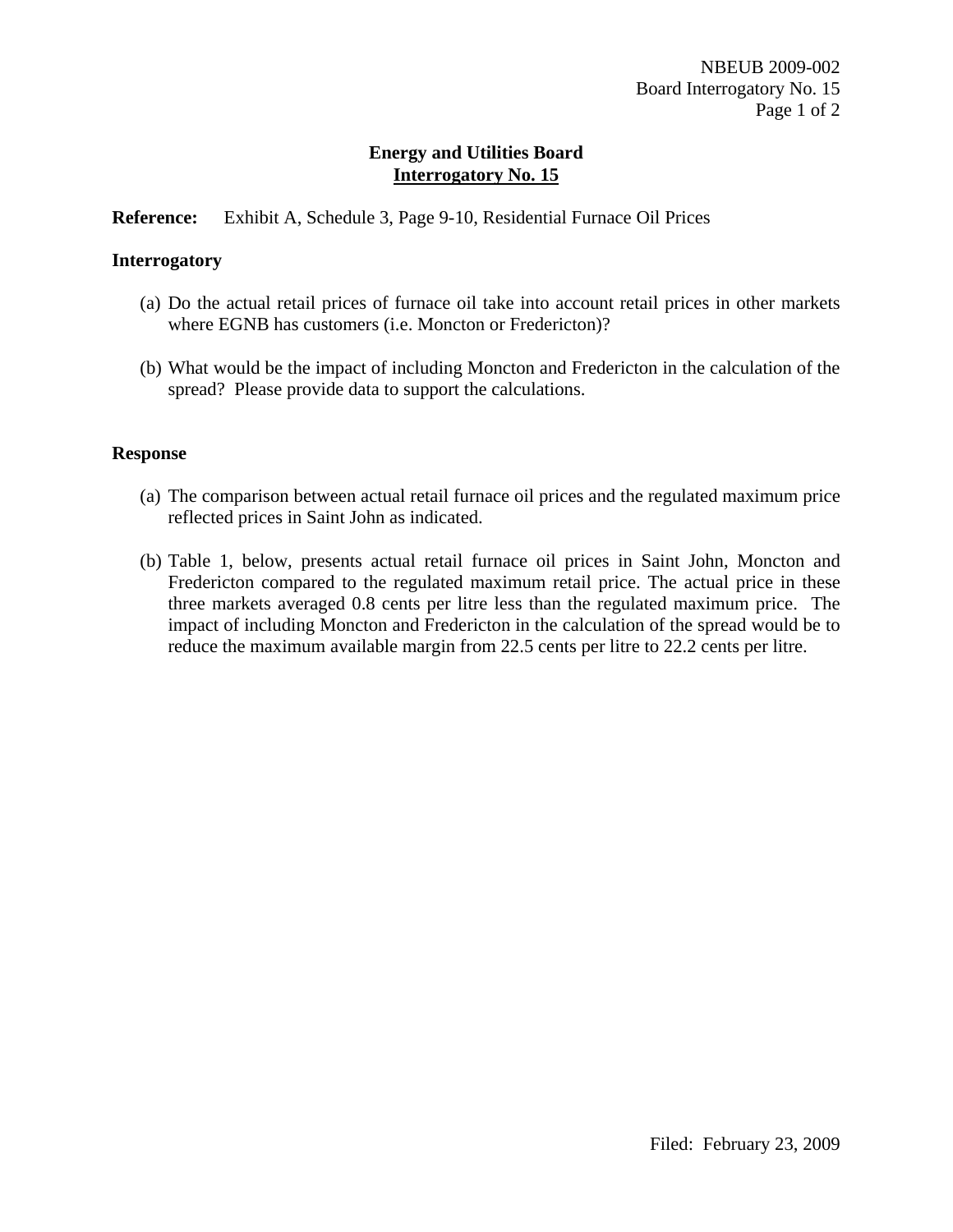NBEUB 2009-002
Board Interrogatory No. 15

## Energy and Utilities Board
## Interrogatory No. 15

**Reference:** Exhibit A, Schedule 3, Page 9-10, Residential Furnace Oil Prices

### Interrogatory

(a) Do the actual retail prices of furnace oil take into account retail prices in other markets where EGNB has customers (i.e. Moncton or Fredericton)?

(b) What would be the impact of including Moncton and Fredericton in the calculation of the spread? Please provide data to support the calculations.

### Response

(a) The comparison between actual retail furnace oil prices and the regulated maximum price reflected prices in Saint John as indicated.

(b) Table 1, below, presents actual retail furnace oil prices in Saint John, Moncton and Fredericton compared to the regulated maximum retail price. The actual price in these three markets averaged 0.8 cents per litre less than the regulated maximum price. The impact of including Moncton and Fredericton in the calculation of the spread would be to reduce the maximum available margin from 22.5 cents per litre to 22.2 cents per litre.

Filed: February 23, 2009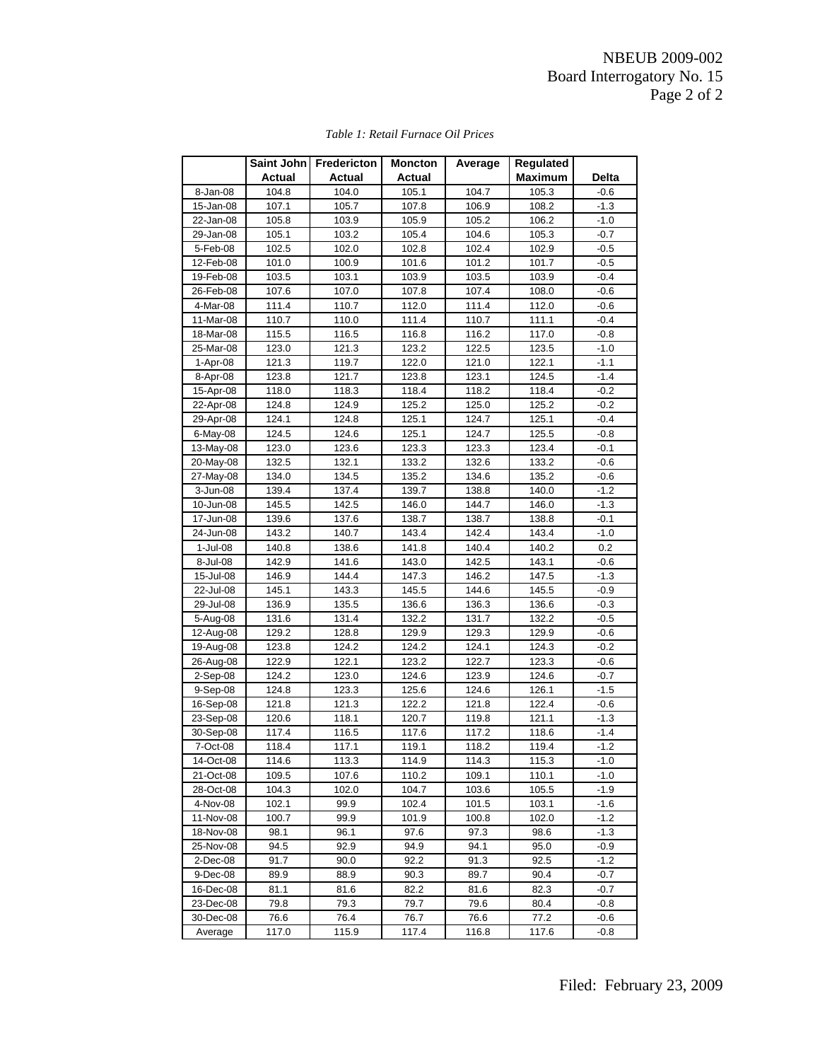*Table 1: Retail Furnace Oil Prices*

| | Saint John Actual | Fredericton Actual | Moncton Actual | Average | Regulated Maximum | Delta |
|---|---|---|---|---|---|---|
| 8-Jan-08 | 104.8 | 104.0 | 105.1 | 104.7 | 105.3 | -0.6 |
| 15-Jan-08 | 107.1 | 105.7 | 107.8 | 106.9 | 108.2 | -1.3 |
| 22-Jan-08 | 105.8 | 103.9 | 105.9 | 105.2 | 106.2 | -1.0 |
| 29-Jan-08 | 105.1 | 103.2 | 105.4 | 104.6 | 105.3 | -0.7 |
| 5-Feb-08 | 102.5 | 102.0 | 102.8 | 102.4 | 102.9 | -0.5 |
| 12-Feb-08 | 101.0 | 100.9 | 101.6 | 101.2 | 101.7 | -0.5 |
| 19-Feb-08 | 103.5 | 103.1 | 103.9 | 103.5 | 103.9 | -0.4 |
| 26-Feb-08 | 107.6 | 107.0 | 107.8 | 107.4 | 108.0 | -0.6 |
| 4-Mar-08 | 111.4 | 110.7 | 112.0 | 111.4 | 112.0 | -0.6 |
| 11-Mar-08 | 110.7 | 110.0 | 111.4 | 110.7 | 111.1 | -0.4 |
| 18-Mar-08 | 115.5 | 116.5 | 116.8 | 116.2 | 117.0 | -0.8 |
| 25-Mar-08 | 123.0 | 121.3 | 123.2 | 122.5 | 123.5 | -1.0 |
| 1-Apr-08 | 121.3 | 119.7 | 122.0 | 121.0 | 122.1 | -1.1 |
| 8-Apr-08 | 123.8 | 121.7 | 123.8 | 123.1 | 124.5 | -1.4 |
| 15-Apr-08 | 118.0 | 118.3 | 118.4 | 118.2 | 118.4 | -0.2 |
| 22-Apr-08 | 124.8 | 124.9 | 125.2 | 125.0 | 125.2 | -0.2 |
| 29-Apr-08 | 124.1 | 124.8 | 125.1 | 124.7 | 125.1 | -0.4 |
| 6-May-08 | 124.5 | 124.6 | 125.1 | 124.7 | 125.5 | -0.8 |
| 13-May-08 | 123.0 | 123.6 | 123.3 | 123.3 | 123.4 | -0.1 |
| 20-May-08 | 132.5 | 132.1 | 133.2 | 132.6 | 133.2 | -0.6 |
| 27-May-08 | 134.0 | 134.5 | 135.2 | 134.6 | 135.2 | -0.6 |
| 3-Jun-08 | 139.4 | 137.4 | 139.7 | 138.8 | 140.0 | -1.2 |
| 10-Jun-08 | 145.5 | 142.5 | 146.0 | 144.7 | 146.0 | -1.3 |
| 17-Jun-08 | 139.6 | 137.6 | 138.7 | 138.7 | 138.8 | -0.1 |
| 24-Jun-08 | 143.2 | 140.7 | 143.4 | 142.4 | 143.4 | -1.0 |
| 1-Jul-08 | 140.8 | 138.6 | 141.8 | 140.4 | 140.2 | 0.2 |
| 8-Jul-08 | 142.9 | 141.6 | 143.0 | 142.5 | 143.1 | -0.6 |
| 15-Jul-08 | 146.9 | 144.4 | 147.3 | 146.2 | 147.5 | -1.3 |
| 22-Jul-08 | 145.1 | 143.3 | 145.5 | 144.6 | 145.5 | -0.9 |
| 29-Jul-08 | 136.9 | 135.5 | 136.6 | 136.3 | 136.6 | -0.3 |
| 5-Aug-08 | 131.6 | 131.4 | 132.2 | 131.7 | 132.2 | -0.5 |
| 12-Aug-08 | 129.2 | 128.8 | 129.9 | 129.3 | 129.9 | -0.6 |
| 19-Aug-08 | 123.8 | 124.2 | 124.2 | 124.1 | 124.3 | -0.2 |
| 26-Aug-08 | 122.9 | 122.1 | 123.2 | 122.7 | 123.3 | -0.6 |
| 2-Sep-08 | 124.2 | 123.0 | 124.6 | 123.9 | 124.6 | -0.7 |
| 9-Sep-08 | 124.8 | 123.3 | 125.6 | 124.6 | 126.1 | -1.5 |
| 16-Sep-08 | 121.8 | 121.3 | 122.2 | 121.8 | 122.4 | -0.6 |
| 23-Sep-08 | 120.6 | 118.1 | 120.7 | 119.8 | 121.1 | -1.3 |
| 30-Sep-08 | 117.4 | 116.5 | 117.6 | 117.2 | 118.6 | -1.4 |
| 7-Oct-08 | 118.4 | 117.1 | 119.1 | 118.2 | 119.4 | -1.2 |
| 14-Oct-08 | 114.6 | 113.3 | 114.9 | 114.3 | 115.3 | -1.0 |
| 21-Oct-08 | 109.5 | 107.6 | 110.2 | 109.1 | 110.1 | -1.0 |
| 28-Oct-08 | 104.3 | 102.0 | 104.7 | 103.6 | 105.5 | -1.9 |
| 4-Nov-08 | 102.1 | 99.9 | 102.4 | 101.5 | 103.1 | -1.6 |
| 11-Nov-08 | 100.7 | 99.9 | 101.9 | 100.8 | 102.0 | -1.2 |
| 18-Nov-08 | 98.1 | 96.1 | 97.6 | 97.3 | 98.6 | -1.3 |
| 25-Nov-08 | 94.5 | 92.9 | 94.9 | 94.1 | 95.0 | -0.9 |
| 2-Dec-08 | 91.7 | 90.0 | 92.2 | 91.3 | 92.5 | -1.2 |
| 9-Dec-08 | 89.9 | 88.9 | 90.3 | 89.7 | 90.4 | -0.7 |
| 16-Dec-08 | 81.1 | 81.6 | 82.2 | 81.6 | 82.3 | -0.7 |
| 23-Dec-08 | 79.8 | 79.3 | 79.7 | 79.6 | 80.4 | -0.8 |
| 30-Dec-08 | 76.6 | 76.4 | 76.7 | 76.6 | 77.2 | -0.6 |
| Average | 117.0 | 115.9 | 117.4 | 116.8 | 117.6 | -0.8 |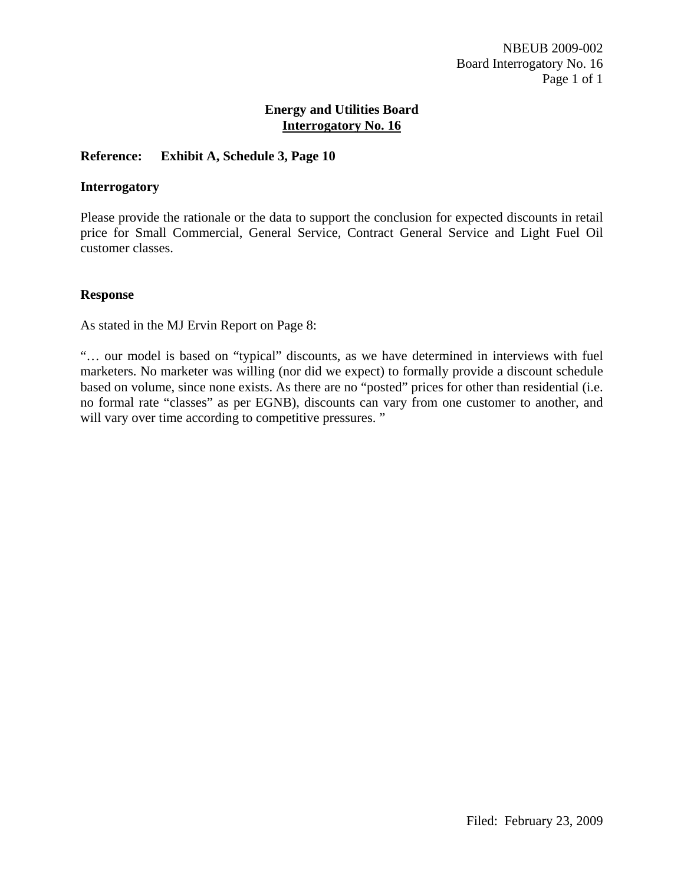## Energy and Utilities Board
## Interrogatory No. 16

**Reference: Exhibit A, Schedule 3, Page 10**

**Interrogatory**

Please provide the rationale or the data to support the conclusion for expected discounts in retail price for Small Commercial, General Service, Contract General Service and Light Fuel Oil customer classes.

**Response**

As stated in the MJ Ervin Report on Page 8:

"… our model is based on "typical" discounts, as we have determined in interviews with fuel marketers. No marketer was willing (nor did we expect) to formally provide a discount schedule based on volume, since none exists. As there are no "posted" prices for other than residential (i.e. no formal rate "classes" as per EGNB), discounts can vary from one customer to another, and will vary over time according to competitive pressures. "

Filed: February 23, 2009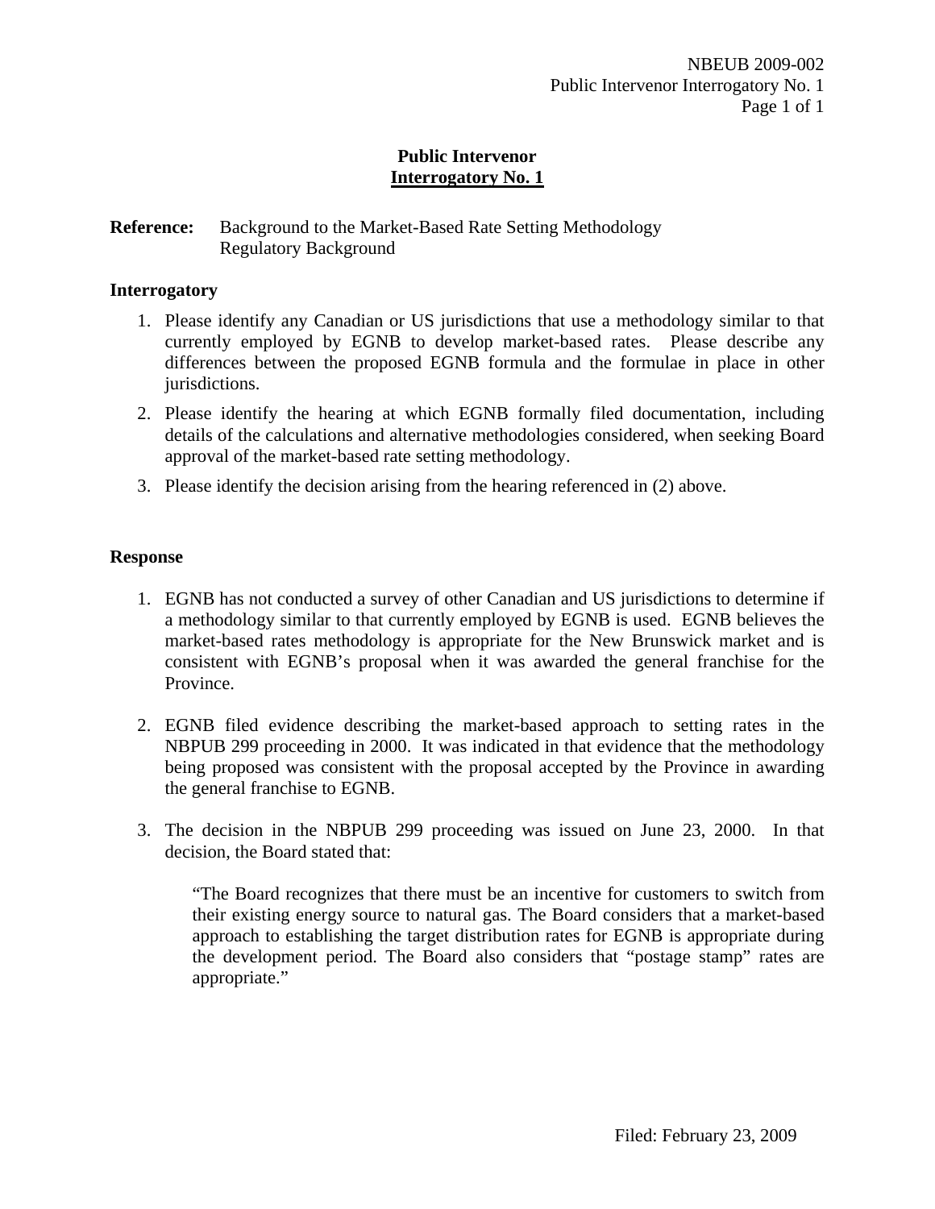## Public Intervenor
## Interrogatory No. 1

**Reference:** Background to the Market-Based Rate Setting Methodology
Regulatory Background

### Interrogatory

1. Please identify any Canadian or US jurisdictions that use a methodology similar to that currently employed by EGNB to develop market-based rates. Please describe any differences between the proposed EGNB formula and the formulae in place in other jurisdictions.
2. Please identify the hearing at which EGNB formally filed documentation, including details of the calculations and alternative methodologies considered, when seeking Board approval of the market-based rate setting methodology.
3. Please identify the decision arising from the hearing referenced in (2) above.

### Response

1. EGNB has not conducted a survey of other Canadian and US jurisdictions to determine if a methodology similar to that currently employed by EGNB is used. EGNB believes the market-based rates methodology is appropriate for the New Brunswick market and is consistent with EGNB's proposal when it was awarded the general franchise for the Province.

2. EGNB filed evidence describing the market-based approach to setting rates in the NBPUB 299 proceeding in 2000. It was indicated in that evidence that the methodology being proposed was consistent with the proposal accepted by the Province in awarding the general franchise to EGNB.

3. The decision in the NBPUB 299 proceeding was issued on June 23, 2000. In that decision, the Board stated that:

   "The Board recognizes that there must be an incentive for customers to switch from their existing energy source to natural gas. The Board considers that a market-based approach to establishing the target distribution rates for EGNB is appropriate during the development period. The Board also considers that "postage stamp" rates are appropriate."

Filed: February 23, 2009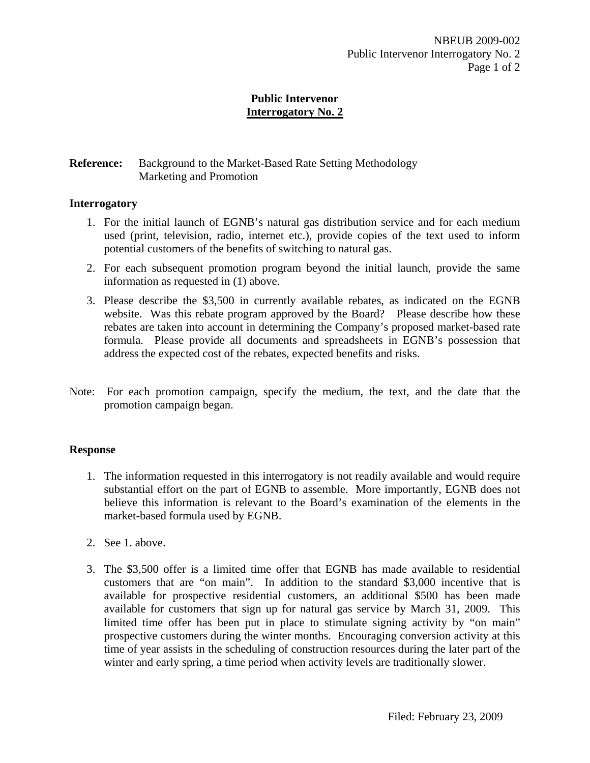## Public Intervenor
## Interrogatory No. 2

**Reference:** Background to the Market-Based Rate Setting Methodology
Marketing and Promotion

**Interrogatory**

1. For the initial launch of EGNB's natural gas distribution service and for each medium used (print, television, radio, internet etc.), provide copies of the text used to inform potential customers of the benefits of switching to natural gas.
2. For each subsequent promotion program beyond the initial launch, provide the same information as requested in (1) above.
3. Please describe the $3,500 in currently available rebates, as indicated on the EGNB website. Was this rebate program approved by the Board? Please describe how these rebates are taken into account in determining the Company's proposed market-based rate formula. Please provide all documents and spreadsheets in EGNB's possession that address the expected cost of the rebates, expected benefits and risks.

Note: For each promotion campaign, specify the medium, the text, and the date that the promotion campaign began.

**Response**

1. The information requested in this interrogatory is not readily available and would require substantial effort on the part of EGNB to assemble. More importantly, EGNB does not believe this information is relevant to the Board's examination of the elements in the market-based formula used by EGNB.
2. See 1. above.
3. The $3,500 offer is a limited time offer that EGNB has made available to residential customers that are "on main". In addition to the standard $3,000 incentive that is available for prospective residential customers, an additional $500 has been made available for customers that sign up for natural gas service by March 31, 2009. This limited time offer has been put in place to stimulate signing activity by "on main" prospective customers during the winter months. Encouraging conversion activity at this time of year assists in the scheduling of construction resources during the later part of the winter and early spring, a time period when activity levels are traditionally slower.

Filed: February 23, 2009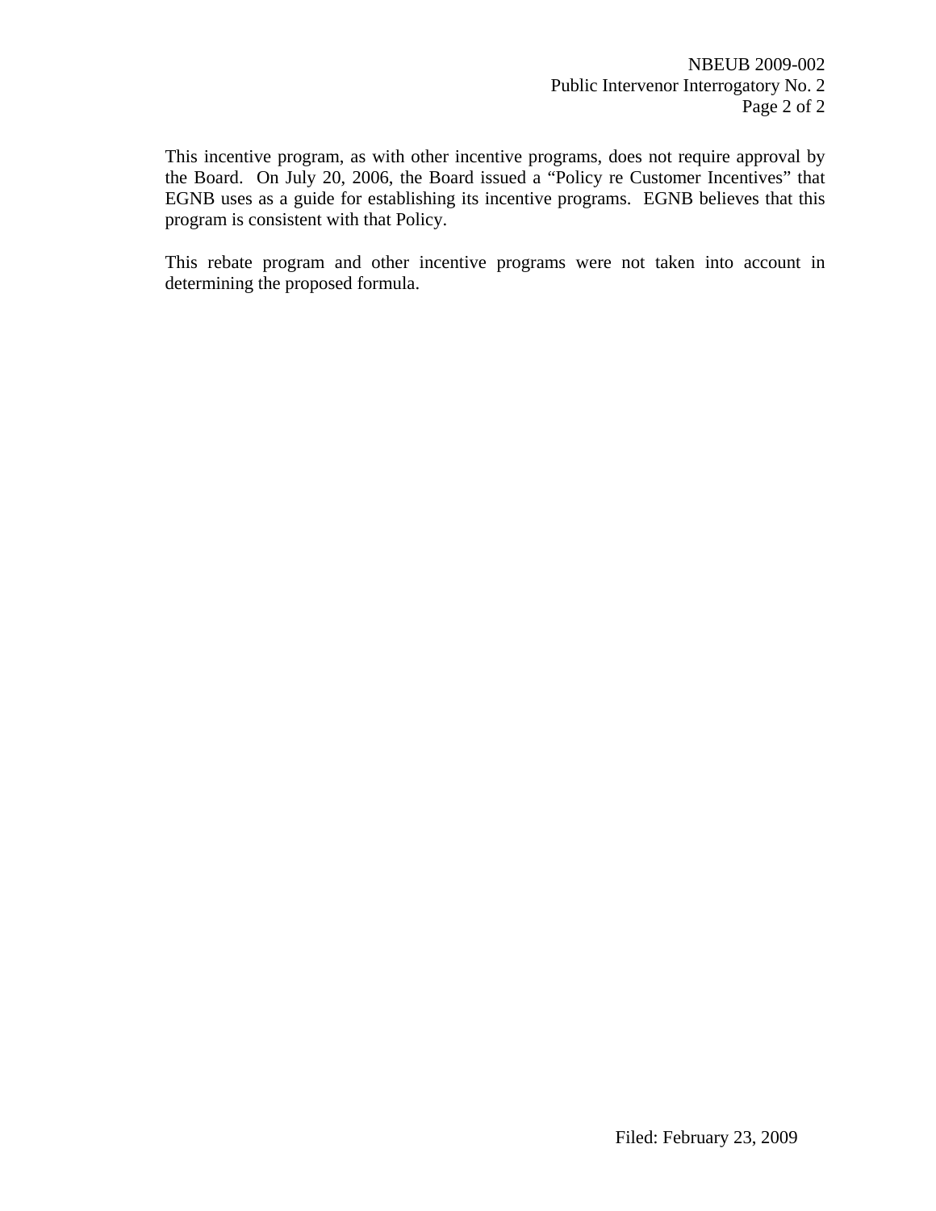This incentive program, as with other incentive programs, does not require approval by the Board. On July 20, 2006, the Board issued a "Policy re Customer Incentives" that EGNB uses as a guide for establishing its incentive programs. EGNB believes that this program is consistent with that Policy.

This rebate program and other incentive programs were not taken into account in determining the proposed formula.

Filed: February 23, 2009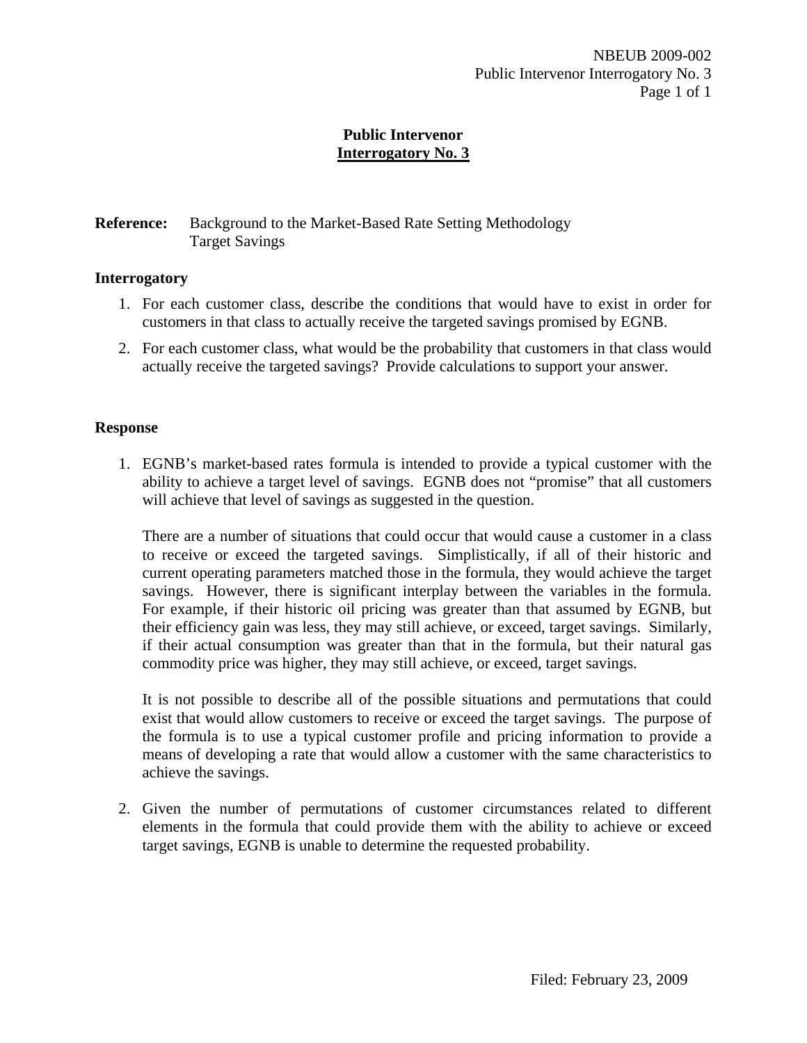# Public Intervenor
## Interrogatory No. 3

**Reference:** Background to the Market-Based Rate Setting Methodology
Target Savings

### Interrogatory

1. For each customer class, describe the conditions that would have to exist in order for customers in that class to actually receive the targeted savings promised by EGNB.
2. For each customer class, what would be the probability that customers in that class would actually receive the targeted savings? Provide calculations to support your answer.

### Response

1. EGNB's market-based rates formula is intended to provide a typical customer with the ability to achieve a target level of savings. EGNB does not "promise" that all customers will achieve that level of savings as suggested in the question.

   There are a number of situations that could occur that would cause a customer in a class to receive or exceed the targeted savings. Simplistically, if all of their historic and current operating parameters matched those in the formula, they would achieve the target savings. However, there is significant interplay between the variables in the formula. For example, if their historic oil pricing was greater than that assumed by EGNB, but their efficiency gain was less, they may still achieve, or exceed, target savings. Similarly, if their actual consumption was greater than that in the formula, but their natural gas commodity price was higher, they may still achieve, or exceed, target savings.

   It is not possible to describe all of the possible situations and permutations that could exist that would allow customers to receive or exceed the target savings. The purpose of the formula is to use a typical customer profile and pricing information to provide a means of developing a rate that would allow a customer with the same characteristics to achieve the savings.

2. Given the number of permutations of customer circumstances related to different elements in the formula that could provide them with the ability to achieve or exceed target savings, EGNB is unable to determine the requested probability.

Filed: February 23, 2009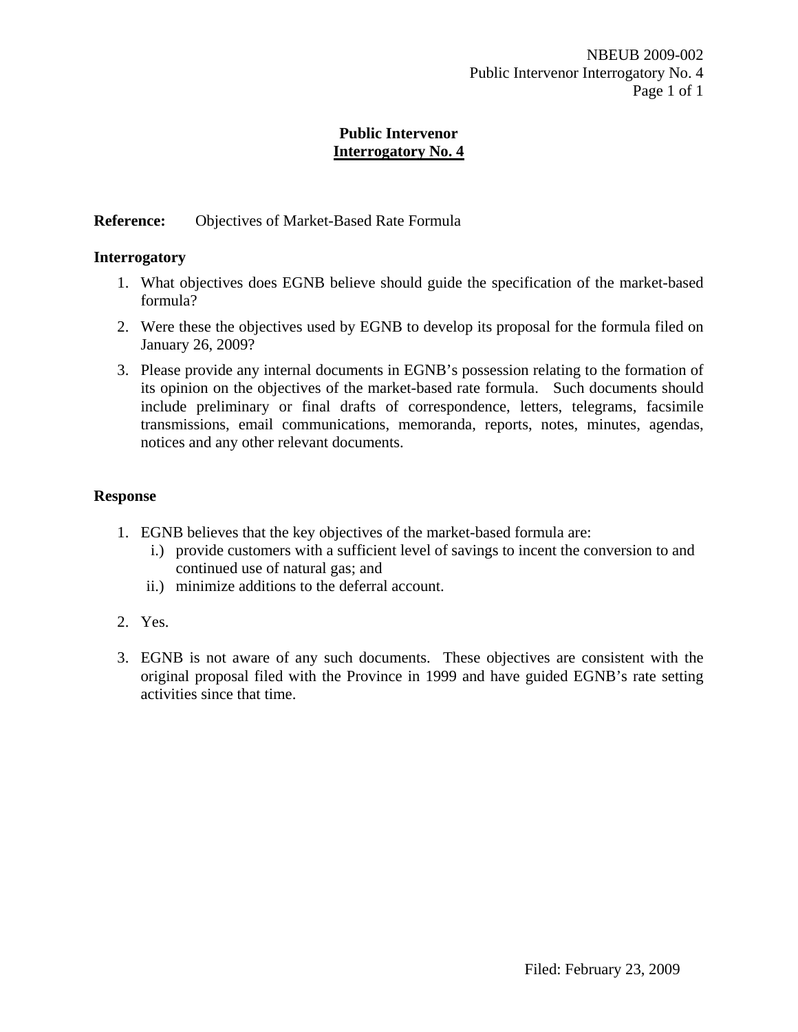# Public Intervenor
## Interrogatory No. 4

**Reference:** Objectives of Market-Based Rate Formula

### Interrogatory

1. What objectives does EGNB believe should guide the specification of the market-based formula?
2. Were these the objectives used by EGNB to develop its proposal for the formula filed on January 26, 2009?
3. Please provide any internal documents in EGNB's possession relating to the formation of its opinion on the objectives of the market-based rate formula. Such documents should include preliminary or final drafts of correspondence, letters, telegrams, facsimile transmissions, email communications, memoranda, reports, notes, minutes, agendas, notices and any other relevant documents.

### Response

1. EGNB believes that the key objectives of the market-based formula are:
   - i.) provide customers with a sufficient level of savings to incent the conversion to and continued use of natural gas; and
   - ii.) minimize additions to the deferral account.

2. Yes.

3. EGNB is not aware of any such documents. These objectives are consistent with the original proposal filed with the Province in 1999 and have guided EGNB's rate setting activities since that time.

Filed: February 23, 2009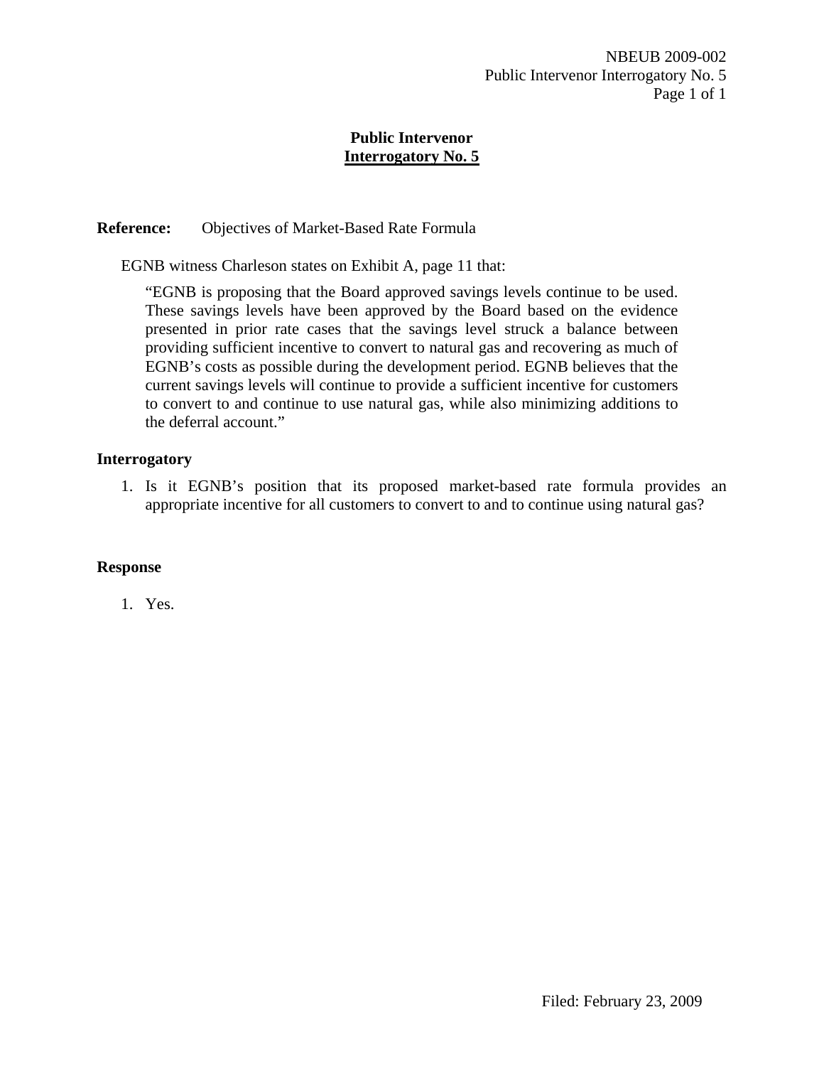# Public Intervenor
## Interrogatory No. 5

**Reference:** Objectives of Market-Based Rate Formula

EGNB witness Charleson states on Exhibit A, page 11 that:

> "EGNB is proposing that the Board approved savings levels continue to be used. These savings levels have been approved by the Board based on the evidence presented in prior rate cases that the savings level struck a balance between providing sufficient incentive to convert to natural gas and recovering as much of EGNB's costs as possible during the development period. EGNB believes that the current savings levels will continue to provide a sufficient incentive for customers to convert to and continue to use natural gas, while also minimizing additions to the deferral account."

### Interrogatory

1. Is it EGNB's position that its proposed market-based rate formula provides an appropriate incentive for all customers to convert to and to continue using natural gas?

### Response

1. Yes.

Filed: February 23, 2009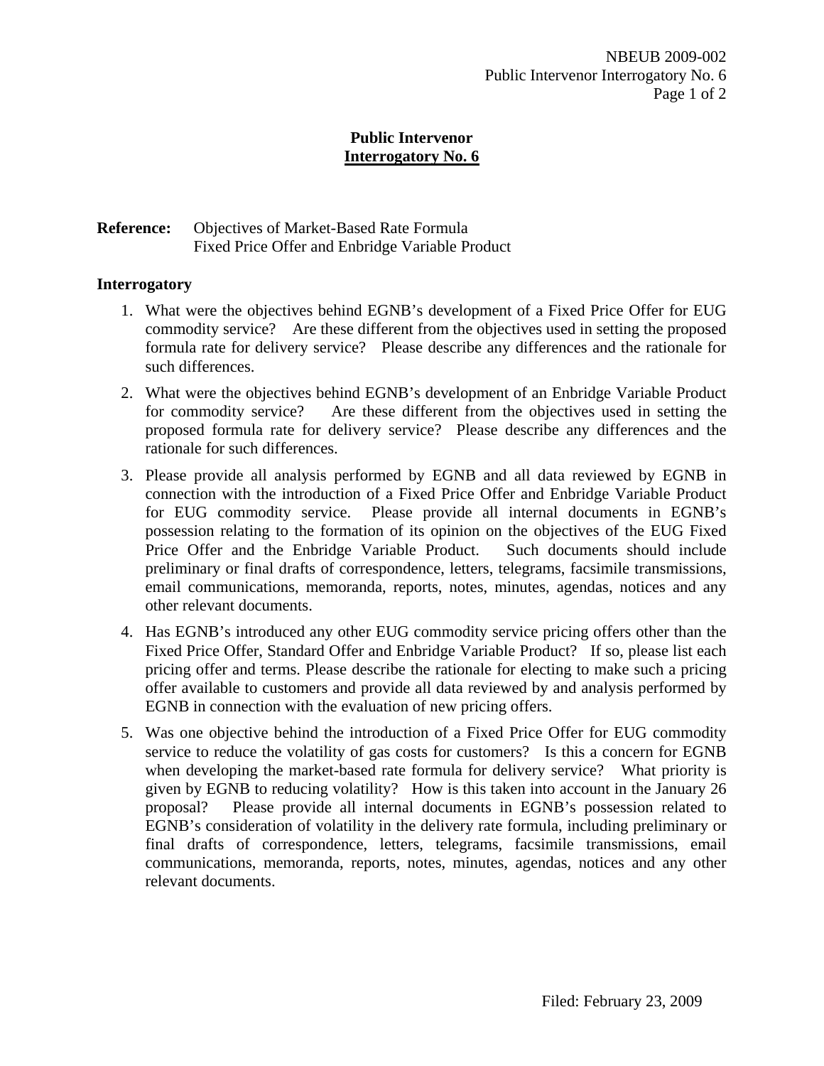# Public Intervenor
## Interrogatory No. 6

**Reference:** Objectives of Market-Based Rate Formula
Fixed Price Offer and Enbridge Variable Product

**Interrogatory**

1. What were the objectives behind EGNB's development of a Fixed Price Offer for EUG commodity service? Are these different from the objectives used in setting the proposed formula rate for delivery service? Please describe any differences and the rationale for such differences.
2. What were the objectives behind EGNB's development of an Enbridge Variable Product for commodity service? Are these different from the objectives used in setting the proposed formula rate for delivery service? Please describe any differences and the rationale for such differences.
3. Please provide all analysis performed by EGNB and all data reviewed by EGNB in connection with the introduction of a Fixed Price Offer and Enbridge Variable Product for EUG commodity service. Please provide all internal documents in EGNB's possession relating to the formation of its opinion on the objectives of the EUG Fixed Price Offer and the Enbridge Variable Product. Such documents should include preliminary or final drafts of correspondence, letters, telegrams, facsimile transmissions, email communications, memoranda, reports, notes, minutes, agendas, notices and any other relevant documents.
4. Has EGNB's introduced any other EUG commodity service pricing offers other than the Fixed Price Offer, Standard Offer and Enbridge Variable Product? If so, please list each pricing offer and terms. Please describe the rationale for electing to make such a pricing offer available to customers and provide all data reviewed by and analysis performed by EGNB in connection with the evaluation of new pricing offers.
5. Was one objective behind the introduction of a Fixed Price Offer for EUG commodity service to reduce the volatility of gas costs for customers? Is this a concern for EGNB when developing the market-based rate formula for delivery service? What priority is given by EGNB to reducing volatility? How is this taken into account in the January 26 proposal? Please provide all internal documents in EGNB's possession related to EGNB's consideration of volatility in the delivery rate formula, including preliminary or final drafts of correspondence, letters, telegrams, facsimile transmissions, email communications, memoranda, reports, notes, minutes, agendas, notices and any other relevant documents.

Filed: February 23, 2009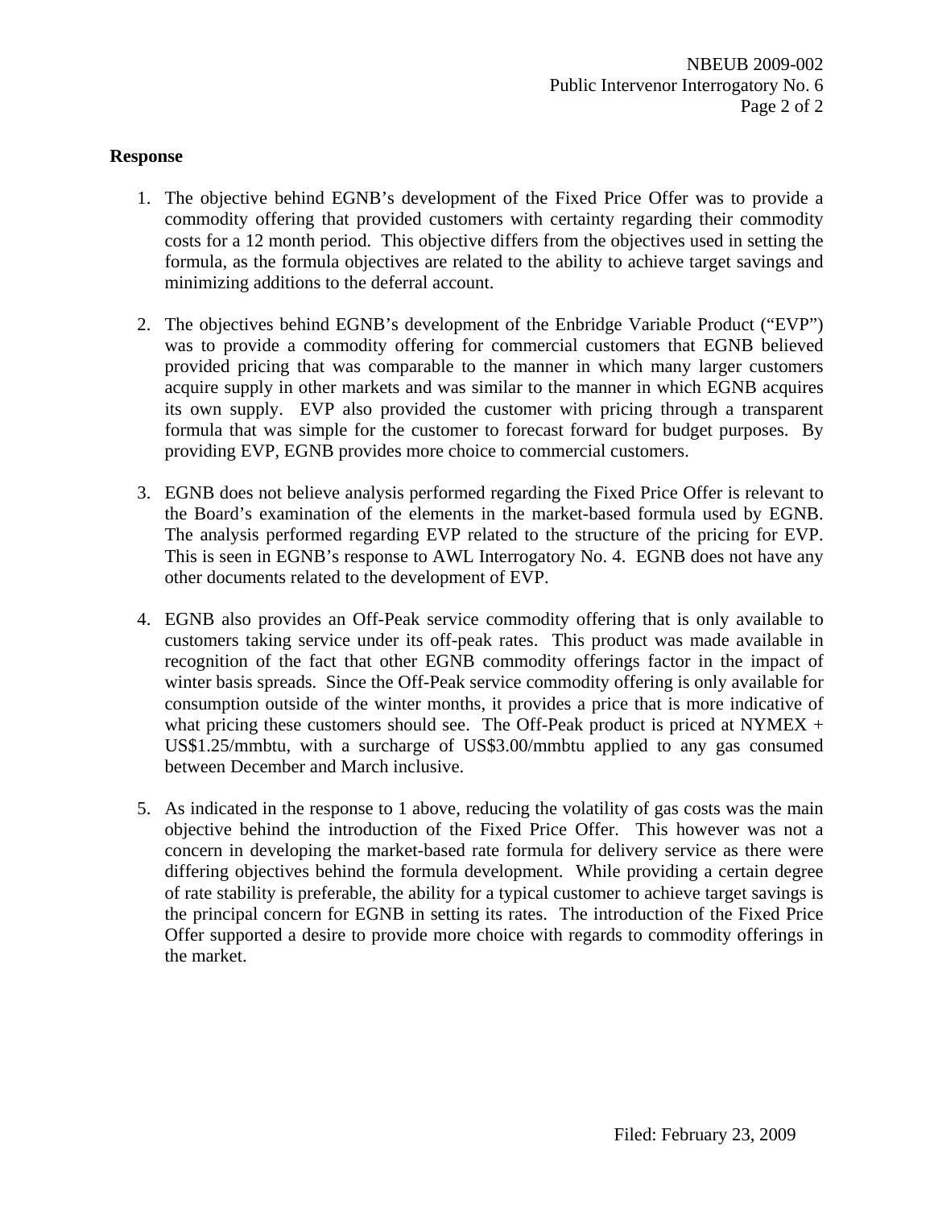**Response**

1. The objective behind EGNB's development of the Fixed Price Offer was to provide a commodity offering that provided customers with certainty regarding their commodity costs for a 12 month period. This objective differs from the objectives used in setting the formula, as the formula objectives are related to the ability to achieve target savings and minimizing additions to the deferral account.

2. The objectives behind EGNB's development of the Enbridge Variable Product ("EVP") was to provide a commodity offering for commercial customers that EGNB believed provided pricing that was comparable to the manner in which many larger customers acquire supply in other markets and was similar to the manner in which EGNB acquires its own supply. EVP also provided the customer with pricing through a transparent formula that was simple for the customer to forecast forward for budget purposes. By providing EVP, EGNB provides more choice to commercial customers.

3. EGNB does not believe analysis performed regarding the Fixed Price Offer is relevant to the Board's examination of the elements in the market-based formula used by EGNB. The analysis performed regarding EVP related to the structure of the pricing for EVP. This is seen in EGNB's response to AWL Interrogatory No. 4. EGNB does not have any other documents related to the development of EVP.

4. EGNB also provides an Off-Peak service commodity offering that is only available to customers taking service under its off-peak rates. This product was made available in recognition of the fact that other EGNB commodity offerings factor in the impact of winter basis spreads. Since the Off-Peak service commodity offering is only available for consumption outside of the winter months, it provides a price that is more indicative of what pricing these customers should see. The Off-Peak product is priced at NYMEX + US$1.25/mmbtu, with a surcharge of US$3.00/mmbtu applied to any gas consumed between December and March inclusive.

5. As indicated in the response to 1 above, reducing the volatility of gas costs was the main objective behind the introduction of the Fixed Price Offer. This however was not a concern in developing the market-based rate formula for delivery service as there were differing objectives behind the formula development. While providing a certain degree of rate stability is preferable, the ability for a typical customer to achieve target savings is the principal concern for EGNB in setting its rates. The introduction of the Fixed Price Offer supported a desire to provide more choice with regards to commodity offerings in the market.

Filed: February 23, 2009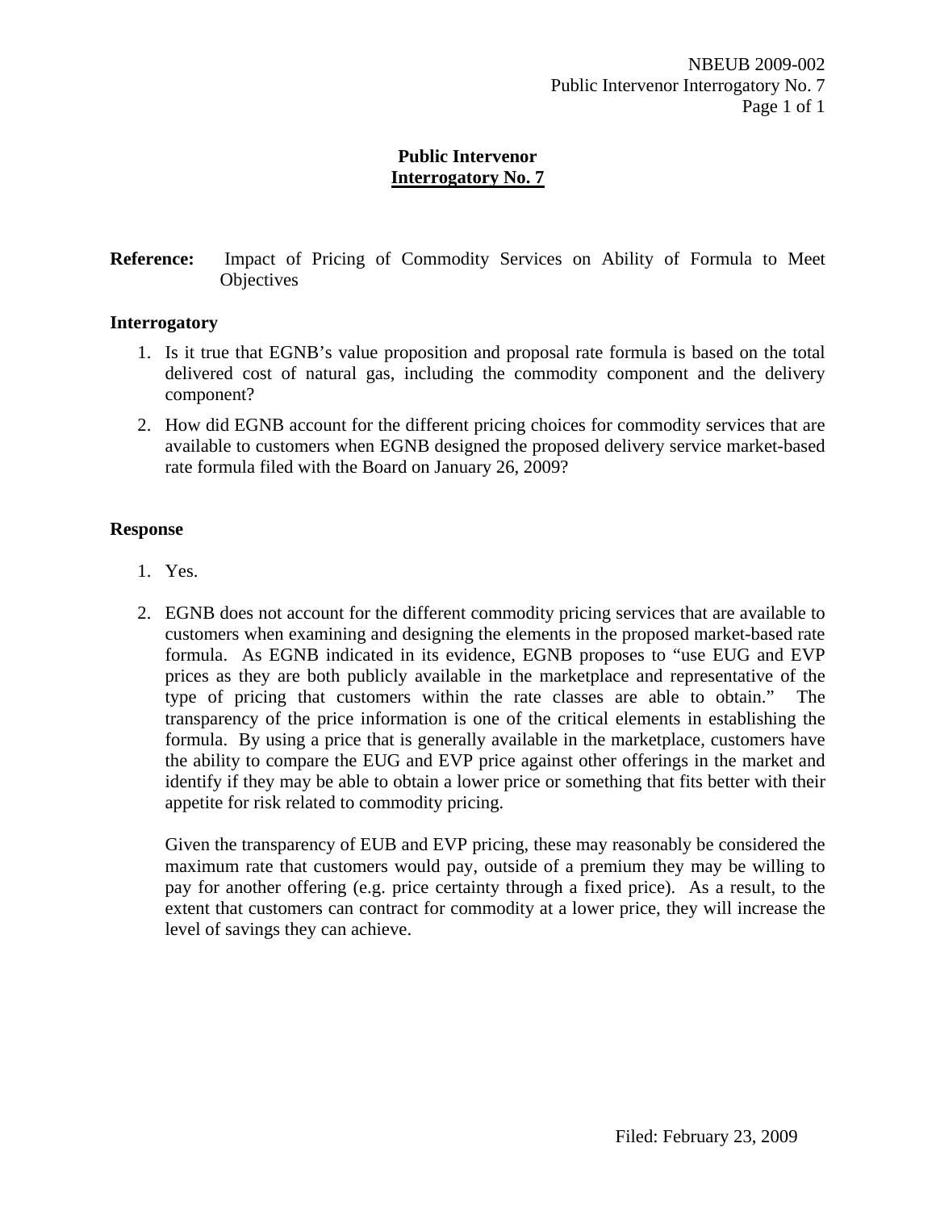## Public Intervenor Interrogatory No. 7

**Reference:** Impact of Pricing of Commodity Services on Ability of Formula to Meet Objectives

**Interrogatory**

1. Is it true that EGNB's value proposition and proposal rate formula is based on the total delivered cost of natural gas, including the commodity component and the delivery component?
2. How did EGNB account for the different pricing choices for commodity services that are available to customers when EGNB designed the proposed delivery service market-based rate formula filed with the Board on January 26, 2009?

**Response**

1. Yes.
2. EGNB does not account for the different commodity pricing services that are available to customers when examining and designing the elements in the proposed market-based rate formula. As EGNB indicated in its evidence, EGNB proposes to "use EUG and EVP prices as they are both publicly available in the marketplace and representative of the type of pricing that customers within the rate classes are able to obtain." The transparency of the price information is one of the critical elements in establishing the formula. By using a price that is generally available in the marketplace, customers have the ability to compare the EUG and EVP price against other offerings in the market and identify if they may be able to obtain a lower price or something that fits better with their appetite for risk related to commodity pricing.

   Given the transparency of EUB and EVP pricing, these may reasonably be considered the maximum rate that customers would pay, outside of a premium they may be willing to pay for another offering (e.g. price certainty through a fixed price). As a result, to the extent that customers can contract for commodity at a lower price, they will increase the level of savings they can achieve.

Filed: February 23, 2009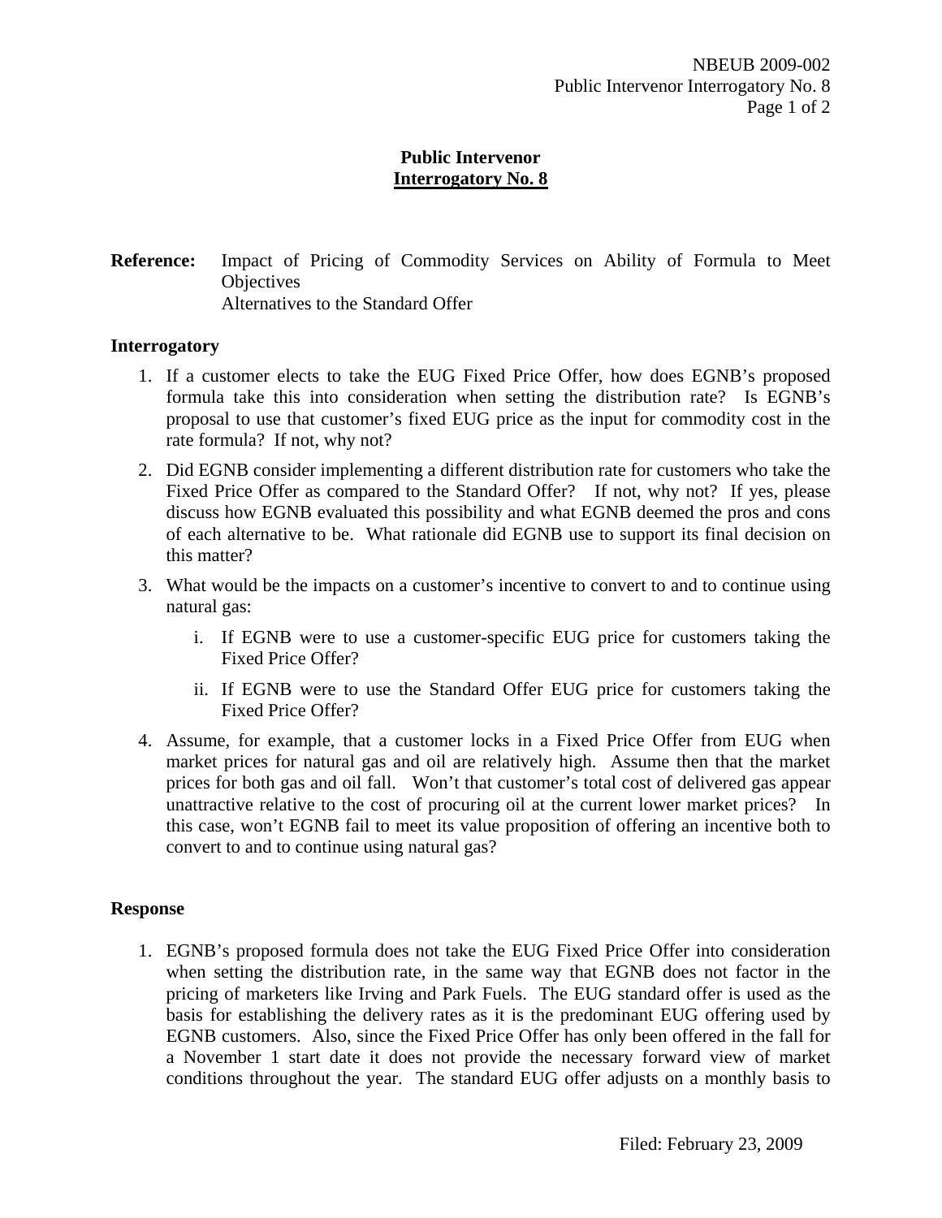# Public Intervenor
## Interrogatory No. 8

**Reference:** Impact of Pricing of Commodity Services on Ability of Formula to Meet Objectives
Alternatives to the Standard Offer

### Interrogatory

1. If a customer elects to take the EUG Fixed Price Offer, how does EGNB's proposed formula take this into consideration when setting the distribution rate? Is EGNB's proposal to use that customer's fixed EUG price as the input for commodity cost in the rate formula? If not, why not?

2. Did EGNB consider implementing a different distribution rate for customers who take the Fixed Price Offer as compared to the Standard Offer? If not, why not? If yes, please discuss how EGNB evaluated this possibility and what EGNB deemed the pros and cons of each alternative to be. What rationale did EGNB use to support its final decision on this matter?

3. What would be the impacts on a customer's incentive to convert to and to continue using natural gas:

   i. If EGNB were to use a customer-specific EUG price for customers taking the Fixed Price Offer?

   ii. If EGNB were to use the Standard Offer EUG price for customers taking the Fixed Price Offer?

4. Assume, for example, that a customer locks in a Fixed Price Offer from EUG when market prices for natural gas and oil are relatively high. Assume then that the market prices for both gas and oil fall. Won't that customer's total cost of delivered gas appear unattractive relative to the cost of procuring oil at the current lower market prices? In this case, won't EGNB fail to meet its value proposition of offering an incentive both to convert to and to continue using natural gas?

### Response

1. EGNB's proposed formula does not take the EUG Fixed Price Offer into consideration when setting the distribution rate, in the same way that EGNB does not factor in the pricing of marketers like Irving and Park Fuels. The EUG standard offer is used as the basis for establishing the delivery rates as it is the predominant EUG offering used by EGNB customers. Also, since the Fixed Price Offer has only been offered in the fall for a November 1 start date it does not provide the necessary forward view of market conditions throughout the year. The standard EUG offer adjusts on a monthly basis to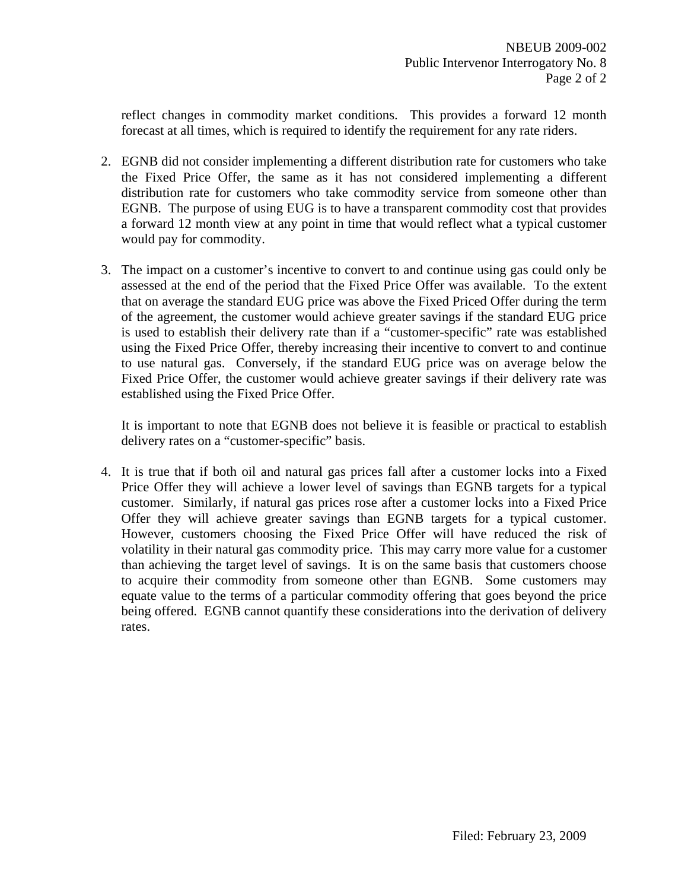reflect changes in commodity market conditions. This provides a forward 12 month forecast at all times, which is required to identify the requirement for any rate riders.

2. EGNB did not consider implementing a different distribution rate for customers who take the Fixed Price Offer, the same as it has not considered implementing a different distribution rate for customers who take commodity service from someone other than EGNB. The purpose of using EUG is to have a transparent commodity cost that provides a forward 12 month view at any point in time that would reflect what a typical customer would pay for commodity.

3. The impact on a customer's incentive to convert to and continue using gas could only be assessed at the end of the period that the Fixed Price Offer was available. To the extent that on average the standard EUG price was above the Fixed Priced Offer during the term of the agreement, the customer would achieve greater savings if the standard EUG price is used to establish their delivery rate than if a "customer-specific" rate was established using the Fixed Price Offer, thereby increasing their incentive to convert to and continue to use natural gas. Conversely, if the standard EUG price was on average below the Fixed Price Offer, the customer would achieve greater savings if their delivery rate was established using the Fixed Price Offer.

   It is important to note that EGNB does not believe it is feasible or practical to establish delivery rates on a "customer-specific" basis.

4. It is true that if both oil and natural gas prices fall after a customer locks into a Fixed Price Offer they will achieve a lower level of savings than EGNB targets for a typical customer. Similarly, if natural gas prices rose after a customer locks into a Fixed Price Offer they will achieve greater savings than EGNB targets for a typical customer. However, customers choosing the Fixed Price Offer will have reduced the risk of volatility in their natural gas commodity price. This may carry more value for a customer than achieving the target level of savings. It is on the same basis that customers choose to acquire their commodity from someone other than EGNB. Some customers may equate value to the terms of a particular commodity offering that goes beyond the price being offered. EGNB cannot quantify these considerations into the derivation of delivery rates.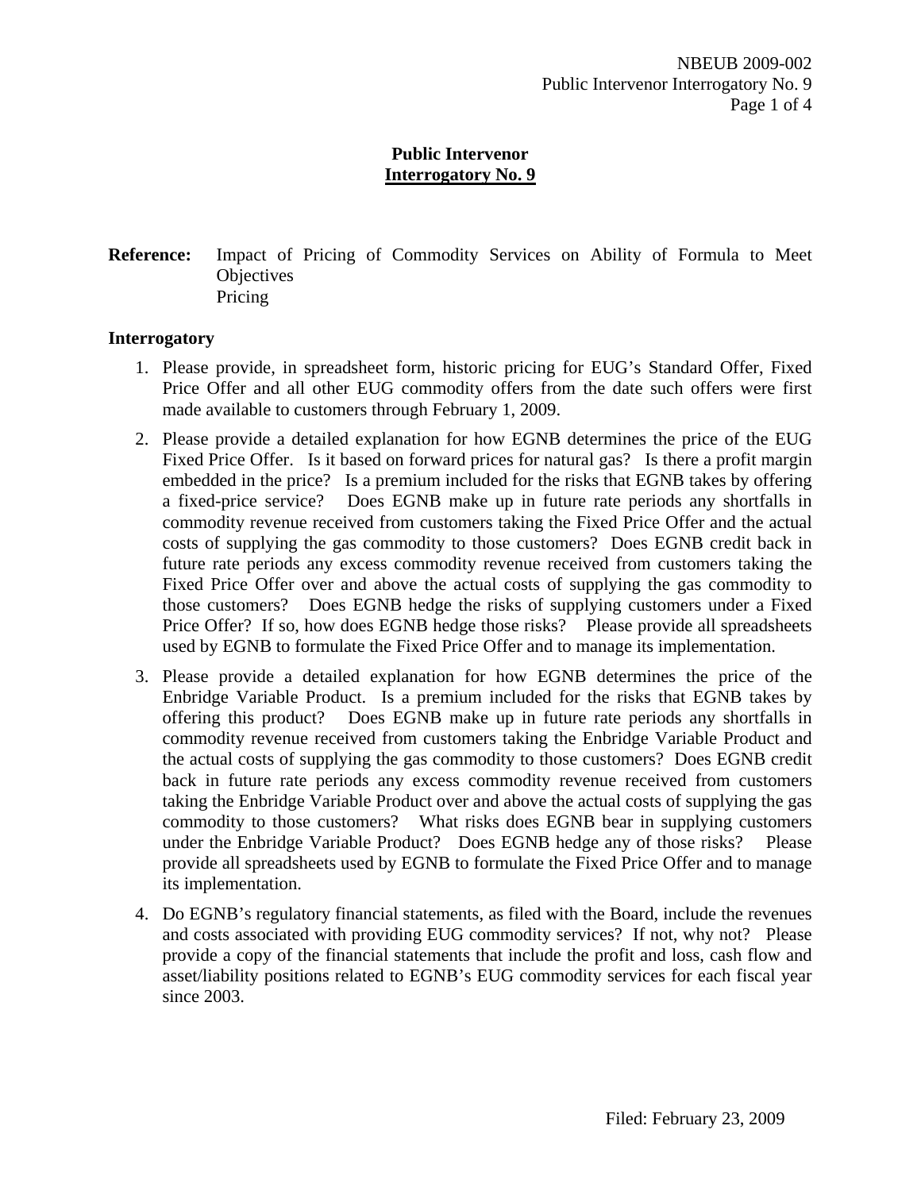# Public Intervenor
## Interrogatory No. 9

**Reference:** Impact of Pricing of Commodity Services on Ability of Formula to Meet Objectives
Pricing

**Interrogatory**

1. Please provide, in spreadsheet form, historic pricing for EUG's Standard Offer, Fixed Price Offer and all other EUG commodity offers from the date such offers were first made available to customers through February 1, 2009.

2. Please provide a detailed explanation for how EGNB determines the price of the EUG Fixed Price Offer. Is it based on forward prices for natural gas? Is there a profit margin embedded in the price? Is a premium included for the risks that EGNB takes by offering a fixed-price service? Does EGNB make up in future rate periods any shortfalls in commodity revenue received from customers taking the Fixed Price Offer and the actual costs of supplying the gas commodity to those customers? Does EGNB credit back in future rate periods any excess commodity revenue received from customers taking the Fixed Price Offer over and above the actual costs of supplying the gas commodity to those customers? Does EGNB hedge the risks of supplying customers under a Fixed Price Offer? If so, how does EGNB hedge those risks? Please provide all spreadsheets used by EGNB to formulate the Fixed Price Offer and to manage its implementation.

3. Please provide a detailed explanation for how EGNB determines the price of the Enbridge Variable Product. Is a premium included for the risks that EGNB takes by offering this product? Does EGNB make up in future rate periods any shortfalls in commodity revenue received from customers taking the Enbridge Variable Product and the actual costs of supplying the gas commodity to those customers? Does EGNB credit back in future rate periods any excess commodity revenue received from customers taking the Enbridge Variable Product over and above the actual costs of supplying the gas commodity to those customers? What risks does EGNB bear in supplying customers under the Enbridge Variable Product? Does EGNB hedge any of those risks? Please provide all spreadsheets used by EGNB to formulate the Fixed Price Offer and to manage its implementation.

4. Do EGNB's regulatory financial statements, as filed with the Board, include the revenues and costs associated with providing EUG commodity services? If not, why not? Please provide a copy of the financial statements that include the profit and loss, cash flow and asset/liability positions related to EGNB's EUG commodity services for each fiscal year since 2003.

Filed: February 23, 2009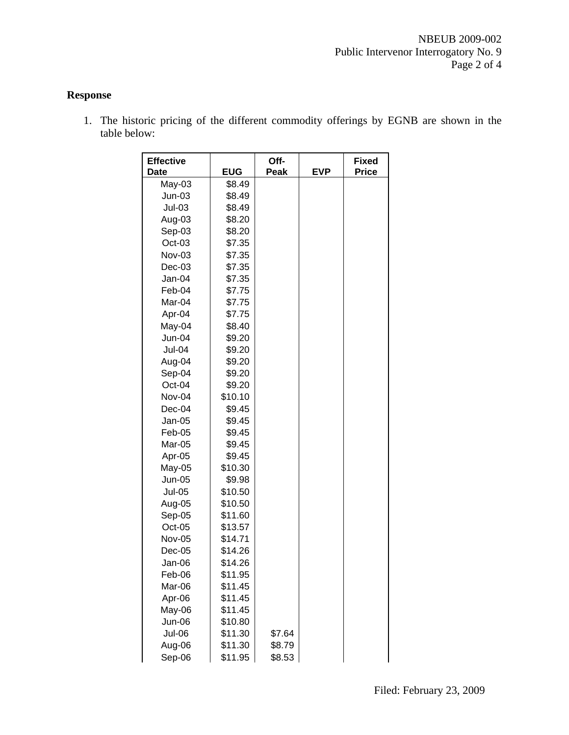## Response

1. The historic pricing of the different commodity offerings by EGNB are shown in the table below:

| Effective Date | EUG | Off-Peak | EVP | Fixed Price |
|---|---|---|---|---|
| May-03 | $8.49 | | | |
| Jun-03 | $8.49 | | | |
| Jul-03 | $8.49 | | | |
| Aug-03 | $8.20 | | | |
| Sep-03 | $8.20 | | | |
| Oct-03 | $7.35 | | | |
| Nov-03 | $7.35 | | | |
| Dec-03 | $7.35 | | | |
| Jan-04 | $7.35 | | | |
| Feb-04 | $7.75 | | | |
| Mar-04 | $7.75 | | | |
| Apr-04 | $7.75 | | | |
| May-04 | $8.40 | | | |
| Jun-04 | $9.20 | | | |
| Jul-04 | $9.20 | | | |
| Aug-04 | $9.20 | | | |
| Sep-04 | $9.20 | | | |
| Oct-04 | $9.20 | | | |
| Nov-04 | $10.10 | | | |
| Dec-04 | $9.45 | | | |
| Jan-05 | $9.45 | | | |
| Feb-05 | $9.45 | | | |
| Mar-05 | $9.45 | | | |
| Apr-05 | $9.45 | | | |
| May-05 | $10.30 | | | |
| Jun-05 | $9.98 | | | |
| Jul-05 | $10.50 | | | |
| Aug-05 | $10.50 | | | |
| Sep-05 | $11.60 | | | |
| Oct-05 | $13.57 | | | |
| Nov-05 | $14.71 | | | |
| Dec-05 | $14.26 | | | |
| Jan-06 | $14.26 | | | |
| Feb-06 | $11.95 | | | |
| Mar-06 | $11.45 | | | |
| Apr-06 | $11.45 | | | |
| May-06 | $11.45 | | | |
| Jun-06 | $10.80 | | | |
| Jul-06 | $11.30 | $7.64 | | |
| Aug-06 | $11.30 | $8.79 | | |
| Sep-06 | $11.95 | $8.53 | | |

Filed: February 23, 2009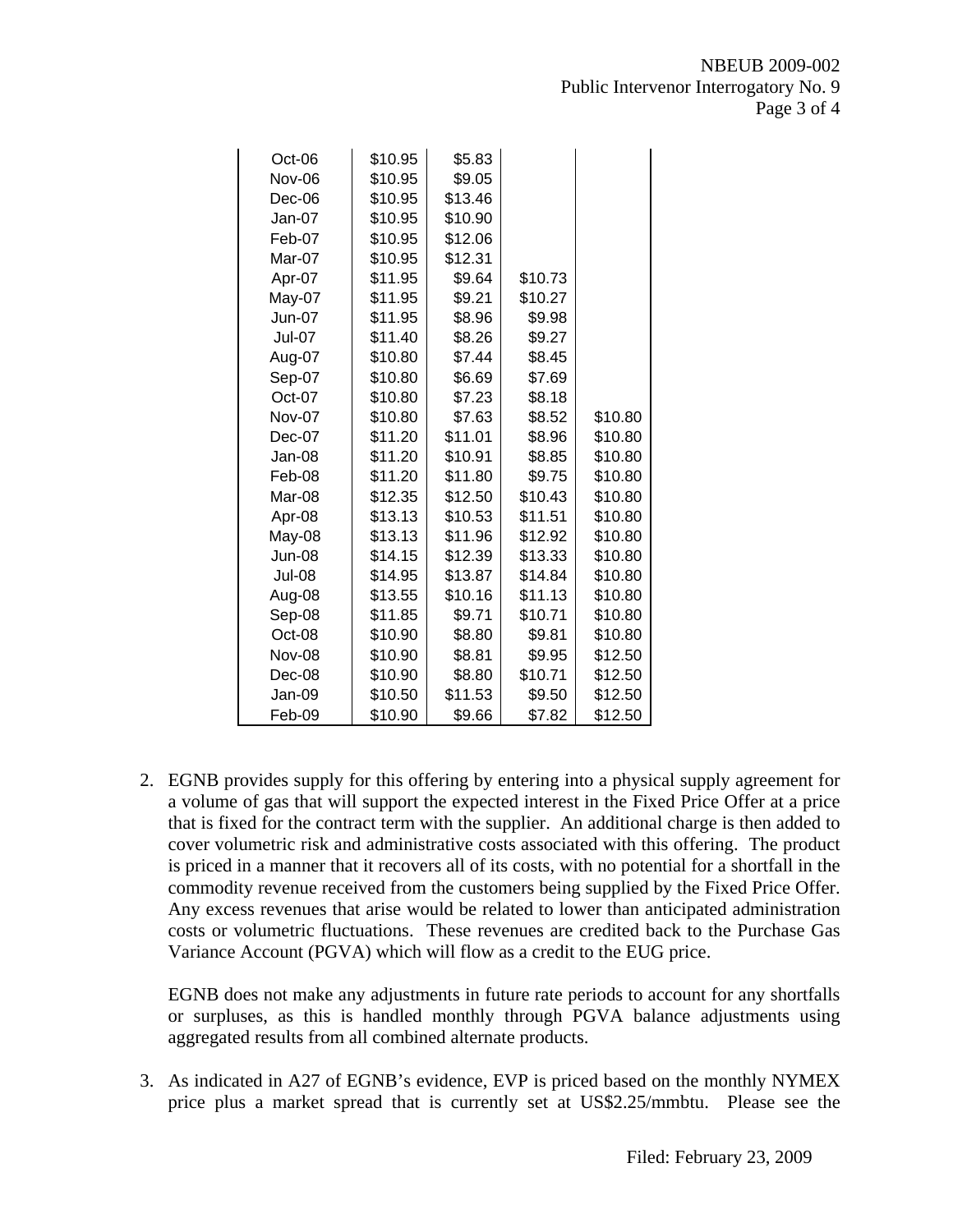| | | | | |
|---|---|---|---|---|
| Oct-06 | $10.95 | $5.83 | | |
| Nov-06 | $10.95 | $9.05 | | |
| Dec-06 | $10.95 | $13.46 | | |
| Jan-07 | $10.95 | $10.90 | | |
| Feb-07 | $10.95 | $12.06 | | |
| Mar-07 | $10.95 | $12.31 | | |
| Apr-07 | $11.95 | $9.64 | $10.73 | |
| May-07 | $11.95 | $9.21 | $10.27 | |
| Jun-07 | $11.95 | $8.96 | $9.98 | |
| Jul-07 | $11.40 | $8.26 | $9.27 | |
| Aug-07 | $10.80 | $7.44 | $8.45 | |
| Sep-07 | $10.80 | $6.69 | $7.69 | |
| Oct-07 | $10.80 | $7.23 | $8.18 | |
| Nov-07 | $10.80 | $7.63 | $8.52 | $10.80 |
| Dec-07 | $11.20 | $11.01 | $8.96 | $10.80 |
| Jan-08 | $11.20 | $10.91 | $8.85 | $10.80 |
| Feb-08 | $11.20 | $11.80 | $9.75 | $10.80 |
| Mar-08 | $12.35 | $12.50 | $10.43 | $10.80 |
| Apr-08 | $13.13 | $10.53 | $11.51 | $10.80 |
| May-08 | $13.13 | $11.96 | $12.92 | $10.80 |
| Jun-08 | $14.15 | $12.39 | $13.33 | $10.80 |
| Jul-08 | $14.95 | $13.87 | $14.84 | $10.80 |
| Aug-08 | $13.55 | $10.16 | $11.13 | $10.80 |
| Sep-08 | $11.85 | $9.71 | $10.71 | $10.80 |
| Oct-08 | $10.90 | $8.80 | $9.81 | $10.80 |
| Nov-08 | $10.90 | $8.81 | $9.95 | $12.50 |
| Dec-08 | $10.90 | $8.80 | $10.71 | $12.50 |
| Jan-09 | $10.50 | $11.53 | $9.50 | $12.50 |
| Feb-09 | $10.90 | $9.66 | $7.82 | $12.50 |

2. EGNB provides supply for this offering by entering into a physical supply agreement for a volume of gas that will support the expected interest in the Fixed Price Offer at a price that is fixed for the contract term with the supplier. An additional charge is then added to cover volumetric risk and administrative costs associated with this offering. The product is priced in a manner that it recovers all of its costs, with no potential for a shortfall in the commodity revenue received from the customers being supplied by the Fixed Price Offer. Any excess revenues that arise would be related to lower than anticipated administration costs or volumetric fluctuations. These revenues are credited back to the Purchase Gas Variance Account (PGVA) which will flow as a credit to the EUG price.

   EGNB does not make any adjustments in future rate periods to account for any shortfalls or surpluses, as this is handled monthly through PGVA balance adjustments using aggregated results from all combined alternate products.

3. As indicated in A27 of EGNB's evidence, EVP is priced based on the monthly NYMEX price plus a market spread that is currently set at US$2.25/mmbtu. Please see the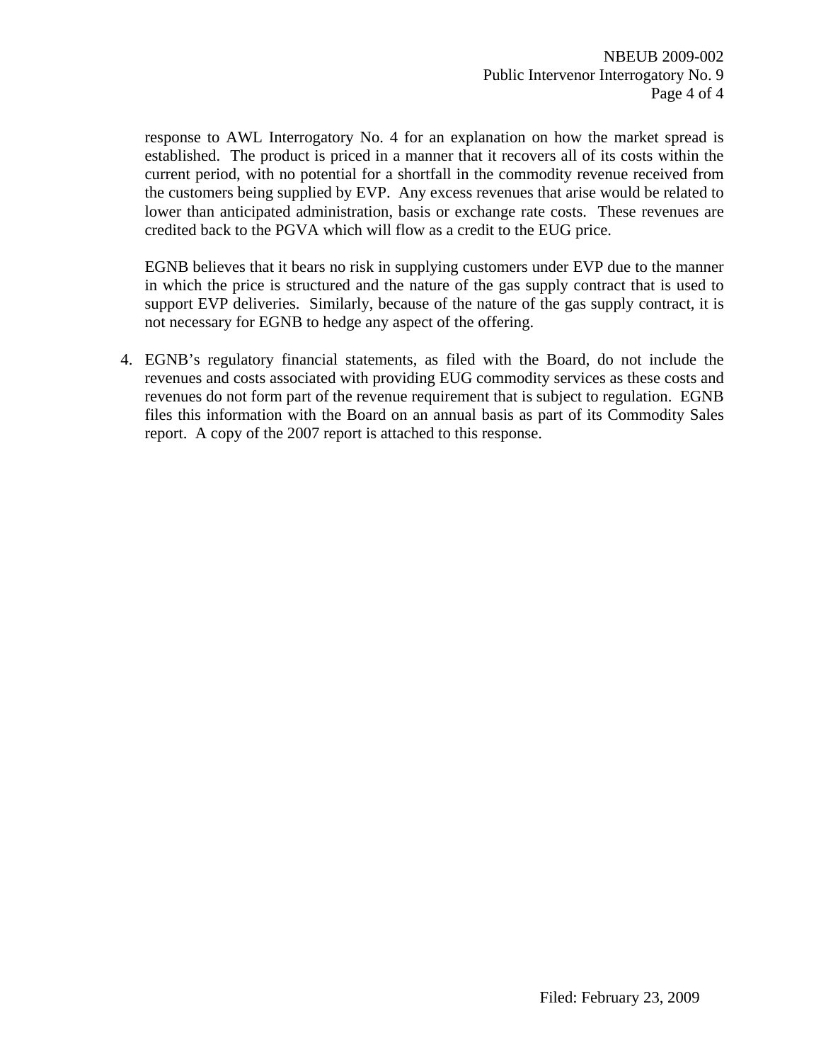response to AWL Interrogatory No. 4 for an explanation on how the market spread is established. The product is priced in a manner that it recovers all of its costs within the current period, with no potential for a shortfall in the commodity revenue received from the customers being supplied by EVP. Any excess revenues that arise would be related to lower than anticipated administration, basis or exchange rate costs. These revenues are credited back to the PGVA which will flow as a credit to the EUG price.

EGNB believes that it bears no risk in supplying customers under EVP due to the manner in which the price is structured and the nature of the gas supply contract that is used to support EVP deliveries. Similarly, because of the nature of the gas supply contract, it is not necessary for EGNB to hedge any aspect of the offering.

4. EGNB's regulatory financial statements, as filed with the Board, do not include the revenues and costs associated with providing EUG commodity services as these costs and revenues do not form part of the revenue requirement that is subject to regulation. EGNB files this information with the Board on an annual basis as part of its Commodity Sales report. A copy of the 2007 report is attached to this response.

Filed: February 23, 2009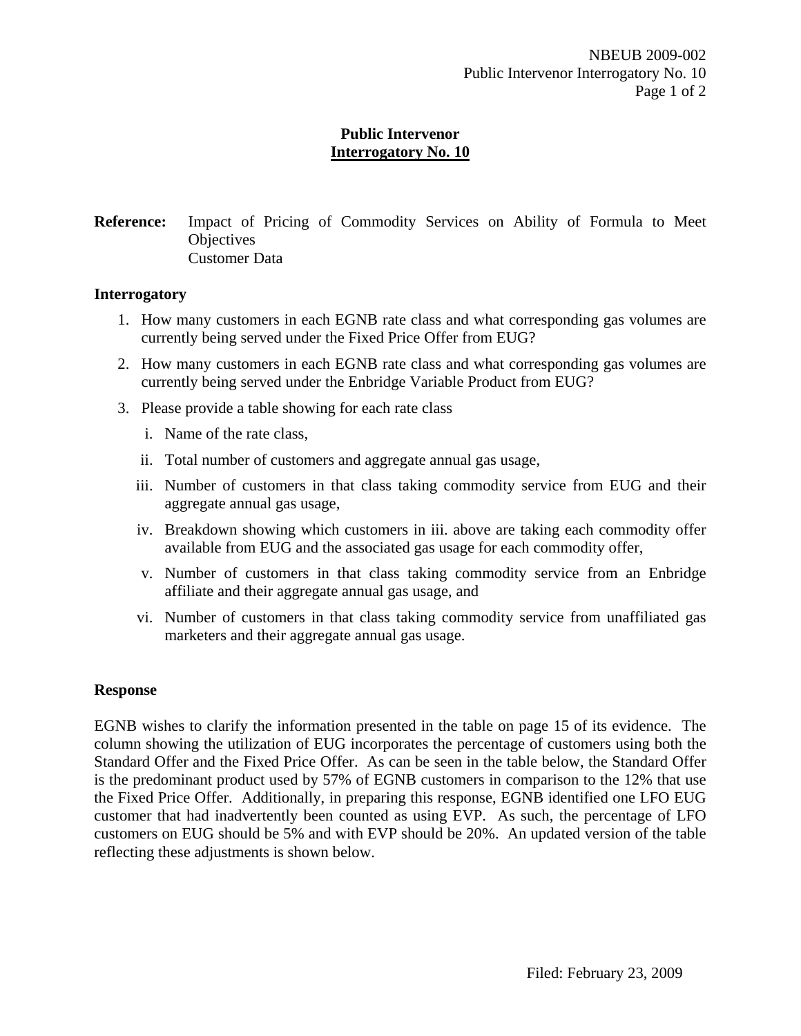# Public Intervenor
## Interrogatory No. 10

**Reference:** Impact of Pricing of Commodity Services on Ability of Formula to Meet Objectives
Customer Data

### Interrogatory

1. How many customers in each EGNB rate class and what corresponding gas volumes are currently being served under the Fixed Price Offer from EUG?
2. How many customers in each EGNB rate class and what corresponding gas volumes are currently being served under the Enbridge Variable Product from EUG?
3. Please provide a table showing for each rate class
   i. Name of the rate class,
   ii. Total number of customers and aggregate annual gas usage,
   iii. Number of customers in that class taking commodity service from EUG and their aggregate annual gas usage,
   iv. Breakdown showing which customers in iii. above are taking each commodity offer available from EUG and the associated gas usage for each commodity offer,
   v. Number of customers in that class taking commodity service from an Enbridge affiliate and their aggregate annual gas usage, and
   vi. Number of customers in that class taking commodity service from unaffiliated gas marketers and their aggregate annual gas usage.

### Response

EGNB wishes to clarify the information presented in the table on page 15 of its evidence. The column showing the utilization of EUG incorporates the percentage of customers using both the Standard Offer and the Fixed Price Offer. As can be seen in the table below, the Standard Offer is the predominant product used by 57% of EGNB customers in comparison to the 12% that use the Fixed Price Offer. Additionally, in preparing this response, EGNB identified one LFO EUG customer that had inadvertently been counted as using EVP. As such, the percentage of LFO customers on EUG should be 5% and with EVP should be 20%. An updated version of the table reflecting these adjustments is shown below.

Filed: February 23, 2009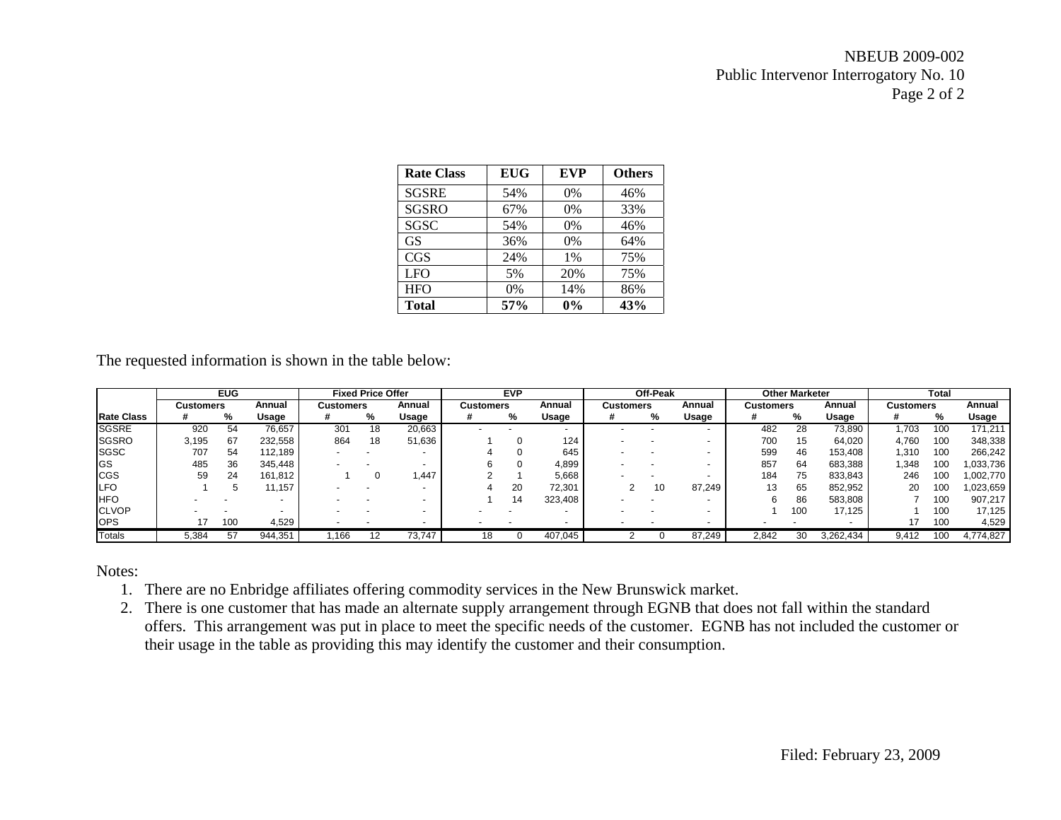| Rate Class | EUG | EVP | Others |
|---|---|---|---|
| SGSRE | 54% | 0% | 46% |
| SGSRO | 67% | 0% | 33% |
| SGSC | 54% | 0% | 46% |
| GS | 36% | 0% | 64% |
| CGS | 24% | 1% | 75% |
| LFO | 5% | 20% | 75% |
| HFO | 0% | 14% | 86% |
| **Total** | **57%** | **0%** | **43%** |

The requested information is shown in the table below:

| | EUG | | | Fixed Price Offer | | | EVP | | | Off-Peak | | | Other Marketer | | | Total | | |
|---|---|---|---|---|---|---|---|---|---|---|---|---|---|---|---|---|---|---|
| | Customers | | Annual | Customers | | Annual | Customers | | Annual | Customers | | Annual | Customers | | Annual | Customers | | Annual |
| Rate Class | # | % | Usage | # | % | Usage | # | % | Usage | # | % | Usage | # | % | Usage | # | % | Usage |
| SGSRE | 920 | 54 | 76,657 | 301 | 18 | 20,663 | - | - | - | - | - | - | 482 | 28 | 73,890 | 1,703 | 100 | 171,211 |
| SGSRO | 3,195 | 67 | 232,558 | 864 | 18 | 51,636 | 1 | 0 | 124 | - | - | - | 700 | 15 | 64,020 | 4,760 | 100 | 348,338 |
| SGSC | 707 | 54 | 112,189 | - | - | - | 4 | 0 | 645 | - | - | - | 599 | 46 | 153,408 | 1,310 | 100 | 266,242 |
| GS | 485 | 36 | 345,448 | - | - | - | 6 | 0 | 4,899 | - | - | - | 857 | 64 | 683,388 | 1,348 | 100 | 1,033,736 |
| CGS | 59 | 24 | 161,812 | 1 | 0 | 1,447 | 2 | 1 | 5,668 | - | - | - | 184 | 75 | 833,843 | 246 | 100 | 1,002,770 |
| LFO | 1 | 5 | 11,157 | - | - | - | 4 | 20 | 72,301 | 2 | 10 | 87,249 | 13 | 65 | 852,952 | 20 | 100 | 1,023,659 |
| HFO | - | - | - | - | - | - | 1 | 14 | 323,408 | - | - | - | 6 | 86 | 583,808 | 7 | 100 | 907,217 |
| CLVOP | - | - | - | - | - | - | - | - | - | - | - | - | 1 | 100 | 17,125 | 1 | 100 | 17,125 |
| OPS | 17 | 100 | 4,529 | - | - | - | - | - | - | - | - | - | - | - | - | 17 | 100 | 4,529 |
| Totals | 5,384 | 57 | 944,351 | 1,166 | 12 | 73,747 | 18 | 0 | 407,045 | 2 | 0 | 87,249 | 2,842 | 30 | 3,262,434 | 9,412 | 100 | 4,774,827 |

Notes:

1. There are no Enbridge affiliates offering commodity services in the New Brunswick market.
2. There is one customer that has made an alternate supply arrangement through EGNB that does not fall within the standard offers. This arrangement was put in place to meet the specific needs of the customer. EGNB has not included the customer or their usage in the table as providing this may identify the customer and their consumption.

Filed: February 23, 2009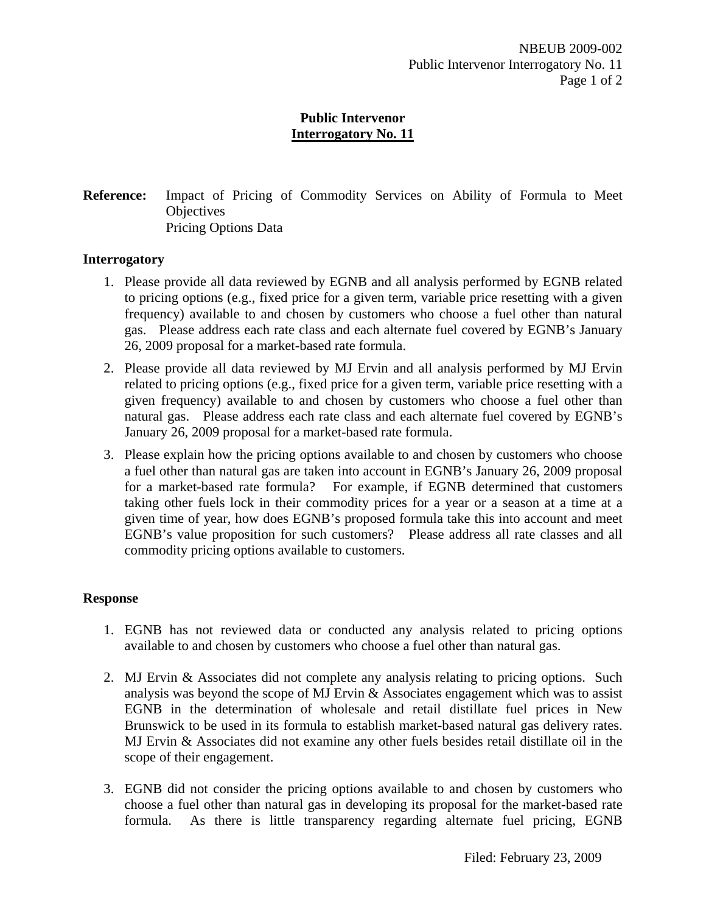## Public Intervenor
## Interrogatory No. 11

**Reference:** Impact of Pricing of Commodity Services on Ability of Formula to Meet Objectives
Pricing Options Data

### Interrogatory

1. Please provide all data reviewed by EGNB and all analysis performed by EGNB related to pricing options (e.g., fixed price for a given term, variable price resetting with a given frequency) available to and chosen by customers who choose a fuel other than natural gas. Please address each rate class and each alternate fuel covered by EGNB's January 26, 2009 proposal for a market-based rate formula.
2. Please provide all data reviewed by MJ Ervin and all analysis performed by MJ Ervin related to pricing options (e.g., fixed price for a given term, variable price resetting with a given frequency) available to and chosen by customers who choose a fuel other than natural gas. Please address each rate class and each alternate fuel covered by EGNB's January 26, 2009 proposal for a market-based rate formula.
3. Please explain how the pricing options available to and chosen by customers who choose a fuel other than natural gas are taken into account in EGNB's January 26, 2009 proposal for a market-based rate formula? For example, if EGNB determined that customers taking other fuels lock in their commodity prices for a year or a season at a time at a given time of year, how does EGNB's proposed formula take this into account and meet EGNB's value proposition for such customers? Please address all rate classes and all commodity pricing options available to customers.

### Response

1. EGNB has not reviewed data or conducted any analysis related to pricing options available to and chosen by customers who choose a fuel other than natural gas.

2. MJ Ervin & Associates did not complete any analysis relating to pricing options. Such analysis was beyond the scope of MJ Ervin & Associates engagement which was to assist EGNB in the determination of wholesale and retail distillate fuel prices in New Brunswick to be used in its formula to establish market-based natural gas delivery rates. MJ Ervin & Associates did not examine any other fuels besides retail distillate oil in the scope of their engagement.

3. EGNB did not consider the pricing options available to and chosen by customers who choose a fuel other than natural gas in developing its proposal for the market-based rate formula. As there is little transparency regarding alternate fuel pricing, EGNB

Filed: February 23, 2009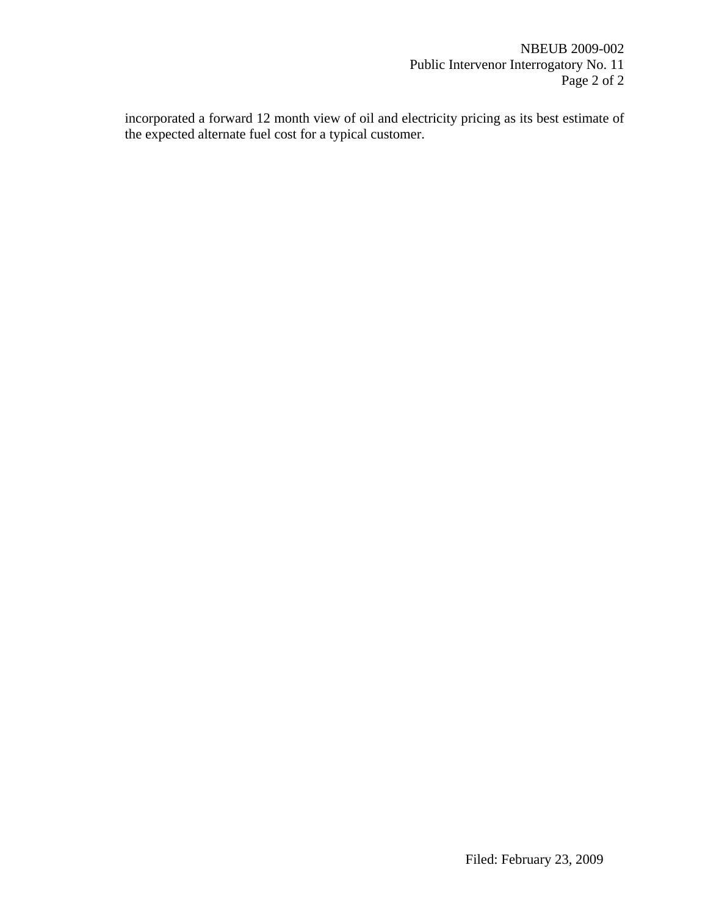incorporated a forward 12 month view of oil and electricity pricing as its best estimate of the expected alternate fuel cost for a typical customer.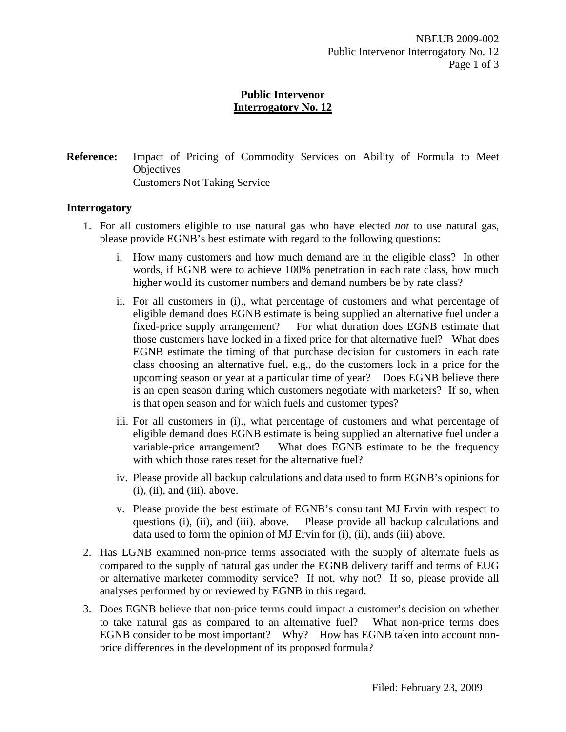**Public Intervenor**
**Interrogatory No. 12**

**Reference:** Impact of Pricing of Commodity Services on Ability of Formula to Meet Objectives
Customers Not Taking Service

**Interrogatory**

1. For all customers eligible to use natural gas who have elected *not* to use natural gas, please provide EGNB's best estimate with regard to the following questions:

   i. How many customers and how much demand are in the eligible class? In other words, if EGNB were to achieve 100% penetration in each rate class, how much higher would its customer numbers and demand numbers be by rate class?

   ii. For all customers in (i)., what percentage of customers and what percentage of eligible demand does EGNB estimate is being supplied an alternative fuel under a fixed-price supply arrangement? For what duration does EGNB estimate that those customers have locked in a fixed price for that alternative fuel? What does EGNB estimate the timing of that purchase decision for customers in each rate class choosing an alternative fuel, e.g., do the customers lock in a price for the upcoming season or year at a particular time of year? Does EGNB believe there is an open season during which customers negotiate with marketers? If so, when is that open season and for which fuels and customer types?

   iii. For all customers in (i)., what percentage of customers and what percentage of eligible demand does EGNB estimate is being supplied an alternative fuel under a variable-price arrangement? What does EGNB estimate to be the frequency with which those rates reset for the alternative fuel?

   iv. Please provide all backup calculations and data used to form EGNB's opinions for (i), (ii), and (iii). above.

   v. Please provide the best estimate of EGNB's consultant MJ Ervin with respect to questions (i), (ii), and (iii). above. Please provide all backup calculations and data used to form the opinion of MJ Ervin for (i), (ii), ands (iii) above.

2. Has EGNB examined non-price terms associated with the supply of alternate fuels as compared to the supply of natural gas under the EGNB delivery tariff and terms of EUG or alternative marketer commodity service? If not, why not? If so, please provide all analyses performed by or reviewed by EGNB in this regard.

3. Does EGNB believe that non-price terms could impact a customer's decision on whether to take natural gas as compared to an alternative fuel? What non-price terms does EGNB consider to be most important? Why? How has EGNB taken into account non-price differences in the development of its proposed formula?

Filed: February 23, 2009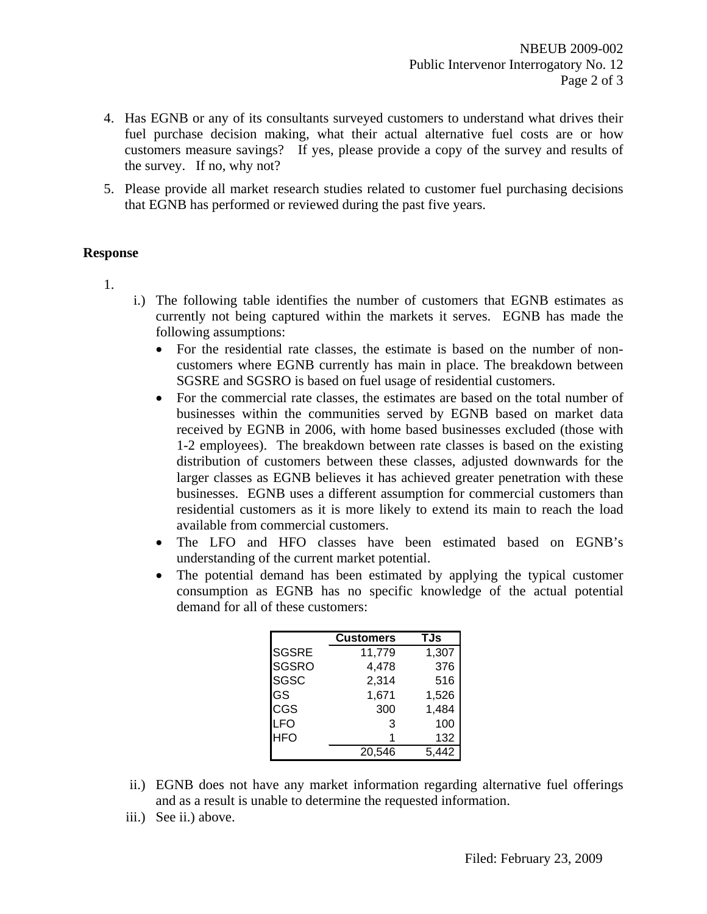4. Has EGNB or any of its consultants surveyed customers to understand what drives their fuel purchase decision making, what their actual alternative fuel costs are or how customers measure savings? If yes, please provide a copy of the survey and results of the survey. If no, why not?

5. Please provide all market research studies related to customer fuel purchasing decisions that EGNB has performed or reviewed during the past five years.

**Response**

1.

i.) The following table identifies the number of customers that EGNB estimates as currently not being captured within the markets it serves. EGNB has made the following assumptions:

- For the residential rate classes, the estimate is based on the number of non-customers where EGNB currently has main in place. The breakdown between SGSRE and SGSRO is based on fuel usage of residential customers.
- For the commercial rate classes, the estimates are based on the total number of businesses within the communities served by EGNB based on market data received by EGNB in 2006, with home based businesses excluded (those with 1-2 employees). The breakdown between rate classes is based on the existing distribution of customers between these classes, adjusted downwards for the larger classes as EGNB believes it has achieved greater penetration with these businesses. EGNB uses a different assumption for commercial customers than residential customers as it is more likely to extend its main to reach the load available from commercial customers.
- The LFO and HFO classes have been estimated based on EGNB's understanding of the current market potential.
- The potential demand has been estimated by applying the typical customer consumption as EGNB has no specific knowledge of the actual potential demand for all of these customers:

| | Customers | TJs |
|---|---|---|
| SGSRE | 11,779 | 1,307 |
| SGSRO | 4,478 | 376 |
| SGSC | 2,314 | 516 |
| GS | 1,671 | 1,526 |
| CGS | 300 | 1,484 |
| LFO | 3 | 100 |
| HFO | 1 | 132 |
| | 20,546 | 5,442 |

ii.) EGNB does not have any market information regarding alternative fuel offerings and as a result is unable to determine the requested information.

iii.) See ii.) above.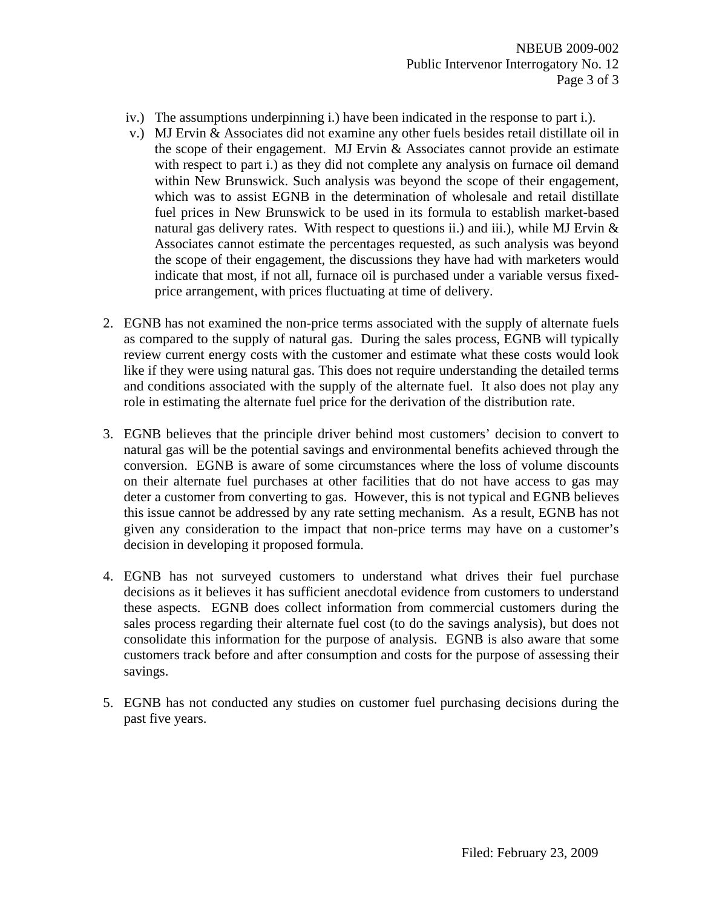iv.) The assumptions underpinning i.) have been indicated in the response to part i.).

v.) MJ Ervin & Associates did not examine any other fuels besides retail distillate oil in the scope of their engagement. MJ Ervin & Associates cannot provide an estimate with respect to part i.) as they did not complete any analysis on furnace oil demand within New Brunswick. Such analysis was beyond the scope of their engagement, which was to assist EGNB in the determination of wholesale and retail distillate fuel prices in New Brunswick to be used in its formula to establish market-based natural gas delivery rates. With respect to questions ii.) and iii.), while MJ Ervin & Associates cannot estimate the percentages requested, as such analysis was beyond the scope of their engagement, the discussions they have had with marketers would indicate that most, if not all, furnace oil is purchased under a variable versus fixed-price arrangement, with prices fluctuating at time of delivery.

2. EGNB has not examined the non-price terms associated with the supply of alternate fuels as compared to the supply of natural gas. During the sales process, EGNB will typically review current energy costs with the customer and estimate what these costs would look like if they were using natural gas. This does not require understanding the detailed terms and conditions associated with the supply of the alternate fuel. It also does not play any role in estimating the alternate fuel price for the derivation of the distribution rate.

3. EGNB believes that the principle driver behind most customers' decision to convert to natural gas will be the potential savings and environmental benefits achieved through the conversion. EGNB is aware of some circumstances where the loss of volume discounts on their alternate fuel purchases at other facilities that do not have access to gas may deter a customer from converting to gas. However, this is not typical and EGNB believes this issue cannot be addressed by any rate setting mechanism. As a result, EGNB has not given any consideration to the impact that non-price terms may have on a customer's decision in developing it proposed formula.

4. EGNB has not surveyed customers to understand what drives their fuel purchase decisions as it believes it has sufficient anecdotal evidence from customers to understand these aspects. EGNB does collect information from commercial customers during the sales process regarding their alternate fuel cost (to do the savings analysis), but does not consolidate this information for the purpose of analysis. EGNB is also aware that some customers track before and after consumption and costs for the purpose of assessing their savings.

5. EGNB has not conducted any studies on customer fuel purchasing decisions during the past five years.

Filed: February 23, 2009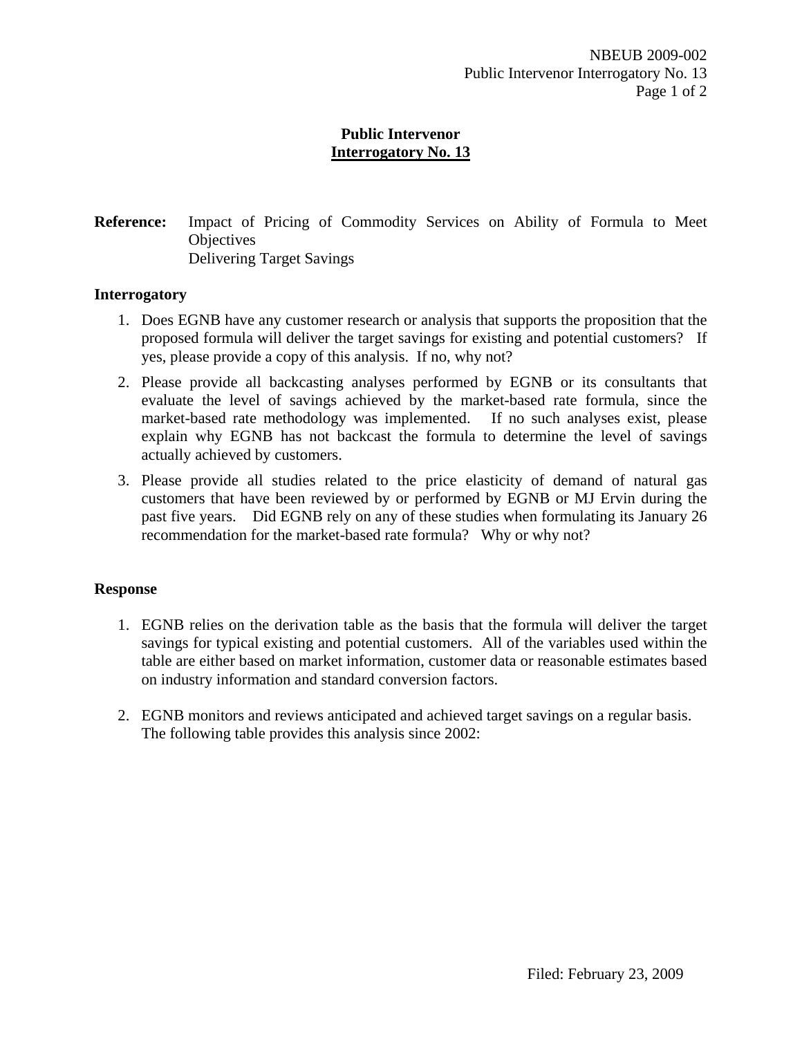## Public Intervenor
## Interrogatory No. 13

**Reference:** Impact of Pricing of Commodity Services on Ability of Formula to Meet Objectives
Delivering Target Savings

### Interrogatory

1. Does EGNB have any customer research or analysis that supports the proposition that the proposed formula will deliver the target savings for existing and potential customers? If yes, please provide a copy of this analysis. If no, why not?
2. Please provide all backcasting analyses performed by EGNB or its consultants that evaluate the level of savings achieved by the market-based rate formula, since the market-based rate methodology was implemented. If no such analyses exist, please explain why EGNB has not backcast the formula to determine the level of savings actually achieved by customers.
3. Please provide all studies related to the price elasticity of demand of natural gas customers that have been reviewed by or performed by EGNB or MJ Ervin during the past five years. Did EGNB rely on any of these studies when formulating its January 26 recommendation for the market-based rate formula? Why or why not?

### Response

1. EGNB relies on the derivation table as the basis that the formula will deliver the target savings for typical existing and potential customers. All of the variables used within the table are either based on market information, customer data or reasonable estimates based on industry information and standard conversion factors.

2. EGNB monitors and reviews anticipated and achieved target savings on a regular basis. The following table provides this analysis since 2002: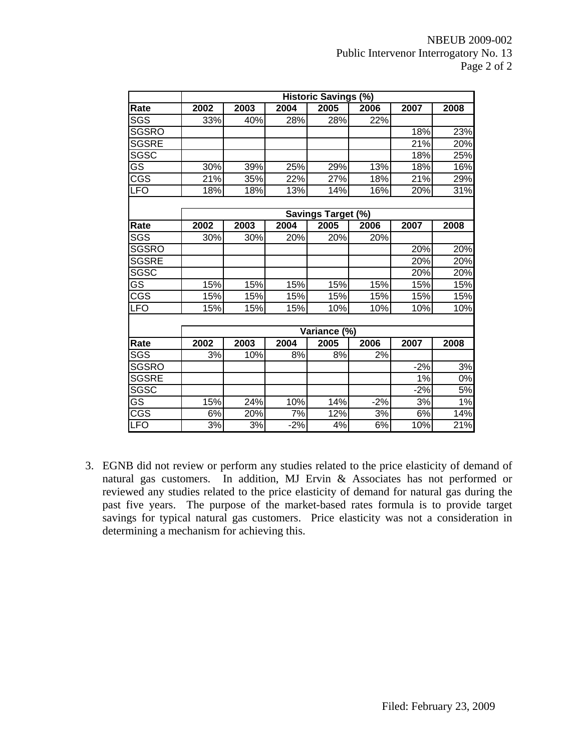| | Historic Savings (%) | | | | | | |
|---|---|---|---|---|---|---|---|
| **Rate** | **2002** | **2003** | **2004** | **2005** | **2006** | **2007** | **2008** |
| SGS | 33% | 40% | 28% | 28% | 22% | | |
| SGSRO | | | | | | 18% | 23% |
| SGSRE | | | | | | 21% | 20% |
| SGSC | | | | | | 18% | 25% |
| GS | 30% | 39% | 25% | 29% | 13% | 18% | 16% |
| CGS | 21% | 35% | 22% | 27% | 18% | 21% | 29% |
| LFO | 18% | 18% | 13% | 14% | 16% | 20% | 31% |

| | Savings Target (%) | | | | | | |
|---|---|---|---|---|---|---|---|
| **Rate** | **2002** | **2003** | **2004** | **2005** | **2006** | **2007** | **2008** |
| SGS | 30% | 30% | 20% | 20% | 20% | | |
| SGSRO | | | | | | 20% | 20% |
| SGSRE | | | | | | 20% | 20% |
| SGSC | | | | | | 20% | 20% |
| GS | 15% | 15% | 15% | 15% | 15% | 15% | 15% |
| CGS | 15% | 15% | 15% | 15% | 15% | 15% | 15% |
| LFO | 15% | 15% | 15% | 10% | 10% | 10% | 10% |

| | Variance (%) | | | | | | |
|---|---|---|---|---|---|---|---|
| **Rate** | **2002** | **2003** | **2004** | **2005** | **2006** | **2007** | **2008** |
| SGS | 3% | 10% | 8% | 8% | 2% | | |
| SGSRO | | | | | | -2% | 3% |
| SGSRE | | | | | | 1% | 0% |
| SGSC | | | | | | -2% | 5% |
| GS | 15% | 24% | 10% | 14% | -2% | 3% | 1% |
| CGS | 6% | 20% | 7% | 12% | 3% | 6% | 14% |
| LFO | 3% | 3% | -2% | 4% | 6% | 10% | 21% |

3. EGNB did not review or perform any studies related to the price elasticity of demand of natural gas customers. In addition, MJ Ervin & Associates has not performed or reviewed any studies related to the price elasticity of demand for natural gas during the past five years. The purpose of the market-based rates formula is to provide target savings for typical natural gas customers. Price elasticity was not a consideration in determining a mechanism for achieving this.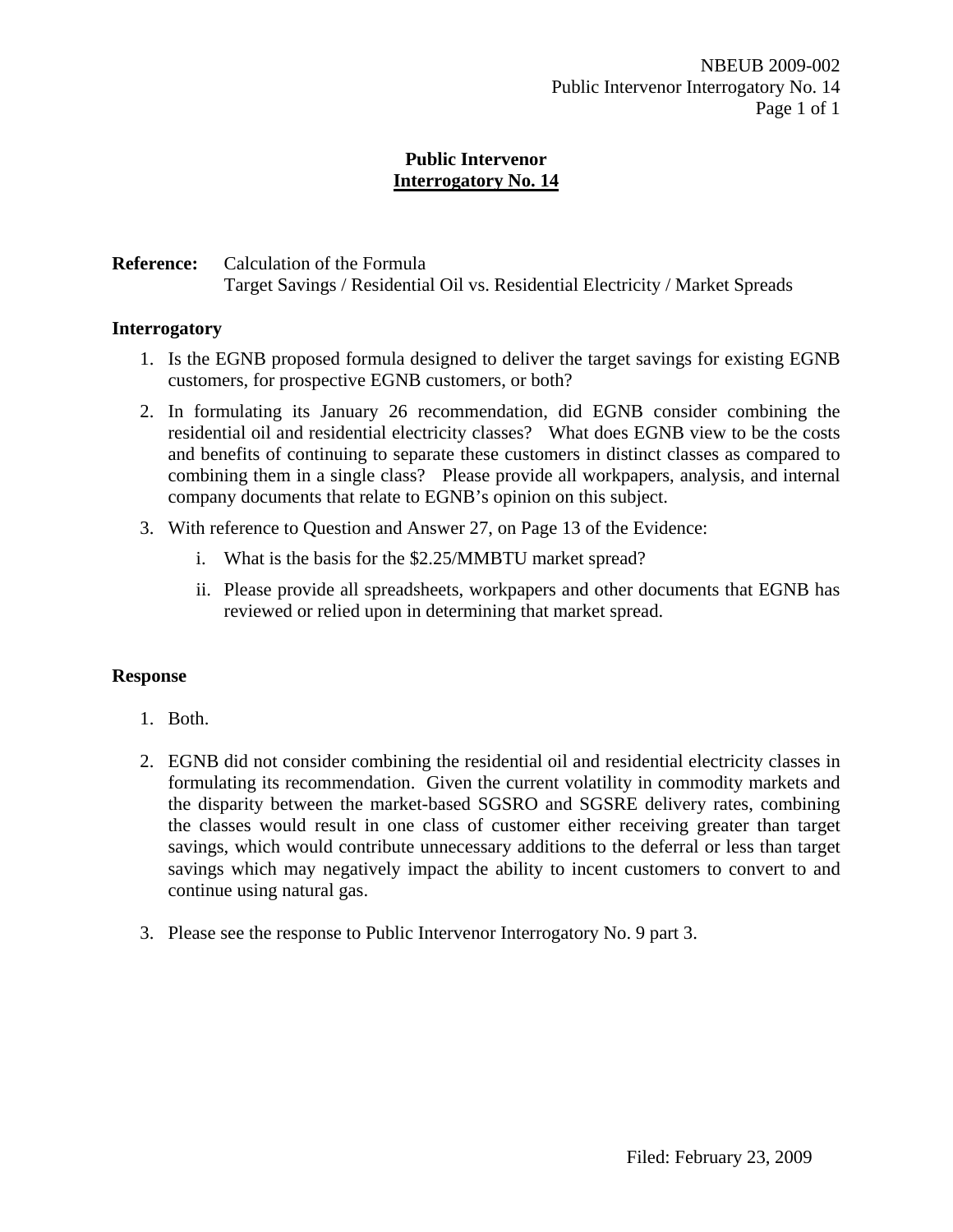# Public Intervenor
## Interrogatory No. 14

**Reference:** Calculation of the Formula
Target Savings / Residential Oil vs. Residential Electricity / Market Spreads

### Interrogatory

1. Is the EGNB proposed formula designed to deliver the target savings for existing EGNB customers, for prospective EGNB customers, or both?
2. In formulating its January 26 recommendation, did EGNB consider combining the residential oil and residential electricity classes? What does EGNB view to be the costs and benefits of continuing to separate these customers in distinct classes as compared to combining them in a single class? Please provide all workpapers, analysis, and internal company documents that relate to EGNB's opinion on this subject.
3. With reference to Question and Answer 27, on Page 13 of the Evidence:
   1. What is the basis for the $2.25/MMBTU market spread?
   2. Please provide all spreadsheets, workpapers and other documents that EGNB has reviewed or relied upon in determining that market spread.

### Response

1. Both.
2. EGNB did not consider combining the residential oil and residential electricity classes in formulating its recommendation. Given the current volatility in commodity markets and the disparity between the market-based SGSRO and SGSRE delivery rates, combining the classes would result in one class of customer either receiving greater than target savings, which would contribute unnecessary additions to the deferral or less than target savings which may negatively impact the ability to incent customers to convert to and continue using natural gas.
3. Please see the response to Public Intervenor Interrogatory No. 9 part 3.

Filed: February 23, 2009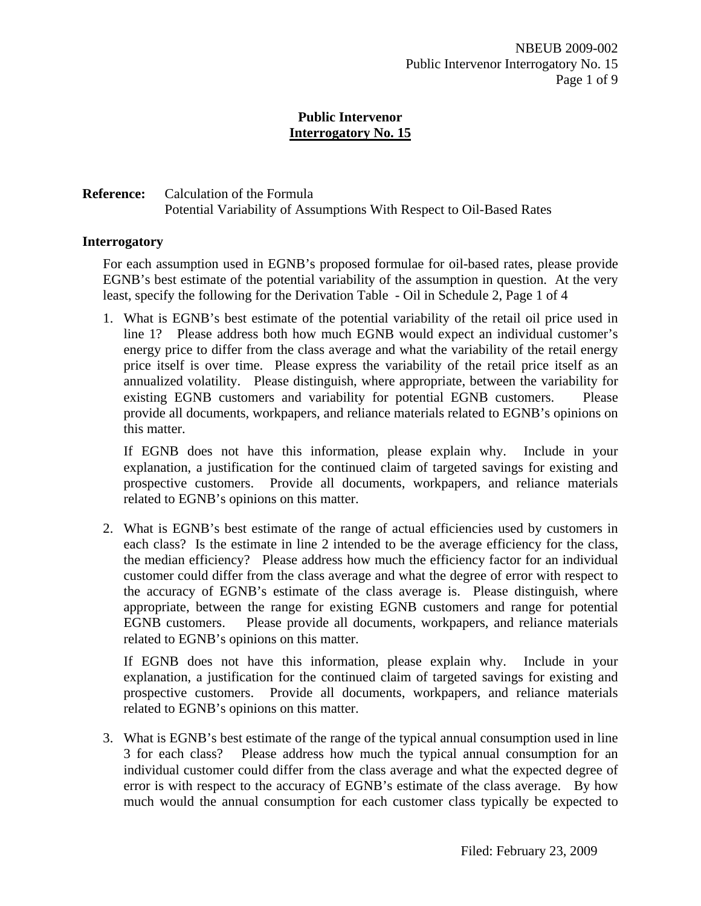**Public Intervenor**
**Interrogatory No. 15**

**Reference:** Calculation of the Formula
Potential Variability of Assumptions With Respect to Oil-Based Rates

**Interrogatory**

For each assumption used in EGNB's proposed formulae for oil-based rates, please provide EGNB's best estimate of the potential variability of the assumption in question. At the very least, specify the following for the Derivation Table - Oil in Schedule 2, Page 1 of 4

1. What is EGNB's best estimate of the potential variability of the retail oil price used in line 1? Please address both how much EGNB would expect an individual customer's energy price to differ from the class average and what the variability of the retail energy price itself is over time. Please express the variability of the retail price itself as an annualized volatility. Please distinguish, where appropriate, between the variability for existing EGNB customers and variability for potential EGNB customers. Please provide all documents, workpapers, and reliance materials related to EGNB's opinions on this matter.

   If EGNB does not have this information, please explain why. Include in your explanation, a justification for the continued claim of targeted savings for existing and prospective customers. Provide all documents, workpapers, and reliance materials related to EGNB's opinions on this matter.

2. What is EGNB's best estimate of the range of actual efficiencies used by customers in each class? Is the estimate in line 2 intended to be the average efficiency for the class, the median efficiency? Please address how much the efficiency factor for an individual customer could differ from the class average and what the degree of error with respect to the accuracy of EGNB's estimate of the class average is. Please distinguish, where appropriate, between the range for existing EGNB customers and range for potential EGNB customers. Please provide all documents, workpapers, and reliance materials related to EGNB's opinions on this matter.

   If EGNB does not have this information, please explain why. Include in your explanation, a justification for the continued claim of targeted savings for existing and prospective customers. Provide all documents, workpapers, and reliance materials related to EGNB's opinions on this matter.

3. What is EGNB's best estimate of the range of the typical annual consumption used in line 3 for each class? Please address how much the typical annual consumption for an individual customer could differ from the class average and what the expected degree of error is with respect to the accuracy of EGNB's estimate of the class average. By how much would the annual consumption for each customer class typically be expected to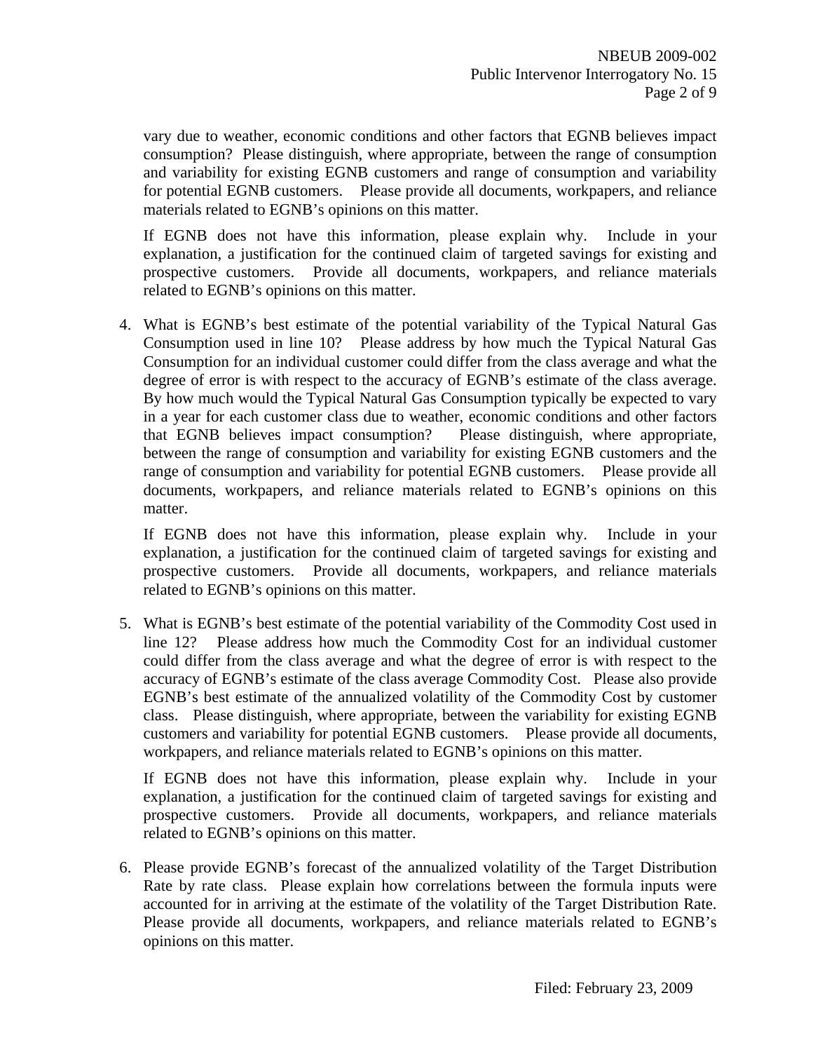vary due to weather, economic conditions and other factors that EGNB believes impact consumption? Please distinguish, where appropriate, between the range of consumption and variability for existing EGNB customers and range of consumption and variability for potential EGNB customers. Please provide all documents, workpapers, and reliance materials related to EGNB's opinions on this matter.

If EGNB does not have this information, please explain why. Include in your explanation, a justification for the continued claim of targeted savings for existing and prospective customers. Provide all documents, workpapers, and reliance materials related to EGNB's opinions on this matter.

4. What is EGNB's best estimate of the potential variability of the Typical Natural Gas Consumption used in line 10? Please address by how much the Typical Natural Gas Consumption for an individual customer could differ from the class average and what the degree of error is with respect to the accuracy of EGNB's estimate of the class average. By how much would the Typical Natural Gas Consumption typically be expected to vary in a year for each customer class due to weather, economic conditions and other factors that EGNB believes impact consumption? Please distinguish, where appropriate, between the range of consumption and variability for existing EGNB customers and the range of consumption and variability for potential EGNB customers. Please provide all documents, workpapers, and reliance materials related to EGNB's opinions on this matter.

   If EGNB does not have this information, please explain why. Include in your explanation, a justification for the continued claim of targeted savings for existing and prospective customers. Provide all documents, workpapers, and reliance materials related to EGNB's opinions on this matter.

5. What is EGNB's best estimate of the potential variability of the Commodity Cost used in line 12? Please address how much the Commodity Cost for an individual customer could differ from the class average and what the degree of error is with respect to the accuracy of EGNB's estimate of the class average Commodity Cost. Please also provide EGNB's best estimate of the annualized volatility of the Commodity Cost by customer class. Please distinguish, where appropriate, between the variability for existing EGNB customers and variability for potential EGNB customers. Please provide all documents, workpapers, and reliance materials related to EGNB's opinions on this matter.

   If EGNB does not have this information, please explain why. Include in your explanation, a justification for the continued claim of targeted savings for existing and prospective customers. Provide all documents, workpapers, and reliance materials related to EGNB's opinions on this matter.

6. Please provide EGNB's forecast of the annualized volatility of the Target Distribution Rate by rate class. Please explain how correlations between the formula inputs were accounted for in arriving at the estimate of the volatility of the Target Distribution Rate. Please provide all documents, workpapers, and reliance materials related to EGNB's opinions on this matter.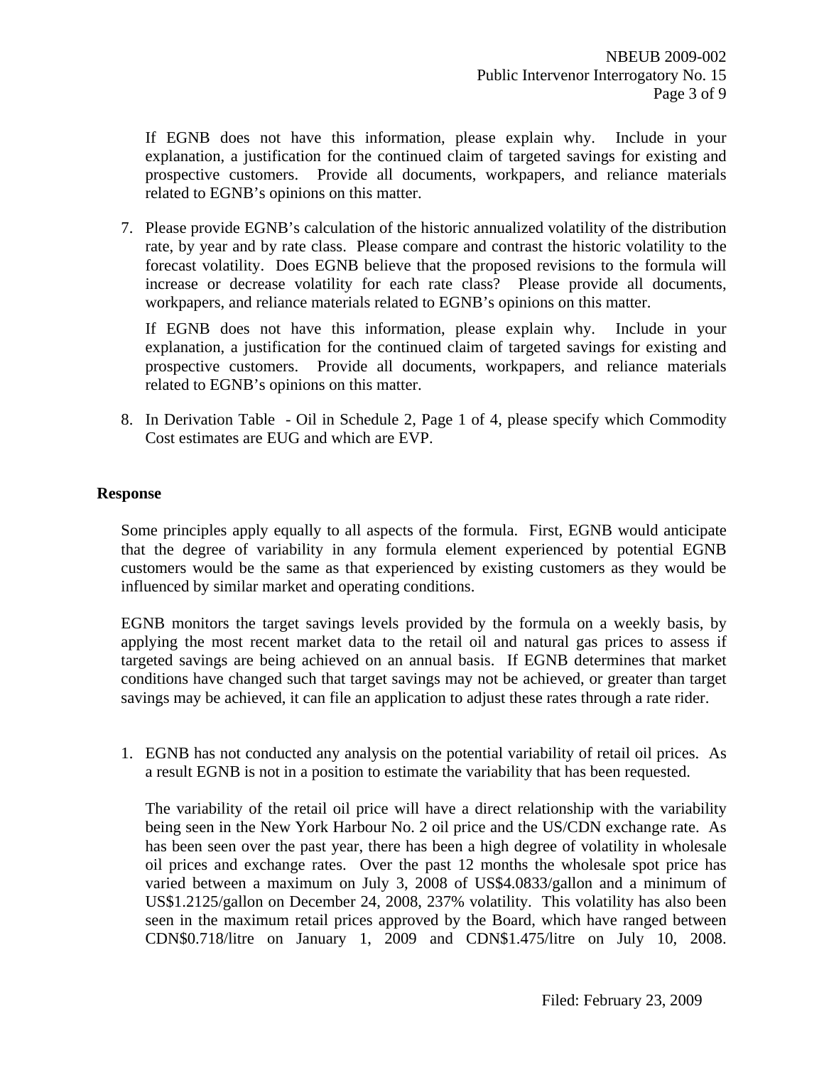If EGNB does not have this information, please explain why. Include in your explanation, a justification for the continued claim of targeted savings for existing and prospective customers. Provide all documents, workpapers, and reliance materials related to EGNB's opinions on this matter.

7. Please provide EGNB's calculation of the historic annualized volatility of the distribution rate, by year and by rate class. Please compare and contrast the historic volatility to the forecast volatility. Does EGNB believe that the proposed revisions to the formula will increase or decrease volatility for each rate class? Please provide all documents, workpapers, and reliance materials related to EGNB's opinions on this matter.

   If EGNB does not have this information, please explain why. Include in your explanation, a justification for the continued claim of targeted savings for existing and prospective customers. Provide all documents, workpapers, and reliance materials related to EGNB's opinions on this matter.

8. In Derivation Table - Oil in Schedule 2, Page 1 of 4, please specify which Commodity Cost estimates are EUG and which are EVP.

## Response

Some principles apply equally to all aspects of the formula. First, EGNB would anticipate that the degree of variability in any formula element experienced by potential EGNB customers would be the same as that experienced by existing customers as they would be influenced by similar market and operating conditions.

EGNB monitors the target savings levels provided by the formula on a weekly basis, by applying the most recent market data to the retail oil and natural gas prices to assess if targeted savings are being achieved on an annual basis. If EGNB determines that market conditions have changed such that target savings may not be achieved, or greater than target savings may be achieved, it can file an application to adjust these rates through a rate rider.

1. EGNB has not conducted any analysis on the potential variability of retail oil prices. As a result EGNB is not in a position to estimate the variability that has been requested.

   The variability of the retail oil price will have a direct relationship with the variability being seen in the New York Harbour No. 2 oil price and the US/CDN exchange rate. As has been seen over the past year, there has been a high degree of volatility in wholesale oil prices and exchange rates. Over the past 12 months the wholesale spot price has varied between a maximum on July 3, 2008 of US$4.0833/gallon and a minimum of US$1.2125/gallon on December 24, 2008, 237% volatility. This volatility has also been seen in the maximum retail prices approved by the Board, which have ranged between CDN$0.718/litre on January 1, 2009 and CDN$1.475/litre on July 10, 2008.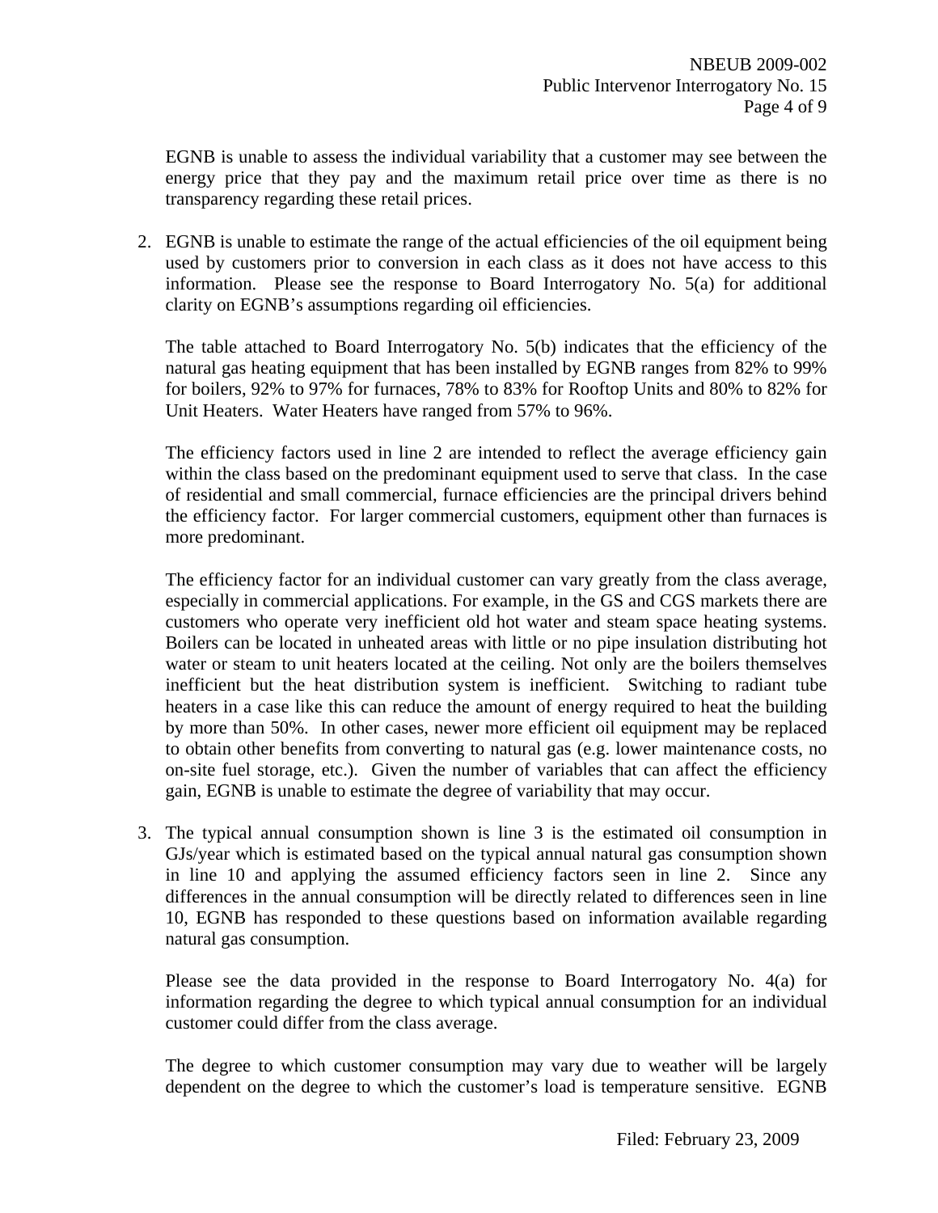EGNB is unable to assess the individual variability that a customer may see between the energy price that they pay and the maximum retail price over time as there is no transparency regarding these retail prices.

2. EGNB is unable to estimate the range of the actual efficiencies of the oil equipment being used by customers prior to conversion in each class as it does not have access to this information. Please see the response to Board Interrogatory No. 5(a) for additional clarity on EGNB's assumptions regarding oil efficiencies.

   The table attached to Board Interrogatory No. 5(b) indicates that the efficiency of the natural gas heating equipment that has been installed by EGNB ranges from 82% to 99% for boilers, 92% to 97% for furnaces, 78% to 83% for Rooftop Units and 80% to 82% for Unit Heaters. Water Heaters have ranged from 57% to 96%.

   The efficiency factors used in line 2 are intended to reflect the average efficiency gain within the class based on the predominant equipment used to serve that class. In the case of residential and small commercial, furnace efficiencies are the principal drivers behind the efficiency factor. For larger commercial customers, equipment other than furnaces is more predominant.

   The efficiency factor for an individual customer can vary greatly from the class average, especially in commercial applications. For example, in the GS and CGS markets there are customers who operate very inefficient old hot water and steam space heating systems. Boilers can be located in unheated areas with little or no pipe insulation distributing hot water or steam to unit heaters located at the ceiling. Not only are the boilers themselves inefficient but the heat distribution system is inefficient. Switching to radiant tube heaters in a case like this can reduce the amount of energy required to heat the building by more than 50%. In other cases, newer more efficient oil equipment may be replaced to obtain other benefits from converting to natural gas (e.g. lower maintenance costs, no on-site fuel storage, etc.). Given the number of variables that can affect the efficiency gain, EGNB is unable to estimate the degree of variability that may occur.

3. The typical annual consumption shown is line 3 is the estimated oil consumption in GJs/year which is estimated based on the typical annual natural gas consumption shown in line 10 and applying the assumed efficiency factors seen in line 2. Since any differences in the annual consumption will be directly related to differences seen in line 10, EGNB has responded to these questions based on information available regarding natural gas consumption.

   Please see the data provided in the response to Board Interrogatory No. 4(a) for information regarding the degree to which typical annual consumption for an individual customer could differ from the class average.

   The degree to which customer consumption may vary due to weather will be largely dependent on the degree to which the customer's load is temperature sensitive. EGNB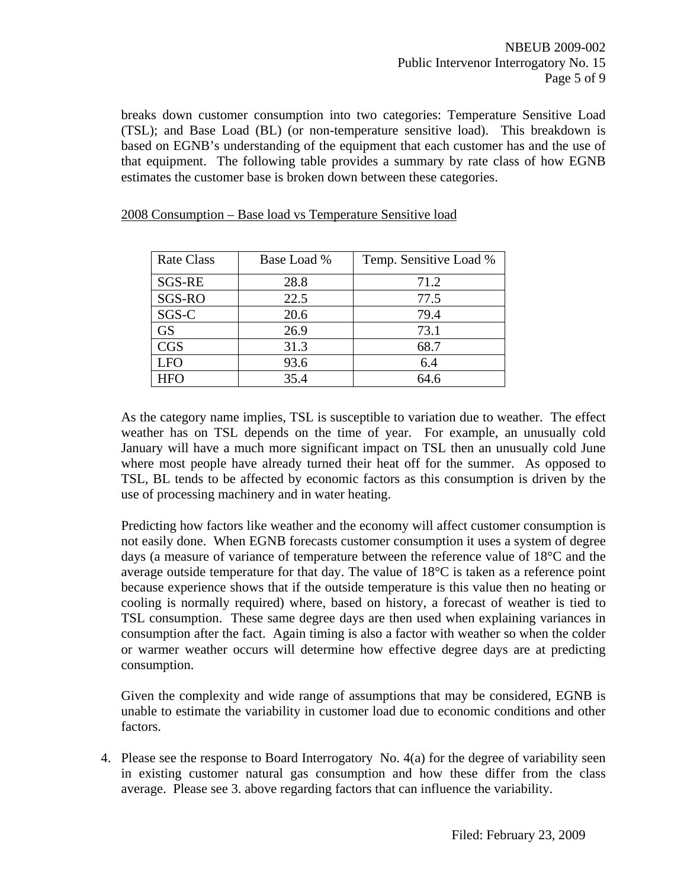breaks down customer consumption into two categories: Temperature Sensitive Load (TSL); and Base Load (BL) (or non-temperature sensitive load). This breakdown is based on EGNB's understanding of the equipment that each customer has and the use of that equipment. The following table provides a summary by rate class of how EGNB estimates the customer base is broken down between these categories.

2008 Consumption – Base load vs Temperature Sensitive load

| Rate Class | Base Load % | Temp. Sensitive Load % |
|---|---|---|
| SGS-RE | 28.8 | 71.2 |
| SGS-RO | 22.5 | 77.5 |
| SGS-C | 20.6 | 79.4 |
| GS | 26.9 | 73.1 |
| CGS | 31.3 | 68.7 |
| LFO | 93.6 | 6.4 |
| HFO | 35.4 | 64.6 |

As the category name implies, TSL is susceptible to variation due to weather. The effect weather has on TSL depends on the time of year. For example, an unusually cold January will have a much more significant impact on TSL then an unusually cold June where most people have already turned their heat off for the summer. As opposed to TSL, BL tends to be affected by economic factors as this consumption is driven by the use of processing machinery and in water heating.

Predicting how factors like weather and the economy will affect customer consumption is not easily done. When EGNB forecasts customer consumption it uses a system of degree days (a measure of variance of temperature between the reference value of 18°C and the average outside temperature for that day. The value of 18°C is taken as a reference point because experience shows that if the outside temperature is this value then no heating or cooling is normally required) where, based on history, a forecast of weather is tied to TSL consumption. These same degree days are then used when explaining variances in consumption after the fact. Again timing is also a factor with weather so when the colder or warmer weather occurs will determine how effective degree days are at predicting consumption.

Given the complexity and wide range of assumptions that may be considered, EGNB is unable to estimate the variability in customer load due to economic conditions and other factors.

4. Please see the response to Board Interrogatory No. 4(a) for the degree of variability seen in existing customer natural gas consumption and how these differ from the class average. Please see 3. above regarding factors that can influence the variability.

Filed: February 23, 2009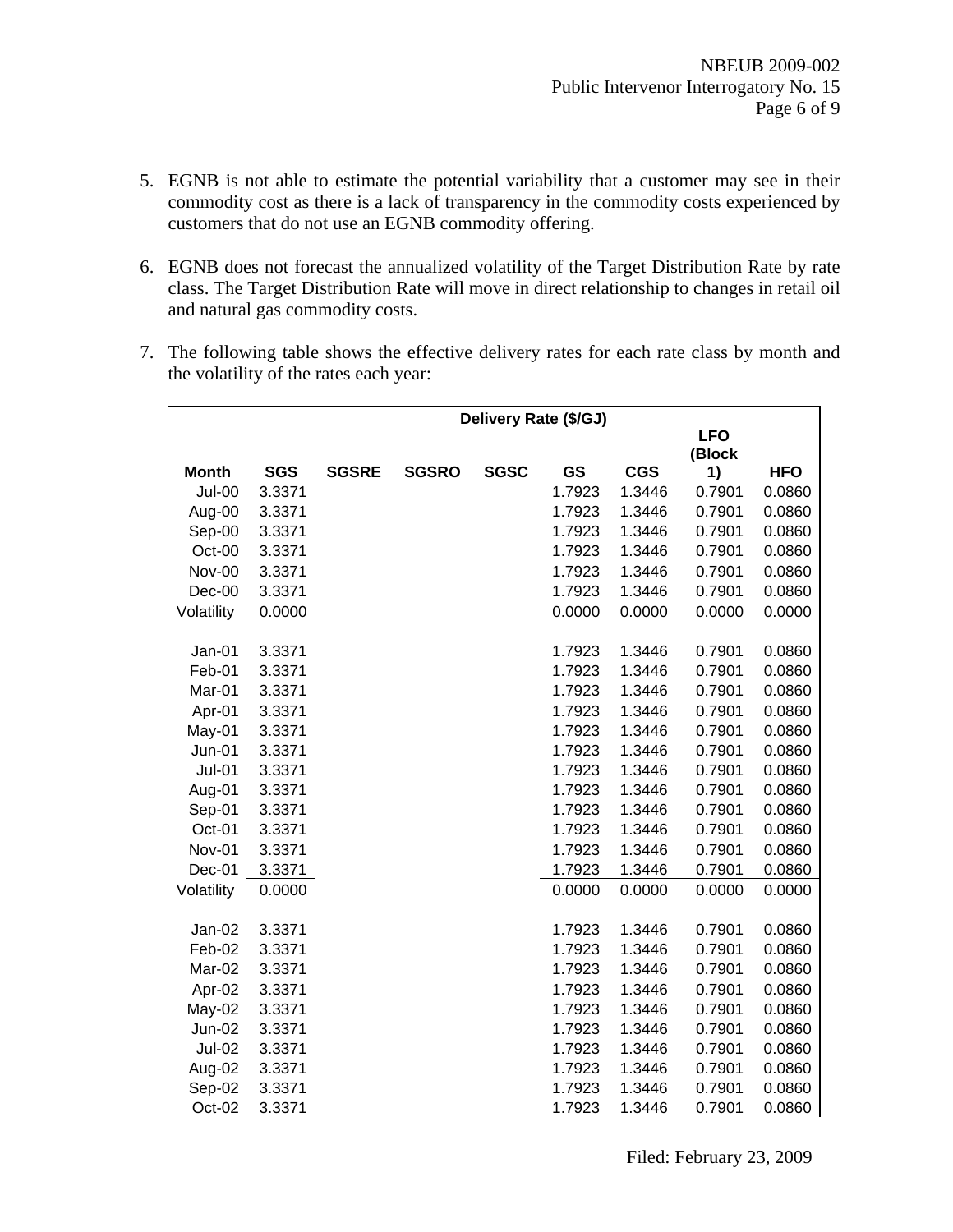5. EGNB is not able to estimate the potential variability that a customer may see in their commodity cost as there is a lack of transparency in the commodity costs experienced by customers that do not use an EGNB commodity offering.

6. EGNB does not forecast the annualized volatility of the Target Distribution Rate by rate class. The Target Distribution Rate will move in direct relationship to changes in retail oil and natural gas commodity costs.

7. The following table shows the effective delivery rates for each rate class by month and the volatility of the rates each year:

| | Delivery Rate ($/GJ) | | | | | | | |
|---|---|---|---|---|---|---|---|---|
| **Month** | **SGS** | **SGSRE** | **SGSRO** | **SGSC** | **GS** | **CGS** | **LFO (Block 1)** | **HFO** |
| Jul-00 | 3.3371 | | | | 1.7923 | 1.3446 | 0.7901 | 0.0860 |
| Aug-00 | 3.3371 | | | | 1.7923 | 1.3446 | 0.7901 | 0.0860 |
| Sep-00 | 3.3371 | | | | 1.7923 | 1.3446 | 0.7901 | 0.0860 |
| Oct-00 | 3.3371 | | | | 1.7923 | 1.3446 | 0.7901 | 0.0860 |
| Nov-00 | 3.3371 | | | | 1.7923 | 1.3446 | 0.7901 | 0.0860 |
| Dec-00 | 3.3371 | | | | 1.7923 | 1.3446 | 0.7901 | 0.0860 |
| Volatility | 0.0000 | | | | 0.0000 | 0.0000 | 0.0000 | 0.0000 |
| | | | | | | | | |
| Jan-01 | 3.3371 | | | | 1.7923 | 1.3446 | 0.7901 | 0.0860 |
| Feb-01 | 3.3371 | | | | 1.7923 | 1.3446 | 0.7901 | 0.0860 |
| Mar-01 | 3.3371 | | | | 1.7923 | 1.3446 | 0.7901 | 0.0860 |
| Apr-01 | 3.3371 | | | | 1.7923 | 1.3446 | 0.7901 | 0.0860 |
| May-01 | 3.3371 | | | | 1.7923 | 1.3446 | 0.7901 | 0.0860 |
| Jun-01 | 3.3371 | | | | 1.7923 | 1.3446 | 0.7901 | 0.0860 |
| Jul-01 | 3.3371 | | | | 1.7923 | 1.3446 | 0.7901 | 0.0860 |
| Aug-01 | 3.3371 | | | | 1.7923 | 1.3446 | 0.7901 | 0.0860 |
| Sep-01 | 3.3371 | | | | 1.7923 | 1.3446 | 0.7901 | 0.0860 |
| Oct-01 | 3.3371 | | | | 1.7923 | 1.3446 | 0.7901 | 0.0860 |
| Nov-01 | 3.3371 | | | | 1.7923 | 1.3446 | 0.7901 | 0.0860 |
| Dec-01 | 3.3371 | | | | 1.7923 | 1.3446 | 0.7901 | 0.0860 |
| Volatility | 0.0000 | | | | 0.0000 | 0.0000 | 0.0000 | 0.0000 |
| | | | | | | | | |
| Jan-02 | 3.3371 | | | | 1.7923 | 1.3446 | 0.7901 | 0.0860 |
| Feb-02 | 3.3371 | | | | 1.7923 | 1.3446 | 0.7901 | 0.0860 |
| Mar-02 | 3.3371 | | | | 1.7923 | 1.3446 | 0.7901 | 0.0860 |
| Apr-02 | 3.3371 | | | | 1.7923 | 1.3446 | 0.7901 | 0.0860 |
| May-02 | 3.3371 | | | | 1.7923 | 1.3446 | 0.7901 | 0.0860 |
| Jun-02 | 3.3371 | | | | 1.7923 | 1.3446 | 0.7901 | 0.0860 |
| Jul-02 | 3.3371 | | | | 1.7923 | 1.3446 | 0.7901 | 0.0860 |
| Aug-02 | 3.3371 | | | | 1.7923 | 1.3446 | 0.7901 | 0.0860 |
| Sep-02 | 3.3371 | | | | 1.7923 | 1.3446 | 0.7901 | 0.0860 |
| Oct-02 | 3.3371 | | | | 1.7923 | 1.3446 | 0.7901 | 0.0860 |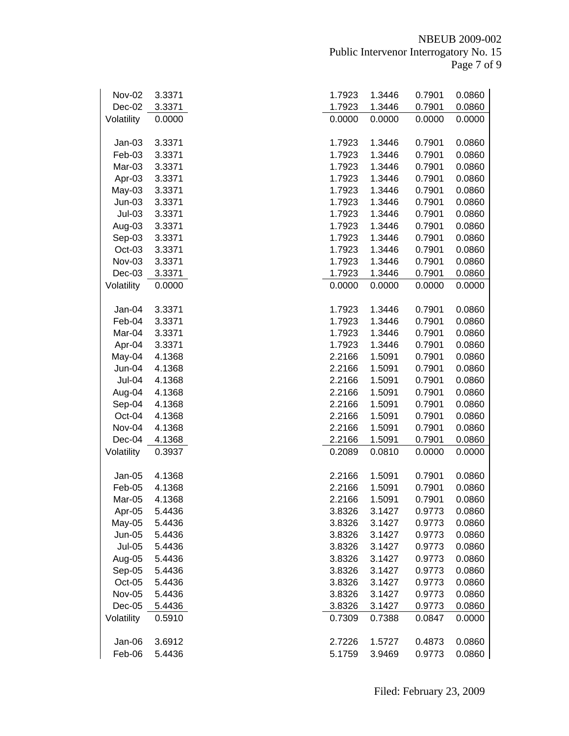| | | | | | |
|---|---|---|---|---|---|
| Nov-02 | 3.3371 | 1.7923 | 1.3446 | 0.7901 | 0.0860 |
| Dec-02 | 3.3371 | 1.7923 | 1.3446 | 0.7901 | 0.0860 |
| Volatility | 0.0000 | 0.0000 | 0.0000 | 0.0000 | 0.0000 |
| | | | | | |
| Jan-03 | 3.3371 | 1.7923 | 1.3446 | 0.7901 | 0.0860 |
| Feb-03 | 3.3371 | 1.7923 | 1.3446 | 0.7901 | 0.0860 |
| Mar-03 | 3.3371 | 1.7923 | 1.3446 | 0.7901 | 0.0860 |
| Apr-03 | 3.3371 | 1.7923 | 1.3446 | 0.7901 | 0.0860 |
| May-03 | 3.3371 | 1.7923 | 1.3446 | 0.7901 | 0.0860 |
| Jun-03 | 3.3371 | 1.7923 | 1.3446 | 0.7901 | 0.0860 |
| Jul-03 | 3.3371 | 1.7923 | 1.3446 | 0.7901 | 0.0860 |
| Aug-03 | 3.3371 | 1.7923 | 1.3446 | 0.7901 | 0.0860 |
| Sep-03 | 3.3371 | 1.7923 | 1.3446 | 0.7901 | 0.0860 |
| Oct-03 | 3.3371 | 1.7923 | 1.3446 | 0.7901 | 0.0860 |
| Nov-03 | 3.3371 | 1.7923 | 1.3446 | 0.7901 | 0.0860 |
| Dec-03 | 3.3371 | 1.7923 | 1.3446 | 0.7901 | 0.0860 |
| Volatility | 0.0000 | 0.0000 | 0.0000 | 0.0000 | 0.0000 |
| | | | | | |
| Jan-04 | 3.3371 | 1.7923 | 1.3446 | 0.7901 | 0.0860 |
| Feb-04 | 3.3371 | 1.7923 | 1.3446 | 0.7901 | 0.0860 |
| Mar-04 | 3.3371 | 1.7923 | 1.3446 | 0.7901 | 0.0860 |
| Apr-04 | 3.3371 | 1.7923 | 1.3446 | 0.7901 | 0.0860 |
| May-04 | 4.1368 | 2.2166 | 1.5091 | 0.7901 | 0.0860 |
| Jun-04 | 4.1368 | 2.2166 | 1.5091 | 0.7901 | 0.0860 |
| Jul-04 | 4.1368 | 2.2166 | 1.5091 | 0.7901 | 0.0860 |
| Aug-04 | 4.1368 | 2.2166 | 1.5091 | 0.7901 | 0.0860 |
| Sep-04 | 4.1368 | 2.2166 | 1.5091 | 0.7901 | 0.0860 |
| Oct-04 | 4.1368 | 2.2166 | 1.5091 | 0.7901 | 0.0860 |
| Nov-04 | 4.1368 | 2.2166 | 1.5091 | 0.7901 | 0.0860 |
| Dec-04 | 4.1368 | 2.2166 | 1.5091 | 0.7901 | 0.0860 |
| Volatility | 0.3937 | 0.2089 | 0.0810 | 0.0000 | 0.0000 |
| | | | | | |
| Jan-05 | 4.1368 | 2.2166 | 1.5091 | 0.7901 | 0.0860 |
| Feb-05 | 4.1368 | 2.2166 | 1.5091 | 0.7901 | 0.0860 |
| Mar-05 | 4.1368 | 2.2166 | 1.5091 | 0.7901 | 0.0860 |
| Apr-05 | 5.4436 | 3.8326 | 3.1427 | 0.9773 | 0.0860 |
| May-05 | 5.4436 | 3.8326 | 3.1427 | 0.9773 | 0.0860 |
| Jun-05 | 5.4436 | 3.8326 | 3.1427 | 0.9773 | 0.0860 |
| Jul-05 | 5.4436 | 3.8326 | 3.1427 | 0.9773 | 0.0860 |
| Aug-05 | 5.4436 | 3.8326 | 3.1427 | 0.9773 | 0.0860 |
| Sep-05 | 5.4436 | 3.8326 | 3.1427 | 0.9773 | 0.0860 |
| Oct-05 | 5.4436 | 3.8326 | 3.1427 | 0.9773 | 0.0860 |
| Nov-05 | 5.4436 | 3.8326 | 3.1427 | 0.9773 | 0.0860 |
| Dec-05 | 5.4436 | 3.8326 | 3.1427 | 0.9773 | 0.0860 |
| Volatility | 0.5910 | 0.7309 | 0.7388 | 0.0847 | 0.0000 |
| | | | | | |
| Jan-06 | 3.6912 | 2.7226 | 1.5727 | 0.4873 | 0.0860 |
| Feb-06 | 5.4436 | 5.1759 | 3.9469 | 0.9773 | 0.0860 |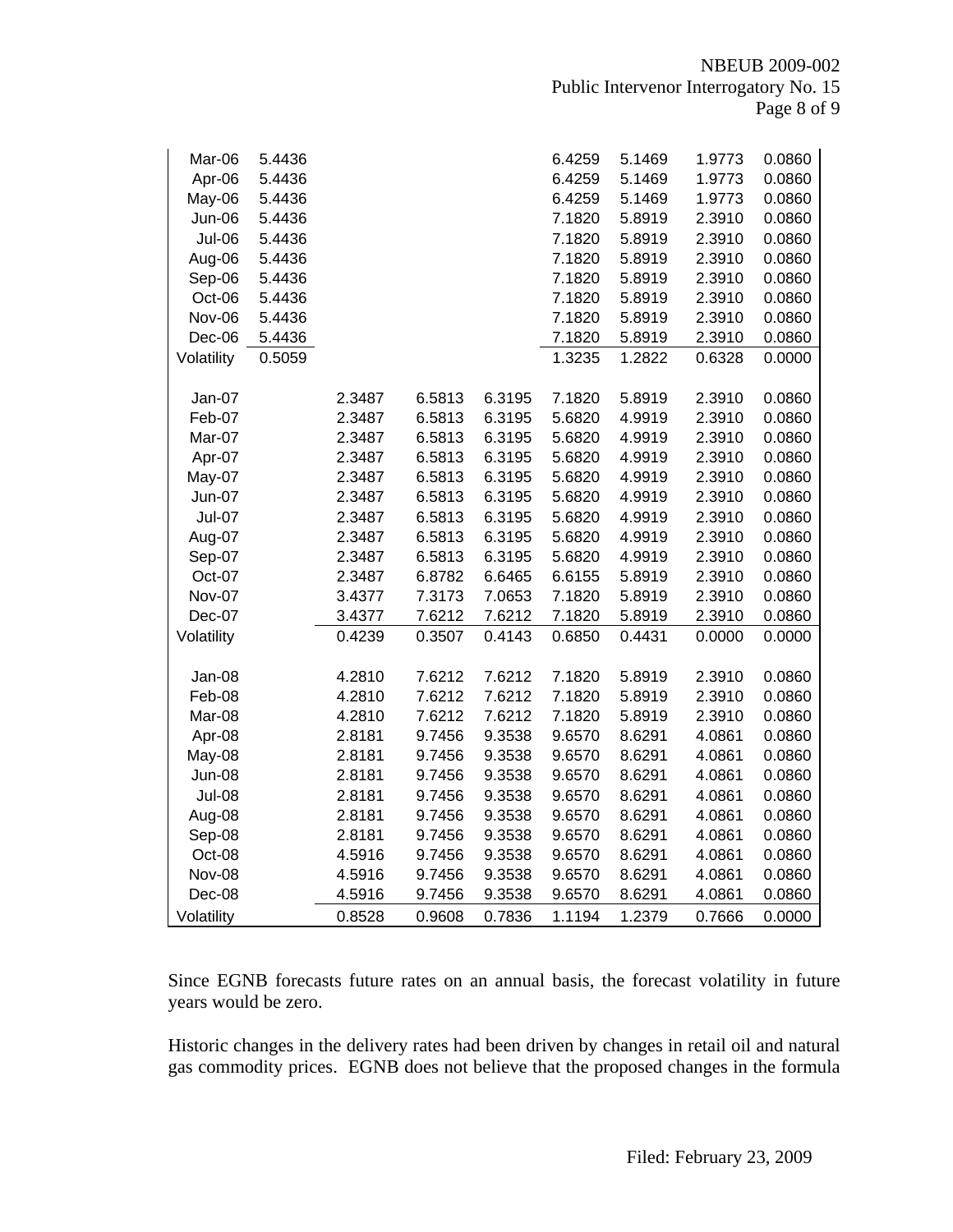| | | | | | | | | |
|---|---|---|---|---|---|---|---|---|
| Mar-06 | 5.4436 | | | | 6.4259 | 5.1469 | 1.9773 | 0.0860 |
| Apr-06 | 5.4436 | | | | 6.4259 | 5.1469 | 1.9773 | 0.0860 |
| May-06 | 5.4436 | | | | 6.4259 | 5.1469 | 1.9773 | 0.0860 |
| Jun-06 | 5.4436 | | | | 7.1820 | 5.8919 | 2.3910 | 0.0860 |
| Jul-06 | 5.4436 | | | | 7.1820 | 5.8919 | 2.3910 | 0.0860 |
| Aug-06 | 5.4436 | | | | 7.1820 | 5.8919 | 2.3910 | 0.0860 |
| Sep-06 | 5.4436 | | | | 7.1820 | 5.8919 | 2.3910 | 0.0860 |
| Oct-06 | 5.4436 | | | | 7.1820 | 5.8919 | 2.3910 | 0.0860 |
| Nov-06 | 5.4436 | | | | 7.1820 | 5.8919 | 2.3910 | 0.0860 |
| Dec-06 | 5.4436 | | | | 7.1820 | 5.8919 | 2.3910 | 0.0860 |
| Volatility | 0.5059 | | | | 1.3235 | 1.2822 | 0.6328 | 0.0000 |
| | | | | | | | | |
| Jan-07 | | 2.3487 | 6.5813 | 6.3195 | 7.1820 | 5.8919 | 2.3910 | 0.0860 |
| Feb-07 | | 2.3487 | 6.5813 | 6.3195 | 5.6820 | 4.9919 | 2.3910 | 0.0860 |
| Mar-07 | | 2.3487 | 6.5813 | 6.3195 | 5.6820 | 4.9919 | 2.3910 | 0.0860 |
| Apr-07 | | 2.3487 | 6.5813 | 6.3195 | 5.6820 | 4.9919 | 2.3910 | 0.0860 |
| May-07 | | 2.3487 | 6.5813 | 6.3195 | 5.6820 | 4.9919 | 2.3910 | 0.0860 |
| Jun-07 | | 2.3487 | 6.5813 | 6.3195 | 5.6820 | 4.9919 | 2.3910 | 0.0860 |
| Jul-07 | | 2.3487 | 6.5813 | 6.3195 | 5.6820 | 4.9919 | 2.3910 | 0.0860 |
| Aug-07 | | 2.3487 | 6.5813 | 6.3195 | 5.6820 | 4.9919 | 2.3910 | 0.0860 |
| Sep-07 | | 2.3487 | 6.5813 | 6.3195 | 5.6820 | 4.9919 | 2.3910 | 0.0860 |
| Oct-07 | | 2.3487 | 6.8782 | 6.6465 | 6.6155 | 5.8919 | 2.3910 | 0.0860 |
| Nov-07 | | 3.4377 | 7.3173 | 7.0653 | 7.1820 | 5.8919 | 2.3910 | 0.0860 |
| Dec-07 | | 3.4377 | 7.6212 | 7.6212 | 7.1820 | 5.8919 | 2.3910 | 0.0860 |
| Volatility | | 0.4239 | 0.3507 | 0.4143 | 0.6850 | 0.4431 | 0.0000 | 0.0000 |
| | | | | | | | | |
| Jan-08 | | 4.2810 | 7.6212 | 7.6212 | 7.1820 | 5.8919 | 2.3910 | 0.0860 |
| Feb-08 | | 4.2810 | 7.6212 | 7.6212 | 7.1820 | 5.8919 | 2.3910 | 0.0860 |
| Mar-08 | | 4.2810 | 7.6212 | 7.6212 | 7.1820 | 5.8919 | 2.3910 | 0.0860 |
| Apr-08 | | 2.8181 | 9.7456 | 9.3538 | 9.6570 | 8.6291 | 4.0861 | 0.0860 |
| May-08 | | 2.8181 | 9.7456 | 9.3538 | 9.6570 | 8.6291 | 4.0861 | 0.0860 |
| Jun-08 | | 2.8181 | 9.7456 | 9.3538 | 9.6570 | 8.6291 | 4.0861 | 0.0860 |
| Jul-08 | | 2.8181 | 9.7456 | 9.3538 | 9.6570 | 8.6291 | 4.0861 | 0.0860 |
| Aug-08 | | 2.8181 | 9.7456 | 9.3538 | 9.6570 | 8.6291 | 4.0861 | 0.0860 |
| Sep-08 | | 2.8181 | 9.7456 | 9.3538 | 9.6570 | 8.6291 | 4.0861 | 0.0860 |
| Oct-08 | | 4.5916 | 9.7456 | 9.3538 | 9.6570 | 8.6291 | 4.0861 | 0.0860 |
| Nov-08 | | 4.5916 | 9.7456 | 9.3538 | 9.6570 | 8.6291 | 4.0861 | 0.0860 |
| Dec-08 | | 4.5916 | 9.7456 | 9.3538 | 9.6570 | 8.6291 | 4.0861 | 0.0860 |
| Volatility | | 0.8528 | 0.9608 | 0.7836 | 1.1194 | 1.2379 | 0.7666 | 0.0000 |

Since EGNB forecasts future rates on an annual basis, the forecast volatility in future years would be zero.

Historic changes in the delivery rates had been driven by changes in retail oil and natural gas commodity prices. EGNB does not believe that the proposed changes in the formula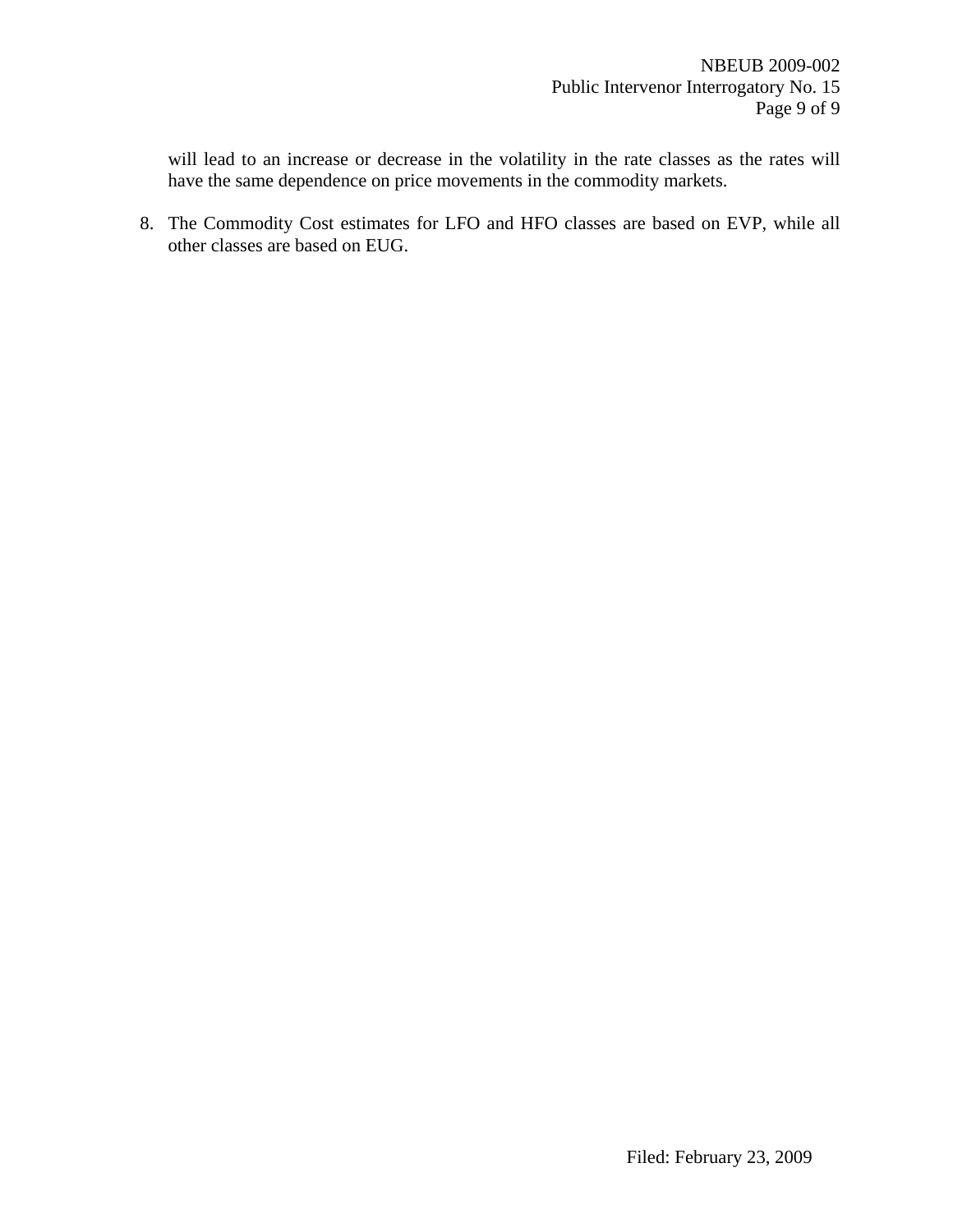will lead to an increase or decrease in the volatility in the rate classes as the rates will have the same dependence on price movements in the commodity markets.

8. The Commodity Cost estimates for LFO and HFO classes are based on EVP, while all other classes are based on EUG.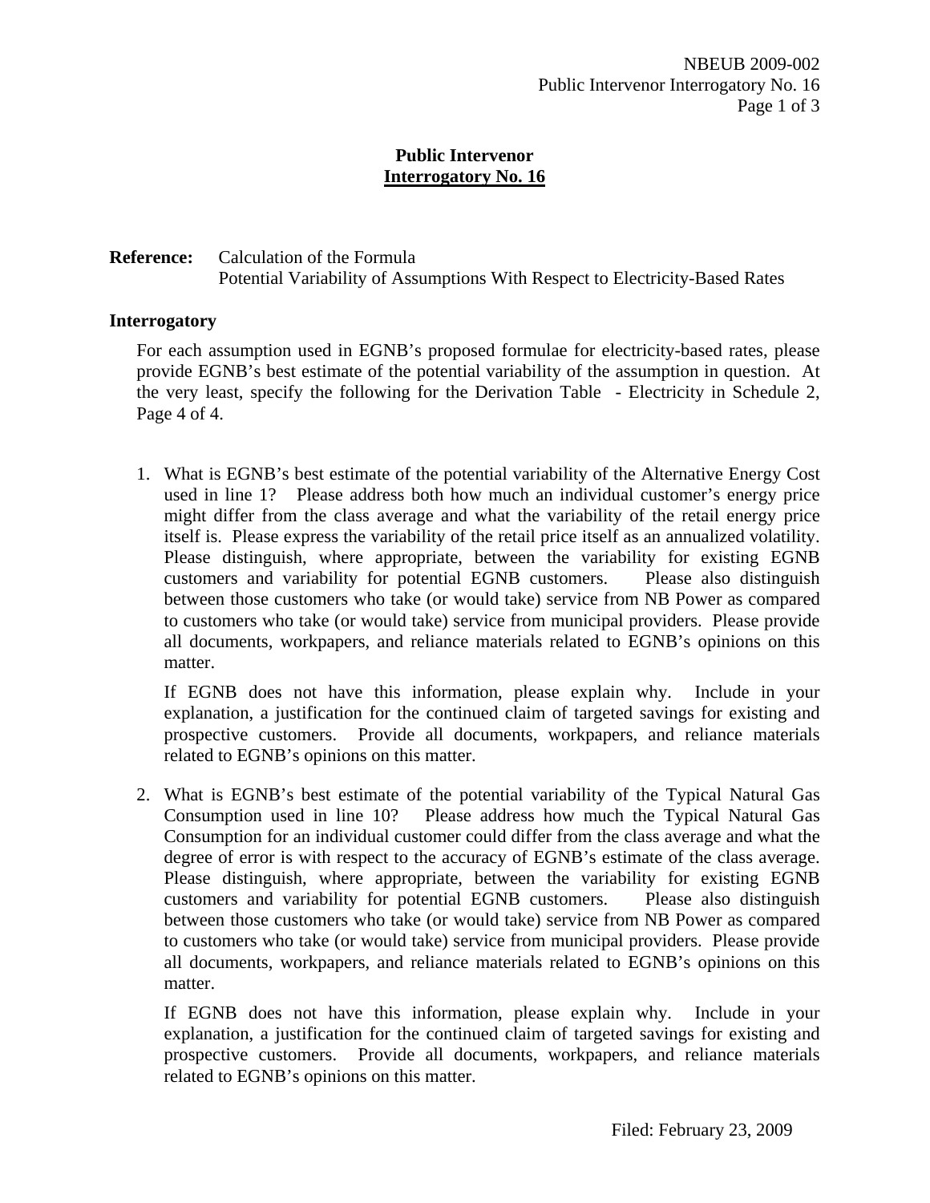**Public Intervenor**
**Interrogatory No. 16**

**Reference:** Calculation of the Formula
Potential Variability of Assumptions With Respect to Electricity-Based Rates

**Interrogatory**

For each assumption used in EGNB's proposed formulae for electricity-based rates, please provide EGNB's best estimate of the potential variability of the assumption in question. At the very least, specify the following for the Derivation Table - Electricity in Schedule 2, Page 4 of 4.

1. What is EGNB's best estimate of the potential variability of the Alternative Energy Cost used in line 1? Please address both how much an individual customer's energy price might differ from the class average and what the variability of the retail energy price itself is. Please express the variability of the retail price itself as an annualized volatility. Please distinguish, where appropriate, between the variability for existing EGNB customers and variability for potential EGNB customers. Please also distinguish between those customers who take (or would take) service from NB Power as compared to customers who take (or would take) service from municipal providers. Please provide all documents, workpapers, and reliance materials related to EGNB's opinions on this matter.

   If EGNB does not have this information, please explain why. Include in your explanation, a justification for the continued claim of targeted savings for existing and prospective customers. Provide all documents, workpapers, and reliance materials related to EGNB's opinions on this matter.

2. What is EGNB's best estimate of the potential variability of the Typical Natural Gas Consumption used in line 10? Please address how much the Typical Natural Gas Consumption for an individual customer could differ from the class average and what the degree of error is with respect to the accuracy of EGNB's estimate of the class average. Please distinguish, where appropriate, between the variability for existing EGNB customers and variability for potential EGNB customers. Please also distinguish between those customers who take (or would take) service from NB Power as compared to customers who take (or would take) service from municipal providers. Please provide all documents, workpapers, and reliance materials related to EGNB's opinions on this matter.

   If EGNB does not have this information, please explain why. Include in your explanation, a justification for the continued claim of targeted savings for existing and prospective customers. Provide all documents, workpapers, and reliance materials related to EGNB's opinions on this matter.

Filed: February 23, 2009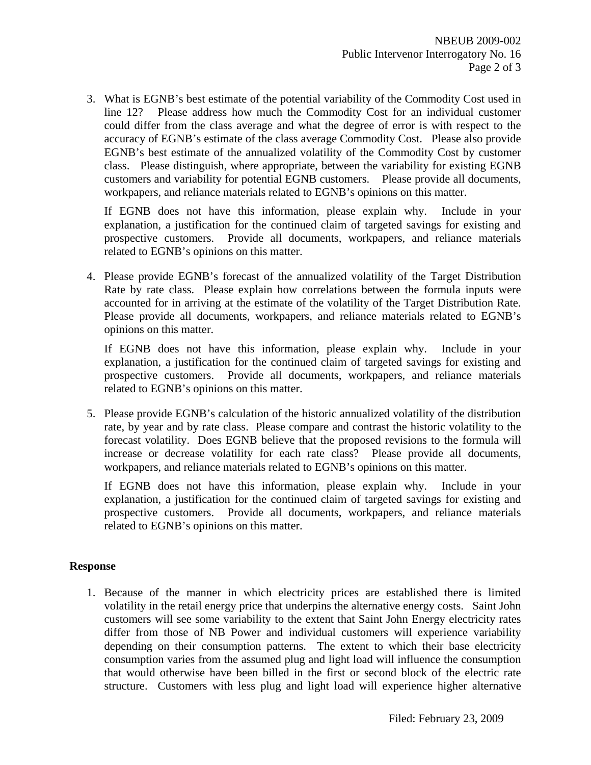3. What is EGNB's best estimate of the potential variability of the Commodity Cost used in line 12? Please address how much the Commodity Cost for an individual customer could differ from the class average and what the degree of error is with respect to the accuracy of EGNB's estimate of the class average Commodity Cost. Please also provide EGNB's best estimate of the annualized volatility of the Commodity Cost by customer class. Please distinguish, where appropriate, between the variability for existing EGNB customers and variability for potential EGNB customers. Please provide all documents, workpapers, and reliance materials related to EGNB's opinions on this matter.

   If EGNB does not have this information, please explain why. Include in your explanation, a justification for the continued claim of targeted savings for existing and prospective customers. Provide all documents, workpapers, and reliance materials related to EGNB's opinions on this matter.

4. Please provide EGNB's forecast of the annualized volatility of the Target Distribution Rate by rate class. Please explain how correlations between the formula inputs were accounted for in arriving at the estimate of the volatility of the Target Distribution Rate. Please provide all documents, workpapers, and reliance materials related to EGNB's opinions on this matter.

   If EGNB does not have this information, please explain why. Include in your explanation, a justification for the continued claim of targeted savings for existing and prospective customers. Provide all documents, workpapers, and reliance materials related to EGNB's opinions on this matter.

5. Please provide EGNB's calculation of the historic annualized volatility of the distribution rate, by year and by rate class. Please compare and contrast the historic volatility to the forecast volatility. Does EGNB believe that the proposed revisions to the formula will increase or decrease volatility for each rate class? Please provide all documents, workpapers, and reliance materials related to EGNB's opinions on this matter.

   If EGNB does not have this information, please explain why. Include in your explanation, a justification for the continued claim of targeted savings for existing and prospective customers. Provide all documents, workpapers, and reliance materials related to EGNB's opinions on this matter.

## Response

1. Because of the manner in which electricity prices are established there is limited volatility in the retail energy price that underpins the alternative energy costs. Saint John customers will see some variability to the extent that Saint John Energy electricity rates differ from those of NB Power and individual customers will experience variability depending on their consumption patterns. The extent to which their base electricity consumption varies from the assumed plug and light load will influence the consumption that would otherwise have been billed in the first or second block of the electric rate structure. Customers with less plug and light load will experience higher alternative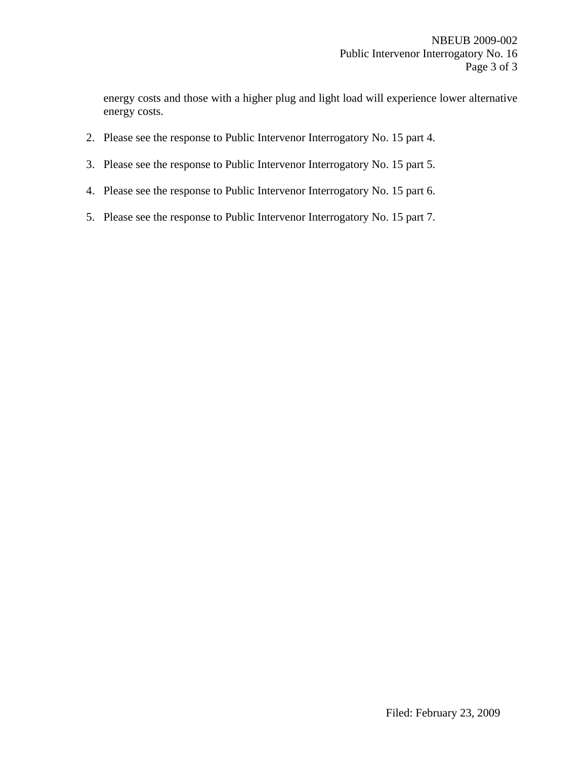energy costs and those with a higher plug and light load will experience lower alternative energy costs.

2. Please see the response to Public Intervenor Interrogatory No. 15 part 4.
3. Please see the response to Public Intervenor Interrogatory No. 15 part 5.
4. Please see the response to Public Intervenor Interrogatory No. 15 part 6.
5. Please see the response to Public Intervenor Interrogatory No. 15 part 7.

Filed: February 23, 2009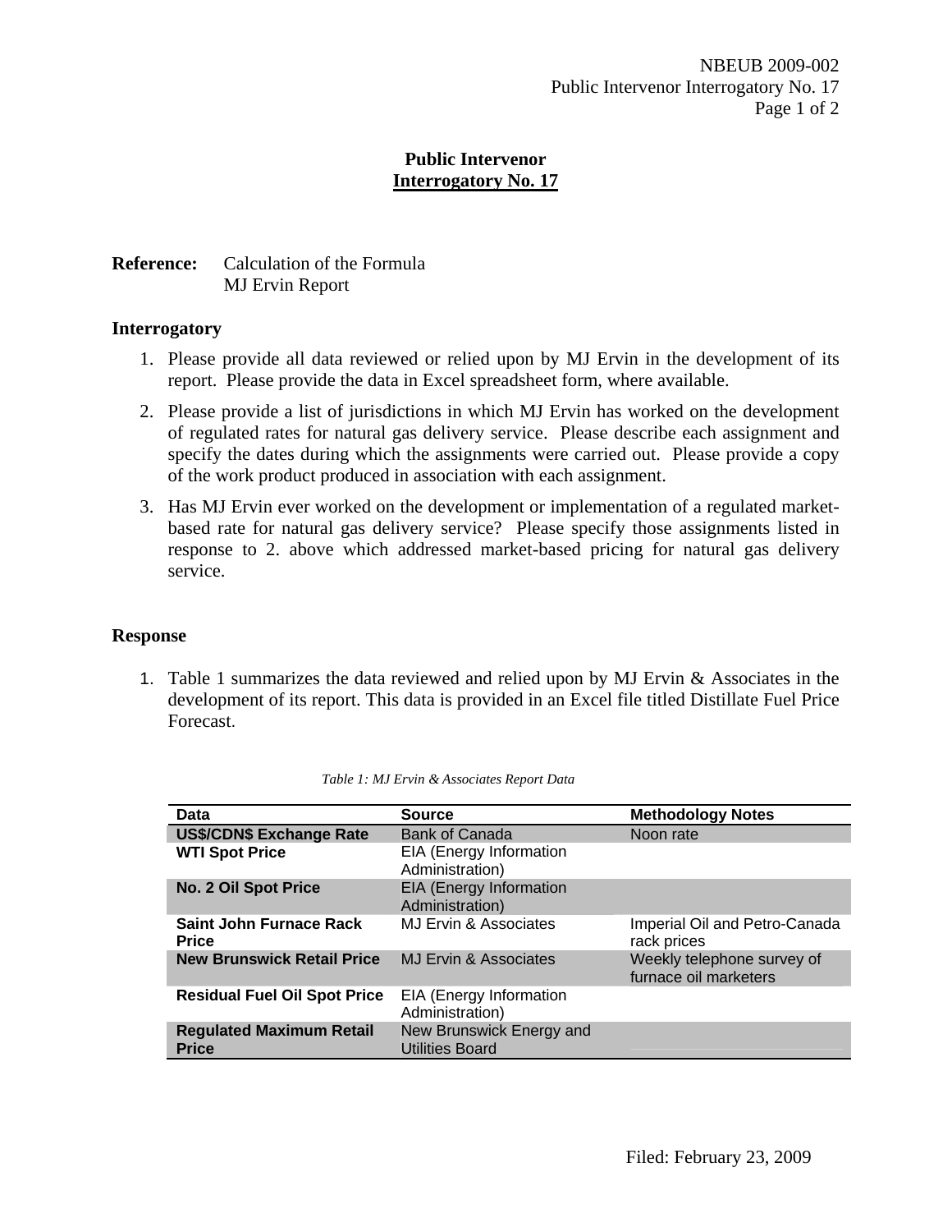## Public Intervenor
## Interrogatory No. 17

**Reference:** Calculation of the Formula
MJ Ervin Report

### Interrogatory

1. Please provide all data reviewed or relied upon by MJ Ervin in the development of its report. Please provide the data in Excel spreadsheet form, where available.
2. Please provide a list of jurisdictions in which MJ Ervin has worked on the development of regulated rates for natural gas delivery service. Please describe each assignment and specify the dates during which the assignments were carried out. Please provide a copy of the work product produced in association with each assignment.
3. Has MJ Ervin ever worked on the development or implementation of a regulated market-based rate for natural gas delivery service? Please specify those assignments listed in response to 2. above which addressed market-based pricing for natural gas delivery service.

### Response

1. Table 1 summarizes the data reviewed and relied upon by MJ Ervin & Associates in the development of its report. This data is provided in an Excel file titled Distillate Fuel Price Forecast.

*Table 1: MJ Ervin & Associates Report Data*

| Data | Source | Methodology Notes |
|---|---|---|
| **US$/CDN$ Exchange Rate** | Bank of Canada | Noon rate |
| **WTI Spot Price** | EIA (Energy Information Administration) | |
| **No. 2 Oil Spot Price** | EIA (Energy Information Administration) | |
| **Saint John Furnace Rack Price** | MJ Ervin & Associates | Imperial Oil and Petro-Canada rack prices |
| **New Brunswick Retail Price** | MJ Ervin & Associates | Weekly telephone survey of furnace oil marketers |
| **Residual Fuel Oil Spot Price** | EIA (Energy Information Administration) | |
| **Regulated Maximum Retail Price** | New Brunswick Energy and Utilities Board | |

Filed: February 23, 2009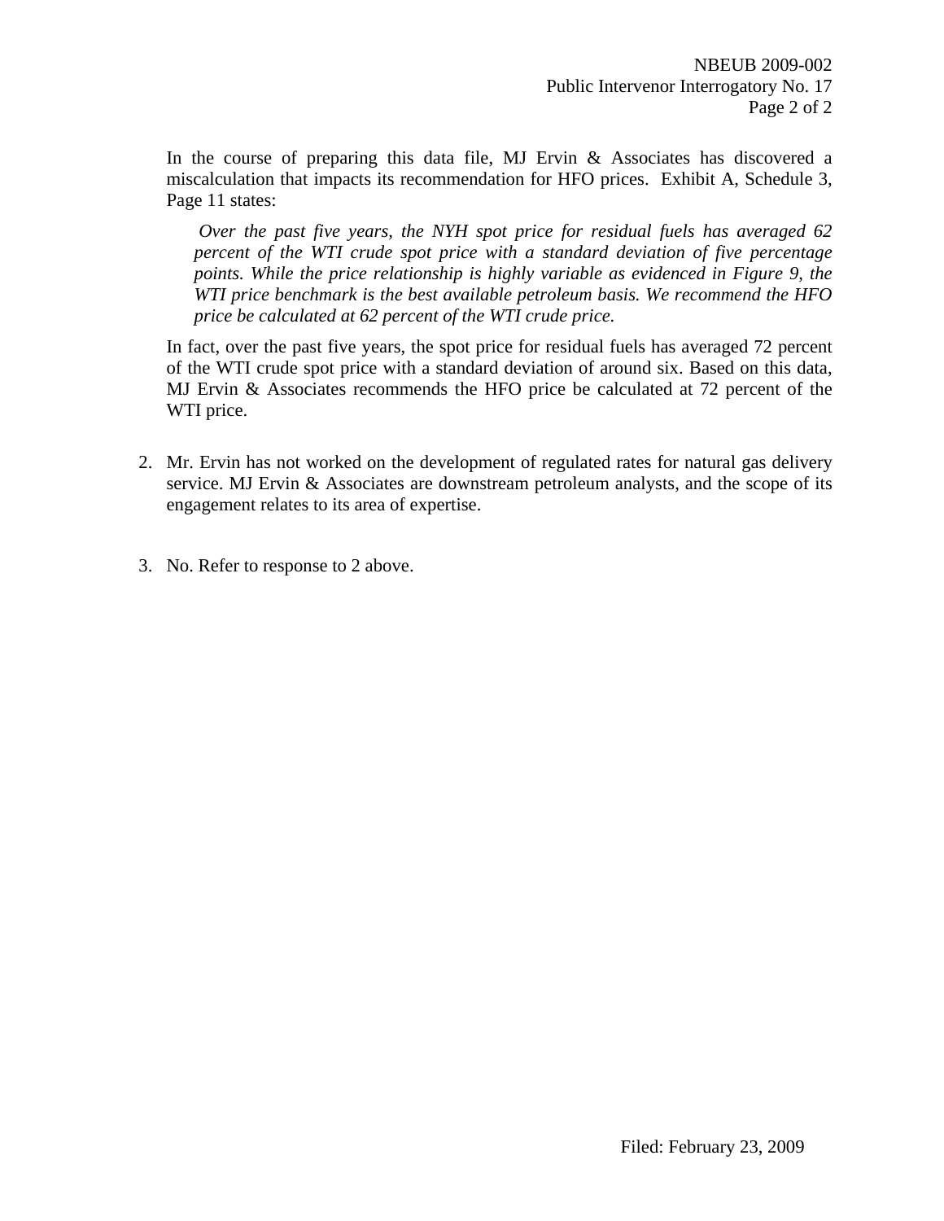In the course of preparing this data file, MJ Ervin & Associates has discovered a miscalculation that impacts its recommendation for HFO prices. Exhibit A, Schedule 3, Page 11 states:

> *Over the past five years, the NYH spot price for residual fuels has averaged 62 percent of the WTI crude spot price with a standard deviation of five percentage points. While the price relationship is highly variable as evidenced in Figure 9, the WTI price benchmark is the best available petroleum basis. We recommend the HFO price be calculated at 62 percent of the WTI crude price.*

In fact, over the past five years, the spot price for residual fuels has averaged 72 percent of the WTI crude spot price with a standard deviation of around six. Based on this data, MJ Ervin & Associates recommends the HFO price be calculated at 72 percent of the WTI price.

2. Mr. Ervin has not worked on the development of regulated rates for natural gas delivery service. MJ Ervin & Associates are downstream petroleum analysts, and the scope of its engagement relates to its area of expertise.

3. No. Refer to response to 2 above.

Filed: February 23, 2009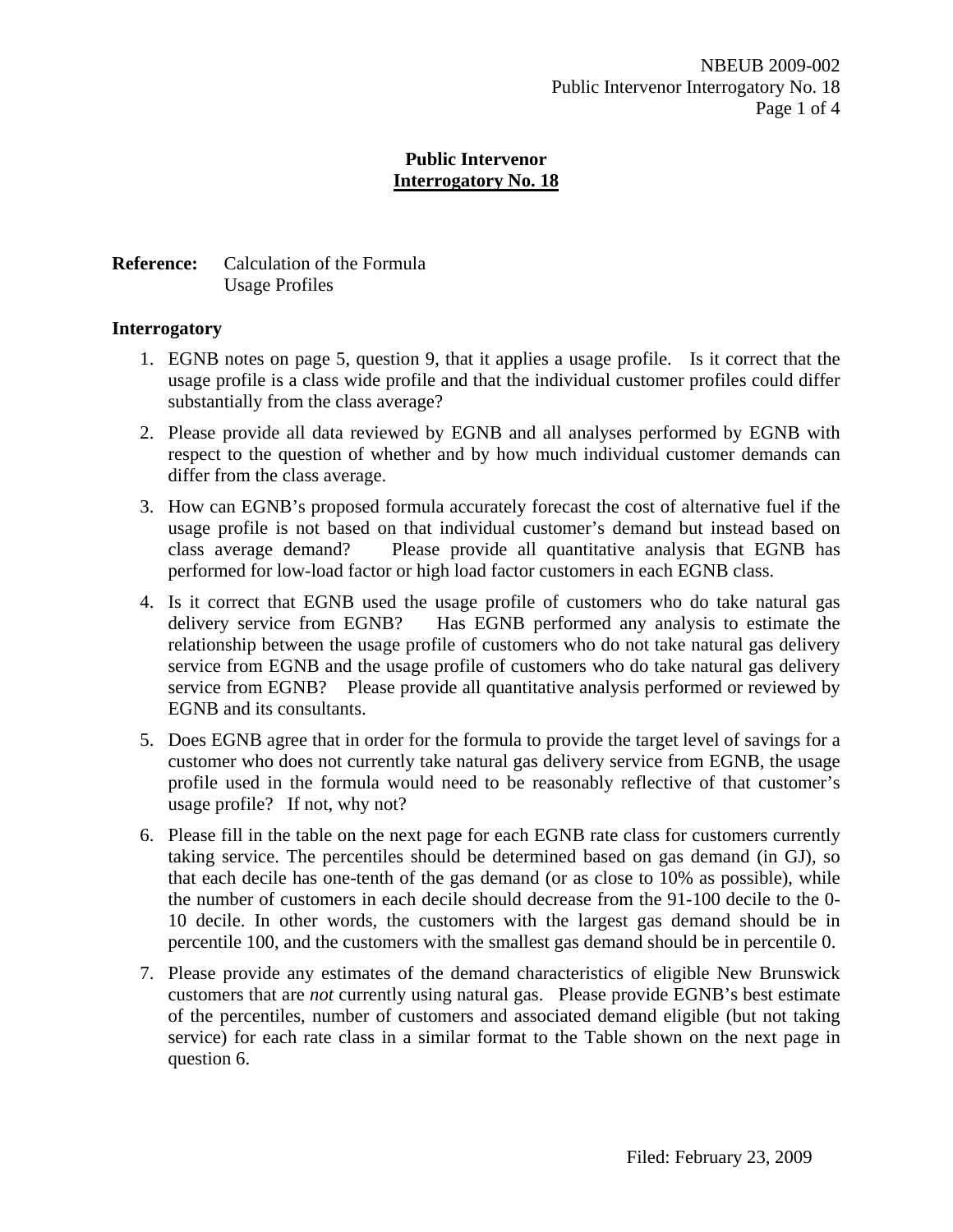## Public Intervenor
## Interrogatory No. 18

**Reference:** Calculation of the Formula
Usage Profiles

**Interrogatory**

1. EGNB notes on page 5, question 9, that it applies a usage profile. Is it correct that the usage profile is a class wide profile and that the individual customer profiles could differ substantially from the class average?

2. Please provide all data reviewed by EGNB and all analyses performed by EGNB with respect to the question of whether and by how much individual customer demands can differ from the class average.

3. How can EGNB's proposed formula accurately forecast the cost of alternative fuel if the usage profile is not based on that individual customer's demand but instead based on class average demand? Please provide all quantitative analysis that EGNB has performed for low-load factor or high load factor customers in each EGNB class.

4. Is it correct that EGNB used the usage profile of customers who do take natural gas delivery service from EGNB? Has EGNB performed any analysis to estimate the relationship between the usage profile of customers who do not take natural gas delivery service from EGNB and the usage profile of customers who do take natural gas delivery service from EGNB? Please provide all quantitative analysis performed or reviewed by EGNB and its consultants.

5. Does EGNB agree that in order for the formula to provide the target level of savings for a customer who does not currently take natural gas delivery service from EGNB, the usage profile used in the formula would need to be reasonably reflective of that customer's usage profile? If not, why not?

6. Please fill in the table on the next page for each EGNB rate class for customers currently taking service. The percentiles should be determined based on gas demand (in GJ), so that each decile has one-tenth of the gas demand (or as close to 10% as possible), while the number of customers in each decile should decrease from the 91-100 decile to the 0-10 decile. In other words, the customers with the largest gas demand should be in percentile 100, and the customers with the smallest gas demand should be in percentile 0.

7. Please provide any estimates of the demand characteristics of eligible New Brunswick customers that are *not* currently using natural gas. Please provide EGNB's best estimate of the percentiles, number of customers and associated demand eligible (but not taking service) for each rate class in a similar format to the Table shown on the next page in question 6.

Filed: February 23, 2009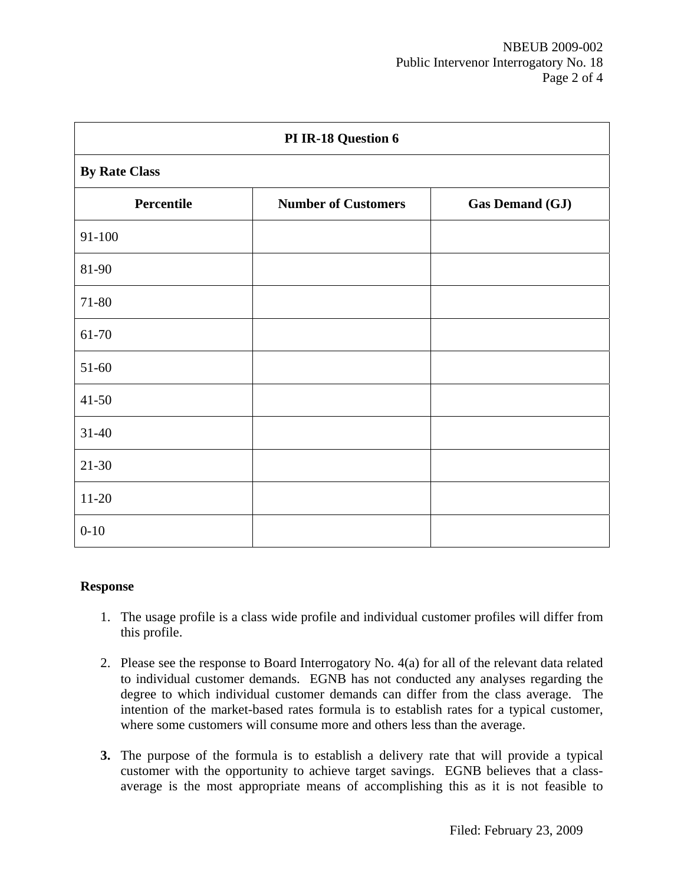| PI IR-18 Question 6 | | |
|---|---|---|
| **By Rate Class** | | |
| **Percentile** | **Number of Customers** | **Gas Demand (GJ)** |
| 91-100 | | |
| 81-90 | | |
| 71-80 | | |
| 61-70 | | |
| 51-60 | | |
| 41-50 | | |
| 31-40 | | |
| 21-30 | | |
| 11-20 | | |
| 0-10 | | |

**Response**

1. The usage profile is a class wide profile and individual customer profiles will differ from this profile.

2. Please see the response to Board Interrogatory No. 4(a) for all of the relevant data related to individual customer demands. EGNB has not conducted any analyses regarding the degree to which individual customer demands can differ from the class average. The intention of the market-based rates formula is to establish rates for a typical customer, where some customers will consume more and others less than the average.

3. The purpose of the formula is to establish a delivery rate that will provide a typical customer with the opportunity to achieve target savings. EGNB believes that a class-average is the most appropriate means of accomplishing this as it is not feasible to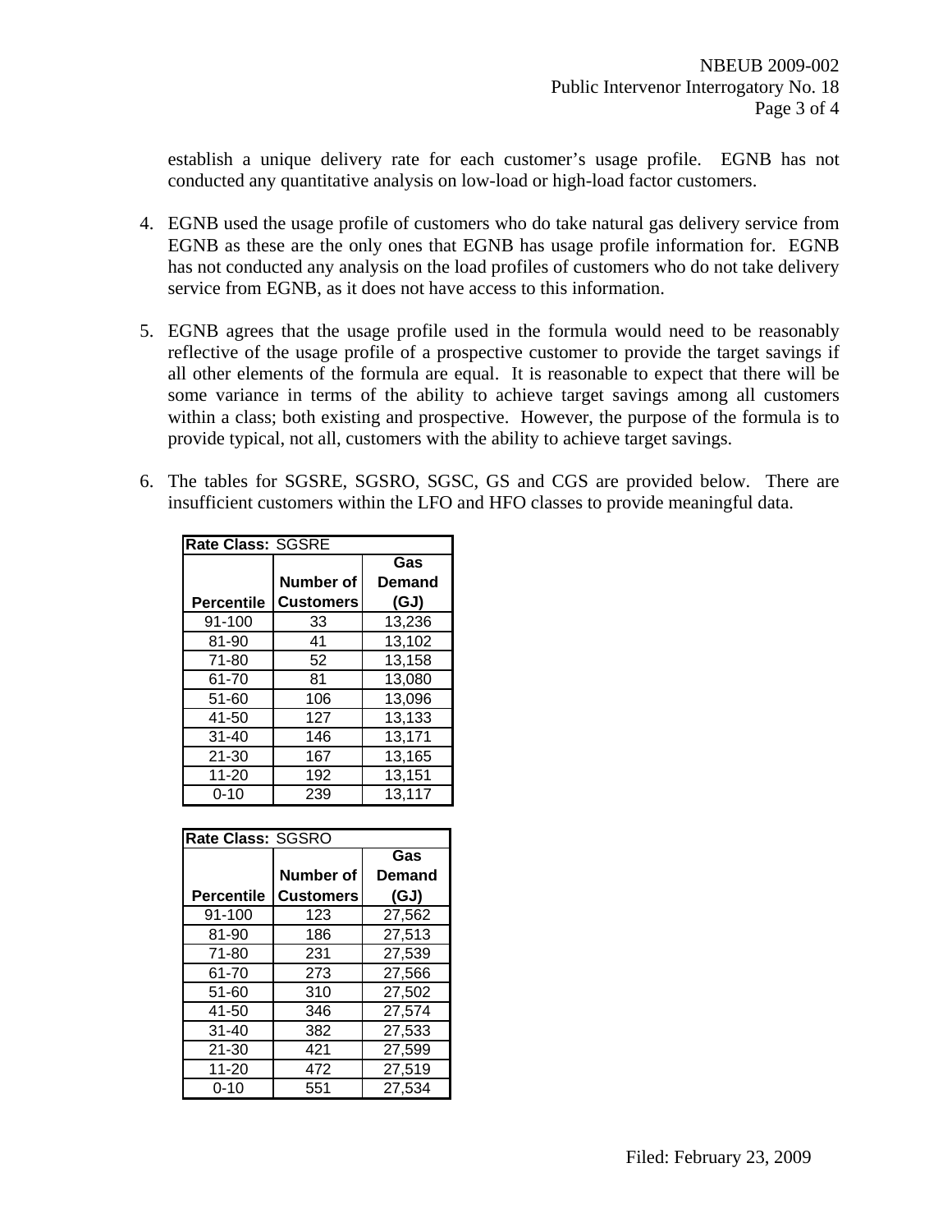establish a unique delivery rate for each customer's usage profile. EGNB has not conducted any quantitative analysis on low-load or high-load factor customers.

4. EGNB used the usage profile of customers who do take natural gas delivery service from EGNB as these are the only ones that EGNB has usage profile information for. EGNB has not conducted any analysis on the load profiles of customers who do not take delivery service from EGNB, as it does not have access to this information.

5. EGNB agrees that the usage profile used in the formula would need to be reasonably reflective of the usage profile of a prospective customer to provide the target savings if all other elements of the formula are equal. It is reasonable to expect that there will be some variance in terms of the ability to achieve target savings among all customers within a class; both existing and prospective. However, the purpose of the formula is to provide typical, not all, customers with the ability to achieve target savings.

6. The tables for SGSRE, SGSRO, SGSC, GS and CGS are provided below. There are insufficient customers within the LFO and HFO classes to provide meaningful data.

| **Rate Class:** SGSRE | | |
|---|---|---|
| **Percentile** | **Number of Customers** | **Gas Demand (GJ)** |
| 91-100 | 33 | 13,236 |
| 81-90 | 41 | 13,102 |
| 71-80 | 52 | 13,158 |
| 61-70 | 81 | 13,080 |
| 51-60 | 106 | 13,096 |
| 41-50 | 127 | 13,133 |
| 31-40 | 146 | 13,171 |
| 21-30 | 167 | 13,165 |
| 11-20 | 192 | 13,151 |
| 0-10 | 239 | 13,117 |

| **Rate Class:** SGSRO | | |
|---|---|---|
| **Percentile** | **Number of Customers** | **Gas Demand (GJ)** |
| 91-100 | 123 | 27,562 |
| 81-90 | 186 | 27,513 |
| 71-80 | 231 | 27,539 |
| 61-70 | 273 | 27,566 |
| 51-60 | 310 | 27,502 |
| 41-50 | 346 | 27,574 |
| 31-40 | 382 | 27,533 |
| 21-30 | 421 | 27,599 |
| 11-20 | 472 | 27,519 |
| 0-10 | 551 | 27,534 |

Filed: February 23, 2009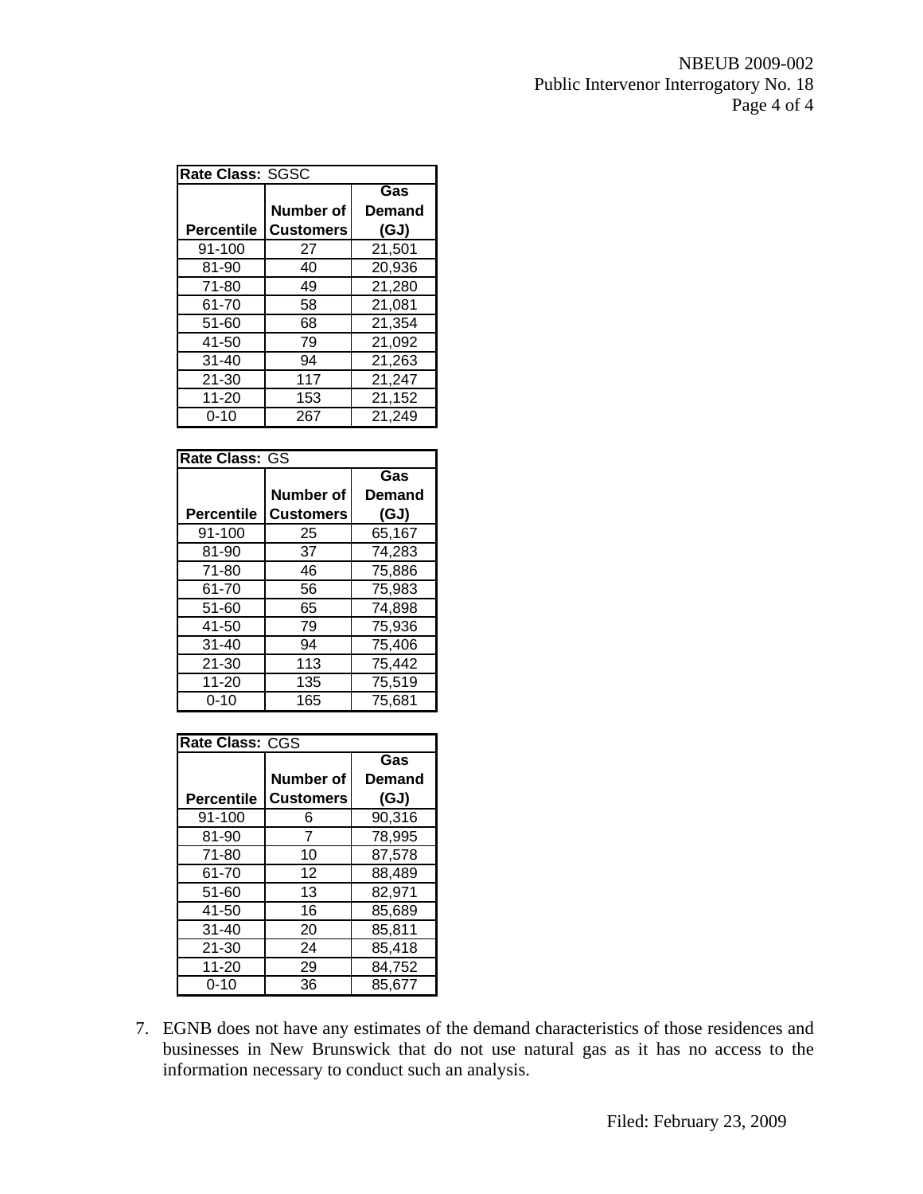| Rate Class: SGSC | | |
|---|---|---|
| Percentile | Number of Customers | Gas Demand (GJ) |
| 91-100 | 27 | 21,501 |
| 81-90 | 40 | 20,936 |
| 71-80 | 49 | 21,280 |
| 61-70 | 58 | 21,081 |
| 51-60 | 68 | 21,354 |
| 41-50 | 79 | 21,092 |
| 31-40 | 94 | 21,263 |
| 21-30 | 117 | 21,247 |
| 11-20 | 153 | 21,152 |
| 0-10 | 267 | 21,249 |

| Rate Class: GS | | |
|---|---|---|
| Percentile | Number of Customers | Gas Demand (GJ) |
| 91-100 | 25 | 65,167 |
| 81-90 | 37 | 74,283 |
| 71-80 | 46 | 75,886 |
| 61-70 | 56 | 75,983 |
| 51-60 | 65 | 74,898 |
| 41-50 | 79 | 75,936 |
| 31-40 | 94 | 75,406 |
| 21-30 | 113 | 75,442 |
| 11-20 | 135 | 75,519 |
| 0-10 | 165 | 75,681 |

| Rate Class: CGS | | |
|---|---|---|
| Percentile | Number of Customers | Gas Demand (GJ) |
| 91-100 | 6 | 90,316 |
| 81-90 | 7 | 78,995 |
| 71-80 | 10 | 87,578 |
| 61-70 | 12 | 88,489 |
| 51-60 | 13 | 82,971 |
| 41-50 | 16 | 85,689 |
| 31-40 | 20 | 85,811 |
| 21-30 | 24 | 85,418 |
| 11-20 | 29 | 84,752 |
| 0-10 | 36 | 85,677 |

7. EGNB does not have any estimates of the demand characteristics of those residences and businesses in New Brunswick that do not use natural gas as it has no access to the information necessary to conduct such an analysis.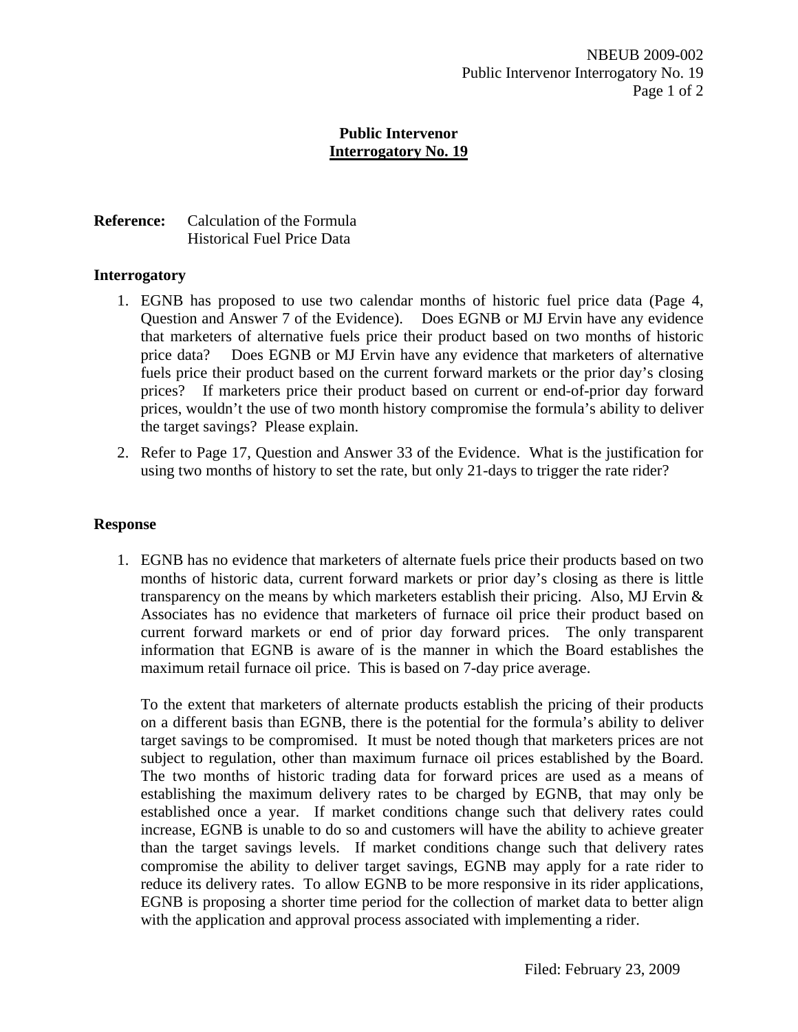## Public Intervenor Interrogatory No. 19

**Reference:** Calculation of the Formula
Historical Fuel Price Data

### Interrogatory

1. EGNB has proposed to use two calendar months of historic fuel price data (Page 4, Question and Answer 7 of the Evidence). Does EGNB or MJ Ervin have any evidence that marketers of alternative fuels price their product based on two months of historic price data? Does EGNB or MJ Ervin have any evidence that marketers of alternative fuels price their product based on the current forward markets or the prior day's closing prices? If marketers price their product based on current or end-of-prior day forward prices, wouldn't the use of two month history compromise the formula's ability to deliver the target savings? Please explain.

2. Refer to Page 17, Question and Answer 33 of the Evidence. What is the justification for using two months of history to set the rate, but only 21-days to trigger the rate rider?

### Response

1. EGNB has no evidence that marketers of alternate fuels price their products based on two months of historic data, current forward markets or prior day's closing as there is little transparency on the means by which marketers establish their pricing. Also, MJ Ervin & Associates has no evidence that marketers of furnace oil price their product based on current forward markets or end of prior day forward prices. The only transparent information that EGNB is aware of is the manner in which the Board establishes the maximum retail furnace oil price. This is based on 7-day price average.

   To the extent that marketers of alternate products establish the pricing of their products on a different basis than EGNB, there is the potential for the formula's ability to deliver target savings to be compromised. It must be noted though that marketers prices are not subject to regulation, other than maximum furnace oil prices established by the Board. The two months of historic trading data for forward prices are used as a means of establishing the maximum delivery rates to be charged by EGNB, that may only be established once a year. If market conditions change such that delivery rates could increase, EGNB is unable to do so and customers will have the ability to achieve greater than the target savings levels. If market conditions change such that delivery rates compromise the ability to deliver target savings, EGNB may apply for a rate rider to reduce its delivery rates. To allow EGNB to be more responsive in its rider applications, EGNB is proposing a shorter time period for the collection of market data to better align with the application and approval process associated with implementing a rider.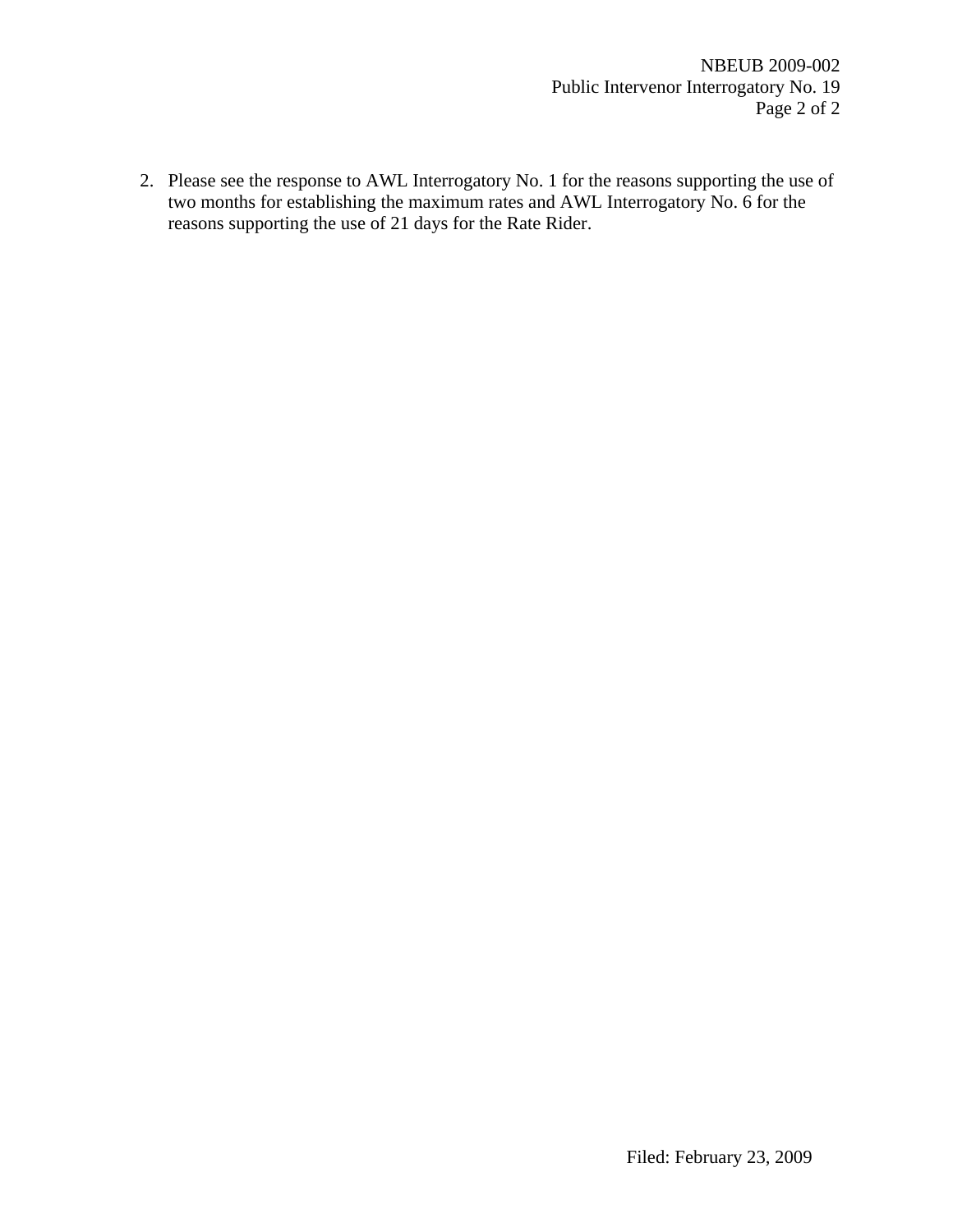2. Please see the response to AWL Interrogatory No. 1 for the reasons supporting the use of two months for establishing the maximum rates and AWL Interrogatory No. 6 for the reasons supporting the use of 21 days for the Rate Rider.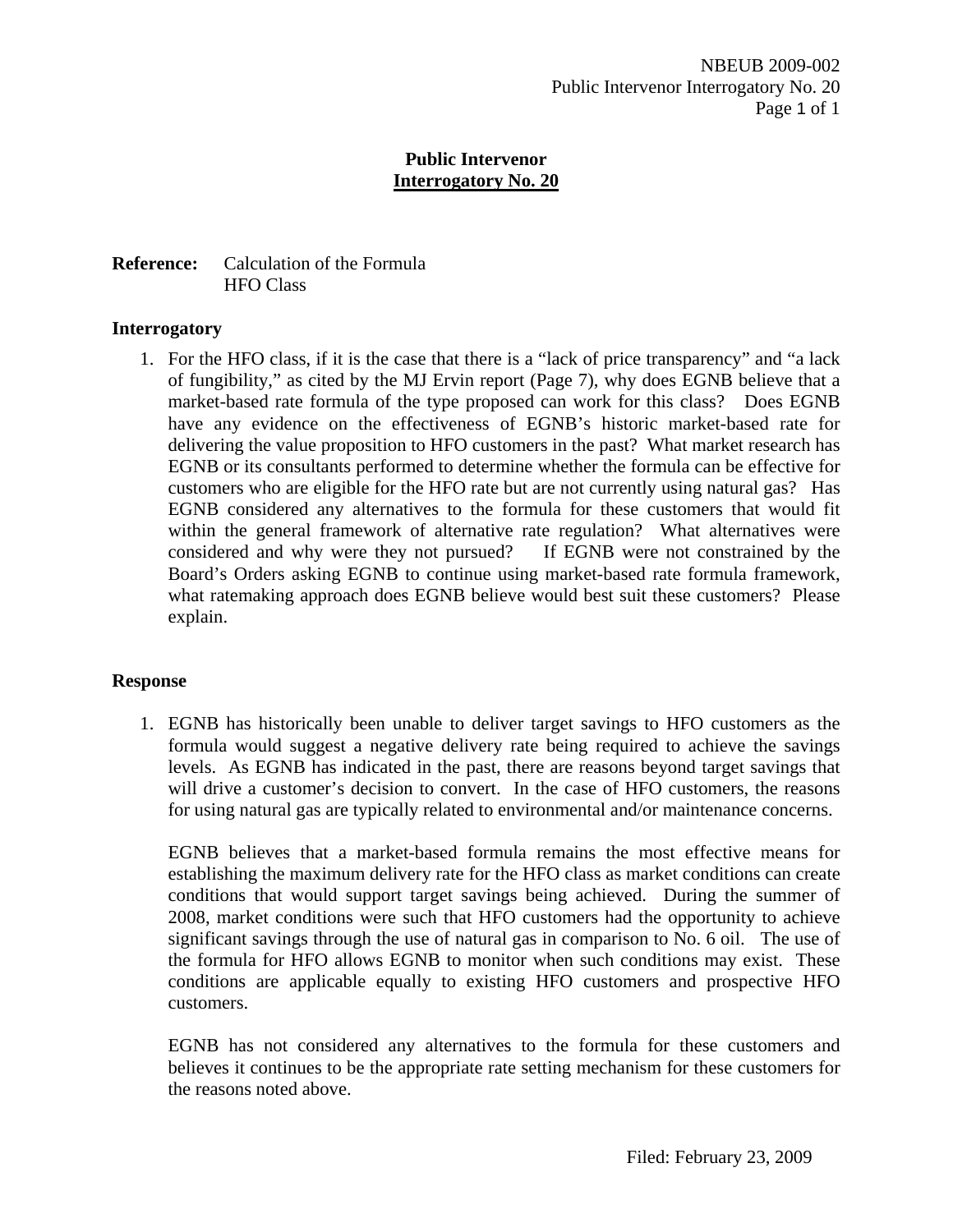## Public Intervenor
## Interrogatory No. 20

**Reference:** Calculation of the Formula
HFO Class

**Interrogatory**

1. For the HFO class, if it is the case that there is a "lack of price transparency" and "a lack of fungibility," as cited by the MJ Ervin report (Page 7), why does EGNB believe that a market-based rate formula of the type proposed can work for this class? Does EGNB have any evidence on the effectiveness of EGNB's historic market-based rate for delivering the value proposition to HFO customers in the past? What market research has EGNB or its consultants performed to determine whether the formula can be effective for customers who are eligible for the HFO rate but are not currently using natural gas? Has EGNB considered any alternatives to the formula for these customers that would fit within the general framework of alternative rate regulation? What alternatives were considered and why were they not pursued? If EGNB were not constrained by the Board's Orders asking EGNB to continue using market-based rate formula framework, what ratemaking approach does EGNB believe would best suit these customers? Please explain.

**Response**

1. EGNB has historically been unable to deliver target savings to HFO customers as the formula would suggest a negative delivery rate being required to achieve the savings levels. As EGNB has indicated in the past, there are reasons beyond target savings that will drive a customer's decision to convert. In the case of HFO customers, the reasons for using natural gas are typically related to environmental and/or maintenance concerns.

   EGNB believes that a market-based formula remains the most effective means for establishing the maximum delivery rate for the HFO class as market conditions can create conditions that would support target savings being achieved. During the summer of 2008, market conditions were such that HFO customers had the opportunity to achieve significant savings through the use of natural gas in comparison to No. 6 oil. The use of the formula for HFO allows EGNB to monitor when such conditions may exist. These conditions are applicable equally to existing HFO customers and prospective HFO customers.

   EGNB has not considered any alternatives to the formula for these customers and believes it continues to be the appropriate rate setting mechanism for these customers for the reasons noted above.

Filed: February 23, 2009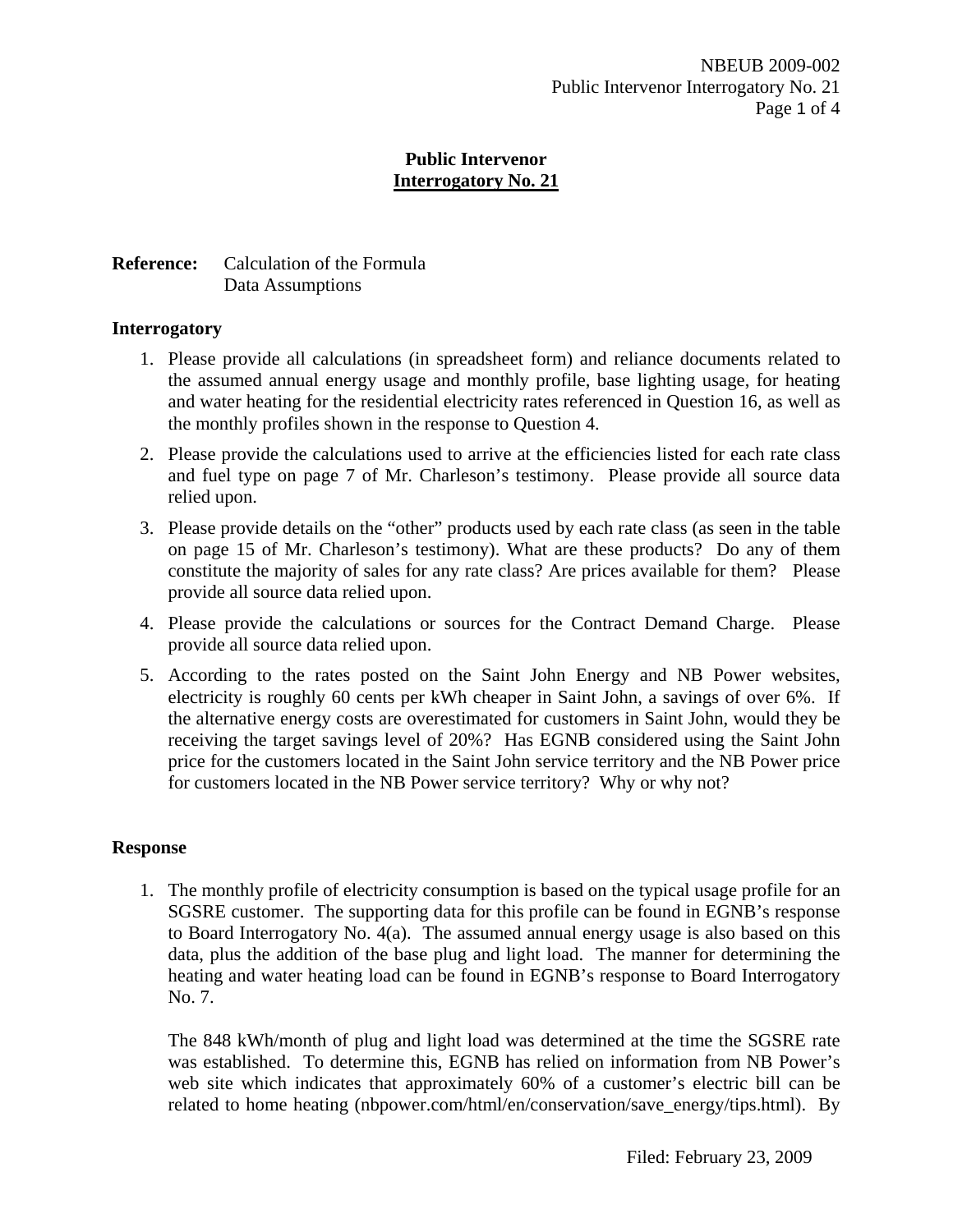# Public Intervenor
## Interrogatory No. 21

**Reference:** Calculation of the Formula
Data Assumptions

### Interrogatory

1. Please provide all calculations (in spreadsheet form) and reliance documents related to the assumed annual energy usage and monthly profile, base lighting usage, for heating and water heating for the residential electricity rates referenced in Question 16, as well as the monthly profiles shown in the response to Question 4.
2. Please provide the calculations used to arrive at the efficiencies listed for each rate class and fuel type on page 7 of Mr. Charleson's testimony. Please provide all source data relied upon.
3. Please provide details on the "other" products used by each rate class (as seen in the table on page 15 of Mr. Charleson's testimony). What are these products? Do any of them constitute the majority of sales for any rate class? Are prices available for them? Please provide all source data relied upon.
4. Please provide the calculations or sources for the Contract Demand Charge. Please provide all source data relied upon.
5. According to the rates posted on the Saint John Energy and NB Power websites, electricity is roughly 60 cents per kWh cheaper in Saint John, a savings of over 6%. If the alternative energy costs are overestimated for customers in Saint John, would they be receiving the target savings level of 20%? Has EGNB considered using the Saint John price for the customers located in the Saint John service territory and the NB Power price for customers located in the NB Power service territory? Why or why not?

### Response

1. The monthly profile of electricity consumption is based on the typical usage profile for an SGSRE customer. The supporting data for this profile can be found in EGNB's response to Board Interrogatory No. 4(a). The assumed annual energy usage is also based on this data, plus the addition of the base plug and light load. The manner for determining the heating and water heating load can be found in EGNB's response to Board Interrogatory No. 7.

   The 848 kWh/month of plug and light load was determined at the time the SGSRE rate was established. To determine this, EGNB has relied on information from NB Power's web site which indicates that approximately 60% of a customer's electric bill can be related to home heating (nbpower.com/html/en/conservation/save_energy/tips.html). By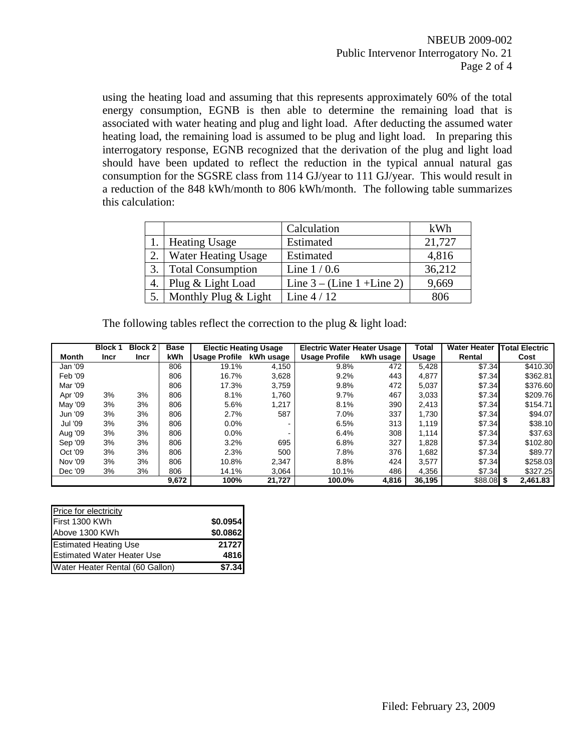using the heating load and assuming that this represents approximately 60% of the total energy consumption, EGNB is then able to determine the remaining load that is associated with water heating and plug and light load. After deducting the assumed water heating load, the remaining load is assumed to be plug and light load. In preparing this interrogatory response, EGNB recognized that the derivation of the plug and light load should have been updated to reflect the reduction in the typical annual natural gas consumption for the SGSRE class from 114 GJ/year to 111 GJ/year. This would result in a reduction of the 848 kWh/month to 806 kWh/month. The following table summarizes this calculation:

| | | Calculation | kWh |
|---|---|---|---|
| 1. | Heating Usage | Estimated | 21,727 |
| 2. | Water Heating Usage | Estimated | 4,816 |
| 3. | Total Consumption | Line 1 / 0.6 | 36,212 |
| 4. | Plug & Light Load | Line 3 – (Line 1 +Line 2) | 9,669 |
| 5. | Monthly Plug & Light | Line 4 / 12 | 806 |

The following tables reflect the correction to the plug & light load:

| Month | Block 1 Incr | Block 2 Incr | Base kWh | Electic Heating Usage Usage Profile | Electic Heating Usage kWh usage | Electric Water Heater Usage Usage Profile | Electric Water Heater Usage kWh usage | Total Usage | Water Heater Rental | Total Electric Cost |
|---|---|---|---|---|---|---|---|---|---|---|
| Jan '09 | | | 806 | 19.1% | 4,150 | 9.8% | 472 | 5,428 | $7.34 | $410.30 |
| Feb '09 | | | 806 | 16.7% | 3,628 | 9.2% | 443 | 4,877 | $7.34 | $362.81 |
| Mar '09 | | | 806 | 17.3% | 3,759 | 9.8% | 472 | 5,037 | $7.34 | $376.60 |
| Apr '09 | 3% | 3% | 806 | 8.1% | 1,760 | 9.7% | 467 | 3,033 | $7.34 | $209.76 |
| May '09 | 3% | 3% | 806 | 5.6% | 1,217 | 8.1% | 390 | 2,413 | $7.34 | $154.71 |
| Jun '09 | 3% | 3% | 806 | 2.7% | 587 | 7.0% | 337 | 1,730 | $7.34 | $94.07 |
| Jul '09 | 3% | 3% | 806 | 0.0% | - | 6.5% | 313 | 1,119 | $7.34 | $38.10 |
| Aug '09 | 3% | 3% | 806 | 0.0% | - | 6.4% | 308 | 1,114 | $7.34 | $37.63 |
| Sep '09 | 3% | 3% | 806 | 3.2% | 695 | 6.8% | 327 | 1,828 | $7.34 | $102.80 |
| Oct '09 | 3% | 3% | 806 | 2.3% | 500 | 7.8% | 376 | 1,682 | $7.34 | $89.77 |
| Nov '09 | 3% | 3% | 806 | 10.8% | 2,347 | 8.8% | 424 | 3,577 | $7.34 | $258.03 |
| Dec '09 | 3% | 3% | 806 | 14.1% | 3,064 | 10.1% | 486 | 4,356 | $7.34 | $327.25 |
| | | | 9,672 | 100% | 21,727 | 100.0% | 4,816 | 36,195 | $88.08 | $ 2,461.83 |

| Price for electricity | |
|---|---|
| First 1300 KWh | $0.0954 |
| Above 1300 KWh | $0.0862 |
| Estimated Heating Use | 21727 |
| Estimated Water Heater Use | 4816 |
| Water Heater Rental (60 Gallon) | $7.34 |

Filed: February 23, 2009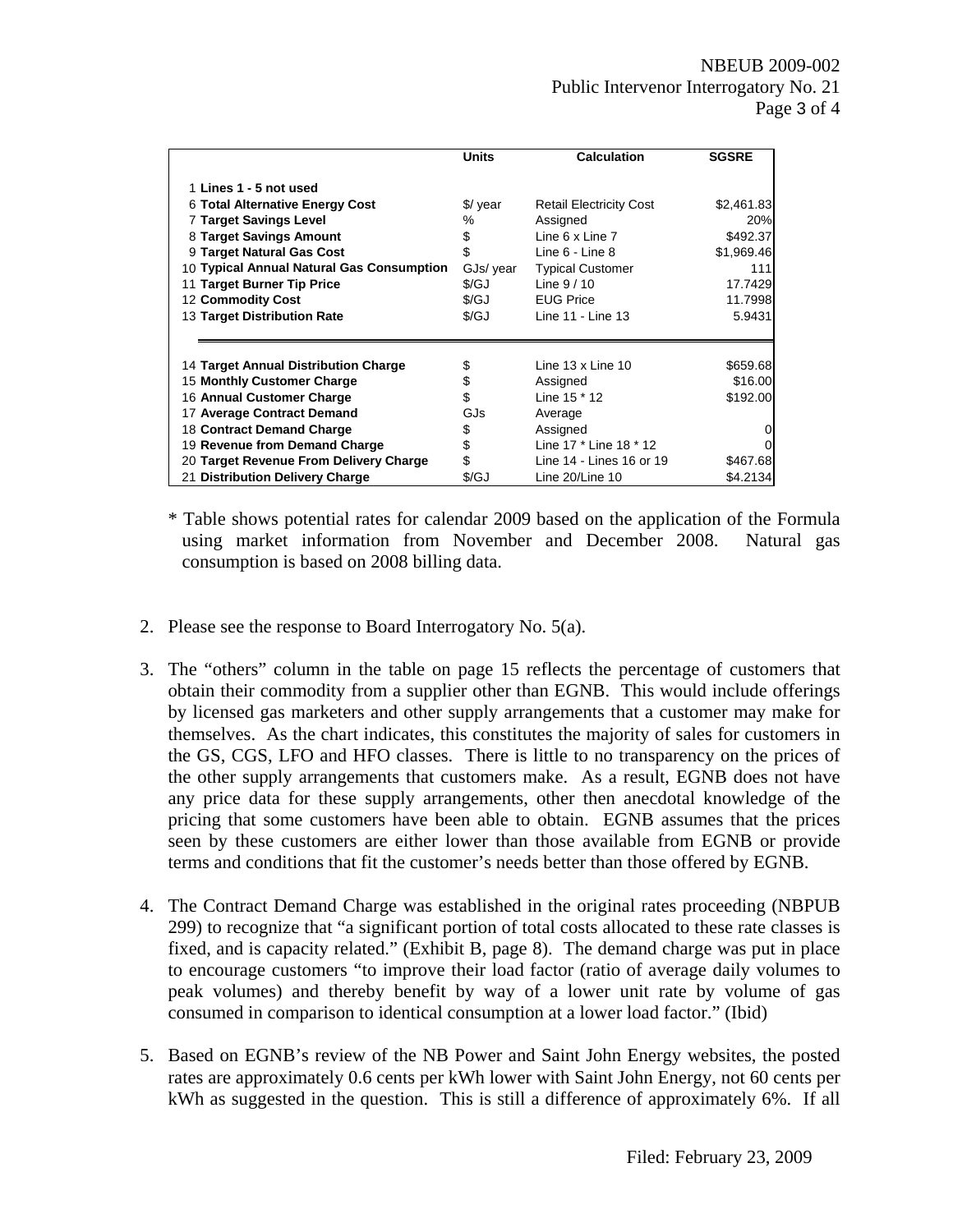| | Units | Calculation | SGSRE |
|---|---|---|---|
| 1 **Lines 1 - 5 not used** | | | |
| 6 **Total Alternative Energy Cost** | $/ year | Retail Electricity Cost | $2,461.83 |
| 7 **Target Savings Level** | % | Assigned | 20% |
| 8 **Target Savings Amount** | $ | Line 6 x Line 7 | $492.37 |
| 9 **Target Natural Gas Cost** | $ | Line 6 - Line 8 | $1,969.46 |
| 10 **Typical Annual Natural Gas Consumption** | GJs/ year | Typical Customer | 111 |
| 11 **Target Burner Tip Price** | $/GJ | Line 9 / 10 | 17.7429 |
| 12 **Commodity Cost** | $/GJ | EUG Price | 11.7998 |
| 13 **Target Distribution Rate** | $/GJ | Line 11 - Line 13 | 5.9431 |
| 14 **Target Annual Distribution Charge** | $ | Line 13 x Line 10 | $659.68 |
| 15 **Monthly Customer Charge** | $ | Assigned | $16.00 |
| 16 **Annual Customer Charge** | $ | Line 15 * 12 | $192.00 |
| 17 **Average Contract Demand** | GJs | Average | |
| 18 **Contract Demand Charge** | $ | Assigned | 0 |
| 19 **Revenue from Demand Charge** | $ | Line 17 * Line 18 * 12 | 0 |
| 20 **Target Revenue From Delivery Charge** | $ | Line 14 - Lines 16 or 19 | $467.68 |
| 21 **Distribution Delivery Charge** | $/GJ | Line 20/Line 10 | $4.2134 |

\* Table shows potential rates for calendar 2009 based on the application of the Formula using market information from November and December 2008. Natural gas consumption is based on 2008 billing data.

2. Please see the response to Board Interrogatory No. 5(a).

3. The "others" column in the table on page 15 reflects the percentage of customers that obtain their commodity from a supplier other than EGNB. This would include offerings by licensed gas marketers and other supply arrangements that a customer may make for themselves. As the chart indicates, this constitutes the majority of sales for customers in the GS, CGS, LFO and HFO classes. There is little to no transparency on the prices of the other supply arrangements that customers make. As a result, EGNB does not have any price data for these supply arrangements, other then anecdotal knowledge of the pricing that some customers have been able to obtain. EGNB assumes that the prices seen by these customers are either lower than those available from EGNB or provide terms and conditions that fit the customer's needs better than those offered by EGNB.

4. The Contract Demand Charge was established in the original rates proceeding (NBPUB 299) to recognize that "a significant portion of total costs allocated to these rate classes is fixed, and is capacity related." (Exhibit B, page 8). The demand charge was put in place to encourage customers "to improve their load factor (ratio of average daily volumes to peak volumes) and thereby benefit by way of a lower unit rate by volume of gas consumed in comparison to identical consumption at a lower load factor." (Ibid)

5. Based on EGNB's review of the NB Power and Saint John Energy websites, the posted rates are approximately 0.6 cents per kWh lower with Saint John Energy, not 60 cents per kWh as suggested in the question. This is still a difference of approximately 6%. If all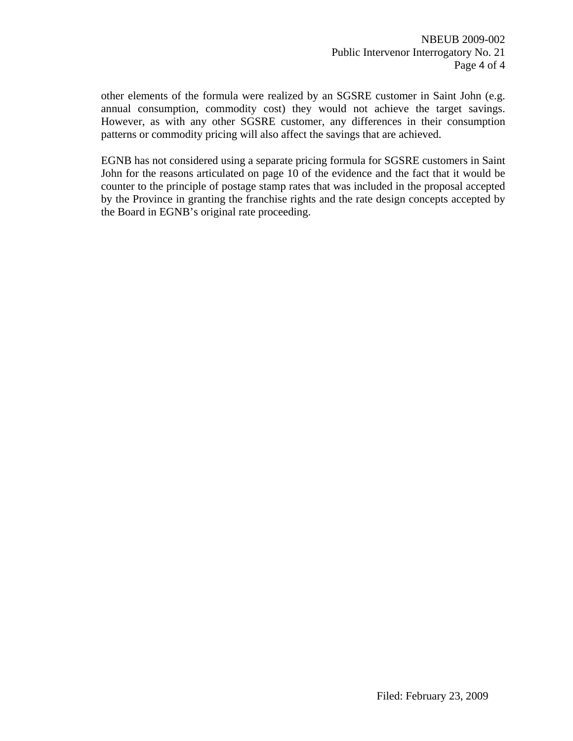other elements of the formula were realized by an SGSRE customer in Saint John (e.g. annual consumption, commodity cost) they would not achieve the target savings. However, as with any other SGSRE customer, any differences in their consumption patterns or commodity pricing will also affect the savings that are achieved.

EGNB has not considered using a separate pricing formula for SGSRE customers in Saint John for the reasons articulated on page 10 of the evidence and the fact that it would be counter to the principle of postage stamp rates that was included in the proposal accepted by the Province in granting the franchise rights and the rate design concepts accepted by the Board in EGNB's original rate proceeding.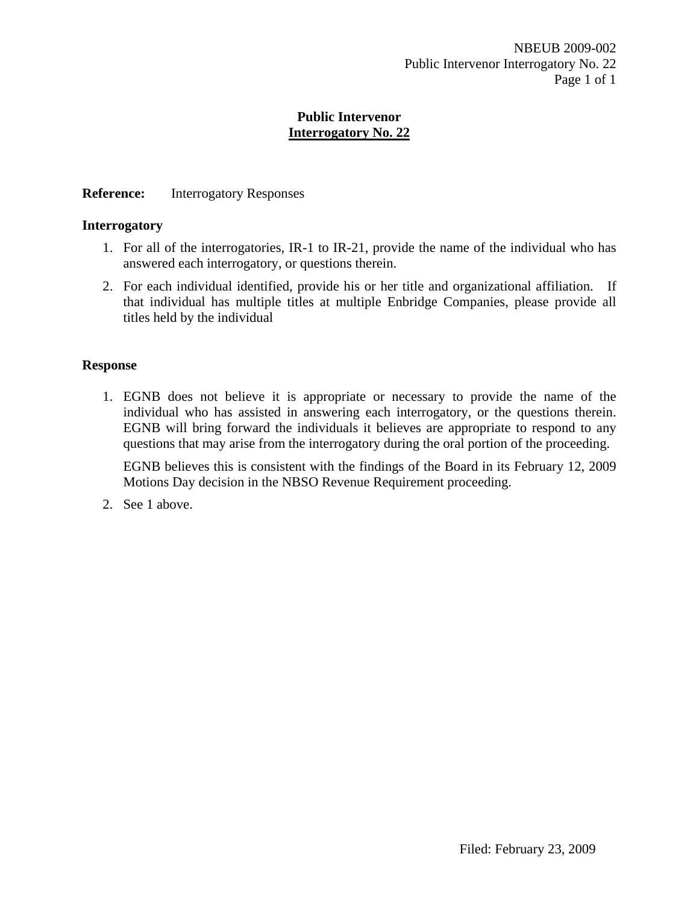# Public Intervenor
## Interrogatory No. 22

**Reference:** Interrogatory Responses

**Interrogatory**

1. For all of the interrogatories, IR-1 to IR-21, provide the name of the individual who has answered each interrogatory, or questions therein.
2. For each individual identified, provide his or her title and organizational affiliation. If that individual has multiple titles at multiple Enbridge Companies, please provide all titles held by the individual

**Response**

1. EGNB does not believe it is appropriate or necessary to provide the name of the individual who has assisted in answering each interrogatory, or the questions therein. EGNB will bring forward the individuals it believes are appropriate to respond to any questions that may arise from the interrogatory during the oral portion of the proceeding.

   EGNB believes this is consistent with the findings of the Board in its February 12, 2009 Motions Day decision in the NBSO Revenue Requirement proceeding.

2. See 1 above.

Filed: February 23, 2009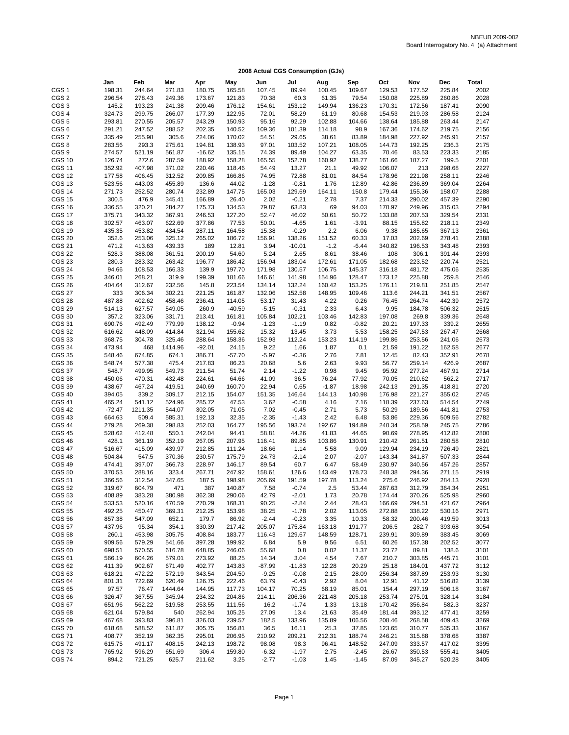NBEUB 2009-002
Board Interrogatory No. 4 (a) Attachment

**2008 Actual CGS Consumption (GJs)**

| | Jan | Feb | Mar | Apr | May | Jun | Jul | Aug | Sep | Oct | Nov | Dec | Total |
|---|---|---|---|---|---|---|---|---|---|---|---|---|---|
| CGS 1 | 198.31 | 244.64 | 271.83 | 180.75 | 165.58 | 107.45 | 89.94 | 100.45 | 109.67 | 129.53 | 177.52 | 225.84 | 2002 |
| CGS 2 | 296.54 | 278.43 | 249.36 | 173.67 | 121.83 | 70.38 | 60.3 | 61.35 | 79.54 | 150.08 | 225.89 | 260.86 | 2028 |
| CGS 3 | 145.2 | 193.23 | 241.38 | 209.46 | 176.12 | 154.61 | 153.12 | 149.94 | 136.23 | 170.31 | 172.56 | 187.41 | 2090 |
| CGS 4 | 324.73 | 299.75 | 266.07 | 177.39 | 122.95 | 72.01 | 58.29 | 61.19 | 80.68 | 154.53 | 219.93 | 286.58 | 2124 |
| CGS 5 | 293.81 | 270.55 | 205.57 | 243.29 | 150.93 | 95.16 | 92.29 | 102.88 | 104.66 | 138.64 | 185.88 | 263.44 | 2147 |
| CGS 6 | 291.21 | 247.52 | 288.52 | 202.35 | 140.52 | 109.36 | 101.39 | 114.18 | 98.9 | 167.36 | 174.62 | 219.75 | 2156 |
| CGS 7 | 335.49 | 255.98 | 305.6 | 224.06 | 170.02 | 54.51 | 29.65 | 38.61 | 83.89 | 184.98 | 227.92 | 245.91 | 2157 |
| CGS 8 | 283.56 | 293.3 | 275.61 | 194.81 | 138.93 | 97.01 | 103.52 | 107.21 | 108.05 | 144.73 | 192.25 | 236.3 | 2175 |
| CGS 9 | 274.57 | 521.19 | 561.87 | -16.62 | 135.15 | 74.39 | 89.49 | 104.27 | 63.35 | 70.46 | 83.53 | 223.33 | 2185 |
| CGS 10 | 126.74 | 272.6 | 287.59 | 188.92 | 158.28 | 165.55 | 152.78 | 160.92 | 138.77 | 161.66 | 187.27 | 199.5 | 2201 |
| CGS 11 | 352.92 | 407.98 | 371.02 | 220.46 | 118.46 | 54.49 | 13.27 | 21.1 | 49.92 | 106.07 | 213 | 298.68 | 2227 |
| CGS 12 | 177.58 | 406.45 | 312.52 | 209.85 | 166.86 | 74.95 | 72.88 | 81.01 | 84.54 | 178.96 | 221.98 | 258.11 | 2246 |
| CGS 13 | 523.56 | 443.03 | 455.89 | 136.6 | 44.02 | -1.28 | -0.81 | 1.76 | 12.89 | 42.86 | 236.89 | 369.04 | 2264 |
| CGS 14 | 271.73 | 252.52 | 280.74 | 232.89 | 147.75 | 165.03 | 129.69 | 164.11 | 150.8 | 179.44 | 155.36 | 158.07 | 2288 |
| CGS 15 | 300.5 | 476.9 | 345.41 | 166.89 | 26.40 | 2.02 | -0.21 | 2.78 | 7.37 | 214.33 | 290.02 | 457.39 | 2290 |
| CGS 16 | 336.55 | 320.21 | 284.27 | 175.73 | 134.53 | 79.87 | 63.83 | 69 | 94.03 | 170.97 | 249.96 | 315.03 | 2294 |
| CGS 17 | 375.71 | 343.32 | 367.91 | 246.53 | 127.20 | 52.47 | 46.02 | 50.61 | 50.72 | 133.08 | 207.53 | 329.54 | 2331 |
| CGS 18 | 302.57 | 463.07 | 622.69 | 377.86 | 77.53 | 50.01 | -4.65 | 1.61 | -3.91 | 88.15 | 155.82 | 218.11 | 2349 |
| CGS 19 | 435.35 | 453.82 | 434.54 | 287.11 | 164.58 | 15.38 | -0.29 | 2.2 | 6.06 | 9.38 | 185.65 | 367.13 | 2361 |
| CGS 20 | 352.6 | 253.06 | 325.12 | 265.02 | 186.72 | 156.91 | 138.26 | 151.52 | 60.33 | 17.03 | 202.69 | 278.41 | 2388 |
| CGS 21 | 471.2 | 413.63 | 439.33 | 189 | 12.81 | 3.94 | -10.01 | -1.2 | -6.44 | 340.82 | 196.53 | 343.48 | 2393 |
| CGS 22 | 528.3 | 388.08 | 361.51 | 200.19 | 54.60 | 5.24 | 2.65 | 8.61 | 38.46 | 108 | 306.1 | 391.44 | 2393 |
| CGS 23 | 280.3 | 283.32 | 263.42 | 196.77 | 186.42 | 156.94 | 183.04 | 172.61 | 171.05 | 182.68 | 223.52 | 220.74 | 2521 |
| CGS 24 | 94.66 | 108.53 | 166.33 | 139.9 | 197.70 | 171.98 | 130.57 | 106.75 | 145.37 | 316.18 | 481.72 | 475.06 | 2535 |
| CGS 25 | 346.01 | 268.21 | 319.9 | 199.39 | 181.66 | 146.61 | 141.98 | 154.96 | 128.47 | 173.12 | 225.88 | 259.8 | 2546 |
| CGS 26 | 404.64 | 312.67 | 232.56 | 145.8 | 223.54 | 134.14 | 132.24 | 160.42 | 153.25 | 176.11 | 219.81 | 251.85 | 2547 |
| CGS 27 | 333 | 306.34 | 302.21 | 221.25 | 161.87 | 132.06 | 152.58 | 148.95 | 109.46 | 113.6 | 244.21 | 341.51 | 2567 |
| CGS 28 | 487.88 | 402.62 | 458.46 | 236.41 | 114.05 | 53.17 | 31.43 | 4.22 | 0.26 | 76.45 | 264.74 | 442.39 | 2572 |
| CGS 29 | 514.13 | 627.57 | 549.05 | 260.9 | -40.59 | -5.15 | -0.31 | 2.33 | 6.43 | 9.95 | 184.78 | 506.32 | 2615 |
| CGS 30 | 357.2 | 323.06 | 331.71 | 213.41 | 161.81 | 105.84 | 102.21 | 103.46 | 142.83 | 197.08 | 269.8 | 339.36 | 2648 |
| CGS 31 | 690.76 | 492.49 | 779.99 | 138.12 | -0.94 | -1.23 | -1.19 | 0.82 | -0.82 | 20.21 | 197.33 | 339.2 | 2655 |
| CGS 32 | 616.62 | 448.09 | 414.84 | 321.94 | 155.62 | 15.32 | 13.45 | 3.73 | 5.53 | 158.25 | 247.53 | 267.47 | 2668 |
| CGS 33 | 368.75 | 304.78 | 325.46 | 288.64 | 158.36 | 152.93 | 112.24 | 153.23 | 114.19 | 199.86 | 253.56 | 241.06 | 2673 |
| CGS 34 | 473.94 | 468 | 1414.96 | -92.01 | 24.15 | 9.22 | 1.66 | 1.87 | 0.1 | 21.59 | 191.22 | 162.58 | 2677 |
| CGS 35 | 548.46 | 674.85 | 674.1 | 386.71 | -57.70 | -5.97 | -0.36 | 2.76 | 7.81 | 12.45 | 82.43 | 352.91 | 2678 |
| CGS 36 | 548.74 | 577.38 | 475.4 | 217.83 | 86.23 | 20.68 | 5.6 | 2.63 | 9.93 | 56.77 | 259.14 | 426.9 | 2687 |
| CGS 37 | 548.7 | 499.95 | 549.73 | 211.54 | 51.74 | 2.14 | -1.22 | 0.98 | 9.45 | 95.92 | 277.24 | 467.91 | 2714 |
| CGS 38 | 450.06 | 470.31 | 432.48 | 224.61 | 64.66 | 41.09 | 36.5 | 76.24 | 77.92 | 70.05 | 210.62 | 562.2 | 2717 |
| CGS 39 | 438.67 | 467.24 | 419.51 | 240.69 | 160.70 | 22.94 | 0.65 | -1.87 | 18.98 | 242.13 | 291.35 | 418.81 | 2720 |
| CGS 40 | 394.05 | 339.2 | 309.17 | 212.15 | 154.07 | 151.35 | 146.64 | 144.13 | 140.98 | 176.98 | 221.27 | 355.02 | 2745 |
| CGS 41 | 465.24 | 541.12 | 524.96 | 285.72 | 47.53 | 3.62 | -0.58 | 4.16 | 7.16 | 118.39 | 237.63 | 514.54 | 2749 |
| CGS 42 | -72.47 | 1211.35 | 544.07 | 302.05 | 71.05 | 7.02 | -0.45 | 2.71 | 5.73 | 50.29 | 189.56 | 441.81 | 2753 |
| CGS 43 | 664.63 | 509.4 | 585.31 | 192.13 | 32.35 | -2.35 | -1.43 | 2.42 | 6.48 | 53.86 | 229.36 | 509.56 | 2782 |
| CGS 44 | 279.28 | 269.38 | 298.83 | 252.03 | 164.77 | 195.56 | 193.74 | 192.67 | 194.89 | 240.34 | 258.59 | 245.75 | 2786 |
| CGS 45 | 528.62 | 412.48 | 550.1 | 242.04 | 94.41 | 58.81 | 44.26 | 41.83 | 44.65 | 90.69 | 278.95 | 412.82 | 2800 |
| CGS 46 | 428.1 | 361.19 | 352.19 | 267.05 | 207.95 | 116.41 | 89.85 | 103.86 | 130.91 | 210.42 | 261.51 | 280.58 | 2810 |
| CGS 47 | 516.67 | 415.09 | 439.97 | 212.85 | 111.24 | 18.66 | 1.14 | 5.58 | 9.09 | 129.94 | 234.19 | 726.49 | 2821 |
| CGS 48 | 504.84 | 547.5 | 370.36 | 230.57 | 175.79 | 24.73 | -2.14 | 2.07 | -2.07 | 143.34 | 341.87 | 507.33 | 2844 |
| CGS 49 | 474.41 | 397.07 | 366.73 | 228.97 | 146.17 | 89.54 | 60.7 | 6.47 | 58.49 | 230.97 | 340.56 | 457.26 | 2857 |
| CGS 50 | 370.53 | 288.16 | 323.4 | 267.71 | 247.92 | 158.61 | 126.6 | 143.49 | 178.73 | 248.38 | 294.36 | 271.15 | 2919 |
| CGS 51 | 366.56 | 312.54 | 347.65 | 187.5 | 198.98 | 205.69 | 191.59 | 197.78 | 113.24 | 275.6 | 246.92 | 284.13 | 2928 |
| CGS 52 | 319.67 | 604.79 | 471 | 387 | 140.87 | 7.58 | -0.74 | 2.5 | 53.44 | 287.63 | 312.79 | 364.34 | 2951 |
| CGS 53 | 408.89 | 383.28 | 380.98 | 362.38 | 290.06 | 42.79 | -2.01 | 1.73 | 20.78 | 174.44 | 370.26 | 525.98 | 2960 |
| CGS 54 | 533.53 | 520.16 | 470.59 | 270.29 | 168.31 | 90.25 | -2.84 | 2.44 | 28.43 | 166.69 | 294.51 | 421.67 | 2964 |
| CGS 55 | 492.25 | 450.47 | 369.31 | 212.25 | 153.98 | 38.25 | -1.78 | 2.02 | 113.05 | 272.88 | 338.22 | 530.16 | 2971 |
| CGS 56 | 857.38 | 547.09 | 652.1 | 179.7 | 86.92 | -2.44 | -0.23 | 3.35 | 10.33 | 58.32 | 200.46 | 419.59 | 3013 |
| CGS 57 | 437.96 | 95.34 | 354.1 | 330.39 | 217.42 | 205.07 | 175.84 | 163.18 | 191.77 | 206.5 | 282.7 | 393.68 | 3054 |
| CGS 58 | 260.1 | 453.98 | 305.75 | 408.84 | 183.77 | 116.43 | 129.67 | 148.59 | 128.71 | 239.91 | 309.89 | 383.45 | 3069 |
| CGS 59 | 909.56 | 579.29 | 541.66 | 397.28 | 199.92 | 6.84 | 5.9 | 9.56 | 6.51 | 60.26 | 157.38 | 202.52 | 3077 |
| CGS 60 | 698.51 | 570.55 | 616.78 | 648.85 | 246.06 | 55.68 | 0.8 | 0.02 | 11.37 | 23.72 | 89.81 | 138.6 | 3101 |
| CGS 61 | 566.19 | 604.26 | 579.01 | 273.92 | 88.25 | 14.34 | 3.04 | 4.54 | 7.67 | 210.7 | 303.85 | 445.71 | 3101 |
| CGS 62 | 411.39 | 902.67 | 671.49 | 402.77 | 143.83 | -87.99 | -11.83 | 12.28 | 20.29 | 25.18 | 184.01 | 437.72 | 3112 |
| CGS 63 | 618.21 | 472.22 | 572.19 | 343.54 | 204.50 | -9.25 | -0.08 | 2.15 | 28.09 | 256.34 | 387.89 | 253.93 | 3130 |
| CGS 64 | 801.31 | 722.69 | 620.49 | 126.75 | 222.46 | 63.79 | -0.43 | 2.92 | 8.04 | 12.91 | 41.12 | 516.82 | 3139 |
| CGS 65 | 97.57 | 76.47 | 1444.64 | 144.95 | 117.73 | 104.17 | 70.25 | 68.19 | 85.01 | 154.4 | 297.19 | 506.18 | 3167 |
| CGS 66 | 326.47 | 367.55 | 345.94 | 234.32 | 204.86 | 214.11 | 206.36 | 221.48 | 205.18 | 253.74 | 275.91 | 328.14 | 3184 |
| CGS 67 | 651.96 | 562.22 | 519.58 | 253.55 | 111.56 | 16.2 | -1.74 | 1.33 | 13.18 | 170.42 | 356.84 | 582.3 | 3237 |
| CGS 68 | 621.04 | 579.84 | 540 | 262.94 | 105.25 | 27.09 | 13.4 | 21.63 | 35.49 | 181.44 | 393.12 | 477.41 | 3259 |
| CGS 69 | 467.68 | 393.83 | 396.81 | 326.03 | 239.57 | 182.5 | 133.96 | 135.89 | 106.56 | 208.46 | 268.58 | 409.43 | 3269 |
| CGS 70 | 618.68 | 588.52 | 611.87 | 305.75 | 156.81 | 36.5 | 16.11 | 25.3 | 37.85 | 123.65 | 310.77 | 535.33 | 3367 |
| CGS 71 | 408.77 | 352.19 | 362.35 | 295.01 | 206.95 | 210.92 | 209.21 | 212.31 | 188.74 | 246.21 | 315.88 | 378.68 | 3387 |
| CGS 72 | 615.75 | 491.17 | 408.15 | 242.13 | 198.72 | 98.08 | 98.3 | 96.41 | 148.52 | 247.09 | 333.57 | 417.02 | 3395 |
| CGS 73 | 765.92 | 596.29 | 651.69 | 306.4 | 159.80 | -6.32 | -1.97 | 2.75 | -2.45 | 26.67 | 350.53 | 555.41 | 3405 |
| CGS 74 | 894.2 | 721.25 | 625.7 | 211.62 | 3.25 | -2.77 | -1.03 | 1.45 | -1.45 | 87.09 | 345.27 | 520.28 | 3405 |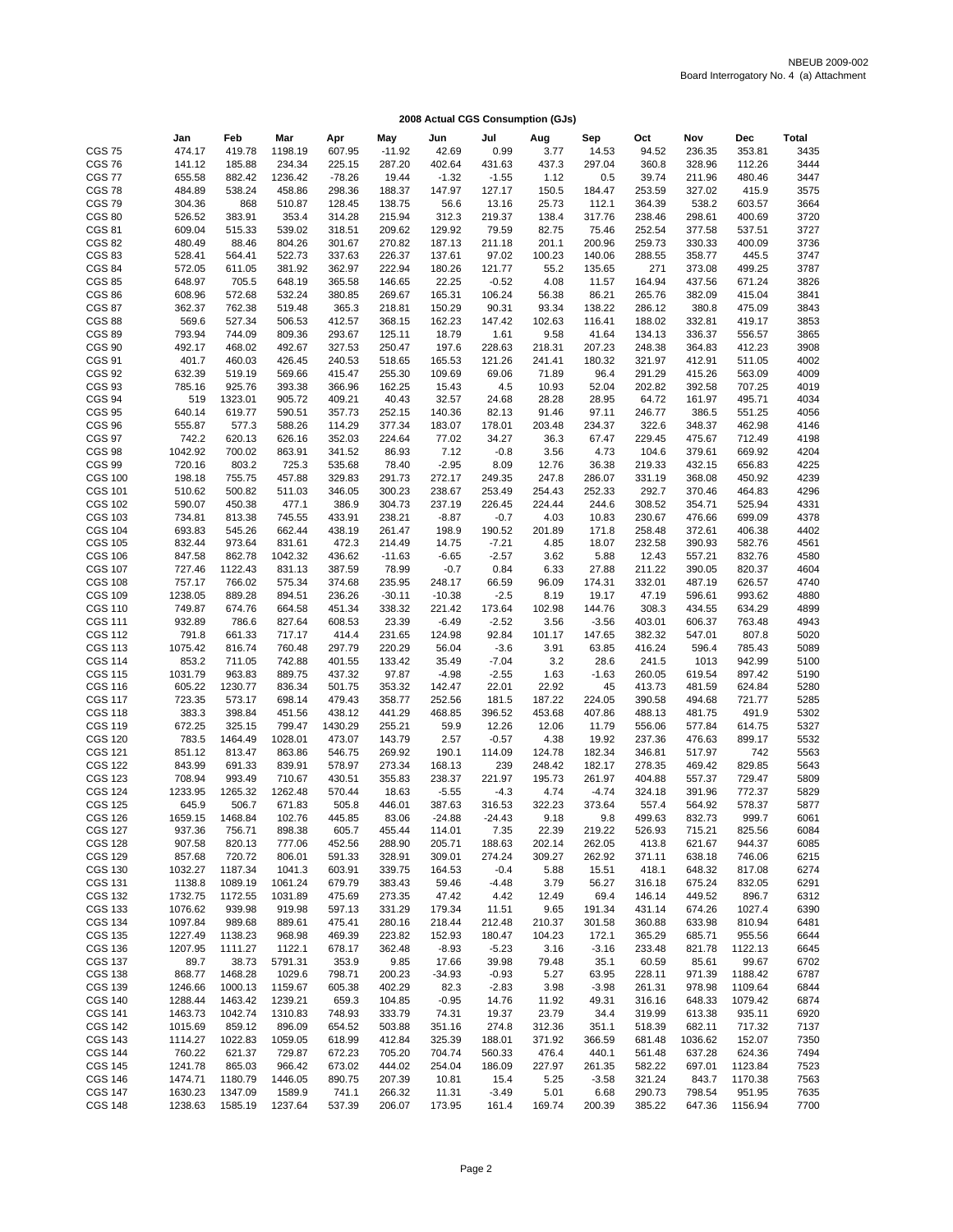NBEUB 2009-002
Board Interrogatory No. 4 (a) Attachment

## 2008 Actual CGS Consumption (GJs)

| | Jan | Feb | Mar | Apr | May | Jun | Jul | Aug | Sep | Oct | Nov | Dec | Total |
|---|---|---|---|---|---|---|---|---|---|---|---|---|---|
| CGS 75 | 474.17 | 419.78 | 1198.19 | 607.95 | -11.92 | 42.69 | 0.99 | 3.77 | 14.53 | 94.52 | 236.35 | 353.81 | 3435 |
| CGS 76 | 141.12 | 185.88 | 234.34 | 225.15 | 287.20 | 402.64 | 431.63 | 437.3 | 297.04 | 360.8 | 328.96 | 112.26 | 3444 |
| CGS 77 | 655.58 | 882.42 | 1236.42 | -78.26 | 19.44 | -1.32 | -1.55 | 1.12 | 0.5 | 39.74 | 211.96 | 480.46 | 3447 |
| CGS 78 | 484.89 | 538.24 | 458.86 | 298.36 | 188.37 | 147.97 | 127.17 | 150.5 | 184.47 | 253.59 | 327.02 | 415.9 | 3575 |
| CGS 79 | 304.36 | 868 | 510.87 | 128.45 | 138.75 | 56.6 | 13.16 | 25.73 | 112.1 | 364.39 | 538.2 | 603.57 | 3664 |
| CGS 80 | 526.52 | 383.91 | 353.4 | 314.28 | 215.94 | 312.3 | 219.37 | 138.4 | 317.76 | 238.46 | 298.61 | 400.69 | 3720 |
| CGS 81 | 609.04 | 515.33 | 539.02 | 318.51 | 209.62 | 129.92 | 79.59 | 82.75 | 75.46 | 252.54 | 377.58 | 537.51 | 3727 |
| CGS 82 | 480.49 | 88.46 | 804.26 | 301.67 | 270.82 | 187.13 | 211.18 | 201.1 | 200.96 | 259.73 | 330.33 | 400.09 | 3736 |
| CGS 83 | 528.41 | 564.41 | 522.73 | 337.63 | 226.37 | 137.61 | 97.02 | 100.23 | 140.06 | 288.55 | 358.77 | 445.5 | 3747 |
| CGS 84 | 572.05 | 611.05 | 381.92 | 362.97 | 222.94 | 180.26 | 121.77 | 55.2 | 135.65 | 271 | 373.08 | 499.25 | 3787 |
| CGS 85 | 648.97 | 705.5 | 648.19 | 365.58 | 146.65 | 22.25 | -0.52 | 4.08 | 11.57 | 164.94 | 437.56 | 671.24 | 3826 |
| CGS 86 | 608.96 | 572.68 | 532.24 | 380.85 | 269.67 | 165.31 | 106.24 | 56.38 | 86.21 | 265.76 | 382.09 | 415.04 | 3841 |
| CGS 87 | 362.37 | 762.38 | 519.48 | 365.3 | 218.81 | 150.29 | 90.31 | 93.34 | 138.22 | 286.12 | 380.8 | 475.09 | 3843 |
| CGS 88 | 569.6 | 527.34 | 506.53 | 412.57 | 368.15 | 162.23 | 147.42 | 102.63 | 116.41 | 188.02 | 332.81 | 419.17 | 3853 |
| CGS 89 | 793.94 | 744.09 | 809.36 | 293.67 | 125.11 | 18.79 | 1.61 | 9.58 | 41.64 | 134.13 | 336.37 | 556.57 | 3865 |
| CGS 90 | 492.17 | 468.02 | 492.67 | 327.53 | 250.47 | 197.6 | 228.63 | 218.31 | 207.23 | 248.38 | 364.83 | 412.23 | 3908 |
| CGS 91 | 401.7 | 460.03 | 426.45 | 240.53 | 518.65 | 165.53 | 121.26 | 241.41 | 180.32 | 321.97 | 412.91 | 511.05 | 4002 |
| CGS 92 | 632.39 | 519.19 | 569.66 | 415.47 | 255.30 | 109.69 | 69.06 | 71.89 | 96.4 | 291.29 | 415.26 | 563.09 | 4009 |
| CGS 93 | 785.16 | 925.76 | 393.38 | 366.96 | 162.25 | 15.43 | 4.5 | 10.93 | 52.04 | 202.82 | 392.58 | 707.25 | 4019 |
| CGS 94 | 519 | 1323.01 | 905.72 | 409.21 | 40.43 | 32.57 | 24.68 | 28.28 | 28.95 | 64.72 | 161.97 | 495.71 | 4034 |
| CGS 95 | 640.14 | 619.77 | 590.51 | 357.73 | 252.15 | 140.36 | 82.13 | 91.46 | 97.11 | 246.77 | 386.5 | 551.25 | 4056 |
| CGS 96 | 555.87 | 577.3 | 588.26 | 114.29 | 377.34 | 183.07 | 178.01 | 203.48 | 234.37 | 322.6 | 348.37 | 462.98 | 4146 |
| CGS 97 | 742.2 | 620.13 | 626.16 | 352.03 | 224.64 | 77.02 | 34.27 | 36.3 | 67.47 | 229.45 | 475.67 | 712.49 | 4198 |
| CGS 98 | 1042.92 | 700.02 | 863.91 | 341.52 | 86.93 | 7.12 | -0.8 | 3.56 | 4.73 | 104.6 | 379.61 | 669.92 | 4204 |
| CGS 99 | 720.16 | 803.2 | 725.3 | 535.68 | 78.40 | -2.95 | 8.09 | 12.76 | 36.38 | 219.33 | 432.15 | 656.83 | 4225 |
| CGS 100 | 198.18 | 755.75 | 457.88 | 329.83 | 291.73 | 272.17 | 249.35 | 247.8 | 286.07 | 331.19 | 368.08 | 450.92 | 4239 |
| CGS 101 | 510.62 | 500.82 | 511.03 | 346.05 | 300.23 | 238.67 | 253.49 | 254.43 | 252.33 | 292.7 | 370.46 | 464.83 | 4296 |
| CGS 102 | 590.07 | 450.38 | 477.1 | 386.9 | 304.73 | 237.19 | 226.45 | 224.44 | 244.6 | 308.52 | 354.71 | 525.94 | 4331 |
| CGS 103 | 734.81 | 813.38 | 745.55 | 433.91 | 238.21 | -8.87 | -0.7 | 4.03 | 10.83 | 230.67 | 476.66 | 699.09 | 4378 |
| CGS 104 | 693.83 | 545.26 | 662.44 | 438.19 | 261.47 | 198.9 | 190.52 | 201.89 | 171.8 | 258.48 | 372.61 | 406.38 | 4402 |
| CGS 105 | 832.44 | 973.64 | 831.61 | 472.3 | 214.49 | 14.75 | -7.21 | 4.85 | 18.07 | 232.58 | 390.93 | 582.76 | 4561 |
| CGS 106 | 847.58 | 862.78 | 1042.32 | 436.62 | -11.63 | -6.65 | -2.57 | 3.62 | 5.88 | 12.43 | 557.21 | 832.76 | 4580 |
| CGS 107 | 727.46 | 1122.43 | 831.13 | 387.59 | 78.99 | -0.7 | 0.84 | 6.33 | 27.88 | 211.22 | 390.05 | 820.37 | 4604 |
| CGS 108 | 757.17 | 766.02 | 575.34 | 374.68 | 235.95 | 248.17 | 66.59 | 96.09 | 174.31 | 332.01 | 487.19 | 626.57 | 4740 |
| CGS 109 | 1238.05 | 889.28 | 894.51 | 236.26 | -30.11 | -10.38 | -2.5 | 8.19 | 19.17 | 47.19 | 596.61 | 993.62 | 4880 |
| CGS 110 | 749.87 | 674.76 | 664.58 | 451.34 | 338.32 | 221.42 | 173.64 | 102.98 | 144.76 | 308.3 | 434.55 | 634.29 | 4899 |
| CGS 111 | 932.89 | 786.6 | 827.64 | 608.53 | 23.39 | -6.49 | -2.52 | 3.56 | -3.56 | 403.01 | 606.37 | 763.48 | 4943 |
| CGS 112 | 791.8 | 661.33 | 717.17 | 414.4 | 231.65 | 124.98 | 92.84 | 101.17 | 147.65 | 382.32 | 547.01 | 807.8 | 5020 |
| CGS 113 | 1075.42 | 816.74 | 760.48 | 297.79 | 220.29 | 56.04 | -3.6 | 3.91 | 63.85 | 416.24 | 596.4 | 785.43 | 5089 |
| CGS 114 | 853.2 | 711.05 | 742.88 | 401.55 | 133.42 | 35.49 | -7.04 | 3.2 | 28.6 | 241.5 | 1013 | 942.99 | 5100 |
| CGS 115 | 1031.79 | 963.83 | 889.75 | 437.32 | 97.87 | -4.98 | -2.55 | 1.63 | -1.63 | 260.05 | 619.54 | 897.42 | 5190 |
| CGS 116 | 605.22 | 1230.77 | 836.34 | 501.75 | 353.32 | 142.47 | 22.01 | 22.92 | 45 | 413.73 | 481.59 | 624.84 | 5280 |
| CGS 117 | 723.35 | 573.17 | 698.14 | 479.43 | 358.77 | 252.56 | 181.5 | 187.22 | 224.05 | 390.58 | 494.68 | 721.77 | 5285 |
| CGS 118 | 383.3 | 398.84 | 451.56 | 438.12 | 441.29 | 468.85 | 396.52 | 453.68 | 407.86 | 488.13 | 481.75 | 491.9 | 5302 |
| CGS 119 | 672.25 | 325.15 | 799.47 | 1430.29 | 255.21 | 59.9 | 12.26 | 12.06 | 11.79 | 556.06 | 577.84 | 614.75 | 5327 |
| CGS 120 | 783.5 | 1464.49 | 1028.01 | 473.07 | 143.79 | 2.57 | -0.57 | 4.38 | 19.92 | 237.36 | 476.63 | 899.17 | 5532 |
| CGS 121 | 851.12 | 813.47 | 863.86 | 546.75 | 269.92 | 190.1 | 114.09 | 124.78 | 182.34 | 346.81 | 517.97 | 742 | 5563 |
| CGS 122 | 843.99 | 691.33 | 839.91 | 578.97 | 273.34 | 168.13 | 239 | 248.42 | 182.17 | 278.35 | 469.42 | 829.85 | 5643 |
| CGS 123 | 708.94 | 993.49 | 710.67 | 430.51 | 355.83 | 238.37 | 221.97 | 195.73 | 261.97 | 404.88 | 557.37 | 729.47 | 5809 |
| CGS 124 | 1233.95 | 1265.32 | 1262.48 | 570.44 | 18.63 | -5.55 | -4.3 | 4.74 | -4.74 | 324.18 | 391.96 | 772.37 | 5829 |
| CGS 125 | 645.9 | 506.7 | 671.83 | 505.8 | 446.01 | 387.63 | 316.53 | 322.23 | 373.64 | 557.4 | 564.92 | 578.37 | 5877 |
| CGS 126 | 1659.15 | 1468.84 | 102.76 | 445.85 | 83.06 | -24.88 | -24.43 | 9.18 | 9.8 | 499.63 | 832.73 | 999.7 | 6061 |
| CGS 127 | 937.36 | 756.71 | 898.38 | 605.7 | 455.44 | 114.01 | 7.35 | 22.39 | 219.22 | 526.93 | 715.21 | 825.56 | 6084 |
| CGS 128 | 907.58 | 820.13 | 777.06 | 452.56 | 288.90 | 205.71 | 188.63 | 202.14 | 262.05 | 413.8 | 621.67 | 944.37 | 6085 |
| CGS 129 | 857.68 | 720.72 | 806.01 | 591.33 | 328.91 | 309.01 | 274.24 | 309.27 | 262.92 | 371.11 | 638.18 | 746.06 | 6215 |
| CGS 130 | 1032.27 | 1187.34 | 1041.3 | 603.91 | 339.75 | 164.53 | -0.4 | 5.88 | 15.51 | 418.1 | 648.32 | 817.08 | 6274 |
| CGS 131 | 1138.8 | 1089.19 | 1061.24 | 679.79 | 383.43 | 59.46 | -4.48 | 3.79 | 56.27 | 316.18 | 675.24 | 832.05 | 6291 |
| CGS 132 | 1732.75 | 1172.55 | 1031.89 | 475.69 | 273.35 | 47.42 | 4.42 | 12.49 | 69.4 | 146.14 | 449.52 | 896.7 | 6312 |
| CGS 133 | 1076.62 | 939.98 | 919.98 | 597.13 | 331.29 | 179.34 | 11.51 | 9.65 | 191.34 | 431.14 | 674.26 | 1027.4 | 6390 |
| CGS 134 | 1097.84 | 989.68 | 889.61 | 475.41 | 280.16 | 218.44 | 212.48 | 210.37 | 301.58 | 360.88 | 633.98 | 810.94 | 6481 |
| CGS 135 | 1227.49 | 1138.23 | 968.98 | 469.39 | 223.82 | 152.93 | 180.47 | 104.23 | 172.1 | 365.29 | 685.71 | 955.56 | 6644 |
| CGS 136 | 1207.95 | 1111.27 | 1122.1 | 678.17 | 362.48 | -8.93 | -5.23 | 3.16 | -3.16 | 233.48 | 821.78 | 1122.13 | 6645 |
| CGS 137 | 89.7 | 38.73 | 5791.31 | 353.9 | 9.85 | 17.66 | 39.98 | 79.48 | 35.1 | 60.59 | 85.61 | 99.67 | 6702 |
| CGS 138 | 868.77 | 1468.28 | 1029.6 | 798.71 | 200.23 | -34.93 | -0.93 | 5.27 | 63.95 | 228.11 | 971.39 | 1188.42 | 6787 |
| CGS 139 | 1246.66 | 1000.13 | 1159.67 | 605.38 | 402.29 | 82.3 | -2.83 | 3.98 | -3.98 | 261.31 | 978.98 | 1109.64 | 6844 |
| CGS 140 | 1288.44 | 1463.42 | 1239.21 | 659.3 | 104.85 | -0.95 | 14.76 | 11.92 | 49.31 | 316.16 | 648.33 | 1079.42 | 6874 |
| CGS 141 | 1463.73 | 1042.74 | 1310.83 | 748.93 | 333.79 | 74.31 | 19.37 | 23.79 | 34.4 | 319.99 | 613.38 | 935.11 | 6920 |
| CGS 142 | 1015.69 | 859.12 | 896.09 | 654.52 | 503.88 | 351.16 | 274.8 | 312.36 | 351.1 | 518.39 | 682.11 | 717.32 | 7137 |
| CGS 143 | 1114.27 | 1022.83 | 1059.05 | 618.99 | 412.84 | 325.39 | 188.01 | 371.92 | 366.59 | 681.48 | 1036.62 | 152.07 | 7350 |
| CGS 144 | 760.22 | 621.37 | 729.87 | 672.23 | 705.20 | 704.74 | 560.33 | 476.4 | 440.1 | 561.48 | 637.28 | 624.36 | 7494 |
| CGS 145 | 1241.78 | 865.03 | 966.42 | 673.02 | 444.02 | 254.04 | 186.09 | 227.97 | 261.35 | 582.22 | 697.01 | 1123.84 | 7523 |
| CGS 146 | 1474.71 | 1180.79 | 1446.05 | 890.75 | 207.39 | 10.81 | 15.4 | 5.25 | -3.58 | 321.24 | 843.7 | 1170.38 | 7563 |
| CGS 147 | 1630.23 | 1347.09 | 1589.9 | 741.1 | 266.32 | 11.31 | -3.49 | 5.01 | 6.68 | 290.73 | 798.54 | 951.95 | 7635 |
| CGS 148 | 1238.63 | 1585.19 | 1237.64 | 537.39 | 206.07 | 173.95 | 161.4 | 169.74 | 200.39 | 385.22 | 647.36 | 1156.94 | 7700 |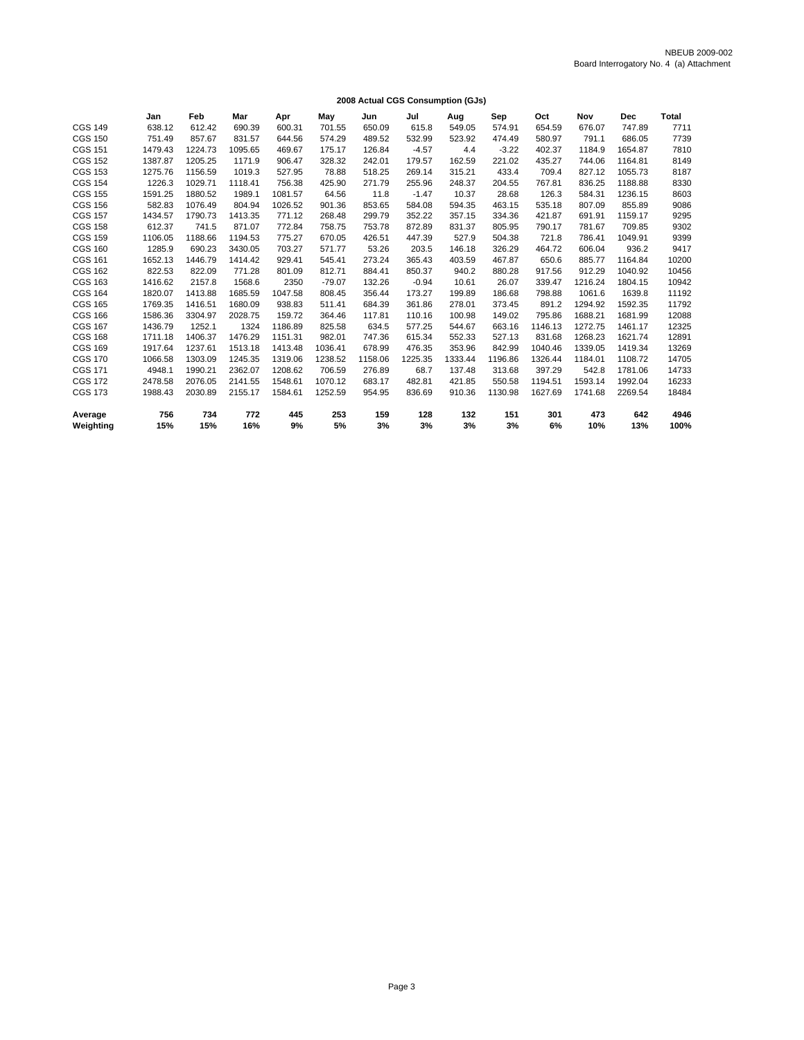NBEUB 2009-002
Board Interrogatory No. 4 (a) Attachment

**2008 Actual CGS Consumption (GJs)**

| | Jan | Feb | Mar | Apr | May | Jun | Jul | Aug | Sep | Oct | Nov | Dec | Total |
|---|---|---|---|---|---|---|---|---|---|---|---|---|---|
| CGS 149 | 638.12 | 612.42 | 690.39 | 600.31 | 701.55 | 650.09 | 615.8 | 549.05 | 574.91 | 654.59 | 676.07 | 747.89 | 7711 |
| CGS 150 | 751.49 | 857.67 | 831.57 | 644.56 | 574.29 | 489.52 | 532.99 | 523.92 | 474.49 | 580.97 | 791.1 | 686.05 | 7739 |
| CGS 151 | 1479.43 | 1224.73 | 1095.65 | 469.67 | 175.17 | 126.84 | -4.57 | 4.4 | -3.22 | 402.37 | 1184.9 | 1654.87 | 7810 |
| CGS 152 | 1387.87 | 1205.25 | 1171.9 | 906.47 | 328.32 | 242.01 | 179.57 | 162.59 | 221.02 | 435.27 | 744.06 | 1164.81 | 8149 |
| CGS 153 | 1275.76 | 1156.59 | 1019.3 | 527.95 | 78.88 | 518.25 | 269.14 | 315.21 | 433.4 | 709.4 | 827.12 | 1055.73 | 8187 |
| CGS 154 | 1226.3 | 1029.71 | 1118.41 | 756.38 | 425.90 | 271.79 | 255.96 | 248.37 | 204.55 | 767.81 | 836.25 | 1188.88 | 8330 |
| CGS 155 | 1591.25 | 1880.52 | 1989.1 | 1081.57 | 64.56 | 11.8 | -1.47 | 10.37 | 28.68 | 126.3 | 584.31 | 1236.15 | 8603 |
| CGS 156 | 582.83 | 1076.49 | 804.94 | 1026.52 | 901.36 | 853.65 | 584.08 | 594.35 | 463.15 | 535.18 | 807.09 | 855.89 | 9086 |
| CGS 157 | 1434.57 | 1790.73 | 1413.35 | 771.12 | 268.48 | 299.79 | 352.22 | 357.15 | 334.36 | 421.87 | 691.91 | 1159.17 | 9295 |
| CGS 158 | 612.37 | 741.5 | 871.07 | 772.84 | 758.75 | 753.78 | 872.89 | 831.37 | 805.95 | 790.17 | 781.67 | 709.85 | 9302 |
| CGS 159 | 1106.05 | 1188.66 | 1194.53 | 775.27 | 670.05 | 426.51 | 447.39 | 527.9 | 504.38 | 721.8 | 786.41 | 1049.91 | 9399 |
| CGS 160 | 1285.9 | 690.23 | 3430.05 | 703.27 | 571.77 | 53.26 | 203.5 | 146.18 | 326.29 | 464.72 | 606.04 | 936.2 | 9417 |
| CGS 161 | 1652.13 | 1446.79 | 1414.42 | 929.41 | 545.41 | 273.24 | 365.43 | 403.59 | 467.87 | 650.6 | 885.77 | 1164.84 | 10200 |
| CGS 162 | 822.53 | 822.09 | 771.28 | 801.09 | 812.71 | 884.41 | 850.37 | 940.2 | 880.28 | 917.56 | 912.29 | 1040.92 | 10456 |
| CGS 163 | 1416.62 | 2157.8 | 1568.6 | 2350 | -79.07 | 132.26 | -0.94 | 10.61 | 26.07 | 339.47 | 1216.24 | 1804.15 | 10942 |
| CGS 164 | 1820.07 | 1413.88 | 1685.59 | 1047.58 | 808.45 | 356.44 | 173.27 | 199.89 | 186.68 | 798.88 | 1061.6 | 1639.8 | 11192 |
| CGS 165 | 1769.35 | 1416.51 | 1680.09 | 938.83 | 511.41 | 684.39 | 361.86 | 278.01 | 373.45 | 891.2 | 1294.92 | 1592.35 | 11792 |
| CGS 166 | 1586.36 | 3304.97 | 2028.75 | 159.72 | 364.46 | 117.81 | 110.16 | 100.98 | 149.02 | 795.86 | 1688.21 | 1681.99 | 12088 |
| CGS 167 | 1436.79 | 1252.1 | 1324 | 1186.89 | 825.58 | 634.5 | 577.25 | 544.67 | 663.16 | 1146.13 | 1272.75 | 1461.17 | 12325 |
| CGS 168 | 1711.18 | 1406.37 | 1476.29 | 1151.31 | 982.01 | 747.36 | 615.34 | 552.33 | 527.13 | 831.68 | 1268.23 | 1621.74 | 12891 |
| CGS 169 | 1917.64 | 1237.61 | 1513.18 | 1413.48 | 1036.41 | 678.99 | 476.35 | 353.96 | 842.99 | 1040.46 | 1339.05 | 1419.34 | 13269 |
| CGS 170 | 1066.58 | 1303.09 | 1245.35 | 1319.06 | 1238.52 | 1158.06 | 1225.35 | 1333.44 | 1196.86 | 1326.44 | 1184.01 | 1108.72 | 14705 |
| CGS 171 | 4948.1 | 1990.21 | 2362.07 | 1208.62 | 706.59 | 276.89 | 68.7 | 137.48 | 313.68 | 397.29 | 542.8 | 1781.06 | 14733 |
| CGS 172 | 2478.58 | 2076.05 | 2141.55 | 1548.61 | 1070.12 | 683.17 | 482.81 | 421.85 | 550.58 | 1194.51 | 1593.14 | 1992.04 | 16233 |
| CGS 173 | 1988.43 | 2030.89 | 2155.17 | 1584.61 | 1252.59 | 954.95 | 836.69 | 910.36 | 1130.98 | 1627.69 | 1741.68 | 2269.54 | 18484 |
| **Average** | **756** | **734** | **772** | **445** | **253** | **159** | **128** | **132** | **151** | **301** | **473** | **642** | **4946** |
| **Weighting** | **15%** | **15%** | **16%** | **9%** | **5%** | **3%** | **3%** | **3%** | **3%** | **6%** | **10%** | **13%** | **100%** |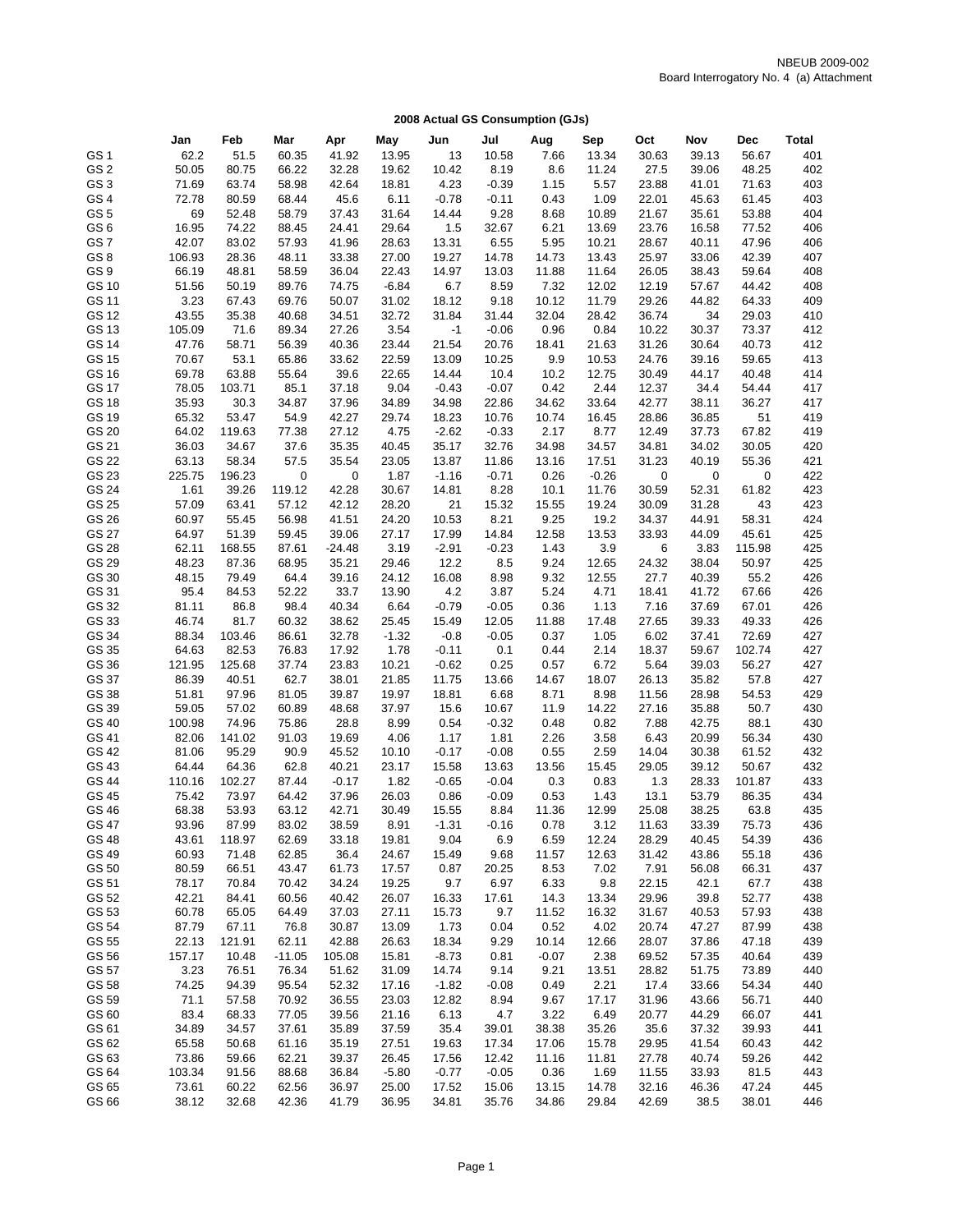NBEUB 2009-002
Board Interrogatory No. 4 (a) Attachment

### 2008 Actual GS Consumption (GJs)

| | Jan | Feb | Mar | Apr | May | Jun | Jul | Aug | Sep | Oct | Nov | Dec | Total |
|---|---|---|---|---|---|---|---|---|---|---|---|---|---|
| GS 1 | 62.2 | 51.5 | 60.35 | 41.92 | 13.95 | 13 | 10.58 | 7.66 | 13.34 | 30.63 | 39.13 | 56.67 | 401 |
| GS 2 | 50.05 | 80.75 | 66.22 | 32.28 | 19.62 | 10.42 | 8.19 | 8.6 | 11.24 | 27.5 | 39.06 | 48.25 | 402 |
| GS 3 | 71.69 | 63.74 | 58.98 | 42.64 | 18.81 | 4.23 | -0.39 | 1.15 | 5.57 | 23.88 | 41.01 | 71.63 | 403 |
| GS 4 | 72.78 | 80.59 | 68.44 | 45.6 | 6.11 | -0.78 | -0.11 | 0.43 | 1.09 | 22.01 | 45.63 | 61.45 | 403 |
| GS 5 | 69 | 52.48 | 58.79 | 37.43 | 31.64 | 14.44 | 9.28 | 8.68 | 10.89 | 21.67 | 35.61 | 53.88 | 404 |
| GS 6 | 16.95 | 74.22 | 88.45 | 24.41 | 29.64 | 1.5 | 32.67 | 6.21 | 13.69 | 23.76 | 16.58 | 77.52 | 406 |
| GS 7 | 42.07 | 83.02 | 57.93 | 41.96 | 28.63 | 13.31 | 6.55 | 5.95 | 10.21 | 28.67 | 40.11 | 47.96 | 406 |
| GS 8 | 106.93 | 28.36 | 48.11 | 33.38 | 27.00 | 19.27 | 14.78 | 14.73 | 13.43 | 25.97 | 33.06 | 42.39 | 407 |
| GS 9 | 66.19 | 48.81 | 58.59 | 36.04 | 22.43 | 14.97 | 13.03 | 11.88 | 11.64 | 26.05 | 38.43 | 59.64 | 408 |
| GS 10 | 51.56 | 50.19 | 89.76 | 74.75 | -6.84 | 6.7 | 8.59 | 7.32 | 12.02 | 12.19 | 57.67 | 44.42 | 408 |
| GS 11 | 3.23 | 67.43 | 69.76 | 50.07 | 31.02 | 18.12 | 9.18 | 10.12 | 11.79 | 29.26 | 44.82 | 64.33 | 409 |
| GS 12 | 43.55 | 35.38 | 40.68 | 34.51 | 32.72 | 31.84 | 31.44 | 32.04 | 28.42 | 36.74 | 34 | 29.03 | 410 |
| GS 13 | 105.09 | 71.6 | 89.34 | 27.26 | 3.54 | -1 | -0.06 | 0.96 | 0.84 | 10.22 | 30.37 | 73.37 | 412 |
| GS 14 | 47.76 | 58.71 | 56.39 | 40.36 | 23.44 | 21.54 | 20.76 | 18.41 | 21.63 | 31.26 | 30.64 | 40.73 | 412 |
| GS 15 | 70.67 | 53.1 | 65.86 | 33.62 | 22.59 | 13.09 | 10.25 | 9.9 | 10.53 | 24.76 | 39.16 | 59.65 | 413 |
| GS 16 | 69.78 | 63.88 | 55.64 | 39.6 | 22.65 | 14.44 | 10.4 | 10.2 | 12.75 | 30.49 | 44.17 | 40.48 | 414 |
| GS 17 | 78.05 | 103.71 | 85.1 | 37.18 | 9.04 | -0.43 | -0.07 | 0.42 | 2.44 | 12.37 | 34.4 | 54.44 | 417 |
| GS 18 | 35.93 | 30.3 | 34.87 | 37.96 | 34.89 | 34.98 | 22.86 | 34.62 | 33.64 | 42.77 | 38.11 | 36.27 | 417 |
| GS 19 | 65.32 | 53.47 | 54.9 | 42.27 | 29.74 | 18.23 | 10.76 | 10.74 | 16.45 | 28.86 | 36.85 | 51 | 419 |
| GS 20 | 64.02 | 119.63 | 77.38 | 27.12 | 4.75 | -2.62 | -0.33 | 2.17 | 8.77 | 12.49 | 37.73 | 67.82 | 419 |
| GS 21 | 36.03 | 34.67 | 37.6 | 35.35 | 40.45 | 35.17 | 32.76 | 34.98 | 34.57 | 34.81 | 34.02 | 30.05 | 420 |
| GS 22 | 63.13 | 58.34 | 57.5 | 35.54 | 23.05 | 13.87 | 11.86 | 13.16 | 17.51 | 31.23 | 40.19 | 55.36 | 421 |
| GS 23 | 225.75 | 196.23 | 0 | 0 | 1.87 | -1.16 | -0.71 | 0.26 | -0.26 | 0 | 0 | 0 | 422 |
| GS 24 | 1.61 | 39.26 | 119.12 | 42.28 | 30.67 | 14.81 | 8.28 | 10.1 | 11.76 | 30.59 | 52.31 | 61.82 | 423 |
| GS 25 | 57.09 | 63.41 | 57.12 | 42.12 | 28.20 | 21 | 15.32 | 15.55 | 19.24 | 30.09 | 31.28 | 43 | 423 |
| GS 26 | 60.97 | 55.45 | 56.98 | 41.51 | 24.20 | 10.53 | 8.21 | 9.25 | 19.2 | 34.37 | 44.91 | 58.31 | 424 |
| GS 27 | 64.97 | 51.39 | 59.45 | 39.06 | 27.17 | 17.99 | 14.84 | 12.58 | 13.53 | 33.93 | 44.09 | 45.61 | 425 |
| GS 28 | 62.11 | 168.55 | 87.61 | -24.48 | 3.19 | -2.91 | -0.23 | 1.43 | 3.9 | 6 | 3.83 | 115.98 | 425 |
| GS 29 | 48.23 | 87.36 | 68.95 | 35.21 | 29.46 | 12.2 | 8.5 | 9.24 | 12.65 | 24.32 | 38.04 | 50.97 | 425 |
| GS 30 | 48.15 | 79.49 | 64.4 | 39.16 | 24.12 | 16.08 | 8.98 | 9.32 | 12.55 | 27.7 | 40.39 | 55.2 | 426 |
| GS 31 | 95.4 | 84.53 | 52.22 | 33.7 | 13.90 | 4.2 | 3.87 | 5.24 | 4.71 | 18.41 | 41.72 | 67.66 | 426 |
| GS 32 | 81.11 | 86.8 | 98.4 | 40.34 | 6.64 | -0.79 | -0.05 | 0.36 | 1.13 | 7.16 | 37.69 | 67.01 | 426 |
| GS 33 | 46.74 | 81.7 | 60.32 | 38.62 | 25.45 | 15.49 | 12.05 | 11.88 | 17.48 | 27.65 | 39.33 | 49.33 | 426 |
| GS 34 | 88.34 | 103.46 | 86.61 | 32.78 | -1.32 | -0.8 | -0.05 | 0.37 | 1.05 | 6.02 | 37.41 | 72.69 | 427 |
| GS 35 | 64.63 | 82.53 | 76.83 | 17.92 | 1.78 | -0.11 | 0.1 | 0.44 | 2.14 | 18.37 | 59.67 | 102.74 | 427 |
| GS 36 | 121.95 | 125.68 | 37.74 | 23.83 | 10.21 | -0.62 | 0.25 | 0.57 | 6.72 | 5.64 | 39.03 | 56.27 | 427 |
| GS 37 | 86.39 | 40.51 | 62.7 | 38.01 | 21.85 | 11.75 | 13.66 | 14.67 | 18.07 | 26.13 | 35.82 | 57.8 | 427 |
| GS 38 | 51.81 | 97.96 | 81.05 | 39.87 | 19.97 | 18.81 | 6.68 | 8.71 | 8.98 | 11.56 | 28.98 | 54.53 | 429 |
| GS 39 | 59.05 | 57.02 | 60.89 | 48.68 | 37.97 | 15.6 | 10.67 | 11.9 | 14.22 | 27.16 | 35.88 | 50.7 | 430 |
| GS 40 | 100.98 | 74.96 | 75.86 | 28.8 | 8.99 | 0.54 | -0.32 | 0.48 | 0.82 | 7.88 | 42.75 | 88.1 | 430 |
| GS 41 | 82.06 | 141.02 | 91.03 | 19.69 | 4.06 | 1.17 | 1.81 | 2.26 | 3.58 | 6.43 | 20.99 | 56.34 | 430 |
| GS 42 | 81.06 | 95.29 | 90.9 | 45.52 | 10.10 | -0.17 | -0.08 | 0.55 | 2.59 | 14.04 | 30.38 | 61.52 | 432 |
| GS 43 | 64.44 | 64.36 | 62.8 | 40.21 | 23.17 | 15.58 | 13.63 | 13.56 | 15.45 | 29.05 | 39.12 | 50.67 | 432 |
| GS 44 | 110.16 | 102.27 | 87.44 | -0.17 | 1.82 | -0.65 | -0.04 | 0.3 | 0.83 | 1.3 | 28.33 | 101.87 | 433 |
| GS 45 | 75.42 | 73.97 | 64.42 | 37.96 | 26.03 | 0.86 | -0.09 | 0.53 | 1.43 | 13.1 | 53.79 | 86.35 | 434 |
| GS 46 | 68.38 | 53.93 | 63.12 | 42.71 | 30.49 | 15.55 | 8.84 | 11.36 | 12.99 | 25.08 | 38.25 | 63.8 | 435 |
| GS 47 | 93.96 | 87.99 | 83.02 | 38.59 | 8.91 | -1.31 | -0.16 | 0.78 | 3.12 | 11.63 | 33.39 | 75.73 | 436 |
| GS 48 | 43.61 | 118.97 | 62.69 | 33.18 | 19.81 | 9.04 | 6.9 | 6.59 | 12.24 | 28.29 | 40.45 | 54.39 | 436 |
| GS 49 | 60.93 | 71.48 | 62.85 | 36.4 | 24.67 | 15.49 | 9.68 | 11.57 | 12.63 | 31.42 | 43.86 | 55.18 | 436 |
| GS 50 | 80.59 | 66.51 | 43.47 | 61.73 | 17.57 | 0.87 | 20.25 | 8.53 | 7.02 | 7.91 | 56.08 | 66.31 | 437 |
| GS 51 | 78.17 | 70.84 | 70.42 | 34.24 | 19.25 | 9.7 | 6.97 | 6.33 | 9.8 | 22.15 | 42.1 | 67.7 | 438 |
| GS 52 | 42.21 | 84.41 | 60.56 | 40.42 | 26.07 | 16.33 | 17.61 | 14.3 | 13.34 | 29.96 | 39.8 | 52.77 | 438 |
| GS 53 | 60.78 | 65.05 | 64.49 | 37.03 | 27.11 | 15.73 | 9.7 | 11.52 | 16.32 | 31.67 | 40.53 | 57.93 | 438 |
| GS 54 | 87.79 | 67.11 | 76.8 | 30.87 | 13.09 | 1.73 | 0.04 | 0.52 | 4.02 | 20.74 | 47.27 | 87.99 | 438 |
| GS 55 | 22.13 | 121.91 | 62.11 | 42.88 | 26.63 | 18.34 | 9.29 | 10.14 | 12.66 | 28.07 | 37.86 | 47.18 | 439 |
| GS 56 | 157.17 | 10.48 | -11.05 | 105.08 | 15.81 | -8.73 | 0.81 | -0.07 | 2.38 | 69.52 | 57.35 | 40.64 | 439 |
| GS 57 | 3.23 | 76.51 | 76.34 | 51.62 | 31.09 | 14.74 | 9.14 | 9.21 | 13.51 | 28.82 | 51.75 | 73.89 | 440 |
| GS 58 | 74.25 | 94.39 | 95.54 | 52.32 | 17.16 | -1.82 | -0.08 | 0.49 | 2.21 | 17.4 | 33.66 | 54.34 | 440 |
| GS 59 | 71.1 | 57.58 | 70.92 | 36.55 | 23.03 | 12.82 | 8.94 | 9.67 | 17.17 | 31.96 | 43.66 | 56.71 | 440 |
| GS 60 | 83.4 | 68.33 | 77.05 | 39.56 | 21.16 | 6.13 | 4.7 | 3.22 | 6.49 | 20.77 | 44.29 | 66.07 | 441 |
| GS 61 | 34.89 | 34.57 | 37.61 | 35.89 | 37.59 | 35.4 | 39.01 | 38.38 | 35.26 | 35.6 | 37.32 | 39.93 | 441 |
| GS 62 | 65.58 | 50.68 | 61.16 | 35.19 | 27.51 | 19.63 | 17.34 | 17.06 | 15.78 | 29.95 | 41.54 | 60.43 | 442 |
| GS 63 | 73.86 | 59.66 | 62.21 | 39.37 | 26.45 | 17.56 | 12.42 | 11.16 | 11.81 | 27.78 | 40.74 | 59.26 | 442 |
| GS 64 | 103.34 | 91.56 | 88.68 | 36.84 | -5.80 | -0.77 | -0.05 | 0.36 | 1.69 | 11.55 | 33.93 | 81.5 | 443 |
| GS 65 | 73.61 | 60.22 | 62.56 | 36.97 | 25.00 | 17.52 | 15.06 | 13.15 | 14.78 | 32.16 | 46.36 | 47.24 | 445 |
| GS 66 | 38.12 | 32.68 | 42.36 | 41.79 | 36.95 | 34.81 | 35.76 | 34.86 | 29.84 | 42.69 | 38.5 | 38.01 | 446 |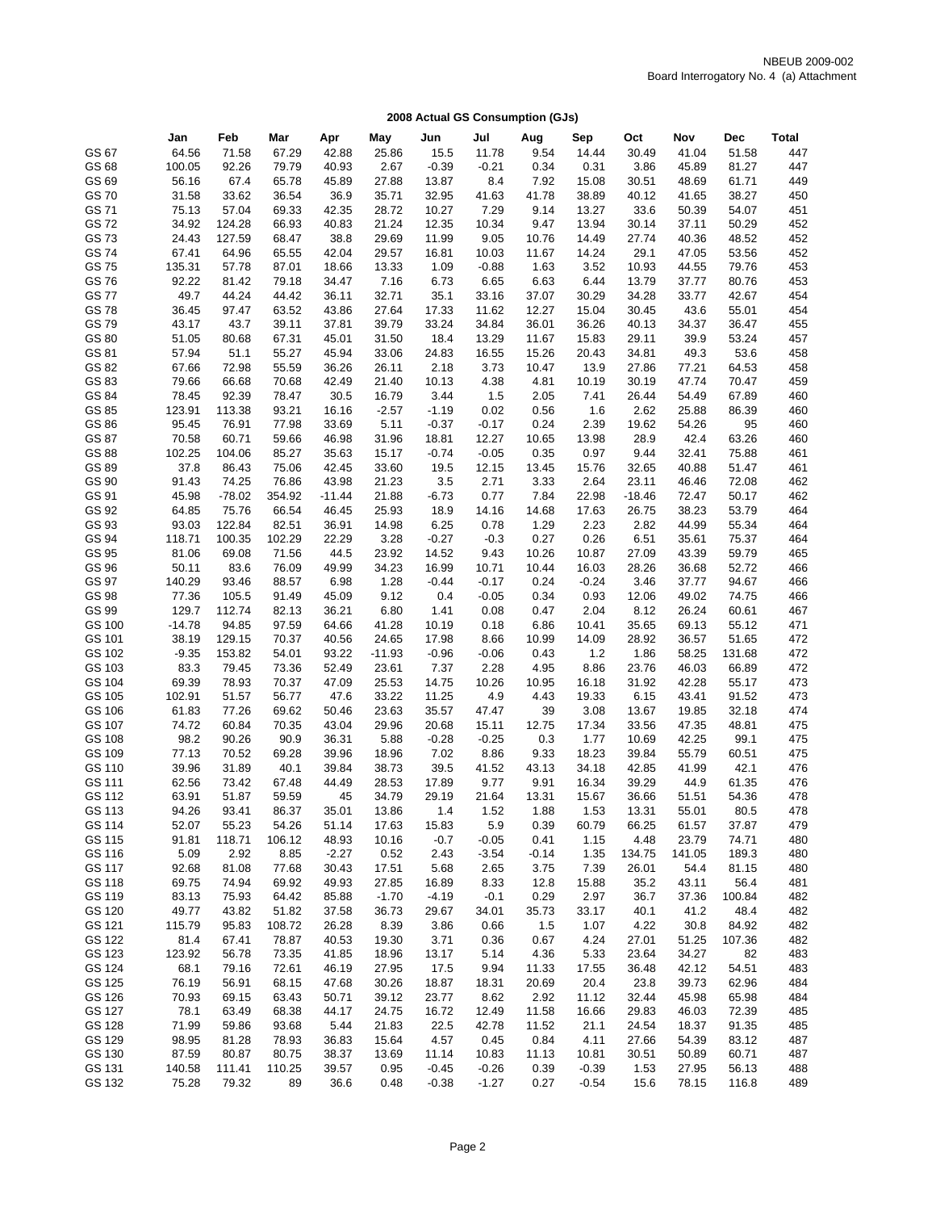NBEUB 2009-002
Board Interrogatory No. 4 (a) Attachment

**2008 Actual GS Consumption (GJs)**

| | Jan | Feb | Mar | Apr | May | Jun | Jul | Aug | Sep | Oct | Nov | Dec | Total |
|---|---|---|---|---|---|---|---|---|---|---|---|---|---|
| GS 67 | 64.56 | 71.58 | 67.29 | 42.88 | 25.86 | 15.5 | 11.78 | 9.54 | 14.44 | 30.49 | 41.04 | 51.58 | 447 |
| GS 68 | 100.05 | 92.26 | 79.79 | 40.93 | 2.67 | -0.39 | -0.21 | 0.34 | 0.31 | 3.86 | 45.89 | 81.27 | 447 |
| GS 69 | 56.16 | 67.4 | 65.78 | 45.89 | 27.88 | 13.87 | 8.4 | 7.92 | 15.08 | 30.51 | 48.69 | 61.71 | 449 |
| GS 70 | 31.58 | 33.62 | 36.54 | 36.9 | 35.71 | 32.95 | 41.63 | 41.78 | 38.89 | 40.12 | 41.65 | 38.27 | 450 |
| GS 71 | 75.13 | 57.04 | 69.33 | 42.35 | 28.72 | 10.27 | 7.29 | 9.14 | 13.27 | 33.6 | 50.39 | 54.07 | 451 |
| GS 72 | 34.92 | 124.28 | 66.93 | 40.83 | 21.24 | 12.35 | 10.34 | 9.47 | 13.94 | 30.14 | 37.11 | 50.29 | 452 |
| GS 73 | 24.43 | 127.59 | 68.47 | 38.8 | 29.69 | 11.99 | 9.05 | 10.76 | 14.49 | 27.74 | 40.36 | 48.52 | 452 |
| GS 74 | 67.41 | 64.96 | 65.55 | 42.04 | 29.57 | 16.81 | 10.03 | 11.67 | 14.24 | 29.1 | 47.05 | 53.56 | 452 |
| GS 75 | 135.31 | 57.78 | 87.01 | 18.66 | 13.33 | 1.09 | -0.88 | 1.63 | 3.52 | 10.93 | 44.55 | 79.76 | 453 |
| GS 76 | 92.22 | 81.42 | 79.18 | 34.47 | 7.16 | 6.73 | 6.65 | 6.63 | 6.44 | 13.79 | 37.77 | 80.76 | 453 |
| GS 77 | 49.7 | 44.24 | 44.42 | 36.11 | 32.71 | 35.1 | 33.16 | 37.07 | 30.29 | 34.28 | 33.77 | 42.67 | 454 |
| GS 78 | 36.45 | 97.47 | 63.52 | 43.86 | 27.64 | 17.33 | 11.62 | 12.27 | 15.04 | 30.45 | 43.6 | 55.01 | 454 |
| GS 79 | 43.17 | 43.7 | 39.11 | 37.81 | 39.79 | 33.24 | 34.84 | 36.01 | 36.26 | 40.13 | 34.37 | 36.47 | 455 |
| GS 80 | 51.05 | 80.68 | 67.31 | 45.01 | 31.50 | 18.4 | 13.29 | 11.67 | 15.83 | 29.11 | 39.9 | 53.24 | 457 |
| GS 81 | 57.94 | 51.1 | 55.27 | 45.94 | 33.06 | 24.83 | 16.55 | 15.26 | 20.43 | 34.81 | 49.3 | 53.6 | 458 |
| GS 82 | 67.66 | 72.98 | 55.59 | 36.26 | 26.11 | 2.18 | 3.73 | 10.47 | 13.9 | 27.86 | 77.21 | 64.53 | 458 |
| GS 83 | 79.66 | 66.68 | 70.68 | 42.49 | 21.40 | 10.13 | 4.38 | 4.81 | 10.19 | 30.19 | 47.74 | 70.47 | 459 |
| GS 84 | 78.45 | 92.39 | 78.47 | 30.5 | 16.79 | 3.44 | 1.5 | 2.05 | 7.41 | 26.44 | 54.49 | 67.89 | 460 |
| GS 85 | 123.91 | 113.38 | 93.21 | 16.16 | -2.57 | -1.19 | 0.02 | 0.56 | 1.6 | 2.62 | 25.88 | 86.39 | 460 |
| GS 86 | 95.45 | 76.91 | 77.98 | 33.69 | 5.11 | -0.37 | -0.17 | 0.24 | 2.39 | 19.62 | 54.26 | 95 | 460 |
| GS 87 | 70.58 | 60.71 | 59.66 | 46.98 | 31.96 | 18.81 | 12.27 | 10.65 | 13.98 | 28.9 | 42.4 | 63.26 | 460 |
| GS 88 | 102.25 | 104.06 | 85.27 | 35.63 | 15.17 | -0.74 | -0.05 | 0.35 | 0.97 | 9.44 | 32.41 | 75.88 | 461 |
| GS 89 | 37.8 | 86.43 | 75.06 | 42.45 | 33.60 | 19.5 | 12.15 | 13.45 | 15.76 | 32.65 | 40.88 | 51.47 | 461 |
| GS 90 | 91.43 | 74.25 | 76.86 | 43.98 | 21.23 | 3.5 | 2.71 | 3.33 | 2.64 | 23.11 | 46.46 | 72.08 | 462 |
| GS 91 | 45.98 | -78.02 | 354.92 | -11.44 | 21.88 | -6.73 | 0.77 | 7.84 | 22.98 | -18.46 | 72.47 | 50.17 | 462 |
| GS 92 | 64.85 | 75.76 | 66.54 | 46.45 | 25.93 | 18.9 | 14.16 | 14.68 | 17.63 | 26.75 | 38.23 | 53.79 | 464 |
| GS 93 | 93.03 | 122.84 | 82.51 | 36.91 | 14.98 | 6.25 | 0.78 | 1.29 | 2.23 | 2.82 | 44.99 | 55.34 | 464 |
| GS 94 | 118.71 | 100.35 | 102.29 | 22.29 | 3.28 | -0.27 | -0.3 | 0.27 | 0.26 | 6.51 | 35.61 | 75.37 | 464 |
| GS 95 | 81.06 | 69.08 | 71.56 | 44.5 | 23.92 | 14.52 | 9.43 | 10.26 | 10.87 | 27.09 | 43.39 | 59.79 | 465 |
| GS 96 | 50.11 | 83.6 | 76.09 | 49.99 | 34.23 | 16.99 | 10.71 | 10.44 | 16.03 | 28.26 | 36.68 | 52.72 | 466 |
| GS 97 | 140.29 | 93.46 | 88.57 | 6.98 | 1.28 | -0.44 | -0.17 | 0.24 | -0.24 | 3.46 | 37.77 | 94.67 | 466 |
| GS 98 | 77.36 | 105.5 | 91.49 | 45.09 | 9.12 | 0.4 | -0.05 | 0.34 | 0.93 | 12.06 | 49.02 | 74.75 | 466 |
| GS 99 | 129.7 | 112.74 | 82.13 | 36.21 | 6.80 | 1.41 | 0.08 | 0.47 | 2.04 | 8.12 | 26.24 | 60.61 | 467 |
| GS 100 | -14.78 | 94.85 | 97.59 | 64.66 | 41.28 | 10.19 | 0.18 | 6.86 | 10.41 | 35.65 | 69.13 | 55.12 | 471 |
| GS 101 | 38.19 | 129.15 | 70.37 | 40.56 | 24.65 | 17.98 | 8.66 | 10.99 | 14.09 | 28.92 | 36.57 | 51.65 | 472 |
| GS 102 | -9.35 | 153.82 | 54.01 | 93.22 | -11.93 | -0.96 | -0.06 | 0.43 | 1.2 | 1.86 | 58.25 | 131.68 | 472 |
| GS 103 | 83.3 | 79.45 | 73.36 | 52.49 | 23.61 | 7.37 | 2.28 | 4.95 | 8.86 | 23.76 | 46.03 | 66.89 | 472 |
| GS 104 | 69.39 | 78.93 | 70.37 | 47.09 | 25.53 | 14.75 | 10.26 | 10.95 | 16.18 | 31.92 | 42.28 | 55.17 | 473 |
| GS 105 | 102.91 | 51.57 | 56.77 | 47.6 | 33.22 | 11.25 | 4.9 | 4.43 | 19.33 | 6.15 | 43.41 | 91.52 | 473 |
| GS 106 | 61.83 | 77.26 | 69.62 | 50.46 | 23.63 | 35.57 | 47.47 | 39 | 3.08 | 13.67 | 19.85 | 32.18 | 474 |
| GS 107 | 74.72 | 60.84 | 70.35 | 43.04 | 29.96 | 20.68 | 15.11 | 12.75 | 17.34 | 33.56 | 47.35 | 48.81 | 475 |
| GS 108 | 98.2 | 90.26 | 90.9 | 36.31 | 5.88 | -0.28 | -0.25 | 0.3 | 1.77 | 10.69 | 42.25 | 99.1 | 475 |
| GS 109 | 77.13 | 70.52 | 69.28 | 39.96 | 18.96 | 7.02 | 8.86 | 9.33 | 18.23 | 39.84 | 55.79 | 60.51 | 475 |
| GS 110 | 39.96 | 31.89 | 40.1 | 39.84 | 38.73 | 39.5 | 41.52 | 43.13 | 34.18 | 42.85 | 41.99 | 42.1 | 476 |
| GS 111 | 62.56 | 73.42 | 67.48 | 44.49 | 28.53 | 17.89 | 9.77 | 9.91 | 16.34 | 39.29 | 44.9 | 61.35 | 476 |
| GS 112 | 63.91 | 51.87 | 59.59 | 45 | 34.79 | 29.19 | 21.64 | 13.31 | 15.67 | 36.66 | 51.51 | 54.36 | 478 |
| GS 113 | 94.26 | 93.41 | 86.37 | 35.01 | 13.86 | 1.4 | 1.52 | 1.88 | 1.53 | 13.31 | 55.01 | 80.5 | 478 |
| GS 114 | 52.07 | 55.23 | 54.26 | 51.14 | 17.63 | 15.83 | 5.9 | 0.39 | 60.79 | 66.25 | 61.57 | 37.87 | 479 |
| GS 115 | 91.81 | 118.71 | 106.12 | 48.93 | 10.16 | -0.7 | -0.05 | 0.41 | 1.15 | 4.48 | 23.79 | 74.71 | 480 |
| GS 116 | 5.09 | 2.92 | 8.85 | -2.27 | 0.52 | 2.43 | -3.54 | -0.14 | 1.35 | 134.75 | 141.05 | 189.3 | 480 |
| GS 117 | 92.68 | 81.08 | 77.68 | 30.43 | 17.51 | 5.68 | 2.65 | 3.75 | 7.39 | 26.01 | 54.4 | 81.15 | 480 |
| GS 118 | 69.75 | 74.94 | 69.92 | 49.93 | 27.85 | 16.89 | 8.33 | 12.8 | 15.88 | 35.2 | 43.11 | 56.4 | 481 |
| GS 119 | 83.13 | 75.93 | 64.42 | 85.88 | -1.70 | -4.19 | -0.1 | 0.29 | 2.97 | 36.7 | 37.36 | 100.84 | 482 |
| GS 120 | 49.77 | 43.82 | 51.82 | 37.58 | 36.73 | 29.67 | 34.01 | 35.73 | 33.17 | 40.1 | 41.2 | 48.4 | 482 |
| GS 121 | 115.79 | 95.83 | 108.72 | 26.28 | 8.39 | 3.86 | 0.66 | 1.5 | 1.07 | 4.22 | 30.8 | 84.92 | 482 |
| GS 122 | 81.4 | 67.41 | 78.87 | 40.53 | 19.30 | 3.71 | 0.36 | 0.67 | 4.24 | 27.01 | 51.25 | 107.36 | 482 |
| GS 123 | 123.92 | 56.78 | 73.35 | 41.85 | 18.96 | 13.17 | 5.14 | 4.36 | 5.33 | 23.64 | 34.27 | 82 | 483 |
| GS 124 | 68.1 | 79.16 | 72.61 | 46.19 | 27.95 | 17.5 | 9.94 | 11.33 | 17.55 | 36.48 | 42.12 | 54.51 | 483 |
| GS 125 | 76.19 | 56.91 | 68.15 | 47.68 | 30.26 | 18.87 | 18.31 | 20.69 | 20.4 | 23.8 | 39.73 | 62.96 | 484 |
| GS 126 | 70.93 | 69.15 | 63.43 | 50.71 | 39.12 | 23.77 | 8.62 | 2.92 | 11.12 | 32.44 | 45.98 | 65.98 | 484 |
| GS 127 | 78.1 | 63.49 | 68.38 | 44.17 | 24.75 | 16.72 | 12.49 | 11.58 | 16.66 | 29.83 | 46.03 | 72.39 | 485 |
| GS 128 | 71.99 | 59.86 | 93.68 | 5.44 | 21.83 | 22.5 | 42.78 | 11.52 | 21.1 | 24.54 | 18.37 | 91.35 | 485 |
| GS 129 | 98.95 | 81.28 | 78.93 | 36.83 | 15.64 | 4.57 | 0.45 | 0.84 | 4.11 | 27.66 | 54.39 | 83.12 | 487 |
| GS 130 | 87.59 | 80.87 | 80.75 | 38.37 | 13.69 | 11.14 | 10.83 | 11.13 | 10.81 | 30.51 | 50.89 | 60.71 | 487 |
| GS 131 | 140.58 | 111.41 | 110.25 | 39.57 | 0.95 | -0.45 | -0.26 | 0.39 | -0.39 | 1.53 | 27.95 | 56.13 | 488 |
| GS 132 | 75.28 | 79.32 | 89 | 36.6 | 0.48 | -0.38 | -1.27 | 0.27 | -0.54 | 15.6 | 78.15 | 116.8 | 489 |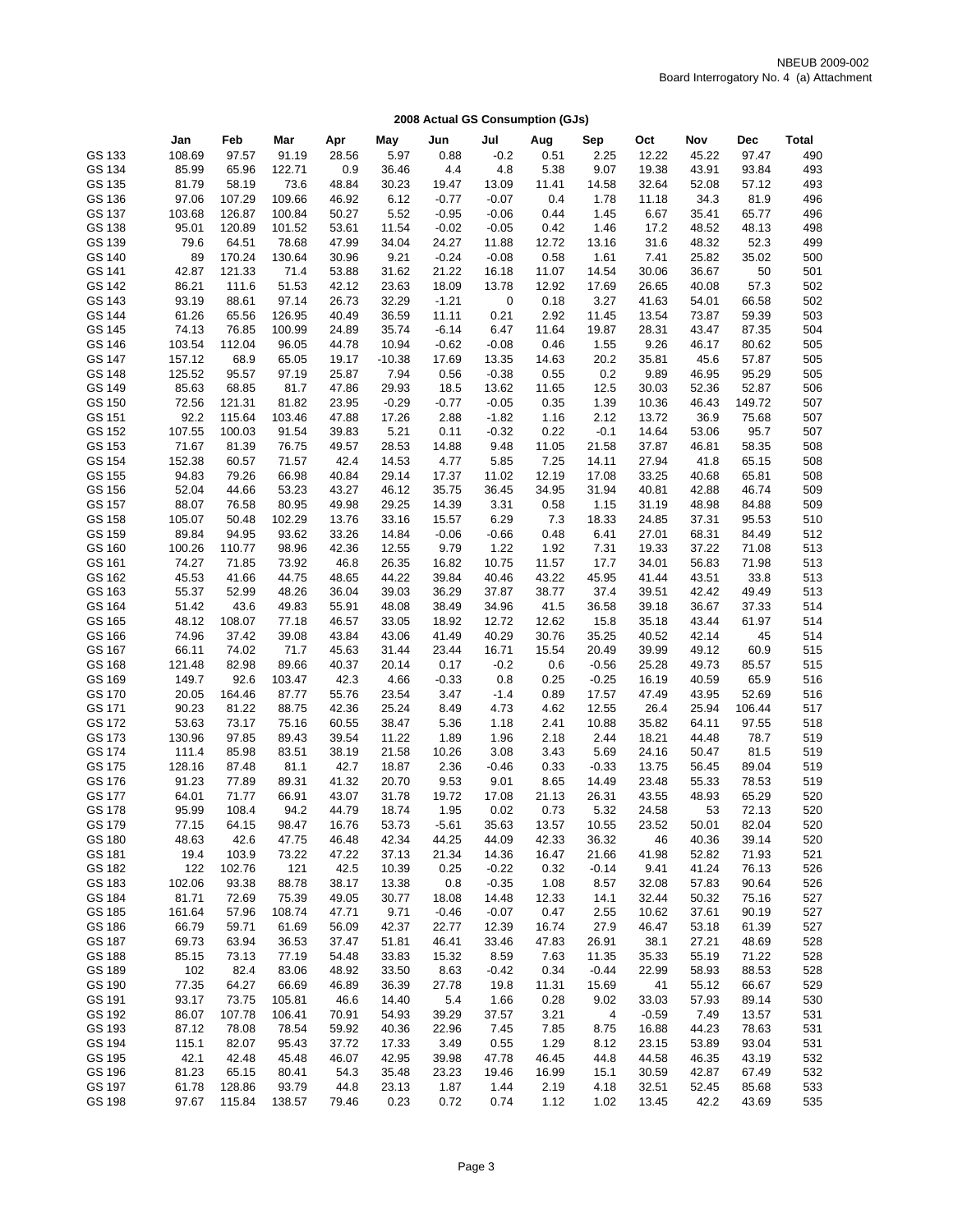NBEUB 2009-002
Board Interrogatory No. 4 (a) Attachment

## 2008 Actual GS Consumption (GJs)

| | Jan | Feb | Mar | Apr | May | Jun | Jul | Aug | Sep | Oct | Nov | Dec | Total |
|---|---|---|---|---|---|---|---|---|---|---|---|---|---|
| GS 133 | 108.69 | 97.57 | 91.19 | 28.56 | 5.97 | 0.88 | -0.2 | 0.51 | 2.25 | 12.22 | 45.22 | 97.47 | 490 |
| GS 134 | 85.99 | 65.96 | 122.71 | 0.9 | 36.46 | 4.4 | 4.8 | 5.38 | 9.07 | 19.38 | 43.91 | 93.84 | 493 |
| GS 135 | 81.79 | 58.19 | 73.6 | 48.84 | 30.23 | 19.47 | 13.09 | 11.41 | 14.58 | 32.64 | 52.08 | 57.12 | 493 |
| GS 136 | 97.06 | 107.29 | 109.66 | 46.92 | 6.12 | -0.77 | -0.07 | 0.4 | 1.78 | 11.18 | 34.3 | 81.9 | 496 |
| GS 137 | 103.68 | 126.87 | 100.84 | 50.27 | 5.52 | -0.95 | -0.06 | 0.44 | 1.45 | 6.67 | 35.41 | 65.77 | 496 |
| GS 138 | 95.01 | 120.89 | 101.52 | 53.61 | 11.54 | -0.02 | -0.05 | 0.42 | 1.46 | 17.2 | 48.52 | 48.13 | 498 |
| GS 139 | 79.6 | 64.51 | 78.68 | 47.99 | 34.04 | 24.27 | 11.88 | 12.72 | 13.16 | 31.6 | 48.32 | 52.3 | 499 |
| GS 140 | 89 | 170.24 | 130.64 | 30.96 | 9.21 | -0.24 | -0.08 | 0.58 | 1.61 | 7.41 | 25.82 | 35.02 | 500 |
| GS 141 | 42.87 | 121.33 | 71.4 | 53.88 | 31.62 | 21.22 | 16.18 | 11.07 | 14.54 | 30.06 | 36.67 | 50 | 501 |
| GS 142 | 86.21 | 111.6 | 51.53 | 42.12 | 23.63 | 18.09 | 13.78 | 12.92 | 17.69 | 26.65 | 40.08 | 57.3 | 502 |
| GS 143 | 93.19 | 88.61 | 97.14 | 26.73 | 32.29 | -1.21 | 0 | 0.18 | 3.27 | 41.63 | 54.01 | 66.58 | 502 |
| GS 144 | 61.26 | 65.56 | 126.95 | 40.49 | 36.59 | 11.11 | 0.21 | 2.92 | 11.45 | 13.54 | 73.87 | 59.39 | 503 |
| GS 145 | 74.13 | 76.85 | 100.99 | 24.89 | 35.74 | -6.14 | 6.47 | 11.64 | 19.87 | 28.31 | 43.47 | 87.35 | 504 |
| GS 146 | 103.54 | 112.04 | 96.05 | 44.78 | 10.94 | -0.62 | -0.08 | 0.46 | 1.55 | 9.26 | 46.17 | 80.62 | 505 |
| GS 147 | 157.12 | 68.9 | 65.05 | 19.17 | -10.38 | 17.69 | 13.35 | 14.63 | 20.2 | 35.81 | 45.6 | 57.87 | 505 |
| GS 148 | 125.52 | 95.57 | 97.19 | 25.87 | 7.94 | 0.56 | -0.38 | 0.55 | 0.2 | 9.89 | 46.95 | 95.29 | 505 |
| GS 149 | 85.63 | 68.85 | 81.7 | 47.86 | 29.93 | 18.5 | 13.62 | 11.65 | 12.5 | 30.03 | 52.36 | 52.87 | 506 |
| GS 150 | 72.56 | 121.31 | 81.82 | 23.95 | -0.29 | -0.77 | -0.05 | 0.35 | 1.39 | 10.36 | 46.43 | 149.72 | 507 |
| GS 151 | 92.2 | 115.64 | 103.46 | 47.88 | 17.26 | 2.88 | -1.82 | 1.16 | 2.12 | 13.72 | 36.9 | 75.68 | 507 |
| GS 152 | 107.55 | 100.03 | 91.54 | 39.83 | 5.21 | 0.11 | -0.32 | 0.22 | -0.1 | 14.64 | 53.06 | 95.7 | 507 |
| GS 153 | 71.67 | 81.39 | 76.75 | 49.57 | 28.53 | 14.88 | 9.48 | 11.05 | 21.58 | 37.87 | 46.81 | 58.35 | 508 |
| GS 154 | 152.38 | 60.57 | 71.57 | 42.4 | 14.53 | 4.77 | 5.85 | 7.25 | 14.11 | 27.94 | 41.8 | 65.15 | 508 |
| GS 155 | 94.83 | 79.26 | 66.98 | 40.84 | 29.14 | 17.37 | 11.02 | 12.19 | 17.08 | 33.25 | 40.68 | 65.81 | 508 |
| GS 156 | 52.04 | 44.66 | 53.23 | 43.27 | 46.12 | 35.75 | 36.45 | 34.95 | 31.94 | 40.81 | 42.88 | 46.74 | 509 |
| GS 157 | 88.07 | 76.58 | 80.95 | 49.98 | 29.25 | 14.39 | 3.31 | 0.58 | 1.15 | 31.19 | 48.98 | 84.88 | 509 |
| GS 158 | 105.07 | 50.48 | 102.29 | 13.76 | 33.16 | 15.57 | 6.29 | 7.3 | 18.33 | 24.85 | 37.31 | 95.53 | 510 |
| GS 159 | 89.84 | 94.95 | 93.62 | 33.26 | 14.84 | -0.06 | -0.66 | 0.48 | 6.41 | 27.01 | 68.31 | 84.49 | 512 |
| GS 160 | 100.26 | 110.77 | 98.96 | 42.36 | 12.55 | 9.79 | 1.22 | 1.92 | 7.31 | 19.33 | 37.22 | 71.08 | 513 |
| GS 161 | 74.27 | 71.85 | 73.92 | 46.8 | 26.35 | 16.82 | 10.75 | 11.57 | 17.7 | 34.01 | 56.83 | 71.98 | 513 |
| GS 162 | 45.53 | 41.66 | 44.75 | 48.65 | 44.22 | 39.84 | 40.46 | 43.22 | 45.95 | 41.44 | 43.51 | 33.8 | 513 |
| GS 163 | 55.37 | 52.99 | 48.26 | 36.04 | 39.03 | 36.29 | 37.87 | 38.77 | 37.4 | 39.51 | 42.42 | 49.49 | 513 |
| GS 164 | 51.42 | 43.6 | 49.83 | 55.91 | 48.08 | 38.49 | 34.96 | 41.5 | 36.58 | 39.18 | 36.67 | 37.33 | 514 |
| GS 165 | 48.12 | 108.07 | 77.18 | 46.57 | 33.05 | 18.92 | 12.72 | 12.62 | 15.8 | 35.18 | 43.44 | 61.97 | 514 |
| GS 166 | 74.96 | 37.42 | 39.08 | 43.84 | 43.06 | 41.49 | 40.29 | 30.76 | 35.25 | 40.52 | 42.14 | 45 | 514 |
| GS 167 | 66.11 | 74.02 | 71.7 | 45.63 | 31.44 | 23.44 | 16.71 | 15.54 | 20.49 | 39.99 | 49.12 | 60.9 | 515 |
| GS 168 | 121.48 | 82.98 | 89.66 | 40.37 | 20.14 | 0.17 | -0.2 | 0.6 | -0.56 | 25.28 | 49.73 | 85.57 | 515 |
| GS 169 | 149.7 | 92.6 | 103.47 | 42.3 | 4.66 | -0.33 | 0.8 | 0.25 | -0.25 | 16.19 | 40.59 | 65.9 | 516 |
| GS 170 | 20.05 | 164.46 | 87.77 | 55.76 | 23.54 | 3.47 | -1.4 | 0.89 | 17.57 | 47.49 | 43.95 | 52.69 | 516 |
| GS 171 | 90.23 | 81.22 | 88.75 | 42.36 | 25.24 | 8.49 | 4.73 | 4.62 | 12.55 | 26.4 | 25.94 | 106.44 | 517 |
| GS 172 | 53.63 | 73.17 | 75.16 | 60.55 | 38.47 | 5.36 | 1.18 | 2.41 | 10.88 | 35.82 | 64.11 | 97.55 | 518 |
| GS 173 | 130.96 | 97.85 | 89.43 | 39.54 | 11.22 | 1.89 | 1.96 | 2.18 | 2.44 | 18.21 | 44.48 | 78.7 | 519 |
| GS 174 | 111.4 | 85.98 | 83.51 | 38.19 | 21.58 | 10.26 | 3.08 | 3.43 | 5.69 | 24.16 | 50.47 | 81.5 | 519 |
| GS 175 | 128.16 | 87.48 | 81.1 | 42.7 | 18.87 | 2.36 | -0.46 | 0.33 | -0.33 | 13.75 | 56.45 | 89.04 | 519 |
| GS 176 | 91.23 | 77.89 | 89.31 | 41.32 | 20.70 | 9.53 | 9.01 | 8.65 | 14.49 | 23.48 | 55.33 | 78.53 | 519 |
| GS 177 | 64.01 | 71.77 | 66.91 | 43.07 | 31.78 | 19.72 | 17.08 | 21.13 | 26.31 | 43.55 | 48.93 | 65.29 | 520 |
| GS 178 | 95.99 | 108.4 | 94.2 | 44.79 | 18.74 | 1.95 | 0.02 | 0.73 | 5.32 | 24.58 | 53 | 72.13 | 520 |
| GS 179 | 77.15 | 64.15 | 98.47 | 16.76 | 53.73 | -5.61 | 35.63 | 13.57 | 10.55 | 23.52 | 50.01 | 82.04 | 520 |
| GS 180 | 48.63 | 42.6 | 47.75 | 46.48 | 42.34 | 44.25 | 44.09 | 42.33 | 36.32 | 46 | 40.36 | 39.14 | 520 |
| GS 181 | 19.4 | 103.9 | 73.22 | 47.22 | 37.13 | 21.34 | 14.36 | 16.47 | 21.66 | 41.98 | 52.82 | 71.93 | 521 |
| GS 182 | 122 | 102.76 | 121 | 42.5 | 10.39 | 0.25 | -0.22 | 0.32 | -0.14 | 9.41 | 41.24 | 76.13 | 526 |
| GS 183 | 102.06 | 93.38 | 88.78 | 38.17 | 13.38 | 0.8 | -0.35 | 1.08 | 8.57 | 32.08 | 57.83 | 90.64 | 526 |
| GS 184 | 81.71 | 72.69 | 75.39 | 49.05 | 30.77 | 18.08 | 14.48 | 12.33 | 14.1 | 32.44 | 50.32 | 75.16 | 527 |
| GS 185 | 161.64 | 57.96 | 108.74 | 47.71 | 9.71 | -0.46 | -0.07 | 0.47 | 2.55 | 10.62 | 37.61 | 90.19 | 527 |
| GS 186 | 66.79 | 59.71 | 61.69 | 56.09 | 42.37 | 22.77 | 12.39 | 16.74 | 27.9 | 46.47 | 53.18 | 61.39 | 527 |
| GS 187 | 69.73 | 63.94 | 36.53 | 37.47 | 51.81 | 46.41 | 33.46 | 47.83 | 26.91 | 38.1 | 27.21 | 48.69 | 528 |
| GS 188 | 85.15 | 73.13 | 77.19 | 54.48 | 33.83 | 15.32 | 8.59 | 7.63 | 11.35 | 35.33 | 55.19 | 71.22 | 528 |
| GS 189 | 102 | 82.4 | 83.06 | 48.92 | 33.50 | 8.63 | -0.42 | 0.34 | -0.44 | 22.99 | 58.93 | 88.53 | 528 |
| GS 190 | 77.35 | 64.27 | 66.69 | 46.89 | 36.39 | 27.78 | 19.8 | 11.31 | 15.69 | 41 | 55.12 | 66.67 | 529 |
| GS 191 | 93.17 | 73.75 | 105.81 | 46.6 | 14.40 | 5.4 | 1.66 | 0.28 | 9.02 | 33.03 | 57.93 | 89.14 | 530 |
| GS 192 | 86.07 | 107.78 | 106.41 | 70.91 | 54.93 | 39.29 | 37.57 | 3.21 | 4 | -0.59 | 7.49 | 13.57 | 531 |
| GS 193 | 87.12 | 78.08 | 78.54 | 59.92 | 40.36 | 22.96 | 7.45 | 7.85 | 8.75 | 16.88 | 44.23 | 78.63 | 531 |
| GS 194 | 115.1 | 82.07 | 95.43 | 37.72 | 17.33 | 3.49 | 0.55 | 1.29 | 8.12 | 23.15 | 53.89 | 93.04 | 531 |
| GS 195 | 42.1 | 42.48 | 45.48 | 46.07 | 42.95 | 39.98 | 47.78 | 46.45 | 44.8 | 44.58 | 46.35 | 43.19 | 532 |
| GS 196 | 81.23 | 65.15 | 80.41 | 54.3 | 35.48 | 23.23 | 19.46 | 16.99 | 15.1 | 30.59 | 42.87 | 67.49 | 532 |
| GS 197 | 61.78 | 128.86 | 93.79 | 44.8 | 23.13 | 1.87 | 1.44 | 2.19 | 4.18 | 32.51 | 52.45 | 85.68 | 533 |
| GS 198 | 97.67 | 115.84 | 138.57 | 79.46 | 0.23 | 0.72 | 0.74 | 1.12 | 1.02 | 13.45 | 42.2 | 43.69 | 535 |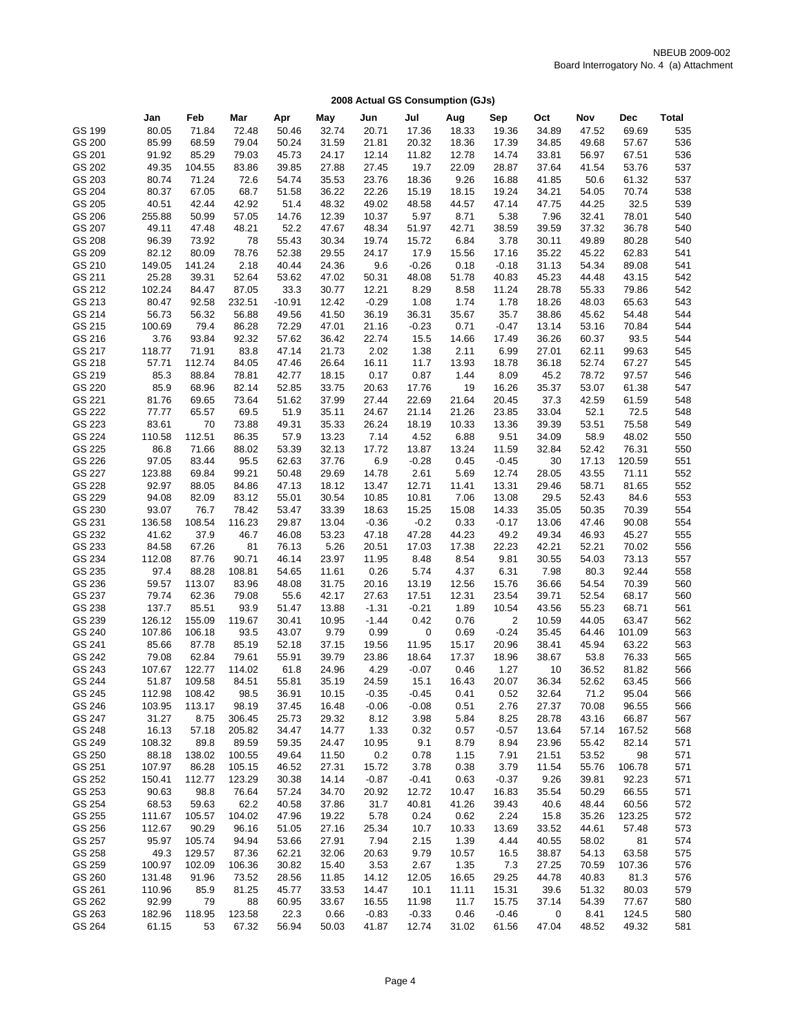NBEUB 2009-002
Board Interrogatory No. 4 (a) Attachment

**2008 Actual GS Consumption (GJs)**

| | Jan | Feb | Mar | Apr | May | Jun | Jul | Aug | Sep | Oct | Nov | Dec | Total |
|---|---|---|---|---|---|---|---|---|---|---|---|---|---|
| GS 199 | 80.05 | 71.84 | 72.48 | 50.46 | 32.74 | 20.71 | 17.36 | 18.33 | 19.36 | 34.89 | 47.52 | 69.69 | 535 |
| GS 200 | 85.99 | 68.59 | 79.04 | 50.24 | 31.59 | 21.81 | 20.32 | 18.36 | 17.39 | 34.85 | 49.68 | 57.67 | 536 |
| GS 201 | 91.92 | 85.29 | 79.03 | 45.73 | 24.17 | 12.14 | 11.82 | 12.78 | 14.74 | 33.81 | 56.97 | 67.51 | 536 |
| GS 202 | 49.35 | 104.55 | 83.86 | 39.85 | 27.88 | 27.45 | 19.7 | 22.09 | 28.87 | 37.64 | 41.54 | 53.76 | 537 |
| GS 203 | 80.74 | 71.24 | 72.6 | 54.74 | 35.53 | 23.76 | 18.36 | 9.26 | 16.88 | 41.85 | 50.6 | 61.32 | 537 |
| GS 204 | 80.37 | 67.05 | 68.7 | 51.58 | 36.22 | 22.26 | 15.19 | 18.15 | 19.24 | 34.21 | 54.05 | 70.74 | 538 |
| GS 205 | 40.51 | 42.44 | 42.92 | 51.4 | 48.32 | 49.02 | 48.58 | 44.57 | 47.14 | 47.75 | 44.25 | 32.5 | 539 |
| GS 206 | 255.88 | 50.99 | 57.05 | 14.76 | 12.39 | 10.37 | 5.97 | 8.71 | 5.38 | 7.96 | 32.41 | 78.01 | 540 |
| GS 207 | 49.11 | 47.48 | 48.21 | 52.2 | 47.67 | 48.34 | 51.97 | 42.71 | 38.59 | 39.59 | 37.32 | 36.78 | 540 |
| GS 208 | 96.39 | 73.92 | 78 | 55.43 | 30.34 | 19.74 | 15.72 | 6.84 | 3.78 | 30.11 | 49.89 | 80.28 | 540 |
| GS 209 | 82.12 | 80.09 | 78.76 | 52.38 | 29.55 | 24.17 | 17.9 | 15.56 | 17.16 | 35.22 | 45.22 | 62.83 | 541 |
| GS 210 | 149.05 | 141.24 | 2.18 | 40.44 | 24.36 | 9.6 | -0.26 | 0.18 | -0.18 | 31.13 | 54.34 | 89.08 | 541 |
| GS 211 | 25.28 | 39.31 | 52.64 | 53.62 | 47.02 | 50.31 | 48.08 | 51.78 | 40.83 | 45.23 | 44.48 | 43.15 | 542 |
| GS 212 | 102.24 | 84.47 | 87.05 | 33.3 | 30.77 | 12.21 | 8.29 | 8.58 | 11.24 | 28.78 | 55.33 | 79.86 | 542 |
| GS 213 | 80.47 | 92.58 | 232.51 | -10.91 | 12.42 | -0.29 | 1.08 | 1.74 | 1.78 | 18.26 | 48.03 | 65.63 | 543 |
| GS 214 | 56.73 | 56.32 | 56.88 | 49.56 | 41.50 | 36.19 | 36.31 | 35.67 | 35.7 | 38.86 | 45.62 | 54.48 | 544 |
| GS 215 | 100.69 | 79.4 | 86.28 | 72.29 | 47.01 | 21.16 | -0.23 | 0.71 | -0.47 | 13.14 | 53.16 | 70.84 | 544 |
| GS 216 | 3.76 | 93.84 | 92.32 | 57.62 | 36.42 | 22.74 | 15.5 | 14.66 | 17.49 | 36.26 | 60.37 | 93.5 | 544 |
| GS 217 | 118.77 | 71.91 | 83.8 | 47.14 | 21.73 | 2.02 | 1.38 | 2.11 | 6.99 | 27.01 | 62.11 | 99.63 | 545 |
| GS 218 | 57.71 | 112.74 | 84.05 | 47.46 | 26.64 | 16.11 | 11.7 | 13.93 | 18.78 | 36.18 | 52.74 | 67.27 | 545 |
| GS 219 | 85.3 | 88.84 | 78.81 | 42.77 | 18.15 | 0.17 | 0.87 | 1.44 | 8.09 | 45.2 | 78.72 | 97.57 | 546 |
| GS 220 | 85.9 | 68.96 | 82.14 | 52.85 | 33.75 | 20.63 | 17.76 | 19 | 16.26 | 35.37 | 53.07 | 61.38 | 547 |
| GS 221 | 81.76 | 69.65 | 73.64 | 51.62 | 37.99 | 27.44 | 22.69 | 21.64 | 20.45 | 37.3 | 42.59 | 61.59 | 548 |
| GS 222 | 77.77 | 65.57 | 69.5 | 51.9 | 35.11 | 24.67 | 21.14 | 21.26 | 23.85 | 33.04 | 52.1 | 72.5 | 548 |
| GS 223 | 83.61 | 70 | 73.88 | 49.31 | 35.33 | 26.24 | 18.19 | 10.33 | 13.36 | 39.39 | 53.51 | 75.58 | 549 |
| GS 224 | 110.58 | 112.51 | 86.35 | 57.9 | 13.23 | 7.14 | 4.52 | 6.88 | 9.51 | 34.09 | 58.9 | 48.02 | 550 |
| GS 225 | 86.8 | 71.66 | 88.02 | 53.39 | 32.13 | 17.72 | 13.87 | 13.24 | 11.59 | 32.84 | 52.42 | 76.31 | 550 |
| GS 226 | 97.05 | 83.44 | 95.5 | 62.63 | 37.76 | 6.9 | -0.28 | 0.45 | -0.45 | 30 | 17.13 | 120.59 | 551 |
| GS 227 | 123.88 | 69.84 | 99.21 | 50.48 | 29.69 | 14.78 | 2.61 | 5.69 | 12.74 | 28.05 | 43.55 | 71.11 | 552 |
| GS 228 | 92.97 | 88.05 | 84.86 | 47.13 | 18.12 | 13.47 | 12.71 | 11.41 | 13.31 | 29.46 | 58.71 | 81.65 | 552 |
| GS 229 | 94.08 | 82.09 | 83.12 | 55.01 | 30.54 | 10.85 | 10.81 | 7.06 | 13.08 | 29.5 | 52.43 | 84.6 | 553 |
| GS 230 | 93.07 | 76.7 | 78.42 | 53.47 | 33.39 | 18.63 | 15.25 | 15.08 | 14.33 | 35.05 | 50.35 | 70.39 | 554 |
| GS 231 | 136.58 | 108.54 | 116.23 | 29.87 | 13.04 | -0.36 | -0.2 | 0.33 | -0.17 | 13.06 | 47.46 | 90.08 | 554 |
| GS 232 | 41.62 | 37.9 | 46.7 | 46.08 | 53.23 | 47.18 | 47.28 | 44.23 | 49.2 | 49.34 | 46.93 | 45.27 | 555 |
| GS 233 | 84.58 | 67.26 | 81 | 76.13 | 5.26 | 20.51 | 17.03 | 17.38 | 22.23 | 42.21 | 52.21 | 70.02 | 556 |
| GS 234 | 112.08 | 87.76 | 90.71 | 46.14 | 23.97 | 11.95 | 8.48 | 8.54 | 9.81 | 30.55 | 54.03 | 73.13 | 557 |
| GS 235 | 97.4 | 88.28 | 108.81 | 54.65 | 11.61 | 0.26 | 5.74 | 4.37 | 6.31 | 7.98 | 80.3 | 92.44 | 558 |
| GS 236 | 59.57 | 113.07 | 83.96 | 48.08 | 31.75 | 20.16 | 13.19 | 12.56 | 15.76 | 36.66 | 54.54 | 70.39 | 560 |
| GS 237 | 79.74 | 62.36 | 79.08 | 55.6 | 42.17 | 27.63 | 17.51 | 12.31 | 23.54 | 39.71 | 52.54 | 68.17 | 560 |
| GS 238 | 137.7 | 85.51 | 93.9 | 51.47 | 13.88 | -1.31 | -0.21 | 1.89 | 10.54 | 43.56 | 55.23 | 68.71 | 561 |
| GS 239 | 126.12 | 155.09 | 119.67 | 30.41 | 10.95 | -1.44 | 0.42 | 0.76 | 2 | 10.59 | 44.05 | 63.47 | 562 |
| GS 240 | 107.86 | 106.18 | 93.5 | 43.07 | 9.79 | 0.99 | 0 | 0.69 | -0.24 | 35.45 | 64.46 | 101.09 | 563 |
| GS 241 | 85.66 | 87.78 | 85.19 | 52.18 | 37.15 | 19.56 | 11.95 | 15.17 | 20.96 | 38.41 | 45.94 | 63.22 | 563 |
| GS 242 | 79.08 | 62.84 | 79.61 | 55.91 | 39.79 | 23.86 | 18.64 | 17.37 | 18.96 | 38.67 | 53.8 | 76.33 | 565 |
| GS 243 | 107.67 | 122.77 | 114.02 | 61.8 | 24.96 | 4.29 | -0.07 | 0.46 | 1.27 | 10 | 36.52 | 81.82 | 566 |
| GS 244 | 51.87 | 109.58 | 84.51 | 55.81 | 35.19 | 24.59 | 15.1 | 16.43 | 20.07 | 36.34 | 52.62 | 63.45 | 566 |
| GS 245 | 112.98 | 108.42 | 98.5 | 36.91 | 10.15 | -0.35 | -0.45 | 0.41 | 0.52 | 32.64 | 71.2 | 95.04 | 566 |
| GS 246 | 103.95 | 113.17 | 98.19 | 37.45 | 16.48 | -0.06 | -0.08 | 0.51 | 2.76 | 27.37 | 70.08 | 96.55 | 566 |
| GS 247 | 31.27 | 8.75 | 306.45 | 25.73 | 29.32 | 8.12 | 3.98 | 5.84 | 8.25 | 28.78 | 43.16 | 66.87 | 567 |
| GS 248 | 16.13 | 57.18 | 205.82 | 34.47 | 14.77 | 1.33 | 0.32 | 0.57 | -0.57 | 13.64 | 57.14 | 167.52 | 568 |
| GS 249 | 108.32 | 89.8 | 89.59 | 59.35 | 24.47 | 10.95 | 9.1 | 8.79 | 8.94 | 23.96 | 55.42 | 82.14 | 571 |
| GS 250 | 88.18 | 138.02 | 100.55 | 49.64 | 11.50 | 0.2 | 0.78 | 1.15 | 7.91 | 21.51 | 53.52 | 98 | 571 |
| GS 251 | 107.97 | 86.28 | 105.15 | 46.52 | 27.31 | 15.72 | 3.78 | 0.38 | 3.79 | 11.54 | 55.76 | 106.78 | 571 |
| GS 252 | 150.41 | 112.77 | 123.29 | 30.38 | 14.14 | -0.87 | -0.41 | 0.63 | -0.37 | 9.26 | 39.81 | 92.23 | 571 |
| GS 253 | 90.63 | 98.8 | 76.64 | 57.24 | 34.70 | 20.92 | 12.72 | 10.47 | 16.83 | 35.54 | 50.29 | 66.55 | 571 |
| GS 254 | 68.53 | 59.63 | 62.2 | 40.58 | 37.86 | 31.7 | 40.81 | 41.26 | 39.43 | 40.6 | 48.44 | 60.56 | 572 |
| GS 255 | 111.67 | 105.57 | 104.02 | 47.96 | 19.22 | 5.78 | 0.24 | 0.62 | 2.24 | 15.8 | 35.26 | 123.25 | 572 |
| GS 256 | 112.67 | 90.29 | 96.16 | 51.05 | 27.16 | 25.34 | 10.7 | 10.33 | 13.69 | 33.52 | 44.61 | 57.48 | 573 |
| GS 257 | 95.97 | 105.74 | 94.94 | 53.66 | 27.91 | 7.94 | 2.15 | 1.39 | 4.44 | 40.55 | 58.02 | 81 | 574 |
| GS 258 | 49.3 | 129.57 | 87.36 | 62.21 | 32.06 | 20.63 | 9.79 | 10.57 | 16.5 | 38.87 | 54.13 | 63.58 | 575 |
| GS 259 | 100.97 | 102.09 | 106.36 | 30.82 | 15.40 | 3.53 | 2.67 | 1.35 | 7.3 | 27.25 | 70.59 | 107.36 | 576 |
| GS 260 | 131.48 | 91.96 | 73.52 | 28.56 | 11.85 | 14.12 | 12.05 | 16.65 | 29.25 | 44.78 | 40.83 | 81.3 | 576 |
| GS 261 | 110.96 | 85.9 | 81.25 | 45.77 | 33.53 | 14.47 | 10.1 | 11.11 | 15.31 | 39.6 | 51.32 | 80.03 | 579 |
| GS 262 | 92.99 | 79 | 88 | 60.95 | 33.67 | 16.55 | 11.98 | 11.7 | 15.75 | 37.14 | 54.39 | 77.67 | 580 |
| GS 263 | 182.96 | 118.95 | 123.58 | 22.3 | 0.66 | -0.83 | -0.33 | 0.46 | -0.46 | 0 | 8.41 | 124.5 | 580 |
| GS 264 | 61.15 | 53 | 67.32 | 56.94 | 50.03 | 41.87 | 12.74 | 31.02 | 61.56 | 47.04 | 48.52 | 49.32 | 581 |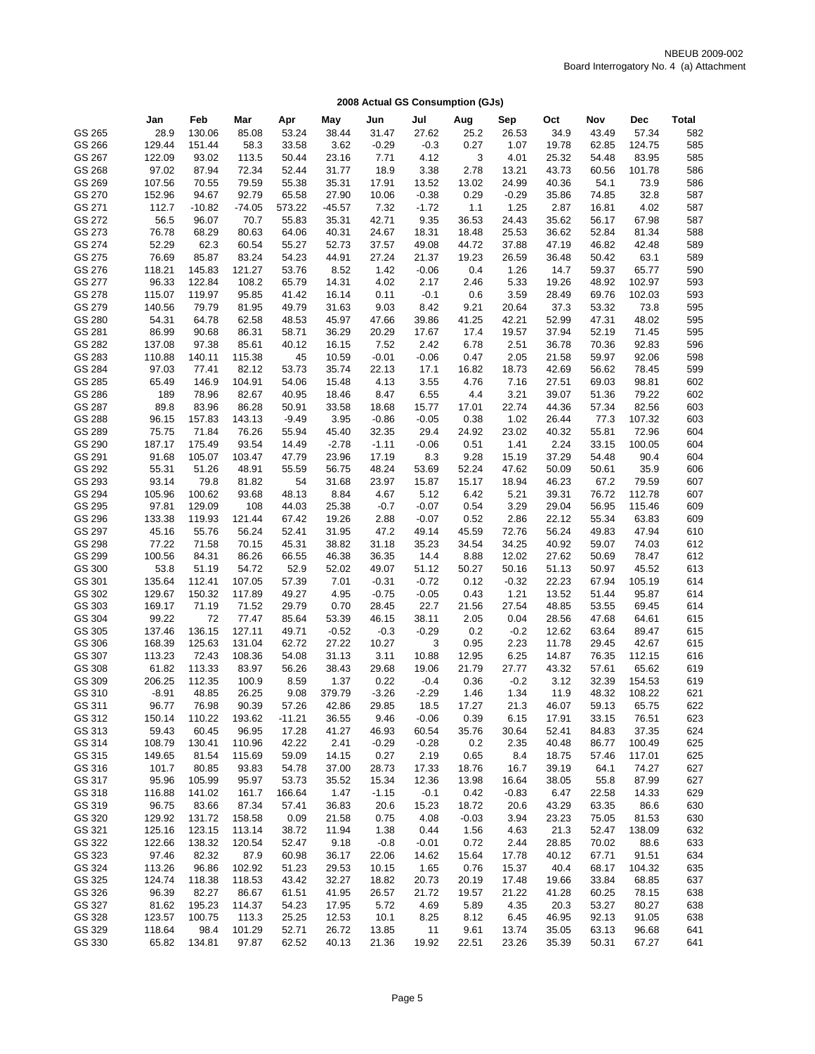NBEUB 2009-002
Board Interrogatory No. 4 (a) Attachment

**2008 Actual GS Consumption (GJs)**

| | Jan | Feb | Mar | Apr | May | Jun | Jul | Aug | Sep | Oct | Nov | Dec | Total |
|---|---|---|---|---|---|---|---|---|---|---|---|---|---|
| GS 265 | 28.9 | 130.06 | 85.08 | 53.24 | 38.44 | 31.47 | 27.62 | 25.2 | 26.53 | 34.9 | 43.49 | 57.34 | 582 |
| GS 266 | 129.44 | 151.44 | 58.3 | 33.58 | 3.62 | -0.29 | -0.3 | 0.27 | 1.07 | 19.78 | 62.85 | 124.75 | 585 |
| GS 267 | 122.09 | 93.02 | 113.5 | 50.44 | 23.16 | 7.71 | 4.12 | 3 | 4.01 | 25.32 | 54.48 | 83.95 | 585 |
| GS 268 | 97.02 | 87.94 | 72.34 | 52.44 | 31.77 | 18.9 | 3.38 | 2.78 | 13.21 | 43.73 | 60.56 | 101.78 | 586 |
| GS 269 | 107.56 | 70.55 | 79.59 | 55.38 | 35.31 | 17.91 | 13.52 | 13.02 | 24.99 | 40.36 | 54.1 | 73.9 | 586 |
| GS 270 | 152.96 | 94.67 | 92.79 | 65.58 | 27.90 | 10.06 | -0.38 | 0.29 | -0.29 | 35.86 | 74.85 | 32.8 | 587 |
| GS 271 | 112.7 | -10.82 | -74.05 | 573.22 | -45.57 | 7.32 | -1.72 | 1.1 | 1.25 | 2.87 | 16.81 | 4.02 | 587 |
| GS 272 | 56.5 | 96.07 | 70.7 | 55.83 | 35.31 | 42.71 | 9.35 | 36.53 | 24.43 | 35.62 | 56.17 | 67.98 | 587 |
| GS 273 | 76.78 | 68.29 | 80.63 | 64.06 | 40.31 | 24.67 | 18.31 | 18.48 | 25.53 | 36.62 | 52.84 | 81.34 | 588 |
| GS 274 | 52.29 | 62.3 | 60.54 | 55.27 | 52.73 | 37.57 | 49.08 | 44.72 | 37.88 | 47.19 | 46.82 | 42.48 | 589 |
| GS 275 | 76.69 | 85.87 | 83.24 | 54.23 | 44.91 | 27.24 | 21.37 | 19.23 | 26.59 | 36.48 | 50.42 | 63.1 | 589 |
| GS 276 | 118.21 | 145.83 | 121.27 | 53.76 | 8.52 | 1.42 | -0.06 | 0.4 | 1.26 | 14.7 | 59.37 | 65.77 | 590 |
| GS 277 | 96.33 | 122.84 | 108.2 | 65.79 | 14.31 | 4.02 | 2.17 | 2.46 | 5.33 | 19.26 | 48.92 | 102.97 | 593 |
| GS 278 | 115.07 | 119.97 | 95.85 | 41.42 | 16.14 | 0.11 | -0.1 | 0.6 | 3.59 | 28.49 | 69.76 | 102.03 | 593 |
| GS 279 | 140.56 | 79.79 | 81.95 | 49.79 | 31.63 | 9.03 | 8.42 | 9.21 | 20.64 | 37.3 | 53.32 | 73.8 | 595 |
| GS 280 | 54.31 | 64.78 | 62.58 | 48.53 | 45.97 | 47.66 | 39.86 | 41.25 | 42.21 | 52.99 | 47.31 | 48.02 | 595 |
| GS 281 | 86.99 | 90.68 | 86.31 | 58.71 | 36.29 | 20.29 | 17.67 | 17.4 | 19.57 | 37.94 | 52.19 | 71.45 | 595 |
| GS 282 | 137.08 | 97.38 | 85.61 | 40.12 | 16.15 | 7.52 | 2.42 | 6.78 | 2.51 | 36.78 | 70.36 | 92.83 | 596 |
| GS 283 | 110.88 | 140.11 | 115.38 | 45 | 10.59 | -0.01 | -0.06 | 0.47 | 2.05 | 21.58 | 59.97 | 92.06 | 598 |
| GS 284 | 97.03 | 77.41 | 82.12 | 53.73 | 35.74 | 22.13 | 17.1 | 16.82 | 18.73 | 42.69 | 56.62 | 78.45 | 599 |
| GS 285 | 65.49 | 146.9 | 104.91 | 54.06 | 15.48 | 4.13 | 3.55 | 4.76 | 7.16 | 27.51 | 69.03 | 98.81 | 602 |
| GS 286 | 189 | 78.96 | 82.67 | 40.95 | 18.46 | 8.47 | 6.55 | 4.4 | 3.21 | 39.07 | 51.36 | 79.22 | 602 |
| GS 287 | 89.8 | 83.96 | 86.28 | 50.91 | 33.58 | 18.68 | 15.77 | 17.01 | 22.74 | 44.36 | 57.34 | 82.56 | 603 |
| GS 288 | 96.15 | 157.83 | 143.13 | -9.49 | 3.95 | -0.86 | -0.05 | 0.38 | 1.02 | 26.44 | 77.3 | 107.32 | 603 |
| GS 289 | 75.75 | 71.84 | 76.26 | 55.94 | 45.40 | 32.35 | 29.4 | 24.92 | 23.02 | 40.32 | 55.81 | 72.96 | 604 |
| GS 290 | 187.17 | 175.49 | 93.54 | 14.49 | -2.78 | -1.11 | -0.06 | 0.51 | 1.41 | 2.24 | 33.15 | 100.05 | 604 |
| GS 291 | 91.68 | 105.07 | 103.47 | 47.79 | 23.96 | 17.19 | 8.3 | 9.28 | 15.19 | 37.29 | 54.48 | 90.4 | 604 |
| GS 292 | 55.31 | 51.26 | 48.91 | 55.59 | 56.75 | 48.24 | 53.69 | 52.24 | 47.62 | 50.09 | 50.61 | 35.9 | 606 |
| GS 293 | 93.14 | 79.8 | 81.82 | 54 | 31.68 | 23.97 | 15.87 | 15.17 | 18.94 | 46.23 | 67.2 | 79.59 | 607 |
| GS 294 | 105.96 | 100.62 | 93.68 | 48.13 | 8.84 | 4.67 | 5.12 | 6.42 | 5.21 | 39.31 | 76.72 | 112.78 | 607 |
| GS 295 | 97.81 | 129.09 | 108 | 44.03 | 25.38 | -0.7 | -0.07 | 0.54 | 3.29 | 29.04 | 56.95 | 115.46 | 609 |
| GS 296 | 133.38 | 119.93 | 121.44 | 67.42 | 19.26 | 2.88 | -0.07 | 0.52 | 2.86 | 22.12 | 55.34 | 63.83 | 609 |
| GS 297 | 45.16 | 55.76 | 56.24 | 52.41 | 31.95 | 47.2 | 49.14 | 45.59 | 72.76 | 56.24 | 49.83 | 47.94 | 610 |
| GS 298 | 77.22 | 71.58 | 70.15 | 45.31 | 38.82 | 31.18 | 35.23 | 34.54 | 34.25 | 40.92 | 59.07 | 74.03 | 612 |
| GS 299 | 100.56 | 84.31 | 86.26 | 66.55 | 46.38 | 36.35 | 14.4 | 8.88 | 12.02 | 27.62 | 50.69 | 78.47 | 612 |
| GS 300 | 53.8 | 51.19 | 54.72 | 52.9 | 52.02 | 49.07 | 51.12 | 50.27 | 50.16 | 51.13 | 50.97 | 45.52 | 613 |
| GS 301 | 135.64 | 112.41 | 107.05 | 57.39 | 7.01 | -0.31 | -0.72 | 0.12 | -0.32 | 22.23 | 67.94 | 105.19 | 614 |
| GS 302 | 129.67 | 150.32 | 117.89 | 49.27 | 4.95 | -0.75 | -0.05 | 0.43 | 1.21 | 13.52 | 51.44 | 95.87 | 614 |
| GS 303 | 169.17 | 71.19 | 71.52 | 29.79 | 0.70 | 28.45 | 22.7 | 21.56 | 27.54 | 48.85 | 53.55 | 69.45 | 614 |
| GS 304 | 99.22 | 72 | 77.47 | 85.64 | 53.39 | 46.15 | 38.11 | 2.05 | 0.04 | 28.56 | 47.68 | 64.61 | 615 |
| GS 305 | 137.46 | 136.15 | 127.11 | 49.71 | -0.52 | -0.3 | -0.29 | 0.2 | -0.2 | 12.62 | 63.64 | 89.47 | 615 |
| GS 306 | 168.39 | 125.63 | 131.04 | 62.72 | 27.22 | 10.27 | 3 | 0.95 | 2.23 | 11.78 | 29.45 | 42.67 | 615 |
| GS 307 | 113.23 | 72.43 | 108.36 | 54.08 | 31.13 | 3.11 | 10.88 | 12.95 | 6.25 | 14.87 | 76.35 | 112.15 | 616 |
| GS 308 | 61.82 | 113.33 | 83.97 | 56.26 | 38.43 | 29.68 | 19.06 | 21.79 | 27.77 | 43.32 | 57.61 | 65.62 | 619 |
| GS 309 | 206.25 | 112.35 | 100.9 | 8.59 | 1.37 | 0.22 | -0.4 | 0.36 | -0.2 | 3.12 | 32.39 | 154.53 | 619 |
| GS 310 | -8.91 | 48.85 | 26.25 | 9.08 | 379.79 | -3.26 | -2.29 | 1.46 | 1.34 | 11.9 | 48.32 | 108.22 | 621 |
| GS 311 | 96.77 | 76.98 | 90.39 | 57.26 | 42.86 | 29.85 | 18.5 | 17.27 | 21.3 | 46.07 | 59.13 | 65.75 | 622 |
| GS 312 | 150.14 | 110.22 | 193.62 | -11.21 | 36.55 | 9.46 | -0.06 | 0.39 | 6.15 | 17.91 | 33.15 | 76.51 | 623 |
| GS 313 | 59.43 | 60.45 | 96.95 | 17.28 | 41.27 | 46.93 | 60.54 | 35.76 | 30.64 | 52.41 | 84.83 | 37.35 | 624 |
| GS 314 | 108.79 | 130.41 | 110.96 | 42.22 | 2.41 | -0.29 | -0.28 | 0.2 | 2.35 | 40.48 | 86.77 | 100.49 | 625 |
| GS 315 | 149.65 | 81.54 | 115.69 | 59.09 | 14.15 | 0.27 | 2.19 | 0.65 | 8.4 | 18.75 | 57.46 | 117.01 | 625 |
| GS 316 | 101.7 | 80.85 | 93.83 | 54.78 | 37.00 | 28.73 | 17.33 | 18.76 | 16.7 | 39.19 | 64.1 | 74.27 | 627 |
| GS 317 | 95.96 | 105.99 | 95.97 | 53.73 | 35.52 | 15.34 | 12.36 | 13.98 | 16.64 | 38.05 | 55.8 | 87.99 | 627 |
| GS 318 | 116.88 | 141.02 | 161.7 | 166.64 | 1.47 | -1.15 | -0.1 | 0.42 | -0.83 | 6.47 | 22.58 | 14.33 | 629 |
| GS 319 | 96.75 | 83.66 | 87.34 | 57.41 | 36.83 | 20.6 | 15.23 | 18.72 | 20.6 | 43.29 | 63.35 | 86.6 | 630 |
| GS 320 | 129.92 | 131.72 | 158.58 | 0.09 | 21.58 | 0.75 | 4.08 | -0.03 | 3.94 | 23.23 | 75.05 | 81.53 | 630 |
| GS 321 | 125.16 | 123.15 | 113.14 | 38.72 | 11.94 | 1.38 | 0.44 | 1.56 | 4.63 | 21.3 | 52.47 | 138.09 | 632 |
| GS 322 | 122.66 | 138.32 | 120.54 | 52.47 | 9.18 | -0.8 | -0.01 | 0.72 | 2.44 | 28.85 | 70.02 | 88.6 | 633 |
| GS 323 | 97.46 | 82.32 | 87.9 | 60.98 | 36.17 | 22.06 | 14.62 | 15.64 | 17.78 | 40.12 | 67.71 | 91.51 | 634 |
| GS 324 | 113.26 | 96.86 | 102.92 | 51.23 | 29.53 | 10.15 | 1.65 | 0.76 | 15.37 | 40.4 | 68.17 | 104.32 | 635 |
| GS 325 | 124.74 | 118.38 | 118.53 | 43.42 | 32.27 | 18.82 | 20.73 | 20.19 | 17.48 | 19.66 | 33.84 | 68.85 | 637 |
| GS 326 | 96.39 | 82.27 | 86.67 | 61.51 | 41.95 | 26.57 | 21.72 | 19.57 | 21.22 | 41.28 | 60.25 | 78.15 | 638 |
| GS 327 | 81.62 | 195.23 | 114.37 | 54.23 | 17.95 | 5.72 | 4.69 | 5.89 | 4.35 | 20.3 | 53.27 | 80.27 | 638 |
| GS 328 | 123.57 | 100.75 | 113.3 | 25.25 | 12.53 | 10.1 | 8.25 | 8.12 | 6.45 | 46.95 | 92.13 | 91.05 | 638 |
| GS 329 | 118.64 | 98.4 | 101.29 | 52.71 | 26.72 | 13.85 | 11 | 9.61 | 13.74 | 35.05 | 63.13 | 96.68 | 641 |
| GS 330 | 65.82 | 134.81 | 97.87 | 62.52 | 40.13 | 21.36 | 19.92 | 22.51 | 23.26 | 35.39 | 50.31 | 67.27 | 641 |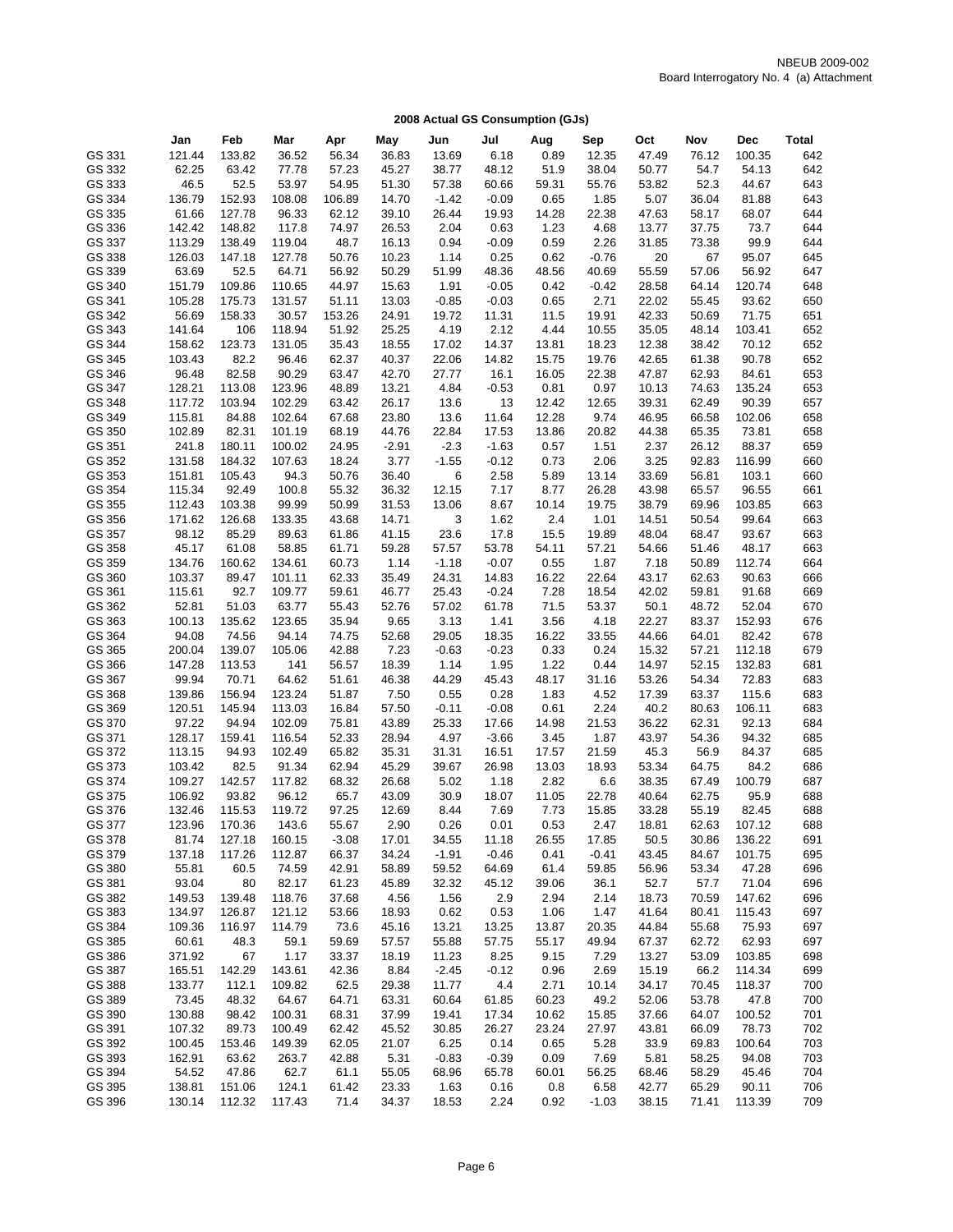NBEUB 2009-002
Board Interrogatory No. 4 (a) Attachment

## 2008 Actual GS Consumption (GJs)

| | Jan | Feb | Mar | Apr | May | Jun | Jul | Aug | Sep | Oct | Nov | Dec | Total |
|---|---|---|---|---|---|---|---|---|---|---|---|---|---|
| GS 331 | 121.44 | 133.82 | 36.52 | 56.34 | 36.83 | 13.69 | 6.18 | 0.89 | 12.35 | 47.49 | 76.12 | 100.35 | 642 |
| GS 332 | 62.25 | 63.42 | 77.78 | 57.23 | 45.27 | 38.77 | 48.12 | 51.9 | 38.04 | 50.77 | 54.7 | 54.13 | 642 |
| GS 333 | 46.5 | 52.5 | 53.97 | 54.95 | 51.30 | 57.38 | 60.66 | 59.31 | 55.76 | 53.82 | 52.3 | 44.67 | 643 |
| GS 334 | 136.79 | 152.93 | 108.08 | 106.89 | 14.70 | -1.42 | -0.09 | 0.65 | 1.85 | 5.07 | 36.04 | 81.88 | 643 |
| GS 335 | 61.66 | 127.78 | 96.33 | 62.12 | 39.10 | 26.44 | 19.93 | 14.28 | 22.38 | 47.63 | 58.17 | 68.07 | 644 |
| GS 336 | 142.42 | 148.82 | 117.8 | 74.97 | 26.53 | 2.04 | 0.63 | 1.23 | 4.68 | 13.77 | 37.75 | 73.7 | 644 |
| GS 337 | 113.29 | 138.49 | 119.04 | 48.7 | 16.13 | 0.94 | -0.09 | 0.59 | 2.26 | 31.85 | 73.38 | 99.9 | 644 |
| GS 338 | 126.03 | 147.18 | 127.78 | 50.76 | 10.23 | 1.14 | 0.25 | 0.62 | -0.76 | 20 | 67 | 95.07 | 645 |
| GS 339 | 63.69 | 52.5 | 64.71 | 56.92 | 50.29 | 51.99 | 48.36 | 48.56 | 40.69 | 55.59 | 57.06 | 56.92 | 647 |
| GS 340 | 151.79 | 109.86 | 110.65 | 44.97 | 15.63 | 1.91 | -0.05 | 0.42 | -0.42 | 28.58 | 64.14 | 120.74 | 648 |
| GS 341 | 105.28 | 175.73 | 131.57 | 51.11 | 13.03 | -0.85 | -0.03 | 0.65 | 2.71 | 22.02 | 55.45 | 93.62 | 650 |
| GS 342 | 56.69 | 158.33 | 30.57 | 153.26 | 24.91 | 19.72 | 11.31 | 11.5 | 19.91 | 42.33 | 50.69 | 71.75 | 651 |
| GS 343 | 141.64 | 106 | 118.94 | 51.92 | 25.25 | 4.19 | 2.12 | 4.44 | 10.55 | 35.05 | 48.14 | 103.41 | 652 |
| GS 344 | 158.62 | 123.73 | 131.05 | 35.43 | 18.55 | 17.02 | 14.37 | 13.81 | 18.23 | 12.38 | 38.42 | 70.12 | 652 |
| GS 345 | 103.43 | 82.2 | 96.46 | 62.37 | 40.37 | 22.06 | 14.82 | 15.75 | 19.76 | 42.65 | 61.38 | 90.78 | 652 |
| GS 346 | 96.48 | 82.58 | 90.29 | 63.47 | 42.70 | 27.77 | 16.1 | 16.05 | 22.38 | 47.87 | 62.93 | 84.61 | 653 |
| GS 347 | 128.21 | 113.08 | 123.96 | 48.89 | 13.21 | 4.84 | -0.53 | 0.81 | 0.97 | 10.13 | 74.63 | 135.24 | 653 |
| GS 348 | 117.72 | 103.94 | 102.29 | 63.42 | 26.17 | 13.6 | 13 | 12.42 | 12.65 | 39.31 | 62.49 | 90.39 | 657 |
| GS 349 | 115.81 | 84.88 | 102.64 | 67.68 | 23.80 | 13.6 | 11.64 | 12.28 | 9.74 | 46.95 | 66.58 | 102.06 | 658 |
| GS 350 | 102.89 | 82.31 | 101.19 | 68.19 | 44.76 | 22.84 | 17.53 | 13.86 | 20.82 | 44.38 | 65.35 | 73.81 | 658 |
| GS 351 | 241.8 | 180.11 | 100.02 | 24.95 | -2.91 | -2.3 | -1.63 | 0.57 | 1.51 | 2.37 | 26.12 | 88.37 | 659 |
| GS 352 | 131.58 | 184.32 | 107.63 | 18.24 | 3.77 | -1.55 | -0.12 | 0.73 | 2.06 | 3.25 | 92.83 | 116.99 | 660 |
| GS 353 | 151.81 | 105.43 | 94.3 | 50.76 | 36.40 | 6 | 2.58 | 5.89 | 13.14 | 33.69 | 56.81 | 103.1 | 660 |
| GS 354 | 115.34 | 92.49 | 100.8 | 55.32 | 36.32 | 12.15 | 7.17 | 8.77 | 26.28 | 43.98 | 65.57 | 96.55 | 661 |
| GS 355 | 112.43 | 103.38 | 99.99 | 50.99 | 31.53 | 13.06 | 8.67 | 10.14 | 19.75 | 38.79 | 69.96 | 103.85 | 663 |
| GS 356 | 171.62 | 126.68 | 133.35 | 43.68 | 14.71 | 3 | 1.62 | 2.4 | 1.01 | 14.51 | 50.54 | 99.64 | 663 |
| GS 357 | 98.12 | 85.29 | 89.63 | 61.86 | 41.15 | 23.6 | 17.8 | 15.5 | 19.89 | 48.04 | 68.47 | 93.67 | 663 |
| GS 358 | 45.17 | 61.08 | 58.85 | 61.71 | 59.28 | 57.57 | 53.78 | 54.11 | 57.21 | 54.66 | 51.46 | 48.17 | 663 |
| GS 359 | 134.76 | 160.62 | 134.61 | 60.73 | 1.14 | -1.18 | -0.07 | 0.55 | 1.87 | 7.18 | 50.89 | 112.74 | 664 |
| GS 360 | 103.37 | 89.47 | 101.11 | 62.33 | 35.49 | 24.31 | 14.83 | 16.22 | 22.64 | 43.17 | 62.63 | 90.63 | 666 |
| GS 361 | 115.61 | 92.7 | 109.77 | 59.61 | 46.77 | 25.43 | -0.24 | 7.28 | 18.54 | 42.02 | 59.81 | 91.68 | 669 |
| GS 362 | 52.81 | 51.03 | 63.77 | 55.43 | 52.76 | 57.02 | 61.78 | 71.5 | 53.37 | 50.1 | 48.72 | 52.04 | 670 |
| GS 363 | 100.13 | 135.62 | 123.65 | 35.94 | 9.65 | 3.13 | 1.41 | 3.56 | 4.18 | 22.27 | 83.37 | 152.93 | 676 |
| GS 364 | 94.08 | 74.56 | 94.14 | 74.75 | 52.68 | 29.05 | 18.35 | 16.22 | 33.55 | 44.66 | 64.01 | 82.42 | 678 |
| GS 365 | 200.04 | 139.07 | 105.06 | 42.88 | 7.23 | -0.63 | -0.23 | 0.33 | 0.24 | 15.32 | 57.21 | 112.18 | 679 |
| GS 366 | 147.28 | 113.53 | 141 | 56.57 | 18.39 | 1.14 | 1.95 | 1.22 | 0.44 | 14.97 | 52.15 | 132.83 | 681 |
| GS 367 | 99.94 | 70.71 | 64.62 | 51.61 | 46.38 | 44.29 | 45.43 | 48.17 | 31.16 | 53.26 | 54.34 | 72.83 | 683 |
| GS 368 | 139.86 | 156.94 | 123.24 | 51.87 | 7.50 | 0.55 | 0.28 | 1.83 | 4.52 | 17.39 | 63.37 | 115.6 | 683 |
| GS 369 | 120.51 | 145.94 | 113.03 | 16.84 | 57.50 | -0.11 | -0.08 | 0.61 | 2.24 | 40.2 | 80.63 | 106.11 | 683 |
| GS 370 | 97.22 | 94.94 | 102.09 | 75.81 | 43.89 | 25.33 | 17.66 | 14.98 | 21.53 | 36.22 | 62.31 | 92.13 | 684 |
| GS 371 | 128.17 | 159.41 | 116.54 | 52.33 | 28.94 | 4.97 | -3.66 | 3.45 | 1.87 | 43.97 | 54.36 | 94.32 | 685 |
| GS 372 | 113.15 | 94.93 | 102.49 | 65.82 | 35.31 | 31.31 | 16.51 | 17.57 | 21.59 | 45.3 | 56.9 | 84.37 | 685 |
| GS 373 | 103.42 | 82.5 | 91.34 | 62.94 | 45.29 | 39.67 | 26.98 | 13.03 | 18.93 | 53.34 | 64.75 | 84.2 | 686 |
| GS 374 | 109.27 | 142.57 | 117.82 | 68.32 | 26.68 | 5.02 | 1.18 | 2.82 | 6.6 | 38.35 | 67.49 | 100.79 | 687 |
| GS 375 | 106.92 | 93.82 | 96.12 | 65.7 | 43.09 | 30.9 | 18.07 | 11.05 | 22.78 | 40.64 | 62.75 | 95.9 | 688 |
| GS 376 | 132.46 | 115.53 | 119.72 | 97.25 | 12.69 | 8.44 | 7.69 | 7.73 | 15.85 | 33.28 | 55.19 | 82.45 | 688 |
| GS 377 | 123.96 | 170.36 | 143.6 | 55.67 | 2.90 | 0.26 | 0.01 | 0.53 | 2.47 | 18.81 | 62.63 | 107.12 | 688 |
| GS 378 | 81.74 | 127.18 | 160.15 | -3.08 | 17.01 | 34.55 | 11.18 | 26.55 | 17.85 | 50.5 | 30.86 | 136.22 | 691 |
| GS 379 | 137.18 | 117.26 | 112.87 | 66.37 | 34.24 | -1.91 | -0.46 | 0.41 | -0.41 | 43.45 | 84.67 | 101.75 | 695 |
| GS 380 | 55.81 | 60.5 | 74.59 | 42.91 | 58.89 | 59.52 | 64.69 | 61.4 | 59.85 | 56.96 | 53.34 | 47.28 | 696 |
| GS 381 | 93.04 | 80 | 82.17 | 61.23 | 45.89 | 32.32 | 45.12 | 39.06 | 36.1 | 52.7 | 57.7 | 71.04 | 696 |
| GS 382 | 149.53 | 139.48 | 118.76 | 37.68 | 4.56 | 1.56 | 2.9 | 2.94 | 2.14 | 18.73 | 70.59 | 147.62 | 696 |
| GS 383 | 134.97 | 126.87 | 121.12 | 53.66 | 18.93 | 0.62 | 0.53 | 1.06 | 1.47 | 41.64 | 80.41 | 115.43 | 697 |
| GS 384 | 109.36 | 116.97 | 114.79 | 73.6 | 45.16 | 13.21 | 13.25 | 13.87 | 20.35 | 44.84 | 55.68 | 75.93 | 697 |
| GS 385 | 60.61 | 48.3 | 59.1 | 59.69 | 57.57 | 55.88 | 57.75 | 55.17 | 49.94 | 67.37 | 62.72 | 62.93 | 697 |
| GS 386 | 371.92 | 67 | 1.17 | 33.37 | 18.19 | 11.23 | 8.25 | 9.15 | 7.29 | 13.27 | 53.09 | 103.85 | 698 |
| GS 387 | 165.51 | 142.29 | 143.61 | 42.36 | 8.84 | -2.45 | -0.12 | 0.96 | 2.69 | 15.19 | 66.2 | 114.34 | 699 |
| GS 388 | 133.77 | 112.1 | 109.82 | 62.5 | 29.38 | 11.77 | 4.4 | 2.71 | 10.14 | 34.17 | 70.45 | 118.37 | 700 |
| GS 389 | 73.45 | 48.32 | 64.67 | 64.71 | 63.31 | 60.64 | 61.85 | 60.23 | 49.2 | 52.06 | 53.78 | 47.8 | 700 |
| GS 390 | 130.88 | 98.42 | 100.31 | 68.31 | 37.99 | 19.41 | 17.34 | 10.62 | 15.85 | 37.66 | 64.07 | 100.52 | 701 |
| GS 391 | 107.32 | 89.73 | 100.49 | 62.42 | 45.52 | 30.85 | 26.27 | 23.24 | 27.97 | 43.81 | 66.09 | 78.73 | 702 |
| GS 392 | 100.45 | 153.46 | 149.39 | 62.05 | 21.07 | 6.25 | 0.14 | 0.65 | 5.28 | 33.9 | 69.83 | 100.64 | 703 |
| GS 393 | 162.91 | 63.62 | 263.7 | 42.88 | 5.31 | -0.83 | -0.39 | 0.09 | 7.69 | 5.81 | 58.25 | 94.08 | 703 |
| GS 394 | 54.52 | 47.86 | 62.7 | 61.1 | 55.05 | 68.96 | 65.78 | 60.01 | 56.25 | 68.46 | 58.29 | 45.46 | 704 |
| GS 395 | 138.81 | 151.06 | 124.1 | 61.42 | 23.33 | 1.63 | 0.16 | 0.8 | 6.58 | 42.77 | 65.29 | 90.11 | 706 |
| GS 396 | 130.14 | 112.32 | 117.43 | 71.4 | 34.37 | 18.53 | 2.24 | 0.92 | -1.03 | 38.15 | 71.41 | 113.39 | 709 |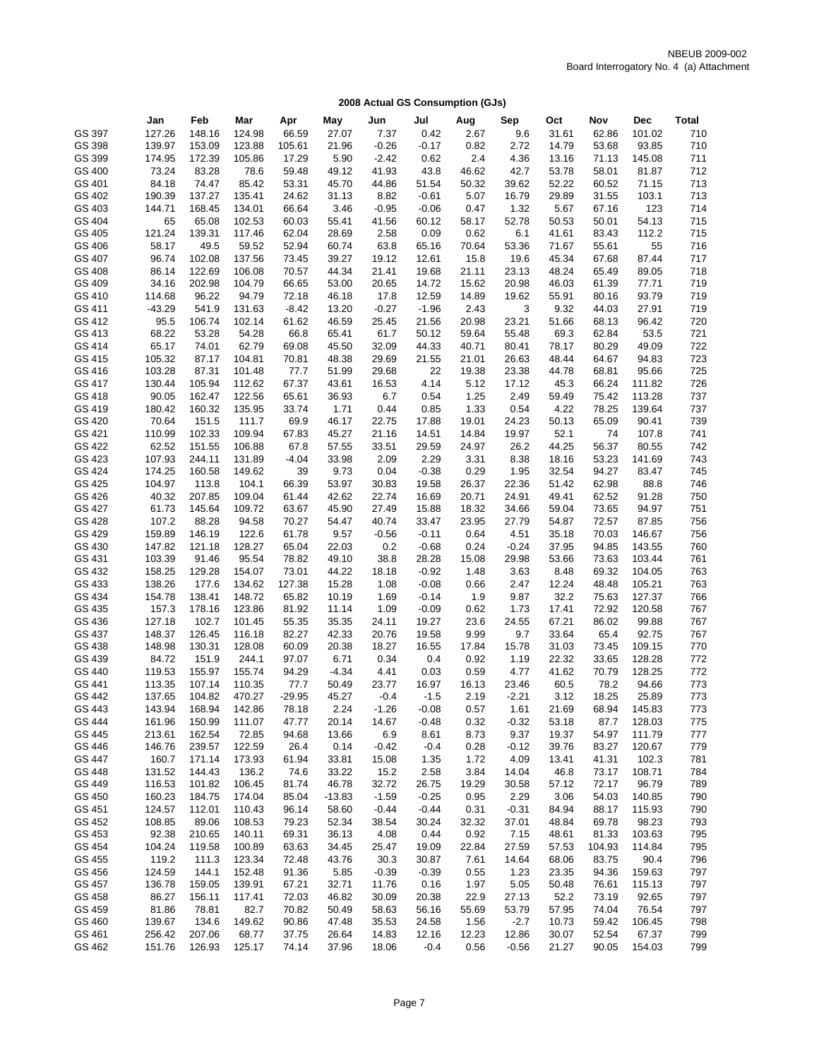NBEUB 2009-002
Board Interrogatory No. 4 (a) Attachment

## 2008 Actual GS Consumption (GJs)

| | Jan | Feb | Mar | Apr | May | Jun | Jul | Aug | Sep | Oct | Nov | Dec | Total |
|---|---|---|---|---|---|---|---|---|---|---|---|---|---|
| GS 397 | 127.26 | 148.16 | 124.98 | 66.59 | 27.07 | 7.37 | 0.42 | 2.67 | 9.6 | 31.61 | 62.86 | 101.02 | 710 |
| GS 398 | 139.97 | 153.09 | 123.88 | 105.61 | 21.96 | -0.26 | -0.17 | 0.82 | 2.72 | 14.79 | 53.68 | 93.85 | 710 |
| GS 399 | 174.95 | 172.39 | 105.86 | 17.29 | 5.90 | -2.42 | 0.62 | 2.4 | 4.36 | 13.16 | 71.13 | 145.08 | 711 |
| GS 400 | 73.24 | 83.28 | 78.6 | 59.48 | 49.12 | 41.93 | 43.8 | 46.62 | 42.7 | 53.78 | 58.01 | 81.87 | 712 |
| GS 401 | 84.18 | 74.47 | 85.42 | 53.31 | 45.70 | 44.86 | 51.54 | 50.32 | 39.62 | 52.22 | 60.52 | 71.15 | 713 |
| GS 402 | 190.39 | 137.27 | 135.41 | 24.62 | 31.13 | 8.82 | -0.61 | 5.07 | 16.79 | 29.89 | 31.55 | 103.1 | 713 |
| GS 403 | 144.71 | 168.45 | 134.01 | 66.64 | 3.46 | -0.95 | -0.06 | 0.47 | 1.32 | 5.67 | 67.16 | 123 | 714 |
| GS 404 | 65 | 65.08 | 102.53 | 60.03 | 55.41 | 41.56 | 60.12 | 58.17 | 52.78 | 50.53 | 50.01 | 54.13 | 715 |
| GS 405 | 121.24 | 139.31 | 117.46 | 62.04 | 28.69 | 2.58 | 0.09 | 0.62 | 6.1 | 41.61 | 83.43 | 112.2 | 715 |
| GS 406 | 58.17 | 49.5 | 59.52 | 52.94 | 60.74 | 63.8 | 65.16 | 70.64 | 53.36 | 71.67 | 55.61 | 55 | 716 |
| GS 407 | 96.74 | 102.08 | 137.56 | 73.45 | 39.27 | 19.12 | 12.61 | 15.8 | 19.6 | 45.34 | 67.68 | 87.44 | 717 |
| GS 408 | 86.14 | 122.69 | 106.08 | 70.57 | 44.34 | 21.41 | 19.68 | 21.11 | 23.13 | 48.24 | 65.49 | 89.05 | 718 |
| GS 409 | 34.16 | 202.98 | 104.79 | 66.65 | 53.00 | 20.65 | 14.72 | 15.62 | 20.98 | 46.03 | 61.39 | 77.71 | 719 |
| GS 410 | 114.68 | 96.22 | 94.79 | 72.18 | 46.18 | 17.8 | 12.59 | 14.89 | 19.62 | 55.91 | 80.16 | 93.79 | 719 |
| GS 411 | -43.29 | 541.9 | 131.63 | -8.42 | 13.20 | -0.27 | -1.96 | 2.43 | 3 | 9.32 | 44.03 | 27.91 | 719 |
| GS 412 | 95.5 | 106.74 | 102.14 | 61.62 | 46.59 | 25.45 | 21.56 | 20.98 | 23.21 | 51.66 | 68.13 | 96.42 | 720 |
| GS 413 | 68.22 | 53.28 | 54.28 | 66.8 | 65.41 | 61.7 | 50.12 | 59.64 | 55.48 | 69.3 | 62.84 | 53.5 | 721 |
| GS 414 | 65.17 | 74.01 | 62.79 | 69.08 | 45.50 | 32.09 | 44.33 | 40.71 | 80.41 | 78.17 | 80.29 | 49.09 | 722 |
| GS 415 | 105.32 | 87.17 | 104.81 | 70.81 | 48.38 | 29.69 | 21.55 | 21.01 | 26.63 | 48.44 | 64.67 | 94.83 | 723 |
| GS 416 | 103.28 | 87.31 | 101.48 | 77.7 | 51.99 | 29.68 | 22 | 19.38 | 23.38 | 44.78 | 68.81 | 95.66 | 725 |
| GS 417 | 130.44 | 105.94 | 112.62 | 67.37 | 43.61 | 16.53 | 4.14 | 5.12 | 17.12 | 45.3 | 66.24 | 111.82 | 726 |
| GS 418 | 90.05 | 162.47 | 122.56 | 65.61 | 36.93 | 6.7 | 0.54 | 1.25 | 2.49 | 59.49 | 75.42 | 113.28 | 737 |
| GS 419 | 180.42 | 160.32 | 135.95 | 33.74 | 1.71 | 0.44 | 0.85 | 1.33 | 0.54 | 4.22 | 78.25 | 139.64 | 737 |
| GS 420 | 70.64 | 151.5 | 111.7 | 69.9 | 46.17 | 22.75 | 17.88 | 19.01 | 24.23 | 50.13 | 65.09 | 90.41 | 739 |
| GS 421 | 110.99 | 102.33 | 109.94 | 67.83 | 45.27 | 21.16 | 14.51 | 14.84 | 19.97 | 52.1 | 74 | 107.8 | 741 |
| GS 422 | 62.52 | 151.55 | 106.88 | 67.8 | 57.55 | 33.51 | 29.59 | 24.97 | 26.2 | 44.25 | 56.37 | 80.55 | 742 |
| GS 423 | 107.93 | 244.11 | 131.89 | -4.04 | 33.98 | 2.09 | 2.29 | 3.31 | 8.38 | 18.16 | 53.23 | 141.69 | 743 |
| GS 424 | 174.25 | 160.58 | 149.62 | 39 | 9.73 | 0.04 | -0.38 | 0.29 | 1.95 | 32.54 | 94.27 | 83.47 | 745 |
| GS 425 | 104.97 | 113.8 | 104.1 | 66.39 | 53.97 | 30.83 | 19.58 | 26.37 | 22.36 | 51.42 | 62.98 | 88.8 | 746 |
| GS 426 | 40.32 | 207.85 | 109.04 | 61.44 | 42.62 | 22.74 | 16.69 | 20.71 | 24.91 | 49.41 | 62.52 | 91.28 | 750 |
| GS 427 | 61.73 | 145.64 | 109.72 | 63.67 | 45.90 | 27.49 | 15.88 | 18.32 | 34.66 | 59.04 | 73.65 | 94.97 | 751 |
| GS 428 | 107.2 | 88.28 | 94.58 | 70.27 | 54.47 | 40.74 | 33.47 | 23.95 | 27.79 | 54.87 | 72.57 | 87.85 | 756 |
| GS 429 | 159.89 | 146.19 | 122.6 | 61.78 | 9.57 | -0.56 | -0.11 | 0.64 | 4.51 | 35.18 | 70.03 | 146.67 | 756 |
| GS 430 | 147.82 | 121.18 | 128.27 | 65.04 | 22.03 | 0.2 | -0.68 | 0.24 | -0.24 | 37.95 | 94.85 | 143.55 | 760 |
| GS 431 | 103.39 | 91.46 | 95.54 | 78.82 | 49.10 | 38.8 | 28.28 | 15.08 | 29.98 | 53.66 | 73.63 | 103.44 | 761 |
| GS 432 | 158.25 | 129.28 | 154.07 | 73.01 | 44.22 | 18.18 | -0.92 | 1.48 | 3.63 | 8.48 | 69.32 | 104.05 | 763 |
| GS 433 | 138.26 | 177.6 | 134.62 | 127.38 | 15.28 | 1.08 | -0.08 | 0.66 | 2.47 | 12.24 | 48.48 | 105.21 | 763 |
| GS 434 | 154.78 | 138.41 | 148.72 | 65.82 | 10.19 | 1.69 | -0.14 | 1.9 | 9.87 | 32.2 | 75.63 | 127.37 | 766 |
| GS 435 | 157.3 | 178.16 | 123.86 | 81.92 | 11.14 | 1.09 | -0.09 | 0.62 | 1.73 | 17.41 | 72.92 | 120.58 | 767 |
| GS 436 | 127.18 | 102.7 | 101.45 | 55.35 | 35.35 | 24.11 | 19.27 | 23.6 | 24.55 | 67.21 | 86.02 | 99.88 | 767 |
| GS 437 | 148.37 | 126.45 | 116.18 | 82.27 | 42.33 | 20.76 | 19.58 | 9.99 | 9.7 | 33.64 | 65.4 | 92.75 | 767 |
| GS 438 | 148.98 | 130.31 | 128.08 | 60.09 | 20.38 | 18.27 | 16.55 | 17.84 | 15.78 | 31.03 | 73.45 | 109.15 | 770 |
| GS 439 | 84.72 | 151.9 | 244.1 | 97.07 | 6.71 | 0.34 | 0.4 | 0.92 | 1.19 | 22.32 | 33.65 | 128.28 | 772 |
| GS 440 | 119.53 | 155.97 | 155.74 | 94.29 | -4.34 | 4.41 | 0.03 | 0.59 | 4.77 | 41.62 | 70.79 | 128.25 | 772 |
| GS 441 | 113.35 | 107.14 | 110.35 | 77.7 | 50.49 | 23.77 | 16.97 | 16.13 | 23.46 | 60.5 | 78.2 | 94.66 | 773 |
| GS 442 | 137.65 | 104.82 | 470.27 | -29.95 | 45.27 | -0.4 | -1.5 | 2.19 | -2.21 | 3.12 | 18.25 | 25.89 | 773 |
| GS 443 | 143.94 | 168.94 | 142.86 | 78.18 | 2.24 | -1.26 | -0.08 | 0.57 | 1.61 | 21.69 | 68.94 | 145.83 | 773 |
| GS 444 | 161.96 | 150.99 | 111.07 | 47.77 | 20.14 | 14.67 | -0.48 | 0.32 | -0.32 | 53.18 | 87.7 | 128.03 | 775 |
| GS 445 | 213.61 | 162.54 | 72.85 | 94.68 | 13.66 | 6.9 | 8.61 | 8.73 | 9.37 | 19.37 | 54.97 | 111.79 | 777 |
| GS 446 | 146.76 | 239.57 | 122.59 | 26.4 | 0.14 | -0.42 | -0.4 | 0.28 | -0.12 | 39.76 | 83.27 | 120.67 | 779 |
| GS 447 | 160.7 | 171.14 | 173.93 | 61.94 | 33.81 | 15.08 | 1.35 | 1.72 | 4.09 | 13.41 | 41.31 | 102.3 | 781 |
| GS 448 | 131.52 | 144.43 | 136.2 | 74.6 | 33.22 | 15.2 | 2.58 | 3.84 | 14.04 | 46.8 | 73.17 | 108.71 | 784 |
| GS 449 | 116.53 | 101.82 | 106.45 | 81.74 | 46.78 | 32.72 | 26.75 | 19.29 | 30.58 | 57.12 | 72.17 | 96.79 | 789 |
| GS 450 | 160.23 | 184.75 | 174.04 | 85.04 | -13.83 | -1.59 | -0.25 | 0.95 | 2.29 | 3.06 | 54.03 | 140.85 | 790 |
| GS 451 | 124.57 | 112.01 | 110.43 | 96.14 | 58.60 | -0.44 | -0.44 | 0.31 | -0.31 | 84.94 | 88.17 | 115.93 | 790 |
| GS 452 | 108.85 | 89.06 | 108.53 | 79.23 | 52.34 | 38.54 | 30.24 | 32.32 | 37.01 | 48.84 | 69.78 | 98.23 | 793 |
| GS 453 | 92.38 | 210.65 | 140.11 | 69.31 | 36.13 | 4.08 | 0.44 | 0.92 | 7.15 | 48.61 | 81.33 | 103.63 | 795 |
| GS 454 | 104.24 | 119.58 | 100.89 | 63.63 | 34.45 | 25.47 | 19.09 | 22.84 | 27.59 | 57.53 | 104.93 | 114.84 | 795 |
| GS 455 | 119.2 | 111.3 | 123.34 | 72.48 | 43.76 | 30.3 | 30.87 | 7.61 | 14.64 | 68.06 | 83.75 | 90.4 | 796 |
| GS 456 | 124.59 | 144.1 | 152.48 | 91.36 | 5.85 | -0.39 | -0.39 | 0.55 | 1.23 | 23.35 | 94.36 | 159.63 | 797 |
| GS 457 | 136.78 | 159.05 | 139.91 | 67.21 | 32.71 | 11.76 | 0.16 | 1.97 | 5.05 | 50.48 | 76.61 | 115.13 | 797 |
| GS 458 | 86.27 | 156.11 | 117.41 | 72.03 | 46.82 | 30.09 | 20.38 | 22.9 | 27.13 | 52.2 | 73.19 | 92.65 | 797 |
| GS 459 | 81.86 | 78.81 | 82.7 | 70.82 | 50.49 | 58.63 | 56.16 | 55.69 | 53.79 | 57.95 | 74.04 | 76.54 | 797 |
| GS 460 | 139.67 | 134.6 | 149.62 | 90.86 | 47.48 | 35.53 | 24.58 | 1.56 | -2.7 | 10.73 | 59.42 | 106.45 | 798 |
| GS 461 | 256.42 | 207.06 | 68.77 | 37.75 | 26.64 | 14.83 | 12.16 | 12.23 | 12.86 | 30.07 | 52.54 | 67.37 | 799 |
| GS 462 | 151.76 | 126.93 | 125.17 | 74.14 | 37.96 | 18.06 | -0.4 | 0.56 | -0.56 | 21.27 | 90.05 | 154.03 | 799 |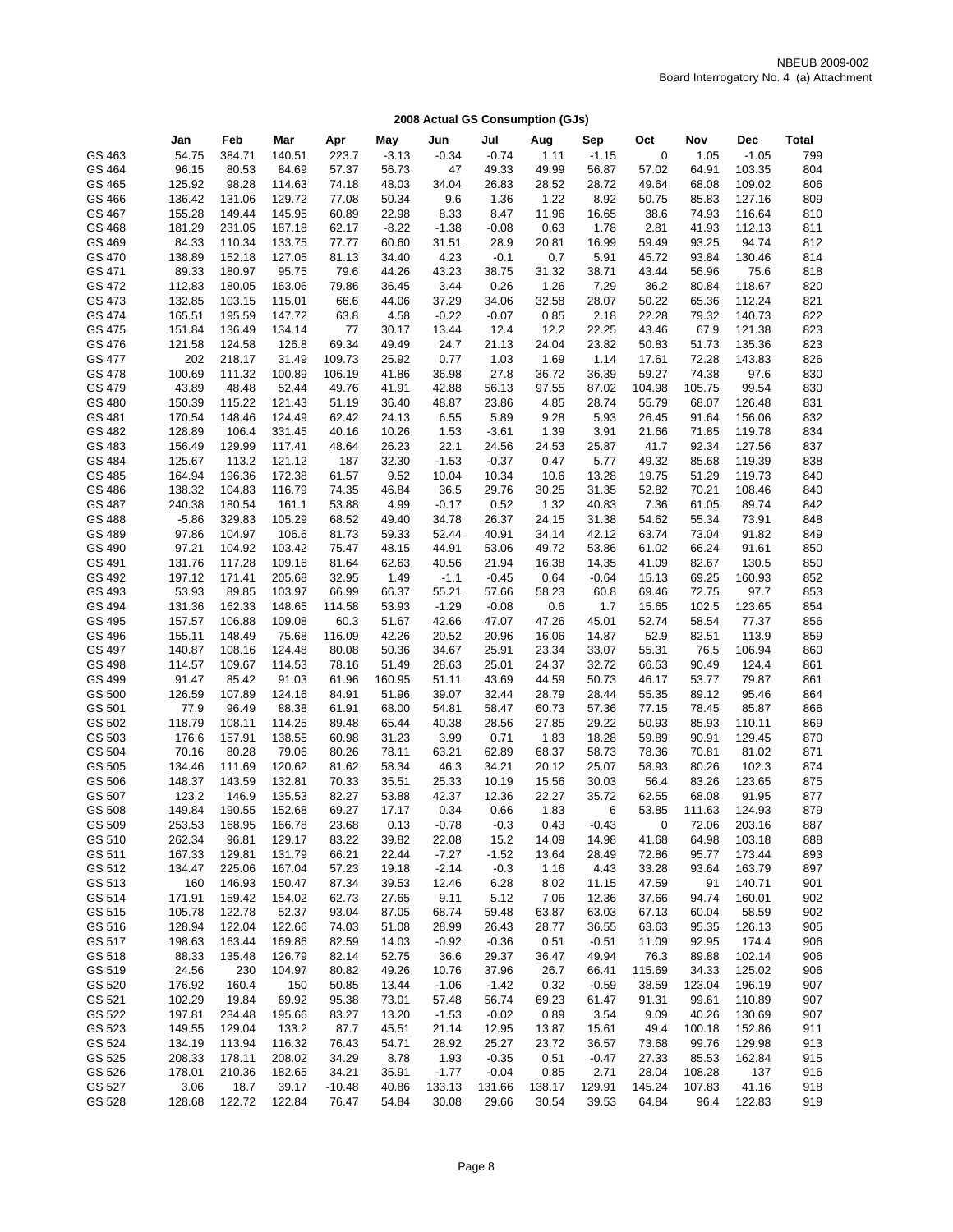NBEUB 2009-002
Board Interrogatory No. 4 (a) Attachment

## 2008 Actual GS Consumption (GJs)

| | Jan | Feb | Mar | Apr | May | Jun | Jul | Aug | Sep | Oct | Nov | Dec | Total |
|---|---|---|---|---|---|---|---|---|---|---|---|---|---|
| GS 463 | 54.75 | 384.71 | 140.51 | 223.7 | -3.13 | -0.34 | -0.74 | 1.11 | -1.15 | 0 | 1.05 | -1.05 | 799 |
| GS 464 | 96.15 | 80.53 | 84.69 | 57.37 | 56.73 | 47 | 49.33 | 49.99 | 56.87 | 57.02 | 64.91 | 103.35 | 804 |
| GS 465 | 125.92 | 98.28 | 114.63 | 74.18 | 48.03 | 34.04 | 26.83 | 28.52 | 28.72 | 49.64 | 68.08 | 109.02 | 806 |
| GS 466 | 136.42 | 131.06 | 129.72 | 77.08 | 50.34 | 9.6 | 1.36 | 1.22 | 8.92 | 50.75 | 85.83 | 127.16 | 809 |
| GS 467 | 155.28 | 149.44 | 145.95 | 60.89 | 22.98 | 8.33 | 8.47 | 11.96 | 16.65 | 38.6 | 74.93 | 116.64 | 810 |
| GS 468 | 181.29 | 231.05 | 187.18 | 62.17 | -8.22 | -1.38 | -0.08 | 0.63 | 1.78 | 2.81 | 41.93 | 112.13 | 811 |
| GS 469 | 84.33 | 110.34 | 133.75 | 77.77 | 60.60 | 31.51 | 28.9 | 20.81 | 16.99 | 59.49 | 93.25 | 94.74 | 812 |
| GS 470 | 138.89 | 152.18 | 127.05 | 81.13 | 34.40 | 4.23 | -0.1 | 0.7 | 5.91 | 45.72 | 93.84 | 130.46 | 814 |
| GS 471 | 89.33 | 180.97 | 95.75 | 79.6 | 44.26 | 43.23 | 38.75 | 31.32 | 38.71 | 43.44 | 56.96 | 75.6 | 818 |
| GS 472 | 112.83 | 180.05 | 163.06 | 79.86 | 36.45 | 3.44 | 0.26 | 1.26 | 7.29 | 36.2 | 80.84 | 118.67 | 820 |
| GS 473 | 132.85 | 103.15 | 115.01 | 66.6 | 44.06 | 37.29 | 34.06 | 32.58 | 28.07 | 50.22 | 65.36 | 112.24 | 821 |
| GS 474 | 165.51 | 195.59 | 147.72 | 63.8 | 4.58 | -0.22 | -0.07 | 0.85 | 2.18 | 22.28 | 79.32 | 140.73 | 822 |
| GS 475 | 151.84 | 136.49 | 134.14 | 77 | 30.17 | 13.44 | 12.4 | 12.2 | 22.25 | 43.46 | 67.9 | 121.38 | 823 |
| GS 476 | 121.58 | 124.58 | 126.8 | 69.34 | 49.49 | 24.7 | 21.13 | 24.04 | 23.82 | 50.83 | 51.73 | 135.36 | 823 |
| GS 477 | 202 | 218.17 | 31.49 | 109.73 | 25.92 | 0.77 | 1.03 | 1.69 | 1.14 | 17.61 | 72.28 | 143.83 | 826 |
| GS 478 | 100.69 | 111.32 | 100.89 | 106.19 | 41.86 | 36.98 | 27.8 | 36.72 | 36.39 | 59.27 | 74.38 | 97.6 | 830 |
| GS 479 | 43.89 | 48.48 | 52.44 | 49.76 | 41.91 | 42.88 | 56.13 | 97.55 | 87.02 | 104.98 | 105.75 | 99.54 | 830 |
| GS 480 | 150.39 | 115.22 | 121.43 | 51.19 | 36.40 | 48.87 | 23.86 | 4.85 | 28.74 | 55.79 | 68.07 | 126.48 | 831 |
| GS 481 | 170.54 | 148.46 | 124.49 | 62.42 | 24.13 | 6.55 | 5.89 | 9.28 | 5.93 | 26.45 | 91.64 | 156.06 | 832 |
| GS 482 | 128.89 | 106.4 | 331.45 | 40.16 | 10.26 | 1.53 | -3.61 | 1.39 | 3.91 | 21.66 | 71.85 | 119.78 | 834 |
| GS 483 | 156.49 | 129.99 | 117.41 | 48.64 | 26.23 | 22.1 | 24.56 | 24.53 | 25.87 | 41.7 | 92.34 | 127.56 | 837 |
| GS 484 | 125.67 | 113.2 | 121.12 | 187 | 32.30 | -1.53 | -0.37 | 0.47 | 5.77 | 49.32 | 85.68 | 119.39 | 838 |
| GS 485 | 164.94 | 196.36 | 172.38 | 61.57 | 9.52 | 10.04 | 10.34 | 10.6 | 13.28 | 19.75 | 51.29 | 119.73 | 840 |
| GS 486 | 138.32 | 104.83 | 116.79 | 74.35 | 46.84 | 36.5 | 29.76 | 30.25 | 31.35 | 52.82 | 70.21 | 108.46 | 840 |
| GS 487 | 240.38 | 180.54 | 161.1 | 53.88 | 4.99 | -0.17 | 0.52 | 1.32 | 40.83 | 7.36 | 61.05 | 89.74 | 842 |
| GS 488 | -5.86 | 329.83 | 105.29 | 68.52 | 49.40 | 34.78 | 26.37 | 24.15 | 31.38 | 54.62 | 55.34 | 73.91 | 848 |
| GS 489 | 97.86 | 104.97 | 106.6 | 81.73 | 59.33 | 52.44 | 40.91 | 34.14 | 42.12 | 63.74 | 73.04 | 91.82 | 849 |
| GS 490 | 97.21 | 104.92 | 103.42 | 75.47 | 48.15 | 44.91 | 53.06 | 49.72 | 53.86 | 61.02 | 66.24 | 91.61 | 850 |
| GS 491 | 131.76 | 117.28 | 109.16 | 81.64 | 62.63 | 40.56 | 21.94 | 16.38 | 14.35 | 41.09 | 82.67 | 130.5 | 850 |
| GS 492 | 197.12 | 171.41 | 205.68 | 32.95 | 1.49 | -1.1 | -0.45 | 0.64 | -0.64 | 15.13 | 69.25 | 160.93 | 852 |
| GS 493 | 53.93 | 89.85 | 103.97 | 66.99 | 66.37 | 55.21 | 57.66 | 58.23 | 60.8 | 69.46 | 72.75 | 97.7 | 853 |
| GS 494 | 131.36 | 162.33 | 148.65 | 114.58 | 53.93 | -1.29 | -0.08 | 0.6 | 1.7 | 15.65 | 102.5 | 123.65 | 854 |
| GS 495 | 157.57 | 106.88 | 109.08 | 60.3 | 51.67 | 42.66 | 47.07 | 47.26 | 45.01 | 52.74 | 58.54 | 77.37 | 856 |
| GS 496 | 155.11 | 148.49 | 75.68 | 116.09 | 42.26 | 20.52 | 20.96 | 16.06 | 14.87 | 52.9 | 82.51 | 113.9 | 859 |
| GS 497 | 140.87 | 108.16 | 124.48 | 80.08 | 50.36 | 34.67 | 25.91 | 23.34 | 33.07 | 55.31 | 76.5 | 106.94 | 860 |
| GS 498 | 114.57 | 109.67 | 114.53 | 78.16 | 51.49 | 28.63 | 25.01 | 24.37 | 32.72 | 66.53 | 90.49 | 124.4 | 861 |
| GS 499 | 91.47 | 85.42 | 91.03 | 61.96 | 160.95 | 51.11 | 43.69 | 44.59 | 50.73 | 46.17 | 53.77 | 79.87 | 861 |
| GS 500 | 126.59 | 107.89 | 124.16 | 84.91 | 51.96 | 39.07 | 32.44 | 28.79 | 28.44 | 55.35 | 89.12 | 95.46 | 864 |
| GS 501 | 77.9 | 96.49 | 88.38 | 61.91 | 68.00 | 54.81 | 58.47 | 60.73 | 57.36 | 77.15 | 78.45 | 85.87 | 866 |
| GS 502 | 118.79 | 108.11 | 114.25 | 89.48 | 65.44 | 40.38 | 28.56 | 27.85 | 29.22 | 50.93 | 85.93 | 110.11 | 869 |
| GS 503 | 176.6 | 157.91 | 138.55 | 60.98 | 31.23 | 3.99 | 0.71 | 1.83 | 18.28 | 59.89 | 90.91 | 129.45 | 870 |
| GS 504 | 70.16 | 80.28 | 79.06 | 80.26 | 78.11 | 63.21 | 62.89 | 68.37 | 58.73 | 78.36 | 70.81 | 81.02 | 871 |
| GS 505 | 134.46 | 111.69 | 120.62 | 81.62 | 58.34 | 46.3 | 34.21 | 20.12 | 25.07 | 58.93 | 80.26 | 102.3 | 874 |
| GS 506 | 148.37 | 143.59 | 132.81 | 70.33 | 35.51 | 25.33 | 10.19 | 15.56 | 30.03 | 56.4 | 83.26 | 123.65 | 875 |
| GS 507 | 123.2 | 146.9 | 135.53 | 82.27 | 53.88 | 42.37 | 12.36 | 22.27 | 35.72 | 62.55 | 68.08 | 91.95 | 877 |
| GS 508 | 149.84 | 190.55 | 152.68 | 69.27 | 17.17 | 0.34 | 0.66 | 1.83 | 6 | 53.85 | 111.63 | 124.93 | 879 |
| GS 509 | 253.53 | 168.95 | 166.78 | 23.68 | 0.13 | -0.78 | -0.3 | 0.43 | -0.43 | 0 | 72.06 | 203.16 | 887 |
| GS 510 | 262.34 | 96.81 | 129.17 | 83.22 | 39.82 | 22.08 | 15.2 | 14.09 | 14.98 | 41.68 | 64.98 | 103.18 | 888 |
| GS 511 | 167.33 | 129.81 | 131.79 | 66.21 | 22.44 | -7.27 | -1.52 | 13.64 | 28.49 | 72.86 | 95.77 | 173.44 | 893 |
| GS 512 | 134.47 | 225.06 | 167.04 | 57.23 | 19.18 | -2.14 | -0.3 | 1.16 | 4.43 | 33.28 | 93.64 | 163.79 | 897 |
| GS 513 | 160 | 146.93 | 150.47 | 87.34 | 39.53 | 12.46 | 6.28 | 8.02 | 11.15 | 47.59 | 91 | 140.71 | 901 |
| GS 514 | 171.91 | 159.42 | 154.02 | 62.73 | 27.65 | 9.11 | 5.12 | 7.06 | 12.36 | 37.66 | 94.74 | 160.01 | 902 |
| GS 515 | 105.78 | 122.78 | 52.37 | 93.04 | 87.05 | 68.74 | 59.48 | 63.87 | 63.03 | 67.13 | 60.04 | 58.59 | 902 |
| GS 516 | 128.94 | 122.04 | 122.66 | 74.03 | 51.08 | 28.99 | 26.43 | 28.77 | 36.55 | 63.63 | 95.35 | 126.13 | 905 |
| GS 517 | 198.63 | 163.44 | 169.86 | 82.59 | 14.03 | -0.92 | -0.36 | 0.51 | -0.51 | 11.09 | 92.95 | 174.4 | 906 |
| GS 518 | 88.33 | 135.48 | 126.79 | 82.14 | 52.75 | 36.6 | 29.37 | 36.47 | 49.94 | 76.3 | 89.88 | 102.14 | 906 |
| GS 519 | 24.56 | 230 | 104.97 | 80.82 | 49.26 | 10.76 | 37.96 | 26.7 | 66.41 | 115.69 | 34.33 | 125.02 | 906 |
| GS 520 | 176.92 | 160.4 | 150 | 50.85 | 13.44 | -1.06 | -1.42 | 0.32 | -0.59 | 38.59 | 123.04 | 196.19 | 907 |
| GS 521 | 102.29 | 19.84 | 69.92 | 95.38 | 73.01 | 57.48 | 56.74 | 69.23 | 61.47 | 91.31 | 99.61 | 110.89 | 907 |
| GS 522 | 197.81 | 234.48 | 195.66 | 83.27 | 13.20 | -1.53 | -0.02 | 0.89 | 3.54 | 9.09 | 40.26 | 130.69 | 907 |
| GS 523 | 149.55 | 129.04 | 133.2 | 87.7 | 45.51 | 21.14 | 12.95 | 13.87 | 15.61 | 49.4 | 100.18 | 152.86 | 911 |
| GS 524 | 134.19 | 113.94 | 116.32 | 76.43 | 54.71 | 28.92 | 25.27 | 23.72 | 36.57 | 73.68 | 99.76 | 129.98 | 913 |
| GS 525 | 208.33 | 178.11 | 208.02 | 34.29 | 8.78 | 1.93 | -0.35 | 0.51 | -0.47 | 27.33 | 85.53 | 162.84 | 915 |
| GS 526 | 178.01 | 210.36 | 182.65 | 34.21 | 35.91 | -1.77 | -0.04 | 0.85 | 2.71 | 28.04 | 108.28 | 137 | 916 |
| GS 527 | 3.06 | 18.7 | 39.17 | -10.48 | 40.86 | 133.13 | 131.66 | 138.17 | 129.91 | 145.24 | 107.83 | 41.16 | 918 |
| GS 528 | 128.68 | 122.72 | 122.84 | 76.47 | 54.84 | 30.08 | 29.66 | 30.54 | 39.53 | 64.84 | 96.4 | 122.83 | 919 |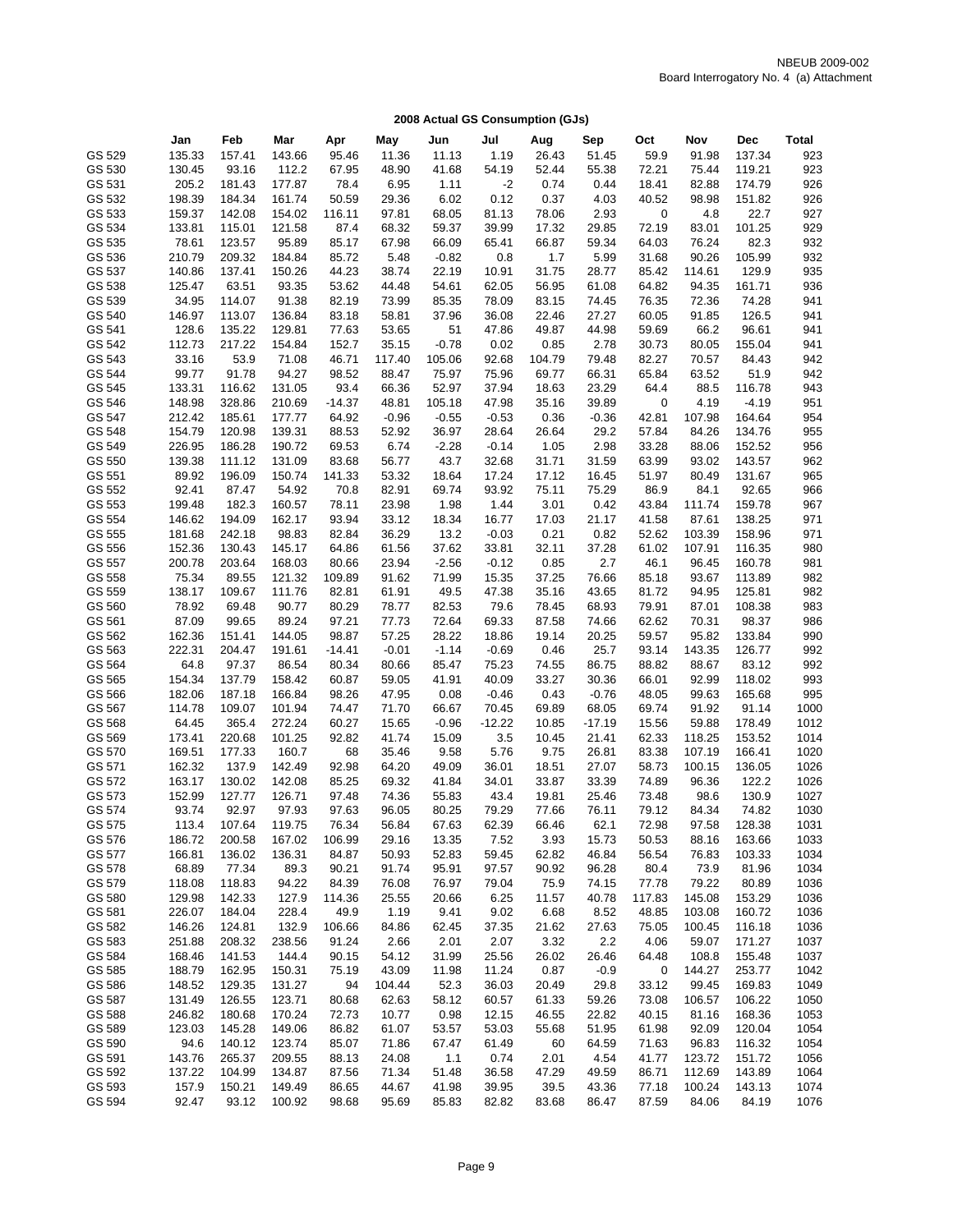NBEUB 2009-002
Board Interrogatory No. 4 (a) Attachment

## 2008 Actual GS Consumption (GJs)

| | Jan | Feb | Mar | Apr | May | Jun | Jul | Aug | Sep | Oct | Nov | Dec | Total |
|---|---|---|---|---|---|---|---|---|---|---|---|---|---|
| GS 529 | 135.33 | 157.41 | 143.66 | 95.46 | 11.36 | 11.13 | 1.19 | 26.43 | 51.45 | 59.9 | 91.98 | 137.34 | 923 |
| GS 530 | 130.45 | 93.16 | 112.2 | 67.95 | 48.90 | 41.68 | 54.19 | 52.44 | 55.38 | 72.21 | 75.44 | 119.21 | 923 |
| GS 531 | 205.2 | 181.43 | 177.87 | 78.4 | 6.95 | 1.11 | -2 | 0.74 | 0.44 | 18.41 | 82.88 | 174.79 | 926 |
| GS 532 | 198.39 | 184.34 | 161.74 | 50.59 | 29.36 | 6.02 | 0.12 | 0.37 | 4.03 | 40.52 | 98.98 | 151.82 | 926 |
| GS 533 | 159.37 | 142.08 | 154.02 | 116.11 | 97.81 | 68.05 | 81.13 | 78.06 | 2.93 | 0 | 4.8 | 22.7 | 927 |
| GS 534 | 133.81 | 115.01 | 121.58 | 87.4 | 68.32 | 59.37 | 39.99 | 17.32 | 29.85 | 72.19 | 83.01 | 101.25 | 929 |
| GS 535 | 78.61 | 123.57 | 95.89 | 85.17 | 67.98 | 66.09 | 65.41 | 66.87 | 59.34 | 64.03 | 76.24 | 82.3 | 932 |
| GS 536 | 210.79 | 209.32 | 184.84 | 85.72 | 5.48 | -0.82 | 0.8 | 1.7 | 5.99 | 31.68 | 90.26 | 105.99 | 932 |
| GS 537 | 140.86 | 137.41 | 150.26 | 44.23 | 38.74 | 22.19 | 10.91 | 31.75 | 28.77 | 85.42 | 114.61 | 129.9 | 935 |
| GS 538 | 125.47 | 63.51 | 93.35 | 53.62 | 44.48 | 54.61 | 62.05 | 56.95 | 61.08 | 64.82 | 94.35 | 161.71 | 936 |
| GS 539 | 34.95 | 114.07 | 91.38 | 82.19 | 73.99 | 85.35 | 78.09 | 83.15 | 74.45 | 76.35 | 72.36 | 74.28 | 941 |
| GS 540 | 146.97 | 113.07 | 136.84 | 83.18 | 58.81 | 37.96 | 36.08 | 22.46 | 27.27 | 60.05 | 91.85 | 126.5 | 941 |
| GS 541 | 128.6 | 135.22 | 129.81 | 77.63 | 53.65 | 51 | 47.86 | 49.87 | 44.98 | 59.69 | 66.2 | 96.61 | 941 |
| GS 542 | 112.73 | 217.22 | 154.84 | 152.7 | 35.15 | -0.78 | 0.02 | 0.85 | 2.78 | 30.73 | 80.05 | 155.04 | 941 |
| GS 543 | 33.16 | 53.9 | 71.08 | 46.71 | 117.40 | 105.06 | 92.68 | 104.79 | 79.48 | 82.27 | 70.57 | 84.43 | 942 |
| GS 544 | 99.77 | 91.78 | 94.27 | 98.52 | 88.47 | 75.97 | 75.96 | 69.77 | 66.31 | 65.84 | 63.52 | 51.9 | 942 |
| GS 545 | 133.31 | 116.62 | 131.05 | 93.4 | 66.36 | 52.97 | 37.94 | 18.63 | 23.29 | 64.4 | 88.5 | 116.78 | 943 |
| GS 546 | 148.98 | 328.86 | 210.69 | -14.37 | 48.81 | 105.18 | 47.98 | 35.16 | 39.89 | 0 | 4.19 | -4.19 | 951 |
| GS 547 | 212.42 | 185.61 | 177.77 | 64.92 | -0.96 | -0.55 | -0.53 | 0.36 | -0.36 | 42.81 | 107.98 | 164.64 | 954 |
| GS 548 | 154.79 | 120.98 | 139.31 | 88.53 | 52.92 | 36.97 | 28.64 | 26.64 | 29.2 | 57.84 | 84.26 | 134.76 | 955 |
| GS 549 | 226.95 | 186.28 | 190.72 | 69.53 | 6.74 | -2.28 | -0.14 | 1.05 | 2.98 | 33.28 | 88.06 | 152.52 | 956 |
| GS 550 | 139.38 | 111.12 | 131.09 | 83.68 | 56.77 | 43.7 | 32.68 | 31.71 | 31.59 | 63.99 | 93.02 | 143.57 | 962 |
| GS 551 | 89.92 | 196.09 | 150.74 | 141.33 | 53.32 | 18.64 | 17.24 | 17.12 | 16.45 | 51.97 | 80.49 | 131.67 | 965 |
| GS 552 | 92.41 | 87.47 | 54.92 | 70.8 | 82.91 | 69.74 | 93.92 | 75.11 | 75.29 | 86.9 | 84.1 | 92.65 | 966 |
| GS 553 | 199.48 | 182.3 | 160.57 | 78.11 | 23.98 | 1.98 | 1.44 | 3.01 | 0.42 | 43.84 | 111.74 | 159.78 | 967 |
| GS 554 | 146.62 | 194.09 | 162.17 | 93.94 | 33.12 | 18.34 | 16.77 | 17.03 | 21.17 | 41.58 | 87.61 | 138.25 | 971 |
| GS 555 | 181.68 | 242.18 | 98.83 | 82.84 | 36.29 | 13.2 | -0.03 | 0.21 | 0.82 | 52.62 | 103.39 | 158.96 | 971 |
| GS 556 | 152.36 | 130.43 | 145.17 | 64.86 | 61.56 | 37.62 | 33.81 | 32.11 | 37.28 | 61.02 | 107.91 | 116.35 | 980 |
| GS 557 | 200.78 | 203.64 | 168.03 | 80.66 | 23.94 | -2.56 | -0.12 | 0.85 | 2.7 | 46.1 | 96.45 | 160.78 | 981 |
| GS 558 | 75.34 | 89.55 | 121.32 | 109.89 | 91.62 | 71.99 | 15.35 | 37.25 | 76.66 | 85.18 | 93.67 | 113.89 | 982 |
| GS 559 | 138.17 | 109.67 | 111.76 | 82.81 | 61.91 | 49.5 | 47.38 | 35.16 | 43.65 | 81.72 | 94.95 | 125.81 | 982 |
| GS 560 | 78.92 | 69.48 | 90.77 | 80.29 | 78.77 | 82.53 | 79.6 | 78.45 | 68.93 | 79.91 | 87.01 | 108.38 | 983 |
| GS 561 | 87.09 | 99.65 | 89.24 | 97.21 | 77.73 | 72.64 | 69.33 | 87.58 | 74.66 | 62.62 | 70.31 | 98.37 | 986 |
| GS 562 | 162.36 | 151.41 | 144.05 | 98.87 | 57.25 | 28.22 | 18.86 | 19.14 | 20.25 | 59.57 | 95.82 | 133.84 | 990 |
| GS 563 | 222.31 | 204.47 | 191.61 | -14.41 | -0.01 | -1.14 | -0.69 | 0.46 | 25.7 | 93.14 | 143.35 | 126.77 | 992 |
| GS 564 | 64.8 | 97.37 | 86.54 | 80.34 | 80.66 | 85.47 | 75.23 | 74.55 | 86.75 | 88.82 | 88.67 | 83.12 | 992 |
| GS 565 | 154.34 | 137.79 | 158.42 | 60.87 | 59.05 | 41.91 | 40.09 | 33.27 | 30.36 | 66.01 | 92.99 | 118.02 | 993 |
| GS 566 | 182.06 | 187.18 | 166.84 | 98.26 | 47.95 | 0.08 | -0.46 | 0.43 | -0.76 | 48.05 | 99.63 | 165.68 | 995 |
| GS 567 | 114.78 | 109.07 | 101.94 | 74.47 | 71.70 | 66.67 | 70.45 | 69.89 | 68.05 | 69.74 | 91.92 | 91.14 | 1000 |
| GS 568 | 64.45 | 365.4 | 272.24 | 60.27 | 15.65 | -0.96 | -12.22 | 10.85 | -17.19 | 15.56 | 59.88 | 178.49 | 1012 |
| GS 569 | 173.41 | 220.68 | 101.25 | 92.82 | 41.74 | 15.09 | 3.5 | 10.45 | 21.41 | 62.33 | 118.25 | 153.52 | 1014 |
| GS 570 | 169.51 | 177.33 | 160.7 | 68 | 35.46 | 9.58 | 5.76 | 9.75 | 26.81 | 83.38 | 107.19 | 166.41 | 1020 |
| GS 571 | 162.32 | 137.9 | 142.49 | 92.98 | 64.20 | 49.09 | 36.01 | 18.51 | 27.07 | 58.73 | 100.15 | 136.05 | 1026 |
| GS 572 | 163.17 | 130.02 | 142.08 | 85.25 | 69.32 | 41.84 | 34.01 | 33.87 | 33.39 | 74.89 | 96.36 | 122.2 | 1026 |
| GS 573 | 152.99 | 127.77 | 126.71 | 97.48 | 74.36 | 55.83 | 43.4 | 19.81 | 25.46 | 73.48 | 98.6 | 130.9 | 1027 |
| GS 574 | 93.74 | 92.97 | 97.93 | 97.63 | 96.05 | 80.25 | 79.29 | 77.66 | 76.11 | 79.12 | 84.34 | 74.82 | 1030 |
| GS 575 | 113.4 | 107.64 | 119.75 | 76.34 | 56.84 | 67.63 | 62.39 | 66.46 | 62.1 | 72.98 | 97.58 | 128.38 | 1031 |
| GS 576 | 186.72 | 200.58 | 167.02 | 106.99 | 29.16 | 13.35 | 7.52 | 3.93 | 15.73 | 50.53 | 88.16 | 163.66 | 1033 |
| GS 577 | 166.81 | 136.02 | 136.31 | 84.87 | 50.93 | 52.83 | 59.45 | 62.82 | 46.84 | 56.54 | 76.83 | 103.33 | 1034 |
| GS 578 | 68.89 | 77.34 | 89.3 | 90.21 | 91.74 | 95.91 | 97.57 | 90.92 | 96.28 | 80.4 | 73.9 | 81.96 | 1034 |
| GS 579 | 118.08 | 118.83 | 94.22 | 84.39 | 76.08 | 76.97 | 79.04 | 75.9 | 74.15 | 77.78 | 79.22 | 80.89 | 1036 |
| GS 580 | 129.98 | 142.33 | 127.9 | 114.36 | 25.55 | 20.66 | 6.25 | 11.57 | 40.78 | 117.83 | 145.08 | 153.29 | 1036 |
| GS 581 | 226.07 | 184.04 | 228.4 | 49.9 | 1.19 | 9.41 | 9.02 | 6.68 | 8.52 | 48.85 | 103.08 | 160.72 | 1036 |
| GS 582 | 146.26 | 124.81 | 132.9 | 106.66 | 84.86 | 62.45 | 37.35 | 21.62 | 27.63 | 75.05 | 100.45 | 116.18 | 1036 |
| GS 583 | 251.88 | 208.32 | 238.56 | 91.24 | 2.66 | 2.01 | 2.07 | 3.32 | 2.2 | 4.06 | 59.07 | 171.27 | 1037 |
| GS 584 | 168.46 | 141.53 | 144.4 | 90.15 | 54.12 | 31.99 | 25.56 | 26.02 | 26.46 | 64.48 | 108.8 | 155.48 | 1037 |
| GS 585 | 188.79 | 162.95 | 150.31 | 75.19 | 43.09 | 11.98 | 11.24 | 0.87 | -0.9 | 0 | 144.27 | 253.77 | 1042 |
| GS 586 | 148.52 | 129.35 | 131.27 | 94 | 104.44 | 52.3 | 36.03 | 20.49 | 29.8 | 33.12 | 99.45 | 169.83 | 1049 |
| GS 587 | 131.49 | 126.55 | 123.71 | 80.68 | 62.63 | 58.12 | 60.57 | 61.33 | 59.26 | 73.08 | 106.57 | 106.22 | 1050 |
| GS 588 | 246.82 | 180.68 | 170.24 | 72.73 | 10.77 | 0.98 | 12.15 | 46.55 | 22.82 | 40.15 | 81.16 | 168.36 | 1053 |
| GS 589 | 123.03 | 145.28 | 149.06 | 86.82 | 61.07 | 53.57 | 53.03 | 55.68 | 51.95 | 61.98 | 92.09 | 120.04 | 1054 |
| GS 590 | 94.6 | 140.12 | 123.74 | 85.07 | 71.86 | 67.47 | 61.49 | 60 | 64.59 | 71.63 | 96.83 | 116.32 | 1054 |
| GS 591 | 143.76 | 265.37 | 209.55 | 88.13 | 24.08 | 1.1 | 0.74 | 2.01 | 4.54 | 41.77 | 123.72 | 151.72 | 1056 |
| GS 592 | 137.22 | 104.99 | 134.87 | 87.56 | 71.34 | 51.48 | 36.58 | 47.29 | 49.59 | 86.71 | 112.69 | 143.89 | 1064 |
| GS 593 | 157.9 | 150.21 | 149.49 | 86.65 | 44.67 | 41.98 | 39.95 | 39.5 | 43.36 | 77.18 | 100.24 | 143.13 | 1074 |
| GS 594 | 92.47 | 93.12 | 100.92 | 98.68 | 95.69 | 85.83 | 82.82 | 83.68 | 86.47 | 87.59 | 84.06 | 84.19 | 1076 |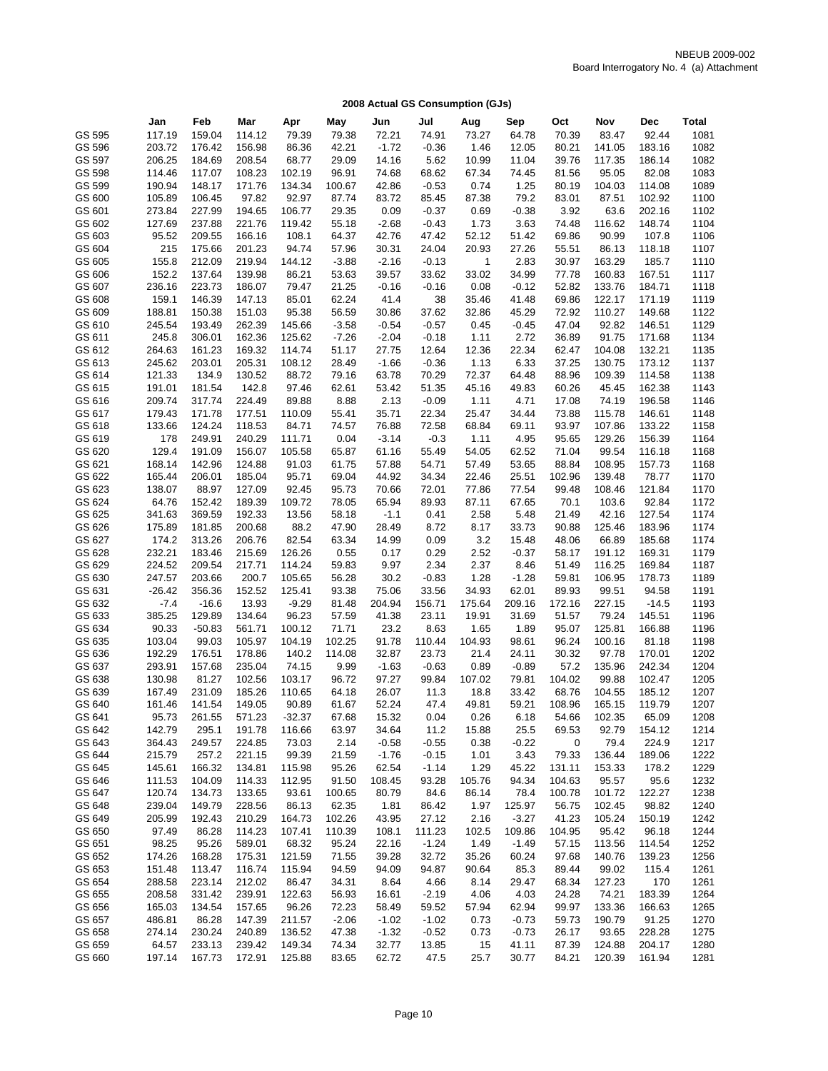NBEUB 2009-002
Board Interrogatory No. 4 (a) Attachment

## 2008 Actual GS Consumption (GJs)

| | Jan | Feb | Mar | Apr | May | Jun | Jul | Aug | Sep | Oct | Nov | Dec | Total |
|---|---|---|---|---|---|---|---|---|---|---|---|---|---|
| GS 595 | 117.19 | 159.04 | 114.12 | 79.39 | 79.38 | 72.21 | 74.91 | 73.27 | 64.78 | 70.39 | 83.47 | 92.44 | 1081 |
| GS 596 | 203.72 | 176.42 | 156.98 | 86.36 | 42.21 | -1.72 | -0.36 | 1.46 | 12.05 | 80.21 | 141.05 | 183.16 | 1082 |
| GS 597 | 206.25 | 184.69 | 208.54 | 68.77 | 29.09 | 14.16 | 5.62 | 10.99 | 11.04 | 39.76 | 117.35 | 186.14 | 1082 |
| GS 598 | 114.46 | 117.07 | 108.23 | 102.19 | 96.91 | 74.68 | 68.62 | 67.34 | 74.45 | 81.56 | 95.05 | 82.08 | 1083 |
| GS 599 | 190.94 | 148.17 | 171.76 | 134.34 | 100.67 | 42.86 | -0.53 | 0.74 | 1.25 | 80.19 | 104.03 | 114.08 | 1089 |
| GS 600 | 105.89 | 106.45 | 97.82 | 92.97 | 87.74 | 83.72 | 85.45 | 87.38 | 79.2 | 83.01 | 87.51 | 102.92 | 1100 |
| GS 601 | 273.84 | 227.99 | 194.65 | 106.77 | 29.35 | 0.09 | -0.37 | 0.69 | -0.38 | 3.92 | 63.6 | 202.16 | 1102 |
| GS 602 | 127.69 | 237.88 | 221.76 | 119.42 | 55.18 | -2.68 | -0.43 | 1.73 | 3.63 | 74.48 | 116.62 | 148.74 | 1104 |
| GS 603 | 95.52 | 209.55 | 166.16 | 108.1 | 64.37 | 42.76 | 47.42 | 52.12 | 51.42 | 69.86 | 90.99 | 107.8 | 1106 |
| GS 604 | 215 | 175.66 | 201.23 | 94.74 | 57.96 | 30.31 | 24.04 | 20.93 | 27.26 | 55.51 | 86.13 | 118.18 | 1107 |
| GS 605 | 155.8 | 212.09 | 219.94 | 144.12 | -3.88 | -2.16 | -0.13 | 1 | 2.83 | 30.97 | 163.29 | 185.7 | 1110 |
| GS 606 | 152.2 | 137.64 | 139.98 | 86.21 | 53.63 | 39.57 | 33.62 | 33.02 | 34.99 | 77.78 | 160.83 | 167.51 | 1117 |
| GS 607 | 236.16 | 223.73 | 186.07 | 79.47 | 21.25 | -0.16 | -0.16 | 0.08 | -0.12 | 52.82 | 133.76 | 184.71 | 1118 |
| GS 608 | 159.1 | 146.39 | 147.13 | 85.01 | 62.24 | 41.4 | 38 | 35.46 | 41.48 | 69.86 | 122.17 | 171.19 | 1119 |
| GS 609 | 188.81 | 150.38 | 151.03 | 95.38 | 56.59 | 30.86 | 37.62 | 32.86 | 45.29 | 72.92 | 110.27 | 149.68 | 1122 |
| GS 610 | 245.54 | 193.49 | 262.39 | 145.66 | -3.58 | -0.54 | -0.57 | 0.45 | -0.45 | 47.04 | 92.82 | 146.51 | 1129 |
| GS 611 | 245.8 | 306.01 | 162.36 | 125.62 | -7.26 | -2.04 | -0.18 | 1.11 | 2.72 | 36.89 | 91.75 | 171.68 | 1134 |
| GS 612 | 264.63 | 161.23 | 169.32 | 114.74 | 51.17 | 27.75 | 12.64 | 12.36 | 22.34 | 62.47 | 104.08 | 132.21 | 1135 |
| GS 613 | 245.62 | 203.01 | 205.31 | 108.12 | 28.49 | -1.66 | -0.36 | 1.13 | 6.33 | 37.25 | 130.75 | 173.12 | 1137 |
| GS 614 | 121.33 | 134.9 | 130.52 | 88.72 | 79.16 | 63.78 | 70.29 | 72.37 | 64.48 | 88.96 | 109.39 | 114.58 | 1138 |
| GS 615 | 191.01 | 181.54 | 142.8 | 97.46 | 62.61 | 53.42 | 51.35 | 45.16 | 49.83 | 60.26 | 45.45 | 162.38 | 1143 |
| GS 616 | 209.74 | 317.74 | 224.49 | 89.88 | 8.88 | 2.13 | -0.09 | 1.11 | 4.71 | 17.08 | 74.19 | 196.58 | 1146 |
| GS 617 | 179.43 | 171.78 | 177.51 | 110.09 | 55.41 | 35.71 | 22.34 | 25.47 | 34.44 | 73.88 | 115.78 | 146.61 | 1148 |
| GS 618 | 133.66 | 124.24 | 118.53 | 84.71 | 74.57 | 76.88 | 72.58 | 68.84 | 69.11 | 93.97 | 107.86 | 133.22 | 1158 |
| GS 619 | 178 | 249.91 | 240.29 | 111.71 | 0.04 | -3.14 | -0.3 | 1.11 | 4.95 | 95.65 | 129.26 | 156.39 | 1164 |
| GS 620 | 129.4 | 191.09 | 156.07 | 105.58 | 65.87 | 61.16 | 55.49 | 54.05 | 62.52 | 71.04 | 99.54 | 116.18 | 1168 |
| GS 621 | 168.14 | 142.96 | 124.88 | 91.03 | 61.75 | 57.88 | 54.71 | 57.49 | 53.65 | 88.84 | 108.95 | 157.73 | 1168 |
| GS 622 | 165.44 | 206.01 | 185.04 | 95.71 | 69.04 | 44.92 | 34.34 | 22.46 | 25.51 | 102.96 | 139.48 | 78.77 | 1170 |
| GS 623 | 138.07 | 88.97 | 127.09 | 92.45 | 95.73 | 70.66 | 72.01 | 77.86 | 77.54 | 99.48 | 108.46 | 121.84 | 1170 |
| GS 624 | 64.76 | 152.42 | 189.39 | 109.72 | 78.05 | 65.94 | 89.93 | 87.11 | 67.65 | 70.1 | 103.6 | 92.84 | 1172 |
| GS 625 | 341.63 | 369.59 | 192.33 | 13.56 | 58.18 | -1.1 | 0.41 | 2.58 | 5.48 | 21.49 | 42.16 | 127.54 | 1174 |
| GS 626 | 175.89 | 181.85 | 200.68 | 88.2 | 47.90 | 28.49 | 8.72 | 8.17 | 33.73 | 90.88 | 125.46 | 183.96 | 1174 |
| GS 627 | 174.2 | 313.26 | 206.76 | 82.54 | 63.34 | 14.99 | 0.09 | 3.2 | 15.48 | 48.06 | 66.89 | 185.68 | 1174 |
| GS 628 | 232.21 | 183.46 | 215.69 | 126.26 | 0.55 | 0.17 | 0.29 | 2.52 | -0.37 | 58.17 | 191.12 | 169.31 | 1179 |
| GS 629 | 224.52 | 209.54 | 217.71 | 114.24 | 59.83 | 9.97 | 2.34 | 2.37 | 8.46 | 51.49 | 116.25 | 169.84 | 1187 |
| GS 630 | 247.57 | 203.66 | 200.7 | 105.65 | 56.28 | 30.2 | -0.83 | 1.28 | -1.28 | 59.81 | 106.95 | 178.73 | 1189 |
| GS 631 | -26.42 | 356.36 | 152.52 | 125.41 | 93.38 | 75.06 | 33.56 | 34.93 | 62.01 | 89.93 | 99.51 | 94.58 | 1191 |
| GS 632 | -7.4 | -16.6 | 13.93 | -9.29 | 81.48 | 204.94 | 156.71 | 175.64 | 209.16 | 172.16 | 227.15 | -14.5 | 1193 |
| GS 633 | 385.25 | 129.89 | 134.64 | 96.23 | 57.59 | 41.38 | 23.11 | 19.91 | 31.69 | 51.57 | 79.24 | 145.51 | 1196 |
| GS 634 | 90.33 | -50.83 | 561.71 | 100.12 | 71.71 | 23.2 | 8.63 | 1.65 | 1.89 | 95.07 | 125.81 | 166.88 | 1196 |
| GS 635 | 103.04 | 99.03 | 105.97 | 104.19 | 102.25 | 91.78 | 110.44 | 104.93 | 98.61 | 96.24 | 100.16 | 81.18 | 1198 |
| GS 636 | 192.29 | 176.51 | 178.86 | 140.2 | 114.08 | 32.87 | 23.73 | 21.4 | 24.11 | 30.32 | 97.78 | 170.01 | 1202 |
| GS 637 | 293.91 | 157.68 | 235.04 | 74.15 | 9.99 | -1.63 | -0.63 | 0.89 | -0.89 | 57.2 | 135.96 | 242.34 | 1204 |
| GS 638 | 130.98 | 81.27 | 102.56 | 103.17 | 96.72 | 97.27 | 99.84 | 107.02 | 79.81 | 104.02 | 99.88 | 102.47 | 1205 |
| GS 639 | 167.49 | 231.09 | 185.26 | 110.65 | 64.18 | 26.07 | 11.3 | 18.8 | 33.42 | 68.76 | 104.55 | 185.12 | 1207 |
| GS 640 | 161.46 | 141.54 | 149.05 | 90.89 | 61.67 | 52.24 | 47.4 | 49.81 | 59.21 | 108.96 | 165.15 | 119.79 | 1207 |
| GS 641 | 95.73 | 261.55 | 571.23 | -32.37 | 67.68 | 15.32 | 0.04 | 0.26 | 6.18 | 54.66 | 102.35 | 65.09 | 1208 |
| GS 642 | 142.79 | 295.1 | 191.78 | 116.66 | 63.97 | 34.64 | 11.2 | 15.88 | 25.5 | 69.53 | 92.79 | 154.12 | 1214 |
| GS 643 | 364.43 | 249.57 | 224.85 | 73.03 | 2.14 | -0.58 | -0.55 | 0.38 | -0.22 | 0 | 79.4 | 224.9 | 1217 |
| GS 644 | 215.79 | 257.2 | 221.15 | 99.39 | 21.59 | -1.76 | -0.15 | 1.01 | 3.43 | 79.33 | 136.44 | 189.06 | 1222 |
| GS 645 | 145.61 | 166.32 | 134.81 | 115.98 | 95.26 | 62.54 | -1.14 | 1.29 | 45.22 | 131.11 | 153.33 | 178.2 | 1229 |
| GS 646 | 111.53 | 104.09 | 114.33 | 112.95 | 91.50 | 108.45 | 93.28 | 105.76 | 94.34 | 104.63 | 95.57 | 95.6 | 1232 |
| GS 647 | 120.74 | 134.73 | 133.65 | 93.61 | 100.65 | 80.79 | 84.6 | 86.14 | 78.4 | 100.78 | 101.72 | 122.27 | 1238 |
| GS 648 | 239.04 | 149.79 | 228.56 | 86.13 | 62.35 | 1.81 | 86.42 | 1.97 | 125.97 | 56.75 | 102.45 | 98.82 | 1240 |
| GS 649 | 205.99 | 192.43 | 210.29 | 164.73 | 102.26 | 43.95 | 27.12 | 2.16 | -3.27 | 41.23 | 105.24 | 150.19 | 1242 |
| GS 650 | 97.49 | 86.28 | 114.23 | 107.41 | 110.39 | 108.1 | 111.23 | 102.5 | 109.86 | 104.95 | 95.42 | 96.18 | 1244 |
| GS 651 | 98.25 | 95.26 | 589.01 | 68.32 | 95.24 | 22.16 | -1.24 | 1.49 | -1.49 | 57.15 | 113.56 | 114.54 | 1252 |
| GS 652 | 174.26 | 168.28 | 175.31 | 121.59 | 71.55 | 39.28 | 32.72 | 35.26 | 60.24 | 97.68 | 140.76 | 139.23 | 1256 |
| GS 653 | 151.48 | 113.47 | 116.74 | 115.94 | 94.59 | 94.09 | 94.87 | 90.64 | 85.3 | 89.44 | 99.02 | 115.4 | 1261 |
| GS 654 | 288.58 | 223.14 | 212.02 | 86.47 | 34.31 | 8.64 | 4.66 | 8.14 | 29.47 | 68.34 | 127.23 | 170 | 1261 |
| GS 655 | 208.58 | 331.42 | 239.91 | 122.63 | 56.93 | 16.61 | -2.19 | 4.06 | 4.03 | 24.28 | 74.21 | 183.39 | 1264 |
| GS 656 | 165.03 | 134.54 | 157.65 | 96.26 | 72.23 | 58.49 | 59.52 | 57.94 | 62.94 | 99.97 | 133.36 | 166.63 | 1265 |
| GS 657 | 486.81 | 86.28 | 147.39 | 211.57 | -2.06 | -1.02 | -1.02 | 0.73 | -0.73 | 59.73 | 190.79 | 91.25 | 1270 |
| GS 658 | 274.14 | 230.24 | 240.89 | 136.52 | 47.38 | -1.32 | -0.52 | 0.73 | -0.73 | 26.17 | 93.65 | 228.28 | 1275 |
| GS 659 | 64.57 | 233.13 | 239.42 | 149.34 | 74.34 | 32.77 | 13.85 | 15 | 41.11 | 87.39 | 124.88 | 204.17 | 1280 |
| GS 660 | 197.14 | 167.73 | 172.91 | 125.88 | 83.65 | 62.72 | 47.5 | 25.7 | 30.77 | 84.21 | 120.39 | 161.94 | 1281 |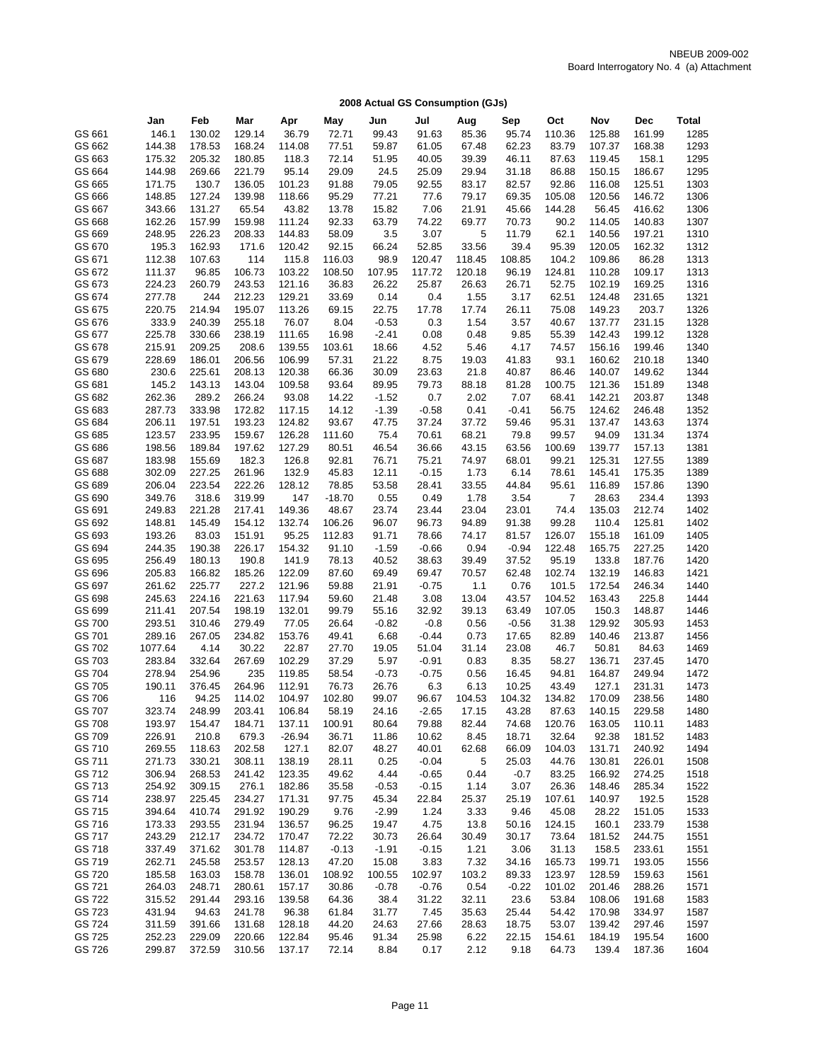NBEUB 2009-002
Board Interrogatory No. 4 (a) Attachment

## 2008 Actual GS Consumption (GJs)

| | Jan | Feb | Mar | Apr | May | Jun | Jul | Aug | Sep | Oct | Nov | Dec | Total |
|---|---|---|---|---|---|---|---|---|---|---|---|---|---|
| GS 661 | 146.1 | 130.02 | 129.14 | 36.79 | 72.71 | 99.43 | 91.63 | 85.36 | 95.74 | 110.36 | 125.88 | 161.99 | 1285 |
| GS 662 | 144.38 | 178.53 | 168.24 | 114.08 | 77.51 | 59.87 | 61.05 | 67.48 | 62.23 | 83.79 | 107.37 | 168.38 | 1293 |
| GS 663 | 175.32 | 205.32 | 180.85 | 118.3 | 72.14 | 51.95 | 40.05 | 39.39 | 46.11 | 87.63 | 119.45 | 158.1 | 1295 |
| GS 664 | 144.98 | 269.66 | 221.79 | 95.14 | 29.09 | 24.5 | 25.09 | 29.94 | 31.18 | 86.88 | 150.15 | 186.67 | 1295 |
| GS 665 | 171.75 | 130.7 | 136.05 | 101.23 | 91.88 | 79.05 | 92.55 | 83.17 | 82.57 | 92.86 | 116.08 | 125.51 | 1303 |
| GS 666 | 148.85 | 127.24 | 139.98 | 118.66 | 95.29 | 77.21 | 77.6 | 79.17 | 69.35 | 105.08 | 120.56 | 146.72 | 1306 |
| GS 667 | 343.66 | 131.27 | 65.54 | 43.82 | 13.78 | 15.82 | 7.06 | 21.91 | 45.66 | 144.28 | 56.45 | 416.62 | 1306 |
| GS 668 | 162.26 | 157.99 | 159.98 | 111.24 | 92.33 | 63.79 | 74.22 | 69.77 | 70.73 | 90.2 | 114.05 | 140.83 | 1307 |
| GS 669 | 248.95 | 226.23 | 208.33 | 144.83 | 58.09 | 3.5 | 3.07 | 5 | 11.79 | 62.1 | 140.56 | 197.21 | 1310 |
| GS 670 | 195.3 | 162.93 | 171.6 | 120.42 | 92.15 | 66.24 | 52.85 | 33.56 | 39.4 | 95.39 | 120.05 | 162.32 | 1312 |
| GS 671 | 112.38 | 107.63 | 114 | 115.8 | 116.03 | 98.9 | 120.47 | 118.45 | 108.85 | 104.2 | 109.86 | 86.28 | 1313 |
| GS 672 | 111.37 | 96.85 | 106.73 | 103.22 | 108.50 | 107.95 | 117.72 | 120.18 | 96.19 | 124.81 | 110.28 | 109.17 | 1313 |
| GS 673 | 224.23 | 260.79 | 243.53 | 121.16 | 36.83 | 26.22 | 25.87 | 26.63 | 26.71 | 52.75 | 102.19 | 169.25 | 1316 |
| GS 674 | 277.78 | 244 | 212.23 | 129.21 | 33.69 | 0.14 | 0.4 | 1.55 | 3.17 | 62.51 | 124.48 | 231.65 | 1321 |
| GS 675 | 220.75 | 214.94 | 195.07 | 113.26 | 69.15 | 22.75 | 17.78 | 17.74 | 26.11 | 75.08 | 149.23 | 203.7 | 1326 |
| GS 676 | 333.9 | 240.39 | 255.18 | 76.07 | 8.04 | -0.53 | 0.3 | 1.54 | 3.57 | 40.67 | 137.77 | 231.15 | 1328 |
| GS 677 | 225.78 | 330.66 | 238.19 | 111.65 | 16.98 | -2.41 | 0.08 | 0.48 | 9.85 | 55.39 | 142.43 | 199.12 | 1328 |
| GS 678 | 215.91 | 209.25 | 208.6 | 139.55 | 103.61 | 18.66 | 4.52 | 5.46 | 4.17 | 74.57 | 156.16 | 199.46 | 1340 |
| GS 679 | 228.69 | 186.01 | 206.56 | 106.99 | 57.31 | 21.22 | 8.75 | 19.03 | 41.83 | 93.1 | 160.62 | 210.18 | 1340 |
| GS 680 | 230.6 | 225.61 | 208.13 | 120.38 | 66.36 | 30.09 | 23.63 | 21.8 | 40.87 | 86.46 | 140.07 | 149.62 | 1344 |
| GS 681 | 145.2 | 143.13 | 143.04 | 109.58 | 93.64 | 89.95 | 79.73 | 88.18 | 81.28 | 100.75 | 121.36 | 151.89 | 1348 |
| GS 682 | 262.36 | 289.2 | 266.24 | 93.08 | 14.22 | -1.52 | 0.7 | 2.02 | 7.07 | 68.41 | 142.21 | 203.87 | 1348 |
| GS 683 | 287.73 | 333.98 | 172.82 | 117.15 | 14.12 | -1.39 | -0.58 | 0.41 | -0.41 | 56.75 | 124.62 | 246.48 | 1352 |
| GS 684 | 206.11 | 197.51 | 193.23 | 124.82 | 93.67 | 47.75 | 37.24 | 37.72 | 59.46 | 95.31 | 137.47 | 143.63 | 1374 |
| GS 685 | 123.57 | 233.95 | 159.67 | 126.28 | 111.60 | 75.4 | 70.61 | 68.21 | 79.8 | 99.57 | 94.09 | 131.34 | 1374 |
| GS 686 | 198.56 | 189.84 | 197.62 | 127.29 | 80.51 | 46.54 | 36.66 | 43.15 | 63.56 | 100.69 | 139.77 | 157.13 | 1381 |
| GS 687 | 183.98 | 155.69 | 182.3 | 126.8 | 92.81 | 76.71 | 75.21 | 74.97 | 68.01 | 99.21 | 125.31 | 127.55 | 1389 |
| GS 688 | 302.09 | 227.25 | 261.96 | 132.9 | 45.83 | 12.11 | -0.15 | 1.73 | 6.14 | 78.61 | 145.41 | 175.35 | 1389 |
| GS 689 | 206.04 | 223.54 | 222.26 | 128.12 | 78.85 | 53.58 | 28.41 | 33.55 | 44.84 | 95.61 | 116.89 | 157.86 | 1390 |
| GS 690 | 349.76 | 318.6 | 319.99 | 147 | -18.70 | 0.55 | 0.49 | 1.78 | 3.54 | 7 | 28.63 | 234.4 | 1393 |
| GS 691 | 249.83 | 221.28 | 217.41 | 149.36 | 48.67 | 23.74 | 23.44 | 23.04 | 23.01 | 74.4 | 135.03 | 212.74 | 1402 |
| GS 692 | 148.81 | 145.49 | 154.12 | 132.74 | 106.26 | 96.07 | 96.73 | 94.89 | 91.38 | 99.28 | 110.4 | 125.81 | 1402 |
| GS 693 | 193.26 | 83.03 | 151.91 | 95.25 | 112.83 | 91.71 | 78.66 | 74.17 | 81.57 | 126.07 | 155.18 | 161.09 | 1405 |
| GS 694 | 244.35 | 190.38 | 226.17 | 154.32 | 91.10 | -1.59 | -0.66 | 0.94 | -0.94 | 122.48 | 165.75 | 227.25 | 1420 |
| GS 695 | 256.49 | 180.13 | 190.8 | 141.9 | 78.13 | 40.52 | 38.63 | 39.49 | 37.52 | 95.19 | 133.8 | 187.76 | 1420 |
| GS 696 | 205.83 | 166.82 | 185.26 | 122.09 | 87.60 | 69.49 | 69.47 | 70.57 | 62.48 | 102.74 | 132.19 | 146.83 | 1421 |
| GS 697 | 261.62 | 225.77 | 227.2 | 121.96 | 59.88 | 21.91 | -0.75 | 1.1 | 0.76 | 101.5 | 172.54 | 246.34 | 1440 |
| GS 698 | 245.63 | 224.16 | 221.63 | 117.94 | 59.60 | 21.48 | 3.08 | 13.04 | 43.57 | 104.52 | 163.43 | 225.8 | 1444 |
| GS 699 | 211.41 | 207.54 | 198.19 | 132.01 | 99.79 | 55.16 | 32.92 | 39.13 | 63.49 | 107.05 | 150.3 | 148.87 | 1446 |
| GS 700 | 293.51 | 310.46 | 279.49 | 77.05 | 26.64 | -0.82 | -0.8 | 0.56 | -0.56 | 31.38 | 129.92 | 305.93 | 1453 |
| GS 701 | 289.16 | 267.05 | 234.82 | 153.76 | 49.41 | 6.68 | -0.44 | 0.73 | 17.65 | 82.89 | 140.46 | 213.87 | 1456 |
| GS 702 | 1077.64 | 4.14 | 30.22 | 22.87 | 27.70 | 19.05 | 51.04 | 31.14 | 23.08 | 46.7 | 50.81 | 84.63 | 1469 |
| GS 703 | 283.84 | 332.64 | 267.69 | 102.29 | 37.29 | 5.97 | -0.91 | 0.83 | 8.35 | 58.27 | 136.71 | 237.45 | 1470 |
| GS 704 | 278.94 | 254.96 | 235 | 119.85 | 58.54 | -0.73 | -0.75 | 0.56 | 16.45 | 94.81 | 164.87 | 249.94 | 1472 |
| GS 705 | 190.11 | 376.45 | 264.96 | 112.91 | 76.73 | 26.76 | 6.3 | 6.13 | 10.25 | 43.49 | 127.1 | 231.31 | 1473 |
| GS 706 | 116 | 94.25 | 114.02 | 104.97 | 102.80 | 99.07 | 96.67 | 104.53 | 104.32 | 134.82 | 170.09 | 238.56 | 1480 |
| GS 707 | 323.74 | 248.99 | 203.41 | 106.84 | 58.19 | 24.16 | -2.65 | 17.15 | 43.28 | 87.63 | 140.15 | 229.58 | 1480 |
| GS 708 | 193.97 | 154.47 | 184.71 | 137.11 | 100.91 | 80.64 | 79.88 | 82.44 | 74.68 | 120.76 | 163.05 | 110.11 | 1483 |
| GS 709 | 226.91 | 210.8 | 679.3 | -26.94 | 36.71 | 11.86 | 10.62 | 8.45 | 18.71 | 32.64 | 92.38 | 181.52 | 1483 |
| GS 710 | 269.55 | 118.63 | 202.58 | 127.1 | 82.07 | 48.27 | 40.01 | 62.68 | 66.09 | 104.03 | 131.71 | 240.92 | 1494 |
| GS 711 | 271.73 | 330.21 | 308.11 | 138.19 | 28.11 | 0.25 | -0.04 | 5 | 25.03 | 44.76 | 130.81 | 226.01 | 1508 |
| GS 712 | 306.94 | 268.53 | 241.42 | 123.35 | 49.62 | 4.44 | -0.65 | 0.44 | -0.7 | 83.25 | 166.92 | 274.25 | 1518 |
| GS 713 | 254.92 | 309.15 | 276.1 | 182.86 | 35.58 | -0.53 | -0.15 | 1.14 | 3.07 | 26.36 | 148.46 | 285.34 | 1522 |
| GS 714 | 238.97 | 225.45 | 234.27 | 171.31 | 97.75 | 45.34 | 22.84 | 25.37 | 25.19 | 107.61 | 140.97 | 192.5 | 1528 |
| GS 715 | 394.64 | 410.74 | 291.92 | 190.29 | 9.76 | -2.99 | 1.24 | 3.33 | 9.46 | 45.08 | 28.22 | 151.05 | 1533 |
| GS 716 | 173.33 | 293.55 | 231.94 | 136.57 | 96.25 | 19.47 | 4.75 | 13.8 | 50.16 | 124.15 | 160.1 | 233.79 | 1538 |
| GS 717 | 243.29 | 212.17 | 234.72 | 170.47 | 72.22 | 30.73 | 26.64 | 30.49 | 30.17 | 73.64 | 181.52 | 244.75 | 1551 |
| GS 718 | 337.49 | 371.62 | 301.78 | 114.87 | -0.13 | -1.91 | -0.15 | 1.21 | 3.06 | 31.13 | 158.5 | 233.61 | 1551 |
| GS 719 | 262.71 | 245.58 | 253.57 | 128.13 | 47.20 | 15.08 | 3.83 | 7.32 | 34.16 | 165.73 | 199.71 | 193.05 | 1556 |
| GS 720 | 185.58 | 163.03 | 158.78 | 136.01 | 108.92 | 100.55 | 102.97 | 103.2 | 89.33 | 123.97 | 128.59 | 159.63 | 1561 |
| GS 721 | 264.03 | 248.71 | 280.61 | 157.17 | 30.86 | -0.78 | -0.76 | 0.54 | -0.22 | 101.02 | 201.46 | 288.26 | 1571 |
| GS 722 | 315.52 | 291.44 | 293.16 | 139.58 | 64.36 | 38.4 | 31.22 | 32.11 | 23.6 | 53.84 | 108.06 | 191.68 | 1583 |
| GS 723 | 431.94 | 94.63 | 241.78 | 96.38 | 61.84 | 31.77 | 7.45 | 35.63 | 25.44 | 54.42 | 170.98 | 334.97 | 1587 |
| GS 724 | 311.59 | 391.66 | 131.68 | 128.18 | 44.20 | 24.63 | 27.66 | 28.63 | 18.75 | 53.07 | 139.42 | 297.46 | 1597 |
| GS 725 | 252.23 | 229.09 | 220.66 | 122.84 | 95.46 | 91.34 | 25.98 | 6.22 | 22.15 | 154.61 | 184.19 | 195.54 | 1600 |
| GS 726 | 299.87 | 372.59 | 310.56 | 137.17 | 72.14 | 8.84 | 0.17 | 2.12 | 9.18 | 64.73 | 139.4 | 187.36 | 1604 |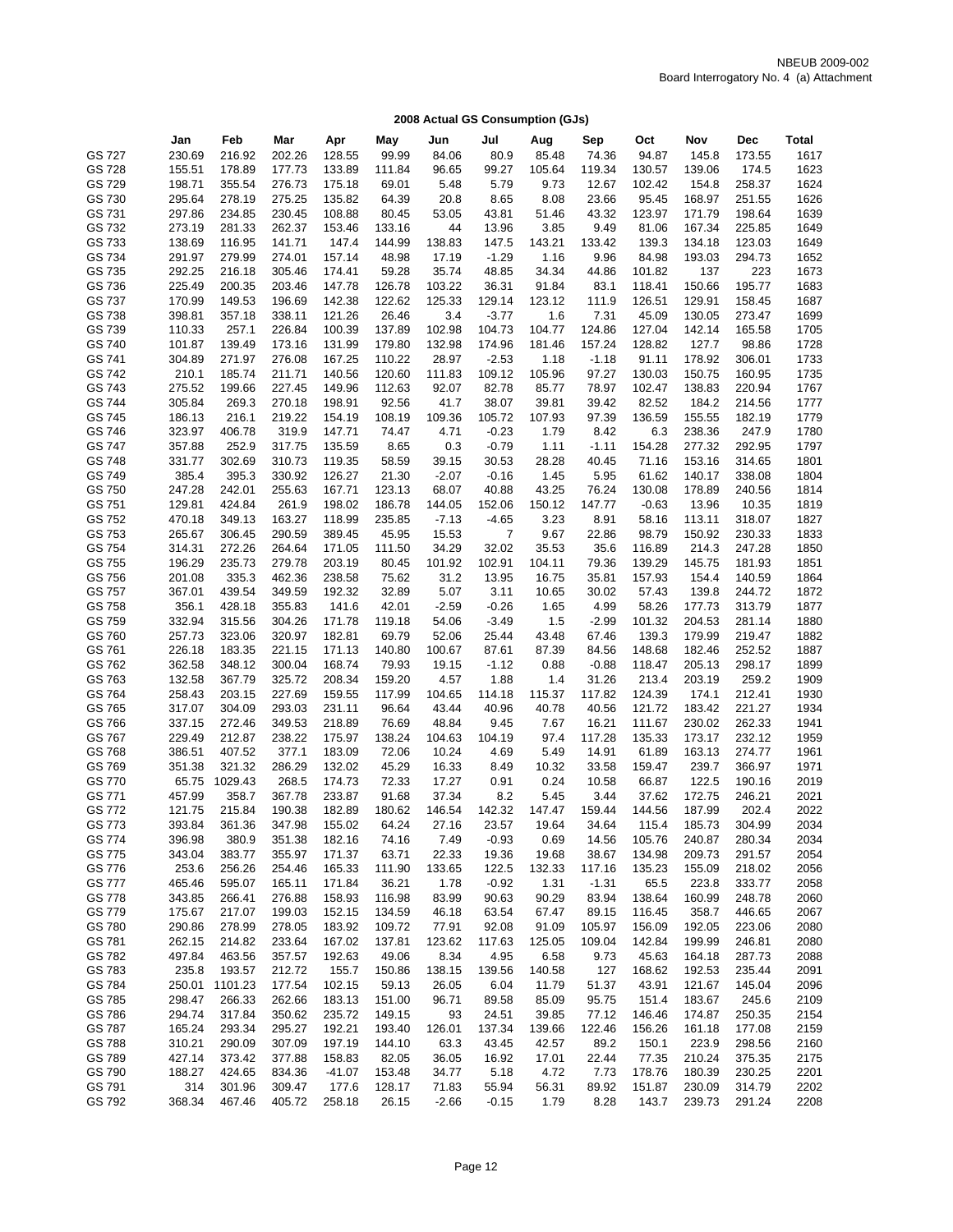NBEUB 2009-002
Board Interrogatory No. 4 (a) Attachment

## 2008 Actual GS Consumption (GJs)

| | Jan | Feb | Mar | Apr | May | Jun | Jul | Aug | Sep | Oct | Nov | Dec | Total |
|---|---|---|---|---|---|---|---|---|---|---|---|---|---|
| GS 727 | 230.69 | 216.92 | 202.26 | 128.55 | 99.99 | 84.06 | 80.9 | 85.48 | 74.36 | 94.87 | 145.8 | 173.55 | 1617 |
| GS 728 | 155.51 | 178.89 | 177.73 | 133.89 | 111.84 | 96.65 | 99.27 | 105.64 | 119.34 | 130.57 | 139.06 | 174.5 | 1623 |
| GS 729 | 198.71 | 355.54 | 276.73 | 175.18 | 69.01 | 5.48 | 5.79 | 9.73 | 12.67 | 102.42 | 154.8 | 258.37 | 1624 |
| GS 730 | 295.64 | 278.19 | 275.25 | 135.82 | 64.39 | 20.8 | 8.65 | 8.08 | 23.66 | 95.45 | 168.97 | 251.55 | 1626 |
| GS 731 | 297.86 | 234.85 | 230.45 | 108.88 | 80.45 | 53.05 | 43.81 | 51.46 | 43.32 | 123.97 | 171.79 | 198.64 | 1639 |
| GS 732 | 273.19 | 281.33 | 262.37 | 153.46 | 133.16 | 44 | 13.96 | 3.85 | 9.49 | 81.06 | 167.34 | 225.85 | 1649 |
| GS 733 | 138.69 | 116.95 | 141.71 | 147.4 | 144.99 | 138.83 | 147.5 | 143.21 | 133.42 | 139.3 | 134.18 | 123.03 | 1649 |
| GS 734 | 291.97 | 279.99 | 274.01 | 157.14 | 48.98 | 17.19 | -1.29 | 1.16 | 9.96 | 84.98 | 193.03 | 294.73 | 1652 |
| GS 735 | 292.25 | 216.18 | 305.46 | 174.41 | 59.28 | 35.74 | 48.85 | 34.34 | 44.86 | 101.82 | 137 | 223 | 1673 |
| GS 736 | 225.49 | 200.35 | 203.46 | 147.78 | 126.78 | 103.22 | 36.31 | 91.84 | 83.1 | 118.41 | 150.66 | 195.77 | 1683 |
| GS 737 | 170.99 | 149.53 | 196.69 | 142.38 | 122.62 | 125.33 | 129.14 | 123.12 | 111.9 | 126.51 | 129.91 | 158.45 | 1687 |
| GS 738 | 398.81 | 357.18 | 338.11 | 121.26 | 26.46 | 3.4 | -3.77 | 1.6 | 7.31 | 45.09 | 130.05 | 273.47 | 1699 |
| GS 739 | 110.33 | 257.1 | 226.84 | 100.39 | 137.89 | 102.98 | 104.73 | 104.77 | 124.86 | 127.04 | 142.14 | 165.58 | 1705 |
| GS 740 | 101.87 | 139.49 | 173.16 | 131.99 | 179.80 | 132.98 | 174.96 | 181.46 | 157.24 | 128.82 | 127.7 | 98.86 | 1728 |
| GS 741 | 304.89 | 271.97 | 276.08 | 167.25 | 110.22 | 28.97 | -2.53 | 1.18 | -1.18 | 91.11 | 178.92 | 306.01 | 1733 |
| GS 742 | 210.1 | 185.74 | 211.71 | 140.56 | 120.60 | 111.83 | 109.12 | 105.96 | 97.27 | 130.03 | 150.75 | 160.95 | 1735 |
| GS 743 | 275.52 | 199.66 | 227.45 | 149.96 | 112.63 | 92.07 | 82.78 | 85.77 | 78.97 | 102.47 | 138.83 | 220.94 | 1767 |
| GS 744 | 305.84 | 269.3 | 270.18 | 198.91 | 92.56 | 41.7 | 38.07 | 39.81 | 39.42 | 82.52 | 184.2 | 214.56 | 1777 |
| GS 745 | 186.13 | 216.1 | 219.22 | 154.19 | 108.19 | 109.36 | 105.72 | 107.93 | 97.39 | 136.59 | 155.55 | 182.19 | 1779 |
| GS 746 | 323.97 | 406.78 | 319.9 | 147.71 | 74.47 | 4.71 | -0.23 | 1.79 | 8.42 | 6.3 | 238.36 | 247.9 | 1780 |
| GS 747 | 357.88 | 252.9 | 317.75 | 135.59 | 8.65 | 0.3 | -0.79 | 1.11 | -1.11 | 154.28 | 277.32 | 292.95 | 1797 |
| GS 748 | 331.77 | 302.69 | 310.73 | 119.35 | 58.59 | 39.15 | 30.53 | 28.28 | 40.45 | 71.16 | 153.16 | 314.65 | 1801 |
| GS 749 | 385.4 | 395.3 | 330.92 | 126.27 | 21.30 | -2.07 | -0.16 | 1.45 | 5.95 | 61.62 | 140.17 | 338.08 | 1804 |
| GS 750 | 247.28 | 242.01 | 255.63 | 167.71 | 123.13 | 68.07 | 40.88 | 43.25 | 76.24 | 130.08 | 178.89 | 240.56 | 1814 |
| GS 751 | 129.81 | 424.84 | 261.9 | 198.02 | 186.78 | 144.05 | 152.06 | 150.12 | 147.77 | -0.63 | 13.96 | 10.35 | 1819 |
| GS 752 | 470.18 | 349.13 | 163.27 | 118.99 | 235.85 | -7.13 | -4.65 | 3.23 | 8.91 | 58.16 | 113.11 | 318.07 | 1827 |
| GS 753 | 265.67 | 306.45 | 290.59 | 389.45 | 45.95 | 15.53 | 7 | 9.67 | 22.86 | 98.79 | 150.92 | 230.33 | 1833 |
| GS 754 | 314.31 | 272.26 | 264.64 | 171.05 | 111.50 | 34.29 | 32.02 | 35.53 | 35.6 | 116.89 | 214.3 | 247.28 | 1850 |
| GS 755 | 196.29 | 235.73 | 279.78 | 203.19 | 80.45 | 101.92 | 102.91 | 104.11 | 79.36 | 139.29 | 145.75 | 181.93 | 1851 |
| GS 756 | 201.08 | 335.3 | 462.36 | 238.58 | 75.62 | 31.2 | 13.95 | 16.75 | 35.81 | 157.93 | 154.4 | 140.59 | 1864 |
| GS 757 | 367.01 | 439.54 | 349.59 | 192.32 | 32.89 | 5.07 | 3.11 | 10.65 | 30.02 | 57.43 | 139.8 | 244.72 | 1872 |
| GS 758 | 356.1 | 428.18 | 355.83 | 141.6 | 42.01 | -2.59 | -0.26 | 1.65 | 4.99 | 58.26 | 177.73 | 313.79 | 1877 |
| GS 759 | 332.94 | 315.56 | 304.26 | 171.78 | 119.18 | 54.06 | -3.49 | 1.5 | -2.99 | 101.32 | 204.53 | 281.14 | 1880 |
| GS 760 | 257.73 | 323.06 | 320.97 | 182.81 | 69.79 | 52.06 | 25.44 | 43.48 | 67.46 | 139.3 | 179.99 | 219.47 | 1882 |
| GS 761 | 226.18 | 183.35 | 221.15 | 171.13 | 140.80 | 100.67 | 87.61 | 87.39 | 84.56 | 148.68 | 182.46 | 252.52 | 1887 |
| GS 762 | 362.58 | 348.12 | 300.04 | 168.74 | 79.93 | 19.15 | -1.12 | 0.88 | -0.88 | 118.47 | 205.13 | 298.17 | 1899 |
| GS 763 | 132.58 | 367.79 | 325.72 | 208.34 | 159.20 | 4.57 | 1.88 | 1.4 | 31.26 | 213.4 | 203.19 | 259.2 | 1909 |
| GS 764 | 258.43 | 203.15 | 227.69 | 159.55 | 117.99 | 104.65 | 114.18 | 115.37 | 117.82 | 124.39 | 174.1 | 212.41 | 1930 |
| GS 765 | 317.07 | 304.09 | 293.03 | 231.11 | 96.64 | 43.44 | 40.96 | 40.78 | 40.56 | 121.72 | 183.42 | 221.27 | 1934 |
| GS 766 | 337.15 | 272.46 | 349.53 | 218.89 | 76.69 | 48.84 | 9.45 | 7.67 | 16.21 | 111.67 | 230.02 | 262.33 | 1941 |
| GS 767 | 229.49 | 212.87 | 238.22 | 175.97 | 138.24 | 104.63 | 104.19 | 97.4 | 117.28 | 135.33 | 173.17 | 232.12 | 1959 |
| GS 768 | 386.51 | 407.52 | 377.1 | 183.09 | 72.06 | 10.24 | 4.69 | 5.49 | 14.91 | 61.89 | 163.13 | 274.77 | 1961 |
| GS 769 | 351.38 | 321.32 | 286.29 | 132.02 | 45.29 | 16.33 | 8.49 | 10.32 | 33.58 | 159.47 | 239.7 | 366.97 | 1971 |
| GS 770 | 65.75 | 1029.43 | 268.5 | 174.73 | 72.33 | 17.27 | 0.91 | 0.24 | 10.58 | 66.87 | 122.5 | 190.16 | 2019 |
| GS 771 | 457.99 | 358.7 | 367.78 | 233.87 | 91.68 | 37.34 | 8.2 | 5.45 | 3.44 | 37.62 | 172.75 | 246.21 | 2021 |
| GS 772 | 121.75 | 215.84 | 190.38 | 182.89 | 180.62 | 146.54 | 142.32 | 147.47 | 159.44 | 144.56 | 187.99 | 202.4 | 2022 |
| GS 773 | 393.84 | 361.36 | 347.98 | 155.02 | 64.24 | 27.16 | 23.57 | 19.64 | 34.64 | 115.4 | 185.73 | 304.99 | 2034 |
| GS 774 | 396.98 | 380.9 | 351.38 | 182.16 | 74.16 | 7.49 | -0.93 | 0.69 | 14.56 | 105.76 | 240.87 | 280.34 | 2034 |
| GS 775 | 343.04 | 383.77 | 355.97 | 171.37 | 63.71 | 22.33 | 19.36 | 19.68 | 38.67 | 134.98 | 209.73 | 291.57 | 2054 |
| GS 776 | 253.6 | 256.26 | 254.46 | 165.33 | 111.90 | 133.65 | 122.5 | 132.33 | 117.16 | 135.23 | 155.09 | 218.02 | 2056 |
| GS 777 | 465.46 | 595.07 | 165.11 | 171.84 | 36.21 | 1.78 | -0.92 | 1.31 | -1.31 | 65.5 | 223.8 | 333.77 | 2058 |
| GS 778 | 343.85 | 266.41 | 276.88 | 158.93 | 116.98 | 83.99 | 90.63 | 90.29 | 83.94 | 138.64 | 160.99 | 248.78 | 2060 |
| GS 779 | 175.67 | 217.07 | 199.03 | 152.15 | 134.59 | 46.18 | 63.54 | 67.47 | 89.15 | 116.45 | 358.7 | 446.65 | 2067 |
| GS 780 | 290.86 | 278.99 | 278.05 | 183.92 | 109.72 | 77.91 | 92.08 | 91.09 | 105.97 | 156.09 | 192.05 | 223.06 | 2080 |
| GS 781 | 262.15 | 214.82 | 233.64 | 167.02 | 137.81 | 123.62 | 117.63 | 125.05 | 109.04 | 142.84 | 199.99 | 246.81 | 2080 |
| GS 782 | 497.84 | 463.56 | 357.57 | 192.63 | 49.06 | 8.34 | 4.95 | 6.58 | 9.73 | 45.63 | 164.18 | 287.73 | 2088 |
| GS 783 | 235.8 | 193.57 | 212.72 | 155.7 | 150.86 | 138.15 | 139.56 | 140.58 | 127 | 168.62 | 192.53 | 235.44 | 2091 |
| GS 784 | 250.01 | 1101.23 | 177.54 | 102.15 | 59.13 | 26.05 | 6.04 | 11.79 | 51.37 | 43.91 | 121.67 | 145.04 | 2096 |
| GS 785 | 298.47 | 266.33 | 262.66 | 183.13 | 151.00 | 96.71 | 89.58 | 85.09 | 95.75 | 151.4 | 183.67 | 245.6 | 2109 |
| GS 786 | 294.74 | 317.84 | 350.62 | 235.72 | 149.15 | 93 | 24.51 | 39.85 | 77.12 | 146.46 | 174.87 | 250.35 | 2154 |
| GS 787 | 165.24 | 293.34 | 295.27 | 192.21 | 193.40 | 126.01 | 137.34 | 139.66 | 122.46 | 156.26 | 161.18 | 177.08 | 2159 |
| GS 788 | 310.21 | 290.09 | 307.09 | 197.19 | 144.10 | 63.3 | 43.45 | 42.57 | 89.2 | 150.1 | 223.9 | 298.56 | 2160 |
| GS 789 | 427.14 | 373.42 | 377.88 | 158.83 | 82.05 | 36.05 | 16.92 | 17.01 | 22.44 | 77.35 | 210.24 | 375.35 | 2175 |
| GS 790 | 188.27 | 424.65 | 834.36 | -41.07 | 153.48 | 34.77 | 5.18 | 4.72 | 7.73 | 178.76 | 180.39 | 230.25 | 2201 |
| GS 791 | 314 | 301.96 | 309.47 | 177.6 | 128.17 | 71.83 | 55.94 | 56.31 | 89.92 | 151.87 | 230.09 | 314.79 | 2202 |
| GS 792 | 368.34 | 467.46 | 405.72 | 258.18 | 26.15 | -2.66 | -0.15 | 1.79 | 8.28 | 143.7 | 239.73 | 291.24 | 2208 |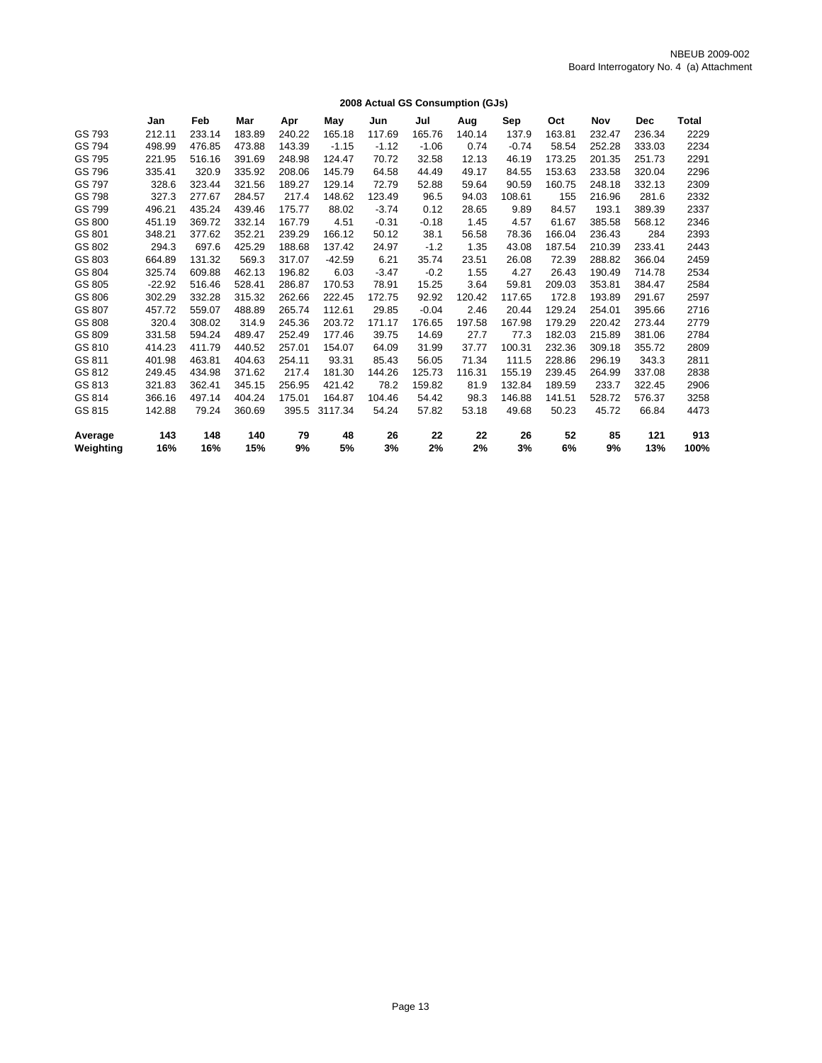NBEUB 2009-002
Board Interrogatory No. 4 (a) Attachment

## 2008 Actual GS Consumption (GJs)

| | Jan | Feb | Mar | Apr | May | Jun | Jul | Aug | Sep | Oct | Nov | Dec | Total |
|---|---|---|---|---|---|---|---|---|---|---|---|---|---|
| GS 793 | 212.11 | 233.14 | 183.89 | 240.22 | 165.18 | 117.69 | 165.76 | 140.14 | 137.9 | 163.81 | 232.47 | 236.34 | 2229 |
| GS 794 | 498.99 | 476.85 | 473.88 | 143.39 | -1.15 | -1.12 | -1.06 | 0.74 | -0.74 | 58.54 | 252.28 | 333.03 | 2234 |
| GS 795 | 221.95 | 516.16 | 391.69 | 248.98 | 124.47 | 70.72 | 32.58 | 12.13 | 46.19 | 173.25 | 201.35 | 251.73 | 2291 |
| GS 796 | 335.41 | 320.9 | 335.92 | 208.06 | 145.79 | 64.58 | 44.49 | 49.17 | 84.55 | 153.63 | 233.58 | 320.04 | 2296 |
| GS 797 | 328.6 | 323.44 | 321.56 | 189.27 | 129.14 | 72.79 | 52.88 | 59.64 | 90.59 | 160.75 | 248.18 | 332.13 | 2309 |
| GS 798 | 327.3 | 277.67 | 284.57 | 217.4 | 148.62 | 123.49 | 96.5 | 94.03 | 108.61 | 155 | 216.96 | 281.6 | 2332 |
| GS 799 | 496.21 | 435.24 | 439.46 | 175.77 | 88.02 | -3.74 | 0.12 | 28.65 | 9.89 | 84.57 | 193.1 | 389.39 | 2337 |
| GS 800 | 451.19 | 369.72 | 332.14 | 167.79 | 4.51 | -0.31 | -0.18 | 1.45 | 4.57 | 61.67 | 385.58 | 568.12 | 2346 |
| GS 801 | 348.21 | 377.62 | 352.21 | 239.29 | 166.12 | 50.12 | 38.1 | 56.58 | 78.36 | 166.04 | 236.43 | 284 | 2393 |
| GS 802 | 294.3 | 697.6 | 425.29 | 188.68 | 137.42 | 24.97 | -1.2 | 1.35 | 43.08 | 187.54 | 210.39 | 233.41 | 2443 |
| GS 803 | 664.89 | 131.32 | 569.3 | 317.07 | -42.59 | 6.21 | 35.74 | 23.51 | 26.08 | 72.39 | 288.82 | 366.04 | 2459 |
| GS 804 | 325.74 | 609.88 | 462.13 | 196.82 | 6.03 | -3.47 | -0.2 | 1.55 | 4.27 | 26.43 | 190.49 | 714.78 | 2534 |
| GS 805 | -22.92 | 516.46 | 528.41 | 286.87 | 170.53 | 78.91 | 15.25 | 3.64 | 59.81 | 209.03 | 353.81 | 384.47 | 2584 |
| GS 806 | 302.29 | 332.28 | 315.32 | 262.66 | 222.45 | 172.75 | 92.92 | 120.42 | 117.65 | 172.8 | 193.89 | 291.67 | 2597 |
| GS 807 | 457.72 | 559.07 | 488.89 | 265.74 | 112.61 | 29.85 | -0.04 | 2.46 | 20.44 | 129.24 | 254.01 | 395.66 | 2716 |
| GS 808 | 320.4 | 308.02 | 314.9 | 245.36 | 203.72 | 171.17 | 176.65 | 197.58 | 167.98 | 179.29 | 220.42 | 273.44 | 2779 |
| GS 809 | 331.58 | 594.24 | 489.47 | 252.49 | 177.46 | 39.75 | 14.69 | 27.7 | 77.3 | 182.03 | 215.89 | 381.06 | 2784 |
| GS 810 | 414.23 | 411.79 | 440.52 | 257.01 | 154.07 | 64.09 | 31.99 | 37.77 | 100.31 | 232.36 | 309.18 | 355.72 | 2809 |
| GS 811 | 401.98 | 463.81 | 404.63 | 254.11 | 93.31 | 85.43 | 56.05 | 71.34 | 111.5 | 228.86 | 296.19 | 343.3 | 2811 |
| GS 812 | 249.45 | 434.98 | 371.62 | 217.4 | 181.30 | 144.26 | 125.73 | 116.31 | 155.19 | 239.45 | 264.99 | 337.08 | 2838 |
| GS 813 | 321.83 | 362.41 | 345.15 | 256.95 | 421.42 | 78.2 | 159.82 | 81.9 | 132.84 | 189.59 | 233.7 | 322.45 | 2906 |
| GS 814 | 366.16 | 497.14 | 404.24 | 175.01 | 164.87 | 104.46 | 54.42 | 98.3 | 146.88 | 141.51 | 528.72 | 576.37 | 3258 |
| GS 815 | 142.88 | 79.24 | 360.69 | 395.5 | 3117.34 | 54.24 | 57.82 | 53.18 | 49.68 | 50.23 | 45.72 | 66.84 | 4473 |
| **Average** | **143** | **148** | **140** | **79** | **48** | **26** | **22** | **22** | **26** | **52** | **85** | **121** | **913** |
| **Weighting** | **16%** | **16%** | **15%** | **9%** | **5%** | **3%** | **2%** | **2%** | **3%** | **6%** | **9%** | **13%** | **100%** |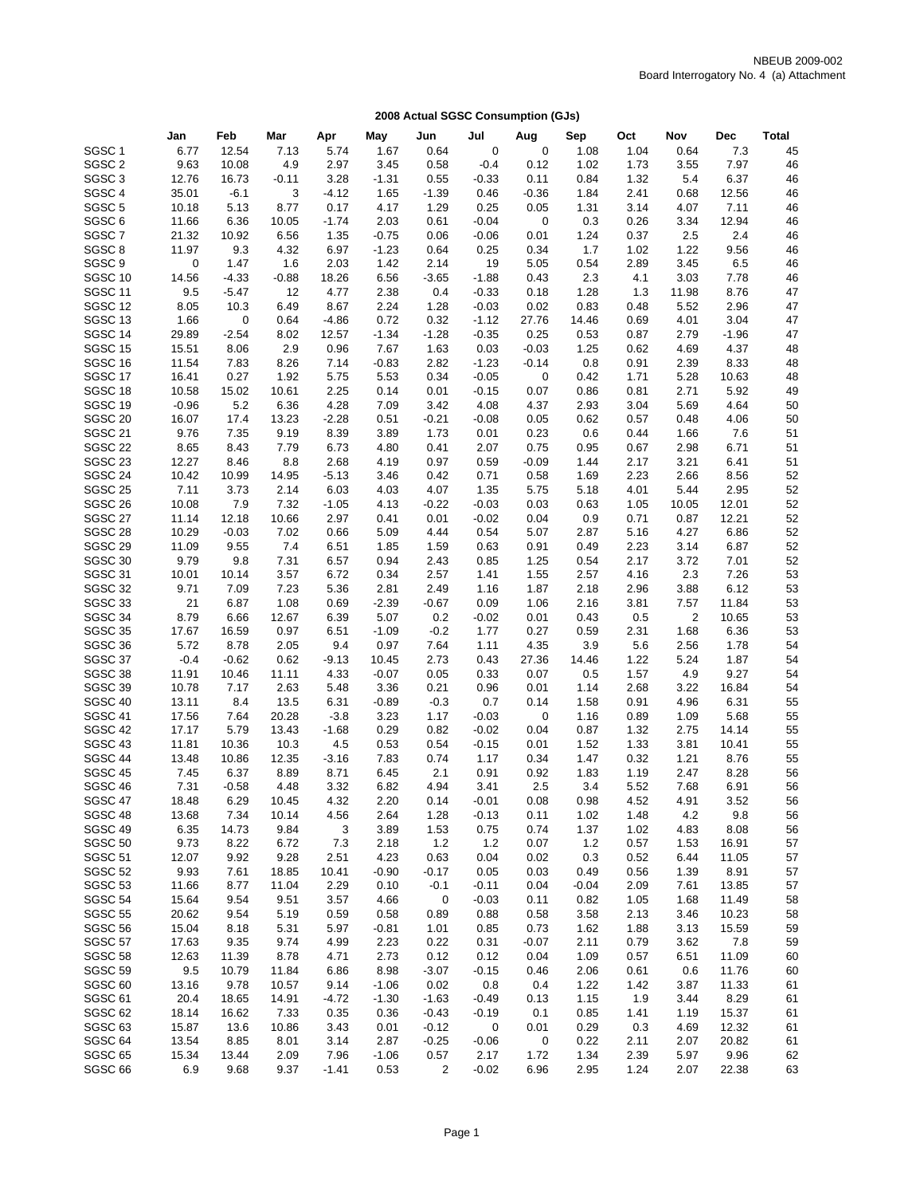NBEUB 2009-002
Board Interrogatory No. 4 (a) Attachment

**2008 Actual SGSC Consumption (GJs)**

| | Jan | Feb | Mar | Apr | May | Jun | Jul | Aug | Sep | Oct | Nov | Dec | Total |
|---|---|---|---|---|---|---|---|---|---|---|---|---|---|
| SGSC 1 | 6.77 | 12.54 | 7.13 | 5.74 | 1.67 | 0.64 | 0 | 0 | 1.08 | 1.04 | 0.64 | 7.3 | 45 |
| SGSC 2 | 9.63 | 10.08 | 4.9 | 2.97 | 3.45 | 0.58 | -0.4 | 0.12 | 1.02 | 1.73 | 3.55 | 7.97 | 46 |
| SGSC 3 | 12.76 | 16.73 | -0.11 | 3.28 | -1.31 | 0.55 | -0.33 | 0.11 | 0.84 | 1.32 | 5.4 | 6.37 | 46 |
| SGSC 4 | 35.01 | -6.1 | 3 | -4.12 | 1.65 | -1.39 | 0.46 | -0.36 | 1.84 | 2.41 | 0.68 | 12.56 | 46 |
| SGSC 5 | 10.18 | 5.13 | 8.77 | 0.17 | 4.17 | 1.29 | 0.25 | 0.05 | 1.31 | 3.14 | 4.07 | 7.11 | 46 |
| SGSC 6 | 11.66 | 6.36 | 10.05 | -1.74 | 2.03 | 0.61 | -0.04 | 0 | 0.3 | 0.26 | 3.34 | 12.94 | 46 |
| SGSC 7 | 21.32 | 10.92 | 6.56 | 1.35 | -0.75 | 0.06 | -0.06 | 0.01 | 1.24 | 0.37 | 2.5 | 2.4 | 46 |
| SGSC 8 | 11.97 | 9.3 | 4.32 | 6.97 | -1.23 | 0.64 | 0.25 | 0.34 | 1.7 | 1.02 | 1.22 | 9.56 | 46 |
| SGSC 9 | 0 | 1.47 | 1.6 | 2.03 | 1.42 | 2.14 | 19 | 5.05 | 0.54 | 2.89 | 3.45 | 6.5 | 46 |
| SGSC 10 | 14.56 | -4.33 | -0.88 | 18.26 | 6.56 | -3.65 | -1.88 | 0.43 | 2.3 | 4.1 | 3.03 | 7.78 | 46 |
| SGSC 11 | 9.5 | -5.47 | 12 | 4.77 | 2.38 | 0.4 | -0.33 | 0.18 | 1.28 | 1.3 | 11.98 | 8.76 | 47 |
| SGSC 12 | 8.05 | 10.3 | 6.49 | 8.67 | 2.24 | 1.28 | -0.03 | 0.02 | 0.83 | 0.48 | 5.52 | 2.96 | 47 |
| SGSC 13 | 1.66 | 0 | 0.64 | -4.86 | 0.72 | 0.32 | -1.12 | 27.76 | 14.46 | 0.69 | 4.01 | 3.04 | 47 |
| SGSC 14 | 29.89 | -2.54 | 8.02 | 12.57 | -1.34 | -1.28 | -0.35 | 0.25 | 0.53 | 0.87 | 2.79 | -1.96 | 47 |
| SGSC 15 | 15.51 | 8.06 | 2.9 | 0.96 | 7.67 | 1.63 | 0.03 | -0.03 | 1.25 | 0.62 | 4.69 | 4.37 | 48 |
| SGSC 16 | 11.54 | 7.83 | 8.26 | 7.14 | -0.83 | 2.82 | -1.23 | -0.14 | 0.8 | 0.91 | 2.39 | 8.33 | 48 |
| SGSC 17 | 16.41 | 0.27 | 1.92 | 5.75 | 5.53 | 0.34 | -0.05 | 0 | 0.42 | 1.71 | 5.28 | 10.63 | 48 |
| SGSC 18 | 10.58 | 15.02 | 10.61 | 2.25 | 0.14 | 0.01 | -0.15 | 0.07 | 0.86 | 0.81 | 2.71 | 5.92 | 49 |
| SGSC 19 | -0.96 | 5.2 | 6.36 | 4.28 | 7.09 | 3.42 | 4.08 | 4.37 | 2.93 | 3.04 | 5.69 | 4.64 | 50 |
| SGSC 20 | 16.07 | 17.4 | 13.23 | -2.28 | 0.51 | -0.21 | -0.08 | 0.05 | 0.62 | 0.57 | 0.48 | 4.06 | 50 |
| SGSC 21 | 9.76 | 7.35 | 9.19 | 8.39 | 3.89 | 1.73 | 0.01 | 0.23 | 0.6 | 0.44 | 1.66 | 7.6 | 51 |
| SGSC 22 | 8.65 | 8.43 | 7.79 | 6.73 | 4.80 | 0.41 | 2.07 | 0.75 | 0.95 | 0.67 | 2.98 | 6.71 | 51 |
| SGSC 23 | 12.27 | 8.46 | 8.8 | 2.68 | 4.19 | 0.97 | 0.59 | -0.09 | 1.44 | 2.17 | 3.21 | 6.41 | 51 |
| SGSC 24 | 10.42 | 10.99 | 14.95 | -5.13 | 3.46 | 0.42 | 0.71 | 0.58 | 1.69 | 2.23 | 2.66 | 8.56 | 52 |
| SGSC 25 | 7.11 | 3.73 | 2.14 | 6.03 | 4.03 | 4.07 | 1.35 | 5.75 | 5.18 | 4.01 | 5.44 | 2.95 | 52 |
| SGSC 26 | 10.08 | 7.9 | 7.32 | -1.05 | 4.13 | -0.22 | -0.03 | 0.03 | 0.63 | 1.05 | 10.05 | 12.01 | 52 |
| SGSC 27 | 11.14 | 12.18 | 10.66 | 2.97 | 0.41 | 0.01 | -0.02 | 0.04 | 0.9 | 0.71 | 0.87 | 12.21 | 52 |
| SGSC 28 | 10.29 | -0.03 | 7.02 | 0.66 | 5.09 | 4.44 | 0.54 | 5.07 | 2.87 | 5.16 | 4.27 | 6.86 | 52 |
| SGSC 29 | 11.09 | 9.55 | 7.4 | 6.51 | 1.85 | 1.59 | 0.63 | 0.91 | 0.49 | 2.23 | 3.14 | 6.87 | 52 |
| SGSC 30 | 9.79 | 9.8 | 7.31 | 6.57 | 0.94 | 2.43 | 0.85 | 1.25 | 0.54 | 2.17 | 3.72 | 7.01 | 52 |
| SGSC 31 | 10.01 | 10.14 | 3.57 | 6.72 | 0.34 | 2.57 | 1.41 | 1.55 | 2.57 | 4.16 | 2.3 | 7.26 | 53 |
| SGSC 32 | 9.71 | 7.09 | 7.23 | 5.36 | 2.81 | 2.49 | 1.16 | 1.87 | 2.18 | 2.96 | 3.88 | 6.12 | 53 |
| SGSC 33 | 21 | 6.87 | 1.08 | 0.69 | -2.39 | -0.67 | 0.09 | 1.06 | 2.16 | 3.81 | 7.57 | 11.84 | 53 |
| SGSC 34 | 8.79 | 6.66 | 12.67 | 6.39 | 5.07 | 0.2 | -0.02 | 0.01 | 0.43 | 0.5 | 2 | 10.65 | 53 |
| SGSC 35 | 17.67 | 16.59 | 0.97 | 6.51 | -1.09 | -0.2 | 1.77 | 0.27 | 0.59 | 2.31 | 1.68 | 6.36 | 53 |
| SGSC 36 | 5.72 | 8.78 | 2.05 | 9.4 | 0.97 | 7.64 | 1.11 | 4.35 | 3.9 | 5.6 | 2.56 | 1.78 | 54 |
| SGSC 37 | -0.4 | -0.62 | 0.62 | -9.13 | 10.45 | 2.73 | 0.43 | 27.36 | 14.46 | 1.22 | 5.24 | 1.87 | 54 |
| SGSC 38 | 11.91 | 10.46 | 11.11 | 4.33 | -0.07 | 0.05 | 0.33 | 0.07 | 0.5 | 1.57 | 4.9 | 9.27 | 54 |
| SGSC 39 | 10.78 | 7.17 | 2.63 | 5.48 | 3.36 | 0.21 | 0.96 | 0.01 | 1.14 | 2.68 | 3.22 | 16.84 | 54 |
| SGSC 40 | 13.11 | 8.4 | 13.5 | 6.31 | -0.89 | -0.3 | 0.7 | 0.14 | 1.58 | 0.91 | 4.96 | 6.31 | 55 |
| SGSC 41 | 17.56 | 7.64 | 20.28 | -3.8 | 3.23 | 1.17 | -0.03 | 0 | 1.16 | 0.89 | 1.09 | 5.68 | 55 |
| SGSC 42 | 17.17 | 5.79 | 13.43 | -1.68 | 0.29 | 0.82 | -0.02 | 0.04 | 0.87 | 1.32 | 2.75 | 14.14 | 55 |
| SGSC 43 | 11.81 | 10.36 | 10.3 | 4.5 | 0.53 | 0.54 | -0.15 | 0.01 | 1.52 | 1.33 | 3.81 | 10.41 | 55 |
| SGSC 44 | 13.48 | 10.86 | 12.35 | -3.16 | 7.83 | 0.74 | 1.17 | 0.34 | 1.47 | 0.32 | 1.21 | 8.76 | 55 |
| SGSC 45 | 7.45 | 6.37 | 8.89 | 8.71 | 6.45 | 2.1 | 0.91 | 0.92 | 1.83 | 1.19 | 2.47 | 8.28 | 56 |
| SGSC 46 | 7.31 | -0.58 | 4.48 | 3.32 | 6.82 | 4.94 | 3.41 | 2.5 | 3.4 | 5.52 | 7.68 | 6.91 | 56 |
| SGSC 47 | 18.48 | 6.29 | 10.45 | 4.32 | 2.20 | 0.14 | -0.01 | 0.08 | 0.98 | 4.52 | 4.91 | 3.52 | 56 |
| SGSC 48 | 13.68 | 7.34 | 10.14 | 4.56 | 2.64 | 1.28 | -0.13 | 0.11 | 1.02 | 1.48 | 4.2 | 9.8 | 56 |
| SGSC 49 | 6.35 | 14.73 | 9.84 | 3 | 3.89 | 1.53 | 0.75 | 0.74 | 1.37 | 1.02 | 4.83 | 8.08 | 56 |
| SGSC 50 | 9.73 | 8.22 | 6.72 | 7.3 | 2.18 | 1.2 | 1.2 | 0.07 | 1.2 | 0.57 | 1.53 | 16.91 | 57 |
| SGSC 51 | 12.07 | 9.92 | 9.28 | 2.51 | 4.23 | 0.63 | 0.04 | 0.02 | 0.3 | 0.52 | 6.44 | 11.05 | 57 |
| SGSC 52 | 9.93 | 7.61 | 18.85 | 10.41 | -0.90 | -0.17 | 0.05 | 0.03 | 0.49 | 0.56 | 1.39 | 8.91 | 57 |
| SGSC 53 | 11.66 | 8.77 | 11.04 | 2.29 | 0.10 | -0.1 | -0.11 | 0.04 | -0.04 | 2.09 | 7.61 | 13.85 | 57 |
| SGSC 54 | 15.64 | 9.54 | 9.51 | 3.57 | 4.66 | 0 | -0.03 | 0.11 | 0.82 | 1.05 | 1.68 | 11.49 | 58 |
| SGSC 55 | 20.62 | 9.54 | 5.19 | 0.59 | 0.58 | 0.89 | 0.88 | 0.58 | 3.58 | 2.13 | 3.46 | 10.23 | 58 |
| SGSC 56 | 15.04 | 8.18 | 5.31 | 5.97 | -0.81 | 1.01 | 0.85 | 0.73 | 1.62 | 1.88 | 3.13 | 15.59 | 59 |
| SGSC 57 | 17.63 | 9.35 | 9.74 | 4.99 | 2.23 | 0.22 | 0.31 | -0.07 | 2.11 | 0.79 | 3.62 | 7.8 | 59 |
| SGSC 58 | 12.63 | 11.39 | 8.78 | 4.71 | 2.73 | 0.12 | 0.12 | 0.04 | 1.09 | 0.57 | 6.51 | 11.09 | 60 |
| SGSC 59 | 9.5 | 10.79 | 11.84 | 6.86 | 8.98 | -3.07 | -0.15 | 0.46 | 2.06 | 0.61 | 0.6 | 11.76 | 60 |
| SGSC 60 | 13.16 | 9.78 | 10.57 | 9.14 | -1.06 | 0.02 | 0.8 | 0.4 | 1.22 | 1.42 | 3.87 | 11.33 | 61 |
| SGSC 61 | 20.4 | 18.65 | 14.91 | -4.72 | -1.30 | -1.63 | -0.49 | 0.13 | 1.15 | 1.9 | 3.44 | 8.29 | 61 |
| SGSC 62 | 18.14 | 16.62 | 7.33 | 0.35 | 0.36 | -0.43 | -0.19 | 0.1 | 0.85 | 1.41 | 1.19 | 15.37 | 61 |
| SGSC 63 | 15.87 | 13.6 | 10.86 | 3.43 | 0.01 | -0.12 | 0 | 0.01 | 0.29 | 0.3 | 4.69 | 12.32 | 61 |
| SGSC 64 | 13.54 | 8.85 | 8.01 | 3.14 | 2.87 | -0.25 | -0.06 | 0 | 0.22 | 2.11 | 2.07 | 20.82 | 61 |
| SGSC 65 | 15.34 | 13.44 | 2.09 | 7.96 | -1.06 | 0.57 | 2.17 | 1.72 | 1.34 | 2.39 | 5.97 | 9.96 | 62 |
| SGSC 66 | 6.9 | 9.68 | 9.37 | -1.41 | 0.53 | 2 | -0.02 | 6.96 | 2.95 | 1.24 | 2.07 | 22.38 | 63 |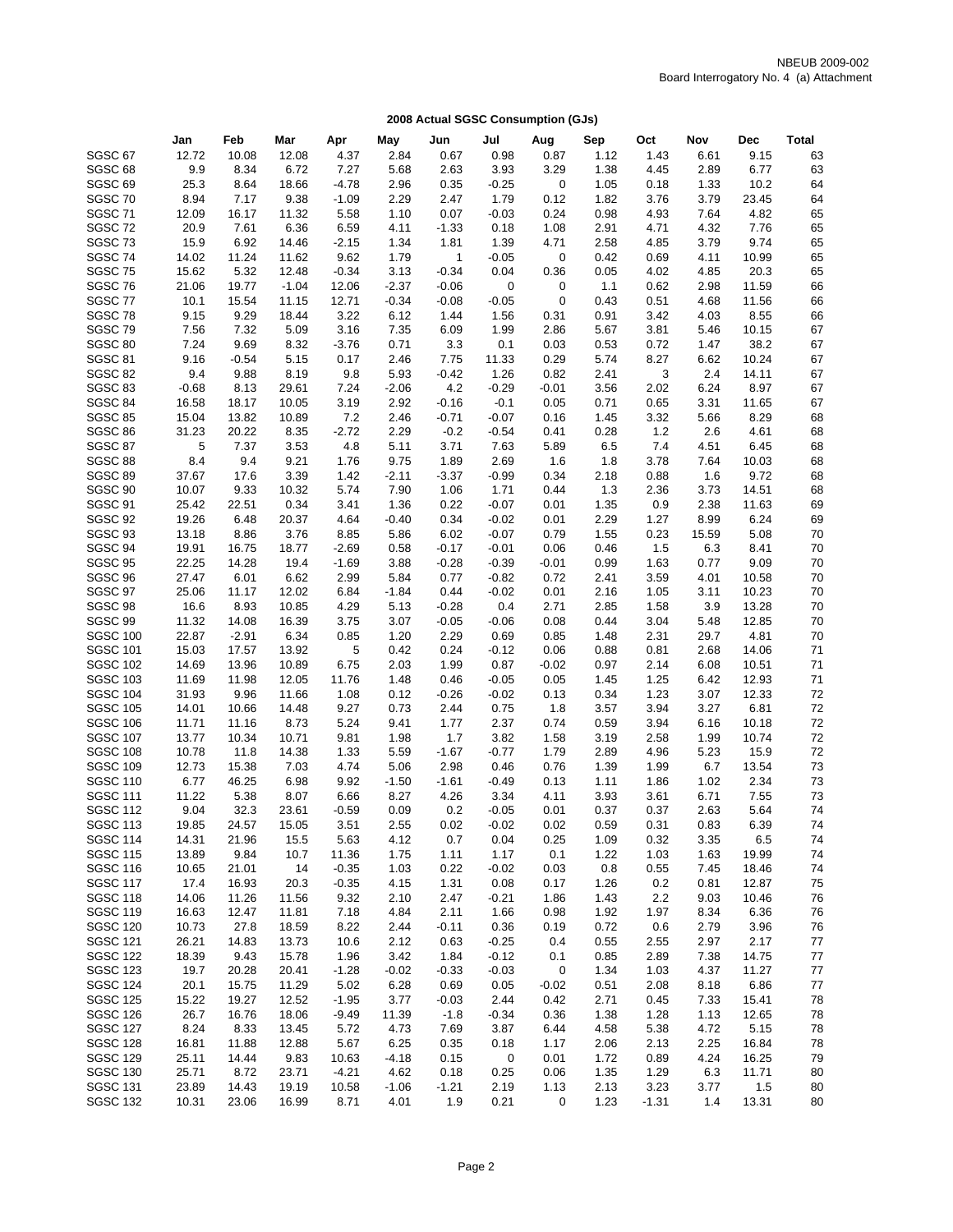NBEUB 2009-002
Board Interrogatory No. 4 (a) Attachment

## 2008 Actual SGSC Consumption (GJs)

| | Jan | Feb | Mar | Apr | May | Jun | Jul | Aug | Sep | Oct | Nov | Dec | Total |
|---|---|---|---|---|---|---|---|---|---|---|---|---|---|
| SGSC 67 | 12.72 | 10.08 | 12.08 | 4.37 | 2.84 | 0.67 | 0.98 | 0.87 | 1.12 | 1.43 | 6.61 | 9.15 | 63 |
| SGSC 68 | 9.9 | 8.34 | 6.72 | 7.27 | 5.68 | 2.63 | 3.93 | 3.29 | 1.38 | 4.45 | 2.89 | 6.77 | 63 |
| SGSC 69 | 25.3 | 8.64 | 18.66 | -4.78 | 2.96 | 0.35 | -0.25 | 0 | 1.05 | 0.18 | 1.33 | 10.2 | 64 |
| SGSC 70 | 8.94 | 7.17 | 9.38 | -1.09 | 2.29 | 2.47 | 1.79 | 0.12 | 1.82 | 3.76 | 3.79 | 23.45 | 64 |
| SGSC 71 | 12.09 | 16.17 | 11.32 | 5.58 | 1.10 | 0.07 | -0.03 | 0.24 | 0.98 | 4.93 | 7.64 | 4.82 | 65 |
| SGSC 72 | 20.9 | 7.61 | 6.36 | 6.59 | 4.11 | -1.33 | 0.18 | 1.08 | 2.91 | 4.71 | 4.32 | 7.76 | 65 |
| SGSC 73 | 15.9 | 6.92 | 14.46 | -2.15 | 1.34 | 1.81 | 1.39 | 4.71 | 2.58 | 4.85 | 3.79 | 9.74 | 65 |
| SGSC 74 | 14.02 | 11.24 | 11.62 | 9.62 | 1.79 | 1 | -0.05 | 0 | 0.42 | 0.69 | 4.11 | 10.99 | 65 |
| SGSC 75 | 15.62 | 5.32 | 12.48 | -0.34 | 3.13 | -0.34 | 0.04 | 0.36 | 0.05 | 4.02 | 4.85 | 20.3 | 65 |
| SGSC 76 | 21.06 | 19.77 | -1.04 | 12.06 | -2.37 | -0.06 | 0 | 0 | 1.1 | 0.62 | 2.98 | 11.59 | 66 |
| SGSC 77 | 10.1 | 15.54 | 11.15 | 12.71 | -0.34 | -0.08 | -0.05 | 0 | 0.43 | 0.51 | 4.68 | 11.56 | 66 |
| SGSC 78 | 9.15 | 9.29 | 18.44 | 3.22 | 6.12 | 1.44 | 1.56 | 0.31 | 0.91 | 3.42 | 4.03 | 8.55 | 66 |
| SGSC 79 | 7.56 | 7.32 | 5.09 | 3.16 | 7.35 | 6.09 | 1.99 | 2.86 | 5.67 | 3.81 | 5.46 | 10.15 | 67 |
| SGSC 80 | 7.24 | 9.69 | 8.32 | -3.76 | 0.71 | 3.3 | 0.1 | 0.03 | 0.53 | 0.72 | 1.47 | 38.2 | 67 |
| SGSC 81 | 9.16 | -0.54 | 5.15 | 0.17 | 2.46 | 7.75 | 11.33 | 0.29 | 5.74 | 8.27 | 6.62 | 10.24 | 67 |
| SGSC 82 | 9.4 | 9.88 | 8.19 | 9.8 | 5.93 | -0.42 | 1.26 | 0.82 | 2.41 | 3 | 2.4 | 14.11 | 67 |
| SGSC 83 | -0.68 | 8.13 | 29.61 | 7.24 | -2.06 | 4.2 | -0.29 | -0.01 | 3.56 | 2.02 | 6.24 | 8.97 | 67 |
| SGSC 84 | 16.58 | 18.17 | 10.05 | 3.19 | 2.92 | -0.16 | -0.1 | 0.05 | 0.71 | 0.65 | 3.31 | 11.65 | 67 |
| SGSC 85 | 15.04 | 13.82 | 10.89 | 7.2 | 2.46 | -0.71 | -0.07 | 0.16 | 1.45 | 3.32 | 5.66 | 8.29 | 68 |
| SGSC 86 | 31.23 | 20.22 | 8.35 | -2.72 | 2.29 | -0.2 | -0.54 | 0.41 | 0.28 | 1.2 | 2.6 | 4.61 | 68 |
| SGSC 87 | 5 | 7.37 | 3.53 | 4.8 | 5.11 | 3.71 | 7.63 | 5.89 | 6.5 | 7.4 | 4.51 | 6.45 | 68 |
| SGSC 88 | 8.4 | 9.4 | 9.21 | 1.76 | 9.75 | 1.89 | 2.69 | 1.6 | 1.8 | 3.78 | 7.64 | 10.03 | 68 |
| SGSC 89 | 37.67 | 17.6 | 3.39 | 1.42 | -2.11 | -3.37 | -0.99 | 0.34 | 2.18 | 0.88 | 1.6 | 9.72 | 68 |
| SGSC 90 | 10.07 | 9.33 | 10.32 | 5.74 | 7.90 | 1.06 | 1.71 | 0.44 | 1.3 | 2.36 | 3.73 | 14.51 | 68 |
| SGSC 91 | 25.42 | 22.51 | 0.34 | 3.41 | 1.36 | 0.22 | -0.07 | 0.01 | 1.35 | 0.9 | 2.38 | 11.63 | 69 |
| SGSC 92 | 19.26 | 6.48 | 20.37 | 4.64 | -0.40 | 0.34 | -0.02 | 0.01 | 2.29 | 1.27 | 8.99 | 6.24 | 69 |
| SGSC 93 | 13.18 | 8.86 | 3.76 | 8.85 | 5.86 | 6.02 | -0.07 | 0.79 | 1.55 | 0.23 | 15.59 | 5.08 | 70 |
| SGSC 94 | 19.91 | 16.75 | 18.77 | -2.69 | 0.58 | -0.17 | -0.01 | 0.06 | 0.46 | 1.5 | 6.3 | 8.41 | 70 |
| SGSC 95 | 22.25 | 14.28 | 19.4 | -1.69 | 3.88 | -0.28 | -0.39 | -0.01 | 0.99 | 1.63 | 0.77 | 9.09 | 70 |
| SGSC 96 | 27.47 | 6.01 | 6.62 | 2.99 | 5.84 | 0.77 | -0.82 | 0.72 | 2.41 | 3.59 | 4.01 | 10.58 | 70 |
| SGSC 97 | 25.06 | 11.17 | 12.02 | 6.84 | -1.84 | 0.44 | -0.02 | 0.01 | 2.16 | 1.05 | 3.11 | 10.23 | 70 |
| SGSC 98 | 16.6 | 8.93 | 10.85 | 4.29 | 5.13 | -0.28 | 0.4 | 2.71 | 2.85 | 1.58 | 3.9 | 13.28 | 70 |
| SGSC 99 | 11.32 | 14.08 | 16.39 | 3.75 | 3.07 | -0.05 | -0.06 | 0.08 | 0.44 | 3.04 | 5.48 | 12.85 | 70 |
| SGSC 100 | 22.87 | -2.91 | 6.34 | 0.85 | 1.20 | 2.29 | 0.69 | 0.85 | 1.48 | 2.31 | 29.7 | 4.81 | 70 |
| SGSC 101 | 15.03 | 17.57 | 13.92 | 5 | 0.42 | 0.24 | -0.12 | 0.06 | 0.88 | 0.81 | 2.68 | 14.06 | 71 |
| SGSC 102 | 14.69 | 13.96 | 10.89 | 6.75 | 2.03 | 1.99 | 0.87 | -0.02 | 0.97 | 2.14 | 6.08 | 10.51 | 71 |
| SGSC 103 | 11.69 | 11.98 | 12.05 | 11.76 | 1.48 | 0.46 | -0.05 | 0.05 | 1.45 | 1.25 | 6.42 | 12.93 | 71 |
| SGSC 104 | 31.93 | 9.96 | 11.66 | 1.08 | 0.12 | -0.26 | -0.02 | 0.13 | 0.34 | 1.23 | 3.07 | 12.33 | 72 |
| SGSC 105 | 14.01 | 10.66 | 14.48 | 9.27 | 0.73 | 2.44 | 0.75 | 1.8 | 3.57 | 3.94 | 3.27 | 6.81 | 72 |
| SGSC 106 | 11.71 | 11.16 | 8.73 | 5.24 | 9.41 | 1.77 | 2.37 | 0.74 | 0.59 | 3.94 | 6.16 | 10.18 | 72 |
| SGSC 107 | 13.77 | 10.34 | 10.71 | 9.81 | 1.98 | 1.7 | 3.82 | 1.58 | 3.19 | 2.58 | 1.99 | 10.74 | 72 |
| SGSC 108 | 10.78 | 11.8 | 14.38 | 1.33 | 5.59 | -1.67 | -0.77 | 1.79 | 2.89 | 4.96 | 5.23 | 15.9 | 72 |
| SGSC 109 | 12.73 | 15.38 | 7.03 | 4.74 | 5.06 | 2.98 | 0.46 | 0.76 | 1.39 | 1.99 | 6.7 | 13.54 | 73 |
| SGSC 110 | 6.77 | 46.25 | 6.98 | 9.92 | -1.50 | -1.61 | -0.49 | 0.13 | 1.11 | 1.86 | 1.02 | 2.34 | 73 |
| SGSC 111 | 11.22 | 5.38 | 8.07 | 6.66 | 8.27 | 4.26 | 3.34 | 4.11 | 3.93 | 3.61 | 6.71 | 7.55 | 73 |
| SGSC 112 | 9.04 | 32.3 | 23.61 | -0.59 | 0.09 | 0.2 | -0.05 | 0.01 | 0.37 | 0.37 | 2.63 | 5.64 | 74 |
| SGSC 113 | 19.85 | 24.57 | 15.05 | 3.51 | 2.55 | 0.02 | -0.02 | 0.02 | 0.59 | 0.31 | 0.83 | 6.39 | 74 |
| SGSC 114 | 14.31 | 21.96 | 15.5 | 5.63 | 4.12 | 0.7 | 0.04 | 0.25 | 1.09 | 0.32 | 3.35 | 6.5 | 74 |
| SGSC 115 | 13.89 | 9.84 | 10.7 | 11.36 | 1.75 | 1.11 | 1.17 | 0.1 | 1.22 | 1.03 | 1.63 | 19.99 | 74 |
| SGSC 116 | 10.65 | 21.01 | 14 | -0.35 | 1.03 | 0.22 | -0.02 | 0.03 | 0.8 | 0.55 | 7.45 | 18.46 | 74 |
| SGSC 117 | 17.4 | 16.93 | 20.3 | -0.35 | 4.15 | 1.31 | 0.08 | 0.17 | 1.26 | 0.2 | 0.81 | 12.87 | 75 |
| SGSC 118 | 14.06 | 11.26 | 11.56 | 9.32 | 2.10 | 2.47 | -0.21 | 1.86 | 1.43 | 2.2 | 9.03 | 10.46 | 76 |
| SGSC 119 | 16.63 | 12.47 | 11.81 | 7.18 | 4.84 | 2.11 | 1.66 | 0.98 | 1.92 | 1.97 | 8.34 | 6.36 | 76 |
| SGSC 120 | 10.73 | 27.8 | 18.59 | 8.22 | 2.44 | -0.11 | 0.36 | 0.19 | 0.72 | 0.6 | 2.79 | 3.96 | 76 |
| SGSC 121 | 26.21 | 14.83 | 13.73 | 10.6 | 2.12 | 0.63 | -0.25 | 0.4 | 0.55 | 2.55 | 2.97 | 2.17 | 77 |
| SGSC 122 | 18.39 | 9.43 | 15.78 | 1.96 | 3.42 | 1.84 | -0.12 | 0.1 | 0.85 | 2.89 | 7.38 | 14.75 | 77 |
| SGSC 123 | 19.7 | 20.28 | 20.41 | -1.28 | -0.02 | -0.33 | -0.03 | 0 | 1.34 | 1.03 | 4.37 | 11.27 | 77 |
| SGSC 124 | 20.1 | 15.75 | 11.29 | 5.02 | 6.28 | 0.69 | 0.05 | -0.02 | 0.51 | 2.08 | 8.18 | 6.86 | 77 |
| SGSC 125 | 15.22 | 19.27 | 12.52 | -1.95 | 3.77 | -0.03 | 2.44 | 0.42 | 2.71 | 0.45 | 7.33 | 15.41 | 78 |
| SGSC 126 | 26.7 | 16.76 | 18.06 | -9.49 | 11.39 | -1.8 | -0.34 | 0.36 | 1.38 | 1.28 | 1.13 | 12.65 | 78 |
| SGSC 127 | 8.24 | 8.33 | 13.45 | 5.72 | 4.73 | 7.69 | 3.87 | 6.44 | 4.58 | 5.38 | 4.72 | 5.15 | 78 |
| SGSC 128 | 16.81 | 11.88 | 12.88 | 5.67 | 6.25 | 0.35 | 0.18 | 1.17 | 2.06 | 2.13 | 2.25 | 16.84 | 78 |
| SGSC 129 | 25.11 | 14.44 | 9.83 | 10.63 | -4.18 | 0.15 | 0 | 0.01 | 1.72 | 0.89 | 4.24 | 16.25 | 79 |
| SGSC 130 | 25.71 | 8.72 | 23.71 | -4.21 | 4.62 | 0.18 | 0.25 | 0.06 | 1.35 | 1.29 | 6.3 | 11.71 | 80 |
| SGSC 131 | 23.89 | 14.43 | 19.19 | 10.58 | -1.06 | -1.21 | 2.19 | 1.13 | 2.13 | 3.23 | 3.77 | 1.5 | 80 |
| SGSC 132 | 10.31 | 23.06 | 16.99 | 8.71 | 4.01 | 1.9 | 0.21 | 0 | 1.23 | -1.31 | 1.4 | 13.31 | 80 |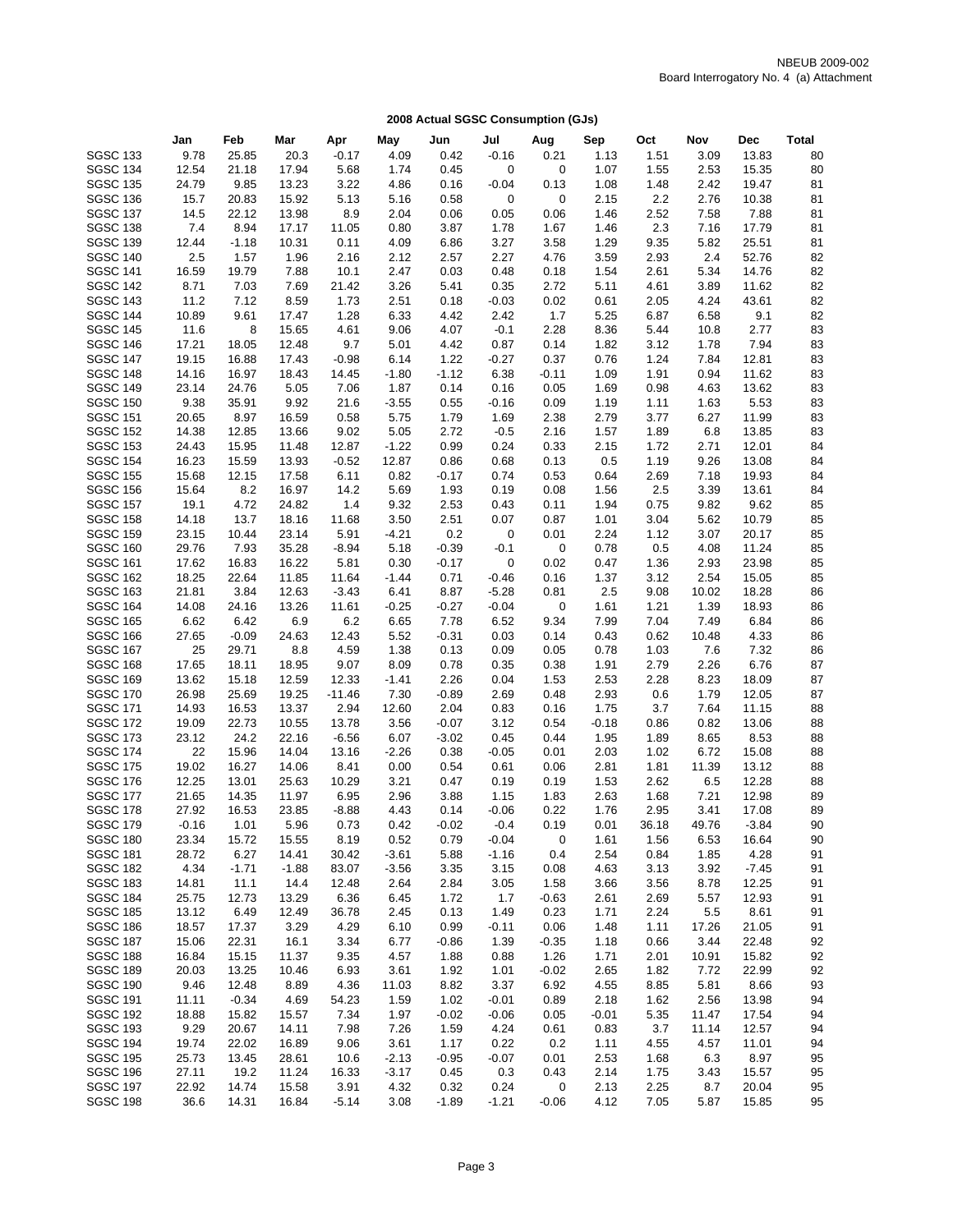NBEUB 2009-002
Board Interrogatory No. 4 (a) Attachment

**2008 Actual SGSC Consumption (GJs)**

| | Jan | Feb | Mar | Apr | May | Jun | Jul | Aug | Sep | Oct | Nov | Dec | Total |
|---|---|---|---|---|---|---|---|---|---|---|---|---|---|
| SGSC 133 | 9.78 | 25.85 | 20.3 | -0.17 | 4.09 | 0.42 | -0.16 | 0.21 | 1.13 | 1.51 | 3.09 | 13.83 | 80 |
| SGSC 134 | 12.54 | 21.18 | 17.94 | 5.68 | 1.74 | 0.45 | 0 | 0 | 1.07 | 1.55 | 2.53 | 15.35 | 80 |
| SGSC 135 | 24.79 | 9.85 | 13.23 | 3.22 | 4.86 | 0.16 | -0.04 | 0.13 | 1.08 | 1.48 | 2.42 | 19.47 | 81 |
| SGSC 136 | 15.7 | 20.83 | 15.92 | 5.13 | 5.16 | 0.58 | 0 | 0 | 2.15 | 2.2 | 2.76 | 10.38 | 81 |
| SGSC 137 | 14.5 | 22.12 | 13.98 | 8.9 | 2.04 | 0.06 | 0.05 | 0.06 | 1.46 | 2.52 | 7.58 | 7.88 | 81 |
| SGSC 138 | 7.4 | 8.94 | 17.17 | 11.05 | 0.80 | 3.87 | 1.78 | 1.67 | 1.46 | 2.3 | 7.16 | 17.79 | 81 |
| SGSC 139 | 12.44 | -1.18 | 10.31 | 0.11 | 4.09 | 6.86 | 3.27 | 3.58 | 1.29 | 9.35 | 5.82 | 25.51 | 81 |
| SGSC 140 | 2.5 | 1.57 | 1.96 | 2.16 | 2.12 | 2.57 | 2.27 | 4.76 | 3.59 | 2.93 | 2.4 | 52.76 | 82 |
| SGSC 141 | 16.59 | 19.79 | 7.88 | 10.1 | 2.47 | 0.03 | 0.48 | 0.18 | 1.54 | 2.61 | 5.34 | 14.76 | 82 |
| SGSC 142 | 8.71 | 7.03 | 7.69 | 21.42 | 3.26 | 5.41 | 0.35 | 2.72 | 5.11 | 4.61 | 3.89 | 11.62 | 82 |
| SGSC 143 | 11.2 | 7.12 | 8.59 | 1.73 | 2.51 | 0.18 | -0.03 | 0.02 | 0.61 | 2.05 | 4.24 | 43.61 | 82 |
| SGSC 144 | 10.89 | 9.61 | 17.47 | 1.28 | 6.33 | 4.42 | 2.42 | 1.7 | 5.25 | 6.87 | 6.58 | 9.1 | 82 |
| SGSC 145 | 11.6 | 8 | 15.65 | 4.61 | 9.06 | 4.07 | -0.1 | 2.28 | 8.36 | 5.44 | 10.8 | 2.77 | 83 |
| SGSC 146 | 17.21 | 18.05 | 12.48 | 9.7 | 5.01 | 4.42 | 0.87 | 0.14 | 1.82 | 3.12 | 1.78 | 7.94 | 83 |
| SGSC 147 | 19.15 | 16.88 | 17.43 | -0.98 | 6.14 | 1.22 | -0.27 | 0.37 | 0.76 | 1.24 | 7.84 | 12.81 | 83 |
| SGSC 148 | 14.16 | 16.97 | 18.43 | 14.45 | -1.80 | -1.12 | 6.38 | -0.11 | 1.09 | 1.91 | 0.94 | 11.62 | 83 |
| SGSC 149 | 23.14 | 24.76 | 5.05 | 7.06 | 1.87 | 0.14 | 0.16 | 0.05 | 1.69 | 0.98 | 4.63 | 13.62 | 83 |
| SGSC 150 | 9.38 | 35.91 | 9.92 | 21.6 | -3.55 | 0.55 | -0.16 | 0.09 | 1.19 | 1.11 | 1.63 | 5.53 | 83 |
| SGSC 151 | 20.65 | 8.97 | 16.59 | 0.58 | 5.75 | 1.79 | 1.69 | 2.38 | 2.79 | 3.77 | 6.27 | 11.99 | 83 |
| SGSC 152 | 14.38 | 12.85 | 13.66 | 9.02 | 5.05 | 2.72 | -0.5 | 2.16 | 1.57 | 1.89 | 6.8 | 13.85 | 83 |
| SGSC 153 | 24.43 | 15.95 | 11.48 | 12.87 | -1.22 | 0.99 | 0.24 | 0.33 | 2.15 | 1.72 | 2.71 | 12.01 | 84 |
| SGSC 154 | 16.23 | 15.59 | 13.93 | -0.52 | 12.87 | 0.86 | 0.68 | 0.13 | 0.5 | 1.19 | 9.26 | 13.08 | 84 |
| SGSC 155 | 15.68 | 12.15 | 17.58 | 6.11 | 0.82 | -0.17 | 0.74 | 0.53 | 0.64 | 2.69 | 7.18 | 19.93 | 84 |
| SGSC 156 | 15.64 | 8.2 | 16.97 | 14.2 | 5.69 | 1.93 | 0.19 | 0.08 | 1.56 | 2.5 | 3.39 | 13.61 | 84 |
| SGSC 157 | 19.1 | 4.72 | 24.82 | 1.4 | 9.32 | 2.53 | 0.43 | 0.11 | 1.94 | 0.75 | 9.82 | 9.62 | 85 |
| SGSC 158 | 14.18 | 13.7 | 18.16 | 11.68 | 3.50 | 2.51 | 0.07 | 0.87 | 1.01 | 3.04 | 5.62 | 10.79 | 85 |
| SGSC 159 | 23.15 | 10.44 | 23.14 | 5.91 | -4.21 | 0.2 | 0 | 0.01 | 2.24 | 1.12 | 3.07 | 20.17 | 85 |
| SGSC 160 | 29.76 | 7.93 | 35.28 | -8.94 | 5.18 | -0.39 | -0.1 | 0 | 0.78 | 0.5 | 4.08 | 11.24 | 85 |
| SGSC 161 | 17.62 | 16.83 | 16.22 | 5.81 | 0.30 | -0.17 | 0 | 0.02 | 0.47 | 1.36 | 2.93 | 23.98 | 85 |
| SGSC 162 | 18.25 | 22.64 | 11.85 | 11.64 | -1.44 | 0.71 | -0.46 | 0.16 | 1.37 | 3.12 | 2.54 | 15.05 | 85 |
| SGSC 163 | 21.81 | 3.84 | 12.63 | -3.43 | 6.41 | 8.87 | -5.28 | 0.81 | 2.5 | 9.08 | 10.02 | 18.28 | 86 |
| SGSC 164 | 14.08 | 24.16 | 13.26 | 11.61 | -0.25 | -0.27 | -0.04 | 0 | 1.61 | 1.21 | 1.39 | 18.93 | 86 |
| SGSC 165 | 6.62 | 6.42 | 6.9 | 6.2 | 6.65 | 7.78 | 6.52 | 9.34 | 7.99 | 7.04 | 7.49 | 6.84 | 86 |
| SGSC 166 | 27.65 | -0.09 | 24.63 | 12.43 | 5.52 | -0.31 | 0.03 | 0.14 | 0.43 | 0.62 | 10.48 | 4.33 | 86 |
| SGSC 167 | 25 | 29.71 | 8.8 | 4.59 | 1.38 | 0.13 | 0.09 | 0.05 | 0.78 | 1.03 | 7.6 | 7.32 | 86 |
| SGSC 168 | 17.65 | 18.11 | 18.95 | 9.07 | 8.09 | 0.78 | 0.35 | 0.38 | 1.91 | 2.79 | 2.26 | 6.76 | 87 |
| SGSC 169 | 13.62 | 15.18 | 12.59 | 12.33 | -1.41 | 2.26 | 0.04 | 1.53 | 2.53 | 2.28 | 8.23 | 18.09 | 87 |
| SGSC 170 | 26.98 | 25.69 | 19.25 | -11.46 | 7.30 | -0.89 | 2.69 | 0.48 | 2.93 | 0.6 | 1.79 | 12.05 | 87 |
| SGSC 171 | 14.93 | 16.53 | 13.37 | 2.94 | 12.60 | 2.04 | 0.83 | 0.16 | 1.75 | 3.7 | 7.64 | 11.15 | 88 |
| SGSC 172 | 19.09 | 22.73 | 10.55 | 13.78 | 3.56 | -0.07 | 3.12 | 0.54 | -0.18 | 0.86 | 0.82 | 13.06 | 88 |
| SGSC 173 | 23.12 | 24.2 | 22.16 | -6.56 | 6.07 | -3.02 | 0.45 | 0.44 | 1.95 | 1.89 | 8.65 | 8.53 | 88 |
| SGSC 174 | 22 | 15.96 | 14.04 | 13.16 | -2.26 | 0.38 | -0.05 | 0.01 | 2.03 | 1.02 | 6.72 | 15.08 | 88 |
| SGSC 175 | 19.02 | 16.27 | 14.06 | 8.41 | 0.00 | 0.54 | 0.61 | 0.06 | 2.81 | 1.81 | 11.39 | 13.12 | 88 |
| SGSC 176 | 12.25 | 13.01 | 25.63 | 10.29 | 3.21 | 0.47 | 0.19 | 0.19 | 1.53 | 2.62 | 6.5 | 12.28 | 88 |
| SGSC 177 | 21.65 | 14.35 | 11.97 | 6.95 | 2.96 | 3.88 | 1.15 | 1.83 | 2.63 | 1.68 | 7.21 | 12.98 | 89 |
| SGSC 178 | 27.92 | 16.53 | 23.85 | -8.88 | 4.43 | 0.14 | -0.06 | 0.22 | 1.76 | 2.95 | 3.41 | 17.08 | 89 |
| SGSC 179 | -0.16 | 1.01 | 5.96 | 0.73 | 0.42 | -0.02 | -0.4 | 0.19 | 0.01 | 36.18 | 49.76 | -3.84 | 90 |
| SGSC 180 | 23.34 | 15.72 | 15.55 | 8.19 | 0.52 | 0.79 | -0.04 | 0 | 1.61 | 1.56 | 6.53 | 16.64 | 90 |
| SGSC 181 | 28.72 | 6.27 | 14.41 | 30.42 | -3.61 | 5.88 | -1.16 | 0.4 | 2.54 | 0.84 | 1.85 | 4.28 | 91 |
| SGSC 182 | 4.34 | -1.71 | -1.88 | 83.07 | -3.56 | 3.35 | 3.15 | 0.08 | 4.63 | 3.13 | 3.92 | -7.45 | 91 |
| SGSC 183 | 14.81 | 11.1 | 14.4 | 12.48 | 2.64 | 2.84 | 3.05 | 1.58 | 3.66 | 3.56 | 8.78 | 12.25 | 91 |
| SGSC 184 | 25.75 | 12.73 | 13.29 | 6.36 | 6.45 | 1.72 | 1.7 | -0.63 | 2.61 | 2.69 | 5.57 | 12.93 | 91 |
| SGSC 185 | 13.12 | 6.49 | 12.49 | 36.78 | 2.45 | 0.13 | 1.49 | 0.23 | 1.71 | 2.24 | 5.5 | 8.61 | 91 |
| SGSC 186 | 18.57 | 17.37 | 3.29 | 4.29 | 6.10 | 0.99 | -0.11 | 0.06 | 1.48 | 1.11 | 17.26 | 21.05 | 91 |
| SGSC 187 | 15.06 | 22.31 | 16.1 | 3.34 | 6.77 | -0.86 | 1.39 | -0.35 | 1.18 | 0.66 | 3.44 | 22.48 | 92 |
| SGSC 188 | 16.84 | 15.15 | 11.37 | 9.35 | 4.57 | 1.88 | 0.88 | 1.26 | 1.71 | 2.01 | 10.91 | 15.82 | 92 |
| SGSC 189 | 20.03 | 13.25 | 10.46 | 6.93 | 3.61 | 1.92 | 1.01 | -0.02 | 2.65 | 1.82 | 7.72 | 22.99 | 92 |
| SGSC 190 | 9.46 | 12.48 | 8.89 | 4.36 | 11.03 | 8.82 | 3.37 | 6.92 | 4.55 | 8.85 | 5.81 | 8.66 | 93 |
| SGSC 191 | 11.11 | -0.34 | 4.69 | 54.23 | 1.59 | 1.02 | -0.01 | 0.89 | 2.18 | 1.62 | 2.56 | 13.98 | 94 |
| SGSC 192 | 18.88 | 15.82 | 15.57 | 7.34 | 1.97 | -0.02 | -0.06 | 0.05 | -0.01 | 5.35 | 11.47 | 17.54 | 94 |
| SGSC 193 | 9.29 | 20.67 | 14.11 | 7.98 | 7.26 | 1.59 | 4.24 | 0.61 | 0.83 | 3.7 | 11.14 | 12.57 | 94 |
| SGSC 194 | 19.74 | 22.02 | 16.89 | 9.06 | 3.61 | 1.17 | 0.22 | 0.2 | 1.11 | 4.55 | 4.57 | 11.01 | 94 |
| SGSC 195 | 25.73 | 13.45 | 28.61 | 10.6 | -2.13 | -0.95 | -0.07 | 0.01 | 2.53 | 1.68 | 6.3 | 8.97 | 95 |
| SGSC 196 | 27.11 | 19.2 | 11.24 | 16.33 | -3.17 | 0.45 | 0.3 | 0.43 | 2.14 | 1.75 | 3.43 | 15.57 | 95 |
| SGSC 197 | 22.92 | 14.74 | 15.58 | 3.91 | 4.32 | 0.32 | 0.24 | 0 | 2.13 | 2.25 | 8.7 | 20.04 | 95 |
| SGSC 198 | 36.6 | 14.31 | 16.84 | -5.14 | 3.08 | -1.89 | -1.21 | -0.06 | 4.12 | 7.05 | 5.87 | 15.85 | 95 |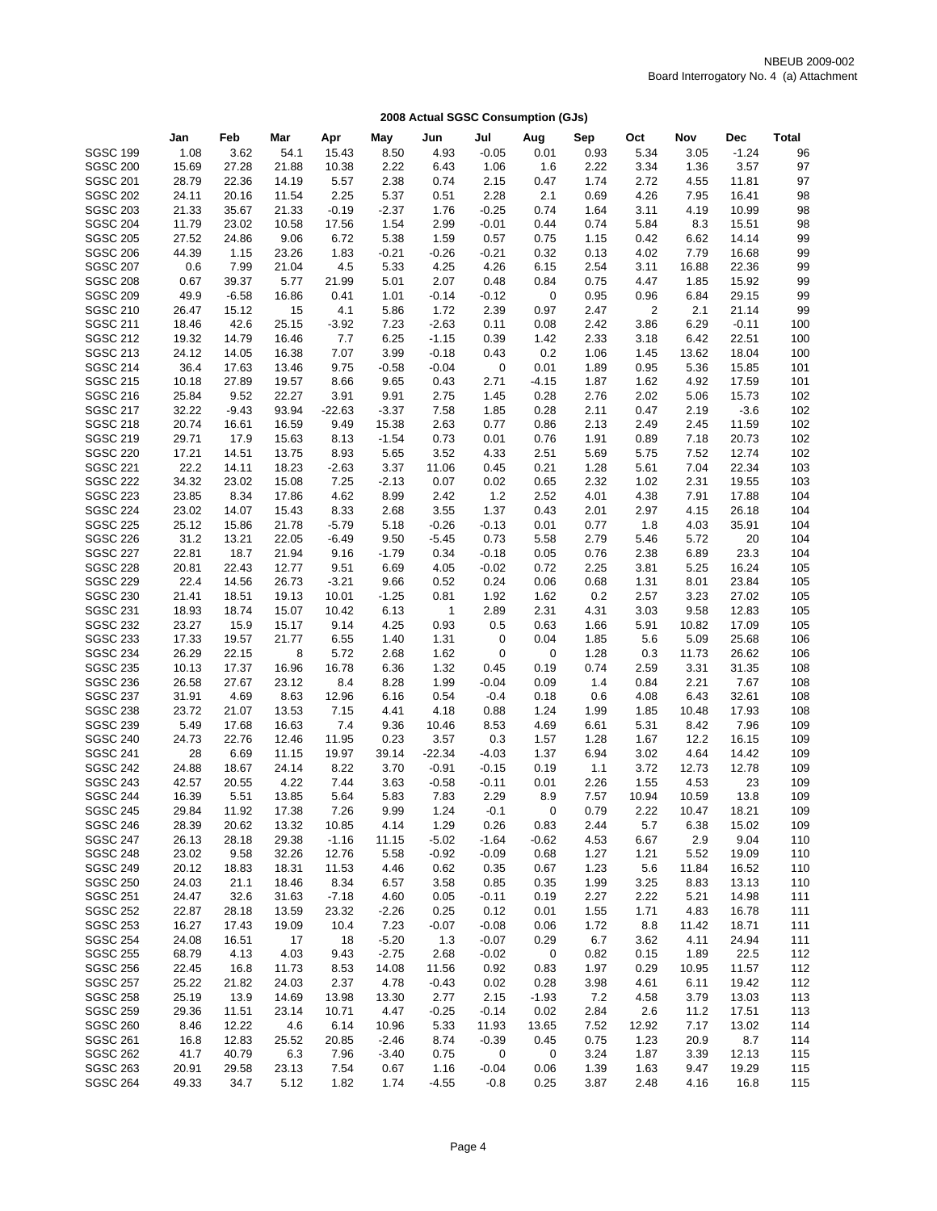NBEUB 2009-002
Board Interrogatory No. 4 (a) Attachment

## 2008 Actual SGSC Consumption (GJs)

| | Jan | Feb | Mar | Apr | May | Jun | Jul | Aug | Sep | Oct | Nov | Dec | Total |
|---|---|---|---|---|---|---|---|---|---|---|---|---|---|
| SGSC 199 | 1.08 | 3.62 | 54.1 | 15.43 | 8.50 | 4.93 | -0.05 | 0.01 | 0.93 | 5.34 | 3.05 | -1.24 | 96 |
| SGSC 200 | 15.69 | 27.28 | 21.88 | 10.38 | 2.22 | 6.43 | 1.06 | 1.6 | 2.22 | 3.34 | 1.36 | 3.57 | 97 |
| SGSC 201 | 28.79 | 22.36 | 14.19 | 5.57 | 2.38 | 0.74 | 2.15 | 0.47 | 1.74 | 2.72 | 4.55 | 11.81 | 97 |
| SGSC 202 | 24.11 | 20.16 | 11.54 | 2.25 | 5.37 | 0.51 | 2.28 | 2.1 | 0.69 | 4.26 | 7.95 | 16.41 | 98 |
| SGSC 203 | 21.33 | 35.67 | 21.33 | -0.19 | -2.37 | 1.76 | -0.25 | 0.74 | 1.64 | 3.11 | 4.19 | 10.99 | 98 |
| SGSC 204 | 11.79 | 23.02 | 10.58 | 17.56 | 1.54 | 2.99 | -0.01 | 0.44 | 0.74 | 5.84 | 8.3 | 15.51 | 98 |
| SGSC 205 | 27.52 | 24.86 | 9.06 | 6.72 | 5.38 | 1.59 | 0.57 | 0.75 | 1.15 | 0.42 | 6.62 | 14.14 | 99 |
| SGSC 206 | 44.39 | 1.15 | 23.26 | 1.83 | -0.21 | -0.26 | -0.21 | 0.32 | 0.13 | 4.02 | 7.79 | 16.68 | 99 |
| SGSC 207 | 0.6 | 7.99 | 21.04 | 4.5 | 5.33 | 4.25 | 4.26 | 6.15 | 2.54 | 3.11 | 16.88 | 22.36 | 99 |
| SGSC 208 | 0.67 | 39.37 | 5.77 | 21.99 | 5.01 | 2.07 | 0.48 | 0.84 | 0.75 | 4.47 | 1.85 | 15.92 | 99 |
| SGSC 209 | 49.9 | -6.58 | 16.86 | 0.41 | 1.01 | -0.14 | -0.12 | 0 | 0.95 | 0.96 | 6.84 | 29.15 | 99 |
| SGSC 210 | 26.47 | 15.12 | 15 | 4.1 | 5.86 | 1.72 | 2.39 | 0.97 | 2.47 | 2 | 2.1 | 21.14 | 99 |
| SGSC 211 | 18.46 | 42.6 | 25.15 | -3.92 | 7.23 | -2.63 | 0.11 | 0.08 | 2.42 | 3.86 | 6.29 | -0.11 | 100 |
| SGSC 212 | 19.32 | 14.79 | 16.46 | 7.7 | 6.25 | -1.15 | 0.39 | 1.42 | 2.33 | 3.18 | 6.42 | 22.51 | 100 |
| SGSC 213 | 24.12 | 14.05 | 16.38 | 7.07 | 3.99 | -0.18 | 0.43 | 0.2 | 1.06 | 1.45 | 13.62 | 18.04 | 100 |
| SGSC 214 | 36.4 | 17.63 | 13.46 | 9.75 | -0.58 | -0.04 | 0 | 0.01 | 1.89 | 0.95 | 5.36 | 15.85 | 101 |
| SGSC 215 | 10.18 | 27.89 | 19.57 | 8.66 | 9.65 | 0.43 | 2.71 | -4.15 | 1.87 | 1.62 | 4.92 | 17.59 | 101 |
| SGSC 216 | 25.84 | 9.52 | 22.27 | 3.91 | 9.91 | 2.75 | 1.45 | 0.28 | 2.76 | 2.02 | 5.06 | 15.73 | 102 |
| SGSC 217 | 32.22 | -9.43 | 93.94 | -22.63 | -3.37 | 7.58 | 1.85 | 0.28 | 2.11 | 0.47 | 2.19 | -3.6 | 102 |
| SGSC 218 | 20.74 | 16.61 | 16.59 | 9.49 | 15.38 | 2.63 | 0.77 | 0.86 | 2.13 | 2.49 | 2.45 | 11.59 | 102 |
| SGSC 219 | 29.71 | 17.9 | 15.63 | 8.13 | -1.54 | 0.73 | 0.01 | 0.76 | 1.91 | 0.89 | 7.18 | 20.73 | 102 |
| SGSC 220 | 17.21 | 14.51 | 13.75 | 8.93 | 5.65 | 3.52 | 4.33 | 2.51 | 5.69 | 5.75 | 7.52 | 12.74 | 102 |
| SGSC 221 | 22.2 | 14.11 | 18.23 | -2.63 | 3.37 | 11.06 | 0.45 | 0.21 | 1.28 | 5.61 | 7.04 | 22.34 | 103 |
| SGSC 222 | 34.32 | 23.02 | 15.08 | 7.25 | -2.13 | 0.07 | 0.02 | 0.65 | 2.32 | 1.02 | 2.31 | 19.55 | 103 |
| SGSC 223 | 23.85 | 8.34 | 17.86 | 4.62 | 8.99 | 2.42 | 1.2 | 2.52 | 4.01 | 4.38 | 7.91 | 17.88 | 104 |
| SGSC 224 | 23.02 | 14.07 | 15.43 | 8.33 | 2.68 | 3.55 | 1.37 | 0.43 | 2.01 | 2.97 | 4.15 | 26.18 | 104 |
| SGSC 225 | 25.12 | 15.86 | 21.78 | -5.79 | 5.18 | -0.26 | -0.13 | 0.01 | 0.77 | 1.8 | 4.03 | 35.91 | 104 |
| SGSC 226 | 31.2 | 13.21 | 22.05 | -6.49 | 9.50 | -5.45 | 0.73 | 5.58 | 2.79 | 5.46 | 5.72 | 20 | 104 |
| SGSC 227 | 22.81 | 18.7 | 21.94 | 9.16 | -1.79 | 0.34 | -0.18 | 0.05 | 0.76 | 2.38 | 6.89 | 23.3 | 104 |
| SGSC 228 | 20.81 | 22.43 | 12.77 | 9.51 | 6.69 | 4.05 | -0.02 | 0.72 | 2.25 | 3.81 | 5.25 | 16.24 | 105 |
| SGSC 229 | 22.4 | 14.56 | 26.73 | -3.21 | 9.66 | 0.52 | 0.24 | 0.06 | 0.68 | 1.31 | 8.01 | 23.84 | 105 |
| SGSC 230 | 21.41 | 18.51 | 19.13 | 10.01 | -1.25 | 0.81 | 1.92 | 1.62 | 0.2 | 2.57 | 3.23 | 27.02 | 105 |
| SGSC 231 | 18.93 | 18.74 | 15.07 | 10.42 | 6.13 | 1 | 2.89 | 2.31 | 4.31 | 3.03 | 9.58 | 12.83 | 105 |
| SGSC 232 | 23.27 | 15.9 | 15.17 | 9.14 | 4.25 | 0.93 | 0.5 | 0.63 | 1.66 | 5.91 | 10.82 | 17.09 | 105 |
| SGSC 233 | 17.33 | 19.57 | 21.77 | 6.55 | 1.40 | 1.31 | 0 | 0.04 | 1.85 | 5.6 | 5.09 | 25.68 | 106 |
| SGSC 234 | 26.29 | 22.15 | 8 | 5.72 | 2.68 | 1.62 | 0 | 0 | 1.28 | 0.3 | 11.73 | 26.62 | 106 |
| SGSC 235 | 10.13 | 17.37 | 16.96 | 16.78 | 6.36 | 1.32 | 0.45 | 0.19 | 0.74 | 2.59 | 3.31 | 31.35 | 108 |
| SGSC 236 | 26.58 | 27.67 | 23.12 | 8.4 | 8.28 | 1.99 | -0.04 | 0.09 | 1.4 | 0.84 | 2.21 | 7.67 | 108 |
| SGSC 237 | 31.91 | 4.69 | 8.63 | 12.96 | 6.16 | 0.54 | -0.4 | 0.18 | 0.6 | 4.08 | 6.43 | 32.61 | 108 |
| SGSC 238 | 23.72 | 21.07 | 13.53 | 7.15 | 4.41 | 4.18 | 0.88 | 1.24 | 1.99 | 1.85 | 10.48 | 17.93 | 108 |
| SGSC 239 | 5.49 | 17.68 | 16.63 | 7.4 | 9.36 | 10.46 | 8.53 | 4.69 | 6.61 | 5.31 | 8.42 | 7.96 | 109 |
| SGSC 240 | 24.73 | 22.76 | 12.46 | 11.95 | 0.23 | 3.57 | 0.3 | 1.57 | 1.28 | 1.67 | 12.2 | 16.15 | 109 |
| SGSC 241 | 28 | 6.69 | 11.15 | 19.97 | 39.14 | -22.34 | -4.03 | 1.37 | 6.94 | 3.02 | 4.64 | 14.42 | 109 |
| SGSC 242 | 24.88 | 18.67 | 24.14 | 8.22 | 3.70 | -0.91 | -0.15 | 0.19 | 1.1 | 3.72 | 12.73 | 12.78 | 109 |
| SGSC 243 | 42.57 | 20.55 | 4.22 | 7.44 | 3.63 | -0.58 | -0.11 | 0.01 | 2.26 | 1.55 | 4.53 | 23 | 109 |
| SGSC 244 | 16.39 | 5.51 | 13.85 | 5.64 | 5.83 | 7.83 | 2.29 | 8.9 | 7.57 | 10.94 | 10.59 | 13.8 | 109 |
| SGSC 245 | 29.84 | 11.92 | 17.38 | 7.26 | 9.99 | 1.24 | -0.1 | 0 | 0.79 | 2.22 | 10.47 | 18.21 | 109 |
| SGSC 246 | 28.39 | 20.62 | 13.32 | 10.85 | 4.14 | 1.29 | 0.26 | 0.83 | 2.44 | 5.7 | 6.38 | 15.02 | 109 |
| SGSC 247 | 26.13 | 28.18 | 29.38 | -1.16 | 11.15 | -5.02 | -1.64 | -0.62 | 4.53 | 6.67 | 2.9 | 9.04 | 110 |
| SGSC 248 | 23.02 | 9.58 | 32.26 | 12.76 | 5.58 | -0.92 | -0.09 | 0.68 | 1.27 | 1.21 | 5.52 | 19.09 | 110 |
| SGSC 249 | 20.12 | 18.83 | 18.31 | 11.53 | 4.46 | 0.62 | 0.35 | 0.67 | 1.23 | 5.6 | 11.84 | 16.52 | 110 |
| SGSC 250 | 24.03 | 21.1 | 18.46 | 8.34 | 6.57 | 3.58 | 0.85 | 0.35 | 1.99 | 3.25 | 8.83 | 13.13 | 110 |
| SGSC 251 | 24.47 | 32.6 | 31.63 | -7.18 | 4.60 | 0.05 | -0.11 | 0.19 | 2.27 | 2.22 | 5.21 | 14.98 | 111 |
| SGSC 252 | 22.87 | 28.18 | 13.59 | 23.32 | -2.26 | 0.25 | 0.12 | 0.01 | 1.55 | 1.71 | 4.83 | 16.78 | 111 |
| SGSC 253 | 16.27 | 17.43 | 19.09 | 10.4 | 7.23 | -0.07 | -0.08 | 0.06 | 1.72 | 8.8 | 11.42 | 18.71 | 111 |
| SGSC 254 | 24.08 | 16.51 | 17 | 18 | -5.20 | 1.3 | -0.07 | 0.29 | 6.7 | 3.62 | 4.11 | 24.94 | 111 |
| SGSC 255 | 68.79 | 4.13 | 4.03 | 9.43 | -2.75 | 2.68 | -0.02 | 0 | 0.82 | 0.15 | 1.89 | 22.5 | 112 |
| SGSC 256 | 22.45 | 16.8 | 11.73 | 8.53 | 14.08 | 11.56 | 0.92 | 0.83 | 1.97 | 0.29 | 10.95 | 11.57 | 112 |
| SGSC 257 | 25.22 | 21.82 | 24.03 | 2.37 | 4.78 | -0.43 | 0.02 | 0.28 | 3.98 | 4.61 | 6.11 | 19.42 | 112 |
| SGSC 258 | 25.19 | 13.9 | 14.69 | 13.98 | 13.30 | 2.77 | 2.15 | -1.93 | 7.2 | 4.58 | 3.79 | 13.03 | 113 |
| SGSC 259 | 29.36 | 11.51 | 23.14 | 10.71 | 4.47 | -0.25 | -0.14 | 0.02 | 2.84 | 2.6 | 11.2 | 17.51 | 113 |
| SGSC 260 | 8.46 | 12.22 | 4.6 | 6.14 | 10.96 | 5.33 | 11.93 | 13.65 | 7.52 | 12.92 | 7.17 | 13.02 | 114 |
| SGSC 261 | 16.8 | 12.83 | 25.52 | 20.85 | -2.46 | 8.74 | -0.39 | 0.45 | 0.75 | 1.23 | 20.9 | 8.7 | 114 |
| SGSC 262 | 41.7 | 40.79 | 6.3 | 7.96 | -3.40 | 0.75 | 0 | 0 | 3.24 | 1.87 | 3.39 | 12.13 | 115 |
| SGSC 263 | 20.91 | 29.58 | 23.13 | 7.54 | 0.67 | 1.16 | -0.04 | 0.06 | 1.39 | 1.63 | 9.47 | 19.29 | 115 |
| SGSC 264 | 49.33 | 34.7 | 5.12 | 1.82 | 1.74 | -4.55 | -0.8 | 0.25 | 3.87 | 2.48 | 4.16 | 16.8 | 115 |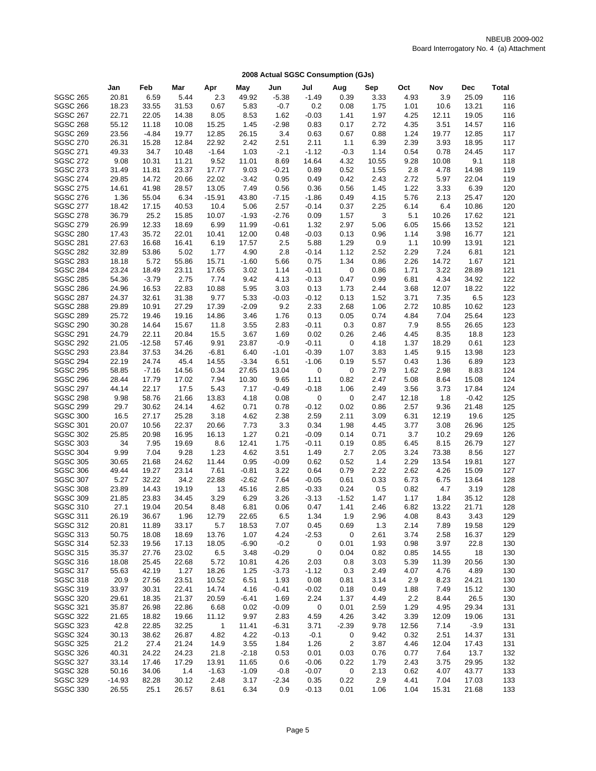NBEUB 2009-002
Board Interrogatory No. 4 (a) Attachment

**2008 Actual SGSC Consumption (GJs)**

| | Jan | Feb | Mar | Apr | May | Jun | Jul | Aug | Sep | Oct | Nov | Dec | Total |
|---|---|---|---|---|---|---|---|---|---|---|---|---|---|
| SGSC 265 | 20.81 | 6.59 | 5.44 | 2.3 | 49.92 | -5.38 | -1.49 | 0.39 | 3.33 | 4.93 | 3.9 | 25.09 | 116 |
| SGSC 266 | 18.23 | 33.55 | 31.53 | 0.67 | 5.83 | -0.7 | 0.2 | 0.08 | 1.75 | 1.01 | 10.6 | 13.21 | 116 |
| SGSC 267 | 22.71 | 22.05 | 14.38 | 8.05 | 8.53 | 1.62 | -0.03 | 1.41 | 1.97 | 4.25 | 12.11 | 19.05 | 116 |
| SGSC 268 | 55.12 | 11.18 | 10.08 | 15.25 | 1.45 | -2.98 | 0.83 | 0.17 | 2.72 | 4.35 | 3.51 | 14.57 | 116 |
| SGSC 269 | 23.56 | -4.84 | 19.77 | 12.85 | 26.15 | 3.4 | 0.63 | 0.67 | 0.88 | 1.24 | 19.77 | 12.85 | 117 |
| SGSC 270 | 26.31 | 15.28 | 12.84 | 22.92 | 2.42 | 2.51 | 2.11 | 1.1 | 6.39 | 2.39 | 3.93 | 18.95 | 117 |
| SGSC 271 | 49.33 | 34.7 | 10.48 | -1.64 | 1.03 | -2.1 | -1.12 | -0.3 | 1.14 | 0.54 | 0.78 | 24.45 | 117 |
| SGSC 272 | 9.08 | 10.31 | 11.21 | 9.52 | 11.01 | 8.69 | 14.64 | 4.32 | 10.55 | 9.28 | 10.08 | 9.1 | 118 |
| SGSC 273 | 31.49 | 11.81 | 23.37 | 17.77 | 9.03 | -0.21 | 0.89 | 0.52 | 1.55 | 2.8 | 4.78 | 14.98 | 119 |
| SGSC 274 | 29.85 | 14.72 | 20.66 | 22.02 | -3.42 | 0.95 | 0.49 | 0.42 | 2.43 | 2.72 | 5.97 | 22.04 | 119 |
| SGSC 275 | 14.61 | 41.98 | 28.57 | 13.05 | 7.49 | 0.56 | 0.36 | 0.56 | 1.45 | 1.22 | 3.33 | 6.39 | 120 |
| SGSC 276 | 1.36 | 55.04 | 6.34 | -15.91 | 43.80 | -7.15 | -1.86 | 0.49 | 4.15 | 5.76 | 2.13 | 25.47 | 120 |
| SGSC 277 | 18.42 | 17.15 | 40.53 | 10.4 | 5.06 | 2.57 | -0.14 | 0.37 | 2.25 | 6.14 | 6.4 | 10.86 | 120 |
| SGSC 278 | 36.79 | 25.2 | 15.85 | 10.07 | -1.93 | -2.76 | 0.09 | 1.57 | 3 | 5.1 | 10.26 | 17.62 | 121 |
| SGSC 279 | 26.99 | 12.33 | 18.69 | 6.99 | 11.99 | -0.61 | 1.32 | 2.97 | 5.06 | 6.05 | 15.66 | 13.52 | 121 |
| SGSC 280 | 17.43 | 35.72 | 22.01 | 10.41 | 12.00 | 0.48 | -0.03 | 0.13 | 0.96 | 1.14 | 3.98 | 16.77 | 121 |
| SGSC 281 | 27.63 | 16.68 | 16.41 | 6.19 | 17.57 | 2.5 | 5.88 | 1.29 | 0.9 | 1.1 | 10.99 | 13.91 | 121 |
| SGSC 282 | 32.89 | 53.86 | 5.02 | 1.77 | 4.90 | 2.8 | -0.14 | 1.12 | 2.52 | 2.29 | 7.24 | 6.81 | 121 |
| SGSC 283 | 18.18 | 5.72 | 55.86 | 15.71 | -1.60 | 5.66 | 0.75 | 1.34 | 0.86 | 2.26 | 14.72 | 1.67 | 121 |
| SGSC 284 | 23.24 | 18.49 | 23.11 | 17.65 | 3.02 | 1.14 | -0.11 | 0 | 0.86 | 1.71 | 3.22 | 28.89 | 121 |
| SGSC 285 | 54.36 | -3.79 | 2.75 | 7.74 | 9.42 | 4.13 | -0.13 | 0.47 | 0.99 | 6.81 | 4.34 | 34.92 | 122 |
| SGSC 286 | 24.96 | 16.53 | 22.83 | 10.88 | 5.95 | 3.03 | 0.13 | 1.73 | 2.44 | 3.68 | 12.07 | 18.22 | 122 |
| SGSC 287 | 24.37 | 32.61 | 31.38 | 9.77 | 5.33 | -0.03 | -0.12 | 0.13 | 1.52 | 3.71 | 7.35 | 6.5 | 123 |
| SGSC 288 | 29.89 | 10.91 | 27.29 | 17.39 | -2.09 | 9.2 | 2.33 | 2.68 | 1.06 | 2.72 | 10.85 | 10.62 | 123 |
| SGSC 289 | 25.72 | 19.46 | 19.16 | 14.86 | 3.46 | 1.76 | 0.13 | 0.05 | 0.74 | 4.84 | 7.04 | 25.64 | 123 |
| SGSC 290 | 30.28 | 14.64 | 15.67 | 11.8 | 3.55 | 2.83 | -0.11 | 0.3 | 0.87 | 7.9 | 8.55 | 26.65 | 123 |
| SGSC 291 | 24.79 | 22.11 | 20.84 | 15.5 | 3.67 | 1.69 | 0.02 | 0.26 | 2.46 | 4.45 | 8.35 | 18.8 | 123 |
| SGSC 292 | 21.05 | -12.58 | 57.46 | 9.91 | 23.87 | -0.9 | -0.11 | 0 | 4.18 | 1.37 | 18.29 | 0.61 | 123 |
| SGSC 293 | 23.84 | 37.53 | 34.26 | -6.81 | 6.40 | -1.01 | -0.39 | 1.07 | 3.83 | 1.45 | 9.15 | 13.98 | 123 |
| SGSC 294 | 22.19 | 24.74 | 45.4 | 14.55 | -3.34 | 6.51 | -1.06 | 0.19 | 5.57 | 0.43 | 1.36 | 6.89 | 123 |
| SGSC 295 | 58.85 | -7.16 | 14.56 | 0.34 | 27.65 | 13.04 | 0 | 0 | 2.79 | 1.62 | 2.98 | 8.83 | 124 |
| SGSC 296 | 28.44 | 17.79 | 17.02 | 7.94 | 10.30 | 9.65 | 1.11 | 0.82 | 2.47 | 5.08 | 8.64 | 15.08 | 124 |
| SGSC 297 | 44.14 | 22.17 | 17.5 | 5.43 | 7.17 | -0.49 | -0.18 | 1.06 | 2.49 | 3.56 | 3.73 | 17.84 | 124 |
| SGSC 298 | 9.98 | 58.76 | 21.66 | 13.83 | 4.18 | 0.08 | 0 | 0 | 2.47 | 12.18 | 1.8 | -0.42 | 125 |
| SGSC 299 | 29.7 | 30.62 | 24.14 | 4.62 | 0.71 | 0.78 | -0.12 | 0.02 | 0.86 | 2.57 | 9.36 | 21.48 | 125 |
| SGSC 300 | 16.5 | 27.17 | 25.28 | 3.18 | 4.62 | 2.38 | 2.59 | 2.11 | 3.09 | 6.31 | 12.19 | 19.6 | 125 |
| SGSC 301 | 20.07 | 10.56 | 22.37 | 20.66 | 7.73 | 3.3 | 0.34 | 1.98 | 4.45 | 3.77 | 3.08 | 26.96 | 125 |
| SGSC 302 | 25.85 | 20.98 | 16.95 | 16.13 | 1.27 | 0.21 | -0.09 | 0.14 | 0.71 | 3.7 | 10.2 | 29.69 | 126 |
| SGSC 303 | 34 | 7.95 | 19.69 | 8.6 | 12.41 | 1.75 | -0.11 | 0.19 | 0.85 | 6.45 | 8.15 | 26.79 | 127 |
| SGSC 304 | 9.99 | 7.04 | 9.28 | 1.23 | 4.62 | 3.51 | 1.49 | 2.7 | 2.05 | 3.24 | 73.38 | 8.56 | 127 |
| SGSC 305 | 30.65 | 21.68 | 24.62 | 11.44 | 0.95 | -0.09 | 0.62 | 0.52 | 1.4 | 2.29 | 13.54 | 19.81 | 127 |
| SGSC 306 | 49.44 | 19.27 | 23.14 | 7.61 | -0.81 | 3.22 | 0.64 | 0.79 | 2.22 | 2.62 | 4.26 | 15.09 | 127 |
| SGSC 307 | 5.27 | 32.22 | 34.2 | 22.88 | -2.62 | 7.64 | -0.05 | 0.61 | 0.33 | 6.73 | 6.75 | 13.64 | 128 |
| SGSC 308 | 23.89 | 14.43 | 19.19 | 13 | 45.16 | 2.85 | -0.33 | 0.24 | 0.5 | 0.82 | 4.7 | 3.19 | 128 |
| SGSC 309 | 21.85 | 23.83 | 34.45 | 3.29 | 6.29 | 3.26 | -3.13 | -1.52 | 1.47 | 1.17 | 1.84 | 35.12 | 128 |
| SGSC 310 | 27.1 | 19.04 | 20.54 | 8.48 | 6.81 | 0.06 | 0.47 | 1.41 | 2.46 | 6.82 | 13.22 | 21.71 | 128 |
| SGSC 311 | 26.19 | 36.67 | 1.96 | 12.79 | 22.65 | 6.5 | 1.34 | 1.9 | 2.96 | 4.08 | 8.43 | 3.43 | 129 |
| SGSC 312 | 20.81 | 11.89 | 33.17 | 5.7 | 18.53 | 7.07 | 0.45 | 0.69 | 1.3 | 2.14 | 7.89 | 19.58 | 129 |
| SGSC 313 | 50.75 | 18.08 | 18.69 | 13.76 | 1.07 | 4.24 | -2.53 | 0 | 2.61 | 3.74 | 2.58 | 16.37 | 129 |
| SGSC 314 | 52.33 | 19.56 | 17.13 | 18.05 | -6.90 | -0.2 | 0 | 0.01 | 1.93 | 0.98 | 3.97 | 22.8 | 130 |
| SGSC 315 | 35.37 | 27.76 | 23.02 | 6.5 | 3.48 | -0.29 | 0 | 0.04 | 0.82 | 0.85 | 14.55 | 18 | 130 |
| SGSC 316 | 18.08 | 25.45 | 22.68 | 5.72 | 10.81 | 4.26 | 2.03 | 0.8 | 3.03 | 5.39 | 11.39 | 20.56 | 130 |
| SGSC 317 | 55.63 | 42.19 | 1.27 | 18.26 | 1.25 | -3.73 | -1.12 | 0.3 | 2.49 | 4.07 | 4.76 | 4.89 | 130 |
| SGSC 318 | 20.9 | 27.56 | 23.51 | 10.52 | 6.51 | 1.93 | 0.08 | 0.81 | 3.14 | 2.9 | 8.23 | 24.21 | 130 |
| SGSC 319 | 33.97 | 30.31 | 22.41 | 14.74 | 4.16 | -0.41 | -0.02 | 0.18 | 0.49 | 1.88 | 7.49 | 15.12 | 130 |
| SGSC 320 | 29.61 | 18.35 | 21.37 | 20.59 | -6.41 | 1.69 | 2.24 | 1.37 | 4.49 | 2.2 | 8.44 | 26.5 | 130 |
| SGSC 321 | 35.87 | 26.98 | 22.86 | 6.68 | 0.02 | -0.09 | 0 | 0.01 | 2.59 | 1.29 | 4.95 | 29.34 | 131 |
| SGSC 322 | 21.65 | 18.82 | 19.66 | 11.12 | 9.97 | 2.83 | 4.59 | 4.26 | 3.42 | 3.39 | 12.09 | 19.06 | 131 |
| SGSC 323 | 42.8 | 22.85 | 32.25 | 1 | 11.41 | -6.31 | 3.71 | -2.39 | 9.78 | 12.56 | 7.14 | -3.9 | 131 |
| SGSC 324 | 30.13 | 38.62 | 26.87 | 4.82 | 4.22 | -0.13 | -0.1 | 0 | 9.42 | 0.32 | 2.51 | 14.37 | 131 |
| SGSC 325 | 21.2 | 27.4 | 21.24 | 14.9 | 3.55 | 1.84 | 1.26 | 2 | 3.87 | 4.46 | 12.04 | 17.43 | 131 |
| SGSC 326 | 40.31 | 24.22 | 24.23 | 21.8 | -2.18 | 0.53 | 0.01 | 0.03 | 0.76 | 0.77 | 7.64 | 13.7 | 132 |
| SGSC 327 | 33.14 | 17.46 | 17.29 | 13.91 | 11.65 | 0.6 | -0.06 | 0.22 | 1.79 | 2.43 | 3.75 | 29.95 | 132 |
| SGSC 328 | 50.16 | 34.06 | 1.4 | -1.63 | -1.09 | -0.8 | -0.07 | 0 | 2.13 | 0.62 | 4.07 | 43.77 | 133 |
| SGSC 329 | -14.93 | 82.28 | 30.12 | 2.48 | 3.17 | -2.34 | 0.35 | 0.22 | 2.9 | 4.41 | 7.04 | 17.03 | 133 |
| SGSC 330 | 26.55 | 25.1 | 26.57 | 8.61 | 6.34 | 0.9 | -0.13 | 0.01 | 1.06 | 1.04 | 15.31 | 21.68 | 133 |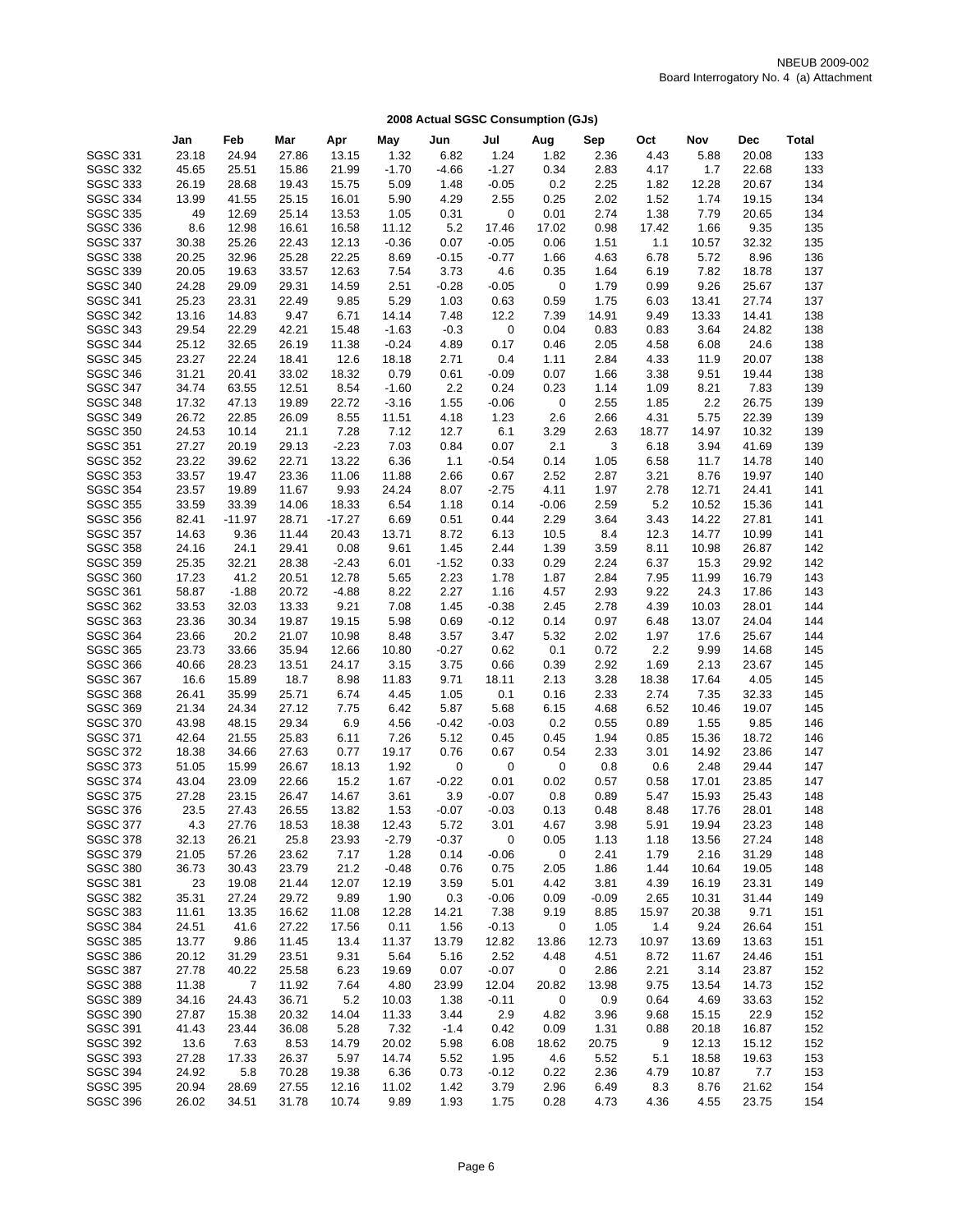NBEUB 2009-002
Board Interrogatory No. 4 (a) Attachment

## 2008 Actual SGSC Consumption (GJs)

| | Jan | Feb | Mar | Apr | May | Jun | Jul | Aug | Sep | Oct | Nov | Dec | Total |
|---|---|---|---|---|---|---|---|---|---|---|---|---|---|
| SGSC 331 | 23.18 | 24.94 | 27.86 | 13.15 | 1.32 | 6.82 | 1.24 | 1.82 | 2.36 | 4.43 | 5.88 | 20.08 | 133 |
| SGSC 332 | 45.65 | 25.51 | 15.86 | 21.99 | -1.70 | -4.66 | -1.27 | 0.34 | 2.83 | 4.17 | 1.7 | 22.68 | 133 |
| SGSC 333 | 26.19 | 28.68 | 19.43 | 15.75 | 5.09 | 1.48 | -0.05 | 0.2 | 2.25 | 1.82 | 12.28 | 20.67 | 134 |
| SGSC 334 | 13.99 | 41.55 | 25.15 | 16.01 | 5.90 | 4.29 | 2.55 | 0.25 | 2.02 | 1.52 | 1.74 | 19.15 | 134 |
| SGSC 335 | 49 | 12.69 | 25.14 | 13.53 | 1.05 | 0.31 | 0 | 0.01 | 2.74 | 1.38 | 7.79 | 20.65 | 134 |
| SGSC 336 | 8.6 | 12.98 | 16.61 | 16.58 | 11.12 | 5.2 | 17.46 | 17.02 | 0.98 | 17.42 | 1.66 | 9.35 | 135 |
| SGSC 337 | 30.38 | 25.26 | 22.43 | 12.13 | -0.36 | 0.07 | -0.05 | 0.06 | 1.51 | 1.1 | 10.57 | 32.32 | 135 |
| SGSC 338 | 20.25 | 32.96 | 25.28 | 22.25 | 8.69 | -0.15 | -0.77 | 1.66 | 4.63 | 6.78 | 5.72 | 8.96 | 136 |
| SGSC 339 | 20.05 | 19.63 | 33.57 | 12.63 | 7.54 | 3.73 | 4.6 | 0.35 | 1.64 | 6.19 | 7.82 | 18.78 | 137 |
| SGSC 340 | 24.28 | 29.09 | 29.31 | 14.59 | 2.51 | -0.28 | -0.05 | 0 | 1.79 | 0.99 | 9.26 | 25.67 | 137 |
| SGSC 341 | 25.23 | 23.31 | 22.49 | 9.85 | 5.29 | 1.03 | 0.63 | 0.59 | 1.75 | 6.03 | 13.41 | 27.74 | 137 |
| SGSC 342 | 13.16 | 14.83 | 9.47 | 6.71 | 14.14 | 7.48 | 12.2 | 7.39 | 14.91 | 9.49 | 13.33 | 14.41 | 138 |
| SGSC 343 | 29.54 | 22.29 | 42.21 | 15.48 | -1.63 | -0.3 | 0 | 0.04 | 0.83 | 0.83 | 3.64 | 24.82 | 138 |
| SGSC 344 | 25.12 | 32.65 | 26.19 | 11.38 | -0.24 | 4.89 | 0.17 | 0.46 | 2.05 | 4.58 | 6.08 | 24.6 | 138 |
| SGSC 345 | 23.27 | 22.24 | 18.41 | 12.6 | 18.18 | 2.71 | 0.4 | 1.11 | 2.84 | 4.33 | 11.9 | 20.07 | 138 |
| SGSC 346 | 31.21 | 20.41 | 33.02 | 18.32 | 0.79 | 0.61 | -0.09 | 0.07 | 1.66 | 3.38 | 9.51 | 19.44 | 138 |
| SGSC 347 | 34.74 | 63.55 | 12.51 | 8.54 | -1.60 | 2.2 | 0.24 | 0.23 | 1.14 | 1.09 | 8.21 | 7.83 | 139 |
| SGSC 348 | 17.32 | 47.13 | 19.89 | 22.72 | -3.16 | 1.55 | -0.06 | 0 | 2.55 | 1.85 | 2.2 | 26.75 | 139 |
| SGSC 349 | 26.72 | 22.85 | 26.09 | 8.55 | 11.51 | 4.18 | 1.23 | 2.6 | 2.66 | 4.31 | 5.75 | 22.39 | 139 |
| SGSC 350 | 24.53 | 10.14 | 21.1 | 7.28 | 7.12 | 12.7 | 6.1 | 3.29 | 2.63 | 18.77 | 14.97 | 10.32 | 139 |
| SGSC 351 | 27.27 | 20.19 | 29.13 | -2.23 | 7.03 | 0.84 | 0.07 | 2.1 | 3 | 6.18 | 3.94 | 41.69 | 139 |
| SGSC 352 | 23.22 | 39.62 | 22.71 | 13.22 | 6.36 | 1.1 | -0.54 | 0.14 | 1.05 | 6.58 | 11.7 | 14.78 | 140 |
| SGSC 353 | 33.57 | 19.47 | 23.36 | 11.06 | 11.88 | 2.66 | 0.67 | 2.52 | 2.87 | 3.21 | 8.76 | 19.97 | 140 |
| SGSC 354 | 23.57 | 19.89 | 11.67 | 9.93 | 24.24 | 8.07 | -2.75 | 4.11 | 1.97 | 2.78 | 12.71 | 24.41 | 141 |
| SGSC 355 | 33.59 | 33.39 | 14.06 | 18.33 | 6.54 | 1.18 | 0.14 | -0.06 | 2.59 | 5.2 | 10.52 | 15.36 | 141 |
| SGSC 356 | 82.41 | -11.97 | 28.71 | -17.27 | 6.69 | 0.51 | 0.44 | 2.29 | 3.64 | 3.43 | 14.22 | 27.81 | 141 |
| SGSC 357 | 14.63 | 9.36 | 11.44 | 20.43 | 13.71 | 8.72 | 6.13 | 10.5 | 8.4 | 12.3 | 14.77 | 10.99 | 141 |
| SGSC 358 | 24.16 | 24.1 | 29.41 | 0.08 | 9.61 | 1.45 | 2.44 | 1.39 | 3.59 | 8.11 | 10.98 | 26.87 | 142 |
| SGSC 359 | 25.35 | 32.21 | 28.38 | -2.43 | 6.01 | -1.52 | 0.33 | 0.29 | 2.24 | 6.37 | 15.3 | 29.92 | 142 |
| SGSC 360 | 17.23 | 41.2 | 20.51 | 12.78 | 5.65 | 2.23 | 1.78 | 1.87 | 2.84 | 7.95 | 11.99 | 16.79 | 143 |
| SGSC 361 | 58.87 | -1.88 | 20.72 | -4.88 | 8.22 | 2.27 | 1.16 | 4.57 | 2.93 | 9.22 | 24.3 | 17.86 | 143 |
| SGSC 362 | 33.53 | 32.03 | 13.33 | 9.21 | 7.08 | 1.45 | -0.38 | 2.45 | 2.78 | 4.39 | 10.03 | 28.01 | 144 |
| SGSC 363 | 23.36 | 30.34 | 19.87 | 19.15 | 5.98 | 0.69 | -0.12 | 0.14 | 0.97 | 6.48 | 13.07 | 24.04 | 144 |
| SGSC 364 | 23.66 | 20.2 | 21.07 | 10.98 | 8.48 | 3.57 | 3.47 | 5.32 | 2.02 | 1.97 | 17.6 | 25.67 | 144 |
| SGSC 365 | 23.73 | 33.66 | 35.94 | 12.66 | 10.80 | -0.27 | 0.62 | 0.1 | 0.72 | 2.2 | 9.99 | 14.68 | 145 |
| SGSC 366 | 40.66 | 28.23 | 13.51 | 24.17 | 3.15 | 3.75 | 0.66 | 0.39 | 2.92 | 1.69 | 2.13 | 23.67 | 145 |
| SGSC 367 | 16.6 | 15.89 | 18.7 | 8.98 | 11.83 | 9.71 | 18.11 | 2.13 | 3.28 | 18.38 | 17.64 | 4.05 | 145 |
| SGSC 368 | 26.41 | 35.99 | 25.71 | 6.74 | 4.45 | 1.05 | 0.1 | 0.16 | 2.33 | 2.74 | 7.35 | 32.33 | 145 |
| SGSC 369 | 21.34 | 24.34 | 27.12 | 7.75 | 6.42 | 5.87 | 5.68 | 6.15 | 4.68 | 6.52 | 10.46 | 19.07 | 145 |
| SGSC 370 | 43.98 | 48.15 | 29.34 | 6.9 | 4.56 | -0.42 | -0.03 | 0.2 | 0.55 | 0.89 | 1.55 | 9.85 | 146 |
| SGSC 371 | 42.64 | 21.55 | 25.83 | 6.11 | 7.26 | 5.12 | 0.45 | 0.45 | 1.94 | 0.85 | 15.36 | 18.72 | 146 |
| SGSC 372 | 18.38 | 34.66 | 27.63 | 0.77 | 19.17 | 0.76 | 0.67 | 0.54 | 2.33 | 3.01 | 14.92 | 23.86 | 147 |
| SGSC 373 | 51.05 | 15.99 | 26.67 | 18.13 | 1.92 | 0 | 0 | 0 | 0.8 | 0.6 | 2.48 | 29.44 | 147 |
| SGSC 374 | 43.04 | 23.09 | 22.66 | 15.2 | 1.67 | -0.22 | 0.01 | 0.02 | 0.57 | 0.58 | 17.01 | 23.85 | 147 |
| SGSC 375 | 27.28 | 23.15 | 26.47 | 14.67 | 3.61 | 3.9 | -0.07 | 0.8 | 0.89 | 5.47 | 15.93 | 25.43 | 148 |
| SGSC 376 | 23.5 | 27.43 | 26.55 | 13.82 | 1.53 | -0.07 | -0.03 | 0.13 | 0.48 | 8.48 | 17.76 | 28.01 | 148 |
| SGSC 377 | 4.3 | 27.76 | 18.53 | 18.38 | 12.43 | 5.72 | 3.01 | 4.67 | 3.98 | 5.91 | 19.94 | 23.23 | 148 |
| SGSC 378 | 32.13 | 26.21 | 25.8 | 23.93 | -2.79 | -0.37 | 0 | 0.05 | 1.13 | 1.18 | 13.56 | 27.24 | 148 |
| SGSC 379 | 21.05 | 57.26 | 23.62 | 7.17 | 1.28 | 0.14 | -0.06 | 0 | 2.41 | 1.79 | 2.16 | 31.29 | 148 |
| SGSC 380 | 36.73 | 30.43 | 23.79 | 21.2 | -0.48 | 0.76 | 0.75 | 2.05 | 1.86 | 1.44 | 10.64 | 19.05 | 148 |
| SGSC 381 | 23 | 19.08 | 21.44 | 12.07 | 12.19 | 3.59 | 5.01 | 4.42 | 3.81 | 4.39 | 16.19 | 23.31 | 149 |
| SGSC 382 | 35.31 | 27.24 | 29.72 | 9.89 | 1.90 | 0.3 | -0.06 | 0.09 | -0.09 | 2.65 | 10.31 | 31.44 | 149 |
| SGSC 383 | 11.61 | 13.35 | 16.62 | 11.08 | 12.28 | 14.21 | 7.38 | 9.19 | 8.85 | 15.97 | 20.38 | 9.71 | 151 |
| SGSC 384 | 24.51 | 41.6 | 27.22 | 17.56 | 0.11 | 1.56 | -0.13 | 0 | 1.05 | 1.4 | 9.24 | 26.64 | 151 |
| SGSC 385 | 13.77 | 9.86 | 11.45 | 13.4 | 11.37 | 13.79 | 12.82 | 13.86 | 12.73 | 10.97 | 13.69 | 13.63 | 151 |
| SGSC 386 | 20.12 | 31.29 | 23.51 | 9.31 | 5.64 | 5.16 | 2.52 | 4.48 | 4.51 | 8.72 | 11.67 | 24.46 | 151 |
| SGSC 387 | 27.78 | 40.22 | 25.58 | 6.23 | 19.69 | 0.07 | -0.07 | 0 | 2.86 | 2.21 | 3.14 | 23.87 | 152 |
| SGSC 388 | 11.38 | 7 | 11.92 | 7.64 | 4.80 | 23.99 | 12.04 | 20.82 | 13.98 | 9.75 | 13.54 | 14.73 | 152 |
| SGSC 389 | 34.16 | 24.43 | 36.71 | 5.2 | 10.03 | 1.38 | -0.11 | 0 | 0.9 | 0.64 | 4.69 | 33.63 | 152 |
| SGSC 390 | 27.87 | 15.38 | 20.32 | 14.04 | 11.33 | 3.44 | 2.9 | 4.82 | 3.96 | 9.68 | 15.15 | 22.9 | 152 |
| SGSC 391 | 41.43 | 23.44 | 36.08 | 5.28 | 7.32 | -1.4 | 0.42 | 0.09 | 1.31 | 0.88 | 20.18 | 16.87 | 152 |
| SGSC 392 | 13.6 | 7.63 | 8.53 | 14.79 | 20.02 | 5.98 | 6.08 | 18.62 | 20.75 | 9 | 12.13 | 15.12 | 152 |
| SGSC 393 | 27.28 | 17.33 | 26.37 | 5.97 | 14.74 | 5.52 | 1.95 | 4.6 | 5.52 | 5.1 | 18.58 | 19.63 | 153 |
| SGSC 394 | 24.92 | 5.8 | 70.28 | 19.38 | 6.36 | 0.73 | -0.12 | 0.22 | 2.36 | 4.79 | 10.87 | 7.7 | 153 |
| SGSC 395 | 20.94 | 28.69 | 27.55 | 12.16 | 11.02 | 1.42 | 3.79 | 2.96 | 6.49 | 8.3 | 8.76 | 21.62 | 154 |
| SGSC 396 | 26.02 | 34.51 | 31.78 | 10.74 | 9.89 | 1.93 | 1.75 | 0.28 | 4.73 | 4.36 | 4.55 | 23.75 | 154 |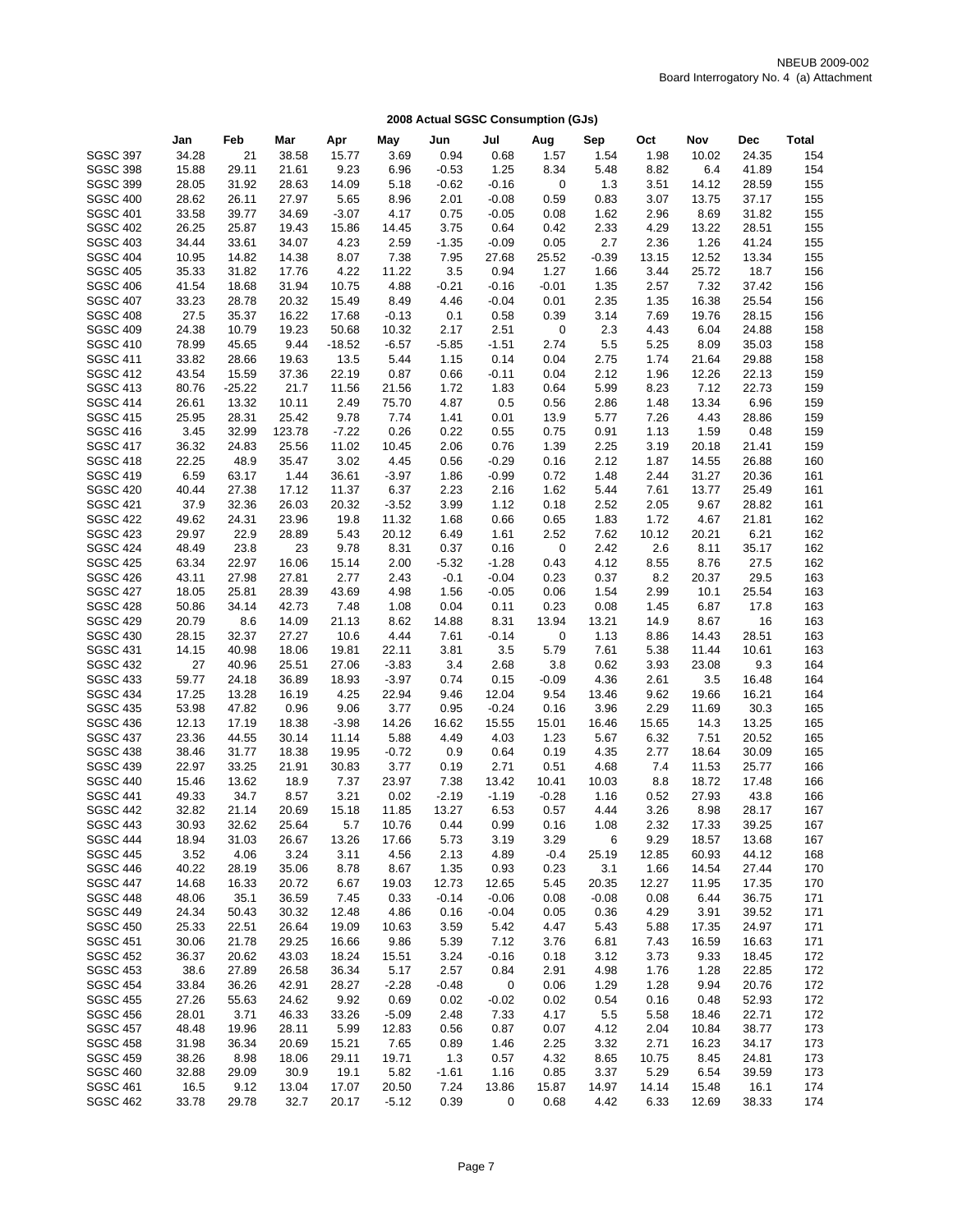NBEUB 2009-002
Board Interrogatory No. 4 (a) Attachment

## 2008 Actual SGSC Consumption (GJs)

| | Jan | Feb | Mar | Apr | May | Jun | Jul | Aug | Sep | Oct | Nov | Dec | Total |
|---|---|---|---|---|---|---|---|---|---|---|---|---|---|
| SGSC 397 | 34.28 | 21 | 38.58 | 15.77 | 3.69 | 0.94 | 0.68 | 1.57 | 1.54 | 1.98 | 10.02 | 24.35 | 154 |
| SGSC 398 | 15.88 | 29.11 | 21.61 | 9.23 | 6.96 | -0.53 | 1.25 | 8.34 | 5.48 | 8.82 | 6.4 | 41.89 | 154 |
| SGSC 399 | 28.05 | 31.92 | 28.63 | 14.09 | 5.18 | -0.62 | -0.16 | 0 | 1.3 | 3.51 | 14.12 | 28.59 | 155 |
| SGSC 400 | 28.62 | 26.11 | 27.97 | 5.65 | 8.96 | 2.01 | -0.08 | 0.59 | 0.83 | 3.07 | 13.75 | 37.17 | 155 |
| SGSC 401 | 33.58 | 39.77 | 34.69 | -3.07 | 4.17 | 0.75 | -0.05 | 0.08 | 1.62 | 2.96 | 8.69 | 31.82 | 155 |
| SGSC 402 | 26.25 | 25.87 | 19.43 | 15.86 | 14.45 | 3.75 | 0.64 | 0.42 | 2.33 | 4.29 | 13.22 | 28.51 | 155 |
| SGSC 403 | 34.44 | 33.61 | 34.07 | 4.23 | 2.59 | -1.35 | -0.09 | 0.05 | 2.7 | 2.36 | 1.26 | 41.24 | 155 |
| SGSC 404 | 10.95 | 14.82 | 14.38 | 8.07 | 7.38 | 7.95 | 27.68 | 25.52 | -0.39 | 13.15 | 12.52 | 13.34 | 155 |
| SGSC 405 | 35.33 | 31.82 | 17.76 | 4.22 | 11.22 | 3.5 | 0.94 | 1.27 | 1.66 | 3.44 | 25.72 | 18.7 | 156 |
| SGSC 406 | 41.54 | 18.68 | 31.94 | 10.75 | 4.88 | -0.21 | -0.16 | -0.01 | 1.35 | 2.57 | 7.32 | 37.42 | 156 |
| SGSC 407 | 33.23 | 28.78 | 20.32 | 15.49 | 8.49 | 4.46 | -0.04 | 0.01 | 2.35 | 1.35 | 16.38 | 25.54 | 156 |
| SGSC 408 | 27.5 | 35.37 | 16.22 | 17.68 | -0.13 | 0.1 | 0.58 | 0.39 | 3.14 | 7.69 | 19.76 | 28.15 | 156 |
| SGSC 409 | 24.38 | 10.79 | 19.23 | 50.68 | 10.32 | 2.17 | 2.51 | 0 | 2.3 | 4.43 | 6.04 | 24.88 | 158 |
| SGSC 410 | 78.99 | 45.65 | 9.44 | -18.52 | -6.57 | -5.85 | -1.51 | 2.74 | 5.5 | 5.25 | 8.09 | 35.03 | 158 |
| SGSC 411 | 33.82 | 28.66 | 19.63 | 13.5 | 5.44 | 1.15 | 0.14 | 0.04 | 2.75 | 1.74 | 21.64 | 29.88 | 158 |
| SGSC 412 | 43.54 | 15.59 | 37.36 | 22.19 | 0.87 | 0.66 | -0.11 | 0.04 | 2.12 | 1.96 | 12.26 | 22.13 | 159 |
| SGSC 413 | 80.76 | -25.22 | 21.7 | 11.56 | 21.56 | 1.72 | 1.83 | 0.64 | 5.99 | 8.23 | 7.12 | 22.73 | 159 |
| SGSC 414 | 26.61 | 13.32 | 10.11 | 2.49 | 75.70 | 4.87 | 0.5 | 0.56 | 2.86 | 1.48 | 13.34 | 6.96 | 159 |
| SGSC 415 | 25.95 | 28.31 | 25.42 | 9.78 | 7.74 | 1.41 | 0.01 | 13.9 | 5.77 | 7.26 | 4.43 | 28.86 | 159 |
| SGSC 416 | 3.45 | 32.99 | 123.78 | -7.22 | 0.26 | 0.22 | 0.55 | 0.75 | 0.91 | 1.13 | 1.59 | 0.48 | 159 |
| SGSC 417 | 36.32 | 24.83 | 25.56 | 11.02 | 10.45 | 2.06 | 0.76 | 1.39 | 2.25 | 3.19 | 20.18 | 21.41 | 159 |
| SGSC 418 | 22.25 | 48.9 | 35.47 | 3.02 | 4.45 | 0.56 | -0.29 | 0.16 | 2.12 | 1.87 | 14.55 | 26.88 | 160 |
| SGSC 419 | 6.59 | 63.17 | 1.44 | 36.61 | -3.97 | 1.86 | -0.99 | 0.72 | 1.48 | 2.44 | 31.27 | 20.36 | 161 |
| SGSC 420 | 40.44 | 27.38 | 17.12 | 11.37 | 6.37 | 2.23 | 2.16 | 1.62 | 5.44 | 7.61 | 13.77 | 25.49 | 161 |
| SGSC 421 | 37.9 | 32.36 | 26.03 | 20.32 | -3.52 | 3.99 | 1.12 | 0.18 | 2.52 | 2.05 | 9.67 | 28.82 | 161 |
| SGSC 422 | 49.62 | 24.31 | 23.96 | 19.8 | 11.32 | 1.68 | 0.66 | 0.65 | 1.83 | 1.72 | 4.67 | 21.81 | 162 |
| SGSC 423 | 29.97 | 22.9 | 28.89 | 5.43 | 20.12 | 6.49 | 1.61 | 2.52 | 7.62 | 10.12 | 20.21 | 6.21 | 162 |
| SGSC 424 | 48.49 | 23.8 | 23 | 9.78 | 8.31 | 0.37 | 0.16 | 0 | 2.42 | 2.6 | 8.11 | 35.17 | 162 |
| SGSC 425 | 63.34 | 22.97 | 16.06 | 15.14 | 2.00 | -5.32 | -1.28 | 0.43 | 4.12 | 8.55 | 8.76 | 27.5 | 162 |
| SGSC 426 | 43.11 | 27.98 | 27.81 | 2.77 | 2.43 | -0.1 | -0.04 | 0.23 | 0.37 | 8.2 | 20.37 | 29.5 | 163 |
| SGSC 427 | 18.05 | 25.81 | 28.39 | 43.69 | 4.98 | 1.56 | -0.05 | 0.06 | 1.54 | 2.99 | 10.1 | 25.54 | 163 |
| SGSC 428 | 50.86 | 34.14 | 42.73 | 7.48 | 1.08 | 0.04 | 0.11 | 0.23 | 0.08 | 1.45 | 6.87 | 17.8 | 163 |
| SGSC 429 | 20.79 | 8.6 | 14.09 | 21.13 | 8.62 | 14.88 | 8.31 | 13.94 | 13.21 | 14.9 | 8.67 | 16 | 163 |
| SGSC 430 | 28.15 | 32.37 | 27.27 | 10.6 | 4.44 | 7.61 | -0.14 | 0 | 1.13 | 8.86 | 14.43 | 28.51 | 163 |
| SGSC 431 | 14.15 | 40.98 | 18.06 | 19.81 | 22.11 | 3.81 | 3.5 | 5.79 | 7.61 | 5.38 | 11.44 | 10.61 | 163 |
| SGSC 432 | 27 | 40.96 | 25.51 | 27.06 | -3.83 | 3.4 | 2.68 | 3.8 | 0.62 | 3.93 | 23.08 | 9.3 | 164 |
| SGSC 433 | 59.77 | 24.18 | 36.89 | 18.93 | -3.97 | 0.74 | 0.15 | -0.09 | 4.36 | 2.61 | 3.5 | 16.48 | 164 |
| SGSC 434 | 17.25 | 13.28 | 16.19 | 4.25 | 22.94 | 9.46 | 12.04 | 9.54 | 13.46 | 9.62 | 19.66 | 16.21 | 164 |
| SGSC 435 | 53.98 | 47.82 | 0.96 | 9.06 | 3.77 | 0.95 | -0.24 | 0.16 | 3.96 | 2.29 | 11.69 | 30.3 | 165 |
| SGSC 436 | 12.13 | 17.19 | 18.38 | -3.98 | 14.26 | 16.62 | 15.55 | 15.01 | 16.46 | 15.65 | 14.3 | 13.25 | 165 |
| SGSC 437 | 23.36 | 44.55 | 30.14 | 11.14 | 5.88 | 4.49 | 4.03 | 1.23 | 5.67 | 6.32 | 7.51 | 20.52 | 165 |
| SGSC 438 | 38.46 | 31.77 | 18.38 | 19.95 | -0.72 | 0.9 | 0.64 | 0.19 | 4.35 | 2.77 | 18.64 | 30.09 | 165 |
| SGSC 439 | 22.97 | 33.25 | 21.91 | 30.83 | 3.77 | 0.19 | 2.71 | 0.51 | 4.68 | 7.4 | 11.53 | 25.77 | 166 |
| SGSC 440 | 15.46 | 13.62 | 18.9 | 7.37 | 23.97 | 7.38 | 13.42 | 10.41 | 10.03 | 8.8 | 18.72 | 17.48 | 166 |
| SGSC 441 | 49.33 | 34.7 | 8.57 | 3.21 | 0.02 | -2.19 | -1.19 | -0.28 | 1.16 | 0.52 | 27.93 | 43.8 | 166 |
| SGSC 442 | 32.82 | 21.14 | 20.69 | 15.18 | 11.85 | 13.27 | 6.53 | 0.57 | 4.44 | 3.26 | 8.98 | 28.17 | 167 |
| SGSC 443 | 30.93 | 32.62 | 25.64 | 5.7 | 10.76 | 0.44 | 0.99 | 0.16 | 1.08 | 2.32 | 17.33 | 39.25 | 167 |
| SGSC 444 | 18.94 | 31.03 | 26.67 | 13.26 | 17.66 | 5.73 | 3.19 | 3.29 | 6 | 9.29 | 18.57 | 13.68 | 167 |
| SGSC 445 | 3.52 | 4.06 | 3.24 | 3.11 | 4.56 | 2.13 | 4.89 | -0.4 | 25.19 | 12.85 | 60.93 | 44.12 | 168 |
| SGSC 446 | 40.22 | 28.19 | 35.06 | 8.78 | 8.67 | 1.35 | 0.93 | 0.23 | 3.1 | 1.66 | 14.54 | 27.44 | 170 |
| SGSC 447 | 14.68 | 16.33 | 20.72 | 6.67 | 19.03 | 12.73 | 12.65 | 5.45 | 20.35 | 12.27 | 11.95 | 17.35 | 170 |
| SGSC 448 | 48.06 | 35.1 | 36.59 | 7.45 | 0.33 | -0.14 | -0.06 | 0.08 | -0.08 | 0.08 | 6.44 | 36.75 | 171 |
| SGSC 449 | 24.34 | 50.43 | 30.32 | 12.48 | 4.86 | 0.16 | -0.04 | 0.05 | 0.36 | 4.29 | 3.91 | 39.52 | 171 |
| SGSC 450 | 25.33 | 22.51 | 26.64 | 19.09 | 10.63 | 3.59 | 5.42 | 4.47 | 5.43 | 5.88 | 17.35 | 24.97 | 171 |
| SGSC 451 | 30.06 | 21.78 | 29.25 | 16.66 | 9.86 | 5.39 | 7.12 | 3.76 | 6.81 | 7.43 | 16.59 | 16.63 | 171 |
| SGSC 452 | 36.37 | 20.62 | 43.03 | 18.24 | 15.51 | 3.24 | -0.16 | 0.18 | 3.12 | 3.73 | 9.33 | 18.45 | 172 |
| SGSC 453 | 38.6 | 27.89 | 26.58 | 36.34 | 5.17 | 2.57 | 0.84 | 2.91 | 4.98 | 1.76 | 1.28 | 22.85 | 172 |
| SGSC 454 | 33.84 | 36.26 | 42.91 | 28.27 | -2.28 | -0.48 | 0 | 0.06 | 1.29 | 1.28 | 9.94 | 20.76 | 172 |
| SGSC 455 | 27.26 | 55.63 | 24.62 | 9.92 | 0.69 | 0.02 | -0.02 | 0.02 | 0.54 | 0.16 | 0.48 | 52.93 | 172 |
| SGSC 456 | 28.01 | 3.71 | 46.33 | 33.26 | -5.09 | 2.48 | 7.33 | 4.17 | 5.5 | 5.58 | 18.46 | 22.71 | 172 |
| SGSC 457 | 48.48 | 19.96 | 28.11 | 5.99 | 12.83 | 0.56 | 0.87 | 0.07 | 4.12 | 2.04 | 10.84 | 38.77 | 173 |
| SGSC 458 | 31.98 | 36.34 | 20.69 | 15.21 | 7.65 | 0.89 | 1.46 | 2.25 | 3.32 | 2.71 | 16.23 | 34.17 | 173 |
| SGSC 459 | 38.26 | 8.98 | 18.06 | 29.11 | 19.71 | 1.3 | 0.57 | 4.32 | 8.65 | 10.75 | 8.45 | 24.81 | 173 |
| SGSC 460 | 32.88 | 29.09 | 30.9 | 19.1 | 5.82 | -1.61 | 1.16 | 0.85 | 3.37 | 5.29 | 6.54 | 39.59 | 173 |
| SGSC 461 | 16.5 | 9.12 | 13.04 | 17.07 | 20.50 | 7.24 | 13.86 | 15.87 | 14.97 | 14.14 | 15.48 | 16.1 | 174 |
| SGSC 462 | 33.78 | 29.78 | 32.7 | 20.17 | -5.12 | 0.39 | 0 | 0.68 | 4.42 | 6.33 | 12.69 | 38.33 | 174 |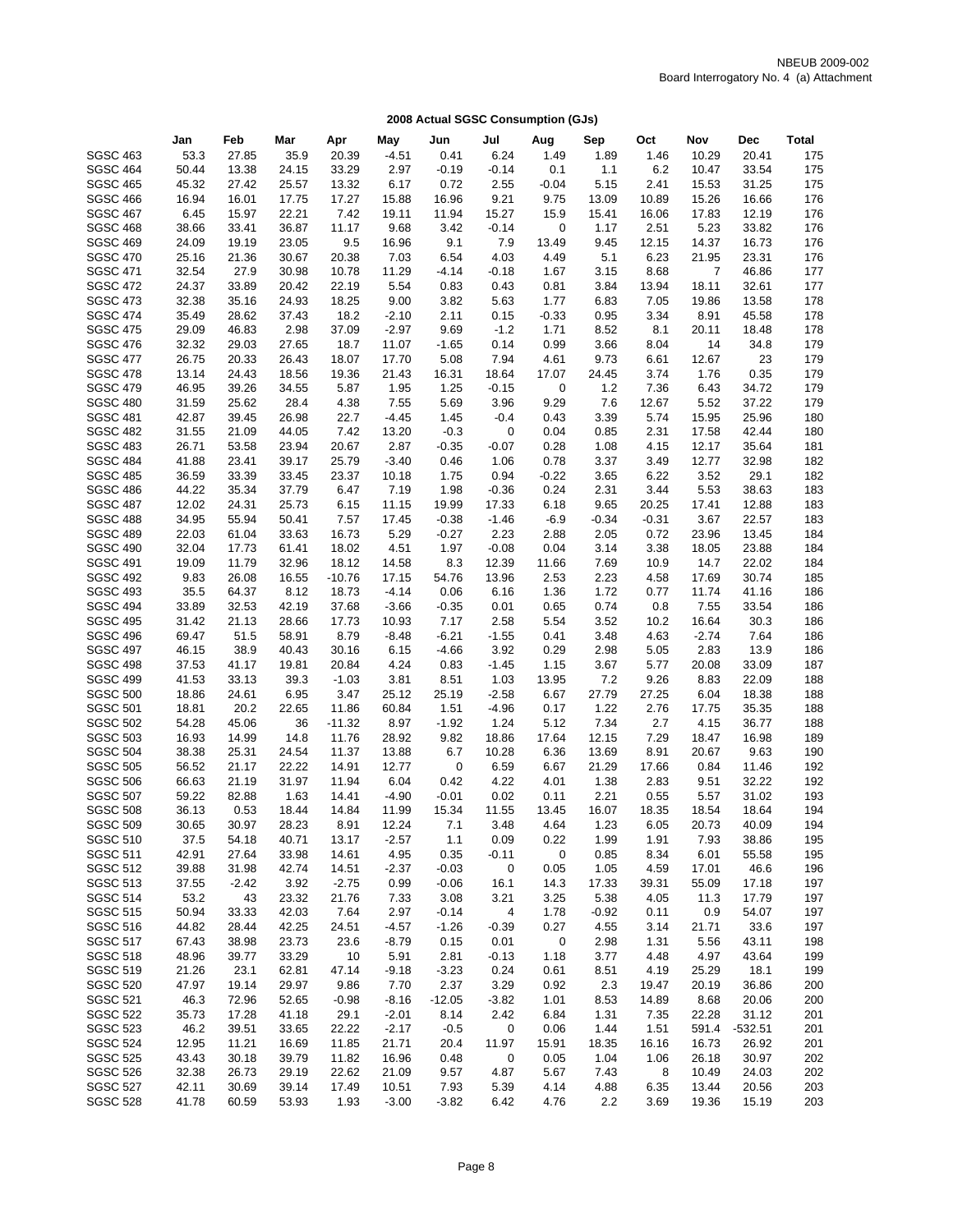NBEUB 2009-002
Board Interrogatory No. 4 (a) Attachment

**2008 Actual SGSC Consumption (GJs)**

| | Jan | Feb | Mar | Apr | May | Jun | Jul | Aug | Sep | Oct | Nov | Dec | Total |
|---|---|---|---|---|---|---|---|---|---|---|---|---|---|
| SGSC 463 | 53.3 | 27.85 | 35.9 | 20.39 | -4.51 | 0.41 | 6.24 | 1.49 | 1.89 | 1.46 | 10.29 | 20.41 | 175 |
| SGSC 464 | 50.44 | 13.38 | 24.15 | 33.29 | 2.97 | -0.19 | -0.14 | 0.1 | 1.1 | 6.2 | 10.47 | 33.54 | 175 |
| SGSC 465 | 45.32 | 27.42 | 25.57 | 13.32 | 6.17 | 0.72 | 2.55 | -0.04 | 5.15 | 2.41 | 15.53 | 31.25 | 175 |
| SGSC 466 | 16.94 | 16.01 | 17.75 | 17.27 | 15.88 | 16.96 | 9.21 | 9.75 | 13.09 | 10.89 | 15.26 | 16.66 | 176 |
| SGSC 467 | 6.45 | 15.97 | 22.21 | 7.42 | 19.11 | 11.94 | 15.27 | 15.9 | 15.41 | 16.06 | 17.83 | 12.19 | 176 |
| SGSC 468 | 38.66 | 33.41 | 36.87 | 11.17 | 9.68 | 3.42 | -0.14 | 0 | 1.17 | 2.51 | 5.23 | 33.82 | 176 |
| SGSC 469 | 24.09 | 19.19 | 23.05 | 9.5 | 16.96 | 9.1 | 7.9 | 13.49 | 9.45 | 12.15 | 14.37 | 16.73 | 176 |
| SGSC 470 | 25.16 | 21.36 | 30.67 | 20.38 | 7.03 | 6.54 | 4.03 | 4.49 | 5.1 | 6.23 | 21.95 | 23.31 | 176 |
| SGSC 471 | 32.54 | 27.9 | 30.98 | 10.78 | 11.29 | -4.14 | -0.18 | 1.67 | 3.15 | 8.68 | 7 | 46.86 | 177 |
| SGSC 472 | 24.37 | 33.89 | 20.42 | 22.19 | 5.54 | 0.83 | 0.43 | 0.81 | 3.84 | 13.94 | 18.11 | 32.61 | 177 |
| SGSC 473 | 32.38 | 35.16 | 24.93 | 18.25 | 9.00 | 3.82 | 5.63 | 1.77 | 6.83 | 7.05 | 19.86 | 13.58 | 178 |
| SGSC 474 | 35.49 | 28.62 | 37.43 | 18.2 | -2.10 | 2.11 | 0.15 | -0.33 | 0.95 | 3.34 | 8.91 | 45.58 | 178 |
| SGSC 475 | 29.09 | 46.83 | 2.98 | 37.09 | -2.97 | 9.69 | -1.2 | 1.71 | 8.52 | 8.1 | 20.11 | 18.48 | 178 |
| SGSC 476 | 32.32 | 29.03 | 27.65 | 18.7 | 11.07 | -1.65 | 0.14 | 0.99 | 3.66 | 8.04 | 14 | 34.8 | 179 |
| SGSC 477 | 26.75 | 20.33 | 26.43 | 18.07 | 17.70 | 5.08 | 7.94 | 4.61 | 9.73 | 6.61 | 12.67 | 23 | 179 |
| SGSC 478 | 13.14 | 24.43 | 18.56 | 19.36 | 21.43 | 16.31 | 18.64 | 17.07 | 24.45 | 3.74 | 1.76 | 0.35 | 179 |
| SGSC 479 | 46.95 | 39.26 | 34.55 | 5.87 | 1.95 | 1.25 | -0.15 | 0 | 1.2 | 7.36 | 6.43 | 34.72 | 179 |
| SGSC 480 | 31.59 | 25.62 | 28.4 | 4.38 | 7.55 | 5.69 | 3.96 | 9.29 | 7.6 | 12.67 | 5.52 | 37.22 | 179 |
| SGSC 481 | 42.87 | 39.45 | 26.98 | 22.7 | -4.45 | 1.45 | -0.4 | 0.43 | 3.39 | 5.74 | 15.95 | 25.96 | 180 |
| SGSC 482 | 31.55 | 21.09 | 44.05 | 7.42 | 13.20 | -0.3 | 0 | 0.04 | 0.85 | 2.31 | 17.58 | 42.44 | 180 |
| SGSC 483 | 26.71 | 53.58 | 23.94 | 20.67 | 2.87 | -0.35 | -0.07 | 0.28 | 1.08 | 4.15 | 12.17 | 35.64 | 181 |
| SGSC 484 | 41.88 | 23.41 | 39.17 | 25.79 | -3.40 | 0.46 | 1.06 | 0.78 | 3.37 | 3.49 | 12.77 | 32.98 | 182 |
| SGSC 485 | 36.59 | 33.39 | 33.45 | 23.37 | 10.18 | 1.75 | 0.94 | -0.22 | 3.65 | 6.22 | 3.52 | 29.1 | 182 |
| SGSC 486 | 44.22 | 35.34 | 37.79 | 6.47 | 7.19 | 1.98 | -0.36 | 0.24 | 2.31 | 3.44 | 5.53 | 38.63 | 183 |
| SGSC 487 | 12.02 | 24.31 | 25.73 | 6.15 | 11.15 | 19.99 | 17.33 | 6.18 | 9.65 | 20.25 | 17.41 | 12.88 | 183 |
| SGSC 488 | 34.95 | 55.94 | 50.41 | 7.57 | 17.45 | -0.38 | -1.46 | -6.9 | -0.34 | -0.31 | 3.67 | 22.57 | 183 |
| SGSC 489 | 22.03 | 61.04 | 33.63 | 16.73 | 5.29 | -0.27 | 2.23 | 2.88 | 2.05 | 0.72 | 23.96 | 13.45 | 184 |
| SGSC 490 | 32.04 | 17.73 | 61.41 | 18.02 | 4.51 | 1.97 | -0.08 | 0.04 | 3.14 | 3.38 | 18.05 | 23.88 | 184 |
| SGSC 491 | 19.09 | 11.79 | 32.96 | 18.12 | 14.58 | 8.3 | 12.39 | 11.66 | 7.69 | 10.9 | 14.7 | 22.02 | 184 |
| SGSC 492 | 9.83 | 26.08 | 16.55 | -10.76 | 17.15 | 54.76 | 13.96 | 2.53 | 2.23 | 4.58 | 17.69 | 30.74 | 185 |
| SGSC 493 | 35.5 | 64.37 | 8.12 | 18.73 | -4.14 | 0.06 | 6.16 | 1.36 | 1.72 | 0.77 | 11.74 | 41.16 | 186 |
| SGSC 494 | 33.89 | 32.53 | 42.19 | 37.68 | -3.66 | -0.35 | 0.01 | 0.65 | 0.74 | 0.8 | 7.55 | 33.54 | 186 |
| SGSC 495 | 31.42 | 21.13 | 28.66 | 17.73 | 10.93 | 7.17 | 2.58 | 5.54 | 3.52 | 10.2 | 16.64 | 30.3 | 186 |
| SGSC 496 | 69.47 | 51.5 | 58.91 | 8.79 | -8.48 | -6.21 | -1.55 | 0.41 | 3.48 | 4.63 | -2.74 | 7.64 | 186 |
| SGSC 497 | 46.15 | 38.9 | 40.43 | 30.16 | 6.15 | -4.66 | 3.92 | 0.29 | 2.98 | 5.05 | 2.83 | 13.9 | 186 |
| SGSC 498 | 37.53 | 41.17 | 19.81 | 20.84 | 4.24 | 0.83 | -1.45 | 1.15 | 3.67 | 5.77 | 20.08 | 33.09 | 187 |
| SGSC 499 | 41.53 | 33.13 | 39.3 | -1.03 | 3.81 | 8.51 | 1.03 | 13.95 | 7.2 | 9.26 | 8.83 | 22.09 | 188 |
| SGSC 500 | 18.86 | 24.61 | 6.95 | 3.47 | 25.12 | 25.19 | -2.58 | 6.67 | 27.79 | 27.25 | 6.04 | 18.38 | 188 |
| SGSC 501 | 18.81 | 20.2 | 22.65 | 11.86 | 60.84 | 1.51 | -4.96 | 0.17 | 1.22 | 2.76 | 17.75 | 35.35 | 188 |
| SGSC 502 | 54.28 | 45.06 | 36 | -11.32 | 8.97 | -1.92 | 1.24 | 5.12 | 7.34 | 2.7 | 4.15 | 36.77 | 188 |
| SGSC 503 | 16.93 | 14.99 | 14.8 | 11.76 | 28.92 | 9.82 | 18.86 | 17.64 | 12.15 | 7.29 | 18.47 | 16.98 | 189 |
| SGSC 504 | 38.38 | 25.31 | 24.54 | 11.37 | 13.88 | 6.7 | 10.28 | 6.36 | 13.69 | 8.91 | 20.67 | 9.63 | 190 |
| SGSC 505 | 56.52 | 21.17 | 22.22 | 14.91 | 12.77 | 0 | 6.59 | 6.67 | 21.29 | 17.66 | 0.84 | 11.46 | 192 |
| SGSC 506 | 66.63 | 21.19 | 31.97 | 11.94 | 6.04 | 0.42 | 4.22 | 4.01 | 1.38 | 2.83 | 9.51 | 32.22 | 192 |
| SGSC 507 | 59.22 | 82.88 | 1.63 | 14.41 | -4.90 | -0.01 | 0.02 | 0.11 | 2.21 | 0.55 | 5.57 | 31.02 | 193 |
| SGSC 508 | 36.13 | 0.53 | 18.44 | 14.84 | 11.99 | 15.34 | 11.55 | 13.45 | 16.07 | 18.35 | 18.54 | 18.64 | 194 |
| SGSC 509 | 30.65 | 30.97 | 28.23 | 8.91 | 12.24 | 7.1 | 3.48 | 4.64 | 1.23 | 6.05 | 20.73 | 40.09 | 194 |
| SGSC 510 | 37.5 | 54.18 | 40.71 | 13.17 | -2.57 | 1.1 | 0.09 | 0.22 | 1.99 | 1.91 | 7.93 | 38.86 | 195 |
| SGSC 511 | 42.91 | 27.64 | 33.98 | 14.61 | 4.95 | 0.35 | -0.11 | 0 | 0.85 | 8.34 | 6.01 | 55.58 | 195 |
| SGSC 512 | 39.88 | 31.98 | 42.74 | 14.51 | -2.37 | -0.03 | 0 | 0.05 | 1.05 | 4.59 | 17.01 | 46.6 | 196 |
| SGSC 513 | 37.55 | -2.42 | 3.92 | -2.75 | 0.99 | -0.06 | 16.1 | 14.3 | 17.33 | 39.31 | 55.09 | 17.18 | 197 |
| SGSC 514 | 53.2 | 43 | 23.32 | 21.76 | 7.33 | 3.08 | 3.21 | 3.25 | 5.38 | 4.05 | 11.3 | 17.79 | 197 |
| SGSC 515 | 50.94 | 33.33 | 42.03 | 7.64 | 2.97 | -0.14 | 4 | 1.78 | -0.92 | 0.11 | 0.9 | 54.07 | 197 |
| SGSC 516 | 44.82 | 28.44 | 42.25 | 24.51 | -4.57 | -1.26 | -0.39 | 0.27 | 4.55 | 3.14 | 21.71 | 33.6 | 197 |
| SGSC 517 | 67.43 | 38.98 | 23.73 | 23.6 | -8.79 | 0.15 | 0.01 | 0 | 2.98 | 1.31 | 5.56 | 43.11 | 198 |
| SGSC 518 | 48.96 | 39.77 | 33.29 | 10 | 5.91 | 2.81 | -0.13 | 1.18 | 3.77 | 4.48 | 4.97 | 43.64 | 199 |
| SGSC 519 | 21.26 | 23.1 | 62.81 | 47.14 | -9.18 | -3.23 | 0.24 | 0.61 | 8.51 | 4.19 | 25.29 | 18.1 | 199 |
| SGSC 520 | 47.97 | 19.14 | 29.97 | 9.86 | 7.70 | 2.37 | 3.29 | 0.92 | 2.3 | 19.47 | 20.19 | 36.86 | 200 |
| SGSC 521 | 46.3 | 72.96 | 52.65 | -0.98 | -8.16 | -12.05 | -3.82 | 1.01 | 8.53 | 14.89 | 8.68 | 20.06 | 200 |
| SGSC 522 | 35.73 | 17.28 | 41.18 | 29.1 | -2.01 | 8.14 | 2.42 | 6.84 | 1.31 | 7.35 | 22.28 | 31.12 | 201 |
| SGSC 523 | 46.2 | 39.51 | 33.65 | 22.22 | -2.17 | -0.5 | 0 | 0.06 | 1.44 | 1.51 | 591.4 | -532.51 | 201 |
| SGSC 524 | 12.95 | 11.21 | 16.69 | 11.85 | 21.71 | 20.4 | 11.97 | 15.91 | 18.35 | 16.16 | 16.73 | 26.92 | 201 |
| SGSC 525 | 43.43 | 30.18 | 39.79 | 11.82 | 16.96 | 0.48 | 0 | 0.05 | 1.04 | 1.06 | 26.18 | 30.97 | 202 |
| SGSC 526 | 32.38 | 26.73 | 29.19 | 22.62 | 21.09 | 9.57 | 4.87 | 5.67 | 7.43 | 8 | 10.49 | 24.03 | 202 |
| SGSC 527 | 42.11 | 30.69 | 39.14 | 17.49 | 10.51 | 7.93 | 5.39 | 4.14 | 4.88 | 6.35 | 13.44 | 20.56 | 203 |
| SGSC 528 | 41.78 | 60.59 | 53.93 | 1.93 | -3.00 | -3.82 | 6.42 | 4.76 | 2.2 | 3.69 | 19.36 | 15.19 | 203 |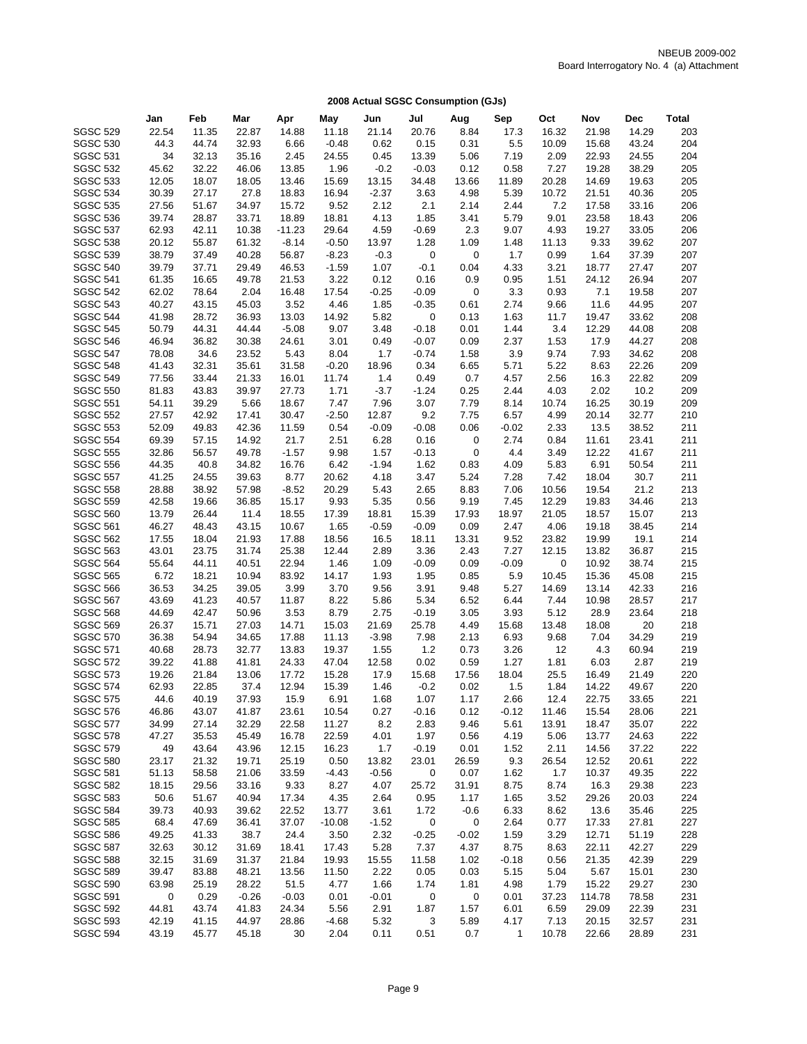NBEUB 2009-002
Board Interrogatory No. 4 (a) Attachment

## 2008 Actual SGSC Consumption (GJs)

| | Jan | Feb | Mar | Apr | May | Jun | Jul | Aug | Sep | Oct | Nov | Dec | Total |
|---|---|---|---|---|---|---|---|---|---|---|---|---|---|
| SGSC 529 | 22.54 | 11.35 | 22.87 | 14.88 | 11.18 | 21.14 | 20.76 | 8.84 | 17.3 | 16.32 | 21.98 | 14.29 | 203 |
| SGSC 530 | 44.3 | 44.74 | 32.93 | 6.66 | -0.48 | 0.62 | 0.15 | 0.31 | 5.5 | 10.09 | 15.68 | 43.24 | 204 |
| SGSC 531 | 34 | 32.13 | 35.16 | 2.45 | 24.55 | 0.45 | 13.39 | 5.06 | 7.19 | 2.09 | 22.93 | 24.55 | 204 |
| SGSC 532 | 45.62 | 32.22 | 46.06 | 13.85 | 1.96 | -0.2 | -0.03 | 0.12 | 0.58 | 7.27 | 19.28 | 38.29 | 205 |
| SGSC 533 | 12.05 | 18.07 | 18.05 | 13.46 | 15.69 | 13.15 | 34.48 | 13.66 | 11.89 | 20.28 | 14.69 | 19.63 | 205 |
| SGSC 534 | 30.39 | 27.17 | 27.8 | 18.83 | 16.94 | -2.37 | 3.63 | 4.98 | 5.39 | 10.72 | 21.51 | 40.36 | 205 |
| SGSC 535 | 27.56 | 51.67 | 34.97 | 15.72 | 9.52 | 2.12 | 2.1 | 2.14 | 2.44 | 7.2 | 17.58 | 33.16 | 206 |
| SGSC 536 | 39.74 | 28.87 | 33.71 | 18.89 | 18.81 | 4.13 | 1.85 | 3.41 | 5.79 | 9.01 | 23.58 | 18.43 | 206 |
| SGSC 537 | 62.93 | 42.11 | 10.38 | -11.23 | 29.64 | 4.59 | -0.69 | 2.3 | 9.07 | 4.93 | 19.27 | 33.05 | 206 |
| SGSC 538 | 20.12 | 55.87 | 61.32 | -8.14 | -0.50 | 13.97 | 1.28 | 1.09 | 1.48 | 11.13 | 9.33 | 39.62 | 207 |
| SGSC 539 | 38.79 | 37.49 | 40.28 | 56.87 | -8.23 | -0.3 | 0 | 0 | 1.7 | 0.99 | 1.64 | 37.39 | 207 |
| SGSC 540 | 39.79 | 37.71 | 29.49 | 46.53 | -1.59 | 1.07 | -0.1 | 0.04 | 4.33 | 3.21 | 18.77 | 27.47 | 207 |
| SGSC 541 | 61.35 | 16.65 | 49.78 | 21.53 | 3.22 | 0.12 | 0.16 | 0.9 | 0.95 | 1.51 | 24.12 | 26.94 | 207 |
| SGSC 542 | 62.02 | 78.64 | 2.04 | 16.48 | 17.54 | -0.25 | -0.09 | 0 | 3.3 | 0.93 | 7.1 | 19.58 | 207 |
| SGSC 543 | 40.27 | 43.15 | 45.03 | 3.52 | 4.46 | 1.85 | -0.35 | 0.61 | 2.74 | 9.66 | 11.6 | 44.95 | 207 |
| SGSC 544 | 41.98 | 28.72 | 36.93 | 13.03 | 14.92 | 5.82 | 0 | 0.13 | 1.63 | 11.7 | 19.47 | 33.62 | 208 |
| SGSC 545 | 50.79 | 44.31 | 44.44 | -5.08 | 9.07 | 3.48 | -0.18 | 0.01 | 1.44 | 3.4 | 12.29 | 44.08 | 208 |
| SGSC 546 | 46.94 | 36.82 | 30.38 | 24.61 | 3.01 | 0.49 | -0.07 | 0.09 | 2.37 | 1.53 | 17.9 | 44.27 | 208 |
| SGSC 547 | 78.08 | 34.6 | 23.52 | 5.43 | 8.04 | 1.7 | -0.74 | 1.58 | 3.9 | 9.74 | 7.93 | 34.62 | 208 |
| SGSC 548 | 41.43 | 32.31 | 35.61 | 31.58 | -0.20 | 18.96 | 0.34 | 6.65 | 5.71 | 5.22 | 8.63 | 22.26 | 209 |
| SGSC 549 | 77.56 | 33.44 | 21.33 | 16.01 | 11.74 | 1.4 | 0.49 | 0.7 | 4.57 | 2.56 | 16.3 | 22.82 | 209 |
| SGSC 550 | 81.83 | 43.83 | 39.97 | 27.73 | 1.71 | -3.7 | -1.24 | 0.25 | 2.44 | 4.03 | 2.02 | 10.2 | 209 |
| SGSC 551 | 54.11 | 39.29 | 5.66 | 18.67 | 7.47 | 7.96 | 3.07 | 7.79 | 8.14 | 10.74 | 16.25 | 30.19 | 209 |
| SGSC 552 | 27.57 | 42.92 | 17.41 | 30.47 | -2.50 | 12.87 | 9.2 | 7.75 | 6.57 | 4.99 | 20.14 | 32.77 | 210 |
| SGSC 553 | 52.09 | 49.83 | 42.36 | 11.59 | 0.54 | -0.09 | -0.08 | 0.06 | -0.02 | 2.33 | 13.5 | 38.52 | 211 |
| SGSC 554 | 69.39 | 57.15 | 14.92 | 21.7 | 2.51 | 6.28 | 0.16 | 0 | 2.74 | 0.84 | 11.61 | 23.41 | 211 |
| SGSC 555 | 32.86 | 56.57 | 49.78 | -1.57 | 9.98 | 1.57 | -0.13 | 0 | 4.4 | 3.49 | 12.22 | 41.67 | 211 |
| SGSC 556 | 44.35 | 40.8 | 34.82 | 16.76 | 6.42 | -1.94 | 1.62 | 0.83 | 4.09 | 5.83 | 6.91 | 50.54 | 211 |
| SGSC 557 | 41.25 | 24.55 | 39.63 | 8.77 | 20.62 | 4.18 | 3.47 | 5.24 | 7.28 | 7.42 | 18.04 | 30.7 | 211 |
| SGSC 558 | 28.88 | 38.92 | 57.98 | -8.52 | 20.29 | 5.43 | 2.65 | 8.83 | 7.06 | 10.56 | 19.54 | 21.2 | 213 |
| SGSC 559 | 42.58 | 19.66 | 36.85 | 15.17 | 9.93 | 5.35 | 0.56 | 9.19 | 7.45 | 12.29 | 19.83 | 34.46 | 213 |
| SGSC 560 | 13.79 | 26.44 | 11.4 | 18.55 | 17.39 | 18.81 | 15.39 | 17.93 | 18.97 | 21.05 | 18.57 | 15.07 | 213 |
| SGSC 561 | 46.27 | 48.43 | 43.15 | 10.67 | 1.65 | -0.59 | -0.09 | 0.09 | 2.47 | 4.06 | 19.18 | 38.45 | 214 |
| SGSC 562 | 17.55 | 18.04 | 21.93 | 17.88 | 18.56 | 16.5 | 18.11 | 13.31 | 9.52 | 23.82 | 19.99 | 19.1 | 214 |
| SGSC 563 | 43.01 | 23.75 | 31.74 | 25.38 | 12.44 | 2.89 | 3.36 | 2.43 | 7.27 | 12.15 | 13.82 | 36.87 | 215 |
| SGSC 564 | 55.64 | 44.11 | 40.51 | 22.94 | 1.46 | 1.09 | -0.09 | 0.09 | -0.09 | 0 | 10.92 | 38.74 | 215 |
| SGSC 565 | 6.72 | 18.21 | 10.94 | 83.92 | 14.17 | 1.93 | 1.95 | 0.85 | 5.9 | 10.45 | 15.36 | 45.08 | 215 |
| SGSC 566 | 36.53 | 34.25 | 39.05 | 3.99 | 3.70 | 9.56 | 3.91 | 9.48 | 5.27 | 14.69 | 13.14 | 42.33 | 216 |
| SGSC 567 | 43.69 | 41.23 | 40.57 | 11.87 | 8.22 | 5.86 | 5.34 | 6.52 | 6.44 | 7.44 | 10.98 | 28.57 | 217 |
| SGSC 568 | 44.69 | 42.47 | 50.96 | 3.53 | 8.79 | 2.75 | -0.19 | 3.05 | 3.93 | 5.12 | 28.9 | 23.64 | 218 |
| SGSC 569 | 26.37 | 15.71 | 27.03 | 14.71 | 15.03 | 21.69 | 25.78 | 4.49 | 15.68 | 13.48 | 18.08 | 20 | 218 |
| SGSC 570 | 36.38 | 54.94 | 34.65 | 17.88 | 11.13 | -3.98 | 7.98 | 2.13 | 6.93 | 9.68 | 7.04 | 34.29 | 219 |
| SGSC 571 | 40.68 | 28.73 | 32.77 | 13.83 | 19.37 | 1.55 | 1.2 | 0.73 | 3.26 | 12 | 4.3 | 60.94 | 219 |
| SGSC 572 | 39.22 | 41.88 | 41.81 | 24.33 | 47.04 | 12.58 | 0.02 | 0.59 | 1.27 | 1.81 | 6.03 | 2.87 | 219 |
| SGSC 573 | 19.26 | 21.84 | 13.06 | 17.72 | 15.28 | 17.9 | 15.68 | 17.56 | 18.04 | 25.5 | 16.49 | 21.49 | 220 |
| SGSC 574 | 62.93 | 22.85 | 37.4 | 12.94 | 15.39 | 1.46 | -0.2 | 0.02 | 1.5 | 1.84 | 14.22 | 49.67 | 220 |
| SGSC 575 | 44.6 | 40.19 | 37.93 | 15.9 | 6.91 | 1.68 | 1.07 | 1.17 | 2.66 | 12.4 | 22.75 | 33.65 | 221 |
| SGSC 576 | 46.86 | 43.07 | 41.87 | 23.61 | 10.54 | 0.27 | -0.16 | 0.12 | -0.12 | 11.46 | 15.54 | 28.06 | 221 |
| SGSC 577 | 34.99 | 27.14 | 32.29 | 22.58 | 11.27 | 8.2 | 2.83 | 9.46 | 5.61 | 13.91 | 18.47 | 35.07 | 222 |
| SGSC 578 | 47.27 | 35.53 | 45.49 | 16.78 | 22.59 | 4.01 | 1.97 | 0.56 | 4.19 | 5.06 | 13.77 | 24.63 | 222 |
| SGSC 579 | 49 | 43.64 | 43.96 | 12.15 | 16.23 | 1.7 | -0.19 | 0.01 | 1.52 | 2.11 | 14.56 | 37.22 | 222 |
| SGSC 580 | 23.17 | 21.32 | 19.71 | 25.19 | 0.50 | 13.82 | 23.01 | 26.59 | 9.3 | 26.54 | 12.52 | 20.61 | 222 |
| SGSC 581 | 51.13 | 58.58 | 21.06 | 33.59 | -4.43 | -0.56 | 0 | 0.07 | 1.62 | 1.7 | 10.37 | 49.35 | 222 |
| SGSC 582 | 18.15 | 29.56 | 33.16 | 9.33 | 8.27 | 4.07 | 25.72 | 31.91 | 8.75 | 8.74 | 16.3 | 29.38 | 223 |
| SGSC 583 | 50.6 | 51.67 | 40.94 | 17.34 | 4.35 | 2.64 | 0.95 | 1.17 | 1.65 | 3.52 | 29.26 | 20.03 | 224 |
| SGSC 584 | 39.73 | 40.93 | 39.62 | 22.52 | 13.77 | 3.61 | 1.72 | -0.6 | 6.33 | 8.62 | 13.6 | 35.46 | 225 |
| SGSC 585 | 68.4 | 47.69 | 36.41 | 37.07 | -10.08 | -1.52 | 0 | 0 | 2.64 | 0.77 | 17.33 | 27.81 | 227 |
| SGSC 586 | 49.25 | 41.33 | 38.7 | 24.4 | 3.50 | 2.32 | -0.25 | -0.02 | 1.59 | 3.29 | 12.71 | 51.19 | 228 |
| SGSC 587 | 32.63 | 30.12 | 31.69 | 18.41 | 17.43 | 5.28 | 7.37 | 4.37 | 8.75 | 8.63 | 22.11 | 42.27 | 229 |
| SGSC 588 | 32.15 | 31.69 | 31.37 | 21.84 | 19.93 | 15.55 | 11.58 | 1.02 | -0.18 | 0.56 | 21.35 | 42.39 | 229 |
| SGSC 589 | 39.47 | 83.88 | 48.21 | 13.56 | 11.50 | 2.22 | 0.05 | 0.03 | 5.15 | 5.04 | 5.67 | 15.01 | 230 |
| SGSC 590 | 63.98 | 25.19 | 28.22 | 51.5 | 4.77 | 1.66 | 1.74 | 1.81 | 4.98 | 1.79 | 15.22 | 29.27 | 230 |
| SGSC 591 | 0 | 0.29 | -0.26 | -0.03 | 0.01 | -0.01 | 0 | 0 | 0.01 | 37.23 | 114.78 | 78.58 | 231 |
| SGSC 592 | 44.81 | 43.74 | 41.83 | 24.34 | 5.56 | 2.91 | 1.87 | 1.57 | 6.01 | 6.59 | 29.09 | 22.39 | 231 |
| SGSC 593 | 42.19 | 41.15 | 44.97 | 28.86 | -4.68 | 5.32 | 3 | 5.89 | 4.17 | 7.13 | 20.15 | 32.57 | 231 |
| SGSC 594 | 43.19 | 45.77 | 45.18 | 30 | 2.04 | 0.11 | 0.51 | 0.7 | 1 | 10.78 | 22.66 | 28.89 | 231 |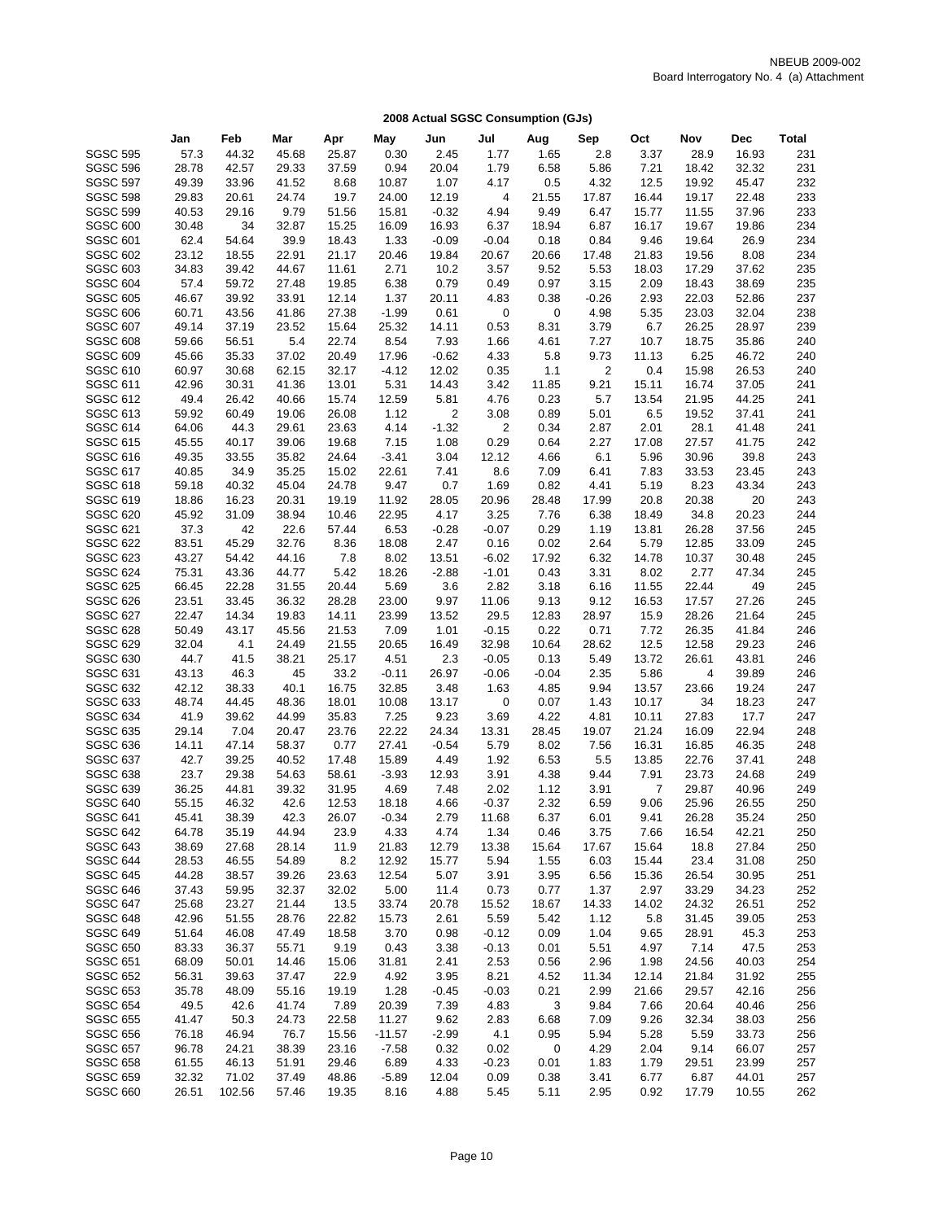NBEUB 2009-002
Board Interrogatory No. 4 (a) Attachment

## 2008 Actual SGSC Consumption (GJs)

| | Jan | Feb | Mar | Apr | May | Jun | Jul | Aug | Sep | Oct | Nov | Dec | Total |
|---|---|---|---|---|---|---|---|---|---|---|---|---|---|
| SGSC 595 | 57.3 | 44.32 | 45.68 | 25.87 | 0.30 | 2.45 | 1.77 | 1.65 | 2.8 | 3.37 | 28.9 | 16.93 | 231 |
| SGSC 596 | 28.78 | 42.57 | 29.33 | 37.59 | 0.94 | 20.04 | 1.79 | 6.58 | 5.86 | 7.21 | 18.42 | 32.32 | 231 |
| SGSC 597 | 49.39 | 33.96 | 41.52 | 8.68 | 10.87 | 1.07 | 4.17 | 0.5 | 4.32 | 12.5 | 19.92 | 45.47 | 232 |
| SGSC 598 | 29.83 | 20.61 | 24.74 | 19.7 | 24.00 | 12.19 | 4 | 21.55 | 17.87 | 16.44 | 19.17 | 22.48 | 233 |
| SGSC 599 | 40.53 | 29.16 | 9.79 | 51.56 | 15.81 | -0.32 | 4.94 | 9.49 | 6.47 | 15.77 | 11.55 | 37.96 | 233 |
| SGSC 600 | 30.48 | 34 | 32.87 | 15.25 | 16.09 | 16.93 | 6.37 | 18.94 | 6.87 | 16.17 | 19.67 | 19.86 | 234 |
| SGSC 601 | 62.4 | 54.64 | 39.9 | 18.43 | 1.33 | -0.09 | -0.04 | 0.18 | 0.84 | 9.46 | 19.64 | 26.9 | 234 |
| SGSC 602 | 23.12 | 18.55 | 22.91 | 21.17 | 20.46 | 19.84 | 20.67 | 20.66 | 17.48 | 21.83 | 19.56 | 8.08 | 234 |
| SGSC 603 | 34.83 | 39.42 | 44.67 | 11.61 | 2.71 | 10.2 | 3.57 | 9.52 | 5.53 | 18.03 | 17.29 | 37.62 | 235 |
| SGSC 604 | 57.4 | 59.72 | 27.48 | 19.85 | 6.38 | 0.79 | 0.49 | 0.97 | 3.15 | 2.09 | 18.43 | 38.69 | 235 |
| SGSC 605 | 46.67 | 39.92 | 33.91 | 12.14 | 1.37 | 20.11 | 4.83 | 0.38 | -0.26 | 2.93 | 22.03 | 52.86 | 237 |
| SGSC 606 | 60.71 | 43.56 | 41.86 | 27.38 | -1.99 | 0.61 | 0 | 0 | 4.98 | 5.35 | 23.03 | 32.04 | 238 |
| SGSC 607 | 49.14 | 37.19 | 23.52 | 15.64 | 25.32 | 14.11 | 0.53 | 8.31 | 3.79 | 6.7 | 26.25 | 28.97 | 239 |
| SGSC 608 | 59.66 | 56.51 | 5.4 | 22.74 | 8.54 | 7.93 | 1.66 | 4.61 | 7.27 | 10.7 | 18.75 | 35.86 | 240 |
| SGSC 609 | 45.66 | 35.33 | 37.02 | 20.49 | 17.96 | -0.62 | 4.33 | 5.8 | 9.73 | 11.13 | 6.25 | 46.72 | 240 |
| SGSC 610 | 60.97 | 30.68 | 62.15 | 32.17 | -4.12 | 12.02 | 0.35 | 1.1 | 2 | 0.4 | 15.98 | 26.53 | 240 |
| SGSC 611 | 42.96 | 30.31 | 41.36 | 13.01 | 5.31 | 14.43 | 3.42 | 11.85 | 9.21 | 15.11 | 16.74 | 37.05 | 241 |
| SGSC 612 | 49.4 | 26.42 | 40.66 | 15.74 | 12.59 | 5.81 | 4.76 | 0.23 | 5.7 | 13.54 | 21.95 | 44.25 | 241 |
| SGSC 613 | 59.92 | 60.49 | 19.06 | 26.08 | 1.12 | 2 | 3.08 | 0.89 | 5.01 | 6.5 | 19.52 | 37.41 | 241 |
| SGSC 614 | 64.06 | 44.3 | 29.61 | 23.63 | 4.14 | -1.32 | 2 | 0.34 | 2.87 | 2.01 | 28.1 | 41.48 | 241 |
| SGSC 615 | 45.55 | 40.17 | 39.06 | 19.68 | 7.15 | 1.08 | 0.29 | 0.64 | 2.27 | 17.08 | 27.57 | 41.75 | 242 |
| SGSC 616 | 49.35 | 33.55 | 35.82 | 24.64 | -3.41 | 3.04 | 12.12 | 4.66 | 6.1 | 5.96 | 30.96 | 39.8 | 243 |
| SGSC 617 | 40.85 | 34.9 | 35.25 | 15.02 | 22.61 | 7.41 | 8.6 | 7.09 | 6.41 | 7.83 | 33.53 | 23.45 | 243 |
| SGSC 618 | 59.18 | 40.32 | 45.04 | 24.78 | 9.47 | 0.7 | 1.69 | 0.82 | 4.41 | 5.19 | 8.23 | 43.34 | 243 |
| SGSC 619 | 18.86 | 16.23 | 20.31 | 19.19 | 11.92 | 28.05 | 20.96 | 28.48 | 17.99 | 20.8 | 20.38 | 20 | 243 |
| SGSC 620 | 45.92 | 31.09 | 38.94 | 10.46 | 22.95 | 4.17 | 3.25 | 7.76 | 6.38 | 18.49 | 34.8 | 20.23 | 244 |
| SGSC 621 | 37.3 | 42 | 22.6 | 57.44 | 6.53 | -0.28 | -0.07 | 0.29 | 1.19 | 13.81 | 26.28 | 37.56 | 245 |
| SGSC 622 | 83.51 | 45.29 | 32.76 | 8.36 | 18.08 | 2.47 | 0.16 | 0.02 | 2.64 | 5.79 | 12.85 | 33.09 | 245 |
| SGSC 623 | 43.27 | 54.42 | 44.16 | 7.8 | 8.02 | 13.51 | -6.02 | 17.92 | 6.32 | 14.78 | 10.37 | 30.48 | 245 |
| SGSC 624 | 75.31 | 43.36 | 44.77 | 5.42 | 18.26 | -2.88 | -1.01 | 0.43 | 3.31 | 8.02 | 2.77 | 47.34 | 245 |
| SGSC 625 | 66.45 | 22.28 | 31.55 | 20.44 | 5.69 | 3.6 | 2.82 | 3.18 | 6.16 | 11.55 | 22.44 | 49 | 245 |
| SGSC 626 | 23.51 | 33.45 | 36.32 | 28.28 | 23.00 | 9.97 | 11.06 | 9.13 | 9.12 | 16.53 | 17.57 | 27.26 | 245 |
| SGSC 627 | 22.47 | 14.34 | 19.83 | 14.11 | 23.99 | 13.52 | 29.5 | 12.83 | 28.97 | 15.9 | 28.26 | 21.64 | 245 |
| SGSC 628 | 50.49 | 43.17 | 45.56 | 21.53 | 7.09 | 1.01 | -0.15 | 0.22 | 0.71 | 7.72 | 26.35 | 41.84 | 246 |
| SGSC 629 | 32.04 | 4.1 | 24.49 | 21.55 | 20.65 | 16.49 | 32.98 | 10.64 | 28.62 | 12.5 | 12.58 | 29.23 | 246 |
| SGSC 630 | 44.7 | 41.5 | 38.21 | 25.17 | 4.51 | 2.3 | -0.05 | 0.13 | 5.49 | 13.72 | 26.61 | 43.81 | 246 |
| SGSC 631 | 43.13 | 46.3 | 45 | 33.2 | -0.11 | 26.97 | -0.06 | -0.04 | 2.35 | 5.86 | 4 | 39.89 | 246 |
| SGSC 632 | 42.12 | 38.33 | 40.1 | 16.75 | 32.85 | 3.48 | 1.63 | 4.85 | 9.94 | 13.57 | 23.66 | 19.24 | 247 |
| SGSC 633 | 48.74 | 44.45 | 48.36 | 18.01 | 10.08 | 13.17 | 0 | 0.07 | 1.43 | 10.17 | 34 | 18.23 | 247 |
| SGSC 634 | 41.9 | 39.62 | 44.99 | 35.83 | 7.25 | 9.23 | 3.69 | 4.22 | 4.81 | 10.11 | 27.83 | 17.7 | 247 |
| SGSC 635 | 29.14 | 7.04 | 20.47 | 23.76 | 22.22 | 24.34 | 13.31 | 28.45 | 19.07 | 21.24 | 16.09 | 22.94 | 248 |
| SGSC 636 | 14.11 | 47.14 | 58.37 | 0.77 | 27.41 | -0.54 | 5.79 | 8.02 | 7.56 | 16.31 | 16.85 | 46.35 | 248 |
| SGSC 637 | 42.7 | 39.25 | 40.52 | 17.48 | 15.89 | 4.49 | 1.92 | 6.53 | 5.5 | 13.85 | 22.76 | 37.41 | 248 |
| SGSC 638 | 23.7 | 29.38 | 54.63 | 58.61 | -3.93 | 12.93 | 3.91 | 4.38 | 9.44 | 7.91 | 23.73 | 24.68 | 249 |
| SGSC 639 | 36.25 | 44.81 | 39.32 | 31.95 | 4.69 | 7.48 | 2.02 | 1.12 | 3.91 | 7 | 29.87 | 40.96 | 249 |
| SGSC 640 | 55.15 | 46.32 | 42.6 | 12.53 | 18.18 | 4.66 | -0.37 | 2.32 | 6.59 | 9.06 | 25.96 | 26.55 | 250 |
| SGSC 641 | 45.41 | 38.39 | 42.3 | 26.07 | -0.34 | 2.79 | 11.68 | 6.37 | 6.01 | 9.41 | 26.28 | 35.24 | 250 |
| SGSC 642 | 64.78 | 35.19 | 44.94 | 23.9 | 4.33 | 4.74 | 1.34 | 0.46 | 3.75 | 7.66 | 16.54 | 42.21 | 250 |
| SGSC 643 | 38.69 | 27.68 | 28.14 | 11.9 | 21.83 | 12.79 | 13.38 | 15.64 | 17.67 | 15.64 | 18.8 | 27.84 | 250 |
| SGSC 644 | 28.53 | 46.55 | 54.89 | 8.2 | 12.92 | 15.77 | 5.94 | 1.55 | 6.03 | 15.44 | 23.4 | 31.08 | 250 |
| SGSC 645 | 44.28 | 38.57 | 39.26 | 23.63 | 12.54 | 5.07 | 3.91 | 3.95 | 6.56 | 15.36 | 26.54 | 30.95 | 251 |
| SGSC 646 | 37.43 | 59.95 | 32.37 | 32.02 | 5.00 | 11.4 | 0.73 | 0.77 | 1.37 | 2.97 | 33.29 | 34.23 | 252 |
| SGSC 647 | 25.68 | 23.27 | 21.44 | 13.5 | 33.74 | 20.78 | 15.52 | 18.67 | 14.33 | 14.02 | 24.32 | 26.51 | 252 |
| SGSC 648 | 42.96 | 51.55 | 28.76 | 22.82 | 15.73 | 2.61 | 5.59 | 5.42 | 1.12 | 5.8 | 31.45 | 39.05 | 253 |
| SGSC 649 | 51.64 | 46.08 | 47.49 | 18.58 | 3.70 | 0.98 | -0.12 | 0.09 | 1.04 | 9.65 | 28.91 | 45.3 | 253 |
| SGSC 650 | 83.33 | 36.37 | 55.71 | 9.19 | 0.43 | 3.38 | -0.13 | 0.01 | 5.51 | 4.97 | 7.14 | 47.5 | 253 |
| SGSC 651 | 68.09 | 50.01 | 14.46 | 15.06 | 31.81 | 2.41 | 2.53 | 0.56 | 2.96 | 1.98 | 24.56 | 40.03 | 254 |
| SGSC 652 | 56.31 | 39.63 | 37.47 | 22.9 | 4.92 | 3.95 | 8.21 | 4.52 | 11.34 | 12.14 | 21.84 | 31.92 | 255 |
| SGSC 653 | 35.78 | 48.09 | 55.16 | 19.19 | 1.28 | -0.45 | -0.03 | 0.21 | 2.99 | 21.66 | 29.57 | 42.16 | 256 |
| SGSC 654 | 49.5 | 42.6 | 41.74 | 7.89 | 20.39 | 7.39 | 4.83 | 3 | 9.84 | 7.66 | 20.64 | 40.46 | 256 |
| SGSC 655 | 41.47 | 50.3 | 24.73 | 22.58 | 11.27 | 9.62 | 2.83 | 6.68 | 7.09 | 9.26 | 32.34 | 38.03 | 256 |
| SGSC 656 | 76.18 | 46.94 | 76.7 | 15.56 | -11.57 | -2.99 | 4.1 | 0.95 | 5.94 | 5.28 | 5.59 | 33.73 | 256 |
| SGSC 657 | 96.78 | 24.21 | 38.39 | 23.16 | -7.58 | 0.32 | 0.02 | 0 | 4.29 | 2.04 | 9.14 | 66.07 | 257 |
| SGSC 658 | 61.55 | 46.13 | 51.91 | 29.46 | 6.89 | 4.33 | -0.23 | 0.01 | 1.83 | 1.79 | 29.51 | 23.99 | 257 |
| SGSC 659 | 32.32 | 71.02 | 37.49 | 48.86 | -5.89 | 12.04 | 0.09 | 0.38 | 3.41 | 6.77 | 6.87 | 44.01 | 257 |
| SGSC 660 | 26.51 | 102.56 | 57.46 | 19.35 | 8.16 | 4.88 | 5.45 | 5.11 | 2.95 | 0.92 | 17.79 | 10.55 | 262 |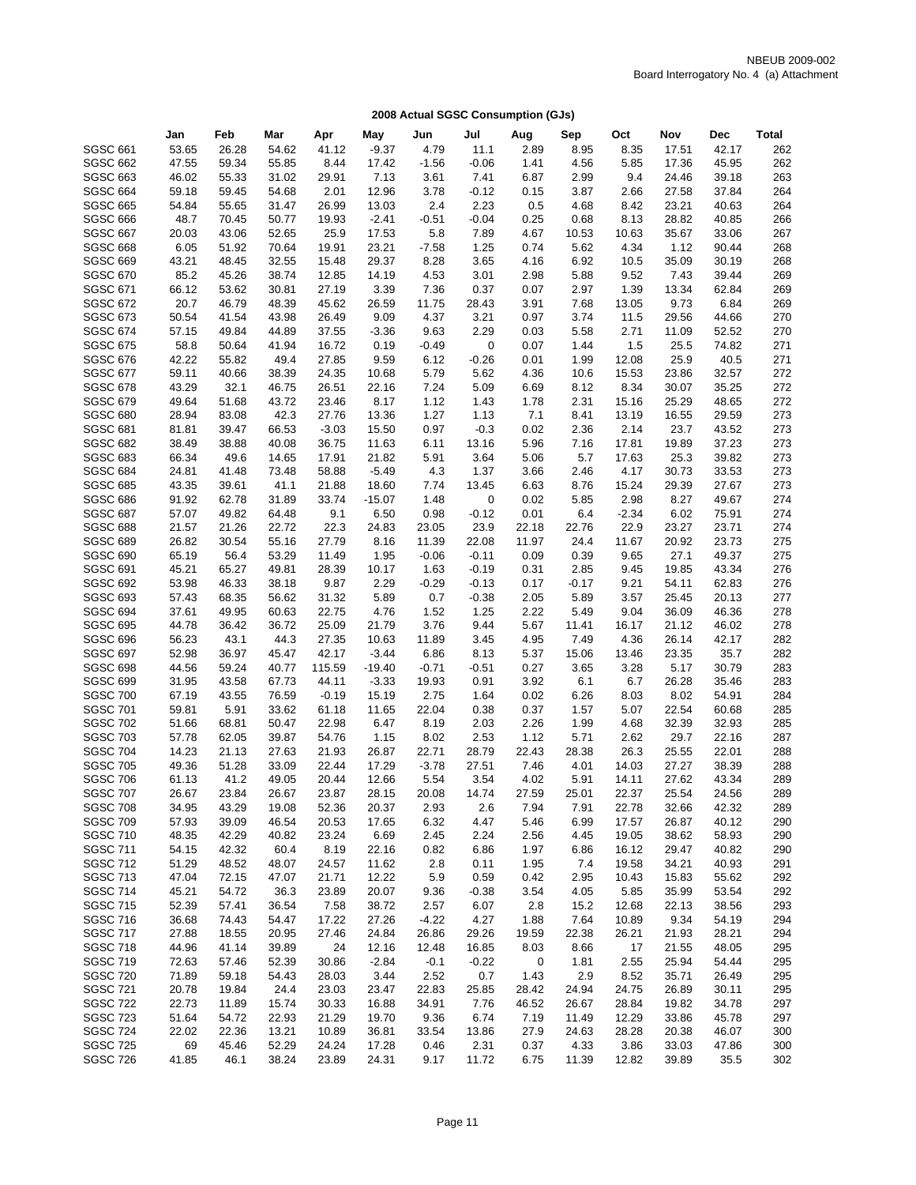NBEUB 2009-002
Board Interrogatory No. 4 (a) Attachment

**2008 Actual SGSC Consumption (GJs)**

| | Jan | Feb | Mar | Apr | May | Jun | Jul | Aug | Sep | Oct | Nov | Dec | Total |
|---|---|---|---|---|---|---|---|---|---|---|---|---|---|
| SGSC 661 | 53.65 | 26.28 | 54.62 | 41.12 | -9.37 | 4.79 | 11.1 | 2.89 | 8.95 | 8.35 | 17.51 | 42.17 | 262 |
| SGSC 662 | 47.55 | 59.34 | 55.85 | 8.44 | 17.42 | -1.56 | -0.06 | 1.41 | 4.56 | 5.85 | 17.36 | 45.95 | 262 |
| SGSC 663 | 46.02 | 55.33 | 31.02 | 29.91 | 7.13 | 3.61 | 7.41 | 6.87 | 2.99 | 9.4 | 24.46 | 39.18 | 263 |
| SGSC 664 | 59.18 | 59.45 | 54.68 | 2.01 | 12.96 | 3.78 | -0.12 | 0.15 | 3.87 | 2.66 | 27.58 | 37.84 | 264 |
| SGSC 665 | 54.84 | 55.65 | 31.47 | 26.99 | 13.03 | 2.4 | 2.23 | 0.5 | 4.68 | 8.42 | 23.21 | 40.63 | 264 |
| SGSC 666 | 48.7 | 70.45 | 50.77 | 19.93 | -2.41 | -0.51 | -0.04 | 0.25 | 0.68 | 8.13 | 28.82 | 40.85 | 266 |
| SGSC 667 | 20.03 | 43.06 | 52.65 | 25.9 | 17.53 | 5.8 | 7.89 | 4.67 | 10.53 | 10.63 | 35.67 | 33.06 | 267 |
| SGSC 668 | 6.05 | 51.92 | 70.64 | 19.91 | 23.21 | -7.58 | 1.25 | 0.74 | 5.62 | 4.34 | 1.12 | 90.44 | 268 |
| SGSC 669 | 43.21 | 48.45 | 32.55 | 15.48 | 29.37 | 8.28 | 3.65 | 4.16 | 6.92 | 10.5 | 35.09 | 30.19 | 268 |
| SGSC 670 | 85.2 | 45.26 | 38.74 | 12.85 | 14.19 | 4.53 | 3.01 | 2.98 | 5.88 | 9.52 | 7.43 | 39.44 | 269 |
| SGSC 671 | 66.12 | 53.62 | 30.81 | 27.19 | 3.39 | 7.36 | 0.37 | 0.07 | 2.97 | 1.39 | 13.34 | 62.84 | 269 |
| SGSC 672 | 20.7 | 46.79 | 48.39 | 45.62 | 26.59 | 11.75 | 28.43 | 3.91 | 7.68 | 13.05 | 9.73 | 6.84 | 269 |
| SGSC 673 | 50.54 | 41.54 | 43.98 | 26.49 | 9.09 | 4.37 | 3.21 | 0.97 | 3.74 | 11.5 | 29.56 | 44.66 | 270 |
| SGSC 674 | 57.15 | 49.84 | 44.89 | 37.55 | -3.36 | 9.63 | 2.29 | 0.03 | 5.58 | 2.71 | 11.09 | 52.52 | 270 |
| SGSC 675 | 58.8 | 50.64 | 41.94 | 16.72 | 0.19 | -0.49 | 0 | 0.07 | 1.44 | 1.5 | 25.5 | 74.82 | 271 |
| SGSC 676 | 42.22 | 55.82 | 49.4 | 27.85 | 9.59 | 6.12 | -0.26 | 0.01 | 1.99 | 12.08 | 25.9 | 40.5 | 271 |
| SGSC 677 | 59.11 | 40.66 | 38.39 | 24.35 | 10.68 | 5.79 | 5.62 | 4.36 | 10.6 | 15.53 | 23.86 | 32.57 | 272 |
| SGSC 678 | 43.29 | 32.1 | 46.75 | 26.51 | 22.16 | 7.24 | 5.09 | 6.69 | 8.12 | 8.34 | 30.07 | 35.25 | 272 |
| SGSC 679 | 49.64 | 51.68 | 43.72 | 23.46 | 8.17 | 1.12 | 1.43 | 1.78 | 2.31 | 15.16 | 25.29 | 48.65 | 272 |
| SGSC 680 | 28.94 | 83.08 | 42.3 | 27.76 | 13.36 | 1.27 | 1.13 | 7.1 | 8.41 | 13.19 | 16.55 | 29.59 | 273 |
| SGSC 681 | 81.81 | 39.47 | 66.53 | -3.03 | 15.50 | 0.97 | -0.3 | 0.02 | 2.36 | 2.14 | 23.7 | 43.52 | 273 |
| SGSC 682 | 38.49 | 38.88 | 40.08 | 36.75 | 11.63 | 6.11 | 13.16 | 5.96 | 7.16 | 17.81 | 19.89 | 37.23 | 273 |
| SGSC 683 | 66.34 | 49.6 | 14.65 | 17.91 | 21.82 | 5.91 | 3.64 | 5.06 | 5.7 | 17.63 | 25.3 | 39.82 | 273 |
| SGSC 684 | 24.81 | 41.48 | 73.48 | 58.88 | -5.49 | 4.3 | 1.37 | 3.66 | 2.46 | 4.17 | 30.73 | 33.53 | 273 |
| SGSC 685 | 43.35 | 39.61 | 41.1 | 21.88 | 18.60 | 7.74 | 13.45 | 6.63 | 8.76 | 15.24 | 29.39 | 27.67 | 273 |
| SGSC 686 | 91.92 | 62.78 | 31.89 | 33.74 | -15.07 | 1.48 | 0 | 0.02 | 5.85 | 2.98 | 8.27 | 49.67 | 274 |
| SGSC 687 | 57.07 | 49.82 | 64.48 | 9.1 | 6.50 | 0.98 | -0.12 | 0.01 | 6.4 | -2.34 | 6.02 | 75.91 | 274 |
| SGSC 688 | 21.57 | 21.26 | 22.72 | 22.3 | 24.83 | 23.05 | 23.9 | 22.18 | 22.76 | 22.9 | 23.27 | 23.71 | 274 |
| SGSC 689 | 26.82 | 30.54 | 55.16 | 27.79 | 8.16 | 11.39 | 22.08 | 11.97 | 24.4 | 11.67 | 20.92 | 23.73 | 275 |
| SGSC 690 | 65.19 | 56.4 | 53.29 | 11.49 | 1.95 | -0.06 | -0.11 | 0.09 | 0.39 | 9.65 | 27.1 | 49.37 | 275 |
| SGSC 691 | 45.21 | 65.27 | 49.81 | 28.39 | 10.17 | 1.63 | -0.19 | 0.31 | 2.85 | 9.45 | 19.85 | 43.34 | 276 |
| SGSC 692 | 53.98 | 46.33 | 38.18 | 9.87 | 2.29 | -0.29 | -0.13 | 0.17 | -0.17 | 9.21 | 54.11 | 62.83 | 276 |
| SGSC 693 | 57.43 | 68.35 | 56.62 | 31.32 | 5.89 | 0.7 | -0.38 | 2.05 | 5.89 | 3.57 | 25.45 | 20.13 | 277 |
| SGSC 694 | 37.61 | 49.95 | 60.63 | 22.75 | 4.76 | 1.52 | 1.25 | 2.22 | 5.49 | 9.04 | 36.09 | 46.36 | 278 |
| SGSC 695 | 44.78 | 36.42 | 36.72 | 25.09 | 21.79 | 3.76 | 9.44 | 5.67 | 11.41 | 16.17 | 21.12 | 46.02 | 278 |
| SGSC 696 | 56.23 | 43.1 | 44.3 | 27.35 | 10.63 | 11.89 | 3.45 | 4.95 | 7.49 | 4.36 | 26.14 | 42.17 | 282 |
| SGSC 697 | 52.98 | 36.97 | 45.47 | 42.17 | -3.44 | 6.86 | 8.13 | 5.37 | 15.06 | 13.46 | 23.35 | 35.7 | 282 |
| SGSC 698 | 44.56 | 59.24 | 40.77 | 115.59 | -19.40 | -0.71 | -0.51 | 0.27 | 3.65 | 3.28 | 5.17 | 30.79 | 283 |
| SGSC 699 | 31.95 | 43.58 | 67.73 | 44.11 | -3.33 | 19.93 | 0.91 | 3.92 | 6.1 | 6.7 | 26.28 | 35.46 | 283 |
| SGSC 700 | 67.19 | 43.55 | 76.59 | -0.19 | 15.19 | 2.75 | 1.64 | 0.02 | 6.26 | 8.03 | 8.02 | 54.91 | 284 |
| SGSC 701 | 59.81 | 5.91 | 33.62 | 61.18 | 11.65 | 22.04 | 0.38 | 0.37 | 1.57 | 5.07 | 22.54 | 60.68 | 285 |
| SGSC 702 | 51.66 | 68.81 | 50.47 | 22.98 | 6.47 | 8.19 | 2.03 | 2.26 | 1.99 | 4.68 | 32.39 | 32.93 | 285 |
| SGSC 703 | 57.78 | 62.05 | 39.87 | 54.76 | 1.15 | 8.02 | 2.53 | 1.12 | 5.71 | 2.62 | 29.7 | 22.16 | 287 |
| SGSC 704 | 14.23 | 21.13 | 27.63 | 21.93 | 26.87 | 22.71 | 28.79 | 22.43 | 28.38 | 26.3 | 25.55 | 22.01 | 288 |
| SGSC 705 | 49.36 | 51.28 | 33.09 | 22.44 | 17.29 | -3.78 | 27.51 | 7.46 | 4.01 | 14.03 | 27.27 | 38.39 | 288 |
| SGSC 706 | 61.13 | 41.2 | 49.05 | 20.44 | 12.66 | 5.54 | 3.54 | 4.02 | 5.91 | 14.11 | 27.62 | 43.34 | 289 |
| SGSC 707 | 26.67 | 23.84 | 26.67 | 23.87 | 28.15 | 20.08 | 14.74 | 27.59 | 25.01 | 22.37 | 25.54 | 24.56 | 289 |
| SGSC 708 | 34.95 | 43.29 | 19.08 | 52.36 | 20.37 | 2.93 | 2.6 | 7.94 | 7.91 | 22.78 | 32.66 | 42.32 | 289 |
| SGSC 709 | 57.93 | 39.09 | 46.54 | 20.53 | 17.65 | 6.32 | 4.47 | 5.46 | 6.99 | 17.57 | 26.87 | 40.12 | 290 |
| SGSC 710 | 48.35 | 42.29 | 40.82 | 23.24 | 6.69 | 2.45 | 2.24 | 2.56 | 4.45 | 19.05 | 38.62 | 58.93 | 290 |
| SGSC 711 | 54.15 | 42.32 | 60.4 | 8.19 | 22.16 | 0.82 | 6.86 | 1.97 | 6.86 | 16.12 | 29.47 | 40.82 | 290 |
| SGSC 712 | 51.29 | 48.52 | 48.07 | 24.57 | 11.62 | 2.8 | 0.11 | 1.95 | 7.4 | 19.58 | 34.21 | 40.93 | 291 |
| SGSC 713 | 47.04 | 72.15 | 47.07 | 21.71 | 12.22 | 5.9 | 0.59 | 0.42 | 2.95 | 10.43 | 15.83 | 55.62 | 292 |
| SGSC 714 | 45.21 | 54.72 | 36.3 | 23.89 | 20.07 | 9.36 | -0.38 | 3.54 | 4.05 | 5.85 | 35.99 | 53.54 | 292 |
| SGSC 715 | 52.39 | 57.41 | 36.54 | 7.58 | 38.72 | 2.57 | 6.07 | 2.8 | 15.2 | 12.68 | 22.13 | 38.56 | 293 |
| SGSC 716 | 36.68 | 74.43 | 54.47 | 17.22 | 27.26 | -4.22 | 4.27 | 1.88 | 7.64 | 10.89 | 9.34 | 54.19 | 294 |
| SGSC 717 | 27.88 | 18.55 | 20.95 | 27.46 | 24.84 | 26.86 | 29.26 | 19.59 | 22.38 | 26.21 | 21.93 | 28.21 | 294 |
| SGSC 718 | 44.96 | 41.14 | 39.89 | 24 | 12.16 | 12.48 | 16.85 | 8.03 | 8.66 | 17 | 21.55 | 48.05 | 295 |
| SGSC 719 | 72.63 | 57.46 | 52.39 | 30.86 | -2.84 | -0.1 | -0.22 | 0 | 1.81 | 2.55 | 25.94 | 54.44 | 295 |
| SGSC 720 | 71.89 | 59.18 | 54.43 | 28.03 | 3.44 | 2.52 | 0.7 | 1.43 | 2.9 | 8.52 | 35.71 | 26.49 | 295 |
| SGSC 721 | 20.78 | 19.84 | 24.4 | 23.03 | 23.47 | 22.83 | 25.85 | 28.42 | 24.94 | 24.75 | 26.89 | 30.11 | 295 |
| SGSC 722 | 22.73 | 11.89 | 15.74 | 30.33 | 16.88 | 34.91 | 7.76 | 46.52 | 26.67 | 28.84 | 19.82 | 34.78 | 297 |
| SGSC 723 | 51.64 | 54.72 | 22.93 | 21.29 | 19.70 | 9.36 | 6.74 | 7.19 | 11.49 | 12.29 | 33.86 | 45.78 | 297 |
| SGSC 724 | 22.02 | 22.36 | 13.21 | 10.89 | 36.81 | 33.54 | 13.86 | 27.9 | 24.63 | 28.28 | 20.38 | 46.07 | 300 |
| SGSC 725 | 69 | 45.46 | 52.29 | 24.24 | 17.28 | 0.46 | 2.31 | 0.37 | 4.33 | 3.86 | 33.03 | 47.86 | 300 |
| SGSC 726 | 41.85 | 46.1 | 38.24 | 23.89 | 24.31 | 9.17 | 11.72 | 6.75 | 11.39 | 12.82 | 39.89 | 35.5 | 302 |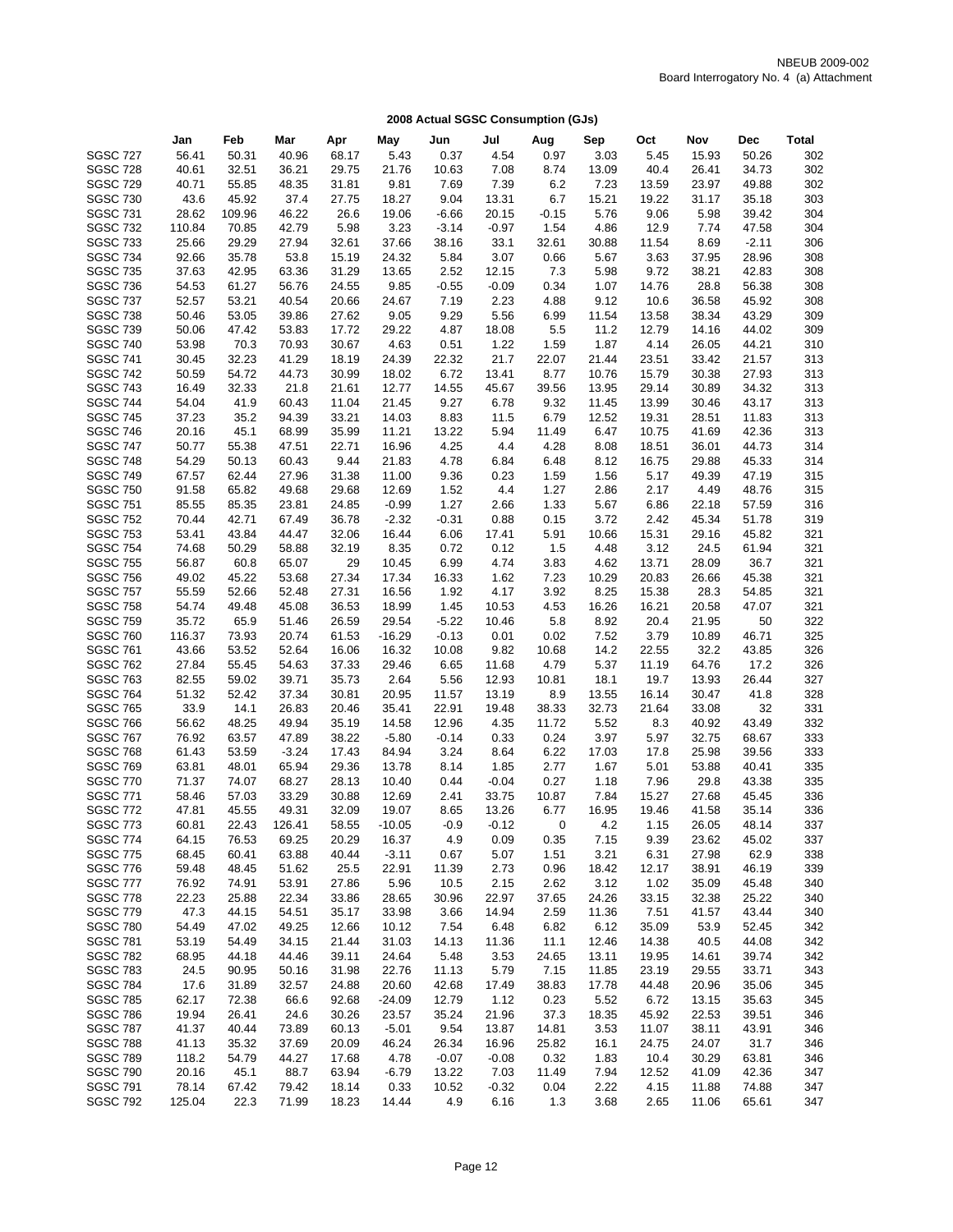NBEUB 2009-002
Board Interrogatory No. 4 (a) Attachment

**2008 Actual SGSC Consumption (GJs)**

| | Jan | Feb | Mar | Apr | May | Jun | Jul | Aug | Sep | Oct | Nov | Dec | Total |
|---|---|---|---|---|---|---|---|---|---|---|---|---|---|
| SGSC 727 | 56.41 | 50.31 | 40.96 | 68.17 | 5.43 | 0.37 | 4.54 | 0.97 | 3.03 | 5.45 | 15.93 | 50.26 | 302 |
| SGSC 728 | 40.61 | 32.51 | 36.21 | 29.75 | 21.76 | 10.63 | 7.08 | 8.74 | 13.09 | 40.4 | 26.41 | 34.73 | 302 |
| SGSC 729 | 40.71 | 55.85 | 48.35 | 31.81 | 9.81 | 7.69 | 7.39 | 6.2 | 7.23 | 13.59 | 23.97 | 49.88 | 302 |
| SGSC 730 | 43.6 | 45.92 | 37.4 | 27.75 | 18.27 | 9.04 | 13.31 | 6.7 | 15.21 | 19.22 | 31.17 | 35.18 | 303 |
| SGSC 731 | 28.62 | 109.96 | 46.22 | 26.6 | 19.06 | -6.66 | 20.15 | -0.15 | 5.76 | 9.06 | 5.98 | 39.42 | 304 |
| SGSC 732 | 110.84 | 70.85 | 42.79 | 5.98 | 3.23 | -3.14 | -0.97 | 1.54 | 4.86 | 12.9 | 7.74 | 47.58 | 304 |
| SGSC 733 | 25.66 | 29.29 | 27.94 | 32.61 | 37.66 | 38.16 | 33.1 | 32.61 | 30.88 | 11.54 | 8.69 | -2.11 | 306 |
| SGSC 734 | 92.66 | 35.78 | 53.8 | 15.19 | 24.32 | 5.84 | 3.07 | 0.66 | 5.67 | 3.63 | 37.95 | 28.96 | 308 |
| SGSC 735 | 37.63 | 42.95 | 63.36 | 31.29 | 13.65 | 2.52 | 12.15 | 7.3 | 5.98 | 9.72 | 38.21 | 42.83 | 308 |
| SGSC 736 | 54.53 | 61.27 | 56.76 | 24.55 | 9.85 | -0.55 | -0.09 | 0.34 | 1.07 | 14.76 | 28.8 | 56.38 | 308 |
| SGSC 737 | 52.57 | 53.21 | 40.54 | 20.66 | 24.67 | 7.19 | 2.23 | 4.88 | 9.12 | 10.6 | 36.58 | 45.92 | 308 |
| SGSC 738 | 50.46 | 53.05 | 39.86 | 27.62 | 9.05 | 9.29 | 5.56 | 6.99 | 11.54 | 13.58 | 38.34 | 43.29 | 309 |
| SGSC 739 | 50.06 | 47.42 | 53.83 | 17.72 | 29.22 | 4.87 | 18.08 | 5.5 | 11.2 | 12.79 | 14.16 | 44.02 | 309 |
| SGSC 740 | 53.98 | 70.3 | 70.93 | 30.67 | 4.63 | 0.51 | 1.22 | 1.59 | 1.87 | 4.14 | 26.05 | 44.21 | 310 |
| SGSC 741 | 30.45 | 32.23 | 41.29 | 18.19 | 24.39 | 22.32 | 21.7 | 22.07 | 21.44 | 23.51 | 33.42 | 21.57 | 313 |
| SGSC 742 | 50.59 | 54.72 | 44.73 | 30.99 | 18.02 | 6.72 | 13.41 | 8.77 | 10.76 | 15.79 | 30.38 | 27.93 | 313 |
| SGSC 743 | 16.49 | 32.33 | 21.8 | 21.61 | 12.77 | 14.55 | 45.67 | 39.56 | 13.95 | 29.14 | 30.89 | 34.32 | 313 |
| SGSC 744 | 54.04 | 41.9 | 60.43 | 11.04 | 21.45 | 9.27 | 6.78 | 9.32 | 11.45 | 13.99 | 30.46 | 43.17 | 313 |
| SGSC 745 | 37.23 | 35.2 | 94.39 | 33.21 | 14.03 | 8.83 | 11.5 | 6.79 | 12.52 | 19.31 | 28.51 | 11.83 | 313 |
| SGSC 746 | 20.16 | 45.1 | 68.99 | 35.99 | 11.21 | 13.22 | 5.94 | 11.49 | 6.47 | 10.75 | 41.69 | 42.36 | 313 |
| SGSC 747 | 50.77 | 55.38 | 47.51 | 22.71 | 16.96 | 4.25 | 4.4 | 4.28 | 8.08 | 18.51 | 36.01 | 44.73 | 314 |
| SGSC 748 | 54.29 | 50.13 | 60.43 | 9.44 | 21.83 | 4.78 | 6.84 | 6.48 | 8.12 | 16.75 | 29.88 | 45.33 | 314 |
| SGSC 749 | 67.57 | 62.44 | 27.96 | 31.38 | 11.00 | 9.36 | 0.23 | 1.59 | 1.56 | 5.17 | 49.39 | 47.19 | 315 |
| SGSC 750 | 91.58 | 65.82 | 49.68 | 29.68 | 12.69 | 1.52 | 4.4 | 1.27 | 2.86 | 2.17 | 4.49 | 48.76 | 315 |
| SGSC 751 | 85.55 | 85.35 | 23.81 | 24.85 | -0.99 | 1.27 | 2.66 | 1.33 | 5.67 | 6.86 | 22.18 | 57.59 | 316 |
| SGSC 752 | 70.44 | 42.71 | 67.49 | 36.78 | -2.32 | -0.31 | 0.88 | 0.15 | 3.72 | 2.42 | 45.34 | 51.78 | 319 |
| SGSC 753 | 53.41 | 43.84 | 44.47 | 32.06 | 16.44 | 6.06 | 17.41 | 5.91 | 10.66 | 15.31 | 29.16 | 45.82 | 321 |
| SGSC 754 | 74.68 | 50.29 | 58.88 | 32.19 | 8.35 | 0.72 | 0.12 | 1.5 | 4.48 | 3.12 | 24.5 | 61.94 | 321 |
| SGSC 755 | 56.87 | 60.8 | 65.07 | 29 | 10.45 | 6.99 | 4.74 | 3.83 | 4.62 | 13.71 | 28.09 | 36.7 | 321 |
| SGSC 756 | 49.02 | 45.22 | 53.68 | 27.34 | 17.34 | 16.33 | 1.62 | 7.23 | 10.29 | 20.83 | 26.66 | 45.38 | 321 |
| SGSC 757 | 55.59 | 52.66 | 52.48 | 27.31 | 16.56 | 1.92 | 4.17 | 3.92 | 8.25 | 15.38 | 28.3 | 54.85 | 321 |
| SGSC 758 | 54.74 | 49.48 | 45.08 | 36.53 | 18.99 | 1.45 | 10.53 | 4.53 | 16.26 | 16.21 | 20.58 | 47.07 | 321 |
| SGSC 759 | 35.72 | 65.9 | 51.46 | 26.59 | 29.54 | -5.22 | 10.46 | 5.8 | 8.92 | 20.4 | 21.95 | 50 | 322 |
| SGSC 760 | 116.37 | 73.93 | 20.74 | 61.53 | -16.29 | -0.13 | 0.01 | 0.02 | 7.52 | 3.79 | 10.89 | 46.71 | 325 |
| SGSC 761 | 43.66 | 53.52 | 52.64 | 16.06 | 16.32 | 10.08 | 9.82 | 10.68 | 14.2 | 22.55 | 32.2 | 43.85 | 326 |
| SGSC 762 | 27.84 | 55.45 | 54.63 | 37.33 | 29.46 | 6.65 | 11.68 | 4.79 | 5.37 | 11.19 | 64.76 | 17.2 | 326 |
| SGSC 763 | 82.55 | 59.02 | 39.71 | 35.73 | 2.64 | 5.56 | 12.93 | 10.81 | 18.1 | 19.7 | 13.93 | 26.44 | 327 |
| SGSC 764 | 51.32 | 52.42 | 37.34 | 30.81 | 20.95 | 11.57 | 13.19 | 8.9 | 13.55 | 16.14 | 30.47 | 41.8 | 328 |
| SGSC 765 | 33.9 | 14.1 | 26.83 | 20.46 | 35.41 | 22.91 | 19.48 | 38.33 | 32.73 | 21.64 | 33.08 | 32 | 331 |
| SGSC 766 | 56.62 | 48.25 | 49.94 | 35.19 | 14.58 | 12.96 | 4.35 | 11.72 | 5.52 | 8.3 | 40.92 | 43.49 | 332 |
| SGSC 767 | 76.92 | 63.57 | 47.89 | 38.22 | -5.80 | -0.14 | 0.33 | 0.24 | 3.97 | 5.97 | 32.75 | 68.67 | 333 |
| SGSC 768 | 61.43 | 53.59 | -3.24 | 17.43 | 84.94 | 3.24 | 8.64 | 6.22 | 17.03 | 17.8 | 25.98 | 39.56 | 333 |
| SGSC 769 | 63.81 | 48.01 | 65.94 | 29.36 | 13.78 | 8.14 | 1.85 | 2.77 | 1.67 | 5.01 | 53.88 | 40.41 | 335 |
| SGSC 770 | 71.37 | 74.07 | 68.27 | 28.13 | 10.40 | 0.44 | -0.04 | 0.27 | 1.18 | 7.96 | 29.8 | 43.38 | 335 |
| SGSC 771 | 58.46 | 57.03 | 33.29 | 30.88 | 12.69 | 2.41 | 33.75 | 10.87 | 7.84 | 15.27 | 27.68 | 45.45 | 336 |
| SGSC 772 | 47.81 | 45.55 | 49.31 | 32.09 | 19.07 | 8.65 | 13.26 | 6.77 | 16.95 | 19.46 | 41.58 | 35.14 | 336 |
| SGSC 773 | 60.81 | 22.43 | 126.41 | 58.55 | -10.05 | -0.9 | -0.12 | 0 | 4.2 | 1.15 | 26.05 | 48.14 | 337 |
| SGSC 774 | 64.15 | 76.53 | 69.25 | 20.29 | 16.37 | 4.9 | 0.09 | 0.35 | 7.15 | 9.39 | 23.62 | 45.02 | 337 |
| SGSC 775 | 68.45 | 60.41 | 63.88 | 40.44 | -3.11 | 0.67 | 5.07 | 1.51 | 3.21 | 6.31 | 27.98 | 62.9 | 338 |
| SGSC 776 | 59.48 | 48.45 | 51.62 | 25.5 | 22.91 | 11.39 | 2.73 | 0.96 | 18.42 | 12.17 | 38.91 | 46.19 | 339 |
| SGSC 777 | 76.92 | 74.91 | 53.91 | 27.86 | 5.96 | 10.5 | 2.15 | 2.62 | 3.12 | 1.02 | 35.09 | 45.48 | 340 |
| SGSC 778 | 22.23 | 25.88 | 22.34 | 33.86 | 28.65 | 30.96 | 22.97 | 37.65 | 24.26 | 33.15 | 32.38 | 25.22 | 340 |
| SGSC 779 | 47.3 | 44.15 | 54.51 | 35.17 | 33.98 | 3.66 | 14.94 | 2.59 | 11.36 | 7.51 | 41.57 | 43.44 | 340 |
| SGSC 780 | 54.49 | 47.02 | 49.25 | 12.66 | 10.12 | 7.54 | 6.48 | 6.82 | 6.12 | 35.09 | 53.9 | 52.45 | 342 |
| SGSC 781 | 53.19 | 54.49 | 34.15 | 21.44 | 31.03 | 14.13 | 11.36 | 11.1 | 12.46 | 14.38 | 40.5 | 44.08 | 342 |
| SGSC 782 | 68.95 | 44.18 | 44.46 | 39.11 | 24.64 | 5.48 | 3.53 | 24.65 | 13.11 | 19.95 | 14.61 | 39.74 | 342 |
| SGSC 783 | 24.5 | 90.95 | 50.16 | 31.98 | 22.76 | 11.13 | 5.79 | 7.15 | 11.85 | 23.19 | 29.55 | 33.71 | 343 |
| SGSC 784 | 17.6 | 31.89 | 32.57 | 24.88 | 20.60 | 42.68 | 17.49 | 38.83 | 17.78 | 44.48 | 20.96 | 35.06 | 345 |
| SGSC 785 | 62.17 | 72.38 | 66.6 | 92.68 | -24.09 | 12.79 | 1.12 | 0.23 | 5.52 | 6.72 | 13.15 | 35.63 | 345 |
| SGSC 786 | 19.94 | 26.41 | 24.6 | 30.26 | 23.57 | 35.24 | 21.96 | 37.3 | 18.35 | 45.92 | 22.53 | 39.51 | 346 |
| SGSC 787 | 41.37 | 40.44 | 73.89 | 60.13 | -5.01 | 9.54 | 13.87 | 14.81 | 3.53 | 11.07 | 38.11 | 43.91 | 346 |
| SGSC 788 | 41.13 | 35.32 | 37.69 | 20.09 | 46.24 | 26.34 | 16.96 | 25.82 | 16.1 | 24.75 | 24.07 | 31.7 | 346 |
| SGSC 789 | 118.2 | 54.79 | 44.27 | 17.68 | 4.78 | -0.07 | -0.08 | 0.32 | 1.83 | 10.4 | 30.29 | 63.81 | 346 |
| SGSC 790 | 20.16 | 45.1 | 88.7 | 63.94 | -6.79 | 13.22 | 7.03 | 11.49 | 7.94 | 12.52 | 41.09 | 42.36 | 347 |
| SGSC 791 | 78.14 | 67.42 | 79.42 | 18.14 | 0.33 | 10.52 | -0.32 | 0.04 | 2.22 | 4.15 | 11.88 | 74.88 | 347 |
| SGSC 792 | 125.04 | 22.3 | 71.99 | 18.23 | 14.44 | 4.9 | 6.16 | 1.3 | 3.68 | 2.65 | 11.06 | 65.61 | 347 |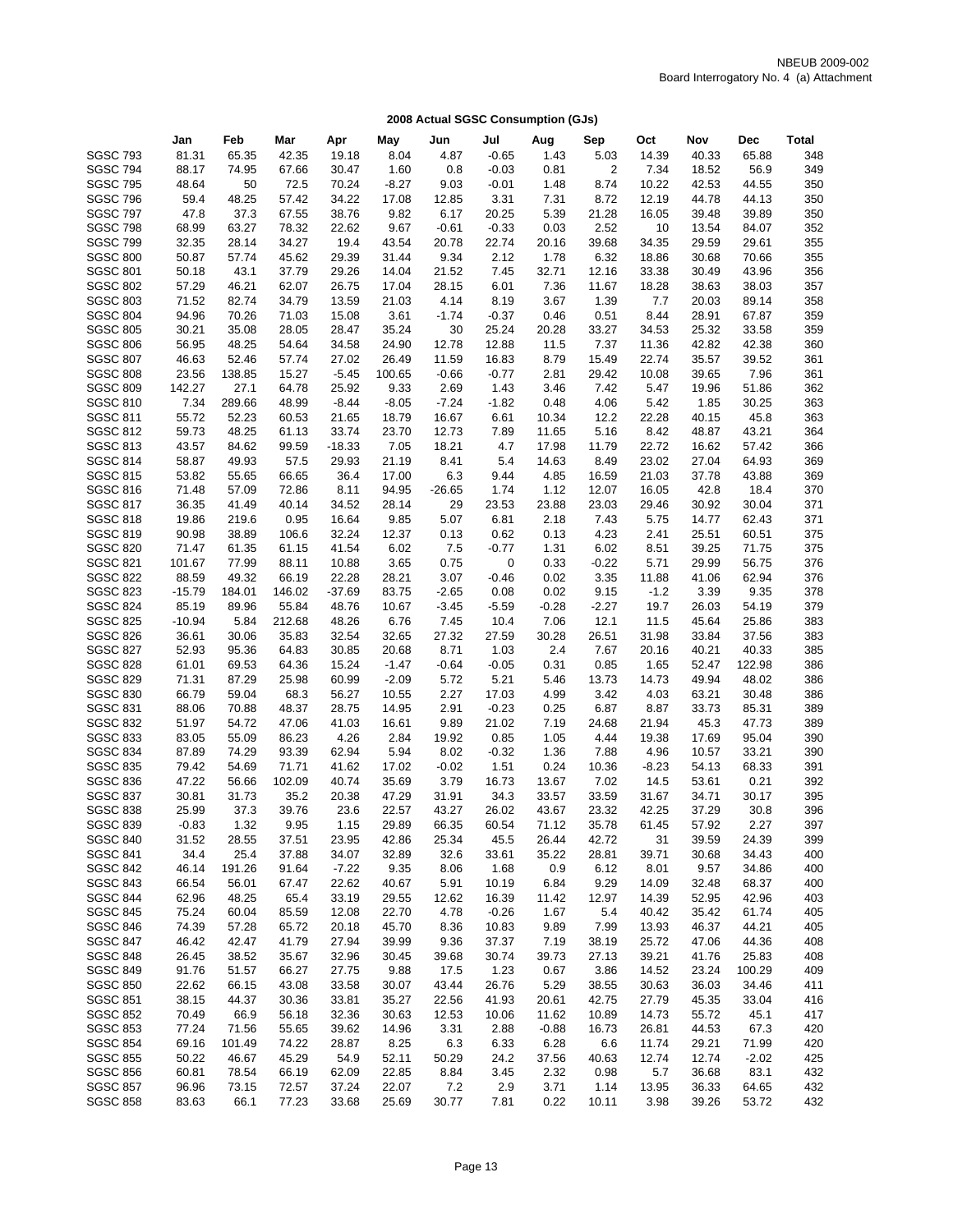NBEUB 2009-002
Board Interrogatory No. 4 (a) Attachment

**2008 Actual SGSC Consumption (GJs)**

| | Jan | Feb | Mar | Apr | May | Jun | Jul | Aug | Sep | Oct | Nov | Dec | Total |
|---|---|---|---|---|---|---|---|---|---|---|---|---|---|
| SGSC 793 | 81.31 | 65.35 | 42.35 | 19.18 | 8.04 | 4.87 | -0.65 | 1.43 | 5.03 | 14.39 | 40.33 | 65.88 | 348 |
| SGSC 794 | 88.17 | 74.95 | 67.66 | 30.47 | 1.60 | 0.8 | -0.03 | 0.81 | 2 | 7.34 | 18.52 | 56.9 | 349 |
| SGSC 795 | 48.64 | 50 | 72.5 | 70.24 | -8.27 | 9.03 | -0.01 | 1.48 | 8.74 | 10.22 | 42.53 | 44.55 | 350 |
| SGSC 796 | 59.4 | 48.25 | 57.42 | 34.22 | 17.08 | 12.85 | 3.31 | 7.31 | 8.72 | 12.19 | 44.78 | 44.13 | 350 |
| SGSC 797 | 47.8 | 37.3 | 67.55 | 38.76 | 9.82 | 6.17 | 20.25 | 5.39 | 21.28 | 16.05 | 39.48 | 39.89 | 350 |
| SGSC 798 | 68.99 | 63.27 | 78.32 | 22.62 | 9.67 | -0.61 | -0.33 | 0.03 | 2.52 | 10 | 13.54 | 84.07 | 352 |
| SGSC 799 | 32.35 | 28.14 | 34.27 | 19.4 | 43.54 | 20.78 | 22.74 | 20.16 | 39.68 | 34.35 | 29.59 | 29.61 | 355 |
| SGSC 800 | 50.87 | 57.74 | 45.62 | 29.39 | 31.44 | 9.34 | 2.12 | 1.78 | 6.32 | 18.86 | 30.68 | 70.66 | 355 |
| SGSC 801 | 50.18 | 43.1 | 37.79 | 29.26 | 14.04 | 21.52 | 7.45 | 32.71 | 12.16 | 33.38 | 30.49 | 43.96 | 356 |
| SGSC 802 | 57.29 | 46.21 | 62.07 | 26.75 | 17.04 | 28.15 | 6.01 | 7.36 | 11.67 | 18.28 | 38.63 | 38.03 | 357 |
| SGSC 803 | 71.52 | 82.74 | 34.79 | 13.59 | 21.03 | 4.14 | 8.19 | 3.67 | 1.39 | 7.7 | 20.03 | 89.14 | 358 |
| SGSC 804 | 94.96 | 70.26 | 71.03 | 15.08 | 3.61 | -1.74 | -0.37 | 0.46 | 0.51 | 8.44 | 28.91 | 67.87 | 359 |
| SGSC 805 | 30.21 | 35.08 | 28.05 | 28.47 | 35.24 | 30 | 25.24 | 20.28 | 33.27 | 34.53 | 25.32 | 33.58 | 359 |
| SGSC 806 | 56.95 | 48.25 | 54.64 | 34.58 | 24.90 | 12.78 | 12.88 | 11.5 | 7.37 | 11.36 | 42.82 | 42.38 | 360 |
| SGSC 807 | 46.63 | 52.46 | 57.74 | 27.02 | 26.49 | 11.59 | 16.83 | 8.79 | 15.49 | 22.74 | 35.57 | 39.52 | 361 |
| SGSC 808 | 23.56 | 138.85 | 15.27 | -5.45 | 100.65 | -0.66 | -0.77 | 2.81 | 29.42 | 10.08 | 39.65 | 7.96 | 361 |
| SGSC 809 | 142.27 | 27.1 | 64.78 | 25.92 | 9.33 | 2.69 | 1.43 | 3.46 | 7.42 | 5.47 | 19.96 | 51.86 | 362 |
| SGSC 810 | 7.34 | 289.66 | 48.99 | -8.44 | -8.05 | -7.24 | -1.82 | 0.48 | 4.06 | 5.42 | 1.85 | 30.25 | 363 |
| SGSC 811 | 55.72 | 52.23 | 60.53 | 21.65 | 18.79 | 16.67 | 6.61 | 10.34 | 12.2 | 22.28 | 40.15 | 45.8 | 363 |
| SGSC 812 | 59.73 | 48.25 | 61.13 | 33.74 | 23.70 | 12.73 | 7.89 | 11.65 | 5.16 | 8.42 | 48.87 | 43.21 | 364 |
| SGSC 813 | 43.57 | 84.62 | 99.59 | -18.33 | 7.05 | 18.21 | 4.7 | 17.98 | 11.79 | 22.72 | 16.62 | 57.42 | 366 |
| SGSC 814 | 58.87 | 49.93 | 57.5 | 29.93 | 21.19 | 8.41 | 5.4 | 14.63 | 8.49 | 23.02 | 27.04 | 64.93 | 369 |
| SGSC 815 | 53.82 | 55.65 | 66.65 | 36.4 | 17.00 | 6.3 | 9.44 | 4.85 | 16.59 | 21.03 | 37.78 | 43.88 | 369 |
| SGSC 816 | 71.48 | 57.09 | 72.86 | 8.11 | 94.95 | -26.65 | 1.74 | 1.12 | 12.07 | 16.05 | 42.8 | 18.4 | 370 |
| SGSC 817 | 36.35 | 41.49 | 40.14 | 34.52 | 28.14 | 29 | 23.53 | 23.88 | 23.03 | 29.46 | 30.92 | 30.04 | 371 |
| SGSC 818 | 19.86 | 219.6 | 0.95 | 16.64 | 9.85 | 5.07 | 6.81 | 2.18 | 7.43 | 5.75 | 14.77 | 62.43 | 371 |
| SGSC 819 | 90.98 | 38.89 | 106.6 | 32.24 | 12.37 | 0.13 | 0.62 | 0.13 | 4.23 | 2.41 | 25.51 | 60.51 | 375 |
| SGSC 820 | 71.47 | 61.35 | 61.15 | 41.54 | 6.02 | 7.5 | -0.77 | 1.31 | 6.02 | 8.51 | 39.25 | 71.75 | 375 |
| SGSC 821 | 101.67 | 77.99 | 88.11 | 10.88 | 3.65 | 0.75 | 0 | 0.33 | -0.22 | 5.71 | 29.99 | 56.75 | 376 |
| SGSC 822 | 88.59 | 49.32 | 66.19 | 22.28 | 28.21 | 3.07 | -0.46 | 0.02 | 3.35 | 11.88 | 41.06 | 62.94 | 376 |
| SGSC 823 | -15.79 | 184.01 | 146.02 | -37.69 | 83.75 | -2.65 | 0.08 | 0.02 | 9.15 | -1.2 | 3.39 | 9.35 | 378 |
| SGSC 824 | 85.19 | 89.96 | 55.84 | 48.76 | 10.67 | -3.45 | -5.59 | -0.28 | -2.27 | 19.7 | 26.03 | 54.19 | 379 |
| SGSC 825 | -10.94 | 5.84 | 212.68 | 48.26 | 6.76 | 7.45 | 10.4 | 7.06 | 12.1 | 11.5 | 45.64 | 25.86 | 383 |
| SGSC 826 | 36.61 | 30.06 | 35.83 | 32.54 | 32.65 | 27.32 | 27.59 | 30.28 | 26.51 | 31.98 | 33.84 | 37.56 | 383 |
| SGSC 827 | 52.93 | 95.36 | 64.83 | 30.85 | 20.68 | 8.71 | 1.03 | 2.4 | 7.67 | 20.16 | 40.21 | 40.33 | 385 |
| SGSC 828 | 61.01 | 69.53 | 64.36 | 15.24 | -1.47 | -0.64 | -0.05 | 0.31 | 0.85 | 1.65 | 52.47 | 122.98 | 386 |
| SGSC 829 | 71.31 | 87.29 | 25.98 | 60.99 | -2.09 | 5.72 | 5.21 | 5.46 | 13.73 | 14.73 | 49.94 | 48.02 | 386 |
| SGSC 830 | 66.79 | 59.04 | 68.3 | 56.27 | 10.55 | 2.27 | 17.03 | 4.99 | 3.42 | 4.03 | 63.21 | 30.48 | 386 |
| SGSC 831 | 88.06 | 70.88 | 48.37 | 28.75 | 14.95 | 2.91 | -0.23 | 0.25 | 6.87 | 8.87 | 33.73 | 85.31 | 389 |
| SGSC 832 | 51.97 | 54.72 | 47.06 | 41.03 | 16.61 | 9.89 | 21.02 | 7.19 | 24.68 | 21.94 | 45.3 | 47.73 | 389 |
| SGSC 833 | 83.05 | 55.09 | 86.23 | 4.26 | 2.84 | 19.92 | 0.85 | 1.05 | 4.44 | 19.38 | 17.69 | 95.04 | 390 |
| SGSC 834 | 87.89 | 74.29 | 93.39 | 62.94 | 5.94 | 8.02 | -0.32 | 1.36 | 7.88 | 4.96 | 10.57 | 33.21 | 390 |
| SGSC 835 | 79.42 | 54.69 | 71.71 | 41.62 | 17.02 | -0.02 | 1.51 | 0.24 | 10.36 | -8.23 | 54.13 | 68.33 | 391 |
| SGSC 836 | 47.22 | 56.66 | 102.09 | 40.74 | 35.69 | 3.79 | 16.73 | 13.67 | 7.02 | 14.5 | 53.61 | 0.21 | 392 |
| SGSC 837 | 30.81 | 31.73 | 35.2 | 20.38 | 47.29 | 31.91 | 34.3 | 33.57 | 33.59 | 31.67 | 34.71 | 30.17 | 395 |
| SGSC 838 | 25.99 | 37.3 | 39.76 | 23.6 | 22.57 | 43.27 | 26.02 | 43.67 | 23.32 | 42.25 | 37.29 | 30.8 | 396 |
| SGSC 839 | -0.83 | 1.32 | 9.95 | 1.15 | 29.89 | 66.35 | 60.54 | 71.12 | 35.78 | 61.45 | 57.92 | 2.27 | 397 |
| SGSC 840 | 31.52 | 28.55 | 37.51 | 23.95 | 42.86 | 25.34 | 45.5 | 26.44 | 42.72 | 31 | 39.59 | 24.39 | 399 |
| SGSC 841 | 34.4 | 25.4 | 37.88 | 34.07 | 32.89 | 32.6 | 33.61 | 35.22 | 28.81 | 39.71 | 30.68 | 34.43 | 400 |
| SGSC 842 | 46.14 | 191.26 | 91.64 | -7.22 | 9.35 | 8.06 | 1.68 | 0.9 | 6.12 | 8.01 | 9.57 | 34.86 | 400 |
| SGSC 843 | 66.54 | 56.01 | 67.47 | 22.62 | 40.67 | 5.91 | 10.19 | 6.84 | 9.29 | 14.09 | 32.48 | 68.37 | 400 |
| SGSC 844 | 62.96 | 48.25 | 65.4 | 33.19 | 29.55 | 12.62 | 16.39 | 11.42 | 12.97 | 14.39 | 52.95 | 42.96 | 403 |
| SGSC 845 | 75.24 | 60.04 | 85.59 | 12.08 | 22.70 | 4.78 | -0.26 | 1.67 | 5.4 | 40.42 | 35.42 | 61.74 | 405 |
| SGSC 846 | 74.39 | 57.28 | 65.72 | 20.18 | 45.70 | 8.36 | 10.83 | 9.89 | 7.99 | 13.93 | 46.37 | 44.21 | 405 |
| SGSC 847 | 46.42 | 42.47 | 41.79 | 27.94 | 39.99 | 9.36 | 37.37 | 7.19 | 38.19 | 25.72 | 47.06 | 44.36 | 408 |
| SGSC 848 | 26.45 | 38.52 | 35.67 | 32.96 | 30.45 | 39.68 | 30.74 | 39.73 | 27.13 | 39.21 | 41.76 | 25.83 | 408 |
| SGSC 849 | 91.76 | 51.57 | 66.27 | 27.75 | 9.88 | 17.5 | 1.23 | 0.67 | 3.86 | 14.52 | 23.24 | 100.29 | 409 |
| SGSC 850 | 22.62 | 66.15 | 43.08 | 33.58 | 30.07 | 43.44 | 26.76 | 5.29 | 38.55 | 30.63 | 36.03 | 34.46 | 411 |
| SGSC 851 | 38.15 | 44.37 | 30.36 | 33.81 | 35.27 | 22.56 | 41.93 | 20.61 | 42.75 | 27.79 | 45.35 | 33.04 | 416 |
| SGSC 852 | 70.49 | 66.9 | 56.18 | 32.36 | 30.63 | 12.53 | 10.06 | 11.62 | 10.89 | 14.73 | 55.72 | 45.1 | 417 |
| SGSC 853 | 77.24 | 71.56 | 55.65 | 39.62 | 14.96 | 3.31 | 2.88 | -0.88 | 16.73 | 26.81 | 44.53 | 67.3 | 420 |
| SGSC 854 | 69.16 | 101.49 | 74.22 | 28.87 | 8.25 | 6.3 | 6.33 | 6.28 | 6.6 | 11.74 | 29.21 | 71.99 | 420 |
| SGSC 855 | 50.22 | 46.67 | 45.29 | 54.9 | 52.11 | 50.29 | 24.2 | 37.56 | 40.63 | 12.74 | 12.74 | -2.02 | 425 |
| SGSC 856 | 60.81 | 78.54 | 66.19 | 62.09 | 22.85 | 8.84 | 3.45 | 2.32 | 0.98 | 5.7 | 36.68 | 83.1 | 432 |
| SGSC 857 | 96.96 | 73.15 | 72.57 | 37.24 | 22.07 | 7.2 | 2.9 | 3.71 | 1.14 | 13.95 | 36.33 | 64.65 | 432 |
| SGSC 858 | 83.63 | 66.1 | 77.23 | 33.68 | 25.69 | 30.77 | 7.81 | 0.22 | 10.11 | 3.98 | 39.26 | 53.72 | 432 |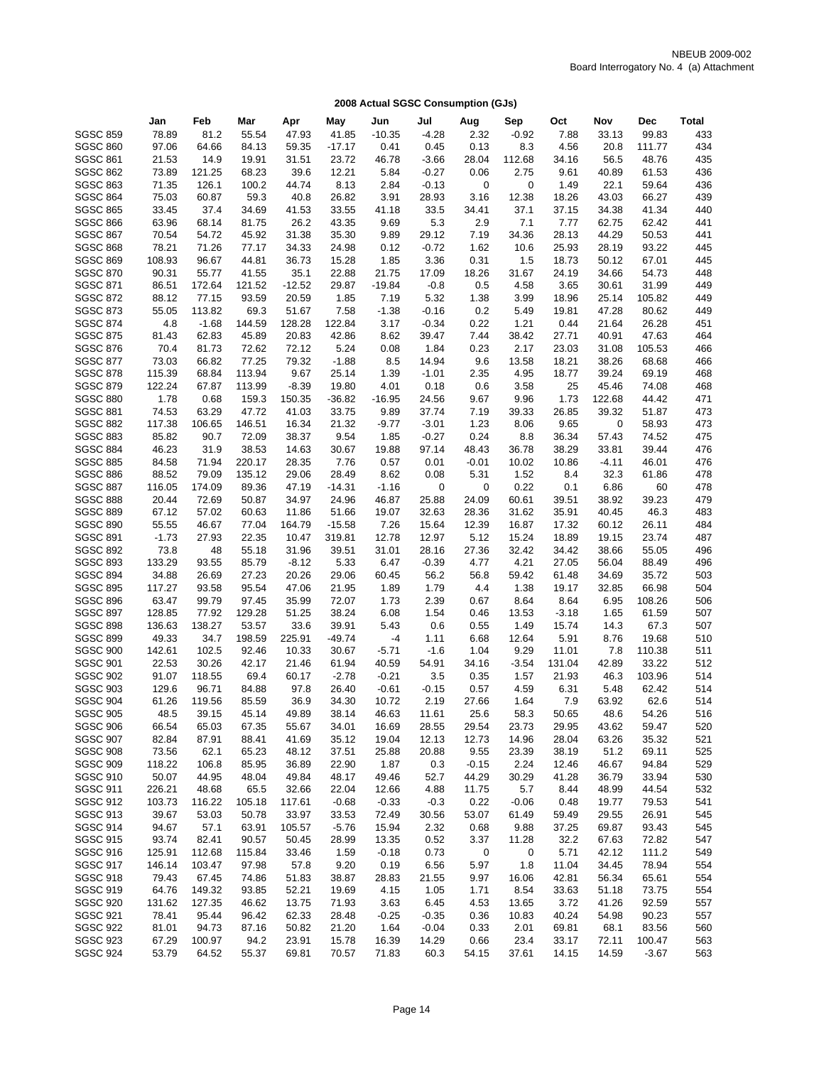NBEUB 2009-002
Board Interrogatory No. 4 (a) Attachment

## 2008 Actual SGSC Consumption (GJs)

| | Jan | Feb | Mar | Apr | May | Jun | Jul | Aug | Sep | Oct | Nov | Dec | Total |
|---|---|---|---|---|---|---|---|---|---|---|---|---|---|
| SGSC 859 | 78.89 | 81.2 | 55.54 | 47.93 | 41.85 | -10.35 | -4.28 | 2.32 | -0.92 | 7.88 | 33.13 | 99.83 | 433 |
| SGSC 860 | 97.06 | 64.66 | 84.13 | 59.35 | -17.17 | 0.41 | 0.45 | 0.13 | 8.3 | 4.56 | 20.8 | 111.77 | 434 |
| SGSC 861 | 21.53 | 14.9 | 19.91 | 31.51 | 23.72 | 46.78 | -3.66 | 28.04 | 112.68 | 34.16 | 56.5 | 48.76 | 435 |
| SGSC 862 | 73.89 | 121.25 | 68.23 | 39.6 | 12.21 | 5.84 | -0.27 | 0.06 | 2.75 | 9.61 | 40.89 | 61.53 | 436 |
| SGSC 863 | 71.35 | 126.1 | 100.2 | 44.74 | 8.13 | 2.84 | -0.13 | 0 | 0 | 1.49 | 22.1 | 59.64 | 436 |
| SGSC 864 | 75.03 | 60.87 | 59.3 | 40.8 | 26.82 | 3.91 | 28.93 | 3.16 | 12.38 | 18.26 | 43.03 | 66.27 | 439 |
| SGSC 865 | 33.45 | 37.4 | 34.69 | 41.53 | 33.55 | 41.18 | 33.5 | 34.41 | 37.1 | 37.15 | 34.38 | 41.34 | 440 |
| SGSC 866 | 63.96 | 68.14 | 81.75 | 26.2 | 43.35 | 9.69 | 5.3 | 2.9 | 7.1 | 7.77 | 62.75 | 62.42 | 441 |
| SGSC 867 | 70.54 | 54.72 | 45.92 | 31.38 | 35.30 | 9.89 | 29.12 | 7.19 | 34.36 | 28.13 | 44.29 | 50.53 | 441 |
| SGSC 868 | 78.21 | 71.26 | 77.17 | 34.33 | 24.98 | 0.12 | -0.72 | 1.62 | 10.6 | 25.93 | 28.19 | 93.22 | 445 |
| SGSC 869 | 108.93 | 96.67 | 44.81 | 36.73 | 15.28 | 1.85 | 3.36 | 0.31 | 1.5 | 18.73 | 50.12 | 67.01 | 445 |
| SGSC 870 | 90.31 | 55.77 | 41.55 | 35.1 | 22.88 | 21.75 | 17.09 | 18.26 | 31.67 | 24.19 | 34.66 | 54.73 | 448 |
| SGSC 871 | 86.51 | 172.64 | 121.52 | -12.52 | 29.87 | -19.84 | -0.8 | 0.5 | 4.58 | 3.65 | 30.61 | 31.99 | 449 |
| SGSC 872 | 88.12 | 77.15 | 93.59 | 20.59 | 1.85 | 7.19 | 5.32 | 1.38 | 3.99 | 18.96 | 25.14 | 105.82 | 449 |
| SGSC 873 | 55.05 | 113.82 | 69.3 | 51.67 | 7.58 | -1.38 | -0.16 | 0.2 | 5.49 | 19.81 | 47.28 | 80.62 | 449 |
| SGSC 874 | 4.8 | -1.68 | 144.59 | 128.28 | 122.84 | 3.17 | -0.34 | 0.22 | 1.21 | 0.44 | 21.64 | 26.28 | 451 |
| SGSC 875 | 81.43 | 62.83 | 45.89 | 20.83 | 42.86 | 8.62 | 39.47 | 7.44 | 38.42 | 27.71 | 40.91 | 47.63 | 464 |
| SGSC 876 | 70.4 | 81.73 | 72.62 | 72.12 | 5.24 | 0.08 | 1.84 | 0.23 | 2.17 | 23.03 | 31.08 | 105.53 | 466 |
| SGSC 877 | 73.03 | 66.82 | 77.25 | 79.32 | -1.88 | 8.5 | 14.94 | 9.6 | 13.58 | 18.21 | 38.26 | 68.68 | 466 |
| SGSC 878 | 115.39 | 68.84 | 113.94 | 9.67 | 25.14 | 1.39 | -1.01 | 2.35 | 4.95 | 18.77 | 39.24 | 69.19 | 468 |
| SGSC 879 | 122.24 | 67.87 | 113.99 | -8.39 | 19.80 | 4.01 | 0.18 | 0.6 | 3.58 | 25 | 45.46 | 74.08 | 468 |
| SGSC 880 | 1.78 | 0.68 | 159.3 | 150.35 | -36.82 | -16.95 | 24.56 | 9.67 | 9.96 | 1.73 | 122.68 | 44.42 | 471 |
| SGSC 881 | 74.53 | 63.29 | 47.72 | 41.03 | 33.75 | 9.89 | 37.74 | 7.19 | 39.33 | 26.85 | 39.32 | 51.87 | 473 |
| SGSC 882 | 117.38 | 106.65 | 146.51 | 16.34 | 21.32 | -9.77 | -3.01 | 1.23 | 8.06 | 9.65 | 0 | 58.93 | 473 |
| SGSC 883 | 85.82 | 90.7 | 72.09 | 38.37 | 9.54 | 1.85 | -0.27 | 0.24 | 8.8 | 36.34 | 57.43 | 74.52 | 475 |
| SGSC 884 | 46.23 | 31.9 | 38.53 | 14.63 | 30.67 | 19.88 | 97.14 | 48.43 | 36.78 | 38.29 | 33.81 | 39.44 | 476 |
| SGSC 885 | 84.58 | 71.94 | 220.17 | 28.35 | 7.76 | 0.57 | 0.01 | -0.01 | 10.02 | 10.86 | -4.11 | 46.01 | 476 |
| SGSC 886 | 88.52 | 79.09 | 135.12 | 29.06 | 28.49 | 8.62 | 0.08 | 5.31 | 1.52 | 8.4 | 32.3 | 61.86 | 478 |
| SGSC 887 | 116.05 | 174.09 | 89.36 | 47.19 | -14.31 | -1.16 | 0 | 0 | 0.22 | 0.1 | 6.86 | 60 | 478 |
| SGSC 888 | 20.44 | 72.69 | 50.87 | 34.97 | 24.96 | 46.87 | 25.88 | 24.09 | 60.61 | 39.51 | 38.92 | 39.23 | 479 |
| SGSC 889 | 67.12 | 57.02 | 60.63 | 11.86 | 51.66 | 19.07 | 32.63 | 28.36 | 31.62 | 35.91 | 40.45 | 46.3 | 483 |
| SGSC 890 | 55.55 | 46.67 | 77.04 | 164.79 | -15.58 | 7.26 | 15.64 | 12.39 | 16.87 | 17.32 | 60.12 | 26.11 | 484 |
| SGSC 891 | -1.73 | 27.93 | 22.35 | 10.47 | 319.81 | 12.78 | 12.97 | 5.12 | 15.24 | 18.89 | 19.15 | 23.74 | 487 |
| SGSC 892 | 73.8 | 48 | 55.18 | 31.96 | 39.51 | 31.01 | 28.16 | 27.36 | 32.42 | 34.42 | 38.66 | 55.05 | 496 |
| SGSC 893 | 133.29 | 93.55 | 85.79 | -8.12 | 5.33 | 6.47 | -0.39 | 4.77 | 4.21 | 27.05 | 56.04 | 88.49 | 496 |
| SGSC 894 | 34.88 | 26.69 | 27.23 | 20.26 | 29.06 | 60.45 | 56.2 | 56.8 | 59.42 | 61.48 | 34.69 | 35.72 | 503 |
| SGSC 895 | 117.27 | 93.58 | 95.54 | 47.06 | 21.95 | 1.89 | 1.79 | 4.4 | 1.38 | 19.17 | 32.85 | 66.98 | 504 |
| SGSC 896 | 63.47 | 99.79 | 97.45 | 35.99 | 72.07 | 1.73 | 2.39 | 0.67 | 8.64 | 8.64 | 6.95 | 108.26 | 506 |
| SGSC 897 | 128.85 | 77.92 | 129.28 | 51.25 | 38.24 | 6.08 | 1.54 | 0.46 | 13.53 | -3.18 | 1.65 | 61.59 | 507 |
| SGSC 898 | 136.63 | 138.27 | 53.57 | 33.6 | 39.91 | 5.43 | 0.6 | 0.55 | 1.49 | 15.74 | 14.3 | 67.3 | 507 |
| SGSC 899 | 49.33 | 34.7 | 198.59 | 225.91 | -49.74 | -4 | 1.11 | 6.68 | 12.64 | 5.91 | 8.76 | 19.68 | 510 |
| SGSC 900 | 142.61 | 102.5 | 92.46 | 10.33 | 30.67 | -5.71 | -1.6 | 1.04 | 9.29 | 11.01 | 7.8 | 110.38 | 511 |
| SGSC 901 | 22.53 | 30.26 | 42.17 | 21.46 | 61.94 | 40.59 | 54.91 | 34.16 | -3.54 | 131.04 | 42.89 | 33.22 | 512 |
| SGSC 902 | 91.07 | 118.55 | 69.4 | 60.17 | -2.78 | -0.21 | 3.5 | 0.35 | 1.57 | 21.93 | 46.3 | 103.96 | 514 |
| SGSC 903 | 129.6 | 96.71 | 84.88 | 97.8 | 26.40 | -0.61 | -0.15 | 0.57 | 4.59 | 6.31 | 5.48 | 62.42 | 514 |
| SGSC 904 | 61.26 | 119.56 | 85.59 | 36.9 | 34.30 | 10.72 | 2.19 | 27.66 | 1.64 | 7.9 | 63.92 | 62.6 | 514 |
| SGSC 905 | 48.5 | 39.15 | 45.14 | 49.89 | 38.14 | 46.63 | 11.61 | 25.6 | 58.3 | 50.65 | 48.6 | 54.26 | 516 |
| SGSC 906 | 66.54 | 65.03 | 67.35 | 55.67 | 34.01 | 16.69 | 28.55 | 29.54 | 23.73 | 29.95 | 43.62 | 59.47 | 520 |
| SGSC 907 | 82.84 | 87.91 | 88.41 | 41.69 | 35.12 | 19.04 | 12.13 | 12.73 | 14.96 | 28.04 | 63.26 | 35.32 | 521 |
| SGSC 908 | 73.56 | 62.1 | 65.23 | 48.12 | 37.51 | 25.88 | 20.88 | 9.55 | 23.39 | 38.19 | 51.2 | 69.11 | 525 |
| SGSC 909 | 118.22 | 106.8 | 85.95 | 36.89 | 22.90 | 1.87 | 0.3 | -0.15 | 2.24 | 12.46 | 46.67 | 94.84 | 529 |
| SGSC 910 | 50.07 | 44.95 | 48.04 | 49.84 | 48.17 | 49.46 | 52.7 | 44.29 | 30.29 | 41.28 | 36.79 | 33.94 | 530 |
| SGSC 911 | 226.21 | 48.68 | 65.5 | 32.66 | 22.04 | 12.66 | 4.88 | 11.75 | 5.7 | 8.44 | 48.99 | 44.54 | 532 |
| SGSC 912 | 103.73 | 116.22 | 105.18 | 117.61 | -0.68 | -0.33 | -0.3 | 0.22 | -0.06 | 0.48 | 19.77 | 79.53 | 541 |
| SGSC 913 | 39.67 | 53.03 | 50.78 | 33.97 | 33.53 | 72.49 | 30.56 | 53.07 | 61.49 | 59.49 | 29.55 | 26.91 | 545 |
| SGSC 914 | 94.67 | 57.1 | 63.91 | 105.57 | -5.76 | 15.94 | 2.32 | 0.68 | 9.88 | 37.25 | 69.87 | 93.43 | 545 |
| SGSC 915 | 93.74 | 82.41 | 90.57 | 50.45 | 28.99 | 13.35 | 0.52 | 3.37 | 11.28 | 32.2 | 67.63 | 72.82 | 547 |
| SGSC 916 | 125.91 | 112.68 | 115.84 | 33.46 | 1.59 | -0.18 | 0.73 | 0 | 0 | 5.71 | 42.12 | 111.2 | 549 |
| SGSC 917 | 146.14 | 103.47 | 97.98 | 57.8 | 9.20 | 0.19 | 6.56 | 5.97 | 1.8 | 11.04 | 34.45 | 78.94 | 554 |
| SGSC 918 | 79.43 | 67.45 | 74.86 | 51.83 | 38.87 | 28.83 | 21.55 | 9.97 | 16.06 | 42.81 | 56.34 | 65.61 | 554 |
| SGSC 919 | 64.76 | 149.32 | 93.85 | 52.21 | 19.69 | 4.15 | 1.05 | 1.71 | 8.54 | 33.63 | 51.18 | 73.75 | 554 |
| SGSC 920 | 131.62 | 127.35 | 46.62 | 13.75 | 71.93 | 3.63 | 6.45 | 4.53 | 13.65 | 3.72 | 41.26 | 92.59 | 557 |
| SGSC 921 | 78.41 | 95.44 | 96.42 | 62.33 | 28.48 | -0.25 | -0.35 | 0.36 | 10.83 | 40.24 | 54.98 | 90.23 | 557 |
| SGSC 922 | 81.01 | 94.73 | 87.16 | 50.82 | 21.20 | 1.64 | -0.04 | 0.33 | 2.01 | 69.81 | 68.1 | 83.56 | 560 |
| SGSC 923 | 67.29 | 100.97 | 94.2 | 23.91 | 15.78 | 16.39 | 14.29 | 0.66 | 23.4 | 33.17 | 72.11 | 100.47 | 563 |
| SGSC 924 | 53.79 | 64.52 | 55.37 | 69.81 | 70.57 | 71.83 | 60.3 | 54.15 | 37.61 | 14.15 | 14.59 | -3.67 | 563 |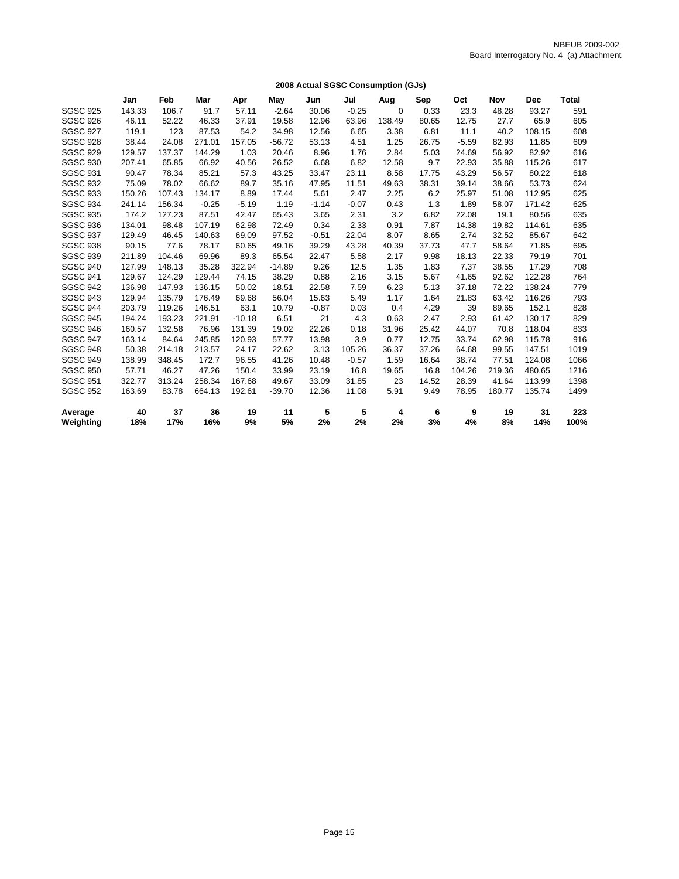NBEUB 2009-002
Board Interrogatory No. 4 (a) Attachment

**2008 Actual SGSC Consumption (GJs)**

| | Jan | Feb | Mar | Apr | May | Jun | Jul | Aug | Sep | Oct | Nov | Dec | Total |
|---|---|---|---|---|---|---|---|---|---|---|---|---|---|
| SGSC 925 | 143.33 | 106.7 | 91.7 | 57.11 | -2.64 | 30.06 | -0.25 | 0 | 0.33 | 23.3 | 48.28 | 93.27 | 591 |
| SGSC 926 | 46.11 | 52.22 | 46.33 | 37.91 | 19.58 | 12.96 | 63.96 | 138.49 | 80.65 | 12.75 | 27.7 | 65.9 | 605 |
| SGSC 927 | 119.1 | 123 | 87.53 | 54.2 | 34.98 | 12.56 | 6.65 | 3.38 | 6.81 | 11.1 | 40.2 | 108.15 | 608 |
| SGSC 928 | 38.44 | 24.08 | 271.01 | 157.05 | -56.72 | 53.13 | 4.51 | 1.25 | 26.75 | -5.59 | 82.93 | 11.85 | 609 |
| SGSC 929 | 129.57 | 137.37 | 144.29 | 1.03 | 20.46 | 8.96 | 1.76 | 2.84 | 5.03 | 24.69 | 56.92 | 82.92 | 616 |
| SGSC 930 | 207.41 | 65.85 | 66.92 | 40.56 | 26.52 | 6.68 | 6.82 | 12.58 | 9.7 | 22.93 | 35.88 | 115.26 | 617 |
| SGSC 931 | 90.47 | 78.34 | 85.21 | 57.3 | 43.25 | 33.47 | 23.11 | 8.58 | 17.75 | 43.29 | 56.57 | 80.22 | 618 |
| SGSC 932 | 75.09 | 78.02 | 66.62 | 89.7 | 35.16 | 47.95 | 11.51 | 49.63 | 38.31 | 39.14 | 38.66 | 53.73 | 624 |
| SGSC 933 | 150.26 | 107.43 | 134.17 | 8.89 | 17.44 | 5.61 | 2.47 | 2.25 | 6.2 | 25.97 | 51.08 | 112.95 | 625 |
| SGSC 934 | 241.14 | 156.34 | -0.25 | -5.19 | 1.19 | -1.14 | -0.07 | 0.43 | 1.3 | 1.89 | 58.07 | 171.42 | 625 |
| SGSC 935 | 174.2 | 127.23 | 87.51 | 42.47 | 65.43 | 3.65 | 2.31 | 3.2 | 6.82 | 22.08 | 19.1 | 80.56 | 635 |
| SGSC 936 | 134.01 | 98.48 | 107.19 | 62.98 | 72.49 | 0.34 | 2.33 | 0.91 | 7.87 | 14.38 | 19.82 | 114.61 | 635 |
| SGSC 937 | 129.49 | 46.45 | 140.63 | 69.09 | 97.52 | -0.51 | 22.04 | 8.07 | 8.65 | 2.74 | 32.52 | 85.67 | 642 |
| SGSC 938 | 90.15 | 77.6 | 78.17 | 60.65 | 49.16 | 39.29 | 43.28 | 40.39 | 37.73 | 47.7 | 58.64 | 71.85 | 695 |
| SGSC 939 | 211.89 | 104.46 | 69.96 | 89.3 | 65.54 | 22.47 | 5.58 | 2.17 | 9.98 | 18.13 | 22.33 | 79.19 | 701 |
| SGSC 940 | 127.99 | 148.13 | 35.28 | 322.94 | -14.89 | 9.26 | 12.5 | 1.35 | 1.83 | 7.37 | 38.55 | 17.29 | 708 |
| SGSC 941 | 129.67 | 124.29 | 129.44 | 74.15 | 38.29 | 0.88 | 2.16 | 3.15 | 5.67 | 41.65 | 92.62 | 122.28 | 764 |
| SGSC 942 | 136.98 | 147.93 | 136.15 | 50.02 | 18.51 | 22.58 | 7.59 | 6.23 | 5.13 | 37.18 | 72.22 | 138.24 | 779 |
| SGSC 943 | 129.94 | 135.79 | 176.49 | 69.68 | 56.04 | 15.63 | 5.49 | 1.17 | 1.64 | 21.83 | 63.42 | 116.26 | 793 |
| SGSC 944 | 203.79 | 119.26 | 146.51 | 63.1 | 10.79 | -0.87 | 0.03 | 0.4 | 4.29 | 39 | 89.65 | 152.1 | 828 |
| SGSC 945 | 194.24 | 193.23 | 221.91 | -10.18 | 6.51 | 21 | 4.3 | 0.63 | 2.47 | 2.93 | 61.42 | 130.17 | 829 |
| SGSC 946 | 160.57 | 132.58 | 76.96 | 131.39 | 19.02 | 22.26 | 0.18 | 31.96 | 25.42 | 44.07 | 70.8 | 118.04 | 833 |
| SGSC 947 | 163.14 | 84.64 | 245.85 | 120.93 | 57.77 | 13.98 | 3.9 | 0.77 | 12.75 | 33.74 | 62.98 | 115.78 | 916 |
| SGSC 948 | 50.38 | 214.18 | 213.57 | 24.17 | 22.62 | 3.13 | 105.26 | 36.37 | 37.26 | 64.68 | 99.55 | 147.51 | 1019 |
| SGSC 949 | 138.99 | 348.45 | 172.7 | 96.55 | 41.26 | 10.48 | -0.57 | 1.59 | 16.64 | 38.74 | 77.51 | 124.08 | 1066 |
| SGSC 950 | 57.71 | 46.27 | 47.26 | 150.4 | 33.99 | 23.19 | 16.8 | 19.65 | 16.8 | 104.26 | 219.36 | 480.65 | 1216 |
| SGSC 951 | 322.77 | 313.24 | 258.34 | 167.68 | 49.67 | 33.09 | 31.85 | 23 | 14.52 | 28.39 | 41.64 | 113.99 | 1398 |
| SGSC 952 | 163.69 | 83.78 | 664.13 | 192.61 | -39.70 | 12.36 | 11.08 | 5.91 | 9.49 | 78.95 | 180.77 | 135.74 | 1499 |
| **Average** | **40** | **37** | **36** | **19** | **11** | **5** | **5** | **4** | **6** | **9** | **19** | **31** | **223** |
| **Weighting** | **18%** | **17%** | **16%** | **9%** | **5%** | **2%** | **2%** | **2%** | **3%** | **4%** | **8%** | **14%** | **100%** |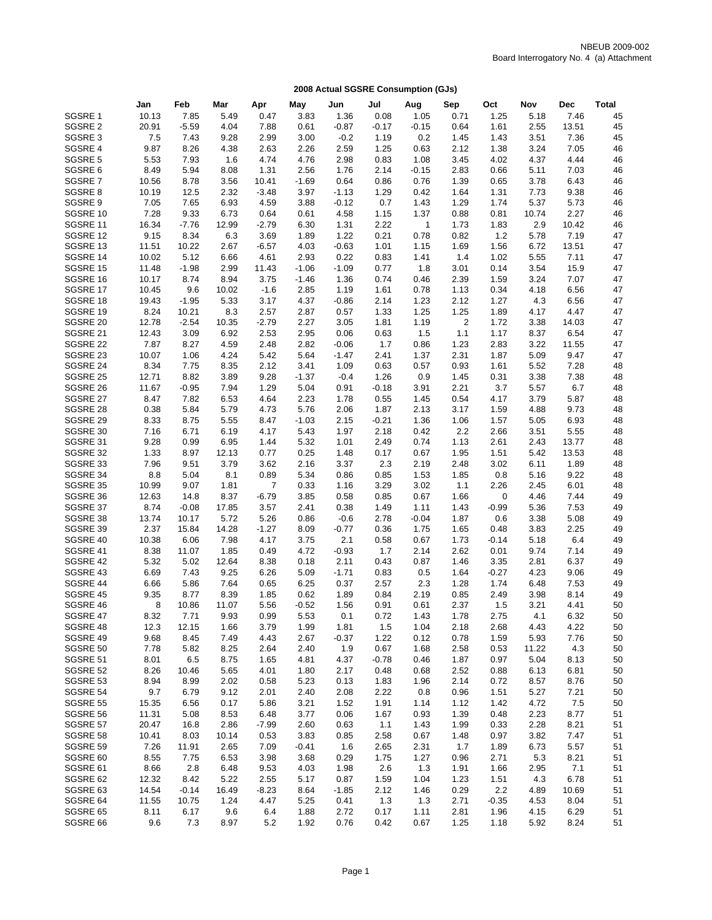NBEUB 2009-002
Board Interrogatory No. 4 (a) Attachment

**2008 Actual SGSRE Consumption (GJs)**

| | Jan | Feb | Mar | Apr | May | Jun | Jul | Aug | Sep | Oct | Nov | Dec | Total |
|---|---|---|---|---|---|---|---|---|---|---|---|---|---|
| SGSRE 1 | 10.13 | 7.85 | 5.49 | 0.47 | 3.83 | 1.36 | 0.08 | 1.05 | 0.71 | 1.25 | 5.18 | 7.46 | 45 |
| SGSRE 2 | 20.91 | -5.59 | 4.04 | 7.88 | 0.61 | -0.87 | -0.17 | -0.15 | 0.64 | 1.61 | 2.55 | 13.51 | 45 |
| SGSRE 3 | 7.5 | 7.43 | 9.28 | 2.99 | 3.00 | -0.2 | 1.19 | 0.2 | 1.45 | 1.43 | 3.51 | 7.36 | 45 |
| SGSRE 4 | 9.87 | 8.26 | 4.38 | 2.63 | 2.26 | 2.59 | 1.25 | 0.63 | 2.12 | 1.38 | 3.24 | 7.05 | 46 |
| SGSRE 5 | 5.53 | 7.93 | 1.6 | 4.74 | 4.76 | 2.98 | 0.83 | 1.08 | 3.45 | 4.02 | 4.37 | 4.44 | 46 |
| SGSRE 6 | 8.49 | 5.94 | 8.08 | 1.31 | 2.56 | 1.76 | 2.14 | -0.15 | 2.83 | 0.66 | 5.11 | 7.03 | 46 |
| SGSRE 7 | 10.56 | 8.78 | 3.56 | 10.41 | -1.69 | 0.64 | 0.86 | 0.76 | 1.39 | 0.65 | 3.78 | 6.43 | 46 |
| SGSRE 8 | 10.19 | 12.5 | 2.32 | -3.48 | 3.97 | -1.13 | 1.29 | 0.42 | 1.64 | 1.31 | 7.73 | 9.38 | 46 |
| SGSRE 9 | 7.05 | 7.65 | 6.93 | 4.59 | 3.88 | -0.12 | 0.7 | 1.43 | 1.29 | 1.74 | 5.37 | 5.73 | 46 |
| SGSRE 10 | 7.28 | 9.33 | 6.73 | 0.64 | 0.61 | 4.58 | 1.15 | 1.37 | 0.88 | 0.81 | 10.74 | 2.27 | 46 |
| SGSRE 11 | 16.34 | -7.76 | 12.99 | -2.79 | 6.30 | 1.31 | 2.22 | 1 | 1.73 | 1.83 | 2.9 | 10.42 | 46 |
| SGSRE 12 | 9.15 | 8.34 | 6.3 | 3.69 | 1.89 | 1.22 | 0.21 | 0.78 | 0.82 | 1.2 | 5.78 | 7.19 | 47 |
| SGSRE 13 | 11.51 | 10.22 | 2.67 | -6.57 | 4.03 | -0.63 | 1.01 | 1.15 | 1.69 | 1.56 | 6.72 | 13.51 | 47 |
| SGSRE 14 | 10.02 | 5.12 | 6.66 | 4.61 | 2.93 | 0.22 | 0.83 | 1.41 | 1.4 | 1.02 | 5.55 | 7.11 | 47 |
| SGSRE 15 | 11.48 | -1.98 | 2.99 | 11.43 | -1.06 | -1.09 | 0.77 | 1.8 | 3.01 | 0.14 | 3.54 | 15.9 | 47 |
| SGSRE 16 | 10.17 | 8.74 | 8.94 | 3.75 | -1.46 | 1.36 | 0.74 | 0.46 | 2.39 | 1.59 | 3.24 | 7.07 | 47 |
| SGSRE 17 | 10.45 | 9.6 | 10.02 | -1.6 | 2.85 | 1.19 | 1.61 | 0.78 | 1.13 | 0.34 | 4.18 | 6.56 | 47 |
| SGSRE 18 | 19.43 | -1.95 | 5.33 | 3.17 | 4.37 | -0.86 | 2.14 | 1.23 | 2.12 | 1.27 | 4.3 | 6.56 | 47 |
| SGSRE 19 | 8.24 | 10.21 | 8.3 | 2.57 | 2.87 | 0.57 | 1.33 | 1.25 | 1.25 | 1.89 | 4.17 | 4.47 | 47 |
| SGSRE 20 | 12.78 | -2.54 | 10.35 | -2.79 | 2.27 | 3.05 | 1.81 | 1.19 | 2 | 1.72 | 3.38 | 14.03 | 47 |
| SGSRE 21 | 12.43 | 3.09 | 6.92 | 2.53 | 2.95 | 0.06 | 0.63 | 1.5 | 1.1 | 1.17 | 8.37 | 6.54 | 47 |
| SGSRE 22 | 7.87 | 8.27 | 4.59 | 2.48 | 2.82 | -0.06 | 1.7 | 0.86 | 1.23 | 2.83 | 3.22 | 11.55 | 47 |
| SGSRE 23 | 10.07 | 1.06 | 4.24 | 5.42 | 5.64 | -1.47 | 2.41 | 1.37 | 2.31 | 1.87 | 5.09 | 9.47 | 47 |
| SGSRE 24 | 8.34 | 7.75 | 8.35 | 2.12 | 3.41 | 1.09 | 0.63 | 0.57 | 0.93 | 1.61 | 5.52 | 7.28 | 48 |
| SGSRE 25 | 12.71 | 8.82 | 3.89 | 9.28 | -1.37 | -0.4 | 1.26 | 0.9 | 1.45 | 0.31 | 3.38 | 7.38 | 48 |
| SGSRE 26 | 11.67 | -0.95 | 7.94 | 1.29 | 5.04 | 0.91 | -0.18 | 3.91 | 2.21 | 3.7 | 5.57 | 6.7 | 48 |
| SGSRE 27 | 8.47 | 7.82 | 6.53 | 4.64 | 2.23 | 1.78 | 0.55 | 1.45 | 0.54 | 4.17 | 3.79 | 5.87 | 48 |
| SGSRE 28 | 0.38 | 5.84 | 5.79 | 4.73 | 5.76 | 2.06 | 1.87 | 2.13 | 3.17 | 1.59 | 4.88 | 9.73 | 48 |
| SGSRE 29 | 8.33 | 8.75 | 5.55 | 8.47 | -1.03 | 2.15 | -0.21 | 1.36 | 1.06 | 1.57 | 5.05 | 6.93 | 48 |
| SGSRE 30 | 7.16 | 6.71 | 6.19 | 4.17 | 5.43 | 1.97 | 2.18 | 0.42 | 2.2 | 2.66 | 3.51 | 5.55 | 48 |
| SGSRE 31 | 9.28 | 0.99 | 6.95 | 1.44 | 5.32 | 1.01 | 2.49 | 0.74 | 1.13 | 2.61 | 2.43 | 13.77 | 48 |
| SGSRE 32 | 1.33 | 8.97 | 12.13 | 0.77 | 0.25 | 1.48 | 0.17 | 0.67 | 1.95 | 1.51 | 5.42 | 13.53 | 48 |
| SGSRE 33 | 7.96 | 9.51 | 3.79 | 3.62 | 2.16 | 3.37 | 2.3 | 2.19 | 2.48 | 3.02 | 6.11 | 1.89 | 48 |
| SGSRE 34 | 8.8 | 5.04 | 8.1 | 0.89 | 5.34 | 0.86 | 0.85 | 1.53 | 1.85 | 0.8 | 5.16 | 9.22 | 48 |
| SGSRE 35 | 10.99 | 9.07 | 1.81 | 7 | 0.33 | 1.16 | 3.29 | 3.02 | 1.1 | 2.26 | 2.45 | 6.01 | 48 |
| SGSRE 36 | 12.63 | 14.8 | 8.37 | -6.79 | 3.85 | 0.58 | 0.85 | 0.67 | 1.66 | 0 | 4.46 | 7.44 | 49 |
| SGSRE 37 | 8.74 | -0.08 | 17.85 | 3.57 | 2.41 | 0.38 | 1.49 | 1.11 | 1.43 | -0.99 | 5.36 | 7.53 | 49 |
| SGSRE 38 | 13.74 | 10.17 | 5.72 | 5.26 | 0.86 | -0.6 | 2.78 | -0.04 | 1.87 | 0.6 | 3.38 | 5.08 | 49 |
| SGSRE 39 | 2.37 | 15.84 | 14.28 | -1.27 | 8.09 | -0.77 | 0.36 | 1.75 | 1.65 | 0.48 | 3.83 | 2.25 | 49 |
| SGSRE 40 | 10.38 | 6.06 | 7.98 | 4.17 | 3.75 | 2.1 | 0.58 | 0.67 | 1.73 | -0.14 | 5.18 | 6.4 | 49 |
| SGSRE 41 | 8.38 | 11.07 | 1.85 | 0.49 | 4.72 | -0.93 | 1.7 | 2.14 | 2.62 | 0.01 | 9.74 | 7.14 | 49 |
| SGSRE 42 | 5.32 | 5.02 | 12.64 | 8.38 | 0.18 | 2.11 | 0.43 | 0.87 | 1.46 | 3.35 | 2.81 | 6.37 | 49 |
| SGSRE 43 | 6.69 | 7.43 | 9.25 | 6.26 | 5.09 | -1.71 | 0.83 | 0.5 | 1.64 | -0.27 | 4.23 | 9.06 | 49 |
| SGSRE 44 | 6.66 | 5.86 | 7.64 | 0.65 | 6.25 | 0.37 | 2.57 | 2.3 | 1.28 | 1.74 | 6.48 | 7.53 | 49 |
| SGSRE 45 | 9.35 | 8.77 | 8.39 | 1.85 | 0.62 | 1.89 | 0.84 | 2.19 | 0.85 | 2.49 | 3.98 | 8.14 | 49 |
| SGSRE 46 | 8 | 10.86 | 11.07 | 5.56 | -0.52 | 1.56 | 0.91 | 0.61 | 2.37 | 1.5 | 3.21 | 4.41 | 50 |
| SGSRE 47 | 8.32 | 7.71 | 9.93 | 0.99 | 5.53 | 0.1 | 0.72 | 1.43 | 1.78 | 2.75 | 4.1 | 6.32 | 50 |
| SGSRE 48 | 12.3 | 12.15 | 1.66 | 3.79 | 1.99 | 1.81 | 1.5 | 1.04 | 2.18 | 2.68 | 4.43 | 4.22 | 50 |
| SGSRE 49 | 9.68 | 8.45 | 7.49 | 4.43 | 2.67 | -0.37 | 1.22 | 0.12 | 0.78 | 1.59 | 5.93 | 7.76 | 50 |
| SGSRE 50 | 7.78 | 5.82 | 8.25 | 2.64 | 2.40 | 1.9 | 0.67 | 1.68 | 2.58 | 0.53 | 11.22 | 4.3 | 50 |
| SGSRE 51 | 8.01 | 6.5 | 8.75 | 1.65 | 4.81 | 4.37 | -0.78 | 0.46 | 1.87 | 0.97 | 5.04 | 8.13 | 50 |
| SGSRE 52 | 8.26 | 10.46 | 5.65 | 4.01 | 1.80 | 2.17 | 0.48 | 0.68 | 2.52 | 0.88 | 6.13 | 6.81 | 50 |
| SGSRE 53 | 8.94 | 8.99 | 2.02 | 0.58 | 5.23 | 0.13 | 1.83 | 1.96 | 2.14 | 0.72 | 8.57 | 8.76 | 50 |
| SGSRE 54 | 9.7 | 6.79 | 9.12 | 2.01 | 2.40 | 2.08 | 2.22 | 0.8 | 0.96 | 1.51 | 5.27 | 7.21 | 50 |
| SGSRE 55 | 15.35 | 6.56 | 0.17 | 5.86 | 3.21 | 1.52 | 1.91 | 1.14 | 1.12 | 1.42 | 4.72 | 7.5 | 50 |
| SGSRE 56 | 11.31 | 5.08 | 8.53 | 6.48 | 3.77 | 0.06 | 1.67 | 0.93 | 1.39 | 0.48 | 2.23 | 8.77 | 51 |
| SGSRE 57 | 20.47 | 16.8 | 2.86 | -7.99 | 2.60 | 0.63 | 1.1 | 1.43 | 1.99 | 0.33 | 2.28 | 8.21 | 51 |
| SGSRE 58 | 10.41 | 8.03 | 10.14 | 0.53 | 3.83 | 0.85 | 2.58 | 0.67 | 1.48 | 0.97 | 3.82 | 7.47 | 51 |
| SGSRE 59 | 7.26 | 11.91 | 2.65 | 7.09 | -0.41 | 1.6 | 2.65 | 2.31 | 1.7 | 1.89 | 6.73 | 5.57 | 51 |
| SGSRE 60 | 8.55 | 7.75 | 6.53 | 3.98 | 3.68 | 0.29 | 1.75 | 1.27 | 0.96 | 2.71 | 5.3 | 8.21 | 51 |
| SGSRE 61 | 8.66 | 2.8 | 6.48 | 9.53 | 4.03 | 1.98 | 2.6 | 1.3 | 1.91 | 1.66 | 2.95 | 7.1 | 51 |
| SGSRE 62 | 12.32 | 8.42 | 5.22 | 2.55 | 5.17 | 0.87 | 1.59 | 1.04 | 1.23 | 1.51 | 4.3 | 6.78 | 51 |
| SGSRE 63 | 14.54 | -0.14 | 16.49 | -8.23 | 8.64 | -1.85 | 2.12 | 1.46 | 0.29 | 2.2 | 4.89 | 10.69 | 51 |
| SGSRE 64 | 11.55 | 10.75 | 1.24 | 4.47 | 5.25 | 0.41 | 1.3 | 1.3 | 2.71 | -0.35 | 4.53 | 8.04 | 51 |
| SGSRE 65 | 8.11 | 6.17 | 9.6 | 6.4 | 1.88 | 2.72 | 0.17 | 1.11 | 2.81 | 1.96 | 4.15 | 6.29 | 51 |
| SGSRE 66 | 9.6 | 7.3 | 8.97 | 5.2 | 1.92 | 0.76 | 0.42 | 0.67 | 1.25 | 1.18 | 5.92 | 8.24 | 51 |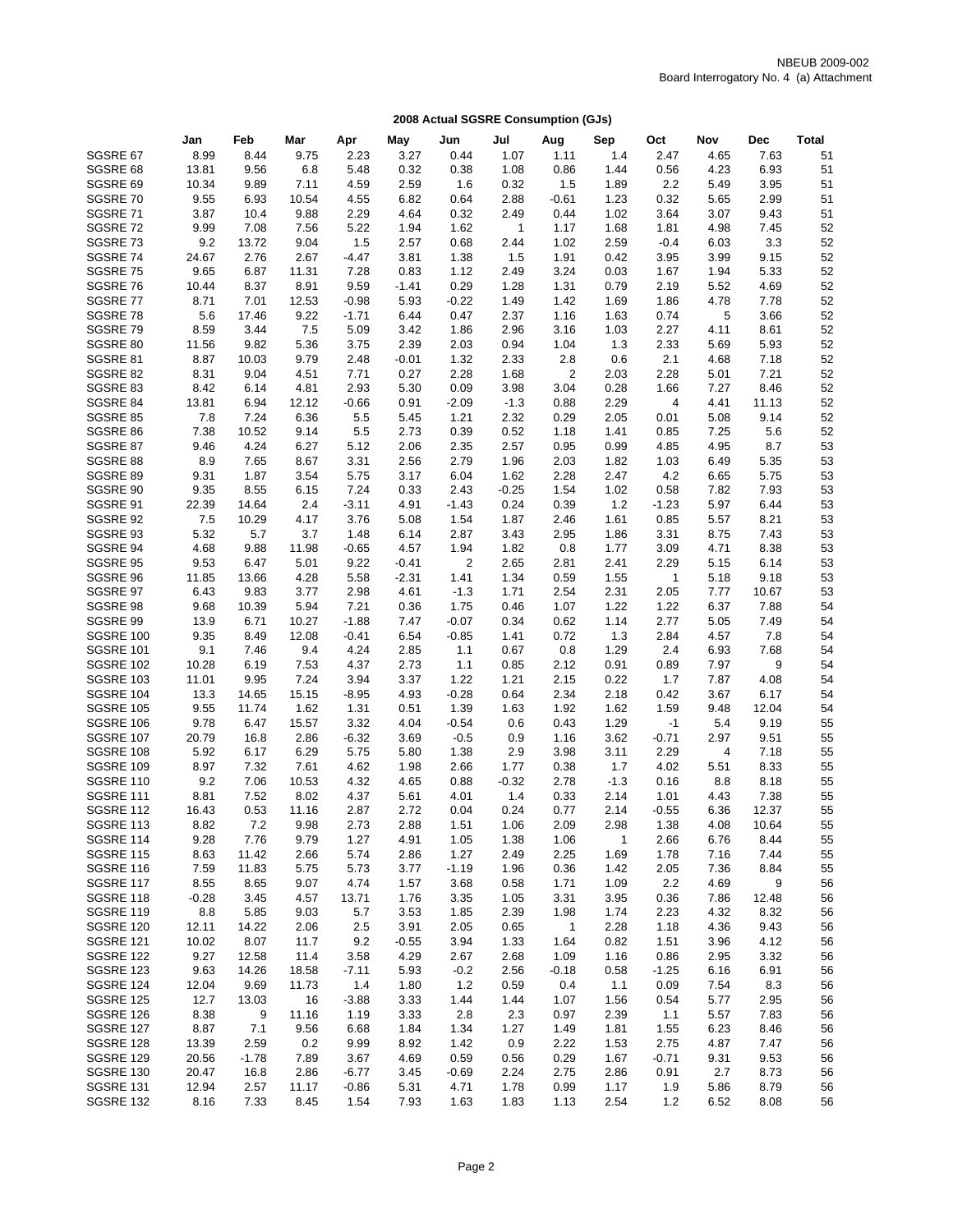NBEUB 2009-002
Board Interrogatory No. 4 (a) Attachment

**2008 Actual SGSRE Consumption (GJs)**

| | Jan | Feb | Mar | Apr | May | Jun | Jul | Aug | Sep | Oct | Nov | Dec | Total |
|---|---|---|---|---|---|---|---|---|---|---|---|---|---|
| SGSRE 67 | 8.99 | 8.44 | 9.75 | 2.23 | 3.27 | 0.44 | 1.07 | 1.11 | 1.4 | 2.47 | 4.65 | 7.63 | 51 |
| SGSRE 68 | 13.81 | 9.56 | 6.8 | 5.48 | 0.32 | 0.38 | 1.08 | 0.86 | 1.44 | 0.56 | 4.23 | 6.93 | 51 |
| SGSRE 69 | 10.34 | 9.89 | 7.11 | 4.59 | 2.59 | 1.6 | 0.32 | 1.5 | 1.89 | 2.2 | 5.49 | 3.95 | 51 |
| SGSRE 70 | 9.55 | 6.93 | 10.54 | 4.55 | 6.82 | 0.64 | 2.88 | -0.61 | 1.23 | 0.32 | 5.65 | 2.99 | 51 |
| SGSRE 71 | 3.87 | 10.4 | 9.88 | 2.29 | 4.64 | 0.32 | 2.49 | 0.44 | 1.02 | 3.64 | 3.07 | 9.43 | 51 |
| SGSRE 72 | 9.99 | 7.08 | 7.56 | 5.22 | 1.94 | 1.62 | 1 | 1.17 | 1.68 | 1.81 | 4.98 | 7.45 | 52 |
| SGSRE 73 | 9.2 | 13.72 | 9.04 | 1.5 | 2.57 | 0.68 | 2.44 | 1.02 | 2.59 | -0.4 | 6.03 | 3.3 | 52 |
| SGSRE 74 | 24.67 | 2.76 | 2.67 | -4.47 | 3.81 | 1.38 | 1.5 | 1.91 | 0.42 | 3.95 | 3.99 | 9.15 | 52 |
| SGSRE 75 | 9.65 | 6.87 | 11.31 | 7.28 | 0.83 | 1.12 | 2.49 | 3.24 | 0.03 | 1.67 | 1.94 | 5.33 | 52 |
| SGSRE 76 | 10.44 | 8.37 | 8.91 | 9.59 | -1.41 | 0.29 | 1.28 | 1.31 | 0.79 | 2.19 | 5.52 | 4.69 | 52 |
| SGSRE 77 | 8.71 | 7.01 | 12.53 | -0.98 | 5.93 | -0.22 | 1.49 | 1.42 | 1.69 | 1.86 | 4.78 | 7.78 | 52 |
| SGSRE 78 | 5.6 | 17.46 | 9.22 | -1.71 | 6.44 | 0.47 | 2.37 | 1.16 | 1.63 | 0.74 | 5 | 3.66 | 52 |
| SGSRE 79 | 8.59 | 3.44 | 7.5 | 5.09 | 3.42 | 1.86 | 2.96 | 3.16 | 1.03 | 2.27 | 4.11 | 8.61 | 52 |
| SGSRE 80 | 11.56 | 9.82 | 5.36 | 3.75 | 2.39 | 2.03 | 0.94 | 1.04 | 1.3 | 2.33 | 5.69 | 5.93 | 52 |
| SGSRE 81 | 8.87 | 10.03 | 9.79 | 2.48 | -0.01 | 1.32 | 2.33 | 2.8 | 0.6 | 2.1 | 4.68 | 7.18 | 52 |
| SGSRE 82 | 8.31 | 9.04 | 4.51 | 7.71 | 0.27 | 2.28 | 1.68 | 2 | 2.03 | 2.28 | 5.01 | 7.21 | 52 |
| SGSRE 83 | 8.42 | 6.14 | 4.81 | 2.93 | 5.30 | 0.09 | 3.98 | 3.04 | 0.28 | 1.66 | 7.27 | 8.46 | 52 |
| SGSRE 84 | 13.81 | 6.94 | 12.12 | -0.66 | 0.91 | -2.09 | -1.3 | 0.88 | 2.29 | 4 | 4.41 | 11.13 | 52 |
| SGSRE 85 | 7.8 | 7.24 | 6.36 | 5.5 | 5.45 | 1.21 | 2.32 | 0.29 | 2.05 | 0.01 | 5.08 | 9.14 | 52 |
| SGSRE 86 | 7.38 | 10.52 | 9.14 | 5.5 | 2.73 | 0.39 | 0.52 | 1.18 | 1.41 | 0.85 | 7.25 | 5.6 | 52 |
| SGSRE 87 | 9.46 | 4.24 | 6.27 | 5.12 | 2.06 | 2.35 | 2.57 | 0.95 | 0.99 | 4.85 | 4.95 | 8.7 | 53 |
| SGSRE 88 | 8.9 | 7.65 | 8.67 | 3.31 | 2.56 | 2.79 | 1.96 | 2.03 | 1.82 | 1.03 | 6.49 | 5.35 | 53 |
| SGSRE 89 | 9.31 | 1.87 | 3.54 | 5.75 | 3.17 | 6.04 | 1.62 | 2.28 | 2.47 | 4.2 | 6.65 | 5.75 | 53 |
| SGSRE 90 | 9.35 | 8.55 | 6.15 | 7.24 | 0.33 | 2.43 | -0.25 | 1.54 | 1.02 | 0.58 | 7.82 | 7.93 | 53 |
| SGSRE 91 | 22.39 | 14.64 | 2.4 | -3.11 | 4.91 | -1.43 | 0.24 | 0.39 | 1.2 | -1.23 | 5.97 | 6.44 | 53 |
| SGSRE 92 | 7.5 | 10.29 | 4.17 | 3.76 | 5.08 | 1.54 | 1.87 | 2.46 | 1.61 | 0.85 | 5.57 | 8.21 | 53 |
| SGSRE 93 | 5.32 | 5.7 | 3.7 | 1.48 | 6.14 | 2.87 | 3.43 | 2.95 | 1.86 | 3.31 | 8.75 | 7.43 | 53 |
| SGSRE 94 | 4.68 | 9.88 | 11.98 | -0.65 | 4.57 | 1.94 | 1.82 | 0.8 | 1.77 | 3.09 | 4.71 | 8.38 | 53 |
| SGSRE 95 | 9.53 | 6.47 | 5.01 | 9.22 | -0.41 | 2 | 2.65 | 2.81 | 2.41 | 2.29 | 5.15 | 6.14 | 53 |
| SGSRE 96 | 11.85 | 13.66 | 4.28 | 5.58 | -2.31 | 1.41 | 1.34 | 0.59 | 1.55 | 1 | 5.18 | 9.18 | 53 |
| SGSRE 97 | 6.43 | 9.83 | 3.77 | 2.98 | 4.61 | -1.3 | 1.71 | 2.54 | 2.31 | 2.05 | 7.77 | 10.67 | 53 |
| SGSRE 98 | 9.68 | 10.39 | 5.94 | 7.21 | 0.36 | 1.75 | 0.46 | 1.07 | 1.22 | 1.22 | 6.37 | 7.88 | 54 |
| SGSRE 99 | 13.9 | 6.71 | 10.27 | -1.88 | 7.47 | -0.07 | 0.34 | 0.62 | 1.14 | 2.77 | 5.05 | 7.49 | 54 |
| SGSRE 100 | 9.35 | 8.49 | 12.08 | -0.41 | 6.54 | -0.85 | 1.41 | 0.72 | 1.3 | 2.84 | 4.57 | 7.8 | 54 |
| SGSRE 101 | 9.1 | 7.46 | 9.4 | 4.24 | 2.85 | 1.1 | 0.67 | 0.8 | 1.29 | 2.4 | 6.93 | 7.68 | 54 |
| SGSRE 102 | 10.28 | 6.19 | 7.53 | 4.37 | 2.73 | 1.1 | 0.85 | 2.12 | 0.91 | 0.89 | 7.97 | 9 | 54 |
| SGSRE 103 | 11.01 | 9.95 | 7.24 | 3.94 | 3.37 | 1.22 | 1.21 | 2.15 | 0.22 | 1.7 | 7.87 | 4.08 | 54 |
| SGSRE 104 | 13.3 | 14.65 | 15.15 | -8.95 | 4.93 | -0.28 | 0.64 | 2.34 | 2.18 | 0.42 | 3.67 | 6.17 | 54 |
| SGSRE 105 | 9.55 | 11.74 | 1.62 | 1.31 | 0.51 | 1.39 | 1.63 | 1.92 | 1.62 | 1.59 | 9.48 | 12.04 | 54 |
| SGSRE 106 | 9.78 | 6.47 | 15.57 | 3.32 | 4.04 | -0.54 | 0.6 | 0.43 | 1.29 | -1 | 5.4 | 9.19 | 55 |
| SGSRE 107 | 20.79 | 16.8 | 2.86 | -6.32 | 3.69 | -0.5 | 0.9 | 1.16 | 3.62 | -0.71 | 2.97 | 9.51 | 55 |
| SGSRE 108 | 5.92 | 6.17 | 6.29 | 5.75 | 5.80 | 1.38 | 2.9 | 3.98 | 3.11 | 2.29 | 4 | 7.18 | 55 |
| SGSRE 109 | 8.97 | 7.32 | 7.61 | 4.62 | 1.98 | 2.66 | 1.77 | 0.38 | 1.7 | 4.02 | 5.51 | 8.33 | 55 |
| SGSRE 110 | 9.2 | 7.06 | 10.53 | 4.32 | 4.65 | 0.88 | -0.32 | 2.78 | -1.3 | 0.16 | 8.8 | 8.18 | 55 |
| SGSRE 111 | 8.81 | 7.52 | 8.02 | 4.37 | 5.61 | 4.01 | 1.4 | 0.33 | 2.14 | 1.01 | 4.43 | 7.38 | 55 |
| SGSRE 112 | 16.43 | 0.53 | 11.16 | 2.87 | 2.72 | 0.04 | 0.24 | 0.77 | 2.14 | -0.55 | 6.36 | 12.37 | 55 |
| SGSRE 113 | 8.82 | 7.2 | 9.98 | 2.73 | 2.88 | 1.51 | 1.06 | 2.09 | 2.98 | 1.38 | 4.08 | 10.64 | 55 |
| SGSRE 114 | 9.28 | 7.76 | 9.79 | 1.27 | 4.91 | 1.05 | 1.38 | 1.06 | 1 | 2.66 | 6.76 | 8.44 | 55 |
| SGSRE 115 | 8.63 | 11.42 | 2.66 | 5.74 | 2.86 | 1.27 | 2.49 | 2.25 | 1.69 | 1.78 | 7.16 | 7.44 | 55 |
| SGSRE 116 | 7.59 | 11.83 | 5.75 | 5.73 | 3.77 | -1.19 | 1.96 | 0.36 | 1.42 | 2.05 | 7.36 | 8.84 | 55 |
| SGSRE 117 | 8.55 | 8.65 | 9.07 | 4.74 | 1.57 | 3.68 | 0.58 | 1.71 | 1.09 | 2.2 | 4.69 | 9 | 56 |
| SGSRE 118 | -0.28 | 3.45 | 4.57 | 13.71 | 1.76 | 3.35 | 1.05 | 3.31 | 3.95 | 0.36 | 7.86 | 12.48 | 56 |
| SGSRE 119 | 8.8 | 5.85 | 9.03 | 5.7 | 3.53 | 1.85 | 2.39 | 1.98 | 1.74 | 2.23 | 4.32 | 8.32 | 56 |
| SGSRE 120 | 12.11 | 14.22 | 2.06 | 2.5 | 3.91 | 2.05 | 0.65 | 1 | 2.28 | 1.18 | 4.36 | 9.43 | 56 |
| SGSRE 121 | 10.02 | 8.07 | 11.7 | 9.2 | -0.55 | 3.94 | 1.33 | 1.64 | 0.82 | 1.51 | 3.96 | 4.12 | 56 |
| SGSRE 122 | 9.27 | 12.58 | 11.4 | 3.58 | 4.29 | 2.67 | 2.68 | 1.09 | 1.16 | 0.86 | 2.95 | 3.32 | 56 |
| SGSRE 123 | 9.63 | 14.26 | 18.58 | -7.11 | 5.93 | -0.2 | 2.56 | -0.18 | 0.58 | -1.25 | 6.16 | 6.91 | 56 |
| SGSRE 124 | 12.04 | 9.69 | 11.73 | 1.4 | 1.80 | 1.2 | 0.59 | 0.4 | 1.1 | 0.09 | 7.54 | 8.3 | 56 |
| SGSRE 125 | 12.7 | 13.03 | 16 | -3.88 | 3.33 | 1.44 | 1.44 | 1.07 | 1.56 | 0.54 | 5.77 | 2.95 | 56 |
| SGSRE 126 | 8.38 | 9 | 11.16 | 1.19 | 3.33 | 2.8 | 2.3 | 0.97 | 2.39 | 1.1 | 5.57 | 7.83 | 56 |
| SGSRE 127 | 8.87 | 7.1 | 9.56 | 6.68 | 1.84 | 1.34 | 1.27 | 1.49 | 1.81 | 1.55 | 6.23 | 8.46 | 56 |
| SGSRE 128 | 13.39 | 2.59 | 0.2 | 9.99 | 8.92 | 1.42 | 0.9 | 2.22 | 1.53 | 2.75 | 4.87 | 7.47 | 56 |
| SGSRE 129 | 20.56 | -1.78 | 7.89 | 3.67 | 4.69 | 0.59 | 0.56 | 0.29 | 1.67 | -0.71 | 9.31 | 9.53 | 56 |
| SGSRE 130 | 20.47 | 16.8 | 2.86 | -6.77 | 3.45 | -0.69 | 2.24 | 2.75 | 2.86 | 0.91 | 2.7 | 8.73 | 56 |
| SGSRE 131 | 12.94 | 2.57 | 11.17 | -0.86 | 5.31 | 4.71 | 1.78 | 0.99 | 1.17 | 1.9 | 5.86 | 8.79 | 56 |
| SGSRE 132 | 8.16 | 7.33 | 8.45 | 1.54 | 7.93 | 1.63 | 1.83 | 1.13 | 2.54 | 1.2 | 6.52 | 8.08 | 56 |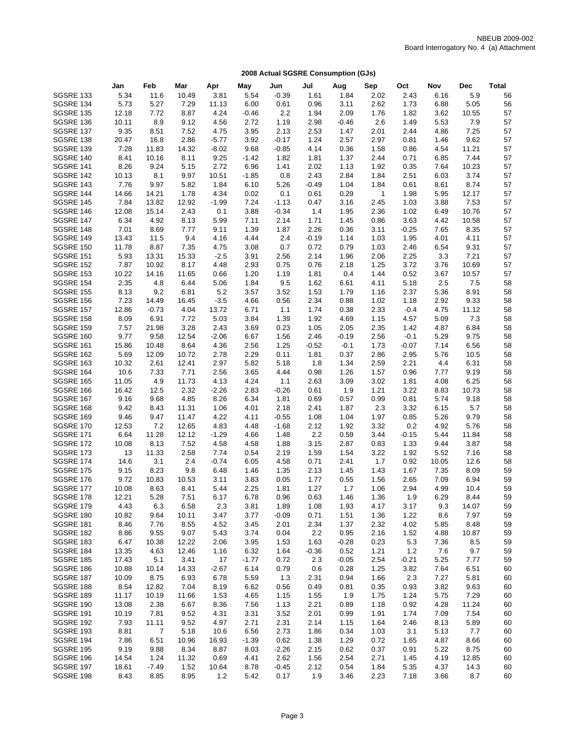NBEUB 2009-002
Board Interrogatory No. 4 (a) Attachment

**2008 Actual SGSRE Consumption (GJs)**

| | Jan | Feb | Mar | Apr | May | Jun | Jul | Aug | Sep | Oct | Nov | Dec | Total |
|---|---|---|---|---|---|---|---|---|---|---|---|---|---|
| SGSRE 133 | 5.34 | 11.6 | 10.49 | 3.81 | 5.54 | -0.39 | 1.61 | 1.84 | 2.02 | 2.43 | 6.16 | 5.9 | 56 |
| SGSRE 134 | 5.73 | 5.27 | 7.29 | 11.13 | 6.00 | 0.61 | 0.96 | 3.11 | 2.62 | 1.73 | 6.88 | 5.05 | 56 |
| SGSRE 135 | 12.18 | 7.72 | 8.87 | 4.24 | -0.46 | 2.2 | 1.94 | 2.09 | 1.76 | 1.82 | 3.62 | 10.55 | 57 |
| SGSRE 136 | 10.11 | 8.9 | 9.12 | 4.56 | 2.72 | 1.19 | 2.98 | -0.46 | 2.6 | 1.49 | 5.53 | 7.9 | 57 |
| SGSRE 137 | 9.35 | 8.51 | 7.52 | 4.75 | 3.95 | 2.13 | 2.53 | 1.47 | 2.01 | 2.44 | 4.86 | 7.25 | 57 |
| SGSRE 138 | 20.47 | 16.8 | 2.86 | -5.77 | 3.92 | -0.17 | 1.24 | 2.57 | 2.97 | 0.81 | 1.46 | 9.62 | 57 |
| SGSRE 139 | 7.28 | 11.83 | 14.32 | -8.02 | 9.68 | -0.85 | 4.14 | 0.36 | 1.58 | 0.86 | 4.54 | 11.21 | 57 |
| SGSRE 140 | 8.41 | 10.16 | 8.11 | 9.25 | -1.42 | 1.82 | 1.81 | 1.37 | 2.44 | 0.71 | 6.85 | 7.44 | 57 |
| SGSRE 141 | 8.26 | 9.24 | 5.15 | 2.72 | 6.96 | 1.41 | 2.02 | 1.13 | 1.92 | 0.35 | 7.64 | 10.23 | 57 |
| SGSRE 142 | 10.13 | 8.1 | 9.97 | 10.51 | -1.85 | 0.8 | 2.43 | 2.84 | 1.84 | 2.51 | 6.03 | 3.74 | 57 |
| SGSRE 143 | 7.76 | 9.97 | 5.82 | 1.84 | 6.10 | 5.26 | -0.49 | 1.04 | 1.84 | 0.61 | 8.61 | 8.74 | 57 |
| SGSRE 144 | 14.66 | 14.21 | 1.78 | 4.34 | 0.02 | 0.1 | 0.61 | 0.29 | 1 | 1.98 | 5.95 | 12.17 | 57 |
| SGSRE 145 | 7.84 | 13.82 | 12.92 | -1.99 | 7.24 | -1.13 | 0.47 | 3.16 | 2.45 | 1.03 | 3.88 | 7.53 | 57 |
| SGSRE 146 | 12.08 | 15.14 | 2.43 | 0.1 | 3.88 | -0.34 | 1.4 | 1.95 | 2.36 | 1.02 | 6.49 | 10.76 | 57 |
| SGSRE 147 | 6.34 | 4.92 | 8.13 | 5.99 | 7.11 | 2.14 | 1.71 | 1.45 | 0.86 | 3.63 | 4.42 | 10.58 | 57 |
| SGSRE 148 | 7.01 | 8.69 | 7.77 | 9.11 | 1.39 | 1.87 | 2.26 | 0.36 | 3.11 | -0.25 | 7.65 | 8.35 | 57 |
| SGSRE 149 | 13.43 | 11.5 | 9.4 | 4.16 | 4.44 | 2.4 | -0.19 | 1.14 | 1.03 | 1.95 | 4.01 | 4.11 | 57 |
| SGSRE 150 | 11.78 | 8.87 | 7.35 | 4.75 | 3.08 | 0.7 | 0.72 | 0.79 | 1.03 | 2.46 | 6.54 | 9.31 | 57 |
| SGSRE 151 | 5.93 | 13.31 | 15.33 | -2.5 | 3.91 | 2.56 | 2.14 | 1.96 | 2.06 | 2.25 | 3.3 | 7.21 | 57 |
| SGSRE 152 | 7.87 | 10.92 | 8.17 | 4.48 | 2.93 | 0.75 | 0.76 | 2.18 | 1.25 | 3.72 | 3.76 | 10.69 | 57 |
| SGSRE 153 | 10.22 | 14.16 | 11.65 | 0.66 | 1.20 | 1.19 | 1.81 | 0.4 | 1.44 | 0.52 | 3.67 | 10.57 | 57 |
| SGSRE 154 | 2.35 | 4.8 | 6.44 | 5.06 | 1.84 | 9.5 | 1.62 | 6.61 | 4.11 | 5.18 | 2.5 | 7.5 | 58 |
| SGSRE 155 | 8.13 | 9.2 | 6.81 | 5.2 | 3.57 | 3.52 | 1.53 | 1.79 | 1.16 | 2.37 | 5.36 | 8.91 | 58 |
| SGSRE 156 | 7.23 | 14.49 | 16.45 | -3.5 | 4.66 | 0.56 | 2.34 | 0.88 | 1.02 | 1.18 | 2.92 | 9.33 | 58 |
| SGSRE 157 | 12.86 | -0.73 | 4.04 | 13.72 | 6.71 | 1.1 | 1.74 | 0.38 | 2.33 | -0.4 | 4.75 | 11.12 | 58 |
| SGSRE 158 | 8.09 | 6.91 | 7.72 | 5.03 | 3.84 | 1.39 | 1.92 | 4.69 | 1.15 | 4.57 | 5.09 | 7.3 | 58 |
| SGSRE 159 | 7.57 | 21.98 | 3.28 | 2.43 | 3.69 | 0.23 | 1.05 | 2.05 | 2.35 | 1.42 | 4.87 | 6.84 | 58 |
| SGSRE 160 | 9.77 | 9.58 | 12.54 | -2.06 | 6.67 | 1.56 | 2.46 | -0.19 | 2.56 | -0.1 | 5.29 | 9.75 | 58 |
| SGSRE 161 | 15.86 | 10.48 | 8.64 | 4.36 | 2.56 | 1.25 | -0.52 | -0.1 | 1.73 | -0.07 | 7.14 | 6.56 | 58 |
| SGSRE 162 | 5.69 | 12.09 | 10.72 | 2.78 | 2.29 | 0.11 | 1.81 | 0.37 | 2.86 | 2.95 | 5.76 | 10.5 | 58 |
| SGSRE 163 | 10.32 | 2.61 | 12.41 | 2.97 | 5.82 | 5.18 | 1.8 | 1.34 | 2.59 | 2.21 | 4.4 | 6.31 | 58 |
| SGSRE 164 | 10.6 | 7.33 | 7.71 | 2.56 | 3.65 | 4.44 | 0.98 | 1.26 | 1.57 | 0.96 | 7.77 | 9.19 | 58 |
| SGSRE 165 | 11.05 | 4.9 | 11.73 | 4.13 | 4.24 | 1.1 | 2.63 | 3.09 | 3.02 | 1.81 | 4.08 | 6.25 | 58 |
| SGSRE 166 | 16.42 | 12.5 | 2.32 | -2.26 | 2.83 | -0.26 | 0.61 | 1.9 | 1.21 | 3.22 | 8.83 | 10.73 | 58 |
| SGSRE 167 | 9.16 | 9.68 | 4.85 | 8.26 | 6.34 | 1.81 | 0.69 | 0.57 | 0.99 | 0.81 | 5.74 | 9.18 | 58 |
| SGSRE 168 | 9.42 | 8.43 | 11.31 | 1.06 | 4.01 | 2.18 | 2.41 | 1.87 | 2.3 | 3.32 | 6.15 | 5.7 | 58 |
| SGSRE 169 | 9.46 | 9.47 | 11.47 | 4.22 | 4.11 | -0.55 | 1.08 | 1.04 | 1.97 | 0.85 | 5.26 | 9.79 | 58 |
| SGSRE 170 | 12.53 | 7.2 | 12.65 | 4.83 | 4.48 | -1.68 | 2.12 | 1.92 | 3.32 | 0.2 | 4.92 | 5.76 | 58 |
| SGSRE 171 | 6.64 | 11.28 | 12.12 | -1.29 | 4.66 | 1.48 | 2.2 | 0.59 | 3.44 | -0.15 | 5.44 | 11.84 | 58 |
| SGSRE 172 | 10.08 | 8.13 | 7.52 | 4.58 | 4.58 | 1.88 | 3.15 | 2.87 | 0.83 | 1.33 | 9.44 | 3.87 | 58 |
| SGSRE 173 | 13 | 11.33 | 2.58 | 7.74 | 0.54 | 2.19 | 1.59 | 1.54 | 3.22 | 1.92 | 5.52 | 7.16 | 58 |
| SGSRE 174 | 14.6 | 3.1 | 2.4 | -0.74 | 6.05 | 4.58 | 0.71 | 2.41 | 1.7 | 0.92 | 10.05 | 12.6 | 58 |
| SGSRE 175 | 9.15 | 8.23 | 9.8 | 6.48 | 1.46 | 1.35 | 2.13 | 1.45 | 1.43 | 1.67 | 7.35 | 8.09 | 59 |
| SGSRE 176 | 9.72 | 10.83 | 10.53 | 3.11 | 3.83 | 0.05 | 1.77 | 0.55 | 1.56 | 2.65 | 7.09 | 6.94 | 59 |
| SGSRE 177 | 10.08 | 8.63 | 8.41 | 5.44 | 2.25 | 1.81 | 1.27 | 1.7 | 1.06 | 2.94 | 4.99 | 10.4 | 59 |
| SGSRE 178 | 12.21 | 5.28 | 7.51 | 6.17 | 6.78 | 0.96 | 0.63 | 1.46 | 1.36 | 1.9 | 6.29 | 8.44 | 59 |
| SGSRE 179 | 4.43 | 6.3 | 6.58 | 2.3 | 3.81 | 1.89 | 1.08 | 1.93 | 4.17 | 3.17 | 9.3 | 14.07 | 59 |
| SGSRE 180 | 10.82 | 9.64 | 10.11 | 3.47 | 3.77 | -0.09 | 0.71 | 1.51 | 1.36 | 1.22 | 8.6 | 7.97 | 59 |
| SGSRE 181 | 8.46 | 7.76 | 8.55 | 4.52 | 3.45 | 2.01 | 2.34 | 1.37 | 2.32 | 4.02 | 5.85 | 8.48 | 59 |
| SGSRE 182 | 8.86 | 9.55 | 9.07 | 5.43 | 3.74 | 0.04 | 2.2 | 0.95 | 2.16 | 1.52 | 4.88 | 10.87 | 59 |
| SGSRE 183 | 6.47 | 10.38 | 12.22 | 2.06 | 3.95 | 1.53 | 1.63 | -0.28 | 0.23 | 5.3 | 7.36 | 8.5 | 59 |
| SGSRE 184 | 13.35 | 4.63 | 12.46 | 1.16 | 6.32 | 1.64 | -0.36 | 0.52 | 1.21 | 1.2 | 7.6 | 9.7 | 59 |
| SGSRE 185 | 17.43 | 5.1 | 3.41 | 17 | -1.77 | 0.72 | 2.3 | -0.05 | 2.54 | -0.21 | 5.25 | 7.77 | 59 |
| SGSRE 186 | 10.88 | 10.14 | 14.33 | -2.67 | 6.14 | 0.79 | 0.6 | 0.28 | 1.25 | 3.82 | 7.64 | 6.51 | 60 |
| SGSRE 187 | 10.09 | 8.75 | 6.93 | 6.78 | 5.59 | 1.3 | 2.31 | 0.94 | 1.66 | 2.3 | 7.27 | 5.81 | 60 |
| SGSRE 188 | 8.54 | 12.82 | 7.04 | 8.19 | 6.62 | 0.56 | 0.49 | 0.81 | 0.35 | 0.93 | 3.82 | 9.63 | 60 |
| SGSRE 189 | 11.17 | 10.19 | 11.66 | 1.53 | 4.65 | 1.15 | 1.55 | 1.9 | 1.75 | 1.24 | 5.75 | 7.29 | 60 |
| SGSRE 190 | 13.08 | 2.38 | 6.67 | 8.36 | 7.56 | 1.13 | 2.21 | 0.89 | 1.18 | 0.92 | 4.28 | 11.24 | 60 |
| SGSRE 191 | 10.19 | 7.81 | 9.52 | 4.31 | 3.31 | 3.52 | 2.01 | 0.99 | 1.91 | 1.74 | 7.09 | 7.54 | 60 |
| SGSRE 192 | 7.93 | 11.11 | 9.52 | 4.97 | 2.71 | 2.31 | 2.14 | 1.15 | 1.64 | 2.46 | 8.13 | 5.89 | 60 |
| SGSRE 193 | 8.81 | 7 | 5.18 | 10.6 | 6.56 | 2.73 | 1.86 | 0.34 | 1.03 | 3.1 | 5.13 | 7.7 | 60 |
| SGSRE 194 | 7.86 | 6.51 | 10.96 | 16.93 | -1.39 | 0.62 | 1.38 | 1.29 | 0.72 | 1.65 | 4.87 | 8.66 | 60 |
| SGSRE 195 | 9.19 | 9.88 | 8.34 | 8.87 | 8.03 | -2.26 | 2.15 | 0.62 | 0.37 | 0.91 | 5.22 | 8.75 | 60 |
| SGSRE 196 | 14.54 | 1.24 | 11.32 | 0.69 | 4.41 | 2.62 | 1.56 | 2.54 | 2.71 | 1.45 | 4.19 | 12.85 | 60 |
| SGSRE 197 | 18.61 | -7.49 | 1.52 | 10.64 | 8.78 | -0.45 | 2.12 | 0.54 | 1.84 | 5.35 | 4.37 | 14.3 | 60 |
| SGSRE 198 | 8.43 | 8.85 | 8.95 | 1.2 | 5.42 | 0.17 | 1.9 | 3.46 | 2.23 | 7.18 | 3.66 | 8.7 | 60 |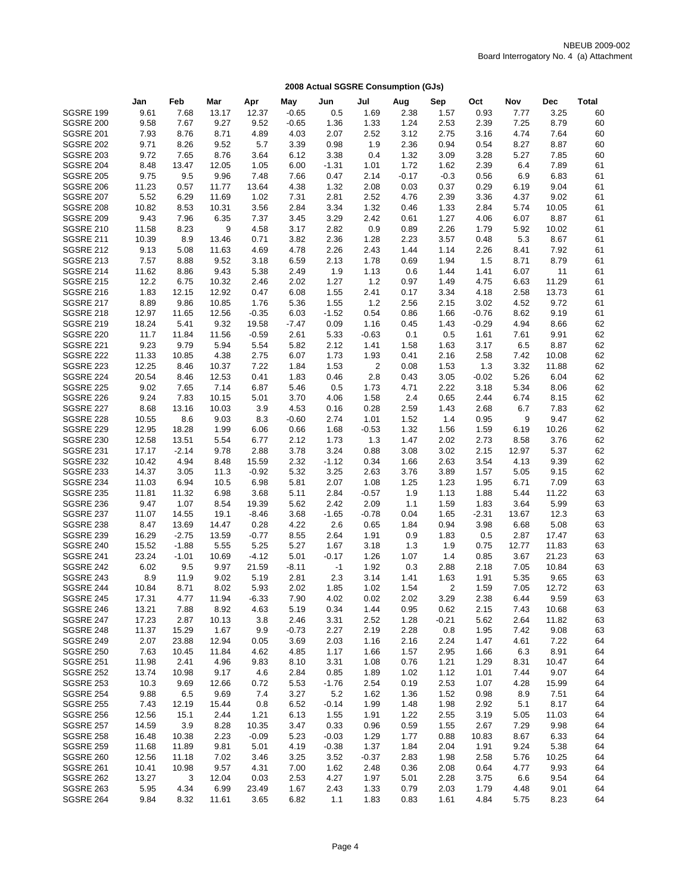NBEUB 2009-002
Board Interrogatory No. 4 (a) Attachment

## 2008 Actual SGSRE Consumption (GJs)

| | Jan | Feb | Mar | Apr | May | Jun | Jul | Aug | Sep | Oct | Nov | Dec | Total |
|---|---|---|---|---|---|---|---|---|---|---|---|---|---|
| SGSRE 199 | 9.61 | 7.68 | 13.17 | 12.37 | -0.65 | 0.5 | 1.69 | 2.38 | 1.57 | 0.93 | 7.77 | 3.25 | 60 |
| SGSRE 200 | 9.58 | 7.67 | 9.27 | 9.52 | -0.65 | 1.36 | 1.33 | 1.24 | 2.53 | 2.39 | 7.25 | 8.79 | 60 |
| SGSRE 201 | 7.93 | 8.76 | 8.71 | 4.89 | 4.03 | 2.07 | 2.52 | 3.12 | 2.75 | 3.16 | 4.74 | 7.64 | 60 |
| SGSRE 202 | 9.71 | 8.26 | 9.52 | 5.7 | 3.39 | 0.98 | 1.9 | 2.36 | 0.94 | 0.54 | 8.27 | 8.87 | 60 |
| SGSRE 203 | 9.72 | 7.65 | 8.76 | 3.64 | 6.12 | 3.38 | 0.4 | 1.32 | 3.09 | 3.28 | 5.27 | 7.85 | 60 |
| SGSRE 204 | 8.48 | 13.47 | 12.05 | 1.05 | 6.00 | -1.31 | 1.01 | 1.72 | 1.62 | 2.39 | 6.4 | 7.89 | 61 |
| SGSRE 205 | 9.75 | 9.5 | 9.96 | 7.48 | 7.66 | 0.47 | 2.14 | -0.17 | -0.3 | 0.56 | 6.9 | 6.83 | 61 |
| SGSRE 206 | 11.23 | 0.57 | 11.77 | 13.64 | 4.38 | 1.32 | 2.08 | 0.03 | 0.37 | 0.29 | 6.19 | 9.04 | 61 |
| SGSRE 207 | 5.52 | 6.29 | 11.69 | 1.02 | 7.31 | 2.81 | 2.52 | 4.76 | 2.39 | 3.36 | 4.37 | 9.02 | 61 |
| SGSRE 208 | 10.82 | 8.53 | 10.31 | 3.56 | 2.84 | 3.34 | 1.32 | 0.46 | 1.33 | 2.84 | 5.74 | 10.05 | 61 |
| SGSRE 209 | 9.43 | 7.96 | 6.35 | 7.37 | 3.45 | 3.29 | 2.42 | 0.61 | 1.27 | 4.06 | 6.07 | 8.87 | 61 |
| SGSRE 210 | 11.58 | 8.23 | 9 | 4.58 | 3.17 | 2.82 | 0.9 | 0.89 | 2.26 | 1.79 | 5.92 | 10.02 | 61 |
| SGSRE 211 | 10.39 | 8.9 | 13.46 | 0.71 | 3.82 | 2.36 | 1.28 | 2.23 | 3.57 | 0.48 | 5.3 | 8.67 | 61 |
| SGSRE 212 | 9.13 | 5.08 | 11.63 | 4.69 | 4.78 | 2.26 | 2.43 | 1.44 | 1.14 | 2.26 | 8.41 | 7.92 | 61 |
| SGSRE 213 | 7.57 | 8.88 | 9.52 | 3.18 | 6.59 | 2.13 | 1.78 | 0.69 | 1.94 | 1.5 | 8.71 | 8.79 | 61 |
| SGSRE 214 | 11.62 | 8.86 | 9.43 | 5.38 | 2.49 | 1.9 | 1.13 | 0.6 | 1.44 | 1.41 | 6.07 | 11 | 61 |
| SGSRE 215 | 12.2 | 6.75 | 10.32 | 2.46 | 2.02 | 1.27 | 1.2 | 0.97 | 1.49 | 4.75 | 6.63 | 11.29 | 61 |
| SGSRE 216 | 1.83 | 12.15 | 12.92 | 0.47 | 6.08 | 1.55 | 2.41 | 0.17 | 3.34 | 4.18 | 2.58 | 13.73 | 61 |
| SGSRE 217 | 8.89 | 9.86 | 10.85 | 1.76 | 5.36 | 1.55 | 1.2 | 2.56 | 2.15 | 3.02 | 4.52 | 9.72 | 61 |
| SGSRE 218 | 12.97 | 11.65 | 12.56 | -0.35 | 6.03 | -1.52 | 0.54 | 0.86 | 1.66 | -0.76 | 8.62 | 9.19 | 61 |
| SGSRE 219 | 18.24 | 5.41 | 9.32 | 19.58 | -7.47 | 0.09 | 1.16 | 0.45 | 1.43 | -0.29 | 4.94 | 8.66 | 62 |
| SGSRE 220 | 11.7 | 11.84 | 11.56 | -0.59 | 2.61 | 5.33 | -0.63 | 0.1 | 0.5 | 1.61 | 7.61 | 9.91 | 62 |
| SGSRE 221 | 9.23 | 9.79 | 5.94 | 5.54 | 5.82 | 2.12 | 1.41 | 1.58 | 1.63 | 3.17 | 6.5 | 8.87 | 62 |
| SGSRE 222 | 11.33 | 10.85 | 4.38 | 2.75 | 6.07 | 1.73 | 1.93 | 0.41 | 2.16 | 2.58 | 7.42 | 10.08 | 62 |
| SGSRE 223 | 12.25 | 8.46 | 10.37 | 7.22 | 1.84 | 1.53 | 2 | 0.08 | 1.53 | 1.3 | 3.32 | 11.88 | 62 |
| SGSRE 224 | 20.54 | 8.46 | 12.53 | 0.41 | 1.83 | 0.46 | 2.8 | 0.43 | 3.05 | -0.02 | 5.26 | 6.04 | 62 |
| SGSRE 225 | 9.02 | 7.65 | 7.14 | 6.87 | 5.46 | 0.5 | 1.73 | 4.71 | 2.22 | 3.18 | 5.34 | 8.06 | 62 |
| SGSRE 226 | 9.24 | 7.83 | 10.15 | 5.01 | 3.70 | 4.06 | 1.58 | 2.4 | 0.65 | 2.44 | 6.74 | 8.15 | 62 |
| SGSRE 227 | 8.68 | 13.16 | 10.03 | 3.9 | 4.53 | 0.16 | 0.28 | 2.59 | 1.43 | 2.68 | 6.7 | 7.83 | 62 |
| SGSRE 228 | 10.55 | 8.6 | 9.03 | 8.3 | -0.60 | 2.74 | 1.01 | 1.52 | 1.4 | 0.95 | 9 | 9.47 | 62 |
| SGSRE 229 | 12.95 | 18.28 | 1.99 | 6.06 | 0.66 | 1.68 | -0.53 | 1.32 | 1.56 | 1.59 | 6.19 | 10.26 | 62 |
| SGSRE 230 | 12.58 | 13.51 | 5.54 | 6.77 | 2.12 | 1.73 | 1.3 | 1.47 | 2.02 | 2.73 | 8.58 | 3.76 | 62 |
| SGSRE 231 | 17.17 | -2.14 | 9.78 | 2.88 | 3.78 | 3.24 | 0.88 | 3.08 | 3.02 | 2.15 | 12.97 | 5.37 | 62 |
| SGSRE 232 | 10.42 | 4.94 | 8.48 | 15.59 | 2.32 | -1.12 | 0.34 | 1.66 | 2.63 | 3.54 | 4.13 | 9.39 | 62 |
| SGSRE 233 | 14.37 | 3.05 | 11.3 | -0.92 | 5.32 | 3.25 | 2.63 | 3.76 | 3.89 | 1.57 | 5.05 | 9.15 | 62 |
| SGSRE 234 | 11.03 | 6.94 | 10.5 | 6.98 | 5.81 | 2.07 | 1.08 | 1.25 | 1.23 | 1.95 | 6.71 | 7.09 | 63 |
| SGSRE 235 | 11.81 | 11.32 | 6.98 | 3.68 | 5.11 | 2.84 | -0.57 | 1.9 | 1.13 | 1.88 | 5.44 | 11.22 | 63 |
| SGSRE 236 | 9.47 | 1.07 | 8.54 | 19.39 | 5.62 | 2.42 | 2.09 | 1.1 | 1.59 | 1.83 | 3.64 | 5.99 | 63 |
| SGSRE 237 | 11.07 | 14.55 | 19.1 | -8.46 | 3.68 | -1.65 | -0.78 | 0.04 | 1.65 | -2.31 | 13.67 | 12.3 | 63 |
| SGSRE 238 | 8.47 | 13.69 | 14.47 | 0.28 | 4.22 | 2.6 | 0.65 | 1.84 | 0.94 | 3.98 | 6.68 | 5.08 | 63 |
| SGSRE 239 | 16.29 | -2.75 | 13.59 | -0.77 | 8.55 | 2.64 | 1.91 | 0.9 | 1.83 | 0.5 | 2.87 | 17.47 | 63 |
| SGSRE 240 | 15.52 | -1.88 | 5.55 | 5.25 | 5.27 | 1.67 | 3.18 | 1.3 | 1.9 | 0.75 | 12.77 | 11.83 | 63 |
| SGSRE 241 | 23.24 | -1.01 | 10.69 | -4.12 | 5.01 | -0.17 | 1.26 | 1.07 | 1.4 | 0.85 | 3.67 | 21.23 | 63 |
| SGSRE 242 | 6.02 | 9.5 | 9.97 | 21.59 | -8.11 | -1 | 1.92 | 0.3 | 2.88 | 2.18 | 7.05 | 10.84 | 63 |
| SGSRE 243 | 8.9 | 11.9 | 9.02 | 5.19 | 2.81 | 2.3 | 3.14 | 1.41 | 1.63 | 1.91 | 5.35 | 9.65 | 63 |
| SGSRE 244 | 10.84 | 8.71 | 8.02 | 5.93 | 2.02 | 1.85 | 1.02 | 1.54 | 2 | 1.59 | 7.05 | 12.72 | 63 |
| SGSRE 245 | 17.31 | 4.77 | 11.94 | -6.33 | 7.90 | 4.02 | 0.02 | 2.02 | 3.29 | 2.38 | 6.44 | 9.59 | 63 |
| SGSRE 246 | 13.21 | 7.88 | 8.92 | 4.63 | 5.19 | 0.34 | 1.44 | 0.95 | 0.62 | 2.15 | 7.43 | 10.68 | 63 |
| SGSRE 247 | 17.23 | 2.87 | 10.13 | 3.8 | 2.46 | 3.31 | 2.52 | 1.28 | -0.21 | 5.62 | 2.64 | 11.82 | 63 |
| SGSRE 248 | 11.37 | 15.29 | 1.67 | 9.9 | -0.73 | 2.27 | 2.19 | 2.28 | 0.8 | 1.95 | 7.42 | 9.08 | 63 |
| SGSRE 249 | 2.07 | 23.88 | 12.94 | 0.05 | 3.69 | 2.03 | 1.16 | 2.16 | 2.24 | 1.47 | 4.61 | 7.22 | 64 |
| SGSRE 250 | 7.63 | 10.45 | 11.84 | 4.62 | 4.85 | 1.17 | 1.66 | 1.57 | 2.95 | 1.66 | 6.3 | 8.91 | 64 |
| SGSRE 251 | 11.98 | 2.41 | 4.96 | 9.83 | 8.10 | 3.31 | 1.08 | 0.76 | 1.21 | 1.29 | 8.31 | 10.47 | 64 |
| SGSRE 252 | 13.74 | 10.98 | 9.17 | 4.6 | 2.84 | 0.85 | 1.89 | 1.02 | 1.12 | 1.01 | 7.44 | 9.07 | 64 |
| SGSRE 253 | 10.3 | 9.69 | 12.66 | 0.72 | 5.53 | -1.76 | 2.54 | 0.19 | 2.53 | 1.07 | 4.28 | 15.99 | 64 |
| SGSRE 254 | 9.88 | 6.5 | 9.69 | 7.4 | 3.27 | 5.2 | 1.62 | 1.36 | 1.52 | 0.98 | 8.9 | 7.51 | 64 |
| SGSRE 255 | 7.43 | 12.19 | 15.44 | 0.8 | 6.52 | -0.14 | 1.99 | 1.48 | 1.98 | 2.92 | 5.1 | 8.17 | 64 |
| SGSRE 256 | 12.56 | 15.1 | 2.44 | 1.21 | 6.13 | 1.55 | 1.91 | 1.22 | 2.55 | 3.19 | 5.05 | 11.03 | 64 |
| SGSRE 257 | 14.59 | 3.9 | 8.28 | 10.35 | 3.47 | 0.33 | 0.96 | 0.59 | 1.55 | 2.67 | 7.29 | 9.98 | 64 |
| SGSRE 258 | 16.48 | 10.38 | 2.23 | -0.09 | 5.23 | -0.03 | 1.29 | 1.77 | 0.88 | 10.83 | 8.67 | 6.33 | 64 |
| SGSRE 259 | 11.68 | 11.89 | 9.81 | 5.01 | 4.19 | -0.38 | 1.37 | 1.84 | 2.04 | 1.91 | 9.24 | 5.38 | 64 |
| SGSRE 260 | 12.56 | 11.18 | 7.02 | 3.46 | 3.25 | 3.52 | -0.37 | 2.83 | 1.98 | 2.58 | 5.76 | 10.25 | 64 |
| SGSRE 261 | 10.41 | 10.98 | 9.57 | 4.31 | 7.00 | 1.62 | 2.48 | 0.36 | 2.08 | 0.64 | 4.77 | 9.93 | 64 |
| SGSRE 262 | 13.27 | 3 | 12.04 | 0.03 | 2.53 | 4.27 | 1.97 | 5.01 | 2.28 | 3.75 | 6.6 | 9.54 | 64 |
| SGSRE 263 | 5.95 | 4.34 | 6.99 | 23.49 | 1.67 | 2.43 | 1.33 | 0.79 | 2.03 | 1.79 | 4.48 | 9.01 | 64 |
| SGSRE 264 | 9.84 | 8.32 | 11.61 | 3.65 | 6.82 | 1.1 | 1.83 | 0.83 | 1.61 | 4.84 | 5.75 | 8.23 | 64 |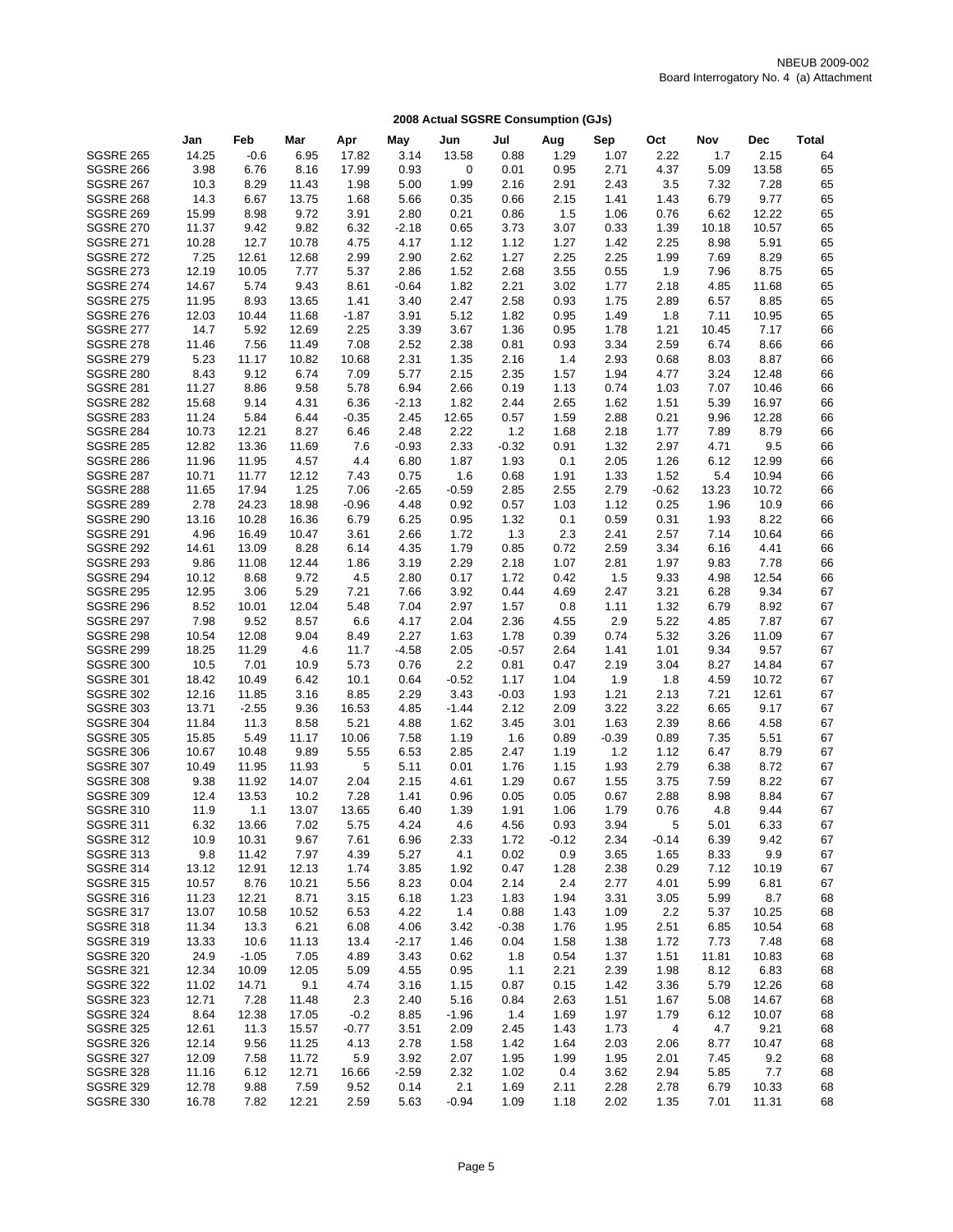NBEUB 2009-002
Board Interrogatory No. 4 (a) Attachment

## 2008 Actual SGSRE Consumption (GJs)

| | Jan | Feb | Mar | Apr | May | Jun | Jul | Aug | Sep | Oct | Nov | Dec | Total |
|---|---|---|---|---|---|---|---|---|---|---|---|---|---|
| SGSRE 265 | 14.25 | -0.6 | 6.95 | 17.82 | 3.14 | 13.58 | 0.88 | 1.29 | 1.07 | 2.22 | 1.7 | 2.15 | 64 |
| SGSRE 266 | 3.98 | 6.76 | 8.16 | 17.99 | 0.93 | 0 | 0.01 | 0.95 | 2.71 | 4.37 | 5.09 | 13.58 | 65 |
| SGSRE 267 | 10.3 | 8.29 | 11.43 | 1.98 | 5.00 | 1.99 | 2.16 | 2.91 | 2.43 | 3.5 | 7.32 | 7.28 | 65 |
| SGSRE 268 | 14.3 | 6.67 | 13.75 | 1.68 | 5.66 | 0.35 | 0.66 | 2.15 | 1.41 | 1.43 | 6.79 | 9.77 | 65 |
| SGSRE 269 | 15.99 | 8.98 | 9.72 | 3.91 | 2.80 | 0.21 | 0.86 | 1.5 | 1.06 | 0.76 | 6.62 | 12.22 | 65 |
| SGSRE 270 | 11.37 | 9.42 | 9.82 | 6.32 | -2.18 | 0.65 | 3.73 | 3.07 | 0.33 | 1.39 | 10.18 | 10.57 | 65 |
| SGSRE 271 | 10.28 | 12.7 | 10.78 | 4.75 | 4.17 | 1.12 | 1.12 | 1.27 | 1.42 | 2.25 | 8.98 | 5.91 | 65 |
| SGSRE 272 | 7.25 | 12.61 | 12.68 | 2.99 | 2.90 | 2.62 | 1.27 | 2.25 | 2.25 | 1.99 | 7.69 | 8.29 | 65 |
| SGSRE 273 | 12.19 | 10.05 | 7.77 | 5.37 | 2.86 | 1.52 | 2.68 | 3.55 | 0.55 | 1.9 | 7.96 | 8.75 | 65 |
| SGSRE 274 | 14.67 | 5.74 | 9.43 | 8.61 | -0.64 | 1.82 | 2.21 | 3.02 | 1.77 | 2.18 | 4.85 | 11.68 | 65 |
| SGSRE 275 | 11.95 | 8.93 | 13.65 | 1.41 | 3.40 | 2.47 | 2.58 | 0.93 | 1.75 | 2.89 | 6.57 | 8.85 | 65 |
| SGSRE 276 | 12.03 | 10.44 | 11.68 | -1.87 | 3.91 | 5.12 | 1.82 | 0.95 | 1.49 | 1.8 | 7.11 | 10.95 | 65 |
| SGSRE 277 | 14.7 | 5.92 | 12.69 | 2.25 | 3.39 | 3.67 | 1.36 | 0.95 | 1.78 | 1.21 | 10.45 | 7.17 | 66 |
| SGSRE 278 | 11.46 | 7.56 | 11.49 | 7.08 | 2.52 | 2.38 | 0.81 | 0.93 | 3.34 | 2.59 | 6.74 | 8.66 | 66 |
| SGSRE 279 | 5.23 | 11.17 | 10.82 | 10.68 | 2.31 | 1.35 | 2.16 | 1.4 | 2.93 | 0.68 | 8.03 | 8.87 | 66 |
| SGSRE 280 | 8.43 | 9.12 | 6.74 | 7.09 | 5.77 | 2.15 | 2.35 | 1.57 | 1.94 | 4.77 | 3.24 | 12.48 | 66 |
| SGSRE 281 | 11.27 | 8.86 | 9.58 | 5.78 | 6.94 | 2.66 | 0.19 | 1.13 | 0.74 | 1.03 | 7.07 | 10.46 | 66 |
| SGSRE 282 | 15.68 | 9.14 | 4.31 | 6.36 | -2.13 | 1.82 | 2.44 | 2.65 | 1.62 | 1.51 | 5.39 | 16.97 | 66 |
| SGSRE 283 | 11.24 | 5.84 | 6.44 | -0.35 | 2.45 | 12.65 | 0.57 | 1.59 | 2.88 | 0.21 | 9.96 | 12.28 | 66 |
| SGSRE 284 | 10.73 | 12.21 | 8.27 | 6.46 | 2.48 | 2.22 | 1.2 | 1.68 | 2.18 | 1.77 | 7.89 | 8.79 | 66 |
| SGSRE 285 | 12.82 | 13.36 | 11.69 | 7.6 | -0.93 | 2.33 | -0.32 | 0.91 | 1.32 | 2.97 | 4.71 | 9.5 | 66 |
| SGSRE 286 | 11.96 | 11.95 | 4.57 | 4.4 | 6.80 | 1.87 | 1.93 | 0.1 | 2.05 | 1.26 | 6.12 | 12.99 | 66 |
| SGSRE 287 | 10.71 | 11.77 | 12.12 | 7.43 | 0.75 | 1.6 | 0.68 | 1.91 | 1.33 | 1.52 | 5.4 | 10.94 | 66 |
| SGSRE 288 | 11.65 | 17.94 | 1.25 | 7.06 | -2.65 | -0.59 | 2.85 | 2.55 | 2.79 | -0.62 | 13.23 | 10.72 | 66 |
| SGSRE 289 | 2.78 | 24.23 | 18.98 | -0.96 | 4.48 | 0.92 | 0.57 | 1.03 | 1.12 | 0.25 | 1.96 | 10.9 | 66 |
| SGSRE 290 | 13.16 | 10.28 | 16.36 | 6.79 | 6.25 | 0.95 | 1.32 | 0.1 | 0.59 | 0.31 | 1.93 | 8.22 | 66 |
| SGSRE 291 | 4.96 | 16.49 | 10.47 | 3.61 | 2.66 | 1.72 | 1.3 | 2.3 | 2.41 | 2.57 | 7.14 | 10.64 | 66 |
| SGSRE 292 | 14.61 | 13.09 | 8.28 | 6.14 | 4.35 | 1.79 | 0.85 | 0.72 | 2.59 | 3.34 | 6.16 | 4.41 | 66 |
| SGSRE 293 | 9.86 | 11.08 | 12.44 | 1.86 | 3.19 | 2.29 | 2.18 | 1.07 | 2.81 | 1.97 | 9.83 | 7.78 | 66 |
| SGSRE 294 | 10.12 | 8.68 | 9.72 | 4.5 | 2.80 | 0.17 | 1.72 | 0.42 | 1.5 | 9.33 | 4.98 | 12.54 | 66 |
| SGSRE 295 | 12.95 | 3.06 | 5.29 | 7.21 | 7.66 | 3.92 | 0.44 | 4.69 | 2.47 | 3.21 | 6.28 | 9.34 | 67 |
| SGSRE 296 | 8.52 | 10.01 | 12.04 | 5.48 | 7.04 | 2.97 | 1.57 | 0.8 | 1.11 | 1.32 | 6.79 | 8.92 | 67 |
| SGSRE 297 | 7.98 | 9.52 | 8.57 | 6.6 | 4.17 | 2.04 | 2.36 | 4.55 | 2.9 | 5.22 | 4.85 | 7.87 | 67 |
| SGSRE 298 | 10.54 | 12.08 | 9.04 | 8.49 | 2.27 | 1.63 | 1.78 | 0.39 | 0.74 | 5.32 | 3.26 | 11.09 | 67 |
| SGSRE 299 | 18.25 | 11.29 | 4.6 | 11.7 | -4.58 | 2.05 | -0.57 | 2.64 | 1.41 | 1.01 | 9.34 | 9.57 | 67 |
| SGSRE 300 | 10.5 | 7.01 | 10.9 | 5.73 | 0.76 | 2.2 | 0.81 | 0.47 | 2.19 | 3.04 | 8.27 | 14.84 | 67 |
| SGSRE 301 | 18.42 | 10.49 | 6.42 | 10.1 | 0.64 | -0.52 | 1.17 | 1.04 | 1.9 | 1.8 | 4.59 | 10.72 | 67 |
| SGSRE 302 | 12.16 | 11.85 | 3.16 | 8.85 | 2.29 | 3.43 | -0.03 | 1.93 | 1.21 | 2.13 | 7.21 | 12.61 | 67 |
| SGSRE 303 | 13.71 | -2.55 | 9.36 | 16.53 | 4.85 | -1.44 | 2.12 | 2.09 | 3.22 | 3.22 | 6.65 | 9.17 | 67 |
| SGSRE 304 | 11.84 | 11.3 | 8.58 | 5.21 | 4.88 | 1.62 | 3.45 | 3.01 | 1.63 | 2.39 | 8.66 | 4.58 | 67 |
| SGSRE 305 | 15.85 | 5.49 | 11.17 | 10.06 | 7.58 | 1.19 | 1.6 | 0.89 | -0.39 | 0.89 | 7.35 | 5.51 | 67 |
| SGSRE 306 | 10.67 | 10.48 | 9.89 | 5.55 | 6.53 | 2.85 | 2.47 | 1.19 | 1.2 | 1.12 | 6.47 | 8.79 | 67 |
| SGSRE 307 | 10.49 | 11.95 | 11.93 | 5 | 5.11 | 0.01 | 1.76 | 1.15 | 1.93 | 2.79 | 6.38 | 8.72 | 67 |
| SGSRE 308 | 9.38 | 11.92 | 14.07 | 2.04 | 2.15 | 4.61 | 1.29 | 0.67 | 1.55 | 3.75 | 7.59 | 8.22 | 67 |
| SGSRE 309 | 12.4 | 13.53 | 10.2 | 7.28 | 1.41 | 0.96 | 0.05 | 0.05 | 0.67 | 2.88 | 8.98 | 8.84 | 67 |
| SGSRE 310 | 11.9 | 1.1 | 13.07 | 13.65 | 6.40 | 1.39 | 1.91 | 1.06 | 1.79 | 0.76 | 4.8 | 9.44 | 67 |
| SGSRE 311 | 6.32 | 13.66 | 7.02 | 5.75 | 4.24 | 4.6 | 4.56 | 0.93 | 3.94 | 5 | 5.01 | 6.33 | 67 |
| SGSRE 312 | 10.9 | 10.31 | 9.67 | 7.61 | 6.96 | 2.33 | 1.72 | -0.12 | 2.34 | -0.14 | 6.39 | 9.42 | 67 |
| SGSRE 313 | 9.8 | 11.42 | 7.97 | 4.39 | 5.27 | 4.1 | 0.02 | 0.9 | 3.65 | 1.65 | 8.33 | 9.9 | 67 |
| SGSRE 314 | 13.12 | 12.91 | 12.13 | 1.74 | 3.85 | 1.92 | 0.47 | 1.28 | 2.38 | 0.29 | 7.12 | 10.19 | 67 |
| SGSRE 315 | 10.57 | 8.76 | 10.21 | 5.56 | 8.23 | 0.04 | 2.14 | 2.4 | 2.77 | 4.01 | 5.99 | 6.81 | 67 |
| SGSRE 316 | 11.23 | 12.21 | 8.71 | 3.15 | 6.18 | 1.23 | 1.83 | 1.94 | 3.31 | 3.05 | 5.99 | 8.7 | 68 |
| SGSRE 317 | 13.07 | 10.58 | 10.52 | 6.53 | 4.22 | 1.4 | 0.88 | 1.43 | 1.09 | 2.2 | 5.37 | 10.25 | 68 |
| SGSRE 318 | 11.34 | 13.3 | 6.21 | 6.08 | 4.06 | 3.42 | -0.38 | 1.76 | 1.95 | 2.51 | 6.85 | 10.54 | 68 |
| SGSRE 319 | 13.33 | 10.6 | 11.13 | 13.4 | -2.17 | 1.46 | 0.04 | 1.58 | 1.38 | 1.72 | 7.73 | 7.48 | 68 |
| SGSRE 320 | 24.9 | -1.05 | 7.05 | 4.89 | 3.43 | 0.62 | 1.8 | 0.54 | 1.37 | 1.51 | 11.81 | 10.83 | 68 |
| SGSRE 321 | 12.34 | 10.09 | 12.05 | 5.09 | 4.55 | 0.95 | 1.1 | 2.21 | 2.39 | 1.98 | 8.12 | 6.83 | 68 |
| SGSRE 322 | 11.02 | 14.71 | 9.1 | 4.74 | 3.16 | 1.15 | 0.87 | 0.15 | 1.42 | 3.36 | 5.79 | 12.26 | 68 |
| SGSRE 323 | 12.71 | 7.28 | 11.48 | 2.3 | 2.40 | 5.16 | 0.84 | 2.63 | 1.51 | 1.67 | 5.08 | 14.67 | 68 |
| SGSRE 324 | 8.64 | 12.38 | 17.05 | -0.2 | 8.85 | -1.96 | 1.4 | 1.69 | 1.97 | 1.79 | 6.12 | 10.07 | 68 |
| SGSRE 325 | 12.61 | 11.3 | 15.57 | -0.77 | 3.51 | 2.09 | 2.45 | 1.43 | 1.73 | 4 | 4.7 | 9.21 | 68 |
| SGSRE 326 | 12.14 | 9.56 | 11.25 | 4.13 | 2.78 | 1.58 | 1.42 | 1.64 | 2.03 | 2.06 | 8.77 | 10.47 | 68 |
| SGSRE 327 | 12.09 | 7.58 | 11.72 | 5.9 | 3.92 | 2.07 | 1.95 | 1.99 | 1.95 | 2.01 | 7.45 | 9.2 | 68 |
| SGSRE 328 | 11.16 | 6.12 | 12.71 | 16.66 | -2.59 | 2.32 | 1.02 | 0.4 | 3.62 | 2.94 | 5.85 | 7.7 | 68 |
| SGSRE 329 | 12.78 | 9.88 | 7.59 | 9.52 | 0.14 | 2.1 | 1.69 | 2.11 | 2.28 | 2.78 | 6.79 | 10.33 | 68 |
| SGSRE 330 | 16.78 | 7.82 | 12.21 | 2.59 | 5.63 | -0.94 | 1.09 | 1.18 | 2.02 | 1.35 | 7.01 | 11.31 | 68 |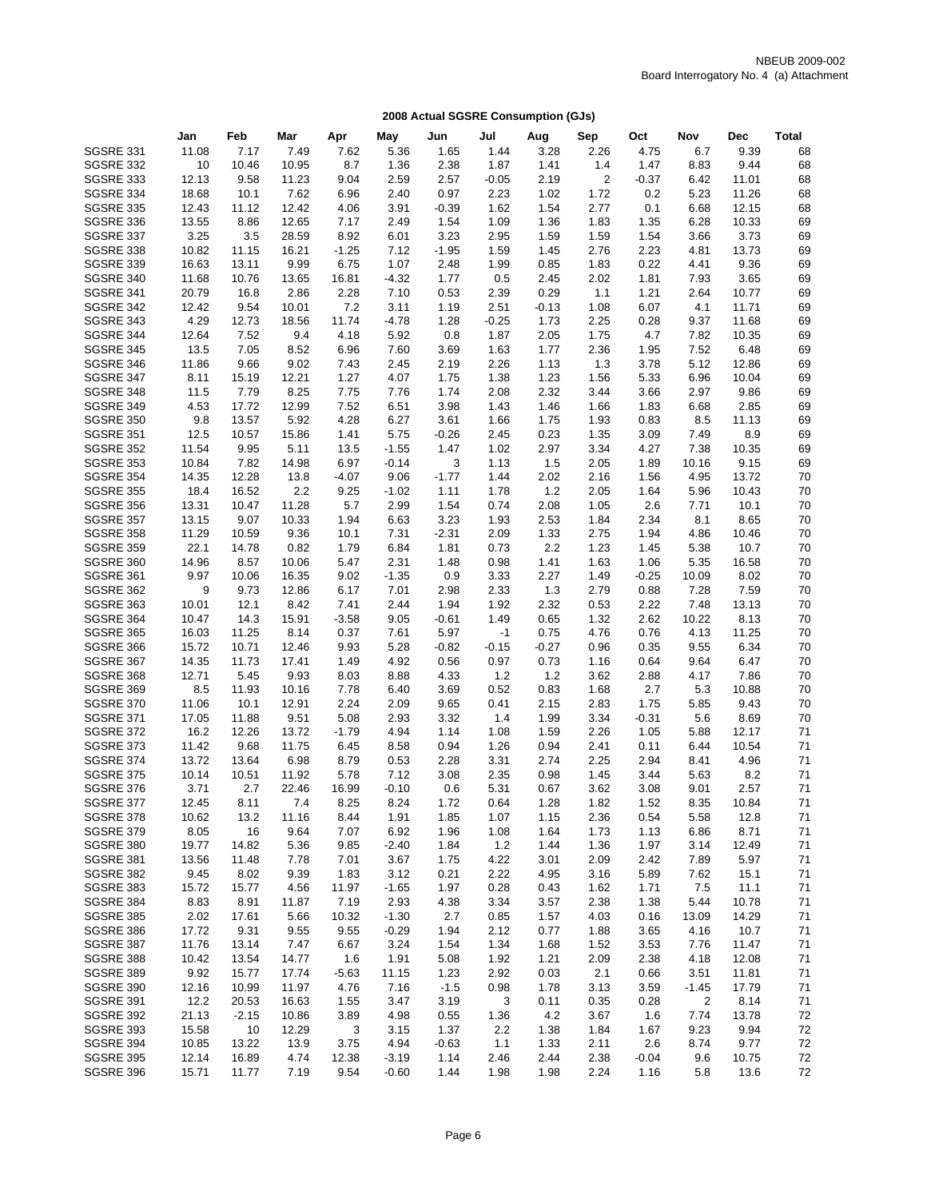NBEUB 2009-002
Board Interrogatory No. 4 (a) Attachment

## 2008 Actual SGSRE Consumption (GJs)

| | Jan | Feb | Mar | Apr | May | Jun | Jul | Aug | Sep | Oct | Nov | Dec | Total |
|---|---|---|---|---|---|---|---|---|---|---|---|---|---|
| SGSRE 331 | 11.08 | 7.17 | 7.49 | 7.62 | 5.36 | 1.65 | 1.44 | 3.28 | 2.26 | 4.75 | 6.7 | 9.39 | 68 |
| SGSRE 332 | 10 | 10.46 | 10.95 | 8.7 | 1.36 | 2.38 | 1.87 | 1.41 | 1.4 | 1.47 | 8.83 | 9.44 | 68 |
| SGSRE 333 | 12.13 | 9.58 | 11.23 | 9.04 | 2.59 | 2.57 | -0.05 | 2.19 | 2 | -0.37 | 6.42 | 11.01 | 68 |
| SGSRE 334 | 18.68 | 10.1 | 7.62 | 6.96 | 2.40 | 0.97 | 2.23 | 1.02 | 1.72 | 0.2 | 5.23 | 11.26 | 68 |
| SGSRE 335 | 12.43 | 11.12 | 12.42 | 4.06 | 3.91 | -0.39 | 1.62 | 1.54 | 2.77 | 0.1 | 6.68 | 12.15 | 68 |
| SGSRE 336 | 13.55 | 8.86 | 12.65 | 7.17 | 2.49 | 1.54 | 1.09 | 1.36 | 1.83 | 1.35 | 6.28 | 10.33 | 69 |
| SGSRE 337 | 3.25 | 3.5 | 28.59 | 8.92 | 6.01 | 3.23 | 2.95 | 1.59 | 1.59 | 1.54 | 3.66 | 3.73 | 69 |
| SGSRE 338 | 10.82 | 11.15 | 16.21 | -1.25 | 7.12 | -1.95 | 1.59 | 1.45 | 2.76 | 2.23 | 4.81 | 13.73 | 69 |
| SGSRE 339 | 16.63 | 13.11 | 9.99 | 6.75 | 1.07 | 2.48 | 1.99 | 0.85 | 1.83 | 0.22 | 4.41 | 9.36 | 69 |
| SGSRE 340 | 11.68 | 10.76 | 13.65 | 16.81 | -4.32 | 1.77 | 0.5 | 2.45 | 2.02 | 1.81 | 7.93 | 3.65 | 69 |
| SGSRE 341 | 20.79 | 16.8 | 2.86 | 2.28 | 7.10 | 0.53 | 2.39 | 0.29 | 1.1 | 1.21 | 2.64 | 10.77 | 69 |
| SGSRE 342 | 12.42 | 9.54 | 10.01 | 7.2 | 3.11 | 1.19 | 2.51 | -0.13 | 1.08 | 6.07 | 4.1 | 11.71 | 69 |
| SGSRE 343 | 4.29 | 12.73 | 18.56 | 11.74 | -4.78 | 1.28 | -0.25 | 1.73 | 2.25 | 0.28 | 9.37 | 11.68 | 69 |
| SGSRE 344 | 12.64 | 7.52 | 9.4 | 4.18 | 5.92 | 0.8 | 1.87 | 2.05 | 1.75 | 4.7 | 7.82 | 10.35 | 69 |
| SGSRE 345 | 13.5 | 7.05 | 8.52 | 6.96 | 7.60 | 3.69 | 1.63 | 1.77 | 2.36 | 1.95 | 7.52 | 6.48 | 69 |
| SGSRE 346 | 11.86 | 9.66 | 9.02 | 7.43 | 2.45 | 2.19 | 2.26 | 1.13 | 1.3 | 3.78 | 5.12 | 12.86 | 69 |
| SGSRE 347 | 8.11 | 15.19 | 12.21 | 1.27 | 4.07 | 1.75 | 1.38 | 1.23 | 1.56 | 5.33 | 6.96 | 10.04 | 69 |
| SGSRE 348 | 11.5 | 7.79 | 8.25 | 7.75 | 7.76 | 1.74 | 2.08 | 2.32 | 3.44 | 3.66 | 2.97 | 9.86 | 69 |
| SGSRE 349 | 4.53 | 17.72 | 12.99 | 7.52 | 6.51 | 3.98 | 1.43 | 1.46 | 1.66 | 1.83 | 6.68 | 2.85 | 69 |
| SGSRE 350 | 9.8 | 13.57 | 5.92 | 4.28 | 6.27 | 3.61 | 1.66 | 1.75 | 1.93 | 0.83 | 8.5 | 11.13 | 69 |
| SGSRE 351 | 12.5 | 10.57 | 15.86 | 1.41 | 5.75 | -0.26 | 2.45 | 0.23 | 1.35 | 3.09 | 7.49 | 8.9 | 69 |
| SGSRE 352 | 11.54 | 9.95 | 5.11 | 13.5 | -1.55 | 1.47 | 1.02 | 2.97 | 3.34 | 4.27 | 7.38 | 10.35 | 69 |
| SGSRE 353 | 10.84 | 7.82 | 14.98 | 6.97 | -0.14 | 3 | 1.13 | 1.5 | 2.05 | 1.89 | 10.16 | 9.15 | 69 |
| SGSRE 354 | 14.35 | 12.28 | 13.8 | -4.07 | 9.06 | -1.77 | 1.44 | 2.02 | 2.16 | 1.56 | 4.95 | 13.72 | 70 |
| SGSRE 355 | 18.4 | 16.52 | 2.2 | 9.25 | -1.02 | 1.11 | 1.78 | 1.2 | 2.05 | 1.64 | 5.96 | 10.43 | 70 |
| SGSRE 356 | 13.31 | 10.47 | 11.28 | 5.7 | 2.99 | 1.54 | 0.74 | 2.08 | 1.05 | 2.6 | 7.71 | 10.1 | 70 |
| SGSRE 357 | 13.15 | 9.07 | 10.33 | 1.94 | 6.63 | 3.23 | 1.93 | 2.53 | 1.84 | 2.34 | 8.1 | 8.65 | 70 |
| SGSRE 358 | 11.29 | 10.59 | 9.36 | 10.1 | 7.31 | -2.31 | 2.09 | 1.33 | 2.75 | 1.94 | 4.86 | 10.46 | 70 |
| SGSRE 359 | 22.1 | 14.78 | 0.82 | 1.79 | 6.84 | 1.81 | 0.73 | 2.2 | 1.23 | 1.45 | 5.38 | 10.7 | 70 |
| SGSRE 360 | 14.96 | 8.57 | 10.06 | 5.47 | 2.31 | 1.48 | 0.98 | 1.41 | 1.63 | 1.06 | 5.35 | 16.58 | 70 |
| SGSRE 361 | 9.97 | 10.06 | 16.35 | 9.02 | -1.35 | 0.9 | 3.33 | 2.27 | 1.49 | -0.25 | 10.09 | 8.02 | 70 |
| SGSRE 362 | 9 | 9.73 | 12.86 | 6.17 | 7.01 | 2.98 | 2.33 | 1.3 | 2.79 | 0.88 | 7.28 | 7.59 | 70 |
| SGSRE 363 | 10.01 | 12.1 | 8.42 | 7.41 | 2.44 | 1.94 | 1.92 | 2.32 | 0.53 | 2.22 | 7.48 | 13.13 | 70 |
| SGSRE 364 | 10.47 | 14.3 | 15.91 | -3.58 | 9.05 | -0.61 | 1.49 | 0.65 | 1.32 | 2.62 | 10.22 | 8.13 | 70 |
| SGSRE 365 | 16.03 | 11.25 | 8.14 | 0.37 | 7.61 | 5.97 | -1 | 0.75 | 4.76 | 0.76 | 4.13 | 11.25 | 70 |
| SGSRE 366 | 15.72 | 10.71 | 12.46 | 9.93 | 5.28 | -0.82 | -0.15 | -0.27 | 0.96 | 0.35 | 9.55 | 6.34 | 70 |
| SGSRE 367 | 14.35 | 11.73 | 17.41 | 1.49 | 4.92 | 0.56 | 0.97 | 0.73 | 1.16 | 0.64 | 9.64 | 6.47 | 70 |
| SGSRE 368 | 12.71 | 5.45 | 9.93 | 8.03 | 8.88 | 4.33 | 1.2 | 1.2 | 3.62 | 2.88 | 4.17 | 7.86 | 70 |
| SGSRE 369 | 8.5 | 11.93 | 10.16 | 7.78 | 6.40 | 3.69 | 0.52 | 0.83 | 1.68 | 2.7 | 5.3 | 10.88 | 70 |
| SGSRE 370 | 11.06 | 10.1 | 12.91 | 2.24 | 2.09 | 9.65 | 0.41 | 2.15 | 2.83 | 1.75 | 5.85 | 9.43 | 70 |
| SGSRE 371 | 17.05 | 11.88 | 9.51 | 5.08 | 2.93 | 3.32 | 1.4 | 1.99 | 3.34 | -0.31 | 5.6 | 8.69 | 70 |
| SGSRE 372 | 16.2 | 12.26 | 13.72 | -1.79 | 4.94 | 1.14 | 1.08 | 1.59 | 2.26 | 1.05 | 5.88 | 12.17 | 71 |
| SGSRE 373 | 11.42 | 9.68 | 11.75 | 6.45 | 8.58 | 0.94 | 1.26 | 0.94 | 2.41 | 0.11 | 6.44 | 10.54 | 71 |
| SGSRE 374 | 13.72 | 13.64 | 6.98 | 8.79 | 0.53 | 2.28 | 3.31 | 2.74 | 2.25 | 2.94 | 8.41 | 4.96 | 71 |
| SGSRE 375 | 10.14 | 10.51 | 11.92 | 5.78 | 7.12 | 3.08 | 2.35 | 0.98 | 1.45 | 3.44 | 5.63 | 8.2 | 71 |
| SGSRE 376 | 3.71 | 2.7 | 22.46 | 16.99 | -0.10 | 0.6 | 5.31 | 0.67 | 3.62 | 3.08 | 9.01 | 2.57 | 71 |
| SGSRE 377 | 12.45 | 8.11 | 7.4 | 8.25 | 8.24 | 1.72 | 0.64 | 1.28 | 1.82 | 1.52 | 8.35 | 10.84 | 71 |
| SGSRE 378 | 10.62 | 13.2 | 11.16 | 8.44 | 1.91 | 1.85 | 1.07 | 1.15 | 2.36 | 0.54 | 5.58 | 12.8 | 71 |
| SGSRE 379 | 8.05 | 16 | 9.64 | 7.07 | 6.92 | 1.96 | 1.08 | 1.64 | 1.73 | 1.13 | 6.86 | 8.71 | 71 |
| SGSRE 380 | 19.77 | 14.82 | 5.36 | 9.85 | -2.40 | 1.84 | 1.2 | 1.44 | 1.36 | 1.97 | 3.14 | 12.49 | 71 |
| SGSRE 381 | 13.56 | 11.48 | 7.78 | 7.01 | 3.67 | 1.75 | 4.22 | 3.01 | 2.09 | 2.42 | 7.89 | 5.97 | 71 |
| SGSRE 382 | 9.45 | 8.02 | 9.39 | 1.83 | 3.12 | 0.21 | 2.22 | 4.95 | 3.16 | 5.89 | 7.62 | 15.1 | 71 |
| SGSRE 383 | 15.72 | 15.77 | 4.56 | 11.97 | -1.65 | 1.97 | 0.28 | 0.43 | 1.62 | 1.71 | 7.5 | 11.1 | 71 |
| SGSRE 384 | 8.83 | 8.91 | 11.87 | 7.19 | 2.93 | 4.38 | 3.34 | 3.57 | 2.38 | 1.38 | 5.44 | 10.78 | 71 |
| SGSRE 385 | 2.02 | 17.61 | 5.66 | 10.32 | -1.30 | 2.7 | 0.85 | 1.57 | 4.03 | 0.16 | 13.09 | 14.29 | 71 |
| SGSRE 386 | 17.72 | 9.31 | 9.55 | 9.55 | -0.29 | 1.94 | 2.12 | 0.77 | 1.88 | 3.65 | 4.16 | 10.7 | 71 |
| SGSRE 387 | 11.76 | 13.14 | 7.47 | 6.67 | 3.24 | 1.54 | 1.34 | 1.68 | 1.52 | 3.53 | 7.76 | 11.47 | 71 |
| SGSRE 388 | 10.42 | 13.54 | 14.77 | 1.6 | 1.91 | 5.08 | 1.92 | 1.21 | 2.09 | 2.38 | 4.18 | 12.08 | 71 |
| SGSRE 389 | 9.92 | 15.77 | 17.74 | -5.63 | 11.15 | 1.23 | 2.92 | 0.03 | 2.1 | 0.66 | 3.51 | 11.81 | 71 |
| SGSRE 390 | 12.16 | 10.99 | 11.97 | 4.76 | 7.16 | -1.5 | 0.98 | 1.78 | 3.13 | 3.59 | -1.45 | 17.79 | 71 |
| SGSRE 391 | 12.2 | 20.53 | 16.63 | 1.55 | 3.47 | 3.19 | 3 | 0.11 | 0.35 | 0.28 | 2 | 8.14 | 71 |
| SGSRE 392 | 21.13 | -2.15 | 10.86 | 3.89 | 4.98 | 0.55 | 1.36 | 4.2 | 3.67 | 1.6 | 7.74 | 13.78 | 72 |
| SGSRE 393 | 15.58 | 10 | 12.29 | 3 | 3.15 | 1.37 | 2.2 | 1.38 | 1.84 | 1.67 | 9.23 | 9.94 | 72 |
| SGSRE 394 | 10.85 | 13.22 | 13.9 | 3.75 | 4.94 | -0.63 | 1.1 | 1.33 | 2.11 | 2.6 | 8.74 | 9.77 | 72 |
| SGSRE 395 | 12.14 | 16.89 | 4.74 | 12.38 | -3.19 | 1.14 | 2.46 | 2.44 | 2.38 | -0.04 | 9.6 | 10.75 | 72 |
| SGSRE 396 | 15.71 | 11.77 | 7.19 | 9.54 | -0.60 | 1.44 | 1.98 | 1.98 | 2.24 | 1.16 | 5.8 | 13.6 | 72 |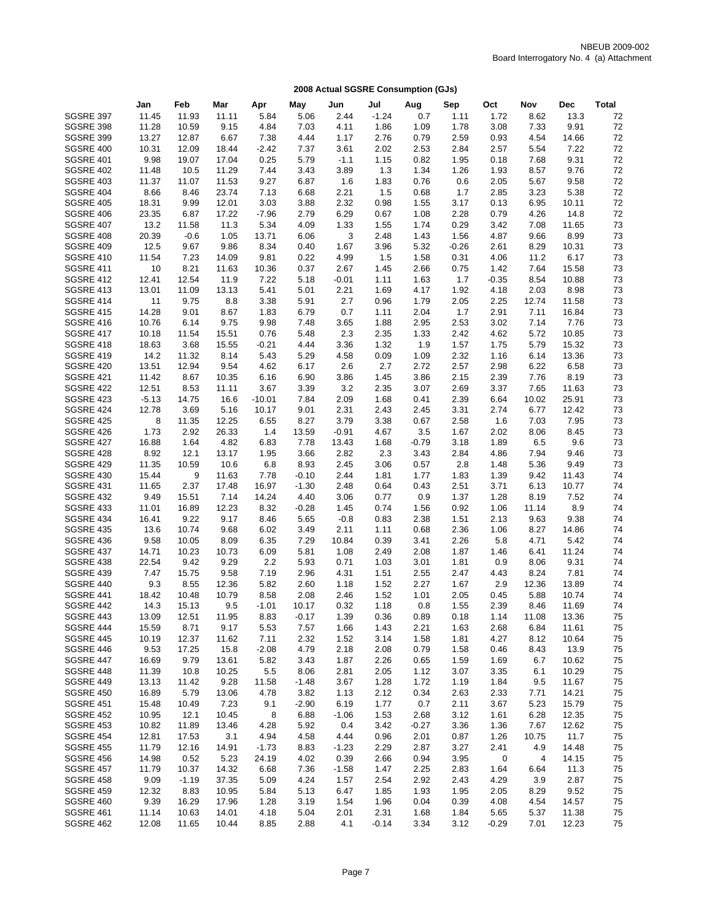NBEUB 2009-002
Board Interrogatory No. 4 (a) Attachment

## 2008 Actual SGSRE Consumption (GJs)

| | Jan | Feb | Mar | Apr | May | Jun | Jul | Aug | Sep | Oct | Nov | Dec | Total |
|---|---|---|---|---|---|---|---|---|---|---|---|---|---|
| SGSRE 397 | 11.45 | 11.93 | 11.11 | 5.84 | 5.06 | 2.44 | -1.24 | 0.7 | 1.11 | 1.72 | 8.62 | 13.3 | 72 |
| SGSRE 398 | 11.28 | 10.59 | 9.15 | 4.84 | 7.03 | 4.11 | 1.86 | 1.09 | 1.78 | 3.08 | 7.33 | 9.91 | 72 |
| SGSRE 399 | 13.27 | 12.87 | 6.67 | 7.38 | 4.44 | 1.17 | 2.76 | 0.79 | 2.59 | 0.93 | 4.54 | 14.66 | 72 |
| SGSRE 400 | 10.31 | 12.09 | 18.44 | -2.42 | 7.37 | 3.61 | 2.02 | 2.53 | 2.84 | 2.57 | 5.54 | 7.22 | 72 |
| SGSRE 401 | 9.98 | 19.07 | 17.04 | 0.25 | 5.79 | -1.1 | 1.15 | 0.82 | 1.95 | 0.18 | 7.68 | 9.31 | 72 |
| SGSRE 402 | 11.48 | 10.5 | 11.29 | 7.44 | 3.43 | 3.89 | 1.3 | 1.34 | 1.26 | 1.93 | 8.57 | 9.76 | 72 |
| SGSRE 403 | 11.37 | 11.07 | 11.53 | 9.27 | 6.87 | 1.6 | 1.83 | 0.76 | 0.6 | 2.05 | 5.67 | 9.58 | 72 |
| SGSRE 404 | 8.66 | 8.46 | 23.74 | 7.13 | 6.68 | 2.21 | 1.5 | 0.68 | 1.7 | 2.85 | 3.23 | 5.38 | 72 |
| SGSRE 405 | 18.31 | 9.99 | 12.01 | 3.03 | 3.88 | 2.32 | 0.98 | 1.55 | 3.17 | 0.13 | 6.95 | 10.11 | 72 |
| SGSRE 406 | 23.35 | 6.87 | 17.22 | -7.96 | 2.79 | 6.29 | 0.67 | 1.08 | 2.28 | 0.79 | 4.26 | 14.8 | 72 |
| SGSRE 407 | 13.2 | 11.58 | 11.3 | 5.34 | 4.09 | 1.33 | 1.55 | 1.74 | 0.29 | 3.42 | 7.08 | 11.65 | 73 |
| SGSRE 408 | 20.39 | -0.6 | 1.05 | 13.71 | 6.06 | 3 | 2.48 | 1.43 | 1.56 | 4.87 | 9.66 | 8.99 | 73 |
| SGSRE 409 | 12.5 | 9.67 | 9.86 | 8.34 | 0.40 | 1.67 | 3.96 | 5.32 | -0.26 | 2.61 | 8.29 | 10.31 | 73 |
| SGSRE 410 | 11.54 | 7.23 | 14.09 | 9.81 | 0.22 | 4.99 | 1.5 | 1.58 | 0.31 | 4.06 | 11.2 | 6.17 | 73 |
| SGSRE 411 | 10 | 8.21 | 11.63 | 10.36 | 0.37 | 2.67 | 1.45 | 2.66 | 0.75 | 1.42 | 7.64 | 15.58 | 73 |
| SGSRE 412 | 12.41 | 12.54 | 11.9 | 7.22 | 5.18 | -0.01 | 1.11 | 1.63 | 1.7 | -0.35 | 8.54 | 10.88 | 73 |
| SGSRE 413 | 13.01 | 11.09 | 13.13 | 5.41 | 5.01 | 2.21 | 1.69 | 4.17 | 1.92 | 4.18 | 2.03 | 8.98 | 73 |
| SGSRE 414 | 11 | 9.75 | 8.8 | 3.38 | 5.91 | 2.7 | 0.96 | 1.79 | 2.05 | 2.25 | 12.74 | 11.58 | 73 |
| SGSRE 415 | 14.28 | 9.01 | 8.67 | 1.83 | 6.79 | 0.7 | 1.11 | 2.04 | 1.7 | 2.91 | 7.11 | 16.84 | 73 |
| SGSRE 416 | 10.76 | 6.14 | 9.75 | 9.98 | 7.48 | 3.65 | 1.88 | 2.95 | 2.53 | 3.02 | 7.14 | 7.76 | 73 |
| SGSRE 417 | 10.18 | 11.54 | 15.51 | 0.76 | 5.48 | 2.3 | 2.35 | 1.33 | 2.42 | 4.62 | 5.72 | 10.85 | 73 |
| SGSRE 418 | 18.63 | 3.68 | 15.55 | -0.21 | 4.44 | 3.36 | 1.32 | 1.9 | 1.57 | 1.75 | 5.79 | 15.32 | 73 |
| SGSRE 419 | 14.2 | 11.32 | 8.14 | 5.43 | 5.29 | 4.58 | 0.09 | 1.09 | 2.32 | 1.16 | 6.14 | 13.36 | 73 |
| SGSRE 420 | 13.51 | 12.94 | 9.54 | 4.62 | 6.17 | 2.6 | 2.7 | 2.72 | 2.57 | 2.98 | 6.22 | 6.58 | 73 |
| SGSRE 421 | 11.42 | 8.67 | 10.35 | 6.16 | 6.90 | 3.86 | 1.45 | 3.86 | 2.15 | 2.39 | 7.76 | 8.19 | 73 |
| SGSRE 422 | 12.51 | 8.53 | 11.11 | 3.67 | 3.39 | 3.2 | 2.35 | 3.07 | 2.69 | 3.37 | 7.65 | 11.63 | 73 |
| SGSRE 423 | -5.13 | 14.75 | 16.6 | -10.01 | 7.84 | 2.09 | 1.68 | 0.41 | 2.39 | 6.64 | 10.02 | 25.91 | 73 |
| SGSRE 424 | 12.78 | 3.69 | 5.16 | 10.17 | 9.01 | 2.31 | 2.43 | 2.45 | 3.31 | 2.74 | 6.77 | 12.42 | 73 |
| SGSRE 425 | 8 | 11.35 | 12.25 | 6.55 | 8.27 | 3.79 | 3.38 | 0.67 | 2.58 | 1.6 | 7.03 | 7.95 | 73 |
| SGSRE 426 | 1.73 | 2.92 | 26.33 | 1.4 | 13.59 | -0.91 | 4.67 | 3.5 | 1.67 | 2.02 | 8.06 | 8.45 | 73 |
| SGSRE 427 | 16.88 | 1.64 | 4.82 | 6.83 | 7.78 | 13.43 | 1.68 | -0.79 | 3.18 | 1.89 | 6.5 | 9.6 | 73 |
| SGSRE 428 | 8.92 | 12.1 | 13.17 | 1.95 | 3.66 | 2.82 | 2.3 | 3.43 | 2.84 | 4.86 | 7.94 | 9.46 | 73 |
| SGSRE 429 | 11.35 | 10.59 | 10.6 | 6.8 | 8.93 | 2.45 | 3.06 | 0.57 | 2.8 | 1.48 | 5.36 | 9.49 | 73 |
| SGSRE 430 | 15.44 | 9 | 11.63 | 7.78 | -0.10 | 2.44 | 1.81 | 1.77 | 1.83 | 1.39 | 9.42 | 11.43 | 74 |
| SGSRE 431 | 11.65 | 2.37 | 17.48 | 16.97 | -1.30 | 2.48 | 0.64 | 0.43 | 2.51 | 3.71 | 6.13 | 10.77 | 74 |
| SGSRE 432 | 9.49 | 15.51 | 7.14 | 14.24 | 4.40 | 3.06 | 0.77 | 0.9 | 1.37 | 1.28 | 8.19 | 7.52 | 74 |
| SGSRE 433 | 11.01 | 16.89 | 12.23 | 8.32 | -0.28 | 1.45 | 0.74 | 1.56 | 0.92 | 1.06 | 11.14 | 8.9 | 74 |
| SGSRE 434 | 16.41 | 9.22 | 9.17 | 8.46 | 5.65 | -0.8 | 0.83 | 2.38 | 1.51 | 2.13 | 9.63 | 9.38 | 74 |
| SGSRE 435 | 13.6 | 10.74 | 9.68 | 6.02 | 3.49 | 2.11 | 1.11 | 0.68 | 2.36 | 1.06 | 8.27 | 14.86 | 74 |
| SGSRE 436 | 9.58 | 10.05 | 8.09 | 6.35 | 7.29 | 10.84 | 0.39 | 3.41 | 2.26 | 5.8 | 4.71 | 5.42 | 74 |
| SGSRE 437 | 14.71 | 10.23 | 10.73 | 6.09 | 5.81 | 1.08 | 2.49 | 2.08 | 1.87 | 1.46 | 6.41 | 11.24 | 74 |
| SGSRE 438 | 22.54 | 9.42 | 9.29 | 2.2 | 5.93 | 0.71 | 1.03 | 3.01 | 1.81 | 0.9 | 8.06 | 9.31 | 74 |
| SGSRE 439 | 7.47 | 15.75 | 9.58 | 7.19 | 2.96 | 4.31 | 1.51 | 2.55 | 2.47 | 4.43 | 8.24 | 7.81 | 74 |
| SGSRE 440 | 9.3 | 8.55 | 12.36 | 5.82 | 2.60 | 1.18 | 1.52 | 2.27 | 1.67 | 2.9 | 12.36 | 13.89 | 74 |
| SGSRE 441 | 18.42 | 10.48 | 10.79 | 8.58 | 2.08 | 2.46 | 1.52 | 1.01 | 2.05 | 0.45 | 5.88 | 10.74 | 74 |
| SGSRE 442 | 14.3 | 15.13 | 9.5 | -1.01 | 10.17 | 0.32 | 1.18 | 0.8 | 1.55 | 2.39 | 8.46 | 11.69 | 74 |
| SGSRE 443 | 13.09 | 12.51 | 11.95 | 8.83 | -0.17 | 1.39 | 0.36 | 0.89 | 0.18 | 1.14 | 11.08 | 13.36 | 75 |
| SGSRE 444 | 15.59 | 8.71 | 9.17 | 5.53 | 7.57 | 1.66 | 1.43 | 2.21 | 1.63 | 2.68 | 6.84 | 11.61 | 75 |
| SGSRE 445 | 10.19 | 12.37 | 11.62 | 7.11 | 2.32 | 1.52 | 3.14 | 1.58 | 1.81 | 4.27 | 8.12 | 10.64 | 75 |
| SGSRE 446 | 9.53 | 17.25 | 15.8 | -2.08 | 4.79 | 2.18 | 2.08 | 0.79 | 1.58 | 0.46 | 8.43 | 13.9 | 75 |
| SGSRE 447 | 16.69 | 9.79 | 13.61 | 5.82 | 3.43 | 1.87 | 2.26 | 0.65 | 1.59 | 1.69 | 6.7 | 10.62 | 75 |
| SGSRE 448 | 11.39 | 10.8 | 10.25 | 5.5 | 8.06 | 2.81 | 2.05 | 1.12 | 3.07 | 3.35 | 6.1 | 10.29 | 75 |
| SGSRE 449 | 13.13 | 11.42 | 9.28 | 11.58 | -1.48 | 3.67 | 1.28 | 1.72 | 1.19 | 1.84 | 9.5 | 11.67 | 75 |
| SGSRE 450 | 16.89 | 5.79 | 13.06 | 4.78 | 3.82 | 1.13 | 2.12 | 0.34 | 2.63 | 2.33 | 7.71 | 14.21 | 75 |
| SGSRE 451 | 15.48 | 10.49 | 7.23 | 9.1 | -2.90 | 6.19 | 1.77 | 0.7 | 2.11 | 3.67 | 5.23 | 15.79 | 75 |
| SGSRE 452 | 10.95 | 12.1 | 10.45 | 8 | 6.88 | -1.06 | 1.53 | 2.68 | 3.12 | 1.61 | 6.28 | 12.35 | 75 |
| SGSRE 453 | 10.82 | 11.89 | 13.46 | 4.28 | 5.92 | 0.4 | 3.42 | -0.27 | 3.36 | 1.36 | 7.67 | 12.62 | 75 |
| SGSRE 454 | 12.81 | 17.53 | 3.1 | 4.94 | 4.58 | 4.44 | 0.96 | 2.01 | 0.87 | 1.26 | 10.75 | 11.7 | 75 |
| SGSRE 455 | 11.79 | 12.16 | 14.91 | -1.73 | 8.83 | -1.23 | 2.29 | 2.87 | 3.27 | 2.41 | 4.9 | 14.48 | 75 |
| SGSRE 456 | 14.98 | 0.52 | 5.23 | 24.19 | 4.02 | 0.39 | 2.66 | 0.94 | 3.95 | 0 | 4 | 14.15 | 75 |
| SGSRE 457 | 11.79 | 10.37 | 14.32 | 6.68 | 7.36 | -1.58 | 1.47 | 2.25 | 2.83 | 1.64 | 6.64 | 11.3 | 75 |
| SGSRE 458 | 9.09 | -1.19 | 37.35 | 5.09 | 4.24 | 1.57 | 2.54 | 2.92 | 2.43 | 4.29 | 3.9 | 2.87 | 75 |
| SGSRE 459 | 12.32 | 8.83 | 10.95 | 5.84 | 5.13 | 6.47 | 1.85 | 1.93 | 1.95 | 2.05 | 8.29 | 9.52 | 75 |
| SGSRE 460 | 9.39 | 16.29 | 17.96 | 1.28 | 3.19 | 1.54 | 1.96 | 0.04 | 0.39 | 4.08 | 4.54 | 14.57 | 75 |
| SGSRE 461 | 11.14 | 10.63 | 14.01 | 4.18 | 5.04 | 2.01 | 2.31 | 1.68 | 1.84 | 5.65 | 5.37 | 11.38 | 75 |
| SGSRE 462 | 12.08 | 11.65 | 10.44 | 8.85 | 2.88 | 4.1 | -0.14 | 3.34 | 3.12 | -0.29 | 7.01 | 12.23 | 75 |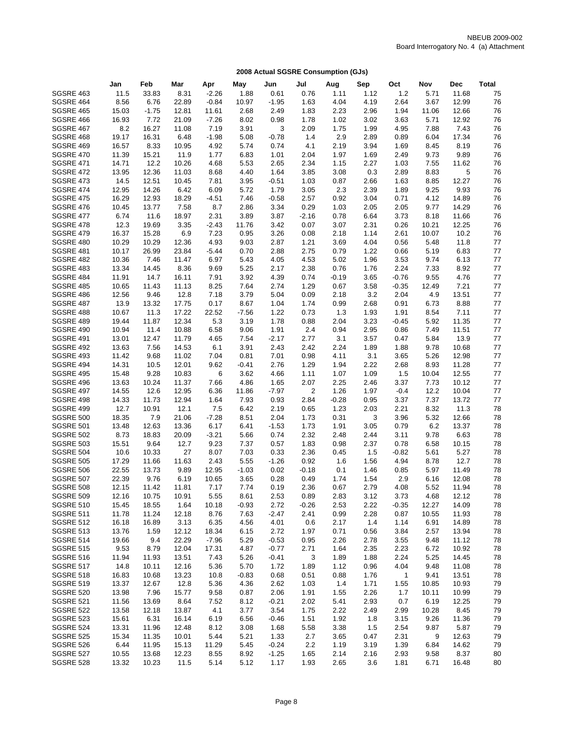NBEUB 2009-002
Board Interrogatory No. 4 (a) Attachment

## 2008 Actual SGSRE Consumption (GJs)

| | Jan | Feb | Mar | Apr | May | Jun | Jul | Aug | Sep | Oct | Nov | Dec | Total |
|---|---|---|---|---|---|---|---|---|---|---|---|---|---|
| SGSRE 463 | 11.5 | 33.83 | 8.31 | -2.26 | 1.88 | 0.61 | 0.76 | 1.11 | 1.12 | 1.2 | 5.71 | 11.68 | 75 |
| SGSRE 464 | 8.56 | 6.76 | 22.89 | -0.84 | 10.97 | -1.95 | 1.63 | 4.04 | 4.19 | 2.64 | 3.67 | 12.99 | 76 |
| SGSRE 465 | 15.03 | -1.75 | 12.81 | 11.61 | 2.68 | 2.49 | 1.83 | 2.23 | 2.96 | 1.94 | 11.06 | 12.66 | 76 |
| SGSRE 466 | 16.93 | 7.72 | 21.09 | -7.26 | 8.02 | 0.98 | 1.78 | 1.02 | 3.02 | 3.63 | 5.71 | 12.92 | 76 |
| SGSRE 467 | 8.2 | 16.27 | 11.08 | 7.19 | 3.91 | 3 | 2.09 | 1.75 | 1.99 | 4.95 | 7.88 | 7.43 | 76 |
| SGSRE 468 | 19.17 | 16.31 | 6.48 | -1.98 | 5.08 | -0.78 | 1.4 | 2.9 | 2.89 | 0.89 | 6.04 | 17.34 | 76 |
| SGSRE 469 | 16.57 | 8.33 | 10.95 | 4.92 | 5.74 | 0.74 | 4.1 | 2.19 | 3.94 | 1.69 | 8.45 | 8.19 | 76 |
| SGSRE 470 | 11.39 | 15.21 | 11.9 | 1.77 | 6.83 | 1.01 | 2.04 | 1.97 | 1.69 | 2.49 | 9.73 | 9.89 | 76 |
| SGSRE 471 | 14.71 | 12.2 | 10.26 | 4.68 | 5.53 | 2.65 | 2.34 | 1.15 | 2.27 | 1.03 | 7.55 | 11.62 | 76 |
| SGSRE 472 | 13.95 | 12.36 | 11.03 | 8.68 | 4.40 | 1.64 | 3.85 | 3.08 | 0.3 | 2.89 | 8.83 | 5 | 76 |
| SGSRE 473 | 14.5 | 12.51 | 10.45 | 7.81 | 3.95 | -0.51 | 1.03 | 0.87 | 2.66 | 1.63 | 8.85 | 12.27 | 76 |
| SGSRE 474 | 12.95 | 14.26 | 6.42 | 6.09 | 5.72 | 1.79 | 3.05 | 2.3 | 2.39 | 1.89 | 9.25 | 9.93 | 76 |
| SGSRE 475 | 16.29 | 12.93 | 18.29 | -4.51 | 7.46 | -0.58 | 2.57 | 0.92 | 3.04 | 0.71 | 4.12 | 14.89 | 76 |
| SGSRE 476 | 10.45 | 13.77 | 7.58 | 8.7 | 2.86 | 3.34 | 0.29 | 1.03 | 2.05 | 2.05 | 9.77 | 14.29 | 76 |
| SGSRE 477 | 6.74 | 11.6 | 18.97 | 2.31 | 3.89 | 3.87 | -2.16 | 0.78 | 6.64 | 3.73 | 8.18 | 11.66 | 76 |
| SGSRE 478 | 12.3 | 19.69 | 3.35 | -2.43 | 11.76 | 3.42 | 0.07 | 3.07 | 2.31 | 0.26 | 10.21 | 12.25 | 76 |
| SGSRE 479 | 16.37 | 15.28 | 6.9 | 7.23 | 0.95 | 3.26 | 0.08 | 2.18 | 1.14 | 2.61 | 10.07 | 10.2 | 76 |
| SGSRE 480 | 10.29 | 10.29 | 12.36 | 4.93 | 9.03 | 2.87 | 1.21 | 3.69 | 4.04 | 0.56 | 5.48 | 11.8 | 77 |
| SGSRE 481 | 10.17 | 26.99 | 23.84 | -5.44 | 0.70 | 2.88 | 2.75 | 0.79 | 1.22 | 0.66 | 5.19 | 6.83 | 77 |
| SGSRE 482 | 10.36 | 7.46 | 11.47 | 6.97 | 5.43 | 4.05 | 4.53 | 5.02 | 1.96 | 3.53 | 9.74 | 6.13 | 77 |
| SGSRE 483 | 13.34 | 14.45 | 8.36 | 9.69 | 5.25 | 2.17 | 2.38 | 0.76 | 1.76 | 2.24 | 7.33 | 8.92 | 77 |
| SGSRE 484 | 11.91 | 14.7 | 16.11 | 7.91 | 3.92 | 4.39 | 0.74 | -0.19 | 3.65 | -0.76 | 9.55 | 4.76 | 77 |
| SGSRE 485 | 10.65 | 11.43 | 11.13 | 8.25 | 7.64 | 2.74 | 1.29 | 0.67 | 3.58 | -0.35 | 12.49 | 7.21 | 77 |
| SGSRE 486 | 12.56 | 9.46 | 12.8 | 7.18 | 3.79 | 5.04 | 0.09 | 2.18 | 3.2 | 2.04 | 4.9 | 13.51 | 77 |
| SGSRE 487 | 13.9 | 13.32 | 17.75 | 0.17 | 8.67 | 1.04 | 1.74 | 0.99 | 2.68 | 0.91 | 6.73 | 8.88 | 77 |
| SGSRE 488 | 10.67 | 11.3 | 17.22 | 22.52 | -7.56 | 1.22 | 0.73 | 1.3 | 1.93 | 1.91 | 8.54 | 7.11 | 77 |
| SGSRE 489 | 19.44 | 11.87 | 12.34 | 5.3 | 3.19 | 1.78 | 0.88 | 2.04 | 3.23 | -0.45 | 5.92 | 11.35 | 77 |
| SGSRE 490 | 10.94 | 11.4 | 10.88 | 6.58 | 9.06 | 1.91 | 2.4 | 0.94 | 2.95 | 0.86 | 7.49 | 11.51 | 77 |
| SGSRE 491 | 13.01 | 12.47 | 11.79 | 4.65 | 7.54 | -2.17 | 2.77 | 3.1 | 3.57 | 0.47 | 5.84 | 13.9 | 77 |
| SGSRE 492 | 13.63 | 7.56 | 14.53 | 6.1 | 3.91 | 2.43 | 2.42 | 2.24 | 1.89 | 1.88 | 9.78 | 10.68 | 77 |
| SGSRE 493 | 11.42 | 9.68 | 11.02 | 7.04 | 0.81 | 7.01 | 0.98 | 4.11 | 3.1 | 3.65 | 5.26 | 12.98 | 77 |
| SGSRE 494 | 14.31 | 10.5 | 12.01 | 9.62 | -0.41 | 2.76 | 1.29 | 1.94 | 2.22 | 2.68 | 8.93 | 11.28 | 77 |
| SGSRE 495 | 15.48 | 9.28 | 10.83 | 6 | 3.62 | 4.66 | 1.11 | 1.07 | 1.09 | 1.5 | 10.04 | 12.55 | 77 |
| SGSRE 496 | 13.63 | 10.24 | 11.37 | 7.66 | 4.86 | 1.65 | 2.07 | 2.25 | 2.46 | 3.37 | 7.73 | 10.12 | 77 |
| SGSRE 497 | 14.55 | 12.6 | 12.95 | 6.36 | 11.86 | -7.97 | 2 | 1.26 | 1.97 | -0.4 | 12.2 | 10.04 | 77 |
| SGSRE 498 | 14.33 | 11.73 | 12.94 | 1.64 | 7.93 | 0.93 | 2.84 | -0.28 | 0.95 | 3.37 | 7.37 | 13.72 | 77 |
| SGSRE 499 | 12.7 | 10.91 | 12.1 | 7.5 | 6.42 | 2.19 | 0.65 | 1.23 | 2.03 | 2.21 | 8.32 | 11.3 | 78 |
| SGSRE 500 | 18.35 | 7.9 | 21.06 | -7.28 | 8.51 | 2.04 | 1.73 | 0.31 | 3 | 3.96 | 5.32 | 12.66 | 78 |
| SGSRE 501 | 13.48 | 12.63 | 13.36 | 6.17 | 6.41 | -1.53 | 1.73 | 1.91 | 3.05 | 0.79 | 6.2 | 13.37 | 78 |
| SGSRE 502 | 8.73 | 18.83 | 20.09 | -3.21 | 5.66 | 0.74 | 2.32 | 2.48 | 2.44 | 3.11 | 9.78 | 6.63 | 78 |
| SGSRE 503 | 15.51 | 9.64 | 12.7 | 9.23 | 7.37 | 0.57 | 1.83 | 0.98 | 2.37 | 0.78 | 6.58 | 10.15 | 78 |
| SGSRE 504 | 10.6 | 10.33 | 27 | 8.07 | 7.03 | 0.33 | 2.36 | 0.45 | 1.5 | -0.82 | 5.61 | 5.27 | 78 |
| SGSRE 505 | 17.29 | 11.66 | 11.63 | 2.43 | 5.55 | -1.26 | 0.92 | 1.6 | 1.56 | 4.94 | 8.78 | 12.7 | 78 |
| SGSRE 506 | 22.55 | 13.73 | 9.89 | 12.95 | -1.03 | 0.02 | -0.18 | 0.1 | 1.46 | 0.85 | 5.97 | 11.49 | 78 |
| SGSRE 507 | 22.39 | 9.76 | 6.19 | 10.65 | 3.65 | 0.28 | 0.49 | 1.74 | 1.54 | 2.9 | 6.16 | 12.08 | 78 |
| SGSRE 508 | 12.15 | 11.42 | 11.81 | 7.17 | 7.74 | 0.19 | 2.36 | 0.67 | 2.79 | 4.08 | 5.52 | 11.94 | 78 |
| SGSRE 509 | 12.16 | 10.75 | 10.91 | 5.55 | 8.61 | 2.53 | 0.89 | 2.83 | 3.12 | 3.73 | 4.68 | 12.12 | 78 |
| SGSRE 510 | 15.45 | 18.55 | 1.64 | 10.18 | -0.93 | 2.72 | -0.26 | 2.53 | 2.22 | -0.35 | 12.27 | 14.09 | 78 |
| SGSRE 511 | 11.78 | 11.24 | 12.18 | 8.76 | 7.63 | -2.47 | 2.41 | 0.99 | 2.28 | 0.87 | 10.55 | 11.93 | 78 |
| SGSRE 512 | 16.18 | 16.89 | 3.13 | 6.35 | 4.56 | 4.01 | 0.6 | 2.17 | 1.4 | 1.14 | 6.91 | 14.89 | 78 |
| SGSRE 513 | 13.76 | 1.59 | 12.12 | 18.34 | 6.15 | 2.72 | 1.97 | 0.71 | 0.56 | 3.84 | 2.57 | 13.94 | 78 |
| SGSRE 514 | 19.66 | 9.4 | 22.29 | -7.96 | 5.29 | -0.53 | 0.95 | 2.26 | 2.78 | 3.55 | 9.48 | 11.12 | 78 |
| SGSRE 515 | 9.53 | 8.79 | 12.04 | 17.31 | 4.87 | -0.77 | 2.71 | 1.64 | 2.35 | 2.23 | 6.72 | 10.92 | 78 |
| SGSRE 516 | 11.94 | 11.93 | 13.51 | 7.43 | 5.26 | -0.41 | 3 | 1.89 | 1.88 | 2.24 | 5.25 | 14.45 | 78 |
| SGSRE 517 | 14.8 | 10.11 | 12.16 | 5.36 | 5.70 | 1.72 | 1.89 | 1.12 | 0.96 | 4.04 | 9.48 | 11.08 | 78 |
| SGSRE 518 | 16.83 | 10.68 | 13.23 | 10.8 | -0.83 | 0.68 | 0.51 | 0.88 | 1.76 | 1 | 9.41 | 13.51 | 78 |
| SGSRE 519 | 13.37 | 12.67 | 12.8 | 5.36 | 4.36 | 2.62 | 1.03 | 1.4 | 1.71 | 1.55 | 10.85 | 10.93 | 79 |
| SGSRE 520 | 13.98 | 7.96 | 15.77 | 9.58 | 0.87 | 2.06 | 1.91 | 1.55 | 2.26 | 1.7 | 10.11 | 10.99 | 79 |
| SGSRE 521 | 11.56 | 13.69 | 8.64 | 7.52 | 8.12 | -0.21 | 2.02 | 5.41 | 2.93 | 0.7 | 6.19 | 12.25 | 79 |
| SGSRE 522 | 13.58 | 12.18 | 13.87 | 4.1 | 3.77 | 3.54 | 1.75 | 2.22 | 2.49 | 2.99 | 10.28 | 8.45 | 79 |
| SGSRE 523 | 15.61 | 6.31 | 16.14 | 6.19 | 6.56 | -0.46 | 1.51 | 1.92 | 1.8 | 3.15 | 9.26 | 11.36 | 79 |
| SGSRE 524 | 13.31 | 11.96 | 12.48 | 8.12 | 3.08 | 1.68 | 5.58 | 3.38 | 1.5 | 2.54 | 9.87 | 5.87 | 79 |
| SGSRE 525 | 15.34 | 11.35 | 10.01 | 5.44 | 5.21 | 1.33 | 2.7 | 3.65 | 0.47 | 2.31 | 9 | 12.63 | 79 |
| SGSRE 526 | 6.44 | 11.95 | 15.13 | 11.29 | 5.45 | -0.24 | 2.2 | 1.19 | 3.19 | 1.39 | 6.84 | 14.62 | 79 |
| SGSRE 527 | 10.55 | 13.68 | 12.23 | 8.55 | 8.92 | -1.25 | 1.65 | 2.14 | 2.16 | 2.93 | 9.58 | 8.37 | 80 |
| SGSRE 528 | 13.32 | 10.23 | 11.5 | 5.14 | 5.12 | 1.17 | 1.93 | 2.65 | 3.6 | 1.81 | 6.71 | 16.48 | 80 |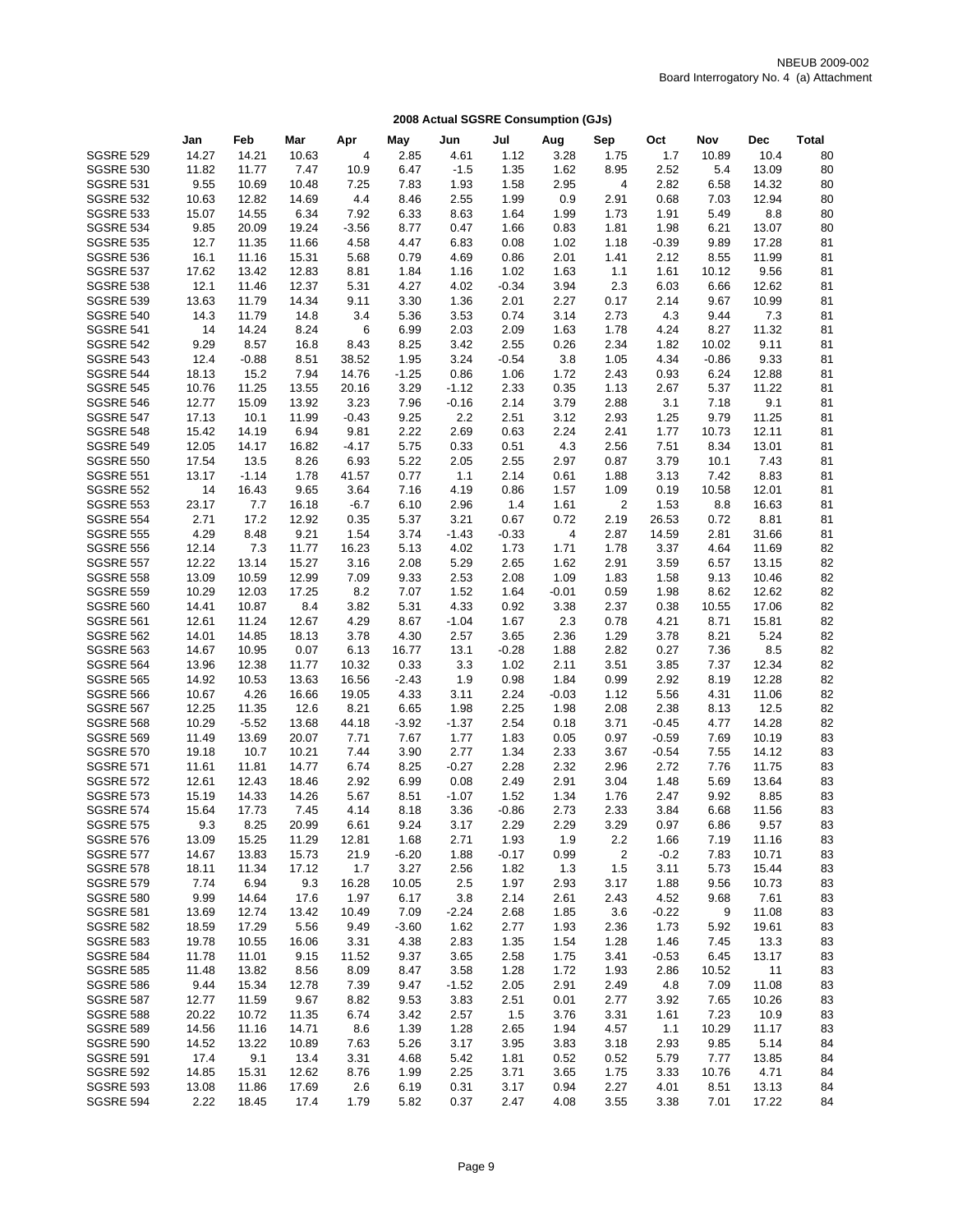NBEUB 2009-002
Board Interrogatory No. 4 (a) Attachment

## 2008 Actual SGSRE Consumption (GJs)

| | Jan | Feb | Mar | Apr | May | Jun | Jul | Aug | Sep | Oct | Nov | Dec | Total |
|---|---|---|---|---|---|---|---|---|---|---|---|---|---|
| SGSRE 529 | 14.27 | 14.21 | 10.63 | 4 | 2.85 | 4.61 | 1.12 | 3.28 | 1.75 | 1.7 | 10.89 | 10.4 | 80 |
| SGSRE 530 | 11.82 | 11.77 | 7.47 | 10.9 | 6.47 | -1.5 | 1.35 | 1.62 | 8.95 | 2.52 | 5.4 | 13.09 | 80 |
| SGSRE 531 | 9.55 | 10.69 | 10.48 | 7.25 | 7.83 | 1.93 | 1.58 | 2.95 | 4 | 2.82 | 6.58 | 14.32 | 80 |
| SGSRE 532 | 10.63 | 12.82 | 14.69 | 4.4 | 8.46 | 2.55 | 1.99 | 0.9 | 2.91 | 0.68 | 7.03 | 12.94 | 80 |
| SGSRE 533 | 15.07 | 14.55 | 6.34 | 7.92 | 6.33 | 8.63 | 1.64 | 1.99 | 1.73 | 1.91 | 5.49 | 8.8 | 80 |
| SGSRE 534 | 9.85 | 20.09 | 19.24 | -3.56 | 8.77 | 0.47 | 1.66 | 0.83 | 1.81 | 1.98 | 6.21 | 13.07 | 80 |
| SGSRE 535 | 12.7 | 11.35 | 11.66 | 4.58 | 4.47 | 6.83 | 0.08 | 1.02 | 1.18 | -0.39 | 9.89 | 17.28 | 81 |
| SGSRE 536 | 16.1 | 11.16 | 15.31 | 5.68 | 0.79 | 4.69 | 0.86 | 2.01 | 1.41 | 2.12 | 8.55 | 11.99 | 81 |
| SGSRE 537 | 17.62 | 13.42 | 12.83 | 8.81 | 1.84 | 1.16 | 1.02 | 1.63 | 1.1 | 1.61 | 10.12 | 9.56 | 81 |
| SGSRE 538 | 12.1 | 11.46 | 12.37 | 5.31 | 4.27 | 4.02 | -0.34 | 3.94 | 2.3 | 6.03 | 6.66 | 12.62 | 81 |
| SGSRE 539 | 13.63 | 11.79 | 14.34 | 9.11 | 3.30 | 1.36 | 2.01 | 2.27 | 0.17 | 2.14 | 9.67 | 10.99 | 81 |
| SGSRE 540 | 14.3 | 11.79 | 14.8 | 3.4 | 5.36 | 3.53 | 0.74 | 3.14 | 2.73 | 4.3 | 9.44 | 7.3 | 81 |
| SGSRE 541 | 14 | 14.24 | 8.24 | 6 | 6.99 | 2.03 | 2.09 | 1.63 | 1.78 | 4.24 | 8.27 | 11.32 | 81 |
| SGSRE 542 | 9.29 | 8.57 | 16.8 | 8.43 | 8.25 | 3.42 | 2.55 | 0.26 | 2.34 | 1.82 | 10.02 | 9.11 | 81 |
| SGSRE 543 | 12.4 | -0.88 | 8.51 | 38.52 | 1.95 | 3.24 | -0.54 | 3.8 | 1.05 | 4.34 | -0.86 | 9.33 | 81 |
| SGSRE 544 | 18.13 | 15.2 | 7.94 | 14.76 | -1.25 | 0.86 | 1.06 | 1.72 | 2.43 | 0.93 | 6.24 | 12.88 | 81 |
| SGSRE 545 | 10.76 | 11.25 | 13.55 | 20.16 | 3.29 | -1.12 | 2.33 | 0.35 | 1.13 | 2.67 | 5.37 | 11.22 | 81 |
| SGSRE 546 | 12.77 | 15.09 | 13.92 | 3.23 | 7.96 | -0.16 | 2.14 | 3.79 | 2.88 | 3.1 | 7.18 | 9.1 | 81 |
| SGSRE 547 | 17.13 | 10.1 | 11.99 | -0.43 | 9.25 | 2.2 | 2.51 | 3.12 | 2.93 | 1.25 | 9.79 | 11.25 | 81 |
| SGSRE 548 | 15.42 | 14.19 | 6.94 | 9.81 | 2.22 | 2.69 | 0.63 | 2.24 | 2.41 | 1.77 | 10.73 | 12.11 | 81 |
| SGSRE 549 | 12.05 | 14.17 | 16.82 | -4.17 | 5.75 | 0.33 | 0.51 | 4.3 | 2.56 | 7.51 | 8.34 | 13.01 | 81 |
| SGSRE 550 | 17.54 | 13.5 | 8.26 | 6.93 | 5.22 | 2.05 | 2.55 | 2.97 | 0.87 | 3.79 | 10.1 | 7.43 | 81 |
| SGSRE 551 | 13.17 | -1.14 | 1.78 | 41.57 | 0.77 | 1.1 | 2.14 | 0.61 | 1.88 | 3.13 | 7.42 | 8.83 | 81 |
| SGSRE 552 | 14 | 16.43 | 9.65 | 3.64 | 7.16 | 4.19 | 0.86 | 1.57 | 1.09 | 0.19 | 10.58 | 12.01 | 81 |
| SGSRE 553 | 23.17 | 7.7 | 16.18 | -6.7 | 6.10 | 2.96 | 1.4 | 1.61 | 2 | 1.53 | 8.8 | 16.63 | 81 |
| SGSRE 554 | 2.71 | 17.2 | 12.92 | 0.35 | 5.37 | 3.21 | 0.67 | 0.72 | 2.19 | 26.53 | 0.72 | 8.81 | 81 |
| SGSRE 555 | 4.29 | 8.48 | 9.21 | 1.54 | 3.74 | -1.43 | -0.33 | 4 | 2.87 | 14.59 | 2.81 | 31.66 | 81 |
| SGSRE 556 | 12.14 | 7.3 | 11.77 | 16.23 | 5.13 | 4.02 | 1.73 | 1.71 | 1.78 | 3.37 | 4.64 | 11.69 | 82 |
| SGSRE 557 | 12.22 | 13.14 | 15.27 | 3.16 | 2.08 | 5.29 | 2.65 | 1.62 | 2.91 | 3.59 | 6.57 | 13.15 | 82 |
| SGSRE 558 | 13.09 | 10.59 | 12.99 | 7.09 | 9.33 | 2.53 | 2.08 | 1.09 | 1.83 | 1.58 | 9.13 | 10.46 | 82 |
| SGSRE 559 | 10.29 | 12.03 | 17.25 | 8.2 | 7.07 | 1.52 | 1.64 | -0.01 | 0.59 | 1.98 | 8.62 | 12.62 | 82 |
| SGSRE 560 | 14.41 | 10.87 | 8.4 | 3.82 | 5.31 | 4.33 | 0.92 | 3.38 | 2.37 | 0.38 | 10.55 | 17.06 | 82 |
| SGSRE 561 | 12.61 | 11.24 | 12.67 | 4.29 | 8.67 | -1.04 | 1.67 | 2.3 | 0.78 | 4.21 | 8.71 | 15.81 | 82 |
| SGSRE 562 | 14.01 | 14.85 | 18.13 | 3.78 | 4.30 | 2.57 | 3.65 | 2.36 | 1.29 | 3.78 | 8.21 | 5.24 | 82 |
| SGSRE 563 | 14.67 | 10.95 | 0.07 | 6.13 | 16.77 | 13.1 | -0.28 | 1.88 | 2.82 | 0.27 | 7.36 | 8.5 | 82 |
| SGSRE 564 | 13.96 | 12.38 | 11.77 | 10.32 | 0.33 | 3.3 | 1.02 | 2.11 | 3.51 | 3.85 | 7.37 | 12.34 | 82 |
| SGSRE 565 | 14.92 | 10.53 | 13.63 | 16.56 | -2.43 | 1.9 | 0.98 | 1.84 | 0.99 | 2.92 | 8.19 | 12.28 | 82 |
| SGSRE 566 | 10.67 | 4.26 | 16.66 | 19.05 | 4.33 | 3.11 | 2.24 | -0.03 | 1.12 | 5.56 | 4.31 | 11.06 | 82 |
| SGSRE 567 | 12.25 | 11.35 | 12.6 | 8.21 | 6.65 | 1.98 | 2.25 | 1.98 | 2.08 | 2.38 | 8.13 | 12.5 | 82 |
| SGSRE 568 | 10.29 | -5.52 | 13.68 | 44.18 | -3.92 | -1.37 | 2.54 | 0.18 | 3.71 | -0.45 | 4.77 | 14.28 | 82 |
| SGSRE 569 | 11.49 | 13.69 | 20.07 | 7.71 | 7.67 | 1.77 | 1.83 | 0.05 | 0.97 | -0.59 | 7.69 | 10.19 | 83 |
| SGSRE 570 | 19.18 | 10.7 | 10.21 | 7.44 | 3.90 | 2.77 | 1.34 | 2.33 | 3.67 | -0.54 | 7.55 | 14.12 | 83 |
| SGSRE 571 | 11.61 | 11.81 | 14.77 | 6.74 | 8.25 | -0.27 | 2.28 | 2.32 | 2.96 | 2.72 | 7.76 | 11.75 | 83 |
| SGSRE 572 | 12.61 | 12.43 | 18.46 | 2.92 | 6.99 | 0.08 | 2.49 | 2.91 | 3.04 | 1.48 | 5.69 | 13.64 | 83 |
| SGSRE 573 | 15.19 | 14.33 | 14.26 | 5.67 | 8.51 | -1.07 | 1.52 | 1.34 | 1.76 | 2.47 | 9.92 | 8.85 | 83 |
| SGSRE 574 | 15.64 | 17.73 | 7.45 | 4.14 | 8.18 | 3.36 | -0.86 | 2.73 | 2.33 | 3.84 | 6.68 | 11.56 | 83 |
| SGSRE 575 | 9.3 | 8.25 | 20.99 | 6.61 | 9.24 | 3.17 | 2.29 | 2.29 | 3.29 | 0.97 | 6.86 | 9.57 | 83 |
| SGSRE 576 | 13.09 | 15.25 | 11.29 | 12.81 | 1.68 | 2.71 | 1.93 | 1.9 | 2.2 | 1.66 | 7.19 | 11.16 | 83 |
| SGSRE 577 | 14.67 | 13.83 | 15.73 | 21.9 | -6.20 | 1.88 | -0.17 | 0.99 | 2 | -0.2 | 7.83 | 10.71 | 83 |
| SGSRE 578 | 18.11 | 11.34 | 17.12 | 1.7 | 3.27 | 2.56 | 1.82 | 1.3 | 1.5 | 3.11 | 5.73 | 15.44 | 83 |
| SGSRE 579 | 7.74 | 6.94 | 9.3 | 16.28 | 10.05 | 2.5 | 1.97 | 2.93 | 3.17 | 1.88 | 9.56 | 10.73 | 83 |
| SGSRE 580 | 9.99 | 14.64 | 17.6 | 1.97 | 6.17 | 3.8 | 2.14 | 2.61 | 2.43 | 4.52 | 9.68 | 7.61 | 83 |
| SGSRE 581 | 13.69 | 12.74 | 13.42 | 10.49 | 7.09 | -2.24 | 2.68 | 1.85 | 3.6 | -0.22 | 9 | 11.08 | 83 |
| SGSRE 582 | 18.59 | 17.29 | 5.56 | 9.49 | -3.60 | 1.62 | 2.77 | 1.93 | 2.36 | 1.73 | 5.92 | 19.61 | 83 |
| SGSRE 583 | 19.78 | 10.55 | 16.06 | 3.31 | 4.38 | 2.83 | 1.35 | 1.54 | 1.28 | 1.46 | 7.45 | 13.3 | 83 |
| SGSRE 584 | 11.78 | 11.01 | 9.15 | 11.52 | 9.37 | 3.65 | 2.58 | 1.75 | 3.41 | -0.53 | 6.45 | 13.17 | 83 |
| SGSRE 585 | 11.48 | 13.82 | 8.56 | 8.09 | 8.47 | 3.58 | 1.28 | 1.72 | 1.93 | 2.86 | 10.52 | 11 | 83 |
| SGSRE 586 | 9.44 | 15.34 | 12.78 | 7.39 | 9.47 | -1.52 | 2.05 | 2.91 | 2.49 | 4.8 | 7.09 | 11.08 | 83 |
| SGSRE 587 | 12.77 | 11.59 | 9.67 | 8.82 | 9.53 | 3.83 | 2.51 | 0.01 | 2.77 | 3.92 | 7.65 | 10.26 | 83 |
| SGSRE 588 | 20.22 | 10.72 | 11.35 | 6.74 | 3.42 | 2.57 | 1.5 | 3.76 | 3.31 | 1.61 | 7.23 | 10.9 | 83 |
| SGSRE 589 | 14.56 | 11.16 | 14.71 | 8.6 | 1.39 | 1.28 | 2.65 | 1.94 | 4.57 | 1.1 | 10.29 | 11.17 | 83 |
| SGSRE 590 | 14.52 | 13.22 | 10.89 | 7.63 | 5.26 | 3.17 | 3.95 | 3.83 | 3.18 | 2.93 | 9.85 | 5.14 | 84 |
| SGSRE 591 | 17.4 | 9.1 | 13.4 | 3.31 | 4.68 | 5.42 | 1.81 | 0.52 | 0.52 | 5.79 | 7.77 | 13.85 | 84 |
| SGSRE 592 | 14.85 | 15.31 | 12.62 | 8.76 | 1.99 | 2.25 | 3.71 | 3.65 | 1.75 | 3.33 | 10.76 | 4.71 | 84 |
| SGSRE 593 | 13.08 | 11.86 | 17.69 | 2.6 | 6.19 | 0.31 | 3.17 | 0.94 | 2.27 | 4.01 | 8.51 | 13.13 | 84 |
| SGSRE 594 | 2.22 | 18.45 | 17.4 | 1.79 | 5.82 | 0.37 | 2.47 | 4.08 | 3.55 | 3.38 | 7.01 | 17.22 | 84 |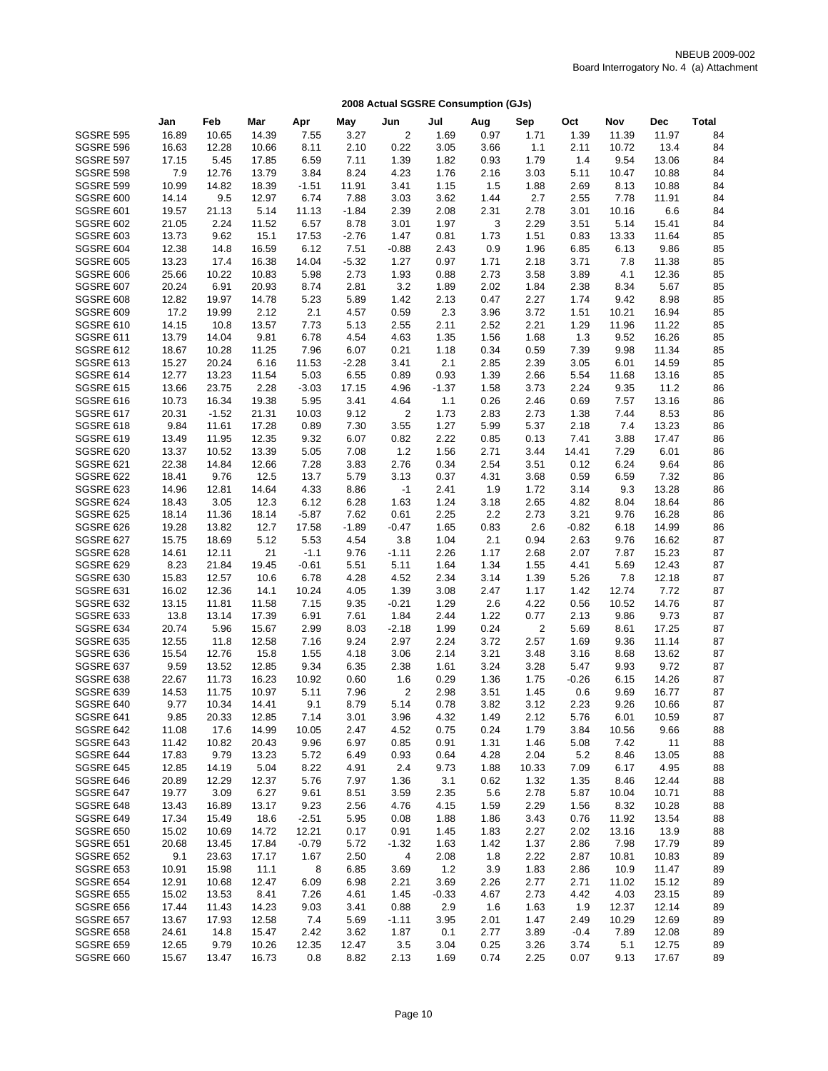NBEUB 2009-002
Board Interrogatory No. 4 (a) Attachment

## 2008 Actual SGSRE Consumption (GJs)

| | Jan | Feb | Mar | Apr | May | Jun | Jul | Aug | Sep | Oct | Nov | Dec | Total |
|---|---|---|---|---|---|---|---|---|---|---|---|---|---|
| SGSRE 595 | 16.89 | 10.65 | 14.39 | 7.55 | 3.27 | 2 | 1.69 | 0.97 | 1.71 | 1.39 | 11.39 | 11.97 | 84 |
| SGSRE 596 | 16.63 | 12.28 | 10.66 | 8.11 | 2.10 | 0.22 | 3.05 | 3.66 | 1.1 | 2.11 | 10.72 | 13.4 | 84 |
| SGSRE 597 | 17.15 | 5.45 | 17.85 | 6.59 | 7.11 | 1.39 | 1.82 | 0.93 | 1.79 | 1.4 | 9.54 | 13.06 | 84 |
| SGSRE 598 | 7.9 | 12.76 | 13.79 | 3.84 | 8.24 | 4.23 | 1.76 | 2.16 | 3.03 | 5.11 | 10.47 | 10.88 | 84 |
| SGSRE 599 | 10.99 | 14.82 | 18.39 | -1.51 | 11.91 | 3.41 | 1.15 | 1.5 | 1.88 | 2.69 | 8.13 | 10.88 | 84 |
| SGSRE 600 | 14.14 | 9.5 | 12.97 | 6.74 | 7.88 | 3.03 | 3.62 | 1.44 | 2.7 | 2.55 | 7.78 | 11.91 | 84 |
| SGSRE 601 | 19.57 | 21.13 | 5.14 | 11.13 | -1.84 | 2.39 | 2.08 | 2.31 | 2.78 | 3.01 | 10.16 | 6.6 | 84 |
| SGSRE 602 | 21.05 | 2.24 | 11.52 | 6.57 | 8.78 | 3.01 | 1.97 | 3 | 2.29 | 3.51 | 5.14 | 15.41 | 84 |
| SGSRE 603 | 13.73 | 9.62 | 15.1 | 17.53 | -2.76 | 1.47 | 0.81 | 1.73 | 1.51 | 0.83 | 13.33 | 11.64 | 85 |
| SGSRE 604 | 12.38 | 14.8 | 16.59 | 6.12 | 7.51 | -0.88 | 2.43 | 0.9 | 1.96 | 6.85 | 6.13 | 9.86 | 85 |
| SGSRE 605 | 13.23 | 17.4 | 16.38 | 14.04 | -5.32 | 1.27 | 0.97 | 1.71 | 2.18 | 3.71 | 7.8 | 11.38 | 85 |
| SGSRE 606 | 25.66 | 10.22 | 10.83 | 5.98 | 2.73 | 1.93 | 0.88 | 2.73 | 3.58 | 3.89 | 4.1 | 12.36 | 85 |
| SGSRE 607 | 20.24 | 6.91 | 20.93 | 8.74 | 2.81 | 3.2 | 1.89 | 2.02 | 1.84 | 2.38 | 8.34 | 5.67 | 85 |
| SGSRE 608 | 12.82 | 19.97 | 14.78 | 5.23 | 5.89 | 1.42 | 2.13 | 0.47 | 2.27 | 1.74 | 9.42 | 8.98 | 85 |
| SGSRE 609 | 17.2 | 19.99 | 2.12 | 2.1 | 4.57 | 0.59 | 2.3 | 3.96 | 3.72 | 1.51 | 10.21 | 16.94 | 85 |
| SGSRE 610 | 14.15 | 10.8 | 13.57 | 7.73 | 5.13 | 2.55 | 2.11 | 2.52 | 2.21 | 1.29 | 11.96 | 11.22 | 85 |
| SGSRE 611 | 13.79 | 14.04 | 9.81 | 6.78 | 4.54 | 4.63 | 1.35 | 1.56 | 1.68 | 1.3 | 9.52 | 16.26 | 85 |
| SGSRE 612 | 18.67 | 10.28 | 11.25 | 7.96 | 6.07 | 0.21 | 1.18 | 0.34 | 0.59 | 7.39 | 9.98 | 11.34 | 85 |
| SGSRE 613 | 15.27 | 20.24 | 6.16 | 11.53 | -2.28 | 3.41 | 2.1 | 2.85 | 2.39 | 3.05 | 6.01 | 14.59 | 85 |
| SGSRE 614 | 12.77 | 13.23 | 11.54 | 5.03 | 6.55 | 0.89 | 0.93 | 1.39 | 2.66 | 5.54 | 11.68 | 13.16 | 85 |
| SGSRE 615 | 13.66 | 23.75 | 2.28 | -3.03 | 17.15 | 4.96 | -1.37 | 1.58 | 3.73 | 2.24 | 9.35 | 11.2 | 86 |
| SGSRE 616 | 10.73 | 16.34 | 19.38 | 5.95 | 3.41 | 4.64 | 1.1 | 0.26 | 2.46 | 0.69 | 7.57 | 13.16 | 86 |
| SGSRE 617 | 20.31 | -1.52 | 21.31 | 10.03 | 9.12 | 2 | 1.73 | 2.83 | 2.73 | 1.38 | 7.44 | 8.53 | 86 |
| SGSRE 618 | 9.84 | 11.61 | 17.28 | 0.89 | 7.30 | 3.55 | 1.27 | 5.99 | 5.37 | 2.18 | 7.4 | 13.23 | 86 |
| SGSRE 619 | 13.49 | 11.95 | 12.35 | 9.32 | 6.07 | 0.82 | 2.22 | 0.85 | 0.13 | 7.41 | 3.88 | 17.47 | 86 |
| SGSRE 620 | 13.37 | 10.52 | 13.39 | 5.05 | 7.08 | 1.2 | 1.56 | 2.71 | 3.44 | 14.41 | 7.29 | 6.01 | 86 |
| SGSRE 621 | 22.38 | 14.84 | 12.66 | 7.28 | 3.83 | 2.76 | 0.34 | 2.54 | 3.51 | 0.12 | 6.24 | 9.64 | 86 |
| SGSRE 622 | 18.41 | 9.76 | 12.5 | 13.7 | 5.79 | 3.13 | 0.37 | 4.31 | 3.68 | 0.59 | 6.59 | 7.32 | 86 |
| SGSRE 623 | 14.96 | 12.81 | 14.64 | 4.33 | 8.86 | -1 | 2.41 | 1.9 | 1.72 | 3.14 | 9.3 | 13.28 | 86 |
| SGSRE 624 | 18.43 | 3.05 | 12.3 | 6.12 | 6.28 | 1.63 | 1.24 | 3.18 | 2.65 | 4.82 | 8.04 | 18.64 | 86 |
| SGSRE 625 | 18.14 | 11.36 | 18.14 | -5.87 | 7.62 | 0.61 | 2.25 | 2.2 | 2.73 | 3.21 | 9.76 | 16.28 | 86 |
| SGSRE 626 | 19.28 | 13.82 | 12.7 | 17.58 | -1.89 | -0.47 | 1.65 | 0.83 | 2.6 | -0.82 | 6.18 | 14.99 | 86 |
| SGSRE 627 | 15.75 | 18.69 | 5.12 | 5.53 | 4.54 | 3.8 | 1.04 | 2.1 | 0.94 | 2.63 | 9.76 | 16.62 | 87 |
| SGSRE 628 | 14.61 | 12.11 | 21 | -1.1 | 9.76 | -1.11 | 2.26 | 1.17 | 2.68 | 2.07 | 7.87 | 15.23 | 87 |
| SGSRE 629 | 8.23 | 21.84 | 19.45 | -0.61 | 5.51 | 5.11 | 1.64 | 1.34 | 1.55 | 4.41 | 5.69 | 12.43 | 87 |
| SGSRE 630 | 15.83 | 12.57 | 10.6 | 6.78 | 4.28 | 4.52 | 2.34 | 3.14 | 1.39 | 5.26 | 7.8 | 12.18 | 87 |
| SGSRE 631 | 16.02 | 12.36 | 14.1 | 10.24 | 4.05 | 1.39 | 3.08 | 2.47 | 1.17 | 1.42 | 12.74 | 7.72 | 87 |
| SGSRE 632 | 13.15 | 11.81 | 11.58 | 7.15 | 9.35 | -0.21 | 1.29 | 2.6 | 4.22 | 0.56 | 10.52 | 14.76 | 87 |
| SGSRE 633 | 13.8 | 13.14 | 17.39 | 6.91 | 7.61 | 1.84 | 2.44 | 1.22 | 0.77 | 2.13 | 9.86 | 9.73 | 87 |
| SGSRE 634 | 20.74 | 5.96 | 15.67 | 2.99 | 8.03 | -2.18 | 1.99 | 0.24 | 2 | 5.69 | 8.61 | 17.25 | 87 |
| SGSRE 635 | 12.55 | 11.8 | 12.58 | 7.16 | 9.24 | 2.97 | 2.24 | 3.72 | 2.57 | 1.69 | 9.36 | 11.14 | 87 |
| SGSRE 636 | 15.54 | 12.76 | 15.8 | 1.55 | 4.18 | 3.06 | 2.14 | 3.21 | 3.48 | 3.16 | 8.68 | 13.62 | 87 |
| SGSRE 637 | 9.59 | 13.52 | 12.85 | 9.34 | 6.35 | 2.38 | 1.61 | 3.24 | 3.28 | 5.47 | 9.93 | 9.72 | 87 |
| SGSRE 638 | 22.67 | 11.73 | 16.23 | 10.92 | 0.60 | 1.6 | 0.29 | 1.36 | 1.75 | -0.26 | 6.15 | 14.26 | 87 |
| SGSRE 639 | 14.53 | 11.75 | 10.97 | 5.11 | 7.96 | 2 | 2.98 | 3.51 | 1.45 | 0.6 | 9.69 | 16.77 | 87 |
| SGSRE 640 | 9.77 | 10.34 | 14.41 | 9.1 | 8.79 | 5.14 | 0.78 | 3.82 | 3.12 | 2.23 | 9.26 | 10.66 | 87 |
| SGSRE 641 | 9.85 | 20.33 | 12.85 | 7.14 | 3.01 | 3.96 | 4.32 | 1.49 | 2.12 | 5.76 | 6.01 | 10.59 | 87 |
| SGSRE 642 | 11.08 | 17.6 | 14.99 | 10.05 | 2.47 | 4.52 | 0.75 | 0.24 | 1.79 | 3.84 | 10.56 | 9.66 | 88 |
| SGSRE 643 | 11.42 | 10.82 | 20.43 | 9.96 | 6.97 | 0.85 | 0.91 | 1.31 | 1.46 | 5.08 | 7.42 | 11 | 88 |
| SGSRE 644 | 17.83 | 9.79 | 13.23 | 5.72 | 6.49 | 0.93 | 0.64 | 4.28 | 2.04 | 5.2 | 8.46 | 13.05 | 88 |
| SGSRE 645 | 12.85 | 14.19 | 5.04 | 8.22 | 4.91 | 2.4 | 9.73 | 1.88 | 10.33 | 7.09 | 6.17 | 4.95 | 88 |
| SGSRE 646 | 20.89 | 12.29 | 12.37 | 5.76 | 7.97 | 1.36 | 3.1 | 0.62 | 1.32 | 1.35 | 8.46 | 12.44 | 88 |
| SGSRE 647 | 19.77 | 3.09 | 6.27 | 9.61 | 8.51 | 3.59 | 2.35 | 5.6 | 2.78 | 5.87 | 10.04 | 10.71 | 88 |
| SGSRE 648 | 13.43 | 16.89 | 13.17 | 9.23 | 2.56 | 4.76 | 4.15 | 1.59 | 2.29 | 1.56 | 8.32 | 10.28 | 88 |
| SGSRE 649 | 17.34 | 15.49 | 18.6 | -2.51 | 5.95 | 0.08 | 1.88 | 1.86 | 3.43 | 0.76 | 11.92 | 13.54 | 88 |
| SGSRE 650 | 15.02 | 10.69 | 14.72 | 12.21 | 0.17 | 0.91 | 1.45 | 1.83 | 2.27 | 2.02 | 13.16 | 13.9 | 88 |
| SGSRE 651 | 20.68 | 13.45 | 17.84 | -0.79 | 5.72 | -1.32 | 1.63 | 1.42 | 1.37 | 2.86 | 7.98 | 17.79 | 89 |
| SGSRE 652 | 9.1 | 23.63 | 17.17 | 1.67 | 2.50 | 4 | 2.08 | 1.8 | 2.22 | 2.87 | 10.81 | 10.83 | 89 |
| SGSRE 653 | 10.91 | 15.98 | 11.1 | 8 | 6.85 | 3.69 | 1.2 | 3.9 | 1.83 | 2.86 | 10.9 | 11.47 | 89 |
| SGSRE 654 | 12.91 | 10.68 | 12.47 | 6.09 | 6.98 | 2.21 | 3.69 | 2.26 | 2.77 | 2.71 | 11.02 | 15.12 | 89 |
| SGSRE 655 | 15.02 | 13.53 | 8.41 | 7.26 | 4.61 | 1.45 | -0.33 | 4.67 | 2.73 | 4.42 | 4.03 | 23.15 | 89 |
| SGSRE 656 | 17.44 | 11.43 | 14.23 | 9.03 | 3.41 | 0.88 | 2.9 | 1.6 | 1.63 | 1.9 | 12.37 | 12.14 | 89 |
| SGSRE 657 | 13.67 | 17.93 | 12.58 | 7.4 | 5.69 | -1.11 | 3.95 | 2.01 | 1.47 | 2.49 | 10.29 | 12.69 | 89 |
| SGSRE 658 | 24.61 | 14.8 | 15.47 | 2.42 | 3.62 | 1.87 | 0.1 | 2.77 | 3.89 | -0.4 | 7.89 | 12.08 | 89 |
| SGSRE 659 | 12.65 | 9.79 | 10.26 | 12.35 | 12.47 | 3.5 | 3.04 | 0.25 | 3.26 | 3.74 | 5.1 | 12.75 | 89 |
| SGSRE 660 | 15.67 | 13.47 | 16.73 | 0.8 | 8.82 | 2.13 | 1.69 | 0.74 | 2.25 | 0.07 | 9.13 | 17.67 | 89 |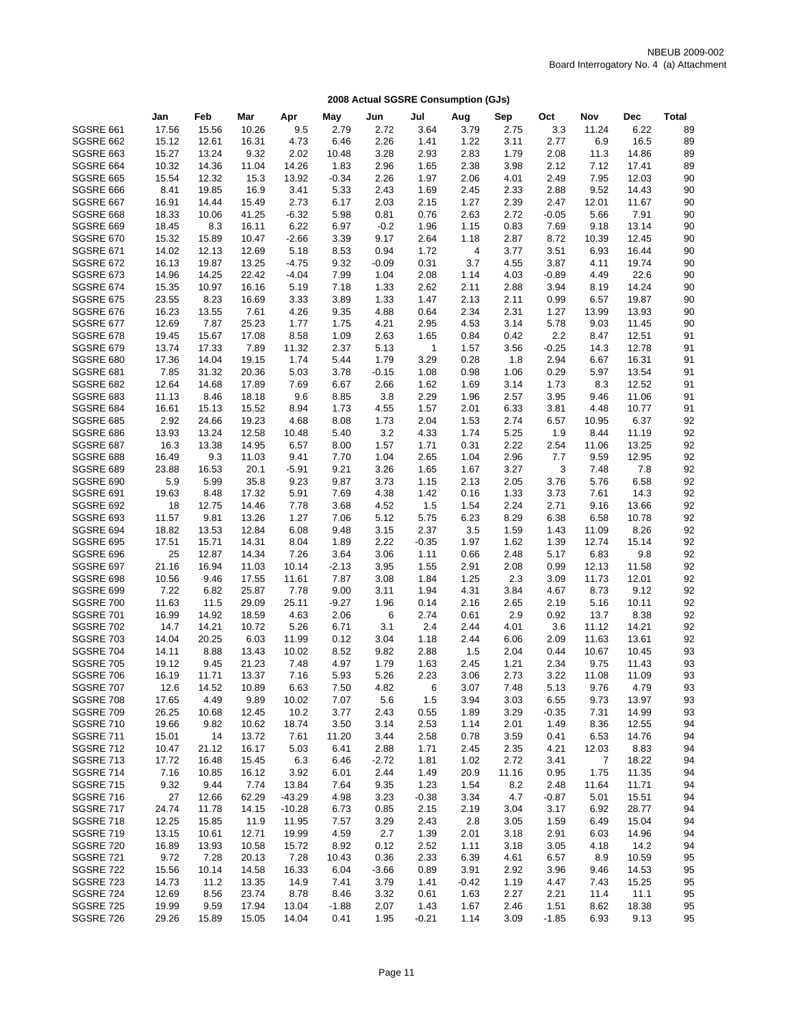NBEUB 2009-002
Board Interrogatory No. 4 (a) Attachment

## 2008 Actual SGSRE Consumption (GJs)

| | Jan | Feb | Mar | Apr | May | Jun | Jul | Aug | Sep | Oct | Nov | Dec | Total |
|---|---|---|---|---|---|---|---|---|---|---|---|---|---|
| SGSRE 661 | 17.56 | 15.56 | 10.26 | 9.5 | 2.79 | 2.72 | 3.64 | 3.79 | 2.75 | 3.3 | 11.24 | 6.22 | 89 |
| SGSRE 662 | 15.12 | 12.61 | 16.31 | 4.73 | 6.46 | 2.26 | 1.41 | 1.22 | 3.11 | 2.77 | 6.9 | 16.5 | 89 |
| SGSRE 663 | 15.27 | 13.24 | 9.32 | 2.02 | 10.48 | 3.28 | 2.93 | 2.83 | 1.79 | 2.08 | 11.3 | 14.86 | 89 |
| SGSRE 664 | 10.32 | 14.36 | 11.04 | 14.26 | 1.83 | 2.96 | 1.65 | 2.38 | 3.98 | 2.12 | 7.12 | 17.41 | 89 |
| SGSRE 665 | 15.54 | 12.32 | 15.3 | 13.92 | -0.34 | 2.26 | 1.97 | 2.06 | 4.01 | 2.49 | 7.95 | 12.03 | 90 |
| SGSRE 666 | 8.41 | 19.85 | 16.9 | 3.41 | 5.33 | 2.43 | 1.69 | 2.45 | 2.33 | 2.88 | 9.52 | 14.43 | 90 |
| SGSRE 667 | 16.91 | 14.44 | 15.49 | 2.73 | 6.17 | 2.03 | 2.15 | 1.27 | 2.39 | 2.47 | 12.01 | 11.67 | 90 |
| SGSRE 668 | 18.33 | 10.06 | 41.25 | -6.32 | 5.98 | 0.81 | 0.76 | 2.63 | 2.72 | -0.05 | 5.66 | 7.91 | 90 |
| SGSRE 669 | 18.45 | 8.3 | 16.11 | 6.22 | 6.97 | -0.2 | 1.96 | 1.15 | 0.83 | 7.69 | 9.18 | 13.14 | 90 |
| SGSRE 670 | 15.32 | 15.89 | 10.47 | -2.66 | 3.39 | 9.17 | 2.64 | 1.18 | 2.87 | 8.72 | 10.39 | 12.45 | 90 |
| SGSRE 671 | 14.02 | 12.13 | 12.69 | 5.18 | 8.53 | 0.94 | 1.72 | 4 | 3.77 | 3.51 | 6.93 | 16.44 | 90 |
| SGSRE 672 | 16.13 | 19.87 | 13.25 | -4.75 | 9.32 | -0.09 | 0.31 | 3.7 | 4.55 | 3.87 | 4.11 | 19.74 | 90 |
| SGSRE 673 | 14.96 | 14.25 | 22.42 | -4.04 | 7.99 | 1.04 | 2.08 | 1.14 | 4.03 | -0.89 | 4.49 | 22.6 | 90 |
| SGSRE 674 | 15.35 | 10.97 | 16.16 | 5.19 | 7.18 | 1.33 | 2.62 | 2.11 | 2.88 | 3.94 | 8.19 | 14.24 | 90 |
| SGSRE 675 | 23.55 | 8.23 | 16.69 | 3.33 | 3.89 | 1.33 | 1.47 | 2.13 | 2.11 | 0.99 | 6.57 | 19.87 | 90 |
| SGSRE 676 | 16.23 | 13.55 | 7.61 | 4.26 | 9.35 | 4.88 | 0.64 | 2.34 | 2.31 | 1.27 | 13.99 | 13.93 | 90 |
| SGSRE 677 | 12.69 | 7.87 | 25.23 | 1.77 | 1.75 | 4.21 | 2.95 | 4.53 | 3.14 | 5.78 | 9.03 | 11.45 | 90 |
| SGSRE 678 | 19.45 | 15.67 | 17.08 | 8.58 | 1.09 | 2.63 | 1.65 | 0.84 | 0.42 | 2.2 | 8.47 | 12.51 | 91 |
| SGSRE 679 | 13.74 | 17.33 | 7.89 | 11.32 | 2.37 | 5.13 | 1 | 1.57 | 3.56 | -0.25 | 14.3 | 12.78 | 91 |
| SGSRE 680 | 17.36 | 14.04 | 19.15 | 1.74 | 5.44 | 1.79 | 3.29 | 0.28 | 1.8 | 2.94 | 6.67 | 16.31 | 91 |
| SGSRE 681 | 7.85 | 31.32 | 20.36 | 5.03 | 3.78 | -0.15 | 1.08 | 0.98 | 1.06 | 0.29 | 5.97 | 13.54 | 91 |
| SGSRE 682 | 12.64 | 14.68 | 17.89 | 7.69 | 6.67 | 2.66 | 1.62 | 1.69 | 3.14 | 1.73 | 8.3 | 12.52 | 91 |
| SGSRE 683 | 11.13 | 8.46 | 18.18 | 9.6 | 8.85 | 3.8 | 2.29 | 1.96 | 2.57 | 3.95 | 9.46 | 11.06 | 91 |
| SGSRE 684 | 16.61 | 15.13 | 15.52 | 8.94 | 1.73 | 4.55 | 1.57 | 2.01 | 6.33 | 3.81 | 4.48 | 10.77 | 91 |
| SGSRE 685 | 2.92 | 24.66 | 19.23 | 4.68 | 8.08 | 1.73 | 2.04 | 1.53 | 2.74 | 6.57 | 10.95 | 6.37 | 92 |
| SGSRE 686 | 13.93 | 13.24 | 12.58 | 10.48 | 5.40 | 3.2 | 4.33 | 1.74 | 5.25 | 1.9 | 8.44 | 11.19 | 92 |
| SGSRE 687 | 16.3 | 13.38 | 14.95 | 6.57 | 8.00 | 1.57 | 1.71 | 0.31 | 2.22 | 2.54 | 11.06 | 13.25 | 92 |
| SGSRE 688 | 16.49 | 9.3 | 11.03 | 9.41 | 7.70 | 1.04 | 2.65 | 1.04 | 2.96 | 7.7 | 9.59 | 12.95 | 92 |
| SGSRE 689 | 23.88 | 16.53 | 20.1 | -5.91 | 9.21 | 3.26 | 1.65 | 1.67 | 3.27 | 3 | 7.48 | 7.8 | 92 |
| SGSRE 690 | 5.9 | 5.99 | 35.8 | 9.23 | 9.87 | 3.73 | 1.15 | 2.13 | 2.05 | 3.76 | 5.76 | 6.58 | 92 |
| SGSRE 691 | 19.63 | 8.48 | 17.32 | 5.91 | 7.69 | 4.38 | 1.42 | 0.16 | 1.33 | 3.73 | 7.61 | 14.3 | 92 |
| SGSRE 692 | 18 | 12.75 | 14.46 | 7.78 | 3.68 | 4.52 | 1.5 | 1.54 | 2.24 | 2.71 | 9.16 | 13.66 | 92 |
| SGSRE 693 | 11.57 | 9.81 | 13.26 | 1.27 | 7.06 | 5.12 | 5.75 | 6.23 | 8.29 | 6.38 | 6.58 | 10.78 | 92 |
| SGSRE 694 | 18.82 | 13.53 | 12.84 | 6.08 | 9.48 | 3.15 | 2.37 | 3.5 | 1.59 | 1.43 | 11.09 | 8.26 | 92 |
| SGSRE 695 | 17.51 | 15.71 | 14.31 | 8.04 | 1.89 | 2.22 | -0.35 | 1.97 | 1.62 | 1.39 | 12.74 | 15.14 | 92 |
| SGSRE 696 | 25 | 12.87 | 14.34 | 7.26 | 3.64 | 3.06 | 1.11 | 0.66 | 2.48 | 5.17 | 6.83 | 9.8 | 92 |
| SGSRE 697 | 21.16 | 16.94 | 11.03 | 10.14 | -2.13 | 3.95 | 1.55 | 2.91 | 2.08 | 0.99 | 12.13 | 11.58 | 92 |
| SGSRE 698 | 10.56 | 9.46 | 17.55 | 11.61 | 7.87 | 3.08 | 1.84 | 1.25 | 2.3 | 3.09 | 11.73 | 12.01 | 92 |
| SGSRE 699 | 7.22 | 6.82 | 25.87 | 7.78 | 9.00 | 3.11 | 1.94 | 4.31 | 3.84 | 4.67 | 8.73 | 9.12 | 92 |
| SGSRE 700 | 11.63 | 11.5 | 29.09 | 25.11 | -9.27 | 1.96 | 0.14 | 2.16 | 2.65 | 2.19 | 5.16 | 10.11 | 92 |
| SGSRE 701 | 16.99 | 14.92 | 18.59 | 4.63 | 2.06 | 6 | 2.74 | 0.61 | 2.9 | 0.92 | 13.7 | 8.38 | 92 |
| SGSRE 702 | 14.7 | 14.21 | 10.72 | 5.26 | 6.71 | 3.1 | 2.4 | 2.44 | 4.01 | 3.6 | 11.12 | 14.21 | 92 |
| SGSRE 703 | 14.04 | 20.25 | 6.03 | 11.99 | 0.12 | 3.04 | 1.18 | 2.44 | 6.06 | 2.09 | 11.63 | 13.61 | 92 |
| SGSRE 704 | 14.11 | 8.88 | 13.43 | 10.02 | 8.52 | 9.82 | 2.88 | 1.5 | 2.04 | 0.44 | 10.67 | 10.45 | 93 |
| SGSRE 705 | 19.12 | 9.45 | 21.23 | 7.48 | 4.97 | 1.79 | 1.63 | 2.45 | 1.21 | 2.34 | 9.75 | 11.43 | 93 |
| SGSRE 706 | 16.19 | 11.71 | 13.37 | 7.16 | 5.93 | 5.26 | 2.23 | 3.06 | 2.73 | 3.22 | 11.08 | 11.09 | 93 |
| SGSRE 707 | 12.6 | 14.52 | 10.89 | 6.63 | 7.50 | 4.82 | 6 | 3.07 | 7.48 | 5.13 | 9.76 | 4.79 | 93 |
| SGSRE 708 | 17.65 | 4.49 | 9.89 | 10.02 | 7.07 | 5.6 | 1.5 | 3.94 | 3.03 | 6.55 | 9.73 | 13.97 | 93 |
| SGSRE 709 | 26.25 | 10.68 | 12.45 | 10.2 | 3.77 | 2.43 | 0.55 | 1.89 | 3.29 | -0.35 | 7.31 | 14.99 | 93 |
| SGSRE 710 | 19.66 | 9.82 | 10.62 | 18.74 | 3.50 | 3.14 | 2.53 | 1.14 | 2.01 | 1.49 | 8.36 | 12.55 | 94 |
| SGSRE 711 | 15.01 | 14 | 13.72 | 7.61 | 11.20 | 3.44 | 2.58 | 0.78 | 3.59 | 0.41 | 6.53 | 14.76 | 94 |
| SGSRE 712 | 10.47 | 21.12 | 16.17 | 5.03 | 6.41 | 2.88 | 1.71 | 2.45 | 2.35 | 4.21 | 12.03 | 8.83 | 94 |
| SGSRE 713 | 17.72 | 16.48 | 15.45 | 6.3 | 6.46 | -2.72 | 1.81 | 1.02 | 2.72 | 3.41 | 7 | 18.22 | 94 |
| SGSRE 714 | 7.16 | 10.85 | 16.12 | 3.92 | 6.01 | 2.44 | 1.49 | 20.9 | 11.16 | 0.95 | 1.75 | 11.35 | 94 |
| SGSRE 715 | 9.32 | 9.44 | 7.74 | 13.84 | 7.64 | 9.35 | 1.23 | 1.54 | 8.2 | 2.48 | 11.64 | 11.71 | 94 |
| SGSRE 716 | 27 | 12.66 | 62.29 | -43.29 | 4.98 | 3.23 | -0.38 | 3.34 | 4.7 | -0.87 | 5.01 | 15.51 | 94 |
| SGSRE 717 | 24.74 | 11.78 | 14.15 | -10.28 | 6.73 | 0.85 | 2.15 | 2.19 | 3.04 | 3.17 | 6.92 | 28.77 | 94 |
| SGSRE 718 | 12.25 | 15.85 | 11.9 | 11.95 | 7.57 | 3.29 | 2.43 | 2.8 | 3.05 | 1.59 | 6.49 | 15.04 | 94 |
| SGSRE 719 | 13.15 | 10.61 | 12.71 | 19.99 | 4.59 | 2.7 | 1.39 | 2.01 | 3.18 | 2.91 | 6.03 | 14.96 | 94 |
| SGSRE 720 | 16.89 | 13.93 | 10.58 | 15.72 | 8.92 | 0.12 | 2.52 | 1.11 | 3.18 | 3.05 | 4.18 | 14.2 | 94 |
| SGSRE 721 | 9.72 | 7.28 | 20.13 | 7.28 | 10.43 | 0.36 | 2.33 | 6.39 | 4.61 | 6.57 | 8.9 | 10.59 | 95 |
| SGSRE 722 | 15.56 | 10.14 | 14.58 | 16.33 | 6.04 | -3.66 | 0.89 | 3.91 | 2.92 | 3.96 | 9.46 | 14.53 | 95 |
| SGSRE 723 | 14.73 | 11.2 | 13.35 | 14.9 | 7.41 | 3.79 | 1.41 | -0.42 | 1.19 | 4.47 | 7.43 | 15.25 | 95 |
| SGSRE 724 | 12.69 | 8.56 | 23.74 | 8.78 | 8.46 | 3.32 | 0.61 | 1.63 | 2.27 | 2.21 | 11.4 | 11.1 | 95 |
| SGSRE 725 | 19.99 | 9.59 | 17.94 | 13.04 | -1.88 | 2.07 | 1.43 | 1.67 | 2.46 | 1.51 | 8.62 | 18.38 | 95 |
| SGSRE 726 | 29.26 | 15.89 | 15.05 | 14.04 | 0.41 | 1.95 | -0.21 | 1.14 | 3.09 | -1.85 | 6.93 | 9.13 | 95 |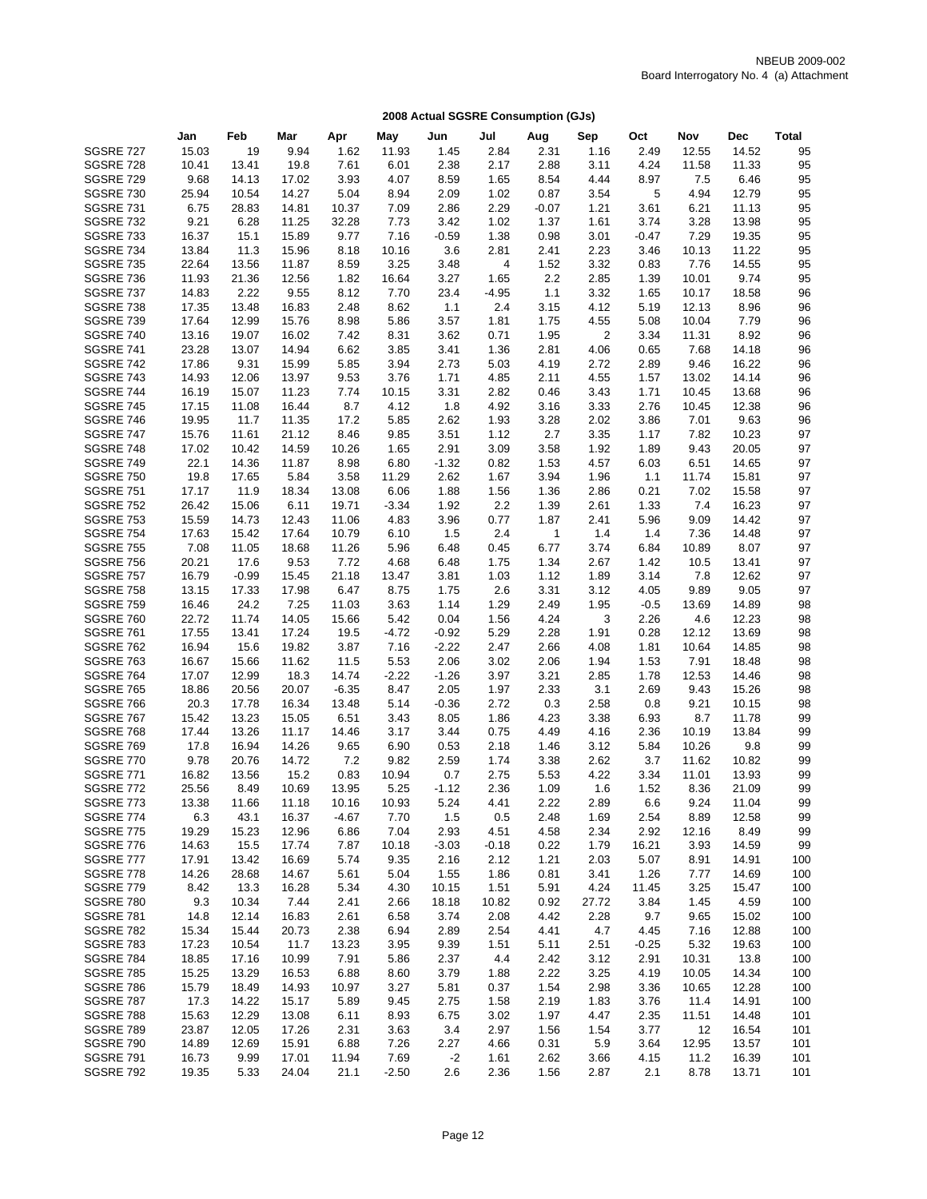NBEUB 2009-002
Board Interrogatory No. 4 (a) Attachment

## 2008 Actual SGSRE Consumption (GJs)

| | Jan | Feb | Mar | Apr | May | Jun | Jul | Aug | Sep | Oct | Nov | Dec | Total |
|---|---|---|---|---|---|---|---|---|---|---|---|---|---|
| SGSRE 727 | 15.03 | 19 | 9.94 | 1.62 | 11.93 | 1.45 | 2.84 | 2.31 | 1.16 | 2.49 | 12.55 | 14.52 | 95 |
| SGSRE 728 | 10.41 | 13.41 | 19.8 | 7.61 | 6.01 | 2.38 | 2.17 | 2.88 | 3.11 | 4.24 | 11.58 | 11.33 | 95 |
| SGSRE 729 | 9.68 | 14.13 | 17.02 | 3.93 | 4.07 | 8.59 | 1.65 | 8.54 | 4.44 | 8.97 | 7.5 | 6.46 | 95 |
| SGSRE 730 | 25.94 | 10.54 | 14.27 | 5.04 | 8.94 | 2.09 | 1.02 | 0.87 | 3.54 | 5 | 4.94 | 12.79 | 95 |
| SGSRE 731 | 6.75 | 28.83 | 14.81 | 10.37 | 7.09 | 2.86 | 2.29 | -0.07 | 1.21 | 3.61 | 6.21 | 11.13 | 95 |
| SGSRE 732 | 9.21 | 6.28 | 11.25 | 32.28 | 7.73 | 3.42 | 1.02 | 1.37 | 1.61 | 3.74 | 3.28 | 13.98 | 95 |
| SGSRE 733 | 16.37 | 15.1 | 15.89 | 9.77 | 7.16 | -0.59 | 1.38 | 0.98 | 3.01 | -0.47 | 7.29 | 19.35 | 95 |
| SGSRE 734 | 13.84 | 11.3 | 15.96 | 8.18 | 10.16 | 3.6 | 2.81 | 2.41 | 2.23 | 3.46 | 10.13 | 11.22 | 95 |
| SGSRE 735 | 22.64 | 13.56 | 11.87 | 8.59 | 3.25 | 3.48 | 4 | 1.52 | 3.32 | 0.83 | 7.76 | 14.55 | 95 |
| SGSRE 736 | 11.93 | 21.36 | 12.56 | 1.82 | 16.64 | 3.27 | 1.65 | 2.2 | 2.85 | 1.39 | 10.01 | 9.74 | 95 |
| SGSRE 737 | 14.83 | 2.22 | 9.55 | 8.12 | 7.70 | 23.4 | -4.95 | 1.1 | 3.32 | 1.65 | 10.17 | 18.58 | 96 |
| SGSRE 738 | 17.35 | 13.48 | 16.83 | 2.48 | 8.62 | 1.1 | 2.4 | 3.15 | 4.12 | 5.19 | 12.13 | 8.96 | 96 |
| SGSRE 739 | 17.64 | 12.99 | 15.76 | 8.98 | 5.86 | 3.57 | 1.81 | 1.75 | 4.55 | 5.08 | 10.04 | 7.79 | 96 |
| SGSRE 740 | 13.16 | 19.07 | 16.02 | 7.42 | 8.31 | 3.62 | 0.71 | 1.95 | 2 | 3.34 | 11.31 | 8.92 | 96 |
| SGSRE 741 | 23.28 | 13.07 | 14.94 | 6.62 | 3.85 | 3.41 | 1.36 | 2.81 | 4.06 | 0.65 | 7.68 | 14.18 | 96 |
| SGSRE 742 | 17.86 | 9.31 | 15.99 | 5.85 | 3.94 | 2.73 | 5.03 | 4.19 | 2.72 | 2.89 | 9.46 | 16.22 | 96 |
| SGSRE 743 | 14.93 | 12.06 | 13.97 | 9.53 | 3.76 | 1.71 | 4.85 | 2.11 | 4.55 | 1.57 | 13.02 | 14.14 | 96 |
| SGSRE 744 | 16.19 | 15.07 | 11.23 | 7.74 | 10.15 | 3.31 | 2.82 | 0.46 | 3.43 | 1.71 | 10.45 | 13.68 | 96 |
| SGSRE 745 | 17.15 | 11.08 | 16.44 | 8.7 | 4.12 | 1.8 | 4.92 | 3.16 | 3.33 | 2.76 | 10.45 | 12.38 | 96 |
| SGSRE 746 | 19.95 | 11.7 | 11.35 | 17.2 | 5.85 | 2.62 | 1.93 | 3.28 | 2.02 | 3.86 | 7.01 | 9.63 | 96 |
| SGSRE 747 | 15.76 | 11.61 | 21.12 | 8.46 | 9.85 | 3.51 | 1.12 | 2.7 | 3.35 | 1.17 | 7.82 | 10.23 | 97 |
| SGSRE 748 | 17.02 | 10.42 | 14.59 | 10.26 | 1.65 | 2.91 | 3.09 | 3.58 | 1.92 | 1.89 | 9.43 | 20.05 | 97 |
| SGSRE 749 | 22.1 | 14.36 | 11.87 | 8.98 | 6.80 | -1.32 | 0.82 | 1.53 | 4.57 | 6.03 | 6.51 | 14.65 | 97 |
| SGSRE 750 | 19.8 | 17.65 | 5.84 | 3.58 | 11.29 | 2.62 | 1.67 | 3.94 | 1.96 | 1.1 | 11.74 | 15.81 | 97 |
| SGSRE 751 | 17.17 | 11.9 | 18.34 | 13.08 | 6.06 | 1.88 | 1.56 | 1.36 | 2.86 | 0.21 | 7.02 | 15.58 | 97 |
| SGSRE 752 | 26.42 | 15.06 | 6.11 | 19.71 | -3.34 | 1.92 | 2.2 | 1.39 | 2.61 | 1.33 | 7.4 | 16.23 | 97 |
| SGSRE 753 | 15.59 | 14.73 | 12.43 | 11.06 | 4.83 | 3.96 | 0.77 | 1.87 | 2.41 | 5.96 | 9.09 | 14.42 | 97 |
| SGSRE 754 | 17.63 | 15.42 | 17.64 | 10.79 | 6.10 | 1.5 | 2.4 | 1 | 1.4 | 1.4 | 7.36 | 14.48 | 97 |
| SGSRE 755 | 7.08 | 11.05 | 18.68 | 11.26 | 5.96 | 6.48 | 0.45 | 6.77 | 3.74 | 6.84 | 10.89 | 8.07 | 97 |
| SGSRE 756 | 20.21 | 17.6 | 9.53 | 7.72 | 4.68 | 6.48 | 1.75 | 1.34 | 2.67 | 1.42 | 10.5 | 13.41 | 97 |
| SGSRE 757 | 16.79 | -0.99 | 15.45 | 21.18 | 13.47 | 3.81 | 1.03 | 1.12 | 1.89 | 3.14 | 7.8 | 12.62 | 97 |
| SGSRE 758 | 13.15 | 17.33 | 17.98 | 6.47 | 8.75 | 1.75 | 2.6 | 3.31 | 3.12 | 4.05 | 9.89 | 9.05 | 97 |
| SGSRE 759 | 16.46 | 24.2 | 7.25 | 11.03 | 3.63 | 1.14 | 1.29 | 2.49 | 1.95 | -0.5 | 13.69 | 14.89 | 98 |
| SGSRE 760 | 22.72 | 11.74 | 14.05 | 15.66 | 5.42 | 0.04 | 1.56 | 4.24 | 3 | 2.26 | 4.6 | 12.23 | 98 |
| SGSRE 761 | 17.55 | 13.41 | 17.24 | 19.5 | -4.72 | -0.92 | 5.29 | 2.28 | 1.91 | 0.28 | 12.12 | 13.69 | 98 |
| SGSRE 762 | 16.94 | 15.6 | 19.82 | 3.87 | 7.16 | -2.22 | 2.47 | 2.66 | 4.08 | 1.81 | 10.64 | 14.85 | 98 |
| SGSRE 763 | 16.67 | 15.66 | 11.62 | 11.5 | 5.53 | 2.06 | 3.02 | 2.06 | 1.94 | 1.53 | 7.91 | 18.48 | 98 |
| SGSRE 764 | 17.07 | 12.99 | 18.3 | 14.74 | -2.22 | -1.26 | 3.97 | 3.21 | 2.85 | 1.78 | 12.53 | 14.46 | 98 |
| SGSRE 765 | 18.86 | 20.56 | 20.07 | -6.35 | 8.47 | 2.05 | 1.97 | 2.33 | 3.1 | 2.69 | 9.43 | 15.26 | 98 |
| SGSRE 766 | 20.3 | 17.78 | 16.34 | 13.48 | 5.14 | -0.36 | 2.72 | 0.3 | 2.58 | 0.8 | 9.21 | 10.15 | 98 |
| SGSRE 767 | 15.42 | 13.23 | 15.05 | 6.51 | 3.43 | 8.05 | 1.86 | 4.23 | 3.38 | 6.93 | 8.7 | 11.78 | 99 |
| SGSRE 768 | 17.44 | 13.26 | 11.17 | 14.46 | 3.17 | 3.44 | 0.75 | 4.49 | 4.16 | 2.36 | 10.19 | 13.84 | 99 |
| SGSRE 769 | 17.8 | 16.94 | 14.26 | 9.65 | 6.90 | 0.53 | 2.18 | 1.46 | 3.12 | 5.84 | 10.26 | 9.8 | 99 |
| SGSRE 770 | 9.78 | 20.76 | 14.72 | 7.2 | 9.82 | 2.59 | 1.74 | 3.38 | 2.62 | 3.7 | 11.62 | 10.82 | 99 |
| SGSRE 771 | 16.82 | 13.56 | 15.2 | 0.83 | 10.94 | 0.7 | 2.75 | 5.53 | 4.22 | 3.34 | 11.01 | 13.93 | 99 |
| SGSRE 772 | 25.56 | 8.49 | 10.69 | 13.95 | 5.25 | -1.12 | 2.36 | 1.09 | 1.6 | 1.52 | 8.36 | 21.09 | 99 |
| SGSRE 773 | 13.38 | 11.66 | 11.18 | 10.16 | 10.93 | 5.24 | 4.41 | 2.22 | 2.89 | 6.6 | 9.24 | 11.04 | 99 |
| SGSRE 774 | 6.3 | 43.1 | 16.37 | -4.67 | 7.70 | 1.5 | 0.5 | 2.48 | 1.69 | 2.54 | 8.89 | 12.58 | 99 |
| SGSRE 775 | 19.29 | 15.23 | 12.96 | 6.86 | 7.04 | 2.93 | 4.51 | 4.58 | 2.34 | 2.92 | 12.16 | 8.49 | 99 |
| SGSRE 776 | 14.63 | 15.5 | 17.74 | 7.87 | 10.18 | -3.03 | -0.18 | 0.22 | 1.79 | 16.21 | 3.93 | 14.59 | 99 |
| SGSRE 777 | 17.91 | 13.42 | 16.69 | 5.74 | 9.35 | 2.16 | 2.12 | 1.21 | 2.03 | 5.07 | 8.91 | 14.91 | 100 |
| SGSRE 778 | 14.26 | 28.68 | 14.67 | 5.61 | 5.04 | 1.55 | 1.86 | 0.81 | 3.41 | 1.26 | 7.77 | 14.69 | 100 |
| SGSRE 779 | 8.42 | 13.3 | 16.28 | 5.34 | 4.30 | 10.15 | 1.51 | 5.91 | 4.24 | 11.45 | 3.25 | 15.47 | 100 |
| SGSRE 780 | 9.3 | 10.34 | 7.44 | 2.41 | 2.66 | 18.18 | 10.82 | 0.92 | 27.72 | 3.84 | 1.45 | 4.59 | 100 |
| SGSRE 781 | 14.8 | 12.14 | 16.83 | 2.61 | 6.58 | 3.74 | 2.08 | 4.42 | 2.28 | 9.7 | 9.65 | 15.02 | 100 |
| SGSRE 782 | 15.34 | 15.44 | 20.73 | 2.38 | 6.94 | 2.89 | 2.54 | 4.41 | 4.7 | 4.45 | 7.16 | 12.88 | 100 |
| SGSRE 783 | 17.23 | 10.54 | 11.7 | 13.23 | 3.95 | 9.39 | 1.51 | 5.11 | 2.51 | -0.25 | 5.32 | 19.63 | 100 |
| SGSRE 784 | 18.85 | 17.16 | 10.99 | 7.91 | 5.86 | 2.37 | 4.4 | 2.42 | 3.12 | 2.91 | 10.31 | 13.8 | 100 |
| SGSRE 785 | 15.25 | 13.29 | 16.53 | 6.88 | 8.60 | 3.79 | 1.88 | 2.22 | 3.25 | 4.19 | 10.05 | 14.34 | 100 |
| SGSRE 786 | 15.79 | 18.49 | 14.93 | 10.97 | 3.27 | 5.81 | 0.37 | 1.54 | 2.98 | 3.36 | 10.65 | 12.28 | 100 |
| SGSRE 787 | 17.3 | 14.22 | 15.17 | 5.89 | 9.45 | 2.75 | 1.58 | 2.19 | 1.83 | 3.76 | 11.4 | 14.91 | 100 |
| SGSRE 788 | 15.63 | 12.29 | 13.08 | 6.11 | 8.93 | 6.75 | 3.02 | 1.97 | 4.47 | 2.35 | 11.51 | 14.48 | 101 |
| SGSRE 789 | 23.87 | 12.05 | 17.26 | 2.31 | 3.63 | 3.4 | 2.97 | 1.56 | 1.54 | 3.77 | 12 | 16.54 | 101 |
| SGSRE 790 | 14.89 | 12.69 | 15.91 | 6.88 | 7.26 | 2.27 | 4.66 | 0.31 | 5.9 | 3.64 | 12.95 | 13.57 | 101 |
| SGSRE 791 | 16.73 | 9.99 | 17.01 | 11.94 | 7.69 | -2 | 1.61 | 2.62 | 3.66 | 4.15 | 11.2 | 16.39 | 101 |
| SGSRE 792 | 19.35 | 5.33 | 24.04 | 21.1 | -2.50 | 2.6 | 2.36 | 1.56 | 2.87 | 2.1 | 8.78 | 13.71 | 101 |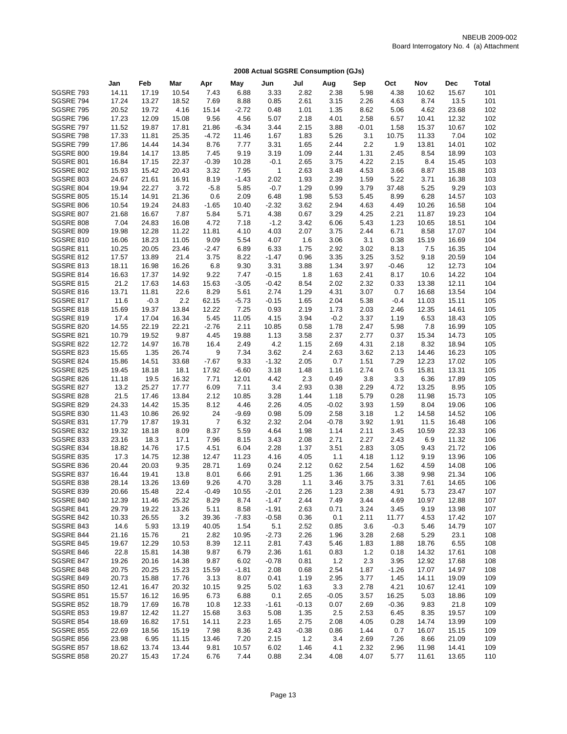NBEUB 2009-002
Board Interrogatory No. 4 (a) Attachment

**2008 Actual SGSRE Consumption (GJs)**

| | Jan | Feb | Mar | Apr | May | Jun | Jul | Aug | Sep | Oct | Nov | Dec | Total |
|---|---|---|---|---|---|---|---|---|---|---|---|---|---|
| SGSRE 793 | 14.11 | 17.19 | 10.54 | 7.43 | 6.88 | 3.33 | 2.82 | 2.38 | 5.98 | 4.38 | 10.62 | 15.67 | 101 |
| SGSRE 794 | 17.24 | 13.27 | 18.52 | 7.69 | 8.88 | 0.85 | 2.61 | 3.15 | 2.26 | 4.63 | 8.74 | 13.5 | 101 |
| SGSRE 795 | 20.52 | 19.72 | 4.16 | 15.14 | -2.72 | 0.48 | 1.01 | 1.35 | 8.62 | 5.06 | 4.62 | 23.68 | 102 |
| SGSRE 796 | 17.23 | 12.09 | 15.08 | 9.56 | 4.56 | 5.07 | 2.18 | 4.01 | 2.58 | 6.57 | 10.41 | 12.32 | 102 |
| SGSRE 797 | 11.52 | 19.87 | 17.81 | 21.86 | -6.34 | 3.44 | 2.15 | 3.88 | -0.01 | 1.58 | 15.37 | 10.67 | 102 |
| SGSRE 798 | 17.33 | 11.81 | 25.35 | -4.72 | 11.46 | 1.67 | 1.83 | 5.26 | 3.1 | 10.75 | 11.33 | 7.04 | 102 |
| SGSRE 799 | 17.86 | 14.44 | 14.34 | 8.76 | 7.77 | 3.31 | 1.65 | 2.44 | 2.2 | 1.9 | 13.81 | 14.01 | 102 |
| SGSRE 800 | 19.84 | 14.17 | 13.85 | 7.45 | 9.19 | 3.19 | 1.09 | 2.44 | 1.31 | 2.45 | 8.54 | 18.99 | 103 |
| SGSRE 801 | 16.84 | 17.15 | 22.37 | -0.39 | 10.28 | -0.1 | 2.65 | 3.75 | 4.22 | 2.15 | 8.4 | 15.45 | 103 |
| SGSRE 802 | 15.93 | 15.42 | 20.43 | 3.32 | 7.95 | 1 | 2.63 | 3.48 | 4.53 | 3.66 | 8.87 | 15.88 | 103 |
| SGSRE 803 | 24.67 | 21.61 | 16.91 | 8.19 | -1.43 | 2.02 | 1.93 | 2.39 | 1.59 | 5.22 | 3.71 | 16.38 | 103 |
| SGSRE 804 | 19.94 | 22.27 | 3.72 | -5.8 | 5.85 | -0.7 | 1.29 | 0.99 | 3.79 | 37.48 | 5.25 | 9.29 | 103 |
| SGSRE 805 | 15.14 | 14.91 | 21.36 | 0.6 | 2.09 | 6.48 | 1.98 | 5.53 | 5.45 | 8.99 | 6.28 | 14.57 | 103 |
| SGSRE 806 | 10.54 | 19.24 | 24.83 | -1.65 | 10.40 | -2.32 | 3.62 | 2.94 | 4.63 | 4.49 | 10.26 | 16.58 | 104 |
| SGSRE 807 | 21.68 | 16.67 | 7.87 | 5.84 | 5.71 | 4.38 | 0.67 | 3.29 | 4.25 | 2.21 | 11.87 | 19.23 | 104 |
| SGSRE 808 | 7.04 | 24.83 | 16.08 | 4.72 | 7.18 | -1.2 | 3.42 | 6.06 | 5.43 | 1.23 | 10.65 | 18.51 | 104 |
| SGSRE 809 | 19.98 | 12.28 | 11.22 | 11.81 | 4.10 | 4.03 | 2.07 | 3.75 | 2.44 | 6.71 | 8.58 | 17.07 | 104 |
| SGSRE 810 | 16.06 | 18.23 | 11.05 | 9.09 | 5.54 | 4.07 | 1.6 | 3.06 | 3.1 | 0.38 | 15.19 | 16.69 | 104 |
| SGSRE 811 | 10.25 | 20.05 | 23.46 | -2.47 | 6.89 | 6.33 | 1.75 | 2.92 | 3.02 | 8.13 | 7.5 | 16.35 | 104 |
| SGSRE 812 | 17.57 | 13.89 | 21.4 | 3.75 | 8.22 | -1.47 | 0.96 | 3.35 | 3.25 | 3.52 | 9.18 | 20.59 | 104 |
| SGSRE 813 | 18.11 | 16.98 | 16.26 | 6.8 | 9.30 | 3.31 | 3.88 | 1.34 | 3.97 | -0.46 | 12 | 12.73 | 104 |
| SGSRE 814 | 16.63 | 17.37 | 14.92 | 9.22 | 7.47 | -0.15 | 1.8 | 1.63 | 2.41 | 8.17 | 10.6 | 14.22 | 104 |
| SGSRE 815 | 21.2 | 17.63 | 14.63 | 15.63 | -3.05 | -0.42 | 8.54 | 2.02 | 2.32 | 0.33 | 13.38 | 12.11 | 104 |
| SGSRE 816 | 13.71 | 11.81 | 22.6 | 8.29 | 5.61 | 2.74 | 1.29 | 4.31 | 3.07 | 0.7 | 16.68 | 13.54 | 104 |
| SGSRE 817 | 11.6 | -0.3 | 2.2 | 62.15 | -5.73 | -0.15 | 1.65 | 2.04 | 5.38 | -0.4 | 11.03 | 15.11 | 105 |
| SGSRE 818 | 15.69 | 19.37 | 13.84 | 12.22 | 7.25 | 0.93 | 2.19 | 1.73 | 2.03 | 2.46 | 12.35 | 14.61 | 105 |
| SGSRE 819 | 17.4 | 17.04 | 16.34 | 5.45 | 11.05 | 4.15 | 3.94 | -0.2 | 3.37 | 1.19 | 6.53 | 18.43 | 105 |
| SGSRE 820 | 14.55 | 22.19 | 22.21 | -2.76 | 2.11 | 10.85 | 0.58 | 1.78 | 2.47 | 5.98 | 7.8 | 16.99 | 105 |
| SGSRE 821 | 10.79 | 19.52 | 9.87 | 4.45 | 19.88 | 1.13 | 3.58 | 2.37 | 2.77 | 0.37 | 15.34 | 14.73 | 105 |
| SGSRE 822 | 12.72 | 14.97 | 16.78 | 16.4 | 2.49 | 4.2 | 1.15 | 2.69 | 4.31 | 2.18 | 8.32 | 18.94 | 105 |
| SGSRE 823 | 15.65 | 1.35 | 26.74 | 9 | 7.34 | 3.62 | 2.4 | 2.63 | 3.62 | 2.13 | 14.46 | 16.23 | 105 |
| SGSRE 824 | 15.86 | 14.51 | 33.68 | -7.67 | 9.33 | -1.32 | 2.05 | 0.7 | 1.51 | 7.29 | 12.23 | 17.02 | 105 |
| SGSRE 825 | 19.45 | 18.18 | 18.1 | 17.92 | -6.60 | 3.18 | 1.48 | 1.16 | 2.74 | 0.5 | 15.81 | 13.31 | 105 |
| SGSRE 826 | 11.18 | 19.5 | 16.32 | 7.71 | 12.01 | 4.42 | 2.3 | 0.49 | 3.8 | 3.3 | 6.36 | 17.89 | 105 |
| SGSRE 827 | 13.2 | 25.27 | 17.77 | 6.09 | 7.11 | 3.4 | 2.93 | 0.38 | 2.29 | 4.72 | 13.25 | 8.95 | 105 |
| SGSRE 828 | 21.5 | 17.46 | 13.84 | 2.12 | 10.85 | 3.28 | 1.44 | 1.18 | 5.79 | 0.28 | 11.98 | 15.73 | 105 |
| SGSRE 829 | 24.33 | 14.42 | 15.35 | 8.12 | 4.46 | 2.26 | 4.05 | -0.02 | 3.93 | 1.59 | 8.04 | 19.06 | 106 |
| SGSRE 830 | 11.43 | 10.86 | 26.92 | 24 | -9.69 | 0.98 | 5.09 | 2.58 | 3.18 | 1.2 | 14.58 | 14.52 | 106 |
| SGSRE 831 | 17.79 | 17.87 | 19.31 | 7 | 6.32 | 2.32 | 2.04 | -0.78 | 3.92 | 1.91 | 11.5 | 16.48 | 106 |
| SGSRE 832 | 19.32 | 18.18 | 8.09 | 8.37 | 5.59 | 4.64 | 1.98 | 1.14 | 2.11 | 3.45 | 10.59 | 22.33 | 106 |
| SGSRE 833 | 23.16 | 18.3 | 17.1 | 7.96 | 8.15 | 3.43 | 2.08 | 2.71 | 2.27 | 2.43 | 6.9 | 11.32 | 106 |
| SGSRE 834 | 18.82 | 14.76 | 17.5 | 4.51 | 6.04 | 2.28 | 1.37 | 3.51 | 2.83 | 3.05 | 9.43 | 21.72 | 106 |
| SGSRE 835 | 17.3 | 14.75 | 12.38 | 12.47 | 11.23 | 4.16 | 4.05 | 1.1 | 4.18 | 1.12 | 9.19 | 13.96 | 106 |
| SGSRE 836 | 20.44 | 20.03 | 9.35 | 28.71 | 1.69 | 0.24 | 2.12 | 0.62 | 2.54 | 1.62 | 4.59 | 14.08 | 106 |
| SGSRE 837 | 16.44 | 19.41 | 13.8 | 8.01 | 6.66 | 2.91 | 1.25 | 1.36 | 1.66 | 3.38 | 9.98 | 21.34 | 106 |
| SGSRE 838 | 28.14 | 13.26 | 13.69 | 9.26 | 4.70 | 3.28 | 1.1 | 3.46 | 3.75 | 3.31 | 7.61 | 14.65 | 106 |
| SGSRE 839 | 20.66 | 15.48 | 22.4 | -0.49 | 10.55 | -2.01 | 2.26 | 1.23 | 2.38 | 4.91 | 5.73 | 23.47 | 107 |
| SGSRE 840 | 12.39 | 11.46 | 25.32 | 8.29 | 8.74 | -1.47 | 2.44 | 7.49 | 3.44 | 4.69 | 10.97 | 12.88 | 107 |
| SGSRE 841 | 29.79 | 19.22 | 13.26 | 5.11 | 8.58 | -1.91 | 2.63 | 0.71 | 3.24 | 3.45 | 9.19 | 13.98 | 107 |
| SGSRE 842 | 10.33 | 26.55 | 3.2 | 39.36 | -7.83 | -0.58 | 0.36 | 0.1 | 2.11 | 11.77 | 4.53 | 17.42 | 107 |
| SGSRE 843 | 14.6 | 5.93 | 13.19 | 40.05 | 1.54 | 5.1 | 2.52 | 0.85 | 3.6 | -0.3 | 5.46 | 14.79 | 107 |
| SGSRE 844 | 21.16 | 15.76 | 21 | 2.82 | 10.95 | -2.73 | 2.26 | 1.96 | 3.28 | 2.68 | 5.29 | 23.1 | 108 |
| SGSRE 845 | 19.67 | 12.29 | 10.53 | 8.39 | 12.11 | 2.81 | 7.43 | 5.46 | 1.83 | 1.88 | 18.76 | 6.55 | 108 |
| SGSRE 846 | 22.8 | 15.81 | 14.38 | 9.87 | 6.79 | 2.36 | 1.61 | 0.83 | 1.2 | 0.18 | 14.32 | 17.61 | 108 |
| SGSRE 847 | 19.26 | 20.16 | 14.38 | 9.87 | 6.02 | -0.78 | 0.81 | 1.2 | 2.3 | 3.95 | 12.92 | 17.68 | 108 |
| SGSRE 848 | 20.75 | 20.25 | 15.23 | 15.59 | -1.81 | 2.08 | 0.68 | 2.54 | 1.87 | -1.26 | 17.07 | 14.97 | 108 |
| SGSRE 849 | 20.73 | 15.88 | 17.76 | 3.13 | 8.07 | 0.41 | 1.19 | 2.95 | 3.77 | 1.45 | 14.11 | 19.09 | 109 |
| SGSRE 850 | 12.41 | 16.47 | 20.32 | 10.15 | 9.25 | 5.02 | 1.63 | 3.3 | 2.78 | 4.21 | 10.67 | 12.41 | 109 |
| SGSRE 851 | 15.57 | 16.12 | 16.95 | 6.73 | 6.88 | 0.1 | 2.65 | -0.05 | 3.57 | 16.25 | 5.03 | 18.86 | 109 |
| SGSRE 852 | 18.79 | 17.69 | 16.78 | 10.8 | 12.33 | -1.61 | -0.13 | 0.07 | 2.69 | -0.36 | 9.83 | 21.8 | 109 |
| SGSRE 853 | 19.87 | 12.42 | 11.27 | 15.68 | 3.63 | 5.08 | 1.35 | 2.5 | 2.53 | 6.45 | 8.35 | 19.57 | 109 |
| SGSRE 854 | 18.69 | 16.82 | 17.51 | 14.11 | 2.23 | 1.65 | 2.75 | 2.08 | 4.05 | 0.28 | 14.74 | 13.99 | 109 |
| SGSRE 855 | 22.69 | 18.56 | 15.19 | 7.98 | 8.36 | 2.43 | -0.38 | 0.86 | 1.44 | 0.7 | 16.07 | 15.15 | 109 |
| SGSRE 856 | 23.98 | 6.95 | 11.15 | 13.46 | 7.20 | 2.15 | 1.2 | 3.4 | 2.69 | 7.26 | 8.66 | 21.09 | 109 |
| SGSRE 857 | 18.62 | 13.74 | 13.44 | 9.81 | 10.57 | 6.02 | 1.46 | 4.1 | 2.32 | 2.96 | 11.98 | 14.41 | 109 |
| SGSRE 858 | 20.27 | 15.43 | 17.24 | 6.76 | 7.44 | 0.88 | 2.34 | 4.08 | 4.07 | 5.77 | 11.61 | 13.65 | 110 |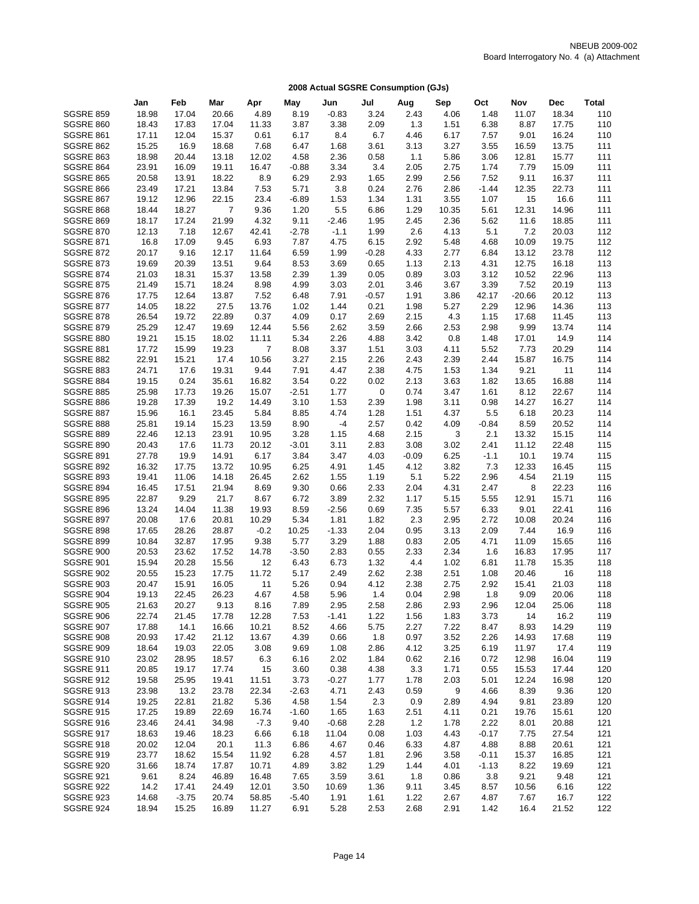NBEUB 2009-002
Board Interrogatory No. 4 (a) Attachment

## 2008 Actual SGSRE Consumption (GJs)

| | Jan | Feb | Mar | Apr | May | Jun | Jul | Aug | Sep | Oct | Nov | Dec | Total |
|---|---|---|---|---|---|---|---|---|---|---|---|---|---|
| SGSRE 859 | 18.98 | 17.04 | 20.66 | 4.89 | 8.19 | -0.83 | 3.24 | 2.43 | 4.06 | 1.48 | 11.07 | 18.34 | 110 |
| SGSRE 860 | 18.43 | 17.83 | 17.04 | 11.33 | 3.87 | 3.38 | 2.09 | 1.3 | 1.51 | 6.38 | 8.87 | 17.75 | 110 |
| SGSRE 861 | 17.11 | 12.04 | 15.37 | 0.61 | 6.17 | 8.4 | 6.7 | 4.46 | 6.17 | 7.57 | 9.01 | 16.24 | 110 |
| SGSRE 862 | 15.25 | 16.9 | 18.68 | 7.68 | 6.47 | 1.68 | 3.61 | 3.13 | 3.27 | 3.55 | 16.59 | 13.75 | 111 |
| SGSRE 863 | 18.98 | 20.44 | 13.18 | 12.02 | 4.58 | 2.36 | 0.58 | 1.1 | 5.86 | 3.06 | 12.81 | 15.77 | 111 |
| SGSRE 864 | 23.91 | 16.09 | 19.11 | 16.47 | -0.88 | 3.34 | 3.4 | 2.05 | 2.75 | 1.74 | 7.79 | 15.09 | 111 |
| SGSRE 865 | 20.58 | 13.91 | 18.22 | 8.9 | 6.29 | 2.93 | 1.65 | 2.99 | 2.56 | 7.52 | 9.11 | 16.37 | 111 |
| SGSRE 866 | 23.49 | 17.21 | 13.84 | 7.53 | 5.71 | 3.8 | 0.24 | 2.76 | 2.86 | -1.44 | 12.35 | 22.73 | 111 |
| SGSRE 867 | 19.12 | 12.96 | 22.15 | 23.4 | -6.89 | 1.53 | 1.34 | 1.31 | 3.55 | 1.07 | 15 | 16.6 | 111 |
| SGSRE 868 | 18.44 | 18.27 | 7 | 9.36 | 1.20 | 5.5 | 6.86 | 1.29 | 10.35 | 5.61 | 12.31 | 14.96 | 111 |
| SGSRE 869 | 18.17 | 17.24 | 21.99 | 4.32 | 9.11 | -2.46 | 1.95 | 2.45 | 2.36 | 5.62 | 11.6 | 18.85 | 111 |
| SGSRE 870 | 12.13 | 7.18 | 12.67 | 42.41 | -2.78 | -1.1 | 1.99 | 2.6 | 4.13 | 5.1 | 7.2 | 20.03 | 112 |
| SGSRE 871 | 16.8 | 17.09 | 9.45 | 6.93 | 7.87 | 4.75 | 6.15 | 2.92 | 5.48 | 4.68 | 10.09 | 19.75 | 112 |
| SGSRE 872 | 20.17 | 9.16 | 12.17 | 11.64 | 6.59 | 1.99 | -0.28 | 4.33 | 2.77 | 6.84 | 13.12 | 23.78 | 112 |
| SGSRE 873 | 19.69 | 20.39 | 13.51 | 9.64 | 8.53 | 3.69 | 0.65 | 1.13 | 2.13 | 4.31 | 12.75 | 16.18 | 113 |
| SGSRE 874 | 21.03 | 18.31 | 15.37 | 13.58 | 2.39 | 1.39 | 0.05 | 0.89 | 3.03 | 3.12 | 10.52 | 22.96 | 113 |
| SGSRE 875 | 21.49 | 15.71 | 18.24 | 8.98 | 4.99 | 3.03 | 2.01 | 3.46 | 3.67 | 3.39 | 7.52 | 20.19 | 113 |
| SGSRE 876 | 17.75 | 12.64 | 13.87 | 7.52 | 6.48 | 7.91 | -0.57 | 1.91 | 3.86 | 42.17 | -20.66 | 20.12 | 113 |
| SGSRE 877 | 14.05 | 18.22 | 27.5 | 13.76 | 1.02 | 1.44 | 0.21 | 1.98 | 5.27 | 2.29 | 12.96 | 14.36 | 113 |
| SGSRE 878 | 26.54 | 19.72 | 22.89 | 0.37 | 4.09 | 0.17 | 2.69 | 2.15 | 4.3 | 1.15 | 17.68 | 11.45 | 113 |
| SGSRE 879 | 25.29 | 12.47 | 19.69 | 12.44 | 5.56 | 2.62 | 3.59 | 2.66 | 2.53 | 2.98 | 9.99 | 13.74 | 114 |
| SGSRE 880 | 19.21 | 15.15 | 18.02 | 11.11 | 5.34 | 2.26 | 4.88 | 3.42 | 0.8 | 1.48 | 17.01 | 14.9 | 114 |
| SGSRE 881 | 17.72 | 15.99 | 19.23 | 7 | 8.08 | 3.37 | 1.51 | 3.03 | 4.11 | 5.52 | 7.73 | 20.29 | 114 |
| SGSRE 882 | 22.91 | 15.21 | 17.4 | 10.56 | 3.27 | 2.15 | 2.26 | 2.43 | 2.39 | 2.44 | 15.87 | 16.75 | 114 |
| SGSRE 883 | 24.71 | 17.6 | 19.31 | 9.44 | 7.91 | 4.47 | 2.38 | 4.75 | 1.53 | 1.34 | 9.21 | 11 | 114 |
| SGSRE 884 | 19.15 | 0.24 | 35.61 | 16.82 | 3.54 | 0.22 | 0.02 | 2.13 | 3.63 | 1.82 | 13.65 | 16.88 | 114 |
| SGSRE 885 | 25.98 | 17.73 | 19.26 | 15.07 | -2.51 | 1.77 | 0 | 0.74 | 3.47 | 1.61 | 8.12 | 22.67 | 114 |
| SGSRE 886 | 19.28 | 17.39 | 19.2 | 14.49 | 3.10 | 1.53 | 2.39 | 1.98 | 3.11 | 0.98 | 14.27 | 16.27 | 114 |
| SGSRE 887 | 15.96 | 16.1 | 23.45 | 5.84 | 8.85 | 4.74 | 1.28 | 1.51 | 4.37 | 5.5 | 6.18 | 20.23 | 114 |
| SGSRE 888 | 25.81 | 19.14 | 15.23 | 13.59 | 8.90 | -4 | 2.57 | 0.42 | 4.09 | -0.84 | 8.59 | 20.52 | 114 |
| SGSRE 889 | 22.46 | 12.13 | 23.91 | 10.95 | 3.28 | 1.15 | 4.68 | 2.15 | 3 | 2.1 | 13.32 | 15.15 | 114 |
| SGSRE 890 | 20.43 | 17.6 | 11.73 | 20.12 | -3.01 | 3.11 | 2.83 | 3.08 | 3.02 | 2.41 | 11.12 | 22.48 | 115 |
| SGSRE 891 | 27.78 | 19.9 | 14.91 | 6.17 | 3.84 | 3.47 | 4.03 | -0.09 | 6.25 | -1.1 | 10.1 | 19.74 | 115 |
| SGSRE 892 | 16.32 | 17.75 | 13.72 | 10.95 | 6.25 | 4.91 | 1.45 | 4.12 | 3.82 | 7.3 | 12.33 | 16.45 | 115 |
| SGSRE 893 | 19.41 | 11.06 | 14.18 | 26.45 | 2.62 | 1.55 | 1.19 | 5.1 | 5.22 | 2.96 | 4.54 | 21.19 | 115 |
| SGSRE 894 | 16.45 | 17.51 | 21.94 | 8.69 | 9.30 | 0.66 | 2.33 | 2.04 | 4.31 | 2.47 | 8 | 22.23 | 116 |
| SGSRE 895 | 22.87 | 9.29 | 21.7 | 8.67 | 6.72 | 3.89 | 2.32 | 1.17 | 5.15 | 5.55 | 12.91 | 15.71 | 116 |
| SGSRE 896 | 13.24 | 14.04 | 11.38 | 19.93 | 8.59 | -2.56 | 0.69 | 7.35 | 5.57 | 6.33 | 9.01 | 22.41 | 116 |
| SGSRE 897 | 20.08 | 17.6 | 20.81 | 10.29 | 5.34 | 1.81 | 1.82 | 2.3 | 2.95 | 2.72 | 10.08 | 20.24 | 116 |
| SGSRE 898 | 17.65 | 28.26 | 28.87 | -0.2 | 10.25 | -1.33 | 2.04 | 0.95 | 3.13 | 2.09 | 7.44 | 16.9 | 116 |
| SGSRE 899 | 10.84 | 32.87 | 17.95 | 9.38 | 5.77 | 3.29 | 1.88 | 0.83 | 2.05 | 4.71 | 11.09 | 15.65 | 116 |
| SGSRE 900 | 20.53 | 23.62 | 17.52 | 14.78 | -3.50 | 2.83 | 0.55 | 2.33 | 2.34 | 1.6 | 16.83 | 17.95 | 117 |
| SGSRE 901 | 15.94 | 20.28 | 15.56 | 12 | 6.43 | 6.73 | 1.32 | 4.4 | 1.02 | 6.81 | 11.78 | 15.35 | 118 |
| SGSRE 902 | 20.55 | 15.23 | 17.75 | 11.72 | 5.17 | 2.49 | 2.62 | 2.38 | 2.51 | 1.08 | 20.46 | 16 | 118 |
| SGSRE 903 | 20.47 | 15.91 | 16.05 | 11 | 5.26 | 0.94 | 4.12 | 2.38 | 2.75 | 2.92 | 15.41 | 21.03 | 118 |
| SGSRE 904 | 19.13 | 22.45 | 26.23 | 4.67 | 4.58 | 5.96 | 1.4 | 0.04 | 2.98 | 1.8 | 9.09 | 20.06 | 118 |
| SGSRE 905 | 21.63 | 20.27 | 9.13 | 8.16 | 7.89 | 2.95 | 2.58 | 2.86 | 2.93 | 2.96 | 12.04 | 25.06 | 118 |
| SGSRE 906 | 22.74 | 21.45 | 17.78 | 12.28 | 7.53 | -1.41 | 1.22 | 1.56 | 1.83 | 3.73 | 14 | 16.2 | 119 |
| SGSRE 907 | 17.88 | 14.1 | 16.66 | 10.21 | 8.52 | 4.66 | 5.75 | 2.27 | 7.22 | 8.47 | 8.93 | 14.29 | 119 |
| SGSRE 908 | 20.93 | 17.42 | 21.12 | 13.67 | 4.39 | 0.66 | 1.8 | 0.97 | 3.52 | 2.26 | 14.93 | 17.68 | 119 |
| SGSRE 909 | 18.64 | 19.03 | 22.05 | 3.08 | 9.69 | 1.08 | 2.86 | 4.12 | 3.25 | 6.19 | 11.97 | 17.4 | 119 |
| SGSRE 910 | 23.02 | 28.95 | 18.57 | 6.3 | 6.16 | 2.02 | 1.84 | 0.62 | 2.16 | 0.72 | 12.98 | 16.04 | 119 |
| SGSRE 911 | 20.85 | 19.17 | 17.74 | 15 | 3.60 | 0.38 | 4.38 | 3.3 | 1.71 | 0.55 | 15.53 | 17.44 | 120 |
| SGSRE 912 | 19.58 | 25.95 | 19.41 | 11.51 | 3.73 | -0.27 | 1.77 | 1.78 | 2.03 | 5.01 | 12.24 | 16.98 | 120 |
| SGSRE 913 | 23.98 | 13.2 | 23.78 | 22.34 | -2.63 | 4.71 | 2.43 | 0.59 | 9 | 4.66 | 8.39 | 9.36 | 120 |
| SGSRE 914 | 19.25 | 22.81 | 21.82 | 5.36 | 4.58 | 1.54 | 2.3 | 0.9 | 2.89 | 4.94 | 9.81 | 23.89 | 120 |
| SGSRE 915 | 17.25 | 19.89 | 22.69 | 16.74 | -1.60 | 1.65 | 1.63 | 2.51 | 4.11 | 0.21 | 19.76 | 15.61 | 120 |
| SGSRE 916 | 23.46 | 24.41 | 34.98 | -7.3 | 9.40 | -0.68 | 2.28 | 1.2 | 1.78 | 2.22 | 8.01 | 20.88 | 121 |
| SGSRE 917 | 18.63 | 19.46 | 18.23 | 6.66 | 6.18 | 11.04 | 0.08 | 1.03 | 4.43 | -0.17 | 7.75 | 27.54 | 121 |
| SGSRE 918 | 20.02 | 12.04 | 20.1 | 11.3 | 6.86 | 4.67 | 0.46 | 6.33 | 4.87 | 4.88 | 8.88 | 20.61 | 121 |
| SGSRE 919 | 23.77 | 18.62 | 15.54 | 11.92 | 6.28 | 4.57 | 1.81 | 2.96 | 3.58 | -0.11 | 15.37 | 16.85 | 121 |
| SGSRE 920 | 31.66 | 18.74 | 17.87 | 10.71 | 4.89 | 3.82 | 1.29 | 1.44 | 4.01 | -1.13 | 8.22 | 19.69 | 121 |
| SGSRE 921 | 9.61 | 8.24 | 46.89 | 16.48 | 7.65 | 3.59 | 3.61 | 1.8 | 0.86 | 3.8 | 9.21 | 9.48 | 121 |
| SGSRE 922 | 14.2 | 17.41 | 24.49 | 12.01 | 3.50 | 10.69 | 1.36 | 9.11 | 3.45 | 8.57 | 10.56 | 6.16 | 122 |
| SGSRE 923 | 14.68 | -3.75 | 20.74 | 58.85 | -5.40 | 1.91 | 1.61 | 1.22 | 2.67 | 4.87 | 7.67 | 16.7 | 122 |
| SGSRE 924 | 18.94 | 15.25 | 16.89 | 11.27 | 6.91 | 5.28 | 2.53 | 2.68 | 2.91 | 1.42 | 16.4 | 21.52 | 122 |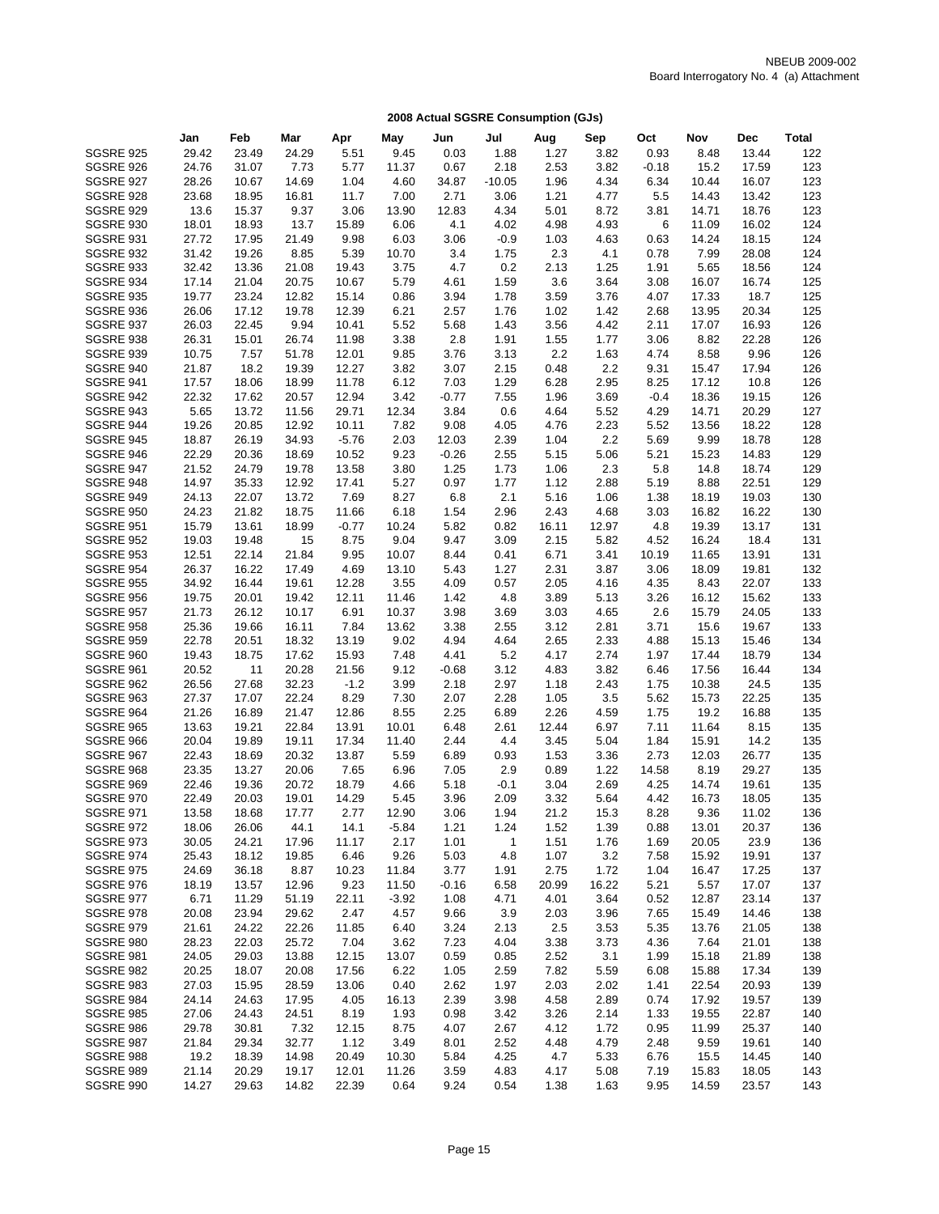NBEUB 2009-002
Board Interrogatory No. 4 (a) Attachment

## 2008 Actual SGSRE Consumption (GJs)

| | Jan | Feb | Mar | Apr | May | Jun | Jul | Aug | Sep | Oct | Nov | Dec | Total |
|---|---|---|---|---|---|---|---|---|---|---|---|---|---|
| SGSRE 925 | 29.42 | 23.49 | 24.29 | 5.51 | 9.45 | 0.03 | 1.88 | 1.27 | 3.82 | 0.93 | 8.48 | 13.44 | 122 |
| SGSRE 926 | 24.76 | 31.07 | 7.73 | 5.77 | 11.37 | 0.67 | 2.18 | 2.53 | 3.82 | -0.18 | 15.2 | 17.59 | 123 |
| SGSRE 927 | 28.26 | 10.67 | 14.69 | 1.04 | 4.60 | 34.87 | -10.05 | 1.96 | 4.34 | 6.34 | 10.44 | 16.07 | 123 |
| SGSRE 928 | 23.68 | 18.95 | 16.81 | 11.7 | 7.00 | 2.71 | 3.06 | 1.21 | 4.77 | 5.5 | 14.43 | 13.42 | 123 |
| SGSRE 929 | 13.6 | 15.37 | 9.37 | 3.06 | 13.90 | 12.83 | 4.34 | 5.01 | 8.72 | 3.81 | 14.71 | 18.76 | 123 |
| SGSRE 930 | 18.01 | 18.93 | 13.7 | 15.89 | 6.06 | 4.1 | 4.02 | 4.98 | 4.93 | 6 | 11.09 | 16.02 | 124 |
| SGSRE 931 | 27.72 | 17.95 | 21.49 | 9.98 | 6.03 | 3.06 | -0.9 | 1.03 | 4.63 | 0.63 | 14.24 | 18.15 | 124 |
| SGSRE 932 | 31.42 | 19.26 | 8.85 | 5.39 | 10.70 | 3.4 | 1.75 | 2.3 | 4.1 | 0.78 | 7.99 | 28.08 | 124 |
| SGSRE 933 | 32.42 | 13.36 | 21.08 | 19.43 | 3.75 | 4.7 | 0.2 | 2.13 | 1.25 | 1.91 | 5.65 | 18.56 | 124 |
| SGSRE 934 | 17.14 | 21.04 | 20.75 | 10.67 | 5.79 | 4.61 | 1.59 | 3.6 | 3.64 | 3.08 | 16.07 | 16.74 | 125 |
| SGSRE 935 | 19.77 | 23.24 | 12.82 | 15.14 | 0.86 | 3.94 | 1.78 | 3.59 | 3.76 | 4.07 | 17.33 | 18.7 | 125 |
| SGSRE 936 | 26.06 | 17.12 | 19.78 | 12.39 | 6.21 | 2.57 | 1.76 | 1.02 | 1.42 | 2.68 | 13.95 | 20.34 | 125 |
| SGSRE 937 | 26.03 | 22.45 | 9.94 | 10.41 | 5.52 | 5.68 | 1.43 | 3.56 | 4.42 | 2.11 | 17.07 | 16.93 | 126 |
| SGSRE 938 | 26.31 | 15.01 | 26.74 | 11.98 | 3.38 | 2.8 | 1.91 | 1.55 | 1.77 | 3.06 | 8.82 | 22.28 | 126 |
| SGSRE 939 | 10.75 | 7.57 | 51.78 | 12.01 | 9.85 | 3.76 | 3.13 | 2.2 | 1.63 | 4.74 | 8.58 | 9.96 | 126 |
| SGSRE 940 | 21.87 | 18.2 | 19.39 | 12.27 | 3.82 | 3.07 | 2.15 | 0.48 | 2.2 | 9.31 | 15.47 | 17.94 | 126 |
| SGSRE 941 | 17.57 | 18.06 | 18.99 | 11.78 | 6.12 | 7.03 | 1.29 | 6.28 | 2.95 | 8.25 | 17.12 | 10.8 | 126 |
| SGSRE 942 | 22.32 | 17.62 | 20.57 | 12.94 | 3.42 | -0.77 | 7.55 | 1.96 | 3.69 | -0.4 | 18.36 | 19.15 | 126 |
| SGSRE 943 | 5.65 | 13.72 | 11.56 | 29.71 | 12.34 | 3.84 | 0.6 | 4.64 | 5.52 | 4.29 | 14.71 | 20.29 | 127 |
| SGSRE 944 | 19.26 | 20.85 | 12.92 | 10.11 | 7.82 | 9.08 | 4.05 | 4.76 | 2.23 | 5.52 | 13.56 | 18.22 | 128 |
| SGSRE 945 | 18.87 | 26.19 | 34.93 | -5.76 | 2.03 | 12.03 | 2.39 | 1.04 | 2.2 | 5.69 | 9.99 | 18.78 | 128 |
| SGSRE 946 | 22.29 | 20.36 | 18.69 | 10.52 | 9.23 | -0.26 | 2.55 | 5.15 | 5.06 | 5.21 | 15.23 | 14.83 | 129 |
| SGSRE 947 | 21.52 | 24.79 | 19.78 | 13.58 | 3.80 | 1.25 | 1.73 | 1.06 | 2.3 | 5.8 | 14.8 | 18.74 | 129 |
| SGSRE 948 | 14.97 | 35.33 | 12.92 | 17.41 | 5.27 | 0.97 | 1.77 | 1.12 | 2.88 | 5.19 | 8.88 | 22.51 | 129 |
| SGSRE 949 | 24.13 | 22.07 | 13.72 | 7.69 | 8.27 | 6.8 | 2.1 | 5.16 | 1.06 | 1.38 | 18.19 | 19.03 | 130 |
| SGSRE 950 | 24.23 | 21.82 | 18.75 | 11.66 | 6.18 | 1.54 | 2.96 | 2.43 | 4.68 | 3.03 | 16.82 | 16.22 | 130 |
| SGSRE 951 | 15.79 | 13.61 | 18.99 | -0.77 | 10.24 | 5.82 | 0.82 | 16.11 | 12.97 | 4.8 | 19.39 | 13.17 | 131 |
| SGSRE 952 | 19.03 | 19.48 | 15 | 8.75 | 9.04 | 9.47 | 3.09 | 2.15 | 5.82 | 4.52 | 16.24 | 18.4 | 131 |
| SGSRE 953 | 12.51 | 22.14 | 21.84 | 9.95 | 10.07 | 8.44 | 0.41 | 6.71 | 3.41 | 10.19 | 11.65 | 13.91 | 131 |
| SGSRE 954 | 26.37 | 16.22 | 17.49 | 4.69 | 13.10 | 5.43 | 1.27 | 2.31 | 3.87 | 3.06 | 18.09 | 19.81 | 132 |
| SGSRE 955 | 34.92 | 16.44 | 19.61 | 12.28 | 3.55 | 4.09 | 0.57 | 2.05 | 4.16 | 4.35 | 8.43 | 22.07 | 133 |
| SGSRE 956 | 19.75 | 20.01 | 19.42 | 12.11 | 11.46 | 1.42 | 4.8 | 3.89 | 5.13 | 3.26 | 16.12 | 15.62 | 133 |
| SGSRE 957 | 21.73 | 26.12 | 10.17 | 6.91 | 10.37 | 3.98 | 3.69 | 3.03 | 4.65 | 2.6 | 15.79 | 24.05 | 133 |
| SGSRE 958 | 25.36 | 19.66 | 16.11 | 7.84 | 13.62 | 3.38 | 2.55 | 3.12 | 2.81 | 3.71 | 15.6 | 19.67 | 133 |
| SGSRE 959 | 22.78 | 20.51 | 18.32 | 13.19 | 9.02 | 4.94 | 4.64 | 2.65 | 2.33 | 4.88 | 15.13 | 15.46 | 134 |
| SGSRE 960 | 19.43 | 18.75 | 17.62 | 15.93 | 7.48 | 4.41 | 5.2 | 4.17 | 2.74 | 1.97 | 17.44 | 18.79 | 134 |
| SGSRE 961 | 20.52 | 11 | 20.28 | 21.56 | 9.12 | -0.68 | 3.12 | 4.83 | 3.82 | 6.46 | 17.56 | 16.44 | 134 |
| SGSRE 962 | 26.56 | 27.68 | 32.23 | -1.2 | 3.99 | 2.18 | 2.97 | 1.18 | 2.43 | 1.75 | 10.38 | 24.5 | 135 |
| SGSRE 963 | 27.37 | 17.07 | 22.24 | 8.29 | 7.30 | 2.07 | 2.28 | 1.05 | 3.5 | 5.62 | 15.73 | 22.25 | 135 |
| SGSRE 964 | 21.26 | 16.89 | 21.47 | 12.86 | 8.55 | 2.25 | 6.89 | 2.26 | 4.59 | 1.75 | 19.2 | 16.88 | 135 |
| SGSRE 965 | 13.63 | 19.21 | 22.84 | 13.91 | 10.01 | 6.48 | 2.61 | 12.44 | 6.97 | 7.11 | 11.64 | 8.15 | 135 |
| SGSRE 966 | 20.04 | 19.89 | 19.11 | 17.34 | 11.40 | 2.44 | 4.4 | 3.45 | 5.04 | 1.84 | 15.91 | 14.2 | 135 |
| SGSRE 967 | 22.43 | 18.69 | 20.32 | 13.87 | 5.59 | 6.89 | 0.93 | 1.53 | 3.36 | 2.73 | 12.03 | 26.77 | 135 |
| SGSRE 968 | 23.35 | 13.27 | 20.06 | 7.65 | 6.96 | 7.05 | 2.9 | 0.89 | 1.22 | 14.58 | 8.19 | 29.27 | 135 |
| SGSRE 969 | 22.46 | 19.36 | 20.72 | 18.79 | 4.66 | 5.18 | -0.1 | 3.04 | 2.69 | 4.25 | 14.74 | 19.61 | 135 |
| SGSRE 970 | 22.49 | 20.03 | 19.01 | 14.29 | 5.45 | 3.96 | 2.09 | 3.32 | 5.64 | 4.42 | 16.73 | 18.05 | 135 |
| SGSRE 971 | 13.58 | 18.68 | 17.77 | 2.77 | 12.90 | 3.06 | 1.94 | 21.2 | 15.3 | 8.28 | 9.36 | 11.02 | 136 |
| SGSRE 972 | 18.06 | 26.06 | 44.1 | 14.1 | -5.84 | 1.21 | 1.24 | 1.52 | 1.39 | 0.88 | 13.01 | 20.37 | 136 |
| SGSRE 973 | 30.05 | 24.21 | 17.96 | 11.17 | 2.17 | 1.01 | 1 | 1.51 | 1.76 | 1.69 | 20.05 | 23.9 | 136 |
| SGSRE 974 | 25.43 | 18.12 | 19.85 | 6.46 | 9.26 | 5.03 | 4.8 | 1.07 | 3.2 | 7.58 | 15.92 | 19.91 | 137 |
| SGSRE 975 | 24.69 | 36.18 | 8.87 | 10.23 | 11.84 | 3.77 | 1.91 | 2.75 | 1.72 | 1.04 | 16.47 | 17.25 | 137 |
| SGSRE 976 | 18.19 | 13.57 | 12.96 | 9.23 | 11.50 | -0.16 | 6.58 | 20.99 | 16.22 | 5.21 | 5.57 | 17.07 | 137 |
| SGSRE 977 | 6.71 | 11.29 | 51.19 | 22.11 | -3.92 | 1.08 | 4.71 | 4.01 | 3.64 | 0.52 | 12.87 | 23.14 | 137 |
| SGSRE 978 | 20.08 | 23.94 | 29.62 | 2.47 | 4.57 | 9.66 | 3.9 | 2.03 | 3.96 | 7.65 | 15.49 | 14.46 | 138 |
| SGSRE 979 | 21.61 | 24.22 | 22.26 | 11.85 | 6.40 | 3.24 | 2.13 | 2.5 | 3.53 | 5.35 | 13.76 | 21.05 | 138 |
| SGSRE 980 | 28.23 | 22.03 | 25.72 | 7.04 | 3.62 | 7.23 | 4.04 | 3.38 | 3.73 | 4.36 | 7.64 | 21.01 | 138 |
| SGSRE 981 | 24.05 | 29.03 | 13.88 | 12.15 | 13.07 | 0.59 | 0.85 | 2.52 | 3.1 | 1.99 | 15.18 | 21.89 | 138 |
| SGSRE 982 | 20.25 | 18.07 | 20.08 | 17.56 | 6.22 | 1.05 | 2.59 | 7.82 | 5.59 | 6.08 | 15.88 | 17.34 | 139 |
| SGSRE 983 | 27.03 | 15.95 | 28.59 | 13.06 | 0.40 | 2.62 | 1.97 | 2.03 | 2.02 | 1.41 | 22.54 | 20.93 | 139 |
| SGSRE 984 | 24.14 | 24.63 | 17.95 | 4.05 | 16.13 | 2.39 | 3.98 | 4.58 | 2.89 | 0.74 | 17.92 | 19.57 | 139 |
| SGSRE 985 | 27.06 | 24.43 | 24.51 | 8.19 | 1.93 | 0.98 | 3.42 | 3.26 | 2.14 | 1.33 | 19.55 | 22.87 | 140 |
| SGSRE 986 | 29.78 | 30.81 | 7.32 | 12.15 | 8.75 | 4.07 | 2.67 | 4.12 | 1.72 | 0.95 | 11.99 | 25.37 | 140 |
| SGSRE 987 | 21.84 | 29.34 | 32.77 | 1.12 | 3.49 | 8.01 | 2.52 | 4.48 | 4.79 | 2.48 | 9.59 | 19.61 | 140 |
| SGSRE 988 | 19.2 | 18.39 | 14.98 | 20.49 | 10.30 | 5.84 | 4.25 | 4.7 | 5.33 | 6.76 | 15.5 | 14.45 | 140 |
| SGSRE 989 | 21.14 | 20.29 | 19.17 | 12.01 | 11.26 | 3.59 | 4.83 | 4.17 | 5.08 | 7.19 | 15.83 | 18.05 | 143 |
| SGSRE 990 | 14.27 | 29.63 | 14.82 | 22.39 | 0.64 | 9.24 | 0.54 | 1.38 | 1.63 | 9.95 | 14.59 | 23.57 | 143 |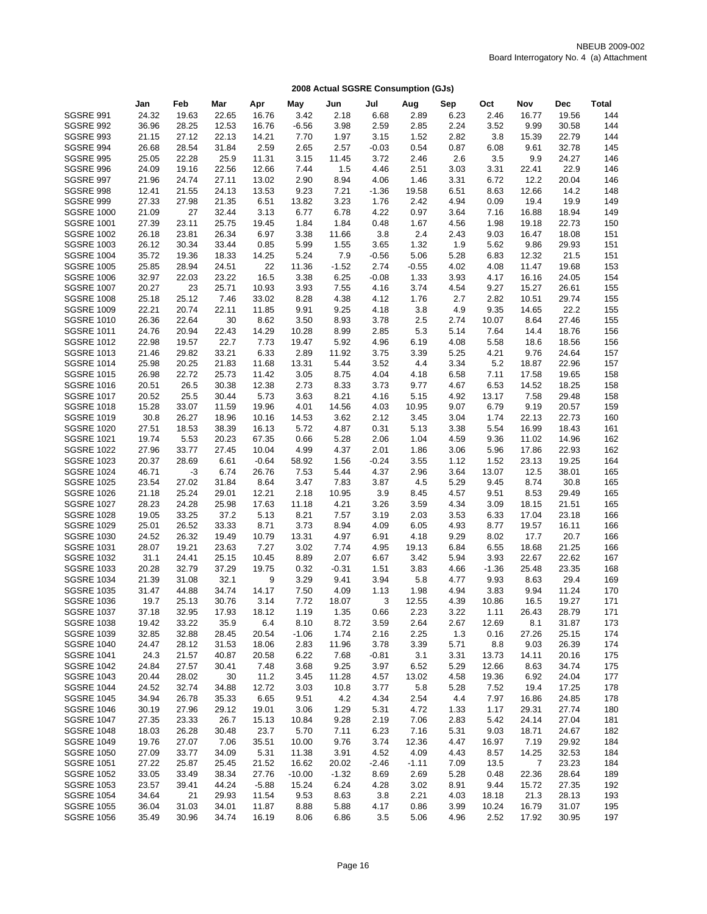NBEUB 2009-002
Board Interrogatory No. 4 (a) Attachment

## 2008 Actual SGSRE Consumption (GJs)

| | Jan | Feb | Mar | Apr | May | Jun | Jul | Aug | Sep | Oct | Nov | Dec | Total |
|---|---|---|---|---|---|---|---|---|---|---|---|---|---|
| SGSRE 991 | 24.32 | 19.63 | 22.65 | 16.76 | 3.42 | 2.18 | 6.68 | 2.89 | 6.23 | 2.46 | 16.77 | 19.56 | 144 |
| SGSRE 992 | 36.96 | 28.25 | 12.53 | 16.76 | -6.56 | 3.98 | 2.59 | 2.85 | 2.24 | 3.52 | 9.99 | 30.58 | 144 |
| SGSRE 993 | 21.15 | 27.12 | 22.13 | 14.21 | 7.70 | 1.97 | 3.15 | 1.52 | 2.82 | 3.8 | 15.39 | 22.79 | 144 |
| SGSRE 994 | 26.68 | 28.54 | 31.84 | 2.59 | 2.65 | 2.57 | -0.03 | 0.54 | 0.87 | 6.08 | 9.61 | 32.78 | 145 |
| SGSRE 995 | 25.05 | 22.28 | 25.9 | 11.31 | 3.15 | 11.45 | 3.72 | 2.46 | 2.6 | 3.5 | 9.9 | 24.27 | 146 |
| SGSRE 996 | 24.09 | 19.16 | 22.56 | 12.66 | 7.44 | 1.5 | 4.46 | 2.51 | 3.03 | 3.31 | 22.41 | 22.9 | 146 |
| SGSRE 997 | 21.96 | 24.74 | 27.11 | 13.02 | 2.90 | 8.94 | 4.06 | 1.46 | 3.31 | 6.72 | 12.2 | 20.04 | 146 |
| SGSRE 998 | 12.41 | 21.55 | 24.13 | 13.53 | 9.23 | 7.21 | -1.36 | 19.58 | 6.51 | 8.63 | 12.66 | 14.2 | 148 |
| SGSRE 999 | 27.33 | 27.98 | 21.35 | 6.51 | 13.82 | 3.23 | 1.76 | 2.42 | 4.94 | 0.09 | 19.4 | 19.9 | 149 |
| SGSRE 1000 | 21.09 | 27 | 32.44 | 3.13 | 6.77 | 6.78 | 4.22 | 0.97 | 3.64 | 7.16 | 16.88 | 18.94 | 149 |
| SGSRE 1001 | 27.39 | 23.11 | 25.75 | 19.45 | 1.84 | 1.84 | 0.48 | 1.67 | 4.56 | 1.98 | 19.18 | 22.73 | 150 |
| SGSRE 1002 | 26.18 | 23.81 | 26.34 | 6.97 | 3.38 | 11.66 | 3.8 | 2.4 | 2.43 | 9.03 | 16.47 | 18.08 | 151 |
| SGSRE 1003 | 26.12 | 30.34 | 33.44 | 0.85 | 5.99 | 1.55 | 3.65 | 1.32 | 1.9 | 5.62 | 9.86 | 29.93 | 151 |
| SGSRE 1004 | 35.72 | 19.36 | 18.33 | 14.25 | 5.24 | 7.9 | -0.56 | 5.06 | 5.28 | 6.83 | 12.32 | 21.5 | 151 |
| SGSRE 1005 | 25.85 | 28.94 | 24.51 | 22 | 11.36 | -1.52 | 2.74 | -0.55 | 4.02 | 4.08 | 11.47 | 19.68 | 153 |
| SGSRE 1006 | 32.97 | 22.03 | 23.22 | 16.5 | 3.38 | 6.25 | -0.08 | 1.33 | 3.93 | 4.17 | 16.16 | 24.05 | 154 |
| SGSRE 1007 | 20.27 | 23 | 25.71 | 10.93 | 3.93 | 7.55 | 4.16 | 3.74 | 4.54 | 9.27 | 15.27 | 26.61 | 155 |
| SGSRE 1008 | 25.18 | 25.12 | 7.46 | 33.02 | 8.28 | 4.38 | 4.12 | 1.76 | 2.7 | 2.82 | 10.51 | 29.74 | 155 |
| SGSRE 1009 | 22.21 | 20.74 | 22.11 | 11.85 | 9.91 | 9.25 | 4.18 | 3.8 | 4.9 | 9.35 | 14.65 | 22.2 | 155 |
| SGSRE 1010 | 26.36 | 22.64 | 30 | 8.62 | 3.50 | 8.93 | 3.78 | 2.5 | 2.74 | 10.07 | 8.64 | 27.46 | 155 |
| SGSRE 1011 | 24.76 | 20.94 | 22.43 | 14.29 | 10.28 | 8.99 | 2.85 | 5.3 | 5.14 | 7.64 | 14.4 | 18.76 | 156 |
| SGSRE 1012 | 22.98 | 19.57 | 22.7 | 7.73 | 19.47 | 5.92 | 4.96 | 6.19 | 4.08 | 5.58 | 18.6 | 18.56 | 156 |
| SGSRE 1013 | 21.46 | 29.82 | 33.21 | 6.33 | 2.89 | 11.92 | 3.75 | 3.39 | 5.25 | 4.21 | 9.76 | 24.64 | 157 |
| SGSRE 1014 | 25.98 | 20.25 | 21.83 | 11.68 | 13.31 | 5.44 | 3.52 | 4.4 | 3.34 | 5.2 | 18.87 | 22.96 | 157 |
| SGSRE 1015 | 26.98 | 22.72 | 25.73 | 11.42 | 3.05 | 8.75 | 4.04 | 4.18 | 6.58 | 7.11 | 17.58 | 19.65 | 158 |
| SGSRE 1016 | 20.51 | 26.5 | 30.38 | 12.38 | 2.73 | 8.33 | 3.73 | 9.77 | 4.67 | 6.53 | 14.52 | 18.25 | 158 |
| SGSRE 1017 | 20.52 | 25.5 | 30.44 | 5.73 | 3.63 | 8.21 | 4.16 | 5.15 | 4.92 | 13.17 | 7.58 | 29.48 | 158 |
| SGSRE 1018 | 15.28 | 33.07 | 11.59 | 19.96 | 4.01 | 14.56 | 4.03 | 10.95 | 9.07 | 6.79 | 9.19 | 20.57 | 159 |
| SGSRE 1019 | 30.8 | 26.27 | 18.96 | 10.16 | 14.53 | 3.62 | 2.12 | 3.45 | 3.04 | 1.74 | 22.13 | 22.73 | 160 |
| SGSRE 1020 | 27.51 | 18.53 | 38.39 | 16.13 | 5.72 | 4.87 | 0.31 | 5.13 | 3.38 | 5.54 | 16.99 | 18.43 | 161 |
| SGSRE 1021 | 19.74 | 5.53 | 20.23 | 67.35 | 0.66 | 5.28 | 2.06 | 1.04 | 4.59 | 9.36 | 11.02 | 14.96 | 162 |
| SGSRE 1022 | 27.96 | 33.77 | 27.45 | 10.04 | 4.99 | 4.37 | 2.01 | 1.86 | 3.06 | 5.96 | 17.86 | 22.93 | 162 |
| SGSRE 1023 | 20.37 | 28.69 | 6.61 | -0.64 | 58.92 | 1.56 | -0.24 | 3.55 | 1.12 | 1.52 | 23.13 | 19.25 | 164 |
| SGSRE 1024 | 46.71 | -3 | 6.74 | 26.76 | 7.53 | 5.44 | 4.37 | 2.96 | 3.64 | 13.07 | 12.5 | 38.01 | 165 |
| SGSRE 1025 | 23.54 | 27.02 | 31.84 | 8.64 | 3.47 | 7.83 | 3.87 | 4.5 | 5.29 | 9.45 | 8.74 | 30.8 | 165 |
| SGSRE 1026 | 21.18 | 25.24 | 29.01 | 12.21 | 2.18 | 10.95 | 3.9 | 8.45 | 4.57 | 9.51 | 8.53 | 29.49 | 165 |
| SGSRE 1027 | 28.23 | 24.28 | 25.98 | 17.63 | 11.18 | 4.21 | 3.26 | 3.59 | 4.34 | 3.09 | 18.15 | 21.51 | 165 |
| SGSRE 1028 | 19.05 | 33.25 | 37.2 | 5.13 | 8.21 | 7.57 | 3.19 | 2.03 | 3.53 | 6.33 | 17.04 | 23.18 | 166 |
| SGSRE 1029 | 25.01 | 26.52 | 33.33 | 8.71 | 3.73 | 8.94 | 4.09 | 6.05 | 4.93 | 8.77 | 19.57 | 16.11 | 166 |
| SGSRE 1030 | 24.52 | 26.32 | 19.49 | 10.79 | 13.31 | 4.97 | 6.91 | 4.18 | 9.29 | 8.02 | 17.7 | 20.7 | 166 |
| SGSRE 1031 | 28.07 | 19.21 | 23.63 | 7.27 | 3.02 | 7.74 | 4.95 | 19.13 | 6.84 | 6.55 | 18.68 | 21.25 | 166 |
| SGSRE 1032 | 31.1 | 24.41 | 25.15 | 10.45 | 8.89 | 2.07 | 6.67 | 3.42 | 5.94 | 3.93 | 22.67 | 22.62 | 167 |
| SGSRE 1033 | 20.28 | 32.79 | 37.29 | 19.75 | 0.32 | -0.31 | 1.51 | 3.83 | 4.66 | -1.36 | 25.48 | 23.35 | 168 |
| SGSRE 1034 | 21.39 | 31.08 | 32.1 | 9 | 3.29 | 9.41 | 3.94 | 5.8 | 4.77 | 9.93 | 8.63 | 29.4 | 169 |
| SGSRE 1035 | 31.47 | 44.88 | 34.74 | 14.17 | 7.50 | 4.09 | 1.13 | 1.98 | 4.94 | 3.83 | 9.94 | 11.24 | 170 |
| SGSRE 1036 | 19.7 | 25.13 | 30.76 | 3.14 | 7.72 | 18.07 | 3 | 12.55 | 4.39 | 10.86 | 16.5 | 19.27 | 171 |
| SGSRE 1037 | 37.18 | 32.95 | 17.93 | 18.12 | 1.19 | 1.35 | 0.66 | 2.23 | 3.22 | 1.11 | 26.43 | 28.79 | 171 |
| SGSRE 1038 | 19.42 | 33.22 | 35.9 | 6.4 | 8.10 | 8.72 | 3.59 | 2.64 | 2.67 | 12.69 | 8.1 | 31.87 | 173 |
| SGSRE 1039 | 32.85 | 32.88 | 28.45 | 20.54 | -1.06 | 1.74 | 2.16 | 2.25 | 1.3 | 0.16 | 27.26 | 25.15 | 174 |
| SGSRE 1040 | 24.47 | 28.12 | 31.53 | 18.06 | 2.83 | 11.96 | 3.78 | 3.39 | 5.71 | 8.8 | 9.03 | 26.39 | 174 |
| SGSRE 1041 | 24.3 | 21.57 | 40.87 | 20.58 | 6.22 | 7.68 | -0.81 | 3.1 | 3.31 | 13.73 | 14.11 | 20.16 | 175 |
| SGSRE 1042 | 24.84 | 27.57 | 30.41 | 7.48 | 3.68 | 9.25 | 3.97 | 6.52 | 5.29 | 12.66 | 8.63 | 34.74 | 175 |
| SGSRE 1043 | 20.44 | 28.02 | 30 | 11.2 | 3.45 | 11.28 | 4.57 | 13.02 | 4.58 | 19.36 | 6.92 | 24.04 | 177 |
| SGSRE 1044 | 24.52 | 32.74 | 34.88 | 12.72 | 3.03 | 10.8 | 3.77 | 5.8 | 5.28 | 7.52 | 19.4 | 17.25 | 178 |
| SGSRE 1045 | 34.94 | 26.78 | 35.33 | 6.65 | 9.51 | 4.2 | 4.34 | 2.54 | 4.4 | 7.97 | 16.86 | 24.85 | 178 |
| SGSRE 1046 | 30.19 | 27.96 | 29.12 | 19.01 | 3.06 | 1.29 | 5.31 | 4.72 | 1.33 | 1.17 | 29.31 | 27.74 | 180 |
| SGSRE 1047 | 27.35 | 23.33 | 26.7 | 15.13 | 10.84 | 9.28 | 2.19 | 7.06 | 2.83 | 5.42 | 24.14 | 27.04 | 181 |
| SGSRE 1048 | 18.03 | 26.28 | 30.48 | 23.7 | 5.70 | 7.11 | 6.23 | 7.16 | 5.31 | 9.03 | 18.71 | 24.67 | 182 |
| SGSRE 1049 | 19.76 | 27.07 | 7.06 | 35.51 | 10.00 | 9.76 | 3.74 | 12.36 | 4.47 | 16.97 | 7.19 | 29.92 | 184 |
| SGSRE 1050 | 27.09 | 33.77 | 34.09 | 5.31 | 11.38 | 3.91 | 4.52 | 4.09 | 4.43 | 8.57 | 14.25 | 32.53 | 184 |
| SGSRE 1051 | 27.22 | 25.87 | 25.45 | 21.52 | 16.62 | 20.02 | -2.46 | -1.11 | 7.09 | 13.5 | 7 | 23.23 | 184 |
| SGSRE 1052 | 33.05 | 33.49 | 38.34 | 27.76 | -10.00 | -1.32 | 8.69 | 2.69 | 5.28 | 0.48 | 22.36 | 28.64 | 189 |
| SGSRE 1053 | 23.57 | 39.41 | 44.24 | -5.88 | 15.24 | 6.24 | 4.28 | 3.02 | 8.91 | 9.44 | 15.72 | 27.35 | 192 |
| SGSRE 1054 | 34.64 | 21 | 29.93 | 11.54 | 9.53 | 8.63 | 3.8 | 2.21 | 4.03 | 18.18 | 21.3 | 28.13 | 193 |
| SGSRE 1055 | 36.04 | 31.03 | 34.01 | 11.87 | 8.88 | 5.88 | 4.17 | 0.86 | 3.99 | 10.24 | 16.79 | 31.07 | 195 |
| SGSRE 1056 | 35.49 | 30.96 | 34.74 | 16.19 | 8.06 | 6.86 | 3.5 | 5.06 | 4.96 | 2.52 | 17.92 | 30.95 | 197 |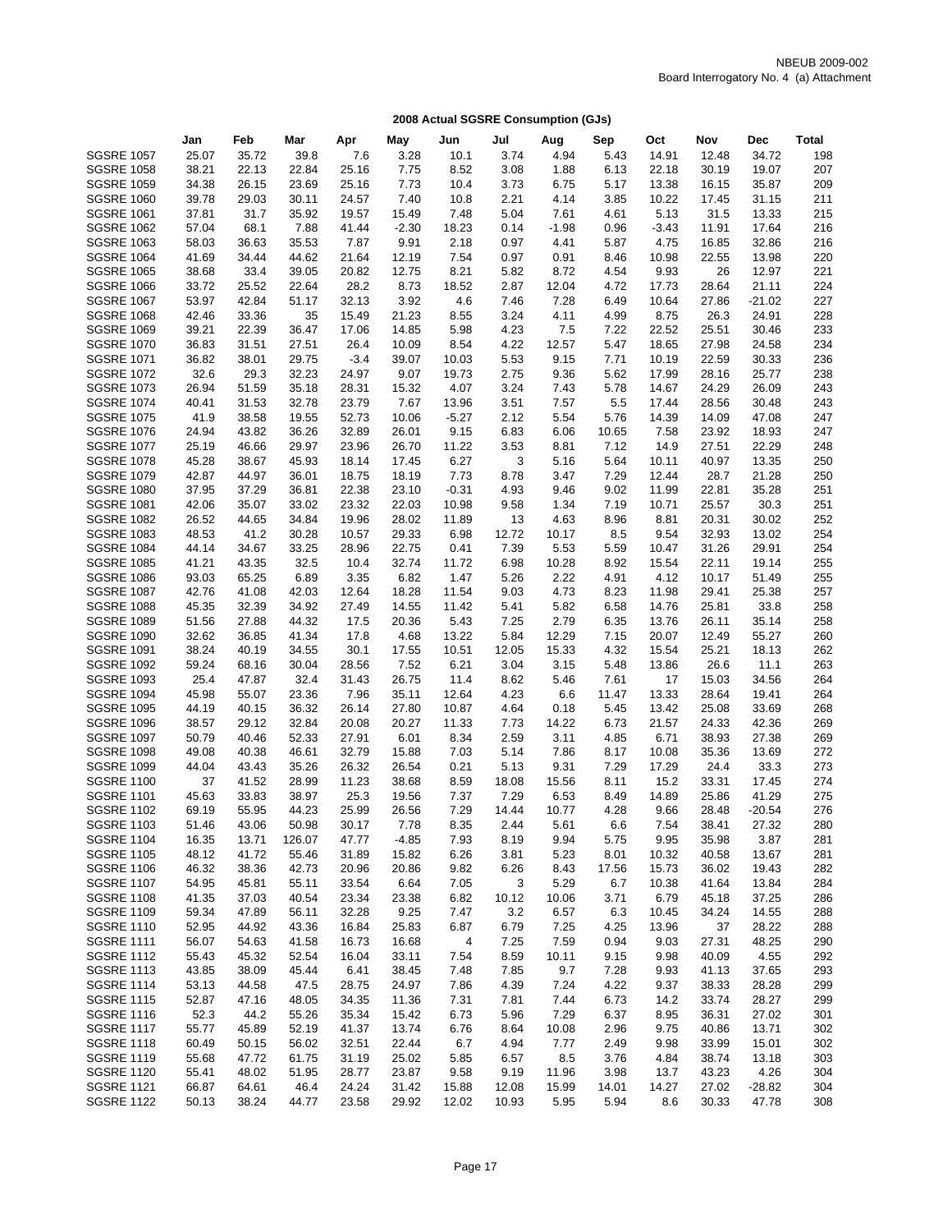NBEUB 2009-002
Board Interrogatory No. 4 (a) Attachment

## 2008 Actual SGSRE Consumption (GJs)

| | Jan | Feb | Mar | Apr | May | Jun | Jul | Aug | Sep | Oct | Nov | Dec | Total |
|---|---|---|---|---|---|---|---|---|---|---|---|---|---|
| SGSRE 1057 | 25.07 | 35.72 | 39.8 | 7.6 | 3.28 | 10.1 | 3.74 | 4.94 | 5.43 | 14.91 | 12.48 | 34.72 | 198 |
| SGSRE 1058 | 38.21 | 22.13 | 22.84 | 25.16 | 7.75 | 8.52 | 3.08 | 1.88 | 6.13 | 22.18 | 30.19 | 19.07 | 207 |
| SGSRE 1059 | 34.38 | 26.15 | 23.69 | 25.16 | 7.73 | 10.4 | 3.73 | 6.75 | 5.17 | 13.38 | 16.15 | 35.87 | 209 |
| SGSRE 1060 | 39.78 | 29.03 | 30.11 | 24.57 | 7.40 | 10.8 | 2.21 | 4.14 | 3.85 | 10.22 | 17.45 | 31.15 | 211 |
| SGSRE 1061 | 37.81 | 31.7 | 35.92 | 19.57 | 15.49 | 7.48 | 5.04 | 7.61 | 4.61 | 5.13 | 31.5 | 13.33 | 215 |
| SGSRE 1062 | 57.04 | 68.1 | 7.88 | 41.44 | -2.30 | 18.23 | 0.14 | -1.98 | 0.96 | -3.43 | 11.91 | 17.64 | 216 |
| SGSRE 1063 | 58.03 | 36.63 | 35.53 | 7.87 | 9.91 | 2.18 | 0.97 | 4.41 | 5.87 | 4.75 | 16.85 | 32.86 | 216 |
| SGSRE 1064 | 41.69 | 34.44 | 44.62 | 21.64 | 12.19 | 7.54 | 0.97 | 0.91 | 8.46 | 10.98 | 22.55 | 13.98 | 220 |
| SGSRE 1065 | 38.68 | 33.4 | 39.05 | 20.82 | 12.75 | 8.21 | 5.82 | 8.72 | 4.54 | 9.93 | 26 | 12.97 | 221 |
| SGSRE 1066 | 33.72 | 25.52 | 22.64 | 28.2 | 8.73 | 18.52 | 2.87 | 12.04 | 4.72 | 17.73 | 28.64 | 21.11 | 224 |
| SGSRE 1067 | 53.97 | 42.84 | 51.17 | 32.13 | 3.92 | 4.6 | 7.46 | 7.28 | 6.49 | 10.64 | 27.86 | -21.02 | 227 |
| SGSRE 1068 | 42.46 | 33.36 | 35 | 15.49 | 21.23 | 8.55 | 3.24 | 4.11 | 4.99 | 8.75 | 26.3 | 24.91 | 228 |
| SGSRE 1069 | 39.21 | 22.39 | 36.47 | 17.06 | 14.85 | 5.98 | 4.23 | 7.5 | 7.22 | 22.52 | 25.51 | 30.46 | 233 |
| SGSRE 1070 | 36.83 | 31.51 | 27.51 | 26.4 | 10.09 | 8.54 | 4.22 | 12.57 | 5.47 | 18.65 | 27.98 | 24.58 | 234 |
| SGSRE 1071 | 36.82 | 38.01 | 29.75 | -3.4 | 39.07 | 10.03 | 5.53 | 9.15 | 7.71 | 10.19 | 22.59 | 30.33 | 236 |
| SGSRE 1072 | 32.6 | 29.3 | 32.23 | 24.97 | 9.07 | 19.73 | 2.75 | 9.36 | 5.62 | 17.99 | 28.16 | 25.77 | 238 |
| SGSRE 1073 | 26.94 | 51.59 | 35.18 | 28.31 | 15.32 | 4.07 | 3.24 | 7.43 | 5.78 | 14.67 | 24.29 | 26.09 | 243 |
| SGSRE 1074 | 40.41 | 31.53 | 32.78 | 23.79 | 7.67 | 13.96 | 3.51 | 7.57 | 5.5 | 17.44 | 28.56 | 30.48 | 243 |
| SGSRE 1075 | 41.9 | 38.58 | 19.55 | 52.73 | 10.06 | -5.27 | 2.12 | 5.54 | 5.76 | 14.39 | 14.09 | 47.08 | 247 |
| SGSRE 1076 | 24.94 | 43.82 | 36.26 | 32.89 | 26.01 | 9.15 | 6.83 | 6.06 | 10.65 | 7.58 | 23.92 | 18.93 | 247 |
| SGSRE 1077 | 25.19 | 46.66 | 29.97 | 23.96 | 26.70 | 11.22 | 3.53 | 8.81 | 7.12 | 14.9 | 27.51 | 22.29 | 248 |
| SGSRE 1078 | 45.28 | 38.67 | 45.93 | 18.14 | 17.45 | 6.27 | 3 | 5.16 | 5.64 | 10.11 | 40.97 | 13.35 | 250 |
| SGSRE 1079 | 42.87 | 44.97 | 36.01 | 18.75 | 18.19 | 7.73 | 8.78 | 3.47 | 7.29 | 12.44 | 28.7 | 21.28 | 250 |
| SGSRE 1080 | 37.95 | 37.29 | 36.81 | 22.38 | 23.10 | -0.31 | 4.93 | 9.46 | 9.02 | 11.99 | 22.81 | 35.28 | 251 |
| SGSRE 1081 | 42.06 | 35.07 | 33.02 | 23.32 | 22.03 | 10.98 | 9.58 | 1.34 | 7.19 | 10.71 | 25.57 | 30.3 | 251 |
| SGSRE 1082 | 26.52 | 44.65 | 34.84 | 19.96 | 28.02 | 11.89 | 13 | 4.63 | 8.96 | 8.81 | 20.31 | 30.02 | 252 |
| SGSRE 1083 | 48.53 | 41.2 | 30.28 | 10.57 | 29.33 | 6.98 | 12.72 | 10.17 | 8.5 | 9.54 | 32.93 | 13.02 | 254 |
| SGSRE 1084 | 44.14 | 34.67 | 33.25 | 28.96 | 22.75 | 0.41 | 7.39 | 5.53 | 5.59 | 10.47 | 31.26 | 29.91 | 254 |
| SGSRE 1085 | 41.21 | 43.35 | 32.5 | 10.4 | 32.74 | 11.72 | 6.98 | 10.28 | 8.92 | 15.54 | 22.11 | 19.14 | 255 |
| SGSRE 1086 | 93.03 | 65.25 | 6.89 | 3.35 | 6.82 | 1.47 | 5.26 | 2.22 | 4.91 | 4.12 | 10.17 | 51.49 | 255 |
| SGSRE 1087 | 42.76 | 41.08 | 42.03 | 12.64 | 18.28 | 11.54 | 9.03 | 4.73 | 8.23 | 11.98 | 29.41 | 25.38 | 257 |
| SGSRE 1088 | 45.35 | 32.39 | 34.92 | 27.49 | 14.55 | 11.42 | 5.41 | 5.82 | 6.58 | 14.76 | 25.81 | 33.8 | 258 |
| SGSRE 1089 | 51.56 | 27.88 | 44.32 | 17.5 | 20.36 | 5.43 | 7.25 | 2.79 | 6.35 | 13.76 | 26.11 | 35.14 | 258 |
| SGSRE 1090 | 32.62 | 36.85 | 41.34 | 17.8 | 4.68 | 13.22 | 5.84 | 12.29 | 7.15 | 20.07 | 12.49 | 55.27 | 260 |
| SGSRE 1091 | 38.24 | 40.19 | 34.55 | 30.1 | 17.55 | 10.51 | 12.05 | 15.33 | 4.32 | 15.54 | 25.21 | 18.13 | 262 |
| SGSRE 1092 | 59.24 | 68.16 | 30.04 | 28.56 | 7.52 | 6.21 | 3.04 | 3.15 | 5.48 | 13.86 | 26.6 | 11.1 | 263 |
| SGSRE 1093 | 25.4 | 47.87 | 32.4 | 31.43 | 26.75 | 11.4 | 8.62 | 5.46 | 7.61 | 17 | 15.03 | 34.56 | 264 |
| SGSRE 1094 | 45.98 | 55.07 | 23.36 | 7.96 | 35.11 | 12.64 | 4.23 | 6.6 | 11.47 | 13.33 | 28.64 | 19.41 | 264 |
| SGSRE 1095 | 44.19 | 40.15 | 36.32 | 26.14 | 27.80 | 10.87 | 4.64 | 0.18 | 5.45 | 13.42 | 25.08 | 33.69 | 268 |
| SGSRE 1096 | 38.57 | 29.12 | 32.84 | 20.08 | 20.27 | 11.33 | 7.73 | 14.22 | 6.73 | 21.57 | 24.33 | 42.36 | 269 |
| SGSRE 1097 | 50.79 | 40.46 | 52.33 | 27.91 | 6.01 | 8.34 | 2.59 | 3.11 | 4.85 | 6.71 | 38.93 | 27.38 | 269 |
| SGSRE 1098 | 49.08 | 40.38 | 46.61 | 32.79 | 15.88 | 7.03 | 5.14 | 7.86 | 8.17 | 10.08 | 35.36 | 13.69 | 272 |
| SGSRE 1099 | 44.04 | 43.43 | 35.26 | 26.32 | 26.54 | 0.21 | 5.13 | 9.31 | 7.29 | 17.29 | 24.4 | 33.3 | 273 |
| SGSRE 1100 | 37 | 41.52 | 28.99 | 11.23 | 38.68 | 8.59 | 18.08 | 15.56 | 8.11 | 15.2 | 33.31 | 17.45 | 274 |
| SGSRE 1101 | 45.63 | 33.83 | 38.97 | 25.3 | 19.56 | 7.37 | 7.29 | 6.53 | 8.49 | 14.89 | 25.86 | 41.29 | 275 |
| SGSRE 1102 | 69.19 | 55.95 | 44.23 | 25.99 | 26.56 | 7.29 | 14.44 | 10.77 | 4.28 | 9.66 | 28.48 | -20.54 | 276 |
| SGSRE 1103 | 51.46 | 43.06 | 50.98 | 30.17 | 7.78 | 8.35 | 2.44 | 5.61 | 6.6 | 7.54 | 38.41 | 27.32 | 280 |
| SGSRE 1104 | 16.35 | 13.71 | 126.07 | 47.77 | -4.85 | 7.93 | 8.19 | 9.94 | 5.75 | 9.95 | 35.98 | 3.87 | 281 |
| SGSRE 1105 | 48.12 | 41.72 | 55.46 | 31.89 | 15.82 | 6.26 | 3.81 | 5.23 | 8.01 | 10.32 | 40.58 | 13.67 | 281 |
| SGSRE 1106 | 46.32 | 38.36 | 42.73 | 20.96 | 20.86 | 9.82 | 6.26 | 8.43 | 17.56 | 15.73 | 36.02 | 19.43 | 282 |
| SGSRE 1107 | 54.95 | 45.81 | 55.11 | 33.54 | 6.64 | 7.05 | 3 | 5.29 | 6.7 | 10.38 | 41.64 | 13.84 | 284 |
| SGSRE 1108 | 41.35 | 37.03 | 40.54 | 23.34 | 23.38 | 6.82 | 10.12 | 10.06 | 3.71 | 6.79 | 45.18 | 37.25 | 286 |
| SGSRE 1109 | 59.34 | 47.89 | 56.11 | 32.28 | 9.25 | 7.47 | 3.2 | 6.57 | 6.3 | 10.45 | 34.24 | 14.55 | 288 |
| SGSRE 1110 | 52.95 | 44.92 | 43.36 | 16.84 | 25.83 | 6.87 | 6.79 | 7.25 | 4.25 | 13.96 | 37 | 28.22 | 288 |
| SGSRE 1111 | 56.07 | 54.63 | 41.58 | 16.73 | 16.68 | 4 | 7.25 | 7.59 | 0.94 | 9.03 | 27.31 | 48.25 | 290 |
| SGSRE 1112 | 55.43 | 45.32 | 52.54 | 16.04 | 33.11 | 7.54 | 8.59 | 10.11 | 9.15 | 9.98 | 40.09 | 4.55 | 292 |
| SGSRE 1113 | 43.85 | 38.09 | 45.44 | 6.41 | 38.45 | 7.48 | 7.85 | 9.7 | 7.28 | 9.93 | 41.13 | 37.65 | 293 |
| SGSRE 1114 | 53.13 | 44.58 | 47.5 | 28.75 | 24.97 | 7.86 | 4.39 | 7.24 | 4.22 | 9.37 | 38.33 | 28.28 | 299 |
| SGSRE 1115 | 52.87 | 47.16 | 48.05 | 34.35 | 11.36 | 7.31 | 7.81 | 7.44 | 6.73 | 14.2 | 33.74 | 28.27 | 299 |
| SGSRE 1116 | 52.3 | 44.2 | 55.26 | 35.34 | 15.42 | 6.73 | 5.96 | 7.29 | 6.37 | 8.95 | 36.31 | 27.02 | 301 |
| SGSRE 1117 | 55.77 | 45.89 | 52.19 | 41.37 | 13.74 | 6.76 | 8.64 | 10.08 | 2.96 | 9.75 | 40.86 | 13.71 | 302 |
| SGSRE 1118 | 60.49 | 50.15 | 56.02 | 32.51 | 22.44 | 6.7 | 4.94 | 7.77 | 2.49 | 9.98 | 33.99 | 15.01 | 302 |
| SGSRE 1119 | 55.68 | 47.72 | 61.75 | 31.19 | 25.02 | 5.85 | 6.57 | 8.5 | 3.76 | 4.84 | 38.74 | 13.18 | 303 |
| SGSRE 1120 | 55.41 | 48.02 | 51.95 | 28.77 | 23.87 | 9.58 | 9.19 | 11.96 | 3.98 | 13.7 | 43.23 | 4.26 | 304 |
| SGSRE 1121 | 66.87 | 64.61 | 46.4 | 24.24 | 31.42 | 15.88 | 12.08 | 15.99 | 14.01 | 14.27 | 27.02 | -28.82 | 304 |
| SGSRE 1122 | 50.13 | 38.24 | 44.77 | 23.58 | 29.92 | 12.02 | 10.93 | 5.95 | 5.94 | 8.6 | 30.33 | 47.78 | 308 |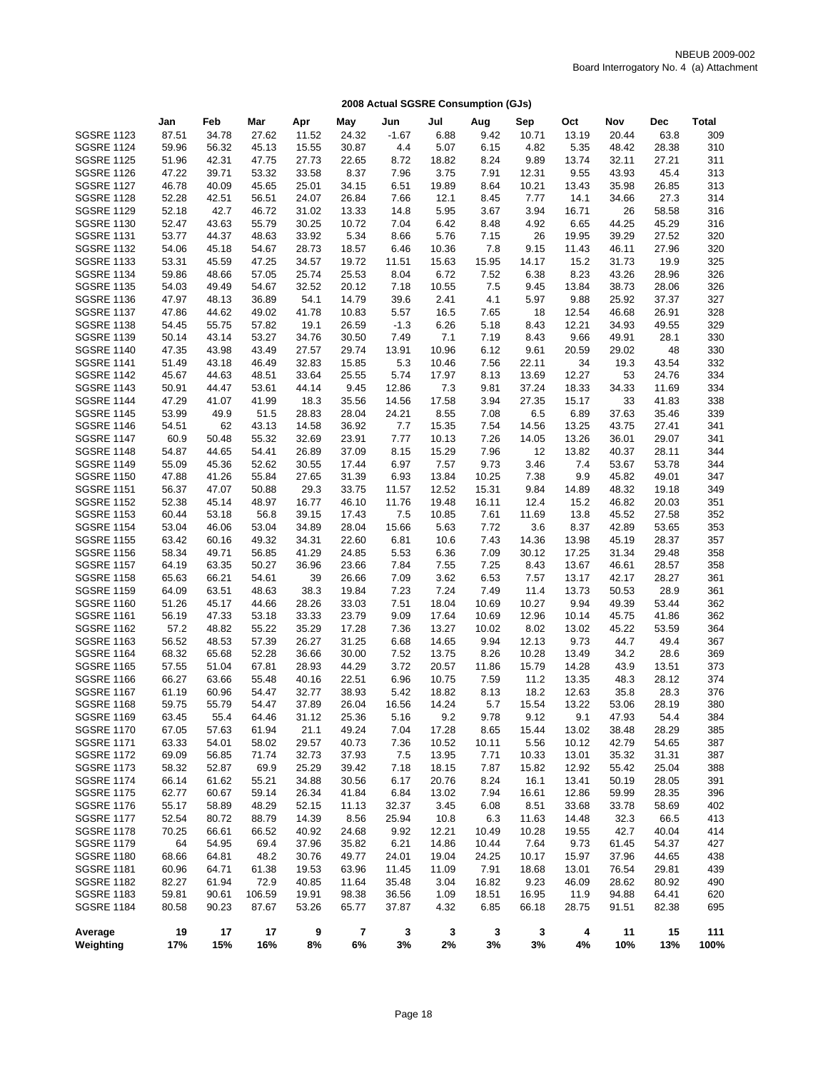NBEUB 2009-002
Board Interrogatory No. 4 (a) Attachment

## 2008 Actual SGSRE Consumption (GJs)

| | Jan | Feb | Mar | Apr | May | Jun | Jul | Aug | Sep | Oct | Nov | Dec | Total |
|---|---|---|---|---|---|---|---|---|---|---|---|---|---|
| SGSRE 1123 | 87.51 | 34.78 | 27.62 | 11.52 | 24.32 | -1.67 | 6.88 | 9.42 | 10.71 | 13.19 | 20.44 | 63.8 | 309 |
| SGSRE 1124 | 59.96 | 56.32 | 45.13 | 15.55 | 30.87 | 4.4 | 5.07 | 6.15 | 4.82 | 5.35 | 48.42 | 28.38 | 310 |
| SGSRE 1125 | 51.96 | 42.31 | 47.75 | 27.73 | 22.65 | 8.72 | 18.82 | 8.24 | 9.89 | 13.74 | 32.11 | 27.21 | 311 |
| SGSRE 1126 | 47.22 | 39.71 | 53.32 | 33.58 | 8.37 | 7.96 | 3.75 | 7.91 | 12.31 | 9.55 | 43.93 | 45.4 | 313 |
| SGSRE 1127 | 46.78 | 40.09 | 45.65 | 25.01 | 34.15 | 6.51 | 19.89 | 8.64 | 10.21 | 13.43 | 35.98 | 26.85 | 313 |
| SGSRE 1128 | 52.28 | 42.51 | 56.51 | 24.07 | 26.84 | 7.66 | 12.1 | 8.45 | 7.77 | 14.1 | 34.66 | 27.3 | 314 |
| SGSRE 1129 | 52.18 | 42.7 | 46.72 | 31.02 | 13.33 | 14.8 | 5.95 | 3.67 | 3.94 | 16.71 | 26 | 58.58 | 316 |
| SGSRE 1130 | 52.47 | 43.63 | 55.79 | 30.25 | 10.72 | 7.04 | 6.42 | 8.48 | 4.92 | 6.65 | 44.25 | 45.29 | 316 |
| SGSRE 1131 | 53.77 | 44.37 | 48.63 | 33.92 | 5.34 | 8.66 | 5.76 | 7.15 | 26 | 19.95 | 39.29 | 27.52 | 320 |
| SGSRE 1132 | 54.06 | 45.18 | 54.67 | 28.73 | 18.57 | 6.46 | 10.36 | 7.8 | 9.15 | 11.43 | 46.11 | 27.96 | 320 |
| SGSRE 1133 | 53.31 | 45.59 | 47.25 | 34.57 | 19.72 | 11.51 | 15.63 | 15.95 | 14.17 | 15.2 | 31.73 | 19.9 | 325 |
| SGSRE 1134 | 59.86 | 48.66 | 57.05 | 25.74 | 25.53 | 8.04 | 6.72 | 7.52 | 6.38 | 8.23 | 43.26 | 28.96 | 326 |
| SGSRE 1135 | 54.03 | 49.49 | 54.67 | 32.52 | 20.12 | 7.18 | 10.55 | 7.5 | 9.45 | 13.84 | 38.73 | 28.06 | 326 |
| SGSRE 1136 | 47.97 | 48.13 | 36.89 | 54.1 | 14.79 | 39.6 | 2.41 | 4.1 | 5.97 | 9.88 | 25.92 | 37.37 | 327 |
| SGSRE 1137 | 47.86 | 44.62 | 49.02 | 41.78 | 10.83 | 5.57 | 16.5 | 7.65 | 18 | 12.54 | 46.68 | 26.91 | 328 |
| SGSRE 1138 | 54.45 | 55.75 | 57.82 | 19.1 | 26.59 | -1.3 | 6.26 | 5.18 | 8.43 | 12.21 | 34.93 | 49.55 | 329 |
| SGSRE 1139 | 50.14 | 43.14 | 53.27 | 34.76 | 30.50 | 7.49 | 7.1 | 7.19 | 8.43 | 9.66 | 49.91 | 28.1 | 330 |
| SGSRE 1140 | 47.35 | 43.98 | 43.49 | 27.57 | 29.74 | 13.91 | 10.96 | 6.12 | 9.61 | 20.59 | 29.02 | 48 | 330 |
| SGSRE 1141 | 51.49 | 43.18 | 46.49 | 32.83 | 15.85 | 5.3 | 10.46 | 7.56 | 22.11 | 34 | 19.3 | 43.54 | 332 |
| SGSRE 1142 | 45.67 | 44.63 | 48.51 | 33.64 | 25.55 | 5.74 | 17.97 | 8.13 | 13.69 | 12.27 | 53 | 24.76 | 334 |
| SGSRE 1143 | 50.91 | 44.47 | 53.61 | 44.14 | 9.45 | 12.86 | 7.3 | 9.81 | 37.24 | 18.33 | 34.33 | 11.69 | 334 |
| SGSRE 1144 | 47.29 | 41.07 | 41.99 | 18.3 | 35.56 | 14.56 | 17.58 | 3.94 | 27.35 | 15.17 | 33 | 41.83 | 338 |
| SGSRE 1145 | 53.99 | 49.9 | 51.5 | 28.83 | 28.04 | 24.21 | 8.55 | 7.08 | 6.5 | 6.89 | 37.63 | 35.46 | 339 |
| SGSRE 1146 | 54.51 | 62 | 43.13 | 14.58 | 36.92 | 7.7 | 15.35 | 7.54 | 14.56 | 13.25 | 43.75 | 27.41 | 341 |
| SGSRE 1147 | 60.9 | 50.48 | 55.32 | 32.69 | 23.91 | 7.77 | 10.13 | 7.26 | 14.05 | 13.26 | 36.01 | 29.07 | 341 |
| SGSRE 1148 | 54.87 | 44.65 | 54.41 | 26.89 | 37.09 | 8.15 | 15.29 | 7.96 | 12 | 13.82 | 40.37 | 28.11 | 344 |
| SGSRE 1149 | 55.09 | 45.36 | 52.62 | 30.55 | 17.44 | 6.97 | 7.57 | 9.73 | 3.46 | 7.4 | 53.67 | 53.78 | 344 |
| SGSRE 1150 | 47.88 | 41.26 | 55.84 | 27.65 | 31.39 | 6.93 | 13.84 | 10.25 | 7.38 | 9.9 | 45.82 | 49.01 | 347 |
| SGSRE 1151 | 56.37 | 47.07 | 50.88 | 29.3 | 33.75 | 11.57 | 12.52 | 15.31 | 9.84 | 14.89 | 48.32 | 19.18 | 349 |
| SGSRE 1152 | 52.38 | 45.14 | 48.97 | 16.77 | 46.10 | 11.76 | 19.48 | 16.11 | 12.4 | 15.2 | 46.82 | 20.03 | 351 |
| SGSRE 1153 | 60.44 | 53.18 | 56.8 | 39.15 | 17.43 | 7.5 | 10.85 | 7.61 | 11.69 | 13.8 | 45.52 | 27.58 | 352 |
| SGSRE 1154 | 53.04 | 46.06 | 53.04 | 34.89 | 28.04 | 15.66 | 5.63 | 7.72 | 3.6 | 8.37 | 42.89 | 53.65 | 353 |
| SGSRE 1155 | 63.42 | 60.16 | 49.32 | 34.31 | 22.60 | 6.81 | 10.6 | 7.43 | 14.36 | 13.98 | 45.19 | 28.37 | 357 |
| SGSRE 1156 | 58.34 | 49.71 | 56.85 | 41.29 | 24.85 | 5.53 | 6.36 | 7.09 | 30.12 | 17.25 | 31.34 | 29.48 | 358 |
| SGSRE 1157 | 64.19 | 63.35 | 50.27 | 36.96 | 23.66 | 7.84 | 7.55 | 7.25 | 8.43 | 13.67 | 46.61 | 28.57 | 358 |
| SGSRE 1158 | 65.63 | 66.21 | 54.61 | 39 | 26.66 | 7.09 | 3.62 | 6.53 | 7.57 | 13.17 | 42.17 | 28.27 | 361 |
| SGSRE 1159 | 64.09 | 63.51 | 48.63 | 38.3 | 19.84 | 7.23 | 7.24 | 7.49 | 11.4 | 13.73 | 50.53 | 28.9 | 361 |
| SGSRE 1160 | 51.26 | 45.17 | 44.66 | 28.26 | 33.03 | 7.51 | 18.04 | 10.69 | 10.27 | 9.94 | 49.39 | 53.44 | 362 |
| SGSRE 1161 | 56.19 | 47.33 | 53.18 | 33.33 | 23.79 | 9.09 | 17.64 | 10.69 | 12.96 | 10.14 | 45.75 | 41.86 | 362 |
| SGSRE 1162 | 57.2 | 48.82 | 55.22 | 35.29 | 17.28 | 7.36 | 13.27 | 10.02 | 8.02 | 13.02 | 45.22 | 53.59 | 364 |
| SGSRE 1163 | 56.52 | 48.53 | 57.39 | 26.27 | 31.25 | 6.68 | 14.65 | 9.94 | 12.13 | 9.73 | 44.7 | 49.4 | 367 |
| SGSRE 1164 | 68.32 | 65.68 | 52.28 | 36.66 | 30.00 | 7.52 | 13.75 | 8.26 | 10.28 | 13.49 | 34.2 | 28.6 | 369 |
| SGSRE 1165 | 57.55 | 51.04 | 67.81 | 28.93 | 44.29 | 3.72 | 20.57 | 11.86 | 15.79 | 14.28 | 43.9 | 13.51 | 373 |
| SGSRE 1166 | 66.27 | 63.66 | 55.48 | 40.16 | 22.51 | 6.96 | 10.75 | 7.59 | 11.2 | 13.35 | 48.3 | 28.12 | 374 |
| SGSRE 1167 | 61.19 | 60.96 | 54.47 | 32.77 | 38.93 | 5.42 | 18.82 | 8.13 | 18.2 | 12.63 | 35.8 | 28.3 | 376 |
| SGSRE 1168 | 59.75 | 55.79 | 54.47 | 37.89 | 26.04 | 16.56 | 14.24 | 5.7 | 15.54 | 13.22 | 53.06 | 28.19 | 380 |
| SGSRE 1169 | 63.45 | 55.4 | 64.46 | 31.12 | 25.36 | 5.16 | 9.2 | 9.78 | 9.12 | 9.1 | 47.93 | 54.4 | 384 |
| SGSRE 1170 | 67.05 | 57.63 | 61.94 | 21.1 | 49.24 | 7.04 | 17.28 | 8.65 | 15.44 | 13.02 | 38.48 | 28.29 | 385 |
| SGSRE 1171 | 63.33 | 54.01 | 58.02 | 29.57 | 40.73 | 7.36 | 10.52 | 10.11 | 5.56 | 10.12 | 42.79 | 54.65 | 387 |
| SGSRE 1172 | 69.09 | 56.85 | 71.74 | 32.73 | 37.93 | 7.5 | 13.95 | 7.71 | 10.33 | 13.01 | 35.32 | 31.31 | 387 |
| SGSRE 1173 | 58.32 | 52.87 | 69.9 | 25.29 | 39.42 | 7.18 | 18.15 | 7.87 | 15.82 | 12.92 | 55.42 | 25.04 | 388 |
| SGSRE 1174 | 66.14 | 61.62 | 55.21 | 34.88 | 30.56 | 6.17 | 20.76 | 8.24 | 16.1 | 13.41 | 50.19 | 28.05 | 391 |
| SGSRE 1175 | 62.77 | 60.67 | 59.14 | 26.34 | 41.84 | 6.84 | 13.02 | 7.94 | 16.61 | 12.86 | 59.99 | 28.35 | 396 |
| SGSRE 1176 | 55.17 | 58.89 | 48.29 | 52.15 | 11.13 | 32.37 | 3.45 | 6.08 | 8.51 | 33.68 | 33.78 | 58.69 | 402 |
| SGSRE 1177 | 52.54 | 80.72 | 88.79 | 14.39 | 8.56 | 25.94 | 10.8 | 6.3 | 11.63 | 14.48 | 32.3 | 66.5 | 413 |
| SGSRE 1178 | 70.25 | 66.61 | 66.52 | 40.92 | 24.68 | 9.92 | 12.21 | 10.49 | 10.28 | 19.55 | 42.7 | 40.04 | 414 |
| SGSRE 1179 | 64 | 54.95 | 69.4 | 37.96 | 35.82 | 6.21 | 14.86 | 10.44 | 7.64 | 9.73 | 61.45 | 54.37 | 427 |
| SGSRE 1180 | 68.66 | 64.81 | 48.2 | 30.76 | 49.77 | 24.01 | 19.04 | 24.25 | 10.17 | 15.97 | 37.96 | 44.65 | 438 |
| SGSRE 1181 | 60.96 | 64.71 | 61.38 | 19.53 | 63.96 | 11.45 | 11.09 | 7.91 | 18.68 | 13.01 | 76.54 | 29.81 | 439 |
| SGSRE 1182 | 82.27 | 61.94 | 72.9 | 40.85 | 11.64 | 35.48 | 3.04 | 16.82 | 9.23 | 46.09 | 28.62 | 80.92 | 490 |
| SGSRE 1183 | 59.81 | 90.61 | 106.59 | 19.91 | 98.38 | 36.56 | 1.09 | 18.51 | 16.95 | 11.9 | 94.88 | 64.41 | 620 |
| SGSRE 1184 | 80.58 | 90.23 | 87.67 | 53.26 | 65.77 | 37.87 | 4.32 | 6.85 | 66.18 | 28.75 | 91.51 | 82.38 | 695 |
| **Average** | **19** | **17** | **17** | **9** | **7** | **3** | **3** | **3** | **3** | **4** | **11** | **15** | **111** |
| **Weighting** | **17%** | **15%** | **16%** | **8%** | **6%** | **3%** | **2%** | **3%** | **3%** | **4%** | **10%** | **13%** | **100%** |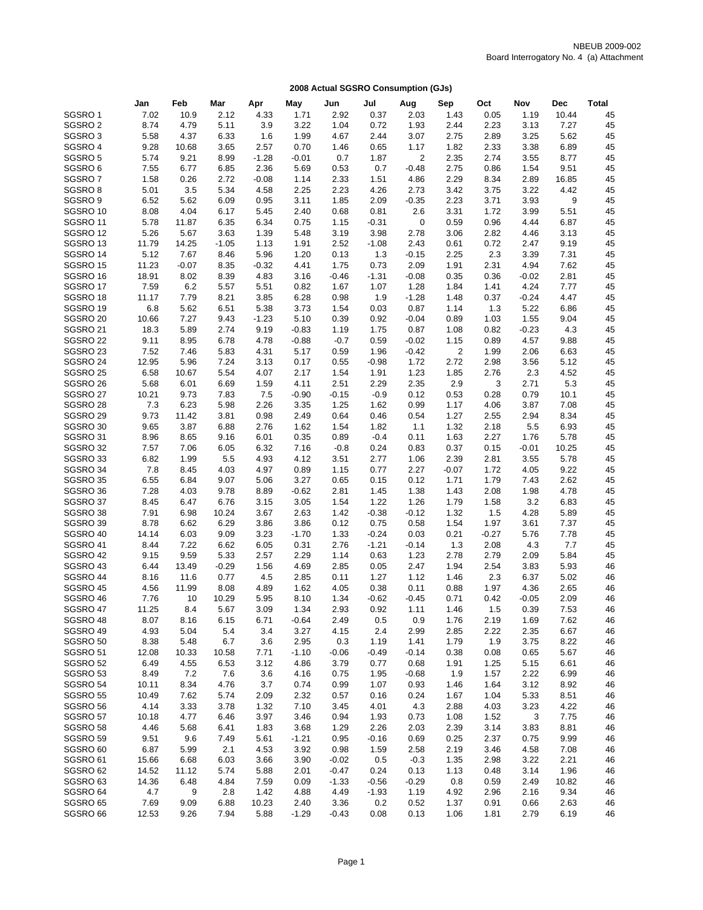NBEUB 2009-002
Board Interrogatory No. 4 (a) Attachment

## 2008 Actual SGSRO Consumption (GJs)

| | Jan | Feb | Mar | Apr | May | Jun | Jul | Aug | Sep | Oct | Nov | Dec | Total |
|---|---|---|---|---|---|---|---|---|---|---|---|---|---|
| SGSRO 1 | 7.02 | 10.9 | 2.12 | 4.33 | 1.71 | 2.92 | 0.37 | 2.03 | 1.43 | 0.05 | 1.19 | 10.44 | 45 |
| SGSRO 2 | 8.74 | 4.79 | 5.11 | 3.9 | 3.22 | 1.04 | 0.72 | 1.93 | 2.44 | 2.23 | 3.13 | 7.27 | 45 |
| SGSRO 3 | 5.58 | 4.37 | 6.33 | 1.6 | 1.99 | 4.67 | 2.44 | 3.07 | 2.75 | 2.89 | 3.25 | 5.62 | 45 |
| SGSRO 4 | 9.28 | 10.68 | 3.65 | 2.57 | 0.70 | 1.46 | 0.65 | 1.17 | 1.82 | 2.33 | 3.38 | 6.89 | 45 |
| SGSRO 5 | 5.74 | 9.21 | 8.99 | -1.28 | -0.01 | 0.7 | 1.87 | 2 | 2.35 | 2.74 | 3.55 | 8.77 | 45 |
| SGSRO 6 | 7.55 | 6.77 | 6.85 | 2.36 | 5.69 | 0.53 | 0.7 | -0.48 | 2.75 | 0.86 | 1.54 | 9.51 | 45 |
| SGSRO 7 | 1.58 | 0.26 | 2.72 | -0.08 | 1.14 | 2.33 | 1.51 | 4.86 | 2.29 | 8.34 | 2.89 | 16.85 | 45 |
| SGSRO 8 | 5.01 | 3.5 | 5.34 | 4.58 | 2.25 | 2.23 | 4.26 | 2.73 | 3.42 | 3.75 | 3.22 | 4.42 | 45 |
| SGSRO 9 | 6.52 | 5.62 | 6.09 | 0.95 | 3.11 | 1.85 | 2.09 | -0.35 | 2.23 | 3.71 | 3.93 | 9 | 45 |
| SGSRO 10 | 8.08 | 4.04 | 6.17 | 5.45 | 2.40 | 0.68 | 0.81 | 2.6 | 3.31 | 1.72 | 3.99 | 5.51 | 45 |
| SGSRO 11 | 5.78 | 11.87 | 6.35 | 6.34 | 0.75 | 1.15 | -0.31 | 0 | 0.59 | 0.96 | 4.44 | 6.87 | 45 |
| SGSRO 12 | 5.26 | 5.67 | 3.63 | 1.39 | 5.48 | 3.19 | 3.98 | 2.78 | 3.06 | 2.82 | 4.46 | 3.13 | 45 |
| SGSRO 13 | 11.79 | 14.25 | -1.05 | 1.13 | 1.91 | 2.52 | -1.08 | 2.43 | 0.61 | 0.72 | 2.47 | 9.19 | 45 |
| SGSRO 14 | 5.12 | 7.67 | 8.46 | 5.96 | 1.20 | 0.13 | 1.3 | -0.15 | 2.25 | 2.3 | 3.39 | 7.31 | 45 |
| SGSRO 15 | 11.23 | -0.07 | 8.35 | -0.32 | 4.41 | 1.75 | 0.73 | 2.09 | 1.91 | 2.31 | 4.94 | 7.62 | 45 |
| SGSRO 16 | 18.91 | 8.02 | 8.39 | 4.83 | 3.16 | -0.46 | -1.31 | -0.08 | 0.35 | 0.36 | -0.02 | 2.81 | 45 |
| SGSRO 17 | 7.59 | 6.2 | 5.57 | 5.51 | 0.82 | 1.67 | 1.07 | 1.28 | 1.84 | 1.41 | 4.24 | 7.77 | 45 |
| SGSRO 18 | 11.17 | 7.79 | 8.21 | 3.85 | 6.28 | 0.98 | 1.9 | -1.28 | 1.48 | 0.37 | -0.24 | 4.47 | 45 |
| SGSRO 19 | 6.8 | 5.62 | 6.51 | 5.38 | 3.73 | 1.54 | 0.03 | 0.87 | 1.14 | 1.3 | 5.22 | 6.86 | 45 |
| SGSRO 20 | 10.66 | 7.27 | 9.43 | -1.23 | 5.10 | 0.39 | 0.92 | -0.04 | 0.89 | 1.03 | 1.55 | 9.04 | 45 |
| SGSRO 21 | 18.3 | 5.89 | 2.74 | 9.19 | -0.83 | 1.19 | 1.75 | 0.87 | 1.08 | 0.82 | -0.23 | 4.3 | 45 |
| SGSRO 22 | 9.11 | 8.95 | 6.78 | 4.78 | -0.88 | -0.7 | 0.59 | -0.02 | 1.15 | 0.89 | 4.57 | 9.88 | 45 |
| SGSRO 23 | 7.52 | 7.46 | 5.83 | 4.31 | 5.17 | 0.59 | 1.96 | -0.42 | 2 | 1.99 | 2.06 | 6.63 | 45 |
| SGSRO 24 | 12.95 | 5.96 | 7.24 | 3.13 | 0.17 | 0.55 | -0.98 | 1.72 | 2.72 | 2.98 | 3.56 | 5.12 | 45 |
| SGSRO 25 | 6.58 | 10.67 | 5.54 | 4.07 | 2.17 | 1.54 | 1.91 | 1.23 | 1.85 | 2.76 | 2.3 | 4.52 | 45 |
| SGSRO 26 | 5.68 | 6.01 | 6.69 | 1.59 | 4.11 | 2.51 | 2.29 | 2.35 | 2.9 | 3 | 2.71 | 5.3 | 45 |
| SGSRO 27 | 10.21 | 9.73 | 7.83 | 7.5 | -0.90 | -0.15 | -0.9 | 0.12 | 0.53 | 0.28 | 0.79 | 10.1 | 45 |
| SGSRO 28 | 7.3 | 6.23 | 5.98 | 2.26 | 3.35 | 1.25 | 1.62 | 0.99 | 1.17 | 4.06 | 3.87 | 7.08 | 45 |
| SGSRO 29 | 9.73 | 11.42 | 3.81 | 0.98 | 2.49 | 0.64 | 0.46 | 0.54 | 1.27 | 2.55 | 2.94 | 8.34 | 45 |
| SGSRO 30 | 9.65 | 3.87 | 6.88 | 2.76 | 1.62 | 1.54 | 1.82 | 1.1 | 1.32 | 2.18 | 5.5 | 6.93 | 45 |
| SGSRO 31 | 8.96 | 8.65 | 9.16 | 6.01 | 0.35 | 0.89 | -0.4 | 0.11 | 1.63 | 2.27 | 1.76 | 5.78 | 45 |
| SGSRO 32 | 7.57 | 7.06 | 6.05 | 6.32 | 7.16 | -0.8 | 0.24 | 0.83 | 0.37 | 0.15 | -0.01 | 10.25 | 45 |
| SGSRO 33 | 6.82 | 1.99 | 5.5 | 4.93 | 4.12 | 3.51 | 2.77 | 1.06 | 2.39 | 2.81 | 3.55 | 5.78 | 45 |
| SGSRO 34 | 7.8 | 8.45 | 4.03 | 4.97 | 0.89 | 1.15 | 0.77 | 2.27 | -0.07 | 1.72 | 4.05 | 9.22 | 45 |
| SGSRO 35 | 6.55 | 6.84 | 9.07 | 5.06 | 3.27 | 0.65 | 0.15 | 0.12 | 1.71 | 1.79 | 7.43 | 2.62 | 45 |
| SGSRO 36 | 7.28 | 4.03 | 9.78 | 8.89 | -0.62 | 2.81 | 1.45 | 1.38 | 1.43 | 2.08 | 1.98 | 4.78 | 45 |
| SGSRO 37 | 8.45 | 6.47 | 6.76 | 3.15 | 3.05 | 1.54 | 1.22 | 1.26 | 1.79 | 1.58 | 3.2 | 6.83 | 45 |
| SGSRO 38 | 7.91 | 6.98 | 10.24 | 3.67 | 2.63 | 1.42 | -0.38 | -0.12 | 1.32 | 1.5 | 4.28 | 5.89 | 45 |
| SGSRO 39 | 8.78 | 6.62 | 6.29 | 3.86 | 3.86 | 0.12 | 0.75 | 0.58 | 1.54 | 1.97 | 3.61 | 7.37 | 45 |
| SGSRO 40 | 14.14 | 6.03 | 9.09 | 3.23 | -1.70 | 1.33 | -0.24 | 0.03 | 0.21 | -0.27 | 5.76 | 7.78 | 45 |
| SGSRO 41 | 8.44 | 7.22 | 6.62 | 6.05 | 0.31 | 2.76 | -1.21 | -0.14 | 1.3 | 2.08 | 4.3 | 7.7 | 45 |
| SGSRO 42 | 9.15 | 9.59 | 5.33 | 2.57 | 2.29 | 1.14 | 0.63 | 1.23 | 2.78 | 2.79 | 2.09 | 5.84 | 45 |
| SGSRO 43 | 6.44 | 13.49 | -0.29 | 1.56 | 4.69 | 2.85 | 0.05 | 2.47 | 1.94 | 2.54 | 3.83 | 5.93 | 46 |
| SGSRO 44 | 8.16 | 11.6 | 0.77 | 4.5 | 2.85 | 0.11 | 1.27 | 1.12 | 1.46 | 2.3 | 6.37 | 5.02 | 46 |
| SGSRO 45 | 4.56 | 11.99 | 8.08 | 4.89 | 1.62 | 4.05 | 0.38 | 0.11 | 0.88 | 1.97 | 4.36 | 2.65 | 46 |
| SGSRO 46 | 7.76 | 10 | 10.29 | 5.95 | 8.10 | 1.34 | -0.62 | -0.45 | 0.71 | 0.42 | -0.05 | 2.09 | 46 |
| SGSRO 47 | 11.25 | 8.4 | 5.67 | 3.09 | 1.34 | 2.93 | 0.92 | 1.11 | 1.46 | 1.5 | 0.39 | 7.53 | 46 |
| SGSRO 48 | 8.07 | 8.16 | 6.15 | 6.71 | -0.64 | 2.49 | 0.5 | 0.9 | 1.76 | 2.19 | 1.69 | 7.62 | 46 |
| SGSRO 49 | 4.93 | 5.04 | 5.4 | 3.4 | 3.27 | 4.15 | 2.4 | 2.99 | 2.85 | 2.22 | 2.35 | 6.67 | 46 |
| SGSRO 50 | 8.38 | 5.48 | 6.7 | 3.6 | 2.95 | 0.3 | 1.19 | 1.41 | 1.79 | 1.9 | 3.75 | 8.22 | 46 |
| SGSRO 51 | 12.08 | 10.33 | 10.58 | 7.71 | -1.10 | -0.06 | -0.49 | -0.14 | 0.38 | 0.08 | 0.65 | 5.67 | 46 |
| SGSRO 52 | 6.49 | 4.55 | 6.53 | 3.12 | 4.86 | 3.79 | 0.77 | 0.68 | 1.91 | 1.25 | 5.15 | 6.61 | 46 |
| SGSRO 53 | 8.49 | 7.2 | 7.6 | 3.6 | 4.16 | 0.75 | 1.95 | -0.68 | 1.9 | 1.57 | 2.22 | 6.99 | 46 |
| SGSRO 54 | 10.11 | 8.34 | 4.76 | 3.7 | 0.74 | 0.99 | 1.07 | 0.93 | 1.46 | 1.64 | 3.12 | 8.92 | 46 |
| SGSRO 55 | 10.49 | 7.62 | 5.74 | 2.09 | 2.32 | 0.57 | 0.16 | 0.24 | 1.67 | 1.04 | 5.33 | 8.51 | 46 |
| SGSRO 56 | 4.14 | 3.33 | 3.78 | 1.32 | 7.10 | 3.45 | 4.01 | 4.3 | 2.88 | 4.03 | 3.23 | 4.22 | 46 |
| SGSRO 57 | 10.18 | 4.77 | 6.46 | 3.97 | 3.46 | 0.94 | 1.93 | 0.73 | 1.08 | 1.52 | 3 | 7.75 | 46 |
| SGSRO 58 | 4.46 | 5.68 | 6.41 | 1.83 | 3.68 | 1.29 | 2.26 | 2.03 | 2.39 | 3.14 | 3.83 | 8.81 | 46 |
| SGSRO 59 | 9.51 | 9.6 | 7.49 | 5.61 | -1.21 | 0.95 | -0.16 | 0.69 | 0.25 | 2.37 | 0.75 | 9.99 | 46 |
| SGSRO 60 | 6.87 | 5.99 | 2.1 | 4.53 | 3.92 | 0.98 | 1.59 | 2.58 | 2.19 | 3.46 | 4.58 | 7.08 | 46 |
| SGSRO 61 | 15.66 | 6.68 | 6.03 | 3.66 | 3.90 | -0.02 | 0.5 | -0.3 | 1.35 | 2.98 | 3.22 | 2.21 | 46 |
| SGSRO 62 | 14.52 | 11.12 | 5.74 | 5.88 | 2.01 | -0.47 | 0.24 | 0.13 | 1.13 | 0.48 | 3.14 | 1.96 | 46 |
| SGSRO 63 | 14.36 | 6.48 | 4.84 | 7.59 | 0.09 | -1.33 | -0.56 | -0.29 | 0.8 | 0.59 | 2.49 | 10.82 | 46 |
| SGSRO 64 | 4.7 | 9 | 2.8 | 1.42 | 4.88 | 4.49 | -1.93 | 1.19 | 4.92 | 2.96 | 2.16 | 9.34 | 46 |
| SGSRO 65 | 7.69 | 9.09 | 6.88 | 10.23 | 2.40 | 3.36 | 0.2 | 0.52 | 1.37 | 0.91 | 0.66 | 2.63 | 46 |
| SGSRO 66 | 12.53 | 9.26 | 7.94 | 5.88 | -1.29 | -0.43 | 0.08 | 0.13 | 1.06 | 1.81 | 2.79 | 6.19 | 46 |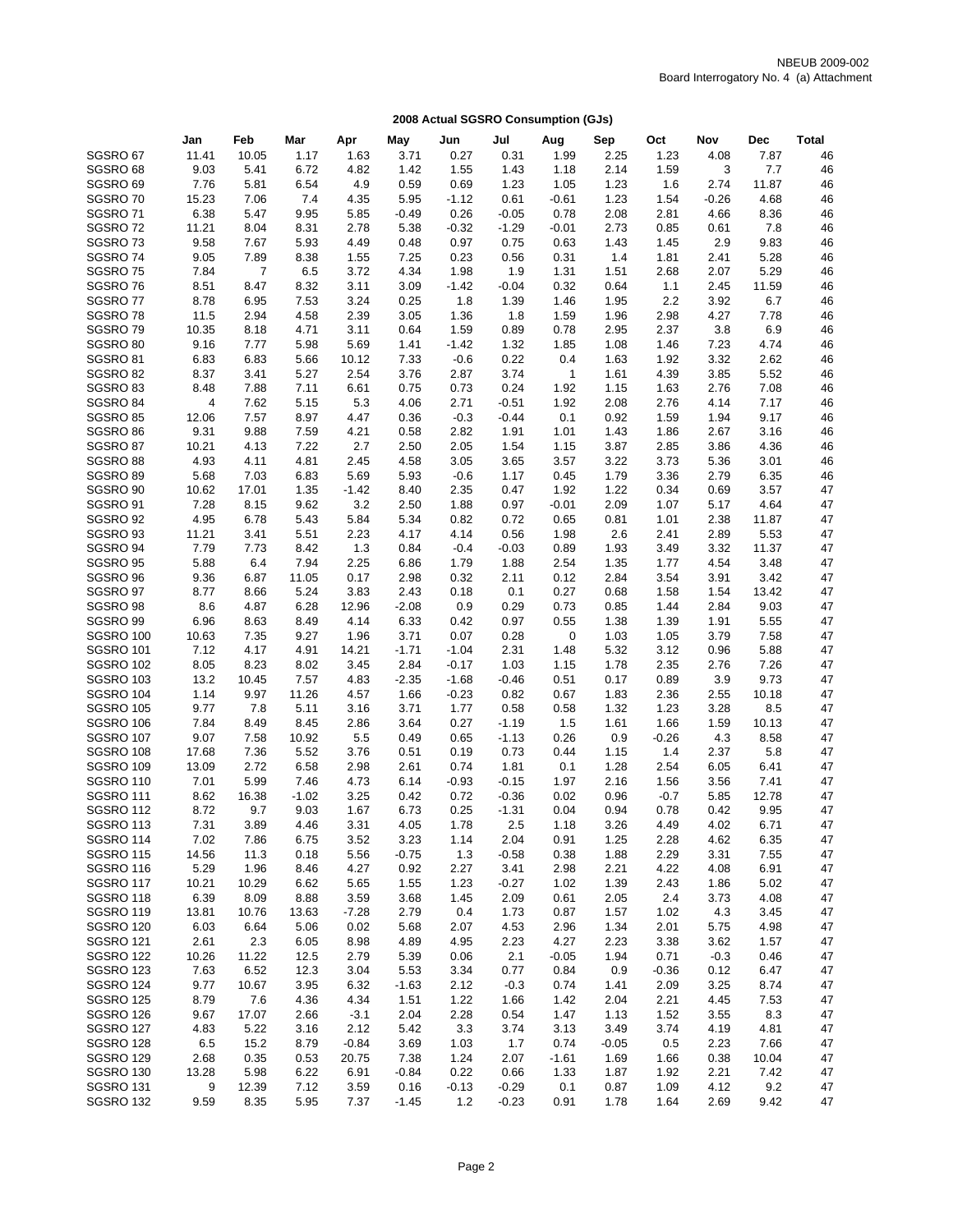NBEUB 2009-002
Board Interrogatory No. 4 (a) Attachment

## 2008 Actual SGSRO Consumption (GJs)

| | Jan | Feb | Mar | Apr | May | Jun | Jul | Aug | Sep | Oct | Nov | Dec | Total |
|---|---|---|---|---|---|---|---|---|---|---|---|---|---|
| SGSRO 67 | 11.41 | 10.05 | 1.17 | 1.63 | 3.71 | 0.27 | 0.31 | 1.99 | 2.25 | 1.23 | 4.08 | 7.87 | 46 |
| SGSRO 68 | 9.03 | 5.41 | 6.72 | 4.82 | 1.42 | 1.55 | 1.43 | 1.18 | 2.14 | 1.59 | 3 | 7.7 | 46 |
| SGSRO 69 | 7.76 | 5.81 | 6.54 | 4.9 | 0.59 | 0.69 | 1.23 | 1.05 | 1.23 | 1.6 | 2.74 | 11.87 | 46 |
| SGSRO 70 | 15.23 | 7.06 | 7.4 | 4.35 | 5.95 | -1.12 | 0.61 | -0.61 | 1.23 | 1.54 | -0.26 | 4.68 | 46 |
| SGSRO 71 | 6.38 | 5.47 | 9.95 | 5.85 | -0.49 | 0.26 | -0.05 | 0.78 | 2.08 | 2.81 | 4.66 | 8.36 | 46 |
| SGSRO 72 | 11.21 | 8.04 | 8.31 | 2.78 | 5.38 | -0.32 | -1.29 | -0.01 | 2.73 | 0.85 | 0.61 | 7.8 | 46 |
| SGSRO 73 | 9.58 | 7.67 | 5.93 | 4.49 | 0.48 | 0.97 | 0.75 | 0.63 | 1.43 | 1.45 | 2.9 | 9.83 | 46 |
| SGSRO 74 | 9.05 | 7.89 | 8.38 | 1.55 | 7.25 | 0.23 | 0.56 | 0.31 | 1.4 | 1.81 | 2.41 | 5.28 | 46 |
| SGSRO 75 | 7.84 | 7 | 6.5 | 3.72 | 4.34 | 1.98 | 1.9 | 1.31 | 1.51 | 2.68 | 2.07 | 5.29 | 46 |
| SGSRO 76 | 8.51 | 8.47 | 8.32 | 3.11 | 3.09 | -1.42 | -0.04 | 0.32 | 0.64 | 1.1 | 2.45 | 11.59 | 46 |
| SGSRO 77 | 8.78 | 6.95 | 7.53 | 3.24 | 0.25 | 1.8 | 1.39 | 1.46 | 1.95 | 2.2 | 3.92 | 6.7 | 46 |
| SGSRO 78 | 11.5 | 2.94 | 4.58 | 2.39 | 3.05 | 1.36 | 1.8 | 1.59 | 1.96 | 2.98 | 4.27 | 7.78 | 46 |
| SGSRO 79 | 10.35 | 8.18 | 4.71 | 3.11 | 0.64 | 1.59 | 0.89 | 0.78 | 2.95 | 2.37 | 3.8 | 6.9 | 46 |
| SGSRO 80 | 9.16 | 7.77 | 5.98 | 5.69 | 1.41 | -1.42 | 1.32 | 1.85 | 1.08 | 1.46 | 7.23 | 4.74 | 46 |
| SGSRO 81 | 6.83 | 6.83 | 5.66 | 10.12 | 7.33 | -0.6 | 0.22 | 0.4 | 1.63 | 1.92 | 3.32 | 2.62 | 46 |
| SGSRO 82 | 8.37 | 3.41 | 5.27 | 2.54 | 3.76 | 2.87 | 3.74 | 1 | 1.61 | 4.39 | 3.85 | 5.52 | 46 |
| SGSRO 83 | 8.48 | 7.88 | 7.11 | 6.61 | 0.75 | 0.73 | 0.24 | 1.92 | 1.15 | 1.63 | 2.76 | 7.08 | 46 |
| SGSRO 84 | 4 | 7.62 | 5.15 | 5.3 | 4.06 | 2.71 | -0.51 | 1.92 | 2.08 | 2.76 | 4.14 | 7.17 | 46 |
| SGSRO 85 | 12.06 | 7.57 | 8.97 | 4.47 | 0.36 | -0.3 | -0.44 | 0.1 | 0.92 | 1.59 | 1.94 | 9.17 | 46 |
| SGSRO 86 | 9.31 | 9.88 | 7.59 | 4.21 | 0.58 | 2.82 | 1.91 | 1.01 | 1.43 | 1.86 | 2.67 | 3.16 | 46 |
| SGSRO 87 | 10.21 | 4.13 | 7.22 | 2.7 | 2.50 | 2.05 | 1.54 | 1.15 | 3.87 | 2.85 | 3.86 | 4.36 | 46 |
| SGSRO 88 | 4.93 | 4.11 | 4.81 | 2.45 | 4.58 | 3.05 | 3.65 | 3.57 | 3.22 | 3.73 | 5.36 | 3.01 | 46 |
| SGSRO 89 | 5.68 | 7.03 | 6.83 | 5.69 | 5.93 | -0.6 | 1.17 | 0.45 | 1.79 | 3.36 | 2.79 | 6.35 | 46 |
| SGSRO 90 | 10.62 | 17.01 | 1.35 | -1.42 | 8.40 | 2.35 | 0.47 | 1.92 | 1.22 | 0.34 | 0.69 | 3.57 | 47 |
| SGSRO 91 | 7.28 | 8.15 | 9.62 | 3.2 | 2.50 | 1.88 | 0.97 | -0.01 | 2.09 | 1.07 | 5.17 | 4.64 | 47 |
| SGSRO 92 | 4.95 | 6.78 | 5.43 | 5.84 | 5.34 | 0.82 | 0.72 | 0.65 | 0.81 | 1.01 | 2.38 | 11.87 | 47 |
| SGSRO 93 | 11.21 | 3.41 | 5.51 | 2.23 | 4.17 | 4.14 | 0.56 | 1.98 | 2.6 | 2.41 | 2.89 | 5.53 | 47 |
| SGSRO 94 | 7.79 | 7.73 | 8.42 | 1.3 | 0.84 | -0.4 | -0.03 | 0.89 | 1.93 | 3.49 | 3.32 | 11.37 | 47 |
| SGSRO 95 | 5.88 | 6.4 | 7.94 | 2.25 | 6.86 | 1.79 | 1.88 | 2.54 | 1.35 | 1.77 | 4.54 | 3.48 | 47 |
| SGSRO 96 | 9.36 | 6.87 | 11.05 | 0.17 | 2.98 | 0.32 | 2.11 | 0.12 | 2.84 | 3.54 | 3.91 | 3.42 | 47 |
| SGSRO 97 | 8.77 | 8.66 | 5.24 | 3.83 | 2.43 | 0.18 | 0.1 | 0.27 | 0.68 | 1.58 | 1.54 | 13.42 | 47 |
| SGSRO 98 | 8.6 | 4.87 | 6.28 | 12.96 | -2.08 | 0.9 | 0.29 | 0.73 | 0.85 | 1.44 | 2.84 | 9.03 | 47 |
| SGSRO 99 | 6.96 | 8.63 | 8.49 | 4.14 | 6.33 | 0.42 | 0.97 | 0.55 | 1.38 | 1.39 | 1.91 | 5.55 | 47 |
| SGSRO 100 | 10.63 | 7.35 | 9.27 | 1.96 | 3.71 | 0.07 | 0.28 | 0 | 1.03 | 1.05 | 3.79 | 7.58 | 47 |
| SGSRO 101 | 7.12 | 4.17 | 4.91 | 14.21 | -1.71 | -1.04 | 2.31 | 1.48 | 5.32 | 3.12 | 0.96 | 5.88 | 47 |
| SGSRO 102 | 8.05 | 8.23 | 8.02 | 3.45 | 2.84 | -0.17 | 1.03 | 1.15 | 1.78 | 2.35 | 2.76 | 7.26 | 47 |
| SGSRO 103 | 13.2 | 10.45 | 7.57 | 4.83 | -2.35 | -1.68 | -0.46 | 0.51 | 0.17 | 0.89 | 3.9 | 9.73 | 47 |
| SGSRO 104 | 1.14 | 9.97 | 11.26 | 4.57 | 1.66 | -0.23 | 0.82 | 0.67 | 1.83 | 2.36 | 2.55 | 10.18 | 47 |
| SGSRO 105 | 9.77 | 7.8 | 5.11 | 3.16 | 3.71 | 1.77 | 0.58 | 0.58 | 1.32 | 1.23 | 3.28 | 8.5 | 47 |
| SGSRO 106 | 7.84 | 8.49 | 8.45 | 2.86 | 3.64 | 0.27 | -1.19 | 1.5 | 1.61 | 1.66 | 1.59 | 10.13 | 47 |
| SGSRO 107 | 9.07 | 7.58 | 10.92 | 5.5 | 0.49 | 0.65 | -1.13 | 0.26 | 0.9 | -0.26 | 4.3 | 8.58 | 47 |
| SGSRO 108 | 17.68 | 7.36 | 5.52 | 3.76 | 0.51 | 0.19 | 0.73 | 0.44 | 1.15 | 1.4 | 2.37 | 5.8 | 47 |
| SGSRO 109 | 13.09 | 2.72 | 6.58 | 2.98 | 2.61 | 0.74 | 1.81 | 0.1 | 1.28 | 2.54 | 6.05 | 6.41 | 47 |
| SGSRO 110 | 7.01 | 5.99 | 7.46 | 4.73 | 6.14 | -0.93 | -0.15 | 1.97 | 2.16 | 1.56 | 3.56 | 7.41 | 47 |
| SGSRO 111 | 8.62 | 16.38 | -1.02 | 3.25 | 0.42 | 0.72 | -0.36 | 0.02 | 0.96 | -0.7 | 5.85 | 12.78 | 47 |
| SGSRO 112 | 8.72 | 9.7 | 9.03 | 1.67 | 6.73 | 0.25 | -1.31 | 0.04 | 0.94 | 0.78 | 0.42 | 9.95 | 47 |
| SGSRO 113 | 7.31 | 3.89 | 4.46 | 3.31 | 4.05 | 1.78 | 2.5 | 1.18 | 3.26 | 4.49 | 4.02 | 6.71 | 47 |
| SGSRO 114 | 7.02 | 7.86 | 6.75 | 3.52 | 3.23 | 1.14 | 2.04 | 0.91 | 1.25 | 2.28 | 4.62 | 6.35 | 47 |
| SGSRO 115 | 14.56 | 11.3 | 0.18 | 5.56 | -0.75 | 1.3 | -0.58 | 0.38 | 1.88 | 2.29 | 3.31 | 7.55 | 47 |
| SGSRO 116 | 5.29 | 1.96 | 8.46 | 4.27 | 0.92 | 2.27 | 3.41 | 2.98 | 2.21 | 4.22 | 4.08 | 6.91 | 47 |
| SGSRO 117 | 10.21 | 10.29 | 6.62 | 5.65 | 1.55 | 1.23 | -0.27 | 1.02 | 1.39 | 2.43 | 1.86 | 5.02 | 47 |
| SGSRO 118 | 6.39 | 8.09 | 8.88 | 3.59 | 3.68 | 1.45 | 2.09 | 0.61 | 2.05 | 2.4 | 3.73 | 4.08 | 47 |
| SGSRO 119 | 13.81 | 10.76 | 13.63 | -7.28 | 2.79 | 0.4 | 1.73 | 0.87 | 1.57 | 1.02 | 4.3 | 3.45 | 47 |
| SGSRO 120 | 6.03 | 6.64 | 5.06 | 0.02 | 5.68 | 2.07 | 4.53 | 2.96 | 1.34 | 2.01 | 5.75 | 4.98 | 47 |
| SGSRO 121 | 2.61 | 2.3 | 6.05 | 8.98 | 4.89 | 4.95 | 2.23 | 4.27 | 2.23 | 3.38 | 3.62 | 1.57 | 47 |
| SGSRO 122 | 10.26 | 11.22 | 12.5 | 2.79 | 5.39 | 0.06 | 2.1 | -0.05 | 1.94 | 0.71 | -0.3 | 0.46 | 47 |
| SGSRO 123 | 7.63 | 6.52 | 12.3 | 3.04 | 5.53 | 3.34 | 0.77 | 0.84 | 0.9 | -0.36 | 0.12 | 6.47 | 47 |
| SGSRO 124 | 9.77 | 10.67 | 3.95 | 6.32 | -1.63 | 2.12 | -0.3 | 0.74 | 1.41 | 2.09 | 3.25 | 8.74 | 47 |
| SGSRO 125 | 8.79 | 7.6 | 4.36 | 4.34 | 1.51 | 1.22 | 1.66 | 1.42 | 2.04 | 2.21 | 4.45 | 7.53 | 47 |
| SGSRO 126 | 9.67 | 17.07 | 2.66 | -3.1 | 2.04 | 2.28 | 0.54 | 1.47 | 1.13 | 1.52 | 3.55 | 8.3 | 47 |
| SGSRO 127 | 4.83 | 5.22 | 3.16 | 2.12 | 5.42 | 3.3 | 3.74 | 3.13 | 3.49 | 3.74 | 4.19 | 4.81 | 47 |
| SGSRO 128 | 6.5 | 15.2 | 8.79 | -0.84 | 3.69 | 1.03 | 1.7 | 0.74 | -0.05 | 0.5 | 2.23 | 7.66 | 47 |
| SGSRO 129 | 2.68 | 0.35 | 0.53 | 20.75 | 7.38 | 1.24 | 2.07 | -1.61 | 1.69 | 1.66 | 0.38 | 10.04 | 47 |
| SGSRO 130 | 13.28 | 5.98 | 6.22 | 6.91 | -0.84 | 0.22 | 0.66 | 1.33 | 1.87 | 1.92 | 2.21 | 7.42 | 47 |
| SGSRO 131 | 9 | 12.39 | 7.12 | 3.59 | 0.16 | -0.13 | -0.29 | 0.1 | 0.87 | 1.09 | 4.12 | 9.2 | 47 |
| SGSRO 132 | 9.59 | 8.35 | 5.95 | 7.37 | -1.45 | 1.2 | -0.23 | 0.91 | 1.78 | 1.64 | 2.69 | 9.42 | 47 |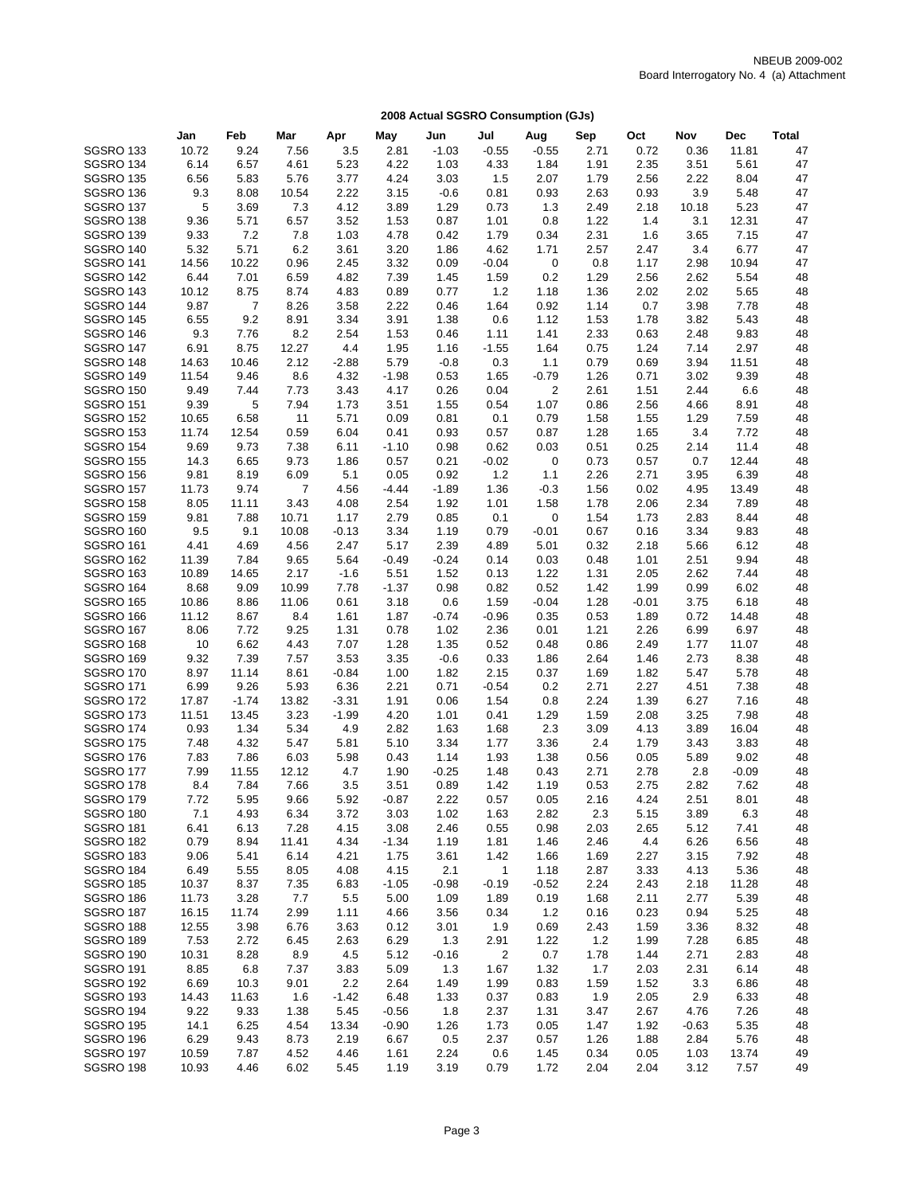NBEUB 2009-002
Board Interrogatory No. 4 (a) Attachment

## 2008 Actual SGSRO Consumption (GJs)

| | Jan | Feb | Mar | Apr | May | Jun | Jul | Aug | Sep | Oct | Nov | Dec | Total |
|---|---|---|---|---|---|---|---|---|---|---|---|---|---|
| SGSRO 133 | 10.72 | 9.24 | 7.56 | 3.5 | 2.81 | -1.03 | -0.55 | -0.55 | 2.71 | 0.72 | 0.36 | 11.81 | 47 |
| SGSRO 134 | 6.14 | 6.57 | 4.61 | 5.23 | 4.22 | 1.03 | 4.33 | 1.84 | 1.91 | 2.35 | 3.51 | 5.61 | 47 |
| SGSRO 135 | 6.56 | 5.83 | 5.76 | 3.77 | 4.24 | 3.03 | 1.5 | 2.07 | 1.79 | 2.56 | 2.22 | 8.04 | 47 |
| SGSRO 136 | 9.3 | 8.08 | 10.54 | 2.22 | 3.15 | -0.6 | 0.81 | 0.93 | 2.63 | 0.93 | 3.9 | 5.48 | 47 |
| SGSRO 137 | 5 | 3.69 | 7.3 | 4.12 | 3.89 | 1.29 | 0.73 | 1.3 | 2.49 | 2.18 | 10.18 | 5.23 | 47 |
| SGSRO 138 | 9.36 | 5.71 | 6.57 | 3.52 | 1.53 | 0.87 | 1.01 | 0.8 | 1.22 | 1.4 | 3.1 | 12.31 | 47 |
| SGSRO 139 | 9.33 | 7.2 | 7.8 | 1.03 | 4.78 | 0.42 | 1.79 | 0.34 | 2.31 | 1.6 | 3.65 | 7.15 | 47 |
| SGSRO 140 | 5.32 | 5.71 | 6.2 | 3.61 | 3.20 | 1.86 | 4.62 | 1.71 | 2.57 | 2.47 | 3.4 | 6.77 | 47 |
| SGSRO 141 | 14.56 | 10.22 | 0.96 | 2.45 | 3.32 | 0.09 | -0.04 | 0 | 0.8 | 1.17 | 2.98 | 10.94 | 47 |
| SGSRO 142 | 6.44 | 7.01 | 6.59 | 4.82 | 7.39 | 1.45 | 1.59 | 0.2 | 1.29 | 2.56 | 2.62 | 5.54 | 48 |
| SGSRO 143 | 10.12 | 8.75 | 8.74 | 4.83 | 0.89 | 0.77 | 1.2 | 1.18 | 1.36 | 2.02 | 2.02 | 5.65 | 48 |
| SGSRO 144 | 9.87 | 7 | 8.26 | 3.58 | 2.22 | 0.46 | 1.64 | 0.92 | 1.14 | 0.7 | 3.98 | 7.78 | 48 |
| SGSRO 145 | 6.55 | 9.2 | 8.91 | 3.34 | 3.91 | 1.38 | 0.6 | 1.12 | 1.53 | 1.78 | 3.82 | 5.43 | 48 |
| SGSRO 146 | 9.3 | 7.76 | 8.2 | 2.54 | 1.53 | 0.46 | 1.11 | 1.41 | 2.33 | 0.63 | 2.48 | 9.83 | 48 |
| SGSRO 147 | 6.91 | 8.75 | 12.27 | 4.4 | 1.95 | 1.16 | -1.55 | 1.64 | 0.75 | 1.24 | 7.14 | 2.97 | 48 |
| SGSRO 148 | 14.63 | 10.46 | 2.12 | -2.88 | 5.79 | -0.8 | 0.3 | 1.1 | 0.79 | 0.69 | 3.94 | 11.51 | 48 |
| SGSRO 149 | 11.54 | 9.46 | 8.6 | 4.32 | -1.98 | 0.53 | 1.65 | -0.79 | 1.26 | 0.71 | 3.02 | 9.39 | 48 |
| SGSRO 150 | 9.49 | 7.44 | 7.73 | 3.43 | 4.17 | 0.26 | 0.04 | 2 | 2.61 | 1.51 | 2.44 | 6.6 | 48 |
| SGSRO 151 | 9.39 | 5 | 7.94 | 1.73 | 3.51 | 1.55 | 0.54 | 1.07 | 0.86 | 2.56 | 4.66 | 8.91 | 48 |
| SGSRO 152 | 10.65 | 6.58 | 11 | 5.71 | 0.09 | 0.81 | 0.1 | 0.79 | 1.58 | 1.55 | 1.29 | 7.59 | 48 |
| SGSRO 153 | 11.74 | 12.54 | 0.59 | 6.04 | 0.41 | 0.93 | 0.57 | 0.87 | 1.28 | 1.65 | 3.4 | 7.72 | 48 |
| SGSRO 154 | 9.69 | 9.73 | 7.38 | 6.11 | -1.10 | 0.98 | 0.62 | 0.03 | 0.51 | 0.25 | 2.14 | 11.4 | 48 |
| SGSRO 155 | 14.3 | 6.65 | 9.73 | 1.86 | 0.57 | 0.21 | -0.02 | 0 | 0.73 | 0.57 | 0.7 | 12.44 | 48 |
| SGSRO 156 | 9.81 | 8.19 | 6.09 | 5.1 | 0.05 | 0.92 | 1.2 | 1.1 | 2.26 | 2.71 | 3.95 | 6.39 | 48 |
| SGSRO 157 | 11.73 | 9.74 | 7 | 4.56 | -4.44 | -1.89 | 1.36 | -0.3 | 1.56 | 0.02 | 4.95 | 13.49 | 48 |
| SGSRO 158 | 8.05 | 11.11 | 3.43 | 4.08 | 2.54 | 1.92 | 1.01 | 1.58 | 1.78 | 2.06 | 2.34 | 7.89 | 48 |
| SGSRO 159 | 9.81 | 7.88 | 10.71 | 1.17 | 2.79 | 0.85 | 0.1 | 0 | 1.54 | 1.73 | 2.83 | 8.44 | 48 |
| SGSRO 160 | 9.5 | 9.1 | 10.08 | -0.13 | 3.34 | 1.19 | 0.79 | -0.01 | 0.67 | 0.16 | 3.34 | 9.83 | 48 |
| SGSRO 161 | 4.41 | 4.69 | 4.56 | 2.47 | 5.17 | 2.39 | 4.89 | 5.01 | 0.32 | 2.18 | 5.66 | 6.12 | 48 |
| SGSRO 162 | 11.39 | 7.84 | 9.65 | 5.64 | -0.49 | -0.24 | 0.14 | 0.03 | 0.48 | 1.01 | 2.51 | 9.94 | 48 |
| SGSRO 163 | 10.89 | 14.65 | 2.17 | -1.6 | 5.51 | 1.52 | 0.13 | 1.22 | 1.31 | 2.05 | 2.62 | 7.44 | 48 |
| SGSRO 164 | 8.68 | 9.09 | 10.99 | 7.78 | -1.37 | 0.98 | 0.82 | 0.52 | 1.42 | 1.99 | 0.99 | 6.02 | 48 |
| SGSRO 165 | 10.86 | 8.86 | 11.06 | 0.61 | 3.18 | 0.6 | 1.59 | -0.04 | 1.28 | -0.01 | 3.75 | 6.18 | 48 |
| SGSRO 166 | 11.12 | 8.67 | 8.4 | 1.61 | 1.87 | -0.74 | -0.96 | 0.35 | 0.53 | 1.89 | 0.72 | 14.48 | 48 |
| SGSRO 167 | 8.06 | 7.72 | 9.25 | 1.31 | 0.78 | 1.02 | 2.36 | 0.01 | 1.21 | 2.26 | 6.99 | 6.97 | 48 |
| SGSRO 168 | 10 | 6.62 | 4.43 | 7.07 | 1.28 | 1.35 | 0.52 | 0.48 | 0.86 | 2.49 | 1.77 | 11.07 | 48 |
| SGSRO 169 | 9.32 | 7.39 | 7.57 | 3.53 | 3.35 | -0.6 | 0.33 | 1.86 | 2.64 | 1.46 | 2.73 | 8.38 | 48 |
| SGSRO 170 | 8.97 | 11.14 | 8.61 | -0.84 | 1.00 | 1.82 | 2.15 | 0.37 | 1.69 | 1.82 | 5.47 | 5.78 | 48 |
| SGSRO 171 | 6.99 | 9.26 | 5.93 | 6.36 | 2.21 | 0.71 | -0.54 | 0.2 | 2.71 | 2.27 | 4.51 | 7.38 | 48 |
| SGSRO 172 | 17.87 | -1.74 | 13.82 | -3.31 | 1.91 | 0.06 | 1.54 | 0.8 | 2.24 | 1.39 | 6.27 | 7.16 | 48 |
| SGSRO 173 | 11.51 | 13.45 | 3.23 | -1.99 | 4.20 | 1.01 | 0.41 | 1.29 | 1.59 | 2.08 | 3.25 | 7.98 | 48 |
| SGSRO 174 | 0.93 | 1.34 | 5.34 | 4.9 | 2.82 | 1.63 | 1.68 | 2.3 | 3.09 | 4.13 | 3.89 | 16.04 | 48 |
| SGSRO 175 | 7.48 | 4.32 | 5.47 | 5.81 | 5.10 | 3.34 | 1.77 | 3.36 | 2.4 | 1.79 | 3.43 | 3.83 | 48 |
| SGSRO 176 | 7.83 | 7.86 | 6.03 | 5.98 | 0.43 | 1.14 | 1.93 | 1.38 | 0.56 | 0.05 | 5.89 | 9.02 | 48 |
| SGSRO 177 | 7.99 | 11.55 | 12.12 | 4.7 | 1.90 | -0.25 | 1.48 | 0.43 | 2.71 | 2.78 | 2.8 | -0.09 | 48 |
| SGSRO 178 | 8.4 | 7.84 | 7.66 | 3.5 | 3.51 | 0.89 | 1.42 | 1.19 | 0.53 | 2.75 | 2.82 | 7.62 | 48 |
| SGSRO 179 | 7.72 | 5.95 | 9.66 | 5.92 | -0.87 | 2.22 | 0.57 | 0.05 | 2.16 | 4.24 | 2.51 | 8.01 | 48 |
| SGSRO 180 | 7.1 | 4.93 | 6.34 | 3.72 | 3.03 | 1.02 | 1.63 | 2.82 | 2.3 | 5.15 | 3.89 | 6.3 | 48 |
| SGSRO 181 | 6.41 | 6.13 | 7.28 | 4.15 | 3.08 | 2.46 | 0.55 | 0.98 | 2.03 | 2.65 | 5.12 | 7.41 | 48 |
| SGSRO 182 | 0.79 | 8.94 | 11.41 | 4.34 | -1.34 | 1.19 | 1.81 | 1.46 | 2.46 | 4.4 | 6.26 | 6.56 | 48 |
| SGSRO 183 | 9.06 | 5.41 | 6.14 | 4.21 | 1.75 | 3.61 | 1.42 | 1.66 | 1.69 | 2.27 | 3.15 | 7.92 | 48 |
| SGSRO 184 | 6.49 | 5.55 | 8.05 | 4.08 | 4.15 | 2.1 | 1 | 1.18 | 2.87 | 3.33 | 4.13 | 5.36 | 48 |
| SGSRO 185 | 10.37 | 8.37 | 7.35 | 6.83 | -1.05 | -0.98 | -0.19 | -0.52 | 2.24 | 2.43 | 2.18 | 11.28 | 48 |
| SGSRO 186 | 11.73 | 3.28 | 7.7 | 5.5 | 5.00 | 1.09 | 1.89 | 0.19 | 1.68 | 2.11 | 2.77 | 5.39 | 48 |
| SGSRO 187 | 16.15 | 11.74 | 2.99 | 1.11 | 4.66 | 3.56 | 0.34 | 1.2 | 0.16 | 0.23 | 0.94 | 5.25 | 48 |
| SGSRO 188 | 12.55 | 3.98 | 6.76 | 3.63 | 0.12 | 3.01 | 1.9 | 0.69 | 2.43 | 1.59 | 3.36 | 8.32 | 48 |
| SGSRO 189 | 7.53 | 2.72 | 6.45 | 2.63 | 6.29 | 1.3 | 2.91 | 1.22 | 1.2 | 1.99 | 7.28 | 6.85 | 48 |
| SGSRO 190 | 10.31 | 8.28 | 8.9 | 4.5 | 5.12 | -0.16 | 2 | 0.7 | 1.78 | 1.44 | 2.71 | 2.83 | 48 |
| SGSRO 191 | 8.85 | 6.8 | 7.37 | 3.83 | 5.09 | 1.3 | 1.67 | 1.32 | 1.7 | 2.03 | 2.31 | 6.14 | 48 |
| SGSRO 192 | 6.69 | 10.3 | 9.01 | 2.2 | 2.64 | 1.49 | 1.99 | 0.83 | 1.59 | 1.52 | 3.3 | 6.86 | 48 |
| SGSRO 193 | 14.43 | 11.63 | 1.6 | -1.42 | 6.48 | 1.33 | 0.37 | 0.83 | 1.9 | 2.05 | 2.9 | 6.33 | 48 |
| SGSRO 194 | 9.22 | 9.33 | 1.38 | 5.45 | -0.56 | 1.8 | 2.37 | 1.31 | 3.47 | 2.67 | 4.76 | 7.26 | 48 |
| SGSRO 195 | 14.1 | 6.25 | 4.54 | 13.34 | -0.90 | 1.26 | 1.73 | 0.05 | 1.47 | 1.92 | -0.63 | 5.35 | 48 |
| SGSRO 196 | 6.29 | 9.43 | 8.73 | 2.19 | 6.67 | 0.5 | 2.37 | 0.57 | 1.26 | 1.88 | 2.84 | 5.76 | 48 |
| SGSRO 197 | 10.59 | 7.87 | 4.52 | 4.46 | 1.61 | 2.24 | 0.6 | 1.45 | 0.34 | 0.05 | 1.03 | 13.74 | 49 |
| SGSRO 198 | 10.93 | 4.46 | 6.02 | 5.45 | 1.19 | 3.19 | 0.79 | 1.72 | 2.04 | 2.04 | 3.12 | 7.57 | 49 |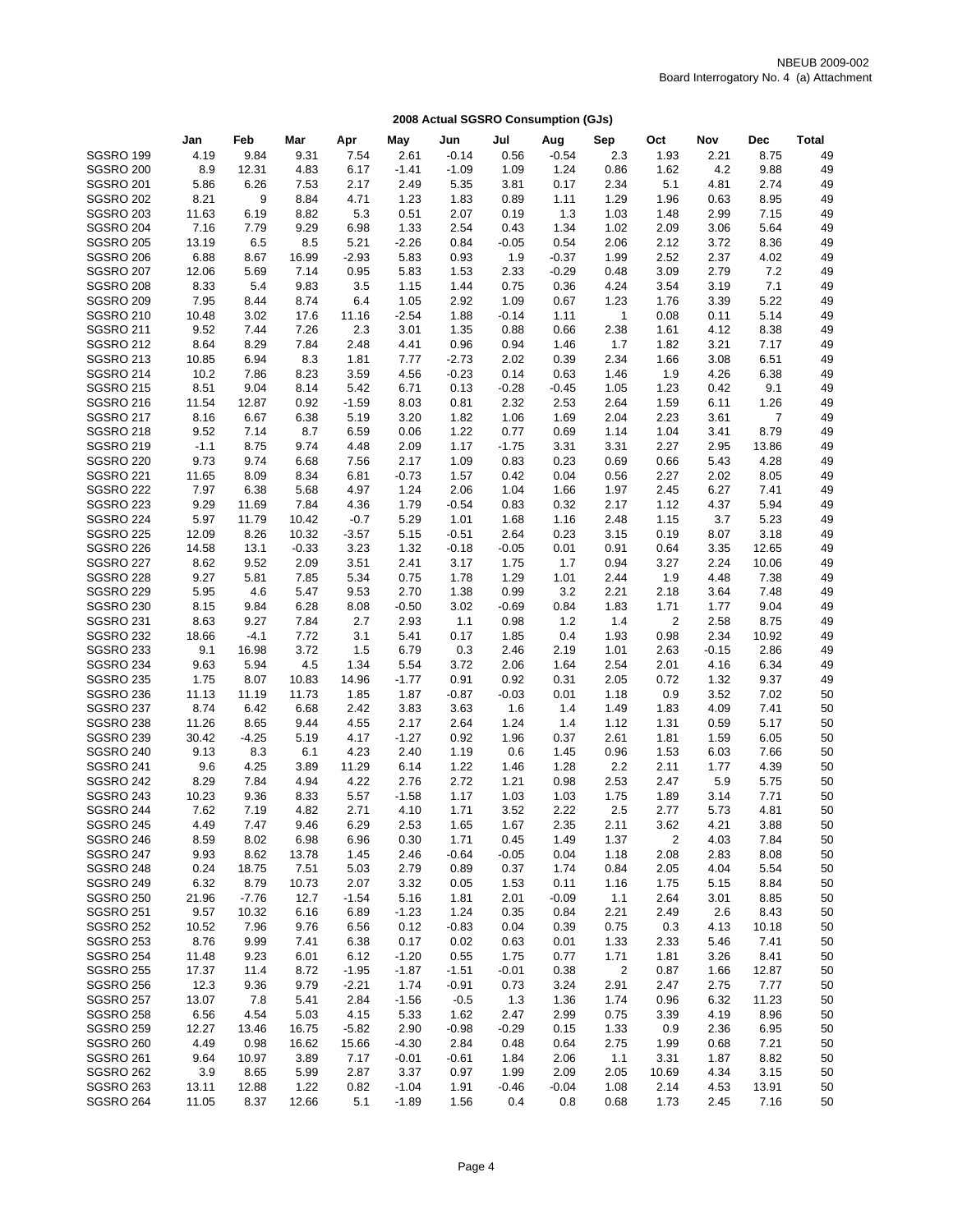NBEUB 2009-002
Board Interrogatory No. 4 (a) Attachment

**2008 Actual SGSRO Consumption (GJs)**

| | Jan | Feb | Mar | Apr | May | Jun | Jul | Aug | Sep | Oct | Nov | Dec | Total |
|---|---|---|---|---|---|---|---|---|---|---|---|---|---|
| SGSRO 199 | 4.19 | 9.84 | 9.31 | 7.54 | 2.61 | -0.14 | 0.56 | -0.54 | 2.3 | 1.93 | 2.21 | 8.75 | 49 |
| SGSRO 200 | 8.9 | 12.31 | 4.83 | 6.17 | -1.41 | -1.09 | 1.09 | 1.24 | 0.86 | 1.62 | 4.2 | 9.88 | 49 |
| SGSRO 201 | 5.86 | 6.26 | 7.53 | 2.17 | 2.49 | 5.35 | 3.81 | 0.17 | 2.34 | 5.1 | 4.81 | 2.74 | 49 |
| SGSRO 202 | 8.21 | 9 | 8.84 | 4.71 | 1.23 | 1.83 | 0.89 | 1.11 | 1.29 | 1.96 | 0.63 | 8.95 | 49 |
| SGSRO 203 | 11.63 | 6.19 | 8.82 | 5.3 | 0.51 | 2.07 | 0.19 | 1.3 | 1.03 | 1.48 | 2.99 | 7.15 | 49 |
| SGSRO 204 | 7.16 | 7.79 | 9.29 | 6.98 | 1.33 | 2.54 | 0.43 | 1.34 | 1.02 | 2.09 | 3.06 | 5.64 | 49 |
| SGSRO 205 | 13.19 | 6.5 | 8.5 | 5.21 | -2.26 | 0.84 | -0.05 | 0.54 | 2.06 | 2.12 | 3.72 | 8.36 | 49 |
| SGSRO 206 | 6.88 | 8.67 | 16.99 | -2.93 | 5.83 | 0.93 | 1.9 | -0.37 | 1.99 | 2.52 | 2.37 | 4.02 | 49 |
| SGSRO 207 | 12.06 | 5.69 | 7.14 | 0.95 | 5.83 | 1.53 | 2.33 | -0.29 | 0.48 | 3.09 | 2.79 | 7.2 | 49 |
| SGSRO 208 | 8.33 | 5.4 | 9.83 | 3.5 | 1.15 | 1.44 | 0.75 | 0.36 | 4.24 | 3.54 | 3.19 | 7.1 | 49 |
| SGSRO 209 | 7.95 | 8.44 | 8.74 | 6.4 | 1.05 | 2.92 | 1.09 | 0.67 | 1.23 | 1.76 | 3.39 | 5.22 | 49 |
| SGSRO 210 | 10.48 | 3.02 | 17.6 | 11.16 | -2.54 | 1.88 | -0.14 | 1.11 | 1 | 0.08 | 0.11 | 5.14 | 49 |
| SGSRO 211 | 9.52 | 7.44 | 7.26 | 2.3 | 3.01 | 1.35 | 0.88 | 0.66 | 2.38 | 1.61 | 4.12 | 8.38 | 49 |
| SGSRO 212 | 8.64 | 8.29 | 7.84 | 2.48 | 4.41 | 0.96 | 0.94 | 1.46 | 1.7 | 1.82 | 3.21 | 7.17 | 49 |
| SGSRO 213 | 10.85 | 6.94 | 8.3 | 1.81 | 7.77 | -2.73 | 2.02 | 0.39 | 2.34 | 1.66 | 3.08 | 6.51 | 49 |
| SGSRO 214 | 10.2 | 7.86 | 8.23 | 3.59 | 4.56 | -0.23 | 0.14 | 0.63 | 1.46 | 1.9 | 4.26 | 6.38 | 49 |
| SGSRO 215 | 8.51 | 9.04 | 8.14 | 5.42 | 6.71 | 0.13 | -0.28 | -0.45 | 1.05 | 1.23 | 0.42 | 9.1 | 49 |
| SGSRO 216 | 11.54 | 12.87 | 0.92 | -1.59 | 8.03 | 0.81 | 2.32 | 2.53 | 2.64 | 1.59 | 6.11 | 1.26 | 49 |
| SGSRO 217 | 8.16 | 6.67 | 6.38 | 5.19 | 3.20 | 1.82 | 1.06 | 1.69 | 2.04 | 2.23 | 3.61 | 7 | 49 |
| SGSRO 218 | 9.52 | 7.14 | 8.7 | 6.59 | 0.06 | 1.22 | 0.77 | 0.69 | 1.14 | 1.04 | 3.41 | 8.79 | 49 |
| SGSRO 219 | -1.1 | 8.75 | 9.74 | 4.48 | 2.09 | 1.17 | -1.75 | 3.31 | 3.31 | 2.27 | 2.95 | 13.86 | 49 |
| SGSRO 220 | 9.73 | 9.74 | 6.68 | 7.56 | 2.17 | 1.09 | 0.83 | 0.23 | 0.69 | 0.66 | 5.43 | 4.28 | 49 |
| SGSRO 221 | 11.65 | 8.09 | 8.34 | 6.81 | -0.73 | 1.57 | 0.42 | 0.04 | 0.56 | 2.27 | 2.02 | 8.05 | 49 |
| SGSRO 222 | 7.97 | 6.38 | 5.68 | 4.97 | 1.24 | 2.06 | 1.04 | 1.66 | 1.97 | 2.45 | 6.27 | 7.41 | 49 |
| SGSRO 223 | 9.29 | 11.69 | 7.84 | 4.36 | 1.79 | -0.54 | 0.83 | 0.32 | 2.17 | 1.12 | 4.37 | 5.94 | 49 |
| SGSRO 224 | 5.97 | 11.79 | 10.42 | -0.7 | 5.29 | 1.01 | 1.68 | 1.16 | 2.48 | 1.15 | 3.7 | 5.23 | 49 |
| SGSRO 225 | 12.09 | 8.26 | 10.32 | -3.57 | 5.15 | -0.51 | 2.64 | 0.23 | 3.15 | 0.19 | 8.07 | 3.18 | 49 |
| SGSRO 226 | 14.58 | 13.1 | -0.33 | 3.23 | 1.32 | -0.18 | -0.05 | 0.01 | 0.91 | 0.64 | 3.35 | 12.65 | 49 |
| SGSRO 227 | 8.62 | 9.52 | 2.09 | 3.51 | 2.41 | 3.17 | 1.75 | 1.7 | 0.94 | 3.27 | 2.24 | 10.06 | 49 |
| SGSRO 228 | 9.27 | 5.81 | 7.85 | 5.34 | 0.75 | 1.78 | 1.29 | 1.01 | 2.44 | 1.9 | 4.48 | 7.38 | 49 |
| SGSRO 229 | 5.95 | 4.6 | 5.47 | 9.53 | 2.70 | 1.38 | 0.99 | 3.2 | 2.21 | 2.18 | 3.64 | 7.48 | 49 |
| SGSRO 230 | 8.15 | 9.84 | 6.28 | 8.08 | -0.50 | 3.02 | -0.69 | 0.84 | 1.83 | 1.71 | 1.77 | 9.04 | 49 |
| SGSRO 231 | 8.63 | 9.27 | 7.84 | 2.7 | 2.93 | 1.1 | 0.98 | 1.2 | 1.4 | 2 | 2.58 | 8.75 | 49 |
| SGSRO 232 | 18.66 | -4.1 | 7.72 | 3.1 | 5.41 | 0.17 | 1.85 | 0.4 | 1.93 | 0.98 | 2.34 | 10.92 | 49 |
| SGSRO 233 | 9.1 | 16.98 | 3.72 | 1.5 | 6.79 | 0.3 | 2.46 | 2.19 | 1.01 | 2.63 | -0.15 | 2.86 | 49 |
| SGSRO 234 | 9.63 | 5.94 | 4.5 | 1.34 | 5.54 | 3.72 | 2.06 | 1.64 | 2.54 | 2.01 | 4.16 | 6.34 | 49 |
| SGSRO 235 | 1.75 | 8.07 | 10.83 | 14.96 | -1.77 | 0.91 | 0.92 | 0.31 | 2.05 | 0.72 | 1.32 | 9.37 | 49 |
| SGSRO 236 | 11.13 | 11.19 | 11.73 | 1.85 | 1.87 | -0.87 | -0.03 | 0.01 | 1.18 | 0.9 | 3.52 | 7.02 | 50 |
| SGSRO 237 | 8.74 | 6.42 | 6.68 | 2.42 | 3.83 | 3.63 | 1.6 | 1.4 | 1.49 | 1.83 | 4.09 | 7.41 | 50 |
| SGSRO 238 | 11.26 | 8.65 | 9.44 | 4.55 | 2.17 | 2.64 | 1.24 | 1.4 | 1.12 | 1.31 | 0.59 | 5.17 | 50 |
| SGSRO 239 | 30.42 | -4.25 | 5.19 | 4.17 | -1.27 | 0.92 | 1.96 | 0.37 | 2.61 | 1.81 | 1.59 | 6.05 | 50 |
| SGSRO 240 | 9.13 | 8.3 | 6.1 | 4.23 | 2.40 | 1.19 | 0.6 | 1.45 | 0.96 | 1.53 | 6.03 | 7.66 | 50 |
| SGSRO 241 | 9.6 | 4.25 | 3.89 | 11.29 | 6.14 | 1.22 | 1.46 | 1.28 | 2.2 | 2.11 | 1.77 | 4.39 | 50 |
| SGSRO 242 | 8.29 | 7.84 | 4.94 | 4.22 | 2.76 | 2.72 | 1.21 | 0.98 | 2.53 | 2.47 | 5.9 | 5.75 | 50 |
| SGSRO 243 | 10.23 | 9.36 | 8.33 | 5.57 | -1.58 | 1.17 | 1.03 | 1.03 | 1.75 | 1.89 | 3.14 | 7.71 | 50 |
| SGSRO 244 | 7.62 | 7.19 | 4.82 | 2.71 | 4.10 | 1.71 | 3.52 | 2.22 | 2.5 | 2.77 | 5.73 | 4.81 | 50 |
| SGSRO 245 | 4.49 | 7.47 | 9.46 | 6.29 | 2.53 | 1.65 | 1.67 | 2.35 | 2.11 | 3.62 | 4.21 | 3.88 | 50 |
| SGSRO 246 | 8.59 | 8.02 | 6.98 | 6.96 | 0.30 | 1.71 | 0.45 | 1.49 | 1.37 | 2 | 4.03 | 7.84 | 50 |
| SGSRO 247 | 9.93 | 8.62 | 13.78 | 1.45 | 2.46 | -0.64 | -0.05 | 0.04 | 1.18 | 2.08 | 2.83 | 8.08 | 50 |
| SGSRO 248 | 0.24 | 18.75 | 7.51 | 5.03 | 2.79 | 0.89 | 0.37 | 1.74 | 0.84 | 2.05 | 4.04 | 5.54 | 50 |
| SGSRO 249 | 6.32 | 8.79 | 10.73 | 2.07 | 3.32 | 0.05 | 1.53 | 0.11 | 1.16 | 1.75 | 5.15 | 8.84 | 50 |
| SGSRO 250 | 21.96 | -7.76 | 12.7 | -1.54 | 5.16 | 1.81 | 2.01 | -0.09 | 1.1 | 2.64 | 3.01 | 8.85 | 50 |
| SGSRO 251 | 9.57 | 10.32 | 6.16 | 6.89 | -1.23 | 1.24 | 0.35 | 0.84 | 2.21 | 2.49 | 2.6 | 8.43 | 50 |
| SGSRO 252 | 10.52 | 7.96 | 9.76 | 6.56 | 0.12 | -0.83 | 0.04 | 0.39 | 0.75 | 0.3 | 4.13 | 10.18 | 50 |
| SGSRO 253 | 8.76 | 9.99 | 7.41 | 6.38 | 0.17 | 0.02 | 0.63 | 0.01 | 1.33 | 2.33 | 5.46 | 7.41 | 50 |
| SGSRO 254 | 11.48 | 9.23 | 6.01 | 6.12 | -1.20 | 0.55 | 1.75 | 0.77 | 1.71 | 1.81 | 3.26 | 8.41 | 50 |
| SGSRO 255 | 17.37 | 11.4 | 8.72 | -1.95 | -1.87 | -1.51 | -0.01 | 0.38 | 2 | 0.87 | 1.66 | 12.87 | 50 |
| SGSRO 256 | 12.3 | 9.36 | 9.79 | -2.21 | 1.74 | -0.91 | 0.73 | 3.24 | 2.91 | 2.47 | 2.75 | 7.77 | 50 |
| SGSRO 257 | 13.07 | 7.8 | 5.41 | 2.84 | -1.56 | -0.5 | 1.3 | 1.36 | 1.74 | 0.96 | 6.32 | 11.23 | 50 |
| SGSRO 258 | 6.56 | 4.54 | 5.03 | 4.15 | 5.33 | 1.62 | 2.47 | 2.99 | 0.75 | 3.39 | 4.19 | 8.96 | 50 |
| SGSRO 259 | 12.27 | 13.46 | 16.75 | -5.82 | 2.90 | -0.98 | -0.29 | 0.15 | 1.33 | 0.9 | 2.36 | 6.95 | 50 |
| SGSRO 260 | 4.49 | 0.98 | 16.62 | 15.66 | -4.30 | 2.84 | 0.48 | 0.64 | 2.75 | 1.99 | 0.68 | 7.21 | 50 |
| SGSRO 261 | 9.64 | 10.97 | 3.89 | 7.17 | -0.01 | -0.61 | 1.84 | 2.06 | 1.1 | 3.31 | 1.87 | 8.82 | 50 |
| SGSRO 262 | 3.9 | 8.65 | 5.99 | 2.87 | 3.37 | 0.97 | 1.99 | 2.09 | 2.05 | 10.69 | 4.34 | 3.15 | 50 |
| SGSRO 263 | 13.11 | 12.88 | 1.22 | 0.82 | -1.04 | 1.91 | -0.46 | -0.04 | 1.08 | 2.14 | 4.53 | 13.91 | 50 |
| SGSRO 264 | 11.05 | 8.37 | 12.66 | 5.1 | -1.89 | 1.56 | 0.4 | 0.8 | 0.68 | 1.73 | 2.45 | 7.16 | 50 |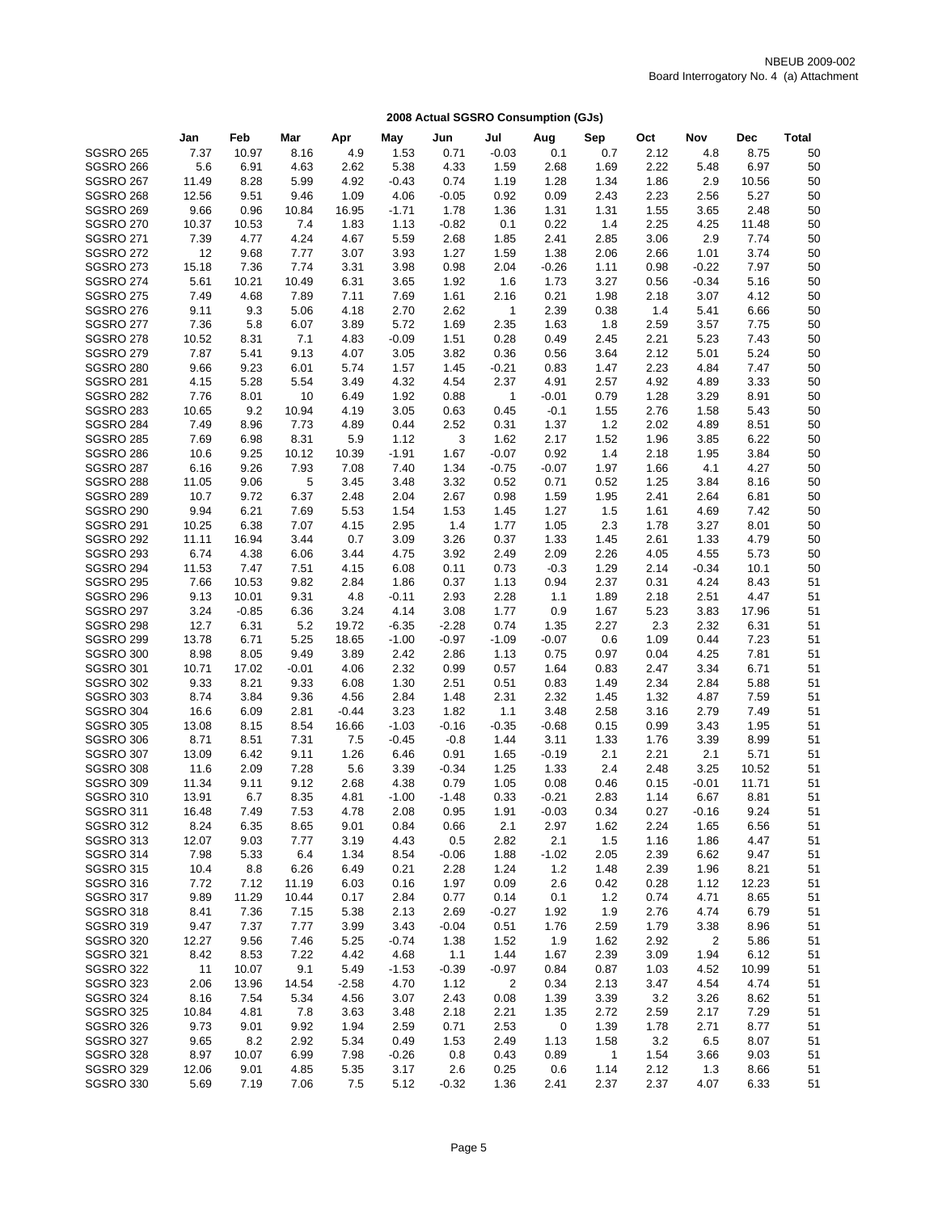NBEUB 2009-002
Board Interrogatory No. 4 (a) Attachment

## 2008 Actual SGSRO Consumption (GJs)

| | Jan | Feb | Mar | Apr | May | Jun | Jul | Aug | Sep | Oct | Nov | Dec | Total |
|---|---|---|---|---|---|---|---|---|---|---|---|---|---|
| SGSRO 265 | 7.37 | 10.97 | 8.16 | 4.9 | 1.53 | 0.71 | -0.03 | 0.1 | 0.7 | 2.12 | 4.8 | 8.75 | 50 |
| SGSRO 266 | 5.6 | 6.91 | 4.63 | 2.62 | 5.38 | 4.33 | 1.59 | 2.68 | 1.69 | 2.22 | 5.48 | 6.97 | 50 |
| SGSRO 267 | 11.49 | 8.28 | 5.99 | 4.92 | -0.43 | 0.74 | 1.19 | 1.28 | 1.34 | 1.86 | 2.9 | 10.56 | 50 |
| SGSRO 268 | 12.56 | 9.51 | 9.46 | 1.09 | 4.06 | -0.05 | 0.92 | 0.09 | 2.43 | 2.23 | 2.56 | 5.27 | 50 |
| SGSRO 269 | 9.66 | 0.96 | 10.84 | 16.95 | -1.71 | 1.78 | 1.36 | 1.31 | 1.31 | 1.55 | 3.65 | 2.48 | 50 |
| SGSRO 270 | 10.37 | 10.53 | 7.4 | 1.83 | 1.13 | -0.82 | 0.1 | 0.22 | 1.4 | 2.25 | 4.25 | 11.48 | 50 |
| SGSRO 271 | 7.39 | 4.77 | 4.24 | 4.67 | 5.59 | 2.68 | 1.85 | 2.41 | 2.85 | 3.06 | 2.9 | 7.74 | 50 |
| SGSRO 272 | 12 | 9.68 | 7.77 | 3.07 | 3.93 | 1.27 | 1.59 | 1.38 | 2.06 | 2.66 | 1.01 | 3.74 | 50 |
| SGSRO 273 | 15.18 | 7.36 | 7.74 | 3.31 | 3.98 | 0.98 | 2.04 | -0.26 | 1.11 | 0.98 | -0.22 | 7.97 | 50 |
| SGSRO 274 | 5.61 | 10.21 | 10.49 | 6.31 | 3.65 | 1.92 | 1.6 | 1.73 | 3.27 | 0.56 | -0.34 | 5.16 | 50 |
| SGSRO 275 | 7.49 | 4.68 | 7.89 | 7.11 | 7.69 | 1.61 | 2.16 | 0.21 | 1.98 | 2.18 | 3.07 | 4.12 | 50 |
| SGSRO 276 | 9.11 | 9.3 | 5.06 | 4.18 | 2.70 | 2.62 | 1 | 2.39 | 0.38 | 1.4 | 5.41 | 6.66 | 50 |
| SGSRO 277 | 7.36 | 5.8 | 6.07 | 3.89 | 5.72 | 1.69 | 2.35 | 1.63 | 1.8 | 2.59 | 3.57 | 7.75 | 50 |
| SGSRO 278 | 10.52 | 8.31 | 7.1 | 4.83 | -0.09 | 1.51 | 0.28 | 0.49 | 2.45 | 2.21 | 5.23 | 7.43 | 50 |
| SGSRO 279 | 7.87 | 5.41 | 9.13 | 4.07 | 3.05 | 3.82 | 0.36 | 0.56 | 3.64 | 2.12 | 5.01 | 5.24 | 50 |
| SGSRO 280 | 9.66 | 9.23 | 6.01 | 5.74 | 1.57 | 1.45 | -0.21 | 0.83 | 1.47 | 2.23 | 4.84 | 7.47 | 50 |
| SGSRO 281 | 4.15 | 5.28 | 5.54 | 3.49 | 4.32 | 4.54 | 2.37 | 4.91 | 2.57 | 4.92 | 4.89 | 3.33 | 50 |
| SGSRO 282 | 7.76 | 8.01 | 10 | 6.49 | 1.92 | 0.88 | 1 | -0.01 | 0.79 | 1.28 | 3.29 | 8.91 | 50 |
| SGSRO 283 | 10.65 | 9.2 | 10.94 | 4.19 | 3.05 | 0.63 | 0.45 | -0.1 | 1.55 | 2.76 | 1.58 | 5.43 | 50 |
| SGSRO 284 | 7.49 | 8.96 | 7.73 | 4.89 | 0.44 | 2.52 | 0.31 | 1.37 | 1.2 | 2.02 | 4.89 | 8.51 | 50 |
| SGSRO 285 | 7.69 | 6.98 | 8.31 | 5.9 | 1.12 | 3 | 1.62 | 2.17 | 1.52 | 1.96 | 3.85 | 6.22 | 50 |
| SGSRO 286 | 10.6 | 9.25 | 10.12 | 10.39 | -1.91 | 1.67 | -0.07 | 0.92 | 1.4 | 2.18 | 1.95 | 3.84 | 50 |
| SGSRO 287 | 6.16 | 9.26 | 7.93 | 7.08 | 7.40 | 1.34 | -0.75 | -0.07 | 1.97 | 1.66 | 4.1 | 4.27 | 50 |
| SGSRO 288 | 11.05 | 9.06 | 5 | 3.45 | 3.48 | 3.32 | 0.52 | 0.71 | 0.52 | 1.25 | 3.84 | 8.16 | 50 |
| SGSRO 289 | 10.7 | 9.72 | 6.37 | 2.48 | 2.04 | 2.67 | 0.98 | 1.59 | 1.95 | 2.41 | 2.64 | 6.81 | 50 |
| SGSRO 290 | 9.94 | 6.21 | 7.69 | 5.53 | 1.54 | 1.53 | 1.45 | 1.27 | 1.5 | 1.61 | 4.69 | 7.42 | 50 |
| SGSRO 291 | 10.25 | 6.38 | 7.07 | 4.15 | 2.95 | 1.4 | 1.77 | 1.05 | 2.3 | 1.78 | 3.27 | 8.01 | 50 |
| SGSRO 292 | 11.11 | 16.94 | 3.44 | 0.7 | 3.09 | 3.26 | 0.37 | 1.33 | 1.45 | 2.61 | 1.33 | 4.79 | 50 |
| SGSRO 293 | 6.74 | 4.38 | 6.06 | 3.44 | 4.75 | 3.92 | 2.49 | 2.09 | 2.26 | 4.05 | 4.55 | 5.73 | 50 |
| SGSRO 294 | 11.53 | 7.47 | 7.51 | 4.15 | 6.08 | 0.11 | 0.73 | -0.3 | 1.29 | 2.14 | -0.34 | 10.1 | 50 |
| SGSRO 295 | 7.66 | 10.53 | 9.82 | 2.84 | 1.86 | 0.37 | 1.13 | 0.94 | 2.37 | 0.31 | 4.24 | 8.43 | 51 |
| SGSRO 296 | 9.13 | 10.01 | 9.31 | 4.8 | -0.11 | 2.93 | 2.28 | 1.1 | 1.89 | 2.18 | 2.51 | 4.47 | 51 |
| SGSRO 297 | 3.24 | -0.85 | 6.36 | 3.24 | 4.14 | 3.08 | 1.77 | 0.9 | 1.67 | 5.23 | 3.83 | 17.96 | 51 |
| SGSRO 298 | 12.7 | 6.31 | 5.2 | 19.72 | -6.35 | -2.28 | 0.74 | 1.35 | 2.27 | 2.3 | 2.32 | 6.31 | 51 |
| SGSRO 299 | 13.78 | 6.71 | 5.25 | 18.65 | -1.00 | -0.97 | -1.09 | -0.07 | 0.6 | 1.09 | 0.44 | 7.23 | 51 |
| SGSRO 300 | 8.98 | 8.05 | 9.49 | 3.89 | 2.42 | 2.86 | 1.13 | 0.75 | 0.97 | 0.04 | 4.25 | 7.81 | 51 |
| SGSRO 301 | 10.71 | 17.02 | -0.01 | 4.06 | 2.32 | 0.99 | 0.57 | 1.64 | 0.83 | 2.47 | 3.34 | 6.71 | 51 |
| SGSRO 302 | 9.33 | 8.21 | 9.33 | 6.08 | 1.30 | 2.51 | 0.51 | 0.83 | 1.49 | 2.34 | 2.84 | 5.88 | 51 |
| SGSRO 303 | 8.74 | 3.84 | 9.36 | 4.56 | 2.84 | 1.48 | 2.31 | 2.32 | 1.45 | 1.32 | 4.87 | 7.59 | 51 |
| SGSRO 304 | 16.6 | 6.09 | 2.81 | -0.44 | 3.23 | 1.82 | 1.1 | 3.48 | 2.58 | 3.16 | 2.79 | 7.49 | 51 |
| SGSRO 305 | 13.08 | 8.15 | 8.54 | 16.66 | -1.03 | -0.16 | -0.35 | -0.68 | 0.15 | 0.99 | 3.43 | 1.95 | 51 |
| SGSRO 306 | 8.71 | 8.51 | 7.31 | 7.5 | -0.45 | -0.8 | 1.44 | 3.11 | 1.33 | 1.76 | 3.39 | 8.99 | 51 |
| SGSRO 307 | 13.09 | 6.42 | 9.11 | 1.26 | 6.46 | 0.91 | 1.65 | -0.19 | 2.1 | 2.21 | 2.1 | 5.71 | 51 |
| SGSRO 308 | 11.6 | 2.09 | 7.28 | 5.6 | 3.39 | -0.34 | 1.25 | 1.33 | 2.4 | 2.48 | 3.25 | 10.52 | 51 |
| SGSRO 309 | 11.34 | 9.11 | 9.12 | 2.68 | 4.38 | 0.79 | 1.05 | 0.08 | 0.46 | 0.15 | -0.01 | 11.71 | 51 |
| SGSRO 310 | 13.91 | 6.7 | 8.35 | 4.81 | -1.00 | -1.48 | 0.33 | -0.21 | 2.83 | 1.14 | 6.67 | 8.81 | 51 |
| SGSRO 311 | 16.48 | 7.49 | 7.53 | 4.78 | 2.08 | 0.95 | 1.91 | -0.03 | 0.34 | 0.27 | -0.16 | 9.24 | 51 |
| SGSRO 312 | 8.24 | 6.35 | 8.65 | 9.01 | 0.84 | 0.66 | 2.1 | 2.97 | 1.62 | 2.24 | 1.65 | 6.56 | 51 |
| SGSRO 313 | 12.07 | 9.03 | 7.77 | 3.19 | 4.43 | 0.5 | 2.82 | 2.1 | 1.5 | 1.16 | 1.86 | 4.47 | 51 |
| SGSRO 314 | 7.98 | 5.33 | 6.4 | 1.34 | 8.54 | -0.06 | 1.88 | -1.02 | 2.05 | 2.39 | 6.62 | 9.47 | 51 |
| SGSRO 315 | 10.4 | 8.8 | 6.26 | 6.49 | 0.21 | 2.28 | 1.24 | 1.2 | 1.48 | 2.39 | 1.96 | 8.21 | 51 |
| SGSRO 316 | 7.72 | 7.12 | 11.19 | 6.03 | 0.16 | 1.97 | 0.09 | 2.6 | 0.42 | 0.28 | 1.12 | 12.23 | 51 |
| SGSRO 317 | 9.89 | 11.29 | 10.44 | 0.17 | 2.84 | 0.77 | 0.14 | 0.1 | 1.2 | 0.74 | 4.71 | 8.65 | 51 |
| SGSRO 318 | 8.41 | 7.36 | 7.15 | 5.38 | 2.13 | 2.69 | -0.27 | 1.92 | 1.9 | 2.76 | 4.74 | 6.79 | 51 |
| SGSRO 319 | 9.47 | 7.37 | 7.77 | 3.99 | 3.43 | -0.04 | 0.51 | 1.76 | 2.59 | 1.79 | 3.38 | 8.96 | 51 |
| SGSRO 320 | 12.27 | 9.56 | 7.46 | 5.25 | -0.74 | 1.38 | 1.52 | 1.9 | 1.62 | 2.92 | 2 | 5.86 | 51 |
| SGSRO 321 | 8.42 | 8.53 | 7.22 | 4.42 | 4.68 | 1.1 | 1.44 | 1.67 | 2.39 | 3.09 | 1.94 | 6.12 | 51 |
| SGSRO 322 | 11 | 10.07 | 9.1 | 5.49 | -1.53 | -0.39 | -0.97 | 0.84 | 0.87 | 1.03 | 4.52 | 10.99 | 51 |
| SGSRO 323 | 2.06 | 13.96 | 14.54 | -2.58 | 4.70 | 1.12 | 2 | 0.34 | 2.13 | 3.47 | 4.54 | 4.74 | 51 |
| SGSRO 324 | 8.16 | 7.54 | 5.34 | 4.56 | 3.07 | 2.43 | 0.08 | 1.39 | 3.39 | 3.2 | 3.26 | 8.62 | 51 |
| SGSRO 325 | 10.84 | 4.81 | 7.8 | 3.63 | 3.48 | 2.18 | 2.21 | 1.35 | 2.72 | 2.59 | 2.17 | 7.29 | 51 |
| SGSRO 326 | 9.73 | 9.01 | 9.92 | 1.94 | 2.59 | 0.71 | 2.53 | 0 | 1.39 | 1.78 | 2.71 | 8.77 | 51 |
| SGSRO 327 | 9.65 | 8.2 | 2.92 | 5.34 | 0.49 | 1.53 | 2.49 | 1.13 | 1.58 | 3.2 | 6.5 | 8.07 | 51 |
| SGSRO 328 | 8.97 | 10.07 | 6.99 | 7.98 | -0.26 | 0.8 | 0.43 | 0.89 | 1 | 1.54 | 3.66 | 9.03 | 51 |
| SGSRO 329 | 12.06 | 9.01 | 4.85 | 5.35 | 3.17 | 2.6 | 0.25 | 0.6 | 1.14 | 2.12 | 1.3 | 8.66 | 51 |
| SGSRO 330 | 5.69 | 7.19 | 7.06 | 7.5 | 5.12 | -0.32 | 1.36 | 2.41 | 2.37 | 2.37 | 4.07 | 6.33 | 51 |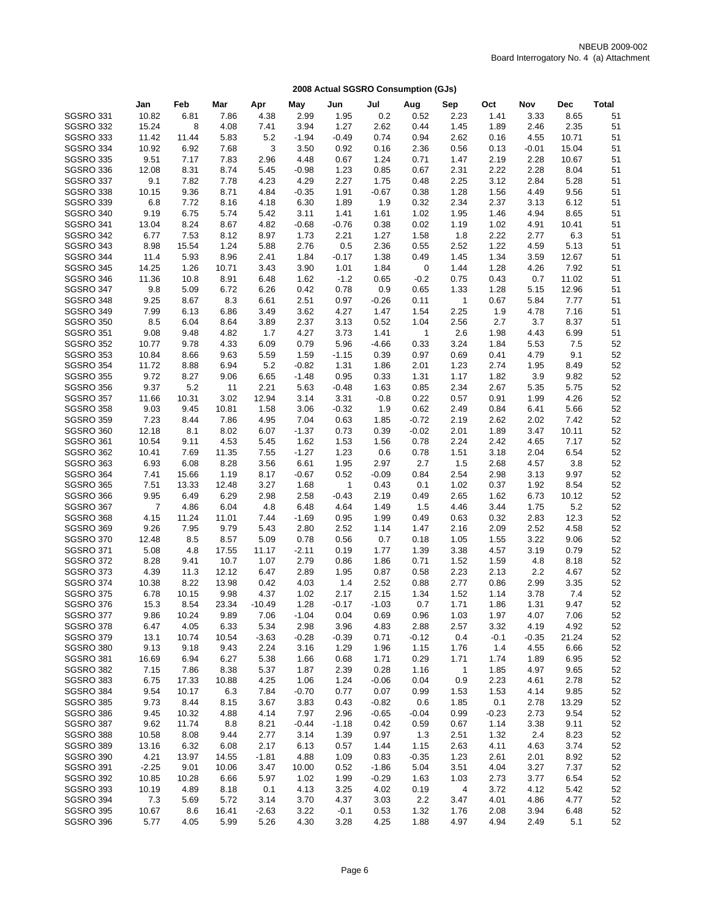NBEUB 2009-002
Board Interrogatory No. 4 (a) Attachment

## 2008 Actual SGSRO Consumption (GJs)

| | Jan | Feb | Mar | Apr | May | Jun | Jul | Aug | Sep | Oct | Nov | Dec | Total |
|---|---|---|---|---|---|---|---|---|---|---|---|---|---|
| SGSRO 331 | 10.82 | 6.81 | 7.86 | 4.38 | 2.99 | 1.95 | 0.2 | 0.52 | 2.23 | 1.41 | 3.33 | 8.65 | 51 |
| SGSRO 332 | 15.24 | 8 | 4.08 | 7.41 | 3.94 | 1.27 | 2.62 | 0.44 | 1.45 | 1.89 | 2.46 | 2.35 | 51 |
| SGSRO 333 | 11.42 | 11.44 | 5.83 | 5.2 | -1.94 | -0.49 | 0.74 | 0.94 | 2.62 | 0.16 | 4.55 | 10.71 | 51 |
| SGSRO 334 | 10.92 | 6.92 | 7.68 | 3 | 3.50 | 0.92 | 0.16 | 2.36 | 0.56 | 0.13 | -0.01 | 15.04 | 51 |
| SGSRO 335 | 9.51 | 7.17 | 7.83 | 2.96 | 4.48 | 0.67 | 1.24 | 0.71 | 1.47 | 2.19 | 2.28 | 10.67 | 51 |
| SGSRO 336 | 12.08 | 8.31 | 8.74 | 5.45 | -0.98 | 1.23 | 0.85 | 0.67 | 2.31 | 2.22 | 2.28 | 8.04 | 51 |
| SGSRO 337 | 9.1 | 7.82 | 7.78 | 4.23 | 4.29 | 2.27 | 1.75 | 0.48 | 2.25 | 3.12 | 2.84 | 5.28 | 51 |
| SGSRO 338 | 10.15 | 9.36 | 8.71 | 4.84 | -0.35 | 1.91 | -0.67 | 0.38 | 1.28 | 1.56 | 4.49 | 9.56 | 51 |
| SGSRO 339 | 6.8 | 7.72 | 8.16 | 4.18 | 6.30 | 1.89 | 1.9 | 0.32 | 2.34 | 2.37 | 3.13 | 6.12 | 51 |
| SGSRO 340 | 9.19 | 6.75 | 5.74 | 5.42 | 3.11 | 1.41 | 1.61 | 1.02 | 1.95 | 1.46 | 4.94 | 8.65 | 51 |
| SGSRO 341 | 13.04 | 8.24 | 8.67 | 4.82 | -0.68 | -0.76 | 0.38 | 0.02 | 1.19 | 1.02 | 4.91 | 10.41 | 51 |
| SGSRO 342 | 6.77 | 7.53 | 8.12 | 8.97 | 1.73 | 2.21 | 1.27 | 1.58 | 1.8 | 2.22 | 2.77 | 6.3 | 51 |
| SGSRO 343 | 8.98 | 15.54 | 1.24 | 5.88 | 2.76 | 0.5 | 2.36 | 0.55 | 2.52 | 1.22 | 4.59 | 5.13 | 51 |
| SGSRO 344 | 11.4 | 5.93 | 8.96 | 2.41 | 1.84 | -0.17 | 1.38 | 0.49 | 1.45 | 1.34 | 3.59 | 12.67 | 51 |
| SGSRO 345 | 14.25 | 1.26 | 10.71 | 3.43 | 3.90 | 1.01 | 1.84 | 0 | 1.44 | 1.28 | 4.26 | 7.92 | 51 |
| SGSRO 346 | 11.36 | 10.8 | 8.91 | 6.48 | 1.62 | -1.2 | 0.65 | -0.2 | 0.75 | 0.43 | 0.7 | 11.02 | 51 |
| SGSRO 347 | 9.8 | 5.09 | 6.72 | 6.26 | 0.42 | 0.78 | 0.9 | 0.65 | 1.33 | 1.28 | 5.15 | 12.96 | 51 |
| SGSRO 348 | 9.25 | 8.67 | 8.3 | 6.61 | 2.51 | 0.97 | -0.26 | 0.11 | 1 | 0.67 | 5.84 | 7.77 | 51 |
| SGSRO 349 | 7.99 | 6.13 | 6.86 | 3.49 | 3.62 | 4.27 | 1.47 | 1.54 | 2.25 | 1.9 | 4.78 | 7.16 | 51 |
| SGSRO 350 | 8.5 | 6.04 | 8.64 | 3.89 | 2.37 | 3.13 | 0.52 | 1.04 | 2.56 | 2.7 | 3.7 | 8.37 | 51 |
| SGSRO 351 | 9.08 | 9.48 | 4.82 | 1.7 | 4.27 | 3.73 | 1.41 | 1 | 2.6 | 1.98 | 4.43 | 6.99 | 51 |
| SGSRO 352 | 10.77 | 9.78 | 4.33 | 6.09 | 0.79 | 5.96 | -4.66 | 0.33 | 3.24 | 1.84 | 5.53 | 7.5 | 52 |
| SGSRO 353 | 10.84 | 8.66 | 9.63 | 5.59 | 1.59 | -1.15 | 0.39 | 0.97 | 0.69 | 0.41 | 4.79 | 9.1 | 52 |
| SGSRO 354 | 11.72 | 8.88 | 6.94 | 5.2 | -0.82 | 1.31 | 1.86 | 2.01 | 1.23 | 2.74 | 1.95 | 8.49 | 52 |
| SGSRO 355 | 9.72 | 8.27 | 9.06 | 6.65 | -1.48 | 0.95 | 0.33 | 1.31 | 1.17 | 1.82 | 3.9 | 9.82 | 52 |
| SGSRO 356 | 9.37 | 5.2 | 11 | 2.21 | 5.63 | -0.48 | 1.63 | 0.85 | 2.34 | 2.67 | 5.35 | 5.75 | 52 |
| SGSRO 357 | 11.66 | 10.31 | 3.02 | 12.94 | 3.14 | 3.31 | -0.8 | 0.22 | 0.57 | 0.91 | 1.99 | 4.26 | 52 |
| SGSRO 358 | 9.03 | 9.45 | 10.81 | 1.58 | 3.06 | -0.32 | 1.9 | 0.62 | 2.49 | 0.84 | 6.41 | 5.66 | 52 |
| SGSRO 359 | 7.23 | 8.44 | 7.86 | 4.95 | 7.04 | 0.63 | 1.85 | -0.72 | 2.19 | 2.62 | 2.02 | 7.42 | 52 |
| SGSRO 360 | 12.18 | 8.1 | 8.02 | 6.07 | -1.37 | 0.73 | 0.39 | -0.02 | 2.01 | 1.89 | 3.47 | 10.11 | 52 |
| SGSRO 361 | 10.54 | 9.11 | 4.53 | 5.45 | 1.62 | 1.53 | 1.56 | 0.78 | 2.24 | 2.42 | 4.65 | 7.17 | 52 |
| SGSRO 362 | 10.41 | 7.69 | 11.35 | 7.55 | -1.27 | 1.23 | 0.6 | 0.78 | 1.51 | 3.18 | 2.04 | 6.54 | 52 |
| SGSRO 363 | 6.93 | 6.08 | 8.28 | 3.56 | 6.61 | 1.95 | 2.97 | 2.7 | 1.5 | 2.68 | 4.57 | 3.8 | 52 |
| SGSRO 364 | 7.41 | 15.66 | 1.19 | 8.17 | -0.67 | 0.52 | -0.09 | 0.84 | 2.54 | 2.98 | 3.13 | 9.97 | 52 |
| SGSRO 365 | 7.51 | 13.33 | 12.48 | 3.27 | 1.68 | 1 | 0.43 | 0.1 | 1.02 | 0.37 | 1.92 | 8.54 | 52 |
| SGSRO 366 | 9.95 | 6.49 | 6.29 | 2.98 | 2.58 | -0.43 | 2.19 | 0.49 | 2.65 | 1.62 | 6.73 | 10.12 | 52 |
| SGSRO 367 | 7 | 4.86 | 6.04 | 4.8 | 6.48 | 4.64 | 1.49 | 1.5 | 4.46 | 3.44 | 1.75 | 5.2 | 52 |
| SGSRO 368 | 4.15 | 11.24 | 11.01 | 7.44 | -1.69 | 0.95 | 1.99 | 0.49 | 0.63 | 0.32 | 2.83 | 12.3 | 52 |
| SGSRO 369 | 9.26 | 7.95 | 9.79 | 5.43 | 2.80 | 2.52 | 1.14 | 1.47 | 2.16 | 2.09 | 2.52 | 4.58 | 52 |
| SGSRO 370 | 12.48 | 8.5 | 8.57 | 5.09 | 0.78 | 0.56 | 0.7 | 0.18 | 1.05 | 1.55 | 3.22 | 9.06 | 52 |
| SGSRO 371 | 5.08 | 4.8 | 17.55 | 11.17 | -2.11 | 0.19 | 1.77 | 1.39 | 3.38 | 4.57 | 3.19 | 0.79 | 52 |
| SGSRO 372 | 8.28 | 9.41 | 10.7 | 1.07 | 2.79 | 0.86 | 1.86 | 0.71 | 1.52 | 1.59 | 4.8 | 8.18 | 52 |
| SGSRO 373 | 4.39 | 11.3 | 12.12 | 6.47 | 2.89 | 1.95 | 0.87 | 0.58 | 2.23 | 2.13 | 2.2 | 4.67 | 52 |
| SGSRO 374 | 10.38 | 8.22 | 13.98 | 0.42 | 4.03 | 1.4 | 2.52 | 0.88 | 2.77 | 0.86 | 2.99 | 3.35 | 52 |
| SGSRO 375 | 6.78 | 10.15 | 9.98 | 4.37 | 1.02 | 2.17 | 2.15 | 1.34 | 1.52 | 1.14 | 3.78 | 7.4 | 52 |
| SGSRO 376 | 15.3 | 8.54 | 23.34 | -10.49 | 1.28 | -0.17 | -1.03 | 0.7 | 1.71 | 1.86 | 1.31 | 9.47 | 52 |
| SGSRO 377 | 9.86 | 10.24 | 9.89 | 7.06 | -1.04 | 0.04 | 0.69 | 0.96 | 1.03 | 1.97 | 4.07 | 7.06 | 52 |
| SGSRO 378 | 6.47 | 4.05 | 6.33 | 5.34 | 2.98 | 3.96 | 4.83 | 2.88 | 2.57 | 3.32 | 4.19 | 4.92 | 52 |
| SGSRO 379 | 13.1 | 10.74 | 10.54 | -3.63 | -0.28 | -0.39 | 0.71 | -0.12 | 0.4 | -0.1 | -0.35 | 21.24 | 52 |
| SGSRO 380 | 9.13 | 9.18 | 9.43 | 2.24 | 3.16 | 1.29 | 1.96 | 1.15 | 1.76 | 1.4 | 4.55 | 6.66 | 52 |
| SGSRO 381 | 16.69 | 6.94 | 6.27 | 5.38 | 1.66 | 0.68 | 1.71 | 0.29 | 1.71 | 1.74 | 1.89 | 6.95 | 52 |
| SGSRO 382 | 7.15 | 7.86 | 8.38 | 5.37 | 1.87 | 2.39 | 0.28 | 1.16 | 1 | 1.85 | 4.97 | 9.65 | 52 |
| SGSRO 383 | 6.75 | 17.33 | 10.88 | 4.25 | 1.06 | 1.24 | -0.06 | 0.04 | 0.9 | 2.23 | 4.61 | 2.78 | 52 |
| SGSRO 384 | 9.54 | 10.17 | 6.3 | 7.84 | -0.70 | 0.77 | 0.07 | 0.99 | 1.53 | 1.53 | 4.14 | 9.85 | 52 |
| SGSRO 385 | 9.73 | 8.44 | 8.15 | 3.67 | 3.83 | 0.43 | -0.82 | 0.6 | 1.85 | 0.1 | 2.78 | 13.29 | 52 |
| SGSRO 386 | 9.45 | 10.32 | 4.88 | 4.14 | 7.97 | 2.96 | -0.65 | -0.04 | 0.99 | -0.23 | 2.73 | 9.54 | 52 |
| SGSRO 387 | 9.62 | 11.74 | 8.8 | 8.21 | -0.44 | -1.18 | 0.42 | 0.59 | 0.67 | 1.14 | 3.38 | 9.11 | 52 |
| SGSRO 388 | 10.58 | 8.08 | 9.44 | 2.77 | 3.14 | 1.39 | 0.97 | 1.3 | 2.51 | 1.32 | 2.4 | 8.23 | 52 |
| SGSRO 389 | 13.16 | 6.32 | 6.08 | 2.17 | 6.13 | 0.57 | 1.44 | 1.15 | 2.63 | 4.11 | 4.63 | 3.74 | 52 |
| SGSRO 390 | 4.21 | 13.97 | 14.55 | -1.81 | 4.88 | 1.09 | 0.83 | -0.35 | 1.23 | 2.61 | 2.01 | 8.92 | 52 |
| SGSRO 391 | -2.25 | 9.01 | 10.06 | 3.47 | 10.00 | 0.52 | -1.86 | 5.04 | 3.51 | 4.04 | 3.27 | 7.37 | 52 |
| SGSRO 392 | 10.85 | 10.28 | 6.66 | 5.97 | 1.02 | 1.99 | -0.29 | 1.63 | 1.03 | 2.73 | 3.77 | 6.54 | 52 |
| SGSRO 393 | 10.19 | 4.89 | 8.18 | 0.1 | 4.13 | 3.25 | 4.02 | 0.19 | 4 | 3.72 | 4.12 | 5.42 | 52 |
| SGSRO 394 | 7.3 | 5.69 | 5.72 | 3.14 | 3.70 | 4.37 | 3.03 | 2.2 | 3.47 | 4.01 | 4.86 | 4.77 | 52 |
| SGSRO 395 | 10.67 | 8.6 | 16.41 | -2.63 | 3.22 | -0.1 | 0.53 | 1.32 | 1.76 | 2.08 | 3.94 | 6.48 | 52 |
| SGSRO 396 | 5.77 | 4.05 | 5.99 | 5.26 | 4.30 | 3.28 | 4.25 | 1.88 | 4.97 | 4.94 | 2.49 | 5.1 | 52 |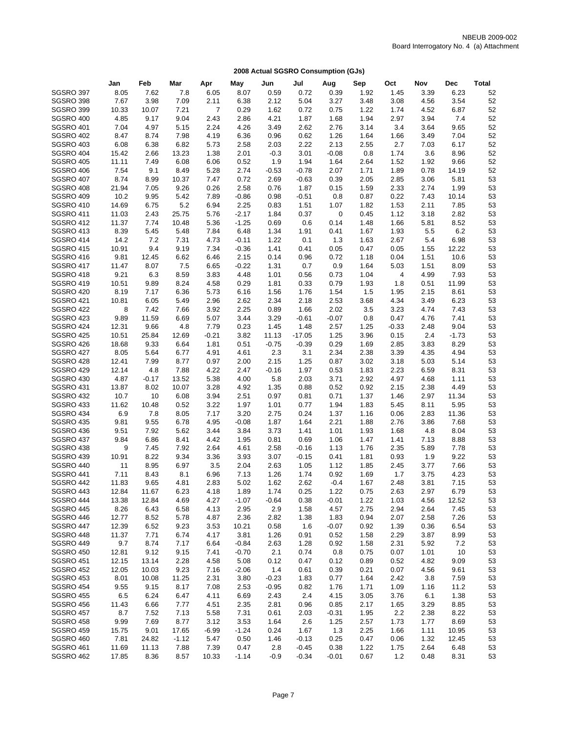NBEUB 2009-002
Board Interrogatory No. 4 (a) Attachment

## 2008 Actual SGSRO Consumption (GJs)

| | Jan | Feb | Mar | Apr | May | Jun | Jul | Aug | Sep | Oct | Nov | Dec | Total |
|---|---|---|---|---|---|---|---|---|---|---|---|---|---|
| SGSRO 397 | 8.05 | 7.62 | 7.8 | 6.05 | 8.07 | 0.59 | 0.72 | 0.39 | 1.92 | 1.45 | 3.39 | 6.23 | 52 |
| SGSRO 398 | 7.67 | 3.98 | 7.09 | 2.11 | 6.38 | 2.12 | 5.04 | 3.27 | 3.48 | 3.08 | 4.56 | 3.54 | 52 |
| SGSRO 399 | 10.33 | 10.07 | 7.21 | 7 | 0.29 | 1.62 | 0.72 | 0.75 | 1.22 | 1.74 | 4.52 | 6.87 | 52 |
| SGSRO 400 | 4.85 | 9.17 | 9.04 | 2.43 | 2.86 | 4.21 | 1.87 | 1.68 | 1.94 | 2.97 | 3.94 | 7.4 | 52 |
| SGSRO 401 | 7.04 | 4.97 | 5.15 | 2.24 | 4.26 | 3.49 | 2.62 | 2.76 | 3.14 | 3.4 | 3.64 | 9.65 | 52 |
| SGSRO 402 | 8.47 | 8.74 | 7.98 | 4.19 | 6.36 | 0.96 | 0.62 | 1.26 | 1.64 | 1.66 | 3.49 | 7.04 | 52 |
| SGSRO 403 | 6.08 | 6.38 | 6.82 | 5.73 | 2.58 | 2.03 | 2.22 | 2.13 | 2.55 | 2.7 | 7.03 | 6.17 | 52 |
| SGSRO 404 | 15.42 | 2.66 | 13.23 | 1.38 | 2.01 | -0.3 | 3.01 | -0.08 | 0.8 | 1.74 | 3.6 | 8.96 | 52 |
| SGSRO 405 | 11.11 | 7.49 | 6.08 | 6.06 | 0.52 | 1.9 | 1.94 | 1.64 | 2.64 | 1.52 | 1.92 | 9.66 | 52 |
| SGSRO 406 | 7.54 | 9.1 | 8.49 | 5.28 | 2.74 | -0.53 | -0.78 | 2.07 | 1.71 | 1.89 | 0.78 | 14.19 | 52 |
| SGSRO 407 | 8.74 | 8.99 | 10.37 | 7.47 | 0.72 | 2.69 | -0.63 | 0.39 | 2.05 | 2.85 | 3.06 | 5.81 | 53 |
| SGSRO 408 | 21.94 | 7.05 | 9.26 | 0.26 | 2.58 | 0.76 | 1.87 | 0.15 | 1.59 | 2.33 | 2.74 | 1.99 | 53 |
| SGSRO 409 | 10.2 | 9.95 | 5.42 | 7.89 | -0.86 | 0.98 | -0.51 | 0.8 | 0.87 | 0.22 | 7.43 | 10.14 | 53 |
| SGSRO 410 | 14.69 | 6.75 | 5.2 | 6.94 | 2.25 | 0.83 | 1.51 | 1.07 | 1.82 | 1.53 | 2.11 | 7.85 | 53 |
| SGSRO 411 | 11.03 | 2.43 | 25.75 | 5.76 | -2.17 | 1.84 | 0.37 | 0 | 0.45 | 1.12 | 3.18 | 2.82 | 53 |
| SGSRO 412 | 11.37 | 7.74 | 10.48 | 5.36 | -1.25 | 0.69 | 0.6 | 0.14 | 1.48 | 1.66 | 5.81 | 8.52 | 53 |
| SGSRO 413 | 8.39 | 5.45 | 5.48 | 7.84 | 6.48 | 1.34 | 1.91 | 0.41 | 1.67 | 1.93 | 5.5 | 6.2 | 53 |
| SGSRO 414 | 14.2 | 7.2 | 7.31 | 4.73 | -0.11 | 1.22 | 0.1 | 1.3 | 1.63 | 2.67 | 5.4 | 6.98 | 53 |
| SGSRO 415 | 10.91 | 9.4 | 9.19 | 7.34 | -0.36 | 1.41 | 0.41 | 0.05 | 0.47 | 0.05 | 1.55 | 12.22 | 53 |
| SGSRO 416 | 9.81 | 12.45 | 6.62 | 6.46 | 2.15 | 0.14 | 0.96 | 0.72 | 1.18 | 0.04 | 1.51 | 10.6 | 53 |
| SGSRO 417 | 11.47 | 8.07 | 7.5 | 6.65 | -0.22 | 1.31 | 0.7 | 0.9 | 1.64 | 5.03 | 1.51 | 8.09 | 53 |
| SGSRO 418 | 9.21 | 6.3 | 8.59 | 3.83 | 4.48 | 1.01 | 0.56 | 0.73 | 1.04 | 4 | 4.99 | 7.93 | 53 |
| SGSRO 419 | 10.51 | 9.89 | 8.24 | 4.58 | 0.29 | 1.81 | 0.33 | 0.79 | 1.93 | 1.8 | 0.51 | 11.99 | 53 |
| SGSRO 420 | 8.19 | 7.17 | 6.36 | 5.73 | 6.16 | 1.56 | 1.76 | 1.54 | 1.5 | 1.95 | 2.15 | 8.61 | 53 |
| SGSRO 421 | 10.81 | 6.05 | 5.49 | 2.96 | 2.62 | 2.34 | 2.18 | 2.53 | 3.68 | 4.34 | 3.49 | 6.23 | 53 |
| SGSRO 422 | 8 | 7.42 | 7.66 | 3.92 | 2.25 | 0.89 | 1.66 | 2.02 | 3.5 | 3.23 | 4.74 | 7.43 | 53 |
| SGSRO 423 | 9.89 | 11.59 | 6.69 | 5.07 | 3.44 | 3.29 | -0.61 | -0.07 | 0.8 | 0.47 | 4.76 | 7.41 | 53 |
| SGSRO 424 | 12.31 | 9.66 | 4.8 | 7.79 | 0.23 | 1.45 | 1.48 | 2.57 | 1.25 | -0.33 | 2.48 | 9.04 | 53 |
| SGSRO 425 | 10.51 | 25.84 | 12.69 | -0.21 | 3.82 | 11.13 | -17.05 | 1.25 | 3.96 | 0.15 | 2.4 | -1.73 | 53 |
| SGSRO 426 | 18.68 | 9.33 | 6.64 | 1.81 | 0.51 | -0.75 | -0.39 | 0.29 | 1.69 | 2.85 | 3.83 | 8.29 | 53 |
| SGSRO 427 | 8.05 | 5.64 | 6.77 | 4.91 | 4.61 | 2.3 | 3.1 | 2.34 | 2.38 | 3.39 | 4.35 | 4.94 | 53 |
| SGSRO 428 | 12.41 | 7.99 | 8.77 | 0.97 | 2.00 | 2.15 | 1.25 | 0.87 | 3.02 | 3.18 | 5.03 | 5.14 | 53 |
| SGSRO 429 | 12.14 | 4.8 | 7.88 | 4.22 | 2.47 | -0.16 | 1.97 | 0.53 | 1.83 | 2.23 | 6.59 | 8.31 | 53 |
| SGSRO 430 | 4.87 | -0.17 | 13.52 | 5.38 | 4.00 | 5.8 | 2.03 | 3.71 | 2.92 | 4.97 | 4.68 | 1.11 | 53 |
| SGSRO 431 | 13.87 | 8.02 | 10.07 | 3.28 | 4.92 | 1.35 | 0.88 | 0.52 | 0.92 | 2.15 | 2.38 | 4.49 | 53 |
| SGSRO 432 | 10.7 | 10 | 6.08 | 3.94 | 2.51 | 0.97 | 0.81 | 0.71 | 1.37 | 1.46 | 2.97 | 11.34 | 53 |
| SGSRO 433 | 11.62 | 10.48 | 0.52 | 3.22 | 1.97 | 1.01 | 0.77 | 1.94 | 1.83 | 5.45 | 8.11 | 5.95 | 53 |
| SGSRO 434 | 6.9 | 7.8 | 8.05 | 7.17 | 3.20 | 2.75 | 0.24 | 1.37 | 1.16 | 0.06 | 2.83 | 11.36 | 53 |
| SGSRO 435 | 9.81 | 9.55 | 6.78 | 4.95 | -0.08 | 1.87 | 1.64 | 2.21 | 1.88 | 2.76 | 3.86 | 7.68 | 53 |
| SGSRO 436 | 9.51 | 7.92 | 5.62 | 3.44 | 3.84 | 3.73 | 1.41 | 1.01 | 1.93 | 1.68 | 4.8 | 8.04 | 53 |
| SGSRO 437 | 9.84 | 6.86 | 8.41 | 4.42 | 1.95 | 0.81 | 0.69 | 1.06 | 1.47 | 1.41 | 7.13 | 8.88 | 53 |
| SGSRO 438 | 9 | 7.45 | 7.92 | 2.64 | 4.61 | 2.58 | -0.16 | 1.13 | 1.76 | 2.35 | 5.89 | 7.78 | 53 |
| SGSRO 439 | 10.91 | 8.22 | 9.34 | 3.36 | 3.93 | 3.07 | -0.15 | 0.41 | 1.81 | 0.93 | 1.9 | 9.22 | 53 |
| SGSRO 440 | 11 | 8.95 | 6.97 | 3.5 | 2.04 | 2.63 | 1.05 | 1.12 | 1.85 | 2.45 | 3.77 | 7.66 | 53 |
| SGSRO 441 | 7.11 | 8.43 | 8.1 | 6.96 | 7.13 | 1.26 | 1.74 | 0.92 | 1.69 | 1.7 | 3.75 | 4.23 | 53 |
| SGSRO 442 | 11.83 | 9.65 | 4.81 | 2.83 | 5.02 | 1.62 | 2.62 | -0.4 | 1.67 | 2.48 | 3.81 | 7.15 | 53 |
| SGSRO 443 | 12.84 | 11.67 | 6.23 | 4.18 | 1.89 | 1.74 | 0.25 | 1.22 | 0.75 | 2.63 | 2.97 | 6.79 | 53 |
| SGSRO 444 | 13.38 | 12.84 | 4.69 | 4.27 | -1.07 | -0.64 | 0.38 | -0.01 | 1.22 | 1.03 | 4.56 | 12.52 | 53 |
| SGSRO 445 | 8.26 | 6.43 | 6.58 | 4.13 | 2.95 | 2.9 | 1.58 | 4.57 | 2.75 | 2.94 | 2.64 | 7.45 | 53 |
| SGSRO 446 | 12.77 | 8.52 | 5.78 | 4.87 | 2.36 | 2.82 | 1.38 | 1.83 | 0.94 | 2.07 | 2.58 | 7.26 | 53 |
| SGSRO 447 | 12.39 | 6.52 | 9.23 | 3.53 | 10.21 | 0.58 | 1.6 | -0.07 | 0.92 | 1.39 | 0.36 | 6.54 | 53 |
| SGSRO 448 | 11.37 | 7.71 | 6.74 | 4.17 | 3.81 | 1.26 | 0.91 | 0.52 | 1.58 | 2.29 | 3.87 | 8.99 | 53 |
| SGSRO 449 | 9.7 | 8.74 | 7.17 | 6.64 | -0.84 | 2.63 | 1.28 | 0.92 | 1.58 | 2.31 | 5.92 | 7.2 | 53 |
| SGSRO 450 | 12.81 | 9.12 | 9.15 | 7.41 | -0.70 | 2.1 | 0.74 | 0.8 | 0.75 | 0.07 | 1.01 | 10 | 53 |
| SGSRO 451 | 12.15 | 13.14 | 2.28 | 4.58 | 5.08 | 0.12 | 0.47 | 0.12 | 0.89 | 0.52 | 4.82 | 9.09 | 53 |
| SGSRO 452 | 12.05 | 10.03 | 9.23 | 7.16 | -2.06 | 1.4 | 0.61 | 0.39 | 0.21 | 0.07 | 4.56 | 9.61 | 53 |
| SGSRO 453 | 8.01 | 10.08 | 11.25 | 2.31 | 3.80 | -0.23 | 1.83 | 0.77 | 1.64 | 2.42 | 3.8 | 7.59 | 53 |
| SGSRO 454 | 9.55 | 9.15 | 8.17 | 7.08 | 2.53 | -0.95 | 0.82 | 1.76 | 1.71 | 1.09 | 1.16 | 11.2 | 53 |
| SGSRO 455 | 6.5 | 6.24 | 6.47 | 4.11 | 6.69 | 2.43 | 2.4 | 4.15 | 3.05 | 3.76 | 6.1 | 1.38 | 53 |
| SGSRO 456 | 11.43 | 6.66 | 7.77 | 4.51 | 2.35 | 2.81 | 0.96 | 0.85 | 2.17 | 1.65 | 3.29 | 8.85 | 53 |
| SGSRO 457 | 8.7 | 7.52 | 7.13 | 5.58 | 7.31 | 0.61 | 2.03 | -0.31 | 1.95 | 2.2 | 2.38 | 8.22 | 53 |
| SGSRO 458 | 9.99 | 7.69 | 8.77 | 3.12 | 3.53 | 1.64 | 2.6 | 1.25 | 2.57 | 1.73 | 1.77 | 8.69 | 53 |
| SGSRO 459 | 15.75 | 9.01 | 17.65 | -6.99 | -1.24 | 0.24 | 1.67 | 1.3 | 2.25 | 1.66 | 1.11 | 10.95 | 53 |
| SGSRO 460 | 7.81 | 24.82 | -1.12 | 5.47 | 0.50 | 1.46 | -0.13 | 0.25 | 0.47 | 0.06 | 1.32 | 12.45 | 53 |
| SGSRO 461 | 11.69 | 11.13 | 7.88 | 7.39 | 0.47 | 2.8 | -0.45 | 0.38 | 1.22 | 1.75 | 2.64 | 6.48 | 53 |
| SGSRO 462 | 17.85 | 8.36 | 8.57 | 10.33 | -1.14 | -0.9 | -0.34 | -0.01 | 0.67 | 1.2 | 0.48 | 8.31 | 53 |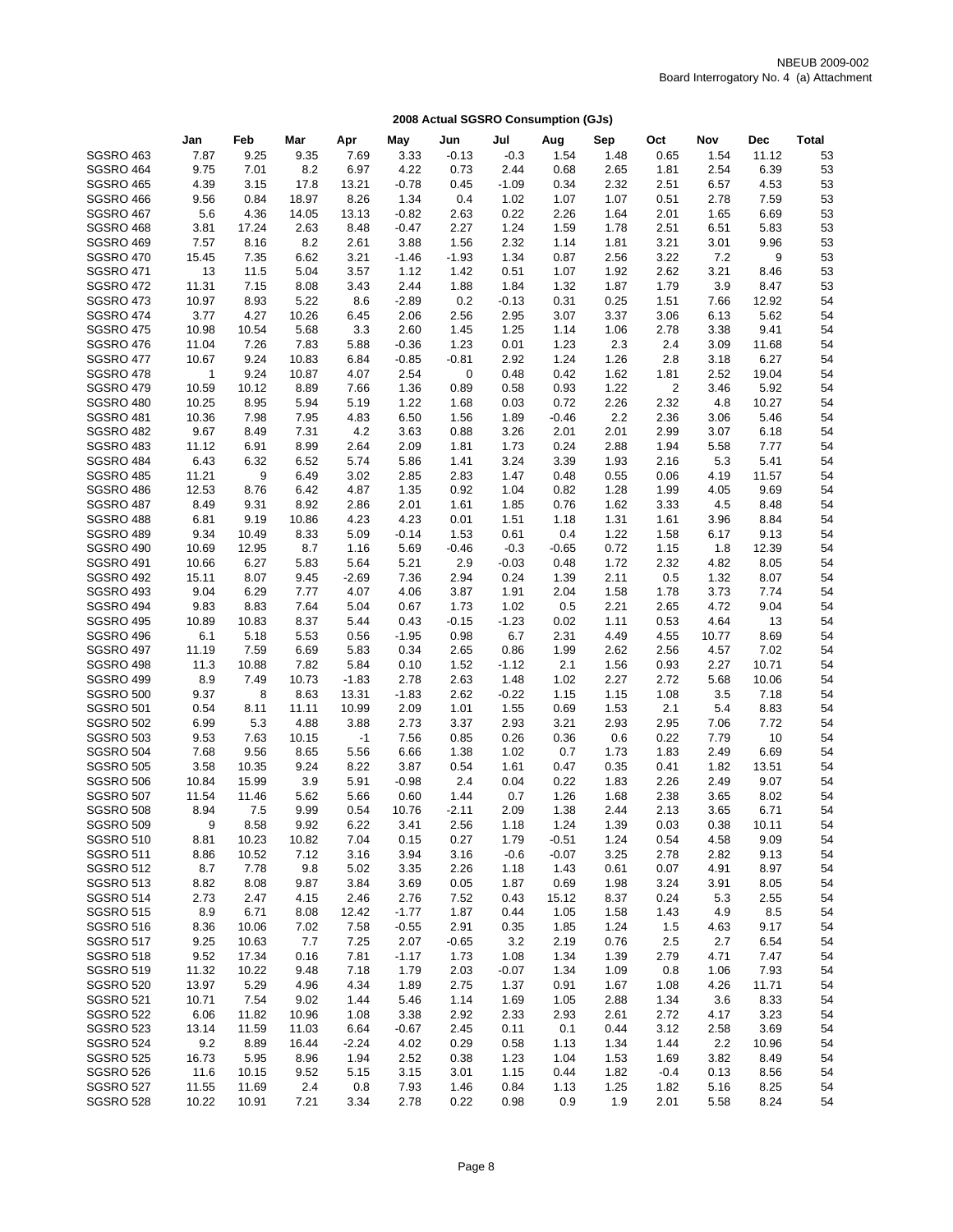NBEUB 2009-002
Board Interrogatory No. 4 (a) Attachment

## 2008 Actual SGSRO Consumption (GJs)

| | Jan | Feb | Mar | Apr | May | Jun | Jul | Aug | Sep | Oct | Nov | Dec | Total |
|---|---|---|---|---|---|---|---|---|---|---|---|---|---|
| SGSRO 463 | 7.87 | 9.25 | 9.35 | 7.69 | 3.33 | -0.13 | -0.3 | 1.54 | 1.48 | 0.65 | 1.54 | 11.12 | 53 |
| SGSRO 464 | 9.75 | 7.01 | 8.2 | 6.97 | 4.22 | 0.73 | 2.44 | 0.68 | 2.65 | 1.81 | 2.54 | 6.39 | 53 |
| SGSRO 465 | 4.39 | 3.15 | 17.8 | 13.21 | -0.78 | 0.45 | -1.09 | 0.34 | 2.32 | 2.51 | 6.57 | 4.53 | 53 |
| SGSRO 466 | 9.56 | 0.84 | 18.97 | 8.26 | 1.34 | 0.4 | 1.02 | 1.07 | 1.07 | 0.51 | 2.78 | 7.59 | 53 |
| SGSRO 467 | 5.6 | 4.36 | 14.05 | 13.13 | -0.82 | 2.63 | 0.22 | 2.26 | 1.64 | 2.01 | 1.65 | 6.69 | 53 |
| SGSRO 468 | 3.81 | 17.24 | 2.63 | 8.48 | -0.47 | 2.27 | 1.24 | 1.59 | 1.78 | 2.51 | 6.51 | 5.83 | 53 |
| SGSRO 469 | 7.57 | 8.16 | 8.2 | 2.61 | 3.88 | 1.56 | 2.32 | 1.14 | 1.81 | 3.21 | 3.01 | 9.96 | 53 |
| SGSRO 470 | 15.45 | 7.35 | 6.62 | 3.21 | -1.46 | -1.93 | 1.34 | 0.87 | 2.56 | 3.22 | 7.2 | 9 | 53 |
| SGSRO 471 | 13 | 11.5 | 5.04 | 3.57 | 1.12 | 1.42 | 0.51 | 1.07 | 1.92 | 2.62 | 3.21 | 8.46 | 53 |
| SGSRO 472 | 11.31 | 7.15 | 8.08 | 3.43 | 2.44 | 1.88 | 1.84 | 1.32 | 1.87 | 1.79 | 3.9 | 8.47 | 53 |
| SGSRO 473 | 10.97 | 8.93 | 5.22 | 8.6 | -2.89 | 0.2 | -0.13 | 0.31 | 0.25 | 1.51 | 7.66 | 12.92 | 54 |
| SGSRO 474 | 3.77 | 4.27 | 10.26 | 6.45 | 2.06 | 2.56 | 2.95 | 3.07 | 3.37 | 3.06 | 6.13 | 5.62 | 54 |
| SGSRO 475 | 10.98 | 10.54 | 5.68 | 3.3 | 2.60 | 1.45 | 1.25 | 1.14 | 1.06 | 2.78 | 3.38 | 9.41 | 54 |
| SGSRO 476 | 11.04 | 7.26 | 7.83 | 5.88 | -0.36 | 1.23 | 0.01 | 1.23 | 2.3 | 2.4 | 3.09 | 11.68 | 54 |
| SGSRO 477 | 10.67 | 9.24 | 10.83 | 6.84 | -0.85 | -0.81 | 2.92 | 1.24 | 1.26 | 2.8 | 3.18 | 6.27 | 54 |
| SGSRO 478 | 1 | 9.24 | 10.87 | 4.07 | 2.54 | 0 | 0.48 | 0.42 | 1.62 | 1.81 | 2.52 | 19.04 | 54 |
| SGSRO 479 | 10.59 | 10.12 | 8.89 | 7.66 | 1.36 | 0.89 | 0.58 | 0.93 | 1.22 | 2 | 3.46 | 5.92 | 54 |
| SGSRO 480 | 10.25 | 8.95 | 5.94 | 5.19 | 1.22 | 1.68 | 0.03 | 0.72 | 2.26 | 2.32 | 4.8 | 10.27 | 54 |
| SGSRO 481 | 10.36 | 7.98 | 7.95 | 4.83 | 6.50 | 1.56 | 1.89 | -0.46 | 2.2 | 2.36 | 3.06 | 5.46 | 54 |
| SGSRO 482 | 9.67 | 8.49 | 7.31 | 4.2 | 3.63 | 0.88 | 3.26 | 2.01 | 2.01 | 2.99 | 3.07 | 6.18 | 54 |
| SGSRO 483 | 11.12 | 6.91 | 8.99 | 2.64 | 2.09 | 1.81 | 1.73 | 0.24 | 2.88 | 1.94 | 5.58 | 7.77 | 54 |
| SGSRO 484 | 6.43 | 6.32 | 6.52 | 5.74 | 5.86 | 1.41 | 3.24 | 3.39 | 1.93 | 2.16 | 5.3 | 5.41 | 54 |
| SGSRO 485 | 11.21 | 9 | 6.49 | 3.02 | 2.85 | 2.83 | 1.47 | 0.48 | 0.55 | 0.06 | 4.19 | 11.57 | 54 |
| SGSRO 486 | 12.53 | 8.76 | 6.42 | 4.87 | 1.35 | 0.92 | 1.04 | 0.82 | 1.28 | 1.99 | 4.05 | 9.69 | 54 |
| SGSRO 487 | 8.49 | 9.31 | 8.92 | 2.86 | 2.01 | 1.61 | 1.85 | 0.76 | 1.62 | 3.33 | 4.5 | 8.48 | 54 |
| SGSRO 488 | 6.81 | 9.19 | 10.86 | 4.23 | 4.23 | 0.01 | 1.51 | 1.18 | 1.31 | 1.61 | 3.96 | 8.84 | 54 |
| SGSRO 489 | 9.34 | 10.49 | 8.33 | 5.09 | -0.14 | 1.53 | 0.61 | 0.4 | 1.22 | 1.58 | 6.17 | 9.13 | 54 |
| SGSRO 490 | 10.69 | 12.95 | 8.7 | 1.16 | 5.69 | -0.46 | -0.3 | -0.65 | 0.72 | 1.15 | 1.8 | 12.39 | 54 |
| SGSRO 491 | 10.66 | 6.27 | 5.83 | 5.64 | 5.21 | 2.9 | -0.03 | 0.48 | 1.72 | 2.32 | 4.82 | 8.05 | 54 |
| SGSRO 492 | 15.11 | 8.07 | 9.45 | -2.69 | 7.36 | 2.94 | 0.24 | 1.39 | 2.11 | 0.5 | 1.32 | 8.07 | 54 |
| SGSRO 493 | 9.04 | 6.29 | 7.77 | 4.07 | 4.06 | 3.87 | 1.91 | 2.04 | 1.58 | 1.78 | 3.73 | 7.74 | 54 |
| SGSRO 494 | 9.83 | 8.83 | 7.64 | 5.04 | 0.67 | 1.73 | 1.02 | 0.5 | 2.21 | 2.65 | 4.72 | 9.04 | 54 |
| SGSRO 495 | 10.89 | 10.83 | 8.37 | 5.44 | 0.43 | -0.15 | -1.23 | 0.02 | 1.11 | 0.53 | 4.64 | 13 | 54 |
| SGSRO 496 | 6.1 | 5.18 | 5.53 | 0.56 | -1.95 | 0.98 | 6.7 | 2.31 | 4.49 | 4.55 | 10.77 | 8.69 | 54 |
| SGSRO 497 | 11.19 | 7.59 | 6.69 | 5.83 | 0.34 | 2.65 | 0.86 | 1.99 | 2.62 | 2.56 | 4.57 | 7.02 | 54 |
| SGSRO 498 | 11.3 | 10.88 | 7.82 | 5.84 | 0.10 | 1.52 | -1.12 | 2.1 | 1.56 | 0.93 | 2.27 | 10.71 | 54 |
| SGSRO 499 | 8.9 | 7.49 | 10.73 | -1.83 | 2.78 | 2.63 | 1.48 | 1.02 | 2.27 | 2.72 | 5.68 | 10.06 | 54 |
| SGSRO 500 | 9.37 | 8 | 8.63 | 13.31 | -1.83 | 2.62 | -0.22 | 1.15 | 1.15 | 1.08 | 3.5 | 7.18 | 54 |
| SGSRO 501 | 0.54 | 8.11 | 11.11 | 10.99 | 2.09 | 1.01 | 1.55 | 0.69 | 1.53 | 2.1 | 5.4 | 8.83 | 54 |
| SGSRO 502 | 6.99 | 5.3 | 4.88 | 3.88 | 2.73 | 3.37 | 2.93 | 3.21 | 2.93 | 2.95 | 7.06 | 7.72 | 54 |
| SGSRO 503 | 9.53 | 7.63 | 10.15 | -1 | 7.56 | 0.85 | 0.26 | 0.36 | 0.6 | 0.22 | 7.79 | 10 | 54 |
| SGSRO 504 | 7.68 | 9.56 | 8.65 | 5.56 | 6.66 | 1.38 | 1.02 | 0.7 | 1.73 | 1.83 | 2.49 | 6.69 | 54 |
| SGSRO 505 | 3.58 | 10.35 | 9.24 | 8.22 | 3.87 | 0.54 | 1.61 | 0.47 | 0.35 | 0.41 | 1.82 | 13.51 | 54 |
| SGSRO 506 | 10.84 | 15.99 | 3.9 | 5.91 | -0.98 | 2.4 | 0.04 | 0.22 | 1.83 | 2.26 | 2.49 | 9.07 | 54 |
| SGSRO 507 | 11.54 | 11.46 | 5.62 | 5.66 | 0.60 | 1.44 | 0.7 | 1.26 | 1.68 | 2.38 | 3.65 | 8.02 | 54 |
| SGSRO 508 | 8.94 | 7.5 | 9.99 | 0.54 | 10.76 | -2.11 | 2.09 | 1.38 | 2.44 | 2.13 | 3.65 | 6.71 | 54 |
| SGSRO 509 | 9 | 8.58 | 9.92 | 6.22 | 3.41 | 2.56 | 1.18 | 1.24 | 1.39 | 0.03 | 0.38 | 10.11 | 54 |
| SGSRO 510 | 8.81 | 10.23 | 10.82 | 7.04 | 0.15 | 0.27 | 1.79 | -0.51 | 1.24 | 0.54 | 4.58 | 9.09 | 54 |
| SGSRO 511 | 8.86 | 10.52 | 7.12 | 3.16 | 3.94 | 3.16 | -0.6 | -0.07 | 3.25 | 2.78 | 2.82 | 9.13 | 54 |
| SGSRO 512 | 8.7 | 7.78 | 9.8 | 5.02 | 3.35 | 2.26 | 1.18 | 1.43 | 0.61 | 0.07 | 4.91 | 8.97 | 54 |
| SGSRO 513 | 8.82 | 8.08 | 9.87 | 3.84 | 3.69 | 0.05 | 1.87 | 0.69 | 1.98 | 3.24 | 3.91 | 8.05 | 54 |
| SGSRO 514 | 2.73 | 2.47 | 4.15 | 2.46 | 2.76 | 7.52 | 0.43 | 15.12 | 8.37 | 0.24 | 5.3 | 2.55 | 54 |
| SGSRO 515 | 8.9 | 6.71 | 8.08 | 12.42 | -1.77 | 1.87 | 0.44 | 1.05 | 1.58 | 1.43 | 4.9 | 8.5 | 54 |
| SGSRO 516 | 8.36 | 10.06 | 7.02 | 7.58 | -0.55 | 2.91 | 0.35 | 1.85 | 1.24 | 1.5 | 4.63 | 9.17 | 54 |
| SGSRO 517 | 9.25 | 10.63 | 7.7 | 7.25 | 2.07 | -0.65 | 3.2 | 2.19 | 0.76 | 2.5 | 2.7 | 6.54 | 54 |
| SGSRO 518 | 9.52 | 17.34 | 0.16 | 7.81 | -1.17 | 1.73 | 1.08 | 1.34 | 1.39 | 2.79 | 4.71 | 7.47 | 54 |
| SGSRO 519 | 11.32 | 10.22 | 9.48 | 7.18 | 1.79 | 2.03 | -0.07 | 1.34 | 1.09 | 0.8 | 1.06 | 7.93 | 54 |
| SGSRO 520 | 13.97 | 5.29 | 4.96 | 4.34 | 1.89 | 2.75 | 1.37 | 0.91 | 1.67 | 1.08 | 4.26 | 11.71 | 54 |
| SGSRO 521 | 10.71 | 7.54 | 9.02 | 1.44 | 5.46 | 1.14 | 1.69 | 1.05 | 2.88 | 1.34 | 3.6 | 8.33 | 54 |
| SGSRO 522 | 6.06 | 11.82 | 10.96 | 1.08 | 3.38 | 2.92 | 2.33 | 2.93 | 2.61 | 2.72 | 4.17 | 3.23 | 54 |
| SGSRO 523 | 13.14 | 11.59 | 11.03 | 6.64 | -0.67 | 2.45 | 0.11 | 0.1 | 0.44 | 3.12 | 2.58 | 3.69 | 54 |
| SGSRO 524 | 9.2 | 8.89 | 16.44 | -2.24 | 4.02 | 0.29 | 0.58 | 1.13 | 1.34 | 1.44 | 2.2 | 10.96 | 54 |
| SGSRO 525 | 16.73 | 5.95 | 8.96 | 1.94 | 2.52 | 0.38 | 1.23 | 1.04 | 1.53 | 1.69 | 3.82 | 8.49 | 54 |
| SGSRO 526 | 11.6 | 10.15 | 9.52 | 5.15 | 3.15 | 3.01 | 1.15 | 0.44 | 1.82 | -0.4 | 0.13 | 8.56 | 54 |
| SGSRO 527 | 11.55 | 11.69 | 2.4 | 0.8 | 7.93 | 1.46 | 0.84 | 1.13 | 1.25 | 1.82 | 5.16 | 8.25 | 54 |
| SGSRO 528 | 10.22 | 10.91 | 7.21 | 3.34 | 2.78 | 0.22 | 0.98 | 0.9 | 1.9 | 2.01 | 5.58 | 8.24 | 54 |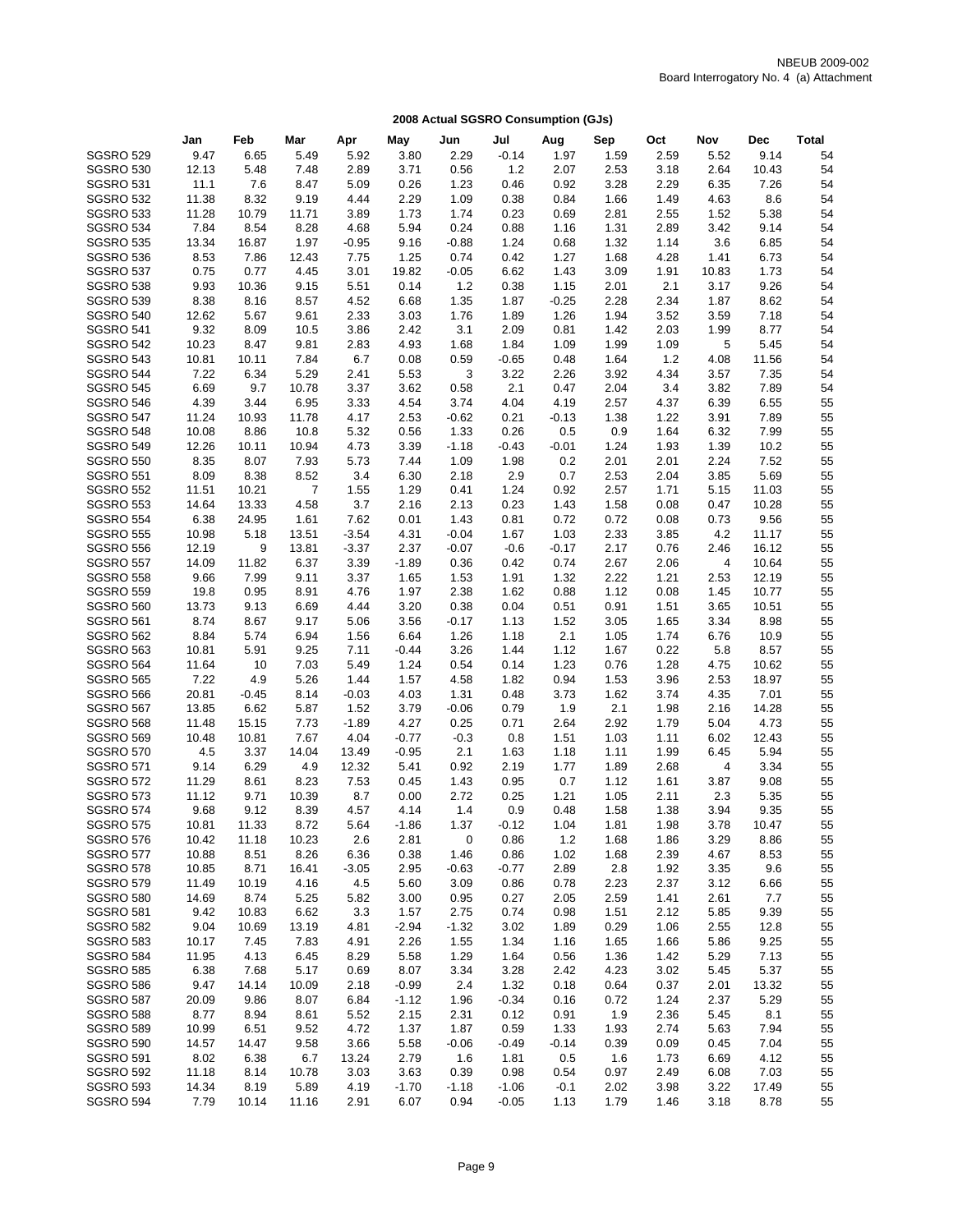NBEUB 2009-002
Board Interrogatory No. 4 (a) Attachment

## 2008 Actual SGSRO Consumption (GJs)

| | Jan | Feb | Mar | Apr | May | Jun | Jul | Aug | Sep | Oct | Nov | Dec | Total |
|---|---|---|---|---|---|---|---|---|---|---|---|---|---|
| SGSRO 529 | 9.47 | 6.65 | 5.49 | 5.92 | 3.80 | 2.29 | -0.14 | 1.97 | 1.59 | 2.59 | 5.52 | 9.14 | 54 |
| SGSRO 530 | 12.13 | 5.48 | 7.48 | 2.89 | 3.71 | 0.56 | 1.2 | 2.07 | 2.53 | 3.18 | 2.64 | 10.43 | 54 |
| SGSRO 531 | 11.1 | 7.6 | 8.47 | 5.09 | 0.26 | 1.23 | 0.46 | 0.92 | 3.28 | 2.29 | 6.35 | 7.26 | 54 |
| SGSRO 532 | 11.38 | 8.32 | 9.19 | 4.44 | 2.29 | 1.09 | 0.38 | 0.84 | 1.66 | 1.49 | 4.63 | 8.6 | 54 |
| SGSRO 533 | 11.28 | 10.79 | 11.71 | 3.89 | 1.73 | 1.74 | 0.23 | 0.69 | 2.81 | 2.55 | 1.52 | 5.38 | 54 |
| SGSRO 534 | 7.84 | 8.54 | 8.28 | 4.68 | 5.94 | 0.24 | 0.88 | 1.16 | 1.31 | 2.89 | 3.42 | 9.14 | 54 |
| SGSRO 535 | 13.34 | 16.87 | 1.97 | -0.95 | 9.16 | -0.88 | 1.24 | 0.68 | 1.32 | 1.14 | 3.6 | 6.85 | 54 |
| SGSRO 536 | 8.53 | 7.86 | 12.43 | 7.75 | 1.25 | 0.74 | 0.42 | 1.27 | 1.68 | 4.28 | 1.41 | 6.73 | 54 |
| SGSRO 537 | 0.75 | 0.77 | 4.45 | 3.01 | 19.82 | -0.05 | 6.62 | 1.43 | 3.09 | 1.91 | 10.83 | 1.73 | 54 |
| SGSRO 538 | 9.93 | 10.36 | 9.15 | 5.51 | 0.14 | 1.2 | 0.38 | 1.15 | 2.01 | 2.1 | 3.17 | 9.26 | 54 |
| SGSRO 539 | 8.38 | 8.16 | 8.57 | 4.52 | 6.68 | 1.35 | 1.87 | -0.25 | 2.28 | 2.34 | 1.87 | 8.62 | 54 |
| SGSRO 540 | 12.62 | 5.67 | 9.61 | 2.33 | 3.03 | 1.76 | 1.89 | 1.26 | 1.94 | 3.52 | 3.59 | 7.18 | 54 |
| SGSRO 541 | 9.32 | 8.09 | 10.5 | 3.86 | 2.42 | 3.1 | 2.09 | 0.81 | 1.42 | 2.03 | 1.99 | 8.77 | 54 |
| SGSRO 542 | 10.23 | 8.47 | 9.81 | 2.83 | 4.93 | 1.68 | 1.84 | 1.09 | 1.99 | 1.09 | 5 | 5.45 | 54 |
| SGSRO 543 | 10.81 | 10.11 | 7.84 | 6.7 | 0.08 | 0.59 | -0.65 | 0.48 | 1.64 | 1.2 | 4.08 | 11.56 | 54 |
| SGSRO 544 | 7.22 | 6.34 | 5.29 | 2.41 | 5.53 | 3 | 3.22 | 2.26 | 3.92 | 4.34 | 3.57 | 7.35 | 54 |
| SGSRO 545 | 6.69 | 9.7 | 10.78 | 3.37 | 3.62 | 0.58 | 2.1 | 0.47 | 2.04 | 3.4 | 3.82 | 7.89 | 54 |
| SGSRO 546 | 4.39 | 3.44 | 6.95 | 3.33 | 4.54 | 3.74 | 4.04 | 4.19 | 2.57 | 4.37 | 6.39 | 6.55 | 55 |
| SGSRO 547 | 11.24 | 10.93 | 11.78 | 4.17 | 2.53 | -0.62 | 0.21 | -0.13 | 1.38 | 1.22 | 3.91 | 7.89 | 55 |
| SGSRO 548 | 10.08 | 8.86 | 10.8 | 5.32 | 0.56 | 1.33 | 0.26 | 0.5 | 0.9 | 1.64 | 6.32 | 7.99 | 55 |
| SGSRO 549 | 12.26 | 10.11 | 10.94 | 4.73 | 3.39 | -1.18 | -0.43 | -0.01 | 1.24 | 1.93 | 1.39 | 10.2 | 55 |
| SGSRO 550 | 8.35 | 8.07 | 7.93 | 5.73 | 7.44 | 1.09 | 1.98 | 0.2 | 2.01 | 2.01 | 2.24 | 7.52 | 55 |
| SGSRO 551 | 8.09 | 8.38 | 8.52 | 3.4 | 6.30 | 2.18 | 2.9 | 0.7 | 2.53 | 2.04 | 3.85 | 5.69 | 55 |
| SGSRO 552 | 11.51 | 10.21 | 7 | 1.55 | 1.29 | 0.41 | 1.24 | 0.92 | 2.57 | 1.71 | 5.15 | 11.03 | 55 |
| SGSRO 553 | 14.64 | 13.33 | 4.58 | 3.7 | 2.16 | 2.13 | 0.23 | 1.43 | 1.58 | 0.08 | 0.47 | 10.28 | 55 |
| SGSRO 554 | 6.38 | 24.95 | 1.61 | 7.62 | 0.01 | 1.43 | 0.81 | 0.72 | 0.72 | 0.08 | 0.73 | 9.56 | 55 |
| SGSRO 555 | 10.98 | 5.18 | 13.51 | -3.54 | 4.31 | -0.04 | 1.67 | 1.03 | 2.33 | 3.85 | 4.2 | 11.17 | 55 |
| SGSRO 556 | 12.19 | 9 | 13.81 | -3.37 | 2.37 | -0.07 | -0.6 | -0.17 | 2.17 | 0.76 | 2.46 | 16.12 | 55 |
| SGSRO 557 | 14.09 | 11.82 | 6.37 | 3.39 | -1.89 | 0.36 | 0.42 | 0.74 | 2.67 | 2.06 | 4 | 10.64 | 55 |
| SGSRO 558 | 9.66 | 7.99 | 9.11 | 3.37 | 1.65 | 1.53 | 1.91 | 1.32 | 2.22 | 1.21 | 2.53 | 12.19 | 55 |
| SGSRO 559 | 19.8 | 0.95 | 8.91 | 4.76 | 1.97 | 2.38 | 1.62 | 0.88 | 1.12 | 0.08 | 1.45 | 10.77 | 55 |
| SGSRO 560 | 13.73 | 9.13 | 6.69 | 4.44 | 3.20 | 0.38 | 0.04 | 0.51 | 0.91 | 1.51 | 3.65 | 10.51 | 55 |
| SGSRO 561 | 8.74 | 8.67 | 9.17 | 5.06 | 3.56 | -0.17 | 1.13 | 1.52 | 3.05 | 1.65 | 3.34 | 8.98 | 55 |
| SGSRO 562 | 8.84 | 5.74 | 6.94 | 1.56 | 6.64 | 1.26 | 1.18 | 2.1 | 1.05 | 1.74 | 6.76 | 10.9 | 55 |
| SGSRO 563 | 10.81 | 5.91 | 9.25 | 7.11 | -0.44 | 3.26 | 1.44 | 1.12 | 1.67 | 0.22 | 5.8 | 8.57 | 55 |
| SGSRO 564 | 11.64 | 10 | 7.03 | 5.49 | 1.24 | 0.54 | 0.14 | 1.23 | 0.76 | 1.28 | 4.75 | 10.62 | 55 |
| SGSRO 565 | 7.22 | 4.9 | 5.26 | 1.44 | 1.57 | 4.58 | 1.82 | 0.94 | 1.53 | 3.96 | 2.53 | 18.97 | 55 |
| SGSRO 566 | 20.81 | -0.45 | 8.14 | -0.03 | 4.03 | 1.31 | 0.48 | 3.73 | 1.62 | 3.74 | 4.35 | 7.01 | 55 |
| SGSRO 567 | 13.85 | 6.62 | 5.87 | 1.52 | 3.79 | -0.06 | 0.79 | 1.9 | 2.1 | 1.98 | 2.16 | 14.28 | 55 |
| SGSRO 568 | 11.48 | 15.15 | 7.73 | -1.89 | 4.27 | 0.25 | 0.71 | 2.64 | 2.92 | 1.79 | 5.04 | 4.73 | 55 |
| SGSRO 569 | 10.48 | 10.81 | 7.67 | 4.04 | -0.77 | -0.3 | 0.8 | 1.51 | 1.03 | 1.11 | 6.02 | 12.43 | 55 |
| SGSRO 570 | 4.5 | 3.37 | 14.04 | 13.49 | -0.95 | 2.1 | 1.63 | 1.18 | 1.11 | 1.99 | 6.45 | 5.94 | 55 |
| SGSRO 571 | 9.14 | 6.29 | 4.9 | 12.32 | 5.41 | 0.92 | 2.19 | 1.77 | 1.89 | 2.68 | 4 | 3.34 | 55 |
| SGSRO 572 | 11.29 | 8.61 | 8.23 | 7.53 | 0.45 | 1.43 | 0.95 | 0.7 | 1.12 | 1.61 | 3.87 | 9.08 | 55 |
| SGSRO 573 | 11.12 | 9.71 | 10.39 | 8.7 | 0.00 | 2.72 | 0.25 | 1.21 | 1.05 | 2.11 | 2.3 | 5.35 | 55 |
| SGSRO 574 | 9.68 | 9.12 | 8.39 | 4.57 | 4.14 | 1.4 | 0.9 | 0.48 | 1.58 | 1.38 | 3.94 | 9.35 | 55 |
| SGSRO 575 | 10.81 | 11.33 | 8.72 | 5.64 | -1.86 | 1.37 | -0.12 | 1.04 | 1.81 | 1.98 | 3.78 | 10.47 | 55 |
| SGSRO 576 | 10.42 | 11.18 | 10.23 | 2.6 | 2.81 | 0 | 0.86 | 1.2 | 1.68 | 1.86 | 3.29 | 8.86 | 55 |
| SGSRO 577 | 10.88 | 8.51 | 8.26 | 6.36 | 0.38 | 1.46 | 0.86 | 1.02 | 1.68 | 2.39 | 4.67 | 8.53 | 55 |
| SGSRO 578 | 10.85 | 8.71 | 16.41 | -3.05 | 2.95 | -0.63 | -0.77 | 2.89 | 2.8 | 1.92 | 3.35 | 9.6 | 55 |
| SGSRO 579 | 11.49 | 10.19 | 4.16 | 4.5 | 5.60 | 3.09 | 0.86 | 0.78 | 2.23 | 2.37 | 3.12 | 6.66 | 55 |
| SGSRO 580 | 14.69 | 8.74 | 5.25 | 5.82 | 3.00 | 0.95 | 0.27 | 2.05 | 2.59 | 1.41 | 2.61 | 7.7 | 55 |
| SGSRO 581 | 9.42 | 10.83 | 6.62 | 3.3 | 1.57 | 2.75 | 0.74 | 0.98 | 1.51 | 2.12 | 5.85 | 9.39 | 55 |
| SGSRO 582 | 9.04 | 10.69 | 13.19 | 4.81 | -2.94 | -1.32 | 3.02 | 1.89 | 0.29 | 1.06 | 2.55 | 12.8 | 55 |
| SGSRO 583 | 10.17 | 7.45 | 7.83 | 4.91 | 2.26 | 1.55 | 1.34 | 1.16 | 1.65 | 1.66 | 5.86 | 9.25 | 55 |
| SGSRO 584 | 11.95 | 4.13 | 6.45 | 8.29 | 5.58 | 1.29 | 1.64 | 0.56 | 1.36 | 1.42 | 5.29 | 7.13 | 55 |
| SGSRO 585 | 6.38 | 7.68 | 5.17 | 0.69 | 8.07 | 3.34 | 3.28 | 2.42 | 4.23 | 3.02 | 5.45 | 5.37 | 55 |
| SGSRO 586 | 9.47 | 14.14 | 10.09 | 2.18 | -0.99 | 2.4 | 1.32 | 0.18 | 0.64 | 0.37 | 2.01 | 13.32 | 55 |
| SGSRO 587 | 20.09 | 9.86 | 8.07 | 6.84 | -1.12 | 1.96 | -0.34 | 0.16 | 0.72 | 1.24 | 2.37 | 5.29 | 55 |
| SGSRO 588 | 8.77 | 8.94 | 8.61 | 5.52 | 2.15 | 2.31 | 0.12 | 0.91 | 1.9 | 2.36 | 5.45 | 8.1 | 55 |
| SGSRO 589 | 10.99 | 6.51 | 9.52 | 4.72 | 1.37 | 1.87 | 0.59 | 1.33 | 1.93 | 2.74 | 5.63 | 7.94 | 55 |
| SGSRO 590 | 14.57 | 14.47 | 9.58 | 3.66 | 5.58 | -0.06 | -0.49 | -0.14 | 0.39 | 0.09 | 0.45 | 7.04 | 55 |
| SGSRO 591 | 8.02 | 6.38 | 6.7 | 13.24 | 2.79 | 1.6 | 1.81 | 0.5 | 1.6 | 1.73 | 6.69 | 4.12 | 55 |
| SGSRO 592 | 11.18 | 8.14 | 10.78 | 3.03 | 3.63 | 0.39 | 0.98 | 0.54 | 0.97 | 2.49 | 6.08 | 7.03 | 55 |
| SGSRO 593 | 14.34 | 8.19 | 5.89 | 4.19 | -1.70 | -1.18 | -1.06 | -0.1 | 2.02 | 3.98 | 3.22 | 17.49 | 55 |
| SGSRO 594 | 7.79 | 10.14 | 11.16 | 2.91 | 6.07 | 0.94 | -0.05 | 1.13 | 1.79 | 1.46 | 3.18 | 8.78 | 55 |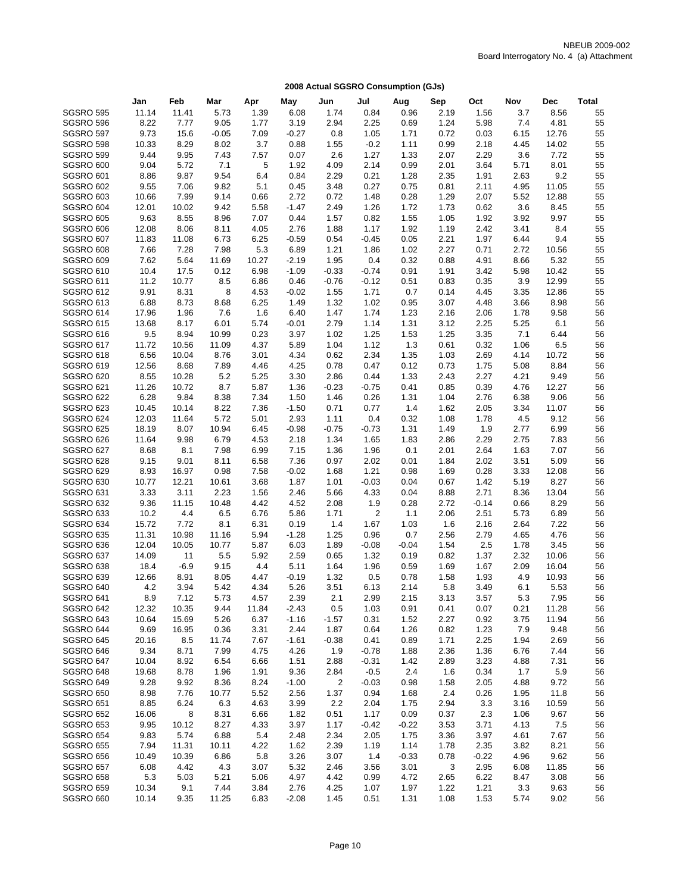NBEUB 2009-002
Board Interrogatory No. 4 (a) Attachment

## 2008 Actual SGSRO Consumption (GJs)

| | Jan | Feb | Mar | Apr | May | Jun | Jul | Aug | Sep | Oct | Nov | Dec | Total |
|---|---|---|---|---|---|---|---|---|---|---|---|---|---|
| SGSRO 595 | 11.14 | 11.41 | 5.73 | 1.39 | 6.08 | 1.74 | 0.84 | 0.96 | 2.19 | 1.56 | 3.7 | 8.56 | 55 |
| SGSRO 596 | 8.22 | 7.77 | 9.05 | 1.77 | 3.19 | 2.94 | 2.25 | 0.69 | 1.24 | 5.98 | 7.4 | 4.81 | 55 |
| SGSRO 597 | 9.73 | 15.6 | -0.05 | 7.09 | -0.27 | 0.8 | 1.05 | 1.71 | 0.72 | 0.03 | 6.15 | 12.76 | 55 |
| SGSRO 598 | 10.33 | 8.29 | 8.02 | 3.7 | 0.88 | 1.55 | -0.2 | 1.11 | 0.99 | 2.18 | 4.45 | 14.02 | 55 |
| SGSRO 599 | 9.44 | 9.95 | 7.43 | 7.57 | 0.07 | 2.6 | 1.27 | 1.33 | 2.07 | 2.29 | 3.6 | 7.72 | 55 |
| SGSRO 600 | 9.04 | 5.72 | 7.1 | 5 | 1.92 | 4.09 | 2.14 | 0.99 | 2.01 | 3.64 | 5.71 | 8.01 | 55 |
| SGSRO 601 | 8.86 | 9.87 | 9.54 | 6.4 | 0.84 | 2.29 | 0.21 | 1.28 | 2.35 | 1.91 | 2.63 | 9.2 | 55 |
| SGSRO 602 | 9.55 | 7.06 | 9.82 | 5.1 | 0.45 | 3.48 | 0.27 | 0.75 | 0.81 | 2.11 | 4.95 | 11.05 | 55 |
| SGSRO 603 | 10.66 | 7.99 | 9.14 | 0.66 | 2.72 | 0.72 | 1.48 | 0.28 | 1.29 | 2.07 | 5.52 | 12.88 | 55 |
| SGSRO 604 | 12.01 | 10.02 | 9.42 | 5.58 | -1.47 | 2.49 | 1.26 | 1.72 | 1.73 | 0.62 | 3.6 | 8.45 | 55 |
| SGSRO 605 | 9.63 | 8.55 | 8.96 | 7.07 | 0.44 | 1.57 | 0.82 | 1.55 | 1.05 | 1.92 | 3.92 | 9.97 | 55 |
| SGSRO 606 | 12.08 | 8.06 | 8.11 | 4.05 | 2.76 | 1.88 | 1.17 | 1.92 | 1.19 | 2.42 | 3.41 | 8.4 | 55 |
| SGSRO 607 | 11.83 | 11.08 | 6.73 | 6.25 | -0.59 | 0.54 | -0.45 | 0.05 | 2.21 | 1.97 | 6.44 | 9.4 | 55 |
| SGSRO 608 | 7.66 | 7.28 | 7.98 | 5.3 | 6.89 | 1.21 | 1.86 | 1.02 | 2.27 | 0.71 | 2.72 | 10.56 | 55 |
| SGSRO 609 | 7.62 | 5.64 | 11.69 | 10.27 | -2.19 | 1.95 | 0.4 | 0.32 | 0.88 | 4.91 | 8.66 | 5.32 | 55 |
| SGSRO 610 | 10.4 | 17.5 | 0.12 | 6.98 | -1.09 | -0.33 | -0.74 | 0.91 | 1.91 | 3.42 | 5.98 | 10.42 | 55 |
| SGSRO 611 | 11.2 | 10.77 | 8.5 | 6.86 | 0.46 | -0.76 | -0.12 | 0.51 | 0.83 | 0.35 | 3.9 | 12.99 | 55 |
| SGSRO 612 | 9.91 | 8.31 | 8 | 4.53 | -0.02 | 1.55 | 1.71 | 0.7 | 0.14 | 4.45 | 3.35 | 12.86 | 55 |
| SGSRO 613 | 6.88 | 8.73 | 8.68 | 6.25 | 1.49 | 1.32 | 1.02 | 0.95 | 3.07 | 4.48 | 3.66 | 8.98 | 56 |
| SGSRO 614 | 17.96 | 1.96 | 7.6 | 1.6 | 6.40 | 1.47 | 1.74 | 1.23 | 2.16 | 2.06 | 1.78 | 9.58 | 56 |
| SGSRO 615 | 13.68 | 8.17 | 6.01 | 5.74 | -0.01 | 2.79 | 1.14 | 1.31 | 3.12 | 2.25 | 5.25 | 6.1 | 56 |
| SGSRO 616 | 9.5 | 8.94 | 10.99 | 0.23 | 3.97 | 1.02 | 1.25 | 1.53 | 1.25 | 3.35 | 7.1 | 6.44 | 56 |
| SGSRO 617 | 11.72 | 10.56 | 11.09 | 4.37 | 5.89 | 1.04 | 1.12 | 1.3 | 0.61 | 0.32 | 1.06 | 6.5 | 56 |
| SGSRO 618 | 6.56 | 10.04 | 8.76 | 3.01 | 4.34 | 0.62 | 2.34 | 1.35 | 1.03 | 2.69 | 4.14 | 10.72 | 56 |
| SGSRO 619 | 12.56 | 8.68 | 7.89 | 4.46 | 4.25 | 0.78 | 0.47 | 0.12 | 0.73 | 1.75 | 5.08 | 8.84 | 56 |
| SGSRO 620 | 8.55 | 10.28 | 5.2 | 5.25 | 3.30 | 2.86 | 0.44 | 1.33 | 2.43 | 2.27 | 4.21 | 9.49 | 56 |
| SGSRO 621 | 11.26 | 10.72 | 8.7 | 5.87 | 1.36 | -0.23 | -0.75 | 0.41 | 0.85 | 0.39 | 4.76 | 12.27 | 56 |
| SGSRO 622 | 6.28 | 9.84 | 8.38 | 7.34 | 1.50 | 1.46 | 0.26 | 1.31 | 1.04 | 2.76 | 6.38 | 9.06 | 56 |
| SGSRO 623 | 10.45 | 10.14 | 8.22 | 7.36 | -1.50 | 0.71 | 0.77 | 1.4 | 1.62 | 2.05 | 3.34 | 11.07 | 56 |
| SGSRO 624 | 12.03 | 11.64 | 5.72 | 5.01 | 2.93 | 1.11 | 0.4 | 0.32 | 1.08 | 1.78 | 4.5 | 9.12 | 56 |
| SGSRO 625 | 18.19 | 8.07 | 10.94 | 6.45 | -0.98 | -0.75 | -0.73 | 1.31 | 1.49 | 1.9 | 2.77 | 6.99 | 56 |
| SGSRO 626 | 11.64 | 9.98 | 6.79 | 4.53 | 2.18 | 1.34 | 1.65 | 1.83 | 2.86 | 2.29 | 2.75 | 7.83 | 56 |
| SGSRO 627 | 8.68 | 8.1 | 7.98 | 6.99 | 7.15 | 1.36 | 1.96 | 0.1 | 2.01 | 2.64 | 1.63 | 7.07 | 56 |
| SGSRO 628 | 9.15 | 9.01 | 8.11 | 6.58 | 7.36 | 0.97 | 2.02 | 0.01 | 1.84 | 2.02 | 3.51 | 5.09 | 56 |
| SGSRO 629 | 8.93 | 16.97 | 0.98 | 7.58 | -0.02 | 1.68 | 1.21 | 0.98 | 1.69 | 0.28 | 3.33 | 12.08 | 56 |
| SGSRO 630 | 10.77 | 12.21 | 10.61 | 3.68 | 1.87 | 1.01 | -0.03 | 0.04 | 0.67 | 1.42 | 5.19 | 8.27 | 56 |
| SGSRO 631 | 3.33 | 3.11 | 2.23 | 1.56 | 2.46 | 5.66 | 4.33 | 0.04 | 8.88 | 2.71 | 8.36 | 13.04 | 56 |
| SGSRO 632 | 9.36 | 11.15 | 10.48 | 4.42 | 4.52 | 2.08 | 1.9 | 0.28 | 2.72 | -0.14 | 0.66 | 8.29 | 56 |
| SGSRO 633 | 10.2 | 4.4 | 6.5 | 6.76 | 5.86 | 1.71 | 2 | 1.1 | 2.06 | 2.51 | 5.73 | 6.89 | 56 |
| SGSRO 634 | 15.72 | 7.72 | 8.1 | 6.31 | 0.19 | 1.4 | 1.67 | 1.03 | 1.6 | 2.16 | 2.64 | 7.22 | 56 |
| SGSRO 635 | 11.31 | 10.98 | 11.16 | 5.94 | -1.28 | 1.25 | 0.96 | 0.7 | 2.56 | 2.79 | 4.65 | 4.76 | 56 |
| SGSRO 636 | 12.04 | 10.05 | 10.77 | 5.87 | 6.03 | 1.89 | -0.08 | -0.04 | 1.54 | 2.5 | 1.78 | 3.45 | 56 |
| SGSRO 637 | 14.09 | 11 | 5.5 | 5.92 | 2.59 | 0.65 | 1.32 | 0.19 | 0.82 | 1.37 | 2.32 | 10.06 | 56 |
| SGSRO 638 | 18.4 | -6.9 | 9.15 | 4.4 | 5.11 | 1.64 | 1.96 | 0.59 | 1.69 | 1.67 | 2.09 | 16.04 | 56 |
| SGSRO 639 | 12.66 | 8.91 | 8.05 | 4.47 | -0.19 | 1.32 | 0.5 | 0.78 | 1.58 | 1.93 | 4.9 | 10.93 | 56 |
| SGSRO 640 | 4.2 | 3.94 | 5.42 | 4.34 | 5.26 | 3.51 | 6.13 | 2.14 | 5.8 | 3.49 | 6.1 | 5.53 | 56 |
| SGSRO 641 | 8.9 | 7.12 | 5.73 | 4.57 | 2.39 | 2.1 | 2.99 | 2.15 | 3.13 | 3.57 | 5.3 | 7.95 | 56 |
| SGSRO 642 | 12.32 | 10.35 | 9.44 | 11.84 | -2.43 | 0.5 | 1.03 | 0.91 | 0.41 | 0.07 | 0.21 | 11.28 | 56 |
| SGSRO 643 | 10.64 | 15.69 | 5.26 | 6.37 | -1.16 | -1.57 | 0.31 | 1.52 | 2.27 | 0.92 | 3.75 | 11.94 | 56 |
| SGSRO 644 | 9.69 | 16.95 | 0.36 | 3.31 | 2.44 | 1.87 | 0.64 | 1.26 | 0.82 | 1.23 | 7.9 | 9.48 | 56 |
| SGSRO 645 | 20.16 | 8.5 | 11.74 | 7.67 | -1.61 | -0.38 | 0.41 | 0.89 | 1.71 | 2.25 | 1.94 | 2.69 | 56 |
| SGSRO 646 | 9.34 | 8.71 | 7.99 | 4.75 | 4.26 | 1.9 | -0.78 | 1.88 | 2.36 | 1.36 | 6.76 | 7.44 | 56 |
| SGSRO 647 | 10.04 | 8.92 | 6.54 | 6.66 | 1.51 | 2.88 | -0.31 | 1.42 | 2.89 | 3.23 | 4.88 | 7.31 | 56 |
| SGSRO 648 | 19.68 | 8.78 | 1.96 | 1.91 | 9.36 | 2.84 | -0.5 | 2.4 | 1.6 | 0.34 | 1.7 | 5.9 | 56 |
| SGSRO 649 | 9.28 | 9.92 | 8.36 | 8.24 | -1.00 | 2 | -0.03 | 0.98 | 1.58 | 2.05 | 4.88 | 9.72 | 56 |
| SGSRO 650 | 8.98 | 7.76 | 10.77 | 5.52 | 2.56 | 1.37 | 0.94 | 1.68 | 2.4 | 0.26 | 1.95 | 11.8 | 56 |
| SGSRO 651 | 8.85 | 6.24 | 6.3 | 4.63 | 3.99 | 2.2 | 2.04 | 1.75 | 2.94 | 3.3 | 3.16 | 10.59 | 56 |
| SGSRO 652 | 16.06 | 8 | 8.31 | 6.66 | 1.82 | 0.51 | 1.17 | 0.09 | 0.37 | 2.3 | 1.06 | 9.67 | 56 |
| SGSRO 653 | 9.95 | 10.12 | 8.27 | 4.33 | 3.97 | 1.17 | -0.42 | -0.22 | 3.53 | 3.71 | 4.13 | 7.5 | 56 |
| SGSRO 654 | 9.83 | 5.74 | 6.88 | 5.4 | 2.48 | 2.34 | 2.05 | 1.75 | 3.36 | 3.97 | 4.61 | 7.67 | 56 |
| SGSRO 655 | 7.94 | 11.31 | 10.11 | 4.22 | 1.62 | 2.39 | 1.19 | 1.14 | 1.78 | 2.35 | 3.82 | 8.21 | 56 |
| SGSRO 656 | 10.49 | 10.39 | 6.86 | 5.8 | 3.26 | 3.07 | 1.4 | -0.33 | 0.78 | -0.22 | 4.96 | 9.62 | 56 |
| SGSRO 657 | 6.08 | 4.42 | 4.3 | 3.07 | 5.32 | 2.46 | 3.56 | 3.01 | 3 | 2.95 | 6.08 | 11.85 | 56 |
| SGSRO 658 | 5.3 | 5.03 | 5.21 | 5.06 | 4.97 | 4.42 | 0.99 | 4.72 | 2.65 | 6.22 | 8.47 | 3.08 | 56 |
| SGSRO 659 | 10.34 | 9.1 | 7.44 | 3.84 | 2.76 | 4.25 | 1.07 | 1.97 | 1.22 | 1.21 | 3.3 | 9.63 | 56 |
| SGSRO 660 | 10.14 | 9.35 | 11.25 | 6.83 | -2.08 | 1.45 | 0.51 | 1.31 | 1.08 | 1.53 | 5.74 | 9.02 | 56 |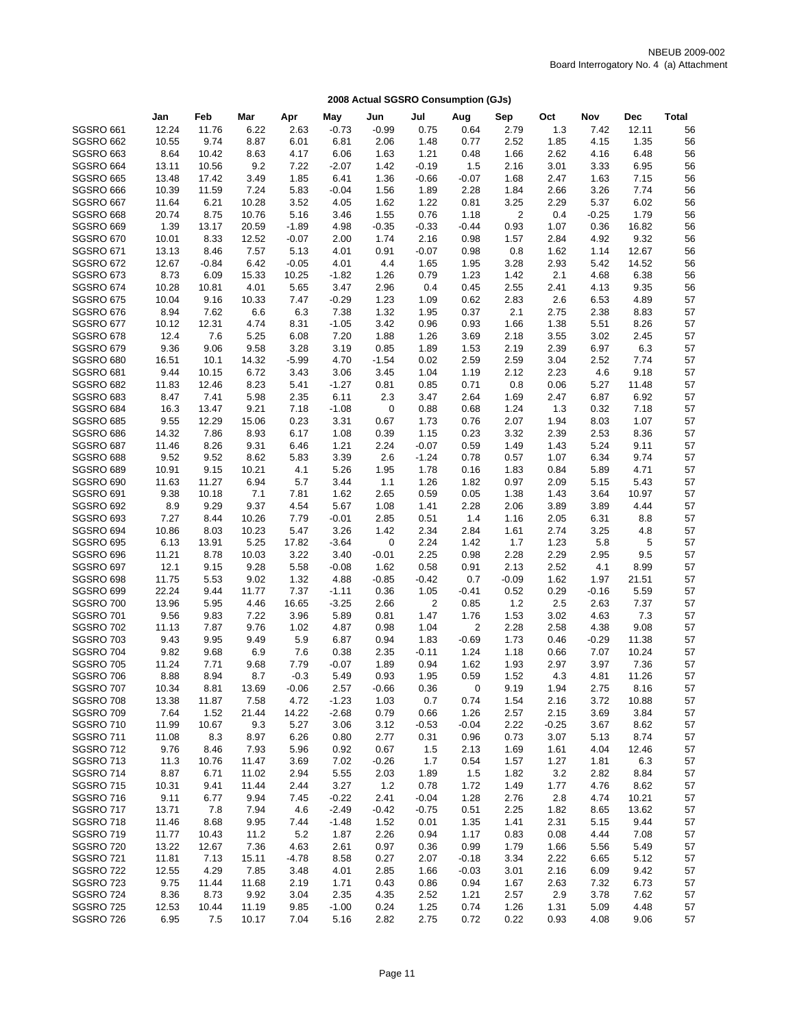NBEUB 2009-002
Board Interrogatory No. 4 (a) Attachment

## 2008 Actual SGSRO Consumption (GJs)

| | Jan | Feb | Mar | Apr | May | Jun | Jul | Aug | Sep | Oct | Nov | Dec | Total |
|---|---|---|---|---|---|---|---|---|---|---|---|---|---|
| SGSRO 661 | 12.24 | 11.76 | 6.22 | 2.63 | -0.73 | -0.99 | 0.75 | 0.64 | 2.79 | 1.3 | 7.42 | 12.11 | 56 |
| SGSRO 662 | 10.55 | 9.74 | 8.87 | 6.01 | 6.81 | 2.06 | 1.48 | 0.77 | 2.52 | 1.85 | 4.15 | 1.35 | 56 |
| SGSRO 663 | 8.64 | 10.42 | 8.63 | 4.17 | 6.06 | 1.63 | 1.21 | 0.48 | 1.66 | 2.62 | 4.16 | 6.48 | 56 |
| SGSRO 664 | 13.11 | 10.56 | 9.2 | 7.22 | -2.07 | 1.42 | -0.19 | 1.5 | 2.16 | 3.01 | 3.33 | 6.95 | 56 |
| SGSRO 665 | 13.48 | 17.42 | 3.49 | 1.85 | 6.41 | 1.36 | -0.66 | -0.07 | 1.68 | 2.47 | 1.63 | 7.15 | 56 |
| SGSRO 666 | 10.39 | 11.59 | 7.24 | 5.83 | -0.04 | 1.56 | 1.89 | 2.28 | 1.84 | 2.66 | 3.26 | 7.74 | 56 |
| SGSRO 667 | 11.64 | 6.21 | 10.28 | 3.52 | 4.05 | 1.62 | 1.22 | 0.81 | 3.25 | 2.29 | 5.37 | 6.02 | 56 |
| SGSRO 668 | 20.74 | 8.75 | 10.76 | 5.16 | 3.46 | 1.55 | 0.76 | 1.18 | 2 | 0.4 | -0.25 | 1.79 | 56 |
| SGSRO 669 | 1.39 | 13.17 | 20.59 | -1.89 | 4.98 | -0.35 | -0.33 | -0.44 | 0.93 | 1.07 | 0.36 | 16.82 | 56 |
| SGSRO 670 | 10.01 | 8.33 | 12.52 | -0.07 | 2.00 | 1.74 | 2.16 | 0.98 | 1.57 | 2.84 | 4.92 | 9.32 | 56 |
| SGSRO 671 | 13.13 | 8.46 | 7.57 | 5.13 | 4.01 | 0.91 | -0.07 | 0.98 | 0.8 | 1.62 | 1.14 | 12.67 | 56 |
| SGSRO 672 | 12.67 | -0.84 | 6.42 | -0.05 | 4.01 | 4.4 | 1.65 | 1.95 | 3.28 | 2.93 | 5.42 | 14.52 | 56 |
| SGSRO 673 | 8.73 | 6.09 | 15.33 | 10.25 | -1.82 | 1.26 | 0.79 | 1.23 | 1.42 | 2.1 | 4.68 | 6.38 | 56 |
| SGSRO 674 | 10.28 | 10.81 | 4.01 | 5.65 | 3.47 | 2.96 | 0.4 | 0.45 | 2.55 | 2.41 | 4.13 | 9.35 | 56 |
| SGSRO 675 | 10.04 | 9.16 | 10.33 | 7.47 | -0.29 | 1.23 | 1.09 | 0.62 | 2.83 | 2.6 | 6.53 | 4.89 | 57 |
| SGSRO 676 | 8.94 | 7.62 | 6.6 | 6.3 | 7.38 | 1.32 | 1.95 | 0.37 | 2.1 | 2.75 | 2.38 | 8.83 | 57 |
| SGSRO 677 | 10.12 | 12.31 | 4.74 | 8.31 | -1.05 | 3.42 | 0.96 | 0.93 | 1.66 | 1.38 | 5.51 | 8.26 | 57 |
| SGSRO 678 | 12.4 | 7.6 | 5.25 | 6.08 | 7.20 | 1.88 | 1.26 | 3.69 | 2.18 | 3.55 | 3.02 | 2.45 | 57 |
| SGSRO 679 | 9.36 | 9.06 | 9.58 | 3.28 | 3.19 | 0.85 | 1.89 | 1.53 | 2.19 | 2.39 | 6.97 | 6.3 | 57 |
| SGSRO 680 | 16.51 | 10.1 | 14.32 | -5.99 | 4.70 | -1.54 | 0.02 | 2.59 | 2.59 | 3.04 | 2.52 | 7.74 | 57 |
| SGSRO 681 | 9.44 | 10.15 | 6.72 | 3.43 | 3.06 | 3.45 | 1.04 | 1.19 | 2.12 | 2.23 | 4.6 | 9.18 | 57 |
| SGSRO 682 | 11.83 | 12.46 | 8.23 | 5.41 | -1.27 | 0.81 | 0.85 | 0.71 | 0.8 | 0.06 | 5.27 | 11.48 | 57 |
| SGSRO 683 | 8.47 | 7.41 | 5.98 | 2.35 | 6.11 | 2.3 | 3.47 | 2.64 | 1.69 | 2.47 | 6.87 | 6.92 | 57 |
| SGSRO 684 | 16.3 | 13.47 | 9.21 | 7.18 | -1.08 | 0 | 0.88 | 0.68 | 1.24 | 1.3 | 0.32 | 7.18 | 57 |
| SGSRO 685 | 9.55 | 12.29 | 15.06 | 0.23 | 3.31 | 0.67 | 1.73 | 0.76 | 2.07 | 1.94 | 8.03 | 1.07 | 57 |
| SGSRO 686 | 14.32 | 7.86 | 8.93 | 6.17 | 1.08 | 0.39 | 1.15 | 0.23 | 3.32 | 2.39 | 2.53 | 8.36 | 57 |
| SGSRO 687 | 11.46 | 8.26 | 9.31 | 6.46 | 1.21 | 2.24 | -0.07 | 0.59 | 1.49 | 1.43 | 5.24 | 9.11 | 57 |
| SGSRO 688 | 9.52 | 9.52 | 8.62 | 5.83 | 3.39 | 2.6 | -1.24 | 0.78 | 0.57 | 1.07 | 6.34 | 9.74 | 57 |
| SGSRO 689 | 10.91 | 9.15 | 10.21 | 4.1 | 5.26 | 1.95 | 1.78 | 0.16 | 1.83 | 0.84 | 5.89 | 4.71 | 57 |
| SGSRO 690 | 11.63 | 11.27 | 6.94 | 5.7 | 3.44 | 1.1 | 1.26 | 1.82 | 0.97 | 2.09 | 5.15 | 5.43 | 57 |
| SGSRO 691 | 9.38 | 10.18 | 7.1 | 7.81 | 1.62 | 2.65 | 0.59 | 0.05 | 1.38 | 1.43 | 3.64 | 10.97 | 57 |
| SGSRO 692 | 8.9 | 9.29 | 9.37 | 4.54 | 5.67 | 1.08 | 1.41 | 2.28 | 2.06 | 3.89 | 3.89 | 4.44 | 57 |
| SGSRO 693 | 7.27 | 8.44 | 10.26 | 7.79 | -0.01 | 2.85 | 0.51 | 1.4 | 1.16 | 2.05 | 6.31 | 8.8 | 57 |
| SGSRO 694 | 10.86 | 8.03 | 10.23 | 5.47 | 3.26 | 1.42 | 2.34 | 2.84 | 1.61 | 2.74 | 3.25 | 4.8 | 57 |
| SGSRO 695 | 6.13 | 13.91 | 5.25 | 17.82 | -3.64 | 0 | 2.24 | 1.42 | 1.7 | 1.23 | 5.8 | 5 | 57 |
| SGSRO 696 | 11.21 | 8.78 | 10.03 | 3.22 | 3.40 | -0.01 | 2.25 | 0.98 | 2.28 | 2.29 | 2.95 | 9.5 | 57 |
| SGSRO 697 | 12.1 | 9.15 | 9.28 | 5.58 | -0.08 | 1.62 | 0.58 | 0.91 | 2.13 | 2.52 | 4.1 | 8.99 | 57 |
| SGSRO 698 | 11.75 | 5.53 | 9.02 | 1.32 | 4.88 | -0.85 | -0.42 | 0.7 | -0.09 | 1.62 | 1.97 | 21.51 | 57 |
| SGSRO 699 | 22.24 | 9.44 | 11.77 | 7.37 | -1.11 | 0.36 | 1.05 | -0.41 | 0.52 | 0.29 | -0.16 | 5.59 | 57 |
| SGSRO 700 | 13.96 | 5.95 | 4.46 | 16.65 | -3.25 | 2.66 | 2 | 0.85 | 1.2 | 2.5 | 2.63 | 7.37 | 57 |
| SGSRO 701 | 9.56 | 9.83 | 7.22 | 3.96 | 5.89 | 0.81 | 1.47 | 1.76 | 1.53 | 3.02 | 4.63 | 7.3 | 57 |
| SGSRO 702 | 11.13 | 7.87 | 9.76 | 1.02 | 4.87 | 0.98 | 1.04 | 2 | 2.28 | 2.58 | 4.38 | 9.08 | 57 |
| SGSRO 703 | 9.43 | 9.95 | 9.49 | 5.9 | 6.87 | 0.94 | 1.83 | -0.69 | 1.73 | 0.46 | -0.29 | 11.38 | 57 |
| SGSRO 704 | 9.82 | 9.68 | 6.9 | 7.6 | 0.38 | 2.35 | -0.11 | 1.24 | 1.18 | 0.66 | 7.07 | 10.24 | 57 |
| SGSRO 705 | 11.24 | 7.71 | 9.68 | 7.79 | -0.07 | 1.89 | 0.94 | 1.62 | 1.93 | 2.97 | 3.97 | 7.36 | 57 |
| SGSRO 706 | 8.88 | 8.94 | 8.7 | -0.3 | 5.49 | 0.93 | 1.95 | 0.59 | 1.52 | 4.3 | 4.81 | 11.26 | 57 |
| SGSRO 707 | 10.34 | 8.81 | 13.69 | -0.06 | 2.57 | -0.66 | 0.36 | 0 | 9.19 | 1.94 | 2.75 | 8.16 | 57 |
| SGSRO 708 | 13.38 | 11.87 | 7.58 | 4.72 | -1.23 | 1.03 | 0.7 | 0.74 | 1.54 | 2.16 | 3.72 | 10.88 | 57 |
| SGSRO 709 | 7.64 | 1.52 | 21.44 | 14.22 | -2.68 | 0.79 | 0.66 | 1.26 | 2.57 | 2.15 | 3.69 | 3.84 | 57 |
| SGSRO 710 | 11.99 | 10.67 | 9.3 | 5.27 | 3.06 | 3.12 | -0.53 | -0.04 | 2.22 | -0.25 | 3.67 | 8.62 | 57 |
| SGSRO 711 | 11.08 | 8.3 | 8.97 | 6.26 | 0.80 | 2.77 | 0.31 | 0.96 | 0.73 | 3.07 | 5.13 | 8.74 | 57 |
| SGSRO 712 | 9.76 | 8.46 | 7.93 | 5.96 | 0.92 | 0.67 | 1.5 | 2.13 | 1.69 | 1.61 | 4.04 | 12.46 | 57 |
| SGSRO 713 | 11.3 | 10.76 | 11.47 | 3.69 | 7.02 | -0.26 | 1.7 | 0.54 | 1.57 | 1.27 | 1.81 | 6.3 | 57 |
| SGSRO 714 | 8.87 | 6.71 | 11.02 | 2.94 | 5.55 | 2.03 | 1.89 | 1.5 | 1.82 | 3.2 | 2.82 | 8.84 | 57 |
| SGSRO 715 | 10.31 | 9.41 | 11.44 | 2.44 | 3.27 | 1.2 | 0.78 | 1.72 | 1.49 | 1.77 | 4.76 | 8.62 | 57 |
| SGSRO 716 | 9.11 | 6.77 | 9.94 | 7.45 | -0.22 | 2.41 | -0.04 | 1.28 | 2.76 | 2.8 | 4.74 | 10.21 | 57 |
| SGSRO 717 | 13.71 | 7.8 | 7.94 | 4.6 | -2.49 | -0.42 | -0.75 | 0.51 | 2.25 | 1.82 | 8.65 | 13.62 | 57 |
| SGSRO 718 | 11.46 | 8.68 | 9.95 | 7.44 | -1.48 | 1.52 | 0.01 | 1.35 | 1.41 | 2.31 | 5.15 | 9.44 | 57 |
| SGSRO 719 | 11.77 | 10.43 | 11.2 | 5.2 | 1.87 | 2.26 | 0.94 | 1.17 | 0.83 | 0.08 | 4.44 | 7.08 | 57 |
| SGSRO 720 | 13.22 | 12.67 | 7.36 | 4.63 | 2.61 | 0.97 | 0.36 | 0.99 | 1.79 | 1.66 | 5.56 | 5.49 | 57 |
| SGSRO 721 | 11.81 | 7.13 | 15.11 | -4.78 | 8.58 | 0.27 | 2.07 | -0.18 | 3.34 | 2.22 | 6.65 | 5.12 | 57 |
| SGSRO 722 | 12.55 | 4.29 | 7.85 | 3.48 | 4.01 | 2.85 | 1.66 | -0.03 | 3.01 | 2.16 | 6.09 | 9.42 | 57 |
| SGSRO 723 | 9.75 | 11.44 | 11.68 | 2.19 | 1.71 | 0.43 | 0.86 | 0.94 | 1.67 | 2.63 | 7.32 | 6.73 | 57 |
| SGSRO 724 | 8.36 | 8.73 | 9.92 | 3.04 | 2.35 | 4.35 | 2.52 | 1.21 | 2.57 | 2.9 | 3.78 | 7.62 | 57 |
| SGSRO 725 | 12.53 | 10.44 | 11.19 | 9.85 | -1.00 | 0.24 | 1.25 | 0.74 | 1.26 | 1.31 | 5.09 | 4.48 | 57 |
| SGSRO 726 | 6.95 | 7.5 | 10.17 | 7.04 | 5.16 | 2.82 | 2.75 | 0.72 | 0.22 | 0.93 | 4.08 | 9.06 | 57 |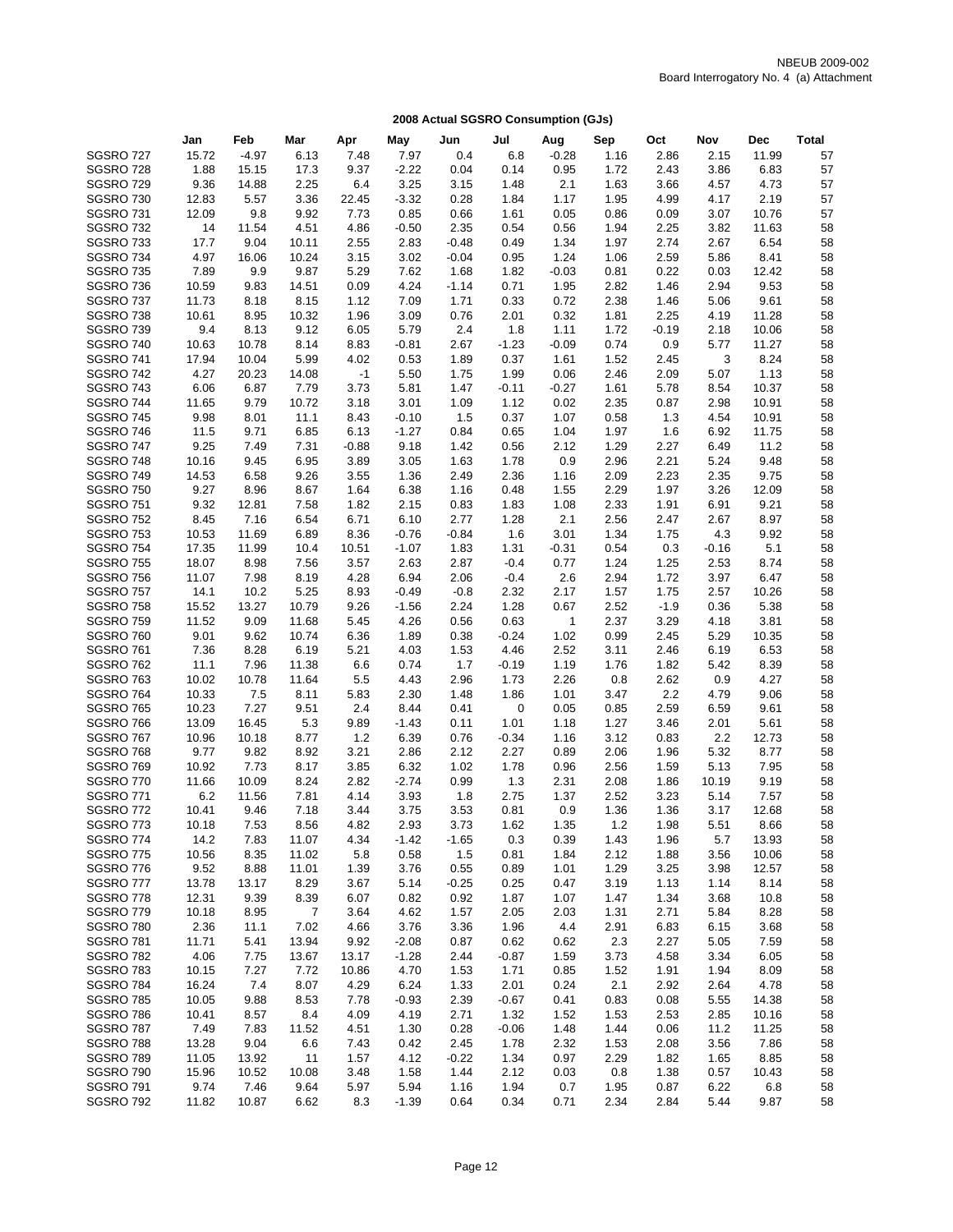NBEUB 2009-002
Board Interrogatory No. 4 (a) Attachment

## 2008 Actual SGSRO Consumption (GJs)

| | Jan | Feb | Mar | Apr | May | Jun | Jul | Aug | Sep | Oct | Nov | Dec | Total |
|---|---|---|---|---|---|---|---|---|---|---|---|---|---|
| SGSRO 727 | 15.72 | -4.97 | 6.13 | 7.48 | 7.97 | 0.4 | 6.8 | -0.28 | 1.16 | 2.86 | 2.15 | 11.99 | 57 |
| SGSRO 728 | 1.88 | 15.15 | 17.3 | 9.37 | -2.22 | 0.04 | 0.14 | 0.95 | 1.72 | 2.43 | 3.86 | 6.83 | 57 |
| SGSRO 729 | 9.36 | 14.88 | 2.25 | 6.4 | 3.25 | 3.15 | 1.48 | 2.1 | 1.63 | 3.66 | 4.57 | 4.73 | 57 |
| SGSRO 730 | 12.83 | 5.57 | 3.36 | 22.45 | -3.32 | 0.28 | 1.84 | 1.17 | 1.95 | 4.99 | 4.17 | 2.19 | 57 |
| SGSRO 731 | 12.09 | 9.8 | 9.92 | 7.73 | 0.85 | 0.66 | 1.61 | 0.05 | 0.86 | 0.09 | 3.07 | 10.76 | 57 |
| SGSRO 732 | 14 | 11.54 | 4.51 | 4.86 | -0.50 | 2.35 | 0.54 | 0.56 | 1.94 | 2.25 | 3.82 | 11.63 | 58 |
| SGSRO 733 | 17.7 | 9.04 | 10.11 | 2.55 | 2.83 | -0.48 | 0.49 | 1.34 | 1.97 | 2.74 | 2.67 | 6.54 | 58 |
| SGSRO 734 | 4.97 | 16.06 | 10.24 | 3.15 | 3.02 | -0.04 | 0.95 | 1.24 | 1.06 | 2.59 | 5.86 | 8.41 | 58 |
| SGSRO 735 | 7.89 | 9.9 | 9.87 | 5.29 | 7.62 | 1.68 | 1.82 | -0.03 | 0.81 | 0.22 | 0.03 | 12.42 | 58 |
| SGSRO 736 | 10.59 | 9.83 | 14.51 | 0.09 | 4.24 | -1.14 | 0.71 | 1.95 | 2.82 | 1.46 | 2.94 | 9.53 | 58 |
| SGSRO 737 | 11.73 | 8.18 | 8.15 | 1.12 | 7.09 | 1.71 | 0.33 | 0.72 | 2.38 | 1.46 | 5.06 | 9.61 | 58 |
| SGSRO 738 | 10.61 | 8.95 | 10.32 | 1.96 | 3.09 | 0.76 | 2.01 | 0.32 | 1.81 | 2.25 | 4.19 | 11.28 | 58 |
| SGSRO 739 | 9.4 | 8.13 | 9.12 | 6.05 | 5.79 | 2.4 | 1.8 | 1.11 | 1.72 | -0.19 | 2.18 | 10.06 | 58 |
| SGSRO 740 | 10.63 | 10.78 | 8.14 | 8.83 | -0.81 | 2.67 | -1.23 | -0.09 | 0.74 | 0.9 | 5.77 | 11.27 | 58 |
| SGSRO 741 | 17.94 | 10.04 | 5.99 | 4.02 | 0.53 | 1.89 | 0.37 | 1.61 | 1.52 | 2.45 | 3 | 8.24 | 58 |
| SGSRO 742 | 4.27 | 20.23 | 14.08 | -1 | 5.50 | 1.75 | 1.99 | 0.06 | 2.46 | 2.09 | 5.07 | 1.13 | 58 |
| SGSRO 743 | 6.06 | 6.87 | 7.79 | 3.73 | 5.81 | 1.47 | -0.11 | -0.27 | 1.61 | 5.78 | 8.54 | 10.37 | 58 |
| SGSRO 744 | 11.65 | 9.79 | 10.72 | 3.18 | 3.01 | 1.09 | 1.12 | 0.02 | 2.35 | 0.87 | 2.98 | 10.91 | 58 |
| SGSRO 745 | 9.98 | 8.01 | 11.1 | 8.43 | -0.10 | 1.5 | 0.37 | 1.07 | 0.58 | 1.3 | 4.54 | 10.91 | 58 |
| SGSRO 746 | 11.5 | 9.71 | 6.85 | 6.13 | -1.27 | 0.84 | 0.65 | 1.04 | 1.97 | 1.6 | 6.92 | 11.75 | 58 |
| SGSRO 747 | 9.25 | 7.49 | 7.31 | -0.88 | 9.18 | 1.42 | 0.56 | 2.12 | 1.29 | 2.27 | 6.49 | 11.2 | 58 |
| SGSRO 748 | 10.16 | 9.45 | 6.95 | 3.89 | 3.05 | 1.63 | 1.78 | 0.9 | 2.96 | 2.21 | 5.24 | 9.48 | 58 |
| SGSRO 749 | 14.53 | 6.58 | 9.26 | 3.55 | 1.36 | 2.49 | 2.36 | 1.16 | 2.09 | 2.23 | 2.35 | 9.75 | 58 |
| SGSRO 750 | 9.27 | 8.96 | 8.67 | 1.64 | 6.38 | 1.16 | 0.48 | 1.55 | 2.29 | 1.97 | 3.26 | 12.09 | 58 |
| SGSRO 751 | 9.32 | 12.81 | 7.58 | 1.82 | 2.15 | 0.83 | 1.83 | 1.08 | 2.33 | 1.91 | 6.91 | 9.21 | 58 |
| SGSRO 752 | 8.45 | 7.16 | 6.54 | 6.71 | 6.10 | 2.77 | 1.28 | 2.1 | 2.56 | 2.47 | 2.67 | 8.97 | 58 |
| SGSRO 753 | 10.53 | 11.69 | 6.89 | 8.36 | -0.76 | -0.84 | 1.6 | 3.01 | 1.34 | 1.75 | 4.3 | 9.92 | 58 |
| SGSRO 754 | 17.35 | 11.99 | 10.4 | 10.51 | -1.07 | 1.83 | 1.31 | -0.31 | 0.54 | 0.3 | -0.16 | 5.1 | 58 |
| SGSRO 755 | 18.07 | 8.98 | 7.56 | 3.57 | 2.63 | 2.87 | -0.4 | 0.77 | 1.24 | 1.25 | 2.53 | 8.74 | 58 |
| SGSRO 756 | 11.07 | 7.98 | 8.19 | 4.28 | 6.94 | 2.06 | -0.4 | 2.6 | 2.94 | 1.72 | 3.97 | 6.47 | 58 |
| SGSRO 757 | 14.1 | 10.2 | 5.25 | 8.93 | -0.49 | -0.8 | 2.32 | 2.17 | 1.57 | 1.75 | 2.57 | 10.26 | 58 |
| SGSRO 758 | 15.52 | 13.27 | 10.79 | 9.26 | -1.56 | 2.24 | 1.28 | 0.67 | 2.52 | -1.9 | 0.36 | 5.38 | 58 |
| SGSRO 759 | 11.52 | 9.09 | 11.68 | 5.45 | 4.26 | 0.56 | 0.63 | 1 | 2.37 | 3.29 | 4.18 | 3.81 | 58 |
| SGSRO 760 | 9.01 | 9.62 | 10.74 | 6.36 | 1.89 | 0.38 | -0.24 | 1.02 | 0.99 | 2.45 | 5.29 | 10.35 | 58 |
| SGSRO 761 | 7.36 | 8.28 | 6.19 | 5.21 | 4.03 | 1.53 | 4.46 | 2.52 | 3.11 | 2.46 | 6.19 | 6.53 | 58 |
| SGSRO 762 | 11.1 | 7.96 | 11.38 | 6.6 | 0.74 | 1.7 | -0.19 | 1.19 | 1.76 | 1.82 | 5.42 | 8.39 | 58 |
| SGSRO 763 | 10.02 | 10.78 | 11.64 | 5.5 | 4.43 | 2.96 | 1.73 | 2.26 | 0.8 | 2.62 | 0.9 | 4.27 | 58 |
| SGSRO 764 | 10.33 | 7.5 | 8.11 | 5.83 | 2.30 | 1.48 | 1.86 | 1.01 | 3.47 | 2.2 | 4.79 | 9.06 | 58 |
| SGSRO 765 | 10.23 | 7.27 | 9.51 | 2.4 | 8.44 | 0.41 | 0 | 0.05 | 0.85 | 2.59 | 6.59 | 9.61 | 58 |
| SGSRO 766 | 13.09 | 16.45 | 5.3 | 9.89 | -1.43 | 0.11 | 1.01 | 1.18 | 1.27 | 3.46 | 2.01 | 5.61 | 58 |
| SGSRO 767 | 10.96 | 10.18 | 8.77 | 1.2 | 6.39 | 0.76 | -0.34 | 1.16 | 3.12 | 0.83 | 2.2 | 12.73 | 58 |
| SGSRO 768 | 9.77 | 9.82 | 8.92 | 3.21 | 2.86 | 2.12 | 2.27 | 0.89 | 2.06 | 1.96 | 5.32 | 8.77 | 58 |
| SGSRO 769 | 10.92 | 7.73 | 8.17 | 3.85 | 6.32 | 1.02 | 1.78 | 0.96 | 2.56 | 1.59 | 5.13 | 7.95 | 58 |
| SGSRO 770 | 11.66 | 10.09 | 8.24 | 2.82 | -2.74 | 0.99 | 1.3 | 2.31 | 2.08 | 1.86 | 10.19 | 9.19 | 58 |
| SGSRO 771 | 6.2 | 11.56 | 7.81 | 4.14 | 3.93 | 1.8 | 2.75 | 1.37 | 2.52 | 3.23 | 5.14 | 7.57 | 58 |
| SGSRO 772 | 10.41 | 9.46 | 7.18 | 3.44 | 3.75 | 3.53 | 0.81 | 0.9 | 1.36 | 1.36 | 3.17 | 12.68 | 58 |
| SGSRO 773 | 10.18 | 7.53 | 8.56 | 4.82 | 2.93 | 3.73 | 1.62 | 1.35 | 1.2 | 1.98 | 5.51 | 8.66 | 58 |
| SGSRO 774 | 14.2 | 7.83 | 11.07 | 4.34 | -1.42 | -1.65 | 0.3 | 0.39 | 1.43 | 1.96 | 5.7 | 13.93 | 58 |
| SGSRO 775 | 10.56 | 8.35 | 11.02 | 5.8 | 0.58 | 1.5 | 0.81 | 1.84 | 2.12 | 1.88 | 3.56 | 10.06 | 58 |
| SGSRO 776 | 9.52 | 8.88 | 11.01 | 1.39 | 3.76 | 0.55 | 0.89 | 1.01 | 1.29 | 3.25 | 3.98 | 12.57 | 58 |
| SGSRO 777 | 13.78 | 13.17 | 8.29 | 3.67 | 5.14 | -0.25 | 0.25 | 0.47 | 3.19 | 1.13 | 1.14 | 8.14 | 58 |
| SGSRO 778 | 12.31 | 9.39 | 8.39 | 6.07 | 0.82 | 0.92 | 1.87 | 1.07 | 1.47 | 1.34 | 3.68 | 10.8 | 58 |
| SGSRO 779 | 10.18 | 8.95 | 7 | 3.64 | 4.62 | 1.57 | 2.05 | 2.03 | 1.31 | 2.71 | 5.84 | 8.28 | 58 |
| SGSRO 780 | 2.36 | 11.1 | 7.02 | 4.66 | 3.76 | 3.36 | 1.96 | 4.4 | 2.91 | 6.83 | 6.15 | 3.68 | 58 |
| SGSRO 781 | 11.71 | 5.41 | 13.94 | 9.92 | -2.08 | 0.87 | 0.62 | 0.62 | 2.3 | 2.27 | 5.05 | 7.59 | 58 |
| SGSRO 782 | 4.06 | 7.75 | 13.67 | 13.17 | -1.28 | 2.44 | -0.87 | 1.59 | 3.73 | 4.58 | 3.34 | 6.05 | 58 |
| SGSRO 783 | 10.15 | 7.27 | 7.72 | 10.86 | 4.70 | 1.53 | 1.71 | 0.85 | 1.52 | 1.91 | 1.94 | 8.09 | 58 |
| SGSRO 784 | 16.24 | 7.4 | 8.07 | 4.29 | 6.24 | 1.33 | 2.01 | 0.24 | 2.1 | 2.92 | 2.64 | 4.78 | 58 |
| SGSRO 785 | 10.05 | 9.88 | 8.53 | 7.78 | -0.93 | 2.39 | -0.67 | 0.41 | 0.83 | 0.08 | 5.55 | 14.38 | 58 |
| SGSRO 786 | 10.41 | 8.57 | 8.4 | 4.09 | 4.19 | 2.71 | 1.32 | 1.52 | 1.53 | 2.53 | 2.85 | 10.16 | 58 |
| SGSRO 787 | 7.49 | 7.83 | 11.52 | 4.51 | 1.30 | 0.28 | -0.06 | 1.48 | 1.44 | 0.06 | 11.2 | 11.25 | 58 |
| SGSRO 788 | 13.28 | 9.04 | 6.6 | 7.43 | 0.42 | 2.45 | 1.78 | 2.32 | 1.53 | 2.08 | 3.56 | 7.86 | 58 |
| SGSRO 789 | 11.05 | 13.92 | 11 | 1.57 | 4.12 | -0.22 | 1.34 | 0.97 | 2.29 | 1.82 | 1.65 | 8.85 | 58 |
| SGSRO 790 | 15.96 | 10.52 | 10.08 | 3.48 | 1.58 | 1.44 | 2.12 | 0.03 | 0.8 | 1.38 | 0.57 | 10.43 | 58 |
| SGSRO 791 | 9.74 | 7.46 | 9.64 | 5.97 | 5.94 | 1.16 | 1.94 | 0.7 | 1.95 | 0.87 | 6.22 | 6.8 | 58 |
| SGSRO 792 | 11.82 | 10.87 | 6.62 | 8.3 | -1.39 | 0.64 | 0.34 | 0.71 | 2.34 | 2.84 | 5.44 | 9.87 | 58 |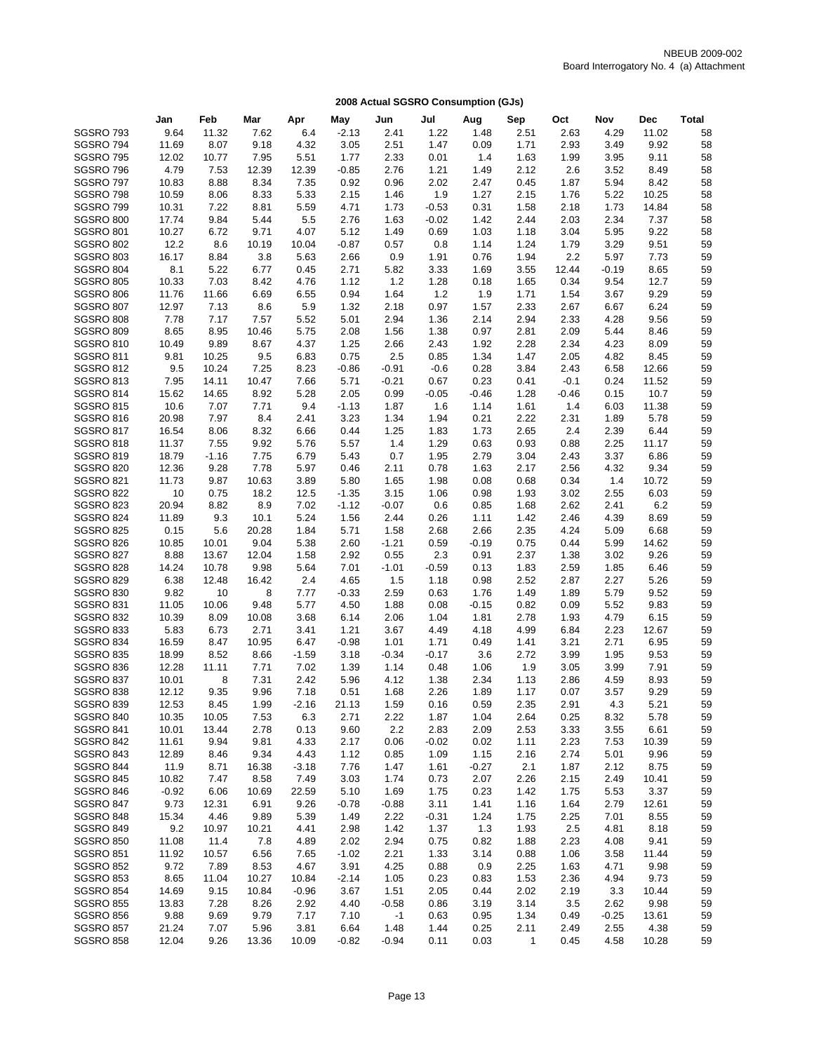NBEUB 2009-002
Board Interrogatory No. 4 (a) Attachment

## 2008 Actual SGSRO Consumption (GJs)

| | Jan | Feb | Mar | Apr | May | Jun | Jul | Aug | Sep | Oct | Nov | Dec | Total |
|---|---|---|---|---|---|---|---|---|---|---|---|---|---|
| SGSRO 793 | 9.64 | 11.32 | 7.62 | 6.4 | -2.13 | 2.41 | 1.22 | 1.48 | 2.51 | 2.63 | 4.29 | 11.02 | 58 |
| SGSRO 794 | 11.69 | 8.07 | 9.18 | 4.32 | 3.05 | 2.51 | 1.47 | 0.09 | 1.71 | 2.93 | 3.49 | 9.92 | 58 |
| SGSRO 795 | 12.02 | 10.77 | 7.95 | 5.51 | 1.77 | 2.33 | 0.01 | 1.4 | 1.63 | 1.99 | 3.95 | 9.11 | 58 |
| SGSRO 796 | 4.79 | 7.53 | 12.39 | 12.39 | -0.85 | 2.76 | 1.21 | 1.49 | 2.12 | 2.6 | 3.52 | 8.49 | 58 |
| SGSRO 797 | 10.83 | 8.88 | 8.34 | 7.35 | 0.92 | 0.96 | 2.02 | 2.47 | 0.45 | 1.87 | 5.94 | 8.42 | 58 |
| SGSRO 798 | 10.59 | 8.06 | 8.33 | 5.33 | 2.15 | 1.46 | 1.9 | 1.27 | 2.15 | 1.76 | 5.22 | 10.25 | 58 |
| SGSRO 799 | 10.31 | 7.22 | 8.81 | 5.59 | 4.71 | 1.73 | -0.53 | 0.31 | 1.58 | 2.18 | 1.73 | 14.84 | 58 |
| SGSRO 800 | 17.74 | 9.84 | 5.44 | 5.5 | 2.76 | 1.63 | -0.02 | 1.42 | 2.44 | 2.03 | 2.34 | 7.37 | 58 |
| SGSRO 801 | 10.27 | 6.72 | 9.71 | 4.07 | 5.12 | 1.49 | 0.69 | 1.03 | 1.18 | 3.04 | 5.95 | 9.22 | 58 |
| SGSRO 802 | 12.2 | 8.6 | 10.19 | 10.04 | -0.87 | 0.57 | 0.8 | 1.14 | 1.24 | 1.79 | 3.29 | 9.51 | 59 |
| SGSRO 803 | 16.17 | 8.84 | 3.8 | 5.63 | 2.66 | 0.9 | 1.91 | 0.76 | 1.94 | 2.2 | 5.97 | 7.73 | 59 |
| SGSRO 804 | 8.1 | 5.22 | 6.77 | 0.45 | 2.71 | 5.82 | 3.33 | 1.69 | 3.55 | 12.44 | -0.19 | 8.65 | 59 |
| SGSRO 805 | 10.33 | 7.03 | 8.42 | 4.76 | 1.12 | 1.2 | 1.28 | 0.18 | 1.65 | 0.34 | 9.54 | 12.7 | 59 |
| SGSRO 806 | 11.76 | 11.66 | 6.69 | 6.55 | 0.94 | 1.64 | 1.2 | 1.9 | 1.71 | 1.54 | 3.67 | 9.29 | 59 |
| SGSRO 807 | 12.97 | 7.13 | 8.6 | 5.9 | 1.32 | 2.18 | 0.97 | 1.57 | 2.33 | 2.67 | 6.67 | 6.24 | 59 |
| SGSRO 808 | 7.78 | 7.17 | 7.57 | 5.52 | 5.01 | 2.94 | 1.36 | 2.14 | 2.94 | 2.33 | 4.28 | 9.56 | 59 |
| SGSRO 809 | 8.65 | 8.95 | 10.46 | 5.75 | 2.08 | 1.56 | 1.38 | 0.97 | 2.81 | 2.09 | 5.44 | 8.46 | 59 |
| SGSRO 810 | 10.49 | 9.89 | 8.67 | 4.37 | 1.25 | 2.66 | 2.43 | 1.92 | 2.28 | 2.34 | 4.23 | 8.09 | 59 |
| SGSRO 811 | 9.81 | 10.25 | 9.5 | 6.83 | 0.75 | 2.5 | 0.85 | 1.34 | 1.47 | 2.05 | 4.82 | 8.45 | 59 |
| SGSRO 812 | 9.5 | 10.24 | 7.25 | 8.23 | -0.86 | -0.91 | -0.6 | 0.28 | 3.84 | 2.43 | 6.58 | 12.66 | 59 |
| SGSRO 813 | 7.95 | 14.11 | 10.47 | 7.66 | 5.71 | -0.21 | 0.67 | 0.23 | 0.41 | -0.1 | 0.24 | 11.52 | 59 |
| SGSRO 814 | 15.62 | 14.65 | 8.92 | 5.28 | 2.05 | 0.99 | -0.05 | -0.46 | 1.28 | -0.46 | 0.15 | 10.7 | 59 |
| SGSRO 815 | 10.6 | 7.07 | 7.71 | 9.4 | -1.13 | 1.87 | 1.6 | 1.14 | 1.61 | 1.4 | 6.03 | 11.38 | 59 |
| SGSRO 816 | 20.98 | 7.97 | 8.4 | 2.41 | 3.23 | 1.34 | 1.94 | 0.21 | 2.22 | 2.31 | 1.89 | 5.78 | 59 |
| SGSRO 817 | 16.54 | 8.06 | 8.32 | 6.66 | 0.44 | 1.25 | 1.83 | 1.73 | 2.65 | 2.4 | 2.39 | 6.44 | 59 |
| SGSRO 818 | 11.37 | 7.55 | 9.92 | 5.76 | 5.57 | 1.4 | 1.29 | 0.63 | 0.93 | 0.88 | 2.25 | 11.17 | 59 |
| SGSRO 819 | 18.79 | -1.16 | 7.75 | 6.79 | 5.43 | 0.7 | 1.95 | 2.79 | 3.04 | 2.43 | 3.37 | 6.86 | 59 |
| SGSRO 820 | 12.36 | 9.28 | 7.78 | 5.97 | 0.46 | 2.11 | 0.78 | 1.63 | 2.17 | 2.56 | 4.32 | 9.34 | 59 |
| SGSRO 821 | 11.73 | 9.87 | 10.63 | 3.89 | 5.80 | 1.65 | 1.98 | 0.08 | 0.68 | 0.34 | 1.4 | 10.72 | 59 |
| SGSRO 822 | 10 | 0.75 | 18.2 | 12.5 | -1.35 | 3.15 | 1.06 | 0.98 | 1.93 | 3.02 | 2.55 | 6.03 | 59 |
| SGSRO 823 | 20.94 | 8.82 | 8.9 | 7.02 | -1.12 | -0.07 | 0.6 | 0.85 | 1.68 | 2.62 | 2.41 | 6.2 | 59 |
| SGSRO 824 | 11.89 | 9.3 | 10.1 | 5.24 | 1.56 | 2.44 | 0.26 | 1.11 | 1.42 | 2.46 | 4.39 | 8.69 | 59 |
| SGSRO 825 | 0.15 | 5.6 | 20.28 | 1.84 | 5.71 | 1.58 | 2.68 | 2.66 | 2.35 | 4.24 | 5.09 | 6.68 | 59 |
| SGSRO 826 | 10.85 | 10.01 | 9.04 | 5.38 | 2.60 | -1.21 | 0.59 | -0.19 | 0.75 | 0.44 | 5.99 | 14.62 | 59 |
| SGSRO 827 | 8.88 | 13.67 | 12.04 | 1.58 | 2.92 | 0.55 | 2.3 | 0.91 | 2.37 | 1.38 | 3.02 | 9.26 | 59 |
| SGSRO 828 | 14.24 | 10.78 | 9.98 | 5.64 | 7.01 | -1.01 | -0.59 | 0.13 | 1.83 | 2.59 | 1.85 | 6.46 | 59 |
| SGSRO 829 | 6.38 | 12.48 | 16.42 | 2.4 | 4.65 | 1.5 | 1.18 | 0.98 | 2.52 | 2.87 | 2.27 | 5.26 | 59 |
| SGSRO 830 | 9.82 | 10 | 8 | 7.77 | -0.33 | 2.59 | 0.63 | 1.76 | 1.49 | 1.89 | 5.79 | 9.52 | 59 |
| SGSRO 831 | 11.05 | 10.06 | 9.48 | 5.77 | 4.50 | 1.88 | 0.08 | -0.15 | 0.82 | 0.09 | 5.52 | 9.83 | 59 |
| SGSRO 832 | 10.39 | 8.09 | 10.08 | 3.68 | 6.14 | 2.06 | 1.04 | 1.81 | 2.78 | 1.93 | 4.79 | 6.15 | 59 |
| SGSRO 833 | 5.83 | 6.73 | 2.71 | 3.41 | 1.21 | 3.67 | 4.49 | 4.18 | 4.99 | 6.84 | 2.23 | 12.67 | 59 |
| SGSRO 834 | 16.59 | 8.47 | 10.95 | 6.47 | -0.98 | 1.01 | 1.71 | 0.49 | 1.41 | 3.21 | 2.71 | 6.95 | 59 |
| SGSRO 835 | 18.99 | 8.52 | 8.66 | -1.59 | 3.18 | -0.34 | -0.17 | 3.6 | 2.72 | 3.99 | 1.95 | 9.53 | 59 |
| SGSRO 836 | 12.28 | 11.11 | 7.71 | 7.02 | 1.39 | 1.14 | 0.48 | 1.06 | 1.9 | 3.05 | 3.99 | 7.91 | 59 |
| SGSRO 837 | 10.01 | 8 | 7.31 | 2.42 | 5.96 | 4.12 | 1.38 | 2.34 | 1.13 | 2.86 | 4.59 | 8.93 | 59 |
| SGSRO 838 | 12.12 | 9.35 | 9.96 | 7.18 | 0.51 | 1.68 | 2.26 | 1.89 | 1.17 | 0.07 | 3.57 | 9.29 | 59 |
| SGSRO 839 | 12.53 | 8.45 | 1.99 | -2.16 | 21.13 | 1.59 | 0.16 | 0.59 | 2.35 | 2.91 | 4.3 | 5.21 | 59 |
| SGSRO 840 | 10.35 | 10.05 | 7.53 | 6.3 | 2.71 | 2.22 | 1.87 | 1.04 | 2.64 | 0.25 | 8.32 | 5.78 | 59 |
| SGSRO 841 | 10.01 | 13.44 | 2.78 | 0.13 | 9.60 | 2.2 | 2.83 | 2.09 | 2.53 | 3.33 | 3.55 | 6.61 | 59 |
| SGSRO 842 | 11.61 | 9.94 | 9.81 | 4.33 | 2.17 | 0.06 | -0.02 | 0.02 | 1.11 | 2.23 | 7.53 | 10.39 | 59 |
| SGSRO 843 | 12.89 | 8.46 | 9.34 | 4.43 | 1.12 | 0.85 | 1.09 | 1.15 | 2.16 | 2.74 | 5.01 | 9.96 | 59 |
| SGSRO 844 | 11.9 | 8.71 | 16.38 | -3.18 | 7.76 | 1.47 | 1.61 | -0.27 | 2.1 | 1.87 | 2.12 | 8.75 | 59 |
| SGSRO 845 | 10.82 | 7.47 | 8.58 | 7.49 | 3.03 | 1.74 | 0.73 | 2.07 | 2.26 | 2.15 | 2.49 | 10.41 | 59 |
| SGSRO 846 | -0.92 | 6.06 | 10.69 | 22.59 | 5.10 | 1.69 | 1.75 | 0.23 | 1.42 | 1.75 | 5.53 | 3.37 | 59 |
| SGSRO 847 | 9.73 | 12.31 | 6.91 | 9.26 | -0.78 | -0.88 | 3.11 | 1.41 | 1.16 | 1.64 | 2.79 | 12.61 | 59 |
| SGSRO 848 | 15.34 | 4.46 | 9.89 | 5.39 | 1.49 | 2.22 | -0.31 | 1.24 | 1.75 | 2.25 | 7.01 | 8.55 | 59 |
| SGSRO 849 | 9.2 | 10.97 | 10.21 | 4.41 | 2.98 | 1.42 | 1.37 | 1.3 | 1.93 | 2.5 | 4.81 | 8.18 | 59 |
| SGSRO 850 | 11.08 | 11.4 | 7.8 | 4.89 | 2.02 | 2.94 | 0.75 | 0.82 | 1.88 | 2.23 | 4.08 | 9.41 | 59 |
| SGSRO 851 | 11.92 | 10.57 | 6.56 | 7.65 | -1.02 | 2.21 | 1.33 | 3.14 | 0.88 | 1.06 | 3.58 | 11.44 | 59 |
| SGSRO 852 | 9.72 | 7.89 | 8.53 | 4.67 | 3.91 | 4.25 | 0.88 | 0.9 | 2.25 | 1.63 | 4.71 | 9.98 | 59 |
| SGSRO 853 | 8.65 | 11.04 | 10.27 | 10.84 | -2.14 | 1.05 | 0.23 | 0.83 | 1.53 | 2.36 | 4.94 | 9.73 | 59 |
| SGSRO 854 | 14.69 | 9.15 | 10.84 | -0.96 | 3.67 | 1.51 | 2.05 | 0.44 | 2.02 | 2.19 | 3.3 | 10.44 | 59 |
| SGSRO 855 | 13.83 | 7.28 | 8.26 | 2.92 | 4.40 | -0.58 | 0.86 | 3.19 | 3.14 | 3.5 | 2.62 | 9.98 | 59 |
| SGSRO 856 | 9.88 | 9.69 | 9.79 | 7.17 | 7.10 | -1 | 0.63 | 0.95 | 1.34 | 0.49 | -0.25 | 13.61 | 59 |
| SGSRO 857 | 21.24 | 7.07 | 5.96 | 3.81 | 6.64 | 1.48 | 1.44 | 0.25 | 2.11 | 2.49 | 2.55 | 4.38 | 59 |
| SGSRO 858 | 12.04 | 9.26 | 13.36 | 10.09 | -0.82 | -0.94 | 0.11 | 0.03 | 1 | 0.45 | 4.58 | 10.28 | 59 |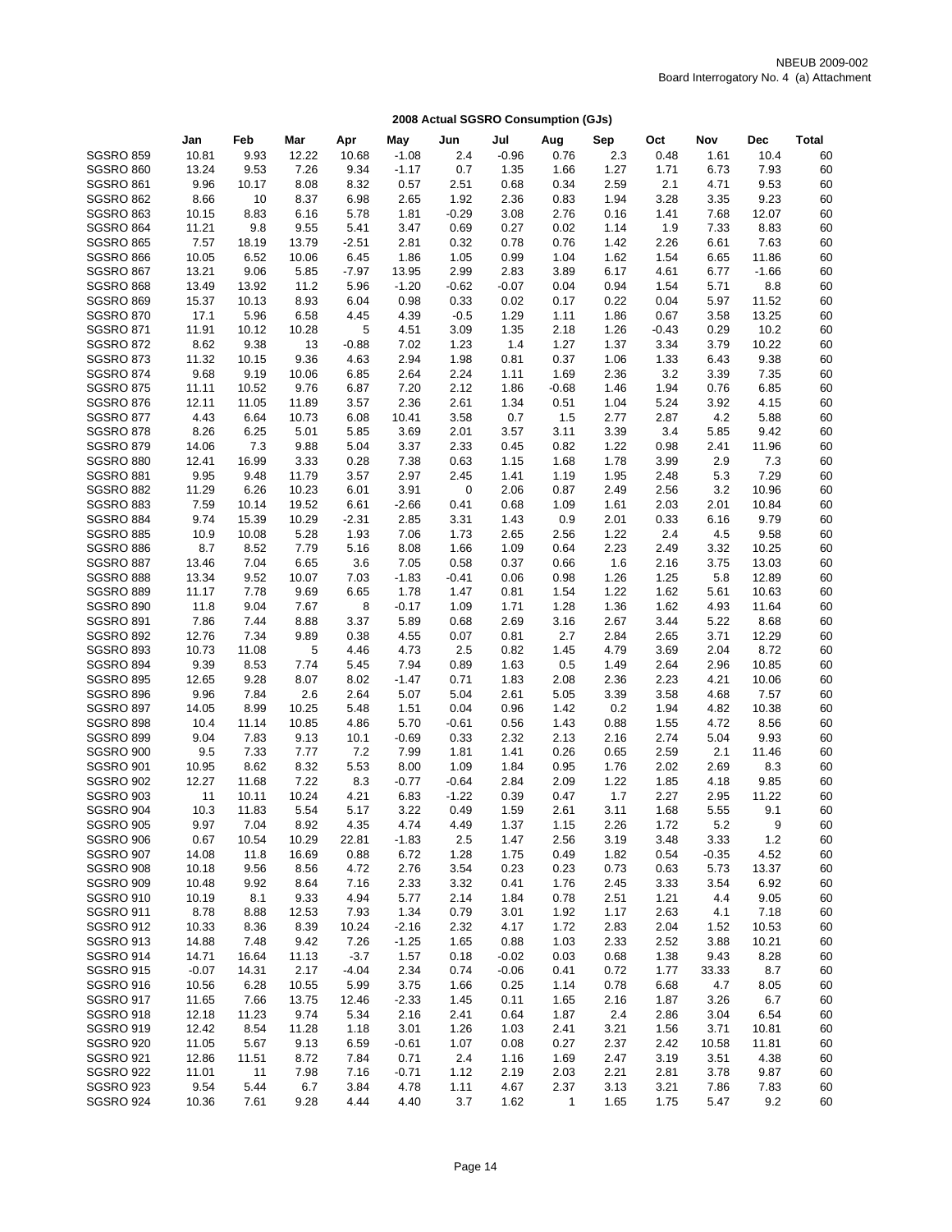NBEUB 2009-002
Board Interrogatory No. 4 (a) Attachment

## 2008 Actual SGSRO Consumption (GJs)

| | Jan | Feb | Mar | Apr | May | Jun | Jul | Aug | Sep | Oct | Nov | Dec | Total |
|---|---|---|---|---|---|---|---|---|---|---|---|---|---|
| SGSRO 859 | 10.81 | 9.93 | 12.22 | 10.68 | -1.08 | 2.4 | -0.96 | 0.76 | 2.3 | 0.48 | 1.61 | 10.4 | 60 |
| SGSRO 860 | 13.24 | 9.53 | 7.26 | 9.34 | -1.17 | 0.7 | 1.35 | 1.66 | 1.27 | 1.71 | 6.73 | 7.93 | 60 |
| SGSRO 861 | 9.96 | 10.17 | 8.08 | 8.32 | 0.57 | 2.51 | 0.68 | 0.34 | 2.59 | 2.1 | 4.71 | 9.53 | 60 |
| SGSRO 862 | 8.66 | 10 | 8.37 | 6.98 | 2.65 | 1.92 | 2.36 | 0.83 | 1.94 | 3.28 | 3.35 | 9.23 | 60 |
| SGSRO 863 | 10.15 | 8.83 | 6.16 | 5.78 | 1.81 | -0.29 | 3.08 | 2.76 | 0.16 | 1.41 | 7.68 | 12.07 | 60 |
| SGSRO 864 | 11.21 | 9.8 | 9.55 | 5.41 | 3.47 | 0.69 | 0.27 | 0.02 | 1.14 | 1.9 | 7.33 | 8.83 | 60 |
| SGSRO 865 | 7.57 | 18.19 | 13.79 | -2.51 | 2.81 | 0.32 | 0.78 | 0.76 | 1.42 | 2.26 | 6.61 | 7.63 | 60 |
| SGSRO 866 | 10.05 | 6.52 | 10.06 | 6.45 | 1.86 | 1.05 | 0.99 | 1.04 | 1.62 | 1.54 | 6.65 | 11.86 | 60 |
| SGSRO 867 | 13.21 | 9.06 | 5.85 | -7.97 | 13.95 | 2.99 | 2.83 | 3.89 | 6.17 | 4.61 | 6.77 | -1.66 | 60 |
| SGSRO 868 | 13.49 | 13.92 | 11.2 | 5.96 | -1.20 | -0.62 | -0.07 | 0.04 | 0.94 | 1.54 | 5.71 | 8.8 | 60 |
| SGSRO 869 | 15.37 | 10.13 | 8.93 | 6.04 | 0.98 | 0.33 | 0.02 | 0.17 | 0.22 | 0.04 | 5.97 | 11.52 | 60 |
| SGSRO 870 | 17.1 | 5.96 | 6.58 | 4.45 | 4.39 | -0.5 | 1.29 | 1.11 | 1.86 | 0.67 | 3.58 | 13.25 | 60 |
| SGSRO 871 | 11.91 | 10.12 | 10.28 | 5 | 4.51 | 3.09 | 1.35 | 2.18 | 1.26 | -0.43 | 0.29 | 10.2 | 60 |
| SGSRO 872 | 8.62 | 9.38 | 13 | -0.88 | 7.02 | 1.23 | 1.4 | 1.27 | 1.37 | 3.34 | 3.79 | 10.22 | 60 |
| SGSRO 873 | 11.32 | 10.15 | 9.36 | 4.63 | 2.94 | 1.98 | 0.81 | 0.37 | 1.06 | 1.33 | 6.43 | 9.38 | 60 |
| SGSRO 874 | 9.68 | 9.19 | 10.06 | 6.85 | 2.64 | 2.24 | 1.11 | 1.69 | 2.36 | 3.2 | 3.39 | 7.35 | 60 |
| SGSRO 875 | 11.11 | 10.52 | 9.76 | 6.87 | 7.20 | 2.12 | 1.86 | -0.68 | 1.46 | 1.94 | 0.76 | 6.85 | 60 |
| SGSRO 876 | 12.11 | 11.05 | 11.89 | 3.57 | 2.36 | 2.61 | 1.34 | 0.51 | 1.04 | 5.24 | 3.92 | 4.15 | 60 |
| SGSRO 877 | 4.43 | 6.64 | 10.73 | 6.08 | 10.41 | 3.58 | 0.7 | 1.5 | 2.77 | 2.87 | 4.2 | 5.88 | 60 |
| SGSRO 878 | 8.26 | 6.25 | 5.01 | 5.85 | 3.69 | 2.01 | 3.57 | 3.11 | 3.39 | 3.4 | 5.85 | 9.42 | 60 |
| SGSRO 879 | 14.06 | 7.3 | 9.88 | 5.04 | 3.37 | 2.33 | 0.45 | 0.82 | 1.22 | 0.98 | 2.41 | 11.96 | 60 |
| SGSRO 880 | 12.41 | 16.99 | 3.33 | 0.28 | 7.38 | 0.63 | 1.15 | 1.68 | 1.78 | 3.99 | 2.9 | 7.3 | 60 |
| SGSRO 881 | 9.95 | 9.48 | 11.79 | 3.57 | 2.97 | 2.45 | 1.41 | 1.19 | 1.95 | 2.48 | 5.3 | 7.29 | 60 |
| SGSRO 882 | 11.29 | 6.26 | 10.23 | 6.01 | 3.91 | 0 | 2.06 | 0.87 | 2.49 | 2.56 | 3.2 | 10.96 | 60 |
| SGSRO 883 | 7.59 | 10.14 | 19.52 | 6.61 | -2.66 | 0.41 | 0.68 | 1.09 | 1.61 | 2.03 | 2.01 | 10.84 | 60 |
| SGSRO 884 | 9.74 | 15.39 | 10.29 | -2.31 | 2.85 | 3.31 | 1.43 | 0.9 | 2.01 | 0.33 | 6.16 | 9.79 | 60 |
| SGSRO 885 | 10.9 | 10.08 | 5.28 | 1.93 | 7.06 | 1.73 | 2.65 | 2.56 | 1.22 | 2.4 | 4.5 | 9.58 | 60 |
| SGSRO 886 | 8.7 | 8.52 | 7.79 | 5.16 | 8.08 | 1.66 | 1.09 | 0.64 | 2.23 | 2.49 | 3.32 | 10.25 | 60 |
| SGSRO 887 | 13.46 | 7.04 | 6.65 | 3.6 | 7.05 | 0.58 | 0.37 | 0.66 | 1.6 | 2.16 | 3.75 | 13.03 | 60 |
| SGSRO 888 | 13.34 | 9.52 | 10.07 | 7.03 | -1.83 | -0.41 | 0.06 | 0.98 | 1.26 | 1.25 | 5.8 | 12.89 | 60 |
| SGSRO 889 | 11.17 | 7.78 | 9.69 | 6.65 | 1.78 | 1.47 | 0.81 | 1.54 | 1.22 | 1.62 | 5.61 | 10.63 | 60 |
| SGSRO 890 | 11.8 | 9.04 | 7.67 | 8 | -0.17 | 1.09 | 1.71 | 1.28 | 1.36 | 1.62 | 4.93 | 11.64 | 60 |
| SGSRO 891 | 7.86 | 7.44 | 8.88 | 3.37 | 5.89 | 0.68 | 2.69 | 3.16 | 2.67 | 3.44 | 5.22 | 8.68 | 60 |
| SGSRO 892 | 12.76 | 7.34 | 9.89 | 0.38 | 4.55 | 0.07 | 0.81 | 2.7 | 2.84 | 2.65 | 3.71 | 12.29 | 60 |
| SGSRO 893 | 10.73 | 11.08 | 5 | 4.46 | 4.73 | 2.5 | 0.82 | 1.45 | 4.79 | 3.69 | 2.04 | 8.72 | 60 |
| SGSRO 894 | 9.39 | 8.53 | 7.74 | 5.45 | 7.94 | 0.89 | 1.63 | 0.5 | 1.49 | 2.64 | 2.96 | 10.85 | 60 |
| SGSRO 895 | 12.65 | 9.28 | 8.07 | 8.02 | -1.47 | 0.71 | 1.83 | 2.08 | 2.36 | 2.23 | 4.21 | 10.06 | 60 |
| SGSRO 896 | 9.96 | 7.84 | 2.6 | 2.64 | 5.07 | 5.04 | 2.61 | 5.05 | 3.39 | 3.58 | 4.68 | 7.57 | 60 |
| SGSRO 897 | 14.05 | 8.99 | 10.25 | 5.48 | 1.51 | 0.04 | 0.96 | 1.42 | 0.2 | 1.94 | 4.82 | 10.38 | 60 |
| SGSRO 898 | 10.4 | 11.14 | 10.85 | 4.86 | 5.70 | -0.61 | 0.56 | 1.43 | 0.88 | 1.55 | 4.72 | 8.56 | 60 |
| SGSRO 899 | 9.04 | 7.83 | 9.13 | 10.1 | -0.69 | 0.33 | 2.32 | 2.13 | 2.16 | 2.74 | 5.04 | 9.93 | 60 |
| SGSRO 900 | 9.5 | 7.33 | 7.77 | 7.2 | 7.99 | 1.81 | 1.41 | 0.26 | 0.65 | 2.59 | 2.1 | 11.46 | 60 |
| SGSRO 901 | 10.95 | 8.62 | 8.32 | 5.53 | 8.00 | 1.09 | 1.84 | 0.95 | 1.76 | 2.02 | 2.69 | 8.3 | 60 |
| SGSRO 902 | 12.27 | 11.68 | 7.22 | 8.3 | -0.77 | -0.64 | 2.84 | 2.09 | 1.22 | 1.85 | 4.18 | 9.85 | 60 |
| SGSRO 903 | 11 | 10.11 | 10.24 | 4.21 | 6.83 | -1.22 | 0.39 | 0.47 | 1.7 | 2.27 | 2.95 | 11.22 | 60 |
| SGSRO 904 | 10.3 | 11.83 | 5.54 | 5.17 | 3.22 | 0.49 | 1.59 | 2.61 | 3.11 | 1.68 | 5.55 | 9.1 | 60 |
| SGSRO 905 | 9.97 | 7.04 | 8.92 | 4.35 | 4.74 | 4.49 | 1.37 | 1.15 | 2.26 | 1.72 | 5.2 | 9 | 60 |
| SGSRO 906 | 0.67 | 10.54 | 10.29 | 22.81 | -1.83 | 2.5 | 1.47 | 2.56 | 3.19 | 3.48 | 3.33 | 1.2 | 60 |
| SGSRO 907 | 14.08 | 11.8 | 16.69 | 0.88 | 6.72 | 1.28 | 1.75 | 0.49 | 1.82 | 0.54 | -0.35 | 4.52 | 60 |
| SGSRO 908 | 10.18 | 9.56 | 8.56 | 4.72 | 2.76 | 3.54 | 0.23 | 0.23 | 0.73 | 0.63 | 5.73 | 13.37 | 60 |
| SGSRO 909 | 10.48 | 9.92 | 8.64 | 7.16 | 2.33 | 3.32 | 0.41 | 1.76 | 2.45 | 3.33 | 3.54 | 6.92 | 60 |
| SGSRO 910 | 10.19 | 8.1 | 9.33 | 4.94 | 5.77 | 2.14 | 1.84 | 0.78 | 2.51 | 1.21 | 4.4 | 9.05 | 60 |
| SGSRO 911 | 8.78 | 8.88 | 12.53 | 7.93 | 1.34 | 0.79 | 3.01 | 1.92 | 1.17 | 2.63 | 4.1 | 7.18 | 60 |
| SGSRO 912 | 10.33 | 8.36 | 8.39 | 10.24 | -2.16 | 2.32 | 4.17 | 1.72 | 2.83 | 2.04 | 1.52 | 10.53 | 60 |
| SGSRO 913 | 14.88 | 7.48 | 9.42 | 7.26 | -1.25 | 1.65 | 0.88 | 1.03 | 2.33 | 2.52 | 3.88 | 10.21 | 60 |
| SGSRO 914 | 14.71 | 16.64 | 11.13 | -3.7 | 1.57 | 0.18 | -0.02 | 0.03 | 0.68 | 1.38 | 9.43 | 8.28 | 60 |
| SGSRO 915 | -0.07 | 14.31 | 2.17 | -4.04 | 2.34 | 0.74 | -0.06 | 0.41 | 0.72 | 1.77 | 33.33 | 8.7 | 60 |
| SGSRO 916 | 10.56 | 6.28 | 10.55 | 5.99 | 3.75 | 1.66 | 0.25 | 1.14 | 0.78 | 6.68 | 4.7 | 8.05 | 60 |
| SGSRO 917 | 11.65 | 7.66 | 13.75 | 12.46 | -2.33 | 1.45 | 0.11 | 1.65 | 2.16 | 1.87 | 3.26 | 6.7 | 60 |
| SGSRO 918 | 12.18 | 11.23 | 9.74 | 5.34 | 2.16 | 2.41 | 0.64 | 1.87 | 2.4 | 2.86 | 3.04 | 6.54 | 60 |
| SGSRO 919 | 12.42 | 8.54 | 11.28 | 1.18 | 3.01 | 1.26 | 1.03 | 2.41 | 3.21 | 1.56 | 3.71 | 10.81 | 60 |
| SGSRO 920 | 11.05 | 5.67 | 9.13 | 6.59 | -0.61 | 1.07 | 0.08 | 0.27 | 2.37 | 2.42 | 10.58 | 11.81 | 60 |
| SGSRO 921 | 12.86 | 11.51 | 8.72 | 7.84 | 0.71 | 2.4 | 1.16 | 1.69 | 2.47 | 3.19 | 3.51 | 4.38 | 60 |
| SGSRO 922 | 11.01 | 11 | 7.98 | 7.16 | -0.71 | 1.12 | 2.19 | 2.03 | 2.21 | 2.81 | 3.78 | 9.87 | 60 |
| SGSRO 923 | 9.54 | 5.44 | 6.7 | 3.84 | 4.78 | 1.11 | 4.67 | 2.37 | 3.13 | 3.21 | 7.86 | 7.83 | 60 |
| SGSRO 924 | 10.36 | 7.61 | 9.28 | 4.44 | 4.40 | 3.7 | 1.62 | 1 | 1.65 | 1.75 | 5.47 | 9.2 | 60 |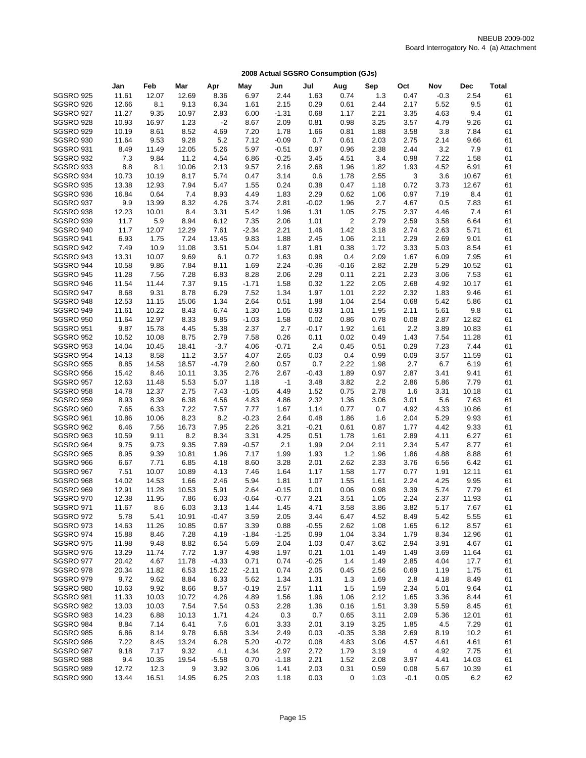NBEUB 2009-002
Board Interrogatory No. 4 (a) Attachment

**2008 Actual SGSRO Consumption (GJs)**

| | Jan | Feb | Mar | Apr | May | Jun | Jul | Aug | Sep | Oct | Nov | Dec | Total |
|---|---|---|---|---|---|---|---|---|---|---|---|---|---|
| SGSRO 925 | 11.61 | 12.07 | 12.69 | 8.36 | 6.97 | 2.44 | 1.63 | 0.74 | 1.3 | 0.47 | -0.3 | 2.54 | 61 |
| SGSRO 926 | 12.66 | 8.1 | 9.13 | 6.34 | 1.61 | 2.15 | 0.29 | 0.61 | 2.44 | 2.17 | 5.52 | 9.5 | 61 |
| SGSRO 927 | 11.27 | 9.35 | 10.97 | 2.83 | 6.00 | -1.31 | 0.68 | 1.17 | 2.21 | 3.35 | 4.63 | 9.4 | 61 |
| SGSRO 928 | 10.93 | 16.97 | 1.23 | -2 | 8.67 | 2.09 | 0.81 | 0.98 | 3.25 | 3.57 | 4.79 | 9.26 | 61 |
| SGSRO 929 | 10.19 | 8.61 | 8.52 | 4.69 | 7.20 | 1.78 | 1.66 | 0.81 | 1.88 | 3.58 | 3.8 | 7.84 | 61 |
| SGSRO 930 | 11.64 | 9.53 | 9.28 | 5.2 | 7.12 | -0.09 | 0.7 | 0.61 | 2.03 | 2.75 | 2.14 | 9.66 | 61 |
| SGSRO 931 | 8.49 | 11.49 | 12.05 | 5.26 | 5.97 | -0.51 | 0.97 | 0.96 | 2.38 | 2.44 | 3.2 | 7.9 | 61 |
| SGSRO 932 | 7.3 | 9.84 | 11.2 | 4.54 | 6.86 | -0.25 | 3.45 | 4.51 | 3.4 | 0.98 | 7.22 | 1.58 | 61 |
| SGSRO 933 | 8.8 | 8.1 | 10.06 | 2.13 | 9.57 | 2.16 | 2.68 | 1.96 | 1.82 | 1.93 | 4.52 | 6.91 | 61 |
| SGSRO 934 | 10.73 | 10.19 | 8.17 | 5.74 | 0.47 | 3.14 | 0.6 | 1.78 | 2.55 | 3 | 3.6 | 10.67 | 61 |
| SGSRO 935 | 13.38 | 12.93 | 7.94 | 5.47 | 1.55 | 0.24 | 0.38 | 0.47 | 1.18 | 0.72 | 3.73 | 12.67 | 61 |
| SGSRO 936 | 16.84 | 0.64 | 7.4 | 8.93 | 4.49 | 1.83 | 2.29 | 0.62 | 1.06 | 0.97 | 7.19 | 8.4 | 61 |
| SGSRO 937 | 9.9 | 13.99 | 8.32 | 4.26 | 3.74 | 2.81 | -0.02 | 1.96 | 2.7 | 4.67 | 0.5 | 7.83 | 61 |
| SGSRO 938 | 12.23 | 10.01 | 8.4 | 3.31 | 5.42 | 1.96 | 1.31 | 1.05 | 2.75 | 2.37 | 4.46 | 7.4 | 61 |
| SGSRO 939 | 11.7 | 5.9 | 8.94 | 6.12 | 7.35 | 2.06 | 1.01 | 2 | 2.79 | 2.59 | 3.58 | 6.64 | 61 |
| SGSRO 940 | 11.7 | 12.07 | 12.29 | 7.61 | -2.34 | 2.21 | 1.46 | 1.42 | 3.18 | 2.74 | 2.63 | 5.71 | 61 |
| SGSRO 941 | 6.93 | 1.75 | 7.24 | 13.45 | 9.83 | 1.88 | 2.45 | 1.06 | 2.11 | 2.29 | 2.69 | 9.01 | 61 |
| SGSRO 942 | 7.49 | 10.9 | 11.08 | 3.51 | 5.04 | 1.87 | 1.81 | 0.38 | 1.72 | 3.33 | 5.03 | 8.54 | 61 |
| SGSRO 943 | 13.31 | 10.07 | 9.69 | 6.1 | 0.72 | 1.63 | 0.98 | 0.4 | 2.09 | 1.67 | 6.09 | 7.95 | 61 |
| SGSRO 944 | 10.58 | 9.86 | 7.84 | 8.11 | 1.69 | 2.24 | -0.36 | -0.16 | 2.82 | 2.28 | 5.29 | 10.52 | 61 |
| SGSRO 945 | 11.28 | 7.56 | 7.28 | 6.83 | 8.28 | 2.06 | 2.28 | 0.11 | 2.21 | 2.23 | 3.06 | 7.53 | 61 |
| SGSRO 946 | 11.54 | 11.44 | 7.37 | 9.15 | -1.71 | 1.58 | 0.32 | 1.22 | 2.05 | 2.68 | 4.92 | 10.17 | 61 |
| SGSRO 947 | 8.68 | 9.31 | 8.78 | 6.29 | 7.52 | 1.34 | 1.97 | 1.01 | 2.22 | 2.32 | 1.83 | 9.46 | 61 |
| SGSRO 948 | 12.53 | 11.15 | 15.06 | 1.34 | 2.64 | 0.51 | 1.98 | 1.04 | 2.54 | 0.68 | 5.42 | 5.86 | 61 |
| SGSRO 949 | 11.61 | 10.22 | 8.43 | 6.74 | 1.30 | 1.05 | 0.93 | 1.01 | 1.95 | 2.11 | 5.61 | 9.8 | 61 |
| SGSRO 950 | 11.64 | 12.97 | 8.33 | 9.85 | -1.03 | 1.58 | 0.02 | 0.86 | 0.78 | 0.08 | 2.87 | 12.82 | 61 |
| SGSRO 951 | 9.87 | 15.78 | 4.45 | 5.38 | 2.37 | 2.7 | -0.17 | 1.92 | 1.61 | 2.2 | 3.89 | 10.83 | 61 |
| SGSRO 952 | 10.52 | 10.08 | 8.75 | 2.79 | 7.58 | 0.26 | 0.11 | 0.02 | 0.49 | 1.43 | 7.54 | 11.28 | 61 |
| SGSRO 953 | 14.04 | 10.45 | 18.41 | -3.7 | 4.06 | -0.71 | 2.4 | 0.45 | 0.51 | 0.29 | 7.23 | 7.44 | 61 |
| SGSRO 954 | 14.13 | 8.58 | 11.2 | 3.57 | 4.07 | 2.65 | 0.03 | 0.4 | 0.99 | 0.09 | 3.57 | 11.59 | 61 |
| SGSRO 955 | 8.85 | 14.58 | 18.57 | -4.79 | 2.60 | 0.57 | 0.7 | 2.22 | 1.98 | 2.7 | 6.7 | 6.19 | 61 |
| SGSRO 956 | 15.42 | 8.46 | 10.11 | 3.35 | 2.76 | 2.67 | -0.43 | 1.89 | 0.97 | 2.87 | 3.41 | 9.41 | 61 |
| SGSRO 957 | 12.63 | 11.48 | 5.53 | 5.07 | 1.18 | -1 | 3.48 | 3.82 | 2.2 | 2.86 | 5.86 | 7.79 | 61 |
| SGSRO 958 | 14.78 | 12.37 | 2.75 | 7.43 | -1.05 | 4.49 | 1.52 | 0.75 | 2.78 | 1.6 | 3.31 | 10.18 | 61 |
| SGSRO 959 | 8.93 | 8.39 | 6.38 | 4.56 | 4.83 | 4.86 | 2.32 | 1.36 | 3.06 | 3.01 | 5.6 | 7.63 | 61 |
| SGSRO 960 | 7.65 | 6.33 | 7.22 | 7.57 | 7.77 | 1.67 | 1.14 | 0.77 | 0.7 | 4.92 | 4.33 | 10.86 | 61 |
| SGSRO 961 | 10.86 | 10.06 | 8.23 | 8.2 | -0.23 | 2.64 | 0.48 | 1.86 | 1.6 | 2.04 | 5.29 | 9.93 | 61 |
| SGSRO 962 | 6.46 | 7.56 | 16.73 | 7.95 | 2.26 | 3.21 | -0.21 | 0.61 | 0.87 | 1.77 | 4.42 | 9.33 | 61 |
| SGSRO 963 | 10.59 | 9.11 | 8.2 | 8.34 | 3.31 | 4.25 | 0.51 | 1.78 | 1.61 | 2.89 | 4.11 | 6.27 | 61 |
| SGSRO 964 | 9.75 | 9.73 | 9.35 | 7.89 | -0.57 | 2.1 | 1.99 | 2.04 | 2.11 | 2.34 | 5.47 | 8.77 | 61 |
| SGSRO 965 | 8.95 | 9.39 | 10.81 | 1.96 | 7.17 | 1.99 | 1.93 | 1.2 | 1.96 | 1.86 | 4.88 | 8.88 | 61 |
| SGSRO 966 | 6.67 | 7.71 | 6.85 | 4.18 | 8.60 | 3.28 | 2.01 | 2.62 | 2.33 | 3.76 | 6.56 | 6.42 | 61 |
| SGSRO 967 | 7.51 | 10.07 | 10.89 | 4.13 | 7.46 | 1.64 | 1.17 | 1.58 | 1.77 | 0.77 | 1.91 | 12.11 | 61 |
| SGSRO 968 | 14.02 | 14.53 | 1.66 | 2.46 | 5.94 | 1.81 | 1.07 | 1.55 | 1.61 | 2.24 | 4.25 | 9.95 | 61 |
| SGSRO 969 | 12.91 | 11.28 | 10.53 | 5.91 | 2.64 | -0.15 | 0.01 | 0.06 | 0.98 | 3.39 | 5.74 | 7.79 | 61 |
| SGSRO 970 | 12.38 | 11.95 | 7.86 | 6.03 | -0.64 | -0.77 | 3.21 | 3.51 | 1.05 | 2.24 | 2.37 | 11.93 | 61 |
| SGSRO 971 | 11.67 | 8.6 | 6.03 | 3.13 | 1.44 | 1.45 | 4.71 | 3.58 | 3.86 | 3.82 | 5.17 | 7.67 | 61 |
| SGSRO 972 | 5.78 | 5.41 | 10.91 | -0.47 | 3.59 | 2.05 | 3.44 | 6.47 | 4.52 | 8.49 | 5.42 | 5.55 | 61 |
| SGSRO 973 | 14.63 | 11.26 | 10.85 | 0.67 | 3.39 | 0.88 | -0.55 | 2.62 | 1.08 | 1.65 | 6.12 | 8.57 | 61 |
| SGSRO 974 | 15.88 | 8.46 | 7.28 | 4.19 | -1.84 | -1.25 | 0.99 | 1.04 | 3.34 | 1.79 | 8.34 | 12.96 | 61 |
| SGSRO 975 | 11.98 | 9.48 | 8.82 | 6.54 | 5.69 | 2.04 | 1.03 | 0.47 | 3.62 | 2.94 | 3.91 | 4.67 | 61 |
| SGSRO 976 | 13.29 | 11.74 | 7.72 | 1.97 | 4.98 | 1.97 | 0.21 | 1.01 | 1.49 | 1.49 | 3.69 | 11.64 | 61 |
| SGSRO 977 | 20.42 | 4.67 | 11.78 | -4.33 | 0.71 | 0.74 | -0.25 | 1.4 | 1.49 | 2.85 | 4.04 | 17.7 | 61 |
| SGSRO 978 | 20.34 | 11.82 | 6.53 | 15.22 | -2.11 | 0.74 | 2.05 | 0.45 | 2.56 | 0.69 | 1.19 | 1.75 | 61 |
| SGSRO 979 | 9.72 | 9.62 | 8.84 | 6.33 | 5.62 | 1.34 | 1.31 | 1.3 | 1.69 | 2.8 | 4.18 | 8.49 | 61 |
| SGSRO 980 | 10.63 | 9.92 | 8.66 | 8.57 | -0.19 | 2.57 | 1.11 | 1.5 | 1.59 | 2.34 | 5.01 | 9.64 | 61 |
| SGSRO 981 | 11.33 | 10.03 | 10.72 | 4.26 | 4.89 | 1.56 | 1.96 | 1.06 | 2.12 | 1.65 | 3.36 | 8.44 | 61 |
| SGSRO 982 | 13.03 | 10.03 | 7.54 | 7.54 | 0.53 | 2.28 | 1.36 | 0.16 | 1.51 | 3.39 | 5.59 | 8.45 | 61 |
| SGSRO 983 | 14.23 | 6.88 | 10.13 | 1.71 | 4.24 | 0.3 | 0.7 | 0.65 | 3.11 | 2.09 | 5.36 | 12.01 | 61 |
| SGSRO 984 | 8.84 | 7.14 | 6.41 | 7.6 | 6.01 | 3.33 | 2.01 | 3.19 | 3.25 | 1.85 | 4.5 | 7.29 | 61 |
| SGSRO 985 | 6.86 | 8.14 | 9.78 | 6.68 | 3.34 | 2.49 | 0.03 | -0.35 | 3.38 | 2.69 | 8.19 | 10.2 | 61 |
| SGSRO 986 | 7.22 | 8.45 | 13.24 | 6.28 | 5.20 | -0.72 | 0.08 | 4.83 | 3.06 | 4.57 | 4.61 | 4.61 | 61 |
| SGSRO 987 | 9.18 | 7.17 | 9.32 | 4.1 | 4.34 | 2.97 | 2.72 | 1.79 | 3.19 | 4 | 4.92 | 7.75 | 61 |
| SGSRO 988 | 9.4 | 10.35 | 19.54 | -5.58 | 0.70 | -1.18 | 2.21 | 1.52 | 2.08 | 3.97 | 4.41 | 14.03 | 61 |
| SGSRO 989 | 12.72 | 12.3 | 9 | 3.92 | 3.06 | 1.41 | 2.03 | 0.31 | 0.59 | 0.08 | 5.67 | 10.39 | 61 |
| SGSRO 990 | 13.44 | 16.51 | 14.95 | 6.25 | 2.03 | 1.18 | 0.03 | 0 | 1.03 | -0.1 | 0.05 | 6.2 | 62 |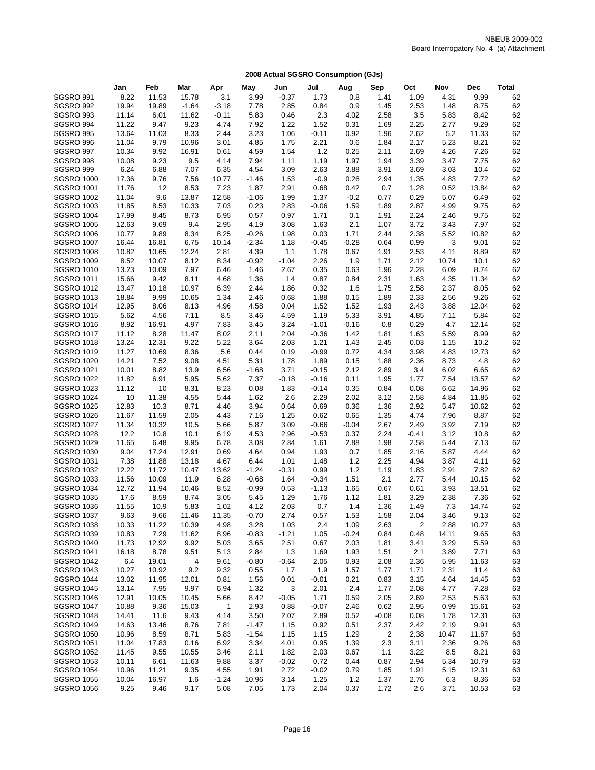NBEUB 2009-002
Board Interrogatory No. 4 (a) Attachment

## 2008 Actual SGSRO Consumption (GJs)

| | Jan | Feb | Mar | Apr | May | Jun | Jul | Aug | Sep | Oct | Nov | Dec | Total |
|---|---|---|---|---|---|---|---|---|---|---|---|---|---|
| SGSRO 991 | 8.22 | 11.53 | 15.78 | 3.1 | 3.99 | -0.37 | 1.73 | 0.8 | 1.41 | 1.09 | 4.31 | 9.99 | 62 |
| SGSRO 992 | 19.94 | 19.89 | -1.64 | -3.18 | 7.78 | 2.85 | 0.84 | 0.9 | 1.45 | 2.53 | 1.48 | 8.75 | 62 |
| SGSRO 993 | 11.14 | 6.01 | 11.62 | -0.11 | 5.83 | 0.46 | 2.3 | 4.02 | 2.58 | 3.5 | 5.83 | 8.42 | 62 |
| SGSRO 994 | 11.22 | 9.47 | 9.23 | 4.74 | 7.92 | 1.22 | 1.52 | 0.31 | 1.69 | 2.25 | 2.77 | 9.29 | 62 |
| SGSRO 995 | 13.64 | 11.03 | 8.33 | 2.44 | 3.23 | 1.06 | -0.11 | 0.92 | 1.96 | 2.62 | 5.2 | 11.33 | 62 |
| SGSRO 996 | 11.04 | 9.79 | 10.96 | 3.01 | 4.85 | 1.75 | 2.21 | 0.6 | 1.84 | 2.17 | 5.23 | 8.21 | 62 |
| SGSRO 997 | 10.34 | 9.92 | 16.91 | 0.61 | 4.59 | 1.54 | 1.2 | 0.25 | 2.11 | 2.69 | 4.26 | 7.26 | 62 |
| SGSRO 998 | 10.08 | 9.23 | 9.5 | 4.14 | 7.94 | 1.11 | 1.19 | 1.97 | 1.94 | 3.39 | 3.47 | 7.75 | 62 |
| SGSRO 999 | 6.24 | 6.88 | 7.07 | 6.35 | 4.54 | 3.09 | 2.63 | 3.88 | 3.91 | 3.69 | 3.03 | 10.4 | 62 |
| SGSRO 1000 | 17.36 | 9.76 | 7.56 | 10.77 | -1.46 | 1.53 | -0.9 | 0.26 | 2.94 | 1.35 | 4.83 | 7.72 | 62 |
| SGSRO 1001 | 11.76 | 12 | 8.53 | 7.23 | 1.87 | 2.91 | 0.68 | 0.42 | 0.7 | 1.28 | 0.52 | 13.84 | 62 |
| SGSRO 1002 | 11.04 | 9.6 | 13.87 | 12.58 | -1.06 | 1.99 | 1.37 | -0.2 | 0.77 | 0.29 | 5.07 | 6.49 | 62 |
| SGSRO 1003 | 11.85 | 8.53 | 10.33 | 7.03 | 0.23 | 2.83 | -0.06 | 1.59 | 1.89 | 2.87 | 4.99 | 9.75 | 62 |
| SGSRO 1004 | 17.99 | 8.45 | 8.73 | 6.95 | 0.57 | 0.97 | 1.71 | 0.1 | 1.91 | 2.24 | 2.46 | 9.75 | 62 |
| SGSRO 1005 | 12.63 | 9.69 | 9.4 | 2.95 | 4.19 | 3.08 | 1.63 | 2.1 | 1.07 | 3.72 | 3.43 | 7.97 | 62 |
| SGSRO 1006 | 10.77 | 9.89 | 8.34 | 8.25 | -0.26 | 1.98 | 0.03 | 1.71 | 2.44 | 2.38 | 5.52 | 10.82 | 62 |
| SGSRO 1007 | 16.44 | 16.81 | 6.75 | 10.14 | -2.34 | 1.18 | -0.45 | -0.28 | 0.64 | 0.99 | 3 | 9.01 | 62 |
| SGSRO 1008 | 10.82 | 10.65 | 12.24 | 2.81 | 4.39 | 1.1 | 1.78 | 0.67 | 1.91 | 2.53 | 4.11 | 8.89 | 62 |
| SGSRO 1009 | 8.52 | 10.07 | 8.12 | 8.34 | -0.92 | -1.04 | 2.26 | 1.9 | 1.71 | 2.12 | 10.74 | 10.1 | 62 |
| SGSRO 1010 | 13.23 | 10.09 | 7.97 | 6.46 | 1.46 | 2.67 | 0.35 | 0.63 | 1.96 | 2.28 | 6.09 | 8.74 | 62 |
| SGSRO 1011 | 15.66 | 9.42 | 8.11 | 4.68 | 1.36 | 1.4 | 0.87 | 0.84 | 2.31 | 1.63 | 4.35 | 11.34 | 62 |
| SGSRO 1012 | 13.47 | 10.18 | 10.97 | 6.39 | 2.44 | 1.86 | 0.32 | 1.6 | 1.75 | 2.58 | 2.37 | 8.05 | 62 |
| SGSRO 1013 | 18.84 | 9.99 | 10.65 | 1.34 | 2.46 | 0.68 | 1.88 | 0.15 | 1.89 | 2.33 | 2.56 | 9.26 | 62 |
| SGSRO 1014 | 12.95 | 8.06 | 8.13 | 4.96 | 4.58 | 0.04 | 1.52 | 1.52 | 1.93 | 2.43 | 3.88 | 12.04 | 62 |
| SGSRO 1015 | 5.62 | 4.56 | 7.11 | 8.5 | 3.46 | 4.59 | 1.19 | 5.33 | 3.91 | 4.85 | 7.11 | 5.84 | 62 |
| SGSRO 1016 | 8.92 | 16.91 | 4.97 | 7.83 | 3.45 | 3.24 | -1.01 | -0.16 | 0.8 | 0.29 | 4.7 | 12.14 | 62 |
| SGSRO 1017 | 11.12 | 8.28 | 11.47 | 8.02 | 2.11 | 2.04 | -0.36 | 1.42 | 1.81 | 1.63 | 5.59 | 8.99 | 62 |
| SGSRO 1018 | 13.24 | 12.31 | 9.22 | 5.22 | 3.64 | 2.03 | 1.21 | 1.43 | 2.45 | 0.03 | 1.15 | 10.2 | 62 |
| SGSRO 1019 | 11.27 | 10.69 | 8.36 | 5.6 | 0.44 | 0.19 | -0.99 | 0.72 | 4.34 | 3.98 | 4.83 | 12.73 | 62 |
| SGSRO 1020 | 14.21 | 7.52 | 9.08 | 4.51 | 5.31 | 1.78 | 1.89 | 0.15 | 1.88 | 2.36 | 8.73 | 4.8 | 62 |
| SGSRO 1021 | 10.01 | 8.82 | 13.9 | 6.56 | -1.68 | 3.71 | -0.15 | 2.12 | 2.89 | 3.4 | 6.02 | 6.65 | 62 |
| SGSRO 1022 | 11.82 | 6.91 | 5.95 | 5.62 | 7.37 | -0.18 | -0.16 | 0.11 | 1.95 | 1.77 | 7.54 | 13.57 | 62 |
| SGSRO 1023 | 11.12 | 10 | 8.31 | 8.23 | 0.08 | 1.83 | -0.14 | 0.35 | 0.84 | 0.08 | 6.62 | 14.96 | 62 |
| SGSRO 1024 | 10 | 11.38 | 4.55 | 5.44 | 1.62 | 2.6 | 2.29 | 2.02 | 3.12 | 2.58 | 4.84 | 11.85 | 62 |
| SGSRO 1025 | 12.83 | 10.3 | 8.71 | 4.46 | 3.94 | 0.64 | 0.69 | 0.36 | 1.36 | 2.92 | 5.47 | 10.62 | 62 |
| SGSRO 1026 | 11.67 | 11.59 | 2.05 | 4.43 | 7.16 | 1.25 | 0.62 | 0.65 | 1.35 | 4.74 | 7.96 | 8.87 | 62 |
| SGSRO 1027 | 11.34 | 10.32 | 10.5 | 5.66 | 5.87 | 3.09 | -0.66 | -0.04 | 2.67 | 2.49 | 3.92 | 7.19 | 62 |
| SGSRO 1028 | 12.2 | 10.8 | 10.1 | 6.19 | 4.53 | 2.96 | -0.53 | 0.37 | 2.24 | -0.41 | 3.12 | 10.8 | 62 |
| SGSRO 1029 | 11.65 | 6.48 | 9.95 | 6.78 | 3.08 | 2.84 | 1.61 | 2.88 | 1.98 | 2.58 | 5.44 | 7.13 | 62 |
| SGSRO 1030 | 9.04 | 17.24 | 12.91 | 0.69 | 4.64 | 0.94 | 1.93 | 0.7 | 1.85 | 2.16 | 5.87 | 4.44 | 62 |
| SGSRO 1031 | 7.38 | 11.88 | 13.18 | 4.67 | 6.44 | 1.01 | 1.48 | 1.2 | 2.25 | 4.94 | 3.87 | 4.11 | 62 |
| SGSRO 1032 | 12.22 | 11.72 | 10.47 | 13.62 | -1.24 | -0.31 | 0.99 | 1.2 | 1.19 | 1.83 | 2.91 | 7.82 | 62 |
| SGSRO 1033 | 11.56 | 10.09 | 11.9 | 6.28 | -0.68 | 1.64 | -0.34 | 1.51 | 2.1 | 2.77 | 5.44 | 10.15 | 62 |
| SGSRO 1034 | 12.72 | 11.94 | 10.46 | 8.52 | -0.99 | 0.53 | -1.13 | 1.65 | 0.67 | 0.61 | 3.93 | 13.51 | 62 |
| SGSRO 1035 | 17.6 | 8.59 | 8.74 | 3.05 | 5.45 | 1.29 | 1.76 | 1.12 | 1.81 | 3.29 | 2.38 | 7.36 | 62 |
| SGSRO 1036 | 11.55 | 10.9 | 5.83 | 1.02 | 4.12 | 2.03 | 0.7 | 1.4 | 1.36 | 1.49 | 7.3 | 14.74 | 62 |
| SGSRO 1037 | 9.63 | 9.66 | 11.46 | 11.35 | -0.70 | 2.74 | 0.57 | 1.53 | 1.58 | 2.04 | 3.46 | 9.13 | 62 |
| SGSRO 1038 | 10.33 | 11.22 | 10.39 | 4.98 | 3.28 | 1.03 | 2.4 | 1.09 | 2.63 | 2 | 2.88 | 10.27 | 63 |
| SGSRO 1039 | 10.83 | 7.29 | 11.62 | 8.96 | -0.83 | -1.21 | 1.05 | -0.24 | 0.84 | 0.48 | 14.11 | 9.65 | 63 |
| SGSRO 1040 | 11.73 | 12.92 | 9.92 | 5.03 | 3.65 | 2.51 | 0.67 | 2.03 | 1.81 | 3.41 | 3.29 | 5.59 | 63 |
| SGSRO 1041 | 16.18 | 8.78 | 9.51 | 5.13 | 2.84 | 1.3 | 1.69 | 1.93 | 1.51 | 2.1 | 3.89 | 7.71 | 63 |
| SGSRO 1042 | 6.4 | 19.01 | 4 | 9.61 | -0.80 | -0.64 | 2.05 | 0.93 | 2.08 | 2.36 | 5.95 | 11.63 | 63 |
| SGSRO 1043 | 10.27 | 10.92 | 9.2 | 9.32 | 0.55 | 1.7 | 1.9 | 1.57 | 1.77 | 1.71 | 2.31 | 11.4 | 63 |
| SGSRO 1044 | 13.02 | 11.95 | 12.01 | 0.81 | 1.56 | 0.01 | -0.01 | 0.21 | 0.83 | 3.15 | 4.64 | 14.45 | 63 |
| SGSRO 1045 | 13.14 | 7.95 | 9.97 | 6.94 | 1.32 | 3 | 2.01 | 2.4 | 1.77 | 2.08 | 4.77 | 7.28 | 63 |
| SGSRO 1046 | 12.91 | 10.05 | 10.45 | 5.66 | 8.42 | -0.05 | 1.71 | 0.59 | 2.05 | 2.69 | 2.53 | 5.63 | 63 |
| SGSRO 1047 | 10.88 | 9.36 | 15.03 | 1 | 2.93 | 0.88 | -0.07 | 2.46 | 0.62 | 2.95 | 0.99 | 15.61 | 63 |
| SGSRO 1048 | 14.41 | 11.6 | 9.43 | 4.14 | 3.50 | 2.07 | 2.89 | 0.52 | -0.08 | 0.08 | 1.78 | 12.31 | 63 |
| SGSRO 1049 | 14.63 | 13.46 | 8.76 | 7.81 | -1.47 | 1.15 | 0.92 | 0.51 | 2.37 | 2.42 | 2.19 | 9.91 | 63 |
| SGSRO 1050 | 10.96 | 8.59 | 8.71 | 5.83 | -1.54 | 1.15 | 1.15 | 1.29 | 2 | 2.38 | 10.47 | 11.67 | 63 |
| SGSRO 1051 | 11.04 | 17.83 | 0.16 | 6.92 | 3.34 | 4.01 | 0.95 | 1.39 | 2.3 | 3.11 | 2.36 | 9.26 | 63 |
| SGSRO 1052 | 11.45 | 9.55 | 10.55 | 3.46 | 2.11 | 1.82 | 2.03 | 0.67 | 1.1 | 3.22 | 8.5 | 8.21 | 63 |
| SGSRO 1053 | 10.11 | 6.61 | 11.63 | 9.88 | 3.37 | -0.02 | 0.72 | 0.44 | 0.87 | 2.94 | 5.34 | 10.79 | 63 |
| SGSRO 1054 | 10.96 | 11.21 | 9.35 | 4.55 | 1.91 | 2.72 | -0.02 | 0.79 | 1.85 | 1.91 | 5.15 | 12.31 | 63 |
| SGSRO 1055 | 10.04 | 16.97 | 1.6 | -1.24 | 10.96 | 3.14 | 1.25 | 1.2 | 1.37 | 2.76 | 6.3 | 8.36 | 63 |
| SGSRO 1056 | 9.25 | 9.46 | 9.17 | 5.08 | 7.05 | 1.73 | 2.04 | 0.37 | 1.72 | 2.6 | 3.71 | 10.53 | 63 |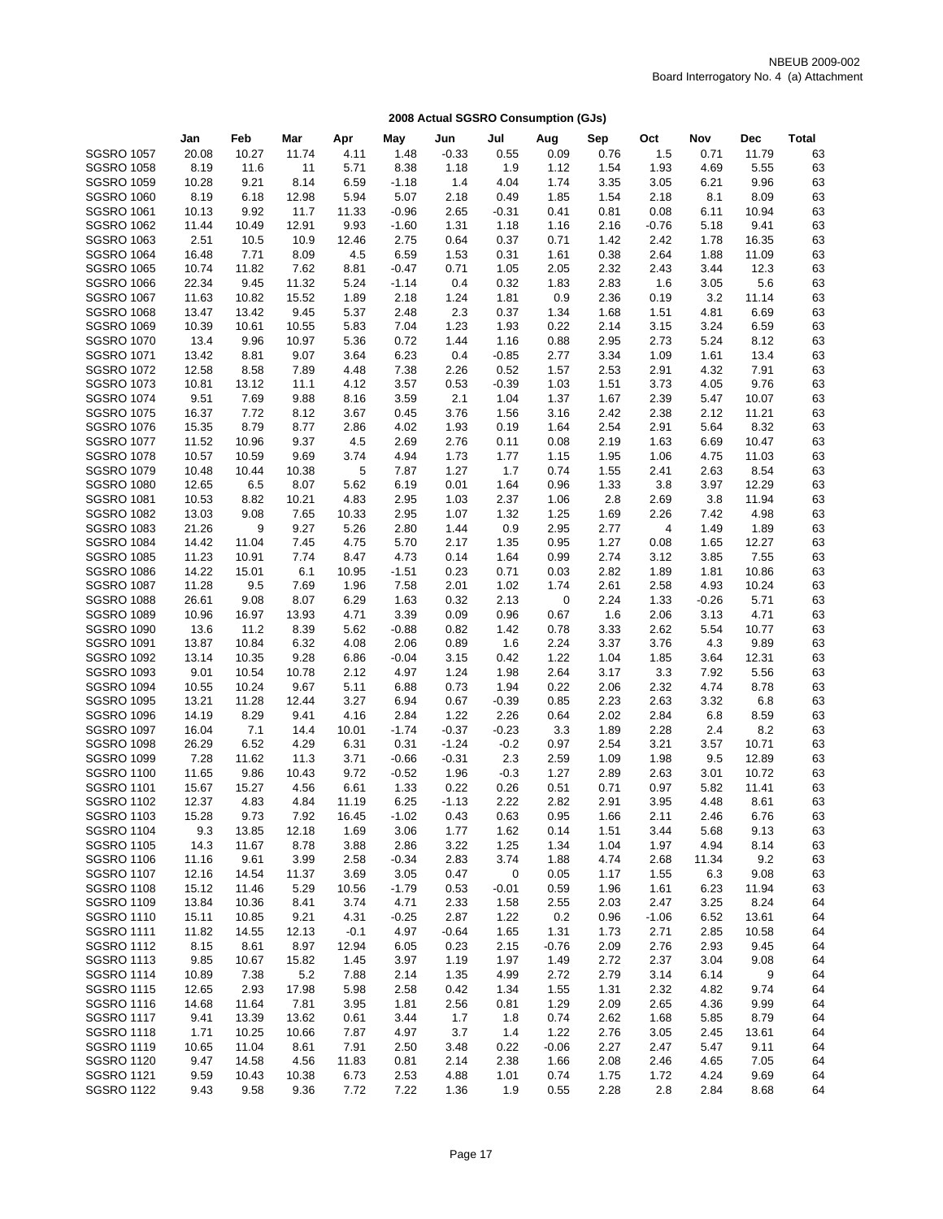NBEUB 2009-002
Board Interrogatory No. 4 (a) Attachment

## 2008 Actual SGSRO Consumption (GJs)

| | Jan | Feb | Mar | Apr | May | Jun | Jul | Aug | Sep | Oct | Nov | Dec | Total |
|---|---|---|---|---|---|---|---|---|---|---|---|---|---|
| SGSRO 1057 | 20.08 | 10.27 | 11.74 | 4.11 | 1.48 | -0.33 | 0.55 | 0.09 | 0.76 | 1.5 | 0.71 | 11.79 | 63 |
| SGSRO 1058 | 8.19 | 11.6 | 11 | 5.71 | 8.38 | 1.18 | 1.9 | 1.12 | 1.54 | 1.93 | 4.69 | 5.55 | 63 |
| SGSRO 1059 | 10.28 | 9.21 | 8.14 | 6.59 | -1.18 | 1.4 | 4.04 | 1.74 | 3.35 | 3.05 | 6.21 | 9.96 | 63 |
| SGSRO 1060 | 8.19 | 6.18 | 12.98 | 5.94 | 5.07 | 2.18 | 0.49 | 1.85 | 1.54 | 2.18 | 8.1 | 8.09 | 63 |
| SGSRO 1061 | 10.13 | 9.92 | 11.7 | 11.33 | -0.96 | 2.65 | -0.31 | 0.41 | 0.81 | 0.08 | 6.11 | 10.94 | 63 |
| SGSRO 1062 | 11.44 | 10.49 | 12.91 | 9.93 | -1.60 | 1.31 | 1.18 | 1.16 | 2.16 | -0.76 | 5.18 | 9.41 | 63 |
| SGSRO 1063 | 2.51 | 10.5 | 10.9 | 12.46 | 2.75 | 0.64 | 0.37 | 0.71 | 1.42 | 2.42 | 1.78 | 16.35 | 63 |
| SGSRO 1064 | 16.48 | 7.71 | 8.09 | 4.5 | 6.59 | 1.53 | 0.31 | 1.61 | 0.38 | 2.64 | 1.88 | 11.09 | 63 |
| SGSRO 1065 | 10.74 | 11.82 | 7.62 | 8.81 | -0.47 | 0.71 | 1.05 | 2.05 | 2.32 | 2.43 | 3.44 | 12.3 | 63 |
| SGSRO 1066 | 22.34 | 9.45 | 11.32 | 5.24 | -1.14 | 0.4 | 0.32 | 1.83 | 2.83 | 1.6 | 3.05 | 5.6 | 63 |
| SGSRO 1067 | 11.63 | 10.82 | 15.52 | 1.89 | 2.18 | 1.24 | 1.81 | 0.9 | 2.36 | 0.19 | 3.2 | 11.14 | 63 |
| SGSRO 1068 | 13.47 | 13.42 | 9.45 | 5.37 | 2.48 | 2.3 | 0.37 | 1.34 | 1.68 | 1.51 | 4.81 | 6.69 | 63 |
| SGSRO 1069 | 10.39 | 10.61 | 10.55 | 5.83 | 7.04 | 1.23 | 1.93 | 0.22 | 2.14 | 3.15 | 3.24 | 6.59 | 63 |
| SGSRO 1070 | 13.4 | 9.96 | 10.97 | 5.36 | 0.72 | 1.44 | 1.16 | 0.88 | 2.95 | 2.73 | 5.24 | 8.12 | 63 |
| SGSRO 1071 | 13.42 | 8.81 | 9.07 | 3.64 | 6.23 | 0.4 | -0.85 | 2.77 | 3.34 | 1.09 | 1.61 | 13.4 | 63 |
| SGSRO 1072 | 12.58 | 8.58 | 7.89 | 4.48 | 7.38 | 2.26 | 0.52 | 1.57 | 2.53 | 2.91 | 4.32 | 7.91 | 63 |
| SGSRO 1073 | 10.81 | 13.12 | 11.1 | 4.12 | 3.57 | 0.53 | -0.39 | 1.03 | 1.51 | 3.73 | 4.05 | 9.76 | 63 |
| SGSRO 1074 | 9.51 | 7.69 | 9.88 | 8.16 | 3.59 | 2.1 | 1.04 | 1.37 | 1.67 | 2.39 | 5.47 | 10.07 | 63 |
| SGSRO 1075 | 16.37 | 7.72 | 8.12 | 3.67 | 0.45 | 3.76 | 1.56 | 3.16 | 2.42 | 2.38 | 2.12 | 11.21 | 63 |
| SGSRO 1076 | 15.35 | 8.79 | 8.77 | 2.86 | 4.02 | 1.93 | 0.19 | 1.64 | 2.54 | 2.91 | 5.64 | 8.32 | 63 |
| SGSRO 1077 | 11.52 | 10.96 | 9.37 | 4.5 | 2.69 | 2.76 | 0.11 | 0.08 | 2.19 | 1.63 | 6.69 | 10.47 | 63 |
| SGSRO 1078 | 10.57 | 10.59 | 9.69 | 3.74 | 4.94 | 1.73 | 1.77 | 1.15 | 1.95 | 1.06 | 4.75 | 11.03 | 63 |
| SGSRO 1079 | 10.48 | 10.44 | 10.38 | 5 | 7.87 | 1.27 | 1.7 | 0.74 | 1.55 | 2.41 | 2.63 | 8.54 | 63 |
| SGSRO 1080 | 12.65 | 6.5 | 8.07 | 5.62 | 6.19 | 0.01 | 1.64 | 0.96 | 1.33 | 3.8 | 3.97 | 12.29 | 63 |
| SGSRO 1081 | 10.53 | 8.82 | 10.21 | 4.83 | 2.95 | 1.03 | 2.37 | 1.06 | 2.8 | 2.69 | 3.8 | 11.94 | 63 |
| SGSRO 1082 | 13.03 | 9.08 | 7.65 | 10.33 | 2.95 | 1.07 | 1.32 | 1.25 | 1.69 | 2.26 | 7.42 | 4.98 | 63 |
| SGSRO 1083 | 21.26 | 9 | 9.27 | 5.26 | 2.80 | 1.44 | 0.9 | 2.95 | 2.77 | 4 | 1.49 | 1.89 | 63 |
| SGSRO 1084 | 14.42 | 11.04 | 7.45 | 4.75 | 5.70 | 2.17 | 1.35 | 0.95 | 1.27 | 0.08 | 1.65 | 12.27 | 63 |
| SGSRO 1085 | 11.23 | 10.91 | 7.74 | 8.47 | 4.73 | 0.14 | 1.64 | 0.99 | 2.74 | 3.12 | 3.85 | 7.55 | 63 |
| SGSRO 1086 | 14.22 | 15.01 | 6.1 | 10.95 | -1.51 | 0.23 | 0.71 | 0.03 | 2.82 | 1.89 | 1.81 | 10.86 | 63 |
| SGSRO 1087 | 11.28 | 9.5 | 7.69 | 1.96 | 7.58 | 2.01 | 1.02 | 1.74 | 2.61 | 2.58 | 4.93 | 10.24 | 63 |
| SGSRO 1088 | 26.61 | 9.08 | 8.07 | 6.29 | 1.63 | 0.32 | 2.13 | 0 | 2.24 | 1.33 | -0.26 | 5.71 | 63 |
| SGSRO 1089 | 10.96 | 16.97 | 13.93 | 4.71 | 3.39 | 0.09 | 0.96 | 0.67 | 1.6 | 2.06 | 3.13 | 4.71 | 63 |
| SGSRO 1090 | 13.6 | 11.2 | 8.39 | 5.62 | -0.88 | 0.82 | 1.42 | 0.78 | 3.33 | 2.62 | 5.54 | 10.77 | 63 |
| SGSRO 1091 | 13.87 | 10.84 | 6.32 | 4.08 | 2.06 | 0.89 | 1.6 | 2.24 | 3.37 | 3.76 | 4.3 | 9.89 | 63 |
| SGSRO 1092 | 13.14 | 10.35 | 9.28 | 6.86 | -0.04 | 3.15 | 0.42 | 1.22 | 1.04 | 1.85 | 3.64 | 12.31 | 63 |
| SGSRO 1093 | 9.01 | 10.54 | 10.78 | 2.12 | 4.97 | 1.24 | 1.98 | 2.64 | 3.17 | 3.3 | 7.92 | 5.56 | 63 |
| SGSRO 1094 | 10.55 | 10.24 | 9.67 | 5.11 | 6.88 | 0.73 | 1.94 | 0.22 | 2.06 | 2.32 | 4.74 | 8.78 | 63 |
| SGSRO 1095 | 13.21 | 11.28 | 12.44 | 3.27 | 6.94 | 0.67 | -0.39 | 0.85 | 2.23 | 2.63 | 3.32 | 6.8 | 63 |
| SGSRO 1096 | 14.19 | 8.29 | 9.41 | 4.16 | 2.84 | 1.22 | 2.26 | 0.64 | 2.02 | 2.84 | 6.8 | 8.59 | 63 |
| SGSRO 1097 | 16.04 | 7.1 | 14.4 | 10.01 | -1.74 | -0.37 | -0.23 | 3.3 | 1.89 | 2.28 | 2.4 | 8.2 | 63 |
| SGSRO 1098 | 26.29 | 6.52 | 4.29 | 6.31 | 0.31 | -1.24 | -0.2 | 0.97 | 2.54 | 3.21 | 3.57 | 10.71 | 63 |
| SGSRO 1099 | 7.28 | 11.62 | 11.3 | 3.71 | -0.66 | -0.31 | 2.3 | 2.59 | 1.09 | 1.98 | 9.5 | 12.89 | 63 |
| SGSRO 1100 | 11.65 | 9.86 | 10.43 | 9.72 | -0.52 | 1.96 | -0.3 | 1.27 | 2.89 | 2.63 | 3.01 | 10.72 | 63 |
| SGSRO 1101 | 15.67 | 15.27 | 4.56 | 6.61 | 1.33 | 0.22 | 0.26 | 0.51 | 0.71 | 0.97 | 5.82 | 11.41 | 63 |
| SGSRO 1102 | 12.37 | 4.83 | 4.84 | 11.19 | 6.25 | -1.13 | 2.22 | 2.82 | 2.91 | 3.95 | 4.48 | 8.61 | 63 |
| SGSRO 1103 | 15.28 | 9.73 | 7.92 | 16.45 | -1.02 | 0.43 | 0.63 | 0.95 | 1.66 | 2.11 | 2.46 | 6.76 | 63 |
| SGSRO 1104 | 9.3 | 13.85 | 12.18 | 1.69 | 3.06 | 1.77 | 1.62 | 0.14 | 1.51 | 3.44 | 5.68 | 9.13 | 63 |
| SGSRO 1105 | 14.3 | 11.67 | 8.78 | 3.88 | 2.86 | 3.22 | 1.25 | 1.34 | 1.04 | 1.97 | 4.94 | 8.14 | 63 |
| SGSRO 1106 | 11.16 | 9.61 | 3.99 | 2.58 | -0.34 | 2.83 | 3.74 | 1.88 | 4.74 | 2.68 | 11.34 | 9.2 | 63 |
| SGSRO 1107 | 12.16 | 14.54 | 11.37 | 3.69 | 3.05 | 0.47 | 0 | 0.05 | 1.17 | 1.55 | 6.3 | 9.08 | 63 |
| SGSRO 1108 | 15.12 | 11.46 | 5.29 | 10.56 | -1.79 | 0.53 | -0.01 | 0.59 | 1.96 | 1.61 | 6.23 | 11.94 | 63 |
| SGSRO 1109 | 13.84 | 10.36 | 8.41 | 3.74 | 4.71 | 2.33 | 1.58 | 2.55 | 2.03 | 2.47 | 3.25 | 8.24 | 64 |
| SGSRO 1110 | 15.11 | 10.85 | 9.21 | 4.31 | -0.25 | 2.87 | 1.22 | 0.2 | 0.96 | -1.06 | 6.52 | 13.61 | 64 |
| SGSRO 1111 | 11.82 | 14.55 | 12.13 | -0.1 | 4.97 | -0.64 | 1.65 | 1.31 | 1.73 | 2.71 | 2.85 | 10.58 | 64 |
| SGSRO 1112 | 8.15 | 8.61 | 8.97 | 12.94 | 6.05 | 0.23 | 2.15 | -0.76 | 2.09 | 2.76 | 2.93 | 9.45 | 64 |
| SGSRO 1113 | 9.85 | 10.67 | 15.82 | 1.45 | 3.97 | 1.19 | 1.97 | 1.49 | 2.72 | 2.37 | 3.04 | 9.08 | 64 |
| SGSRO 1114 | 10.89 | 7.38 | 5.2 | 7.88 | 2.14 | 1.35 | 4.99 | 2.72 | 2.79 | 3.14 | 6.14 | 9 | 64 |
| SGSRO 1115 | 12.65 | 2.93 | 17.98 | 5.98 | 2.58 | 0.42 | 1.34 | 1.55 | 1.31 | 2.32 | 4.82 | 9.74 | 64 |
| SGSRO 1116 | 14.68 | 11.64 | 7.81 | 3.95 | 1.81 | 2.56 | 0.81 | 1.29 | 2.09 | 2.65 | 4.36 | 9.99 | 64 |
| SGSRO 1117 | 9.41 | 13.39 | 13.62 | 0.61 | 3.44 | 1.7 | 1.8 | 0.74 | 2.62 | 1.68 | 5.85 | 8.79 | 64 |
| SGSRO 1118 | 1.71 | 10.25 | 10.66 | 7.87 | 4.97 | 3.7 | 1.4 | 1.22 | 2.76 | 3.05 | 2.45 | 13.61 | 64 |
| SGSRO 1119 | 10.65 | 11.04 | 8.61 | 7.91 | 2.50 | 3.48 | 0.22 | -0.06 | 2.27 | 2.47 | 5.47 | 9.11 | 64 |
| SGSRO 1120 | 9.47 | 14.58 | 4.56 | 11.83 | 0.81 | 2.14 | 2.38 | 1.66 | 2.08 | 2.46 | 4.65 | 7.05 | 64 |
| SGSRO 1121 | 9.59 | 10.43 | 10.38 | 6.73 | 2.53 | 4.88 | 1.01 | 0.74 | 1.75 | 1.72 | 4.24 | 9.69 | 64 |
| SGSRO 1122 | 9.43 | 9.58 | 9.36 | 7.72 | 7.22 | 1.36 | 1.9 | 0.55 | 2.28 | 2.8 | 2.84 | 8.68 | 64 |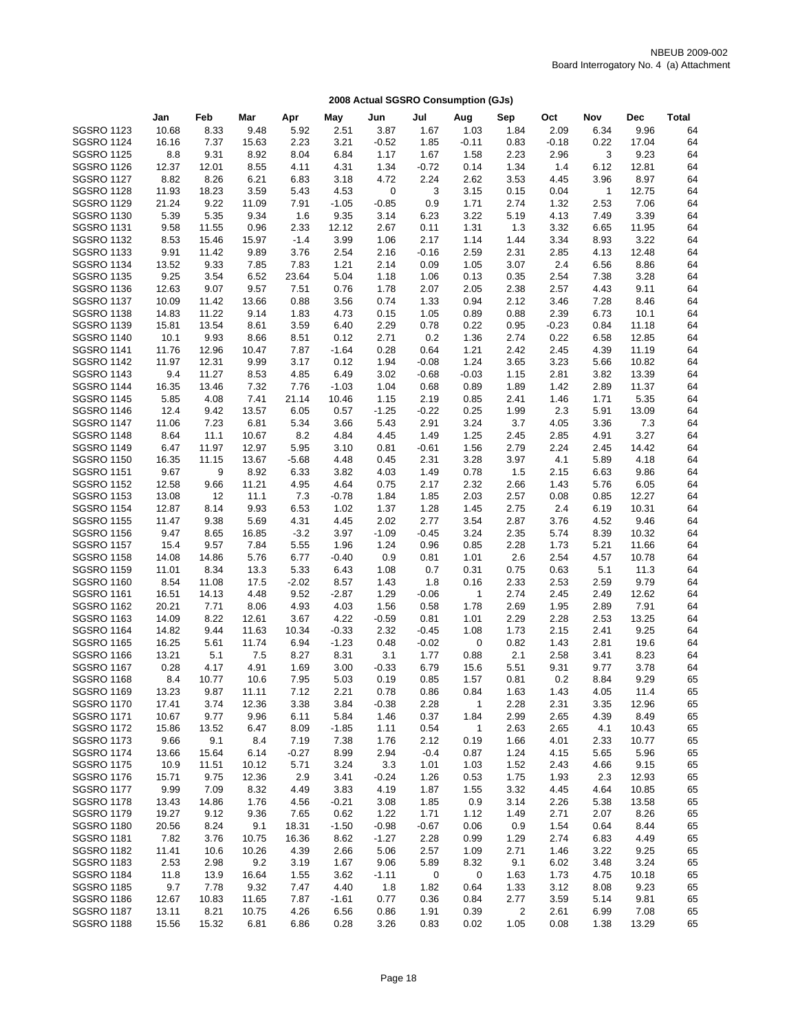NBEUB 2009-002
Board Interrogatory No. 4 (a) Attachment

## 2008 Actual SGSRO Consumption (GJs)

| | Jan | Feb | Mar | Apr | May | Jun | Jul | Aug | Sep | Oct | Nov | Dec | Total |
|---|---|---|---|---|---|---|---|---|---|---|---|---|---|
| SGSRO 1123 | 10.68 | 8.33 | 9.48 | 5.92 | 2.51 | 3.87 | 1.67 | 1.03 | 1.84 | 2.09 | 6.34 | 9.96 | 64 |
| SGSRO 1124 | 16.16 | 7.37 | 15.63 | 2.23 | 3.21 | -0.52 | 1.85 | -0.11 | 0.83 | -0.18 | 0.22 | 17.04 | 64 |
| SGSRO 1125 | 8.8 | 9.31 | 8.92 | 8.04 | 6.84 | 1.17 | 1.67 | 1.58 | 2.23 | 2.96 | 3 | 9.23 | 64 |
| SGSRO 1126 | 12.37 | 12.01 | 8.55 | 4.11 | 4.31 | 1.34 | -0.72 | 0.14 | 1.34 | 1.4 | 6.12 | 12.81 | 64 |
| SGSRO 1127 | 8.82 | 8.26 | 6.21 | 6.83 | 3.18 | 4.72 | 2.24 | 2.62 | 3.53 | 4.45 | 3.96 | 8.97 | 64 |
| SGSRO 1128 | 11.93 | 18.23 | 3.59 | 5.43 | 4.53 | 0 | 3 | 3.15 | 0.15 | 0.04 | 1 | 12.75 | 64 |
| SGSRO 1129 | 21.24 | 9.22 | 11.09 | 7.91 | -1.05 | -0.85 | 0.9 | 1.71 | 2.74 | 1.32 | 2.53 | 7.06 | 64 |
| SGSRO 1130 | 5.39 | 5.35 | 9.34 | 1.6 | 9.35 | 3.14 | 6.23 | 3.22 | 5.19 | 4.13 | 7.49 | 3.39 | 64 |
| SGSRO 1131 | 9.58 | 11.55 | 0.96 | 2.33 | 12.12 | 2.67 | 0.11 | 1.31 | 1.3 | 3.32 | 6.65 | 11.95 | 64 |
| SGSRO 1132 | 8.53 | 15.46 | 15.97 | -1.4 | 3.99 | 1.06 | 2.17 | 1.14 | 1.44 | 3.34 | 8.93 | 3.22 | 64 |
| SGSRO 1133 | 9.91 | 11.42 | 9.89 | 3.76 | 2.54 | 2.16 | -0.16 | 2.59 | 2.31 | 2.85 | 4.13 | 12.48 | 64 |
| SGSRO 1134 | 13.52 | 9.33 | 7.85 | 7.83 | 1.21 | 2.14 | 0.09 | 1.05 | 3.07 | 2.4 | 6.56 | 8.86 | 64 |
| SGSRO 1135 | 9.25 | 3.54 | 6.52 | 23.64 | 5.04 | 1.18 | 1.06 | 0.13 | 0.35 | 2.54 | 7.38 | 3.28 | 64 |
| SGSRO 1136 | 12.63 | 9.07 | 9.57 | 7.51 | 0.76 | 1.78 | 2.07 | 2.05 | 2.38 | 2.57 | 4.43 | 9.11 | 64 |
| SGSRO 1137 | 10.09 | 11.42 | 13.66 | 0.88 | 3.56 | 0.74 | 1.33 | 0.94 | 2.12 | 3.46 | 7.28 | 8.46 | 64 |
| SGSRO 1138 | 14.83 | 11.22 | 9.14 | 1.83 | 4.73 | 0.15 | 1.05 | 0.89 | 0.88 | 2.39 | 6.73 | 10.1 | 64 |
| SGSRO 1139 | 15.81 | 13.54 | 8.61 | 3.59 | 6.40 | 2.29 | 0.78 | 0.22 | 0.95 | -0.23 | 0.84 | 11.18 | 64 |
| SGSRO 1140 | 10.1 | 9.93 | 8.66 | 8.51 | 0.12 | 2.71 | 0.2 | 1.36 | 2.74 | 0.22 | 6.58 | 12.85 | 64 |
| SGSRO 1141 | 11.76 | 12.96 | 10.47 | 7.87 | -1.64 | 0.28 | 0.64 | 1.21 | 2.42 | 2.45 | 4.39 | 11.19 | 64 |
| SGSRO 1142 | 11.97 | 12.31 | 9.99 | 3.17 | 0.12 | 1.94 | -0.08 | 1.24 | 3.65 | 3.23 | 5.66 | 10.82 | 64 |
| SGSRO 1143 | 9.4 | 11.27 | 8.53 | 4.85 | 6.49 | 3.02 | -0.68 | -0.03 | 1.15 | 2.81 | 3.82 | 13.39 | 64 |
| SGSRO 1144 | 16.35 | 13.46 | 7.32 | 7.76 | -1.03 | 1.04 | 0.68 | 0.89 | 1.89 | 1.42 | 2.89 | 11.37 | 64 |
| SGSRO 1145 | 5.85 | 4.08 | 7.41 | 21.14 | 10.46 | 1.15 | 2.19 | 0.85 | 2.41 | 1.46 | 1.71 | 5.35 | 64 |
| SGSRO 1146 | 12.4 | 9.42 | 13.57 | 6.05 | 0.57 | -1.25 | -0.22 | 0.25 | 1.99 | 2.3 | 5.91 | 13.09 | 64 |
| SGSRO 1147 | 11.06 | 7.23 | 6.81 | 5.34 | 3.66 | 5.43 | 2.91 | 3.24 | 3.7 | 4.05 | 3.36 | 7.3 | 64 |
| SGSRO 1148 | 8.64 | 11.1 | 10.67 | 8.2 | 4.84 | 4.45 | 1.49 | 1.25 | 2.45 | 2.85 | 4.91 | 3.27 | 64 |
| SGSRO 1149 | 6.47 | 11.97 | 12.97 | 5.95 | 3.10 | 0.81 | -0.61 | 1.56 | 2.79 | 2.24 | 2.45 | 14.42 | 64 |
| SGSRO 1150 | 16.35 | 11.15 | 13.67 | -5.68 | 4.48 | 0.45 | 2.31 | 3.28 | 3.97 | 4.1 | 5.89 | 4.18 | 64 |
| SGSRO 1151 | 9.67 | 9 | 8.92 | 6.33 | 3.82 | 4.03 | 1.49 | 0.78 | 1.5 | 2.15 | 6.63 | 9.86 | 64 |
| SGSRO 1152 | 12.58 | 9.66 | 11.21 | 4.95 | 4.64 | 0.75 | 2.17 | 2.32 | 2.66 | 1.43 | 5.76 | 6.05 | 64 |
| SGSRO 1153 | 13.08 | 12 | 11.1 | 7.3 | -0.78 | 1.84 | 1.85 | 2.03 | 2.57 | 0.08 | 0.85 | 12.27 | 64 |
| SGSRO 1154 | 12.87 | 8.14 | 9.93 | 6.53 | 1.02 | 1.37 | 1.28 | 1.45 | 2.75 | 2.4 | 6.19 | 10.31 | 64 |
| SGSRO 1155 | 11.47 | 9.38 | 5.69 | 4.31 | 4.45 | 2.02 | 2.77 | 3.54 | 2.87 | 3.76 | 4.52 | 9.46 | 64 |
| SGSRO 1156 | 9.47 | 8.65 | 16.85 | -3.2 | 3.97 | -1.09 | -0.45 | 3.24 | 2.35 | 5.74 | 8.39 | 10.32 | 64 |
| SGSRO 1157 | 15.4 | 9.57 | 7.84 | 5.55 | 1.96 | 1.24 | 0.96 | 0.85 | 2.28 | 1.73 | 5.21 | 11.66 | 64 |
| SGSRO 1158 | 14.08 | 14.86 | 5.76 | 6.77 | -0.40 | 0.9 | 0.81 | 1.01 | 2.6 | 2.54 | 4.57 | 10.78 | 64 |
| SGSRO 1159 | 11.01 | 8.34 | 13.3 | 5.33 | 6.43 | 1.08 | 0.7 | 0.31 | 0.75 | 0.63 | 5.1 | 11.3 | 64 |
| SGSRO 1160 | 8.54 | 11.08 | 17.5 | -2.02 | 8.57 | 1.43 | 1.8 | 0.16 | 2.33 | 2.53 | 2.59 | 9.79 | 64 |
| SGSRO 1161 | 16.51 | 14.13 | 4.48 | 9.52 | -2.87 | 1.29 | -0.06 | 1 | 2.74 | 2.45 | 2.49 | 12.62 | 64 |
| SGSRO 1162 | 20.21 | 7.71 | 8.06 | 4.93 | 4.03 | 1.56 | 0.58 | 1.78 | 2.69 | 1.95 | 2.89 | 7.91 | 64 |
| SGSRO 1163 | 14.09 | 8.22 | 12.61 | 3.67 | 4.22 | -0.59 | 0.81 | 1.01 | 2.29 | 2.28 | 2.53 | 13.25 | 64 |
| SGSRO 1164 | 14.82 | 9.44 | 11.63 | 10.34 | -0.33 | 2.32 | -0.45 | 1.08 | 1.73 | 2.15 | 2.41 | 9.25 | 64 |
| SGSRO 1165 | 16.25 | 5.61 | 11.74 | 6.94 | -1.23 | 0.48 | -0.02 | 0 | 0.82 | 1.43 | 2.81 | 19.6 | 64 |
| SGSRO 1166 | 13.21 | 5.1 | 7.5 | 8.27 | 8.31 | 3.1 | 1.77 | 0.88 | 2.1 | 2.58 | 3.41 | 8.23 | 64 |
| SGSRO 1167 | 0.28 | 4.17 | 4.91 | 1.69 | 3.00 | -0.33 | 6.79 | 15.6 | 5.51 | 9.31 | 9.77 | 3.78 | 64 |
| SGSRO 1168 | 8.4 | 10.77 | 10.6 | 7.95 | 5.03 | 0.19 | 0.85 | 1.57 | 0.81 | 0.2 | 8.84 | 9.29 | 65 |
| SGSRO 1169 | 13.23 | 9.87 | 11.11 | 7.12 | 2.21 | 0.78 | 0.86 | 0.84 | 1.63 | 1.43 | 4.05 | 11.4 | 65 |
| SGSRO 1170 | 17.41 | 3.74 | 12.36 | 3.38 | 3.84 | -0.38 | 2.28 | 1 | 2.28 | 2.31 | 3.35 | 12.96 | 65 |
| SGSRO 1171 | 10.67 | 9.77 | 9.96 | 6.11 | 5.84 | 1.46 | 0.37 | 1.84 | 2.99 | 2.65 | 4.39 | 8.49 | 65 |
| SGSRO 1172 | 15.86 | 13.52 | 6.47 | 8.09 | -1.85 | 1.11 | 0.54 | 1 | 2.63 | 2.65 | 4.1 | 10.43 | 65 |
| SGSRO 1173 | 9.66 | 9.1 | 8.4 | 7.19 | 7.38 | 1.76 | 2.12 | 0.19 | 1.66 | 4.01 | 2.33 | 10.77 | 65 |
| SGSRO 1174 | 13.66 | 15.64 | 6.14 | -0.27 | 8.99 | 2.94 | -0.4 | 0.87 | 1.24 | 4.15 | 5.65 | 5.96 | 65 |
| SGSRO 1175 | 10.9 | 11.51 | 10.12 | 5.71 | 3.24 | 3.3 | 1.01 | 1.03 | 1.52 | 2.43 | 4.66 | 9.15 | 65 |
| SGSRO 1176 | 15.71 | 9.75 | 12.36 | 2.9 | 3.41 | -0.24 | 1.26 | 0.53 | 1.75 | 1.93 | 2.3 | 12.93 | 65 |
| SGSRO 1177 | 9.99 | 7.09 | 8.32 | 4.49 | 3.83 | 4.19 | 1.87 | 1.55 | 3.32 | 4.45 | 4.64 | 10.85 | 65 |
| SGSRO 1178 | 13.43 | 14.86 | 1.76 | 4.56 | -0.21 | 3.08 | 1.85 | 0.9 | 3.14 | 2.26 | 5.38 | 13.58 | 65 |
| SGSRO 1179 | 19.27 | 9.12 | 9.36 | 7.65 | 0.62 | 1.22 | 1.71 | 1.12 | 1.49 | 2.71 | 2.07 | 8.26 | 65 |
| SGSRO 1180 | 20.56 | 8.24 | 9.1 | 18.31 | -1.50 | -0.98 | -0.67 | 0.06 | 0.9 | 1.54 | 0.64 | 8.44 | 65 |
| SGSRO 1181 | 7.82 | 3.76 | 10.75 | 16.36 | 8.62 | -1.27 | 2.28 | 0.99 | 1.29 | 2.74 | 6.83 | 4.49 | 65 |
| SGSRO 1182 | 11.41 | 10.6 | 10.26 | 4.39 | 2.66 | 5.06 | 2.57 | 1.09 | 2.71 | 1.46 | 3.22 | 9.25 | 65 |
| SGSRO 1183 | 2.53 | 2.98 | 9.2 | 3.19 | 1.67 | 9.06 | 5.89 | 8.32 | 9.1 | 6.02 | 3.48 | 3.24 | 65 |
| SGSRO 1184 | 11.8 | 13.9 | 16.64 | 1.55 | 3.62 | -1.11 | 0 | 0 | 1.63 | 1.73 | 4.75 | 10.18 | 65 |
| SGSRO 1185 | 9.7 | 7.78 | 9.32 | 7.47 | 4.40 | 1.8 | 1.82 | 0.64 | 1.33 | 3.12 | 8.08 | 9.23 | 65 |
| SGSRO 1186 | 12.67 | 10.83 | 11.65 | 7.87 | -1.61 | 0.77 | 0.36 | 0.84 | 2.77 | 3.59 | 5.14 | 9.81 | 65 |
| SGSRO 1187 | 13.11 | 8.21 | 10.75 | 4.26 | 6.56 | 0.86 | 1.91 | 0.39 | 2 | 2.61 | 6.99 | 7.08 | 65 |
| SGSRO 1188 | 15.56 | 15.32 | 6.81 | 6.86 | 0.28 | 3.26 | 0.83 | 0.02 | 1.05 | 0.08 | 1.38 | 13.29 | 65 |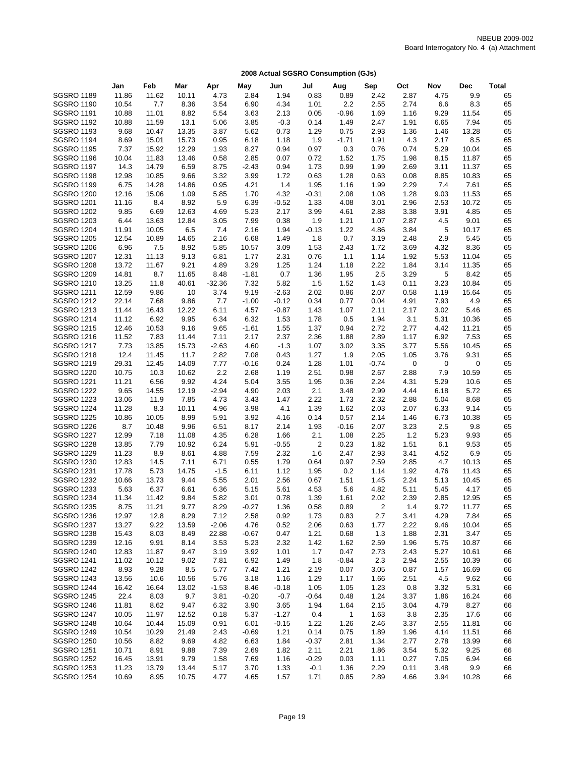NBEUB 2009-002
Board Interrogatory No. 4 (a) Attachment

## 2008 Actual SGSRO Consumption (GJs)

| | Jan | Feb | Mar | Apr | May | Jun | Jul | Aug | Sep | Oct | Nov | Dec | Total |
|---|---|---|---|---|---|---|---|---|---|---|---|---|---|
| SGSRO 1189 | 11.86 | 11.62 | 10.11 | 4.73 | 2.84 | 1.94 | 0.83 | 0.89 | 2.42 | 2.87 | 4.75 | 9.9 | 65 |
| SGSRO 1190 | 10.54 | 7.7 | 8.36 | 3.54 | 6.90 | 4.34 | 1.01 | 2.2 | 2.55 | 2.74 | 6.6 | 8.3 | 65 |
| SGSRO 1191 | 10.88 | 11.01 | 8.82 | 5.54 | 3.63 | 2.13 | 0.05 | -0.96 | 1.69 | 1.16 | 9.29 | 11.54 | 65 |
| SGSRO 1192 | 10.88 | 11.59 | 13.1 | 5.06 | 3.85 | -0.3 | 0.14 | 1.49 | 2.47 | 1.91 | 6.65 | 7.94 | 65 |
| SGSRO 1193 | 9.68 | 10.47 | 13.35 | 3.87 | 5.62 | 0.73 | 1.29 | 0.75 | 2.93 | 1.36 | 1.46 | 13.28 | 65 |
| SGSRO 1194 | 8.69 | 15.01 | 15.73 | 0.95 | 6.18 | 1.18 | 1.9 | -1.71 | 1.91 | 4.3 | 2.17 | 8.5 | 65 |
| SGSRO 1195 | 7.37 | 15.92 | 12.29 | 1.93 | 8.27 | 0.94 | 0.97 | 0.3 | 0.76 | 0.74 | 5.29 | 10.04 | 65 |
| SGSRO 1196 | 10.04 | 11.83 | 13.46 | 0.58 | 2.85 | 0.07 | 0.72 | 1.52 | 1.75 | 1.98 | 8.15 | 11.87 | 65 |
| SGSRO 1197 | 14.3 | 14.79 | 6.59 | 8.75 | -2.43 | 0.94 | 1.73 | 0.99 | 1.99 | 2.69 | 3.11 | 11.37 | 65 |
| SGSRO 1198 | 12.98 | 10.85 | 9.66 | 3.32 | 3.99 | 1.72 | 0.63 | 1.28 | 0.63 | 0.08 | 8.85 | 10.83 | 65 |
| SGSRO 1199 | 6.75 | 14.28 | 14.86 | 0.95 | 4.21 | 1.4 | 1.95 | 1.16 | 1.99 | 2.29 | 7.4 | 7.61 | 65 |
| SGSRO 1200 | 12.16 | 15.06 | 1.09 | 5.85 | 1.70 | 4.32 | -0.31 | 2.08 | 1.08 | 1.28 | 9.03 | 11.53 | 65 |
| SGSRO 1201 | 11.16 | 8.4 | 8.92 | 5.9 | 6.39 | -0.52 | 1.33 | 4.08 | 3.01 | 2.96 | 2.53 | 10.72 | 65 |
| SGSRO 1202 | 9.85 | 6.69 | 12.63 | 4.69 | 5.23 | 2.17 | 3.99 | 4.61 | 2.88 | 3.38 | 3.91 | 4.85 | 65 |
| SGSRO 1203 | 6.44 | 13.63 | 12.84 | 3.05 | 7.99 | 0.38 | 1.9 | 1.21 | 1.07 | 2.87 | 4.5 | 9.01 | 65 |
| SGSRO 1204 | 11.91 | 10.05 | 6.5 | 7.4 | 2.16 | 1.94 | -0.13 | 1.22 | 4.86 | 3.84 | 5 | 10.17 | 65 |
| SGSRO 1205 | 12.54 | 10.89 | 14.65 | 2.16 | 6.68 | 1.49 | 1.8 | 0.7 | 3.19 | 2.48 | 2.9 | 5.45 | 65 |
| SGSRO 1206 | 6.96 | 7.5 | 8.92 | 5.85 | 10.57 | 3.09 | 1.53 | 2.43 | 1.72 | 3.69 | 4.32 | 8.36 | 65 |
| SGSRO 1207 | 12.31 | 11.13 | 9.13 | 6.81 | 1.77 | 2.31 | 0.76 | 1.1 | 1.14 | 1.92 | 5.53 | 11.04 | 65 |
| SGSRO 1208 | 13.72 | 11.67 | 9.21 | 4.89 | 3.29 | 1.25 | 1.24 | 1.18 | 2.22 | 1.84 | 3.14 | 11.35 | 65 |
| SGSRO 1209 | 14.81 | 8.7 | 11.65 | 8.48 | -1.81 | 0.7 | 1.36 | 1.95 | 2.5 | 3.29 | 5 | 8.42 | 65 |
| SGSRO 1210 | 13.25 | 11.8 | 40.61 | -32.36 | 7.32 | 5.82 | 1.5 | 1.52 | 1.43 | 0.11 | 3.23 | 10.84 | 65 |
| SGSRO 1211 | 12.59 | 9.86 | 10 | 3.74 | 9.19 | -2.63 | 2.02 | 0.86 | 2.07 | 0.58 | 1.19 | 15.64 | 65 |
| SGSRO 1212 | 22.14 | 7.68 | 9.86 | 7.7 | -1.00 | -0.12 | 0.34 | 0.77 | 0.04 | 4.91 | 7.93 | 4.9 | 65 |
| SGSRO 1213 | 11.44 | 16.43 | 12.22 | 6.11 | 4.57 | -0.87 | 1.43 | 1.07 | 2.11 | 2.17 | 3.02 | 5.46 | 65 |
| SGSRO 1214 | 11.12 | 6.92 | 9.95 | 6.34 | 6.32 | 1.53 | 1.78 | 0.5 | 1.94 | 3.1 | 5.31 | 10.36 | 65 |
| SGSRO 1215 | 12.46 | 10.53 | 9.16 | 9.65 | -1.61 | 1.55 | 1.37 | 0.94 | 2.72 | 2.77 | 4.42 | 11.21 | 65 |
| SGSRO 1216 | 11.52 | 7.83 | 11.44 | 7.11 | 2.17 | 2.37 | 2.36 | 1.88 | 2.89 | 1.17 | 6.92 | 7.53 | 65 |
| SGSRO 1217 | 7.73 | 13.85 | 15.73 | -2.63 | 4.60 | -1.3 | 1.07 | 3.02 | 3.35 | 3.77 | 5.56 | 10.45 | 65 |
| SGSRO 1218 | 12.4 | 11.45 | 11.7 | 2.82 | 7.08 | 0.43 | 1.27 | 1.9 | 2.05 | 1.05 | 3.76 | 9.31 | 65 |
| SGSRO 1219 | 29.31 | 12.45 | 14.09 | 7.77 | -0.16 | 0.24 | 1.28 | 1.01 | -0.74 | 0 | 0 | 0 | 65 |
| SGSRO 1220 | 10.75 | 10.3 | 10.62 | 2.2 | 2.68 | 1.19 | 2.51 | 0.98 | 2.67 | 2.88 | 7.9 | 10.59 | 65 |
| SGSRO 1221 | 11.21 | 6.56 | 9.92 | 4.24 | 5.04 | 3.55 | 1.95 | 0.36 | 2.24 | 4.31 | 5.29 | 10.6 | 65 |
| SGSRO 1222 | 9.65 | 14.55 | 12.19 | -2.94 | 4.90 | 2.03 | 2.1 | 3.48 | 2.99 | 4.44 | 6.18 | 5.72 | 65 |
| SGSRO 1223 | 13.06 | 11.9 | 7.85 | 4.73 | 3.43 | 1.47 | 2.22 | 1.73 | 2.32 | 2.88 | 5.04 | 8.68 | 65 |
| SGSRO 1224 | 11.28 | 8.3 | 10.11 | 4.96 | 3.98 | 4.1 | 1.39 | 1.62 | 2.03 | 2.07 | 6.33 | 9.14 | 65 |
| SGSRO 1225 | 10.86 | 10.05 | 8.99 | 5.91 | 3.92 | 4.16 | 0.14 | 0.57 | 2.14 | 1.46 | 6.73 | 10.38 | 65 |
| SGSRO 1226 | 8.7 | 10.48 | 9.96 | 6.51 | 8.17 | 2.14 | 1.93 | -0.16 | 2.07 | 3.23 | 2.5 | 9.8 | 65 |
| SGSRO 1227 | 12.99 | 7.18 | 11.08 | 4.35 | 6.28 | 1.66 | 2.1 | 1.08 | 2.25 | 1.2 | 5.23 | 9.93 | 65 |
| SGSRO 1228 | 13.85 | 7.79 | 10.92 | 6.24 | 5.91 | -0.55 | 2 | 0.23 | 1.82 | 1.51 | 6.1 | 9.53 | 65 |
| SGSRO 1229 | 11.23 | 8.9 | 8.61 | 4.88 | 7.59 | 2.32 | 1.6 | 2.47 | 2.93 | 3.41 | 4.52 | 6.9 | 65 |
| SGSRO 1230 | 12.83 | 14.5 | 7.11 | 6.71 | 0.55 | 1.79 | 0.64 | 0.97 | 2.59 | 2.85 | 4.7 | 10.13 | 65 |
| SGSRO 1231 | 17.78 | 5.73 | 14.75 | -1.5 | 6.11 | 1.12 | 1.95 | 0.2 | 1.14 | 1.92 | 4.76 | 11.43 | 65 |
| SGSRO 1232 | 10.66 | 13.73 | 9.44 | 5.55 | 2.01 | 2.56 | 0.67 | 1.51 | 1.45 | 2.24 | 5.13 | 10.45 | 65 |
| SGSRO 1233 | 5.63 | 6.37 | 6.61 | 6.36 | 5.15 | 5.61 | 4.53 | 5.6 | 4.82 | 5.11 | 5.45 | 4.17 | 65 |
| SGSRO 1234 | 11.34 | 11.42 | 9.84 | 5.82 | 3.01 | 0.78 | 1.39 | 1.61 | 2.02 | 2.39 | 2.85 | 12.95 | 65 |
| SGSRO 1235 | 8.75 | 11.21 | 9.77 | 8.29 | -0.27 | 1.36 | 0.58 | 0.89 | 2 | 1.4 | 9.72 | 11.77 | 65 |
| SGSRO 1236 | 12.97 | 12.8 | 8.29 | 7.12 | 2.58 | 0.92 | 1.73 | 0.83 | 2.7 | 3.41 | 4.29 | 7.84 | 65 |
| SGSRO 1237 | 13.27 | 9.22 | 13.59 | -2.06 | 4.76 | 0.52 | 2.06 | 0.63 | 1.77 | 2.22 | 9.46 | 10.04 | 65 |
| SGSRO 1238 | 15.43 | 8.03 | 8.49 | 22.88 | -0.67 | 0.47 | 1.21 | 0.68 | 1.3 | 1.88 | 2.31 | 3.47 | 65 |
| SGSRO 1239 | 12.16 | 9.91 | 8.14 | 3.53 | 5.23 | 2.32 | 1.42 | 1.62 | 2.59 | 1.96 | 5.75 | 10.87 | 66 |
| SGSRO 1240 | 12.83 | 11.87 | 9.47 | 3.19 | 3.92 | 1.01 | 1.7 | 0.47 | 2.73 | 2.43 | 5.27 | 10.61 | 66 |
| SGSRO 1241 | 11.02 | 10.12 | 9.02 | 7.81 | 6.92 | 1.49 | 1.8 | -0.84 | 2.3 | 2.94 | 2.55 | 10.39 | 66 |
| SGSRO 1242 | 8.93 | 9.28 | 8.5 | 5.77 | 7.42 | 1.21 | 2.19 | 0.07 | 3.05 | 0.87 | 1.57 | 16.69 | 66 |
| SGSRO 1243 | 13.56 | 10.6 | 10.56 | 5.76 | 3.18 | 1.16 | 1.29 | 1.17 | 1.66 | 2.51 | 4.5 | 9.62 | 66 |
| SGSRO 1244 | 16.42 | 16.64 | 13.02 | -1.53 | 8.46 | -0.18 | 1.05 | 1.05 | 1.23 | 0.8 | 3.32 | 5.31 | 66 |
| SGSRO 1245 | 22.4 | 8.03 | 9.7 | 3.81 | -0.20 | -0.7 | -0.64 | 0.48 | 1.24 | 3.37 | 1.86 | 16.24 | 66 |
| SGSRO 1246 | 11.81 | 8.62 | 9.47 | 6.32 | 3.90 | 3.65 | 1.94 | 1.64 | 2.15 | 3.04 | 4.79 | 8.27 | 66 |
| SGSRO 1247 | 10.05 | 11.97 | 12.52 | 0.18 | 5.37 | -1.27 | 0.4 | 1 | 1.63 | 3.8 | 2.35 | 17.6 | 66 |
| SGSRO 1248 | 10.64 | 10.44 | 15.09 | 0.91 | 6.01 | -0.15 | 1.22 | 1.26 | 2.46 | 3.37 | 2.55 | 11.81 | 66 |
| SGSRO 1249 | 10.54 | 10.29 | 21.49 | 2.43 | -0.69 | 1.21 | 0.14 | 0.75 | 1.89 | 1.96 | 4.14 | 11.51 | 66 |
| SGSRO 1250 | 10.56 | 8.82 | 9.69 | 4.82 | 6.63 | 1.84 | -0.37 | 2.81 | 1.34 | 2.77 | 2.78 | 13.99 | 66 |
| SGSRO 1251 | 10.71 | 8.91 | 9.88 | 7.39 | 2.69 | 1.82 | 2.11 | 2.21 | 1.86 | 3.54 | 5.32 | 9.25 | 66 |
| SGSRO 1252 | 16.45 | 13.91 | 9.79 | 1.58 | 7.69 | 1.16 | -0.29 | 0.03 | 1.11 | 0.27 | 7.05 | 6.94 | 66 |
| SGSRO 1253 | 11.23 | 13.79 | 13.44 | 5.17 | 3.70 | 1.33 | -0.1 | 1.36 | 2.29 | 0.11 | 3.48 | 9.9 | 66 |
| SGSRO 1254 | 10.69 | 8.95 | 10.75 | 4.77 | 4.65 | 1.57 | 1.71 | 0.85 | 2.89 | 4.66 | 3.94 | 10.28 | 66 |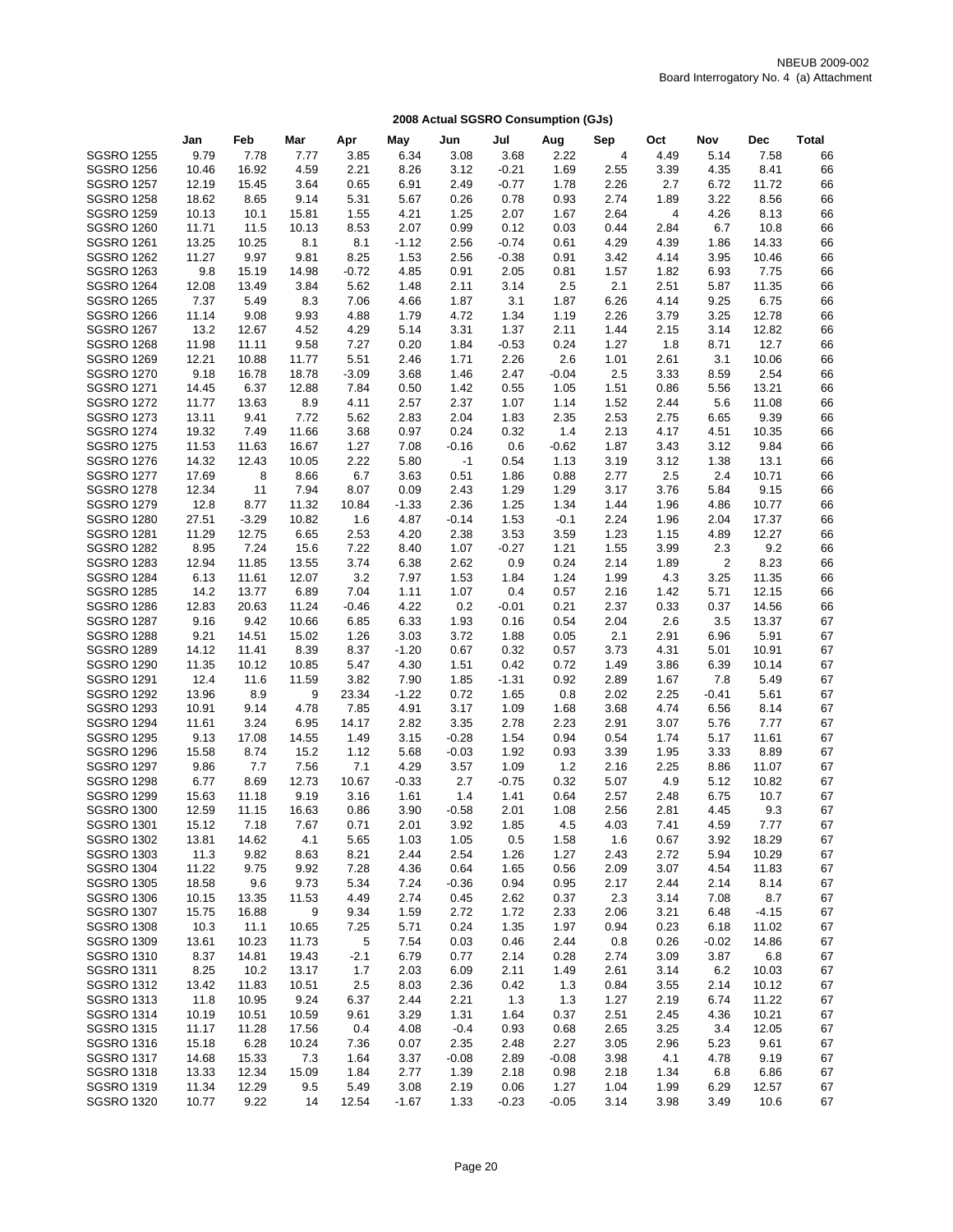NBEUB 2009-002
Board Interrogatory No. 4 (a) Attachment

**2008 Actual SGSRO Consumption (GJs)**

| | Jan | Feb | Mar | Apr | May | Jun | Jul | Aug | Sep | Oct | Nov | Dec | Total |
|---|---|---|---|---|---|---|---|---|---|---|---|---|---|
| SGSRO 1255 | 9.79 | 7.78 | 7.77 | 3.85 | 6.34 | 3.08 | 3.68 | 2.22 | 4 | 4.49 | 5.14 | 7.58 | 66 |
| SGSRO 1256 | 10.46 | 16.92 | 4.59 | 2.21 | 8.26 | 3.12 | -0.21 | 1.69 | 2.55 | 3.39 | 4.35 | 8.41 | 66 |
| SGSRO 1257 | 12.19 | 15.45 | 3.64 | 0.65 | 6.91 | 2.49 | -0.77 | 1.78 | 2.26 | 2.7 | 6.72 | 11.72 | 66 |
| SGSRO 1258 | 18.62 | 8.65 | 9.14 | 5.31 | 5.67 | 0.26 | 0.78 | 0.93 | 2.74 | 1.89 | 3.22 | 8.56 | 66 |
| SGSRO 1259 | 10.13 | 10.1 | 15.81 | 1.55 | 4.21 | 1.25 | 2.07 | 1.67 | 2.64 | 4 | 4.26 | 8.13 | 66 |
| SGSRO 1260 | 11.71 | 11.5 | 10.13 | 8.53 | 2.07 | 0.99 | 0.12 | 0.03 | 0.44 | 2.84 | 6.7 | 10.8 | 66 |
| SGSRO 1261 | 13.25 | 10.25 | 8.1 | 8.1 | -1.12 | 2.56 | -0.74 | 0.61 | 4.29 | 4.39 | 1.86 | 14.33 | 66 |
| SGSRO 1262 | 11.27 | 9.97 | 9.81 | 8.25 | 1.53 | 2.56 | -0.38 | 0.91 | 3.42 | 4.14 | 3.95 | 10.46 | 66 |
| SGSRO 1263 | 9.8 | 15.19 | 14.98 | -0.72 | 4.85 | 0.91 | 2.05 | 0.81 | 1.57 | 1.82 | 6.93 | 7.75 | 66 |
| SGSRO 1264 | 12.08 | 13.49 | 3.84 | 5.62 | 1.48 | 2.11 | 3.14 | 2.5 | 2.1 | 2.51 | 5.87 | 11.35 | 66 |
| SGSRO 1265 | 7.37 | 5.49 | 8.3 | 7.06 | 4.66 | 1.87 | 3.1 | 1.87 | 6.26 | 4.14 | 9.25 | 6.75 | 66 |
| SGSRO 1266 | 11.14 | 9.08 | 9.93 | 4.88 | 1.79 | 4.72 | 1.34 | 1.19 | 2.26 | 3.79 | 3.25 | 12.78 | 66 |
| SGSRO 1267 | 13.2 | 12.67 | 4.52 | 4.29 | 5.14 | 3.31 | 1.37 | 2.11 | 1.44 | 2.15 | 3.14 | 12.82 | 66 |
| SGSRO 1268 | 11.98 | 11.11 | 9.58 | 7.27 | 0.20 | 1.84 | -0.53 | 0.24 | 1.27 | 1.8 | 8.71 | 12.7 | 66 |
| SGSRO 1269 | 12.21 | 10.88 | 11.77 | 5.51 | 2.46 | 1.71 | 2.26 | 2.6 | 1.01 | 2.61 | 3.1 | 10.06 | 66 |
| SGSRO 1270 | 9.18 | 16.78 | 18.78 | -3.09 | 3.68 | 1.46 | 2.47 | -0.04 | 2.5 | 3.33 | 8.59 | 2.54 | 66 |
| SGSRO 1271 | 14.45 | 6.37 | 12.88 | 7.84 | 0.50 | 1.42 | 0.55 | 1.05 | 1.51 | 0.86 | 5.56 | 13.21 | 66 |
| SGSRO 1272 | 11.77 | 13.63 | 8.9 | 4.11 | 2.57 | 2.37 | 1.07 | 1.14 | 1.52 | 2.44 | 5.6 | 11.08 | 66 |
| SGSRO 1273 | 13.11 | 9.41 | 7.72 | 5.62 | 2.83 | 2.04 | 1.83 | 2.35 | 2.53 | 2.75 | 6.65 | 9.39 | 66 |
| SGSRO 1274 | 19.32 | 7.49 | 11.66 | 3.68 | 0.97 | 0.24 | 0.32 | 1.4 | 2.13 | 4.17 | 4.51 | 10.35 | 66 |
| SGSRO 1275 | 11.53 | 11.63 | 16.67 | 1.27 | 7.08 | -0.16 | 0.6 | -0.62 | 1.87 | 3.43 | 3.12 | 9.84 | 66 |
| SGSRO 1276 | 14.32 | 12.43 | 10.05 | 2.22 | 5.80 | -1 | 0.54 | 1.13 | 3.19 | 3.12 | 1.38 | 13.1 | 66 |
| SGSRO 1277 | 17.69 | 8 | 8.66 | 6.7 | 3.63 | 0.51 | 1.86 | 0.88 | 2.77 | 2.5 | 2.4 | 10.71 | 66 |
| SGSRO 1278 | 12.34 | 11 | 7.94 | 8.07 | 0.09 | 2.43 | 1.29 | 1.29 | 3.17 | 3.76 | 5.84 | 9.15 | 66 |
| SGSRO 1279 | 12.8 | 8.77 | 11.32 | 10.84 | -1.33 | 2.36 | 1.25 | 1.34 | 1.44 | 1.96 | 4.86 | 10.77 | 66 |
| SGSRO 1280 | 27.51 | -3.29 | 10.82 | 1.6 | 4.87 | -0.14 | 1.53 | -0.1 | 2.24 | 1.96 | 2.04 | 17.37 | 66 |
| SGSRO 1281 | 11.29 | 12.75 | 6.65 | 2.53 | 4.20 | 2.38 | 3.53 | 3.59 | 1.23 | 1.15 | 4.89 | 12.27 | 66 |
| SGSRO 1282 | 8.95 | 7.24 | 15.6 | 7.22 | 8.40 | 1.07 | -0.27 | 1.21 | 1.55 | 3.99 | 2.3 | 9.2 | 66 |
| SGSRO 1283 | 12.94 | 11.85 | 13.55 | 3.74 | 6.38 | 2.62 | 0.9 | 0.24 | 2.14 | 1.89 | 2 | 8.23 | 66 |
| SGSRO 1284 | 6.13 | 11.61 | 12.07 | 3.2 | 7.97 | 1.53 | 1.84 | 1.24 | 1.99 | 4.3 | 3.25 | 11.35 | 66 |
| SGSRO 1285 | 14.2 | 13.77 | 6.89 | 7.04 | 1.11 | 1.07 | 0.4 | 0.57 | 2.16 | 1.42 | 5.71 | 12.15 | 66 |
| SGSRO 1286 | 12.83 | 20.63 | 11.24 | -0.46 | 4.22 | 0.2 | -0.01 | 0.21 | 2.37 | 0.33 | 0.37 | 14.56 | 66 |
| SGSRO 1287 | 9.16 | 9.42 | 10.66 | 6.85 | 6.33 | 1.93 | 0.16 | 0.54 | 2.04 | 2.6 | 3.5 | 13.37 | 67 |
| SGSRO 1288 | 9.21 | 14.51 | 15.02 | 1.26 | 3.03 | 3.72 | 1.88 | 0.05 | 2.1 | 2.91 | 6.96 | 5.91 | 67 |
| SGSRO 1289 | 14.12 | 11.41 | 8.39 | 8.37 | -1.20 | 0.67 | 0.32 | 0.57 | 3.73 | 4.31 | 5.01 | 10.91 | 67 |
| SGSRO 1290 | 11.35 | 10.12 | 10.85 | 5.47 | 4.30 | 1.51 | 0.42 | 0.72 | 1.49 | 3.86 | 6.39 | 10.14 | 67 |
| SGSRO 1291 | 12.4 | 11.6 | 11.59 | 3.82 | 7.90 | 1.85 | -1.31 | 0.92 | 2.89 | 1.67 | 7.8 | 5.49 | 67 |
| SGSRO 1292 | 13.96 | 8.9 | 9 | 23.34 | -1.22 | 0.72 | 1.65 | 0.8 | 2.02 | 2.25 | -0.41 | 5.61 | 67 |
| SGSRO 1293 | 10.91 | 9.14 | 4.78 | 7.85 | 4.91 | 3.17 | 1.09 | 1.68 | 3.68 | 4.74 | 6.56 | 8.14 | 67 |
| SGSRO 1294 | 11.61 | 3.24 | 6.95 | 14.17 | 2.82 | 3.35 | 2.78 | 2.23 | 2.91 | 3.07 | 5.76 | 7.77 | 67 |
| SGSRO 1295 | 9.13 | 17.08 | 14.55 | 1.49 | 3.15 | -0.28 | 1.54 | 0.94 | 0.54 | 1.74 | 5.17 | 11.61 | 67 |
| SGSRO 1296 | 15.58 | 8.74 | 15.2 | 1.12 | 5.68 | -0.03 | 1.92 | 0.93 | 3.39 | 1.95 | 3.33 | 8.89 | 67 |
| SGSRO 1297 | 9.86 | 7.7 | 7.56 | 7.1 | 4.29 | 3.57 | 1.09 | 1.2 | 2.16 | 2.25 | 8.86 | 11.07 | 67 |
| SGSRO 1298 | 6.77 | 8.69 | 12.73 | 10.67 | -0.33 | 2.7 | -0.75 | 0.32 | 5.07 | 4.9 | 5.12 | 10.82 | 67 |
| SGSRO 1299 | 15.63 | 11.18 | 9.19 | 3.16 | 1.61 | 1.4 | 1.41 | 0.64 | 2.57 | 2.48 | 6.75 | 10.7 | 67 |
| SGSRO 1300 | 12.59 | 11.15 | 16.63 | 0.86 | 3.90 | -0.58 | 2.01 | 1.08 | 2.56 | 2.81 | 4.45 | 9.3 | 67 |
| SGSRO 1301 | 15.12 | 7.18 | 7.67 | 0.71 | 2.01 | 3.92 | 1.85 | 4.5 | 4.03 | 7.41 | 4.59 | 7.77 | 67 |
| SGSRO 1302 | 13.81 | 14.62 | 4.1 | 5.65 | 1.03 | 1.05 | 0.5 | 1.58 | 1.6 | 0.67 | 3.92 | 18.29 | 67 |
| SGSRO 1303 | 11.3 | 9.82 | 8.63 | 8.21 | 2.44 | 2.54 | 1.26 | 1.27 | 2.43 | 2.72 | 5.94 | 10.29 | 67 |
| SGSRO 1304 | 11.22 | 9.75 | 9.92 | 7.28 | 4.36 | 0.64 | 1.65 | 0.56 | 2.09 | 3.07 | 4.54 | 11.83 | 67 |
| SGSRO 1305 | 18.58 | 9.6 | 9.73 | 5.34 | 7.24 | -0.36 | 0.94 | 0.95 | 2.17 | 2.44 | 2.14 | 8.14 | 67 |
| SGSRO 1306 | 10.15 | 13.35 | 11.53 | 4.49 | 2.74 | 0.45 | 2.62 | 0.37 | 2.3 | 3.14 | 7.08 | 8.7 | 67 |
| SGSRO 1307 | 15.75 | 16.88 | 9 | 9.34 | 1.59 | 2.72 | 1.72 | 2.33 | 2.06 | 3.21 | 6.48 | -4.15 | 67 |
| SGSRO 1308 | 10.3 | 11.1 | 10.65 | 7.25 | 5.71 | 0.24 | 1.35 | 1.97 | 0.94 | 0.23 | 6.18 | 11.02 | 67 |
| SGSRO 1309 | 13.61 | 10.23 | 11.73 | 5 | 7.54 | 0.03 | 0.46 | 2.44 | 0.8 | 0.26 | -0.02 | 14.86 | 67 |
| SGSRO 1310 | 8.37 | 14.81 | 19.43 | -2.1 | 6.79 | 0.77 | 2.14 | 0.28 | 2.74 | 3.09 | 3.87 | 6.8 | 67 |
| SGSRO 1311 | 8.25 | 10.2 | 13.17 | 1.7 | 2.03 | 6.09 | 2.11 | 1.49 | 2.61 | 3.14 | 6.2 | 10.03 | 67 |
| SGSRO 1312 | 13.42 | 11.83 | 10.51 | 2.5 | 8.03 | 2.36 | 0.42 | 1.3 | 0.84 | 3.55 | 2.14 | 10.12 | 67 |
| SGSRO 1313 | 11.8 | 10.95 | 9.24 | 6.37 | 2.44 | 2.21 | 1.3 | 1.3 | 1.27 | 2.19 | 6.74 | 11.22 | 67 |
| SGSRO 1314 | 10.19 | 10.51 | 10.59 | 9.61 | 3.29 | 1.31 | 1.64 | 0.37 | 2.51 | 2.45 | 4.36 | 10.21 | 67 |
| SGSRO 1315 | 11.17 | 11.28 | 17.56 | 0.4 | 4.08 | -0.4 | 0.93 | 0.68 | 2.65 | 3.25 | 3.4 | 12.05 | 67 |
| SGSRO 1316 | 15.18 | 6.28 | 10.24 | 7.36 | 0.07 | 2.35 | 2.48 | 2.27 | 3.05 | 2.96 | 5.23 | 9.61 | 67 |
| SGSRO 1317 | 14.68 | 15.33 | 7.3 | 1.64 | 3.37 | -0.08 | 2.89 | -0.08 | 3.98 | 4.1 | 4.78 | 9.19 | 67 |
| SGSRO 1318 | 13.33 | 12.34 | 15.09 | 1.84 | 2.77 | 1.39 | 2.18 | 0.98 | 2.18 | 1.34 | 6.8 | 6.86 | 67 |
| SGSRO 1319 | 11.34 | 12.29 | 9.5 | 5.49 | 3.08 | 2.19 | 0.06 | 1.27 | 1.04 | 1.99 | 6.29 | 12.57 | 67 |
| SGSRO 1320 | 10.77 | 9.22 | 14 | 12.54 | -1.67 | 1.33 | -0.23 | -0.05 | 3.14 | 3.98 | 3.49 | 10.6 | 67 |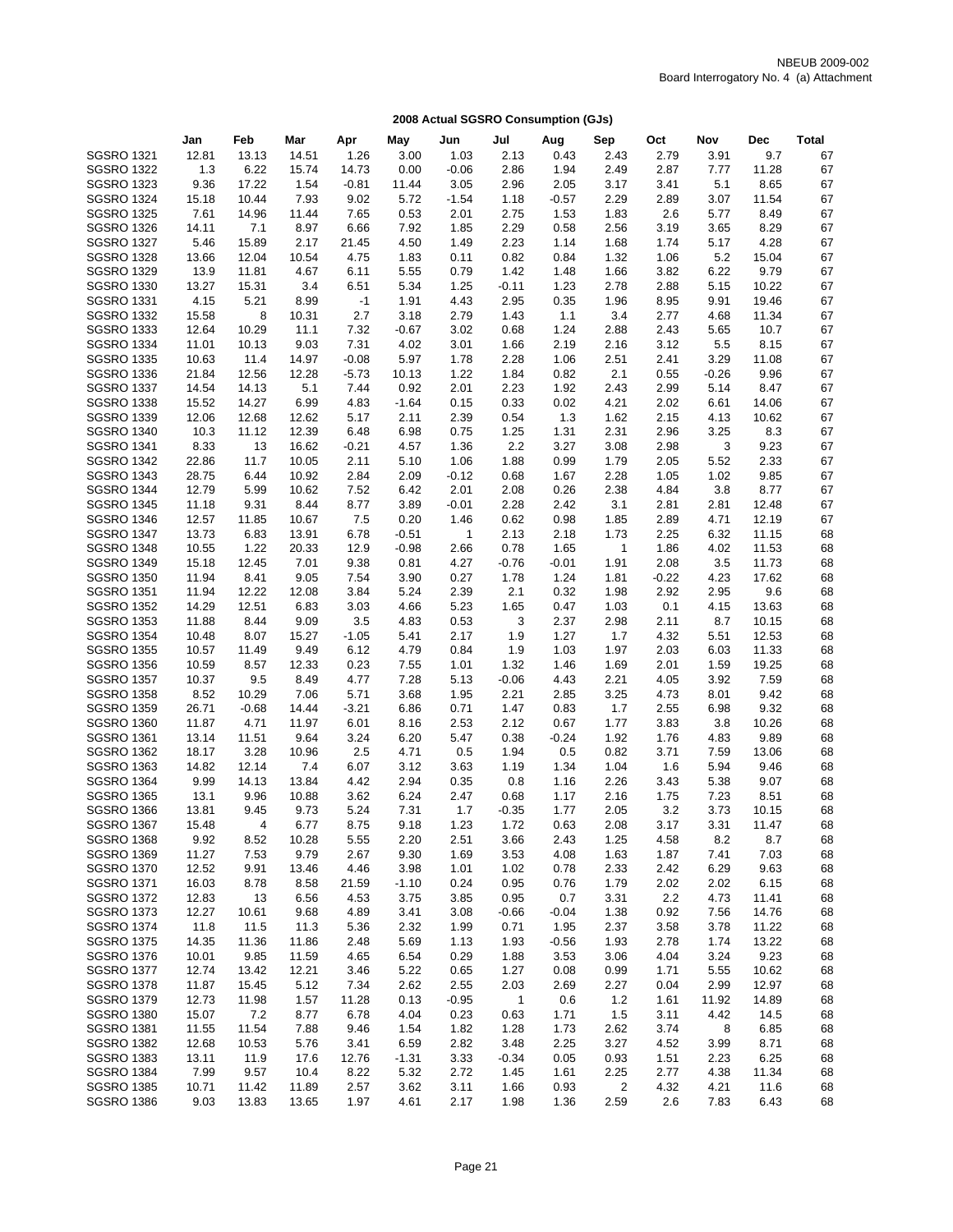NBEUB 2009-002
Board Interrogatory No. 4 (a) Attachment

## 2008 Actual SGSRO Consumption (GJs)

| | Jan | Feb | Mar | Apr | May | Jun | Jul | Aug | Sep | Oct | Nov | Dec | Total |
|---|---|---|---|---|---|---|---|---|---|---|---|---|---|
| SGSRO 1321 | 12.81 | 13.13 | 14.51 | 1.26 | 3.00 | 1.03 | 2.13 | 0.43 | 2.43 | 2.79 | 3.91 | 9.7 | 67 |
| SGSRO 1322 | 1.3 | 6.22 | 15.74 | 14.73 | 0.00 | -0.06 | 2.86 | 1.94 | 2.49 | 2.87 | 7.77 | 11.28 | 67 |
| SGSRO 1323 | 9.36 | 17.22 | 1.54 | -0.81 | 11.44 | 3.05 | 2.96 | 2.05 | 3.17 | 3.41 | 5.1 | 8.65 | 67 |
| SGSRO 1324 | 15.18 | 10.44 | 7.93 | 9.02 | 5.72 | -1.54 | 1.18 | -0.57 | 2.29 | 2.89 | 3.07 | 11.54 | 67 |
| SGSRO 1325 | 7.61 | 14.96 | 11.44 | 7.65 | 0.53 | 2.01 | 2.75 | 1.53 | 1.83 | 2.6 | 5.77 | 8.49 | 67 |
| SGSRO 1326 | 14.11 | 7.1 | 8.97 | 6.66 | 7.92 | 1.85 | 2.29 | 0.58 | 2.56 | 3.19 | 3.65 | 8.29 | 67 |
| SGSRO 1327 | 5.46 | 15.89 | 2.17 | 21.45 | 4.50 | 1.49 | 2.23 | 1.14 | 1.68 | 1.74 | 5.17 | 4.28 | 67 |
| SGSRO 1328 | 13.66 | 12.04 | 10.54 | 4.75 | 1.83 | 0.11 | 0.82 | 0.84 | 1.32 | 1.06 | 5.2 | 15.04 | 67 |
| SGSRO 1329 | 13.9 | 11.81 | 4.67 | 6.11 | 5.55 | 0.79 | 1.42 | 1.48 | 1.66 | 3.82 | 6.22 | 9.79 | 67 |
| SGSRO 1330 | 13.27 | 15.31 | 3.4 | 6.51 | 5.34 | 1.25 | -0.11 | 1.23 | 2.78 | 2.88 | 5.15 | 10.22 | 67 |
| SGSRO 1331 | 4.15 | 5.21 | 8.99 | -1 | 1.91 | 4.43 | 2.95 | 0.35 | 1.96 | 8.95 | 9.91 | 19.46 | 67 |
| SGSRO 1332 | 15.58 | 8 | 10.31 | 2.7 | 3.18 | 2.79 | 1.43 | 1.1 | 3.4 | 2.77 | 4.68 | 11.34 | 67 |
| SGSRO 1333 | 12.64 | 10.29 | 11.1 | 7.32 | -0.67 | 3.02 | 0.68 | 1.24 | 2.88 | 2.43 | 5.65 | 10.7 | 67 |
| SGSRO 1334 | 11.01 | 10.13 | 9.03 | 7.31 | 4.02 | 3.01 | 1.66 | 2.19 | 2.16 | 3.12 | 5.5 | 8.15 | 67 |
| SGSRO 1335 | 10.63 | 11.4 | 14.97 | -0.08 | 5.97 | 1.78 | 2.28 | 1.06 | 2.51 | 2.41 | 3.29 | 11.08 | 67 |
| SGSRO 1336 | 21.84 | 12.56 | 12.28 | -5.73 | 10.13 | 1.22 | 1.84 | 0.82 | 2.1 | 0.55 | -0.26 | 9.96 | 67 |
| SGSRO 1337 | 14.54 | 14.13 | 5.1 | 7.44 | 0.92 | 2.01 | 2.23 | 1.92 | 2.43 | 2.99 | 5.14 | 8.47 | 67 |
| SGSRO 1338 | 15.52 | 14.27 | 6.99 | 4.83 | -1.64 | 0.15 | 0.33 | 0.02 | 4.21 | 2.02 | 6.61 | 14.06 | 67 |
| SGSRO 1339 | 12.06 | 12.68 | 12.62 | 5.17 | 2.11 | 2.39 | 0.54 | 1.3 | 1.62 | 2.15 | 4.13 | 10.62 | 67 |
| SGSRO 1340 | 10.3 | 11.12 | 12.39 | 6.48 | 6.98 | 0.75 | 1.25 | 1.31 | 2.31 | 2.96 | 3.25 | 8.3 | 67 |
| SGSRO 1341 | 8.33 | 13 | 16.62 | -0.21 | 4.57 | 1.36 | 2.2 | 3.27 | 3.08 | 2.98 | 3 | 9.23 | 67 |
| SGSRO 1342 | 22.86 | 11.7 | 10.05 | 2.11 | 5.10 | 1.06 | 1.88 | 0.99 | 1.79 | 2.05 | 5.52 | 2.33 | 67 |
| SGSRO 1343 | 28.75 | 6.44 | 10.92 | 2.84 | 2.09 | -0.12 | 0.68 | 1.67 | 2.28 | 1.05 | 1.02 | 9.85 | 67 |
| SGSRO 1344 | 12.79 | 5.99 | 10.62 | 7.52 | 6.42 | 2.01 | 2.08 | 0.26 | 2.38 | 4.84 | 3.8 | 8.77 | 67 |
| SGSRO 1345 | 11.18 | 9.31 | 8.44 | 8.77 | 3.89 | -0.01 | 2.28 | 2.42 | 3.1 | 2.81 | 2.81 | 12.48 | 67 |
| SGSRO 1346 | 12.57 | 11.85 | 10.67 | 7.5 | 0.20 | 1.46 | 0.62 | 0.98 | 1.85 | 2.89 | 4.71 | 12.19 | 67 |
| SGSRO 1347 | 13.73 | 6.83 | 13.91 | 6.78 | -0.51 | 1 | 2.13 | 2.18 | 1.73 | 2.25 | 6.32 | 11.15 | 68 |
| SGSRO 1348 | 10.55 | 1.22 | 20.33 | 12.9 | -0.98 | 2.66 | 0.78 | 1.65 | 1 | 1.86 | 4.02 | 11.53 | 68 |
| SGSRO 1349 | 15.18 | 12.45 | 7.01 | 9.38 | 0.81 | 4.27 | -0.76 | -0.01 | 1.91 | 2.08 | 3.5 | 11.73 | 68 |
| SGSRO 1350 | 11.94 | 8.41 | 9.05 | 7.54 | 3.90 | 0.27 | 1.78 | 1.24 | 1.81 | -0.22 | 4.23 | 17.62 | 68 |
| SGSRO 1351 | 11.94 | 12.22 | 12.08 | 3.84 | 5.24 | 2.39 | 2.1 | 0.32 | 1.98 | 2.92 | 2.95 | 9.6 | 68 |
| SGSRO 1352 | 14.29 | 12.51 | 6.83 | 3.03 | 4.66 | 5.23 | 1.65 | 0.47 | 1.03 | 0.1 | 4.15 | 13.63 | 68 |
| SGSRO 1353 | 11.88 | 8.44 | 9.09 | 3.5 | 4.83 | 0.53 | 3 | 2.37 | 2.98 | 2.11 | 8.7 | 10.15 | 68 |
| SGSRO 1354 | 10.48 | 8.07 | 15.27 | -1.05 | 5.41 | 2.17 | 1.9 | 1.27 | 1.7 | 4.32 | 5.51 | 12.53 | 68 |
| SGSRO 1355 | 10.57 | 11.49 | 9.49 | 6.12 | 4.79 | 0.84 | 1.9 | 1.03 | 1.97 | 2.03 | 6.03 | 11.33 | 68 |
| SGSRO 1356 | 10.59 | 8.57 | 12.33 | 0.23 | 7.55 | 1.01 | 1.32 | 1.46 | 1.69 | 2.01 | 1.59 | 19.25 | 68 |
| SGSRO 1357 | 10.37 | 9.5 | 8.49 | 4.77 | 7.28 | 5.13 | -0.06 | 4.43 | 2.21 | 4.05 | 3.92 | 7.59 | 68 |
| SGSRO 1358 | 8.52 | 10.29 | 7.06 | 5.71 | 3.68 | 1.95 | 2.21 | 2.85 | 3.25 | 4.73 | 8.01 | 9.42 | 68 |
| SGSRO 1359 | 26.71 | -0.68 | 14.44 | -3.21 | 6.86 | 0.71 | 1.47 | 0.83 | 1.7 | 2.55 | 6.98 | 9.32 | 68 |
| SGSRO 1360 | 11.87 | 4.71 | 11.97 | 6.01 | 8.16 | 2.53 | 2.12 | 0.67 | 1.77 | 3.83 | 3.8 | 10.26 | 68 |
| SGSRO 1361 | 13.14 | 11.51 | 9.64 | 3.24 | 6.20 | 5.47 | 0.38 | -0.24 | 1.92 | 1.76 | 4.83 | 9.89 | 68 |
| SGSRO 1362 | 18.17 | 3.28 | 10.96 | 2.5 | 4.71 | 0.5 | 1.94 | 0.5 | 0.82 | 3.71 | 7.59 | 13.06 | 68 |
| SGSRO 1363 | 14.82 | 12.14 | 7.4 | 6.07 | 3.12 | 3.63 | 1.19 | 1.34 | 1.04 | 1.6 | 5.94 | 9.46 | 68 |
| SGSRO 1364 | 9.99 | 14.13 | 13.84 | 4.42 | 2.94 | 0.35 | 0.8 | 1.16 | 2.26 | 3.43 | 5.38 | 9.07 | 68 |
| SGSRO 1365 | 13.1 | 9.96 | 10.88 | 3.62 | 6.24 | 2.47 | 0.68 | 1.17 | 2.16 | 1.75 | 7.23 | 8.51 | 68 |
| SGSRO 1366 | 13.81 | 9.45 | 9.73 | 5.24 | 7.31 | 1.7 | -0.35 | 1.77 | 2.05 | 3.2 | 3.73 | 10.15 | 68 |
| SGSRO 1367 | 15.48 | 4 | 6.77 | 8.75 | 9.18 | 1.23 | 1.72 | 0.63 | 2.08 | 3.17 | 3.31 | 11.47 | 68 |
| SGSRO 1368 | 9.92 | 8.52 | 10.28 | 5.55 | 2.20 | 2.51 | 3.66 | 2.43 | 1.25 | 4.58 | 8.2 | 8.7 | 68 |
| SGSRO 1369 | 11.27 | 7.53 | 9.79 | 2.67 | 9.30 | 1.69 | 3.53 | 4.08 | 1.63 | 1.87 | 7.41 | 7.03 | 68 |
| SGSRO 1370 | 12.52 | 9.91 | 13.46 | 4.46 | 3.98 | 1.01 | 1.02 | 0.78 | 2.33 | 2.42 | 6.29 | 9.63 | 68 |
| SGSRO 1371 | 16.03 | 8.78 | 8.58 | 21.59 | -1.10 | 0.24 | 0.95 | 0.76 | 1.79 | 2.02 | 2.02 | 6.15 | 68 |
| SGSRO 1372 | 12.83 | 13 | 6.56 | 4.53 | 3.75 | 3.85 | 0.95 | 0.7 | 3.31 | 2.2 | 4.73 | 11.41 | 68 |
| SGSRO 1373 | 12.27 | 10.61 | 9.68 | 4.89 | 3.41 | 3.08 | -0.66 | -0.04 | 1.38 | 0.92 | 7.56 | 14.76 | 68 |
| SGSRO 1374 | 11.8 | 11.5 | 11.3 | 5.36 | 2.32 | 1.99 | 0.71 | 1.95 | 2.37 | 3.58 | 3.78 | 11.22 | 68 |
| SGSRO 1375 | 14.35 | 11.36 | 11.86 | 2.48 | 5.69 | 1.13 | 1.93 | -0.56 | 1.93 | 2.78 | 1.74 | 13.22 | 68 |
| SGSRO 1376 | 10.01 | 9.85 | 11.59 | 4.65 | 6.54 | 0.29 | 1.88 | 3.53 | 3.06 | 4.04 | 3.24 | 9.23 | 68 |
| SGSRO 1377 | 12.74 | 13.42 | 12.21 | 3.46 | 5.22 | 0.65 | 1.27 | 0.08 | 0.99 | 1.71 | 5.55 | 10.62 | 68 |
| SGSRO 1378 | 11.87 | 15.45 | 5.12 | 7.34 | 2.62 | 2.55 | 2.03 | 2.69 | 2.27 | 0.04 | 2.99 | 12.97 | 68 |
| SGSRO 1379 | 12.73 | 11.98 | 1.57 | 11.28 | 0.13 | -0.95 | 1 | 0.6 | 1.2 | 1.61 | 11.92 | 14.89 | 68 |
| SGSRO 1380 | 15.07 | 7.2 | 8.77 | 6.78 | 4.04 | 0.23 | 0.63 | 1.71 | 1.5 | 3.11 | 4.42 | 14.5 | 68 |
| SGSRO 1381 | 11.55 | 11.54 | 7.88 | 9.46 | 1.54 | 1.82 | 1.28 | 1.73 | 2.62 | 3.74 | 8 | 6.85 | 68 |
| SGSRO 1382 | 12.68 | 10.53 | 5.76 | 3.41 | 6.59 | 2.82 | 3.48 | 2.25 | 3.27 | 4.52 | 3.99 | 8.71 | 68 |
| SGSRO 1383 | 13.11 | 11.9 | 17.6 | 12.76 | -1.31 | 3.33 | -0.34 | 0.05 | 0.93 | 1.51 | 2.23 | 6.25 | 68 |
| SGSRO 1384 | 7.99 | 9.57 | 10.4 | 8.22 | 5.32 | 2.72 | 1.45 | 1.61 | 2.25 | 2.77 | 4.38 | 11.34 | 68 |
| SGSRO 1385 | 10.71 | 11.42 | 11.89 | 2.57 | 3.62 | 3.11 | 1.66 | 0.93 | 2 | 4.32 | 4.21 | 11.6 | 68 |
| SGSRO 1386 | 9.03 | 13.83 | 13.65 | 1.97 | 4.61 | 2.17 | 1.98 | 1.36 | 2.59 | 2.6 | 7.83 | 6.43 | 68 |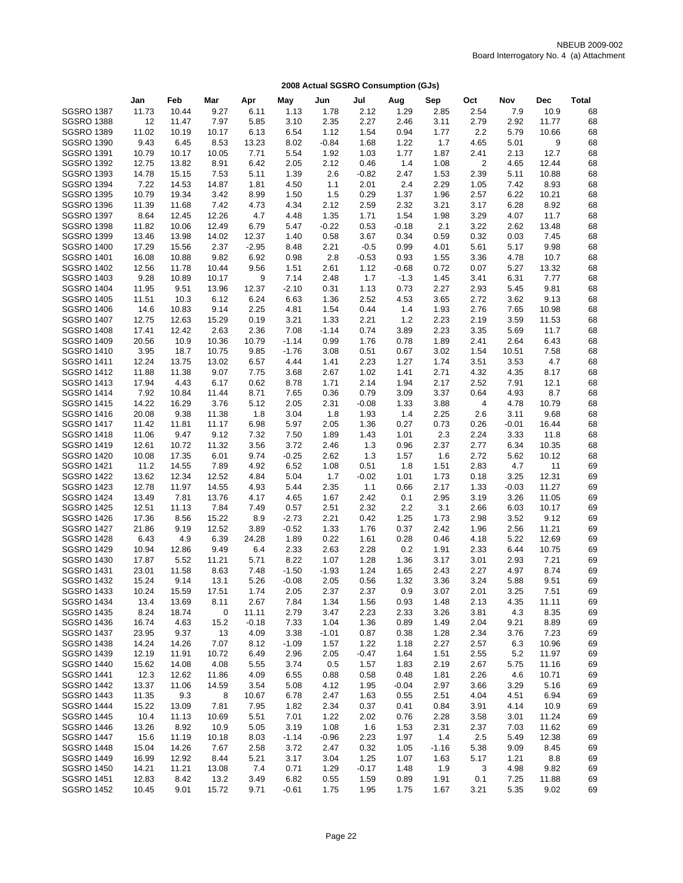NBEUB 2009-002
Board Interrogatory No. 4 (a) Attachment

## 2008 Actual SGSRO Consumption (GJs)

| | Jan | Feb | Mar | Apr | May | Jun | Jul | Aug | Sep | Oct | Nov | Dec | Total |
|---|---|---|---|---|---|---|---|---|---|---|---|---|---|
| SGSRO 1387 | 11.73 | 10.44 | 9.27 | 6.11 | 1.13 | 1.78 | 2.12 | 1.29 | 2.85 | 2.54 | 7.9 | 10.9 | 68 |
| SGSRO 1388 | 12 | 11.47 | 7.97 | 5.85 | 3.10 | 2.35 | 2.27 | 2.46 | 3.11 | 2.79 | 2.92 | 11.77 | 68 |
| SGSRO 1389 | 11.02 | 10.19 | 10.17 | 6.13 | 6.54 | 1.12 | 1.54 | 0.94 | 1.77 | 2.2 | 5.79 | 10.66 | 68 |
| SGSRO 1390 | 9.43 | 6.45 | 8.53 | 13.23 | 8.02 | -0.84 | 1.68 | 1.22 | 1.7 | 4.65 | 5.01 | 9 | 68 |
| SGSRO 1391 | 10.79 | 10.17 | 10.05 | 7.71 | 5.54 | 1.92 | 1.03 | 1.77 | 1.87 | 2.41 | 2.13 | 12.7 | 68 |
| SGSRO 1392 | 12.75 | 13.82 | 8.91 | 6.42 | 2.05 | 2.12 | 0.46 | 1.4 | 1.08 | 2 | 4.65 | 12.44 | 68 |
| SGSRO 1393 | 14.78 | 15.15 | 7.53 | 5.11 | 1.39 | 2.6 | -0.82 | 2.47 | 1.53 | 2.39 | 5.11 | 10.88 | 68 |
| SGSRO 1394 | 7.22 | 14.53 | 14.87 | 1.81 | 4.50 | 1.1 | 2.01 | 2.4 | 2.29 | 1.05 | 7.42 | 8.93 | 68 |
| SGSRO 1395 | 10.79 | 19.34 | 3.42 | 8.99 | 1.50 | 1.5 | 0.29 | 1.37 | 1.96 | 2.57 | 6.22 | 10.21 | 68 |
| SGSRO 1396 | 11.39 | 11.68 | 7.42 | 4.73 | 4.34 | 2.12 | 2.59 | 2.32 | 3.21 | 3.17 | 6.28 | 8.92 | 68 |
| SGSRO 1397 | 8.64 | 12.45 | 12.26 | 4.7 | 4.48 | 1.35 | 1.71 | 1.54 | 1.98 | 3.29 | 4.07 | 11.7 | 68 |
| SGSRO 1398 | 11.82 | 10.06 | 12.49 | 6.79 | 5.47 | -0.22 | 0.53 | -0.18 | 2.1 | 3.22 | 2.62 | 13.48 | 68 |
| SGSRO 1399 | 13.46 | 13.98 | 14.02 | 12.37 | 1.40 | 0.58 | 3.67 | 0.34 | 0.59 | 0.32 | 0.03 | 7.45 | 68 |
| SGSRO 1400 | 17.29 | 15.56 | 2.37 | -2.95 | 8.48 | 2.21 | -0.5 | 0.99 | 4.01 | 5.61 | 5.17 | 9.98 | 68 |
| SGSRO 1401 | 16.08 | 10.88 | 9.82 | 6.92 | 0.98 | 2.8 | -0.53 | 0.93 | 1.55 | 3.36 | 4.78 | 10.7 | 68 |
| SGSRO 1402 | 12.56 | 11.78 | 10.44 | 9.56 | 1.51 | 2.61 | 1.12 | -0.68 | 0.72 | 0.07 | 5.27 | 13.32 | 68 |
| SGSRO 1403 | 9.28 | 10.89 | 10.17 | 9 | 7.14 | 2.48 | 1.7 | -1.3 | 1.45 | 3.41 | 6.31 | 7.77 | 68 |
| SGSRO 1404 | 11.95 | 9.51 | 13.96 | 12.37 | -2.10 | 0.31 | 1.13 | 0.73 | 2.27 | 2.93 | 5.45 | 9.81 | 68 |
| SGSRO 1405 | 11.51 | 10.3 | 6.12 | 6.24 | 6.63 | 1.36 | 2.52 | 4.53 | 3.65 | 2.72 | 3.62 | 9.13 | 68 |
| SGSRO 1406 | 14.6 | 10.83 | 9.14 | 2.25 | 4.81 | 1.54 | 0.44 | 1.4 | 1.93 | 2.76 | 7.65 | 10.98 | 68 |
| SGSRO 1407 | 12.75 | 12.63 | 15.29 | 0.19 | 3.21 | 1.33 | 2.21 | 1.2 | 2.23 | 2.19 | 3.59 | 11.53 | 68 |
| SGSRO 1408 | 17.41 | 12.42 | 2.63 | 2.36 | 7.08 | -1.14 | 0.74 | 3.89 | 2.23 | 3.35 | 5.69 | 11.7 | 68 |
| SGSRO 1409 | 20.56 | 10.9 | 10.36 | 10.79 | -1.14 | 0.99 | 1.76 | 0.78 | 1.89 | 2.41 | 2.64 | 6.43 | 68 |
| SGSRO 1410 | 3.95 | 18.7 | 10.75 | 9.85 | -1.76 | 3.08 | 0.51 | 0.67 | 3.02 | 1.54 | 10.51 | 7.58 | 68 |
| SGSRO 1411 | 12.24 | 13.75 | 13.02 | 6.57 | 4.44 | 1.41 | 2.23 | 1.27 | 1.74 | 3.51 | 3.53 | 4.7 | 68 |
| SGSRO 1412 | 11.88 | 11.38 | 9.07 | 7.75 | 3.68 | 2.67 | 1.02 | 1.41 | 2.71 | 4.32 | 4.35 | 8.17 | 68 |
| SGSRO 1413 | 17.94 | 4.43 | 6.17 | 0.62 | 8.78 | 1.71 | 2.14 | 1.94 | 2.17 | 2.52 | 7.91 | 12.1 | 68 |
| SGSRO 1414 | 7.92 | 10.84 | 11.44 | 8.71 | 7.65 | 0.36 | 0.79 | 3.09 | 3.37 | 0.64 | 4.93 | 8.7 | 68 |
| SGSRO 1415 | 14.22 | 16.29 | 3.76 | 5.12 | 2.05 | 2.31 | -0.08 | 1.33 | 3.88 | 4 | 4.78 | 10.79 | 68 |
| SGSRO 1416 | 20.08 | 9.38 | 11.38 | 1.8 | 3.04 | 1.8 | 1.93 | 1.4 | 2.25 | 2.6 | 3.11 | 9.68 | 68 |
| SGSRO 1417 | 11.42 | 11.81 | 11.17 | 6.98 | 5.97 | 2.05 | 1.36 | 0.27 | 0.73 | 0.26 | -0.01 | 16.44 | 68 |
| SGSRO 1418 | 11.06 | 9.47 | 9.12 | 7.32 | 7.50 | 1.89 | 1.43 | 1.01 | 2.3 | 2.24 | 3.33 | 11.8 | 68 |
| SGSRO 1419 | 12.61 | 10.72 | 11.32 | 3.56 | 3.72 | 2.46 | 1.3 | 0.96 | 2.37 | 2.77 | 6.34 | 10.35 | 68 |
| SGSRO 1420 | 10.08 | 17.35 | 6.01 | 9.74 | -0.25 | 2.62 | 1.3 | 1.57 | 1.6 | 2.72 | 5.62 | 10.12 | 68 |
| SGSRO 1421 | 11.2 | 14.55 | 7.89 | 4.92 | 6.52 | 1.08 | 0.51 | 1.8 | 1.51 | 2.83 | 4.7 | 11 | 69 |
| SGSRO 1422 | 13.62 | 12.34 | 12.52 | 4.84 | 5.04 | 1.7 | -0.02 | 1.01 | 1.73 | 0.18 | 3.25 | 12.31 | 69 |
| SGSRO 1423 | 12.78 | 11.97 | 14.55 | 4.93 | 5.44 | 2.35 | 1.1 | 0.66 | 2.17 | 1.33 | -0.03 | 11.27 | 69 |
| SGSRO 1424 | 13.49 | 7.81 | 13.76 | 4.17 | 4.65 | 1.67 | 2.42 | 0.1 | 2.95 | 3.19 | 3.26 | 11.05 | 69 |
| SGSRO 1425 | 12.51 | 11.13 | 7.84 | 7.49 | 0.57 | 2.51 | 2.32 | 2.2 | 3.1 | 2.66 | 6.03 | 10.17 | 69 |
| SGSRO 1426 | 17.36 | 8.56 | 15.22 | 8.9 | -2.73 | 2.21 | 0.42 | 1.25 | 1.73 | 2.98 | 3.52 | 9.12 | 69 |
| SGSRO 1427 | 21.86 | 9.19 | 12.52 | 3.89 | -0.52 | 1.33 | 1.76 | 0.37 | 2.42 | 1.96 | 2.56 | 11.21 | 69 |
| SGSRO 1428 | 6.43 | 4.9 | 6.39 | 24.28 | 1.89 | 0.22 | 1.61 | 0.28 | 0.46 | 4.18 | 5.22 | 12.69 | 69 |
| SGSRO 1429 | 10.94 | 12.86 | 9.49 | 6.4 | 2.33 | 2.63 | 2.28 | 0.2 | 1.91 | 2.33 | 6.44 | 10.75 | 69 |
| SGSRO 1430 | 17.87 | 5.52 | 11.21 | 5.71 | 8.22 | 1.07 | 1.28 | 1.36 | 3.17 | 3.01 | 2.93 | 7.21 | 69 |
| SGSRO 1431 | 23.01 | 11.58 | 8.63 | 7.48 | -1.50 | -1.93 | 1.24 | 1.65 | 2.43 | 2.27 | 4.97 | 8.74 | 69 |
| SGSRO 1432 | 15.24 | 9.14 | 13.1 | 5.26 | -0.08 | 2.05 | 0.56 | 1.32 | 3.36 | 3.24 | 5.88 | 9.51 | 69 |
| SGSRO 1433 | 10.24 | 15.59 | 17.51 | 1.74 | 2.05 | 2.37 | 2.37 | 0.9 | 3.07 | 2.01 | 3.25 | 7.51 | 69 |
| SGSRO 1434 | 13.4 | 13.69 | 8.11 | 2.67 | 7.84 | 1.34 | 1.56 | 0.93 | 1.48 | 2.13 | 4.35 | 11.11 | 69 |
| SGSRO 1435 | 8.24 | 18.74 | 0 | 11.11 | 2.79 | 3.47 | 2.23 | 2.33 | 3.26 | 3.81 | 4.3 | 8.35 | 69 |
| SGSRO 1436 | 16.74 | 4.63 | 15.2 | -0.18 | 7.33 | 1.04 | 1.36 | 0.89 | 1.49 | 2.04 | 9.21 | 8.89 | 69 |
| SGSRO 1437 | 23.95 | 9.37 | 13 | 4.09 | 3.38 | -1.01 | 0.87 | 0.38 | 1.28 | 2.34 | 3.76 | 7.23 | 69 |
| SGSRO 1438 | 14.24 | 14.26 | 7.07 | 8.12 | -1.09 | 1.57 | 1.22 | 1.18 | 2.27 | 2.57 | 6.3 | 10.96 | 69 |
| SGSRO 1439 | 12.19 | 11.91 | 10.72 | 6.49 | 2.96 | 2.05 | -0.47 | 1.64 | 1.51 | 2.55 | 5.2 | 11.97 | 69 |
| SGSRO 1440 | 15.62 | 14.08 | 4.08 | 5.55 | 3.74 | 0.5 | 1.57 | 1.83 | 2.19 | 2.67 | 5.75 | 11.16 | 69 |
| SGSRO 1441 | 12.3 | 12.62 | 11.86 | 4.09 | 6.55 | 0.88 | 0.58 | 0.48 | 1.81 | 2.26 | 4.6 | 10.71 | 69 |
| SGSRO 1442 | 13.37 | 11.06 | 14.59 | 3.54 | 5.08 | 4.12 | 1.95 | -0.04 | 2.97 | 3.66 | 3.29 | 5.16 | 69 |
| SGSRO 1443 | 11.35 | 9.3 | 8 | 10.67 | 6.78 | 2.47 | 1.63 | 0.55 | 2.51 | 4.04 | 4.51 | 6.94 | 69 |
| SGSRO 1444 | 15.22 | 13.09 | 7.81 | 7.95 | 1.82 | 2.34 | 0.37 | 0.41 | 0.84 | 3.91 | 4.14 | 10.9 | 69 |
| SGSRO 1445 | 10.4 | 11.13 | 10.69 | 5.51 | 7.01 | 1.22 | 2.02 | 0.76 | 2.28 | 3.58 | 3.01 | 11.24 | 69 |
| SGSRO 1446 | 13.26 | 8.92 | 10.9 | 5.05 | 3.19 | 1.08 | 1.6 | 1.53 | 2.31 | 2.37 | 7.03 | 11.62 | 69 |
| SGSRO 1447 | 15.6 | 11.19 | 10.18 | 8.03 | -1.14 | -0.96 | 2.23 | 1.97 | 1.4 | 2.5 | 5.49 | 12.38 | 69 |
| SGSRO 1448 | 15.04 | 14.26 | 7.67 | 2.58 | 3.72 | 2.47 | 0.32 | 1.05 | -1.16 | 5.38 | 9.09 | 8.45 | 69 |
| SGSRO 1449 | 16.99 | 12.92 | 8.44 | 5.21 | 3.17 | 3.04 | 1.25 | 1.07 | 1.63 | 5.17 | 1.21 | 8.8 | 69 |
| SGSRO 1450 | 14.21 | 11.21 | 13.08 | 7.4 | 0.71 | 1.29 | -0.17 | 1.48 | 1.9 | 3 | 4.98 | 9.82 | 69 |
| SGSRO 1451 | 12.83 | 8.42 | 13.2 | 3.49 | 6.82 | 0.55 | 1.59 | 0.89 | 1.91 | 0.1 | 7.25 | 11.88 | 69 |
| SGSRO 1452 | 10.45 | 9.01 | 15.72 | 9.71 | -0.61 | 1.75 | 1.95 | 1.75 | 1.67 | 3.21 | 5.35 | 9.02 | 69 |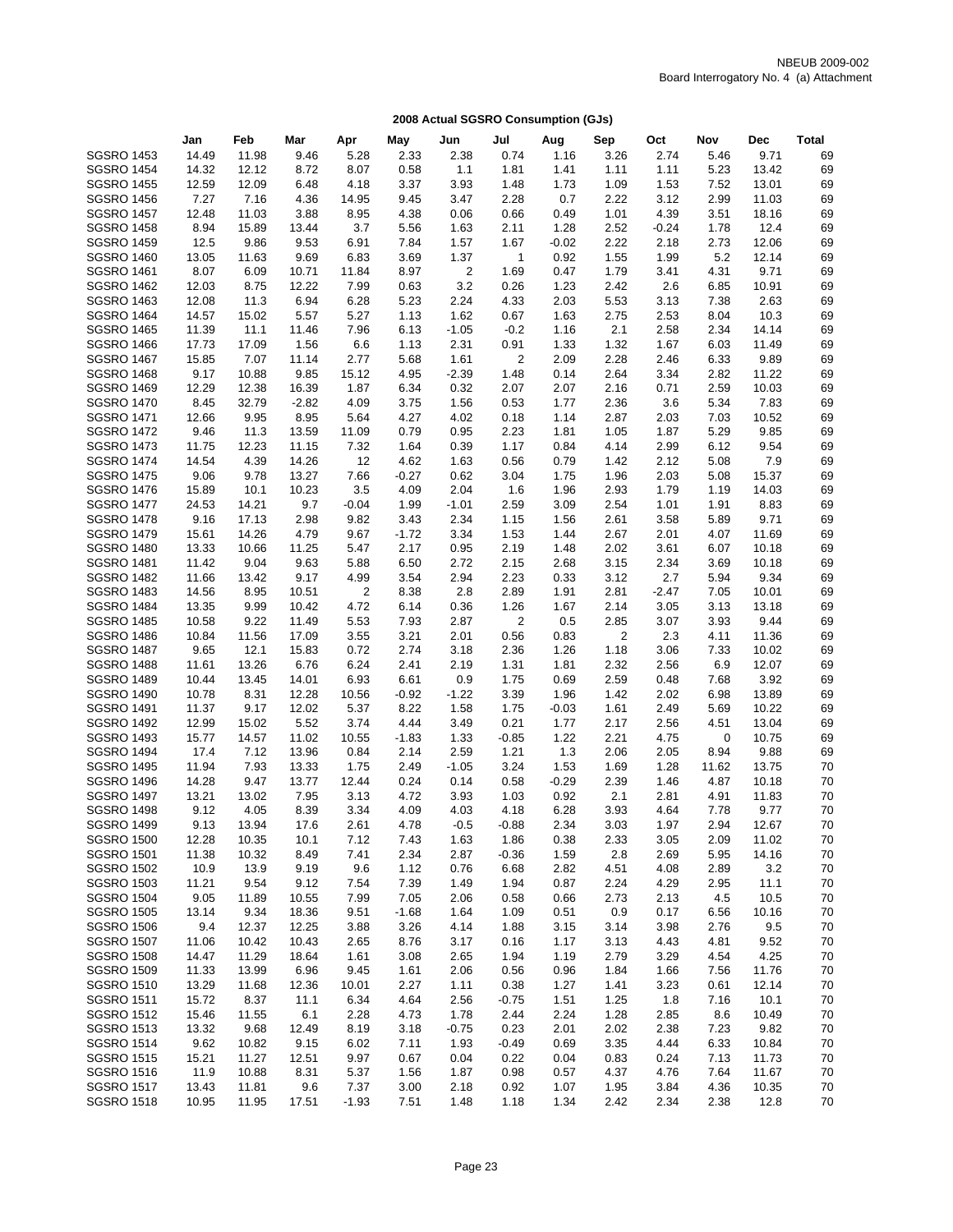NBEUB 2009-002
Board Interrogatory No. 4 (a) Attachment

## 2008 Actual SGSRO Consumption (GJs)

| | Jan | Feb | Mar | Apr | May | Jun | Jul | Aug | Sep | Oct | Nov | Dec | Total |
|---|---|---|---|---|---|---|---|---|---|---|---|---|---|
| SGSRO 1453 | 14.49 | 11.98 | 9.46 | 5.28 | 2.33 | 2.38 | 0.74 | 1.16 | 3.26 | 2.74 | 5.46 | 9.71 | 69 |
| SGSRO 1454 | 14.32 | 12.12 | 8.72 | 8.07 | 0.58 | 1.1 | 1.81 | 1.41 | 1.11 | 1.11 | 5.23 | 13.42 | 69 |
| SGSRO 1455 | 12.59 | 12.09 | 6.48 | 4.18 | 3.37 | 3.93 | 1.48 | 1.73 | 1.09 | 1.53 | 7.52 | 13.01 | 69 |
| SGSRO 1456 | 7.27 | 7.16 | 4.36 | 14.95 | 9.45 | 3.47 | 2.28 | 0.7 | 2.22 | 3.12 | 2.99 | 11.03 | 69 |
| SGSRO 1457 | 12.48 | 11.03 | 3.88 | 8.95 | 4.38 | 0.06 | 0.66 | 0.49 | 1.01 | 4.39 | 3.51 | 18.16 | 69 |
| SGSRO 1458 | 8.94 | 15.89 | 13.44 | 3.7 | 5.56 | 1.63 | 2.11 | 1.28 | 2.52 | -0.24 | 1.78 | 12.4 | 69 |
| SGSRO 1459 | 12.5 | 9.86 | 9.53 | 6.91 | 7.84 | 1.57 | 1.67 | -0.02 | 2.22 | 2.18 | 2.73 | 12.06 | 69 |
| SGSRO 1460 | 13.05 | 11.63 | 9.69 | 6.83 | 3.69 | 1.37 | 1 | 0.92 | 1.55 | 1.99 | 5.2 | 12.14 | 69 |
| SGSRO 1461 | 8.07 | 6.09 | 10.71 | 11.84 | 8.97 | 2 | 1.69 | 0.47 | 1.79 | 3.41 | 4.31 | 9.71 | 69 |
| SGSRO 1462 | 12.03 | 8.75 | 12.22 | 7.99 | 0.63 | 3.2 | 0.26 | 1.23 | 2.42 | 2.6 | 6.85 | 10.91 | 69 |
| SGSRO 1463 | 12.08 | 11.3 | 6.94 | 6.28 | 5.23 | 2.24 | 4.33 | 2.03 | 5.53 | 3.13 | 7.38 | 2.63 | 69 |
| SGSRO 1464 | 14.57 | 15.02 | 5.57 | 5.27 | 1.13 | 1.62 | 0.67 | 1.63 | 2.75 | 2.53 | 8.04 | 10.3 | 69 |
| SGSRO 1465 | 11.39 | 11.1 | 11.46 | 7.96 | 6.13 | -1.05 | -0.2 | 1.16 | 2.1 | 2.58 | 2.34 | 14.14 | 69 |
| SGSRO 1466 | 17.73 | 17.09 | 1.56 | 6.6 | 1.13 | 2.31 | 0.91 | 1.33 | 1.32 | 1.67 | 6.03 | 11.49 | 69 |
| SGSRO 1467 | 15.85 | 7.07 | 11.14 | 2.77 | 5.68 | 1.61 | 2 | 2.09 | 2.28 | 2.46 | 6.33 | 9.89 | 69 |
| SGSRO 1468 | 9.17 | 10.88 | 9.85 | 15.12 | 4.95 | -2.39 | 1.48 | 0.14 | 2.64 | 3.34 | 2.82 | 11.22 | 69 |
| SGSRO 1469 | 12.29 | 12.38 | 16.39 | 1.87 | 6.34 | 0.32 | 2.07 | 2.07 | 2.16 | 0.71 | 2.59 | 10.03 | 69 |
| SGSRO 1470 | 8.45 | 32.79 | -2.82 | 4.09 | 3.75 | 1.56 | 0.53 | 1.77 | 2.36 | 3.6 | 5.34 | 7.83 | 69 |
| SGSRO 1471 | 12.66 | 9.95 | 8.95 | 5.64 | 4.27 | 4.02 | 0.18 | 1.14 | 2.87 | 2.03 | 7.03 | 10.52 | 69 |
| SGSRO 1472 | 9.46 | 11.3 | 13.59 | 11.09 | 0.79 | 0.95 | 2.23 | 1.81 | 1.05 | 1.87 | 5.29 | 9.85 | 69 |
| SGSRO 1473 | 11.75 | 12.23 | 11.15 | 7.32 | 1.64 | 0.39 | 1.17 | 0.84 | 4.14 | 2.99 | 6.12 | 9.54 | 69 |
| SGSRO 1474 | 14.54 | 4.39 | 14.26 | 12 | 4.62 | 1.63 | 0.56 | 0.79 | 1.42 | 2.12 | 5.08 | 7.9 | 69 |
| SGSRO 1475 | 9.06 | 9.78 | 13.27 | 7.66 | -0.27 | 0.62 | 3.04 | 1.75 | 1.96 | 2.03 | 5.08 | 15.37 | 69 |
| SGSRO 1476 | 15.89 | 10.1 | 10.23 | 3.5 | 4.09 | 2.04 | 1.6 | 1.96 | 2.93 | 1.79 | 1.19 | 14.03 | 69 |
| SGSRO 1477 | 24.53 | 14.21 | 9.7 | -0.04 | 1.99 | -1.01 | 2.59 | 3.09 | 2.54 | 1.01 | 1.91 | 8.83 | 69 |
| SGSRO 1478 | 9.16 | 17.13 | 2.98 | 9.82 | 3.43 | 2.34 | 1.15 | 1.56 | 2.61 | 3.58 | 5.89 | 9.71 | 69 |
| SGSRO 1479 | 15.61 | 14.26 | 4.79 | 9.67 | -1.72 | 3.34 | 1.53 | 1.44 | 2.67 | 2.01 | 4.07 | 11.69 | 69 |
| SGSRO 1480 | 13.33 | 10.66 | 11.25 | 5.47 | 2.17 | 0.95 | 2.19 | 1.48 | 2.02 | 3.61 | 6.07 | 10.18 | 69 |
| SGSRO 1481 | 11.42 | 9.04 | 9.63 | 5.88 | 6.50 | 2.72 | 2.15 | 2.68 | 3.15 | 2.34 | 3.69 | 10.18 | 69 |
| SGSRO 1482 | 11.66 | 13.42 | 9.17 | 4.99 | 3.54 | 2.94 | 2.23 | 0.33 | 3.12 | 2.7 | 5.94 | 9.34 | 69 |
| SGSRO 1483 | 14.56 | 8.95 | 10.51 | 2 | 8.38 | 2.8 | 2.89 | 1.91 | 2.81 | -2.47 | 7.05 | 10.01 | 69 |
| SGSRO 1484 | 13.35 | 9.99 | 10.42 | 4.72 | 6.14 | 0.36 | 1.26 | 1.67 | 2.14 | 3.05 | 3.13 | 13.18 | 69 |
| SGSRO 1485 | 10.58 | 9.22 | 11.49 | 5.53 | 7.93 | 2.87 | 2 | 0.5 | 2.85 | 3.07 | 3.93 | 9.44 | 69 |
| SGSRO 1486 | 10.84 | 11.56 | 17.09 | 3.55 | 3.21 | 2.01 | 0.56 | 0.83 | 2 | 2.3 | 4.11 | 11.36 | 69 |
| SGSRO 1487 | 9.65 | 12.1 | 15.83 | 0.72 | 2.74 | 3.18 | 2.36 | 1.26 | 1.18 | 3.06 | 7.33 | 10.02 | 69 |
| SGSRO 1488 | 11.61 | 13.26 | 6.76 | 6.24 | 2.41 | 2.19 | 1.31 | 1.81 | 2.32 | 2.56 | 6.9 | 12.07 | 69 |
| SGSRO 1489 | 10.44 | 13.45 | 14.01 | 6.93 | 6.61 | 0.9 | 1.75 | 0.69 | 2.59 | 0.48 | 7.68 | 3.92 | 69 |
| SGSRO 1490 | 10.78 | 8.31 | 12.28 | 10.56 | -0.92 | -1.22 | 3.39 | 1.96 | 1.42 | 2.02 | 6.98 | 13.89 | 69 |
| SGSRO 1491 | 11.37 | 9.17 | 12.02 | 5.37 | 8.22 | 1.58 | 1.75 | -0.03 | 1.61 | 2.49 | 5.69 | 10.22 | 69 |
| SGSRO 1492 | 12.99 | 15.02 | 5.52 | 3.74 | 4.44 | 3.49 | 0.21 | 1.77 | 2.17 | 2.56 | 4.51 | 13.04 | 69 |
| SGSRO 1493 | 15.77 | 14.57 | 11.02 | 10.55 | -1.83 | 1.33 | -0.85 | 1.22 | 2.21 | 4.75 | 0 | 10.75 | 69 |
| SGSRO 1494 | 17.4 | 7.12 | 13.96 | 0.84 | 2.14 | 2.59 | 1.21 | 1.3 | 2.06 | 2.05 | 8.94 | 9.88 | 69 |
| SGSRO 1495 | 11.94 | 7.93 | 13.33 | 1.75 | 2.49 | -1.05 | 3.24 | 1.53 | 1.69 | 1.28 | 11.62 | 13.75 | 70 |
| SGSRO 1496 | 14.28 | 9.47 | 13.77 | 12.44 | 0.24 | 0.14 | 0.58 | -0.29 | 2.39 | 1.46 | 4.87 | 10.18 | 70 |
| SGSRO 1497 | 13.21 | 13.02 | 7.95 | 3.13 | 4.72 | 3.93 | 1.03 | 0.92 | 2.1 | 2.81 | 4.91 | 11.83 | 70 |
| SGSRO 1498 | 9.12 | 4.05 | 8.39 | 3.34 | 4.09 | 4.03 | 4.18 | 6.28 | 3.93 | 4.64 | 7.78 | 9.77 | 70 |
| SGSRO 1499 | 9.13 | 13.94 | 17.6 | 2.61 | 4.78 | -0.5 | -0.88 | 2.34 | 3.03 | 1.97 | 2.94 | 12.67 | 70 |
| SGSRO 1500 | 12.28 | 10.35 | 10.1 | 7.12 | 7.43 | 1.63 | 1.86 | 0.38 | 2.33 | 3.05 | 2.09 | 11.02 | 70 |
| SGSRO 1501 | 11.38 | 10.32 | 8.49 | 7.41 | 2.34 | 2.87 | -0.36 | 1.59 | 2.8 | 2.69 | 5.95 | 14.16 | 70 |
| SGSRO 1502 | 10.9 | 13.9 | 9.19 | 9.6 | 1.12 | 0.76 | 6.68 | 2.82 | 4.51 | 4.08 | 2.89 | 3.2 | 70 |
| SGSRO 1503 | 11.21 | 9.54 | 9.12 | 7.54 | 7.39 | 1.49 | 1.94 | 0.87 | 2.24 | 4.29 | 2.95 | 11.1 | 70 |
| SGSRO 1504 | 9.05 | 11.89 | 10.55 | 7.99 | 7.05 | 2.06 | 0.58 | 0.66 | 2.73 | 2.13 | 4.5 | 10.5 | 70 |
| SGSRO 1505 | 13.14 | 9.34 | 18.36 | 9.51 | -1.68 | 1.64 | 1.09 | 0.51 | 0.9 | 0.17 | 6.56 | 10.16 | 70 |
| SGSRO 1506 | 9.4 | 12.37 | 12.25 | 3.88 | 3.26 | 4.14 | 1.88 | 3.15 | 3.14 | 3.98 | 2.76 | 9.5 | 70 |
| SGSRO 1507 | 11.06 | 10.42 | 10.43 | 2.65 | 8.76 | 3.17 | 0.16 | 1.17 | 3.13 | 4.43 | 4.81 | 9.52 | 70 |
| SGSRO 1508 | 14.47 | 11.29 | 18.64 | 1.61 | 3.08 | 2.65 | 1.94 | 1.19 | 2.79 | 3.29 | 4.54 | 4.25 | 70 |
| SGSRO 1509 | 11.33 | 13.99 | 6.96 | 9.45 | 1.61 | 2.06 | 0.56 | 0.96 | 1.84 | 1.66 | 7.56 | 11.76 | 70 |
| SGSRO 1510 | 13.29 | 11.68 | 12.36 | 10.01 | 2.27 | 1.11 | 0.38 | 1.27 | 1.41 | 3.23 | 0.61 | 12.14 | 70 |
| SGSRO 1511 | 15.72 | 8.37 | 11.1 | 6.34 | 4.64 | 2.56 | -0.75 | 1.51 | 1.25 | 1.8 | 7.16 | 10.1 | 70 |
| SGSRO 1512 | 15.46 | 11.55 | 6.1 | 2.28 | 4.73 | 1.78 | 2.44 | 2.24 | 1.28 | 2.85 | 8.6 | 10.49 | 70 |
| SGSRO 1513 | 13.32 | 9.68 | 12.49 | 8.19 | 3.18 | -0.75 | 0.23 | 2.01 | 2.02 | 2.38 | 7.23 | 9.82 | 70 |
| SGSRO 1514 | 9.62 | 10.82 | 9.15 | 6.02 | 7.11 | 1.93 | -0.49 | 0.69 | 3.35 | 4.44 | 6.33 | 10.84 | 70 |
| SGSRO 1515 | 15.21 | 11.27 | 12.51 | 9.97 | 0.67 | 0.04 | 0.22 | 0.04 | 0.83 | 0.24 | 7.13 | 11.73 | 70 |
| SGSRO 1516 | 11.9 | 10.88 | 8.31 | 5.37 | 1.56 | 1.87 | 0.98 | 0.57 | 4.37 | 4.76 | 7.64 | 11.67 | 70 |
| SGSRO 1517 | 13.43 | 11.81 | 9.6 | 7.37 | 3.00 | 2.18 | 0.92 | 1.07 | 1.95 | 3.84 | 4.36 | 10.35 | 70 |
| SGSRO 1518 | 10.95 | 11.95 | 17.51 | -1.93 | 7.51 | 1.48 | 1.18 | 1.34 | 2.42 | 2.34 | 2.38 | 12.8 | 70 |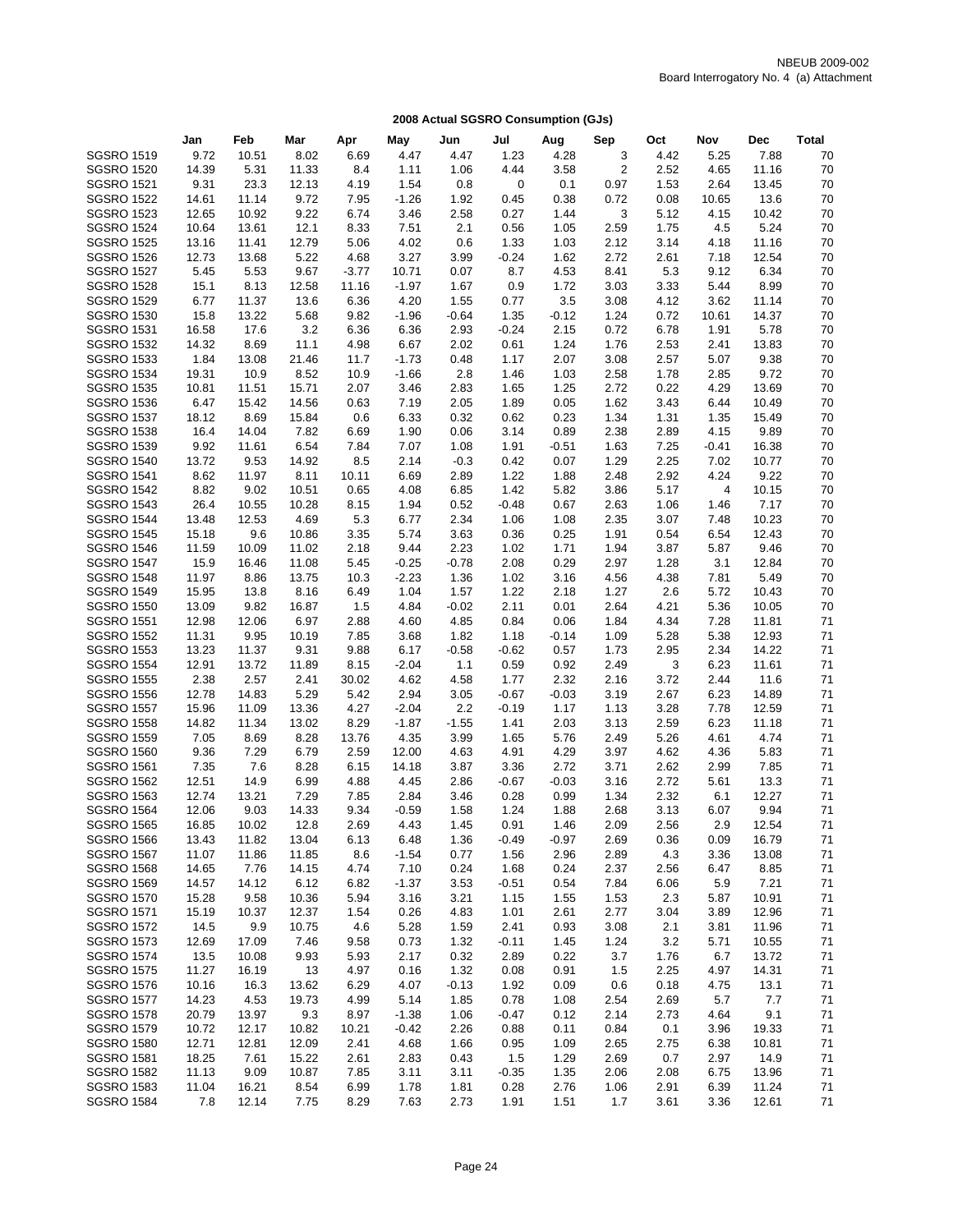## 2008 Actual SGSRO Consumption (GJs)

| | Jan | Feb | Mar | Apr | May | Jun | Jul | Aug | Sep | Oct | Nov | Dec | Total |
|---|---|---|---|---|---|---|---|---|---|---|---|---|---|
| SGSRO 1519 | 9.72 | 10.51 | 8.02 | 6.69 | 4.47 | 4.47 | 1.23 | 4.28 | 3 | 4.42 | 5.25 | 7.88 | 70 |
| SGSRO 1520 | 14.39 | 5.31 | 11.33 | 8.4 | 1.11 | 1.06 | 4.44 | 3.58 | 2 | 2.52 | 4.65 | 11.16 | 70 |
| SGSRO 1521 | 9.31 | 23.3 | 12.13 | 4.19 | 1.54 | 0.8 | 0 | 0.1 | 0.97 | 1.53 | 2.64 | 13.45 | 70 |
| SGSRO 1522 | 14.61 | 11.14 | 9.72 | 7.95 | -1.26 | 1.92 | 0.45 | 0.38 | 0.72 | 0.08 | 10.65 | 13.6 | 70 |
| SGSRO 1523 | 12.65 | 10.92 | 9.22 | 6.74 | 3.46 | 2.58 | 0.27 | 1.44 | 3 | 5.12 | 4.15 | 10.42 | 70 |
| SGSRO 1524 | 10.64 | 13.61 | 12.1 | 8.33 | 7.51 | 2.1 | 0.56 | 1.05 | 2.59 | 1.75 | 4.5 | 5.24 | 70 |
| SGSRO 1525 | 13.16 | 11.41 | 12.79 | 5.06 | 4.02 | 0.6 | 1.33 | 1.03 | 2.12 | 3.14 | 4.18 | 11.16 | 70 |
| SGSRO 1526 | 12.73 | 13.68 | 5.22 | 4.68 | 3.27 | 3.99 | -0.24 | 1.62 | 2.72 | 2.61 | 7.18 | 12.54 | 70 |
| SGSRO 1527 | 5.45 | 5.53 | 9.67 | -3.77 | 10.71 | 0.07 | 8.7 | 4.53 | 8.41 | 5.3 | 9.12 | 6.34 | 70 |
| SGSRO 1528 | 15.1 | 8.13 | 12.58 | 11.16 | -1.97 | 1.67 | 0.9 | 1.72 | 3.03 | 3.33 | 5.44 | 8.99 | 70 |
| SGSRO 1529 | 6.77 | 11.37 | 13.6 | 6.36 | 4.20 | 1.55 | 0.77 | 3.5 | 3.08 | 4.12 | 3.62 | 11.14 | 70 |
| SGSRO 1530 | 15.8 | 13.22 | 5.68 | 9.82 | -1.96 | -0.64 | 1.35 | -0.12 | 1.24 | 0.72 | 10.61 | 14.37 | 70 |
| SGSRO 1531 | 16.58 | 17.6 | 3.2 | 6.36 | 6.36 | 2.93 | -0.24 | 2.15 | 0.72 | 6.78 | 1.91 | 5.78 | 70 |
| SGSRO 1532 | 14.32 | 8.69 | 11.1 | 4.98 | 6.67 | 2.02 | 0.61 | 1.24 | 1.76 | 2.53 | 2.41 | 13.83 | 70 |
| SGSRO 1533 | 1.84 | 13.08 | 21.46 | 11.7 | -1.73 | 0.48 | 1.17 | 2.07 | 3.08 | 2.57 | 5.07 | 9.38 | 70 |
| SGSRO 1534 | 19.31 | 10.9 | 8.52 | 10.9 | -1.66 | 2.8 | 1.46 | 1.03 | 2.58 | 1.78 | 2.85 | 9.72 | 70 |
| SGSRO 1535 | 10.81 | 11.51 | 15.71 | 2.07 | 3.46 | 2.83 | 1.65 | 1.25 | 2.72 | 0.22 | 4.29 | 13.69 | 70 |
| SGSRO 1536 | 6.47 | 15.42 | 14.56 | 0.63 | 7.19 | 2.05 | 1.89 | 0.05 | 1.62 | 3.43 | 6.44 | 10.49 | 70 |
| SGSRO 1537 | 18.12 | 8.69 | 15.84 | 0.6 | 6.33 | 0.32 | 0.62 | 0.23 | 1.34 | 1.31 | 1.35 | 15.49 | 70 |
| SGSRO 1538 | 16.4 | 14.04 | 7.82 | 6.69 | 1.90 | 0.06 | 3.14 | 0.89 | 2.38 | 2.89 | 4.15 | 9.89 | 70 |
| SGSRO 1539 | 9.92 | 11.61 | 6.54 | 7.84 | 7.07 | 1.08 | 1.91 | -0.51 | 1.63 | 7.25 | -0.41 | 16.38 | 70 |
| SGSRO 1540 | 13.72 | 9.53 | 14.92 | 8.5 | 2.14 | -0.3 | 0.42 | 0.07 | 1.29 | 2.25 | 7.02 | 10.77 | 70 |
| SGSRO 1541 | 8.62 | 11.97 | 8.11 | 10.11 | 6.69 | 2.89 | 1.22 | 1.88 | 2.48 | 2.92 | 4.24 | 9.22 | 70 |
| SGSRO 1542 | 8.82 | 9.02 | 10.51 | 0.65 | 4.08 | 6.85 | 1.42 | 5.82 | 3.86 | 5.17 | 4 | 10.15 | 70 |
| SGSRO 1543 | 26.4 | 10.55 | 10.28 | 8.15 | 1.94 | 0.52 | -0.48 | 0.67 | 2.63 | 1.06 | 1.46 | 7.17 | 70 |
| SGSRO 1544 | 13.48 | 12.53 | 4.69 | 5.3 | 6.77 | 2.34 | 1.06 | 1.08 | 2.35 | 3.07 | 7.48 | 10.23 | 70 |
| SGSRO 1545 | 15.18 | 9.6 | 10.86 | 3.35 | 5.74 | 3.63 | 0.36 | 0.25 | 1.91 | 0.54 | 6.54 | 12.43 | 70 |
| SGSRO 1546 | 11.59 | 10.09 | 11.02 | 2.18 | 9.44 | 2.23 | 1.02 | 1.71 | 1.94 | 3.87 | 5.87 | 9.46 | 70 |
| SGSRO 1547 | 15.9 | 16.46 | 11.08 | 5.45 | -0.25 | -0.78 | 2.08 | 0.29 | 2.97 | 1.28 | 3.1 | 12.84 | 70 |
| SGSRO 1548 | 11.97 | 8.86 | 13.75 | 10.3 | -2.23 | 1.36 | 1.02 | 3.16 | 4.56 | 4.38 | 7.81 | 5.49 | 70 |
| SGSRO 1549 | 15.95 | 13.8 | 8.16 | 6.49 | 1.04 | 1.57 | 1.22 | 2.18 | 1.27 | 2.6 | 5.72 | 10.43 | 70 |
| SGSRO 1550 | 13.09 | 9.82 | 16.87 | 1.5 | 4.84 | -0.02 | 2.11 | 0.01 | 2.64 | 4.21 | 5.36 | 10.05 | 70 |
| SGSRO 1551 | 12.98 | 12.06 | 6.97 | 2.88 | 4.60 | 4.85 | 0.84 | 0.06 | 1.84 | 4.34 | 7.28 | 11.81 | 71 |
| SGSRO 1552 | 11.31 | 9.95 | 10.19 | 7.85 | 3.68 | 1.82 | 1.18 | -0.14 | 1.09 | 5.28 | 5.38 | 12.93 | 71 |
| SGSRO 1553 | 13.23 | 11.37 | 9.31 | 9.88 | 6.17 | -0.58 | -0.62 | 0.57 | 1.73 | 2.95 | 2.34 | 14.22 | 71 |
| SGSRO 1554 | 12.91 | 13.72 | 11.89 | 8.15 | -2.04 | 1.1 | 0.59 | 0.92 | 2.49 | 3 | 6.23 | 11.61 | 71 |
| SGSRO 1555 | 2.38 | 2.57 | 2.41 | 30.02 | 4.62 | 4.58 | 1.77 | 2.32 | 2.16 | 3.72 | 2.44 | 11.6 | 71 |
| SGSRO 1556 | 12.78 | 14.83 | 5.29 | 5.42 | 2.94 | 3.05 | -0.67 | -0.03 | 3.19 | 2.67 | 6.23 | 14.89 | 71 |
| SGSRO 1557 | 15.96 | 11.09 | 13.36 | 4.27 | -2.04 | 2.2 | -0.19 | 1.17 | 1.13 | 3.28 | 7.78 | 12.59 | 71 |
| SGSRO 1558 | 14.82 | 11.34 | 13.02 | 8.29 | -1.87 | -1.55 | 1.41 | 2.03 | 3.13 | 2.59 | 6.23 | 11.18 | 71 |
| SGSRO 1559 | 7.05 | 8.69 | 8.28 | 13.76 | 4.35 | 3.99 | 1.65 | 5.76 | 2.49 | 5.26 | 4.61 | 4.74 | 71 |
| SGSRO 1560 | 9.36 | 7.29 | 6.79 | 2.59 | 12.00 | 4.63 | 4.91 | 4.29 | 3.97 | 4.62 | 4.36 | 5.83 | 71 |
| SGSRO 1561 | 7.35 | 7.6 | 8.28 | 6.15 | 14.18 | 3.87 | 3.36 | 2.72 | 3.71 | 2.62 | 2.99 | 7.85 | 71 |
| SGSRO 1562 | 12.51 | 14.9 | 6.99 | 4.88 | 4.45 | 2.86 | -0.67 | -0.03 | 3.16 | 2.72 | 5.61 | 13.3 | 71 |
| SGSRO 1563 | 12.74 | 13.21 | 7.29 | 7.85 | 2.84 | 3.46 | 0.28 | 0.99 | 1.34 | 2.32 | 6.1 | 12.27 | 71 |
| SGSRO 1564 | 12.06 | 9.03 | 14.33 | 9.34 | -0.59 | 1.58 | 1.24 | 1.88 | 2.68 | 3.13 | 6.07 | 9.94 | 71 |
| SGSRO 1565 | 16.85 | 10.02 | 12.8 | 2.69 | 4.43 | 1.45 | 0.91 | 1.46 | 2.09 | 2.56 | 2.9 | 12.54 | 71 |
| SGSRO 1566 | 13.43 | 11.82 | 13.04 | 6.13 | 6.48 | 1.36 | -0.49 | -0.97 | 2.69 | 0.36 | 0.09 | 16.79 | 71 |
| SGSRO 1567 | 11.07 | 11.86 | 11.85 | 8.6 | -1.54 | 0.77 | 1.56 | 2.96 | 2.89 | 4.3 | 3.36 | 13.08 | 71 |
| SGSRO 1568 | 14.65 | 7.76 | 14.15 | 4.74 | 7.10 | 0.24 | 1.68 | 0.24 | 2.37 | 2.56 | 6.47 | 8.85 | 71 |
| SGSRO 1569 | 14.57 | 14.12 | 6.12 | 6.82 | -1.37 | 3.53 | -0.51 | 0.54 | 7.84 | 6.06 | 5.9 | 7.21 | 71 |
| SGSRO 1570 | 15.28 | 9.58 | 10.36 | 5.94 | 3.16 | 3.21 | 1.15 | 1.55 | 1.53 | 2.3 | 5.87 | 10.91 | 71 |
| SGSRO 1571 | 15.19 | 10.37 | 12.37 | 1.54 | 0.26 | 4.83 | 1.01 | 2.61 | 2.77 | 3.04 | 3.89 | 12.96 | 71 |
| SGSRO 1572 | 14.5 | 9.9 | 10.75 | 4.6 | 5.28 | 1.59 | 2.41 | 0.93 | 3.08 | 2.1 | 3.81 | 11.96 | 71 |
| SGSRO 1573 | 12.69 | 17.09 | 7.46 | 9.58 | 0.73 | 1.32 | -0.11 | 1.45 | 1.24 | 3.2 | 5.71 | 10.55 | 71 |
| SGSRO 1574 | 13.5 | 10.08 | 9.93 | 5.93 | 2.17 | 0.32 | 2.89 | 0.22 | 3.7 | 1.76 | 6.7 | 13.72 | 71 |
| SGSRO 1575 | 11.27 | 16.19 | 13 | 4.97 | 0.16 | 1.32 | 0.08 | 0.91 | 1.5 | 2.25 | 4.97 | 14.31 | 71 |
| SGSRO 1576 | 10.16 | 16.3 | 13.62 | 6.29 | 4.07 | -0.13 | 1.92 | 0.09 | 0.6 | 0.18 | 4.75 | 13.1 | 71 |
| SGSRO 1577 | 14.23 | 4.53 | 19.73 | 4.99 | 5.14 | 1.85 | 0.78 | 1.08 | 2.54 | 2.69 | 5.7 | 7.7 | 71 |
| SGSRO 1578 | 20.79 | 13.97 | 9.3 | 8.97 | -1.38 | 1.06 | -0.47 | 0.12 | 2.14 | 2.73 | 4.64 | 9.1 | 71 |
| SGSRO 1579 | 10.72 | 12.17 | 10.82 | 10.21 | -0.42 | 2.26 | 0.88 | 0.11 | 0.84 | 0.1 | 3.96 | 19.33 | 71 |
| SGSRO 1580 | 12.71 | 12.81 | 12.09 | 2.41 | 4.68 | 1.66 | 0.95 | 1.09 | 2.65 | 2.75 | 6.38 | 10.81 | 71 |
| SGSRO 1581 | 18.25 | 7.61 | 15.22 | 2.61 | 2.83 | 0.43 | 1.5 | 1.29 | 2.69 | 0.7 | 2.97 | 14.9 | 71 |
| SGSRO 1582 | 11.13 | 9.09 | 10.87 | 7.85 | 3.11 | 3.11 | -0.35 | 1.35 | 2.06 | 2.08 | 6.75 | 13.96 | 71 |
| SGSRO 1583 | 11.04 | 16.21 | 8.54 | 6.99 | 1.78 | 1.81 | 0.28 | 2.76 | 1.06 | 2.91 | 6.39 | 11.24 | 71 |
| SGSRO 1584 | 7.8 | 12.14 | 7.75 | 8.29 | 7.63 | 2.73 | 1.91 | 1.51 | 1.7 | 3.61 | 3.36 | 12.61 | 71 |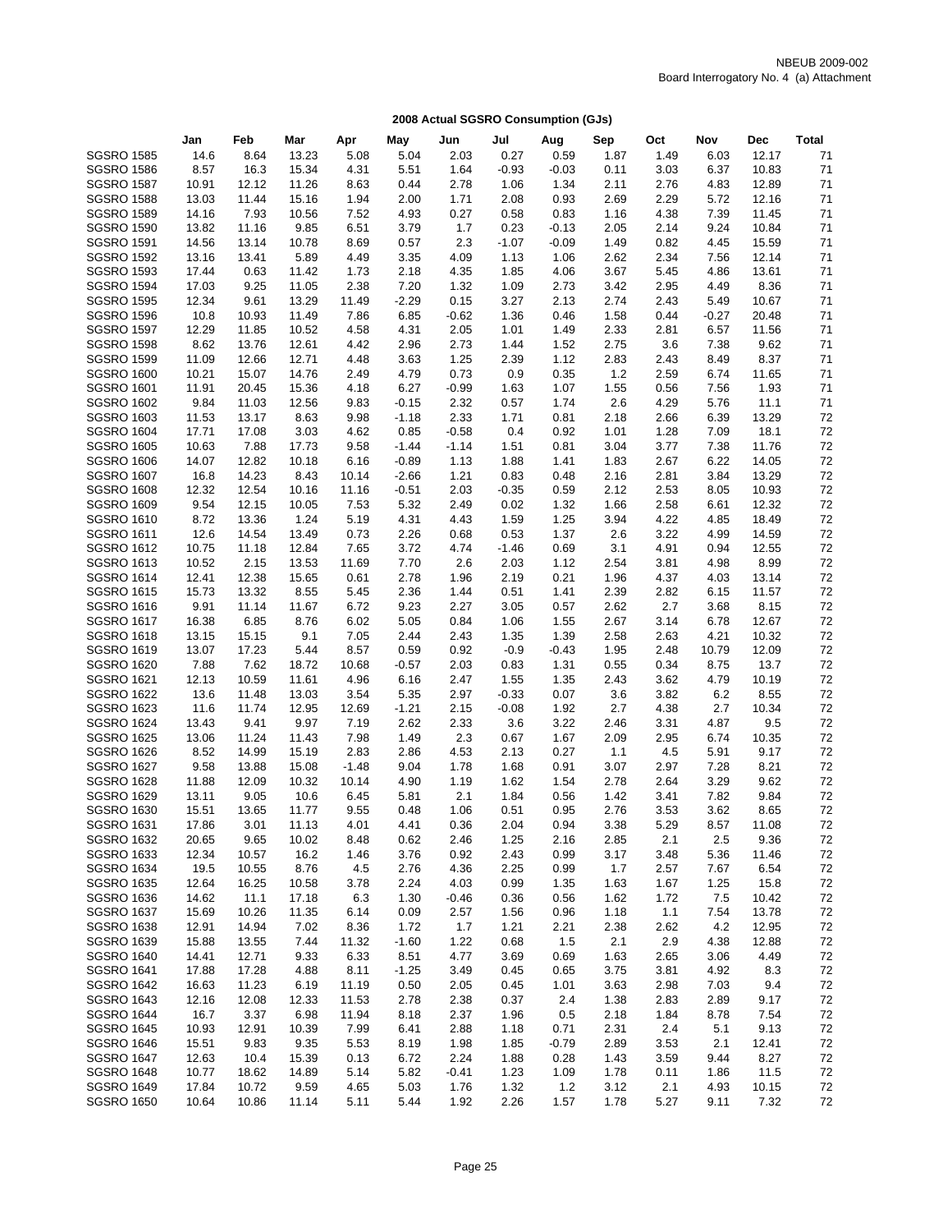NBEUB 2009-002
Board Interrogatory No. 4 (a) Attachment

## 2008 Actual SGSRO Consumption (GJs)

| | Jan | Feb | Mar | Apr | May | Jun | Jul | Aug | Sep | Oct | Nov | Dec | Total |
|---|---|---|---|---|---|---|---|---|---|---|---|---|---|
| SGSRO 1585 | 14.6 | 8.64 | 13.23 | 5.08 | 5.04 | 2.03 | 0.27 | 0.59 | 1.87 | 1.49 | 6.03 | 12.17 | 71 |
| SGSRO 1586 | 8.57 | 16.3 | 15.34 | 4.31 | 5.51 | 1.64 | -0.93 | -0.03 | 0.11 | 3.03 | 6.37 | 10.83 | 71 |
| SGSRO 1587 | 10.91 | 12.12 | 11.26 | 8.63 | 0.44 | 2.78 | 1.06 | 1.34 | 2.11 | 2.76 | 4.83 | 12.89 | 71 |
| SGSRO 1588 | 13.03 | 11.44 | 15.16 | 1.94 | 2.00 | 1.71 | 2.08 | 0.93 | 2.69 | 2.29 | 5.72 | 12.16 | 71 |
| SGSRO 1589 | 14.16 | 7.93 | 10.56 | 7.52 | 4.93 | 0.27 | 0.58 | 0.83 | 1.16 | 4.38 | 7.39 | 11.45 | 71 |
| SGSRO 1590 | 13.82 | 11.16 | 9.85 | 6.51 | 3.79 | 1.7 | 0.23 | -0.13 | 2.05 | 2.14 | 9.24 | 10.84 | 71 |
| SGSRO 1591 | 14.56 | 13.14 | 10.78 | 8.69 | 0.57 | 2.3 | -1.07 | -0.09 | 1.49 | 0.82 | 4.45 | 15.59 | 71 |
| SGSRO 1592 | 13.16 | 13.41 | 5.89 | 4.49 | 3.35 | 4.09 | 1.13 | 1.06 | 2.62 | 2.34 | 7.56 | 12.14 | 71 |
| SGSRO 1593 | 17.44 | 0.63 | 11.42 | 1.73 | 2.18 | 4.35 | 1.85 | 4.06 | 3.67 | 5.45 | 4.86 | 13.61 | 71 |
| SGSRO 1594 | 17.03 | 9.25 | 11.05 | 2.38 | 7.20 | 1.32 | 1.09 | 2.73 | 3.42 | 2.95 | 4.49 | 8.36 | 71 |
| SGSRO 1595 | 12.34 | 9.61 | 13.29 | 11.49 | -2.29 | 0.15 | 3.27 | 2.13 | 2.74 | 2.43 | 5.49 | 10.67 | 71 |
| SGSRO 1596 | 10.8 | 10.93 | 11.49 | 7.86 | 6.85 | -0.62 | 1.36 | 0.46 | 1.58 | 0.44 | -0.27 | 20.48 | 71 |
| SGSRO 1597 | 12.29 | 11.85 | 10.52 | 4.58 | 4.31 | 2.05 | 1.01 | 1.49 | 2.33 | 2.81 | 6.57 | 11.56 | 71 |
| SGSRO 1598 | 8.62 | 13.76 | 12.61 | 4.42 | 2.96 | 2.73 | 1.44 | 1.52 | 2.75 | 3.6 | 7.38 | 9.62 | 71 |
| SGSRO 1599 | 11.09 | 12.66 | 12.71 | 4.48 | 3.63 | 1.25 | 2.39 | 1.12 | 2.83 | 2.43 | 8.49 | 8.37 | 71 |
| SGSRO 1600 | 10.21 | 15.07 | 14.76 | 2.49 | 4.79 | 0.73 | 0.9 | 0.35 | 1.2 | 2.59 | 6.74 | 11.65 | 71 |
| SGSRO 1601 | 11.91 | 20.45 | 15.36 | 4.18 | 6.27 | -0.99 | 1.63 | 1.07 | 1.55 | 0.56 | 7.56 | 1.93 | 71 |
| SGSRO 1602 | 9.84 | 11.03 | 12.56 | 9.83 | -0.15 | 2.32 | 0.57 | 1.74 | 2.6 | 4.29 | 5.76 | 11.1 | 71 |
| SGSRO 1603 | 11.53 | 13.17 | 8.63 | 9.98 | -1.18 | 2.33 | 1.71 | 0.81 | 2.18 | 2.66 | 6.39 | 13.29 | 72 |
| SGSRO 1604 | 17.71 | 17.08 | 3.03 | 4.62 | 0.85 | -0.58 | 0.4 | 0.92 | 1.01 | 1.28 | 7.09 | 18.1 | 72 |
| SGSRO 1605 | 10.63 | 7.88 | 17.73 | 9.58 | -1.44 | -1.14 | 1.51 | 0.81 | 3.04 | 3.77 | 7.38 | 11.76 | 72 |
| SGSRO 1606 | 14.07 | 12.82 | 10.18 | 6.16 | -0.89 | 1.13 | 1.88 | 1.41 | 1.83 | 2.67 | 6.22 | 14.05 | 72 |
| SGSRO 1607 | 16.8 | 14.23 | 8.43 | 10.14 | -2.66 | 1.21 | 0.83 | 0.48 | 2.16 | 2.81 | 3.84 | 13.29 | 72 |
| SGSRO 1608 | 12.32 | 12.54 | 10.16 | 11.16 | -0.51 | 2.03 | -0.35 | 0.59 | 2.12 | 2.53 | 8.05 | 10.93 | 72 |
| SGSRO 1609 | 9.54 | 12.15 | 10.05 | 7.53 | 5.32 | 2.49 | 0.02 | 1.32 | 1.66 | 2.58 | 6.61 | 12.32 | 72 |
| SGSRO 1610 | 8.72 | 13.36 | 1.24 | 5.19 | 4.31 | 4.43 | 1.59 | 1.25 | 3.94 | 4.22 | 4.85 | 18.49 | 72 |
| SGSRO 1611 | 12.6 | 14.54 | 13.49 | 0.73 | 2.26 | 0.68 | 0.53 | 1.37 | 2.6 | 3.22 | 4.99 | 14.59 | 72 |
| SGSRO 1612 | 10.75 | 11.18 | 12.84 | 7.65 | 3.72 | 4.74 | -1.46 | 0.69 | 3.1 | 4.91 | 0.94 | 12.55 | 72 |
| SGSRO 1613 | 10.52 | 2.15 | 13.53 | 11.69 | 7.70 | 2.6 | 2.03 | 1.12 | 2.54 | 3.81 | 4.98 | 8.99 | 72 |
| SGSRO 1614 | 12.41 | 12.38 | 15.65 | 0.61 | 2.78 | 1.96 | 2.19 | 0.21 | 1.96 | 4.37 | 4.03 | 13.14 | 72 |
| SGSRO 1615 | 15.73 | 13.32 | 8.55 | 5.45 | 2.36 | 1.44 | 0.51 | 1.41 | 2.39 | 2.82 | 6.15 | 11.57 | 72 |
| SGSRO 1616 | 9.91 | 11.14 | 11.67 | 6.72 | 9.23 | 2.27 | 3.05 | 0.57 | 2.62 | 2.7 | 3.68 | 8.15 | 72 |
| SGSRO 1617 | 16.38 | 6.85 | 8.76 | 6.02 | 5.05 | 0.84 | 1.06 | 1.55 | 2.67 | 3.14 | 6.78 | 12.67 | 72 |
| SGSRO 1618 | 13.15 | 15.15 | 9.1 | 7.05 | 2.44 | 2.43 | 1.35 | 1.39 | 2.58 | 2.63 | 4.21 | 10.32 | 72 |
| SGSRO 1619 | 13.07 | 17.23 | 5.44 | 8.57 | 0.59 | 0.92 | -0.9 | -0.43 | 1.95 | 2.48 | 10.79 | 12.09 | 72 |
| SGSRO 1620 | 7.88 | 7.62 | 18.72 | 10.68 | -0.57 | 2.03 | 0.83 | 1.31 | 0.55 | 0.34 | 8.75 | 13.7 | 72 |
| SGSRO 1621 | 12.13 | 10.59 | 11.61 | 4.96 | 6.16 | 2.47 | 1.55 | 1.35 | 2.43 | 3.62 | 4.79 | 10.19 | 72 |
| SGSRO 1622 | 13.6 | 11.48 | 13.03 | 3.54 | 5.35 | 2.97 | -0.33 | 0.07 | 3.6 | 3.82 | 6.2 | 8.55 | 72 |
| SGSRO 1623 | 11.6 | 11.74 | 12.95 | 12.69 | -1.21 | 2.15 | -0.08 | 1.92 | 2.7 | 4.38 | 2.7 | 10.34 | 72 |
| SGSRO 1624 | 13.43 | 9.41 | 9.97 | 7.19 | 2.62 | 2.33 | 3.6 | 3.22 | 2.46 | 3.31 | 4.87 | 9.5 | 72 |
| SGSRO 1625 | 13.06 | 11.24 | 11.43 | 7.98 | 1.49 | 2.3 | 0.67 | 1.67 | 2.09 | 2.95 | 6.74 | 10.35 | 72 |
| SGSRO 1626 | 8.52 | 14.99 | 15.19 | 2.83 | 2.86 | 4.53 | 2.13 | 0.27 | 1.1 | 4.5 | 5.91 | 9.17 | 72 |
| SGSRO 1627 | 9.58 | 13.88 | 15.08 | -1.48 | 9.04 | 1.78 | 1.68 | 0.91 | 3.07 | 2.97 | 7.28 | 8.21 | 72 |
| SGSRO 1628 | 11.88 | 12.09 | 10.32 | 10.14 | 4.90 | 1.19 | 1.62 | 1.54 | 2.78 | 2.64 | 3.29 | 9.62 | 72 |
| SGSRO 1629 | 13.11 | 9.05 | 10.6 | 6.45 | 5.81 | 2.1 | 1.84 | 0.56 | 1.42 | 3.41 | 7.82 | 9.84 | 72 |
| SGSRO 1630 | 15.51 | 13.65 | 11.77 | 9.55 | 0.48 | 1.06 | 0.51 | 0.95 | 2.76 | 3.53 | 3.62 | 8.65 | 72 |
| SGSRO 1631 | 17.86 | 3.01 | 11.13 | 4.01 | 4.41 | 0.36 | 2.04 | 0.94 | 3.38 | 5.29 | 8.57 | 11.08 | 72 |
| SGSRO 1632 | 20.65 | 9.65 | 10.02 | 8.48 | 0.62 | 2.46 | 1.25 | 2.16 | 2.85 | 2.1 | 2.5 | 9.36 | 72 |
| SGSRO 1633 | 12.34 | 10.57 | 16.2 | 1.46 | 3.76 | 0.92 | 2.43 | 0.99 | 3.17 | 3.48 | 5.36 | 11.46 | 72 |
| SGSRO 1634 | 19.5 | 10.55 | 8.76 | 4.5 | 2.76 | 4.36 | 2.25 | 0.99 | 1.7 | 2.57 | 7.67 | 6.54 | 72 |
| SGSRO 1635 | 12.64 | 16.25 | 10.58 | 3.78 | 2.24 | 4.03 | 0.99 | 1.35 | 1.63 | 1.67 | 1.25 | 15.8 | 72 |
| SGSRO 1636 | 14.62 | 11.1 | 17.18 | 6.3 | 1.30 | -0.46 | 0.36 | 0.56 | 1.62 | 1.72 | 7.5 | 10.42 | 72 |
| SGSRO 1637 | 15.69 | 10.26 | 11.35 | 6.14 | 0.09 | 2.57 | 1.56 | 0.96 | 1.18 | 1.1 | 7.54 | 13.78 | 72 |
| SGSRO 1638 | 12.91 | 14.94 | 7.02 | 8.36 | 1.72 | 1.7 | 1.21 | 2.21 | 2.38 | 2.62 | 4.2 | 12.95 | 72 |
| SGSRO 1639 | 15.88 | 13.55 | 7.44 | 11.32 | -1.60 | 1.22 | 0.68 | 1.5 | 2.1 | 2.9 | 4.38 | 12.88 | 72 |
| SGSRO 1640 | 14.41 | 12.71 | 9.33 | 6.33 | 8.51 | 4.77 | 3.69 | 0.69 | 1.63 | 2.65 | 3.06 | 4.49 | 72 |
| SGSRO 1641 | 17.88 | 17.28 | 4.88 | 8.11 | -1.25 | 3.49 | 0.45 | 0.65 | 3.75 | 3.81 | 4.92 | 8.3 | 72 |
| SGSRO 1642 | 16.63 | 11.23 | 6.19 | 11.19 | 0.50 | 2.05 | 0.45 | 1.01 | 3.63 | 2.98 | 7.03 | 9.4 | 72 |
| SGSRO 1643 | 12.16 | 12.08 | 12.33 | 11.53 | 2.78 | 2.38 | 0.37 | 2.4 | 1.38 | 2.83 | 2.89 | 9.17 | 72 |
| SGSRO 1644 | 16.7 | 3.37 | 6.98 | 11.94 | 8.18 | 2.37 | 1.96 | 0.5 | 2.18 | 1.84 | 8.78 | 7.54 | 72 |
| SGSRO 1645 | 10.93 | 12.91 | 10.39 | 7.99 | 6.41 | 2.88 | 1.18 | 0.71 | 2.31 | 2.4 | 5.1 | 9.13 | 72 |
| SGSRO 1646 | 15.51 | 9.83 | 9.35 | 5.53 | 8.19 | 1.98 | 1.85 | -0.79 | 2.89 | 3.53 | 2.1 | 12.41 | 72 |
| SGSRO 1647 | 12.63 | 10.4 | 15.39 | 0.13 | 6.72 | 2.24 | 1.88 | 0.28 | 1.43 | 3.59 | 9.44 | 8.27 | 72 |
| SGSRO 1648 | 10.77 | 18.62 | 14.89 | 5.14 | 5.82 | -0.41 | 1.23 | 1.09 | 1.78 | 0.11 | 1.86 | 11.5 | 72 |
| SGSRO 1649 | 17.84 | 10.72 | 9.59 | 4.65 | 5.03 | 1.76 | 1.32 | 1.2 | 3.12 | 2.1 | 4.93 | 10.15 | 72 |
| SGSRO 1650 | 10.64 | 10.86 | 11.14 | 5.11 | 5.44 | 1.92 | 2.26 | 1.57 | 1.78 | 5.27 | 9.11 | 7.32 | 72 |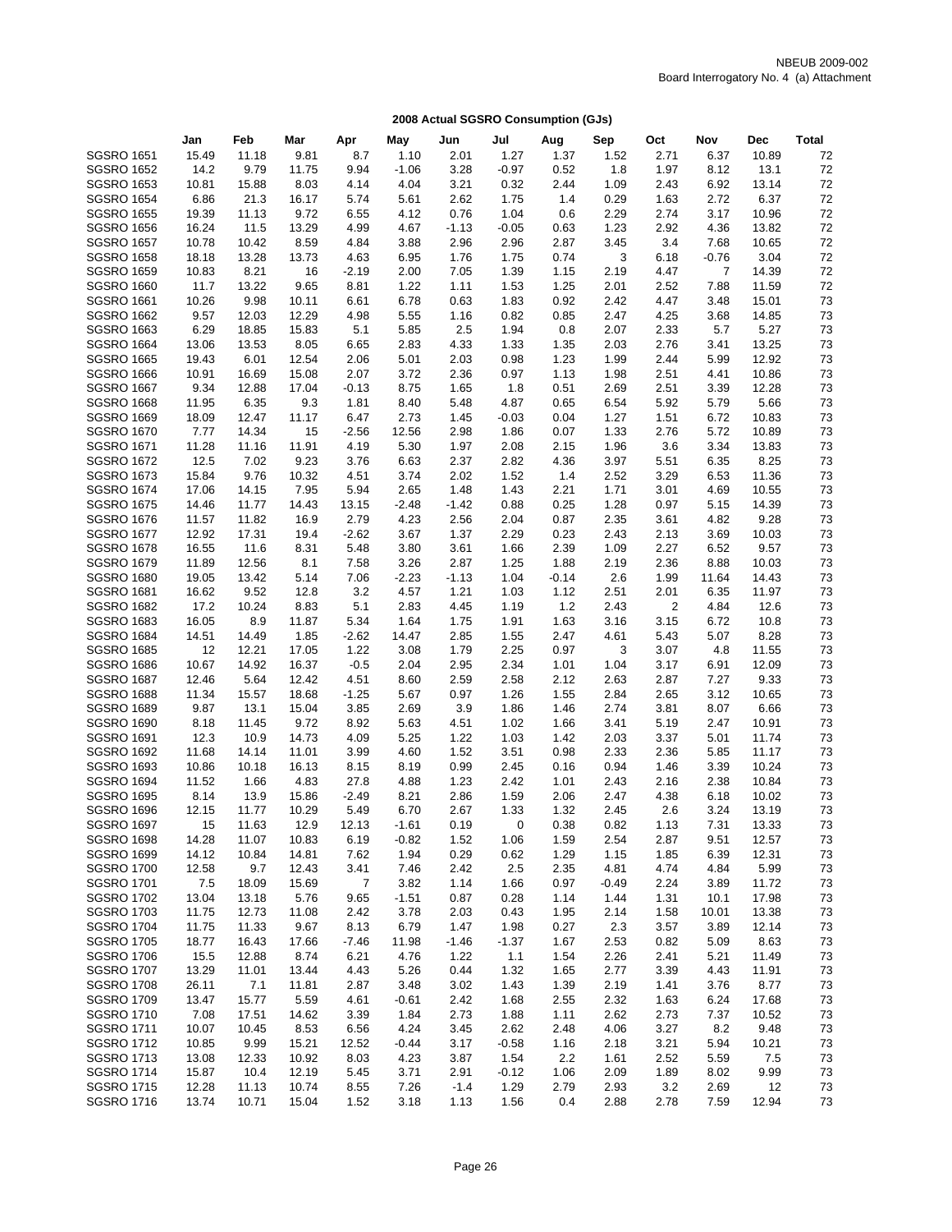NBEUB 2009-002
Board Interrogatory No. 4 (a) Attachment

## 2008 Actual SGSRO Consumption (GJs)

| | Jan | Feb | Mar | Apr | May | Jun | Jul | Aug | Sep | Oct | Nov | Dec | Total |
|---|---|---|---|---|---|---|---|---|---|---|---|---|---|
| SGSRO 1651 | 15.49 | 11.18 | 9.81 | 8.7 | 1.10 | 2.01 | 1.27 | 1.37 | 1.52 | 2.71 | 6.37 | 10.89 | 72 |
| SGSRO 1652 | 14.2 | 9.79 | 11.75 | 9.94 | -1.06 | 3.28 | -0.97 | 0.52 | 1.8 | 1.97 | 8.12 | 13.1 | 72 |
| SGSRO 1653 | 10.81 | 15.88 | 8.03 | 4.14 | 4.04 | 3.21 | 0.32 | 2.44 | 1.09 | 2.43 | 6.92 | 13.14 | 72 |
| SGSRO 1654 | 6.86 | 21.3 | 16.17 | 5.74 | 5.61 | 2.62 | 1.75 | 1.4 | 0.29 | 1.63 | 2.72 | 6.37 | 72 |
| SGSRO 1655 | 19.39 | 11.13 | 9.72 | 6.55 | 4.12 | 0.76 | 1.04 | 0.6 | 2.29 | 2.74 | 3.17 | 10.96 | 72 |
| SGSRO 1656 | 16.24 | 11.5 | 13.29 | 4.99 | 4.67 | -1.13 | -0.05 | 0.63 | 1.23 | 2.92 | 4.36 | 13.82 | 72 |
| SGSRO 1657 | 10.78 | 10.42 | 8.59 | 4.84 | 3.88 | 2.96 | 2.96 | 2.87 | 3.45 | 3.4 | 7.68 | 10.65 | 72 |
| SGSRO 1658 | 18.18 | 13.28 | 13.73 | 4.63 | 6.95 | 1.76 | 1.75 | 0.74 | 3 | 6.18 | -0.76 | 3.04 | 72 |
| SGSRO 1659 | 10.83 | 8.21 | 16 | -2.19 | 2.00 | 7.05 | 1.39 | 1.15 | 2.19 | 4.47 | 7 | 14.39 | 72 |
| SGSRO 1660 | 11.7 | 13.22 | 9.65 | 8.81 | 1.22 | 1.11 | 1.53 | 1.25 | 2.01 | 2.52 | 7.88 | 11.59 | 72 |
| SGSRO 1661 | 10.26 | 9.98 | 10.11 | 6.61 | 6.78 | 0.63 | 1.83 | 0.92 | 2.42 | 4.47 | 3.48 | 15.01 | 73 |
| SGSRO 1662 | 9.57 | 12.03 | 12.29 | 4.98 | 5.55 | 1.16 | 0.82 | 0.85 | 2.47 | 4.25 | 3.68 | 14.85 | 73 |
| SGSRO 1663 | 6.29 | 18.85 | 15.83 | 5.1 | 5.85 | 2.5 | 1.94 | 0.8 | 2.07 | 2.33 | 5.7 | 5.27 | 73 |
| SGSRO 1664 | 13.06 | 13.53 | 8.05 | 6.65 | 2.83 | 4.33 | 1.33 | 1.35 | 2.03 | 2.76 | 3.41 | 13.25 | 73 |
| SGSRO 1665 | 19.43 | 6.01 | 12.54 | 2.06 | 5.01 | 2.03 | 0.98 | 1.23 | 1.99 | 2.44 | 5.99 | 12.92 | 73 |
| SGSRO 1666 | 10.91 | 16.69 | 15.08 | 2.07 | 3.72 | 2.36 | 0.97 | 1.13 | 1.98 | 2.51 | 4.41 | 10.86 | 73 |
| SGSRO 1667 | 9.34 | 12.88 | 17.04 | -0.13 | 8.75 | 1.65 | 1.8 | 0.51 | 2.69 | 2.51 | 3.39 | 12.28 | 73 |
| SGSRO 1668 | 11.95 | 6.35 | 9.3 | 1.81 | 8.40 | 5.48 | 4.87 | 0.65 | 6.54 | 5.92 | 5.79 | 5.66 | 73 |
| SGSRO 1669 | 18.09 | 12.47 | 11.17 | 6.47 | 2.73 | 1.45 | -0.03 | 0.04 | 1.27 | 1.51 | 6.72 | 10.83 | 73 |
| SGSRO 1670 | 7.77 | 14.34 | 15 | -2.56 | 12.56 | 2.98 | 1.86 | 0.07 | 1.33 | 2.76 | 5.72 | 10.89 | 73 |
| SGSRO 1671 | 11.28 | 11.16 | 11.91 | 4.19 | 5.30 | 1.97 | 2.08 | 2.15 | 1.96 | 3.6 | 3.34 | 13.83 | 73 |
| SGSRO 1672 | 12.5 | 7.02 | 9.23 | 3.76 | 6.63 | 2.37 | 2.82 | 4.36 | 3.97 | 5.51 | 6.35 | 8.25 | 73 |
| SGSRO 1673 | 15.84 | 9.76 | 10.32 | 4.51 | 3.74 | 2.02 | 1.52 | 1.4 | 2.52 | 3.29 | 6.53 | 11.36 | 73 |
| SGSRO 1674 | 17.06 | 14.15 | 7.95 | 5.94 | 2.65 | 1.48 | 1.43 | 2.21 | 1.71 | 3.01 | 4.69 | 10.55 | 73 |
| SGSRO 1675 | 14.46 | 11.77 | 14.43 | 13.15 | -2.48 | -1.42 | 0.88 | 0.25 | 1.28 | 0.97 | 5.15 | 14.39 | 73 |
| SGSRO 1676 | 11.57 | 11.82 | 16.9 | 2.79 | 4.23 | 2.56 | 2.04 | 0.87 | 2.35 | 3.61 | 4.82 | 9.28 | 73 |
| SGSRO 1677 | 12.92 | 17.31 | 19.4 | -2.62 | 3.67 | 1.37 | 2.29 | 0.23 | 2.43 | 2.13 | 3.69 | 10.03 | 73 |
| SGSRO 1678 | 16.55 | 11.6 | 8.31 | 5.48 | 3.80 | 3.61 | 1.66 | 2.39 | 1.09 | 2.27 | 6.52 | 9.57 | 73 |
| SGSRO 1679 | 11.89 | 12.56 | 8.1 | 7.58 | 3.26 | 2.87 | 1.25 | 1.88 | 2.19 | 2.36 | 8.88 | 10.03 | 73 |
| SGSRO 1680 | 19.05 | 13.42 | 5.14 | 7.06 | -2.23 | -1.13 | 1.04 | -0.14 | 2.6 | 1.99 | 11.64 | 14.43 | 73 |
| SGSRO 1681 | 16.62 | 9.52 | 12.8 | 3.2 | 4.57 | 1.21 | 1.03 | 1.12 | 2.51 | 2.01 | 6.35 | 11.97 | 73 |
| SGSRO 1682 | 17.2 | 10.24 | 8.83 | 5.1 | 2.83 | 4.45 | 1.19 | 1.2 | 2.43 | 2 | 4.84 | 12.6 | 73 |
| SGSRO 1683 | 16.05 | 8.9 | 11.87 | 5.34 | 1.64 | 1.75 | 1.91 | 1.63 | 3.16 | 3.15 | 6.72 | 10.8 | 73 |
| SGSRO 1684 | 14.51 | 14.49 | 1.85 | -2.62 | 14.47 | 2.85 | 1.55 | 2.47 | 4.61 | 5.43 | 5.07 | 8.28 | 73 |
| SGSRO 1685 | 12 | 12.21 | 17.05 | 1.22 | 3.08 | 1.79 | 2.25 | 0.97 | 3 | 3.07 | 4.8 | 11.55 | 73 |
| SGSRO 1686 | 10.67 | 14.92 | 16.37 | -0.5 | 2.04 | 2.95 | 2.34 | 1.01 | 1.04 | 3.17 | 6.91 | 12.09 | 73 |
| SGSRO 1687 | 12.46 | 5.64 | 12.42 | 4.51 | 8.60 | 2.59 | 2.58 | 2.12 | 2.63 | 2.87 | 7.27 | 9.33 | 73 |
| SGSRO 1688 | 11.34 | 15.57 | 18.68 | -1.25 | 5.67 | 0.97 | 1.26 | 1.55 | 2.84 | 2.65 | 3.12 | 10.65 | 73 |
| SGSRO 1689 | 9.87 | 13.1 | 15.04 | 3.85 | 2.69 | 3.9 | 1.86 | 1.46 | 2.74 | 3.81 | 8.07 | 6.66 | 73 |
| SGSRO 1690 | 8.18 | 11.45 | 9.72 | 8.92 | 5.63 | 4.51 | 1.02 | 1.66 | 3.41 | 5.19 | 2.47 | 10.91 | 73 |
| SGSRO 1691 | 12.3 | 10.9 | 14.73 | 4.09 | 5.25 | 1.22 | 1.03 | 1.42 | 2.03 | 3.37 | 5.01 | 11.74 | 73 |
| SGSRO 1692 | 11.68 | 14.14 | 11.01 | 3.99 | 4.60 | 1.52 | 3.51 | 0.98 | 2.33 | 2.36 | 5.85 | 11.17 | 73 |
| SGSRO 1693 | 10.86 | 10.18 | 16.13 | 8.15 | 8.19 | 0.99 | 2.45 | 0.16 | 0.94 | 1.46 | 3.39 | 10.24 | 73 |
| SGSRO 1694 | 11.52 | 1.66 | 4.83 | 27.8 | 4.88 | 1.23 | 2.42 | 1.01 | 2.43 | 2.16 | 2.38 | 10.84 | 73 |
| SGSRO 1695 | 8.14 | 13.9 | 15.86 | -2.49 | 8.21 | 2.86 | 1.59 | 2.06 | 2.47 | 4.38 | 6.18 | 10.02 | 73 |
| SGSRO 1696 | 12.15 | 11.77 | 10.29 | 5.49 | 6.70 | 2.67 | 1.33 | 1.32 | 2.45 | 2.6 | 3.24 | 13.19 | 73 |
| SGSRO 1697 | 15 | 11.63 | 12.9 | 12.13 | -1.61 | 0.19 | 0 | 0.38 | 0.82 | 1.13 | 7.31 | 13.33 | 73 |
| SGSRO 1698 | 14.28 | 11.07 | 10.83 | 6.19 | -0.82 | 1.52 | 1.06 | 1.59 | 2.54 | 2.87 | 9.51 | 12.57 | 73 |
| SGSRO 1699 | 14.12 | 10.84 | 14.81 | 7.62 | 1.94 | 0.29 | 0.62 | 1.29 | 1.15 | 1.85 | 6.39 | 12.31 | 73 |
| SGSRO 1700 | 12.58 | 9.7 | 12.43 | 3.41 | 7.46 | 2.42 | 2.5 | 2.35 | 4.81 | 4.74 | 4.84 | 5.99 | 73 |
| SGSRO 1701 | 7.5 | 18.09 | 15.69 | 7 | 3.82 | 1.14 | 1.66 | 0.97 | -0.49 | 2.24 | 3.89 | 11.72 | 73 |
| SGSRO 1702 | 13.04 | 13.18 | 5.76 | 9.65 | -1.51 | 0.87 | 0.28 | 1.14 | 1.44 | 1.31 | 10.1 | 17.98 | 73 |
| SGSRO 1703 | 11.75 | 12.73 | 11.08 | 2.42 | 3.78 | 2.03 | 0.43 | 1.95 | 2.14 | 1.58 | 10.01 | 13.38 | 73 |
| SGSRO 1704 | 11.75 | 11.33 | 9.67 | 8.13 | 6.79 | 1.47 | 1.98 | 0.27 | 2.3 | 3.57 | 3.89 | 12.14 | 73 |
| SGSRO 1705 | 18.77 | 16.43 | 17.66 | -7.46 | 11.98 | -1.46 | -1.37 | 1.67 | 2.53 | 0.82 | 5.09 | 8.63 | 73 |
| SGSRO 1706 | 15.5 | 12.88 | 8.74 | 6.21 | 4.76 | 1.22 | 1.1 | 1.54 | 2.26 | 2.41 | 5.21 | 11.49 | 73 |
| SGSRO 1707 | 13.29 | 11.01 | 13.44 | 4.43 | 5.26 | 0.44 | 1.32 | 1.65 | 2.77 | 3.39 | 4.43 | 11.91 | 73 |
| SGSRO 1708 | 26.11 | 7.1 | 11.81 | 2.87 | 3.48 | 3.02 | 1.43 | 1.39 | 2.19 | 1.41 | 3.76 | 8.77 | 73 |
| SGSRO 1709 | 13.47 | 15.77 | 5.59 | 4.61 | -0.61 | 2.42 | 1.68 | 2.55 | 2.32 | 1.63 | 6.24 | 17.68 | 73 |
| SGSRO 1710 | 7.08 | 17.51 | 14.62 | 3.39 | 1.84 | 2.73 | 1.88 | 1.11 | 2.62 | 2.73 | 7.37 | 10.52 | 73 |
| SGSRO 1711 | 10.07 | 10.45 | 8.53 | 6.56 | 4.24 | 3.45 | 2.62 | 2.48 | 4.06 | 3.27 | 8.2 | 9.48 | 73 |
| SGSRO 1712 | 10.85 | 9.99 | 15.21 | 12.52 | -0.44 | 3.17 | -0.58 | 1.16 | 2.18 | 3.21 | 5.94 | 10.21 | 73 |
| SGSRO 1713 | 13.08 | 12.33 | 10.92 | 8.03 | 4.23 | 3.87 | 1.54 | 2.2 | 1.61 | 2.52 | 5.59 | 7.5 | 73 |
| SGSRO 1714 | 15.87 | 10.4 | 12.19 | 5.45 | 3.71 | 2.91 | -0.12 | 1.06 | 2.09 | 1.89 | 8.02 | 9.99 | 73 |
| SGSRO 1715 | 12.28 | 11.13 | 10.74 | 8.55 | 7.26 | -1.4 | 1.29 | 2.79 | 2.93 | 3.2 | 2.69 | 12 | 73 |
| SGSRO 1716 | 13.74 | 10.71 | 15.04 | 1.52 | 3.18 | 1.13 | 1.56 | 0.4 | 2.88 | 2.78 | 7.59 | 12.94 | 73 |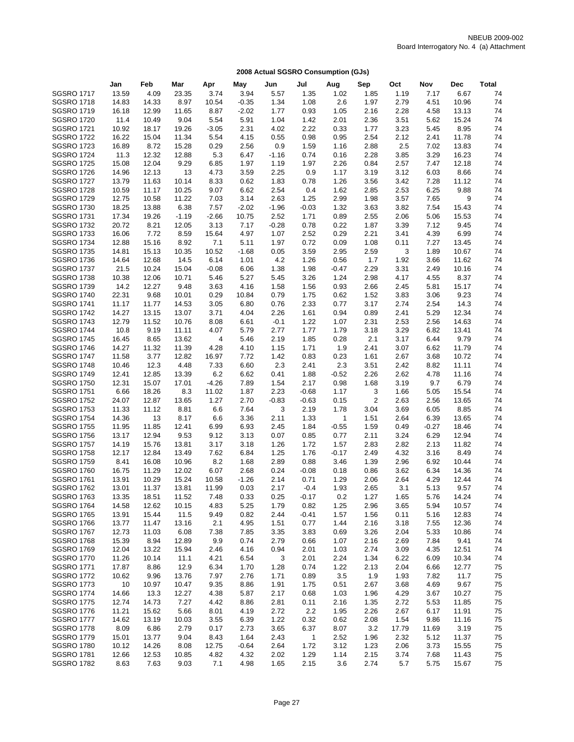NBEUB 2009-002
Board Interrogatory No. 4 (a) Attachment

## 2008 Actual SGSRO Consumption (GJs)

| | Jan | Feb | Mar | Apr | May | Jun | Jul | Aug | Sep | Oct | Nov | Dec | Total |
|---|---|---|---|---|---|---|---|---|---|---|---|---|---|
| SGSRO 1717 | 13.59 | 4.09 | 23.35 | 3.74 | 3.94 | 5.57 | 1.35 | 1.02 | 1.85 | 1.19 | 7.17 | 6.67 | 74 |
| SGSRO 1718 | 14.83 | 14.33 | 8.97 | 10.54 | -0.35 | 1.34 | 1.08 | 2.6 | 1.97 | 2.79 | 4.51 | 10.96 | 74 |
| SGSRO 1719 | 16.18 | 12.99 | 11.65 | 8.87 | -2.02 | 1.77 | 0.93 | 1.05 | 2.16 | 2.28 | 4.58 | 13.13 | 74 |
| SGSRO 1720 | 11.4 | 10.49 | 9.04 | 5.54 | 5.91 | 1.04 | 1.42 | 2.01 | 2.36 | 3.51 | 5.62 | 15.24 | 74 |
| SGSRO 1721 | 10.92 | 18.17 | 19.26 | -3.05 | 2.31 | 4.02 | 2.22 | 0.33 | 1.77 | 3.23 | 5.45 | 8.95 | 74 |
| SGSRO 1722 | 16.22 | 15.04 | 11.34 | 5.54 | 4.15 | 0.55 | 0.98 | 0.95 | 2.54 | 2.12 | 2.41 | 11.78 | 74 |
| SGSRO 1723 | 16.89 | 8.72 | 15.28 | 0.29 | 2.56 | 0.9 | 1.59 | 1.16 | 2.88 | 2.5 | 7.02 | 13.83 | 74 |
| SGSRO 1724 | 11.3 | 12.32 | 12.88 | 5.3 | 6.47 | -1.16 | 0.74 | 0.16 | 2.28 | 3.85 | 3.29 | 16.23 | 74 |
| SGSRO 1725 | 15.08 | 12.04 | 9.29 | 6.85 | 1.97 | 1.19 | 1.97 | 2.26 | 0.84 | 2.57 | 7.47 | 12.18 | 74 |
| SGSRO 1726 | 14.96 | 12.13 | 13 | 4.73 | 3.59 | 2.25 | 0.9 | 1.17 | 3.19 | 3.12 | 6.03 | 8.66 | 74 |
| SGSRO 1727 | 13.79 | 11.63 | 10.14 | 8.33 | 0.62 | 1.83 | 0.78 | 1.26 | 3.56 | 3.42 | 7.28 | 11.12 | 74 |
| SGSRO 1728 | 10.59 | 11.17 | 10.25 | 9.07 | 6.62 | 2.54 | 0.4 | 1.62 | 2.85 | 2.53 | 6.25 | 9.88 | 74 |
| SGSRO 1729 | 12.75 | 10.58 | 11.22 | 7.03 | 3.14 | 2.63 | 1.25 | 2.99 | 1.98 | 3.57 | 7.65 | 9 | 74 |
| SGSRO 1730 | 18.25 | 13.88 | 6.38 | 7.57 | -2.02 | -1.96 | -0.03 | 1.32 | 3.63 | 3.82 | 7.54 | 15.43 | 74 |
| SGSRO 1731 | 17.34 | 19.26 | -1.19 | -2.66 | 10.75 | 2.52 | 1.71 | 0.89 | 2.55 | 2.06 | 5.06 | 15.53 | 74 |
| SGSRO 1732 | 20.72 | 8.21 | 12.05 | 3.13 | 7.17 | -0.28 | 0.78 | 0.22 | 1.87 | 3.39 | 7.12 | 9.45 | 74 |
| SGSRO 1733 | 16.06 | 7.72 | 8.59 | 15.64 | 4.97 | 1.07 | 2.52 | 0.29 | 2.21 | 3.41 | 4.39 | 6.99 | 74 |
| SGSRO 1734 | 12.88 | 15.16 | 8.92 | 7.1 | 5.11 | 1.97 | 0.72 | 0.09 | 1.08 | 0.11 | 7.27 | 13.45 | 74 |
| SGSRO 1735 | 14.81 | 15.13 | 10.35 | 10.52 | -1.68 | 0.05 | 3.59 | 2.95 | 2.59 | 3 | 1.89 | 10.67 | 74 |
| SGSRO 1736 | 14.64 | 12.68 | 14.5 | 6.14 | 1.01 | 4.2 | 1.26 | 0.56 | 1.7 | 1.92 | 3.66 | 11.62 | 74 |
| SGSRO 1737 | 21.5 | 10.24 | 15.04 | -0.08 | 6.06 | 1.38 | 1.98 | -0.47 | 2.29 | 3.31 | 2.49 | 10.16 | 74 |
| SGSRO 1738 | 10.38 | 12.06 | 10.71 | 5.46 | 5.27 | 5.45 | 3.26 | 1.24 | 2.98 | 4.17 | 4.55 | 8.37 | 74 |
| SGSRO 1739 | 14.2 | 12.27 | 9.48 | 3.63 | 4.16 | 1.58 | 1.56 | 0.93 | 2.66 | 2.45 | 5.81 | 15.17 | 74 |
| SGSRO 1740 | 22.31 | 9.68 | 10.01 | 0.29 | 10.84 | 0.79 | 1.75 | 0.62 | 1.52 | 3.83 | 3.06 | 9.23 | 74 |
| SGSRO 1741 | 11.17 | 11.77 | 14.53 | 3.05 | 6.80 | 0.76 | 2.33 | 0.77 | 3.17 | 2.74 | 2.54 | 14.3 | 74 |
| SGSRO 1742 | 14.27 | 13.15 | 13.07 | 3.71 | 4.04 | 2.26 | 1.61 | 0.94 | 0.89 | 2.41 | 5.29 | 12.34 | 74 |
| SGSRO 1743 | 12.79 | 11.52 | 10.76 | 8.08 | 6.61 | -0.1 | 1.22 | 1.07 | 2.31 | 2.53 | 2.56 | 14.63 | 74 |
| SGSRO 1744 | 10.8 | 9.19 | 11.11 | 4.07 | 5.79 | 2.77 | 1.77 | 1.79 | 3.18 | 3.29 | 6.82 | 13.41 | 74 |
| SGSRO 1745 | 16.45 | 8.65 | 13.62 | 4 | 5.46 | 2.19 | 1.85 | 0.28 | 2.1 | 3.17 | 6.44 | 9.79 | 74 |
| SGSRO 1746 | 14.27 | 11.32 | 11.39 | 4.28 | 4.10 | 1.15 | 1.71 | 1.9 | 2.41 | 3.07 | 6.62 | 11.79 | 74 |
| SGSRO 1747 | 11.58 | 3.77 | 12.82 | 16.97 | 7.72 | 1.42 | 0.83 | 0.23 | 1.61 | 2.67 | 3.68 | 10.72 | 74 |
| SGSRO 1748 | 10.46 | 12.3 | 4.48 | 7.33 | 6.60 | 2.3 | 2.41 | 2.3 | 3.51 | 2.42 | 8.82 | 11.11 | 74 |
| SGSRO 1749 | 12.41 | 12.85 | 13.39 | 6.2 | 6.62 | 0.41 | 1.88 | -0.52 | 2.26 | 2.62 | 4.78 | 11.16 | 74 |
| SGSRO 1750 | 12.31 | 15.07 | 17.01 | -4.26 | 7.89 | 1.54 | 2.17 | 0.98 | 1.68 | 3.19 | 9.7 | 6.79 | 74 |
| SGSRO 1751 | 6.66 | 18.26 | 8.3 | 11.02 | 1.87 | 2.23 | -0.68 | 1.17 | 3 | 1.66 | 5.05 | 15.54 | 74 |
| SGSRO 1752 | 24.07 | 12.87 | 13.65 | 1.27 | 2.70 | -0.83 | -0.63 | 0.15 | 2 | 2.63 | 2.56 | 13.65 | 74 |
| SGSRO 1753 | 11.33 | 11.12 | 8.81 | 6.6 | 7.64 | 3 | 2.19 | 1.78 | 3.04 | 3.69 | 6.05 | 8.85 | 74 |
| SGSRO 1754 | 14.36 | 13 | 8.17 | 6.6 | 3.36 | 2.11 | 1.33 | 1 | 1.51 | 2.64 | 6.39 | 13.65 | 74 |
| SGSRO 1755 | 11.95 | 11.85 | 12.41 | 6.99 | 6.93 | 2.45 | 1.84 | -0.55 | 1.59 | 0.49 | -0.27 | 18.46 | 74 |
| SGSRO 1756 | 13.17 | 12.94 | 9.53 | 9.12 | 3.13 | 0.07 | 0.85 | 0.77 | 2.11 | 3.24 | 6.29 | 12.94 | 74 |
| SGSRO 1757 | 14.19 | 15.76 | 13.81 | 3.17 | 3.18 | 1.26 | 1.72 | 1.57 | 2.83 | 2.82 | 2.13 | 11.82 | 74 |
| SGSRO 1758 | 12.17 | 12.84 | 13.49 | 7.62 | 6.84 | 1.25 | 1.76 | -0.17 | 2.49 | 4.32 | 3.16 | 8.49 | 74 |
| SGSRO 1759 | 8.41 | 16.08 | 10.96 | 8.2 | 1.68 | 2.89 | 0.88 | 3.46 | 1.39 | 2.96 | 6.92 | 10.44 | 74 |
| SGSRO 1760 | 16.75 | 11.29 | 12.02 | 6.07 | 2.68 | 0.24 | -0.08 | 0.18 | 0.86 | 3.62 | 6.34 | 14.36 | 74 |
| SGSRO 1761 | 13.91 | 10.29 | 15.24 | 10.58 | -1.26 | 2.14 | 0.71 | 1.29 | 2.06 | 2.64 | 4.29 | 12.44 | 74 |
| SGSRO 1762 | 13.01 | 11.37 | 13.81 | 11.99 | 0.03 | 2.17 | -0.4 | 1.93 | 2.65 | 3.1 | 5.13 | 9.57 | 74 |
| SGSRO 1763 | 13.35 | 18.51 | 11.52 | 7.48 | 0.33 | 0.25 | -0.17 | 0.2 | 1.27 | 1.65 | 5.76 | 14.24 | 74 |
| SGSRO 1764 | 14.58 | 12.62 | 10.15 | 4.83 | 5.25 | 1.79 | 0.82 | 1.25 | 2.96 | 3.65 | 5.94 | 10.57 | 74 |
| SGSRO 1765 | 13.91 | 15.44 | 11.5 | 9.49 | 0.82 | 2.44 | -0.41 | 1.57 | 1.56 | 0.11 | 5.16 | 12.83 | 74 |
| SGSRO 1766 | 13.77 | 11.47 | 13.16 | 2.1 | 4.95 | 1.51 | 0.77 | 1.44 | 2.16 | 3.18 | 7.55 | 12.36 | 74 |
| SGSRO 1767 | 12.73 | 11.03 | 6.08 | 7.38 | 7.85 | 3.35 | 3.83 | 0.69 | 3.26 | 2.04 | 5.33 | 10.86 | 74 |
| SGSRO 1768 | 15.39 | 8.94 | 12.89 | 9.9 | 0.74 | 2.79 | 0.66 | 1.07 | 2.16 | 2.69 | 7.84 | 9.41 | 74 |
| SGSRO 1769 | 12.04 | 13.22 | 15.94 | 2.46 | 4.16 | 0.94 | 2.01 | 1.03 | 2.74 | 3.09 | 4.35 | 12.51 | 74 |
| SGSRO 1770 | 11.26 | 10.14 | 11.1 | 4.21 | 6.54 | 3 | 2.01 | 2.24 | 1.34 | 6.22 | 6.09 | 10.34 | 74 |
| SGSRO 1771 | 17.87 | 8.86 | 12.9 | 6.34 | 1.70 | 1.28 | 0.74 | 1.22 | 2.13 | 2.04 | 6.66 | 12.77 | 75 |
| SGSRO 1772 | 10.62 | 9.96 | 13.76 | 7.97 | 2.76 | 1.71 | 0.89 | 3.5 | 1.9 | 1.93 | 7.82 | 11.7 | 75 |
| SGSRO 1773 | 10 | 10.97 | 10.47 | 9.35 | 8.86 | 1.91 | 1.75 | 0.51 | 2.67 | 3.68 | 4.69 | 9.67 | 75 |
| SGSRO 1774 | 14.66 | 13.3 | 12.27 | 4.38 | 5.87 | 2.17 | 0.68 | 1.03 | 1.96 | 4.29 | 3.67 | 10.27 | 75 |
| SGSRO 1775 | 12.74 | 14.73 | 7.27 | 4.42 | 8.86 | 2.81 | 0.11 | 2.16 | 1.35 | 2.72 | 5.53 | 11.85 | 75 |
| SGSRO 1776 | 11.21 | 15.62 | 5.66 | 8.01 | 4.19 | 2.72 | 2.2 | 1.95 | 2.26 | 2.67 | 6.17 | 11.91 | 75 |
| SGSRO 1777 | 14.62 | 13.19 | 10.03 | 3.55 | 6.39 | 1.22 | 0.32 | 0.62 | 2.08 | 1.54 | 9.86 | 11.16 | 75 |
| SGSRO 1778 | 8.09 | 6.86 | 2.79 | 0.17 | 2.73 | 3.65 | 6.37 | 8.07 | 3.2 | 17.79 | 11.69 | 3.19 | 75 |
| SGSRO 1779 | 15.01 | 13.77 | 9.04 | 8.43 | 1.64 | 2.43 | 1 | 2.52 | 1.96 | 2.32 | 5.12 | 11.37 | 75 |
| SGSRO 1780 | 10.12 | 14.26 | 8.08 | 12.75 | -0.64 | 2.64 | 1.72 | 3.12 | 1.23 | 2.06 | 3.73 | 15.55 | 75 |
| SGSRO 1781 | 12.66 | 12.53 | 10.85 | 4.82 | 4.32 | 2.02 | 1.29 | 1.14 | 2.15 | 3.74 | 7.68 | 11.43 | 75 |
| SGSRO 1782 | 8.63 | 7.63 | 9.03 | 7.1 | 4.98 | 1.65 | 2.15 | 3.6 | 2.74 | 5.7 | 5.75 | 15.67 | 75 |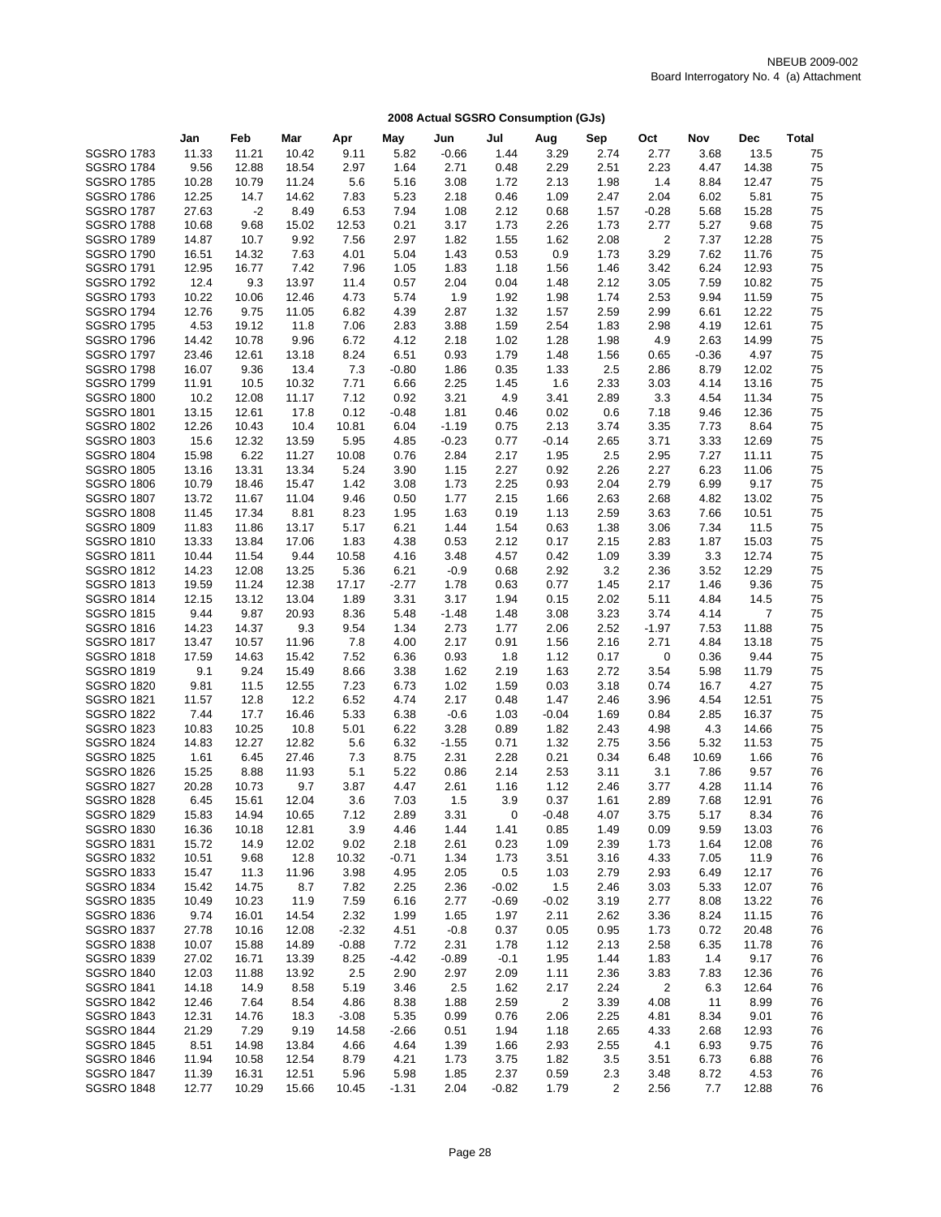NBEUB 2009-002
Board Interrogatory No. 4 (a) Attachment

## 2008 Actual SGSRO Consumption (GJs)

| | Jan | Feb | Mar | Apr | May | Jun | Jul | Aug | Sep | Oct | Nov | Dec | Total |
|---|---|---|---|---|---|---|---|---|---|---|---|---|---|
| SGSRO 1783 | 11.33 | 11.21 | 10.42 | 9.11 | 5.82 | -0.66 | 1.44 | 3.29 | 2.74 | 2.77 | 3.68 | 13.5 | 75 |
| SGSRO 1784 | 9.56 | 12.88 | 18.54 | 2.97 | 1.64 | 2.71 | 0.48 | 2.29 | 2.51 | 2.23 | 4.47 | 14.38 | 75 |
| SGSRO 1785 | 10.28 | 10.79 | 11.24 | 5.6 | 5.16 | 3.08 | 1.72 | 2.13 | 1.98 | 1.4 | 8.84 | 12.47 | 75 |
| SGSRO 1786 | 12.25 | 14.7 | 14.62 | 7.83 | 5.23 | 2.18 | 0.46 | 1.09 | 2.47 | 2.04 | 6.02 | 5.81 | 75 |
| SGSRO 1787 | 27.63 | -2 | 8.49 | 6.53 | 7.94 | 1.08 | 2.12 | 0.68 | 1.57 | -0.28 | 5.68 | 15.28 | 75 |
| SGSRO 1788 | 10.68 | 9.68 | 15.02 | 12.53 | 0.21 | 3.17 | 1.73 | 2.26 | 1.73 | 2.77 | 5.27 | 9.68 | 75 |
| SGSRO 1789 | 14.87 | 10.7 | 9.92 | 7.56 | 2.97 | 1.82 | 1.55 | 1.62 | 2.08 | 2 | 7.37 | 12.28 | 75 |
| SGSRO 1790 | 16.51 | 14.32 | 7.63 | 4.01 | 5.04 | 1.43 | 0.53 | 0.9 | 1.73 | 3.29 | 7.62 | 11.76 | 75 |
| SGSRO 1791 | 12.95 | 16.77 | 7.42 | 7.96 | 1.05 | 1.83 | 1.18 | 1.56 | 1.46 | 3.42 | 6.24 | 12.93 | 75 |
| SGSRO 1792 | 12.4 | 9.3 | 13.97 | 11.4 | 0.57 | 2.04 | 0.04 | 1.48 | 2.12 | 3.05 | 7.59 | 10.82 | 75 |
| SGSRO 1793 | 10.22 | 10.06 | 12.46 | 4.73 | 5.74 | 1.9 | 1.92 | 1.98 | 1.74 | 2.53 | 9.94 | 11.59 | 75 |
| SGSRO 1794 | 12.76 | 9.75 | 11.05 | 6.82 | 4.39 | 2.87 | 1.32 | 1.57 | 2.59 | 2.99 | 6.61 | 12.22 | 75 |
| SGSRO 1795 | 4.53 | 19.12 | 11.8 | 7.06 | 2.83 | 3.88 | 1.59 | 2.54 | 1.83 | 2.98 | 4.19 | 12.61 | 75 |
| SGSRO 1796 | 14.42 | 10.78 | 9.96 | 6.72 | 4.12 | 2.18 | 1.02 | 1.28 | 1.98 | 4.9 | 2.63 | 14.99 | 75 |
| SGSRO 1797 | 23.46 | 12.61 | 13.18 | 8.24 | 6.51 | 0.93 | 1.79 | 1.48 | 1.56 | 0.65 | -0.36 | 4.97 | 75 |
| SGSRO 1798 | 16.07 | 9.36 | 13.4 | 7.3 | -0.80 | 1.86 | 0.35 | 1.33 | 2.5 | 2.86 | 8.79 | 12.02 | 75 |
| SGSRO 1799 | 11.91 | 10.5 | 10.32 | 7.71 | 6.66 | 2.25 | 1.45 | 1.6 | 2.33 | 3.03 | 4.14 | 13.16 | 75 |
| SGSRO 1800 | 10.2 | 12.08 | 11.17 | 7.12 | 0.92 | 3.21 | 4.9 | 3.41 | 2.89 | 3.3 | 4.54 | 11.34 | 75 |
| SGSRO 1801 | 13.15 | 12.61 | 17.8 | 0.12 | -0.48 | 1.81 | 0.46 | 0.02 | 0.6 | 7.18 | 9.46 | 12.36 | 75 |
| SGSRO 1802 | 12.26 | 10.43 | 10.4 | 10.81 | 6.04 | -1.19 | 0.75 | 2.13 | 3.74 | 3.35 | 7.73 | 8.64 | 75 |
| SGSRO 1803 | 15.6 | 12.32 | 13.59 | 5.95 | 4.85 | -0.23 | 0.77 | -0.14 | 2.65 | 3.71 | 3.33 | 12.69 | 75 |
| SGSRO 1804 | 15.98 | 6.22 | 11.27 | 10.08 | 0.76 | 2.84 | 2.17 | 1.95 | 2.5 | 2.95 | 7.27 | 11.11 | 75 |
| SGSRO 1805 | 13.16 | 13.31 | 13.34 | 5.24 | 3.90 | 1.15 | 2.27 | 0.92 | 2.26 | 2.27 | 6.23 | 11.06 | 75 |
| SGSRO 1806 | 10.79 | 18.46 | 15.47 | 1.42 | 3.08 | 1.73 | 2.25 | 0.93 | 2.04 | 2.79 | 6.99 | 9.17 | 75 |
| SGSRO 1807 | 13.72 | 11.67 | 11.04 | 9.46 | 0.50 | 1.77 | 2.15 | 1.66 | 2.63 | 2.68 | 4.82 | 13.02 | 75 |
| SGSRO 1808 | 11.45 | 17.34 | 8.81 | 8.23 | 1.95 | 1.63 | 0.19 | 1.13 | 2.59 | 3.63 | 7.66 | 10.51 | 75 |
| SGSRO 1809 | 11.83 | 11.86 | 13.17 | 5.17 | 6.21 | 1.44 | 1.54 | 0.63 | 1.38 | 3.06 | 7.34 | 11.5 | 75 |
| SGSRO 1810 | 13.33 | 13.84 | 17.06 | 1.83 | 4.38 | 0.53 | 2.12 | 0.17 | 2.15 | 2.83 | 1.87 | 15.03 | 75 |
| SGSRO 1811 | 10.44 | 11.54 | 9.44 | 10.58 | 4.16 | 3.48 | 4.57 | 0.42 | 1.09 | 3.39 | 3.3 | 12.74 | 75 |
| SGSRO 1812 | 14.23 | 12.08 | 13.25 | 5.36 | 6.21 | -0.9 | 0.68 | 2.92 | 3.2 | 2.36 | 3.52 | 12.29 | 75 |
| SGSRO 1813 | 19.59 | 11.24 | 12.38 | 17.17 | -2.77 | 1.78 | 0.63 | 0.77 | 1.45 | 2.17 | 1.46 | 9.36 | 75 |
| SGSRO 1814 | 12.15 | 13.12 | 13.04 | 1.89 | 3.31 | 3.17 | 1.94 | 0.15 | 2.02 | 5.11 | 4.84 | 14.5 | 75 |
| SGSRO 1815 | 9.44 | 9.87 | 20.93 | 8.36 | 5.48 | -1.48 | 1.48 | 3.08 | 3.23 | 3.74 | 4.14 | 7 | 75 |
| SGSRO 1816 | 14.23 | 14.37 | 9.3 | 9.54 | 1.34 | 2.73 | 1.77 | 2.06 | 2.52 | -1.97 | 7.53 | 11.88 | 75 |
| SGSRO 1817 | 13.47 | 10.57 | 11.96 | 7.8 | 4.00 | 2.17 | 0.91 | 1.56 | 2.16 | 2.71 | 4.84 | 13.18 | 75 |
| SGSRO 1818 | 17.59 | 14.63 | 15.42 | 7.52 | 6.36 | 0.93 | 1.8 | 1.12 | 0.17 | 0 | 0.36 | 9.44 | 75 |
| SGSRO 1819 | 9.1 | 9.24 | 15.49 | 8.66 | 3.38 | 1.62 | 2.19 | 1.63 | 2.72 | 3.54 | 5.98 | 11.79 | 75 |
| SGSRO 1820 | 9.81 | 11.5 | 12.55 | 7.23 | 6.73 | 1.02 | 1.59 | 0.03 | 3.18 | 0.74 | 16.7 | 4.27 | 75 |
| SGSRO 1821 | 11.57 | 12.8 | 12.2 | 6.52 | 4.74 | 2.17 | 0.48 | 1.47 | 2.46 | 3.96 | 4.54 | 12.51 | 75 |
| SGSRO 1822 | 7.44 | 17.7 | 16.46 | 5.33 | 6.38 | -0.6 | 1.03 | -0.04 | 1.69 | 0.84 | 2.85 | 16.37 | 75 |
| SGSRO 1823 | 10.83 | 10.25 | 10.8 | 5.01 | 6.22 | 3.28 | 0.89 | 1.82 | 2.43 | 4.98 | 4.3 | 14.66 | 75 |
| SGSRO 1824 | 14.83 | 12.27 | 12.82 | 5.6 | 6.32 | -1.55 | 0.71 | 1.32 | 2.75 | 3.56 | 5.32 | 11.53 | 75 |
| SGSRO 1825 | 1.61 | 6.45 | 27.46 | 7.3 | 8.75 | 2.31 | 2.28 | 0.21 | 0.34 | 6.48 | 10.69 | 1.66 | 76 |
| SGSRO 1826 | 15.25 | 8.88 | 11.93 | 5.1 | 5.22 | 0.86 | 2.14 | 2.53 | 3.11 | 3.1 | 7.86 | 9.57 | 76 |
| SGSRO 1827 | 20.28 | 10.73 | 9.7 | 3.87 | 4.47 | 2.61 | 1.16 | 1.12 | 2.46 | 3.77 | 4.28 | 11.14 | 76 |
| SGSRO 1828 | 6.45 | 15.61 | 12.04 | 3.6 | 7.03 | 1.5 | 3.9 | 0.37 | 1.61 | 2.89 | 7.68 | 12.91 | 76 |
| SGSRO 1829 | 15.83 | 14.94 | 10.65 | 7.12 | 2.89 | 3.31 | 0 | -0.48 | 4.07 | 3.75 | 5.17 | 8.34 | 76 |
| SGSRO 1830 | 16.36 | 10.18 | 12.81 | 3.9 | 4.46 | 1.44 | 1.41 | 0.85 | 1.49 | 0.09 | 9.59 | 13.03 | 76 |
| SGSRO 1831 | 15.72 | 14.9 | 12.02 | 9.02 | 2.18 | 2.61 | 0.23 | 1.09 | 2.39 | 1.73 | 1.64 | 12.08 | 76 |
| SGSRO 1832 | 10.51 | 9.68 | 12.8 | 10.32 | -0.71 | 1.34 | 1.73 | 3.51 | 3.16 | 4.33 | 7.05 | 11.9 | 76 |
| SGSRO 1833 | 15.47 | 11.3 | 11.96 | 3.98 | 4.95 | 2.05 | 0.5 | 1.03 | 2.79 | 2.93 | 6.49 | 12.17 | 76 |
| SGSRO 1834 | 15.42 | 14.75 | 8.7 | 7.82 | 2.25 | 2.36 | -0.02 | 1.5 | 2.46 | 3.03 | 5.33 | 12.07 | 76 |
| SGSRO 1835 | 10.49 | 10.23 | 11.9 | 7.59 | 6.16 | 2.77 | -0.69 | -0.02 | 3.19 | 2.77 | 8.08 | 13.22 | 76 |
| SGSRO 1836 | 9.74 | 16.01 | 14.54 | 2.32 | 1.99 | 1.65 | 1.97 | 2.11 | 2.62 | 3.36 | 8.24 | 11.15 | 76 |
| SGSRO 1837 | 27.78 | 10.16 | 12.08 | -2.32 | 4.51 | -0.8 | 0.37 | 0.05 | 0.95 | 1.73 | 0.72 | 20.48 | 76 |
| SGSRO 1838 | 10.07 | 15.88 | 14.89 | -0.88 | 7.72 | 2.31 | 1.78 | 1.12 | 2.13 | 2.58 | 6.35 | 11.78 | 76 |
| SGSRO 1839 | 27.02 | 16.71 | 13.39 | 8.25 | -4.42 | -0.89 | -0.1 | 1.95 | 1.44 | 1.83 | 1.4 | 9.17 | 76 |
| SGSRO 1840 | 12.03 | 11.88 | 13.92 | 2.5 | 2.90 | 2.97 | 2.09 | 1.11 | 2.36 | 3.83 | 7.83 | 12.36 | 76 |
| SGSRO 1841 | 14.18 | 14.9 | 8.58 | 5.19 | 3.46 | 2.5 | 1.62 | 2.17 | 2.24 | 2 | 6.3 | 12.64 | 76 |
| SGSRO 1842 | 12.46 | 7.64 | 8.54 | 4.86 | 8.38 | 1.88 | 2.59 | 2 | 3.39 | 4.08 | 11 | 8.99 | 76 |
| SGSRO 1843 | 12.31 | 14.76 | 18.3 | -3.08 | 5.35 | 0.99 | 0.76 | 2.06 | 2.25 | 4.81 | 8.34 | 9.01 | 76 |
| SGSRO 1844 | 21.29 | 7.29 | 9.19 | 14.58 | -2.66 | 0.51 | 1.94 | 1.18 | 2.65 | 4.33 | 2.68 | 12.93 | 76 |
| SGSRO 1845 | 8.51 | 14.98 | 13.84 | 4.66 | 4.64 | 1.39 | 1.66 | 2.93 | 2.55 | 4.1 | 6.93 | 9.75 | 76 |
| SGSRO 1846 | 11.94 | 10.58 | 12.54 | 8.79 | 4.21 | 1.73 | 3.75 | 1.82 | 3.5 | 3.51 | 6.73 | 6.88 | 76 |
| SGSRO 1847 | 11.39 | 16.31 | 12.51 | 5.96 | 5.98 | 1.85 | 2.37 | 0.59 | 2.3 | 3.48 | 8.72 | 4.53 | 76 |
| SGSRO 1848 | 12.77 | 10.29 | 15.66 | 10.45 | -1.31 | 2.04 | -0.82 | 1.79 | 2 | 2.56 | 7.7 | 12.88 | 76 |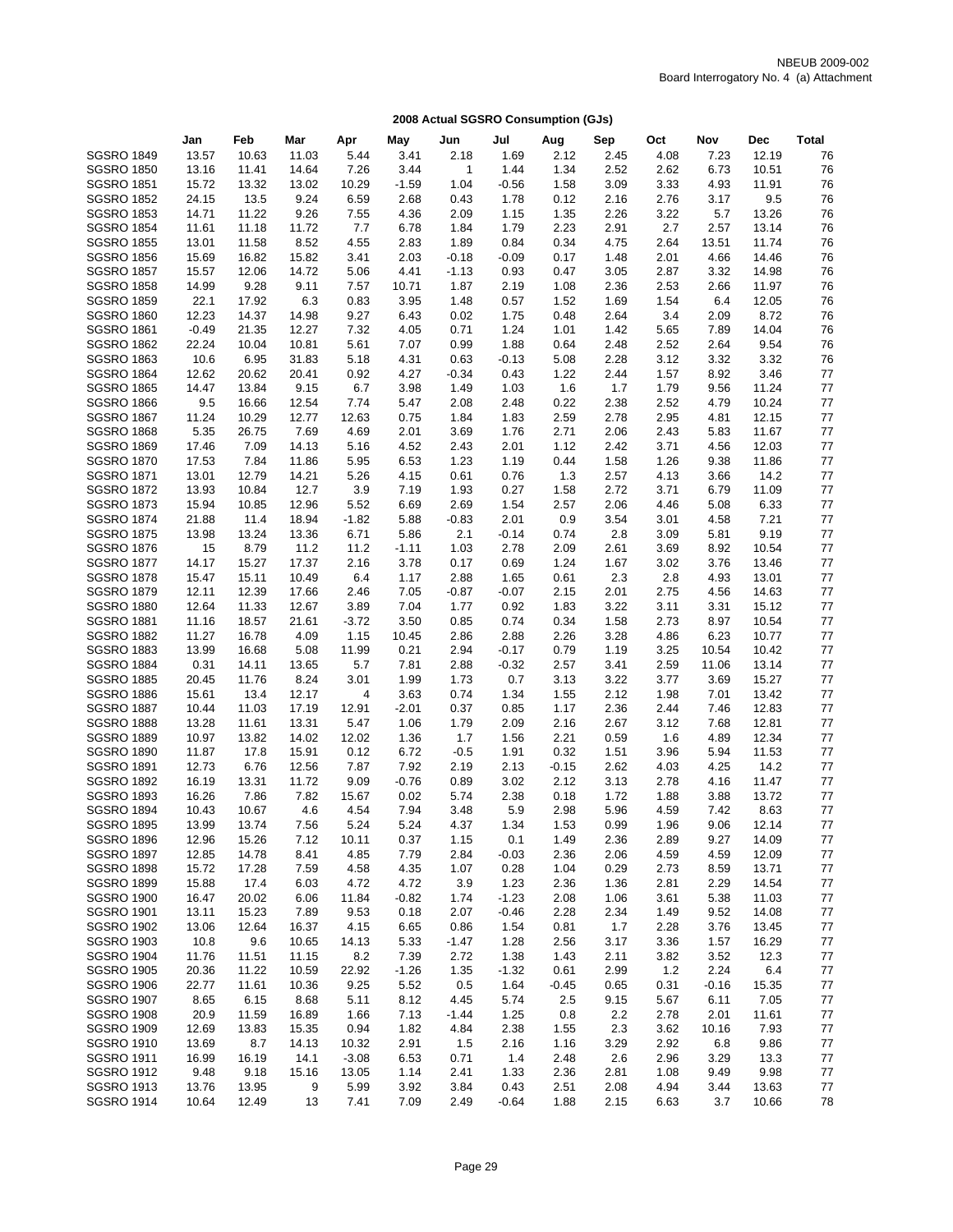NBEUB 2009-002
Board Interrogatory No. 4 (a) Attachment

## 2008 Actual SGSRO Consumption (GJs)

| | Jan | Feb | Mar | Apr | May | Jun | Jul | Aug | Sep | Oct | Nov | Dec | Total |
|---|---|---|---|---|---|---|---|---|---|---|---|---|---|
| SGSRO 1849 | 13.57 | 10.63 | 11.03 | 5.44 | 3.41 | 2.18 | 1.69 | 2.12 | 2.45 | 4.08 | 7.23 | 12.19 | 76 |
| SGSRO 1850 | 13.16 | 11.41 | 14.64 | 7.26 | 3.44 | 1 | 1.44 | 1.34 | 2.52 | 2.62 | 6.73 | 10.51 | 76 |
| SGSRO 1851 | 15.72 | 13.32 | 13.02 | 10.29 | -1.59 | 1.04 | -0.56 | 1.58 | 3.09 | 3.33 | 4.93 | 11.91 | 76 |
| SGSRO 1852 | 24.15 | 13.5 | 9.24 | 6.59 | 2.68 | 0.43 | 1.78 | 0.12 | 2.16 | 2.76 | 3.17 | 9.5 | 76 |
| SGSRO 1853 | 14.71 | 11.22 | 9.26 | 7.55 | 4.36 | 2.09 | 1.15 | 1.35 | 2.26 | 3.22 | 5.7 | 13.26 | 76 |
| SGSRO 1854 | 11.61 | 11.18 | 11.72 | 7.7 | 6.78 | 1.84 | 1.79 | 2.23 | 2.91 | 2.7 | 2.57 | 13.14 | 76 |
| SGSRO 1855 | 13.01 | 11.58 | 8.52 | 4.55 | 2.83 | 1.89 | 0.84 | 0.34 | 4.75 | 2.64 | 13.51 | 11.74 | 76 |
| SGSRO 1856 | 15.69 | 16.82 | 15.82 | 3.41 | 2.03 | -0.18 | -0.09 | 0.17 | 1.48 | 2.01 | 4.66 | 14.46 | 76 |
| SGSRO 1857 | 15.57 | 12.06 | 14.72 | 5.06 | 4.41 | -1.13 | 0.93 | 0.47 | 3.05 | 2.87 | 3.32 | 14.98 | 76 |
| SGSRO 1858 | 14.99 | 9.28 | 9.11 | 7.57 | 10.71 | 1.87 | 2.19 | 1.08 | 2.36 | 2.53 | 2.66 | 11.97 | 76 |
| SGSRO 1859 | 22.1 | 17.92 | 6.3 | 0.83 | 3.95 | 1.48 | 0.57 | 1.52 | 1.69 | 1.54 | 6.4 | 12.05 | 76 |
| SGSRO 1860 | 12.23 | 14.37 | 14.98 | 9.27 | 6.43 | 0.02 | 1.75 | 0.48 | 2.64 | 3.4 | 2.09 | 8.72 | 76 |
| SGSRO 1861 | -0.49 | 21.35 | 12.27 | 7.32 | 4.05 | 0.71 | 1.24 | 1.01 | 1.42 | 5.65 | 7.89 | 14.04 | 76 |
| SGSRO 1862 | 22.24 | 10.04 | 10.81 | 5.61 | 7.07 | 0.99 | 1.88 | 0.64 | 2.48 | 2.52 | 2.64 | 9.54 | 76 |
| SGSRO 1863 | 10.6 | 6.95 | 31.83 | 5.18 | 4.31 | 0.63 | -0.13 | 5.08 | 2.28 | 3.12 | 3.32 | 3.32 | 76 |
| SGSRO 1864 | 12.62 | 20.62 | 20.41 | 0.92 | 4.27 | -0.34 | 0.43 | 1.22 | 2.44 | 1.57 | 8.92 | 3.46 | 77 |
| SGSRO 1865 | 14.47 | 13.84 | 9.15 | 6.7 | 3.98 | 1.49 | 1.03 | 1.6 | 1.7 | 1.79 | 9.56 | 11.24 | 77 |
| SGSRO 1866 | 9.5 | 16.66 | 12.54 | 7.74 | 5.47 | 2.08 | 2.48 | 0.22 | 2.38 | 2.52 | 4.79 | 10.24 | 77 |
| SGSRO 1867 | 11.24 | 10.29 | 12.77 | 12.63 | 0.75 | 1.84 | 1.83 | 2.59 | 2.78 | 2.95 | 4.81 | 12.15 | 77 |
| SGSRO 1868 | 5.35 | 26.75 | 7.69 | 4.69 | 2.01 | 3.69 | 1.76 | 2.71 | 2.06 | 2.43 | 5.83 | 11.67 | 77 |
| SGSRO 1869 | 17.46 | 7.09 | 14.13 | 5.16 | 4.52 | 2.43 | 2.01 | 1.12 | 2.42 | 3.71 | 4.56 | 12.03 | 77 |
| SGSRO 1870 | 17.53 | 7.84 | 11.86 | 5.95 | 6.53 | 1.23 | 1.19 | 0.44 | 1.58 | 1.26 | 9.38 | 11.86 | 77 |
| SGSRO 1871 | 13.01 | 12.79 | 14.21 | 5.26 | 4.15 | 0.61 | 0.76 | 1.3 | 2.57 | 4.13 | 3.66 | 14.2 | 77 |
| SGSRO 1872 | 13.93 | 10.84 | 12.7 | 3.9 | 7.19 | 1.93 | 0.27 | 1.58 | 2.72 | 3.71 | 6.79 | 11.09 | 77 |
| SGSRO 1873 | 15.94 | 10.85 | 12.96 | 5.52 | 6.69 | 2.69 | 1.54 | 2.57 | 2.06 | 4.46 | 5.08 | 6.33 | 77 |
| SGSRO 1874 | 21.88 | 11.4 | 18.94 | -1.82 | 5.88 | -0.83 | 2.01 | 0.9 | 3.54 | 3.01 | 4.58 | 7.21 | 77 |
| SGSRO 1875 | 13.98 | 13.24 | 13.36 | 6.71 | 5.86 | 2.1 | -0.14 | 0.74 | 2.8 | 3.09 | 5.81 | 9.19 | 77 |
| SGSRO 1876 | 15 | 8.79 | 11.2 | 11.2 | -1.11 | 1.03 | 2.78 | 2.09 | 2.61 | 3.69 | 8.92 | 10.54 | 77 |
| SGSRO 1877 | 14.17 | 15.27 | 17.37 | 2.16 | 3.78 | 0.17 | 0.69 | 1.24 | 1.67 | 3.02 | 3.76 | 13.46 | 77 |
| SGSRO 1878 | 15.47 | 15.11 | 10.49 | 6.4 | 1.17 | 2.88 | 1.65 | 0.61 | 2.3 | 2.8 | 4.93 | 13.01 | 77 |
| SGSRO 1879 | 12.11 | 12.39 | 17.66 | 2.46 | 7.05 | -0.87 | -0.07 | 2.15 | 2.01 | 2.75 | 4.56 | 14.63 | 77 |
| SGSRO 1880 | 12.64 | 11.33 | 12.67 | 3.89 | 7.04 | 1.77 | 0.92 | 1.83 | 3.22 | 3.11 | 3.31 | 15.12 | 77 |
| SGSRO 1881 | 11.16 | 18.57 | 21.61 | -3.72 | 3.50 | 0.85 | 0.74 | 0.34 | 1.58 | 2.73 | 8.97 | 10.54 | 77 |
| SGSRO 1882 | 11.27 | 16.78 | 4.09 | 1.15 | 10.45 | 2.86 | 2.88 | 2.26 | 3.28 | 4.86 | 6.23 | 10.77 | 77 |
| SGSRO 1883 | 13.99 | 16.68 | 5.08 | 11.99 | 0.21 | 2.94 | -0.17 | 0.79 | 1.19 | 3.25 | 10.54 | 10.42 | 77 |
| SGSRO 1884 | 0.31 | 14.11 | 13.65 | 5.7 | 7.81 | 2.88 | -0.32 | 2.57 | 3.41 | 2.59 | 11.06 | 13.14 | 77 |
| SGSRO 1885 | 20.45 | 11.76 | 8.24 | 3.01 | 1.99 | 1.73 | 0.7 | 3.13 | 3.22 | 3.77 | 3.69 | 15.27 | 77 |
| SGSRO 1886 | 15.61 | 13.4 | 12.17 | 4 | 3.63 | 0.74 | 1.34 | 1.55 | 2.12 | 1.98 | 7.01 | 13.42 | 77 |
| SGSRO 1887 | 10.44 | 11.03 | 17.19 | 12.91 | -2.01 | 0.37 | 0.85 | 1.17 | 2.36 | 2.44 | 7.46 | 12.83 | 77 |
| SGSRO 1888 | 13.28 | 11.61 | 13.31 | 5.47 | 1.06 | 1.79 | 2.09 | 2.16 | 2.67 | 3.12 | 7.68 | 12.81 | 77 |
| SGSRO 1889 | 10.97 | 13.82 | 14.02 | 12.02 | 1.36 | 1.7 | 1.56 | 2.21 | 0.59 | 1.6 | 4.89 | 12.34 | 77 |
| SGSRO 1890 | 11.87 | 17.8 | 15.91 | 0.12 | 6.72 | -0.5 | 1.91 | 0.32 | 1.51 | 3.96 | 5.94 | 11.53 | 77 |
| SGSRO 1891 | 12.73 | 6.76 | 12.56 | 7.87 | 7.92 | 2.19 | 2.13 | -0.15 | 2.62 | 4.03 | 4.25 | 14.2 | 77 |
| SGSRO 1892 | 16.19 | 13.31 | 11.72 | 9.09 | -0.76 | 0.89 | 3.02 | 2.12 | 3.13 | 2.78 | 4.16 | 11.47 | 77 |
| SGSRO 1893 | 16.26 | 7.86 | 7.82 | 15.67 | 0.02 | 5.74 | 2.38 | 0.18 | 1.72 | 1.88 | 3.88 | 13.72 | 77 |
| SGSRO 1894 | 10.43 | 10.67 | 4.6 | 4.54 | 7.94 | 3.48 | 5.9 | 2.98 | 5.96 | 4.59 | 7.42 | 8.63 | 77 |
| SGSRO 1895 | 13.99 | 13.74 | 7.56 | 5.24 | 5.24 | 4.37 | 1.34 | 1.53 | 0.99 | 1.96 | 9.06 | 12.14 | 77 |
| SGSRO 1896 | 12.96 | 15.26 | 7.12 | 10.11 | 0.37 | 1.15 | 0.1 | 1.49 | 2.36 | 2.89 | 9.27 | 14.09 | 77 |
| SGSRO 1897 | 12.85 | 14.78 | 8.41 | 4.85 | 7.79 | 2.84 | -0.03 | 2.36 | 2.06 | 4.59 | 4.59 | 12.09 | 77 |
| SGSRO 1898 | 15.72 | 17.28 | 7.59 | 4.58 | 4.35 | 1.07 | 0.28 | 1.04 | 0.29 | 2.73 | 8.59 | 13.71 | 77 |
| SGSRO 1899 | 15.88 | 17.4 | 6.03 | 4.72 | 4.72 | 3.9 | 1.23 | 2.36 | 1.36 | 2.81 | 2.29 | 14.54 | 77 |
| SGSRO 1900 | 16.47 | 20.02 | 6.06 | 11.84 | -0.82 | 1.74 | -1.23 | 2.08 | 1.06 | 3.61 | 5.38 | 11.03 | 77 |
| SGSRO 1901 | 13.11 | 15.23 | 7.89 | 9.53 | 0.18 | 2.07 | -0.46 | 2.28 | 2.34 | 1.49 | 9.52 | 14.08 | 77 |
| SGSRO 1902 | 13.06 | 12.64 | 16.37 | 4.15 | 6.65 | 0.86 | 1.54 | 0.81 | 1.7 | 2.28 | 3.76 | 13.45 | 77 |
| SGSRO 1903 | 10.8 | 9.6 | 10.65 | 14.13 | 5.33 | -1.47 | 1.28 | 2.56 | 3.17 | 3.36 | 1.57 | 16.29 | 77 |
| SGSRO 1904 | 11.76 | 11.51 | 11.15 | 8.2 | 7.39 | 2.72 | 1.38 | 1.43 | 2.11 | 3.82 | 3.52 | 12.3 | 77 |
| SGSRO 1905 | 20.36 | 11.22 | 10.59 | 22.92 | -1.26 | 1.35 | -1.32 | 0.61 | 2.99 | 1.2 | 2.24 | 6.4 | 77 |
| SGSRO 1906 | 22.77 | 11.61 | 10.36 | 9.25 | 5.52 | 0.5 | 1.64 | -0.45 | 0.65 | 0.31 | -0.16 | 15.35 | 77 |
| SGSRO 1907 | 8.65 | 6.15 | 8.68 | 5.11 | 8.12 | 4.45 | 5.74 | 2.5 | 9.15 | 5.67 | 6.11 | 7.05 | 77 |
| SGSRO 1908 | 20.9 | 11.59 | 16.89 | 1.66 | 7.13 | -1.44 | 1.25 | 0.8 | 2.2 | 2.78 | 2.01 | 11.61 | 77 |
| SGSRO 1909 | 12.69 | 13.83 | 15.35 | 0.94 | 1.82 | 4.84 | 2.38 | 1.55 | 2.3 | 3.62 | 10.16 | 7.93 | 77 |
| SGSRO 1910 | 13.69 | 8.7 | 14.13 | 10.32 | 2.91 | 1.5 | 2.16 | 1.16 | 3.29 | 2.92 | 6.8 | 9.86 | 77 |
| SGSRO 1911 | 16.99 | 16.19 | 14.1 | -3.08 | 6.53 | 0.71 | 1.4 | 2.48 | 2.6 | 2.96 | 3.29 | 13.3 | 77 |
| SGSRO 1912 | 9.48 | 9.18 | 15.16 | 13.05 | 1.14 | 2.41 | 1.33 | 2.36 | 2.81 | 1.08 | 9.49 | 9.98 | 77 |
| SGSRO 1913 | 13.76 | 13.95 | 9 | 5.99 | 3.92 | 3.84 | 0.43 | 2.51 | 2.08 | 4.94 | 3.44 | 13.63 | 77 |
| SGSRO 1914 | 10.64 | 12.49 | 13 | 7.41 | 7.09 | 2.49 | -0.64 | 1.88 | 2.15 | 6.63 | 3.7 | 10.66 | 78 |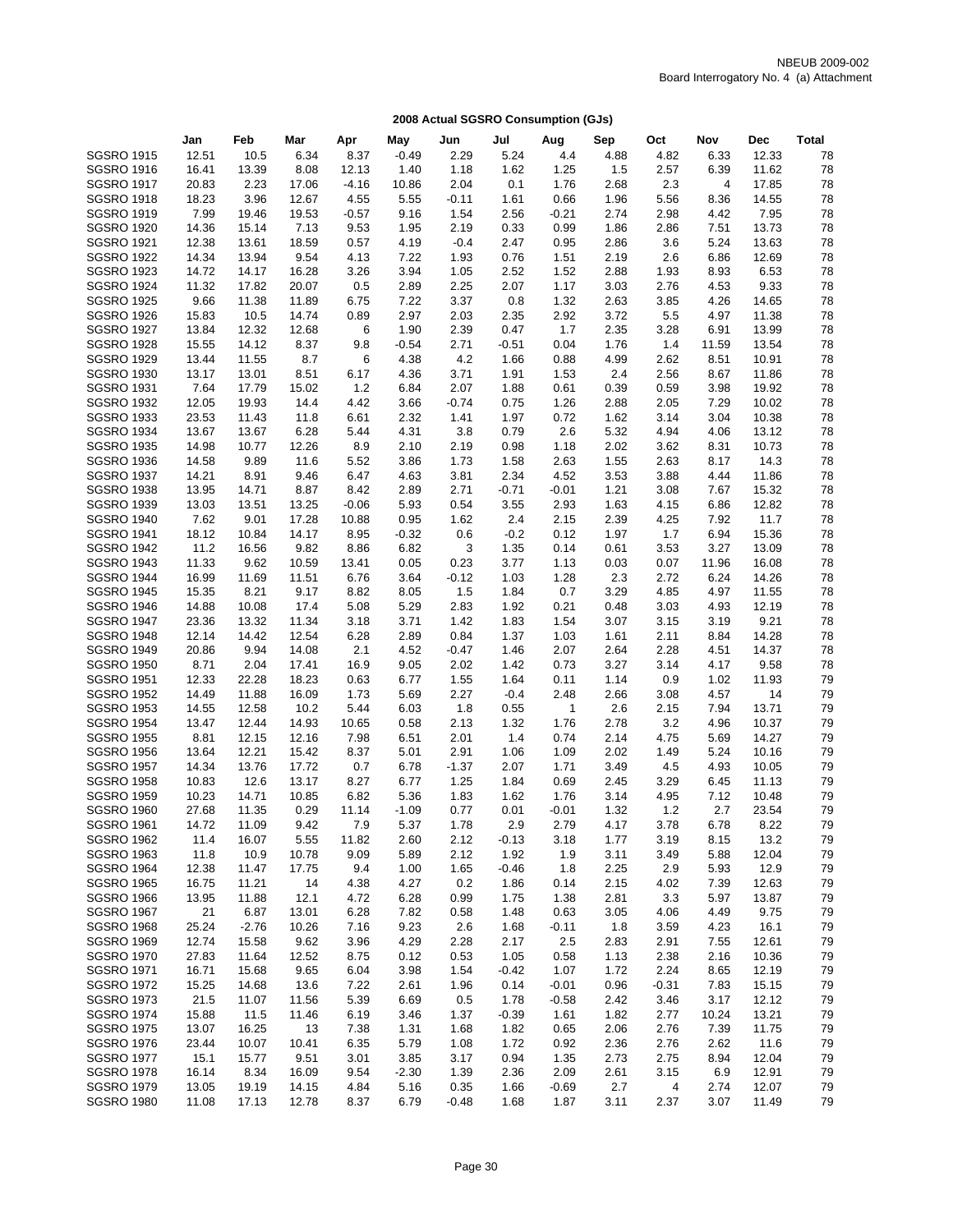NBEUB 2009-002
Board Interrogatory No. 4 (a) Attachment

## 2008 Actual SGSRO Consumption (GJs)

| | Jan | Feb | Mar | Apr | May | Jun | Jul | Aug | Sep | Oct | Nov | Dec | Total |
|---|---|---|---|---|---|---|---|---|---|---|---|---|---|
| SGSRO 1915 | 12.51 | 10.5 | 6.34 | 8.37 | -0.49 | 2.29 | 5.24 | 4.4 | 4.88 | 4.82 | 6.33 | 12.33 | 78 |
| SGSRO 1916 | 16.41 | 13.39 | 8.08 | 12.13 | 1.40 | 1.18 | 1.62 | 1.25 | 1.5 | 2.57 | 6.39 | 11.62 | 78 |
| SGSRO 1917 | 20.83 | 2.23 | 17.06 | -4.16 | 10.86 | 2.04 | 0.1 | 1.76 | 2.68 | 2.3 | 4 | 17.85 | 78 |
| SGSRO 1918 | 18.23 | 3.96 | 12.67 | 4.55 | 5.55 | -0.11 | 1.61 | 0.66 | 1.96 | 5.56 | 8.36 | 14.55 | 78 |
| SGSRO 1919 | 7.99 | 19.46 | 19.53 | -0.57 | 9.16 | 1.54 | 2.56 | -0.21 | 2.74 | 2.98 | 4.42 | 7.95 | 78 |
| SGSRO 1920 | 14.36 | 15.14 | 7.13 | 9.53 | 1.95 | 2.19 | 0.33 | 0.99 | 1.86 | 2.86 | 7.51 | 13.73 | 78 |
| SGSRO 1921 | 12.38 | 13.61 | 18.59 | 0.57 | 4.19 | -0.4 | 2.47 | 0.95 | 2.86 | 3.6 | 5.24 | 13.63 | 78 |
| SGSRO 1922 | 14.34 | 13.94 | 9.54 | 4.13 | 7.22 | 1.93 | 0.76 | 1.51 | 2.19 | 2.6 | 6.86 | 12.69 | 78 |
| SGSRO 1923 | 14.72 | 14.17 | 16.28 | 3.26 | 3.94 | 1.05 | 2.52 | 1.52 | 2.88 | 1.93 | 8.93 | 6.53 | 78 |
| SGSRO 1924 | 11.32 | 17.82 | 20.07 | 0.5 | 2.89 | 2.25 | 2.07 | 1.17 | 3.03 | 2.76 | 4.53 | 9.33 | 78 |
| SGSRO 1925 | 9.66 | 11.38 | 11.89 | 6.75 | 7.22 | 3.37 | 0.8 | 1.32 | 2.63 | 3.85 | 4.26 | 14.65 | 78 |
| SGSRO 1926 | 15.83 | 10.5 | 14.74 | 0.89 | 2.97 | 2.03 | 2.35 | 2.92 | 3.72 | 5.5 | 4.97 | 11.38 | 78 |
| SGSRO 1927 | 13.84 | 12.32 | 12.68 | 6 | 1.90 | 2.39 | 0.47 | 1.7 | 2.35 | 3.28 | 6.91 | 13.99 | 78 |
| SGSRO 1928 | 15.55 | 14.12 | 8.37 | 9.8 | -0.54 | 2.71 | -0.51 | 0.04 | 1.76 | 1.4 | 11.59 | 13.54 | 78 |
| SGSRO 1929 | 13.44 | 11.55 | 8.7 | 6 | 4.38 | 4.2 | 1.66 | 0.88 | 4.99 | 2.62 | 8.51 | 10.91 | 78 |
| SGSRO 1930 | 13.17 | 13.01 | 8.51 | 6.17 | 4.36 | 3.71 | 1.91 | 1.53 | 2.4 | 2.56 | 8.67 | 11.86 | 78 |
| SGSRO 1931 | 7.64 | 17.79 | 15.02 | 1.2 | 6.84 | 2.07 | 1.88 | 0.61 | 0.39 | 0.59 | 3.98 | 19.92 | 78 |
| SGSRO 1932 | 12.05 | 19.93 | 14.4 | 4.42 | 3.66 | -0.74 | 0.75 | 1.26 | 2.88 | 2.05 | 7.29 | 10.02 | 78 |
| SGSRO 1933 | 23.53 | 11.43 | 11.8 | 6.61 | 2.32 | 1.41 | 1.97 | 0.72 | 1.62 | 3.14 | 3.04 | 10.38 | 78 |
| SGSRO 1934 | 13.67 | 13.67 | 6.28 | 5.44 | 4.31 | 3.8 | 0.79 | 2.6 | 5.32 | 4.94 | 4.06 | 13.12 | 78 |
| SGSRO 1935 | 14.98 | 10.77 | 12.26 | 8.9 | 2.10 | 2.19 | 0.98 | 1.18 | 2.02 | 3.62 | 8.31 | 10.73 | 78 |
| SGSRO 1936 | 14.58 | 9.89 | 11.6 | 5.52 | 3.86 | 1.73 | 1.58 | 2.63 | 1.55 | 2.63 | 8.17 | 14.3 | 78 |
| SGSRO 1937 | 14.21 | 8.91 | 9.46 | 6.47 | 4.63 | 3.81 | 2.34 | 4.52 | 3.53 | 3.88 | 4.44 | 11.86 | 78 |
| SGSRO 1938 | 13.95 | 14.71 | 8.87 | 8.42 | 2.89 | 2.71 | -0.71 | -0.01 | 1.21 | 3.08 | 7.67 | 15.32 | 78 |
| SGSRO 1939 | 13.03 | 13.51 | 13.25 | -0.06 | 5.93 | 0.54 | 3.55 | 2.93 | 1.63 | 4.15 | 6.86 | 12.82 | 78 |
| SGSRO 1940 | 7.62 | 9.01 | 17.28 | 10.88 | 0.95 | 1.62 | 2.4 | 2.15 | 2.39 | 4.25 | 7.92 | 11.7 | 78 |
| SGSRO 1941 | 18.12 | 10.84 | 14.17 | 8.95 | -0.32 | 0.6 | -0.2 | 0.12 | 1.97 | 1.7 | 6.94 | 15.36 | 78 |
| SGSRO 1942 | 11.2 | 16.56 | 9.82 | 8.86 | 6.82 | 3 | 1.35 | 0.14 | 0.61 | 3.53 | 3.27 | 13.09 | 78 |
| SGSRO 1943 | 11.33 | 9.62 | 10.59 | 13.41 | 0.05 | 0.23 | 3.77 | 1.13 | 0.03 | 0.07 | 11.96 | 16.08 | 78 |
| SGSRO 1944 | 16.99 | 11.69 | 11.51 | 6.76 | 3.64 | -0.12 | 1.03 | 1.28 | 2.3 | 2.72 | 6.24 | 14.26 | 78 |
| SGSRO 1945 | 15.35 | 8.21 | 9.17 | 8.82 | 8.05 | 1.5 | 1.84 | 0.7 | 3.29 | 4.85 | 4.97 | 11.55 | 78 |
| SGSRO 1946 | 14.88 | 10.08 | 17.4 | 5.08 | 5.29 | 2.83 | 1.92 | 0.21 | 0.48 | 3.03 | 4.93 | 12.19 | 78 |
| SGSRO 1947 | 23.36 | 13.32 | 11.34 | 3.18 | 3.71 | 1.42 | 1.83 | 1.54 | 3.07 | 3.15 | 3.19 | 9.21 | 78 |
| SGSRO 1948 | 12.14 | 14.42 | 12.54 | 6.28 | 2.89 | 0.84 | 1.37 | 1.03 | 1.61 | 2.11 | 8.84 | 14.28 | 78 |
| SGSRO 1949 | 20.86 | 9.94 | 14.08 | 2.1 | 4.52 | -0.47 | 1.46 | 2.07 | 2.64 | 2.28 | 4.51 | 14.37 | 78 |
| SGSRO 1950 | 8.71 | 2.04 | 17.41 | 16.9 | 9.05 | 2.02 | 1.42 | 0.73 | 3.27 | 3.14 | 4.17 | 9.58 | 78 |
| SGSRO 1951 | 12.33 | 22.28 | 18.23 | 0.63 | 6.77 | 1.55 | 1.64 | 0.11 | 1.14 | 0.9 | 1.02 | 11.93 | 79 |
| SGSRO 1952 | 14.49 | 11.88 | 16.09 | 1.73 | 5.69 | 2.27 | -0.4 | 2.48 | 2.66 | 3.08 | 4.57 | 14 | 79 |
| SGSRO 1953 | 14.55 | 12.58 | 10.2 | 5.44 | 6.03 | 1.8 | 0.55 | 1 | 2.6 | 2.15 | 7.94 | 13.71 | 79 |
| SGSRO 1954 | 13.47 | 12.44 | 14.93 | 10.65 | 0.58 | 2.13 | 1.32 | 1.76 | 2.78 | 3.2 | 4.96 | 10.37 | 79 |
| SGSRO 1955 | 8.81 | 12.15 | 12.16 | 7.98 | 6.51 | 2.01 | 1.4 | 0.74 | 2.14 | 4.75 | 5.69 | 14.27 | 79 |
| SGSRO 1956 | 13.64 | 12.21 | 15.42 | 8.37 | 5.01 | 2.91 | 1.06 | 1.09 | 2.02 | 1.49 | 5.24 | 10.16 | 79 |
| SGSRO 1957 | 14.34 | 13.76 | 17.72 | 0.7 | 6.78 | -1.37 | 2.07 | 1.71 | 3.49 | 4.5 | 4.93 | 10.05 | 79 |
| SGSRO 1958 | 10.83 | 12.6 | 13.17 | 8.27 | 6.77 | 1.25 | 1.84 | 0.69 | 2.45 | 3.29 | 6.45 | 11.13 | 79 |
| SGSRO 1959 | 10.23 | 14.71 | 10.85 | 6.82 | 5.36 | 1.83 | 1.62 | 1.76 | 3.14 | 4.95 | 7.12 | 10.48 | 79 |
| SGSRO 1960 | 27.68 | 11.35 | 0.29 | 11.14 | -1.09 | 0.77 | 0.01 | -0.01 | 1.32 | 1.2 | 2.7 | 23.54 | 79 |
| SGSRO 1961 | 14.72 | 11.09 | 9.42 | 7.9 | 5.37 | 1.78 | 2.9 | 2.79 | 4.17 | 3.78 | 6.78 | 8.22 | 79 |
| SGSRO 1962 | 11.4 | 16.07 | 5.55 | 11.82 | 2.60 | 2.12 | -0.13 | 3.18 | 1.77 | 3.19 | 8.15 | 13.2 | 79 |
| SGSRO 1963 | 11.8 | 10.9 | 10.78 | 9.09 | 5.89 | 2.12 | 1.92 | 1.9 | 3.11 | 3.49 | 5.88 | 12.04 | 79 |
| SGSRO 1964 | 12.38 | 11.47 | 17.75 | 9.4 | 1.00 | 1.65 | -0.46 | 1.8 | 2.25 | 2.9 | 5.93 | 12.9 | 79 |
| SGSRO 1965 | 16.75 | 11.21 | 14 | 4.38 | 4.27 | 0.2 | 1.86 | 0.14 | 2.15 | 4.02 | 7.39 | 12.63 | 79 |
| SGSRO 1966 | 13.95 | 11.88 | 12.1 | 4.72 | 6.28 | 0.99 | 1.75 | 1.38 | 2.81 | 3.3 | 5.97 | 13.87 | 79 |
| SGSRO 1967 | 21 | 6.87 | 13.01 | 6.28 | 7.82 | 0.58 | 1.48 | 0.63 | 3.05 | 4.06 | 4.49 | 9.75 | 79 |
| SGSRO 1968 | 25.24 | -2.76 | 10.26 | 7.16 | 9.23 | 2.6 | 1.68 | -0.11 | 1.8 | 3.59 | 4.23 | 16.1 | 79 |
| SGSRO 1969 | 12.74 | 15.58 | 9.62 | 3.96 | 4.29 | 2.28 | 2.17 | 2.5 | 2.83 | 2.91 | 7.55 | 12.61 | 79 |
| SGSRO 1970 | 27.83 | 11.64 | 12.52 | 8.75 | 0.12 | 0.53 | 1.05 | 0.58 | 1.13 | 2.38 | 2.16 | 10.36 | 79 |
| SGSRO 1971 | 16.71 | 15.68 | 9.65 | 6.04 | 3.98 | 1.54 | -0.42 | 1.07 | 1.72 | 2.24 | 8.65 | 12.19 | 79 |
| SGSRO 1972 | 15.25 | 14.68 | 13.6 | 7.22 | 2.61 | 1.96 | 0.14 | -0.01 | 0.96 | -0.31 | 7.83 | 15.15 | 79 |
| SGSRO 1973 | 21.5 | 11.07 | 11.56 | 5.39 | 6.69 | 0.5 | 1.78 | -0.58 | 2.42 | 3.46 | 3.17 | 12.12 | 79 |
| SGSRO 1974 | 15.88 | 11.5 | 11.46 | 6.19 | 3.46 | 1.37 | -0.39 | 1.61 | 1.82 | 2.77 | 10.24 | 13.21 | 79 |
| SGSRO 1975 | 13.07 | 16.25 | 13 | 7.38 | 1.31 | 1.68 | 1.82 | 0.65 | 2.06 | 2.76 | 7.39 | 11.75 | 79 |
| SGSRO 1976 | 23.44 | 10.07 | 10.41 | 6.35 | 5.79 | 1.08 | 1.72 | 0.92 | 2.36 | 2.76 | 2.62 | 11.6 | 79 |
| SGSRO 1977 | 15.1 | 15.77 | 9.51 | 3.01 | 3.85 | 3.17 | 0.94 | 1.35 | 2.73 | 2.75 | 8.94 | 12.04 | 79 |
| SGSRO 1978 | 16.14 | 8.34 | 16.09 | 9.54 | -2.30 | 1.39 | 2.36 | 2.09 | 2.61 | 3.15 | 6.9 | 12.91 | 79 |
| SGSRO 1979 | 13.05 | 19.19 | 14.15 | 4.84 | 5.16 | 0.35 | 1.66 | -0.69 | 2.7 | 4 | 2.74 | 12.07 | 79 |
| SGSRO 1980 | 11.08 | 17.13 | 12.78 | 8.37 | 6.79 | -0.48 | 1.68 | 1.87 | 3.11 | 2.37 | 3.07 | 11.49 | 79 |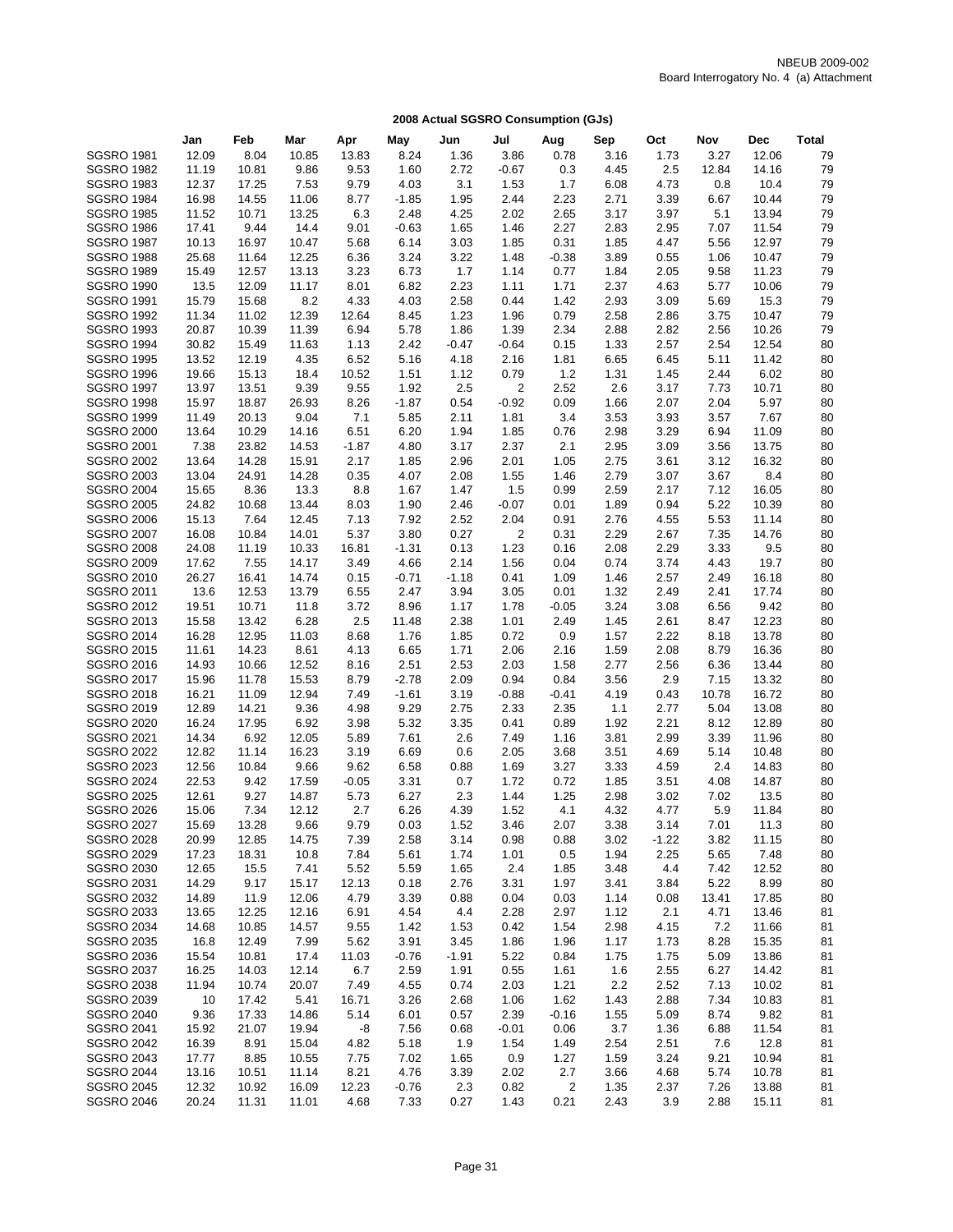NBEUB 2009-002
Board Interrogatory No. 4 (a) Attachment

**2008 Actual SGSRO Consumption (GJs)**

| | Jan | Feb | Mar | Apr | May | Jun | Jul | Aug | Sep | Oct | Nov | Dec | Total |
|---|---|---|---|---|---|---|---|---|---|---|---|---|---|
| SGSRO 1981 | 12.09 | 8.04 | 10.85 | 13.83 | 8.24 | 1.36 | 3.86 | 0.78 | 3.16 | 1.73 | 3.27 | 12.06 | 79 |
| SGSRO 1982 | 11.19 | 10.81 | 9.86 | 9.53 | 1.60 | 2.72 | -0.67 | 0.3 | 4.45 | 2.5 | 12.84 | 14.16 | 79 |
| SGSRO 1983 | 12.37 | 17.25 | 7.53 | 9.79 | 4.03 | 3.1 | 1.53 | 1.7 | 6.08 | 4.73 | 0.8 | 10.4 | 79 |
| SGSRO 1984 | 16.98 | 14.55 | 11.06 | 8.77 | -1.85 | 1.95 | 2.44 | 2.23 | 2.71 | 3.39 | 6.67 | 10.44 | 79 |
| SGSRO 1985 | 11.52 | 10.71 | 13.25 | 6.3 | 2.48 | 4.25 | 2.02 | 2.65 | 3.17 | 3.97 | 5.1 | 13.94 | 79 |
| SGSRO 1986 | 17.41 | 9.44 | 14.4 | 9.01 | -0.63 | 1.65 | 1.46 | 2.27 | 2.83 | 2.95 | 7.07 | 11.54 | 79 |
| SGSRO 1987 | 10.13 | 16.97 | 10.47 | 5.68 | 6.14 | 3.03 | 1.85 | 0.31 | 1.85 | 4.47 | 5.56 | 12.97 | 79 |
| SGSRO 1988 | 25.68 | 11.64 | 12.25 | 6.36 | 3.24 | 3.22 | 1.48 | -0.38 | 3.89 | 0.55 | 1.06 | 10.47 | 79 |
| SGSRO 1989 | 15.49 | 12.57 | 13.13 | 3.23 | 6.73 | 1.7 | 1.14 | 0.77 | 1.84 | 2.05 | 9.58 | 11.23 | 79 |
| SGSRO 1990 | 13.5 | 12.09 | 11.17 | 8.01 | 6.82 | 2.23 | 1.11 | 1.71 | 2.37 | 4.63 | 5.77 | 10.06 | 79 |
| SGSRO 1991 | 15.79 | 15.68 | 8.2 | 4.33 | 4.03 | 2.58 | 0.44 | 1.42 | 2.93 | 3.09 | 5.69 | 15.3 | 79 |
| SGSRO 1992 | 11.34 | 11.02 | 12.39 | 12.64 | 8.45 | 1.23 | 1.96 | 0.79 | 2.58 | 2.86 | 3.75 | 10.47 | 79 |
| SGSRO 1993 | 20.87 | 10.39 | 11.39 | 6.94 | 5.78 | 1.86 | 1.39 | 2.34 | 2.88 | 2.82 | 2.56 | 10.26 | 79 |
| SGSRO 1994 | 30.82 | 15.49 | 11.63 | 1.13 | 2.42 | -0.47 | -0.64 | 0.15 | 1.33 | 2.57 | 2.54 | 12.54 | 80 |
| SGSRO 1995 | 13.52 | 12.19 | 4.35 | 6.52 | 5.16 | 4.18 | 2.16 | 1.81 | 6.65 | 6.45 | 5.11 | 11.42 | 80 |
| SGSRO 1996 | 19.66 | 15.13 | 18.4 | 10.52 | 1.51 | 1.12 | 0.79 | 1.2 | 1.31 | 1.45 | 2.44 | 6.02 | 80 |
| SGSRO 1997 | 13.97 | 13.51 | 9.39 | 9.55 | 1.92 | 2.5 | 2 | 2.52 | 2.6 | 3.17 | 7.73 | 10.71 | 80 |
| SGSRO 1998 | 15.97 | 18.87 | 26.93 | 8.26 | -1.87 | 0.54 | -0.92 | 0.09 | 1.66 | 2.07 | 2.04 | 5.97 | 80 |
| SGSRO 1999 | 11.49 | 20.13 | 9.04 | 7.1 | 5.85 | 2.11 | 1.81 | 3.4 | 3.53 | 3.93 | 3.57 | 7.67 | 80 |
| SGSRO 2000 | 13.64 | 10.29 | 14.16 | 6.51 | 6.20 | 1.94 | 1.85 | 0.76 | 2.98 | 3.29 | 6.94 | 11.09 | 80 |
| SGSRO 2001 | 7.38 | 23.82 | 14.53 | -1.87 | 4.80 | 3.17 | 2.37 | 2.1 | 2.95 | 3.09 | 3.56 | 13.75 | 80 |
| SGSRO 2002 | 13.64 | 14.28 | 15.91 | 2.17 | 1.85 | 2.96 | 2.01 | 1.05 | 2.75 | 3.61 | 3.12 | 16.32 | 80 |
| SGSRO 2003 | 13.04 | 24.91 | 14.28 | 0.35 | 4.07 | 2.08 | 1.55 | 1.46 | 2.79 | 3.07 | 3.67 | 8.4 | 80 |
| SGSRO 2004 | 15.65 | 8.36 | 13.3 | 8.8 | 1.67 | 1.47 | 1.5 | 0.99 | 2.59 | 2.17 | 7.12 | 16.05 | 80 |
| SGSRO 2005 | 24.82 | 10.68 | 13.44 | 8.03 | 1.90 | 2.46 | -0.07 | 0.01 | 1.89 | 0.94 | 5.22 | 10.39 | 80 |
| SGSRO 2006 | 15.13 | 7.64 | 12.45 | 7.13 | 7.92 | 2.52 | 2.04 | 0.91 | 2.76 | 4.55 | 5.53 | 11.14 | 80 |
| SGSRO 2007 | 16.08 | 10.84 | 14.01 | 5.37 | 3.80 | 0.27 | 2 | 0.31 | 2.29 | 2.67 | 7.35 | 14.76 | 80 |
| SGSRO 2008 | 24.08 | 11.19 | 10.33 | 16.81 | -1.31 | 0.13 | 1.23 | 0.16 | 2.08 | 2.29 | 3.33 | 9.5 | 80 |
| SGSRO 2009 | 17.62 | 7.55 | 14.17 | 3.49 | 4.66 | 2.14 | 1.56 | 0.04 | 0.74 | 3.74 | 4.43 | 19.7 | 80 |
| SGSRO 2010 | 26.27 | 16.41 | 14.74 | 0.15 | -0.71 | -1.18 | 0.41 | 1.09 | 1.46 | 2.57 | 2.49 | 16.18 | 80 |
| SGSRO 2011 | 13.6 | 12.53 | 13.79 | 6.55 | 2.47 | 3.94 | 3.05 | 0.01 | 1.32 | 2.49 | 2.41 | 17.74 | 80 |
| SGSRO 2012 | 19.51 | 10.71 | 11.8 | 3.72 | 8.96 | 1.17 | 1.78 | -0.05 | 3.24 | 3.08 | 6.56 | 9.42 | 80 |
| SGSRO 2013 | 15.58 | 13.42 | 6.28 | 2.5 | 11.48 | 2.38 | 1.01 | 2.49 | 1.45 | 2.61 | 8.47 | 12.23 | 80 |
| SGSRO 2014 | 16.28 | 12.95 | 11.03 | 8.68 | 1.76 | 1.85 | 0.72 | 0.9 | 1.57 | 2.22 | 8.18 | 13.78 | 80 |
| SGSRO 2015 | 11.61 | 14.23 | 8.61 | 4.13 | 6.65 | 1.71 | 2.06 | 2.16 | 1.59 | 2.08 | 8.79 | 16.36 | 80 |
| SGSRO 2016 | 14.93 | 10.66 | 12.52 | 8.16 | 2.51 | 2.53 | 2.03 | 1.58 | 2.77 | 2.56 | 6.36 | 13.44 | 80 |
| SGSRO 2017 | 15.96 | 11.78 | 15.53 | 8.79 | -2.78 | 2.09 | 0.94 | 0.84 | 3.56 | 2.9 | 7.15 | 13.32 | 80 |
| SGSRO 2018 | 16.21 | 11.09 | 12.94 | 7.49 | -1.61 | 3.19 | -0.88 | -0.41 | 4.19 | 0.43 | 10.78 | 16.72 | 80 |
| SGSRO 2019 | 12.89 | 14.21 | 9.36 | 4.98 | 9.29 | 2.75 | 2.33 | 2.35 | 1.1 | 2.77 | 5.04 | 13.08 | 80 |
| SGSRO 2020 | 16.24 | 17.95 | 6.92 | 3.98 | 5.32 | 3.35 | 0.41 | 0.89 | 1.92 | 2.21 | 8.12 | 12.89 | 80 |
| SGSRO 2021 | 14.34 | 6.92 | 12.05 | 5.89 | 7.61 | 2.6 | 7.49 | 1.16 | 3.81 | 2.99 | 3.39 | 11.96 | 80 |
| SGSRO 2022 | 12.82 | 11.14 | 16.23 | 3.19 | 6.69 | 0.6 | 2.05 | 3.68 | 3.51 | 4.69 | 5.14 | 10.48 | 80 |
| SGSRO 2023 | 12.56 | 10.84 | 9.66 | 9.62 | 6.58 | 0.88 | 1.69 | 3.27 | 3.33 | 4.59 | 2.4 | 14.83 | 80 |
| SGSRO 2024 | 22.53 | 9.42 | 17.59 | -0.05 | 3.31 | 0.7 | 1.72 | 0.72 | 1.85 | 3.51 | 4.08 | 14.87 | 80 |
| SGSRO 2025 | 12.61 | 9.27 | 14.87 | 5.73 | 6.27 | 2.3 | 1.44 | 1.25 | 2.98 | 3.02 | 7.02 | 13.5 | 80 |
| SGSRO 2026 | 15.06 | 7.34 | 12.12 | 2.7 | 6.26 | 4.39 | 1.52 | 4.1 | 4.32 | 4.77 | 5.9 | 11.84 | 80 |
| SGSRO 2027 | 15.69 | 13.28 | 9.66 | 9.79 | 0.03 | 1.52 | 3.46 | 2.07 | 3.38 | 3.14 | 7.01 | 11.3 | 80 |
| SGSRO 2028 | 20.99 | 12.85 | 14.75 | 7.39 | 2.58 | 3.14 | 0.98 | 0.88 | 3.02 | -1.22 | 3.82 | 11.15 | 80 |
| SGSRO 2029 | 17.23 | 18.31 | 10.8 | 7.84 | 5.61 | 1.74 | 1.01 | 0.5 | 1.94 | 2.25 | 5.65 | 7.48 | 80 |
| SGSRO 2030 | 12.65 | 15.5 | 7.41 | 5.52 | 5.59 | 1.65 | 2.4 | 1.85 | 3.48 | 4.4 | 7.42 | 12.52 | 80 |
| SGSRO 2031 | 14.29 | 9.17 | 15.17 | 12.13 | 0.18 | 2.76 | 3.31 | 1.97 | 3.41 | 3.84 | 5.22 | 8.99 | 80 |
| SGSRO 2032 | 14.89 | 11.9 | 12.06 | 4.79 | 3.39 | 0.88 | 0.04 | 0.03 | 1.14 | 0.08 | 13.41 | 17.85 | 80 |
| SGSRO 2033 | 13.65 | 12.25 | 12.16 | 6.91 | 4.54 | 4.4 | 2.28 | 2.97 | 1.12 | 2.1 | 4.71 | 13.46 | 81 |
| SGSRO 2034 | 14.68 | 10.85 | 14.57 | 9.55 | 1.42 | 1.53 | 0.42 | 1.54 | 2.98 | 4.15 | 7.2 | 11.66 | 81 |
| SGSRO 2035 | 16.8 | 12.49 | 7.99 | 5.62 | 3.91 | 3.45 | 1.86 | 1.96 | 1.17 | 1.73 | 8.28 | 15.35 | 81 |
| SGSRO 2036 | 15.54 | 10.81 | 17.4 | 11.03 | -0.76 | -1.91 | 5.22 | 0.84 | 1.75 | 1.75 | 5.09 | 13.86 | 81 |
| SGSRO 2037 | 16.25 | 14.03 | 12.14 | 6.7 | 2.59 | 1.91 | 0.55 | 1.61 | 1.6 | 2.55 | 6.27 | 14.42 | 81 |
| SGSRO 2038 | 11.94 | 10.74 | 20.07 | 7.49 | 4.55 | 0.74 | 2.03 | 1.21 | 2.2 | 2.52 | 7.13 | 10.02 | 81 |
| SGSRO 2039 | 10 | 17.42 | 5.41 | 16.71 | 3.26 | 2.68 | 1.06 | 1.62 | 1.43 | 2.88 | 7.34 | 10.83 | 81 |
| SGSRO 2040 | 9.36 | 17.33 | 14.86 | 5.14 | 6.01 | 0.57 | 2.39 | -0.16 | 1.55 | 5.09 | 8.74 | 9.82 | 81 |
| SGSRO 2041 | 15.92 | 21.07 | 19.94 | -8 | 7.56 | 0.68 | -0.01 | 0.06 | 3.7 | 1.36 | 6.88 | 11.54 | 81 |
| SGSRO 2042 | 16.39 | 8.91 | 15.04 | 4.82 | 5.18 | 1.9 | 1.54 | 1.49 | 2.54 | 2.51 | 7.6 | 12.8 | 81 |
| SGSRO 2043 | 17.77 | 8.85 | 10.55 | 7.75 | 7.02 | 1.65 | 0.9 | 1.27 | 1.59 | 3.24 | 9.21 | 10.94 | 81 |
| SGSRO 2044 | 13.16 | 10.51 | 11.14 | 8.21 | 4.76 | 3.39 | 2.02 | 2.7 | 3.66 | 4.68 | 5.74 | 10.78 | 81 |
| SGSRO 2045 | 12.32 | 10.92 | 16.09 | 12.23 | -0.76 | 2.3 | 0.82 | 2 | 1.35 | 2.37 | 7.26 | 13.88 | 81 |
| SGSRO 2046 | 20.24 | 11.31 | 11.01 | 4.68 | 7.33 | 0.27 | 1.43 | 0.21 | 2.43 | 3.9 | 2.88 | 15.11 | 81 |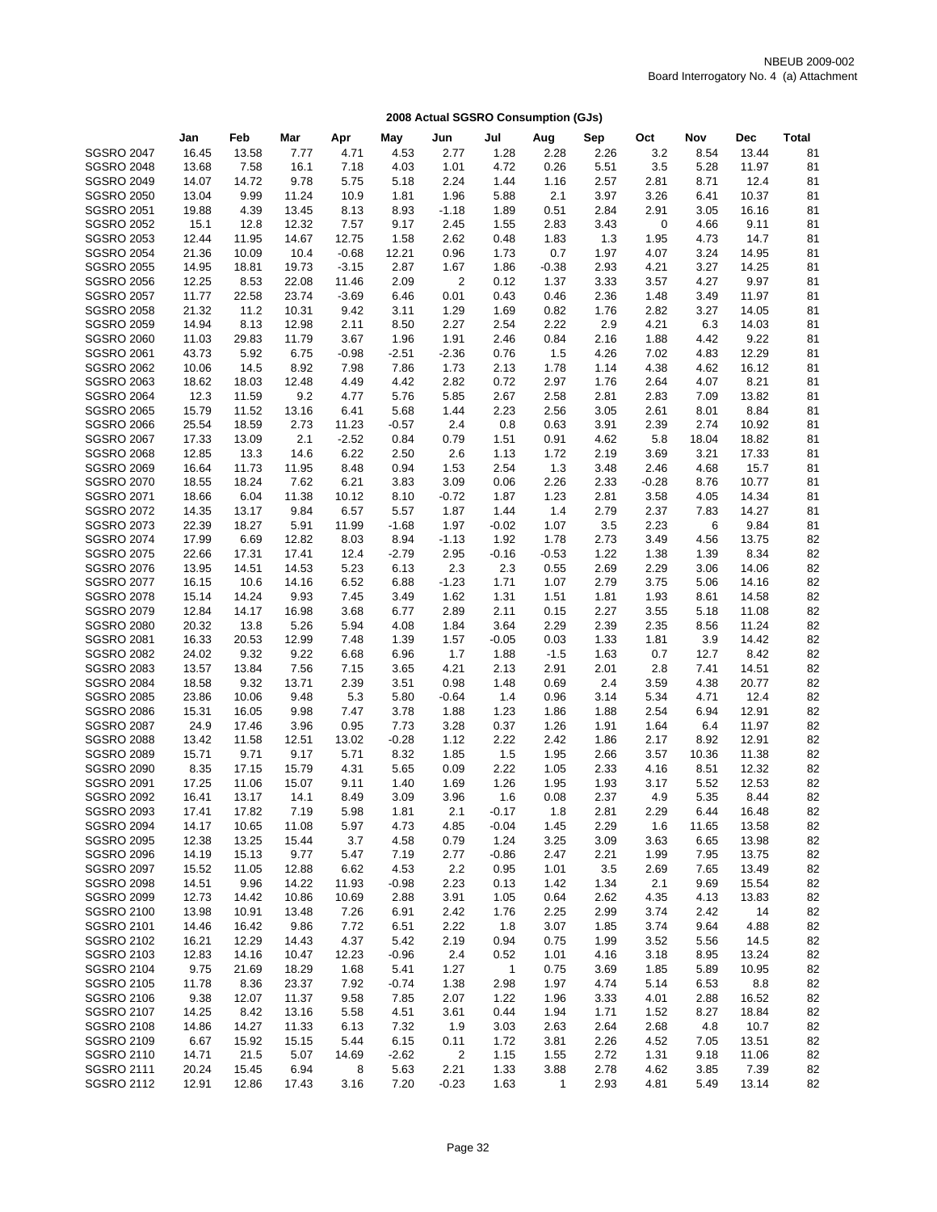NBEUB 2009-002
Board Interrogatory No. 4 (a) Attachment

## 2008 Actual SGSRO Consumption (GJs)

| | Jan | Feb | Mar | Apr | May | Jun | Jul | Aug | Sep | Oct | Nov | Dec | Total |
|---|---|---|---|---|---|---|---|---|---|---|---|---|---|
| SGSRO 2047 | 16.45 | 13.58 | 7.77 | 4.71 | 4.53 | 2.77 | 1.28 | 2.28 | 2.26 | 3.2 | 8.54 | 13.44 | 81 |
| SGSRO 2048 | 13.68 | 7.58 | 16.1 | 7.18 | 4.03 | 1.01 | 4.72 | 0.26 | 5.51 | 3.5 | 5.28 | 11.97 | 81 |
| SGSRO 2049 | 14.07 | 14.72 | 9.78 | 5.75 | 5.18 | 2.24 | 1.44 | 1.16 | 2.57 | 2.81 | 8.71 | 12.4 | 81 |
| SGSRO 2050 | 13.04 | 9.99 | 11.24 | 10.9 | 1.81 | 1.96 | 5.88 | 2.1 | 3.97 | 3.26 | 6.41 | 10.37 | 81 |
| SGSRO 2051 | 19.88 | 4.39 | 13.45 | 8.13 | 8.93 | -1.18 | 1.89 | 0.51 | 2.84 | 2.91 | 3.05 | 16.16 | 81 |
| SGSRO 2052 | 15.1 | 12.8 | 12.32 | 7.57 | 9.17 | 2.45 | 1.55 | 2.83 | 3.43 | 0 | 4.66 | 9.11 | 81 |
| SGSRO 2053 | 12.44 | 11.95 | 14.67 | 12.75 | 1.58 | 2.62 | 0.48 | 1.83 | 1.3 | 1.95 | 4.73 | 14.7 | 81 |
| SGSRO 2054 | 21.36 | 10.09 | 10.4 | -0.68 | 12.21 | 0.96 | 1.73 | 0.7 | 1.97 | 4.07 | 3.24 | 14.95 | 81 |
| SGSRO 2055 | 14.95 | 18.81 | 19.73 | -3.15 | 2.87 | 1.67 | 1.86 | -0.38 | 2.93 | 4.21 | 3.27 | 14.25 | 81 |
| SGSRO 2056 | 12.25 | 8.53 | 22.08 | 11.46 | 2.09 | 2 | 0.12 | 1.37 | 3.33 | 3.57 | 4.27 | 9.97 | 81 |
| SGSRO 2057 | 11.77 | 22.58 | 23.74 | -3.69 | 6.46 | 0.01 | 0.43 | 0.46 | 2.36 | 1.48 | 3.49 | 11.97 | 81 |
| SGSRO 2058 | 21.32 | 11.2 | 10.31 | 9.42 | 3.11 | 1.29 | 1.69 | 0.82 | 1.76 | 2.82 | 3.27 | 14.05 | 81 |
| SGSRO 2059 | 14.94 | 8.13 | 12.98 | 2.11 | 8.50 | 2.27 | 2.54 | 2.22 | 2.9 | 4.21 | 6.3 | 14.03 | 81 |
| SGSRO 2060 | 11.03 | 29.83 | 11.79 | 3.67 | 1.96 | 1.91 | 2.46 | 0.84 | 2.16 | 1.88 | 4.42 | 9.22 | 81 |
| SGSRO 2061 | 43.73 | 5.92 | 6.75 | -0.98 | -2.51 | -2.36 | 0.76 | 1.5 | 4.26 | 7.02 | 4.83 | 12.29 | 81 |
| SGSRO 2062 | 10.06 | 14.5 | 8.92 | 7.98 | 7.86 | 1.73 | 2.13 | 1.78 | 1.14 | 4.38 | 4.62 | 16.12 | 81 |
| SGSRO 2063 | 18.62 | 18.03 | 12.48 | 4.49 | 4.42 | 2.82 | 0.72 | 2.97 | 1.76 | 2.64 | 4.07 | 8.21 | 81 |
| SGSRO 2064 | 12.3 | 11.59 | 9.2 | 4.77 | 5.76 | 5.85 | 2.67 | 2.58 | 2.81 | 2.83 | 7.09 | 13.82 | 81 |
| SGSRO 2065 | 15.79 | 11.52 | 13.16 | 6.41 | 5.68 | 1.44 | 2.23 | 2.56 | 3.05 | 2.61 | 8.01 | 8.84 | 81 |
| SGSRO 2066 | 25.54 | 18.59 | 2.73 | 11.23 | -0.57 | 2.4 | 0.8 | 0.63 | 3.91 | 2.39 | 2.74 | 10.92 | 81 |
| SGSRO 2067 | 17.33 | 13.09 | 2.1 | -2.52 | 0.84 | 0.79 | 1.51 | 0.91 | 4.62 | 5.8 | 18.04 | 18.82 | 81 |
| SGSRO 2068 | 12.85 | 13.3 | 14.6 | 6.22 | 2.50 | 2.6 | 1.13 | 1.72 | 2.19 | 3.69 | 3.21 | 17.33 | 81 |
| SGSRO 2069 | 16.64 | 11.73 | 11.95 | 8.48 | 0.94 | 1.53 | 2.54 | 1.3 | 3.48 | 2.46 | 4.68 | 15.7 | 81 |
| SGSRO 2070 | 18.55 | 18.24 | 7.62 | 6.21 | 3.83 | 3.09 | 0.06 | 2.26 | 2.33 | -0.28 | 8.76 | 10.77 | 81 |
| SGSRO 2071 | 18.66 | 6.04 | 11.38 | 10.12 | 8.10 | -0.72 | 1.87 | 1.23 | 2.81 | 3.58 | 4.05 | 14.34 | 81 |
| SGSRO 2072 | 14.35 | 13.17 | 9.84 | 6.57 | 5.57 | 1.87 | 1.44 | 1.4 | 2.79 | 2.37 | 7.83 | 14.27 | 81 |
| SGSRO 2073 | 22.39 | 18.27 | 5.91 | 11.99 | -1.68 | 1.97 | -0.02 | 1.07 | 3.5 | 2.23 | 6 | 9.84 | 81 |
| SGSRO 2074 | 17.99 | 6.69 | 12.82 | 8.03 | 8.94 | -1.13 | 1.92 | 1.78 | 2.73 | 3.49 | 4.56 | 13.75 | 82 |
| SGSRO 2075 | 22.66 | 17.31 | 17.41 | 12.4 | -2.79 | 2.95 | -0.16 | -0.53 | 1.22 | 1.38 | 1.39 | 8.34 | 82 |
| SGSRO 2076 | 13.95 | 14.51 | 14.53 | 5.23 | 6.13 | 2.3 | 2.3 | 0.55 | 2.69 | 2.29 | 3.06 | 14.06 | 82 |
| SGSRO 2077 | 16.15 | 10.6 | 14.16 | 6.52 | 6.88 | -1.23 | 1.71 | 1.07 | 2.79 | 3.75 | 5.06 | 14.16 | 82 |
| SGSRO 2078 | 15.14 | 14.24 | 9.93 | 7.45 | 3.49 | 1.62 | 1.31 | 1.51 | 1.81 | 1.93 | 8.61 | 14.58 | 82 |
| SGSRO 2079 | 12.84 | 14.17 | 16.98 | 3.68 | 6.77 | 2.89 | 2.11 | 0.15 | 2.27 | 3.55 | 5.18 | 11.08 | 82 |
| SGSRO 2080 | 20.32 | 13.8 | 5.26 | 5.94 | 4.08 | 1.84 | 3.64 | 2.29 | 2.39 | 2.35 | 8.56 | 11.24 | 82 |
| SGSRO 2081 | 16.33 | 20.53 | 12.99 | 7.48 | 1.39 | 1.57 | -0.05 | 0.03 | 1.33 | 1.81 | 3.9 | 14.42 | 82 |
| SGSRO 2082 | 24.02 | 9.32 | 9.22 | 6.68 | 6.96 | 1.7 | 1.88 | -1.5 | 1.63 | 0.7 | 12.7 | 8.42 | 82 |
| SGSRO 2083 | 13.57 | 13.84 | 7.56 | 7.15 | 3.65 | 4.21 | 2.13 | 2.91 | 2.01 | 2.8 | 7.41 | 14.51 | 82 |
| SGSRO 2084 | 18.58 | 9.32 | 13.71 | 2.39 | 3.51 | 0.98 | 1.48 | 0.69 | 2.4 | 3.59 | 4.38 | 20.77 | 82 |
| SGSRO 2085 | 23.86 | 10.06 | 9.48 | 5.3 | 5.80 | -0.64 | 1.4 | 0.96 | 3.14 | 5.34 | 4.71 | 12.4 | 82 |
| SGSRO 2086 | 15.31 | 16.05 | 9.98 | 7.47 | 3.78 | 1.88 | 1.23 | 1.86 | 1.88 | 2.54 | 6.94 | 12.91 | 82 |
| SGSRO 2087 | 24.9 | 17.46 | 3.96 | 0.95 | 7.73 | 3.28 | 0.37 | 1.26 | 1.91 | 1.64 | 6.4 | 11.97 | 82 |
| SGSRO 2088 | 13.42 | 11.58 | 12.51 | 13.02 | -0.28 | 1.12 | 2.22 | 2.42 | 1.86 | 2.17 | 8.92 | 12.91 | 82 |
| SGSRO 2089 | 15.71 | 9.71 | 9.17 | 5.71 | 8.32 | 1.85 | 1.5 | 1.95 | 2.66 | 3.57 | 10.36 | 11.38 | 82 |
| SGSRO 2090 | 8.35 | 17.15 | 15.79 | 4.31 | 5.65 | 0.09 | 2.22 | 1.05 | 2.33 | 4.16 | 8.51 | 12.32 | 82 |
| SGSRO 2091 | 17.25 | 11.06 | 15.07 | 9.11 | 1.40 | 1.69 | 1.26 | 1.95 | 1.93 | 3.17 | 5.52 | 12.53 | 82 |
| SGSRO 2092 | 16.41 | 13.17 | 14.1 | 8.49 | 3.09 | 3.96 | 1.6 | 0.08 | 2.37 | 4.9 | 5.35 | 8.44 | 82 |
| SGSRO 2093 | 17.41 | 17.82 | 7.19 | 5.98 | 1.81 | 2.1 | -0.17 | 1.8 | 2.81 | 2.29 | 6.44 | 16.48 | 82 |
| SGSRO 2094 | 14.17 | 10.65 | 11.08 | 5.97 | 4.73 | 4.85 | -0.04 | 1.45 | 2.29 | 1.6 | 11.65 | 13.58 | 82 |
| SGSRO 2095 | 12.38 | 13.25 | 15.44 | 3.7 | 4.58 | 0.79 | 1.24 | 3.25 | 3.09 | 3.63 | 6.65 | 13.98 | 82 |
| SGSRO 2096 | 14.19 | 15.13 | 9.77 | 5.47 | 7.19 | 2.77 | -0.86 | 2.47 | 2.21 | 1.99 | 7.95 | 13.75 | 82 |
| SGSRO 2097 | 15.52 | 11.05 | 12.88 | 6.62 | 4.53 | 2.2 | 0.95 | 1.01 | 3.5 | 2.69 | 7.65 | 13.49 | 82 |
| SGSRO 2098 | 14.51 | 9.96 | 14.22 | 11.93 | -0.98 | 2.23 | 0.13 | 1.42 | 1.34 | 2.1 | 9.69 | 15.54 | 82 |
| SGSRO 2099 | 12.73 | 14.42 | 10.86 | 10.69 | 2.88 | 3.91 | 1.05 | 0.64 | 2.62 | 4.35 | 4.13 | 13.83 | 82 |
| SGSRO 2100 | 13.98 | 10.91 | 13.48 | 7.26 | 6.91 | 2.42 | 1.76 | 2.25 | 2.99 | 3.74 | 2.42 | 14 | 82 |
| SGSRO 2101 | 14.46 | 16.42 | 9.86 | 7.72 | 6.51 | 2.22 | 1.8 | 3.07 | 1.85 | 3.74 | 9.64 | 4.88 | 82 |
| SGSRO 2102 | 16.21 | 12.29 | 14.43 | 4.37 | 5.42 | 2.19 | 0.94 | 0.75 | 1.99 | 3.52 | 5.56 | 14.5 | 82 |
| SGSRO 2103 | 12.83 | 14.16 | 10.47 | 12.23 | -0.96 | 2.4 | 0.52 | 1.01 | 4.16 | 3.18 | 8.95 | 13.24 | 82 |
| SGSRO 2104 | 9.75 | 21.69 | 18.29 | 1.68 | 5.41 | 1.27 | 1 | 0.75 | 3.69 | 1.85 | 5.89 | 10.95 | 82 |
| SGSRO 2105 | 11.78 | 8.36 | 23.37 | 7.92 | -0.74 | 1.38 | 2.98 | 1.97 | 4.74 | 5.14 | 6.53 | 8.8 | 82 |
| SGSRO 2106 | 9.38 | 12.07 | 11.37 | 9.58 | 7.85 | 2.07 | 1.22 | 1.96 | 3.33 | 4.01 | 2.88 | 16.52 | 82 |
| SGSRO 2107 | 14.25 | 8.42 | 13.16 | 5.58 | 4.51 | 3.61 | 0.44 | 1.94 | 1.71 | 1.52 | 8.27 | 18.84 | 82 |
| SGSRO 2108 | 14.86 | 14.27 | 11.33 | 6.13 | 7.32 | 1.9 | 3.03 | 2.63 | 2.64 | 2.68 | 4.8 | 10.7 | 82 |
| SGSRO 2109 | 6.67 | 15.92 | 15.15 | 5.44 | 6.15 | 0.11 | 1.72 | 3.81 | 2.26 | 4.52 | 7.05 | 13.51 | 82 |
| SGSRO 2110 | 14.71 | 21.5 | 5.07 | 14.69 | -2.62 | 2 | 1.15 | 1.55 | 2.72 | 1.31 | 9.18 | 11.06 | 82 |
| SGSRO 2111 | 20.24 | 15.45 | 6.94 | 8 | 5.63 | 2.21 | 1.33 | 3.88 | 2.78 | 4.62 | 3.85 | 7.39 | 82 |
| SGSRO 2112 | 12.91 | 12.86 | 17.43 | 3.16 | 7.20 | -0.23 | 1.63 | 1 | 2.93 | 4.81 | 5.49 | 13.14 | 82 |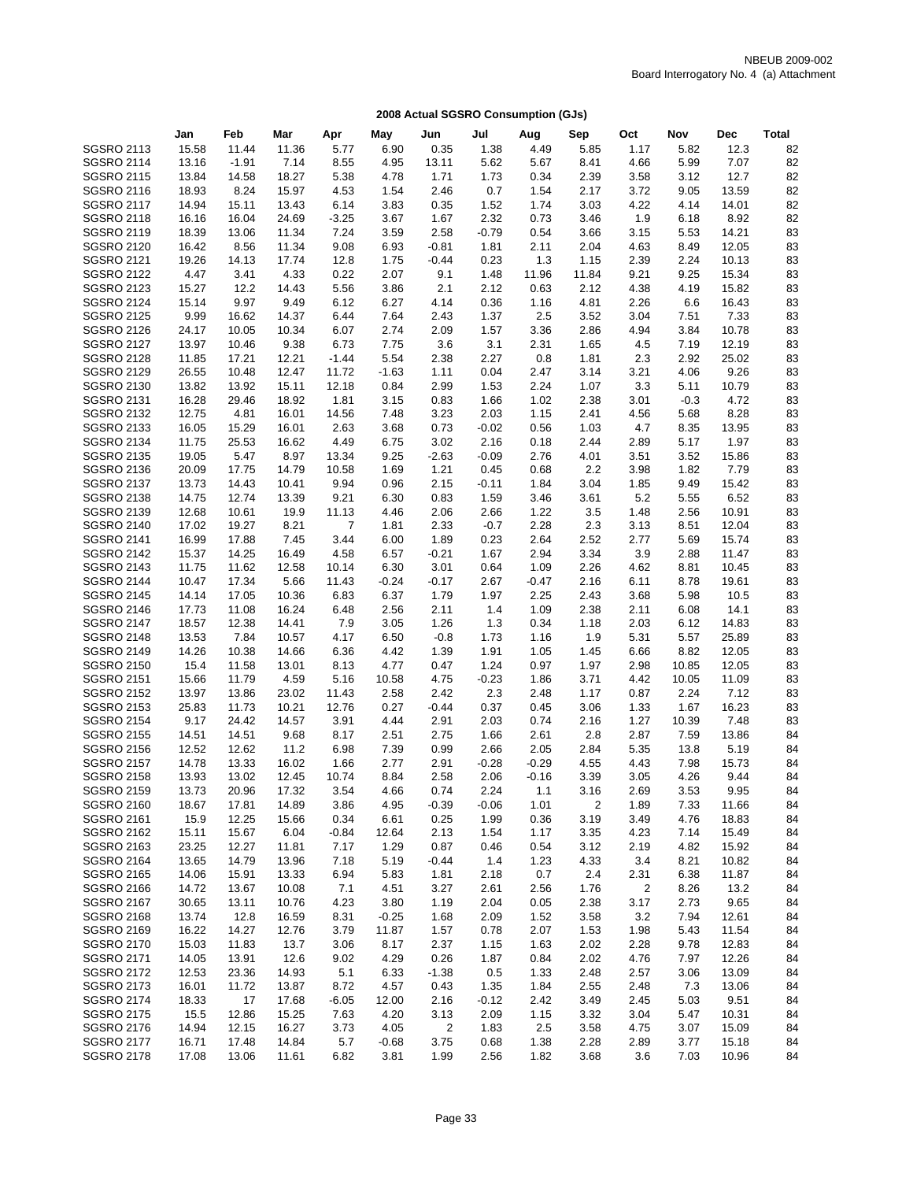NBEUB 2009-002
Board Interrogatory No. 4 (a) Attachment

## 2008 Actual SGSRO Consumption (GJs)

| | Jan | Feb | Mar | Apr | May | Jun | Jul | Aug | Sep | Oct | Nov | Dec | Total |
|---|---|---|---|---|---|---|---|---|---|---|---|---|---|
| SGSRO 2113 | 15.58 | 11.44 | 11.36 | 5.77 | 6.90 | 0.35 | 1.38 | 4.49 | 5.85 | 1.17 | 5.82 | 12.3 | 82 |
| SGSRO 2114 | 13.16 | -1.91 | 7.14 | 8.55 | 4.95 | 13.11 | 5.62 | 5.67 | 8.41 | 4.66 | 5.99 | 7.07 | 82 |
| SGSRO 2115 | 13.84 | 14.58 | 18.27 | 5.38 | 4.78 | 1.71 | 1.73 | 0.34 | 2.39 | 3.58 | 3.12 | 12.7 | 82 |
| SGSRO 2116 | 18.93 | 8.24 | 15.97 | 4.53 | 1.54 | 2.46 | 0.7 | 1.54 | 2.17 | 3.72 | 9.05 | 13.59 | 82 |
| SGSRO 2117 | 14.94 | 15.11 | 13.43 | 6.14 | 3.83 | 0.35 | 1.52 | 1.74 | 3.03 | 4.22 | 4.14 | 14.01 | 82 |
| SGSRO 2118 | 16.16 | 16.04 | 24.69 | -3.25 | 3.67 | 1.67 | 2.32 | 0.73 | 3.46 | 1.9 | 6.18 | 8.92 | 82 |
| SGSRO 2119 | 18.39 | 13.06 | 11.34 | 7.24 | 3.59 | 2.58 | -0.79 | 0.54 | 3.66 | 3.15 | 5.53 | 14.21 | 83 |
| SGSRO 2120 | 16.42 | 8.56 | 11.34 | 9.08 | 6.93 | -0.81 | 1.81 | 2.11 | 2.04 | 4.63 | 8.49 | 12.05 | 83 |
| SGSRO 2121 | 19.26 | 14.13 | 17.74 | 12.8 | 1.75 | -0.44 | 0.23 | 1.3 | 1.15 | 2.39 | 2.24 | 10.13 | 83 |
| SGSRO 2122 | 4.47 | 3.41 | 4.33 | 0.22 | 2.07 | 9.1 | 1.48 | 11.96 | 11.84 | 9.21 | 9.25 | 15.34 | 83 |
| SGSRO 2123 | 15.27 | 12.2 | 14.43 | 5.56 | 3.86 | 2.1 | 2.12 | 0.63 | 2.12 | 4.38 | 4.19 | 15.82 | 83 |
| SGSRO 2124 | 15.14 | 9.97 | 9.49 | 6.12 | 6.27 | 4.14 | 0.36 | 1.16 | 4.81 | 2.26 | 6.6 | 16.43 | 83 |
| SGSRO 2125 | 9.99 | 16.62 | 14.37 | 6.44 | 7.64 | 2.43 | 1.37 | 2.5 | 3.52 | 3.04 | 7.51 | 7.33 | 83 |
| SGSRO 2126 | 24.17 | 10.05 | 10.34 | 6.07 | 2.74 | 2.09 | 1.57 | 3.36 | 2.86 | 4.94 | 3.84 | 10.78 | 83 |
| SGSRO 2127 | 13.97 | 10.46 | 9.38 | 6.73 | 7.75 | 3.6 | 3.1 | 2.31 | 1.65 | 4.5 | 7.19 | 12.19 | 83 |
| SGSRO 2128 | 11.85 | 17.21 | 12.21 | -1.44 | 5.54 | 2.38 | 2.27 | 0.8 | 1.81 | 2.3 | 2.92 | 25.02 | 83 |
| SGSRO 2129 | 26.55 | 10.48 | 12.47 | 11.72 | -1.63 | 1.11 | 0.04 | 2.47 | 3.14 | 3.21 | 4.06 | 9.26 | 83 |
| SGSRO 2130 | 13.82 | 13.92 | 15.11 | 12.18 | 0.84 | 2.99 | 1.53 | 2.24 | 1.07 | 3.3 | 5.11 | 10.79 | 83 |
| SGSRO 2131 | 16.28 | 29.46 | 18.92 | 1.81 | 3.15 | 0.83 | 1.66 | 1.02 | 2.38 | 3.01 | -0.3 | 4.72 | 83 |
| SGSRO 2132 | 12.75 | 4.81 | 16.01 | 14.56 | 7.48 | 3.23 | 2.03 | 1.15 | 2.41 | 4.56 | 5.68 | 8.28 | 83 |
| SGSRO 2133 | 16.05 | 15.29 | 16.01 | 2.63 | 3.68 | 0.73 | -0.02 | 0.56 | 1.03 | 4.7 | 8.35 | 13.95 | 83 |
| SGSRO 2134 | 11.75 | 25.53 | 16.62 | 4.49 | 6.75 | 3.02 | 2.16 | 0.18 | 2.44 | 2.89 | 5.17 | 1.97 | 83 |
| SGSRO 2135 | 19.05 | 5.47 | 8.97 | 13.34 | 9.25 | -2.63 | -0.09 | 2.76 | 4.01 | 3.51 | 3.52 | 15.86 | 83 |
| SGSRO 2136 | 20.09 | 17.75 | 14.79 | 10.58 | 1.69 | 1.21 | 0.45 | 0.68 | 2.2 | 3.98 | 1.82 | 7.79 | 83 |
| SGSRO 2137 | 13.73 | 14.43 | 10.41 | 9.94 | 0.96 | 2.15 | -0.11 | 1.84 | 3.04 | 1.85 | 9.49 | 15.42 | 83 |
| SGSRO 2138 | 14.75 | 12.74 | 13.39 | 9.21 | 6.30 | 0.83 | 1.59 | 3.46 | 3.61 | 5.2 | 5.55 | 6.52 | 83 |
| SGSRO 2139 | 12.68 | 10.61 | 19.9 | 11.13 | 4.46 | 2.06 | 2.66 | 1.22 | 3.5 | 1.48 | 2.56 | 10.91 | 83 |
| SGSRO 2140 | 17.02 | 19.27 | 8.21 | 7 | 1.81 | 2.33 | -0.7 | 2.28 | 2.3 | 3.13 | 8.51 | 12.04 | 83 |
| SGSRO 2141 | 16.99 | 17.88 | 7.45 | 3.44 | 6.00 | 1.89 | 0.23 | 2.64 | 2.52 | 2.77 | 5.69 | 15.74 | 83 |
| SGSRO 2142 | 15.37 | 14.25 | 16.49 | 4.58 | 6.57 | -0.21 | 1.67 | 2.94 | 3.34 | 3.9 | 2.88 | 11.47 | 83 |
| SGSRO 2143 | 11.75 | 11.62 | 12.58 | 10.14 | 6.30 | 3.01 | 0.64 | 1.09 | 2.26 | 4.62 | 8.81 | 10.45 | 83 |
| SGSRO 2144 | 10.47 | 17.34 | 5.66 | 11.43 | -0.24 | -0.17 | 2.67 | -0.47 | 2.16 | 6.11 | 8.78 | 19.61 | 83 |
| SGSRO 2145 | 14.14 | 17.05 | 10.36 | 6.83 | 6.37 | 1.79 | 1.97 | 2.25 | 2.43 | 3.68 | 5.98 | 10.5 | 83 |
| SGSRO 2146 | 17.73 | 11.08 | 16.24 | 6.48 | 2.56 | 2.11 | 1.4 | 1.09 | 2.38 | 2.11 | 6.08 | 14.1 | 83 |
| SGSRO 2147 | 18.57 | 12.38 | 14.41 | 7.9 | 3.05 | 1.26 | 1.3 | 0.34 | 1.18 | 2.03 | 6.12 | 14.83 | 83 |
| SGSRO 2148 | 13.53 | 7.84 | 10.57 | 4.17 | 6.50 | -0.8 | 1.73 | 1.16 | 1.9 | 5.31 | 5.57 | 25.89 | 83 |
| SGSRO 2149 | 14.26 | 10.38 | 14.66 | 6.36 | 4.42 | 1.39 | 1.91 | 1.05 | 1.45 | 6.66 | 8.82 | 12.05 | 83 |
| SGSRO 2150 | 15.4 | 11.58 | 13.01 | 8.13 | 4.77 | 0.47 | 1.24 | 0.97 | 1.97 | 2.98 | 10.85 | 12.05 | 83 |
| SGSRO 2151 | 15.66 | 11.79 | 4.59 | 5.16 | 10.58 | 4.75 | -0.23 | 1.86 | 3.71 | 4.42 | 10.05 | 11.09 | 83 |
| SGSRO 2152 | 13.97 | 13.86 | 23.02 | 11.43 | 2.58 | 2.42 | 2.3 | 2.48 | 1.17 | 0.87 | 2.24 | 7.12 | 83 |
| SGSRO 2153 | 25.83 | 11.73 | 10.21 | 12.76 | 0.27 | -0.44 | 0.37 | 0.45 | 3.06 | 1.33 | 1.67 | 16.23 | 83 |
| SGSRO 2154 | 9.17 | 24.42 | 14.57 | 3.91 | 4.44 | 2.91 | 2.03 | 0.74 | 2.16 | 1.27 | 10.39 | 7.48 | 83 |
| SGSRO 2155 | 14.51 | 14.51 | 9.68 | 8.17 | 2.51 | 2.75 | 1.66 | 2.61 | 2.8 | 2.87 | 7.59 | 13.86 | 84 |
| SGSRO 2156 | 12.52 | 12.62 | 11.2 | 6.98 | 7.39 | 0.99 | 2.66 | 2.05 | 2.84 | 5.35 | 13.8 | 5.19 | 84 |
| SGSRO 2157 | 14.78 | 13.33 | 16.02 | 1.66 | 2.77 | 2.91 | -0.28 | -0.29 | 4.55 | 4.43 | 7.98 | 15.73 | 84 |
| SGSRO 2158 | 13.93 | 13.02 | 12.45 | 10.74 | 8.84 | 2.58 | 2.06 | -0.16 | 3.39 | 3.05 | 4.26 | 9.44 | 84 |
| SGSRO 2159 | 13.73 | 20.96 | 17.32 | 3.54 | 4.66 | 0.74 | 2.24 | 1.1 | 3.16 | 2.69 | 3.53 | 9.95 | 84 |
| SGSRO 2160 | 18.67 | 17.81 | 14.89 | 3.86 | 4.95 | -0.39 | -0.06 | 1.01 | 2 | 1.89 | 7.33 | 11.66 | 84 |
| SGSRO 2161 | 15.9 | 12.25 | 15.66 | 0.34 | 6.61 | 0.25 | 1.99 | 0.36 | 3.19 | 3.49 | 4.76 | 18.83 | 84 |
| SGSRO 2162 | 15.11 | 15.67 | 6.04 | -0.84 | 12.64 | 2.13 | 1.54 | 1.17 | 3.35 | 4.23 | 7.14 | 15.49 | 84 |
| SGSRO 2163 | 23.25 | 12.27 | 11.81 | 7.17 | 1.29 | 0.87 | 0.46 | 0.54 | 3.12 | 2.19 | 4.82 | 15.92 | 84 |
| SGSRO 2164 | 13.65 | 14.79 | 13.96 | 7.18 | 5.19 | -0.44 | 1.4 | 1.23 | 4.33 | 3.4 | 8.21 | 10.82 | 84 |
| SGSRO 2165 | 14.06 | 15.91 | 13.33 | 6.94 | 5.83 | 1.81 | 2.18 | 0.7 | 2.4 | 2.31 | 6.38 | 11.87 | 84 |
| SGSRO 2166 | 14.72 | 13.67 | 10.08 | 7.1 | 4.51 | 3.27 | 2.61 | 2.56 | 1.76 | 2 | 8.26 | 13.2 | 84 |
| SGSRO 2167 | 30.65 | 13.11 | 10.76 | 4.23 | 3.80 | 1.19 | 2.04 | 0.05 | 2.38 | 3.17 | 2.73 | 9.65 | 84 |
| SGSRO 2168 | 13.74 | 12.8 | 16.59 | 8.31 | -0.25 | 1.68 | 2.09 | 1.52 | 3.58 | 3.2 | 7.94 | 12.61 | 84 |
| SGSRO 2169 | 16.22 | 14.27 | 12.76 | 3.79 | 11.87 | 1.57 | 0.78 | 2.07 | 1.53 | 1.98 | 5.43 | 11.54 | 84 |
| SGSRO 2170 | 15.03 | 11.83 | 13.7 | 3.06 | 8.17 | 2.37 | 1.15 | 1.63 | 2.02 | 2.28 | 9.78 | 12.83 | 84 |
| SGSRO 2171 | 14.05 | 13.91 | 12.6 | 9.02 | 4.29 | 0.26 | 1.87 | 0.84 | 2.02 | 4.76 | 7.97 | 12.26 | 84 |
| SGSRO 2172 | 12.53 | 23.36 | 14.93 | 5.1 | 6.33 | -1.38 | 0.5 | 1.33 | 2.48 | 2.57 | 3.06 | 13.09 | 84 |
| SGSRO 2173 | 16.01 | 11.72 | 13.87 | 8.72 | 4.57 | 0.43 | 1.35 | 1.84 | 2.55 | 2.48 | 7.3 | 13.06 | 84 |
| SGSRO 2174 | 18.33 | 17 | 17.68 | -6.05 | 12.00 | 2.16 | -0.12 | 2.42 | 3.49 | 2.45 | 5.03 | 9.51 | 84 |
| SGSRO 2175 | 15.5 | 12.86 | 15.25 | 7.63 | 4.20 | 3.13 | 2.09 | 1.15 | 3.32 | 3.04 | 5.47 | 10.31 | 84 |
| SGSRO 2176 | 14.94 | 12.15 | 16.27 | 3.73 | 4.05 | 2 | 1.83 | 2.5 | 3.58 | 4.75 | 3.07 | 15.09 | 84 |
| SGSRO 2177 | 16.71 | 17.48 | 14.84 | 5.7 | -0.68 | 3.75 | 0.68 | 1.38 | 2.28 | 2.89 | 3.77 | 15.18 | 84 |
| SGSRO 2178 | 17.08 | 13.06 | 11.61 | 6.82 | 3.81 | 1.99 | 2.56 | 1.82 | 3.68 | 3.6 | 7.03 | 10.96 | 84 |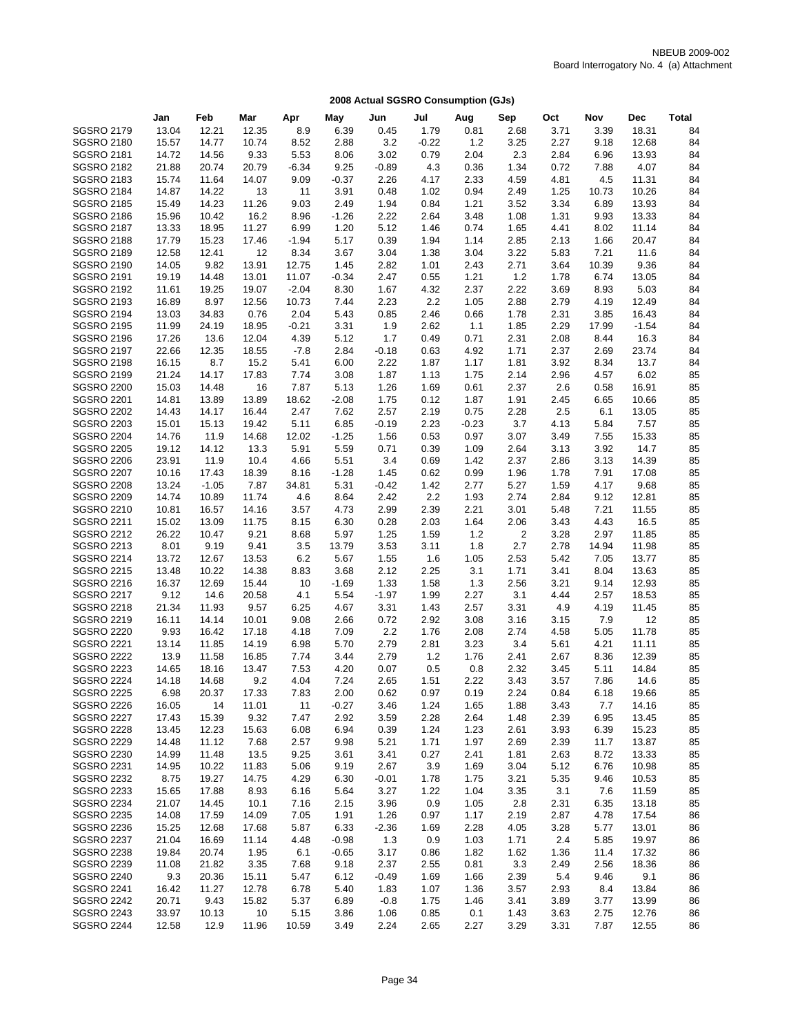NBEUB 2009-002
Board Interrogatory No. 4 (a) Attachment

## 2008 Actual SGSRO Consumption (GJs)

| | Jan | Feb | Mar | Apr | May | Jun | Jul | Aug | Sep | Oct | Nov | Dec | Total |
|---|---|---|---|---|---|---|---|---|---|---|---|---|---|
| SGSRO 2179 | 13.04 | 12.21 | 12.35 | 8.9 | 6.39 | 0.45 | 1.79 | 0.81 | 2.68 | 3.71 | 3.39 | 18.31 | 84 |
| SGSRO 2180 | 15.57 | 14.77 | 10.74 | 8.52 | 2.88 | 3.2 | -0.22 | 1.2 | 3.25 | 2.27 | 9.18 | 12.68 | 84 |
| SGSRO 2181 | 14.72 | 14.56 | 9.33 | 5.53 | 8.06 | 3.02 | 0.79 | 2.04 | 2.3 | 2.84 | 6.96 | 13.93 | 84 |
| SGSRO 2182 | 21.88 | 20.74 | 20.79 | -6.34 | 9.25 | -0.89 | 4.3 | 0.36 | 1.34 | 0.72 | 7.88 | 4.07 | 84 |
| SGSRO 2183 | 15.74 | 11.64 | 14.07 | 9.09 | -0.37 | 2.26 | 4.17 | 2.33 | 4.59 | 4.81 | 4.5 | 11.31 | 84 |
| SGSRO 2184 | 14.87 | 14.22 | 13 | 11 | 3.91 | 0.48 | 1.02 | 0.94 | 2.49 | 1.25 | 10.73 | 10.26 | 84 |
| SGSRO 2185 | 15.49 | 14.23 | 11.26 | 9.03 | 2.49 | 1.94 | 0.84 | 1.21 | 3.52 | 3.34 | 6.89 | 13.93 | 84 |
| SGSRO 2186 | 15.96 | 10.42 | 16.2 | 8.96 | -1.26 | 2.22 | 2.64 | 3.48 | 1.08 | 1.31 | 9.93 | 13.33 | 84 |
| SGSRO 2187 | 13.33 | 18.95 | 11.27 | 6.99 | 1.20 | 5.12 | 1.46 | 0.74 | 1.65 | 4.41 | 8.02 | 11.14 | 84 |
| SGSRO 2188 | 17.79 | 15.23 | 17.46 | -1.94 | 5.17 | 0.39 | 1.94 | 1.14 | 2.85 | 2.13 | 1.66 | 20.47 | 84 |
| SGSRO 2189 | 12.58 | 12.41 | 12 | 8.34 | 3.67 | 3.04 | 1.38 | 3.04 | 3.22 | 5.83 | 7.21 | 11.6 | 84 |
| SGSRO 2190 | 14.05 | 9.82 | 13.91 | 12.75 | 1.45 | 2.82 | 1.01 | 2.43 | 2.71 | 3.64 | 10.39 | 9.36 | 84 |
| SGSRO 2191 | 19.19 | 14.48 | 13.01 | 11.07 | -0.34 | 2.47 | 0.55 | 1.21 | 1.2 | 1.78 | 6.74 | 13.05 | 84 |
| SGSRO 2192 | 11.61 | 19.25 | 19.07 | -2.04 | 8.30 | 1.67 | 4.32 | 2.37 | 2.22 | 3.69 | 8.93 | 5.03 | 84 |
| SGSRO 2193 | 16.89 | 8.97 | 12.56 | 10.73 | 7.44 | 2.23 | 2.2 | 1.05 | 2.88 | 2.79 | 4.19 | 12.49 | 84 |
| SGSRO 2194 | 13.03 | 34.83 | 0.76 | 2.04 | 5.43 | 0.85 | 2.46 | 0.66 | 1.78 | 2.31 | 3.85 | 16.43 | 84 |
| SGSRO 2195 | 11.99 | 24.19 | 18.95 | -0.21 | 3.31 | 1.9 | 2.62 | 1.1 | 1.85 | 2.29 | 17.99 | -1.54 | 84 |
| SGSRO 2196 | 17.26 | 13.6 | 12.04 | 4.39 | 5.12 | 1.7 | 0.49 | 0.71 | 2.31 | 2.08 | 8.44 | 16.3 | 84 |
| SGSRO 2197 | 22.66 | 12.35 | 18.55 | -7.8 | 2.84 | -0.18 | 0.63 | 4.92 | 1.71 | 2.37 | 2.69 | 23.74 | 84 |
| SGSRO 2198 | 16.15 | 8.7 | 15.2 | 5.41 | 6.00 | 2.22 | 1.87 | 1.17 | 1.81 | 3.92 | 8.34 | 13.7 | 84 |
| SGSRO 2199 | 21.24 | 14.17 | 17.83 | 7.74 | 3.08 | 1.87 | 1.13 | 1.75 | 2.14 | 2.96 | 4.57 | 6.02 | 85 |
| SGSRO 2200 | 15.03 | 14.48 | 16 | 7.87 | 5.13 | 1.26 | 1.69 | 0.61 | 2.37 | 2.6 | 0.58 | 16.91 | 85 |
| SGSRO 2201 | 14.81 | 13.89 | 13.89 | 18.62 | -2.08 | 1.75 | 0.12 | 1.87 | 1.91 | 2.45 | 6.65 | 10.66 | 85 |
| SGSRO 2202 | 14.43 | 14.17 | 16.44 | 2.47 | 7.62 | 2.57 | 2.19 | 0.75 | 2.28 | 2.5 | 6.1 | 13.05 | 85 |
| SGSRO 2203 | 15.01 | 15.13 | 19.42 | 5.11 | 6.85 | -0.19 | 2.23 | -0.23 | 3.7 | 4.13 | 5.84 | 7.57 | 85 |
| SGSRO 2204 | 14.76 | 11.9 | 14.68 | 12.02 | -1.25 | 1.56 | 0.53 | 0.97 | 3.07 | 3.49 | 7.55 | 15.33 | 85 |
| SGSRO 2205 | 19.12 | 14.12 | 13.3 | 5.91 | 5.59 | 0.71 | 0.39 | 1.09 | 2.64 | 3.13 | 3.92 | 14.7 | 85 |
| SGSRO 2206 | 23.91 | 11.9 | 10.4 | 4.66 | 5.51 | 3.4 | 0.69 | 1.42 | 2.37 | 2.86 | 3.13 | 14.39 | 85 |
| SGSRO 2207 | 10.16 | 17.43 | 18.39 | 8.16 | -1.28 | 1.45 | 0.62 | 0.99 | 1.96 | 1.78 | 7.91 | 17.08 | 85 |
| SGSRO 2208 | 13.24 | -1.05 | 7.87 | 34.81 | 5.31 | -0.42 | 1.42 | 2.77 | 5.27 | 1.59 | 4.17 | 9.68 | 85 |
| SGSRO 2209 | 14.74 | 10.89 | 11.74 | 4.6 | 8.64 | 2.42 | 2.2 | 1.93 | 2.74 | 2.84 | 9.12 | 12.81 | 85 |
| SGSRO 2210 | 10.81 | 16.57 | 14.16 | 3.57 | 4.73 | 2.99 | 2.39 | 2.21 | 3.01 | 5.48 | 7.21 | 11.55 | 85 |
| SGSRO 2211 | 15.02 | 13.09 | 11.75 | 8.15 | 6.30 | 0.28 | 2.03 | 1.64 | 2.06 | 3.43 | 4.43 | 16.5 | 85 |
| SGSRO 2212 | 26.22 | 10.47 | 9.21 | 8.68 | 5.97 | 1.25 | 1.59 | 1.2 | 2 | 3.28 | 2.97 | 11.85 | 85 |
| SGSRO 2213 | 8.01 | 9.19 | 9.41 | 3.5 | 13.79 | 3.53 | 3.11 | 1.8 | 2.7 | 2.78 | 14.94 | 11.98 | 85 |
| SGSRO 2214 | 13.72 | 12.67 | 13.53 | 6.2 | 5.67 | 1.55 | 1.6 | 1.05 | 2.53 | 5.42 | 7.05 | 13.77 | 85 |
| SGSRO 2215 | 13.48 | 10.22 | 14.38 | 8.83 | 3.68 | 2.12 | 2.25 | 3.1 | 1.71 | 3.41 | 8.04 | 13.63 | 85 |
| SGSRO 2216 | 16.37 | 12.69 | 15.44 | 10 | -1.69 | 1.33 | 1.58 | 1.3 | 2.56 | 3.21 | 9.14 | 12.93 | 85 |
| SGSRO 2217 | 9.12 | 14.6 | 20.58 | 4.1 | 5.54 | -1.97 | 1.99 | 2.27 | 3.1 | 4.44 | 2.57 | 18.53 | 85 |
| SGSRO 2218 | 21.34 | 11.93 | 9.57 | 6.25 | 4.67 | 3.31 | 1.43 | 2.57 | 3.31 | 4.9 | 4.19 | 11.45 | 85 |
| SGSRO 2219 | 16.11 | 14.14 | 10.01 | 9.08 | 2.66 | 0.72 | 2.92 | 3.08 | 3.16 | 3.15 | 7.9 | 12 | 85 |
| SGSRO 2220 | 9.93 | 16.42 | 17.18 | 4.18 | 7.09 | 2.2 | 1.76 | 2.08 | 2.74 | 4.58 | 5.05 | 11.78 | 85 |
| SGSRO 2221 | 13.14 | 11.85 | 14.19 | 6.98 | 5.70 | 2.79 | 2.81 | 3.23 | 3.4 | 5.61 | 4.21 | 11.11 | 85 |
| SGSRO 2222 | 13.9 | 11.58 | 16.85 | 7.74 | 3.44 | 2.79 | 1.2 | 1.76 | 2.41 | 2.67 | 8.36 | 12.39 | 85 |
| SGSRO 2223 | 14.65 | 18.16 | 13.47 | 7.53 | 4.20 | 0.07 | 0.5 | 0.8 | 2.32 | 3.45 | 5.11 | 14.84 | 85 |
| SGSRO 2224 | 14.18 | 14.68 | 9.2 | 4.04 | 7.24 | 2.65 | 1.51 | 2.22 | 3.43 | 3.57 | 7.86 | 14.6 | 85 |
| SGSRO 2225 | 6.98 | 20.37 | 17.33 | 7.83 | 2.00 | 0.62 | 0.97 | 0.19 | 2.24 | 0.84 | 6.18 | 19.66 | 85 |
| SGSRO 2226 | 16.05 | 14 | 11.01 | 11 | -0.27 | 3.46 | 1.24 | 1.65 | 1.88 | 3.43 | 7.7 | 14.16 | 85 |
| SGSRO 2227 | 17.43 | 15.39 | 9.32 | 7.47 | 2.92 | 3.59 | 2.28 | 2.64 | 1.48 | 2.39 | 6.95 | 13.45 | 85 |
| SGSRO 2228 | 13.45 | 12.23 | 15.63 | 6.08 | 6.94 | 0.39 | 1.24 | 1.23 | 2.61 | 3.93 | 6.39 | 15.23 | 85 |
| SGSRO 2229 | 14.48 | 11.12 | 7.68 | 2.57 | 9.98 | 5.21 | 1.71 | 1.97 | 2.69 | 2.39 | 11.7 | 13.87 | 85 |
| SGSRO 2230 | 14.99 | 11.48 | 13.5 | 9.25 | 3.61 | 3.41 | 0.27 | 2.41 | 1.81 | 2.63 | 8.72 | 13.33 | 85 |
| SGSRO 2231 | 14.95 | 10.22 | 11.83 | 5.06 | 9.19 | 2.67 | 3.9 | 1.69 | 3.04 | 5.12 | 6.76 | 10.98 | 85 |
| SGSRO 2232 | 8.75 | 19.27 | 14.75 | 4.29 | 6.30 | -0.01 | 1.78 | 1.75 | 3.21 | 5.35 | 9.46 | 10.53 | 85 |
| SGSRO 2233 | 15.65 | 17.88 | 8.93 | 6.16 | 5.64 | 3.27 | 1.22 | 1.04 | 3.35 | 3.1 | 7.6 | 11.59 | 85 |
| SGSRO 2234 | 21.07 | 14.45 | 10.1 | 7.16 | 2.15 | 3.96 | 0.9 | 1.05 | 2.8 | 2.31 | 6.35 | 13.18 | 85 |
| SGSRO 2235 | 14.08 | 17.59 | 14.09 | 7.05 | 1.91 | 1.26 | 0.97 | 1.17 | 2.19 | 2.87 | 4.78 | 17.54 | 86 |
| SGSRO 2236 | 15.25 | 12.68 | 17.68 | 5.87 | 6.33 | -2.36 | 1.69 | 2.28 | 4.05 | 3.28 | 5.77 | 13.01 | 86 |
| SGSRO 2237 | 21.04 | 16.69 | 11.14 | 4.48 | -0.98 | 1.3 | 0.9 | 1.03 | 1.71 | 2.4 | 5.85 | 19.97 | 86 |
| SGSRO 2238 | 19.84 | 20.74 | 1.95 | 6.1 | -0.65 | 3.17 | 0.86 | 1.82 | 1.62 | 1.36 | 11.4 | 17.32 | 86 |
| SGSRO 2239 | 11.08 | 21.82 | 3.35 | 7.68 | 9.18 | 2.37 | 2.55 | 0.81 | 3.3 | 2.49 | 2.56 | 18.36 | 86 |
| SGSRO 2240 | 9.3 | 20.36 | 15.11 | 5.47 | 6.12 | -0.49 | 1.69 | 1.66 | 2.39 | 5.4 | 9.46 | 9.1 | 86 |
| SGSRO 2241 | 16.42 | 11.27 | 12.78 | 6.78 | 5.40 | 1.83 | 1.07 | 1.36 | 3.57 | 2.93 | 8.4 | 13.84 | 86 |
| SGSRO 2242 | 20.71 | 9.43 | 15.82 | 5.37 | 6.89 | -0.8 | 1.75 | 1.46 | 3.41 | 3.89 | 3.77 | 13.99 | 86 |
| SGSRO 2243 | 33.97 | 10.13 | 10 | 5.15 | 3.86 | 1.06 | 0.85 | 0.1 | 1.43 | 3.63 | 2.75 | 12.76 | 86 |
| SGSRO 2244 | 12.58 | 12.9 | 11.96 | 10.59 | 3.49 | 2.24 | 2.65 | 2.27 | 3.29 | 3.31 | 7.87 | 12.55 | 86 |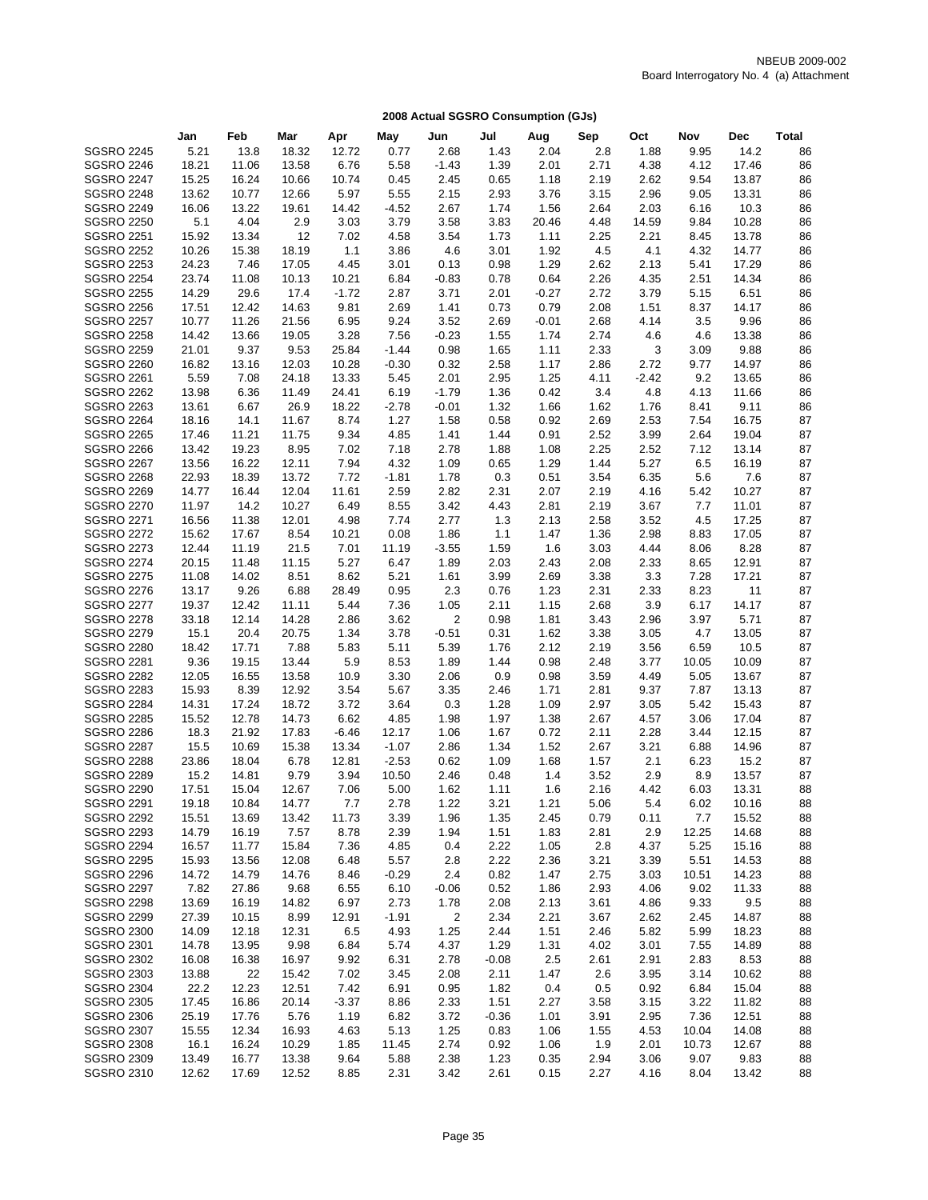NBEUB 2009-002
Board Interrogatory No. 4 (a) Attachment

## 2008 Actual SGSRO Consumption (GJs)

| | Jan | Feb | Mar | Apr | May | Jun | Jul | Aug | Sep | Oct | Nov | Dec | Total |
|---|---|---|---|---|---|---|---|---|---|---|---|---|---|
| SGSRO 2245 | 5.21 | 13.8 | 18.32 | 12.72 | 0.77 | 2.68 | 1.43 | 2.04 | 2.8 | 1.88 | 9.95 | 14.2 | 86 |
| SGSRO 2246 | 18.21 | 11.06 | 13.58 | 6.76 | 5.58 | -1.43 | 1.39 | 2.01 | 2.71 | 4.38 | 4.12 | 17.46 | 86 |
| SGSRO 2247 | 15.25 | 16.24 | 10.66 | 10.74 | 0.45 | 2.45 | 0.65 | 1.18 | 2.19 | 2.62 | 9.54 | 13.87 | 86 |
| SGSRO 2248 | 13.62 | 10.77 | 12.66 | 5.97 | 5.55 | 2.15 | 2.93 | 3.76 | 3.15 | 2.96 | 9.05 | 13.31 | 86 |
| SGSRO 2249 | 16.06 | 13.22 | 19.61 | 14.42 | -4.52 | 2.67 | 1.74 | 1.56 | 2.64 | 2.03 | 6.16 | 10.3 | 86 |
| SGSRO 2250 | 5.1 | 4.04 | 2.9 | 3.03 | 3.79 | 3.58 | 3.83 | 20.46 | 4.48 | 14.59 | 9.84 | 10.28 | 86 |
| SGSRO 2251 | 15.92 | 13.34 | 12 | 7.02 | 4.58 | 3.54 | 1.73 | 1.11 | 2.25 | 2.21 | 8.45 | 13.78 | 86 |
| SGSRO 2252 | 10.26 | 15.38 | 18.19 | 1.1 | 3.86 | 4.6 | 3.01 | 1.92 | 4.5 | 4.1 | 4.32 | 14.77 | 86 |
| SGSRO 2253 | 24.23 | 7.46 | 17.05 | 4.45 | 3.01 | 0.13 | 0.98 | 1.29 | 2.62 | 2.13 | 5.41 | 17.29 | 86 |
| SGSRO 2254 | 23.74 | 11.08 | 10.13 | 10.21 | 6.84 | -0.83 | 0.78 | 0.64 | 2.26 | 4.35 | 2.51 | 14.34 | 86 |
| SGSRO 2255 | 14.29 | 29.6 | 17.4 | -1.72 | 2.87 | 3.71 | 2.01 | -0.27 | 2.72 | 3.79 | 5.15 | 6.51 | 86 |
| SGSRO 2256 | 17.51 | 12.42 | 14.63 | 9.81 | 2.69 | 1.41 | 0.73 | 0.79 | 2.08 | 1.51 | 8.37 | 14.17 | 86 |
| SGSRO 2257 | 10.77 | 11.26 | 21.56 | 6.95 | 9.24 | 3.52 | 2.69 | -0.01 | 2.68 | 4.14 | 3.5 | 9.96 | 86 |
| SGSRO 2258 | 14.42 | 13.66 | 19.05 | 3.28 | 7.56 | -0.23 | 1.55 | 1.74 | 2.74 | 4.6 | 4.6 | 13.38 | 86 |
| SGSRO 2259 | 21.01 | 9.37 | 9.53 | 25.84 | -1.44 | 0.98 | 1.65 | 1.11 | 2.33 | 3 | 3.09 | 9.88 | 86 |
| SGSRO 2260 | 16.82 | 13.16 | 12.03 | 10.28 | -0.30 | 0.32 | 2.58 | 1.17 | 2.86 | 2.72 | 9.77 | 14.97 | 86 |
| SGSRO 2261 | 5.59 | 7.08 | 24.18 | 13.33 | 5.45 | 2.01 | 2.95 | 1.25 | 4.11 | -2.42 | 9.2 | 13.65 | 86 |
| SGSRO 2262 | 13.98 | 6.36 | 11.49 | 24.41 | 6.19 | -1.79 | 1.36 | 0.42 | 3.4 | 4.8 | 4.13 | 11.66 | 86 |
| SGSRO 2263 | 13.61 | 6.67 | 26.9 | 18.22 | -2.78 | -0.01 | 1.32 | 1.66 | 1.62 | 1.76 | 8.41 | 9.11 | 86 |
| SGSRO 2264 | 18.16 | 14.1 | 11.67 | 8.74 | 1.27 | 1.58 | 0.58 | 0.92 | 2.69 | 2.53 | 7.54 | 16.75 | 87 |
| SGSRO 2265 | 17.46 | 11.21 | 11.75 | 9.34 | 4.85 | 1.41 | 1.44 | 0.91 | 2.52 | 3.99 | 2.64 | 19.04 | 87 |
| SGSRO 2266 | 13.42 | 19.23 | 8.95 | 7.02 | 7.18 | 2.78 | 1.88 | 1.08 | 2.25 | 2.52 | 7.12 | 13.14 | 87 |
| SGSRO 2267 | 13.56 | 16.22 | 12.11 | 7.94 | 4.32 | 1.09 | 0.65 | 1.29 | 1.44 | 5.27 | 6.5 | 16.19 | 87 |
| SGSRO 2268 | 22.93 | 18.39 | 13.72 | 7.72 | -1.81 | 1.78 | 0.3 | 0.51 | 3.54 | 6.35 | 5.6 | 7.6 | 87 |
| SGSRO 2269 | 14.77 | 16.44 | 12.04 | 11.61 | 2.59 | 2.82 | 2.31 | 2.07 | 2.19 | 4.16 | 5.42 | 10.27 | 87 |
| SGSRO 2270 | 11.97 | 14.2 | 10.27 | 6.49 | 8.55 | 3.42 | 4.43 | 2.81 | 2.19 | 3.67 | 7.7 | 11.01 | 87 |
| SGSRO 2271 | 16.56 | 11.38 | 12.01 | 4.98 | 7.74 | 2.77 | 1.3 | 2.13 | 2.58 | 3.52 | 4.5 | 17.25 | 87 |
| SGSRO 2272 | 15.62 | 17.67 | 8.54 | 10.21 | 0.08 | 1.86 | 1.1 | 1.47 | 1.36 | 2.98 | 8.83 | 17.05 | 87 |
| SGSRO 2273 | 12.44 | 11.19 | 21.5 | 7.01 | 11.19 | -3.55 | 1.59 | 1.6 | 3.03 | 4.44 | 8.06 | 8.28 | 87 |
| SGSRO 2274 | 20.15 | 11.48 | 11.15 | 5.27 | 6.47 | 1.89 | 2.03 | 2.43 | 2.08 | 2.33 | 8.65 | 12.91 | 87 |
| SGSRO 2275 | 11.08 | 14.02 | 8.51 | 8.62 | 5.21 | 1.61 | 3.99 | 2.69 | 3.38 | 3.3 | 7.28 | 17.21 | 87 |
| SGSRO 2276 | 13.17 | 9.26 | 6.88 | 28.49 | 0.95 | 2.3 | 0.76 | 1.23 | 2.31 | 2.33 | 8.23 | 11 | 87 |
| SGSRO 2277 | 19.37 | 12.42 | 11.11 | 5.44 | 7.36 | 1.05 | 2.11 | 1.15 | 2.68 | 3.9 | 6.17 | 14.17 | 87 |
| SGSRO 2278 | 33.18 | 12.14 | 14.28 | 2.86 | 3.62 | 2 | 0.98 | 1.81 | 3.43 | 2.96 | 3.97 | 5.71 | 87 |
| SGSRO 2279 | 15.1 | 20.4 | 20.75 | 1.34 | 3.78 | -0.51 | 0.31 | 1.62 | 3.38 | 3.05 | 4.7 | 13.05 | 87 |
| SGSRO 2280 | 18.42 | 17.71 | 7.88 | 5.83 | 5.11 | 5.39 | 1.76 | 2.12 | 2.19 | 3.56 | 6.59 | 10.5 | 87 |
| SGSRO 2281 | 9.36 | 19.15 | 13.44 | 5.9 | 8.53 | 1.89 | 1.44 | 0.98 | 2.48 | 3.77 | 10.05 | 10.09 | 87 |
| SGSRO 2282 | 12.05 | 16.55 | 13.58 | 10.9 | 3.30 | 2.06 | 0.9 | 0.98 | 3.59 | 4.49 | 5.05 | 13.67 | 87 |
| SGSRO 2283 | 15.93 | 8.39 | 12.92 | 3.54 | 5.67 | 3.35 | 2.46 | 1.71 | 2.81 | 9.37 | 7.87 | 13.13 | 87 |
| SGSRO 2284 | 14.31 | 17.24 | 18.72 | 3.72 | 3.64 | 0.3 | 1.28 | 1.09 | 2.97 | 3.05 | 5.42 | 15.43 | 87 |
| SGSRO 2285 | 15.52 | 12.78 | 14.73 | 6.62 | 4.85 | 1.98 | 1.97 | 1.38 | 2.67 | 4.57 | 3.06 | 17.04 | 87 |
| SGSRO 2286 | 18.3 | 21.92 | 17.83 | -6.46 | 12.17 | 1.06 | 1.67 | 0.72 | 2.11 | 2.28 | 3.44 | 12.15 | 87 |
| SGSRO 2287 | 15.5 | 10.69 | 15.38 | 13.34 | -1.07 | 2.86 | 1.34 | 1.52 | 2.67 | 3.21 | 6.88 | 14.96 | 87 |
| SGSRO 2288 | 23.86 | 18.04 | 6.78 | 12.81 | -2.53 | 0.62 | 1.09 | 1.68 | 1.57 | 2.1 | 6.23 | 15.2 | 87 |
| SGSRO 2289 | 15.2 | 14.81 | 9.79 | 3.94 | 10.50 | 2.46 | 0.48 | 1.4 | 3.52 | 2.9 | 8.9 | 13.57 | 87 |
| SGSRO 2290 | 17.51 | 15.04 | 12.67 | 7.06 | 5.00 | 1.62 | 1.11 | 1.6 | 2.16 | 4.42 | 6.03 | 13.31 | 88 |
| SGSRO 2291 | 19.18 | 10.84 | 14.77 | 7.7 | 2.78 | 1.22 | 3.21 | 1.21 | 5.06 | 5.4 | 6.02 | 10.16 | 88 |
| SGSRO 2292 | 15.51 | 13.69 | 13.42 | 11.73 | 3.39 | 1.96 | 1.35 | 2.45 | 0.79 | 0.11 | 7.7 | 15.52 | 88 |
| SGSRO 2293 | 14.79 | 16.19 | 7.57 | 8.78 | 2.39 | 1.94 | 1.51 | 1.83 | 2.81 | 2.9 | 12.25 | 14.68 | 88 |
| SGSRO 2294 | 16.57 | 11.77 | 15.84 | 7.36 | 4.85 | 0.4 | 2.22 | 1.05 | 2.8 | 4.37 | 5.25 | 15.16 | 88 |
| SGSRO 2295 | 15.93 | 13.56 | 12.08 | 6.48 | 5.57 | 2.8 | 2.22 | 2.36 | 3.21 | 3.39 | 5.51 | 14.53 | 88 |
| SGSRO 2296 | 14.72 | 14.79 | 14.76 | 8.46 | -0.29 | 2.4 | 0.82 | 1.47 | 2.75 | 3.03 | 10.51 | 14.23 | 88 |
| SGSRO 2297 | 7.82 | 27.86 | 9.68 | 6.55 | 6.10 | -0.06 | 0.52 | 1.86 | 2.93 | 4.06 | 9.02 | 11.33 | 88 |
| SGSRO 2298 | 13.69 | 16.19 | 14.82 | 6.97 | 2.73 | 1.78 | 2.08 | 2.13 | 3.61 | 4.86 | 9.33 | 9.5 | 88 |
| SGSRO 2299 | 27.39 | 10.15 | 8.99 | 12.91 | -1.91 | 2 | 2.34 | 2.21 | 3.67 | 2.62 | 2.45 | 14.87 | 88 |
| SGSRO 2300 | 14.09 | 12.18 | 12.31 | 6.5 | 4.93 | 1.25 | 2.44 | 1.51 | 2.46 | 5.82 | 5.99 | 18.23 | 88 |
| SGSRO 2301 | 14.78 | 13.95 | 9.98 | 6.84 | 5.74 | 4.37 | 1.29 | 1.31 | 4.02 | 3.01 | 7.55 | 14.89 | 88 |
| SGSRO 2302 | 16.08 | 16.38 | 16.97 | 9.92 | 6.31 | 2.78 | -0.08 | 2.5 | 2.61 | 2.91 | 2.83 | 8.53 | 88 |
| SGSRO 2303 | 13.88 | 22 | 15.42 | 7.02 | 3.45 | 2.08 | 2.11 | 1.47 | 2.6 | 3.95 | 3.14 | 10.62 | 88 |
| SGSRO 2304 | 22.2 | 12.23 | 12.51 | 7.42 | 6.91 | 0.95 | 1.82 | 0.4 | 0.5 | 0.92 | 6.84 | 15.04 | 88 |
| SGSRO 2305 | 17.45 | 16.86 | 20.14 | -3.37 | 8.86 | 2.33 | 1.51 | 2.27 | 3.58 | 3.15 | 3.22 | 11.82 | 88 |
| SGSRO 2306 | 25.19 | 17.76 | 5.76 | 1.19 | 6.82 | 3.72 | -0.36 | 1.01 | 3.91 | 2.95 | 7.36 | 12.51 | 88 |
| SGSRO 2307 | 15.55 | 12.34 | 16.93 | 4.63 | 5.13 | 1.25 | 0.83 | 1.06 | 1.55 | 4.53 | 10.04 | 14.08 | 88 |
| SGSRO 2308 | 16.1 | 16.24 | 10.29 | 1.85 | 11.45 | 2.74 | 0.92 | 1.06 | 1.9 | 2.01 | 10.73 | 12.67 | 88 |
| SGSRO 2309 | 13.49 | 16.77 | 13.38 | 9.64 | 5.88 | 2.38 | 1.23 | 0.35 | 2.94 | 3.06 | 9.07 | 9.83 | 88 |
| SGSRO 2310 | 12.62 | 17.69 | 12.52 | 8.85 | 2.31 | 3.42 | 2.61 | 0.15 | 2.27 | 4.16 | 8.04 | 13.42 | 88 |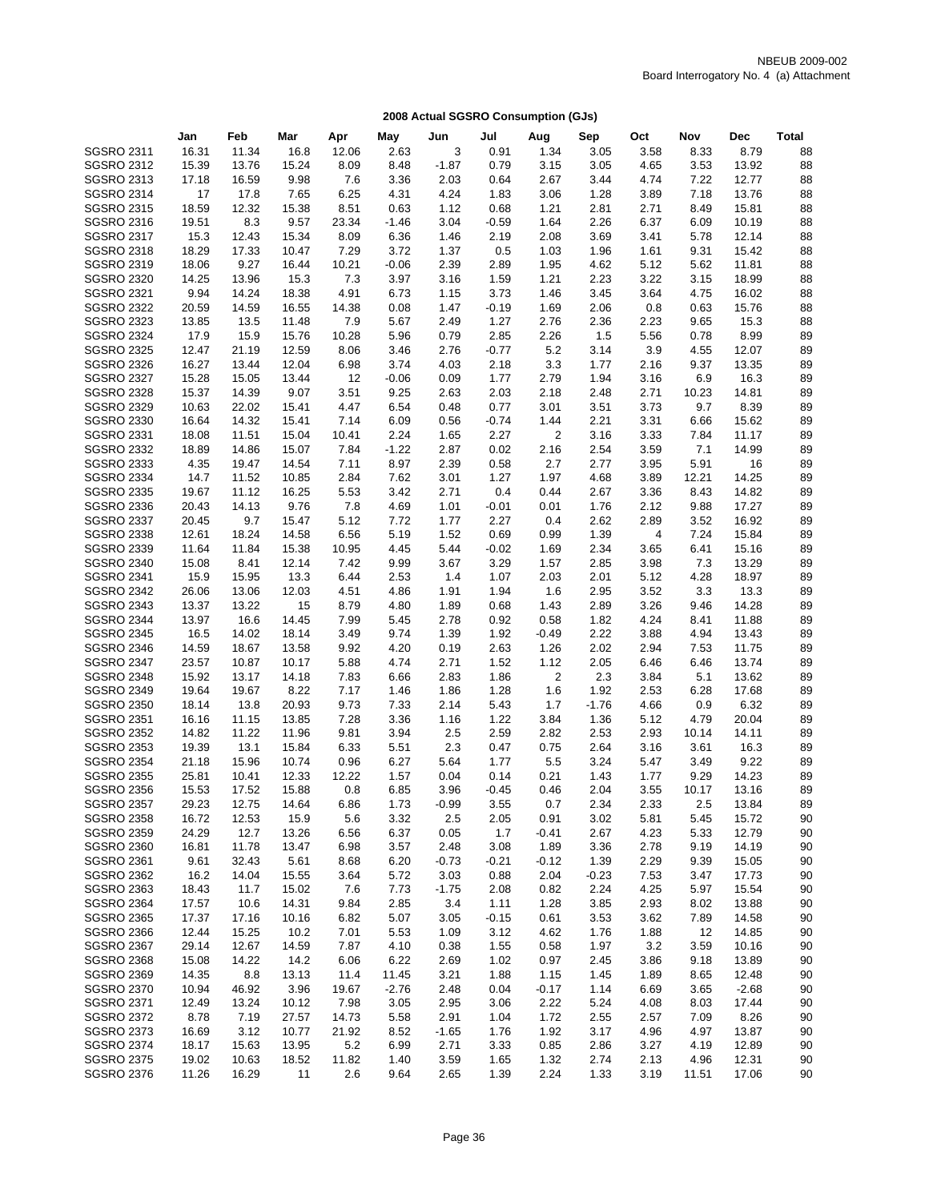NBEUB 2009-002
Board Interrogatory No. 4 (a) Attachment

## 2008 Actual SGSRO Consumption (GJs)

| | Jan | Feb | Mar | Apr | May | Jun | Jul | Aug | Sep | Oct | Nov | Dec | Total |
|---|---|---|---|---|---|---|---|---|---|---|---|---|---|
| SGSRO 2311 | 16.31 | 11.34 | 16.8 | 12.06 | 2.63 | 3 | 0.91 | 1.34 | 3.05 | 3.58 | 8.33 | 8.79 | 88 |
| SGSRO 2312 | 15.39 | 13.76 | 15.24 | 8.09 | 8.48 | -1.87 | 0.79 | 3.15 | 3.05 | 4.65 | 3.53 | 13.92 | 88 |
| SGSRO 2313 | 17.18 | 16.59 | 9.98 | 7.6 | 3.36 | 2.03 | 0.64 | 2.67 | 3.44 | 4.74 | 7.22 | 12.77 | 88 |
| SGSRO 2314 | 17 | 17.8 | 7.65 | 6.25 | 4.31 | 4.24 | 1.83 | 3.06 | 1.28 | 3.89 | 7.18 | 13.76 | 88 |
| SGSRO 2315 | 18.59 | 12.32 | 15.38 | 8.51 | 0.63 | 1.12 | 0.68 | 1.21 | 2.81 | 2.71 | 8.49 | 15.81 | 88 |
| SGSRO 2316 | 19.51 | 8.3 | 9.57 | 23.34 | -1.46 | 3.04 | -0.59 | 1.64 | 2.26 | 6.37 | 6.09 | 10.19 | 88 |
| SGSRO 2317 | 15.3 | 12.43 | 15.34 | 8.09 | 6.36 | 1.46 | 2.19 | 2.08 | 3.69 | 3.41 | 5.78 | 12.14 | 88 |
| SGSRO 2318 | 18.29 | 17.33 | 10.47 | 7.29 | 3.72 | 1.37 | 0.5 | 1.03 | 1.96 | 1.61 | 9.31 | 15.42 | 88 |
| SGSRO 2319 | 18.06 | 9.27 | 16.44 | 10.21 | -0.06 | 2.39 | 2.89 | 1.95 | 4.62 | 5.12 | 5.62 | 11.81 | 88 |
| SGSRO 2320 | 14.25 | 13.96 | 15.3 | 7.3 | 3.97 | 3.16 | 1.59 | 1.21 | 2.23 | 3.22 | 3.15 | 18.99 | 88 |
| SGSRO 2321 | 9.94 | 14.24 | 18.38 | 4.91 | 6.73 | 1.15 | 3.73 | 1.46 | 3.45 | 3.64 | 4.75 | 16.02 | 88 |
| SGSRO 2322 | 20.59 | 14.59 | 16.55 | 14.38 | 0.08 | 1.47 | -0.19 | 1.69 | 2.06 | 0.8 | 0.63 | 15.76 | 88 |
| SGSRO 2323 | 13.85 | 13.5 | 11.48 | 7.9 | 5.67 | 2.49 | 1.27 | 2.76 | 2.36 | 2.23 | 9.65 | 15.3 | 88 |
| SGSRO 2324 | 17.9 | 15.9 | 15.76 | 10.28 | 5.96 | 0.79 | 2.85 | 2.26 | 1.5 | 5.56 | 0.78 | 8.99 | 89 |
| SGSRO 2325 | 12.47 | 21.19 | 12.59 | 8.06 | 3.46 | 2.76 | -0.77 | 5.2 | 3.14 | 3.9 | 4.55 | 12.07 | 89 |
| SGSRO 2326 | 16.27 | 13.44 | 12.04 | 6.98 | 3.74 | 4.03 | 2.18 | 3.3 | 1.77 | 2.16 | 9.37 | 13.35 | 89 |
| SGSRO 2327 | 15.28 | 15.05 | 13.44 | 12 | -0.06 | 0.09 | 1.77 | 2.79 | 1.94 | 3.16 | 6.9 | 16.3 | 89 |
| SGSRO 2328 | 15.37 | 14.39 | 9.07 | 3.51 | 9.25 | 2.63 | 2.03 | 2.18 | 2.48 | 2.71 | 10.23 | 14.81 | 89 |
| SGSRO 2329 | 10.63 | 22.02 | 15.41 | 4.47 | 6.54 | 0.48 | 0.77 | 3.01 | 3.51 | 3.73 | 9.7 | 8.39 | 89 |
| SGSRO 2330 | 16.64 | 14.32 | 15.41 | 7.14 | 6.09 | 0.56 | -0.74 | 1.44 | 2.21 | 3.31 | 6.66 | 15.62 | 89 |
| SGSRO 2331 | 18.08 | 11.51 | 15.04 | 10.41 | 2.24 | 1.65 | 2.27 | 2 | 3.16 | 3.33 | 7.84 | 11.17 | 89 |
| SGSRO 2332 | 18.89 | 14.86 | 15.07 | 7.84 | -1.22 | 2.87 | 0.02 | 2.16 | 2.54 | 3.59 | 7.1 | 14.99 | 89 |
| SGSRO 2333 | 4.35 | 19.47 | 14.54 | 7.11 | 8.97 | 2.39 | 0.58 | 2.7 | 2.77 | 3.95 | 5.91 | 16 | 89 |
| SGSRO 2334 | 14.7 | 11.52 | 10.85 | 2.84 | 7.62 | 3.01 | 1.27 | 1.97 | 4.68 | 3.89 | 12.21 | 14.25 | 89 |
| SGSRO 2335 | 19.67 | 11.12 | 16.25 | 5.53 | 3.42 | 2.71 | 0.4 | 0.44 | 2.67 | 3.36 | 8.43 | 14.82 | 89 |
| SGSRO 2336 | 20.43 | 14.13 | 9.76 | 7.8 | 4.69 | 1.01 | -0.01 | 0.01 | 1.76 | 2.12 | 9.88 | 17.27 | 89 |
| SGSRO 2337 | 20.45 | 9.7 | 15.47 | 5.12 | 7.72 | 1.77 | 2.27 | 0.4 | 2.62 | 2.89 | 3.52 | 16.92 | 89 |
| SGSRO 2338 | 12.61 | 18.24 | 14.58 | 6.56 | 5.19 | 1.52 | 0.69 | 0.99 | 1.39 | 4 | 7.24 | 15.84 | 89 |
| SGSRO 2339 | 11.64 | 11.84 | 15.38 | 10.95 | 4.45 | 5.44 | -0.02 | 1.69 | 2.34 | 3.65 | 6.41 | 15.16 | 89 |
| SGSRO 2340 | 15.08 | 8.41 | 12.14 | 7.42 | 9.99 | 3.67 | 3.29 | 1.57 | 2.85 | 3.98 | 7.3 | 13.29 | 89 |
| SGSRO 2341 | 15.9 | 15.95 | 13.3 | 6.44 | 2.53 | 1.4 | 1.07 | 2.03 | 2.01 | 5.12 | 4.28 | 18.97 | 89 |
| SGSRO 2342 | 26.06 | 13.06 | 12.03 | 4.51 | 4.86 | 1.91 | 1.94 | 1.6 | 2.95 | 3.52 | 3.3 | 13.3 | 89 |
| SGSRO 2343 | 13.37 | 13.22 | 15 | 8.79 | 4.80 | 1.89 | 0.68 | 1.43 | 2.89 | 3.26 | 9.46 | 14.28 | 89 |
| SGSRO 2344 | 13.97 | 16.6 | 14.45 | 7.99 | 5.45 | 2.78 | 0.92 | 0.58 | 1.82 | 4.24 | 8.41 | 11.88 | 89 |
| SGSRO 2345 | 16.5 | 14.02 | 18.14 | 3.49 | 9.74 | 1.39 | 1.92 | -0.49 | 2.22 | 3.88 | 4.94 | 13.43 | 89 |
| SGSRO 2346 | 14.59 | 18.67 | 13.58 | 9.92 | 4.20 | 0.19 | 2.63 | 1.26 | 2.02 | 2.94 | 7.53 | 11.75 | 89 |
| SGSRO 2347 | 23.57 | 10.87 | 10.17 | 5.88 | 4.74 | 2.71 | 1.52 | 1.12 | 2.05 | 6.46 | 6.46 | 13.74 | 89 |
| SGSRO 2348 | 15.92 | 13.17 | 14.18 | 7.83 | 6.66 | 2.83 | 1.86 | 2 | 2.3 | 3.84 | 5.1 | 13.62 | 89 |
| SGSRO 2349 | 19.64 | 19.67 | 8.22 | 7.17 | 1.46 | 1.86 | 1.28 | 1.6 | 1.92 | 2.53 | 6.28 | 17.68 | 89 |
| SGSRO 2350 | 18.14 | 13.8 | 20.93 | 9.73 | 7.33 | 2.14 | 5.43 | 1.7 | -1.76 | 4.66 | 0.9 | 6.32 | 89 |
| SGSRO 2351 | 16.16 | 11.15 | 13.85 | 7.28 | 3.36 | 1.16 | 1.22 | 3.84 | 1.36 | 5.12 | 4.79 | 20.04 | 89 |
| SGSRO 2352 | 14.82 | 11.22 | 11.96 | 9.81 | 3.94 | 2.5 | 2.59 | 2.82 | 2.53 | 2.93 | 10.14 | 14.11 | 89 |
| SGSRO 2353 | 19.39 | 13.1 | 15.84 | 6.33 | 5.51 | 2.3 | 0.47 | 0.75 | 2.64 | 3.16 | 3.61 | 16.3 | 89 |
| SGSRO 2354 | 21.18 | 15.96 | 10.74 | 0.96 | 6.27 | 5.64 | 1.77 | 5.5 | 3.24 | 5.47 | 3.49 | 9.22 | 89 |
| SGSRO 2355 | 25.81 | 10.41 | 12.33 | 12.22 | 1.57 | 0.04 | 0.14 | 0.21 | 1.43 | 1.77 | 9.29 | 14.23 | 89 |
| SGSRO 2356 | 15.53 | 17.52 | 15.88 | 0.8 | 6.85 | 3.96 | -0.45 | 0.46 | 2.04 | 3.55 | 10.17 | 13.16 | 89 |
| SGSRO 2357 | 29.23 | 12.75 | 14.64 | 6.86 | 1.73 | -0.99 | 3.55 | 0.7 | 2.34 | 2.33 | 2.5 | 13.84 | 89 |
| SGSRO 2358 | 16.72 | 12.53 | 15.9 | 5.6 | 3.32 | 2.5 | 2.05 | 0.91 | 3.02 | 5.81 | 5.45 | 15.72 | 90 |
| SGSRO 2359 | 24.29 | 12.7 | 13.26 | 6.56 | 6.37 | 0.05 | 1.7 | -0.41 | 2.67 | 4.23 | 5.33 | 12.79 | 90 |
| SGSRO 2360 | 16.81 | 11.78 | 13.47 | 6.98 | 3.57 | 2.48 | 3.08 | 1.89 | 3.36 | 2.78 | 9.19 | 14.19 | 90 |
| SGSRO 2361 | 9.61 | 32.43 | 5.61 | 8.68 | 6.20 | -0.73 | -0.21 | -0.12 | 1.39 | 2.29 | 9.39 | 15.05 | 90 |
| SGSRO 2362 | 16.2 | 14.04 | 15.55 | 3.64 | 5.72 | 3.03 | 0.88 | 2.04 | -0.23 | 7.53 | 3.47 | 17.73 | 90 |
| SGSRO 2363 | 18.43 | 11.7 | 15.02 | 7.6 | 7.73 | -1.75 | 2.08 | 0.82 | 2.24 | 4.25 | 5.97 | 15.54 | 90 |
| SGSRO 2364 | 17.57 | 10.6 | 14.31 | 9.84 | 2.85 | 3.4 | 1.11 | 1.28 | 3.85 | 2.93 | 8.02 | 13.88 | 90 |
| SGSRO 2365 | 17.37 | 17.16 | 10.16 | 6.82 | 5.07 | 3.05 | -0.15 | 0.61 | 3.53 | 3.62 | 7.89 | 14.58 | 90 |
| SGSRO 2366 | 12.44 | 15.25 | 10.2 | 7.01 | 5.53 | 1.09 | 3.12 | 4.62 | 1.76 | 1.88 | 12 | 14.85 | 90 |
| SGSRO 2367 | 29.14 | 12.67 | 14.59 | 7.87 | 4.10 | 0.38 | 1.55 | 0.58 | 1.97 | 3.2 | 3.59 | 10.16 | 90 |
| SGSRO 2368 | 15.08 | 14.22 | 14.2 | 6.06 | 6.22 | 2.69 | 1.02 | 0.97 | 2.45 | 3.86 | 9.18 | 13.89 | 90 |
| SGSRO 2369 | 14.35 | 8.8 | 13.13 | 11.4 | 11.45 | 3.21 | 1.88 | 1.15 | 1.45 | 1.89 | 8.65 | 12.48 | 90 |
| SGSRO 2370 | 10.94 | 46.92 | 3.96 | 19.67 | -2.76 | 2.48 | 0.04 | -0.17 | 1.14 | 6.69 | 3.65 | -2.68 | 90 |
| SGSRO 2371 | 12.49 | 13.24 | 10.12 | 7.98 | 3.05 | 2.95 | 3.06 | 2.22 | 5.24 | 4.08 | 8.03 | 17.44 | 90 |
| SGSRO 2372 | 8.78 | 7.19 | 27.57 | 14.73 | 5.58 | 2.91 | 1.04 | 1.72 | 2.55 | 2.57 | 7.09 | 8.26 | 90 |
| SGSRO 2373 | 16.69 | 3.12 | 10.77 | 21.92 | 8.52 | -1.65 | 1.76 | 1.92 | 3.17 | 4.96 | 4.97 | 13.87 | 90 |
| SGSRO 2374 | 18.17 | 15.63 | 13.95 | 5.2 | 6.99 | 2.71 | 3.33 | 0.85 | 2.86 | 3.27 | 4.19 | 12.89 | 90 |
| SGSRO 2375 | 19.02 | 10.63 | 18.52 | 11.82 | 1.40 | 3.59 | 1.65 | 1.32 | 2.74 | 2.13 | 4.96 | 12.31 | 90 |
| SGSRO 2376 | 11.26 | 16.29 | 11 | 2.6 | 9.64 | 2.65 | 1.39 | 2.24 | 1.33 | 3.19 | 11.51 | 17.06 | 90 |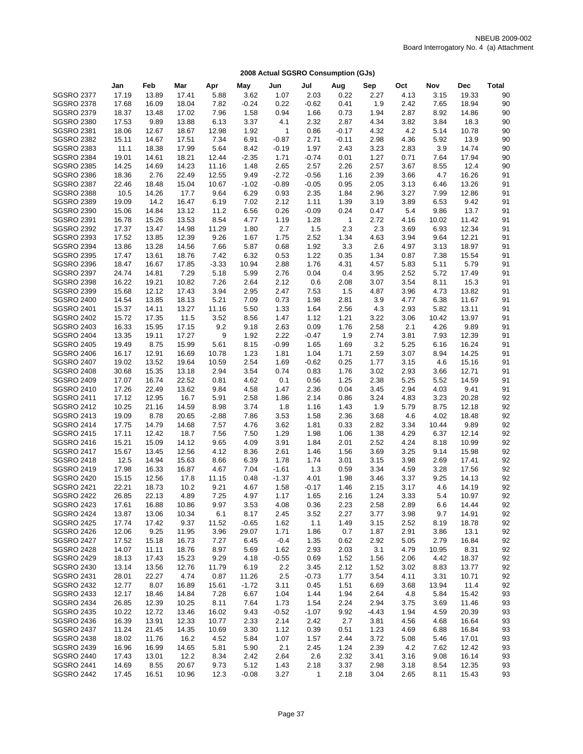NBEUB 2009-002
Board Interrogatory No. 4 (a) Attachment

## 2008 Actual SGSRO Consumption (GJs)

| | Jan | Feb | Mar | Apr | May | Jun | Jul | Aug | Sep | Oct | Nov | Dec | Total |
|---|---|---|---|---|---|---|---|---|---|---|---|---|---|
| SGSRO 2377 | 17.19 | 13.89 | 17.41 | 5.88 | 3.62 | 1.07 | 2.03 | 0.22 | 2.27 | 4.13 | 3.15 | 19.33 | 90 |
| SGSRO 2378 | 17.68 | 16.09 | 18.04 | 7.82 | -0.24 | 0.22 | -0.62 | 0.41 | 1.9 | 2.42 | 7.65 | 18.94 | 90 |
| SGSRO 2379 | 18.37 | 13.48 | 17.02 | 7.96 | 1.58 | 0.94 | 1.66 | 0.73 | 1.94 | 2.87 | 8.92 | 14.86 | 90 |
| SGSRO 2380 | 17.53 | 9.89 | 13.88 | 6.13 | 3.37 | 4.1 | 2.32 | 2.87 | 4.34 | 3.82 | 3.84 | 18.3 | 90 |
| SGSRO 2381 | 18.06 | 12.67 | 18.67 | 12.98 | 1.92 | 1 | 0.86 | -0.17 | 4.32 | 4.2 | 5.14 | 10.78 | 90 |
| SGSRO 2382 | 15.11 | 14.67 | 17.51 | 7.34 | 6.91 | -0.87 | 2.71 | -0.11 | 2.98 | 4.36 | 5.92 | 13.9 | 90 |
| SGSRO 2383 | 11.1 | 18.38 | 17.99 | 5.64 | 8.42 | -0.19 | 1.97 | 2.43 | 3.23 | 2.83 | 3.9 | 14.74 | 90 |
| SGSRO 2384 | 19.01 | 14.61 | 18.21 | 12.44 | -2.35 | 1.71 | -0.74 | 0.01 | 1.27 | 0.71 | 7.64 | 17.94 | 90 |
| SGSRO 2385 | 14.25 | 14.69 | 14.23 | 11.16 | 1.48 | 2.65 | 2.57 | 2.26 | 2.57 | 3.67 | 8.55 | 12.4 | 90 |
| SGSRO 2386 | 18.36 | 2.76 | 22.49 | 12.55 | 9.49 | -2.72 | -0.56 | 1.16 | 2.39 | 3.66 | 4.7 | 16.26 | 91 |
| SGSRO 2387 | 22.46 | 18.48 | 15.04 | 10.67 | -1.02 | -0.89 | -0.05 | 0.95 | 2.05 | 3.13 | 6.46 | 13.26 | 91 |
| SGSRO 2388 | 10.5 | 14.26 | 17.7 | 9.64 | 6.29 | 0.93 | 2.35 | 1.84 | 2.96 | 3.27 | 7.99 | 12.86 | 91 |
| SGSRO 2389 | 19.09 | 14.2 | 16.47 | 6.19 | 7.02 | 2.12 | 1.11 | 1.39 | 3.19 | 3.89 | 6.53 | 9.42 | 91 |
| SGSRO 2390 | 15.06 | 14.84 | 13.12 | 11.2 | 6.56 | 0.26 | -0.09 | 0.24 | 0.47 | 5.4 | 9.86 | 13.7 | 91 |
| SGSRO 2391 | 16.78 | 15.26 | 13.53 | 8.54 | 4.77 | 1.19 | 1.28 | 1 | 2.72 | 4.16 | 10.02 | 11.42 | 91 |
| SGSRO 2392 | 17.37 | 13.47 | 14.98 | 11.29 | 1.80 | 2.7 | 1.5 | 2.3 | 2.3 | 3.69 | 6.93 | 12.34 | 91 |
| SGSRO 2393 | 17.52 | 13.85 | 12.39 | 9.26 | 1.67 | 1.75 | 2.52 | 1.34 | 4.63 | 3.94 | 9.64 | 12.21 | 91 |
| SGSRO 2394 | 13.86 | 13.28 | 14.56 | 7.66 | 5.87 | 0.68 | 1.92 | 3.3 | 2.6 | 4.97 | 3.13 | 18.97 | 91 |
| SGSRO 2395 | 17.47 | 13.61 | 18.76 | 7.42 | 6.32 | 0.53 | 1.22 | 0.35 | 1.34 | 0.87 | 7.38 | 15.54 | 91 |
| SGSRO 2396 | 18.47 | 16.67 | 17.85 | -3.33 | 10.94 | 2.88 | 1.76 | 4.31 | 4.57 | 5.83 | 5.11 | 5.79 | 91 |
| SGSRO 2397 | 24.74 | 14.81 | 7.29 | 5.18 | 5.99 | 2.76 | 0.04 | 0.4 | 3.95 | 2.52 | 5.72 | 17.49 | 91 |
| SGSRO 2398 | 16.22 | 19.21 | 10.82 | 7.26 | 2.64 | 2.12 | 0.6 | 2.08 | 3.07 | 3.54 | 8.11 | 15.3 | 91 |
| SGSRO 2399 | 15.68 | 12.12 | 17.43 | 3.94 | 2.95 | 2.47 | 7.53 | 1.5 | 4.87 | 3.96 | 4.73 | 13.82 | 91 |
| SGSRO 2400 | 14.54 | 13.85 | 18.13 | 5.21 | 7.09 | 0.73 | 1.98 | 2.81 | 3.9 | 4.77 | 6.38 | 11.67 | 91 |
| SGSRO 2401 | 15.37 | 14.11 | 13.27 | 11.16 | 5.50 | 1.33 | 1.64 | 2.56 | 4.3 | 2.93 | 5.82 | 13.11 | 91 |
| SGSRO 2402 | 15.72 | 17.35 | 11.5 | 3.52 | 8.56 | 1.47 | 1.12 | 1.21 | 3.22 | 3.06 | 10.42 | 13.97 | 91 |
| SGSRO 2403 | 16.33 | 15.95 | 17.15 | 9.2 | 9.18 | 2.63 | 0.09 | 1.76 | 2.58 | 2.1 | 4.26 | 9.89 | 91 |
| SGSRO 2404 | 13.35 | 19.11 | 17.27 | 9 | 1.92 | 2.22 | -0.47 | 1.9 | 2.74 | 3.81 | 7.93 | 12.39 | 91 |
| SGSRO 2405 | 19.49 | 8.75 | 15.99 | 5.61 | 8.15 | -0.99 | 1.65 | 1.69 | 3.2 | 5.25 | 6.16 | 16.24 | 91 |
| SGSRO 2406 | 16.17 | 12.91 | 16.69 | 10.78 | 1.23 | 1.81 | 1.04 | 1.71 | 2.59 | 3.07 | 8.94 | 14.25 | 91 |
| SGSRO 2407 | 19.02 | 13.52 | 19.64 | 10.59 | 2.54 | 1.69 | -0.62 | 0.25 | 1.77 | 3.15 | 4.6 | 15.16 | 91 |
| SGSRO 2408 | 30.68 | 15.35 | 13.18 | 2.94 | 3.54 | 0.74 | 0.83 | 1.76 | 3.02 | 2.93 | 3.66 | 12.71 | 91 |
| SGSRO 2409 | 17.07 | 16.74 | 22.52 | 0.81 | 4.62 | 0.1 | 0.56 | 1.25 | 2.38 | 5.25 | 5.52 | 14.59 | 91 |
| SGSRO 2410 | 17.26 | 22.49 | 13.62 | 9.84 | 4.58 | 1.47 | 2.36 | 0.04 | 3.45 | 2.94 | 4.03 | 9.41 | 91 |
| SGSRO 2411 | 17.12 | 12.95 | 16.7 | 5.91 | 2.58 | 1.86 | 2.14 | 0.86 | 3.24 | 4.83 | 3.23 | 20.28 | 92 |
| SGSRO 2412 | 10.25 | 21.16 | 14.59 | 8.98 | 3.74 | 1.8 | 1.16 | 1.43 | 1.9 | 5.79 | 8.75 | 12.18 | 92 |
| SGSRO 2413 | 19.09 | 8.78 | 20.65 | -2.88 | 7.86 | 3.53 | 1.58 | 2.36 | 3.68 | 4.6 | 4.02 | 18.48 | 92 |
| SGSRO 2414 | 17.75 | 14.79 | 14.68 | 7.57 | 4.76 | 3.62 | 1.81 | 0.33 | 2.82 | 3.34 | 10.44 | 9.89 | 92 |
| SGSRO 2415 | 17.11 | 12.42 | 18.7 | 7.56 | 7.50 | 1.29 | 1.98 | 1.06 | 1.38 | 4.29 | 6.37 | 12.14 | 92 |
| SGSRO 2416 | 15.21 | 15.09 | 14.12 | 9.65 | 4.09 | 3.91 | 1.84 | 2.01 | 2.52 | 4.24 | 8.18 | 10.99 | 92 |
| SGSRO 2417 | 15.67 | 13.45 | 12.56 | 4.12 | 8.36 | 2.61 | 1.46 | 1.56 | 3.69 | 3.25 | 9.14 | 15.98 | 92 |
| SGSRO 2418 | 12.5 | 14.94 | 15.63 | 8.66 | 6.39 | 1.78 | 1.74 | 3.01 | 3.15 | 3.98 | 2.69 | 17.41 | 92 |
| SGSRO 2419 | 17.98 | 16.33 | 16.87 | 4.67 | 7.04 | -1.61 | 1.3 | 0.59 | 3.34 | 4.59 | 3.28 | 17.56 | 92 |
| SGSRO 2420 | 15.15 | 12.56 | 17.8 | 11.15 | 0.48 | -1.37 | 4.01 | 1.98 | 3.46 | 3.37 | 9.25 | 14.13 | 92 |
| SGSRO 2421 | 22.21 | 18.73 | 10.2 | 9.21 | 4.67 | 1.58 | -0.17 | 1.46 | 2.15 | 3.17 | 4.6 | 14.19 | 92 |
| SGSRO 2422 | 26.85 | 22.13 | 4.89 | 7.25 | 4.97 | 1.17 | 1.65 | 2.16 | 1.24 | 3.33 | 5.4 | 10.97 | 92 |
| SGSRO 2423 | 17.61 | 16.88 | 10.86 | 9.97 | 3.53 | 4.08 | 0.36 | 2.23 | 2.58 | 2.89 | 6.6 | 14.44 | 92 |
| SGSRO 2424 | 13.87 | 13.06 | 10.34 | 6.1 | 8.17 | 2.45 | 3.52 | 2.27 | 3.77 | 3.98 | 9.7 | 14.91 | 92 |
| SGSRO 2425 | 17.74 | 17.42 | 9.37 | 11.52 | -0.65 | 1.62 | 1.1 | 1.49 | 3.15 | 2.52 | 8.19 | 18.78 | 92 |
| SGSRO 2426 | 12.06 | 9.25 | 11.95 | 3.96 | 29.07 | 1.71 | 1.86 | 0.7 | 1.87 | 2.91 | 3.86 | 13.1 | 92 |
| SGSRO 2427 | 17.52 | 15.18 | 16.73 | 7.27 | 6.45 | -0.4 | 1.35 | 0.62 | 2.92 | 5.05 | 2.79 | 16.84 | 92 |
| SGSRO 2428 | 14.07 | 11.11 | 18.76 | 8.97 | 5.69 | 1.62 | 2.93 | 2.03 | 3.1 | 4.79 | 10.95 | 8.31 | 92 |
| SGSRO 2429 | 18.13 | 17.43 | 15.23 | 9.29 | 4.18 | -0.55 | 0.69 | 1.52 | 1.56 | 2.06 | 4.42 | 18.37 | 92 |
| SGSRO 2430 | 13.14 | 13.56 | 12.76 | 11.79 | 6.19 | 2.2 | 3.45 | 2.12 | 1.52 | 3.02 | 8.83 | 13.77 | 92 |
| SGSRO 2431 | 28.01 | 22.27 | 4.74 | 0.87 | 11.26 | 2.5 | -0.73 | 1.77 | 3.54 | 4.11 | 3.31 | 10.71 | 92 |
| SGSRO 2432 | 12.77 | 8.07 | 16.89 | 15.61 | -1.72 | 3.11 | 0.45 | 1.51 | 6.69 | 3.68 | 13.94 | 11.4 | 92 |
| SGSRO 2433 | 12.17 | 18.46 | 14.84 | 7.28 | 6.67 | 1.04 | 1.44 | 1.94 | 2.64 | 4.8 | 5.84 | 15.42 | 93 |
| SGSRO 2434 | 26.85 | 12.39 | 10.25 | 8.11 | 7.64 | 1.73 | 1.54 | 2.24 | 2.94 | 3.75 | 3.69 | 11.46 | 93 |
| SGSRO 2435 | 10.22 | 12.72 | 13.46 | 16.02 | 9.43 | -0.52 | -1.07 | 9.92 | -4.43 | 1.94 | 4.59 | 20.39 | 93 |
| SGSRO 2436 | 16.39 | 13.91 | 12.33 | 10.77 | 2.33 | 2.14 | 2.42 | 2.7 | 3.81 | 4.56 | 4.68 | 16.64 | 93 |
| SGSRO 2437 | 11.24 | 21.45 | 14.35 | 10.69 | 3.30 | 1.12 | 0.39 | 0.51 | 1.23 | 4.69 | 6.88 | 16.84 | 93 |
| SGSRO 2438 | 18.02 | 11.76 | 16.2 | 4.52 | 5.84 | 1.07 | 1.57 | 2.44 | 3.72 | 5.08 | 5.46 | 17.01 | 93 |
| SGSRO 2439 | 16.96 | 16.99 | 14.65 | 5.81 | 5.90 | 2.1 | 2.45 | 1.24 | 2.39 | 4.2 | 7.62 | 12.42 | 93 |
| SGSRO 2440 | 17.43 | 13.01 | 12.2 | 8.34 | 2.42 | 2.64 | 2.6 | 2.32 | 3.41 | 3.16 | 9.08 | 16.14 | 93 |
| SGSRO 2441 | 14.69 | 8.55 | 20.67 | 9.73 | 5.12 | 1.43 | 2.18 | 3.37 | 2.98 | 3.18 | 8.54 | 12.35 | 93 |
| SGSRO 2442 | 17.45 | 16.51 | 10.96 | 12.3 | -0.08 | 3.27 | 1 | 2.18 | 3.04 | 2.65 | 8.11 | 15.43 | 93 |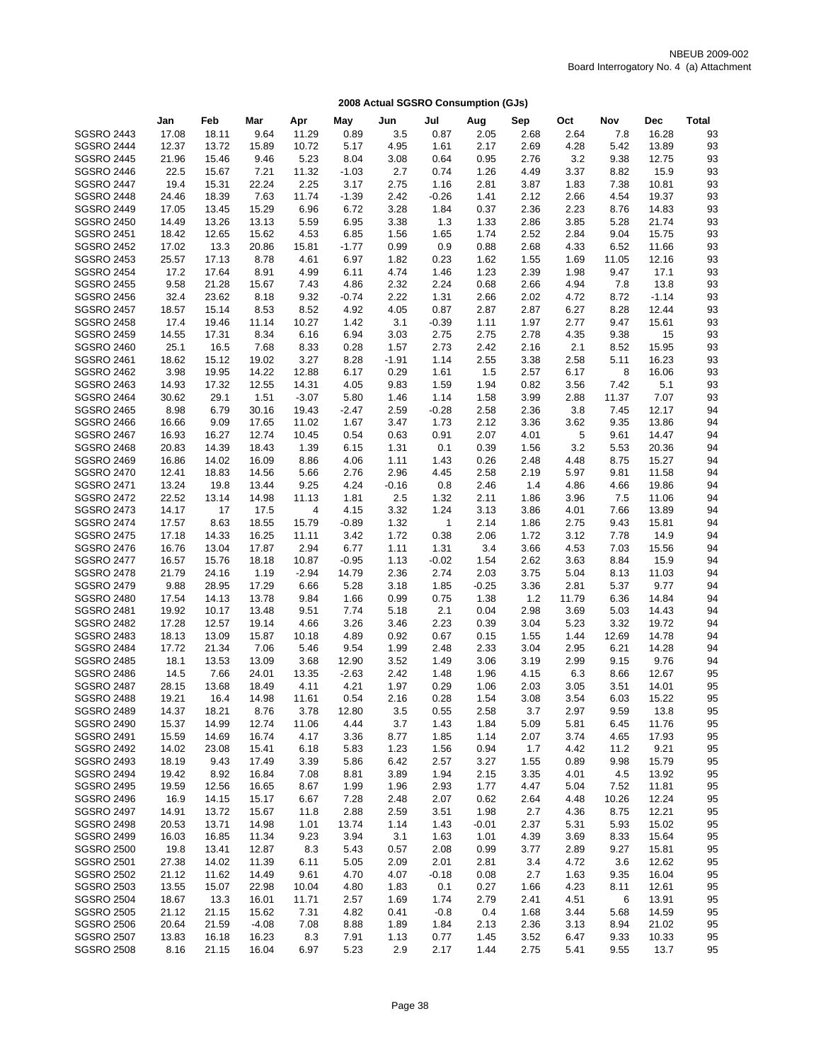NBEUB 2009-002
Board Interrogatory No. 4 (a) Attachment

## 2008 Actual SGSRO Consumption (GJs)

| | Jan | Feb | Mar | Apr | May | Jun | Jul | Aug | Sep | Oct | Nov | Dec | Total |
|---|---|---|---|---|---|---|---|---|---|---|---|---|---|
| SGSRO 2443 | 17.08 | 18.11 | 9.64 | 11.29 | 0.89 | 3.5 | 0.87 | 2.05 | 2.68 | 2.64 | 7.8 | 16.28 | 93 |
| SGSRO 2444 | 12.37 | 13.72 | 15.89 | 10.72 | 5.17 | 4.95 | 1.61 | 2.17 | 2.69 | 4.28 | 5.42 | 13.89 | 93 |
| SGSRO 2445 | 21.96 | 15.46 | 9.46 | 5.23 | 8.04 | 3.08 | 0.64 | 0.95 | 2.76 | 3.2 | 9.38 | 12.75 | 93 |
| SGSRO 2446 | 22.5 | 15.67 | 7.21 | 11.32 | -1.03 | 2.7 | 0.74 | 1.26 | 4.49 | 3.37 | 8.82 | 15.9 | 93 |
| SGSRO 2447 | 19.4 | 15.31 | 22.24 | 2.25 | 3.17 | 2.75 | 1.16 | 2.81 | 3.87 | 1.83 | 7.38 | 10.81 | 93 |
| SGSRO 2448 | 24.46 | 18.39 | 7.63 | 11.74 | -1.39 | 2.42 | -0.26 | 1.41 | 2.12 | 2.66 | 4.54 | 19.37 | 93 |
| SGSRO 2449 | 17.05 | 13.45 | 15.29 | 6.96 | 6.72 | 3.28 | 1.84 | 0.37 | 2.36 | 2.23 | 8.76 | 14.83 | 93 |
| SGSRO 2450 | 14.49 | 13.26 | 13.13 | 5.59 | 6.95 | 3.38 | 1.3 | 1.33 | 2.86 | 3.85 | 5.28 | 21.74 | 93 |
| SGSRO 2451 | 18.42 | 12.65 | 15.62 | 4.53 | 6.85 | 1.56 | 1.65 | 1.74 | 2.52 | 2.84 | 9.04 | 15.75 | 93 |
| SGSRO 2452 | 17.02 | 13.3 | 20.86 | 15.81 | -1.77 | 0.99 | 0.9 | 0.88 | 2.68 | 4.33 | 6.52 | 11.66 | 93 |
| SGSRO 2453 | 25.57 | 17.13 | 8.78 | 4.61 | 6.97 | 1.82 | 0.23 | 1.62 | 1.55 | 1.69 | 11.05 | 12.16 | 93 |
| SGSRO 2454 | 17.2 | 17.64 | 8.91 | 4.99 | 6.11 | 4.74 | 1.46 | 1.23 | 2.39 | 1.98 | 9.47 | 17.1 | 93 |
| SGSRO 2455 | 9.58 | 21.28 | 15.67 | 7.43 | 4.86 | 2.32 | 2.24 | 0.68 | 2.66 | 4.94 | 7.8 | 13.8 | 93 |
| SGSRO 2456 | 32.4 | 23.62 | 8.18 | 9.32 | -0.74 | 2.22 | 1.31 | 2.66 | 2.02 | 4.72 | 8.72 | -1.14 | 93 |
| SGSRO 2457 | 18.57 | 15.14 | 8.53 | 8.52 | 4.92 | 4.05 | 0.87 | 2.87 | 2.87 | 6.27 | 8.28 | 12.44 | 93 |
| SGSRO 2458 | 17.4 | 19.46 | 11.14 | 10.27 | 1.42 | 3.1 | -0.39 | 1.11 | 1.97 | 2.77 | 9.47 | 15.61 | 93 |
| SGSRO 2459 | 14.55 | 17.31 | 8.34 | 6.16 | 6.94 | 3.03 | 2.75 | 2.75 | 2.78 | 4.35 | 9.38 | 15 | 93 |
| SGSRO 2460 | 25.1 | 16.5 | 7.68 | 8.33 | 0.28 | 1.57 | 2.73 | 2.42 | 2.16 | 2.1 | 8.52 | 15.95 | 93 |
| SGSRO 2461 | 18.62 | 15.12 | 19.02 | 3.27 | 8.28 | -1.91 | 1.14 | 2.55 | 3.38 | 2.58 | 5.11 | 16.23 | 93 |
| SGSRO 2462 | 3.98 | 19.95 | 14.22 | 12.88 | 6.17 | 0.29 | 1.61 | 1.5 | 2.57 | 6.17 | 8 | 16.06 | 93 |
| SGSRO 2463 | 14.93 | 17.32 | 12.55 | 14.31 | 4.05 | 9.83 | 1.59 | 1.94 | 0.82 | 3.56 | 7.42 | 5.1 | 93 |
| SGSRO 2464 | 30.62 | 29.1 | 1.51 | -3.07 | 5.80 | 1.46 | 1.14 | 1.58 | 3.99 | 2.88 | 11.37 | 7.07 | 93 |
| SGSRO 2465 | 8.98 | 6.79 | 30.16 | 19.43 | -2.47 | 2.59 | -0.28 | 2.58 | 2.36 | 3.8 | 7.45 | 12.17 | 94 |
| SGSRO 2466 | 16.66 | 9.09 | 17.65 | 11.02 | 1.67 | 3.47 | 1.73 | 2.12 | 3.36 | 3.62 | 9.35 | 13.86 | 94 |
| SGSRO 2467 | 16.93 | 16.27 | 12.74 | 10.45 | 0.54 | 0.63 | 0.91 | 2.07 | 4.01 | 5 | 9.61 | 14.47 | 94 |
| SGSRO 2468 | 20.83 | 14.39 | 18.43 | 1.39 | 6.15 | 1.31 | 0.1 | 0.39 | 1.56 | 3.2 | 5.53 | 20.36 | 94 |
| SGSRO 2469 | 16.86 | 14.02 | 16.09 | 8.86 | 4.06 | 1.11 | 1.43 | 0.26 | 2.48 | 4.48 | 8.75 | 15.27 | 94 |
| SGSRO 2470 | 12.41 | 18.83 | 14.56 | 5.66 | 2.76 | 2.96 | 4.45 | 2.58 | 2.19 | 5.97 | 9.81 | 11.58 | 94 |
| SGSRO 2471 | 13.24 | 19.8 | 13.44 | 9.25 | 4.24 | -0.16 | 0.8 | 2.46 | 1.4 | 4.86 | 4.66 | 19.86 | 94 |
| SGSRO 2472 | 22.52 | 13.14 | 14.98 | 11.13 | 1.81 | 2.5 | 1.32 | 2.11 | 1.86 | 3.96 | 7.5 | 11.06 | 94 |
| SGSRO 2473 | 14.17 | 17 | 17.5 | 4 | 4.15 | 3.32 | 1.24 | 3.13 | 3.86 | 4.01 | 7.66 | 13.89 | 94 |
| SGSRO 2474 | 17.57 | 8.63 | 18.55 | 15.79 | -0.89 | 1.32 | 1 | 2.14 | 1.86 | 2.75 | 9.43 | 15.81 | 94 |
| SGSRO 2475 | 17.18 | 14.33 | 16.25 | 11.11 | 3.42 | 1.72 | 0.38 | 2.06 | 1.72 | 3.12 | 7.78 | 14.9 | 94 |
| SGSRO 2476 | 16.76 | 13.04 | 17.87 | 2.94 | 6.77 | 1.11 | 1.31 | 3.4 | 3.66 | 4.53 | 7.03 | 15.56 | 94 |
| SGSRO 2477 | 16.57 | 15.76 | 18.18 | 10.87 | -0.95 | 1.13 | -0.02 | 1.54 | 2.62 | 3.63 | 8.84 | 15.9 | 94 |
| SGSRO 2478 | 21.79 | 24.16 | 1.19 | -2.94 | 14.79 | 2.36 | 2.74 | 2.03 | 3.75 | 5.04 | 8.13 | 11.03 | 94 |
| SGSRO 2479 | 9.88 | 28.95 | 17.29 | 6.66 | 5.28 | 3.18 | 1.85 | -0.25 | 3.36 | 2.81 | 5.37 | 9.77 | 94 |
| SGSRO 2480 | 17.54 | 14.13 | 13.78 | 9.84 | 1.66 | 0.99 | 0.75 | 1.38 | 1.2 | 11.79 | 6.36 | 14.84 | 94 |
| SGSRO 2481 | 19.92 | 10.17 | 13.48 | 9.51 | 7.74 | 5.18 | 2.1 | 0.04 | 2.98 | 3.69 | 5.03 | 14.43 | 94 |
| SGSRO 2482 | 17.28 | 12.57 | 19.14 | 4.66 | 3.26 | 3.46 | 2.23 | 0.39 | 3.04 | 5.23 | 3.32 | 19.72 | 94 |
| SGSRO 2483 | 18.13 | 13.09 | 15.87 | 10.18 | 4.89 | 0.92 | 0.67 | 0.15 | 1.55 | 1.44 | 12.69 | 14.78 | 94 |
| SGSRO 2484 | 17.72 | 21.34 | 7.06 | 5.46 | 9.54 | 1.99 | 2.48 | 2.33 | 3.04 | 2.95 | 6.21 | 14.28 | 94 |
| SGSRO 2485 | 18.1 | 13.53 | 13.09 | 3.68 | 12.90 | 3.52 | 1.49 | 3.06 | 3.19 | 2.99 | 9.15 | 9.76 | 94 |
| SGSRO 2486 | 14.5 | 7.66 | 24.01 | 13.35 | -2.63 | 2.42 | 1.48 | 1.96 | 4.15 | 6.3 | 8.66 | 12.67 | 95 |
| SGSRO 2487 | 28.15 | 13.68 | 18.49 | 4.11 | 4.21 | 1.97 | 0.29 | 1.06 | 2.03 | 3.05 | 3.51 | 14.01 | 95 |
| SGSRO 2488 | 19.21 | 16.4 | 14.98 | 11.61 | 0.54 | 2.16 | 0.28 | 1.54 | 3.08 | 3.54 | 6.03 | 15.22 | 95 |
| SGSRO 2489 | 14.37 | 18.21 | 8.76 | 3.78 | 12.80 | 3.5 | 0.55 | 2.58 | 3.7 | 2.97 | 9.59 | 13.8 | 95 |
| SGSRO 2490 | 15.37 | 14.99 | 12.74 | 11.06 | 4.44 | 3.7 | 1.43 | 1.84 | 5.09 | 5.81 | 6.45 | 11.76 | 95 |
| SGSRO 2491 | 15.59 | 14.69 | 16.74 | 4.17 | 3.36 | 8.77 | 1.85 | 1.14 | 2.07 | 3.74 | 4.65 | 17.93 | 95 |
| SGSRO 2492 | 14.02 | 23.08 | 15.41 | 6.18 | 5.83 | 1.23 | 1.56 | 0.94 | 1.7 | 4.42 | 11.2 | 9.21 | 95 |
| SGSRO 2493 | 18.19 | 9.43 | 17.49 | 3.39 | 5.86 | 6.42 | 2.57 | 3.27 | 1.55 | 0.89 | 9.98 | 15.79 | 95 |
| SGSRO 2494 | 19.42 | 8.92 | 16.84 | 7.08 | 8.81 | 3.89 | 1.94 | 2.15 | 3.35 | 4.01 | 4.5 | 13.92 | 95 |
| SGSRO 2495 | 19.59 | 12.56 | 16.65 | 8.67 | 1.99 | 1.96 | 2.93 | 1.77 | 4.47 | 5.04 | 7.52 | 11.81 | 95 |
| SGSRO 2496 | 16.9 | 14.15 | 15.17 | 6.67 | 7.28 | 2.48 | 2.07 | 0.62 | 2.64 | 4.48 | 10.26 | 12.24 | 95 |
| SGSRO 2497 | 14.91 | 13.72 | 15.67 | 11.8 | 2.88 | 2.59 | 3.51 | 1.98 | 2.7 | 4.36 | 8.75 | 12.21 | 95 |
| SGSRO 2498 | 20.53 | 13.71 | 14.98 | 1.01 | 13.74 | 1.14 | 1.43 | -0.01 | 2.37 | 5.31 | 5.93 | 15.02 | 95 |
| SGSRO 2499 | 16.03 | 16.85 | 11.34 | 9.23 | 3.94 | 3.1 | 1.63 | 1.01 | 4.39 | 3.69 | 8.33 | 15.64 | 95 |
| SGSRO 2500 | 19.8 | 13.41 | 12.87 | 8.3 | 5.43 | 0.57 | 2.08 | 0.99 | 3.77 | 2.89 | 9.27 | 15.81 | 95 |
| SGSRO 2501 | 27.38 | 14.02 | 11.39 | 6.11 | 5.05 | 2.09 | 2.01 | 2.81 | 3.4 | 4.72 | 3.6 | 12.62 | 95 |
| SGSRO 2502 | 21.12 | 11.62 | 14.49 | 9.61 | 4.70 | 4.07 | -0.18 | 0.08 | 2.7 | 1.63 | 9.35 | 16.04 | 95 |
| SGSRO 2503 | 13.55 | 15.07 | 22.98 | 10.04 | 4.80 | 1.83 | 0.1 | 0.27 | 1.66 | 4.23 | 8.11 | 12.61 | 95 |
| SGSRO 2504 | 18.67 | 13.3 | 16.01 | 11.71 | 2.57 | 1.69 | 1.74 | 2.79 | 2.41 | 4.51 | 6 | 13.91 | 95 |
| SGSRO 2505 | 21.12 | 21.15 | 15.62 | 7.31 | 4.82 | 0.41 | -0.8 | 0.4 | 1.68 | 3.44 | 5.68 | 14.59 | 95 |
| SGSRO 2506 | 20.64 | 21.59 | -4.08 | 7.08 | 8.88 | 1.89 | 1.84 | 2.13 | 2.36 | 3.13 | 8.94 | 21.02 | 95 |
| SGSRO 2507 | 13.83 | 16.18 | 16.23 | 8.3 | 7.91 | 1.13 | 0.77 | 1.45 | 3.52 | 6.47 | 9.33 | 10.33 | 95 |
| SGSRO 2508 | 8.16 | 21.15 | 16.04 | 6.97 | 5.23 | 2.9 | 2.17 | 1.44 | 2.75 | 5.41 | 9.55 | 13.7 | 95 |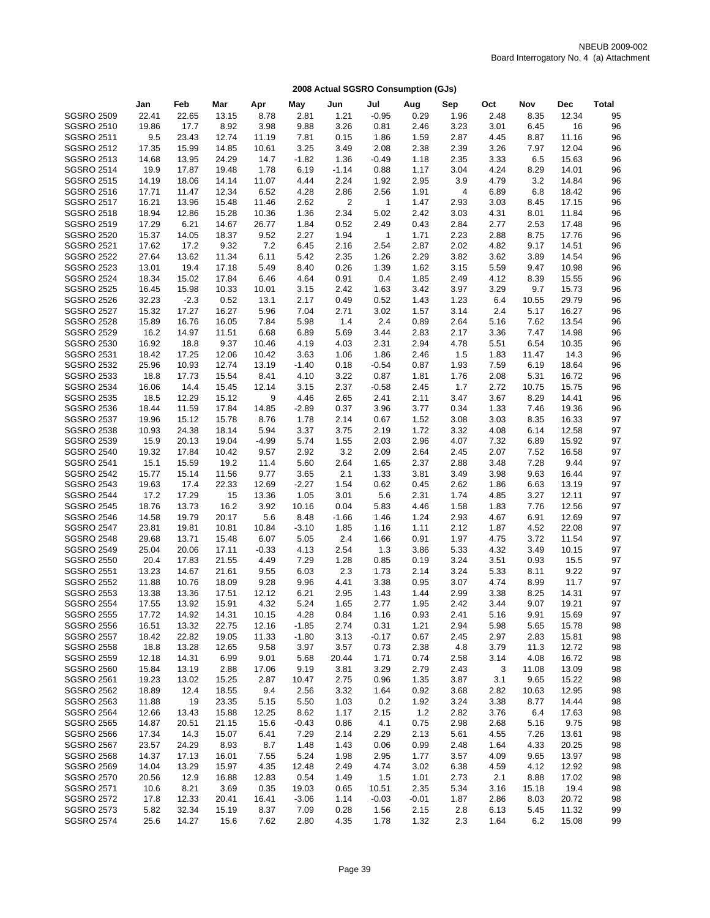NBEUB 2009-002
Board Interrogatory No. 4 (a) Attachment

## 2008 Actual SGSRO Consumption (GJs)

| | Jan | Feb | Mar | Apr | May | Jun | Jul | Aug | Sep | Oct | Nov | Dec | Total |
|---|---|---|---|---|---|---|---|---|---|---|---|---|---|
| SGSRO 2509 | 22.41 | 22.65 | 13.15 | 8.78 | 2.81 | 1.21 | -0.95 | 0.29 | 1.96 | 2.48 | 8.35 | 12.34 | 95 |
| SGSRO 2510 | 19.86 | 17.7 | 8.92 | 3.98 | 9.88 | 3.26 | 0.81 | 2.46 | 3.23 | 3.01 | 6.45 | 16 | 96 |
| SGSRO 2511 | 9.5 | 23.43 | 12.74 | 11.19 | 7.81 | 0.15 | 1.86 | 1.59 | 2.87 | 4.45 | 8.87 | 11.16 | 96 |
| SGSRO 2512 | 17.35 | 15.99 | 14.85 | 10.61 | 3.25 | 3.49 | 2.08 | 2.38 | 2.39 | 3.26 | 7.97 | 12.04 | 96 |
| SGSRO 2513 | 14.68 | 13.95 | 24.29 | 14.7 | -1.82 | 1.36 | -0.49 | 1.18 | 2.35 | 3.33 | 6.5 | 15.63 | 96 |
| SGSRO 2514 | 19.9 | 17.87 | 19.48 | 1.78 | 6.19 | -1.14 | 0.88 | 1.17 | 3.04 | 4.24 | 8.29 | 14.01 | 96 |
| SGSRO 2515 | 14.19 | 18.06 | 14.14 | 11.07 | 4.44 | 2.24 | 1.92 | 2.95 | 3.9 | 4.79 | 3.2 | 14.84 | 96 |
| SGSRO 2516 | 17.71 | 11.47 | 12.34 | 6.52 | 4.28 | 2.86 | 2.56 | 1.91 | 4 | 6.89 | 6.8 | 18.42 | 96 |
| SGSRO 2517 | 16.21 | 13.96 | 15.48 | 11.46 | 2.62 | 2 | 1 | 1.47 | 2.93 | 3.03 | 8.45 | 17.15 | 96 |
| SGSRO 2518 | 18.94 | 12.86 | 15.28 | 10.36 | 1.36 | 2.34 | 5.02 | 2.42 | 3.03 | 4.31 | 8.01 | 11.84 | 96 |
| SGSRO 2519 | 17.29 | 6.21 | 14.67 | 26.77 | 1.84 | 0.52 | 2.49 | 0.43 | 2.84 | 2.77 | 2.53 | 17.48 | 96 |
| SGSRO 2520 | 15.37 | 14.05 | 18.37 | 9.52 | 2.27 | 1.94 | 1 | 1.71 | 2.23 | 2.88 | 8.75 | 17.76 | 96 |
| SGSRO 2521 | 17.62 | 17.2 | 9.32 | 7.2 | 6.45 | 2.16 | 2.54 | 2.87 | 2.02 | 4.82 | 9.17 | 14.51 | 96 |
| SGSRO 2522 | 27.64 | 13.62 | 11.34 | 6.11 | 5.42 | 2.35 | 1.26 | 2.29 | 3.82 | 3.62 | 3.89 | 14.54 | 96 |
| SGSRO 2523 | 13.01 | 19.4 | 17.18 | 5.49 | 8.40 | 0.26 | 1.39 | 1.62 | 3.15 | 5.59 | 9.47 | 10.98 | 96 |
| SGSRO 2524 | 18.34 | 15.02 | 17.84 | 6.46 | 4.64 | 0.91 | 0.4 | 1.85 | 2.49 | 4.12 | 8.39 | 15.55 | 96 |
| SGSRO 2525 | 16.45 | 15.98 | 10.33 | 10.01 | 3.15 | 2.42 | 1.63 | 3.42 | 3.97 | 3.29 | 9.7 | 15.73 | 96 |
| SGSRO 2526 | 32.23 | -2.3 | 0.52 | 13.1 | 2.17 | 0.49 | 0.52 | 1.43 | 1.23 | 6.4 | 10.55 | 29.79 | 96 |
| SGSRO 2527 | 15.32 | 17.27 | 16.27 | 5.96 | 7.04 | 2.71 | 3.02 | 1.57 | 3.14 | 2.4 | 5.17 | 16.27 | 96 |
| SGSRO 2528 | 15.89 | 16.76 | 16.05 | 7.84 | 5.98 | 1.4 | 2.4 | 0.89 | 2.64 | 5.16 | 7.62 | 13.54 | 96 |
| SGSRO 2529 | 16.2 | 14.97 | 11.51 | 6.68 | 6.89 | 5.69 | 3.44 | 2.83 | 2.17 | 3.36 | 7.47 | 14.98 | 96 |
| SGSRO 2530 | 16.92 | 18.8 | 9.37 | 10.46 | 4.19 | 4.03 | 2.31 | 2.94 | 4.78 | 5.51 | 6.54 | 10.35 | 96 |
| SGSRO 2531 | 18.42 | 17.25 | 12.06 | 10.42 | 3.63 | 1.06 | 1.86 | 2.46 | 1.5 | 1.83 | 11.47 | 14.3 | 96 |
| SGSRO 2532 | 25.96 | 10.93 | 12.74 | 13.19 | -1.40 | 0.18 | -0.54 | 0.87 | 1.93 | 7.59 | 6.19 | 18.64 | 96 |
| SGSRO 2533 | 18.8 | 17.73 | 15.54 | 8.41 | 4.10 | 3.22 | 0.87 | 1.81 | 1.76 | 2.08 | 5.31 | 16.72 | 96 |
| SGSRO 2534 | 16.06 | 14.4 | 15.45 | 12.14 | 3.15 | 2.37 | -0.58 | 2.45 | 1.7 | 2.72 | 10.75 | 15.75 | 96 |
| SGSRO 2535 | 18.5 | 12.29 | 15.12 | 9 | 4.46 | 2.65 | 2.41 | 2.11 | 3.47 | 3.67 | 8.29 | 14.41 | 96 |
| SGSRO 2536 | 18.44 | 11.59 | 17.84 | 14.85 | -2.89 | 0.37 | 3.96 | 3.77 | 0.34 | 1.33 | 7.46 | 19.36 | 96 |
| SGSRO 2537 | 19.96 | 15.12 | 15.78 | 8.76 | 1.78 | 2.14 | 0.67 | 1.52 | 3.08 | 3.03 | 8.35 | 16.33 | 97 |
| SGSRO 2538 | 10.93 | 24.38 | 18.14 | 5.94 | 3.37 | 3.75 | 2.19 | 1.72 | 3.32 | 4.08 | 6.14 | 12.58 | 97 |
| SGSRO 2539 | 15.9 | 20.13 | 19.04 | -4.99 | 5.74 | 1.55 | 2.03 | 2.96 | 4.07 | 7.32 | 6.89 | 15.92 | 97 |
| SGSRO 2540 | 19.32 | 17.84 | 10.42 | 9.57 | 2.92 | 3.2 | 2.09 | 2.64 | 2.45 | 2.07 | 7.52 | 16.58 | 97 |
| SGSRO 2541 | 15.1 | 15.59 | 19.2 | 11.4 | 5.60 | 2.64 | 1.65 | 2.37 | 2.88 | 3.48 | 7.28 | 9.44 | 97 |
| SGSRO 2542 | 15.77 | 15.14 | 11.56 | 9.77 | 3.65 | 2.1 | 1.33 | 3.81 | 3.49 | 3.98 | 9.63 | 16.44 | 97 |
| SGSRO 2543 | 19.63 | 17.4 | 22.33 | 12.69 | -2.27 | 1.54 | 0.62 | 0.45 | 2.62 | 1.86 | 6.63 | 13.19 | 97 |
| SGSRO 2544 | 17.2 | 17.29 | 15 | 13.36 | 1.05 | 3.01 | 5.6 | 2.31 | 1.74 | 4.85 | 3.27 | 12.11 | 97 |
| SGSRO 2545 | 18.76 | 13.73 | 16.2 | 3.92 | 10.16 | 0.04 | 5.83 | 4.46 | 1.58 | 1.83 | 7.76 | 12.56 | 97 |
| SGSRO 2546 | 14.58 | 19.79 | 20.17 | 5.6 | 8.48 | -1.66 | 1.46 | 1.24 | 2.93 | 4.67 | 6.91 | 12.69 | 97 |
| SGSRO 2547 | 23.81 | 19.81 | 10.81 | 10.84 | -3.10 | 1.85 | 1.16 | 1.11 | 2.12 | 1.87 | 4.52 | 22.08 | 97 |
| SGSRO 2548 | 29.68 | 13.71 | 15.48 | 6.07 | 5.05 | 2.4 | 1.66 | 0.91 | 1.97 | 4.75 | 3.72 | 11.54 | 97 |
| SGSRO 2549 | 25.04 | 20.06 | 17.11 | -0.33 | 4.13 | 2.54 | 1.3 | 3.86 | 5.33 | 4.32 | 3.49 | 10.15 | 97 |
| SGSRO 2550 | 20.4 | 17.83 | 21.55 | 4.49 | 7.29 | 1.28 | 0.85 | 0.19 | 3.24 | 3.51 | 0.93 | 15.5 | 97 |
| SGSRO 2551 | 13.23 | 14.67 | 21.61 | 9.55 | 6.03 | 2.3 | 1.73 | 2.14 | 3.24 | 5.33 | 8.11 | 9.22 | 97 |
| SGSRO 2552 | 11.88 | 10.76 | 18.09 | 9.28 | 9.96 | 4.41 | 3.38 | 0.95 | 3.07 | 4.74 | 8.99 | 11.7 | 97 |
| SGSRO 2553 | 13.38 | 13.36 | 17.51 | 12.12 | 6.21 | 2.95 | 1.43 | 1.44 | 2.99 | 3.38 | 8.25 | 14.31 | 97 |
| SGSRO 2554 | 17.55 | 13.92 | 15.91 | 4.32 | 5.24 | 1.65 | 2.77 | 1.95 | 2.42 | 3.44 | 9.07 | 19.21 | 97 |
| SGSRO 2555 | 17.72 | 14.92 | 14.31 | 10.15 | 4.28 | 0.84 | 1.16 | 0.93 | 2.41 | 5.16 | 9.91 | 15.69 | 97 |
| SGSRO 2556 | 16.51 | 13.32 | 22.75 | 12.16 | -1.85 | 2.74 | 0.31 | 1.21 | 2.94 | 5.98 | 5.65 | 15.78 | 98 |
| SGSRO 2557 | 18.42 | 22.82 | 19.05 | 11.33 | -1.80 | 3.13 | -0.17 | 0.67 | 2.45 | 2.97 | 2.83 | 15.81 | 98 |
| SGSRO 2558 | 18.8 | 13.28 | 12.65 | 9.58 | 3.97 | 3.57 | 0.73 | 2.38 | 4.8 | 3.79 | 11.3 | 12.72 | 98 |
| SGSRO 2559 | 12.18 | 14.31 | 6.99 | 9.01 | 5.68 | 20.44 | 1.71 | 0.74 | 2.58 | 3.14 | 4.08 | 16.72 | 98 |
| SGSRO 2560 | 15.84 | 13.19 | 2.88 | 17.06 | 9.19 | 3.81 | 3.29 | 2.79 | 2.43 | 3 | 11.08 | 13.09 | 98 |
| SGSRO 2561 | 19.23 | 13.02 | 15.25 | 2.87 | 10.47 | 2.75 | 0.96 | 1.35 | 3.87 | 3.1 | 9.65 | 15.22 | 98 |
| SGSRO 2562 | 18.89 | 12.4 | 18.55 | 9.4 | 2.56 | 3.32 | 1.64 | 0.92 | 3.68 | 2.82 | 10.63 | 12.95 | 98 |
| SGSRO 2563 | 11.88 | 19 | 23.35 | 5.15 | 5.50 | 1.03 | 0.2 | 1.92 | 3.24 | 3.38 | 8.77 | 14.44 | 98 |
| SGSRO 2564 | 12.66 | 13.43 | 15.88 | 12.25 | 8.62 | 1.17 | 2.15 | 1.2 | 2.82 | 3.76 | 6.4 | 17.63 | 98 |
| SGSRO 2565 | 14.87 | 20.51 | 21.15 | 15.6 | -0.43 | 0.86 | 4.1 | 0.75 | 2.98 | 2.68 | 5.16 | 9.75 | 98 |
| SGSRO 2566 | 17.34 | 14.3 | 15.07 | 6.41 | 7.29 | 2.14 | 2.29 | 2.13 | 5.61 | 4.55 | 7.26 | 13.61 | 98 |
| SGSRO 2567 | 23.57 | 24.29 | 8.93 | 8.7 | 1.48 | 1.43 | 0.06 | 0.99 | 2.48 | 1.64 | 4.33 | 20.25 | 98 |
| SGSRO 2568 | 14.37 | 17.13 | 16.01 | 7.55 | 5.24 | 1.98 | 2.95 | 1.77 | 3.57 | 4.09 | 9.65 | 13.97 | 98 |
| SGSRO 2569 | 14.04 | 13.29 | 15.97 | 4.35 | 12.48 | 2.49 | 4.74 | 3.02 | 6.38 | 4.59 | 4.12 | 12.92 | 98 |
| SGSRO 2570 | 20.56 | 12.9 | 16.88 | 12.83 | 0.54 | 1.49 | 1.5 | 1.01 | 2.73 | 2.1 | 8.88 | 17.02 | 98 |
| SGSRO 2571 | 10.6 | 8.21 | 3.69 | 0.35 | 19.03 | 0.65 | 10.51 | 2.35 | 5.34 | 3.16 | 15.18 | 19.4 | 98 |
| SGSRO 2572 | 17.8 | 12.33 | 20.41 | 16.41 | -3.06 | 1.14 | -0.03 | -0.01 | 1.87 | 2.86 | 8.03 | 20.72 | 98 |
| SGSRO 2573 | 5.82 | 32.34 | 15.19 | 8.37 | 7.09 | 0.28 | 1.56 | 2.15 | 2.8 | 6.13 | 5.45 | 11.32 | 99 |
| SGSRO 2574 | 25.6 | 14.27 | 15.6 | 7.62 | 2.80 | 4.35 | 1.78 | 1.32 | 2.3 | 1.64 | 6.2 | 15.08 | 99 |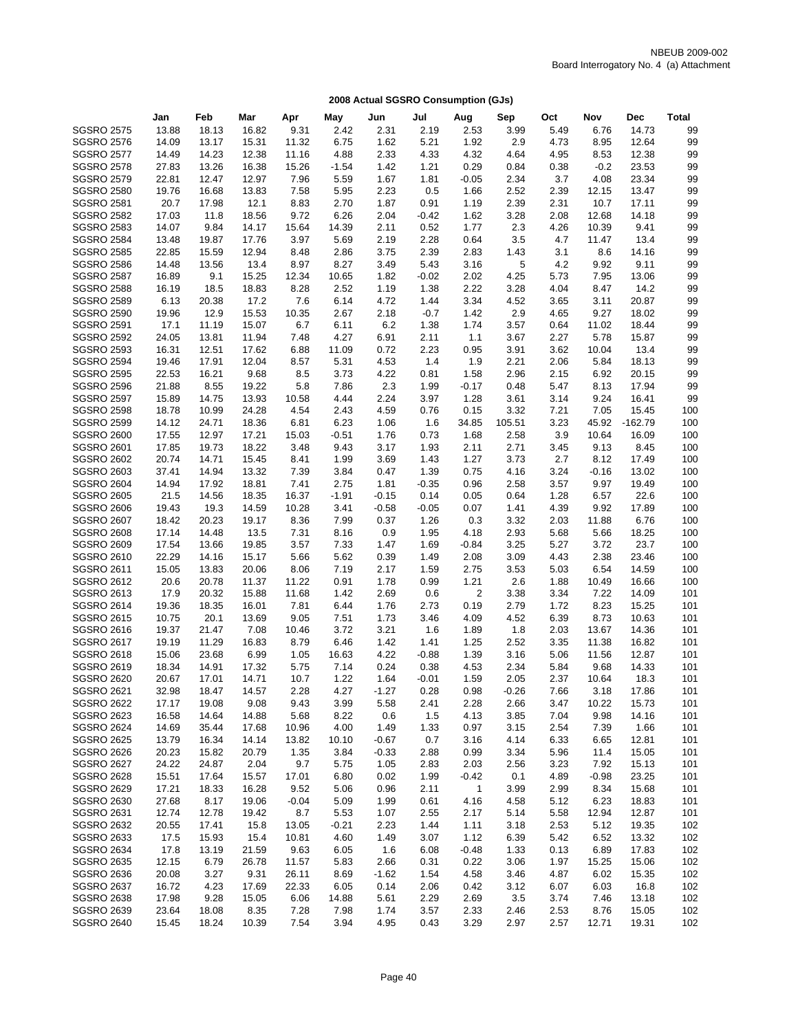NBEUB 2009-002
Board Interrogatory No. 4 (a) Attachment

## 2008 Actual SGSRO Consumption (GJs)

| | Jan | Feb | Mar | Apr | May | Jun | Jul | Aug | Sep | Oct | Nov | Dec | Total |
|---|---|---|---|---|---|---|---|---|---|---|---|---|---|
| SGSRO 2575 | 13.88 | 18.13 | 16.82 | 9.31 | 2.42 | 2.31 | 2.19 | 2.53 | 3.99 | 5.49 | 6.76 | 14.73 | 99 |
| SGSRO 2576 | 14.09 | 13.17 | 15.31 | 11.32 | 6.75 | 1.62 | 5.21 | 1.92 | 2.9 | 4.73 | 8.95 | 12.64 | 99 |
| SGSRO 2577 | 14.49 | 14.23 | 12.38 | 11.16 | 4.88 | 2.33 | 4.33 | 4.32 | 4.64 | 4.95 | 8.53 | 12.38 | 99 |
| SGSRO 2578 | 27.83 | 13.26 | 16.38 | 15.26 | -1.54 | 1.42 | 1.21 | 0.29 | 0.84 | 0.38 | -0.2 | 23.53 | 99 |
| SGSRO 2579 | 22.81 | 12.47 | 12.97 | 7.96 | 5.59 | 1.67 | 1.81 | -0.05 | 2.34 | 3.7 | 4.08 | 23.34 | 99 |
| SGSRO 2580 | 19.76 | 16.68 | 13.83 | 7.58 | 5.95 | 2.23 | 0.5 | 1.66 | 2.52 | 2.39 | 12.15 | 13.47 | 99 |
| SGSRO 2581 | 20.7 | 17.98 | 12.1 | 8.83 | 2.70 | 1.87 | 0.91 | 1.19 | 2.39 | 2.31 | 10.7 | 17.11 | 99 |
| SGSRO 2582 | 17.03 | 11.8 | 18.56 | 9.72 | 6.26 | 2.04 | -0.42 | 1.62 | 3.28 | 2.08 | 12.68 | 14.18 | 99 |
| SGSRO 2583 | 14.07 | 9.84 | 14.17 | 15.64 | 14.39 | 2.11 | 0.52 | 1.77 | 2.3 | 4.26 | 10.39 | 9.41 | 99 |
| SGSRO 2584 | 13.48 | 19.87 | 17.76 | 3.97 | 5.69 | 2.19 | 2.28 | 0.64 | 3.5 | 4.7 | 11.47 | 13.4 | 99 |
| SGSRO 2585 | 22.85 | 15.59 | 12.94 | 8.48 | 2.86 | 3.75 | 2.39 | 2.83 | 1.43 | 3.1 | 8.6 | 14.16 | 99 |
| SGSRO 2586 | 14.48 | 13.56 | 13.4 | 8.97 | 8.27 | 3.49 | 5.43 | 3.16 | 5 | 4.2 | 9.92 | 9.11 | 99 |
| SGSRO 2587 | 16.89 | 9.1 | 15.25 | 12.34 | 10.65 | 1.82 | -0.02 | 2.02 | 4.25 | 5.73 | 7.95 | 13.06 | 99 |
| SGSRO 2588 | 16.19 | 18.5 | 18.83 | 8.28 | 2.52 | 1.19 | 1.38 | 2.22 | 3.28 | 4.04 | 8.47 | 14.2 | 99 |
| SGSRO 2589 | 6.13 | 20.38 | 17.2 | 7.6 | 6.14 | 4.72 | 1.44 | 3.34 | 4.52 | 3.65 | 3.11 | 20.87 | 99 |
| SGSRO 2590 | 19.96 | 12.9 | 15.53 | 10.35 | 2.67 | 2.18 | -0.7 | 1.42 | 2.9 | 4.65 | 9.27 | 18.02 | 99 |
| SGSRO 2591 | 17.1 | 11.19 | 15.07 | 6.7 | 6.11 | 6.2 | 1.38 | 1.74 | 3.57 | 0.64 | 11.02 | 18.44 | 99 |
| SGSRO 2592 | 24.05 | 13.81 | 11.94 | 7.48 | 4.27 | 6.91 | 2.11 | 1.1 | 3.67 | 2.27 | 5.78 | 15.87 | 99 |
| SGSRO 2593 | 16.31 | 12.51 | 17.62 | 6.88 | 11.09 | 0.72 | 2.23 | 0.95 | 3.91 | 3.62 | 10.04 | 13.4 | 99 |
| SGSRO 2594 | 19.46 | 17.91 | 12.04 | 8.57 | 5.31 | 4.53 | 1.4 | 1.9 | 2.21 | 2.06 | 5.84 | 18.13 | 99 |
| SGSRO 2595 | 22.53 | 16.21 | 9.68 | 8.5 | 3.73 | 4.22 | 0.81 | 1.58 | 2.96 | 2.15 | 6.92 | 20.15 | 99 |
| SGSRO 2596 | 21.88 | 8.55 | 19.22 | 5.8 | 7.86 | 2.3 | 1.99 | -0.17 | 0.48 | 5.47 | 8.13 | 17.94 | 99 |
| SGSRO 2597 | 15.89 | 14.75 | 13.93 | 10.58 | 4.44 | 2.24 | 3.97 | 1.28 | 3.61 | 3.14 | 9.24 | 16.41 | 99 |
| SGSRO 2598 | 18.78 | 10.99 | 24.28 | 4.54 | 2.43 | 4.59 | 0.76 | 0.15 | 3.32 | 7.21 | 7.05 | 15.45 | 100 |
| SGSRO 2599 | 14.12 | 24.71 | 18.36 | 6.81 | 6.23 | 1.06 | 1.6 | 34.85 | 105.51 | 3.23 | 45.92 | -162.79 | 100 |
| SGSRO 2600 | 17.55 | 12.97 | 17.21 | 15.03 | -0.51 | 1.76 | 0.73 | 1.68 | 2.58 | 3.9 | 10.64 | 16.09 | 100 |
| SGSRO 2601 | 17.85 | 19.73 | 18.22 | 3.48 | 9.43 | 3.17 | 1.93 | 2.11 | 2.71 | 3.45 | 9.13 | 8.45 | 100 |
| SGSRO 2602 | 20.74 | 14.71 | 15.45 | 8.41 | 1.99 | 3.69 | 1.43 | 1.27 | 3.73 | 2.7 | 8.12 | 17.49 | 100 |
| SGSRO 2603 | 37.41 | 14.94 | 13.32 | 7.39 | 3.84 | 0.47 | 1.39 | 0.75 | 4.16 | 3.24 | -0.16 | 13.02 | 100 |
| SGSRO 2604 | 14.94 | 17.92 | 18.81 | 7.41 | 2.75 | 1.81 | -0.35 | 0.96 | 2.58 | 3.57 | 9.97 | 19.49 | 100 |
| SGSRO 2605 | 21.5 | 14.56 | 18.35 | 16.37 | -1.91 | -0.15 | 0.14 | 0.05 | 0.64 | 1.28 | 6.57 | 22.6 | 100 |
| SGSRO 2606 | 19.43 | 19.3 | 14.59 | 10.28 | 3.41 | -0.58 | -0.05 | 0.07 | 1.41 | 4.39 | 9.92 | 17.89 | 100 |
| SGSRO 2607 | 18.42 | 20.23 | 19.17 | 8.36 | 7.99 | 0.37 | 1.26 | 0.3 | 3.32 | 2.03 | 11.88 | 6.76 | 100 |
| SGSRO 2608 | 17.14 | 14.48 | 13.5 | 7.31 | 8.16 | 0.9 | 1.95 | 4.18 | 2.93 | 5.68 | 5.66 | 18.25 | 100 |
| SGSRO 2609 | 17.54 | 13.66 | 19.85 | 3.57 | 7.33 | 1.47 | 1.69 | -0.84 | 3.25 | 5.27 | 3.72 | 23.7 | 100 |
| SGSRO 2610 | 22.29 | 14.16 | 15.17 | 5.66 | 5.62 | 0.39 | 1.49 | 2.08 | 3.09 | 4.43 | 2.38 | 23.46 | 100 |
| SGSRO 2611 | 15.05 | 13.83 | 20.06 | 8.06 | 7.19 | 2.17 | 1.59 | 2.75 | 3.53 | 5.03 | 6.54 | 14.59 | 100 |
| SGSRO 2612 | 20.6 | 20.78 | 11.37 | 11.22 | 0.91 | 1.78 | 0.99 | 1.21 | 2.6 | 1.88 | 10.49 | 16.66 | 100 |
| SGSRO 2613 | 17.9 | 20.32 | 15.88 | 11.68 | 1.42 | 2.69 | 0.6 | 2 | 3.38 | 3.34 | 7.22 | 14.09 | 101 |
| SGSRO 2614 | 19.36 | 18.35 | 16.01 | 7.81 | 6.44 | 1.76 | 2.73 | 0.19 | 2.79 | 1.72 | 8.23 | 15.25 | 101 |
| SGSRO 2615 | 10.75 | 20.1 | 13.69 | 9.05 | 7.51 | 1.73 | 3.46 | 4.09 | 4.52 | 6.39 | 8.73 | 10.63 | 101 |
| SGSRO 2616 | 19.37 | 21.47 | 7.08 | 10.46 | 3.72 | 3.21 | 1.6 | 1.89 | 1.8 | 2.03 | 13.67 | 14.36 | 101 |
| SGSRO 2617 | 19.19 | 11.29 | 16.83 | 8.79 | 6.46 | 1.42 | 1.41 | 1.25 | 2.52 | 3.35 | 11.38 | 16.82 | 101 |
| SGSRO 2618 | 15.06 | 23.68 | 6.99 | 1.05 | 16.63 | 4.22 | -0.88 | 1.39 | 3.16 | 5.06 | 11.56 | 12.87 | 101 |
| SGSRO 2619 | 18.34 | 14.91 | 17.32 | 5.75 | 7.14 | 0.24 | 0.38 | 4.53 | 2.34 | 5.84 | 9.68 | 14.33 | 101 |
| SGSRO 2620 | 20.67 | 17.01 | 14.71 | 10.7 | 1.22 | 1.64 | -0.01 | 1.59 | 2.05 | 2.37 | 10.64 | 18.3 | 101 |
| SGSRO 2621 | 32.98 | 18.47 | 14.57 | 2.28 | 4.27 | -1.27 | 0.28 | 0.98 | -0.26 | 7.66 | 3.18 | 17.86 | 101 |
| SGSRO 2622 | 17.17 | 19.08 | 9.08 | 9.43 | 3.99 | 5.58 | 2.41 | 2.28 | 2.66 | 3.47 | 10.22 | 15.73 | 101 |
| SGSRO 2623 | 16.58 | 14.64 | 14.88 | 5.68 | 8.22 | 0.6 | 1.5 | 4.13 | 3.85 | 7.04 | 9.98 | 14.16 | 101 |
| SGSRO 2624 | 14.69 | 35.44 | 17.68 | 10.96 | 4.00 | 1.49 | 1.33 | 0.97 | 3.15 | 2.54 | 7.39 | 1.66 | 101 |
| SGSRO 2625 | 13.79 | 16.34 | 14.14 | 13.82 | 10.10 | -0.67 | 0.7 | 3.16 | 4.14 | 6.33 | 6.65 | 12.81 | 101 |
| SGSRO 2626 | 20.23 | 15.82 | 20.79 | 1.35 | 3.84 | -0.33 | 2.88 | 0.99 | 3.34 | 5.96 | 11.4 | 15.05 | 101 |
| SGSRO 2627 | 24.22 | 24.87 | 2.04 | 9.7 | 5.75 | 1.05 | 2.83 | 2.03 | 2.56 | 3.23 | 7.92 | 15.13 | 101 |
| SGSRO 2628 | 15.51 | 17.64 | 15.57 | 17.01 | 6.80 | 0.02 | 1.99 | -0.42 | 0.1 | 4.89 | -0.98 | 23.25 | 101 |
| SGSRO 2629 | 17.21 | 18.33 | 16.28 | 9.52 | 5.06 | 0.96 | 2.11 | 1 | 3.99 | 2.99 | 8.34 | 15.68 | 101 |
| SGSRO 2630 | 27.68 | 8.17 | 19.06 | -0.04 | 5.09 | 1.99 | 0.61 | 4.16 | 4.58 | 5.12 | 6.23 | 18.83 | 101 |
| SGSRO 2631 | 12.74 | 12.78 | 19.42 | 8.7 | 5.53 | 1.07 | 2.55 | 2.17 | 5.14 | 5.58 | 12.94 | 12.87 | 101 |
| SGSRO 2632 | 20.55 | 17.41 | 15.8 | 13.05 | -0.21 | 2.23 | 1.44 | 1.11 | 3.18 | 2.53 | 5.12 | 19.35 | 102 |
| SGSRO 2633 | 17.5 | 15.93 | 15.4 | 10.81 | 4.60 | 1.49 | 3.07 | 1.12 | 6.39 | 5.42 | 6.52 | 13.32 | 102 |
| SGSRO 2634 | 17.8 | 13.19 | 21.59 | 9.63 | 6.05 | 1.6 | 6.08 | -0.48 | 1.33 | 0.13 | 6.89 | 17.83 | 102 |
| SGSRO 2635 | 12.15 | 6.79 | 26.78 | 11.57 | 5.83 | 2.66 | 0.31 | 0.22 | 3.06 | 1.97 | 15.25 | 15.06 | 102 |
| SGSRO 2636 | 20.08 | 3.27 | 9.31 | 26.11 | 8.69 | -1.62 | 1.54 | 4.58 | 3.46 | 4.87 | 6.02 | 15.35 | 102 |
| SGSRO 2637 | 16.72 | 4.23 | 17.69 | 22.33 | 6.05 | 0.14 | 2.06 | 0.42 | 3.12 | 6.07 | 6.03 | 16.8 | 102 |
| SGSRO 2638 | 17.98 | 9.28 | 15.05 | 6.06 | 14.88 | 5.61 | 2.29 | 2.69 | 3.5 | 3.74 | 7.46 | 13.18 | 102 |
| SGSRO 2639 | 23.64 | 18.08 | 8.35 | 7.28 | 7.98 | 1.74 | 3.57 | 2.33 | 2.46 | 2.53 | 8.76 | 15.05 | 102 |
| SGSRO 2640 | 15.45 | 18.24 | 10.39 | 7.54 | 3.94 | 4.95 | 0.43 | 3.29 | 2.97 | 2.57 | 12.71 | 19.31 | 102 |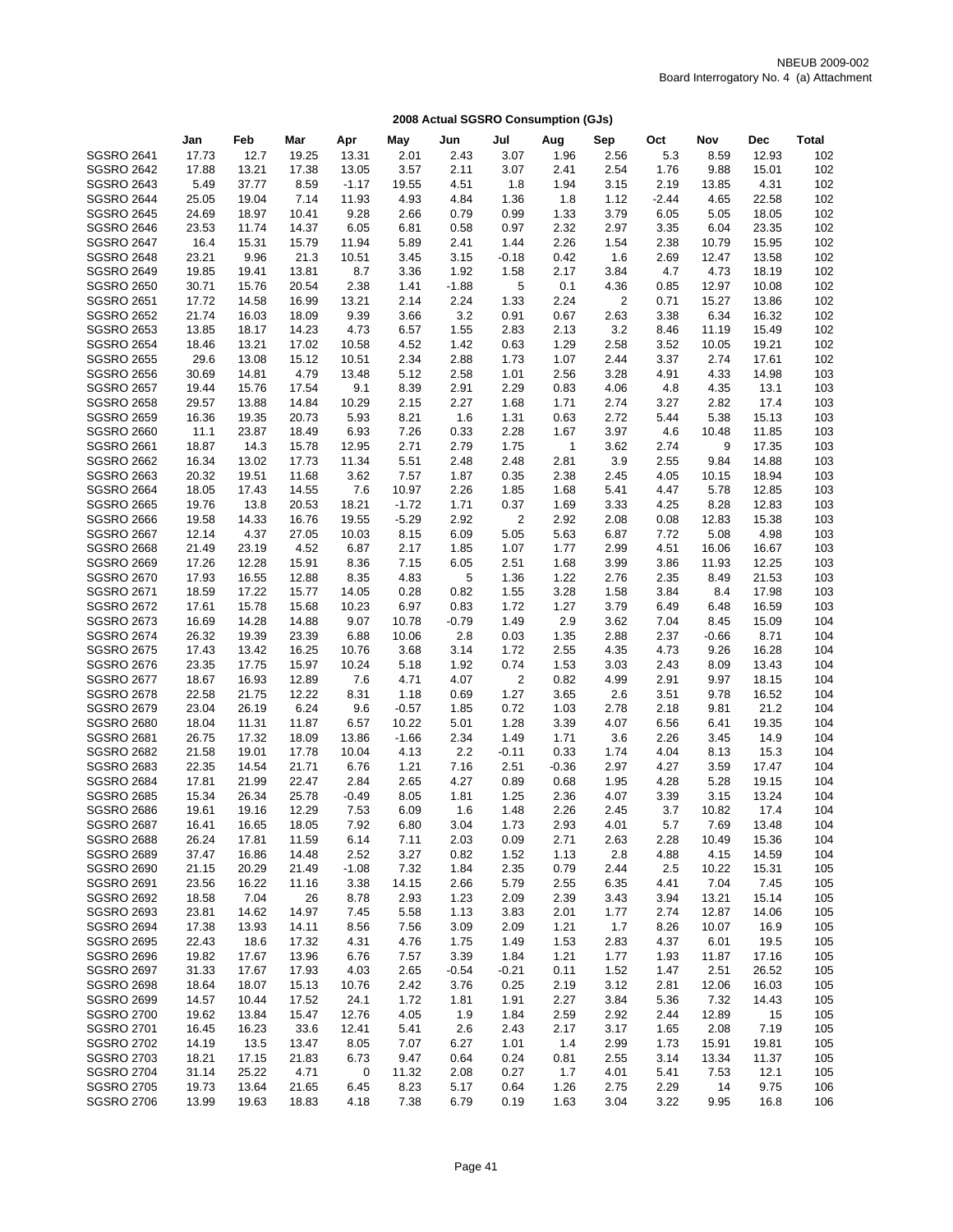NBEUB 2009-002
Board Interrogatory No. 4 (a) Attachment

## 2008 Actual SGSRO Consumption (GJs)

| | Jan | Feb | Mar | Apr | May | Jun | Jul | Aug | Sep | Oct | Nov | Dec | Total |
|---|---|---|---|---|---|---|---|---|---|---|---|---|---|
| SGSRO 2641 | 17.73 | 12.7 | 19.25 | 13.31 | 2.01 | 2.43 | 3.07 | 1.96 | 2.56 | 5.3 | 8.59 | 12.93 | 102 |
| SGSRO 2642 | 17.88 | 13.21 | 17.38 | 13.05 | 3.57 | 2.11 | 3.07 | 2.41 | 2.54 | 1.76 | 9.88 | 15.01 | 102 |
| SGSRO 2643 | 5.49 | 37.77 | 8.59 | -1.17 | 19.55 | 4.51 | 1.8 | 1.94 | 3.15 | 2.19 | 13.85 | 4.31 | 102 |
| SGSRO 2644 | 25.05 | 19.04 | 7.14 | 11.93 | 4.93 | 4.84 | 1.36 | 1.8 | 1.12 | -2.44 | 4.65 | 22.58 | 102 |
| SGSRO 2645 | 24.69 | 18.97 | 10.41 | 9.28 | 2.66 | 0.79 | 0.99 | 1.33 | 3.79 | 6.05 | 5.05 | 18.05 | 102 |
| SGSRO 2646 | 23.53 | 11.74 | 14.37 | 6.05 | 6.81 | 0.58 | 0.97 | 2.32 | 2.97 | 3.35 | 6.04 | 23.35 | 102 |
| SGSRO 2647 | 16.4 | 15.31 | 15.79 | 11.94 | 5.89 | 2.41 | 1.44 | 2.26 | 1.54 | 2.38 | 10.79 | 15.95 | 102 |
| SGSRO 2648 | 23.21 | 9.96 | 21.3 | 10.51 | 3.45 | 3.15 | -0.18 | 0.42 | 1.6 | 2.69 | 12.47 | 13.58 | 102 |
| SGSRO 2649 | 19.85 | 19.41 | 13.81 | 8.7 | 3.36 | 1.92 | 1.58 | 2.17 | 3.84 | 4.7 | 4.73 | 18.19 | 102 |
| SGSRO 2650 | 30.71 | 15.76 | 20.54 | 2.38 | 1.41 | -1.88 | 5 | 0.1 | 4.36 | 0.85 | 12.97 | 10.08 | 102 |
| SGSRO 2651 | 17.72 | 14.58 | 16.99 | 13.21 | 2.14 | 2.24 | 1.33 | 2.24 | 2 | 0.71 | 15.27 | 13.86 | 102 |
| SGSRO 2652 | 21.74 | 16.03 | 18.09 | 9.39 | 3.66 | 3.2 | 0.91 | 0.67 | 2.63 | 3.38 | 6.34 | 16.32 | 102 |
| SGSRO 2653 | 13.85 | 18.17 | 14.23 | 4.73 | 6.57 | 1.55 | 2.83 | 2.13 | 3.2 | 8.46 | 11.19 | 15.49 | 102 |
| SGSRO 2654 | 18.46 | 13.21 | 17.02 | 10.58 | 4.52 | 1.42 | 0.63 | 1.29 | 2.58 | 3.52 | 10.05 | 19.21 | 102 |
| SGSRO 2655 | 29.6 | 13.08 | 15.12 | 10.51 | 2.34 | 2.88 | 1.73 | 1.07 | 2.44 | 3.37 | 2.74 | 17.61 | 102 |
| SGSRO 2656 | 30.69 | 14.81 | 4.79 | 13.48 | 5.12 | 2.58 | 1.01 | 2.56 | 3.28 | 4.91 | 4.33 | 14.98 | 103 |
| SGSRO 2657 | 19.44 | 15.76 | 17.54 | 9.1 | 8.39 | 2.91 | 2.29 | 0.83 | 4.06 | 4.8 | 4.35 | 13.1 | 103 |
| SGSRO 2658 | 29.57 | 13.88 | 14.84 | 10.29 | 2.15 | 2.27 | 1.68 | 1.71 | 2.74 | 3.27 | 2.82 | 17.4 | 103 |
| SGSRO 2659 | 16.36 | 19.35 | 20.73 | 5.93 | 8.21 | 1.6 | 1.31 | 0.63 | 2.72 | 5.44 | 5.38 | 15.13 | 103 |
| SGSRO 2660 | 11.1 | 23.87 | 18.49 | 6.93 | 7.26 | 0.33 | 2.28 | 1.67 | 3.97 | 4.6 | 10.48 | 11.85 | 103 |
| SGSRO 2661 | 18.87 | 14.3 | 15.78 | 12.95 | 2.71 | 2.79 | 1.75 | 1 | 3.62 | 2.74 | 9 | 17.35 | 103 |
| SGSRO 2662 | 16.34 | 13.02 | 17.73 | 11.34 | 5.51 | 2.48 | 2.48 | 2.81 | 3.9 | 2.55 | 9.84 | 14.88 | 103 |
| SGSRO 2663 | 20.32 | 19.51 | 11.68 | 3.62 | 7.57 | 1.87 | 0.35 | 2.38 | 2.45 | 4.05 | 10.15 | 18.94 | 103 |
| SGSRO 2664 | 18.05 | 17.43 | 14.55 | 7.6 | 10.97 | 2.26 | 1.85 | 1.68 | 5.41 | 4.47 | 5.78 | 12.85 | 103 |
| SGSRO 2665 | 19.76 | 13.8 | 20.53 | 18.21 | -1.72 | 1.71 | 0.37 | 1.69 | 3.33 | 4.25 | 8.28 | 12.83 | 103 |
| SGSRO 2666 | 19.58 | 14.33 | 16.76 | 19.55 | -5.29 | 2.92 | 2 | 2.92 | 2.08 | 0.08 | 12.83 | 15.38 | 103 |
| SGSRO 2667 | 12.14 | 4.37 | 27.05 | 10.03 | 8.15 | 6.09 | 5.05 | 5.63 | 6.87 | 7.72 | 5.08 | 4.98 | 103 |
| SGSRO 2668 | 21.49 | 23.19 | 4.52 | 6.87 | 2.17 | 1.85 | 1.07 | 1.77 | 2.99 | 4.51 | 16.06 | 16.67 | 103 |
| SGSRO 2669 | 17.26 | 12.28 | 15.91 | 8.36 | 7.15 | 6.05 | 2.51 | 1.68 | 3.99 | 3.86 | 11.93 | 12.25 | 103 |
| SGSRO 2670 | 17.93 | 16.55 | 12.88 | 8.35 | 4.83 | 5 | 1.36 | 1.22 | 2.76 | 2.35 | 8.49 | 21.53 | 103 |
| SGSRO 2671 | 18.59 | 17.22 | 15.77 | 14.05 | 0.28 | 0.82 | 1.55 | 3.28 | 1.58 | 3.84 | 8.4 | 17.98 | 103 |
| SGSRO 2672 | 17.61 | 15.78 | 15.68 | 10.23 | 6.97 | 0.83 | 1.72 | 1.27 | 3.79 | 6.49 | 6.48 | 16.59 | 103 |
| SGSRO 2673 | 16.69 | 14.28 | 14.88 | 9.07 | 10.78 | -0.79 | 1.49 | 2.9 | 3.62 | 7.04 | 8.45 | 15.09 | 104 |
| SGSRO 2674 | 26.32 | 19.39 | 23.39 | 6.88 | 10.06 | 2.8 | 0.03 | 1.35 | 2.88 | 2.37 | -0.66 | 8.71 | 104 |
| SGSRO 2675 | 17.43 | 13.42 | 16.25 | 10.76 | 3.68 | 3.14 | 1.72 | 2.55 | 4.35 | 4.73 | 9.26 | 16.28 | 104 |
| SGSRO 2676 | 23.35 | 17.75 | 15.97 | 10.24 | 5.18 | 1.92 | 0.74 | 1.53 | 3.03 | 2.43 | 8.09 | 13.43 | 104 |
| SGSRO 2677 | 18.67 | 16.93 | 12.89 | 7.6 | 4.71 | 4.07 | 2 | 0.82 | 4.99 | 2.91 | 9.97 | 18.15 | 104 |
| SGSRO 2678 | 22.58 | 21.75 | 12.22 | 8.31 | 1.18 | 0.69 | 1.27 | 3.65 | 2.6 | 3.51 | 9.78 | 16.52 | 104 |
| SGSRO 2679 | 23.04 | 26.19 | 6.24 | 9.6 | -0.57 | 1.85 | 0.72 | 1.03 | 2.78 | 2.18 | 9.81 | 21.2 | 104 |
| SGSRO 2680 | 18.04 | 11.31 | 11.87 | 6.57 | 10.22 | 5.01 | 1.28 | 3.39 | 4.07 | 6.56 | 6.41 | 19.35 | 104 |
| SGSRO 2681 | 26.75 | 17.32 | 18.09 | 13.86 | -1.66 | 2.34 | 1.49 | 1.71 | 3.6 | 2.26 | 3.45 | 14.9 | 104 |
| SGSRO 2682 | 21.58 | 19.01 | 17.78 | 10.04 | 4.13 | 2.2 | -0.11 | 0.33 | 1.74 | 4.04 | 8.13 | 15.3 | 104 |
| SGSRO 2683 | 22.35 | 14.54 | 21.71 | 6.76 | 1.21 | 7.16 | 2.51 | -0.36 | 2.97 | 4.27 | 3.59 | 17.47 | 104 |
| SGSRO 2684 | 17.81 | 21.99 | 22.47 | 2.84 | 2.65 | 4.27 | 0.89 | 0.68 | 1.95 | 4.28 | 5.28 | 19.15 | 104 |
| SGSRO 2685 | 15.34 | 26.34 | 25.78 | -0.49 | 8.05 | 1.81 | 1.25 | 2.36 | 4.07 | 3.39 | 3.15 | 13.24 | 104 |
| SGSRO 2686 | 19.61 | 19.16 | 12.29 | 7.53 | 6.09 | 1.6 | 1.48 | 2.26 | 2.45 | 3.7 | 10.82 | 17.4 | 104 |
| SGSRO 2687 | 16.41 | 16.65 | 18.05 | 7.92 | 6.80 | 3.04 | 1.73 | 2.93 | 4.01 | 5.7 | 7.69 | 13.48 | 104 |
| SGSRO 2688 | 26.24 | 17.81 | 11.59 | 6.14 | 7.11 | 2.03 | 0.09 | 2.71 | 2.63 | 2.28 | 10.49 | 15.36 | 104 |
| SGSRO 2689 | 37.47 | 16.86 | 14.48 | 2.52 | 3.27 | 0.82 | 1.52 | 1.13 | 2.8 | 4.88 | 4.15 | 14.59 | 104 |
| SGSRO 2690 | 21.15 | 20.29 | 21.49 | -1.08 | 7.32 | 1.84 | 2.35 | 0.79 | 2.44 | 2.5 | 10.22 | 15.31 | 105 |
| SGSRO 2691 | 23.56 | 16.22 | 11.16 | 3.38 | 14.15 | 2.66 | 5.79 | 2.55 | 6.35 | 4.41 | 7.04 | 7.45 | 105 |
| SGSRO 2692 | 18.58 | 7.04 | 26 | 8.78 | 2.93 | 1.23 | 2.09 | 2.39 | 3.43 | 3.94 | 13.21 | 15.14 | 105 |
| SGSRO 2693 | 23.81 | 14.62 | 14.97 | 7.45 | 5.58 | 1.13 | 3.83 | 2.01 | 1.77 | 2.74 | 12.87 | 14.06 | 105 |
| SGSRO 2694 | 17.38 | 13.93 | 14.11 | 8.56 | 7.56 | 3.09 | 2.09 | 1.21 | 1.7 | 8.26 | 10.07 | 16.9 | 105 |
| SGSRO 2695 | 22.43 | 18.6 | 17.32 | 4.31 | 4.76 | 1.75 | 1.49 | 1.53 | 2.83 | 4.37 | 6.01 | 19.5 | 105 |
| SGSRO 2696 | 19.82 | 17.67 | 13.96 | 6.76 | 7.57 | 3.39 | 1.84 | 1.21 | 1.77 | 1.93 | 11.87 | 17.16 | 105 |
| SGSRO 2697 | 31.33 | 17.67 | 17.93 | 4.03 | 2.65 | -0.54 | -0.21 | 0.11 | 1.52 | 1.47 | 2.51 | 26.52 | 105 |
| SGSRO 2698 | 18.64 | 18.07 | 15.13 | 10.76 | 2.42 | 3.76 | 0.25 | 2.19 | 3.12 | 2.81 | 12.06 | 16.03 | 105 |
| SGSRO 2699 | 14.57 | 10.44 | 17.52 | 24.1 | 1.72 | 1.81 | 1.91 | 2.27 | 3.84 | 5.36 | 7.32 | 14.43 | 105 |
| SGSRO 2700 | 19.62 | 13.84 | 15.47 | 12.76 | 4.05 | 1.9 | 1.84 | 2.59 | 2.92 | 2.44 | 12.89 | 15 | 105 |
| SGSRO 2701 | 16.45 | 16.23 | 33.6 | 12.41 | 5.41 | 2.6 | 2.43 | 2.17 | 3.17 | 1.65 | 2.08 | 7.19 | 105 |
| SGSRO 2702 | 14.19 | 13.5 | 13.47 | 8.05 | 7.07 | 6.27 | 1.01 | 1.4 | 2.99 | 1.73 | 15.91 | 19.81 | 105 |
| SGSRO 2703 | 18.21 | 17.15 | 21.83 | 6.73 | 9.47 | 0.64 | 0.24 | 0.81 | 2.55 | 3.14 | 13.34 | 11.37 | 105 |
| SGSRO 2704 | 31.14 | 25.22 | 4.71 | 0 | 11.32 | 2.08 | 0.27 | 1.7 | 4.01 | 5.41 | 7.53 | 12.1 | 105 |
| SGSRO 2705 | 19.73 | 13.64 | 21.65 | 6.45 | 8.23 | 5.17 | 0.64 | 1.26 | 2.75 | 2.29 | 14 | 9.75 | 106 |
| SGSRO 2706 | 13.99 | 19.63 | 18.83 | 4.18 | 7.38 | 6.79 | 0.19 | 1.63 | 3.04 | 3.22 | 9.95 | 16.8 | 106 |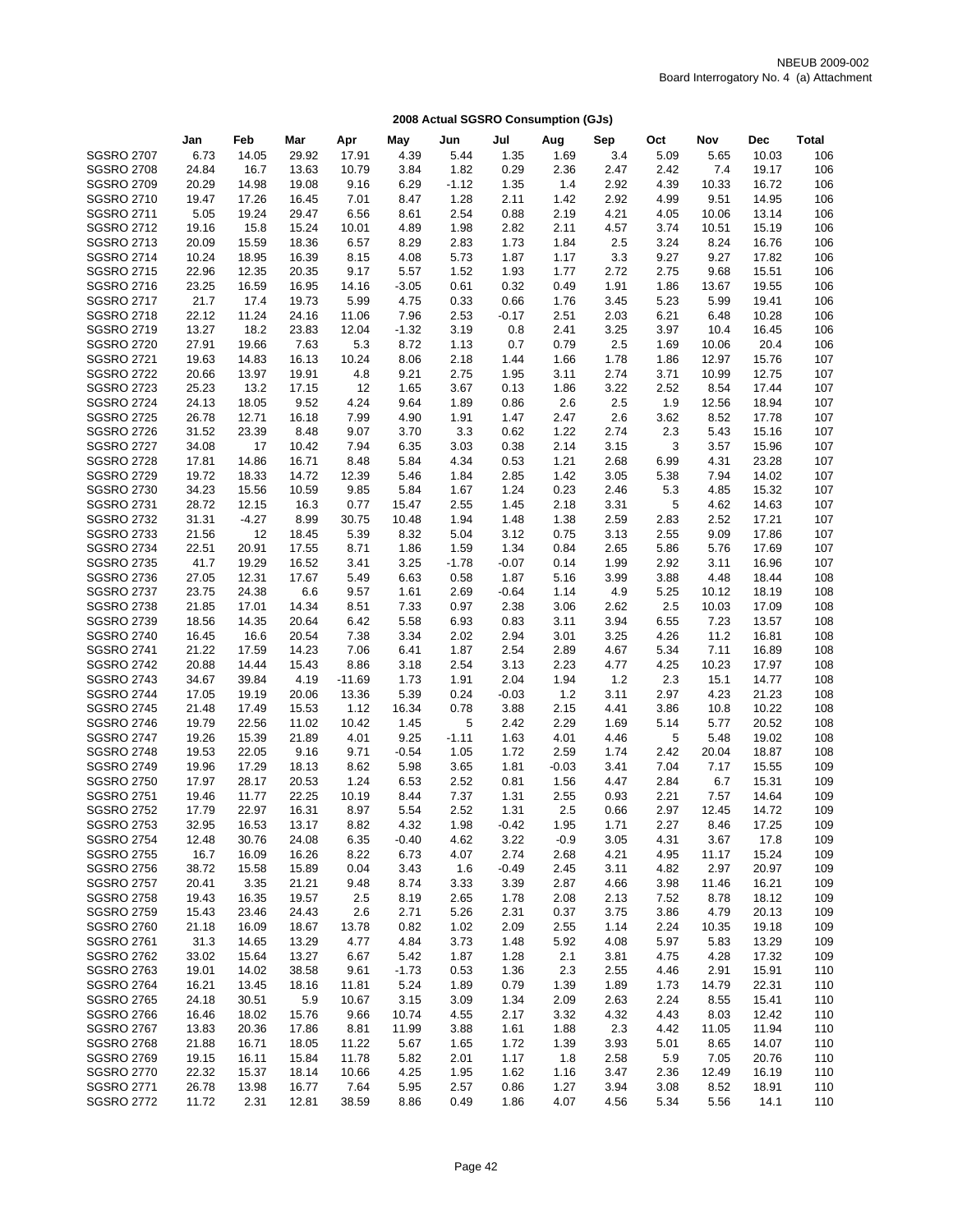NBEUB 2009-002
Board Interrogatory No. 4 (a) Attachment

## 2008 Actual SGSRO Consumption (GJs)

| | Jan | Feb | Mar | Apr | May | Jun | Jul | Aug | Sep | Oct | Nov | Dec | Total |
|---|---|---|---|---|---|---|---|---|---|---|---|---|---|
| SGSRO 2707 | 6.73 | 14.05 | 29.92 | 17.91 | 4.39 | 5.44 | 1.35 | 1.69 | 3.4 | 5.09 | 5.65 | 10.03 | 106 |
| SGSRO 2708 | 24.84 | 16.7 | 13.63 | 10.79 | 3.84 | 1.82 | 0.29 | 2.36 | 2.47 | 2.42 | 7.4 | 19.17 | 106 |
| SGSRO 2709 | 20.29 | 14.98 | 19.08 | 9.16 | 6.29 | -1.12 | 1.35 | 1.4 | 2.92 | 4.39 | 10.33 | 16.72 | 106 |
| SGSRO 2710 | 19.47 | 17.26 | 16.45 | 7.01 | 8.47 | 1.28 | 2.11 | 1.42 | 2.92 | 4.99 | 9.51 | 14.95 | 106 |
| SGSRO 2711 | 5.05 | 19.24 | 29.47 | 6.56 | 8.61 | 2.54 | 0.88 | 2.19 | 4.21 | 4.05 | 10.06 | 13.14 | 106 |
| SGSRO 2712 | 19.16 | 15.8 | 15.24 | 10.01 | 4.89 | 1.98 | 2.82 | 2.11 | 4.57 | 3.74 | 10.51 | 15.19 | 106 |
| SGSRO 2713 | 20.09 | 15.59 | 18.36 | 6.57 | 8.29 | 2.83 | 1.73 | 1.84 | 2.5 | 3.24 | 8.24 | 16.76 | 106 |
| SGSRO 2714 | 10.24 | 18.95 | 16.39 | 8.15 | 4.08 | 5.73 | 1.87 | 1.17 | 3.3 | 9.27 | 9.27 | 17.82 | 106 |
| SGSRO 2715 | 22.96 | 12.35 | 20.35 | 9.17 | 5.57 | 1.52 | 1.93 | 1.77 | 2.72 | 2.75 | 9.68 | 15.51 | 106 |
| SGSRO 2716 | 23.25 | 16.59 | 16.95 | 14.16 | -3.05 | 0.61 | 0.32 | 0.49 | 1.91 | 1.86 | 13.67 | 19.55 | 106 |
| SGSRO 2717 | 21.7 | 17.4 | 19.73 | 5.99 | 4.75 | 0.33 | 0.66 | 1.76 | 3.45 | 5.23 | 5.99 | 19.41 | 106 |
| SGSRO 2718 | 22.12 | 11.24 | 24.16 | 11.06 | 7.96 | 2.53 | -0.17 | 2.51 | 2.03 | 6.21 | 6.48 | 10.28 | 106 |
| SGSRO 2719 | 13.27 | 18.2 | 23.83 | 12.04 | -1.32 | 3.19 | 0.8 | 2.41 | 3.25 | 3.97 | 10.4 | 16.45 | 106 |
| SGSRO 2720 | 27.91 | 19.66 | 7.63 | 5.3 | 8.72 | 1.13 | 0.7 | 0.79 | 2.5 | 1.69 | 10.06 | 20.4 | 106 |
| SGSRO 2721 | 19.63 | 14.83 | 16.13 | 10.24 | 8.06 | 2.18 | 1.44 | 1.66 | 1.78 | 1.86 | 12.97 | 15.76 | 107 |
| SGSRO 2722 | 20.66 | 13.97 | 19.91 | 4.8 | 9.21 | 2.75 | 1.95 | 3.11 | 2.74 | 3.71 | 10.99 | 12.75 | 107 |
| SGSRO 2723 | 25.23 | 13.2 | 17.15 | 12 | 1.65 | 3.67 | 0.13 | 1.86 | 3.22 | 2.52 | 8.54 | 17.44 | 107 |
| SGSRO 2724 | 24.13 | 18.05 | 9.52 | 4.24 | 9.64 | 1.89 | 0.86 | 2.6 | 2.5 | 1.9 | 12.56 | 18.94 | 107 |
| SGSRO 2725 | 26.78 | 12.71 | 16.18 | 7.99 | 4.90 | 1.91 | 1.47 | 2.47 | 2.6 | 3.62 | 8.52 | 17.78 | 107 |
| SGSRO 2726 | 31.52 | 23.39 | 8.48 | 9.07 | 3.70 | 3.3 | 0.62 | 1.22 | 2.74 | 2.3 | 5.43 | 15.16 | 107 |
| SGSRO 2727 | 34.08 | 17 | 10.42 | 7.94 | 6.35 | 3.03 | 0.38 | 2.14 | 3.15 | 3 | 3.57 | 15.96 | 107 |
| SGSRO 2728 | 17.81 | 14.86 | 16.71 | 8.48 | 5.84 | 4.34 | 0.53 | 1.21 | 2.68 | 6.99 | 4.31 | 23.28 | 107 |
| SGSRO 2729 | 19.72 | 18.33 | 14.72 | 12.39 | 5.46 | 1.84 | 2.85 | 1.42 | 3.05 | 5.38 | 7.94 | 14.02 | 107 |
| SGSRO 2730 | 34.23 | 15.56 | 10.59 | 9.85 | 5.84 | 1.67 | 1.24 | 0.23 | 2.46 | 5.3 | 4.85 | 15.32 | 107 |
| SGSRO 2731 | 28.72 | 12.15 | 16.3 | 0.77 | 15.47 | 2.55 | 1.45 | 2.18 | 3.31 | 5 | 4.62 | 14.63 | 107 |
| SGSRO 2732 | 31.31 | -4.27 | 8.99 | 30.75 | 10.48 | 1.94 | 1.48 | 1.38 | 2.59 | 2.83 | 2.52 | 17.21 | 107 |
| SGSRO 2733 | 21.56 | 12 | 18.45 | 5.39 | 8.32 | 5.04 | 3.12 | 0.75 | 3.13 | 2.55 | 9.09 | 17.86 | 107 |
| SGSRO 2734 | 22.51 | 20.91 | 17.55 | 8.71 | 1.86 | 1.59 | 1.34 | 0.84 | 2.65 | 5.86 | 5.76 | 17.69 | 107 |
| SGSRO 2735 | 41.7 | 19.29 | 16.52 | 3.41 | 3.25 | -1.78 | -0.07 | 0.14 | 1.99 | 2.92 | 3.11 | 16.96 | 107 |
| SGSRO 2736 | 27.05 | 12.31 | 17.67 | 5.49 | 6.63 | 0.58 | 1.87 | 5.16 | 3.99 | 3.88 | 4.48 | 18.44 | 108 |
| SGSRO 2737 | 23.75 | 24.38 | 6.6 | 9.57 | 1.61 | 2.69 | -0.64 | 1.14 | 4.9 | 5.25 | 10.12 | 18.19 | 108 |
| SGSRO 2738 | 21.85 | 17.01 | 14.34 | 8.51 | 7.33 | 0.97 | 2.38 | 3.06 | 2.62 | 2.5 | 10.03 | 17.09 | 108 |
| SGSRO 2739 | 18.56 | 14.35 | 20.64 | 6.42 | 5.58 | 6.93 | 0.83 | 3.11 | 3.94 | 6.55 | 7.23 | 13.57 | 108 |
| SGSRO 2740 | 16.45 | 16.6 | 20.54 | 7.38 | 3.34 | 2.02 | 2.94 | 3.01 | 3.25 | 4.26 | 11.2 | 16.81 | 108 |
| SGSRO 2741 | 21.22 | 17.59 | 14.23 | 7.06 | 6.41 | 1.87 | 2.54 | 2.89 | 4.67 | 5.34 | 7.11 | 16.89 | 108 |
| SGSRO 2742 | 20.88 | 14.44 | 15.43 | 8.86 | 3.18 | 2.54 | 3.13 | 2.23 | 4.77 | 4.25 | 10.23 | 17.97 | 108 |
| SGSRO 2743 | 34.67 | 39.84 | 4.19 | -11.69 | 1.73 | 1.91 | 2.04 | 1.94 | 1.2 | 2.3 | 15.1 | 14.77 | 108 |
| SGSRO 2744 | 17.05 | 19.19 | 20.06 | 13.36 | 5.39 | 0.24 | -0.03 | 1.2 | 3.11 | 2.97 | 4.23 | 21.23 | 108 |
| SGSRO 2745 | 21.48 | 17.49 | 15.53 | 1.12 | 16.34 | 0.78 | 3.88 | 2.15 | 4.41 | 3.86 | 10.8 | 10.22 | 108 |
| SGSRO 2746 | 19.79 | 22.56 | 11.02 | 10.42 | 1.45 | 5 | 2.42 | 2.29 | 1.69 | 5.14 | 5.77 | 20.52 | 108 |
| SGSRO 2747 | 19.26 | 15.39 | 21.89 | 4.01 | 9.25 | -1.11 | 1.63 | 4.01 | 4.46 | 5 | 5.48 | 19.02 | 108 |
| SGSRO 2748 | 19.53 | 22.05 | 9.16 | 9.71 | -0.54 | 1.05 | 1.72 | 2.59 | 1.74 | 2.42 | 20.04 | 18.87 | 108 |
| SGSRO 2749 | 19.96 | 17.29 | 18.13 | 8.62 | 5.98 | 3.65 | 1.81 | -0.03 | 3.41 | 7.04 | 7.17 | 15.55 | 109 |
| SGSRO 2750 | 17.97 | 28.17 | 20.53 | 1.24 | 6.53 | 2.52 | 0.81 | 1.56 | 4.47 | 2.84 | 6.7 | 15.31 | 109 |
| SGSRO 2751 | 19.46 | 11.77 | 22.25 | 10.19 | 8.44 | 7.37 | 1.31 | 2.55 | 0.93 | 2.21 | 7.57 | 14.64 | 109 |
| SGSRO 2752 | 17.79 | 22.97 | 16.31 | 8.97 | 5.54 | 2.52 | 1.31 | 2.5 | 0.66 | 2.97 | 12.45 | 14.72 | 109 |
| SGSRO 2753 | 32.95 | 16.53 | 13.17 | 8.82 | 4.32 | 1.98 | -0.42 | 1.95 | 1.71 | 2.27 | 8.46 | 17.25 | 109 |
| SGSRO 2754 | 12.48 | 30.76 | 24.08 | 6.35 | -0.40 | 4.62 | 3.22 | -0.9 | 3.05 | 4.31 | 3.67 | 17.8 | 109 |
| SGSRO 2755 | 16.7 | 16.09 | 16.26 | 8.22 | 6.73 | 4.07 | 2.74 | 2.68 | 4.21 | 4.95 | 11.17 | 15.24 | 109 |
| SGSRO 2756 | 38.72 | 15.58 | 15.89 | 0.04 | 3.43 | 1.6 | -0.49 | 2.45 | 3.11 | 4.82 | 2.97 | 20.97 | 109 |
| SGSRO 2757 | 20.41 | 3.35 | 21.21 | 9.48 | 8.74 | 3.33 | 3.39 | 2.87 | 4.66 | 3.98 | 11.46 | 16.21 | 109 |
| SGSRO 2758 | 19.43 | 16.35 | 19.57 | 2.5 | 8.19 | 2.65 | 1.78 | 2.08 | 2.13 | 7.52 | 8.78 | 18.12 | 109 |
| SGSRO 2759 | 15.43 | 23.46 | 24.43 | 2.6 | 2.71 | 5.26 | 2.31 | 0.37 | 3.75 | 3.86 | 4.79 | 20.13 | 109 |
| SGSRO 2760 | 21.18 | 16.09 | 18.67 | 13.78 | 0.82 | 1.02 | 2.09 | 2.55 | 1.14 | 2.24 | 10.35 | 19.18 | 109 |
| SGSRO 2761 | 31.3 | 14.65 | 13.29 | 4.77 | 4.84 | 3.73 | 1.48 | 5.92 | 4.08 | 5.97 | 5.83 | 13.29 | 109 |
| SGSRO 2762 | 33.02 | 15.64 | 13.27 | 6.67 | 5.42 | 1.87 | 1.28 | 2.1 | 3.81 | 4.75 | 4.28 | 17.32 | 109 |
| SGSRO 2763 | 19.01 | 14.02 | 38.58 | 9.61 | -1.73 | 0.53 | 1.36 | 2.3 | 2.55 | 4.46 | 2.91 | 15.91 | 110 |
| SGSRO 2764 | 16.21 | 13.45 | 18.16 | 11.81 | 5.24 | 1.89 | 0.79 | 1.39 | 1.89 | 1.73 | 14.79 | 22.31 | 110 |
| SGSRO 2765 | 24.18 | 30.51 | 5.9 | 10.67 | 3.15 | 3.09 | 1.34 | 2.09 | 2.63 | 2.24 | 8.55 | 15.41 | 110 |
| SGSRO 2766 | 16.46 | 18.02 | 15.76 | 9.66 | 10.74 | 4.55 | 2.17 | 3.32 | 4.32 | 4.43 | 8.03 | 12.42 | 110 |
| SGSRO 2767 | 13.83 | 20.36 | 17.86 | 8.81 | 11.99 | 3.88 | 1.61 | 1.88 | 2.3 | 4.42 | 11.05 | 11.94 | 110 |
| SGSRO 2768 | 21.88 | 16.71 | 18.05 | 11.22 | 5.67 | 1.65 | 1.72 | 1.39 | 3.93 | 5.01 | 8.65 | 14.07 | 110 |
| SGSRO 2769 | 19.15 | 16.11 | 15.84 | 11.78 | 5.82 | 2.01 | 1.17 | 1.8 | 2.58 | 5.9 | 7.05 | 20.76 | 110 |
| SGSRO 2770 | 22.32 | 15.37 | 18.14 | 10.66 | 4.25 | 1.95 | 1.62 | 1.16 | 3.47 | 2.36 | 12.49 | 16.19 | 110 |
| SGSRO 2771 | 26.78 | 13.98 | 16.77 | 7.64 | 5.95 | 2.57 | 0.86 | 1.27 | 3.94 | 3.08 | 8.52 | 18.91 | 110 |
| SGSRO 2772 | 11.72 | 2.31 | 12.81 | 38.59 | 8.86 | 0.49 | 1.86 | 4.07 | 4.56 | 5.34 | 5.56 | 14.1 | 110 |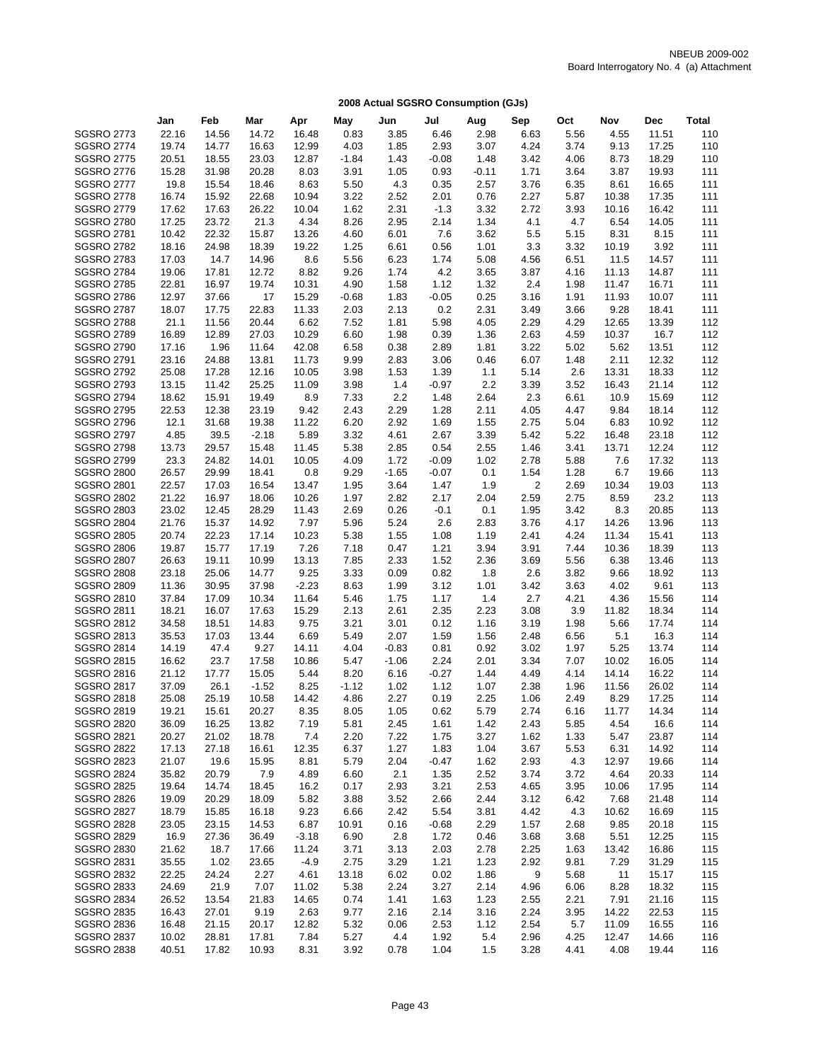NBEUB 2009-002
Board Interrogatory No. 4 (a) Attachment

## 2008 Actual SGSRO Consumption (GJs)

| | Jan | Feb | Mar | Apr | May | Jun | Jul | Aug | Sep | Oct | Nov | Dec | Total |
|---|---|---|---|---|---|---|---|---|---|---|---|---|---|
| SGSRO 2773 | 22.16 | 14.56 | 14.72 | 16.48 | 0.83 | 3.85 | 6.46 | 2.98 | 6.63 | 5.56 | 4.55 | 11.51 | 110 |
| SGSRO 2774 | 19.74 | 14.77 | 16.63 | 12.99 | 4.03 | 1.85 | 2.93 | 3.07 | 4.24 | 3.74 | 9.13 | 17.25 | 110 |
| SGSRO 2775 | 20.51 | 18.55 | 23.03 | 12.87 | -1.84 | 1.43 | -0.08 | 1.48 | 3.42 | 4.06 | 8.73 | 18.29 | 110 |
| SGSRO 2776 | 15.28 | 31.98 | 20.28 | 8.03 | 3.91 | 1.05 | 0.93 | -0.11 | 1.71 | 3.64 | 3.87 | 19.93 | 111 |
| SGSRO 2777 | 19.8 | 15.54 | 18.46 | 8.63 | 5.50 | 4.3 | 0.35 | 2.57 | 3.76 | 6.35 | 8.61 | 16.65 | 111 |
| SGSRO 2778 | 16.74 | 15.92 | 22.68 | 10.94 | 3.22 | 2.52 | 2.01 | 0.76 | 2.27 | 5.87 | 10.38 | 17.35 | 111 |
| SGSRO 2779 | 17.62 | 17.63 | 26.22 | 10.04 | 1.62 | 2.31 | -1.3 | 3.32 | 2.72 | 3.93 | 10.16 | 16.42 | 111 |
| SGSRO 2780 | 17.25 | 23.72 | 21.3 | 4.34 | 8.26 | 2.95 | 2.14 | 1.34 | 4.1 | 4.7 | 6.54 | 14.05 | 111 |
| SGSRO 2781 | 10.42 | 22.32 | 15.87 | 13.26 | 4.60 | 6.01 | 7.6 | 3.62 | 5.5 | 5.15 | 8.31 | 8.15 | 111 |
| SGSRO 2782 | 18.16 | 24.98 | 18.39 | 19.22 | 1.25 | 6.61 | 0.56 | 1.01 | 3.3 | 3.32 | 10.19 | 3.92 | 111 |
| SGSRO 2783 | 17.03 | 14.7 | 14.96 | 8.6 | 5.56 | 6.23 | 1.74 | 5.08 | 4.56 | 6.51 | 11.5 | 14.57 | 111 |
| SGSRO 2784 | 19.06 | 17.81 | 12.72 | 8.82 | 9.26 | 1.74 | 4.2 | 3.65 | 3.87 | 4.16 | 11.13 | 14.87 | 111 |
| SGSRO 2785 | 22.81 | 16.97 | 19.74 | 10.31 | 4.90 | 1.58 | 1.12 | 1.32 | 2.4 | 1.98 | 11.47 | 16.71 | 111 |
| SGSRO 2786 | 12.97 | 37.66 | 17 | 15.29 | -0.68 | 1.83 | -0.05 | 0.25 | 3.16 | 1.91 | 11.93 | 10.07 | 111 |
| SGSRO 2787 | 18.07 | 17.75 | 22.83 | 11.33 | 2.03 | 2.13 | 0.2 | 2.31 | 3.49 | 3.66 | 9.28 | 18.41 | 111 |
| SGSRO 2788 | 21.1 | 11.56 | 20.44 | 6.62 | 7.52 | 1.81 | 5.98 | 4.05 | 2.29 | 4.29 | 12.65 | 13.39 | 112 |
| SGSRO 2789 | 16.89 | 12.89 | 27.03 | 10.29 | 6.60 | 1.98 | 0.39 | 1.36 | 2.63 | 4.59 | 10.37 | 16.7 | 112 |
| SGSRO 2790 | 17.16 | 1.96 | 11.64 | 42.08 | 6.58 | 0.38 | 2.89 | 1.81 | 3.22 | 5.02 | 5.62 | 13.51 | 112 |
| SGSRO 2791 | 23.16 | 24.88 | 13.81 | 11.73 | 9.99 | 2.83 | 3.06 | 0.46 | 6.07 | 1.48 | 2.11 | 12.32 | 112 |
| SGSRO 2792 | 25.08 | 17.28 | 12.16 | 10.05 | 3.98 | 1.53 | 1.39 | 1.1 | 5.14 | 2.6 | 13.31 | 18.33 | 112 |
| SGSRO 2793 | 13.15 | 11.42 | 25.25 | 11.09 | 3.98 | 1.4 | -0.97 | 2.2 | 3.39 | 3.52 | 16.43 | 21.14 | 112 |
| SGSRO 2794 | 18.62 | 15.91 | 19.49 | 8.9 | 7.33 | 2.2 | 1.48 | 2.64 | 2.3 | 6.61 | 10.9 | 15.69 | 112 |
| SGSRO 2795 | 22.53 | 12.38 | 23.19 | 9.42 | 2.43 | 2.29 | 1.28 | 2.11 | 4.05 | 4.47 | 9.84 | 18.14 | 112 |
| SGSRO 2796 | 12.1 | 31.68 | 19.38 | 11.22 | 6.20 | 2.92 | 1.69 | 1.55 | 2.75 | 5.04 | 6.83 | 10.92 | 112 |
| SGSRO 2797 | 4.85 | 39.5 | -2.18 | 5.89 | 3.32 | 4.61 | 2.67 | 3.39 | 5.42 | 5.22 | 16.48 | 23.18 | 112 |
| SGSRO 2798 | 13.73 | 29.57 | 15.48 | 11.45 | 5.38 | 2.85 | 0.54 | 2.55 | 1.46 | 3.41 | 13.71 | 12.24 | 112 |
| SGSRO 2799 | 23.3 | 24.82 | 14.01 | 10.05 | 4.09 | 1.72 | -0.09 | 1.02 | 2.78 | 5.88 | 7.6 | 17.32 | 113 |
| SGSRO 2800 | 26.57 | 29.99 | 18.41 | 0.8 | 9.29 | -1.65 | -0.07 | 0.1 | 1.54 | 1.28 | 6.7 | 19.66 | 113 |
| SGSRO 2801 | 22.57 | 17.03 | 16.54 | 13.47 | 1.95 | 3.64 | 1.47 | 1.9 | 2 | 2.69 | 10.34 | 19.03 | 113 |
| SGSRO 2802 | 21.22 | 16.97 | 18.06 | 10.26 | 1.97 | 2.82 | 2.17 | 2.04 | 2.59 | 2.75 | 8.59 | 23.2 | 113 |
| SGSRO 2803 | 23.02 | 12.45 | 28.29 | 11.43 | 2.69 | 0.26 | -0.1 | 0.1 | 1.95 | 3.42 | 8.3 | 20.85 | 113 |
| SGSRO 2804 | 21.76 | 15.37 | 14.92 | 7.97 | 5.96 | 5.24 | 2.6 | 2.83 | 3.76 | 4.17 | 14.26 | 13.96 | 113 |
| SGSRO 2805 | 20.74 | 22.23 | 17.14 | 10.23 | 5.38 | 1.55 | 1.08 | 1.19 | 2.41 | 4.24 | 11.34 | 15.41 | 113 |
| SGSRO 2806 | 19.87 | 15.77 | 17.19 | 7.26 | 7.18 | 0.47 | 1.21 | 3.94 | 3.91 | 7.44 | 10.36 | 18.39 | 113 |
| SGSRO 2807 | 26.63 | 19.11 | 10.99 | 13.13 | 7.85 | 2.33 | 1.52 | 2.36 | 3.69 | 5.56 | 6.38 | 13.46 | 113 |
| SGSRO 2808 | 23.18 | 25.06 | 14.77 | 9.25 | 3.33 | 0.09 | 0.82 | 1.8 | 2.6 | 3.82 | 9.66 | 18.92 | 113 |
| SGSRO 2809 | 11.36 | 30.95 | 37.98 | -2.23 | 8.63 | 1.99 | 3.12 | 1.01 | 3.42 | 3.63 | 4.02 | 9.61 | 113 |
| SGSRO 2810 | 37.84 | 17.09 | 10.34 | 11.64 | 5.46 | 1.75 | 1.17 | 1.4 | 2.7 | 4.21 | 4.36 | 15.56 | 114 |
| SGSRO 2811 | 18.21 | 16.07 | 17.63 | 15.29 | 2.13 | 2.61 | 2.35 | 2.23 | 3.08 | 3.9 | 11.82 | 18.34 | 114 |
| SGSRO 2812 | 34.58 | 18.51 | 14.83 | 9.75 | 3.21 | 3.01 | 0.12 | 1.16 | 3.19 | 1.98 | 5.66 | 17.74 | 114 |
| SGSRO 2813 | 35.53 | 17.03 | 13.44 | 6.69 | 5.49 | 2.07 | 1.59 | 1.56 | 2.48 | 6.56 | 5.1 | 16.3 | 114 |
| SGSRO 2814 | 14.19 | 47.4 | 9.27 | 14.11 | 4.04 | -0.83 | 0.81 | 0.92 | 3.02 | 1.97 | 5.25 | 13.74 | 114 |
| SGSRO 2815 | 16.62 | 23.7 | 17.58 | 10.86 | 5.47 | -1.06 | 2.24 | 2.01 | 3.34 | 7.07 | 10.02 | 16.05 | 114 |
| SGSRO 2816 | 21.12 | 17.77 | 15.05 | 5.44 | 8.20 | 6.16 | -0.27 | 1.44 | 4.49 | 4.14 | 14.14 | 16.22 | 114 |
| SGSRO 2817 | 37.09 | 26.1 | -1.52 | 8.25 | -1.12 | 1.02 | 1.12 | 1.07 | 2.38 | 1.96 | 11.56 | 26.02 | 114 |
| SGSRO 2818 | 25.08 | 25.19 | 10.58 | 14.42 | 4.86 | 2.27 | 0.19 | 2.25 | 1.06 | 2.49 | 8.29 | 17.25 | 114 |
| SGSRO 2819 | 19.21 | 15.61 | 20.27 | 8.35 | 8.05 | 1.05 | 0.62 | 5.79 | 2.74 | 6.16 | 11.77 | 14.34 | 114 |
| SGSRO 2820 | 36.09 | 16.25 | 13.82 | 7.19 | 5.81 | 2.45 | 1.61 | 1.42 | 2.43 | 5.85 | 4.54 | 16.6 | 114 |
| SGSRO 2821 | 20.27 | 21.02 | 18.78 | 7.4 | 2.20 | 7.22 | 1.75 | 3.27 | 1.62 | 1.33 | 5.47 | 23.87 | 114 |
| SGSRO 2822 | 17.13 | 27.18 | 16.61 | 12.35 | 6.37 | 1.27 | 1.83 | 1.04 | 3.67 | 5.53 | 6.31 | 14.92 | 114 |
| SGSRO 2823 | 21.07 | 19.6 | 15.95 | 8.81 | 5.79 | 2.04 | -0.47 | 1.62 | 2.93 | 4.3 | 12.97 | 19.66 | 114 |
| SGSRO 2824 | 35.82 | 20.79 | 7.9 | 4.89 | 6.60 | 2.1 | 1.35 | 2.52 | 3.74 | 3.72 | 4.64 | 20.33 | 114 |
| SGSRO 2825 | 19.64 | 14.74 | 18.45 | 16.2 | 0.17 | 2.93 | 3.21 | 2.53 | 4.65 | 3.95 | 10.06 | 17.95 | 114 |
| SGSRO 2826 | 19.09 | 20.29 | 18.09 | 5.82 | 3.88 | 3.52 | 2.66 | 2.44 | 3.12 | 6.42 | 7.68 | 21.48 | 114 |
| SGSRO 2827 | 18.79 | 15.85 | 16.18 | 9.23 | 6.66 | 2.42 | 5.54 | 3.81 | 4.42 | 4.3 | 10.62 | 16.69 | 115 |
| SGSRO 2828 | 23.05 | 23.15 | 14.53 | 6.87 | 10.91 | 0.16 | -0.68 | 2.29 | 1.57 | 2.68 | 9.85 | 20.18 | 115 |
| SGSRO 2829 | 16.9 | 27.36 | 36.49 | -3.18 | 6.90 | 2.8 | 1.72 | 0.46 | 3.68 | 3.68 | 5.51 | 12.25 | 115 |
| SGSRO 2830 | 21.62 | 18.7 | 17.66 | 11.24 | 3.71 | 3.13 | 2.03 | 2.78 | 2.25 | 1.63 | 13.42 | 16.86 | 115 |
| SGSRO 2831 | 35.55 | 1.02 | 23.65 | -4.9 | 2.75 | 3.29 | 1.21 | 1.23 | 2.92 | 9.81 | 7.29 | 31.29 | 115 |
| SGSRO 2832 | 22.25 | 24.24 | 2.27 | 4.61 | 13.18 | 6.02 | 0.02 | 1.86 | 9 | 5.68 | 11 | 15.17 | 115 |
| SGSRO 2833 | 24.69 | 21.9 | 7.07 | 11.02 | 5.38 | 2.24 | 3.27 | 2.14 | 4.96 | 6.06 | 8.28 | 18.32 | 115 |
| SGSRO 2834 | 26.52 | 13.54 | 21.83 | 14.65 | 0.74 | 1.41 | 1.63 | 1.23 | 2.55 | 2.21 | 7.91 | 21.16 | 115 |
| SGSRO 2835 | 16.43 | 27.01 | 9.19 | 2.63 | 9.77 | 2.16 | 2.14 | 3.16 | 2.24 | 3.95 | 14.22 | 22.53 | 115 |
| SGSRO 2836 | 16.48 | 21.15 | 20.17 | 12.82 | 5.32 | 0.06 | 2.53 | 1.12 | 2.54 | 5.7 | 11.09 | 16.55 | 116 |
| SGSRO 2837 | 10.02 | 28.81 | 17.81 | 7.84 | 5.27 | 4.4 | 1.92 | 5.4 | 2.96 | 4.25 | 12.47 | 14.66 | 116 |
| SGSRO 2838 | 40.51 | 17.82 | 10.93 | 8.31 | 3.92 | 0.78 | 1.04 | 1.5 | 3.28 | 4.41 | 4.08 | 19.44 | 116 |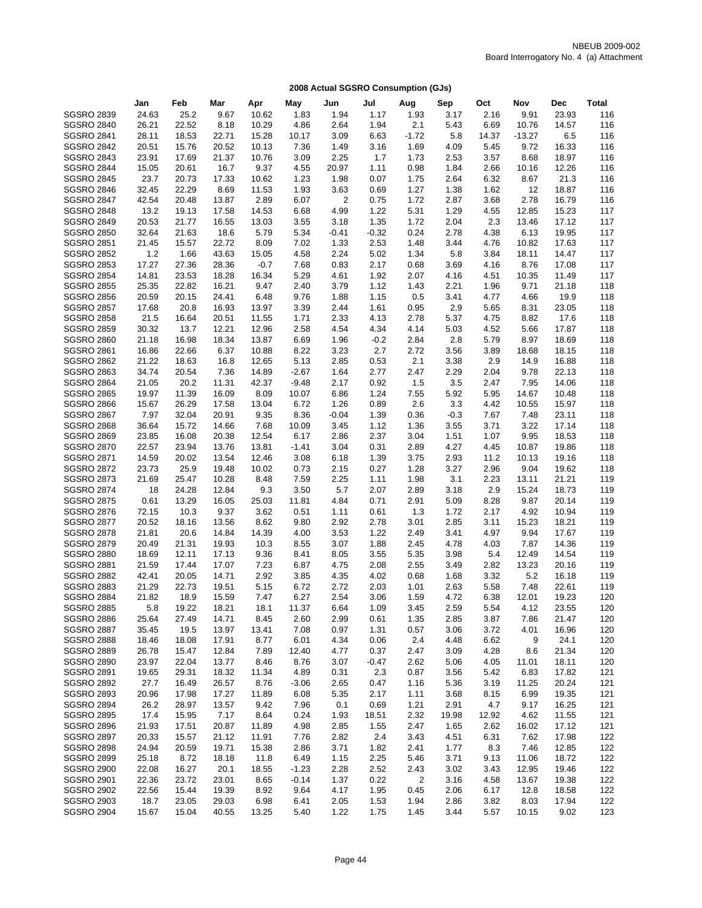NBEUB 2009-002
Board Interrogatory No. 4 (a) Attachment

## 2008 Actual SGSRO Consumption (GJs)

| | Jan | Feb | Mar | Apr | May | Jun | Jul | Aug | Sep | Oct | Nov | Dec | Total |
|---|---|---|---|---|---|---|---|---|---|---|---|---|---|
| SGSRO 2839 | 24.63 | 25.2 | 9.67 | 10.62 | 1.83 | 1.94 | 1.17 | 1.93 | 3.17 | 2.16 | 9.91 | 23.93 | 116 |
| SGSRO 2840 | 26.21 | 22.52 | 8.18 | 10.29 | 4.86 | 2.64 | 1.94 | 2.1 | 5.43 | 6.69 | 10.76 | 14.57 | 116 |
| SGSRO 2841 | 28.11 | 18.53 | 22.71 | 15.28 | 10.17 | 3.09 | 6.63 | -1.72 | 5.8 | 14.37 | -13.27 | 6.5 | 116 |
| SGSRO 2842 | 20.51 | 15.76 | 20.52 | 10.13 | 7.36 | 1.49 | 3.16 | 1.69 | 4.09 | 5.45 | 9.72 | 16.33 | 116 |
| SGSRO 2843 | 23.91 | 17.69 | 21.37 | 10.76 | 3.09 | 2.25 | 1.7 | 1.73 | 2.53 | 3.57 | 8.68 | 18.97 | 116 |
| SGSRO 2844 | 15.05 | 20.61 | 16.7 | 9.37 | 4.55 | 20.97 | 1.11 | 0.98 | 1.84 | 2.66 | 10.16 | 12.26 | 116 |
| SGSRO 2845 | 23.7 | 20.73 | 17.33 | 10.62 | 1.23 | 1.98 | 0.07 | 1.75 | 2.64 | 6.32 | 8.67 | 21.3 | 116 |
| SGSRO 2846 | 32.45 | 22.29 | 8.69 | 11.53 | 1.93 | 3.63 | 0.69 | 1.27 | 1.38 | 1.62 | 12 | 18.87 | 116 |
| SGSRO 2847 | 42.54 | 20.48 | 13.87 | 2.89 | 6.07 | 2 | 0.75 | 1.72 | 2.87 | 3.68 | 2.78 | 16.79 | 116 |
| SGSRO 2848 | 13.2 | 19.13 | 17.58 | 14.53 | 6.68 | 4.99 | 1.22 | 5.31 | 1.29 | 4.55 | 12.85 | 15.23 | 117 |
| SGSRO 2849 | 20.53 | 21.77 | 16.55 | 13.03 | 3.55 | 3.18 | 1.35 | 1.72 | 2.04 | 2.3 | 13.46 | 17.12 | 117 |
| SGSRO 2850 | 32.64 | 21.63 | 18.6 | 5.79 | 5.34 | -0.41 | -0.32 | 0.24 | 2.78 | 4.38 | 6.13 | 19.95 | 117 |
| SGSRO 2851 | 21.45 | 15.57 | 22.72 | 8.09 | 7.02 | 1.33 | 2.53 | 1.48 | 3.44 | 4.76 | 10.82 | 17.63 | 117 |
| SGSRO 2852 | 1.2 | 1.66 | 43.63 | 15.05 | 4.58 | 2.24 | 5.02 | 1.34 | 5.8 | 3.84 | 18.11 | 14.47 | 117 |
| SGSRO 2853 | 17.27 | 27.36 | 28.36 | -0.7 | 7.68 | 0.83 | 2.17 | 0.68 | 3.69 | 4.16 | 8.76 | 17.08 | 117 |
| SGSRO 2854 | 14.81 | 23.53 | 18.28 | 16.34 | 5.29 | 4.61 | 1.92 | 2.07 | 4.16 | 4.51 | 10.35 | 11.49 | 117 |
| SGSRO 2855 | 25.35 | 22.82 | 16.21 | 9.47 | 2.40 | 3.79 | 1.12 | 1.43 | 2.21 | 1.96 | 9.71 | 21.18 | 118 |
| SGSRO 2856 | 20.59 | 20.15 | 24.41 | 6.48 | 9.76 | 1.88 | 1.15 | 0.5 | 3.41 | 4.77 | 4.66 | 19.9 | 118 |
| SGSRO 2857 | 17.68 | 20.8 | 16.93 | 13.97 | 3.39 | 2.44 | 1.61 | 0.95 | 2.9 | 5.65 | 8.31 | 23.05 | 118 |
| SGSRO 2858 | 21.5 | 16.64 | 20.51 | 11.55 | 1.71 | 2.33 | 4.13 | 2.78 | 5.37 | 4.75 | 8.82 | 17.6 | 118 |
| SGSRO 2859 | 30.32 | 13.7 | 12.21 | 12.96 | 2.58 | 4.54 | 4.34 | 4.14 | 5.03 | 4.52 | 5.66 | 17.87 | 118 |
| SGSRO 2860 | 21.18 | 16.98 | 18.34 | 13.87 | 6.69 | 1.96 | -0.2 | 2.84 | 2.8 | 5.79 | 8.97 | 18.69 | 118 |
| SGSRO 2861 | 16.86 | 22.66 | 6.37 | 10.88 | 8.22 | 3.23 | 2.7 | 2.72 | 3.56 | 3.89 | 18.68 | 18.15 | 118 |
| SGSRO 2862 | 21.22 | 18.63 | 16.8 | 12.65 | 5.13 | 2.85 | 0.53 | 2.1 | 3.38 | 2.9 | 14.9 | 16.88 | 118 |
| SGSRO 2863 | 34.74 | 20.54 | 7.36 | 14.89 | -2.67 | 1.64 | 2.77 | 2.47 | 2.29 | 2.04 | 9.78 | 22.13 | 118 |
| SGSRO 2864 | 21.05 | 20.2 | 11.31 | 42.37 | -9.48 | 2.17 | 0.92 | 1.5 | 3.5 | 2.47 | 7.95 | 14.06 | 118 |
| SGSRO 2865 | 19.97 | 11.39 | 16.09 | 8.09 | 10.07 | 6.86 | 1.24 | 7.55 | 5.92 | 5.95 | 14.67 | 10.48 | 118 |
| SGSRO 2866 | 15.67 | 26.29 | 17.58 | 13.04 | 6.72 | 1.26 | 0.89 | 2.6 | 3.3 | 4.42 | 10.55 | 15.97 | 118 |
| SGSRO 2867 | 7.97 | 32.04 | 20.91 | 9.35 | 8.36 | -0.04 | 1.39 | 0.36 | -0.3 | 7.67 | 7.48 | 23.11 | 118 |
| SGSRO 2868 | 36.64 | 15.72 | 14.66 | 7.68 | 10.09 | 3.45 | 1.12 | 1.36 | 3.55 | 3.71 | 3.22 | 17.14 | 118 |
| SGSRO 2869 | 23.85 | 16.08 | 20.38 | 12.54 | 6.17 | 2.86 | 2.37 | 3.04 | 1.51 | 1.07 | 9.95 | 18.53 | 118 |
| SGSRO 2870 | 22.57 | 23.94 | 13.76 | 13.81 | -1.41 | 3.04 | 0.31 | 2.89 | 4.27 | 4.45 | 10.87 | 19.86 | 118 |
| SGSRO 2871 | 14.59 | 20.02 | 13.54 | 12.46 | 3.08 | 6.18 | 1.39 | 3.75 | 2.93 | 11.2 | 10.13 | 19.16 | 118 |
| SGSRO 2872 | 23.73 | 25.9 | 19.48 | 10.02 | 0.73 | 2.15 | 0.27 | 1.28 | 3.27 | 2.96 | 9.04 | 19.62 | 118 |
| SGSRO 2873 | 21.69 | 25.47 | 10.28 | 8.48 | 7.59 | 2.25 | 1.11 | 1.98 | 3.1 | 2.23 | 13.11 | 21.21 | 119 |
| SGSRO 2874 | 18 | 24.28 | 12.84 | 9.3 | 3.50 | 5.7 | 2.07 | 2.89 | 3.18 | 2.9 | 15.24 | 18.73 | 119 |
| SGSRO 2875 | 0.61 | 13.29 | 16.05 | 25.03 | 11.81 | 4.84 | 0.71 | 2.91 | 5.09 | 8.28 | 9.87 | 20.14 | 119 |
| SGSRO 2876 | 72.15 | 10.3 | 9.37 | 3.62 | 0.51 | 1.11 | 0.61 | 1.3 | 1.72 | 2.17 | 4.92 | 10.94 | 119 |
| SGSRO 2877 | 20.52 | 18.16 | 13.56 | 8.62 | 9.80 | 2.92 | 2.78 | 3.01 | 2.85 | 3.11 | 15.23 | 18.21 | 119 |
| SGSRO 2878 | 21.81 | 20.6 | 14.84 | 14.39 | 4.00 | 3.53 | 1.22 | 2.49 | 3.41 | 4.97 | 9.94 | 17.67 | 119 |
| SGSRO 2879 | 20.49 | 21.31 | 19.93 | 10.3 | 8.55 | 3.07 | 1.88 | 2.45 | 4.78 | 4.03 | 7.87 | 14.36 | 119 |
| SGSRO 2880 | 18.69 | 12.11 | 17.13 | 9.36 | 8.41 | 8.05 | 3.55 | 5.35 | 3.98 | 5.4 | 12.49 | 14.54 | 119 |
| SGSRO 2881 | 21.59 | 17.44 | 17.07 | 7.23 | 6.87 | 4.75 | 2.08 | 2.55 | 3.49 | 2.82 | 13.23 | 20.16 | 119 |
| SGSRO 2882 | 42.41 | 20.05 | 14.71 | 2.92 | 3.85 | 4.35 | 4.02 | 0.68 | 1.68 | 3.32 | 5.2 | 16.18 | 119 |
| SGSRO 2883 | 21.29 | 22.73 | 19.51 | 5.15 | 6.72 | 2.72 | 2.03 | 1.01 | 2.63 | 5.58 | 7.48 | 22.61 | 119 |
| SGSRO 2884 | 21.82 | 18.9 | 15.59 | 7.47 | 6.27 | 2.54 | 3.06 | 1.59 | 4.72 | 6.38 | 12.01 | 19.23 | 120 |
| SGSRO 2885 | 5.8 | 19.22 | 18.21 | 18.1 | 11.37 | 6.64 | 1.09 | 3.45 | 2.59 | 5.54 | 4.12 | 23.55 | 120 |
| SGSRO 2886 | 25.64 | 27.49 | 14.71 | 8.45 | 2.60 | 2.99 | 0.61 | 1.35 | 2.85 | 3.87 | 7.86 | 21.47 | 120 |
| SGSRO 2887 | 35.45 | 19.5 | 13.97 | 13.41 | 7.08 | 0.97 | 1.31 | 0.57 | 3.06 | 3.72 | 4.01 | 16.96 | 120 |
| SGSRO 2888 | 18.46 | 18.08 | 17.91 | 8.77 | 6.01 | 4.34 | 0.06 | 2.4 | 4.48 | 6.62 | 9 | 24.1 | 120 |
| SGSRO 2889 | 26.78 | 15.47 | 12.84 | 7.89 | 12.40 | 4.77 | 0.37 | 2.47 | 3.09 | 4.28 | 8.6 | 21.34 | 120 |
| SGSRO 2890 | 23.97 | 22.04 | 13.77 | 8.46 | 8.76 | 3.07 | -0.47 | 2.62 | 5.06 | 4.05 | 11.01 | 18.11 | 120 |
| SGSRO 2891 | 19.65 | 29.31 | 18.32 | 11.34 | 4.89 | 0.31 | 2.3 | 0.87 | 3.56 | 5.42 | 6.83 | 17.82 | 121 |
| SGSRO 2892 | 27.7 | 16.49 | 26.57 | 8.76 | -3.06 | 2.65 | 0.47 | 1.16 | 5.36 | 3.19 | 11.25 | 20.24 | 121 |
| SGSRO 2893 | 20.96 | 17.98 | 17.27 | 11.89 | 6.08 | 5.35 | 2.17 | 1.11 | 3.68 | 8.15 | 6.99 | 19.35 | 121 |
| SGSRO 2894 | 26.2 | 28.97 | 13.57 | 9.42 | 7.96 | 0.1 | 0.69 | 1.21 | 2.91 | 4.7 | 9.17 | 16.25 | 121 |
| SGSRO 2895 | 17.4 | 15.95 | 7.17 | 8.64 | 0.24 | 1.93 | 18.51 | 2.32 | 19.98 | 12.92 | 4.62 | 11.55 | 121 |
| SGSRO 2896 | 21.93 | 17.51 | 20.87 | 11.89 | 4.98 | 2.85 | 1.55 | 2.47 | 1.65 | 2.62 | 16.02 | 17.12 | 121 |
| SGSRO 2897 | 20.33 | 15.57 | 21.12 | 11.91 | 7.76 | 2.82 | 2.4 | 3.43 | 4.51 | 6.31 | 7.62 | 17.98 | 122 |
| SGSRO 2898 | 24.94 | 20.59 | 19.71 | 15.38 | 2.86 | 3.71 | 1.82 | 2.41 | 1.77 | 8.3 | 7.46 | 12.85 | 122 |
| SGSRO 2899 | 25.18 | 8.72 | 18.18 | 11.8 | 6.49 | 1.15 | 2.25 | 5.46 | 3.71 | 9.13 | 11.06 | 18.72 | 122 |
| SGSRO 2900 | 22.08 | 16.27 | 20.1 | 18.55 | -1.23 | 2.28 | 2.52 | 2.43 | 3.02 | 3.43 | 12.95 | 19.46 | 122 |
| SGSRO 2901 | 22.36 | 23.72 | 23.01 | 8.65 | -0.14 | 1.37 | 0.22 | 2 | 3.16 | 4.58 | 13.67 | 19.38 | 122 |
| SGSRO 2902 | 22.56 | 15.44 | 19.39 | 8.92 | 9.64 | 4.17 | 1.95 | 0.45 | 2.06 | 6.17 | 12.8 | 18.58 | 122 |
| SGSRO 2903 | 18.7 | 23.05 | 29.03 | 6.98 | 6.41 | 2.05 | 1.53 | 1.94 | 2.86 | 3.82 | 8.03 | 17.94 | 122 |
| SGSRO 2904 | 15.67 | 15.04 | 40.55 | 13.25 | 5.40 | 1.22 | 1.75 | 1.45 | 3.44 | 5.57 | 10.15 | 9.02 | 123 |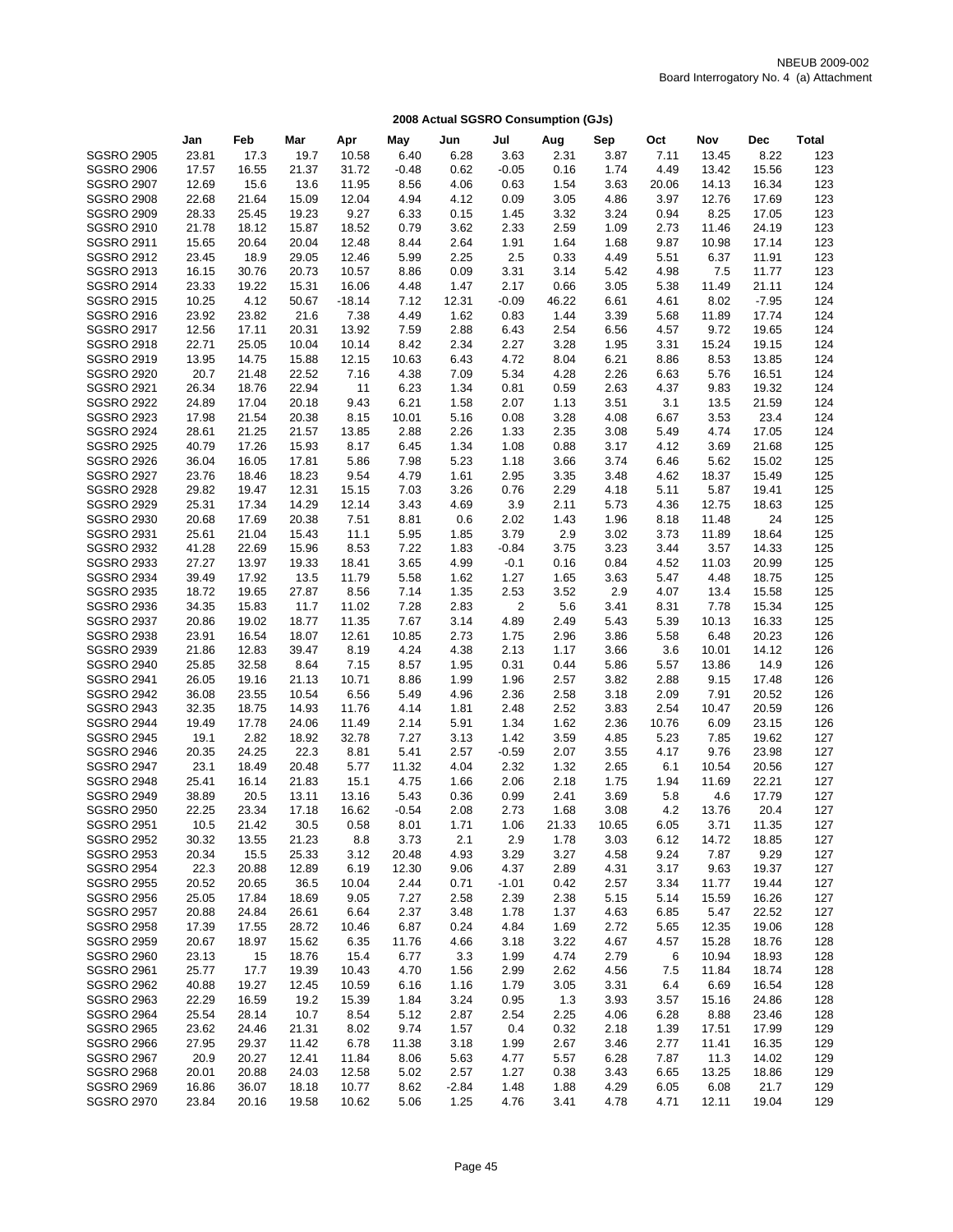NBEUB 2009-002
Board Interrogatory No. 4 (a) Attachment

**2008 Actual SGSRO Consumption (GJs)**

| | Jan | Feb | Mar | Apr | May | Jun | Jul | Aug | Sep | Oct | Nov | Dec | Total |
|---|---|---|---|---|---|---|---|---|---|---|---|---|---|
| SGSRO 2905 | 23.81 | 17.3 | 19.7 | 10.58 | 6.40 | 6.28 | 3.63 | 2.31 | 3.87 | 7.11 | 13.45 | 8.22 | 123 |
| SGSRO 2906 | 17.57 | 16.55 | 21.37 | 31.72 | -0.48 | 0.62 | -0.05 | 0.16 | 1.74 | 4.49 | 13.42 | 15.56 | 123 |
| SGSRO 2907 | 12.69 | 15.6 | 13.6 | 11.95 | 8.56 | 4.06 | 0.63 | 1.54 | 3.63 | 20.06 | 14.13 | 16.34 | 123 |
| SGSRO 2908 | 22.68 | 21.64 | 15.09 | 12.04 | 4.94 | 4.12 | 0.09 | 3.05 | 4.86 | 3.97 | 12.76 | 17.69 | 123 |
| SGSRO 2909 | 28.33 | 25.45 | 19.23 | 9.27 | 6.33 | 0.15 | 1.45 | 3.32 | 3.24 | 0.94 | 8.25 | 17.05 | 123 |
| SGSRO 2910 | 21.78 | 18.12 | 15.87 | 18.52 | 0.79 | 3.62 | 2.33 | 2.59 | 1.09 | 2.73 | 11.46 | 24.19 | 123 |
| SGSRO 2911 | 15.65 | 20.64 | 20.04 | 12.48 | 8.44 | 2.64 | 1.91 | 1.64 | 1.68 | 9.87 | 10.98 | 17.14 | 123 |
| SGSRO 2912 | 23.45 | 18.9 | 29.05 | 12.46 | 5.99 | 2.25 | 2.5 | 0.33 | 4.49 | 5.51 | 6.37 | 11.91 | 123 |
| SGSRO 2913 | 16.15 | 30.76 | 20.73 | 10.57 | 8.86 | 0.09 | 3.31 | 3.14 | 5.42 | 4.98 | 7.5 | 11.77 | 123 |
| SGSRO 2914 | 23.33 | 19.22 | 15.31 | 16.06 | 4.48 | 1.47 | 2.17 | 0.66 | 3.05 | 5.38 | 11.49 | 21.11 | 124 |
| SGSRO 2915 | 10.25 | 4.12 | 50.67 | -18.14 | 7.12 | 12.31 | -0.09 | 46.22 | 6.61 | 4.61 | 8.02 | -7.95 | 124 |
| SGSRO 2916 | 23.92 | 23.82 | 21.6 | 7.38 | 4.49 | 1.62 | 0.83 | 1.44 | 3.39 | 5.68 | 11.89 | 17.74 | 124 |
| SGSRO 2917 | 12.56 | 17.11 | 20.31 | 13.92 | 7.59 | 2.88 | 6.43 | 2.54 | 6.56 | 4.57 | 9.72 | 19.65 | 124 |
| SGSRO 2918 | 22.71 | 25.05 | 10.04 | 10.14 | 8.42 | 2.34 | 2.27 | 3.28 | 1.95 | 3.31 | 15.24 | 19.15 | 124 |
| SGSRO 2919 | 13.95 | 14.75 | 15.88 | 12.15 | 10.63 | 6.43 | 4.72 | 8.04 | 6.21 | 8.86 | 8.53 | 13.85 | 124 |
| SGSRO 2920 | 20.7 | 21.48 | 22.52 | 7.16 | 4.38 | 7.09 | 5.34 | 4.28 | 2.26 | 6.63 | 5.76 | 16.51 | 124 |
| SGSRO 2921 | 26.34 | 18.76 | 22.94 | 11 | 6.23 | 1.34 | 0.81 | 0.59 | 2.63 | 4.37 | 9.83 | 19.32 | 124 |
| SGSRO 2922 | 24.89 | 17.04 | 20.18 | 9.43 | 6.21 | 1.58 | 2.07 | 1.13 | 3.51 | 3.1 | 13.5 | 21.59 | 124 |
| SGSRO 2923 | 17.98 | 21.54 | 20.38 | 8.15 | 10.01 | 5.16 | 0.08 | 3.28 | 4.08 | 6.67 | 3.53 | 23.4 | 124 |
| SGSRO 2924 | 28.61 | 21.25 | 21.57 | 13.85 | 2.88 | 2.26 | 1.33 | 2.35 | 3.08 | 5.49 | 4.74 | 17.05 | 124 |
| SGSRO 2925 | 40.79 | 17.26 | 15.93 | 8.17 | 6.45 | 1.34 | 1.08 | 0.88 | 3.17 | 4.12 | 3.69 | 21.68 | 125 |
| SGSRO 2926 | 36.04 | 16.05 | 17.81 | 5.86 | 7.98 | 5.23 | 1.18 | 3.66 | 3.74 | 6.46 | 5.62 | 15.02 | 125 |
| SGSRO 2927 | 23.76 | 18.46 | 18.23 | 9.54 | 4.79 | 1.61 | 2.95 | 3.35 | 3.48 | 4.62 | 18.37 | 15.49 | 125 |
| SGSRO 2928 | 29.82 | 19.47 | 12.31 | 15.15 | 7.03 | 3.26 | 0.76 | 2.29 | 4.18 | 5.11 | 5.87 | 19.41 | 125 |
| SGSRO 2929 | 25.31 | 17.34 | 14.29 | 12.14 | 3.43 | 4.69 | 3.9 | 2.11 | 5.73 | 4.36 | 12.75 | 18.63 | 125 |
| SGSRO 2930 | 20.68 | 17.69 | 20.38 | 7.51 | 8.81 | 0.6 | 2.02 | 1.43 | 1.96 | 8.18 | 11.48 | 24 | 125 |
| SGSRO 2931 | 25.61 | 21.04 | 15.43 | 11.1 | 5.95 | 1.85 | 3.79 | 2.9 | 3.02 | 3.73 | 11.89 | 18.64 | 125 |
| SGSRO 2932 | 41.28 | 22.69 | 15.96 | 8.53 | 7.22 | 1.83 | -0.84 | 3.75 | 3.23 | 3.44 | 3.57 | 14.33 | 125 |
| SGSRO 2933 | 27.27 | 13.97 | 19.33 | 18.41 | 3.65 | 4.99 | -0.1 | 0.16 | 0.84 | 4.52 | 11.03 | 20.99 | 125 |
| SGSRO 2934 | 39.49 | 17.92 | 13.5 | 11.79 | 5.58 | 1.62 | 1.27 | 1.65 | 3.63 | 5.47 | 4.48 | 18.75 | 125 |
| SGSRO 2935 | 18.72 | 19.65 | 27.87 | 8.56 | 7.14 | 1.35 | 2.53 | 3.52 | 2.9 | 4.07 | 13.4 | 15.58 | 125 |
| SGSRO 2936 | 34.35 | 15.83 | 11.7 | 11.02 | 7.28 | 2.83 | 2 | 5.6 | 3.41 | 8.31 | 7.78 | 15.34 | 125 |
| SGSRO 2937 | 20.86 | 19.02 | 18.77 | 11.35 | 7.67 | 3.14 | 4.89 | 2.49 | 5.43 | 5.39 | 10.13 | 16.33 | 125 |
| SGSRO 2938 | 23.91 | 16.54 | 18.07 | 12.61 | 10.85 | 2.73 | 1.75 | 2.96 | 3.86 | 5.58 | 6.48 | 20.23 | 126 |
| SGSRO 2939 | 21.86 | 12.83 | 39.47 | 8.19 | 4.24 | 4.38 | 2.13 | 1.17 | 3.66 | 3.6 | 10.01 | 14.12 | 126 |
| SGSRO 2940 | 25.85 | 32.58 | 8.64 | 7.15 | 8.57 | 1.95 | 0.31 | 0.44 | 5.86 | 5.57 | 13.86 | 14.9 | 126 |
| SGSRO 2941 | 26.05 | 19.16 | 21.13 | 10.71 | 8.86 | 1.99 | 1.96 | 2.57 | 3.82 | 2.88 | 9.15 | 17.48 | 126 |
| SGSRO 2942 | 36.08 | 23.55 | 10.54 | 6.56 | 5.49 | 4.96 | 2.36 | 2.58 | 3.18 | 2.09 | 7.91 | 20.52 | 126 |
| SGSRO 2943 | 32.35 | 18.75 | 14.93 | 11.76 | 4.14 | 1.81 | 2.48 | 2.52 | 3.83 | 2.54 | 10.47 | 20.59 | 126 |
| SGSRO 2944 | 19.49 | 17.78 | 24.06 | 11.49 | 2.14 | 5.91 | 1.34 | 1.62 | 2.36 | 10.76 | 6.09 | 23.15 | 126 |
| SGSRO 2945 | 19.1 | 2.82 | 18.92 | 32.78 | 7.27 | 3.13 | 1.42 | 3.59 | 4.85 | 5.23 | 7.85 | 19.62 | 127 |
| SGSRO 2946 | 20.35 | 24.25 | 22.3 | 8.81 | 5.41 | 2.57 | -0.59 | 2.07 | 3.55 | 4.17 | 9.76 | 23.98 | 127 |
| SGSRO 2947 | 23.1 | 18.49 | 20.48 | 5.77 | 11.32 | 4.04 | 2.32 | 1.32 | 2.65 | 6.1 | 10.54 | 20.56 | 127 |
| SGSRO 2948 | 25.41 | 16.14 | 21.83 | 15.1 | 4.75 | 1.66 | 2.06 | 2.18 | 1.75 | 1.94 | 11.69 | 22.21 | 127 |
| SGSRO 2949 | 38.89 | 20.5 | 13.11 | 13.16 | 5.43 | 0.36 | 0.99 | 2.41 | 3.69 | 5.8 | 4.6 | 17.79 | 127 |
| SGSRO 2950 | 22.25 | 23.34 | 17.18 | 16.62 | -0.54 | 2.08 | 2.73 | 1.68 | 3.08 | 4.2 | 13.76 | 20.4 | 127 |
| SGSRO 2951 | 10.5 | 21.42 | 30.5 | 0.58 | 8.01 | 1.71 | 1.06 | 21.33 | 10.65 | 6.05 | 3.71 | 11.35 | 127 |
| SGSRO 2952 | 30.32 | 13.55 | 21.23 | 8.8 | 3.73 | 2.1 | 2.9 | 1.78 | 3.03 | 6.12 | 14.72 | 18.85 | 127 |
| SGSRO 2953 | 20.34 | 15.5 | 25.33 | 3.12 | 20.48 | 4.93 | 3.29 | 3.27 | 4.58 | 9.24 | 7.87 | 9.29 | 127 |
| SGSRO 2954 | 22.3 | 20.88 | 12.89 | 6.19 | 12.30 | 9.06 | 4.37 | 2.89 | 4.31 | 3.17 | 9.63 | 19.37 | 127 |
| SGSRO 2955 | 20.52 | 20.65 | 36.5 | 10.04 | 2.44 | 0.71 | -1.01 | 0.42 | 2.57 | 3.34 | 11.77 | 19.44 | 127 |
| SGSRO 2956 | 25.05 | 17.84 | 18.69 | 9.05 | 7.27 | 2.58 | 2.39 | 2.38 | 5.15 | 5.14 | 15.59 | 16.26 | 127 |
| SGSRO 2957 | 20.88 | 24.84 | 26.61 | 6.64 | 2.37 | 3.48 | 1.78 | 1.37 | 4.63 | 6.85 | 5.47 | 22.52 | 127 |
| SGSRO 2958 | 17.39 | 17.55 | 28.72 | 10.46 | 6.87 | 0.24 | 4.84 | 1.69 | 2.72 | 5.65 | 12.35 | 19.06 | 128 |
| SGSRO 2959 | 20.67 | 18.97 | 15.62 | 6.35 | 11.76 | 4.66 | 3.18 | 3.22 | 4.67 | 4.57 | 15.28 | 18.76 | 128 |
| SGSRO 2960 | 23.13 | 15 | 18.76 | 15.4 | 6.77 | 3.3 | 1.99 | 4.74 | 2.79 | 6 | 10.94 | 18.93 | 128 |
| SGSRO 2961 | 25.77 | 17.7 | 19.39 | 10.43 | 4.70 | 1.56 | 2.99 | 2.62 | 4.56 | 7.5 | 11.84 | 18.74 | 128 |
| SGSRO 2962 | 40.88 | 19.27 | 12.45 | 10.59 | 6.16 | 1.16 | 1.79 | 3.05 | 3.31 | 6.4 | 6.69 | 16.54 | 128 |
| SGSRO 2963 | 22.29 | 16.59 | 19.2 | 15.39 | 1.84 | 3.24 | 0.95 | 1.3 | 3.93 | 3.57 | 15.16 | 24.86 | 128 |
| SGSRO 2964 | 25.54 | 28.14 | 10.7 | 8.54 | 5.12 | 2.87 | 2.54 | 2.25 | 4.06 | 6.28 | 8.88 | 23.46 | 128 |
| SGSRO 2965 | 23.62 | 24.46 | 21.31 | 8.02 | 9.74 | 1.57 | 0.4 | 0.32 | 2.18 | 1.39 | 17.51 | 17.99 | 129 |
| SGSRO 2966 | 27.95 | 29.37 | 11.42 | 6.78 | 11.38 | 3.18 | 1.99 | 2.67 | 3.46 | 2.77 | 11.41 | 16.35 | 129 |
| SGSRO 2967 | 20.9 | 20.27 | 12.41 | 11.84 | 8.06 | 5.63 | 4.77 | 5.57 | 6.28 | 7.87 | 11.3 | 14.02 | 129 |
| SGSRO 2968 | 20.01 | 20.88 | 24.03 | 12.58 | 5.02 | 2.57 | 1.27 | 0.38 | 3.43 | 6.65 | 13.25 | 18.86 | 129 |
| SGSRO 2969 | 16.86 | 36.07 | 18.18 | 10.77 | 8.62 | -2.84 | 1.48 | 1.88 | 4.29 | 6.05 | 6.08 | 21.7 | 129 |
| SGSRO 2970 | 23.84 | 20.16 | 19.58 | 10.62 | 5.06 | 1.25 | 4.76 | 3.41 | 4.78 | 4.71 | 12.11 | 19.04 | 129 |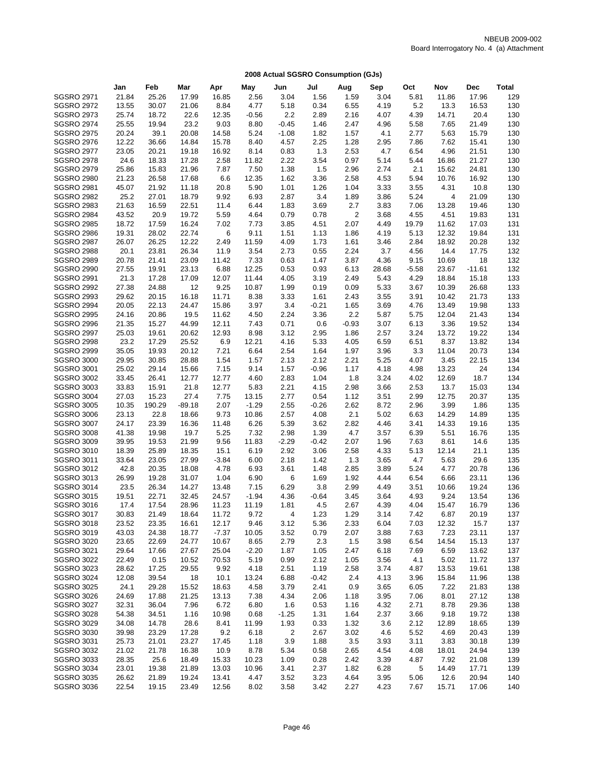NBEUB 2009-002
Board Interrogatory No. 4 (a) Attachment

## 2008 Actual SGSRO Consumption (GJs)

| | Jan | Feb | Mar | Apr | May | Jun | Jul | Aug | Sep | Oct | Nov | Dec | Total |
|---|---|---|---|---|---|---|---|---|---|---|---|---|---|
| SGSRO 2971 | 21.84 | 25.26 | 17.99 | 16.85 | 2.56 | 3.04 | 1.56 | 1.59 | 3.04 | 5.81 | 11.86 | 17.96 | 129 |
| SGSRO 2972 | 13.55 | 30.07 | 21.06 | 8.84 | 4.77 | 5.18 | 0.34 | 6.55 | 4.19 | 5.2 | 13.3 | 16.53 | 130 |
| SGSRO 2973 | 25.74 | 18.72 | 22.6 | 12.35 | -0.56 | 2.2 | 2.89 | 2.16 | 4.07 | 4.39 | 14.71 | 20.4 | 130 |
| SGSRO 2974 | 25.55 | 19.94 | 23.2 | 9.03 | 8.80 | -0.45 | 1.46 | 2.47 | 4.96 | 5.58 | 7.65 | 21.49 | 130 |
| SGSRO 2975 | 20.24 | 39.1 | 20.08 | 14.58 | 5.24 | -1.08 | 1.82 | 1.57 | 4.1 | 2.77 | 5.63 | 15.79 | 130 |
| SGSRO 2976 | 12.22 | 36.66 | 14.84 | 15.78 | 8.40 | 4.57 | 2.25 | 1.28 | 2.95 | 7.86 | 7.62 | 15.41 | 130 |
| SGSRO 2977 | 23.05 | 20.21 | 19.18 | 16.92 | 8.14 | 0.83 | 1.3 | 2.53 | 4.7 | 6.54 | 4.96 | 21.51 | 130 |
| SGSRO 2978 | 24.6 | 18.33 | 17.28 | 2.58 | 11.82 | 2.22 | 3.54 | 0.97 | 5.14 | 5.44 | 16.86 | 21.27 | 130 |
| SGSRO 2979 | 25.86 | 15.83 | 21.96 | 7.87 | 7.50 | 1.38 | 1.5 | 2.96 | 2.74 | 2.1 | 15.62 | 24.81 | 130 |
| SGSRO 2980 | 21.23 | 26.58 | 17.68 | 6.6 | 12.35 | 1.62 | 3.36 | 2.58 | 4.53 | 5.94 | 10.76 | 16.92 | 130 |
| SGSRO 2981 | 45.07 | 21.92 | 11.18 | 20.8 | 5.90 | 1.01 | 1.26 | 1.04 | 3.33 | 3.55 | 4.31 | 10.8 | 130 |
| SGSRO 2982 | 25.2 | 27.01 | 18.79 | 9.92 | 6.93 | 2.87 | 3.4 | 1.89 | 3.86 | 5.24 | 4 | 21.09 | 130 |
| SGSRO 2983 | 21.63 | 16.59 | 22.51 | 11.4 | 6.44 | 1.83 | 3.69 | 2.7 | 3.83 | 7.06 | 13.28 | 19.46 | 130 |
| SGSRO 2984 | 43.52 | 20.9 | 19.72 | 5.59 | 4.64 | 0.79 | 0.78 | 2 | 3.68 | 4.55 | 4.51 | 19.83 | 131 |
| SGSRO 2985 | 18.72 | 17.59 | 16.24 | 7.02 | 7.73 | 3.85 | 4.51 | 2.07 | 4.49 | 19.79 | 11.62 | 17.03 | 131 |
| SGSRO 2986 | 19.31 | 28.02 | 22.74 | 6 | 9.11 | 1.51 | 1.13 | 1.86 | 4.19 | 5.13 | 12.32 | 19.84 | 131 |
| SGSRO 2987 | 26.07 | 26.25 | 12.22 | 2.49 | 11.59 | 4.09 | 1.73 | 1.61 | 3.46 | 2.84 | 18.92 | 20.28 | 132 |
| SGSRO 2988 | 20.1 | 23.81 | 26.34 | 11.9 | 3.54 | 2.73 | 0.55 | 2.24 | 3.7 | 4.56 | 14.4 | 17.75 | 132 |
| SGSRO 2989 | 20.78 | 21.41 | 23.09 | 11.42 | 7.33 | 0.63 | 1.47 | 3.87 | 4.36 | 9.15 | 10.69 | 18 | 132 |
| SGSRO 2990 | 27.55 | 19.91 | 23.13 | 6.88 | 12.25 | 0.53 | 0.93 | 6.13 | 28.68 | -5.58 | 23.67 | -11.61 | 132 |
| SGSRO 2991 | 21.3 | 17.28 | 17.09 | 12.07 | 11.44 | 4.05 | 3.19 | 2.49 | 5.43 | 4.29 | 18.84 | 15.18 | 133 |
| SGSRO 2992 | 27.38 | 24.88 | 12 | 9.25 | 10.87 | 1.99 | 0.19 | 0.09 | 5.33 | 3.67 | 10.39 | 26.68 | 133 |
| SGSRO 2993 | 29.62 | 20.15 | 16.18 | 11.71 | 8.38 | 3.33 | 1.61 | 2.43 | 3.55 | 3.91 | 10.42 | 21.73 | 133 |
| SGSRO 2994 | 20.05 | 22.13 | 24.47 | 15.86 | 3.97 | 3.4 | -0.21 | 1.65 | 3.69 | 4.76 | 13.49 | 19.98 | 133 |
| SGSRO 2995 | 24.16 | 20.86 | 19.5 | 11.62 | 4.50 | 2.24 | 3.36 | 2.2 | 5.87 | 5.75 | 12.04 | 21.43 | 134 |
| SGSRO 2996 | 21.35 | 15.27 | 44.99 | 12.11 | 7.43 | 0.71 | 0.6 | -0.93 | 3.07 | 6.13 | 3.36 | 19.52 | 134 |
| SGSRO 2997 | 25.03 | 19.61 | 20.62 | 12.93 | 8.98 | 3.12 | 2.95 | 1.86 | 2.57 | 3.24 | 13.72 | 19.22 | 134 |
| SGSRO 2998 | 23.2 | 17.29 | 25.52 | 6.9 | 12.21 | 4.16 | 5.33 | 4.05 | 6.59 | 6.51 | 8.37 | 13.82 | 134 |
| SGSRO 2999 | 35.05 | 19.93 | 20.12 | 7.21 | 6.64 | 2.54 | 1.64 | 1.97 | 3.96 | 3.3 | 11.04 | 20.73 | 134 |
| SGSRO 3000 | 29.95 | 30.85 | 28.88 | 1.54 | 1.57 | 2.13 | 2.12 | 2.21 | 5.25 | 4.07 | 3.45 | 22.15 | 134 |
| SGSRO 3001 | 25.02 | 29.14 | 15.66 | 7.15 | 9.14 | 1.57 | -0.96 | 1.17 | 4.18 | 4.98 | 13.23 | 24 | 134 |
| SGSRO 3002 | 33.45 | 26.41 | 12.77 | 12.77 | 4.60 | 2.83 | 1.04 | 1.8 | 3.24 | 4.02 | 12.69 | 18.7 | 134 |
| SGSRO 3003 | 33.83 | 15.91 | 21.8 | 12.77 | 5.83 | 2.21 | 4.15 | 2.98 | 3.66 | 2.53 | 13.7 | 15.03 | 134 |
| SGSRO 3004 | 27.03 | 15.23 | 27.4 | 7.75 | 13.15 | 2.77 | 0.54 | 1.12 | 3.51 | 2.99 | 12.75 | 20.37 | 135 |
| SGSRO 3005 | 10.35 | 190.29 | -89.18 | 2.07 | -1.29 | 2.55 | -0.26 | 2.62 | 8.72 | 2.96 | 3.99 | 1.86 | 135 |
| SGSRO 3006 | 23.13 | 22.8 | 18.66 | 9.73 | 10.86 | 2.57 | 4.08 | 2.1 | 5.02 | 6.63 | 14.29 | 14.89 | 135 |
| SGSRO 3007 | 24.17 | 23.39 | 16.36 | 11.48 | 6.26 | 5.39 | 3.62 | 2.82 | 4.46 | 3.41 | 14.33 | 19.16 | 135 |
| SGSRO 3008 | 41.38 | 19.98 | 19.7 | 5.25 | 7.32 | 2.98 | 1.39 | 4.7 | 3.57 | 6.39 | 5.51 | 16.76 | 135 |
| SGSRO 3009 | 39.95 | 19.53 | 21.99 | 9.56 | 11.83 | -2.29 | -0.42 | 2.07 | 1.96 | 7.63 | 8.61 | 14.6 | 135 |
| SGSRO 3010 | 18.39 | 25.89 | 18.35 | 15.1 | 6.19 | 2.92 | 3.06 | 2.58 | 4.33 | 5.13 | 12.14 | 21.1 | 135 |
| SGSRO 3011 | 33.64 | 23.05 | 27.99 | -3.84 | 6.00 | 2.18 | 1.42 | 1.3 | 3.65 | 4.7 | 5.63 | 29.6 | 135 |
| SGSRO 3012 | 42.8 | 20.35 | 18.08 | 4.78 | 6.93 | 3.61 | 1.48 | 2.85 | 3.89 | 5.24 | 4.77 | 20.78 | 136 |
| SGSRO 3013 | 26.99 | 19.28 | 31.07 | 1.04 | 6.90 | 6 | 1.69 | 1.92 | 4.44 | 6.54 | 6.66 | 23.11 | 136 |
| SGSRO 3014 | 23.5 | 26.34 | 14.27 | 13.48 | 7.15 | 6.29 | 3.8 | 2.99 | 4.49 | 3.51 | 10.66 | 19.24 | 136 |
| SGSRO 3015 | 19.51 | 22.71 | 32.45 | 24.57 | -1.94 | 4.36 | -0.64 | 3.45 | 3.64 | 4.93 | 9.24 | 13.54 | 136 |
| SGSRO 3016 | 17.4 | 17.54 | 28.96 | 11.23 | 11.19 | 1.81 | 4.5 | 2.67 | 4.39 | 4.04 | 15.47 | 16.79 | 136 |
| SGSRO 3017 | 30.83 | 21.49 | 18.64 | 11.72 | 9.72 | 4 | 1.23 | 1.29 | 3.14 | 7.42 | 6.87 | 20.19 | 137 |
| SGSRO 3018 | 23.52 | 23.35 | 16.61 | 12.17 | 9.46 | 3.12 | 5.36 | 2.33 | 6.04 | 7.03 | 12.32 | 15.7 | 137 |
| SGSRO 3019 | 43.03 | 24.38 | 18.77 | -7.37 | 10.05 | 3.52 | 0.79 | 2.07 | 3.88 | 7.63 | 7.23 | 23.11 | 137 |
| SGSRO 3020 | 23.65 | 22.69 | 24.77 | 10.67 | 8.65 | 2.79 | 2.3 | 1.5 | 3.98 | 6.54 | 14.54 | 15.13 | 137 |
| SGSRO 3021 | 29.64 | 17.66 | 27.67 | 25.04 | -2.20 | 1.87 | 1.05 | 2.47 | 6.18 | 7.69 | 6.59 | 13.62 | 137 |
| SGSRO 3022 | 22.49 | 0.15 | 10.52 | 70.53 | 5.19 | 0.99 | 2.12 | 1.05 | 3.56 | 4.1 | 5.02 | 11.72 | 137 |
| SGSRO 3023 | 28.62 | 17.25 | 29.55 | 9.92 | 4.18 | 2.51 | 1.19 | 2.58 | 3.74 | 4.87 | 13.53 | 19.61 | 138 |
| SGSRO 3024 | 12.08 | 39.54 | 18 | 10.1 | 13.24 | 6.88 | -0.42 | 2.4 | 4.13 | 3.96 | 15.84 | 11.96 | 138 |
| SGSRO 3025 | 24.1 | 29.28 | 15.52 | 18.63 | 4.58 | 3.79 | 2.41 | 0.9 | 3.65 | 6.05 | 7.22 | 21.83 | 138 |
| SGSRO 3026 | 24.69 | 17.88 | 21.25 | 13.13 | 7.38 | 4.34 | 2.06 | 1.18 | 3.95 | 7.06 | 8.01 | 27.12 | 138 |
| SGSRO 3027 | 32.31 | 36.04 | 7.96 | 6.72 | 6.80 | 1.6 | 0.53 | 1.16 | 4.32 | 2.71 | 8.78 | 29.36 | 138 |
| SGSRO 3028 | 54.38 | 34.51 | 1.16 | 10.98 | 0.68 | -1.25 | 1.31 | 1.64 | 2.37 | 3.66 | 9.18 | 19.72 | 138 |
| SGSRO 3029 | 34.08 | 14.78 | 28.6 | 8.41 | 11.99 | 1.93 | 0.33 | 1.32 | 3.6 | 2.12 | 12.89 | 18.65 | 139 |
| SGSRO 3030 | 39.98 | 23.29 | 17.28 | 9.2 | 6.18 | 2 | 2.67 | 3.02 | 4.6 | 5.52 | 4.69 | 20.43 | 139 |
| SGSRO 3031 | 25.73 | 21.01 | 23.27 | 17.45 | 1.18 | 3.9 | 1.88 | 3.5 | 3.93 | 3.11 | 3.83 | 30.18 | 139 |
| SGSRO 3032 | 21.02 | 21.78 | 16.38 | 10.9 | 8.78 | 5.34 | 0.58 | 2.65 | 4.54 | 4.08 | 18.01 | 24.94 | 139 |
| SGSRO 3033 | 28.35 | 25.6 | 18.49 | 15.33 | 10.23 | 1.09 | 0.28 | 2.42 | 3.39 | 4.87 | 7.92 | 21.08 | 139 |
| SGSRO 3034 | 23.01 | 19.38 | 21.89 | 13.03 | 10.96 | 3.41 | 2.37 | 1.82 | 6.28 | 5 | 14.49 | 17.71 | 139 |
| SGSRO 3035 | 26.62 | 21.89 | 19.24 | 13.41 | 4.47 | 3.52 | 3.23 | 4.64 | 3.95 | 5.06 | 12.6 | 20.94 | 140 |
| SGSRO 3036 | 22.54 | 19.15 | 23.49 | 12.56 | 8.02 | 3.58 | 3.42 | 2.27 | 4.23 | 7.67 | 15.71 | 17.06 | 140 |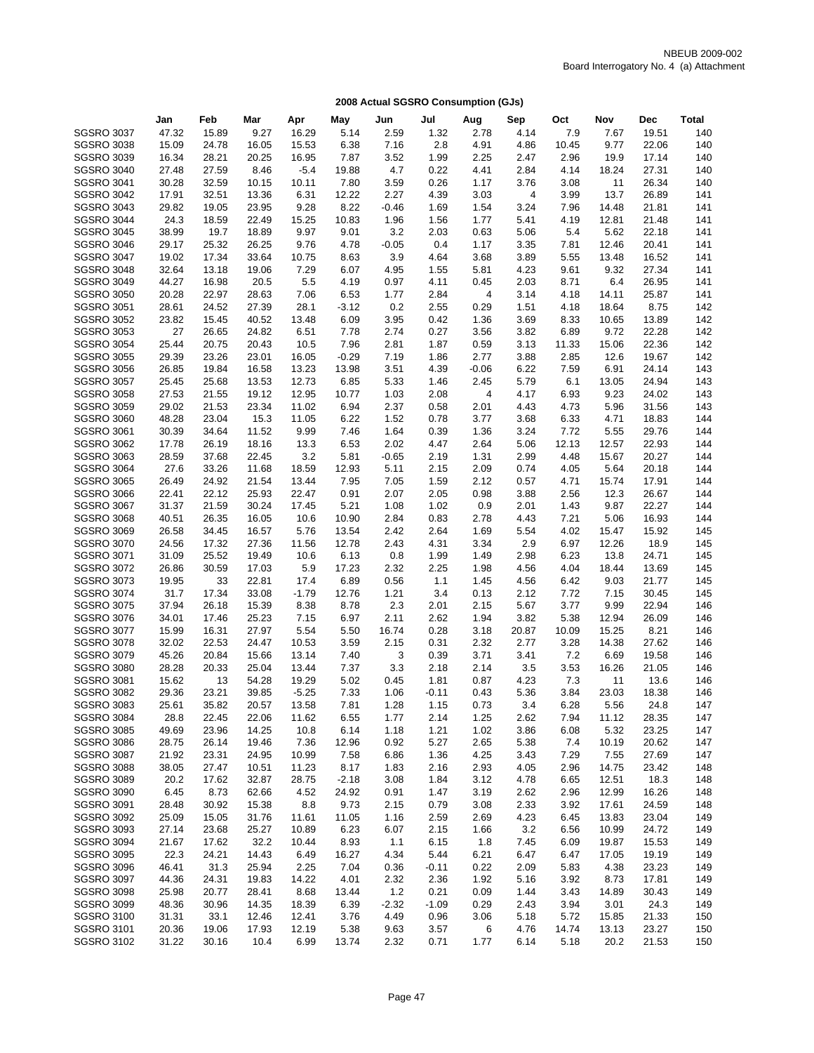NBEUB 2009-002
Board Interrogatory No. 4 (a) Attachment

## 2008 Actual SGSRO Consumption (GJs)

| | Jan | Feb | Mar | Apr | May | Jun | Jul | Aug | Sep | Oct | Nov | Dec | Total |
|---|---|---|---|---|---|---|---|---|---|---|---|---|---|
| SGSRO 3037 | 47.32 | 15.89 | 9.27 | 16.29 | 5.14 | 2.59 | 1.32 | 2.78 | 4.14 | 7.9 | 7.67 | 19.51 | 140 |
| SGSRO 3038 | 15.09 | 24.78 | 16.05 | 15.53 | 6.38 | 7.16 | 2.8 | 4.91 | 4.86 | 10.45 | 9.77 | 22.06 | 140 |
| SGSRO 3039 | 16.34 | 28.21 | 20.25 | 16.95 | 7.87 | 3.52 | 1.99 | 2.25 | 2.47 | 2.96 | 19.9 | 17.14 | 140 |
| SGSRO 3040 | 27.48 | 27.59 | 8.46 | -5.4 | 19.88 | 4.7 | 0.22 | 4.41 | 2.84 | 4.14 | 18.24 | 27.31 | 140 |
| SGSRO 3041 | 30.28 | 32.59 | 10.15 | 10.11 | 7.80 | 3.59 | 0.26 | 1.17 | 3.76 | 3.08 | 11 | 26.34 | 140 |
| SGSRO 3042 | 17.91 | 32.51 | 13.36 | 6.31 | 12.22 | 2.27 | 4.39 | 3.03 | 4 | 3.99 | 13.7 | 26.89 | 141 |
| SGSRO 3043 | 29.82 | 19.05 | 23.95 | 9.28 | 8.22 | -0.46 | 1.69 | 1.54 | 3.24 | 7.96 | 14.48 | 21.81 | 141 |
| SGSRO 3044 | 24.3 | 18.59 | 22.49 | 15.25 | 10.83 | 1.96 | 1.56 | 1.77 | 5.41 | 4.19 | 12.81 | 21.48 | 141 |
| SGSRO 3045 | 38.99 | 19.7 | 18.89 | 9.97 | 9.01 | 3.2 | 2.03 | 0.63 | 5.06 | 5.4 | 5.62 | 22.18 | 141 |
| SGSRO 3046 | 29.17 | 25.32 | 26.25 | 9.76 | 4.78 | -0.05 | 0.4 | 1.17 | 3.35 | 7.81 | 12.46 | 20.41 | 141 |
| SGSRO 3047 | 19.02 | 17.34 | 33.64 | 10.75 | 8.63 | 3.9 | 4.64 | 3.68 | 3.89 | 5.55 | 13.48 | 16.52 | 141 |
| SGSRO 3048 | 32.64 | 13.18 | 19.06 | 7.29 | 6.07 | 4.95 | 1.55 | 5.81 | 4.23 | 9.61 | 9.32 | 27.34 | 141 |
| SGSRO 3049 | 44.27 | 16.98 | 20.5 | 5.5 | 4.19 | 0.97 | 4.11 | 0.45 | 2.03 | 8.71 | 6.4 | 26.95 | 141 |
| SGSRO 3050 | 20.28 | 22.97 | 28.63 | 7.06 | 6.53 | 1.77 | 2.84 | 4 | 3.14 | 4.18 | 14.11 | 25.87 | 141 |
| SGSRO 3051 | 28.61 | 24.52 | 27.39 | 28.1 | -3.12 | 0.2 | 2.55 | 0.29 | 1.51 | 4.18 | 18.64 | 8.75 | 142 |
| SGSRO 3052 | 23.82 | 15.45 | 40.52 | 13.48 | 6.09 | 3.95 | 0.42 | 1.36 | 3.69 | 8.33 | 10.65 | 13.89 | 142 |
| SGSRO 3053 | 27 | 26.65 | 24.82 | 6.51 | 7.78 | 2.74 | 0.27 | 3.56 | 3.82 | 6.89 | 9.72 | 22.28 | 142 |
| SGSRO 3054 | 25.44 | 20.75 | 20.43 | 10.5 | 7.96 | 2.81 | 1.87 | 0.59 | 3.13 | 11.33 | 15.06 | 22.36 | 142 |
| SGSRO 3055 | 29.39 | 23.26 | 23.01 | 16.05 | -0.29 | 7.19 | 1.86 | 2.77 | 3.88 | 2.85 | 12.6 | 19.67 | 142 |
| SGSRO 3056 | 26.85 | 19.84 | 16.58 | 13.23 | 13.98 | 3.51 | 4.39 | -0.06 | 6.22 | 7.59 | 6.91 | 24.14 | 143 |
| SGSRO 3057 | 25.45 | 25.68 | 13.53 | 12.73 | 6.85 | 5.33 | 1.46 | 2.45 | 5.79 | 6.1 | 13.05 | 24.94 | 143 |
| SGSRO 3058 | 27.53 | 21.55 | 19.12 | 12.95 | 10.77 | 1.03 | 2.08 | 4 | 4.17 | 6.93 | 9.23 | 24.02 | 143 |
| SGSRO 3059 | 29.02 | 21.53 | 23.34 | 11.02 | 6.94 | 2.37 | 0.58 | 2.01 | 4.43 | 4.73 | 5.96 | 31.56 | 143 |
| SGSRO 3060 | 48.28 | 23.04 | 15.3 | 11.05 | 6.22 | 1.52 | 0.78 | 3.77 | 3.68 | 6.33 | 4.71 | 18.83 | 144 |
| SGSRO 3061 | 30.39 | 34.64 | 11.52 | 9.99 | 7.46 | 1.64 | 0.39 | 1.36 | 3.24 | 7.72 | 5.55 | 29.76 | 144 |
| SGSRO 3062 | 17.78 | 26.19 | 18.16 | 13.3 | 6.53 | 2.02 | 4.47 | 2.64 | 5.06 | 12.13 | 12.57 | 22.93 | 144 |
| SGSRO 3063 | 28.59 | 37.68 | 22.45 | 3.2 | 5.81 | -0.65 | 2.19 | 1.31 | 2.99 | 4.48 | 15.67 | 20.27 | 144 |
| SGSRO 3064 | 27.6 | 33.26 | 11.68 | 18.59 | 12.93 | 5.11 | 2.15 | 2.09 | 0.74 | 4.05 | 5.64 | 20.18 | 144 |
| SGSRO 3065 | 26.49 | 24.92 | 21.54 | 13.44 | 7.95 | 7.05 | 1.59 | 2.12 | 0.57 | 4.71 | 15.74 | 17.91 | 144 |
| SGSRO 3066 | 22.41 | 22.12 | 25.93 | 22.47 | 0.91 | 2.07 | 2.05 | 0.98 | 3.88 | 2.56 | 12.3 | 26.67 | 144 |
| SGSRO 3067 | 31.37 | 21.59 | 30.24 | 17.45 | 5.21 | 1.08 | 1.02 | 0.9 | 2.01 | 1.43 | 9.87 | 22.27 | 144 |
| SGSRO 3068 | 40.51 | 26.35 | 16.05 | 10.6 | 10.90 | 2.84 | 0.83 | 2.78 | 4.43 | 7.21 | 5.06 | 16.93 | 144 |
| SGSRO 3069 | 26.58 | 34.45 | 16.57 | 5.76 | 13.54 | 2.42 | 2.64 | 1.69 | 5.54 | 4.02 | 15.47 | 15.92 | 145 |
| SGSRO 3070 | 24.56 | 17.32 | 27.36 | 11.56 | 12.78 | 2.43 | 4.31 | 3.34 | 2.9 | 6.97 | 12.26 | 18.9 | 145 |
| SGSRO 3071 | 31.09 | 25.52 | 19.49 | 10.6 | 6.13 | 0.8 | 1.99 | 1.49 | 2.98 | 6.23 | 13.8 | 24.71 | 145 |
| SGSRO 3072 | 26.86 | 30.59 | 17.03 | 5.9 | 17.23 | 2.32 | 2.25 | 1.98 | 4.56 | 4.04 | 18.44 | 13.69 | 145 |
| SGSRO 3073 | 19.95 | 33 | 22.81 | 17.4 | 6.89 | 0.56 | 1.1 | 1.45 | 4.56 | 6.42 | 9.03 | 21.77 | 145 |
| SGSRO 3074 | 31.7 | 17.34 | 33.08 | -1.79 | 12.76 | 1.21 | 3.4 | 0.13 | 2.12 | 7.72 | 7.15 | 30.45 | 145 |
| SGSRO 3075 | 37.94 | 26.18 | 15.39 | 8.38 | 8.78 | 2.3 | 2.01 | 2.15 | 5.67 | 3.77 | 9.99 | 22.94 | 146 |
| SGSRO 3076 | 34.01 | 17.46 | 25.23 | 7.15 | 6.97 | 2.11 | 2.62 | 1.94 | 3.82 | 5.38 | 12.94 | 26.09 | 146 |
| SGSRO 3077 | 15.99 | 16.31 | 27.97 | 5.54 | 5.50 | 16.74 | 0.28 | 3.18 | 20.87 | 10.09 | 15.25 | 8.21 | 146 |
| SGSRO 3078 | 32.02 | 22.53 | 24.47 | 10.53 | 3.59 | 2.15 | 0.31 | 2.32 | 2.77 | 3.28 | 14.38 | 27.62 | 146 |
| SGSRO 3079 | 45.26 | 20.84 | 15.66 | 13.14 | 7.40 | 3 | 0.39 | 3.71 | 3.41 | 7.2 | 6.69 | 19.58 | 146 |
| SGSRO 3080 | 28.28 | 20.33 | 25.04 | 13.44 | 7.37 | 3.3 | 2.18 | 2.14 | 3.5 | 3.53 | 16.26 | 21.05 | 146 |
| SGSRO 3081 | 15.62 | 13 | 54.28 | 19.29 | 5.02 | 0.45 | 1.81 | 0.87 | 4.23 | 7.3 | 11 | 13.6 | 146 |
| SGSRO 3082 | 29.36 | 23.21 | 39.85 | -5.25 | 7.33 | 1.06 | -0.11 | 0.43 | 5.36 | 3.84 | 23.03 | 18.38 | 146 |
| SGSRO 3083 | 25.61 | 35.82 | 20.57 | 13.58 | 7.81 | 1.28 | 1.15 | 0.73 | 3.4 | 6.28 | 5.56 | 24.8 | 147 |
| SGSRO 3084 | 28.8 | 22.45 | 22.06 | 11.62 | 6.55 | 1.77 | 2.14 | 1.25 | 2.62 | 7.94 | 11.12 | 28.35 | 147 |
| SGSRO 3085 | 49.69 | 23.96 | 14.25 | 10.8 | 6.14 | 1.18 | 1.21 | 1.02 | 3.86 | 6.08 | 5.32 | 23.25 | 147 |
| SGSRO 3086 | 28.75 | 26.14 | 19.46 | 7.36 | 12.96 | 0.92 | 5.27 | 2.65 | 5.38 | 7.4 | 10.19 | 20.62 | 147 |
| SGSRO 3087 | 21.92 | 23.31 | 24.95 | 10.99 | 7.58 | 6.86 | 1.36 | 4.25 | 3.43 | 7.29 | 7.55 | 27.69 | 147 |
| SGSRO 3088 | 38.05 | 27.47 | 10.51 | 11.23 | 8.17 | 1.83 | 2.16 | 2.93 | 4.05 | 2.96 | 14.75 | 23.42 | 148 |
| SGSRO 3089 | 20.2 | 17.62 | 32.87 | 28.75 | -2.18 | 3.08 | 1.84 | 3.12 | 4.78 | 6.65 | 12.51 | 18.3 | 148 |
| SGSRO 3090 | 6.45 | 8.73 | 62.66 | 4.52 | 24.92 | 0.91 | 1.47 | 3.19 | 2.62 | 2.96 | 12.99 | 16.26 | 148 |
| SGSRO 3091 | 28.48 | 30.92 | 15.38 | 8.8 | 9.73 | 2.15 | 0.79 | 3.08 | 2.33 | 3.92 | 17.61 | 24.59 | 148 |
| SGSRO 3092 | 25.09 | 15.05 | 31.76 | 11.61 | 11.05 | 1.16 | 2.59 | 2.69 | 4.23 | 6.45 | 13.83 | 23.04 | 149 |
| SGSRO 3093 | 27.14 | 23.68 | 25.27 | 10.89 | 6.23 | 6.07 | 2.15 | 1.66 | 3.2 | 6.56 | 10.99 | 24.72 | 149 |
| SGSRO 3094 | 21.67 | 17.62 | 32.2 | 10.44 | 8.93 | 1.1 | 6.15 | 1.8 | 7.45 | 6.09 | 19.87 | 15.53 | 149 |
| SGSRO 3095 | 22.3 | 24.21 | 14.43 | 6.49 | 16.27 | 4.34 | 5.44 | 6.21 | 6.47 | 6.47 | 17.05 | 19.19 | 149 |
| SGSRO 3096 | 46.41 | 31.3 | 25.94 | 2.25 | 7.04 | 0.36 | -0.11 | 0.22 | 2.09 | 5.83 | 4.38 | 23.23 | 149 |
| SGSRO 3097 | 44.36 | 24.31 | 19.83 | 14.22 | 4.01 | 2.32 | 2.36 | 1.92 | 5.16 | 3.92 | 8.73 | 17.81 | 149 |
| SGSRO 3098 | 25.98 | 20.77 | 28.41 | 8.68 | 13.44 | 1.2 | 0.21 | 0.09 | 1.44 | 3.43 | 14.89 | 30.43 | 149 |
| SGSRO 3099 | 48.36 | 30.96 | 14.35 | 18.39 | 6.39 | -2.32 | -1.09 | 0.29 | 2.43 | 3.94 | 3.01 | 24.3 | 149 |
| SGSRO 3100 | 31.31 | 33.1 | 12.46 | 12.41 | 3.76 | 4.49 | 0.96 | 3.06 | 5.18 | 5.72 | 15.85 | 21.33 | 150 |
| SGSRO 3101 | 20.36 | 19.06 | 17.93 | 12.19 | 5.38 | 9.63 | 3.57 | 6 | 4.76 | 14.74 | 13.13 | 23.27 | 150 |
| SGSRO 3102 | 31.22 | 30.16 | 10.4 | 6.99 | 13.74 | 2.32 | 0.71 | 1.77 | 6.14 | 5.18 | 20.2 | 21.53 | 150 |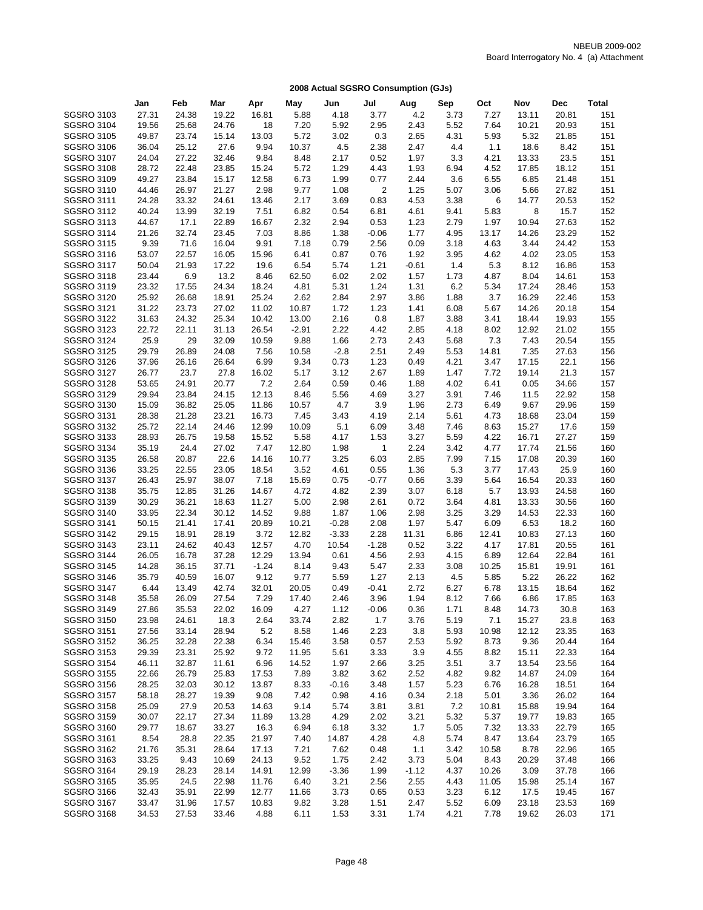NBEUB 2009-002
Board Interrogatory No. 4 (a) Attachment

## 2008 Actual SGSRO Consumption (GJs)

| | Jan | Feb | Mar | Apr | May | Jun | Jul | Aug | Sep | Oct | Nov | Dec | Total |
|---|---|---|---|---|---|---|---|---|---|---|---|---|---|
| SGSRO 3103 | 27.31 | 24.38 | 19.22 | 16.81 | 5.88 | 4.18 | 3.77 | 4.2 | 3.73 | 7.27 | 13.11 | 20.81 | 151 |
| SGSRO 3104 | 19.56 | 25.68 | 24.76 | 18 | 7.20 | 5.92 | 2.95 | 2.43 | 5.52 | 7.64 | 10.21 | 20.93 | 151 |
| SGSRO 3105 | 49.87 | 23.74 | 15.14 | 13.03 | 5.72 | 3.02 | 0.3 | 2.65 | 4.31 | 5.93 | 5.32 | 21.85 | 151 |
| SGSRO 3106 | 36.04 | 25.12 | 27.6 | 9.94 | 10.37 | 4.5 | 2.38 | 2.47 | 4.4 | 1.1 | 18.6 | 8.42 | 151 |
| SGSRO 3107 | 24.04 | 27.22 | 32.46 | 9.84 | 8.48 | 2.17 | 0.52 | 1.97 | 3.3 | 4.21 | 13.33 | 23.5 | 151 |
| SGSRO 3108 | 28.72 | 22.48 | 23.85 | 15.24 | 5.72 | 1.29 | 4.43 | 1.93 | 6.94 | 4.52 | 17.85 | 18.12 | 151 |
| SGSRO 3109 | 49.27 | 23.84 | 15.17 | 12.58 | 6.73 | 1.99 | 0.77 | 2.44 | 3.6 | 6.55 | 6.85 | 21.48 | 151 |
| SGSRO 3110 | 44.46 | 26.97 | 21.27 | 2.98 | 9.77 | 1.08 | 2 | 1.25 | 5.07 | 3.06 | 5.66 | 27.82 | 151 |
| SGSRO 3111 | 24.28 | 33.32 | 24.61 | 13.46 | 2.17 | 3.69 | 0.83 | 4.53 | 3.38 | 6 | 14.77 | 20.53 | 152 |
| SGSRO 3112 | 40.24 | 13.99 | 32.19 | 7.51 | 6.82 | 0.54 | 6.81 | 4.61 | 9.41 | 5.83 | 8 | 15.7 | 152 |
| SGSRO 3113 | 44.67 | 17.1 | 22.89 | 16.67 | 2.32 | 2.94 | 0.53 | 1.23 | 2.79 | 1.97 | 10.94 | 27.63 | 152 |
| SGSRO 3114 | 21.26 | 32.74 | 23.45 | 7.03 | 8.86 | 1.38 | -0.06 | 1.77 | 4.95 | 13.17 | 14.26 | 23.29 | 152 |
| SGSRO 3115 | 9.39 | 71.6 | 16.04 | 9.91 | 7.18 | 0.79 | 2.56 | 0.09 | 3.18 | 4.63 | 3.44 | 24.42 | 153 |
| SGSRO 3116 | 53.07 | 22.57 | 16.05 | 15.96 | 6.41 | 0.87 | 0.76 | 1.92 | 3.95 | 4.62 | 4.02 | 23.05 | 153 |
| SGSRO 3117 | 50.04 | 21.93 | 17.22 | 19.6 | 6.54 | 5.74 | 1.21 | -0.61 | 1.4 | 5.3 | 8.12 | 16.86 | 153 |
| SGSRO 3118 | 23.44 | 6.9 | 13.2 | 8.46 | 62.50 | 6.02 | 2.02 | 1.57 | 1.73 | 4.87 | 8.04 | 14.61 | 153 |
| SGSRO 3119 | 23.32 | 17.55 | 24.34 | 18.24 | 4.81 | 5.31 | 1.24 | 1.31 | 6.2 | 5.34 | 17.24 | 28.46 | 153 |
| SGSRO 3120 | 25.92 | 26.68 | 18.91 | 25.24 | 2.62 | 2.84 | 2.97 | 3.86 | 1.88 | 3.7 | 16.29 | 22.46 | 153 |
| SGSRO 3121 | 31.22 | 23.73 | 27.02 | 11.02 | 10.87 | 1.72 | 1.23 | 1.41 | 6.08 | 5.67 | 14.26 | 20.18 | 154 |
| SGSRO 3122 | 31.63 | 24.32 | 25.34 | 10.42 | 13.00 | 2.16 | 0.8 | 1.87 | 3.88 | 3.41 | 18.44 | 19.93 | 155 |
| SGSRO 3123 | 22.72 | 22.11 | 31.13 | 26.54 | -2.91 | 2.22 | 4.42 | 2.85 | 4.18 | 8.02 | 12.92 | 21.02 | 155 |
| SGSRO 3124 | 25.9 | 29 | 32.09 | 10.59 | 9.88 | 1.66 | 2.73 | 2.43 | 5.68 | 7.3 | 7.43 | 20.54 | 155 |
| SGSRO 3125 | 29.79 | 26.89 | 24.08 | 7.56 | 10.58 | -2.8 | 2.51 | 2.49 | 5.53 | 14.81 | 7.35 | 27.63 | 156 |
| SGSRO 3126 | 37.96 | 26.16 | 26.64 | 6.99 | 9.34 | 0.73 | 1.23 | 0.49 | 4.21 | 3.47 | 17.15 | 22.1 | 156 |
| SGSRO 3127 | 26.77 | 23.7 | 27.8 | 16.02 | 5.17 | 3.12 | 2.67 | 1.89 | 1.47 | 7.72 | 19.14 | 21.3 | 157 |
| SGSRO 3128 | 53.65 | 24.91 | 20.77 | 7.2 | 2.64 | 0.59 | 0.46 | 1.88 | 4.02 | 6.41 | 0.05 | 34.66 | 157 |
| SGSRO 3129 | 29.94 | 23.84 | 24.15 | 12.13 | 8.46 | 5.56 | 4.69 | 3.27 | 3.91 | 7.46 | 11.5 | 22.92 | 158 |
| SGSRO 3130 | 15.09 | 36.82 | 25.05 | 11.86 | 10.57 | 4.7 | 3.9 | 1.96 | 2.73 | 6.49 | 9.67 | 29.96 | 159 |
| SGSRO 3131 | 28.38 | 21.28 | 23.21 | 16.73 | 7.45 | 3.43 | 4.19 | 2.14 | 5.61 | 4.73 | 18.68 | 23.04 | 159 |
| SGSRO 3132 | 25.72 | 22.14 | 24.46 | 12.99 | 10.09 | 5.1 | 6.09 | 3.48 | 7.46 | 8.63 | 15.27 | 17.6 | 159 |
| SGSRO 3133 | 28.93 | 26.75 | 19.58 | 15.52 | 5.58 | 4.17 | 1.53 | 3.27 | 5.59 | 4.22 | 16.71 | 27.27 | 159 |
| SGSRO 3134 | 35.19 | 24.4 | 27.02 | 7.47 | 12.80 | 1.98 | 1 | 2.24 | 3.42 | 4.77 | 17.74 | 21.56 | 160 |
| SGSRO 3135 | 26.58 | 20.87 | 22.6 | 14.16 | 10.77 | 3.25 | 6.03 | 2.85 | 7.99 | 7.15 | 17.08 | 20.39 | 160 |
| SGSRO 3136 | 33.25 | 22.55 | 23.05 | 18.54 | 3.52 | 4.61 | 0.55 | 1.36 | 5.3 | 3.77 | 17.43 | 25.9 | 160 |
| SGSRO 3137 | 26.43 | 25.97 | 38.07 | 7.18 | 15.69 | 0.75 | -0.77 | 0.66 | 3.39 | 5.64 | 16.54 | 20.33 | 160 |
| SGSRO 3138 | 35.75 | 12.85 | 31.26 | 14.67 | 4.72 | 4.82 | 2.39 | 3.07 | 6.18 | 5.7 | 13.93 | 24.58 | 160 |
| SGSRO 3139 | 30.29 | 36.21 | 18.63 | 11.27 | 5.00 | 2.98 | 2.61 | 0.72 | 3.64 | 4.81 | 13.33 | 30.56 | 160 |
| SGSRO 3140 | 33.95 | 22.34 | 30.12 | 14.52 | 9.88 | 1.87 | 1.06 | 2.98 | 3.25 | 3.29 | 14.53 | 22.33 | 160 |
| SGSRO 3141 | 50.15 | 21.41 | 17.41 | 20.89 | 10.21 | -0.28 | 2.08 | 1.97 | 5.47 | 6.09 | 6.53 | 18.2 | 160 |
| SGSRO 3142 | 29.15 | 18.91 | 28.19 | 3.72 | 12.82 | -3.33 | 2.28 | 11.31 | 6.86 | 12.41 | 10.83 | 27.13 | 160 |
| SGSRO 3143 | 23.11 | 24.62 | 40.43 | 12.57 | 4.70 | 10.54 | -1.28 | 0.52 | 3.22 | 4.17 | 17.81 | 20.55 | 161 |
| SGSRO 3144 | 26.05 | 16.78 | 37.28 | 12.29 | 13.94 | 0.61 | 4.56 | 2.93 | 4.15 | 6.89 | 12.64 | 22.84 | 161 |
| SGSRO 3145 | 14.28 | 36.15 | 37.71 | -1.24 | 8.14 | 9.43 | 5.47 | 2.33 | 3.08 | 10.25 | 15.81 | 19.91 | 161 |
| SGSRO 3146 | 35.79 | 40.59 | 16.07 | 9.12 | 9.77 | 5.59 | 1.27 | 2.13 | 4.5 | 5.85 | 5.22 | 26.22 | 162 |
| SGSRO 3147 | 6.44 | 13.49 | 42.74 | 32.01 | 20.05 | 0.49 | -0.41 | 2.72 | 6.27 | 6.78 | 13.15 | 18.64 | 162 |
| SGSRO 3148 | 35.58 | 26.09 | 27.54 | 7.29 | 17.40 | 2.46 | 3.96 | 1.94 | 8.12 | 7.66 | 6.86 | 17.85 | 163 |
| SGSRO 3149 | 27.86 | 35.53 | 22.02 | 16.09 | 4.27 | 1.12 | -0.06 | 0.36 | 1.71 | 8.48 | 14.73 | 30.8 | 163 |
| SGSRO 3150 | 23.98 | 24.61 | 18.3 | 2.64 | 33.74 | 2.82 | 1.7 | 3.76 | 5.19 | 7.1 | 15.27 | 23.8 | 163 |
| SGSRO 3151 | 27.56 | 33.14 | 28.94 | 5.2 | 8.58 | 1.46 | 2.23 | 3.8 | 5.93 | 10.98 | 12.12 | 23.35 | 163 |
| SGSRO 3152 | 36.25 | 32.28 | 22.38 | 6.34 | 15.46 | 3.58 | 0.57 | 2.53 | 5.92 | 8.73 | 9.36 | 20.44 | 164 |
| SGSRO 3153 | 29.39 | 23.31 | 25.92 | 9.72 | 11.95 | 5.61 | 3.33 | 3.9 | 4.55 | 8.82 | 15.11 | 22.33 | 164 |
| SGSRO 3154 | 46.11 | 32.87 | 11.61 | 6.96 | 14.52 | 1.97 | 2.66 | 3.25 | 3.51 | 3.7 | 13.54 | 23.56 | 164 |
| SGSRO 3155 | 22.66 | 26.79 | 25.83 | 17.53 | 7.89 | 3.82 | 3.62 | 2.52 | 4.82 | 9.82 | 14.87 | 24.09 | 164 |
| SGSRO 3156 | 28.25 | 32.03 | 30.12 | 13.87 | 8.33 | -0.16 | 3.48 | 1.57 | 5.23 | 6.76 | 16.28 | 18.51 | 164 |
| SGSRO 3157 | 58.18 | 28.27 | 19.39 | 9.08 | 7.42 | 0.98 | 4.16 | 0.34 | 2.18 | 5.01 | 3.36 | 26.02 | 164 |
| SGSRO 3158 | 25.09 | 27.9 | 20.53 | 14.63 | 9.14 | 5.74 | 3.81 | 3.81 | 7.2 | 10.81 | 15.88 | 19.94 | 164 |
| SGSRO 3159 | 30.07 | 22.17 | 27.34 | 11.89 | 13.28 | 4.29 | 2.02 | 3.21 | 5.32 | 5.37 | 19.77 | 19.83 | 165 |
| SGSRO 3160 | 29.77 | 18.67 | 33.27 | 16.3 | 6.94 | 6.18 | 3.32 | 1.7 | 5.05 | 7.32 | 13.33 | 22.79 | 165 |
| SGSRO 3161 | 8.54 | 28.8 | 22.35 | 21.97 | 7.40 | 14.87 | 4.28 | 4.8 | 5.74 | 8.47 | 13.64 | 23.79 | 165 |
| SGSRO 3162 | 21.76 | 35.31 | 28.64 | 17.13 | 7.21 | 7.62 | 0.48 | 1.1 | 3.42 | 10.58 | 8.78 | 22.96 | 165 |
| SGSRO 3163 | 33.25 | 9.43 | 10.69 | 24.13 | 9.52 | 1.75 | 2.42 | 3.73 | 5.04 | 8.43 | 20.29 | 37.48 | 166 |
| SGSRO 3164 | 29.19 | 28.23 | 28.14 | 14.91 | 12.99 | -3.36 | 1.99 | -1.12 | 4.37 | 10.26 | 3.09 | 37.78 | 166 |
| SGSRO 3165 | 35.95 | 24.5 | 22.98 | 11.76 | 6.40 | 3.21 | 2.56 | 2.55 | 4.43 | 11.05 | 15.98 | 25.14 | 167 |
| SGSRO 3166 | 32.43 | 35.91 | 22.99 | 12.77 | 11.66 | 3.73 | 0.65 | 0.53 | 3.23 | 6.12 | 17.5 | 19.45 | 167 |
| SGSRO 3167 | 33.47 | 31.96 | 17.57 | 10.83 | 9.82 | 3.28 | 1.51 | 2.47 | 5.52 | 6.09 | 23.18 | 23.53 | 169 |
| SGSRO 3168 | 34.53 | 27.53 | 33.46 | 4.88 | 6.11 | 1.53 | 3.31 | 1.74 | 4.21 | 7.78 | 19.62 | 26.03 | 171 |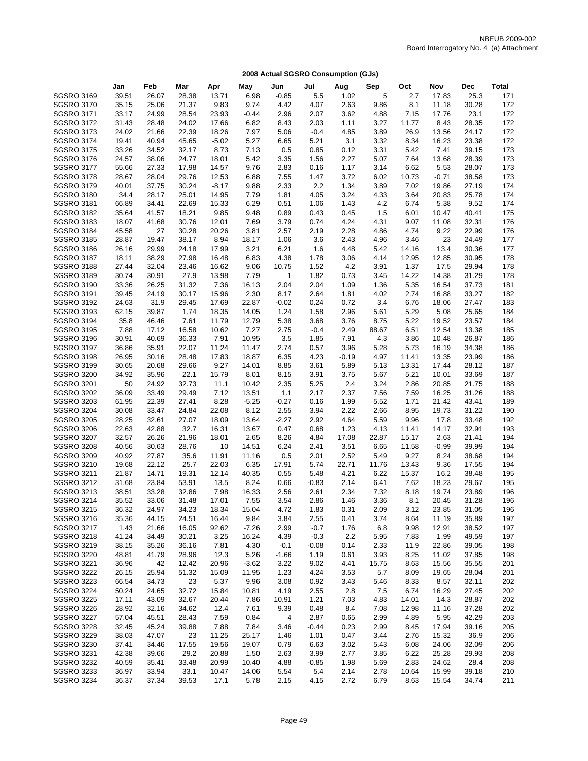NBEUB 2009-002
Board Interrogatory No. 4 (a) Attachment

## 2008 Actual SGSRO Consumption (GJs)

| | Jan | Feb | Mar | Apr | May | Jun | Jul | Aug | Sep | Oct | Nov | Dec | Total |
|---|---|---|---|---|---|---|---|---|---|---|---|---|---|
| SGSRO 3169 | 39.51 | 26.07 | 28.38 | 13.71 | 6.98 | -0.85 | 5.5 | 1.02 | 5 | 2.7 | 17.83 | 25.3 | 171 |
| SGSRO 3170 | 35.15 | 25.06 | 21.37 | 9.83 | 9.74 | 4.42 | 4.07 | 2.63 | 9.86 | 8.1 | 11.18 | 30.28 | 172 |
| SGSRO 3171 | 33.17 | 24.99 | 28.54 | 23.93 | -0.44 | 2.96 | 2.07 | 3.62 | 4.88 | 7.15 | 17.76 | 23.1 | 172 |
| SGSRO 3172 | 31.43 | 28.48 | 24.02 | 17.66 | 6.82 | 8.43 | 2.03 | 1.11 | 3.27 | 11.77 | 8.43 | 28.35 | 172 |
| SGSRO 3173 | 24.02 | 21.66 | 22.39 | 18.26 | 7.97 | 5.06 | -0.4 | 4.85 | 3.89 | 26.9 | 13.56 | 24.17 | 172 |
| SGSRO 3174 | 19.41 | 40.94 | 45.65 | -5.02 | 5.27 | 6.65 | 5.21 | 3.1 | 3.32 | 8.34 | 16.23 | 23.38 | 172 |
| SGSRO 3175 | 33.26 | 34.52 | 32.17 | 8.73 | 7.13 | 0.5 | 0.85 | 0.12 | 3.31 | 5.42 | 7.41 | 39.15 | 173 |
| SGSRO 3176 | 24.57 | 38.06 | 24.77 | 18.01 | 5.42 | 3.35 | 1.56 | 2.27 | 5.07 | 7.64 | 13.68 | 28.39 | 173 |
| SGSRO 3177 | 55.66 | 27.33 | 17.98 | 14.57 | 9.76 | 2.83 | 0.16 | 1.17 | 3.14 | 6.62 | 5.53 | 28.07 | 173 |
| SGSRO 3178 | 28.67 | 28.04 | 29.76 | 12.53 | 6.88 | 7.55 | 1.47 | 3.72 | 6.02 | 10.73 | -0.71 | 38.58 | 173 |
| SGSRO 3179 | 40.01 | 37.75 | 30.24 | -8.17 | 9.88 | 2.33 | 2.2 | 1.34 | 3.89 | 7.02 | 19.86 | 27.19 | 174 |
| SGSRO 3180 | 34.4 | 28.17 | 25.01 | 14.95 | 7.79 | 1.81 | 4.05 | 3.24 | 4.33 | 3.64 | 20.83 | 25.78 | 174 |
| SGSRO 3181 | 66.89 | 34.41 | 22.69 | 15.33 | 6.29 | 0.51 | 1.06 | 1.43 | 4.2 | 6.74 | 5.38 | 9.52 | 174 |
| SGSRO 3182 | 35.64 | 41.57 | 18.21 | 9.85 | 9.48 | 0.89 | 0.43 | 0.45 | 1.5 | 6.01 | 10.47 | 40.41 | 175 |
| SGSRO 3183 | 18.07 | 41.68 | 30.76 | 12.01 | 7.69 | 3.79 | 0.74 | 4.24 | 4.31 | 9.07 | 11.08 | 32.31 | 176 |
| SGSRO 3184 | 45.58 | 27 | 30.28 | 20.26 | 3.81 | 2.57 | 2.19 | 2.28 | 4.86 | 4.74 | 9.22 | 22.99 | 176 |
| SGSRO 3185 | 28.87 | 19.47 | 38.17 | 8.94 | 18.17 | 1.06 | 3.6 | 2.43 | 4.96 | 3.46 | 23 | 24.49 | 177 |
| SGSRO 3186 | 26.16 | 29.99 | 24.18 | 17.99 | 3.21 | 6.21 | 1.6 | 4.48 | 5.42 | 14.16 | 13.4 | 30.36 | 177 |
| SGSRO 3187 | 18.11 | 38.29 | 27.98 | 16.48 | 6.83 | 4.38 | 1.78 | 3.06 | 4.14 | 12.95 | 12.85 | 30.95 | 178 |
| SGSRO 3188 | 27.44 | 32.04 | 23.46 | 16.62 | 9.06 | 10.75 | 1.52 | 4.2 | 3.91 | 1.37 | 17.5 | 29.94 | 178 |
| SGSRO 3189 | 30.74 | 30.91 | 27.9 | 13.98 | 7.79 | 1 | 1.82 | 0.73 | 3.45 | 14.22 | 14.38 | 31.29 | 178 |
| SGSRO 3190 | 33.36 | 26.25 | 31.32 | 7.36 | 16.13 | 2.04 | 2.04 | 1.09 | 1.36 | 5.35 | 16.54 | 37.73 | 181 |
| SGSRO 3191 | 39.45 | 24.19 | 30.17 | 15.96 | 2.30 | 8.17 | 2.64 | 1.81 | 4.02 | 2.74 | 16.88 | 33.27 | 182 |
| SGSRO 3192 | 24.63 | 31.9 | 29.45 | 17.69 | 22.87 | -0.02 | 0.24 | 0.72 | 3.4 | 6.76 | 18.06 | 27.47 | 183 |
| SGSRO 3193 | 62.15 | 39.87 | 1.74 | 18.35 | 14.05 | 1.24 | 1.58 | 2.96 | 5.61 | 5.29 | 5.08 | 25.65 | 184 |
| SGSRO 3194 | 35.8 | 46.46 | 7.61 | 11.79 | 12.79 | 5.38 | 3.68 | 3.76 | 8.75 | 5.22 | 19.52 | 23.57 | 184 |
| SGSRO 3195 | 7.88 | 17.12 | 16.58 | 10.62 | 7.27 | 2.75 | -0.4 | 2.49 | 88.67 | 6.51 | 12.54 | 13.38 | 185 |
| SGSRO 3196 | 30.91 | 40.69 | 36.33 | 7.91 | 10.95 | 3.5 | 1.85 | 7.91 | 4.3 | 3.86 | 10.48 | 26.87 | 186 |
| SGSRO 3197 | 36.86 | 35.91 | 22.07 | 11.24 | 11.47 | 2.74 | 0.57 | 3.96 | 5.28 | 5.73 | 16.19 | 34.38 | 186 |
| SGSRO 3198 | 26.95 | 30.16 | 28.48 | 17.83 | 18.87 | 6.35 | 4.23 | -0.19 | 4.97 | 11.41 | 13.35 | 23.99 | 186 |
| SGSRO 3199 | 30.65 | 20.68 | 29.66 | 9.27 | 14.01 | 8.85 | 3.61 | 5.89 | 5.13 | 13.31 | 17.44 | 28.12 | 187 |
| SGSRO 3200 | 34.92 | 35.96 | 22.1 | 15.79 | 8.01 | 8.15 | 3.91 | 3.75 | 5.67 | 5.21 | 10.01 | 33.69 | 187 |
| SGSRO 3201 | 50 | 24.92 | 32.73 | 11.1 | 10.42 | 2.35 | 5.25 | 2.4 | 3.24 | 2.86 | 20.85 | 21.75 | 188 |
| SGSRO 3202 | 36.09 | 33.49 | 29.49 | 7.12 | 13.51 | 1.1 | 2.17 | 2.37 | 7.56 | 7.59 | 16.25 | 31.26 | 188 |
| SGSRO 3203 | 61.95 | 22.39 | 27.41 | 8.28 | -5.25 | -0.27 | 0.16 | 1.99 | 5.52 | 1.71 | 21.42 | 43.41 | 189 |
| SGSRO 3204 | 30.08 | 33.47 | 24.84 | 22.08 | 8.12 | 2.55 | 3.94 | 2.22 | 2.66 | 8.95 | 19.73 | 31.22 | 190 |
| SGSRO 3205 | 28.25 | 32.61 | 27.07 | 18.09 | 13.64 | -2.27 | 2.92 | 4.64 | 5.59 | 9.96 | 17.8 | 33.48 | 192 |
| SGSRO 3206 | 22.63 | 42.88 | 32.7 | 16.31 | 13.67 | 0.47 | 0.68 | 1.23 | 4.13 | 11.41 | 14.17 | 32.91 | 193 |
| SGSRO 3207 | 32.57 | 26.26 | 21.96 | 18.01 | 2.65 | 8.26 | 4.84 | 17.08 | 22.87 | 15.17 | 2.63 | 21.41 | 194 |
| SGSRO 3208 | 40.56 | 30.63 | 28.76 | 10 | 14.51 | 6.24 | 2.41 | 3.51 | 6.65 | 11.58 | -0.99 | 39.99 | 194 |
| SGSRO 3209 | 40.92 | 27.87 | 35.6 | 11.91 | 11.16 | 0.5 | 2.01 | 2.52 | 5.49 | 9.27 | 8.24 | 38.68 | 194 |
| SGSRO 3210 | 19.68 | 22.12 | 25.7 | 22.03 | 6.35 | 17.91 | 5.74 | 22.71 | 11.76 | 13.43 | 9.36 | 17.55 | 194 |
| SGSRO 3211 | 21.87 | 14.71 | 19.31 | 12.14 | 40.35 | 0.55 | 5.48 | 4.21 | 6.22 | 15.37 | 16.2 | 38.48 | 195 |
| SGSRO 3212 | 31.68 | 23.84 | 53.91 | 13.5 | 8.24 | 0.66 | -0.83 | 2.14 | 6.41 | 7.62 | 18.23 | 29.67 | 195 |
| SGSRO 3213 | 38.51 | 33.28 | 32.86 | 7.98 | 16.33 | 2.56 | 2.61 | 2.34 | 7.32 | 8.18 | 19.74 | 23.89 | 196 |
| SGSRO 3214 | 35.52 | 33.06 | 31.48 | 17.01 | 7.55 | 3.54 | 2.86 | 1.46 | 3.36 | 8.1 | 20.45 | 31.28 | 196 |
| SGSRO 3215 | 36.32 | 24.97 | 34.23 | 18.34 | 15.04 | 4.72 | 1.83 | 0.31 | 2.09 | 3.12 | 23.85 | 31.05 | 196 |
| SGSRO 3216 | 35.36 | 44.15 | 24.51 | 16.44 | 9.84 | 3.84 | 2.55 | 0.41 | 3.74 | 8.64 | 11.19 | 35.89 | 197 |
| SGSRO 3217 | 1.43 | 21.66 | 16.05 | 92.62 | -7.26 | 2.99 | -0.7 | 1.76 | 6.8 | 9.98 | 12.91 | 38.52 | 197 |
| SGSRO 3218 | 41.24 | 34.49 | 30.21 | 3.25 | 16.24 | 4.39 | -0.3 | 2.2 | 5.95 | 7.83 | 1.99 | 49.59 | 197 |
| SGSRO 3219 | 38.15 | 35.26 | 36.16 | 7.81 | 4.30 | -0.1 | -0.08 | 0.14 | 2.33 | 11.9 | 22.86 | 39.05 | 198 |
| SGSRO 3220 | 48.81 | 41.79 | 28.96 | 12.3 | 5.26 | -1.66 | 1.19 | 0.61 | 3.93 | 8.25 | 11.02 | 37.85 | 198 |
| SGSRO 3221 | 36.96 | 42 | 12.42 | 20.96 | -3.62 | 3.22 | 9.02 | 4.41 | 15.75 | 8.63 | 15.56 | 35.55 | 201 |
| SGSRO 3222 | 26.15 | 25.94 | 51.32 | 15.09 | 11.95 | 1.23 | 4.24 | 3.53 | 5.7 | 8.09 | 19.65 | 28.04 | 201 |
| SGSRO 3223 | 66.54 | 34.73 | 23 | 5.37 | 9.96 | 3.08 | 0.92 | 3.43 | 5.46 | 8.33 | 8.57 | 32.11 | 202 |
| SGSRO 3224 | 50.24 | 24.65 | 32.72 | 15.84 | 10.81 | 4.19 | 2.55 | 2.8 | 7.5 | 6.74 | 16.29 | 27.45 | 202 |
| SGSRO 3225 | 17.11 | 43.09 | 32.67 | 20.44 | 7.86 | 10.91 | 1.21 | 7.03 | 4.83 | 14.01 | 14.3 | 28.87 | 202 |
| SGSRO 3226 | 28.92 | 32.16 | 34.62 | 12.4 | 7.61 | 9.39 | 0.48 | 8.4 | 7.08 | 12.98 | 11.16 | 37.28 | 202 |
| SGSRO 3227 | 57.04 | 45.51 | 28.43 | 7.59 | 0.84 | 4 | 2.87 | 0.65 | 2.99 | 4.89 | 5.95 | 42.29 | 203 |
| SGSRO 3228 | 32.45 | 45.24 | 39.88 | 7.88 | 7.84 | 3.46 | -0.44 | 0.23 | 2.99 | 8.45 | 17.94 | 39.16 | 205 |
| SGSRO 3229 | 38.03 | 47.07 | 23 | 11.25 | 25.17 | 1.46 | 1.01 | 0.47 | 3.44 | 2.76 | 15.32 | 36.9 | 206 |
| SGSRO 3230 | 37.41 | 34.46 | 17.55 | 19.56 | 19.07 | 0.79 | 6.63 | 3.02 | 5.43 | 6.08 | 24.06 | 32.09 | 206 |
| SGSRO 3231 | 42.38 | 39.66 | 29.2 | 20.88 | 1.50 | 2.63 | 3.99 | 2.77 | 3.85 | 6.22 | 25.28 | 29.93 | 208 |
| SGSRO 3232 | 40.59 | 35.41 | 33.48 | 20.99 | 10.40 | 4.88 | -0.85 | 1.98 | 5.69 | 2.83 | 24.62 | 28.4 | 208 |
| SGSRO 3233 | 36.97 | 33.94 | 33.1 | 10.47 | 14.06 | 5.54 | 5.4 | 2.14 | 2.78 | 10.64 | 15.99 | 39.18 | 210 |
| SGSRO 3234 | 36.37 | 37.34 | 39.53 | 17.1 | 5.78 | 2.15 | 4.15 | 2.72 | 6.79 | 8.63 | 15.54 | 34.74 | 211 |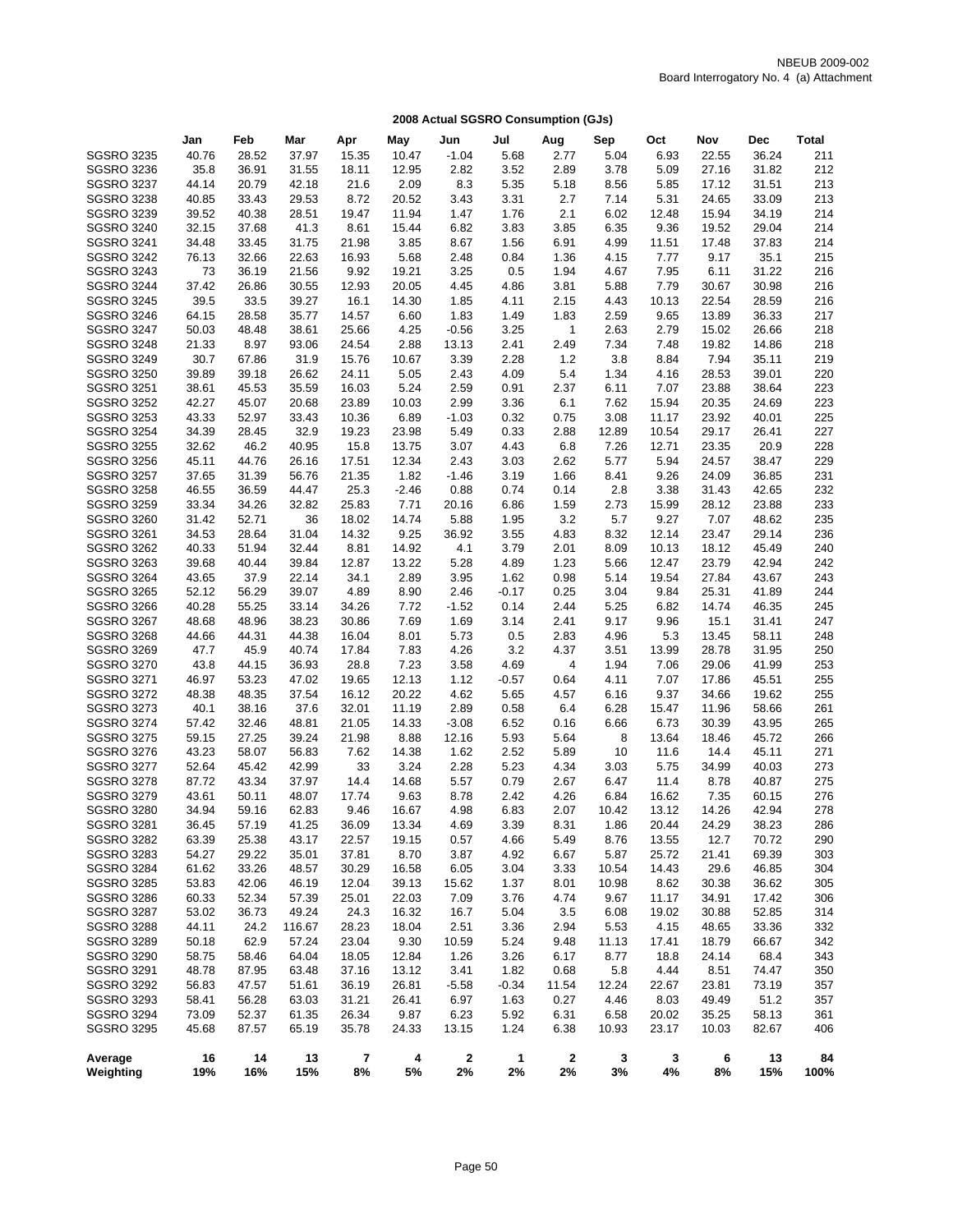NBEUB 2009-002
Board Interrogatory No. 4 (a) Attachment

## 2008 Actual SGSRO Consumption (GJs)

| | Jan | Feb | Mar | Apr | May | Jun | Jul | Aug | Sep | Oct | Nov | Dec | Total |
|---|---|---|---|---|---|---|---|---|---|---|---|---|---|
| SGSRO 3235 | 40.76 | 28.52 | 37.97 | 15.35 | 10.47 | -1.04 | 5.68 | 2.77 | 5.04 | 6.93 | 22.55 | 36.24 | 211 |
| SGSRO 3236 | 35.8 | 36.91 | 31.55 | 18.11 | 12.95 | 2.82 | 3.52 | 2.89 | 3.78 | 5.09 | 27.16 | 31.82 | 212 |
| SGSRO 3237 | 44.14 | 20.79 | 42.18 | 21.6 | 2.09 | 8.3 | 5.35 | 5.18 | 8.56 | 5.85 | 17.12 | 31.51 | 213 |
| SGSRO 3238 | 40.85 | 33.43 | 29.53 | 8.72 | 20.52 | 3.43 | 3.31 | 2.7 | 7.14 | 5.31 | 24.65 | 33.09 | 213 |
| SGSRO 3239 | 39.52 | 40.38 | 28.51 | 19.47 | 11.94 | 1.47 | 1.76 | 2.1 | 6.02 | 12.48 | 15.94 | 34.19 | 214 |
| SGSRO 3240 | 32.15 | 37.68 | 41.3 | 8.61 | 15.44 | 6.82 | 3.83 | 3.85 | 6.35 | 9.36 | 19.52 | 29.04 | 214 |
| SGSRO 3241 | 34.48 | 33.45 | 31.75 | 21.98 | 3.85 | 8.67 | 1.56 | 6.91 | 4.99 | 11.51 | 17.48 | 37.83 | 214 |
| SGSRO 3242 | 76.13 | 32.66 | 22.63 | 16.93 | 5.68 | 2.48 | 0.84 | 1.36 | 4.15 | 7.77 | 9.17 | 35.1 | 215 |
| SGSRO 3243 | 73 | 36.19 | 21.56 | 9.92 | 19.21 | 3.25 | 0.5 | 1.94 | 4.67 | 7.95 | 6.11 | 31.22 | 216 |
| SGSRO 3244 | 37.42 | 26.86 | 30.55 | 12.93 | 20.05 | 4.45 | 4.86 | 3.81 | 5.88 | 7.79 | 30.67 | 30.98 | 216 |
| SGSRO 3245 | 39.5 | 33.5 | 39.27 | 16.1 | 14.30 | 1.85 | 4.11 | 2.15 | 4.43 | 10.13 | 22.54 | 28.59 | 216 |
| SGSRO 3246 | 64.15 | 28.58 | 35.77 | 14.57 | 6.60 | 1.83 | 1.49 | 1.83 | 2.59 | 9.65 | 13.89 | 36.33 | 217 |
| SGSRO 3247 | 50.03 | 48.48 | 38.61 | 25.66 | 4.25 | -0.56 | 3.25 | 1 | 2.63 | 2.79 | 15.02 | 26.66 | 218 |
| SGSRO 3248 | 21.33 | 8.97 | 93.06 | 24.54 | 2.88 | 13.13 | 2.41 | 2.49 | 7.34 | 7.48 | 19.82 | 14.86 | 218 |
| SGSRO 3249 | 30.7 | 67.86 | 31.9 | 15.76 | 10.67 | 3.39 | 2.28 | 1.2 | 3.8 | 8.84 | 7.94 | 35.11 | 219 |
| SGSRO 3250 | 39.89 | 39.18 | 26.62 | 24.11 | 5.05 | 2.43 | 4.09 | 5.4 | 1.34 | 4.16 | 28.53 | 39.01 | 220 |
| SGSRO 3251 | 38.61 | 45.53 | 35.59 | 16.03 | 5.24 | 2.59 | 0.91 | 2.37 | 6.11 | 7.07 | 23.88 | 38.64 | 223 |
| SGSRO 3252 | 42.27 | 45.07 | 20.68 | 23.89 | 10.03 | 2.99 | 3.36 | 6.1 | 7.62 | 15.94 | 20.35 | 24.69 | 223 |
| SGSRO 3253 | 43.33 | 52.97 | 33.43 | 10.36 | 6.89 | -1.03 | 0.32 | 0.75 | 3.08 | 11.17 | 23.92 | 40.01 | 225 |
| SGSRO 3254 | 34.39 | 28.45 | 32.9 | 19.23 | 23.98 | 5.49 | 0.33 | 2.88 | 12.89 | 10.54 | 29.17 | 26.41 | 227 |
| SGSRO 3255 | 32.62 | 46.2 | 40.95 | 15.8 | 13.75 | 3.07 | 4.43 | 6.8 | 7.26 | 12.71 | 23.35 | 20.9 | 228 |
| SGSRO 3256 | 45.11 | 44.76 | 26.16 | 17.51 | 12.34 | 2.43 | 3.03 | 2.62 | 5.77 | 5.94 | 24.57 | 38.47 | 229 |
| SGSRO 3257 | 37.65 | 31.39 | 56.76 | 21.35 | 1.82 | -1.46 | 3.19 | 1.66 | 8.41 | 9.26 | 24.09 | 36.85 | 231 |
| SGSRO 3258 | 46.55 | 36.59 | 44.47 | 25.3 | -2.46 | 0.88 | 0.74 | 0.14 | 2.8 | 3.38 | 31.43 | 42.65 | 232 |
| SGSRO 3259 | 33.34 | 34.26 | 32.82 | 25.83 | 7.71 | 20.16 | 6.86 | 1.59 | 2.73 | 15.99 | 28.12 | 23.88 | 233 |
| SGSRO 3260 | 31.42 | 52.71 | 36 | 18.02 | 14.74 | 5.88 | 1.95 | 3.2 | 5.7 | 9.27 | 7.07 | 48.62 | 235 |
| SGSRO 3261 | 34.53 | 28.64 | 31.04 | 14.32 | 9.25 | 36.92 | 3.55 | 4.83 | 8.32 | 12.14 | 23.47 | 29.14 | 236 |
| SGSRO 3262 | 40.33 | 51.94 | 32.44 | 8.81 | 14.92 | 4.1 | 3.79 | 2.01 | 8.09 | 10.13 | 18.12 | 45.49 | 240 |
| SGSRO 3263 | 39.68 | 40.44 | 39.84 | 12.87 | 13.22 | 5.28 | 4.89 | 1.23 | 5.66 | 12.47 | 23.79 | 42.94 | 242 |
| SGSRO 3264 | 43.65 | 37.9 | 22.14 | 34.1 | 2.89 | 3.95 | 1.62 | 0.98 | 5.14 | 19.54 | 27.84 | 43.67 | 243 |
| SGSRO 3265 | 52.12 | 56.29 | 39.07 | 4.89 | 8.90 | 2.46 | -0.17 | 0.25 | 3.04 | 9.84 | 25.31 | 41.89 | 244 |
| SGSRO 3266 | 40.28 | 55.25 | 33.14 | 34.26 | 7.72 | -1.52 | 0.14 | 2.44 | 5.25 | 6.82 | 14.74 | 46.35 | 245 |
| SGSRO 3267 | 48.68 | 48.96 | 38.23 | 30.86 | 7.69 | 1.69 | 3.14 | 2.41 | 9.17 | 9.96 | 15.1 | 31.41 | 247 |
| SGSRO 3268 | 44.66 | 44.31 | 44.38 | 16.04 | 8.01 | 5.73 | 0.5 | 2.83 | 4.96 | 5.3 | 13.45 | 58.11 | 248 |
| SGSRO 3269 | 47.7 | 45.9 | 40.74 | 17.84 | 7.83 | 4.26 | 3.2 | 4.37 | 3.51 | 13.99 | 28.78 | 31.95 | 250 |
| SGSRO 3270 | 43.8 | 44.15 | 36.93 | 28.8 | 7.23 | 3.58 | 4.69 | 4 | 1.94 | 7.06 | 29.06 | 41.99 | 253 |
| SGSRO 3271 | 46.97 | 53.23 | 47.02 | 19.65 | 12.13 | 1.12 | -0.57 | 0.64 | 4.11 | 7.07 | 17.86 | 45.51 | 255 |
| SGSRO 3272 | 48.38 | 48.35 | 37.54 | 16.12 | 20.22 | 4.62 | 5.65 | 4.57 | 6.16 | 9.37 | 34.66 | 19.62 | 255 |
| SGSRO 3273 | 40.1 | 38.16 | 37.6 | 32.01 | 11.19 | 2.89 | 0.58 | 6.4 | 6.28 | 15.47 | 11.96 | 58.66 | 261 |
| SGSRO 3274 | 57.42 | 32.46 | 48.81 | 21.05 | 14.33 | -3.08 | 6.52 | 0.16 | 6.66 | 6.73 | 30.39 | 43.95 | 265 |
| SGSRO 3275 | 59.15 | 27.25 | 39.24 | 21.98 | 8.88 | 12.16 | 5.93 | 5.64 | 8 | 13.64 | 18.46 | 45.72 | 266 |
| SGSRO 3276 | 43.23 | 58.07 | 56.83 | 7.62 | 14.38 | 1.62 | 2.52 | 5.89 | 10 | 11.6 | 14.4 | 45.11 | 271 |
| SGSRO 3277 | 52.64 | 45.42 | 42.99 | 33 | 3.24 | 2.28 | 5.23 | 4.34 | 3.03 | 5.75 | 34.99 | 40.03 | 273 |
| SGSRO 3278 | 87.72 | 43.34 | 37.97 | 14.4 | 14.68 | 5.57 | 0.79 | 2.67 | 6.47 | 11.4 | 8.78 | 40.87 | 275 |
| SGSRO 3279 | 43.61 | 50.11 | 48.07 | 17.74 | 9.63 | 8.78 | 2.42 | 4.26 | 6.84 | 16.62 | 7.35 | 60.15 | 276 |
| SGSRO 3280 | 34.94 | 59.16 | 62.83 | 9.46 | 16.67 | 4.98 | 6.83 | 2.07 | 10.42 | 13.12 | 14.26 | 42.94 | 278 |
| SGSRO 3281 | 36.45 | 57.19 | 41.25 | 36.09 | 13.34 | 4.69 | 3.39 | 8.31 | 1.86 | 20.44 | 24.29 | 38.23 | 286 |
| SGSRO 3282 | 63.39 | 25.38 | 43.17 | 22.57 | 19.15 | 0.57 | 4.66 | 5.49 | 8.76 | 13.55 | 12.7 | 70.72 | 290 |
| SGSRO 3283 | 54.27 | 29.22 | 35.01 | 37.81 | 8.70 | 3.87 | 4.92 | 6.67 | 5.87 | 25.72 | 21.41 | 69.39 | 303 |
| SGSRO 3284 | 61.62 | 33.26 | 48.57 | 30.29 | 16.58 | 6.05 | 3.04 | 3.33 | 10.54 | 14.43 | 29.6 | 46.85 | 304 |
| SGSRO 3285 | 53.83 | 42.06 | 46.19 | 12.04 | 39.13 | 15.62 | 1.37 | 8.01 | 10.98 | 8.62 | 30.38 | 36.62 | 305 |
| SGSRO 3286 | 60.33 | 52.34 | 57.39 | 25.01 | 22.03 | 7.09 | 3.76 | 4.74 | 9.67 | 11.17 | 34.91 | 17.42 | 306 |
| SGSRO 3287 | 53.02 | 36.73 | 49.24 | 24.3 | 16.32 | 16.7 | 5.04 | 3.5 | 6.08 | 19.02 | 30.88 | 52.85 | 314 |
| SGSRO 3288 | 44.11 | 24.2 | 116.67 | 28.23 | 18.04 | 2.51 | 3.36 | 2.94 | 5.53 | 4.15 | 48.65 | 33.36 | 332 |
| SGSRO 3289 | 50.18 | 62.9 | 57.24 | 23.04 | 9.30 | 10.59 | 5.24 | 9.48 | 11.13 | 17.41 | 18.79 | 66.67 | 342 |
| SGSRO 3290 | 58.75 | 58.46 | 64.04 | 18.05 | 12.84 | 1.26 | 3.26 | 6.17 | 8.77 | 18.8 | 24.14 | 68.4 | 343 |
| SGSRO 3291 | 48.78 | 87.95 | 63.48 | 37.16 | 13.12 | 3.41 | 1.82 | 0.68 | 5.8 | 4.44 | 8.51 | 74.47 | 350 |
| SGSRO 3292 | 56.83 | 47.57 | 51.61 | 36.19 | 26.81 | -5.58 | -0.34 | 11.54 | 12.24 | 22.67 | 23.81 | 73.19 | 357 |
| SGSRO 3293 | 58.41 | 56.28 | 63.03 | 31.21 | 26.41 | 6.97 | 1.63 | 0.27 | 4.46 | 8.03 | 49.49 | 51.2 | 357 |
| SGSRO 3294 | 73.09 | 52.37 | 61.35 | 26.34 | 9.87 | 6.23 | 5.92 | 6.31 | 6.58 | 20.02 | 35.25 | 58.13 | 361 |
| SGSRO 3295 | 45.68 | 87.57 | 65.19 | 35.78 | 24.33 | 13.15 | 1.24 | 6.38 | 10.93 | 23.17 | 10.03 | 82.67 | 406 |
| **Average** | **16** | **14** | **13** | **7** | **4** | **2** | **1** | **2** | **3** | **3** | **6** | **13** | **84** |
| **Weighting** | **19%** | **16%** | **15%** | **8%** | **5%** | **2%** | **2%** | **2%** | **3%** | **4%** | **8%** | **15%** | **100%** |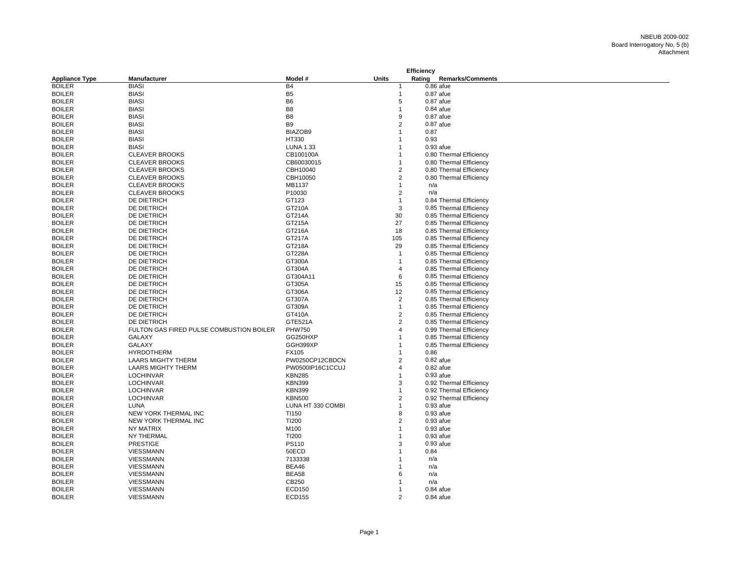NBEUB 2009-002
Board Interrogatory No, 5 (b)
Attachment

| Appliance Type | Manufacturer | Model # | Units | Efficiency Rating | Remarks/Comments |
|---|---|---|---|---|---|
| BOILER | BIASI | B4 | 1 | 0.86 | afue |
| BOILER | BIASI | B5 | 1 | 0.87 | afue |
| BOILER | BIASI | B6 | 5 | 0.87 | afue |
| BOILER | BIASI | B8 | 1 | 0.84 | afue |
| BOILER | BIASI | B8 | 9 | 0.87 | afue |
| BOILER | BIASI | B9 | 2 | 0.87 | afue |
| BOILER | BIASI | BIAZOB9 | 1 | 0.87 | |
| BOILER | BIASI | HT330 | 1 | 0.93 | |
| BOILER | BIASI | LUNA 1.33 | 1 | 0.93 | afue |
| BOILER | CLEAVER BROOKS | CB100100A | 1 | 0.80 | Thermal Efficiency |
| BOILER | CLEAVER BROOKS | CB60030015 | 1 | 0.80 | Thermal Efficiency |
| BOILER | CLEAVER BROOKS | CBH10040 | 2 | 0.80 | Thermal Efficiency |
| BOILER | CLEAVER BROOKS | CBH10050 | 2 | 0.80 | Thermal Efficiency |
| BOILER | CLEAVER BROOKS | MB1137 | 1 | n/a | |
| BOILER | CLEAVER BROOKS | P10030 | 2 | n/a | |
| BOILER | DE DIETRICH | GT123 | 1 | 0.84 | Thermal Efficiency |
| BOILER | DE DIETRICH | GT210A | 3 | 0.85 | Thermal Efficiency |
| BOILER | DE DIETRICH | GT214A | 30 | 0.85 | Thermal Efficiency |
| BOILER | DE DIETRICH | GT215A | 27 | 0.85 | Thermal Efficiency |
| BOILER | DE DIETRICH | GT216A | 18 | 0.85 | Thermal Efficiency |
| BOILER | DE DIETRICH | GT217A | 105 | 0.85 | Thermal Efficiency |
| BOILER | DE DIETRICH | GT218A | 29 | 0.85 | Thermal Efficiency |
| BOILER | DE DIETRICH | GT228A | 1 | 0.85 | Thermal Efficiency |
| BOILER | DE DIETRICH | GT300A | 1 | 0.85 | Thermal Efficiency |
| BOILER | DE DIETRICH | GT304A | 4 | 0.85 | Thermal Efficiency |
| BOILER | DE DIETRICH | GT304A11 | 6 | 0.85 | Thermal Efficiency |
| BOILER | DE DIETRICH | GT305A | 15 | 0.85 | Thermal Efficiency |
| BOILER | DE DIETRICH | GT306A | 12 | 0.85 | Thermal Efficiency |
| BOILER | DE DIETRICH | GT307A | 2 | 0.85 | Thermal Efficiency |
| BOILER | DE DIETRICH | GT309A | 1 | 0.85 | Thermal Efficiency |
| BOILER | DE DIETRICH | GT410A | 2 | 0.85 | Thermal Efficiency |
| BOILER | DE DIETRICH | GTE521A | 2 | 0.85 | Thermal Efficiency |
| BOILER | FULTON GAS FIRED PULSE COMBUSTION BOILER | PHW750 | 4 | 0.99 | Thermal Efficiency |
| BOILER | GALAXY | GG250HXP | 1 | 0.85 | Thermal Efficiency |
| BOILER | GALAXY | GGH399XP | 1 | 0.85 | Thermal Efficiency |
| BOILER | HYRDOTHERM | FX105 | 1 | 0.86 | |
| BOILER | LAARS MIGHTY THERM | PW0250CP12CBDCN | 2 | 0.82 | afue |
| BOILER | LAARS MIGHTY THERM | PW0500IP16C1CCUJ | 4 | 0.82 | afue |
| BOILER | LOCHINVAR | KBN285 | 1 | 0.93 | afue |
| BOILER | LOCHINVAR | KBN399 | 3 | 0.92 | Thermal Efficiency |
| BOILER | LOCHINVAR | KBN399 | 1 | 0.92 | Thermal Efficiency |
| BOILER | LOCHINVAR | KBN500 | 2 | 0.92 | Thermal Efficiency |
| BOILER | LUNA | LUNA HT 330 COMBI | 1 | 0.93 | afue |
| BOILER | NEW YORK THERMAL INC | TI150 | 8 | 0.93 | afue |
| BOILER | NEW YORK THERMAL INC | TI200 | 2 | 0.93 | afue |
| BOILER | NY MATRIX | M100 | 1 | 0.93 | afue |
| BOILER | NY THERMAL | TI200 | 1 | 0.93 | afue |
| BOILER | PRESTIGE | PS110 | 3 | 0.93 | afue |
| BOILER | VIESSMANN | 50ECD | 1 | 0.84 | |
| BOILER | VIESSMANN | 7133338 | 1 | n/a | |
| BOILER | VIESSMANN | BEA46 | 1 | n/a | |
| BOILER | VIESSMANN | BEA58 | 6 | n/a | |
| BOILER | VIESSMANN | CB250 | 1 | n/a | |
| BOILER | VIESSMANN | ECD150 | 1 | 0.84 | afue |
| BOILER | VIESSMANN | ECD155 | 2 | 0.84 | afue |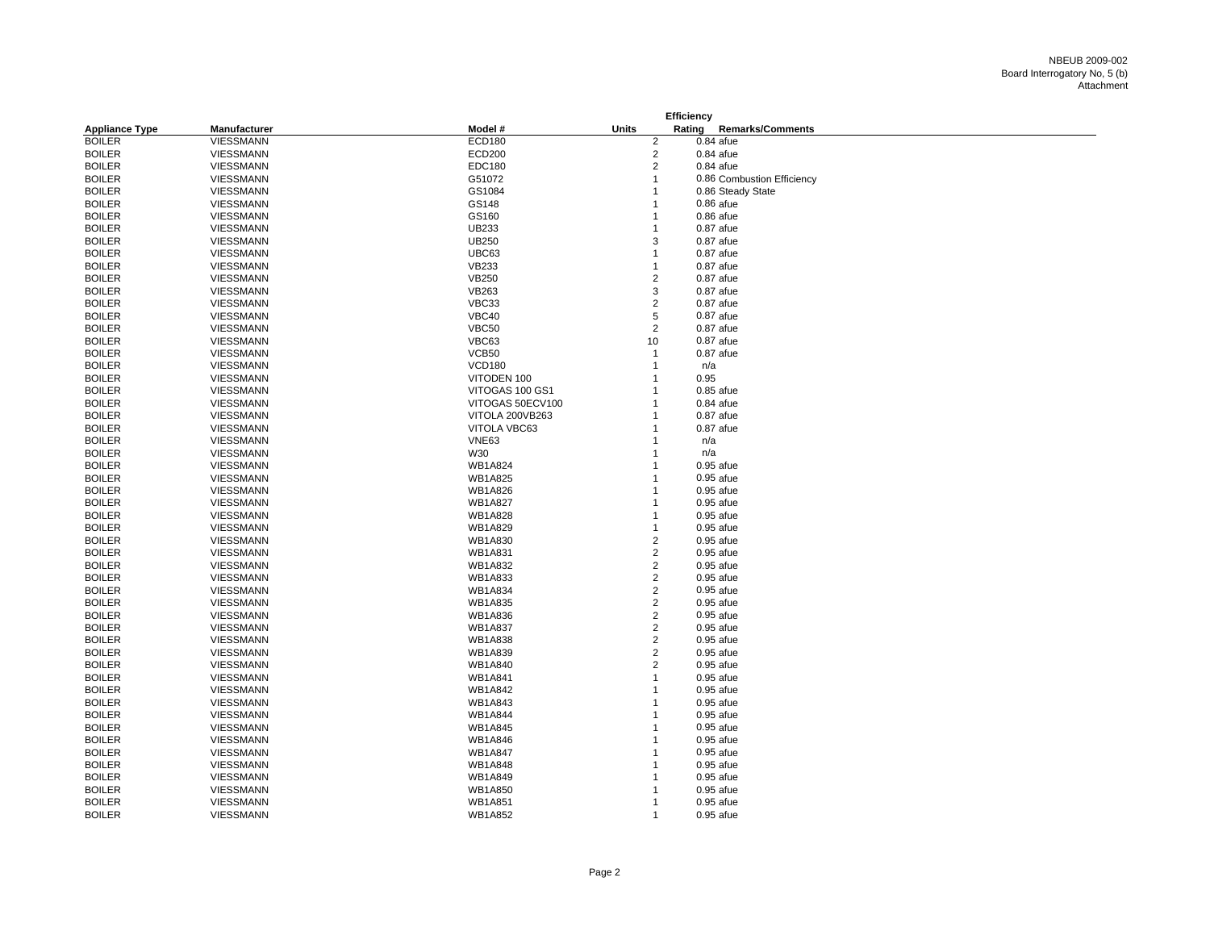NBEUB 2009-002
Board Interrogatory No, 5 (b)
Attachment

| Appliance Type | Manufacturer | Model # | Units | Efficiency Rating | Remarks/Comments |
|---|---|---|---|---|---|
| BOILER | VIESSMANN | ECD180 | 2 | 0.84 | afue |
| BOILER | VIESSMANN | ECD200 | 2 | 0.84 | afue |
| BOILER | VIESSMANN | EDC180 | 2 | 0.84 | afue |
| BOILER | VIESSMANN | G51072 | 1 | 0.86 | Combustion Efficiency |
| BOILER | VIESSMANN | GS1084 | 1 | 0.86 | Steady State |
| BOILER | VIESSMANN | GS148 | 1 | 0.86 | afue |
| BOILER | VIESSMANN | GS160 | 1 | 0.86 | afue |
| BOILER | VIESSMANN | UB233 | 1 | 0.87 | afue |
| BOILER | VIESSMANN | UB250 | 3 | 0.87 | afue |
| BOILER | VIESSMANN | UBC63 | 1 | 0.87 | afue |
| BOILER | VIESSMANN | VB233 | 1 | 0.87 | afue |
| BOILER | VIESSMANN | VB250 | 2 | 0.87 | afue |
| BOILER | VIESSMANN | VB263 | 3 | 0.87 | afue |
| BOILER | VIESSMANN | VBC33 | 2 | 0.87 | afue |
| BOILER | VIESSMANN | VBC40 | 5 | 0.87 | afue |
| BOILER | VIESSMANN | VBC50 | 2 | 0.87 | afue |
| BOILER | VIESSMANN | VBC63 | 10 | 0.87 | afue |
| BOILER | VIESSMANN | VCB50 | 1 | 0.87 | afue |
| BOILER | VIESSMANN | VCD180 | 1 | n/a | |
| BOILER | VIESSMANN | VITODEN 100 | 1 | 0.95 | |
| BOILER | VIESSMANN | VITOGAS 100 GS1 | 1 | 0.85 | afue |
| BOILER | VIESSMANN | VITOGAS 50ECV100 | 1 | 0.84 | afue |
| BOILER | VIESSMANN | VITOLA 200VB263 | 1 | 0.87 | afue |
| BOILER | VIESSMANN | VITOLA VBC63 | 1 | 0.87 | afue |
| BOILER | VIESSMANN | VNE63 | 1 | n/a | |
| BOILER | VIESSMANN | W30 | 1 | n/a | |
| BOILER | VIESSMANN | WB1A824 | 1 | 0.95 | afue |
| BOILER | VIESSMANN | WB1A825 | 1 | 0.95 | afue |
| BOILER | VIESSMANN | WB1A826 | 1 | 0.95 | afue |
| BOILER | VIESSMANN | WB1A827 | 1 | 0.95 | afue |
| BOILER | VIESSMANN | WB1A828 | 1 | 0.95 | afue |
| BOILER | VIESSMANN | WB1A829 | 1 | 0.95 | afue |
| BOILER | VIESSMANN | WB1A830 | 2 | 0.95 | afue |
| BOILER | VIESSMANN | WB1A831 | 2 | 0.95 | afue |
| BOILER | VIESSMANN | WB1A832 | 2 | 0.95 | afue |
| BOILER | VIESSMANN | WB1A833 | 2 | 0.95 | afue |
| BOILER | VIESSMANN | WB1A834 | 2 | 0.95 | afue |
| BOILER | VIESSMANN | WB1A835 | 2 | 0.95 | afue |
| BOILER | VIESSMANN | WB1A836 | 2 | 0.95 | afue |
| BOILER | VIESSMANN | WB1A837 | 2 | 0.95 | afue |
| BOILER | VIESSMANN | WB1A838 | 2 | 0.95 | afue |
| BOILER | VIESSMANN | WB1A839 | 2 | 0.95 | afue |
| BOILER | VIESSMANN | WB1A840 | 2 | 0.95 | afue |
| BOILER | VIESSMANN | WB1A841 | 1 | 0.95 | afue |
| BOILER | VIESSMANN | WB1A842 | 1 | 0.95 | afue |
| BOILER | VIESSMANN | WB1A843 | 1 | 0.95 | afue |
| BOILER | VIESSMANN | WB1A844 | 1 | 0.95 | afue |
| BOILER | VIESSMANN | WB1A845 | 1 | 0.95 | afue |
| BOILER | VIESSMANN | WB1A846 | 1 | 0.95 | afue |
| BOILER | VIESSMANN | WB1A847 | 1 | 0.95 | afue |
| BOILER | VIESSMANN | WB1A848 | 1 | 0.95 | afue |
| BOILER | VIESSMANN | WB1A849 | 1 | 0.95 | afue |
| BOILER | VIESSMANN | WB1A850 | 1 | 0.95 | afue |
| BOILER | VIESSMANN | WB1A851 | 1 | 0.95 | afue |
| BOILER | VIESSMANN | WB1A852 | 1 | 0.95 | afue |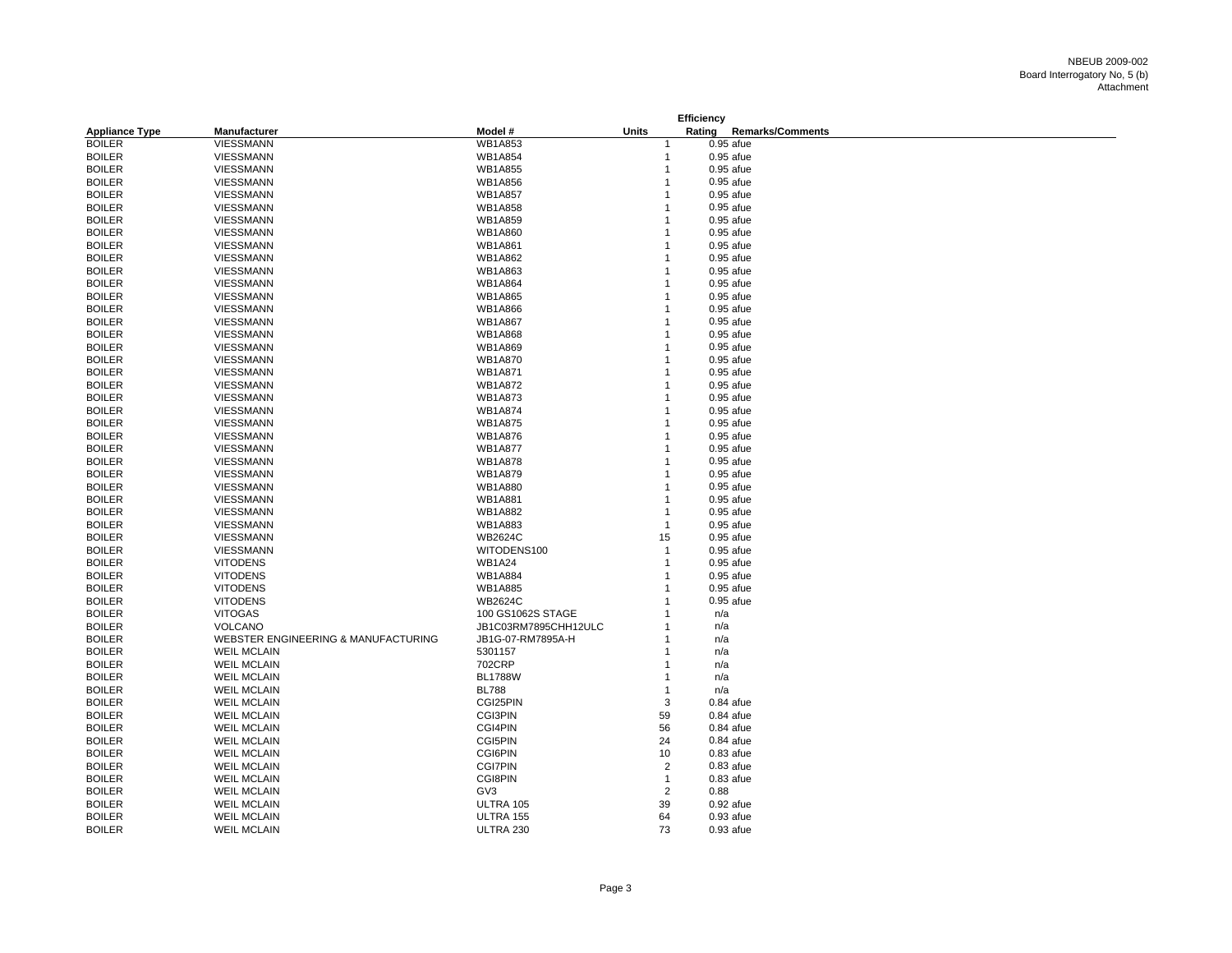NBEUB 2009-002
Board Interrogatory No, 5 (b)
Attachment

| Appliance Type | Manufacturer | Model # | Units | Efficiency Rating | Remarks/Comments |
|---|---|---|---|---|---|
| BOILER | VIESSMANN | WB1A853 | 1 | 0.95 | afue |
| BOILER | VIESSMANN | WB1A854 | 1 | 0.95 | afue |
| BOILER | VIESSMANN | WB1A855 | 1 | 0.95 | afue |
| BOILER | VIESSMANN | WB1A856 | 1 | 0.95 | afue |
| BOILER | VIESSMANN | WB1A857 | 1 | 0.95 | afue |
| BOILER | VIESSMANN | WB1A858 | 1 | 0.95 | afue |
| BOILER | VIESSMANN | WB1A859 | 1 | 0.95 | afue |
| BOILER | VIESSMANN | WB1A860 | 1 | 0.95 | afue |
| BOILER | VIESSMANN | WB1A861 | 1 | 0.95 | afue |
| BOILER | VIESSMANN | WB1A862 | 1 | 0.95 | afue |
| BOILER | VIESSMANN | WB1A863 | 1 | 0.95 | afue |
| BOILER | VIESSMANN | WB1A864 | 1 | 0.95 | afue |
| BOILER | VIESSMANN | WB1A865 | 1 | 0.95 | afue |
| BOILER | VIESSMANN | WB1A866 | 1 | 0.95 | afue |
| BOILER | VIESSMANN | WB1A867 | 1 | 0.95 | afue |
| BOILER | VIESSMANN | WB1A868 | 1 | 0.95 | afue |
| BOILER | VIESSMANN | WB1A869 | 1 | 0.95 | afue |
| BOILER | VIESSMANN | WB1A870 | 1 | 0.95 | afue |
| BOILER | VIESSMANN | WB1A871 | 1 | 0.95 | afue |
| BOILER | VIESSMANN | WB1A872 | 1 | 0.95 | afue |
| BOILER | VIESSMANN | WB1A873 | 1 | 0.95 | afue |
| BOILER | VIESSMANN | WB1A874 | 1 | 0.95 | afue |
| BOILER | VIESSMANN | WB1A875 | 1 | 0.95 | afue |
| BOILER | VIESSMANN | WB1A876 | 1 | 0.95 | afue |
| BOILER | VIESSMANN | WB1A877 | 1 | 0.95 | afue |
| BOILER | VIESSMANN | WB1A878 | 1 | 0.95 | afue |
| BOILER | VIESSMANN | WB1A879 | 1 | 0.95 | afue |
| BOILER | VIESSMANN | WB1A880 | 1 | 0.95 | afue |
| BOILER | VIESSMANN | WB1A881 | 1 | 0.95 | afue |
| BOILER | VIESSMANN | WB1A882 | 1 | 0.95 | afue |
| BOILER | VIESSMANN | WB1A883 | 1 | 0.95 | afue |
| BOILER | VIESSMANN | WB2624C | 15 | 0.95 | afue |
| BOILER | VIESSMANN | WITODENS100 | 1 | 0.95 | afue |
| BOILER | VITODENS | WB1A24 | 1 | 0.95 | afue |
| BOILER | VITODENS | WB1A884 | 1 | 0.95 | afue |
| BOILER | VITODENS | WB1A885 | 1 | 0.95 | afue |
| BOILER | VITODENS | WB2624C | 1 | 0.95 | afue |
| BOILER | VITOGAS | 100 GS1062S STAGE | 1 | n/a | |
| BOILER | VOLCANO | JB1C03RM7895CHH12ULC | 1 | n/a | |
| BOILER | WEBSTER ENGINEERING & MANUFACTURING | JB1G-07-RM7895A-H | 1 | n/a | |
| BOILER | WEIL MCLAIN | 5301157 | 1 | n/a | |
| BOILER | WEIL MCLAIN | 702CRP | 1 | n/a | |
| BOILER | WEIL MCLAIN | BL1788W | 1 | n/a | |
| BOILER | WEIL MCLAIN | BL788 | 1 | n/a | |
| BOILER | WEIL MCLAIN | CGI25PIN | 3 | 0.84 | afue |
| BOILER | WEIL MCLAIN | CGI3PIN | 59 | 0.84 | afue |
| BOILER | WEIL MCLAIN | CGI4PIN | 56 | 0.84 | afue |
| BOILER | WEIL MCLAIN | CGI5PIN | 24 | 0.84 | afue |
| BOILER | WEIL MCLAIN | CGI6PIN | 10 | 0.83 | afue |
| BOILER | WEIL MCLAIN | CGI7PIN | 2 | 0.83 | afue |
| BOILER | WEIL MCLAIN | CGI8PIN | 1 | 0.83 | afue |
| BOILER | WEIL MCLAIN | GV3 | 2 | 0.88 | |
| BOILER | WEIL MCLAIN | ULTRA 105 | 39 | 0.92 | afue |
| BOILER | WEIL MCLAIN | ULTRA 155 | 64 | 0.93 | afue |
| BOILER | WEIL MCLAIN | ULTRA 230 | 73 | 0.93 | afue |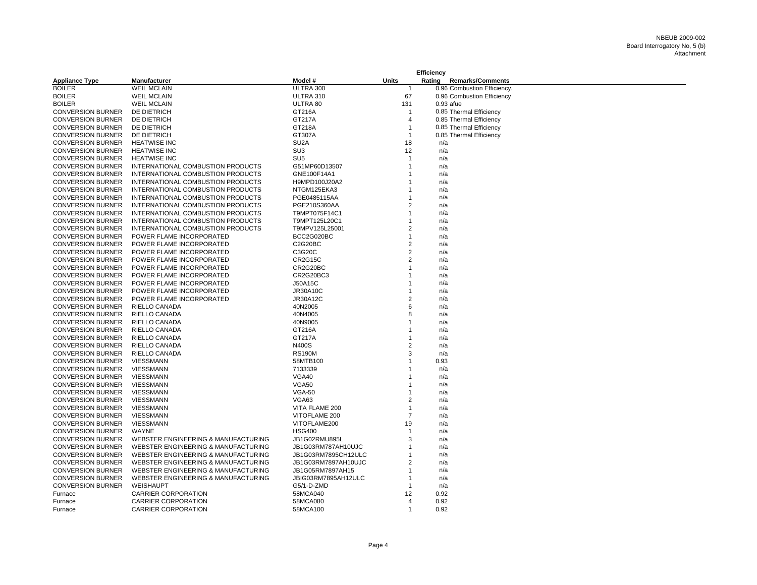NBEUB 2009-002
Board Interrogatory No, 5 (b)
Attachment

| Appliance Type | Manufacturer | Model # | Units | Efficiency Rating | Remarks/Comments |
|---|---|---|---|---|---|
| BOILER | WEIL MCLAIN | ULTRA 300 | 1 | 0.96 | Combustion Efficiency. |
| BOILER | WEIL MCLAIN | ULTRA 310 | 67 | 0.96 | Combustion Efficiency |
| BOILER | WEIL MCLAIN | ULTRA 80 | 131 | 0.93 | afue |
| CONVERSION BURNER | DE DIETRICH | GT216A | 1 | 0.85 | Thermal Efficiency |
| CONVERSION BURNER | DE DIETRICH | GT217A | 4 | 0.85 | Thermal Efficiency |
| CONVERSION BURNER | DE DIETRICH | GT218A | 1 | 0.85 | Thermal Efficiency |
| CONVERSION BURNER | DE DIETRICH | GT307A | 1 | 0.85 | Thermal Efficiency |
| CONVERSION BURNER | HEATWISE INC | SU2A | 18 | n/a | |
| CONVERSION BURNER | HEATWISE INC | SU3 | 12 | n/a | |
| CONVERSION BURNER | HEATWISE INC | SU5 | 1 | n/a | |
| CONVERSION BURNER | INTERNATIONAL COMBUSTION PRODUCTS | G51MP60D13507 | 1 | n/a | |
| CONVERSION BURNER | INTERNATIONAL COMBUSTION PRODUCTS | GNE100F14A1 | 1 | n/a | |
| CONVERSION BURNER | INTERNATIONAL COMBUSTION PRODUCTS | H9MPD100J20A2 | 1 | n/a | |
| CONVERSION BURNER | INTERNATIONAL COMBUSTION PRODUCTS | NTGM125EKA3 | 1 | n/a | |
| CONVERSION BURNER | INTERNATIONAL COMBUSTION PRODUCTS | PGE0485115AA | 1 | n/a | |
| CONVERSION BURNER | INTERNATIONAL COMBUSTION PRODUCTS | PGE210S360AA | 2 | n/a | |
| CONVERSION BURNER | INTERNATIONAL COMBUSTION PRODUCTS | T9MPT075F14C1 | 1 | n/a | |
| CONVERSION BURNER | INTERNATIONAL COMBUSTION PRODUCTS | T9MPT125L20C1 | 1 | n/a | |
| CONVERSION BURNER | INTERNATIONAL COMBUSTION PRODUCTS | T9MPV125L25001 | 2 | n/a | |
| CONVERSION BURNER | POWER FLAME INCORPORATED | BCC2G020BC | 1 | n/a | |
| CONVERSION BURNER | POWER FLAME INCORPORATED | C2G20BC | 2 | n/a | |
| CONVERSION BURNER | POWER FLAME INCORPORATED | C3G20C | 2 | n/a | |
| CONVERSION BURNER | POWER FLAME INCORPORATED | CR2G15C | 2 | n/a | |
| CONVERSION BURNER | POWER FLAME INCORPORATED | CR2G20BC | 1 | n/a | |
| CONVERSION BURNER | POWER FLAME INCORPORATED | CR2G20BC3 | 1 | n/a | |
| CONVERSION BURNER | POWER FLAME INCORPORATED | J50A15C | 1 | n/a | |
| CONVERSION BURNER | POWER FLAME INCORPORATED | JR30A10C | 1 | n/a | |
| CONVERSION BURNER | POWER FLAME INCORPORATED | JR30A12C | 2 | n/a | |
| CONVERSION BURNER | RIELLO CANADA | 40N2005 | 6 | n/a | |
| CONVERSION BURNER | RIELLO CANADA | 40N4005 | 8 | n/a | |
| CONVERSION BURNER | RIELLO CANADA | 40N9005 | 1 | n/a | |
| CONVERSION BURNER | RIELLO CANADA | GT216A | 1 | n/a | |
| CONVERSION BURNER | RIELLO CANADA | GT217A | 1 | n/a | |
| CONVERSION BURNER | RIELLO CANADA | N400S | 2 | n/a | |
| CONVERSION BURNER | RIELLO CANADA | RS190M | 3 | n/a | |
| CONVERSION BURNER | VIESSMANN | 58MTB100 | 1 | 0.93 | |
| CONVERSION BURNER | VIESSMANN | 7133339 | 1 | n/a | |
| CONVERSION BURNER | VIESSMANN | VGA40 | 1 | n/a | |
| CONVERSION BURNER | VIESSMANN | VGA50 | 1 | n/a | |
| CONVERSION BURNER | VIESSMANN | VGA-50 | 1 | n/a | |
| CONVERSION BURNER | VIESSMANN | VGA63 | 2 | n/a | |
| CONVERSION BURNER | VIESSMANN | VITA FLAME 200 | 1 | n/a | |
| CONVERSION BURNER | VIESSMANN | VITOFLAME 200 | 7 | n/a | |
| CONVERSION BURNER | VIESSMANN | VITOFLAME200 | 19 | n/a | |
| CONVERSION BURNER | WAYNE | HSG400 | 1 | n/a | |
| CONVERSION BURNER | WEBSTER ENGINEERING & MANUFACTURING | JB1G02RMU895L | 3 | n/a | |
| CONVERSION BURNER | WEBSTER ENGINEERING & MANUFACTURING | JB1G03RM787AH10UJC | 1 | n/a | |
| CONVERSION BURNER | WEBSTER ENGINEERING & MANUFACTURING | JB1G03RM7895CH12ULC | 1 | n/a | |
| CONVERSION BURNER | WEBSTER ENGINEERING & MANUFACTURING | JB1G03RM7897AH10UJC | 2 | n/a | |
| CONVERSION BURNER | WEBSTER ENGINEERING & MANUFACTURING | JB1G05RM7897AH15 | 1 | n/a | |
| CONVERSION BURNER | WEBSTER ENGINEERING & MANUFACTURING | JBIG03RM7895AH12ULC | 1 | n/a | |
| CONVERSION BURNER | WEISHAUPT | G5/1-D-ZMD | 1 | n/a | |
| Furnace | CARRIER CORPORATION | 58MCA040 | 12 | 0.92 | |
| Furnace | CARRIER CORPORATION | 58MCA080 | 4 | 0.92 | |
| Furnace | CARRIER CORPORATION | 58MCA100 | 1 | 0.92 | |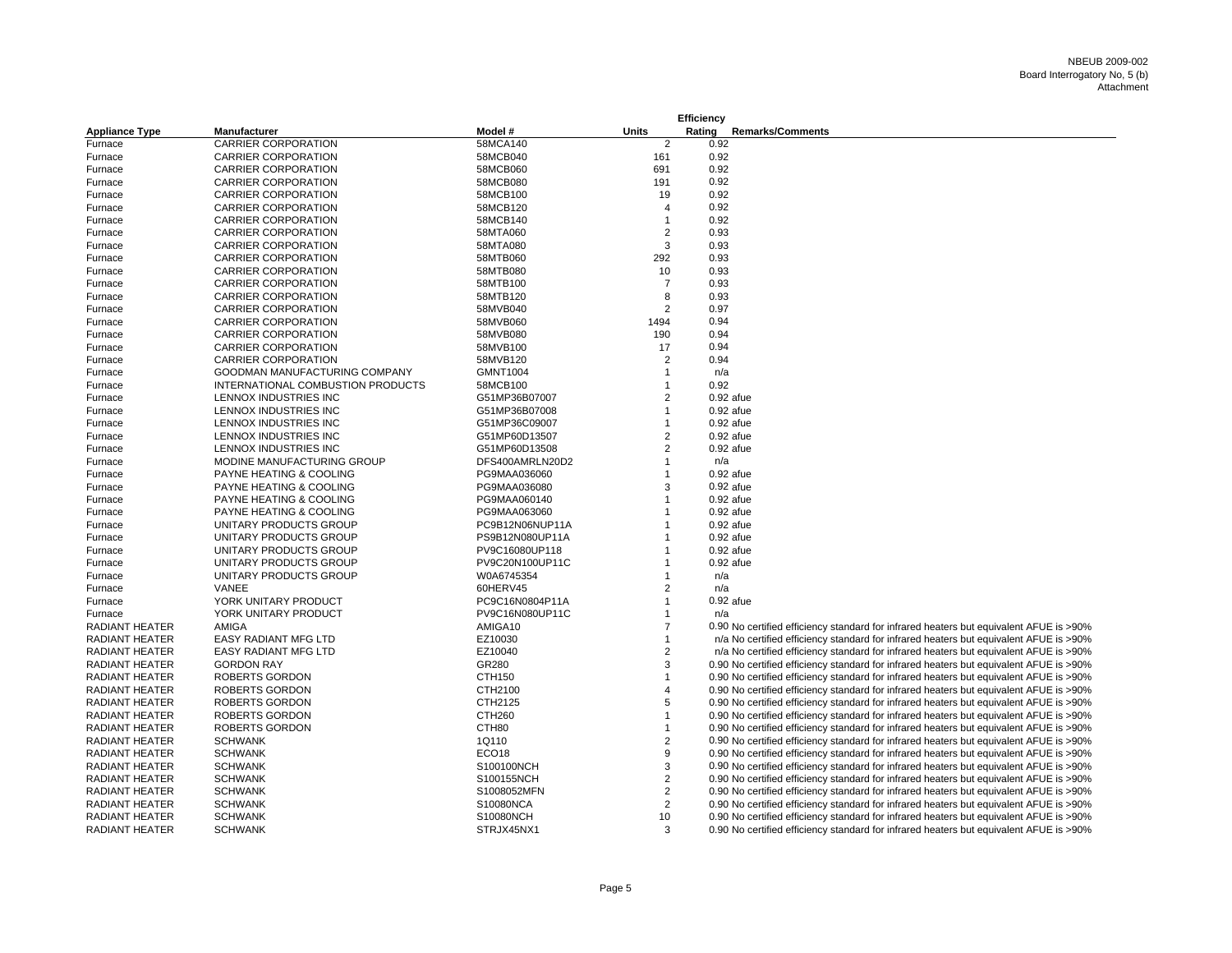| Appliance Type | Manufacturer | Model # | Units | Efficiency Rating | Remarks/Comments |
|---|---|---|---|---|---|
| Furnace | CARRIER CORPORATION | 58MCA140 | 2 | 0.92 | |
| Furnace | CARRIER CORPORATION | 58MCB040 | 161 | 0.92 | |
| Furnace | CARRIER CORPORATION | 58MCB060 | 691 | 0.92 | |
| Furnace | CARRIER CORPORATION | 58MCB080 | 191 | 0.92 | |
| Furnace | CARRIER CORPORATION | 58MCB100 | 19 | 0.92 | |
| Furnace | CARRIER CORPORATION | 58MCB120 | 4 | 0.92 | |
| Furnace | CARRIER CORPORATION | 58MCB140 | 1 | 0.92 | |
| Furnace | CARRIER CORPORATION | 58MTA060 | 2 | 0.93 | |
| Furnace | CARRIER CORPORATION | 58MTA080 | 3 | 0.93 | |
| Furnace | CARRIER CORPORATION | 58MTB060 | 292 | 0.93 | |
| Furnace | CARRIER CORPORATION | 58MTB080 | 10 | 0.93 | |
| Furnace | CARRIER CORPORATION | 58MTB100 | 7 | 0.93 | |
| Furnace | CARRIER CORPORATION | 58MTB120 | 8 | 0.93 | |
| Furnace | CARRIER CORPORATION | 58MVB040 | 2 | 0.97 | |
| Furnace | CARRIER CORPORATION | 58MVB060 | 1494 | 0.94 | |
| Furnace | CARRIER CORPORATION | 58MVB080 | 190 | 0.94 | |
| Furnace | CARRIER CORPORATION | 58MVB100 | 17 | 0.94 | |
| Furnace | CARRIER CORPORATION | 58MVB120 | 2 | 0.94 | |
| Furnace | GOODMAN MANUFACTURING COMPANY | GMNT1004 | 1 | n/a | |
| Furnace | INTERNATIONAL COMBUSTION PRODUCTS | 58MCB100 | 1 | 0.92 | |
| Furnace | LENNOX INDUSTRIES INC | G51MP36B07007 | 2 | 0.92 | afue |
| Furnace | LENNOX INDUSTRIES INC | G51MP36B07008 | 1 | 0.92 | afue |
| Furnace | LENNOX INDUSTRIES INC | G51MP36C09007 | 1 | 0.92 | afue |
| Furnace | LENNOX INDUSTRIES INC | G51MP60D13507 | 2 | 0.92 | afue |
| Furnace | LENNOX INDUSTRIES INC | G51MP60D13508 | 2 | 0.92 | afue |
| Furnace | MODINE MANUFACTURING GROUP | DFS400AMRLN20D2 | 1 | n/a | |
| Furnace | PAYNE HEATING & COOLING | PG9MAA036060 | 1 | 0.92 | afue |
| Furnace | PAYNE HEATING & COOLING | PG9MAA036080 | 3 | 0.92 | afue |
| Furnace | PAYNE HEATING & COOLING | PG9MAA060140 | 1 | 0.92 | afue |
| Furnace | PAYNE HEATING & COOLING | PG9MAA063060 | 1 | 0.92 | afue |
| Furnace | UNITARY PRODUCTS GROUP | PC9B12N06NUP11A | 1 | 0.92 | afue |
| Furnace | UNITARY PRODUCTS GROUP | PS9B12N080UP11A | 1 | 0.92 | afue |
| Furnace | UNITARY PRODUCTS GROUP | PV9C16080UP118 | 1 | 0.92 | afue |
| Furnace | UNITARY PRODUCTS GROUP | PV9C20N100UP11C | 1 | 0.92 | afue |
| Furnace | UNITARY PRODUCTS GROUP | W0A6745354 | 1 | n/a | |
| Furnace | VANEE | 60HERV45 | 2 | n/a | |
| Furnace | YORK UNITARY PRODUCT | PC9C16N0804P11A | 1 | 0.92 | afue |
| Furnace | YORK UNITARY PRODUCT | PV9C16N080UP11C | 1 | n/a | |
| RADIANT HEATER | AMIGA | AMIGA10 | 7 | 0.90 | No certified efficiency standard for infrared heaters but equivalent AFUE is >90% |
| RADIANT HEATER | EASY RADIANT MFG LTD | EZ10030 | 1 | n/a | No certified efficiency standard for infrared heaters but equivalent AFUE is >90% |
| RADIANT HEATER | EASY RADIANT MFG LTD | EZ10040 | 2 | n/a | No certified efficiency standard for infrared heaters but equivalent AFUE is >90% |
| RADIANT HEATER | GORDON RAY | GR280 | 3 | 0.90 | No certified efficiency standard for infrared heaters but equivalent AFUE is >90% |
| RADIANT HEATER | ROBERTS GORDON | CTH150 | 1 | 0.90 | No certified efficiency standard for infrared heaters but equivalent AFUE is >90% |
| RADIANT HEATER | ROBERTS GORDON | CTH2100 | 4 | 0.90 | No certified efficiency standard for infrared heaters but equivalent AFUE is >90% |
| RADIANT HEATER | ROBERTS GORDON | CTH2125 | 5 | 0.90 | No certified efficiency standard for infrared heaters but equivalent AFUE is >90% |
| RADIANT HEATER | ROBERTS GORDON | CTH260 | 1 | 0.90 | No certified efficiency standard for infrared heaters but equivalent AFUE is >90% |
| RADIANT HEATER | ROBERTS GORDON | CTH80 | 1 | 0.90 | No certified efficiency standard for infrared heaters but equivalent AFUE is >90% |
| RADIANT HEATER | SCHWANK | 1Q110 | 2 | 0.90 | No certified efficiency standard for infrared heaters but equivalent AFUE is >90% |
| RADIANT HEATER | SCHWANK | ECO18 | 9 | 0.90 | No certified efficiency standard for infrared heaters but equivalent AFUE is >90% |
| RADIANT HEATER | SCHWANK | S100100NCH | 3 | 0.90 | No certified efficiency standard for infrared heaters but equivalent AFUE is >90% |
| RADIANT HEATER | SCHWANK | S100155NCH | 2 | 0.90 | No certified efficiency standard for infrared heaters but equivalent AFUE is >90% |
| RADIANT HEATER | SCHWANK | S1008052MFN | 2 | 0.90 | No certified efficiency standard for infrared heaters but equivalent AFUE is >90% |
| RADIANT HEATER | SCHWANK | S10080NCA | 2 | 0.90 | No certified efficiency standard for infrared heaters but equivalent AFUE is >90% |
| RADIANT HEATER | SCHWANK | S10080NCH | 10 | 0.90 | No certified efficiency standard for infrared heaters but equivalent AFUE is >90% |
| RADIANT HEATER | SCHWANK | STRJX45NX1 | 3 | 0.90 | No certified efficiency standard for infrared heaters but equivalent AFUE is >90% |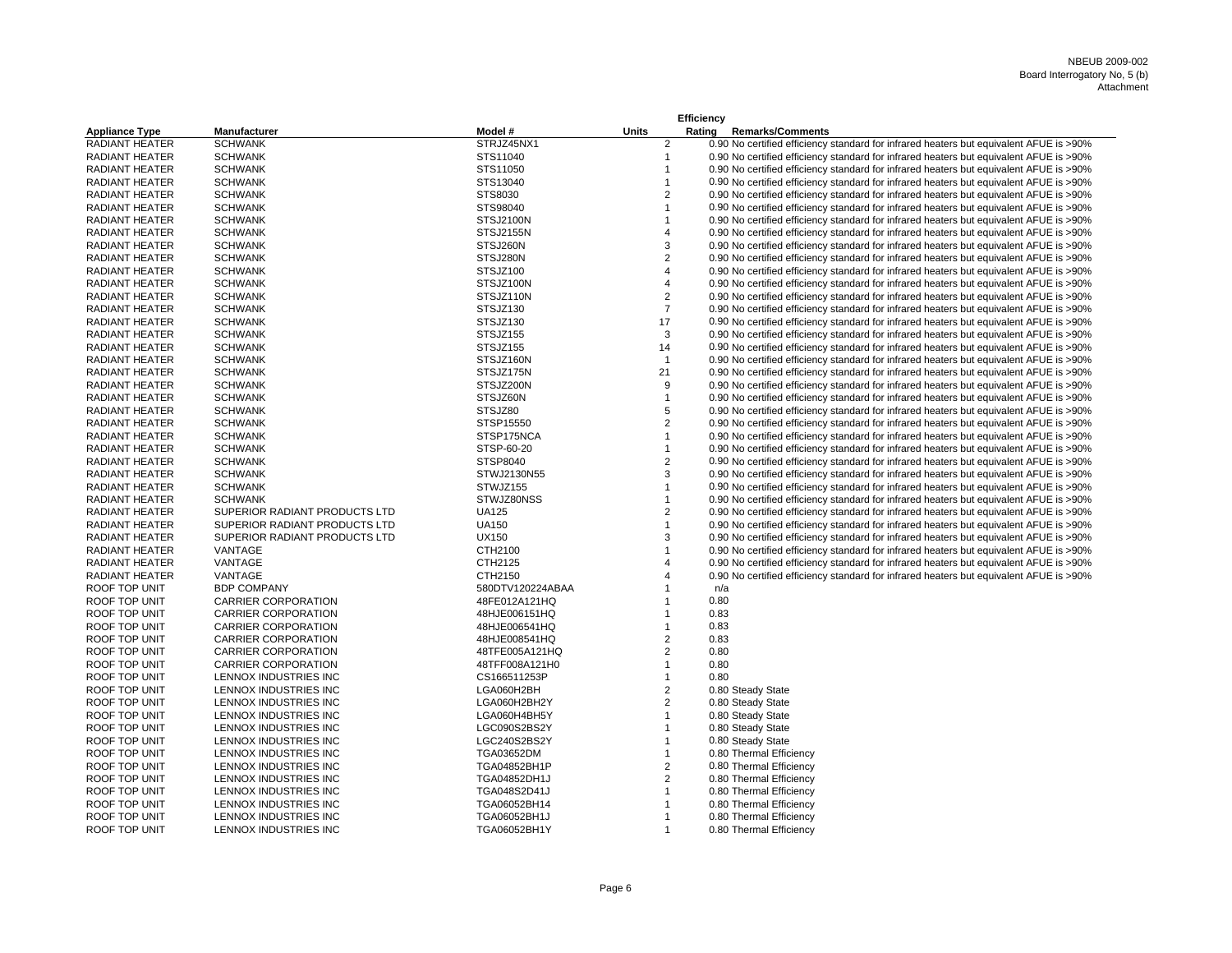NBEUB 2009-002
Board Interrogatory No, 5 (b)
Attachment

| Appliance Type | Manufacturer | Model # | Units | Efficiency Rating | Remarks/Comments |
|---|---|---|---|---|---|
| RADIANT HEATER | SCHWANK | STRJZ45NX1 | 2 | 0.90 | No certified efficiency standard for infrared heaters but equivalent AFUE is >90% |
| RADIANT HEATER | SCHWANK | STS11040 | 1 | 0.90 | No certified efficiency standard for infrared heaters but equivalent AFUE is >90% |
| RADIANT HEATER | SCHWANK | STS11050 | 1 | 0.90 | No certified efficiency standard for infrared heaters but equivalent AFUE is >90% |
| RADIANT HEATER | SCHWANK | STS13040 | 1 | 0.90 | No certified efficiency standard for infrared heaters but equivalent AFUE is >90% |
| RADIANT HEATER | SCHWANK | STS8030 | 2 | 0.90 | No certified efficiency standard for infrared heaters but equivalent AFUE is >90% |
| RADIANT HEATER | SCHWANK | STS98040 | 1 | 0.90 | No certified efficiency standard for infrared heaters but equivalent AFUE is >90% |
| RADIANT HEATER | SCHWANK | STSJ2100N | 1 | 0.90 | No certified efficiency standard for infrared heaters but equivalent AFUE is >90% |
| RADIANT HEATER | SCHWANK | STSJ2155N | 4 | 0.90 | No certified efficiency standard for infrared heaters but equivalent AFUE is >90% |
| RADIANT HEATER | SCHWANK | STSJ260N | 3 | 0.90 | No certified efficiency standard for infrared heaters but equivalent AFUE is >90% |
| RADIANT HEATER | SCHWANK | STSJ280N | 2 | 0.90 | No certified efficiency standard for infrared heaters but equivalent AFUE is >90% |
| RADIANT HEATER | SCHWANK | STSJZ100 | 4 | 0.90 | No certified efficiency standard for infrared heaters but equivalent AFUE is >90% |
| RADIANT HEATER | SCHWANK | STSJZ100N | 4 | 0.90 | No certified efficiency standard for infrared heaters but equivalent AFUE is >90% |
| RADIANT HEATER | SCHWANK | STSJZ110N | 2 | 0.90 | No certified efficiency standard for infrared heaters but equivalent AFUE is >90% |
| RADIANT HEATER | SCHWANK | STSJZ130 | 7 | 0.90 | No certified efficiency standard for infrared heaters but equivalent AFUE is >90% |
| RADIANT HEATER | SCHWANK | STSJZ130 | 17 | 0.90 | No certified efficiency standard for infrared heaters but equivalent AFUE is >90% |
| RADIANT HEATER | SCHWANK | STSJZ155 | 3 | 0.90 | No certified efficiency standard for infrared heaters but equivalent AFUE is >90% |
| RADIANT HEATER | SCHWANK | STSJZ155 | 14 | 0.90 | No certified efficiency standard for infrared heaters but equivalent AFUE is >90% |
| RADIANT HEATER | SCHWANK | STSJZ160N | 1 | 0.90 | No certified efficiency standard for infrared heaters but equivalent AFUE is >90% |
| RADIANT HEATER | SCHWANK | STSJZ175N | 21 | 0.90 | No certified efficiency standard for infrared heaters but equivalent AFUE is >90% |
| RADIANT HEATER | SCHWANK | STSJZ200N | 9 | 0.90 | No certified efficiency standard for infrared heaters but equivalent AFUE is >90% |
| RADIANT HEATER | SCHWANK | STSJZ60N | 1 | 0.90 | No certified efficiency standard for infrared heaters but equivalent AFUE is >90% |
| RADIANT HEATER | SCHWANK | STSJZ80 | 5 | 0.90 | No certified efficiency standard for infrared heaters but equivalent AFUE is >90% |
| RADIANT HEATER | SCHWANK | STSP15550 | 2 | 0.90 | No certified efficiency standard for infrared heaters but equivalent AFUE is >90% |
| RADIANT HEATER | SCHWANK | STSP175NCA | 1 | 0.90 | No certified efficiency standard for infrared heaters but equivalent AFUE is >90% |
| RADIANT HEATER | SCHWANK | STSP-60-20 | 1 | 0.90 | No certified efficiency standard for infrared heaters but equivalent AFUE is >90% |
| RADIANT HEATER | SCHWANK | STSP8040 | 2 | 0.90 | No certified efficiency standard for infrared heaters but equivalent AFUE is >90% |
| RADIANT HEATER | SCHWANK | STWJ2130N55 | 3 | 0.90 | No certified efficiency standard for infrared heaters but equivalent AFUE is >90% |
| RADIANT HEATER | SCHWANK | STWJZ155 | 1 | 0.90 | No certified efficiency standard for infrared heaters but equivalent AFUE is >90% |
| RADIANT HEATER | SCHWANK | STWJZ80NSS | 1 | 0.90 | No certified efficiency standard for infrared heaters but equivalent AFUE is >90% |
| RADIANT HEATER | SUPERIOR RADIANT PRODUCTS LTD | UA125 | 2 | 0.90 | No certified efficiency standard for infrared heaters but equivalent AFUE is >90% |
| RADIANT HEATER | SUPERIOR RADIANT PRODUCTS LTD | UA150 | 1 | 0.90 | No certified efficiency standard for infrared heaters but equivalent AFUE is >90% |
| RADIANT HEATER | SUPERIOR RADIANT PRODUCTS LTD | UX150 | 3 | 0.90 | No certified efficiency standard for infrared heaters but equivalent AFUE is >90% |
| RADIANT HEATER | VANTAGE | CTH2100 | 1 | 0.90 | No certified efficiency standard for infrared heaters but equivalent AFUE is >90% |
| RADIANT HEATER | VANTAGE | CTH2125 | 4 | 0.90 | No certified efficiency standard for infrared heaters but equivalent AFUE is >90% |
| RADIANT HEATER | VANTAGE | CTH2150 | 4 | 0.90 | No certified efficiency standard for infrared heaters but equivalent AFUE is >90% |
| ROOF TOP UNIT | BDP COMPANY | 580DTV120224ABAA | 1 | n/a | |
| ROOF TOP UNIT | CARRIER CORPORATION | 48FE012A121HQ | 1 | 0.80 | |
| ROOF TOP UNIT | CARRIER CORPORATION | 48HJE006151HQ | 1 | 0.83 | |
| ROOF TOP UNIT | CARRIER CORPORATION | 48HJE006541HQ | 1 | 0.83 | |
| ROOF TOP UNIT | CARRIER CORPORATION | 48HJE008541HQ | 2 | 0.83 | |
| ROOF TOP UNIT | CARRIER CORPORATION | 48TFE005A121HQ | 2 | 0.80 | |
| ROOF TOP UNIT | CARRIER CORPORATION | 48TFF008A121H0 | 1 | 0.80 | |
| ROOF TOP UNIT | LENNOX INDUSTRIES INC | CS166511253P | 1 | 0.80 | |
| ROOF TOP UNIT | LENNOX INDUSTRIES INC | LGA060H2BH | 2 | 0.80 | Steady State |
| ROOF TOP UNIT | LENNOX INDUSTRIES INC | LGA060H2BH2Y | 2 | 0.80 | Steady State |
| ROOF TOP UNIT | LENNOX INDUSTRIES INC | LGA060H4BH5Y | 1 | 0.80 | Steady State |
| ROOF TOP UNIT | LENNOX INDUSTRIES INC | LGC090S2BS2Y | 1 | 0.80 | Steady State |
| ROOF TOP UNIT | LENNOX INDUSTRIES INC | LGC240S2BS2Y | 1 | 0.80 | Steady State |
| ROOF TOP UNIT | LENNOX INDUSTRIES INC | TGA03652DM | 1 | 0.80 | Thermal Efficiency |
| ROOF TOP UNIT | LENNOX INDUSTRIES INC | TGA04852BH1P | 2 | 0.80 | Thermal Efficiency |
| ROOF TOP UNIT | LENNOX INDUSTRIES INC | TGA04852DH1J | 2 | 0.80 | Thermal Efficiency |
| ROOF TOP UNIT | LENNOX INDUSTRIES INC | TGA048S2D41J | 1 | 0.80 | Thermal Efficiency |
| ROOF TOP UNIT | LENNOX INDUSTRIES INC | TGA06052BH14 | 1 | 0.80 | Thermal Efficiency |
| ROOF TOP UNIT | LENNOX INDUSTRIES INC | TGA06052BH1J | 1 | 0.80 | Thermal Efficiency |
| ROOF TOP UNIT | LENNOX INDUSTRIES INC | TGA06052BH1Y | 1 | 0.80 | Thermal Efficiency |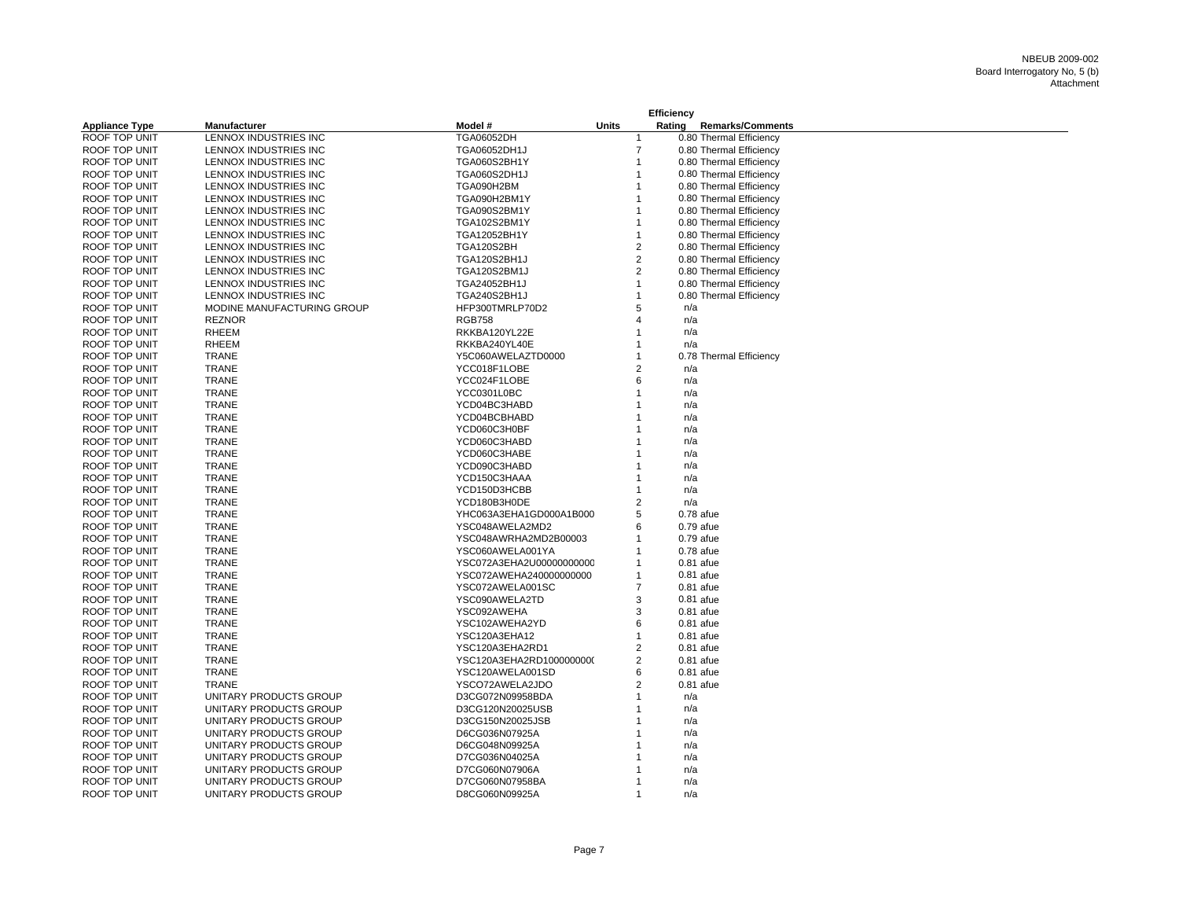NBEUB 2009-002
Board Interrogatory No, 5 (b)
Attachment

| Appliance Type | Manufacturer | Model # | Units | Efficiency Rating | Remarks/Comments |
|---|---|---|---|---|---|
| ROOF TOP UNIT | LENNOX INDUSTRIES INC | TGA06052DH | 1 | 0.80 | Thermal Efficiency |
| ROOF TOP UNIT | LENNOX INDUSTRIES INC | TGA06052DH1J | 7 | 0.80 | Thermal Efficiency |
| ROOF TOP UNIT | LENNOX INDUSTRIES INC | TGA060S2BH1Y | 1 | 0.80 | Thermal Efficiency |
| ROOF TOP UNIT | LENNOX INDUSTRIES INC | TGA060S2DH1J | 1 | 0.80 | Thermal Efficiency |
| ROOF TOP UNIT | LENNOX INDUSTRIES INC | TGA090H2BM | 1 | 0.80 | Thermal Efficiency |
| ROOF TOP UNIT | LENNOX INDUSTRIES INC | TGA090H2BM1Y | 1 | 0.80 | Thermal Efficiency |
| ROOF TOP UNIT | LENNOX INDUSTRIES INC | TGA090S2BM1Y | 1 | 0.80 | Thermal Efficiency |
| ROOF TOP UNIT | LENNOX INDUSTRIES INC | TGA102S2BM1Y | 1 | 0.80 | Thermal Efficiency |
| ROOF TOP UNIT | LENNOX INDUSTRIES INC | TGA12052BH1Y | 1 | 0.80 | Thermal Efficiency |
| ROOF TOP UNIT | LENNOX INDUSTRIES INC | TGA120S2BH | 2 | 0.80 | Thermal Efficiency |
| ROOF TOP UNIT | LENNOX INDUSTRIES INC | TGA120S2BH1J | 2 | 0.80 | Thermal Efficiency |
| ROOF TOP UNIT | LENNOX INDUSTRIES INC | TGA120S2BM1J | 2 | 0.80 | Thermal Efficiency |
| ROOF TOP UNIT | LENNOX INDUSTRIES INC | TGA24052BH1J | 1 | 0.80 | Thermal Efficiency |
| ROOF TOP UNIT | LENNOX INDUSTRIES INC | TGA240S2BH1J | 1 | 0.80 | Thermal Efficiency |
| ROOF TOP UNIT | MODINE MANUFACTURING GROUP | HFP300TMRLP70D2 | 5 | n/a | |
| ROOF TOP UNIT | REZNOR | RGB758 | 4 | n/a | |
| ROOF TOP UNIT | RHEEM | RKKBA120YL22E | 1 | n/a | |
| ROOF TOP UNIT | RHEEM | RKKBA240YL40E | 1 | n/a | |
| ROOF TOP UNIT | TRANE | Y5C060AWELAZTD0000 | 1 | 0.78 | Thermal Efficiency |
| ROOF TOP UNIT | TRANE | YCC018F1LOBE | 2 | n/a | |
| ROOF TOP UNIT | TRANE | YCC024F1LOBE | 6 | n/a | |
| ROOF TOP UNIT | TRANE | YCC0301L0BC | 1 | n/a | |
| ROOF TOP UNIT | TRANE | YCD04BC3HABD | 1 | n/a | |
| ROOF TOP UNIT | TRANE | YCD04BCBHABD | 1 | n/a | |
| ROOF TOP UNIT | TRANE | YCD060C3H0BF | 1 | n/a | |
| ROOF TOP UNIT | TRANE | YCD060C3HABD | 1 | n/a | |
| ROOF TOP UNIT | TRANE | YCD060C3HABE | 1 | n/a | |
| ROOF TOP UNIT | TRANE | YCD090C3HABD | 1 | n/a | |
| ROOF TOP UNIT | TRANE | YCD150C3HAAA | 1 | n/a | |
| ROOF TOP UNIT | TRANE | YCD150D3HCBB | 1 | n/a | |
| ROOF TOP UNIT | TRANE | YCD180B3H0DE | 2 | n/a | |
| ROOF TOP UNIT | TRANE | YHC063A3EHA1GD000A1B000 | 5 | 0.78 | afue |
| ROOF TOP UNIT | TRANE | YSC048AWELA2MD2 | 6 | 0.79 | afue |
| ROOF TOP UNIT | TRANE | YSC048AWRHA2MD2B00003 | 1 | 0.79 | afue |
| ROOF TOP UNIT | TRANE | YSC060AWELA001YA | 1 | 0.78 | afue |
| ROOF TOP UNIT | TRANE | YSC072A3EHA2U00000000000 | 1 | 0.81 | afue |
| ROOF TOP UNIT | TRANE | YSC072AWEHA240000000000 | 1 | 0.81 | afue |
| ROOF TOP UNIT | TRANE | YSC072AWELA001SC | 7 | 0.81 | afue |
| ROOF TOP UNIT | TRANE | YSC090AWELA2TD | 3 | 0.81 | afue |
| ROOF TOP UNIT | TRANE | YSC092AWEHA | 3 | 0.81 | afue |
| ROOF TOP UNIT | TRANE | YSC102AWEHA2YD | 6 | 0.81 | afue |
| ROOF TOP UNIT | TRANE | YSC120A3EHA12 | 1 | 0.81 | afue |
| ROOF TOP UNIT | TRANE | YSC120A3EHA2RD1 | 2 | 0.81 | afue |
| ROOF TOP UNIT | TRANE | YSC120A3EHA2RD1000000000 | 2 | 0.81 | afue |
| ROOF TOP UNIT | TRANE | YSC120AWELA001SD | 6 | 0.81 | afue |
| ROOF TOP UNIT | TRANE | YSCO72AWELA2JDO | 2 | 0.81 | afue |
| ROOF TOP UNIT | UNITARY PRODUCTS GROUP | D3CG072N09958BDA | 1 | n/a | |
| ROOF TOP UNIT | UNITARY PRODUCTS GROUP | D3CG120N20025USB | 1 | n/a | |
| ROOF TOP UNIT | UNITARY PRODUCTS GROUP | D3CG150N20025JSB | 1 | n/a | |
| ROOF TOP UNIT | UNITARY PRODUCTS GROUP | D6CG036N07925A | 1 | n/a | |
| ROOF TOP UNIT | UNITARY PRODUCTS GROUP | D6CG048N09925A | 1 | n/a | |
| ROOF TOP UNIT | UNITARY PRODUCTS GROUP | D7CG036N04025A | 1 | n/a | |
| ROOF TOP UNIT | UNITARY PRODUCTS GROUP | D7CG060N07906A | 1 | n/a | |
| ROOF TOP UNIT | UNITARY PRODUCTS GROUP | D7CG060N07958BA | 1 | n/a | |
| ROOF TOP UNIT | UNITARY PRODUCTS GROUP | D8CG060N09925A | 1 | n/a | |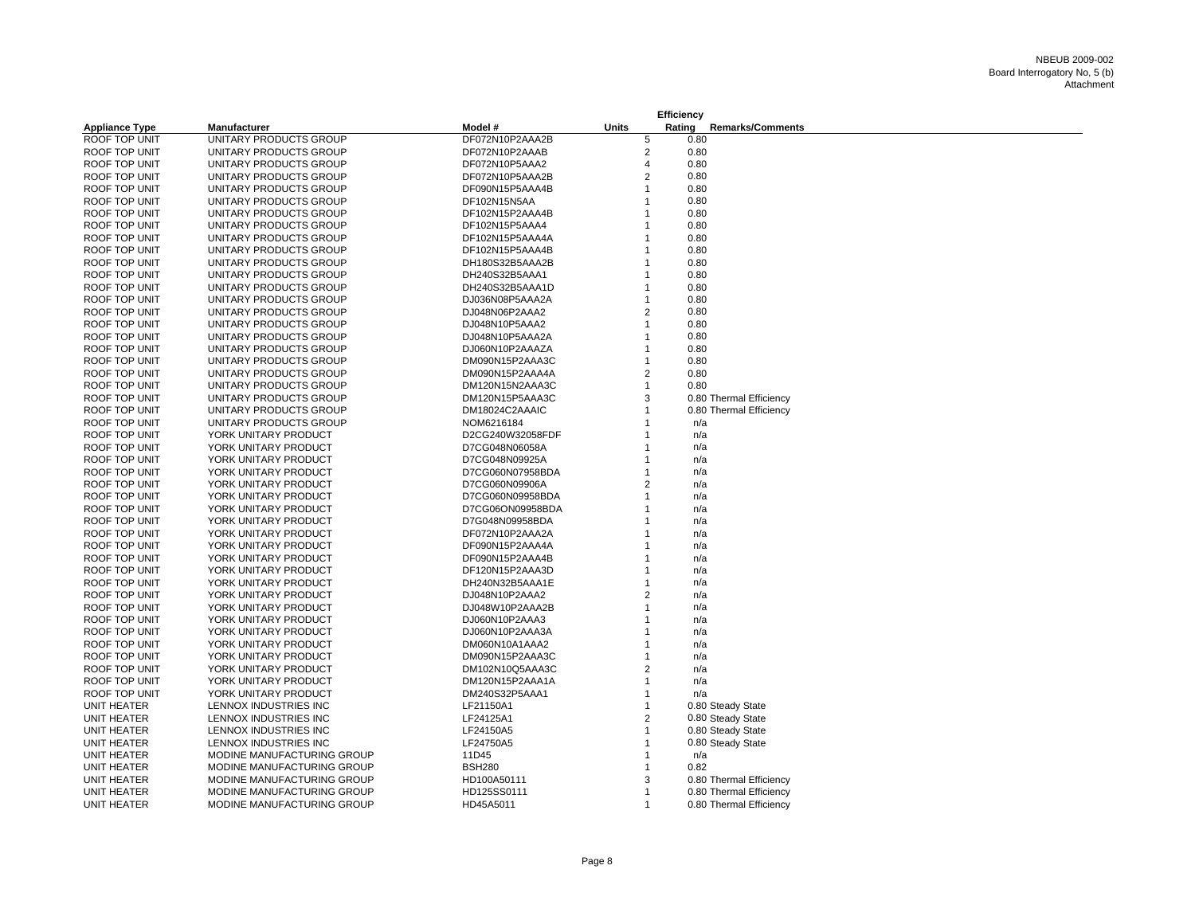NBEUB 2009-002
Board Interrogatory No, 5 (b)
Attachment

| Appliance Type | Manufacturer | Model # | Units | Efficiency Rating | Remarks/Comments |
|---|---|---|---|---|---|
| ROOF TOP UNIT | UNITARY PRODUCTS GROUP | DF072N10P2AAA2B | 5 | 0.80 | |
| ROOF TOP UNIT | UNITARY PRODUCTS GROUP | DF072N10P2AAAB | 2 | 0.80 | |
| ROOF TOP UNIT | UNITARY PRODUCTS GROUP | DF072N10P5AAA2 | 4 | 0.80 | |
| ROOF TOP UNIT | UNITARY PRODUCTS GROUP | DF072N10P5AAA2B | 2 | 0.80 | |
| ROOF TOP UNIT | UNITARY PRODUCTS GROUP | DF090N15P5AAA4B | 1 | 0.80 | |
| ROOF TOP UNIT | UNITARY PRODUCTS GROUP | DF102N15N5AA | 1 | 0.80 | |
| ROOF TOP UNIT | UNITARY PRODUCTS GROUP | DF102N15P2AAA4B | 1 | 0.80 | |
| ROOF TOP UNIT | UNITARY PRODUCTS GROUP | DF102N15P5AAA4 | 1 | 0.80 | |
| ROOF TOP UNIT | UNITARY PRODUCTS GROUP | DF102N15P5AAA4A | 1 | 0.80 | |
| ROOF TOP UNIT | UNITARY PRODUCTS GROUP | DF102N15P5AAA4B | 1 | 0.80 | |
| ROOF TOP UNIT | UNITARY PRODUCTS GROUP | DH180S32B5AAA2B | 1 | 0.80 | |
| ROOF TOP UNIT | UNITARY PRODUCTS GROUP | DH240S32B5AAA1 | 1 | 0.80 | |
| ROOF TOP UNIT | UNITARY PRODUCTS GROUP | DH240S32B5AAA1D | 1 | 0.80 | |
| ROOF TOP UNIT | UNITARY PRODUCTS GROUP | DJ036N08P5AAA2A | 1 | 0.80 | |
| ROOF TOP UNIT | UNITARY PRODUCTS GROUP | DJ048N06P2AAA2 | 2 | 0.80 | |
| ROOF TOP UNIT | UNITARY PRODUCTS GROUP | DJ048N10P5AAA2 | 1 | 0.80 | |
| ROOF TOP UNIT | UNITARY PRODUCTS GROUP | DJ048N10P5AAA2A | 1 | 0.80 | |
| ROOF TOP UNIT | UNITARY PRODUCTS GROUP | DJ060N10P2AAAZA | 1 | 0.80 | |
| ROOF TOP UNIT | UNITARY PRODUCTS GROUP | DM090N15P2AAA3C | 1 | 0.80 | |
| ROOF TOP UNIT | UNITARY PRODUCTS GROUP | DM090N15P2AAA4A | 2 | 0.80 | |
| ROOF TOP UNIT | UNITARY PRODUCTS GROUP | DM120N15N2AAA3C | 1 | 0.80 | |
| ROOF TOP UNIT | UNITARY PRODUCTS GROUP | DM120N15P5AAA3C | 3 | 0.80 | Thermal Efficiency |
| ROOF TOP UNIT | UNITARY PRODUCTS GROUP | DM18024C2AAAIC | 1 | 0.80 | Thermal Efficiency |
| ROOF TOP UNIT | UNITARY PRODUCTS GROUP | NOM6216184 | 1 | n/a | |
| ROOF TOP UNIT | YORK UNITARY PRODUCT | D2CG240W32058FDF | 1 | n/a | |
| ROOF TOP UNIT | YORK UNITARY PRODUCT | D7CG048N06058A | 1 | n/a | |
| ROOF TOP UNIT | YORK UNITARY PRODUCT | D7CG048N09925A | 1 | n/a | |
| ROOF TOP UNIT | YORK UNITARY PRODUCT | D7CG060N07958BDA | 1 | n/a | |
| ROOF TOP UNIT | YORK UNITARY PRODUCT | D7CG060N09906A | 2 | n/a | |
| ROOF TOP UNIT | YORK UNITARY PRODUCT | D7CG060N09958BDA | 1 | n/a | |
| ROOF TOP UNIT | YORK UNITARY PRODUCT | D7CG06ON09958BDA | 1 | n/a | |
| ROOF TOP UNIT | YORK UNITARY PRODUCT | D7G048N09958BDA | 1 | n/a | |
| ROOF TOP UNIT | YORK UNITARY PRODUCT | DF072N10P2AAA2A | 1 | n/a | |
| ROOF TOP UNIT | YORK UNITARY PRODUCT | DF090N15P2AAA4A | 1 | n/a | |
| ROOF TOP UNIT | YORK UNITARY PRODUCT | DF090N15P2AAA4B | 1 | n/a | |
| ROOF TOP UNIT | YORK UNITARY PRODUCT | DF120N15P2AAA3D | 1 | n/a | |
| ROOF TOP UNIT | YORK UNITARY PRODUCT | DH240N32B5AAA1E | 1 | n/a | |
| ROOF TOP UNIT | YORK UNITARY PRODUCT | DJ048N10P2AAA2 | 2 | n/a | |
| ROOF TOP UNIT | YORK UNITARY PRODUCT | DJ048W10P2AAA2B | 1 | n/a | |
| ROOF TOP UNIT | YORK UNITARY PRODUCT | DJ060N10P2AAA3 | 1 | n/a | |
| ROOF TOP UNIT | YORK UNITARY PRODUCT | DJ060N10P2AAA3A | 1 | n/a | |
| ROOF TOP UNIT | YORK UNITARY PRODUCT | DM060N10A1AAA2 | 1 | n/a | |
| ROOF TOP UNIT | YORK UNITARY PRODUCT | DM090N15P2AAA3C | 1 | n/a | |
| ROOF TOP UNIT | YORK UNITARY PRODUCT | DM102N10Q5AAA3C | 2 | n/a | |
| ROOF TOP UNIT | YORK UNITARY PRODUCT | DM120N15P2AAA1A | 1 | n/a | |
| ROOF TOP UNIT | YORK UNITARY PRODUCT | DM240S32P5AAA1 | 1 | n/a | |
| UNIT HEATER | LENNOX INDUSTRIES INC | LF21150A1 | 1 | 0.80 | Steady State |
| UNIT HEATER | LENNOX INDUSTRIES INC | LF24125A1 | 2 | 0.80 | Steady State |
| UNIT HEATER | LENNOX INDUSTRIES INC | LF24150A5 | 1 | 0.80 | Steady State |
| UNIT HEATER | LENNOX INDUSTRIES INC | LF24750A5 | 1 | 0.80 | Steady State |
| UNIT HEATER | MODINE MANUFACTURING GROUP | 11D45 | 1 | n/a | |
| UNIT HEATER | MODINE MANUFACTURING GROUP | BSH280 | 1 | 0.82 | |
| UNIT HEATER | MODINE MANUFACTURING GROUP | HD100A50111 | 3 | 0.80 | Thermal Efficiency |
| UNIT HEATER | MODINE MANUFACTURING GROUP | HD125SS0111 | 1 | 0.80 | Thermal Efficiency |
| UNIT HEATER | MODINE MANUFACTURING GROUP | HD45A5011 | 1 | 0.80 | Thermal Efficiency |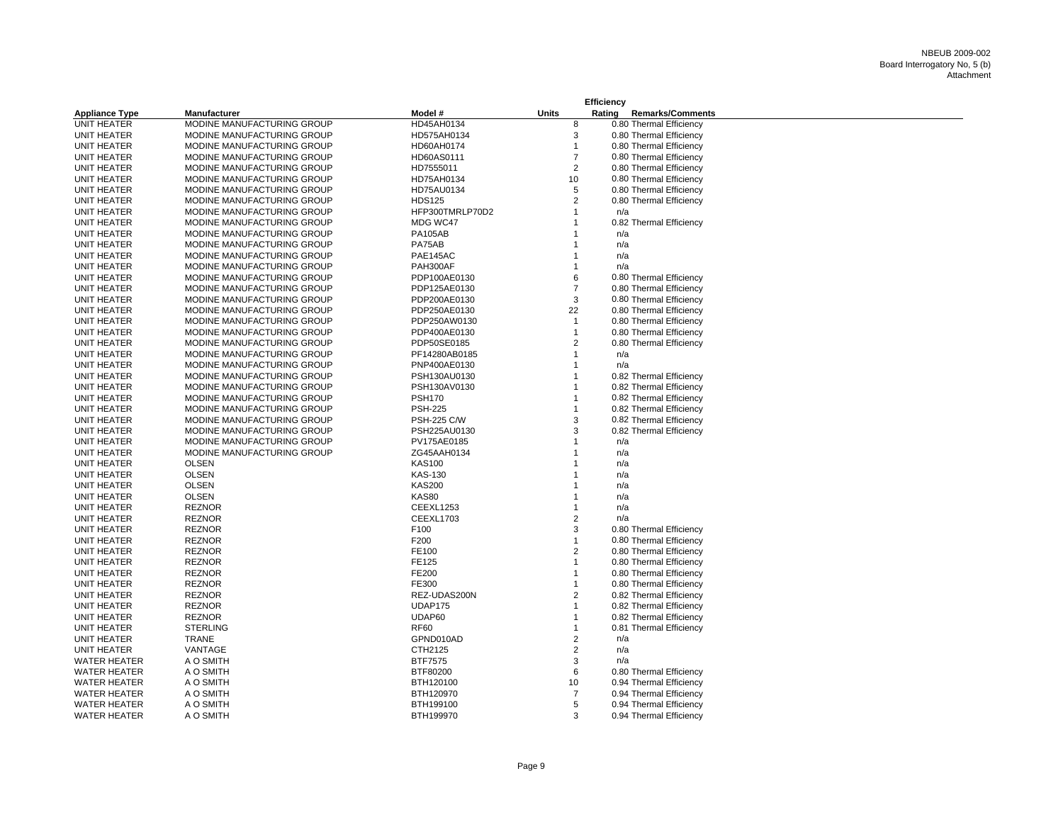NBEUB 2009-002
Board Interrogatory No, 5 (b)
Attachment

| Appliance Type | Manufacturer | Model # | Units | Efficiency Rating | Remarks/Comments |
|---|---|---|---|---|---|
| UNIT HEATER | MODINE MANUFACTURING GROUP | HD45AH0134 | 8 | 0.80 | Thermal Efficiency |
| UNIT HEATER | MODINE MANUFACTURING GROUP | HD575AH0134 | 3 | 0.80 | Thermal Efficiency |
| UNIT HEATER | MODINE MANUFACTURING GROUP | HD60AH0174 | 1 | 0.80 | Thermal Efficiency |
| UNIT HEATER | MODINE MANUFACTURING GROUP | HD60AS0111 | 7 | 0.80 | Thermal Efficiency |
| UNIT HEATER | MODINE MANUFACTURING GROUP | HD7555011 | 2 | 0.80 | Thermal Efficiency |
| UNIT HEATER | MODINE MANUFACTURING GROUP | HD75AH0134 | 10 | 0.80 | Thermal Efficiency |
| UNIT HEATER | MODINE MANUFACTURING GROUP | HD75AU0134 | 5 | 0.80 | Thermal Efficiency |
| UNIT HEATER | MODINE MANUFACTURING GROUP | HDS125 | 2 | 0.80 | Thermal Efficiency |
| UNIT HEATER | MODINE MANUFACTURING GROUP | HFP300TMRLP70D2 | 1 | n/a | |
| UNIT HEATER | MODINE MANUFACTURING GROUP | MDG WC47 | 1 | 0.82 | Thermal Efficiency |
| UNIT HEATER | MODINE MANUFACTURING GROUP | PA105AB | 1 | n/a | |
| UNIT HEATER | MODINE MANUFACTURING GROUP | PA75AB | 1 | n/a | |
| UNIT HEATER | MODINE MANUFACTURING GROUP | PAE145AC | 1 | n/a | |
| UNIT HEATER | MODINE MANUFACTURING GROUP | PAH300AF | 1 | n/a | |
| UNIT HEATER | MODINE MANUFACTURING GROUP | PDP100AE0130 | 6 | 0.80 | Thermal Efficiency |
| UNIT HEATER | MODINE MANUFACTURING GROUP | PDP125AE0130 | 7 | 0.80 | Thermal Efficiency |
| UNIT HEATER | MODINE MANUFACTURING GROUP | PDP200AE0130 | 3 | 0.80 | Thermal Efficiency |
| UNIT HEATER | MODINE MANUFACTURING GROUP | PDP250AE0130 | 22 | 0.80 | Thermal Efficiency |
| UNIT HEATER | MODINE MANUFACTURING GROUP | PDP250AW0130 | 1 | 0.80 | Thermal Efficiency |
| UNIT HEATER | MODINE MANUFACTURING GROUP | PDP400AE0130 | 1 | 0.80 | Thermal Efficiency |
| UNIT HEATER | MODINE MANUFACTURING GROUP | PDP50SE0185 | 2 | 0.80 | Thermal Efficiency |
| UNIT HEATER | MODINE MANUFACTURING GROUP | PF14280AB0185 | 1 | n/a | |
| UNIT HEATER | MODINE MANUFACTURING GROUP | PNP400AE0130 | 1 | n/a | |
| UNIT HEATER | MODINE MANUFACTURING GROUP | PSH130AU0130 | 1 | 0.82 | Thermal Efficiency |
| UNIT HEATER | MODINE MANUFACTURING GROUP | PSH130AV0130 | 1 | 0.82 | Thermal Efficiency |
| UNIT HEATER | MODINE MANUFACTURING GROUP | PSH170 | 1 | 0.82 | Thermal Efficiency |
| UNIT HEATER | MODINE MANUFACTURING GROUP | PSH-225 | 1 | 0.82 | Thermal Efficiency |
| UNIT HEATER | MODINE MANUFACTURING GROUP | PSH-225 C/W | 3 | 0.82 | Thermal Efficiency |
| UNIT HEATER | MODINE MANUFACTURING GROUP | PSH225AU0130 | 3 | 0.82 | Thermal Efficiency |
| UNIT HEATER | MODINE MANUFACTURING GROUP | PV175AE0185 | 1 | n/a | |
| UNIT HEATER | MODINE MANUFACTURING GROUP | ZG45AAH0134 | 1 | n/a | |
| UNIT HEATER | OLSEN | KAS100 | 1 | n/a | |
| UNIT HEATER | OLSEN | KAS-130 | 1 | n/a | |
| UNIT HEATER | OLSEN | KAS200 | 1 | n/a | |
| UNIT HEATER | OLSEN | KAS80 | 1 | n/a | |
| UNIT HEATER | REZNOR | CEEXL1253 | 1 | n/a | |
| UNIT HEATER | REZNOR | CEEXL1703 | 2 | n/a | |
| UNIT HEATER | REZNOR | F100 | 3 | 0.80 | Thermal Efficiency |
| UNIT HEATER | REZNOR | F200 | 1 | 0.80 | Thermal Efficiency |
| UNIT HEATER | REZNOR | FE100 | 2 | 0.80 | Thermal Efficiency |
| UNIT HEATER | REZNOR | FE125 | 1 | 0.80 | Thermal Efficiency |
| UNIT HEATER | REZNOR | FE200 | 1 | 0.80 | Thermal Efficiency |
| UNIT HEATER | REZNOR | FE300 | 1 | 0.80 | Thermal Efficiency |
| UNIT HEATER | REZNOR | REZ-UDAS200N | 2 | 0.82 | Thermal Efficiency |
| UNIT HEATER | REZNOR | UDAP175 | 1 | 0.82 | Thermal Efficiency |
| UNIT HEATER | REZNOR | UDAP60 | 1 | 0.82 | Thermal Efficiency |
| UNIT HEATER | STERLING | RF60 | 1 | 0.81 | Thermal Efficiency |
| UNIT HEATER | TRANE | GPND010AD | 2 | n/a | |
| UNIT HEATER | VANTAGE | CTH2125 | 2 | n/a | |
| WATER HEATER | A O SMITH | BTF7575 | 3 | n/a | |
| WATER HEATER | A O SMITH | BTF80200 | 6 | 0.80 | Thermal Efficiency |
| WATER HEATER | A O SMITH | BTH120100 | 10 | 0.94 | Thermal Efficiency |
| WATER HEATER | A O SMITH | BTH120970 | 7 | 0.94 | Thermal Efficiency |
| WATER HEATER | A O SMITH | BTH199100 | 5 | 0.94 | Thermal Efficiency |
| WATER HEATER | A O SMITH | BTH199970 | 3 | 0.94 | Thermal Efficiency |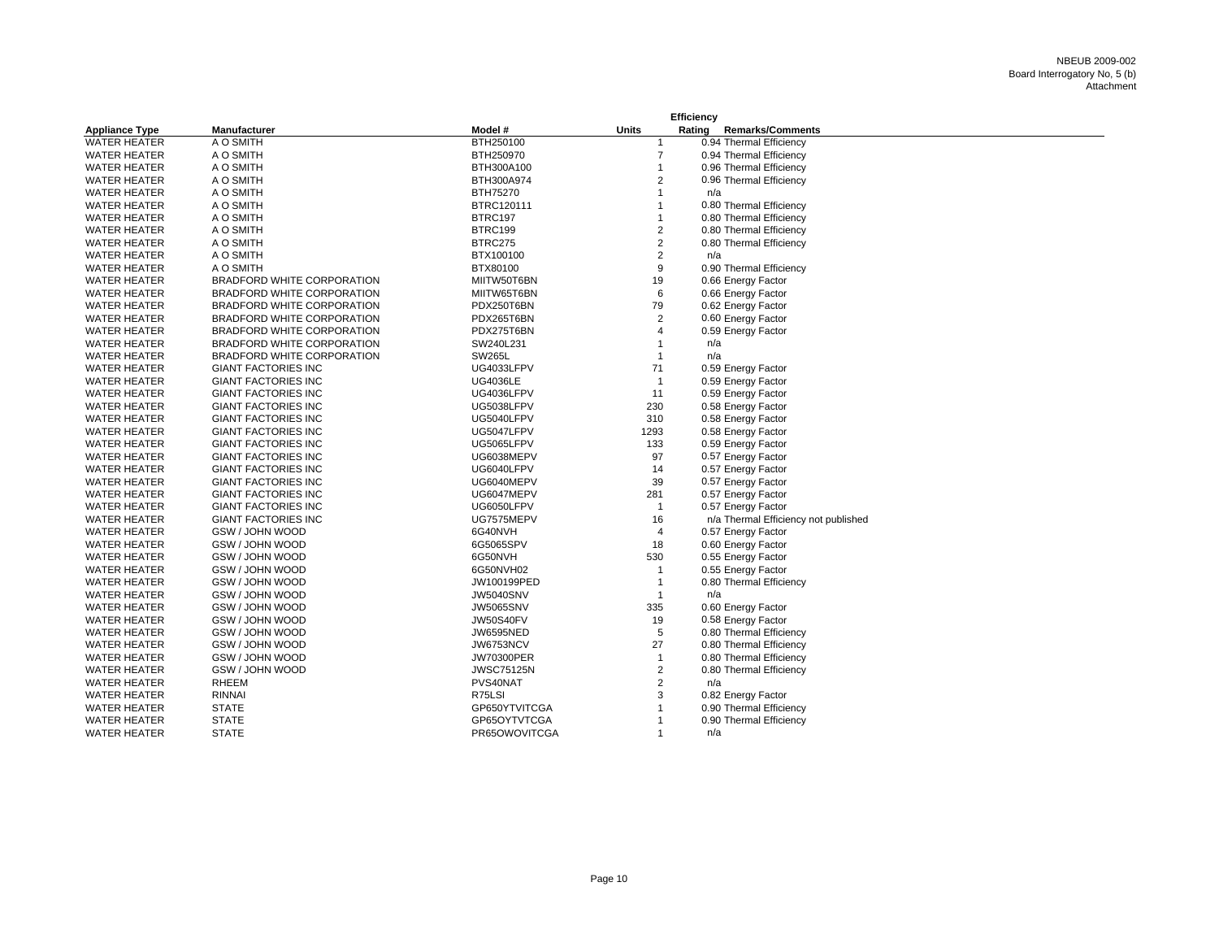| Appliance Type | Manufacturer | Model # | Units | Efficiency Rating | Remarks/Comments |
|---|---|---|---|---|---|
| WATER HEATER | A O SMITH | BTH250100 | 1 | 0.94 | Thermal Efficiency |
| WATER HEATER | A O SMITH | BTH250970 | 7 | 0.94 | Thermal Efficiency |
| WATER HEATER | A O SMITH | BTH300A100 | 1 | 0.96 | Thermal Efficiency |
| WATER HEATER | A O SMITH | BTH300A974 | 2 | 0.96 | Thermal Efficiency |
| WATER HEATER | A O SMITH | BTH75270 | 1 | n/a | |
| WATER HEATER | A O SMITH | BTRC120111 | 1 | 0.80 | Thermal Efficiency |
| WATER HEATER | A O SMITH | BTRC197 | 1 | 0.80 | Thermal Efficiency |
| WATER HEATER | A O SMITH | BTRC199 | 2 | 0.80 | Thermal Efficiency |
| WATER HEATER | A O SMITH | BTRC275 | 2 | 0.80 | Thermal Efficiency |
| WATER HEATER | A O SMITH | BTX100100 | 2 | n/a | |
| WATER HEATER | A O SMITH | BTX80100 | 9 | 0.90 | Thermal Efficiency |
| WATER HEATER | BRADFORD WHITE CORPORATION | MIITW50T6BN | 19 | 0.66 | Energy Factor |
| WATER HEATER | BRADFORD WHITE CORPORATION | MIITW65T6BN | 6 | 0.66 | Energy Factor |
| WATER HEATER | BRADFORD WHITE CORPORATION | PDX250T6BN | 79 | 0.62 | Energy Factor |
| WATER HEATER | BRADFORD WHITE CORPORATION | PDX265T6BN | 2 | 0.60 | Energy Factor |
| WATER HEATER | BRADFORD WHITE CORPORATION | PDX275T6BN | 4 | 0.59 | Energy Factor |
| WATER HEATER | BRADFORD WHITE CORPORATION | SW240L231 | 1 | n/a | |
| WATER HEATER | BRADFORD WHITE CORPORATION | SW265L | 1 | n/a | |
| WATER HEATER | GIANT FACTORIES INC | UG4033LFPV | 71 | 0.59 | Energy Factor |
| WATER HEATER | GIANT FACTORIES INC | UG4036LE | 1 | 0.59 | Energy Factor |
| WATER HEATER | GIANT FACTORIES INC | UG4036LFPV | 11 | 0.59 | Energy Factor |
| WATER HEATER | GIANT FACTORIES INC | UG5038LFPV | 230 | 0.58 | Energy Factor |
| WATER HEATER | GIANT FACTORIES INC | UG5040LFPV | 310 | 0.58 | Energy Factor |
| WATER HEATER | GIANT FACTORIES INC | UG5047LFPV | 1293 | 0.58 | Energy Factor |
| WATER HEATER | GIANT FACTORIES INC | UG5065LFPV | 133 | 0.59 | Energy Factor |
| WATER HEATER | GIANT FACTORIES INC | UG6038MEPV | 97 | 0.57 | Energy Factor |
| WATER HEATER | GIANT FACTORIES INC | UG6040LFPV | 14 | 0.57 | Energy Factor |
| WATER HEATER | GIANT FACTORIES INC | UG6040MEPV | 39 | 0.57 | Energy Factor |
| WATER HEATER | GIANT FACTORIES INC | UG6047MEPV | 281 | 0.57 | Energy Factor |
| WATER HEATER | GIANT FACTORIES INC | UG6050LFPV | 1 | 0.57 | Energy Factor |
| WATER HEATER | GIANT FACTORIES INC | UG7575MEPV | 16 | n/a | Thermal Efficiency not published |
| WATER HEATER | GSW / JOHN WOOD | 6G40NVH | 4 | 0.57 | Energy Factor |
| WATER HEATER | GSW / JOHN WOOD | 6G5065SPV | 18 | 0.60 | Energy Factor |
| WATER HEATER | GSW / JOHN WOOD | 6G50NVH | 530 | 0.55 | Energy Factor |
| WATER HEATER | GSW / JOHN WOOD | 6G50NVH02 | 1 | 0.55 | Energy Factor |
| WATER HEATER | GSW / JOHN WOOD | JW100199PED | 1 | 0.80 | Thermal Efficiency |
| WATER HEATER | GSW / JOHN WOOD | JW5040SNV | 1 | n/a | |
| WATER HEATER | GSW / JOHN WOOD | JW5065SNV | 335 | 0.60 | Energy Factor |
| WATER HEATER | GSW / JOHN WOOD | JW50S40FV | 19 | 0.58 | Energy Factor |
| WATER HEATER | GSW / JOHN WOOD | JW6595NED | 5 | 0.80 | Thermal Efficiency |
| WATER HEATER | GSW / JOHN WOOD | JW6753NCV | 27 | 0.80 | Thermal Efficiency |
| WATER HEATER | GSW / JOHN WOOD | JW70300PER | 1 | 0.80 | Thermal Efficiency |
| WATER HEATER | GSW / JOHN WOOD | JWSC75125N | 2 | 0.80 | Thermal Efficiency |
| WATER HEATER | RHEEM | PVS40NAT | 2 | n/a | |
| WATER HEATER | RINNAI | R75LSI | 3 | 0.82 | Energy Factor |
| WATER HEATER | STATE | GP650YTVITCGA | 1 | 0.90 | Thermal Efficiency |
| WATER HEATER | STATE | GP65OYTVTCGA | 1 | 0.90 | Thermal Efficiency |
| WATER HEATER | STATE | PR65OWOVITCGA | 1 | n/a | |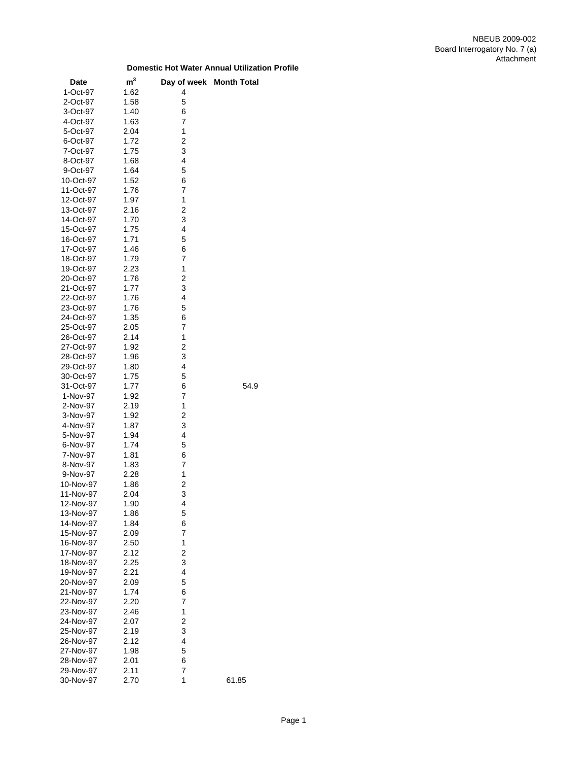NBEUB 2009-002
Board Interrogatory No. 7 (a)
Attachment

**Domestic Hot Water Annual Utilization Profile**

| Date | $m^3$ | Day of week | Month Total |
|---|---|---|---|
| 1-Oct-97 | 1.62 | 4 | |
| 2-Oct-97 | 1.58 | 5 | |
| 3-Oct-97 | 1.40 | 6 | |
| 4-Oct-97 | 1.63 | 7 | |
| 5-Oct-97 | 2.04 | 1 | |
| 6-Oct-97 | 1.72 | 2 | |
| 7-Oct-97 | 1.75 | 3 | |
| 8-Oct-97 | 1.68 | 4 | |
| 9-Oct-97 | 1.64 | 5 | |
| 10-Oct-97 | 1.52 | 6 | |
| 11-Oct-97 | 1.76 | 7 | |
| 12-Oct-97 | 1.97 | 1 | |
| 13-Oct-97 | 2.16 | 2 | |
| 14-Oct-97 | 1.70 | 3 | |
| 15-Oct-97 | 1.75 | 4 | |
| 16-Oct-97 | 1.71 | 5 | |
| 17-Oct-97 | 1.46 | 6 | |
| 18-Oct-97 | 1.79 | 7 | |
| 19-Oct-97 | 2.23 | 1 | |
| 20-Oct-97 | 1.76 | 2 | |
| 21-Oct-97 | 1.77 | 3 | |
| 22-Oct-97 | 1.76 | 4 | |
| 23-Oct-97 | 1.76 | 5 | |
| 24-Oct-97 | 1.35 | 6 | |
| 25-Oct-97 | 2.05 | 7 | |
| 26-Oct-97 | 2.14 | 1 | |
| 27-Oct-97 | 1.92 | 2 | |
| 28-Oct-97 | 1.96 | 3 | |
| 29-Oct-97 | 1.80 | 4 | |
| 30-Oct-97 | 1.75 | 5 | |
| 31-Oct-97 | 1.77 | 6 | 54.9 |
| 1-Nov-97 | 1.92 | 7 | |
| 2-Nov-97 | 2.19 | 1 | |
| 3-Nov-97 | 1.92 | 2 | |
| 4-Nov-97 | 1.87 | 3 | |
| 5-Nov-97 | 1.94 | 4 | |
| 6-Nov-97 | 1.74 | 5 | |
| 7-Nov-97 | 1.81 | 6 | |
| 8-Nov-97 | 1.83 | 7 | |
| 9-Nov-97 | 2.28 | 1 | |
| 10-Nov-97 | 1.86 | 2 | |
| 11-Nov-97 | 2.04 | 3 | |
| 12-Nov-97 | 1.90 | 4 | |
| 13-Nov-97 | 1.86 | 5 | |
| 14-Nov-97 | 1.84 | 6 | |
| 15-Nov-97 | 2.09 | 7 | |
| 16-Nov-97 | 2.50 | 1 | |
| 17-Nov-97 | 2.12 | 2 | |
| 18-Nov-97 | 2.25 | 3 | |
| 19-Nov-97 | 2.21 | 4 | |
| 20-Nov-97 | 2.09 | 5 | |
| 21-Nov-97 | 1.74 | 6 | |
| 22-Nov-97 | 2.20 | 7 | |
| 23-Nov-97 | 2.46 | 1 | |
| 24-Nov-97 | 2.07 | 2 | |
| 25-Nov-97 | 2.19 | 3 | |
| 26-Nov-97 | 2.12 | 4 | |
| 27-Nov-97 | 1.98 | 5 | |
| 28-Nov-97 | 2.01 | 6 | |
| 29-Nov-97 | 2.11 | 7 | |
| 30-Nov-97 | 2.70 | 1 | 61.85 |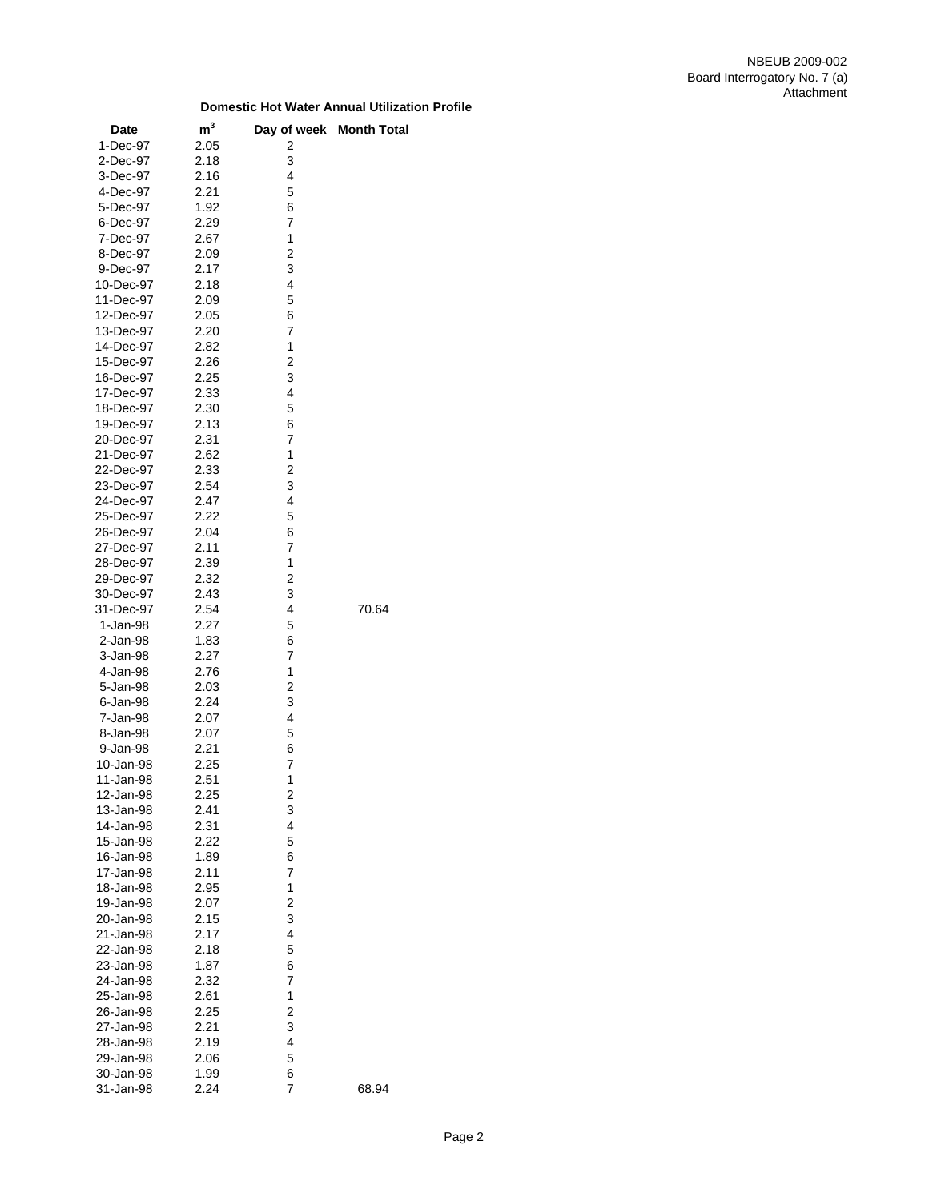NBEUB 2009-002
Board Interrogatory No. 7 (a)
Attachment

**Domestic Hot Water Annual Utilization Profile**

| Date | $m^3$ | Day of week | Month Total |
|---|---|---|---|
| 1-Dec-97 | 2.05 | 2 | |
| 2-Dec-97 | 2.18 | 3 | |
| 3-Dec-97 | 2.16 | 4 | |
| 4-Dec-97 | 2.21 | 5 | |
| 5-Dec-97 | 1.92 | 6 | |
| 6-Dec-97 | 2.29 | 7 | |
| 7-Dec-97 | 2.67 | 1 | |
| 8-Dec-97 | 2.09 | 2 | |
| 9-Dec-97 | 2.17 | 3 | |
| 10-Dec-97 | 2.18 | 4 | |
| 11-Dec-97 | 2.09 | 5 | |
| 12-Dec-97 | 2.05 | 6 | |
| 13-Dec-97 | 2.20 | 7 | |
| 14-Dec-97 | 2.82 | 1 | |
| 15-Dec-97 | 2.26 | 2 | |
| 16-Dec-97 | 2.25 | 3 | |
| 17-Dec-97 | 2.33 | 4 | |
| 18-Dec-97 | 2.30 | 5 | |
| 19-Dec-97 | 2.13 | 6 | |
| 20-Dec-97 | 2.31 | 7 | |
| 21-Dec-97 | 2.62 | 1 | |
| 22-Dec-97 | 2.33 | 2 | |
| 23-Dec-97 | 2.54 | 3 | |
| 24-Dec-97 | 2.47 | 4 | |
| 25-Dec-97 | 2.22 | 5 | |
| 26-Dec-97 | 2.04 | 6 | |
| 27-Dec-97 | 2.11 | 7 | |
| 28-Dec-97 | 2.39 | 1 | |
| 29-Dec-97 | 2.32 | 2 | |
| 30-Dec-97 | 2.43 | 3 | |
| 31-Dec-97 | 2.54 | 4 | 70.64 |
| 1-Jan-98 | 2.27 | 5 | |
| 2-Jan-98 | 1.83 | 6 | |
| 3-Jan-98 | 2.27 | 7 | |
| 4-Jan-98 | 2.76 | 1 | |
| 5-Jan-98 | 2.03 | 2 | |
| 6-Jan-98 | 2.24 | 3 | |
| 7-Jan-98 | 2.07 | 4 | |
| 8-Jan-98 | 2.07 | 5 | |
| 9-Jan-98 | 2.21 | 6 | |
| 10-Jan-98 | 2.25 | 7 | |
| 11-Jan-98 | 2.51 | 1 | |
| 12-Jan-98 | 2.25 | 2 | |
| 13-Jan-98 | 2.41 | 3 | |
| 14-Jan-98 | 2.31 | 4 | |
| 15-Jan-98 | 2.22 | 5 | |
| 16-Jan-98 | 1.89 | 6 | |
| 17-Jan-98 | 2.11 | 7 | |
| 18-Jan-98 | 2.95 | 1 | |
| 19-Jan-98 | 2.07 | 2 | |
| 20-Jan-98 | 2.15 | 3 | |
| 21-Jan-98 | 2.17 | 4 | |
| 22-Jan-98 | 2.18 | 5 | |
| 23-Jan-98 | 1.87 | 6 | |
| 24-Jan-98 | 2.32 | 7 | |
| 25-Jan-98 | 2.61 | 1 | |
| 26-Jan-98 | 2.25 | 2 | |
| 27-Jan-98 | 2.21 | 3 | |
| 28-Jan-98 | 2.19 | 4 | |
| 29-Jan-98 | 2.06 | 5 | |
| 30-Jan-98 | 1.99 | 6 | |
| 31-Jan-98 | 2.24 | 7 | 68.94 |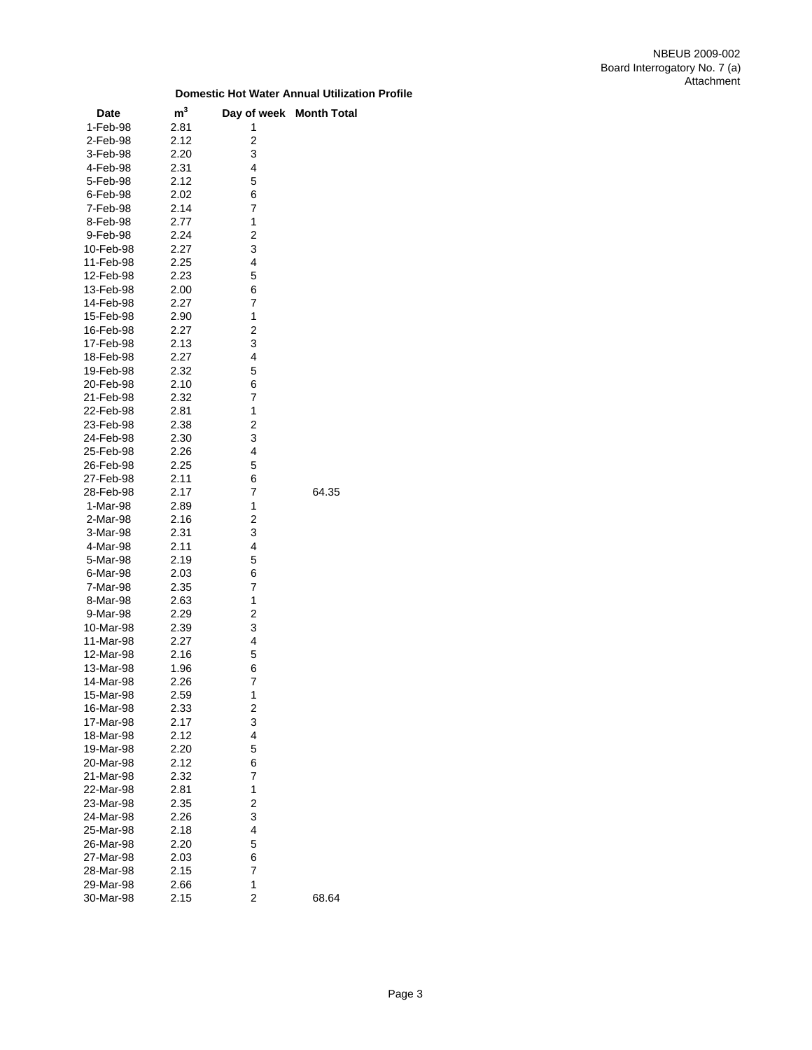NBEUB 2009-002
Board Interrogatory No. 7 (a)
Attachment

**Domestic Hot Water Annual Utilization Profile**

| Date | $m^3$ | Day of week | Month Total |
|---|---|---|---|
| 1-Feb-98 | 2.81 | 1 | |
| 2-Feb-98 | 2.12 | 2 | |
| 3-Feb-98 | 2.20 | 3 | |
| 4-Feb-98 | 2.31 | 4 | |
| 5-Feb-98 | 2.12 | 5 | |
| 6-Feb-98 | 2.02 | 6 | |
| 7-Feb-98 | 2.14 | 7 | |
| 8-Feb-98 | 2.77 | 1 | |
| 9-Feb-98 | 2.24 | 2 | |
| 10-Feb-98 | 2.27 | 3 | |
| 11-Feb-98 | 2.25 | 4 | |
| 12-Feb-98 | 2.23 | 5 | |
| 13-Feb-98 | 2.00 | 6 | |
| 14-Feb-98 | 2.27 | 7 | |
| 15-Feb-98 | 2.90 | 1 | |
| 16-Feb-98 | 2.27 | 2 | |
| 17-Feb-98 | 2.13 | 3 | |
| 18-Feb-98 | 2.27 | 4 | |
| 19-Feb-98 | 2.32 | 5 | |
| 20-Feb-98 | 2.10 | 6 | |
| 21-Feb-98 | 2.32 | 7 | |
| 22-Feb-98 | 2.81 | 1 | |
| 23-Feb-98 | 2.38 | 2 | |
| 24-Feb-98 | 2.30 | 3 | |
| 25-Feb-98 | 2.26 | 4 | |
| 26-Feb-98 | 2.25 | 5 | |
| 27-Feb-98 | 2.11 | 6 | |
| 28-Feb-98 | 2.17 | 7 | 64.35 |
| 1-Mar-98 | 2.89 | 1 | |
| 2-Mar-98 | 2.16 | 2 | |
| 3-Mar-98 | 2.31 | 3 | |
| 4-Mar-98 | 2.11 | 4 | |
| 5-Mar-98 | 2.19 | 5 | |
| 6-Mar-98 | 2.03 | 6 | |
| 7-Mar-98 | 2.35 | 7 | |
| 8-Mar-98 | 2.63 | 1 | |
| 9-Mar-98 | 2.29 | 2 | |
| 10-Mar-98 | 2.39 | 3 | |
| 11-Mar-98 | 2.27 | 4 | |
| 12-Mar-98 | 2.16 | 5 | |
| 13-Mar-98 | 1.96 | 6 | |
| 14-Mar-98 | 2.26 | 7 | |
| 15-Mar-98 | 2.59 | 1 | |
| 16-Mar-98 | 2.33 | 2 | |
| 17-Mar-98 | 2.17 | 3 | |
| 18-Mar-98 | 2.12 | 4 | |
| 19-Mar-98 | 2.20 | 5 | |
| 20-Mar-98 | 2.12 | 6 | |
| 21-Mar-98 | 2.32 | 7 | |
| 22-Mar-98 | 2.81 | 1 | |
| 23-Mar-98 | 2.35 | 2 | |
| 24-Mar-98 | 2.26 | 3 | |
| 25-Mar-98 | 2.18 | 4 | |
| 26-Mar-98 | 2.20 | 5 | |
| 27-Mar-98 | 2.03 | 6 | |
| 28-Mar-98 | 2.15 | 7 | |
| 29-Mar-98 | 2.66 | 1 | |
| 30-Mar-98 | 2.15 | 2 | 68.64 |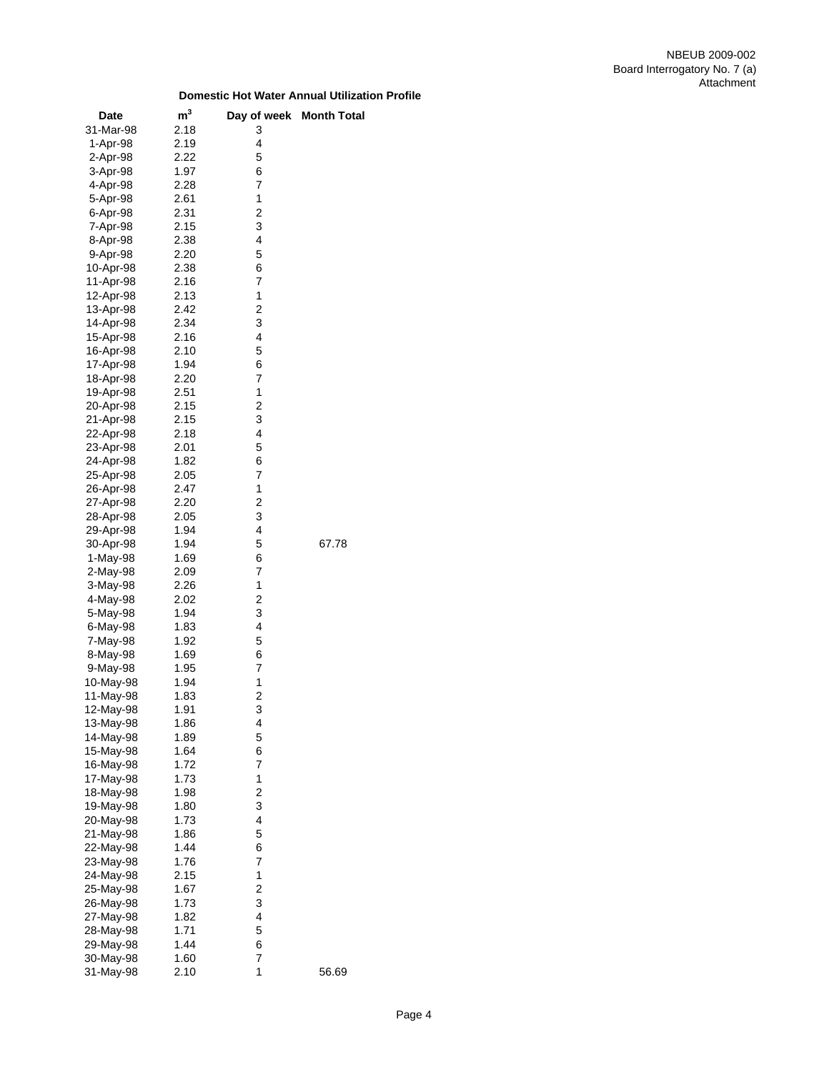NBEUB 2009-002
Board Interrogatory No. 7 (a)
Attachment

**Domestic Hot Water Annual Utilization Profile**

| Date | $m^3$ | Day of week | Month Total |
|---|---|---|---|
| 31-Mar-98 | 2.18 | 3 | |
| 1-Apr-98 | 2.19 | 4 | |
| 2-Apr-98 | 2.22 | 5 | |
| 3-Apr-98 | 1.97 | 6 | |
| 4-Apr-98 | 2.28 | 7 | |
| 5-Apr-98 | 2.61 | 1 | |
| 6-Apr-98 | 2.31 | 2 | |
| 7-Apr-98 | 2.15 | 3 | |
| 8-Apr-98 | 2.38 | 4 | |
| 9-Apr-98 | 2.20 | 5 | |
| 10-Apr-98 | 2.38 | 6 | |
| 11-Apr-98 | 2.16 | 7 | |
| 12-Apr-98 | 2.13 | 1 | |
| 13-Apr-98 | 2.42 | 2 | |
| 14-Apr-98 | 2.34 | 3 | |
| 15-Apr-98 | 2.16 | 4 | |
| 16-Apr-98 | 2.10 | 5 | |
| 17-Apr-98 | 1.94 | 6 | |
| 18-Apr-98 | 2.20 | 7 | |
| 19-Apr-98 | 2.51 | 1 | |
| 20-Apr-98 | 2.15 | 2 | |
| 21-Apr-98 | 2.15 | 3 | |
| 22-Apr-98 | 2.18 | 4 | |
| 23-Apr-98 | 2.01 | 5 | |
| 24-Apr-98 | 1.82 | 6 | |
| 25-Apr-98 | 2.05 | 7 | |
| 26-Apr-98 | 2.47 | 1 | |
| 27-Apr-98 | 2.20 | 2 | |
| 28-Apr-98 | 2.05 | 3 | |
| 29-Apr-98 | 1.94 | 4 | |
| 30-Apr-98 | 1.94 | 5 | 67.78 |
| 1-May-98 | 1.69 | 6 | |
| 2-May-98 | 2.09 | 7 | |
| 3-May-98 | 2.26 | 1 | |
| 4-May-98 | 2.02 | 2 | |
| 5-May-98 | 1.94 | 3 | |
| 6-May-98 | 1.83 | 4 | |
| 7-May-98 | 1.92 | 5 | |
| 8-May-98 | 1.69 | 6 | |
| 9-May-98 | 1.95 | 7 | |
| 10-May-98 | 1.94 | 1 | |
| 11-May-98 | 1.83 | 2 | |
| 12-May-98 | 1.91 | 3 | |
| 13-May-98 | 1.86 | 4 | |
| 14-May-98 | 1.89 | 5 | |
| 15-May-98 | 1.64 | 6 | |
| 16-May-98 | 1.72 | 7 | |
| 17-May-98 | 1.73 | 1 | |
| 18-May-98 | 1.98 | 2 | |
| 19-May-98 | 1.80 | 3 | |
| 20-May-98 | 1.73 | 4 | |
| 21-May-98 | 1.86 | 5 | |
| 22-May-98 | 1.44 | 6 | |
| 23-May-98 | 1.76 | 7 | |
| 24-May-98 | 2.15 | 1 | |
| 25-May-98 | 1.67 | 2 | |
| 26-May-98 | 1.73 | 3 | |
| 27-May-98 | 1.82 | 4 | |
| 28-May-98 | 1.71 | 5 | |
| 29-May-98 | 1.44 | 6 | |
| 30-May-98 | 1.60 | 7 | |
| 31-May-98 | 2.10 | 1 | 56.69 |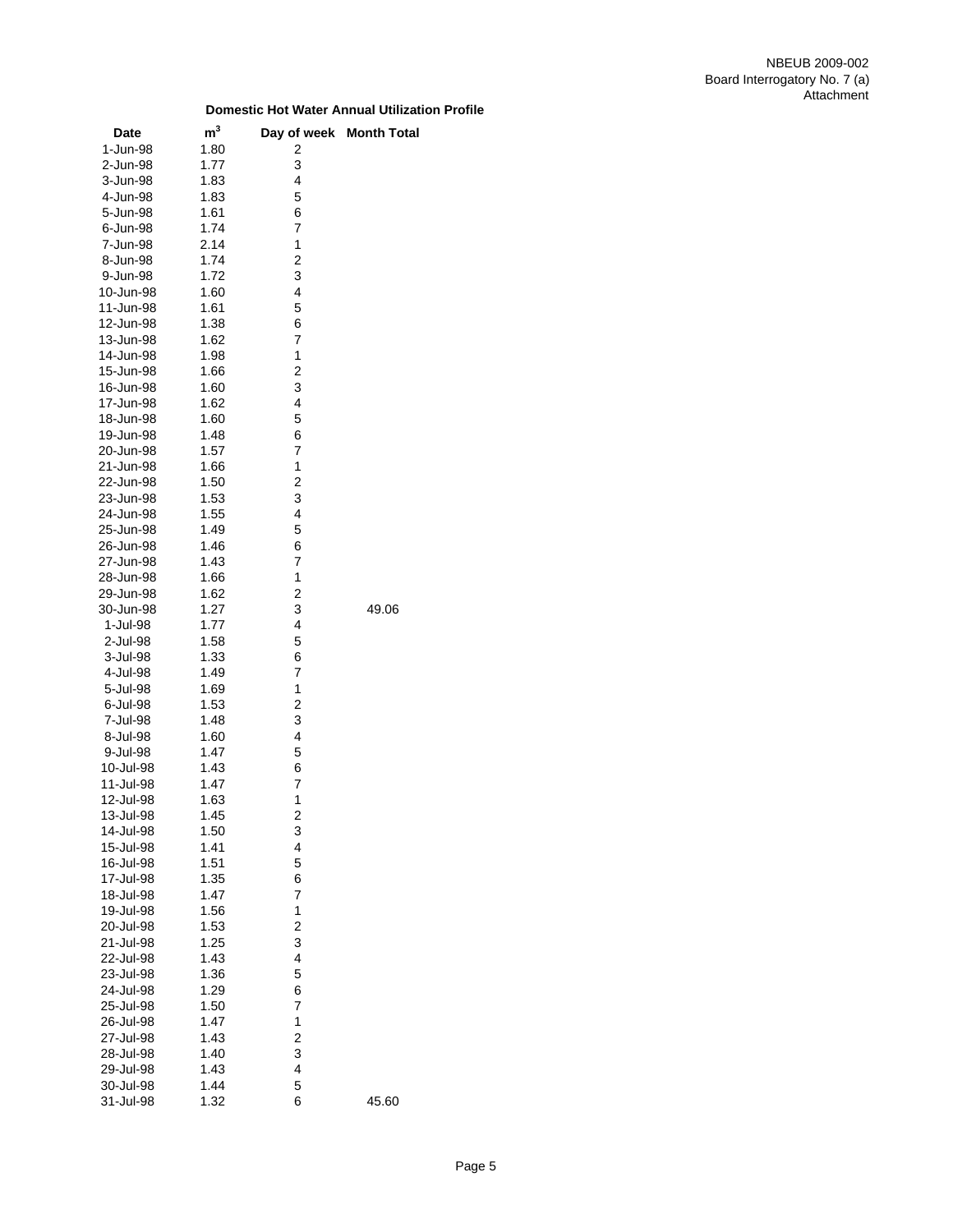NBEUB 2009-002
Board Interrogatory No. 7 (a)
Attachment

**Domestic Hot Water Annual Utilization Profile**

| Date | $m^3$ | Day of week | Month Total |
| --- | --- | --- | --- |
| 1-Jun-98 | 1.80 | 2 | |
| 2-Jun-98 | 1.77 | 3 | |
| 3-Jun-98 | 1.83 | 4 | |
| 4-Jun-98 | 1.83 | 5 | |
| 5-Jun-98 | 1.61 | 6 | |
| 6-Jun-98 | 1.74 | 7 | |
| 7-Jun-98 | 2.14 | 1 | |
| 8-Jun-98 | 1.74 | 2 | |
| 9-Jun-98 | 1.72 | 3 | |
| 10-Jun-98 | 1.60 | 4 | |
| 11-Jun-98 | 1.61 | 5 | |
| 12-Jun-98 | 1.38 | 6 | |
| 13-Jun-98 | 1.62 | 7 | |
| 14-Jun-98 | 1.98 | 1 | |
| 15-Jun-98 | 1.66 | 2 | |
| 16-Jun-98 | 1.60 | 3 | |
| 17-Jun-98 | 1.62 | 4 | |
| 18-Jun-98 | 1.60 | 5 | |
| 19-Jun-98 | 1.48 | 6 | |
| 20-Jun-98 | 1.57 | 7 | |
| 21-Jun-98 | 1.66 | 1 | |
| 22-Jun-98 | 1.50 | 2 | |
| 23-Jun-98 | 1.53 | 3 | |
| 24-Jun-98 | 1.55 | 4 | |
| 25-Jun-98 | 1.49 | 5 | |
| 26-Jun-98 | 1.46 | 6 | |
| 27-Jun-98 | 1.43 | 7 | |
| 28-Jun-98 | 1.66 | 1 | |
| 29-Jun-98 | 1.62 | 2 | |
| 30-Jun-98 | 1.27 | 3 | 49.06 |
| 1-Jul-98 | 1.77 | 4 | |
| 2-Jul-98 | 1.58 | 5 | |
| 3-Jul-98 | 1.33 | 6 | |
| 4-Jul-98 | 1.49 | 7 | |
| 5-Jul-98 | 1.69 | 1 | |
| 6-Jul-98 | 1.53 | 2 | |
| 7-Jul-98 | 1.48 | 3 | |
| 8-Jul-98 | 1.60 | 4 | |
| 9-Jul-98 | 1.47 | 5 | |
| 10-Jul-98 | 1.43 | 6 | |
| 11-Jul-98 | 1.47 | 7 | |
| 12-Jul-98 | 1.63 | 1 | |
| 13-Jul-98 | 1.45 | 2 | |
| 14-Jul-98 | 1.50 | 3 | |
| 15-Jul-98 | 1.41 | 4 | |
| 16-Jul-98 | 1.51 | 5 | |
| 17-Jul-98 | 1.35 | 6 | |
| 18-Jul-98 | 1.47 | 7 | |
| 19-Jul-98 | 1.56 | 1 | |
| 20-Jul-98 | 1.53 | 2 | |
| 21-Jul-98 | 1.25 | 3 | |
| 22-Jul-98 | 1.43 | 4 | |
| 23-Jul-98 | 1.36 | 5 | |
| 24-Jul-98 | 1.29 | 6 | |
| 25-Jul-98 | 1.50 | 7 | |
| 26-Jul-98 | 1.47 | 1 | |
| 27-Jul-98 | 1.43 | 2 | |
| 28-Jul-98 | 1.40 | 3 | |
| 29-Jul-98 | 1.43 | 4 | |
| 30-Jul-98 | 1.44 | 5 | |
| 31-Jul-98 | 1.32 | 6 | 45.60 |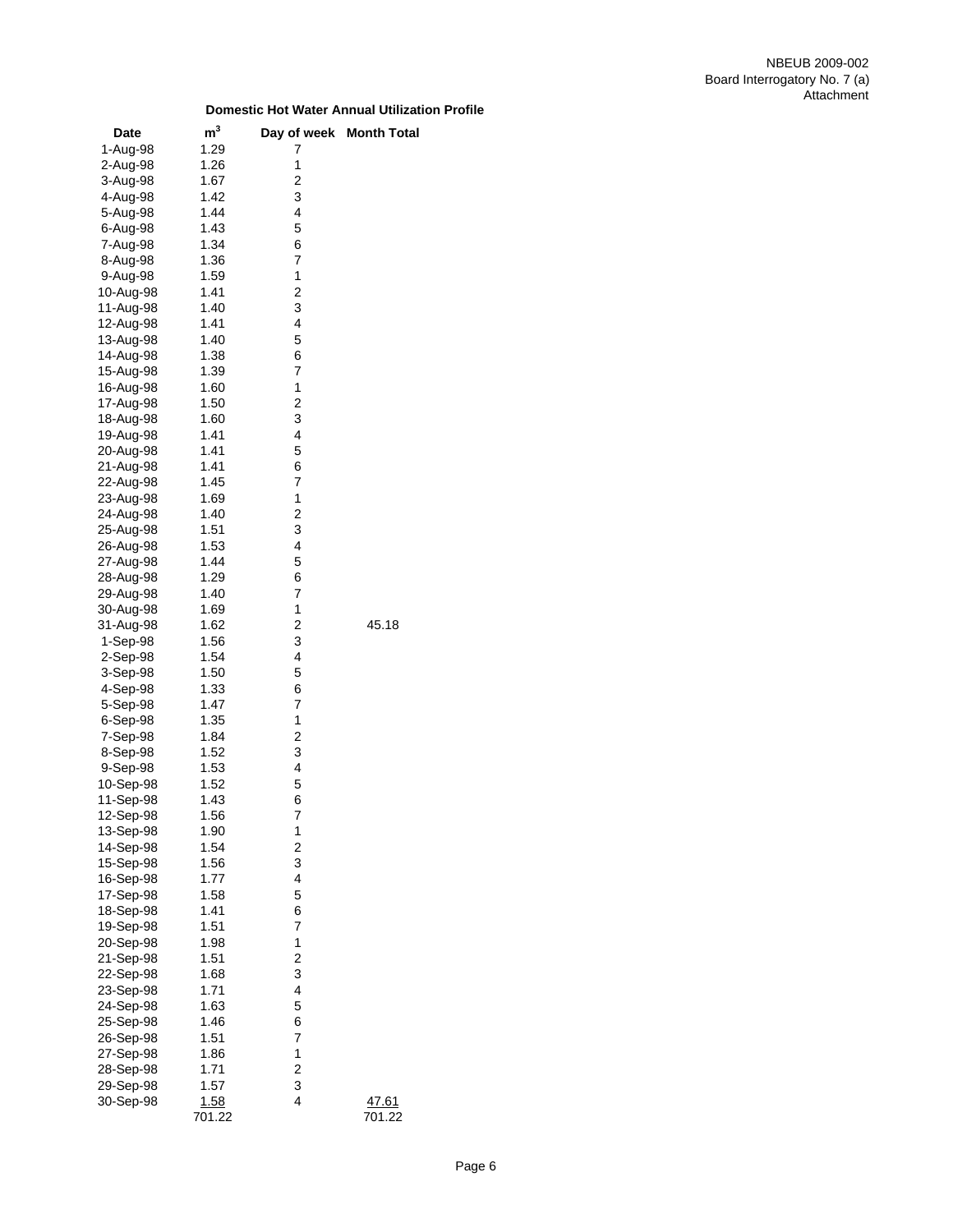**Domestic Hot Water Annual Utilization Profile**

| Date | $m^3$ | Day of week | Month Total |
|---|---|---|---|
| 1-Aug-98 | 1.29 | 7 | |
| 2-Aug-98 | 1.26 | 1 | |
| 3-Aug-98 | 1.67 | 2 | |
| 4-Aug-98 | 1.42 | 3 | |
| 5-Aug-98 | 1.44 | 4 | |
| 6-Aug-98 | 1.43 | 5 | |
| 7-Aug-98 | 1.34 | 6 | |
| 8-Aug-98 | 1.36 | 7 | |
| 9-Aug-98 | 1.59 | 1 | |
| 10-Aug-98 | 1.41 | 2 | |
| 11-Aug-98 | 1.40 | 3 | |
| 12-Aug-98 | 1.41 | 4 | |
| 13-Aug-98 | 1.40 | 5 | |
| 14-Aug-98 | 1.38 | 6 | |
| 15-Aug-98 | 1.39 | 7 | |
| 16-Aug-98 | 1.60 | 1 | |
| 17-Aug-98 | 1.50 | 2 | |
| 18-Aug-98 | 1.60 | 3 | |
| 19-Aug-98 | 1.41 | 4 | |
| 20-Aug-98 | 1.41 | 5 | |
| 21-Aug-98 | 1.41 | 6 | |
| 22-Aug-98 | 1.45 | 7 | |
| 23-Aug-98 | 1.69 | 1 | |
| 24-Aug-98 | 1.40 | 2 | |
| 25-Aug-98 | 1.51 | 3 | |
| 26-Aug-98 | 1.53 | 4 | |
| 27-Aug-98 | 1.44 | 5 | |
| 28-Aug-98 | 1.29 | 6 | |
| 29-Aug-98 | 1.40 | 7 | |
| 30-Aug-98 | 1.69 | 1 | |
| 31-Aug-98 | 1.62 | 2 | 45.18 |
| 1-Sep-98 | 1.56 | 3 | |
| 2-Sep-98 | 1.54 | 4 | |
| 3-Sep-98 | 1.50 | 5 | |
| 4-Sep-98 | 1.33 | 6 | |
| 5-Sep-98 | 1.47 | 7 | |
| 6-Sep-98 | 1.35 | 1 | |
| 7-Sep-98 | 1.84 | 2 | |
| 8-Sep-98 | 1.52 | 3 | |
| 9-Sep-98 | 1.53 | 4 | |
| 10-Sep-98 | 1.52 | 5 | |
| 11-Sep-98 | 1.43 | 6 | |
| 12-Sep-98 | 1.56 | 7 | |
| 13-Sep-98 | 1.90 | 1 | |
| 14-Sep-98 | 1.54 | 2 | |
| 15-Sep-98 | 1.56 | 3 | |
| 16-Sep-98 | 1.77 | 4 | |
| 17-Sep-98 | 1.58 | 5 | |
| 18-Sep-98 | 1.41 | 6 | |
| 19-Sep-98 | 1.51 | 7 | |
| 20-Sep-98 | 1.98 | 1 | |
| 21-Sep-98 | 1.51 | 2 | |
| 22-Sep-98 | 1.68 | 3 | |
| 23-Sep-98 | 1.71 | 4 | |
| 24-Sep-98 | 1.63 | 5 | |
| 25-Sep-98 | 1.46 | 6 | |
| 26-Sep-98 | 1.51 | 7 | |
| 27-Sep-98 | 1.86 | 1 | |
| 28-Sep-98 | 1.71 | 2 | |
| 29-Sep-98 | 1.57 | 3 | |
| 30-Sep-98 | 1.58 | 4 | 47.61 |
| | 701.22 | | 701.22 |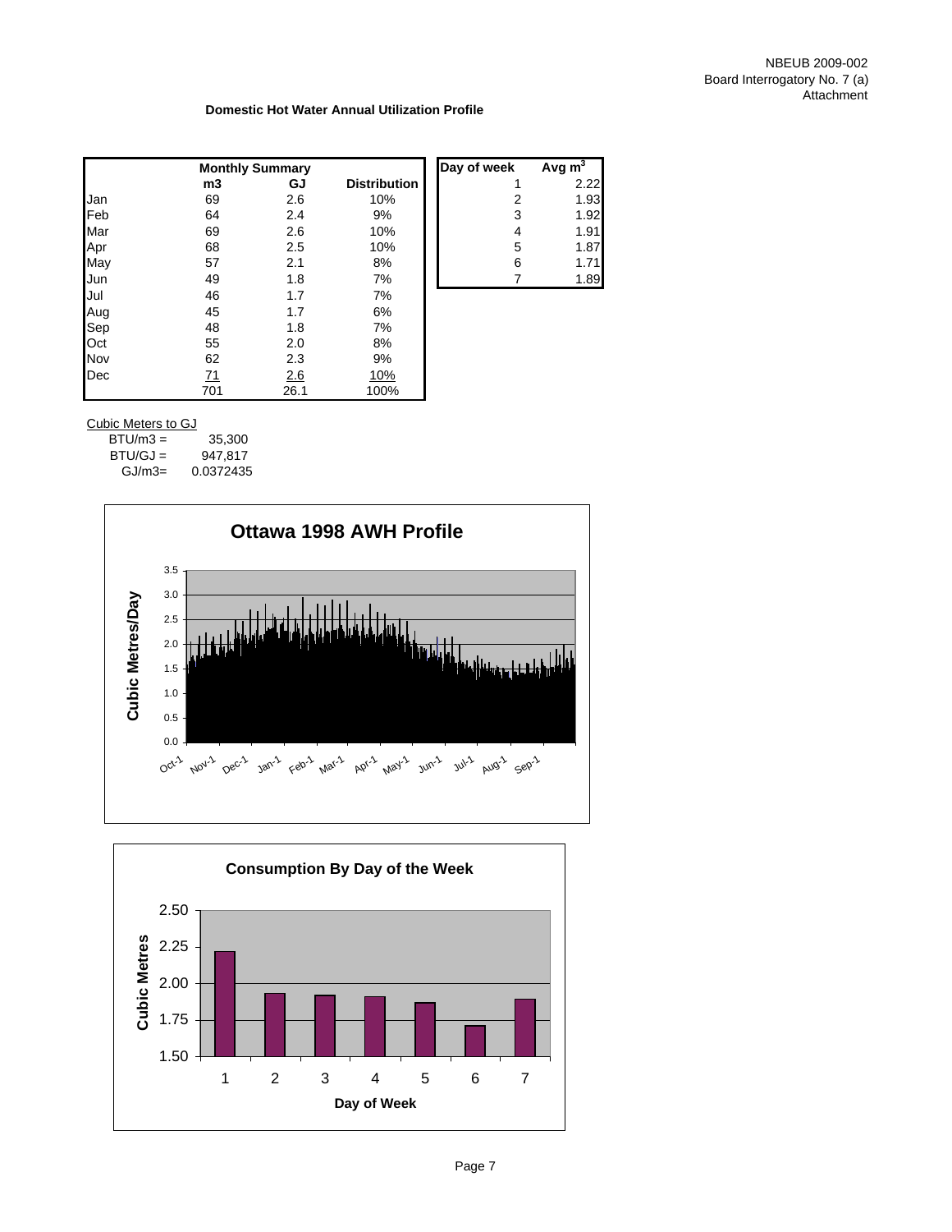NBEUB 2009-002
Board Interrogatory No. 7 (a)
Attachment

**Domestic Hot Water Annual Utilization Profile**

| | Monthly Summary | | |
|---|---|---|---|
| | m3 | GJ | Distribution |
| Jan | 69 | 2.6 | 10% |
| Feb | 64 | 2.4 | 9% |
| Mar | 69 | 2.6 | 10% |
| Apr | 68 | 2.5 | 10% |
| May | 57 | 2.1 | 8% |
| Jun | 49 | 1.8 | 7% |
| Jul | 46 | 1.7 | 7% |
| Aug | 45 | 1.7 | 6% |
| Sep | 48 | 1.8 | 7% |
| Oct | 55 | 2.0 | 8% |
| Nov | 62 | 2.3 | 9% |
| Dec | 71 | 2.6 | 10% |
| | 701 | 26.1 | 100% |

| Day of week | Avg $m^3$ |
|---|---|
| 1 | 2.22 |
| 2 | 1.93 |
| 3 | 1.92 |
| 4 | 1.91 |
| 5 | 1.87 |
| 6 | 1.71 |
| 7 | 1.89 |

Cubic Meters to GJ

| | |
|---|---|
| BTU/m3 = | 35,300 |
| BTU/GJ = | 947,817 |
| GJ/m3= | 0.0372435 |

**Ottawa 1998 AWH Profile**

**Consumption By Day of the Week**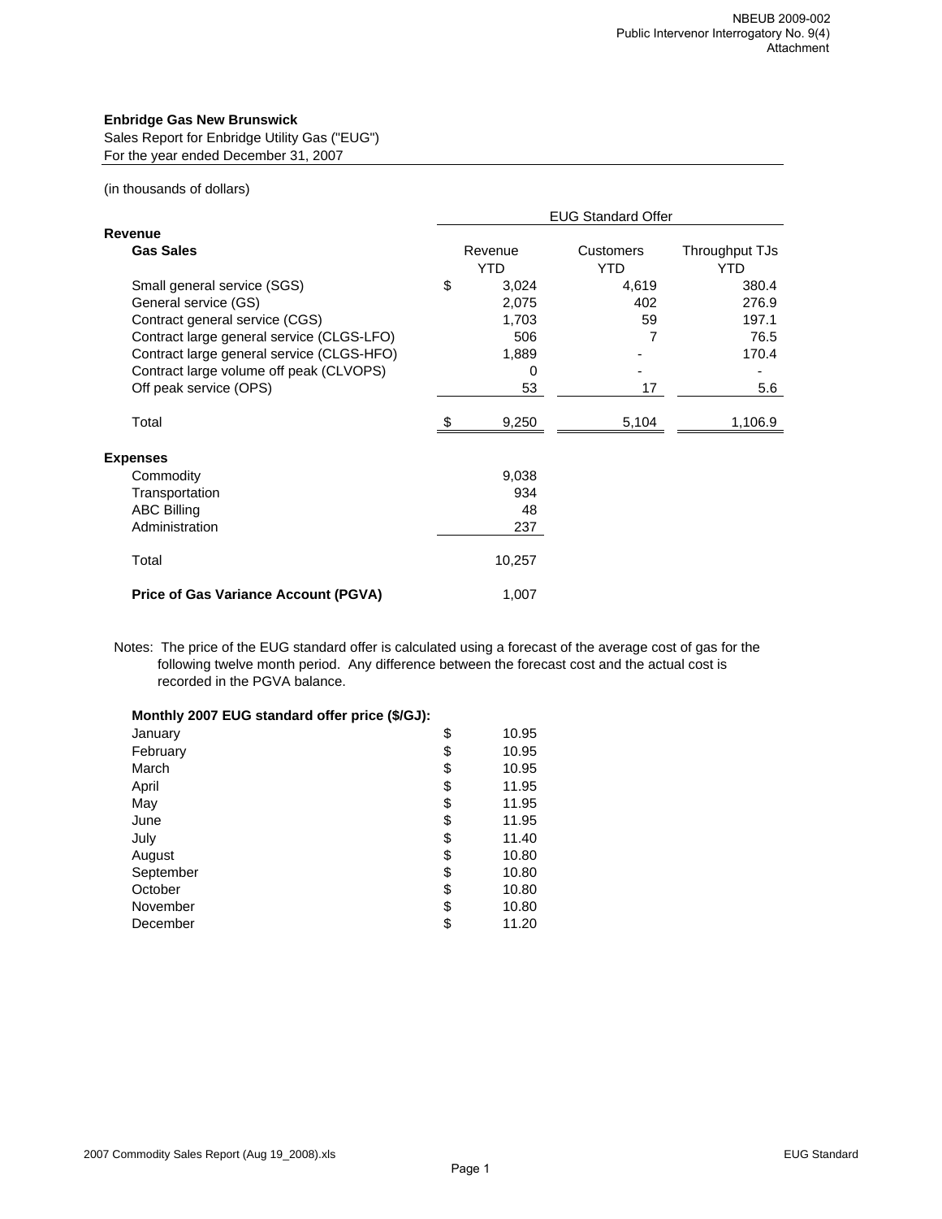NBEUB 2009-002
Public Intervenor Interrogatory No. 9(4)
Attachment

**Enbridge Gas New Brunswick**
Sales Report for Enbridge Utility Gas ("EUG")
For the year ended December 31, 2007

(in thousands of dollars)

| | EUG Standard Offer | | |
|---|---|---|---|
| **Revenue** | | | |
| **Gas Sales** | Revenue YTD | Customers YTD | Throughput TJs YTD |
| Small general service (SGS) | $ 3,024 | 4,619 | 380.4 |
| General service (GS) | 2,075 | 402 | 276.9 |
| Contract general service (CGS) | 1,703 | 59 | 197.1 |
| Contract large general service (CLGS-LFO) | 506 | 7 | 76.5 |
| Contract large general service (CLGS-HFO) | 1,889 | - | 170.4 |
| Contract large volume off peak (CLVOPS) | 0 | - | - |
| Off peak service (OPS) | 53 | 17 | 5.6 |
| Total | $ 9,250 | 5,104 | 1,106.9 |
| **Expenses** | | | |
| Commodity | 9,038 | | |
| Transportation | 934 | | |
| ABC Billing | 48 | | |
| Administration | 237 | | |
| Total | 10,257 | | |
| **Price of Gas Variance Account (PGVA)** | 1,007 | | |

Notes: The price of the EUG standard offer is calculated using a forecast of the average cost of gas for the following twelve month period. Any difference between the forecast cost and the actual cost is recorded in the PGVA balance.

**Monthly 2007 EUG standard offer price ($/GJ):**

| Month | Price |
|---|---|
| January | $ 10.95 |
| February | $ 10.95 |
| March | $ 10.95 |
| April | $ 11.95 |
| May | $ 11.95 |
| June | $ 11.95 |
| July | $ 11.40 |
| August | $ 10.80 |
| September | $ 10.80 |
| October | $ 10.80 |
| November | $ 10.80 |
| December | $ 11.20 |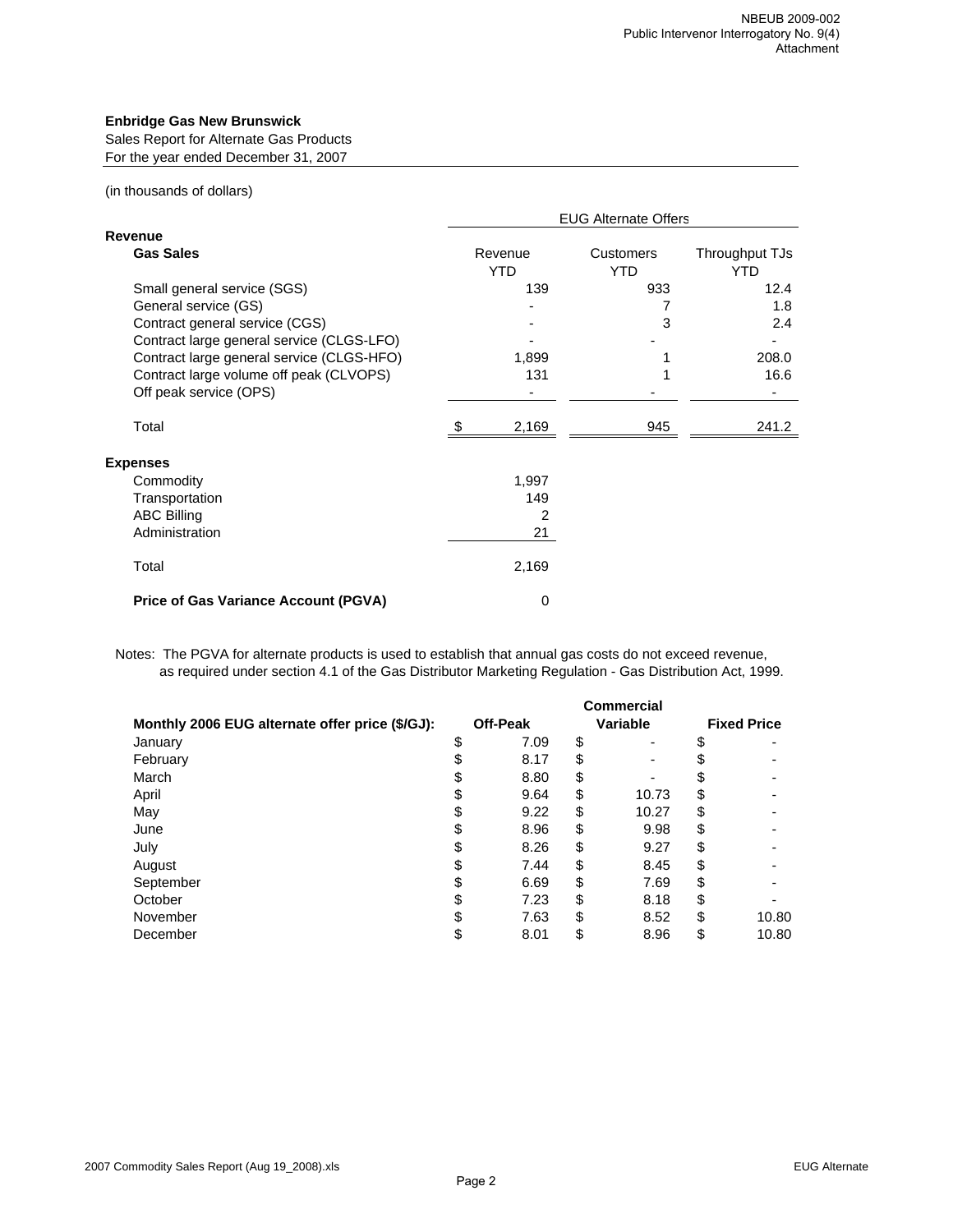NBEUB 2009-002
Public Intervenor Interrogatory No. 9(4)
Attachment

**Enbridge Gas New Brunswick**
Sales Report for Alternate Gas Products
For the year ended December 31, 2007

(in thousands of dollars)

| | EUG Alternate Offers | | |
|---|---|---|---|
| **Revenue** | | | |
| **Gas Sales** | Revenue YTD | Customers YTD | Throughput TJs YTD |
| Small general service (SGS) | 139 | 933 | 12.4 |
| General service (GS) | - | 7 | 1.8 |
| Contract general service (CGS) | - | 3 | 2.4 |
| Contract large general service (CLGS-LFO) | - | - | - |
| Contract large general service (CLGS-HFO) | 1,899 | 1 | 208.0 |
| Contract large volume off peak (CLVOPS) | 131 | 1 | 16.6 |
| Off peak service (OPS) | - | - | - |
| Total | $ 2,169 | 945 | 241.2 |
| **Expenses** | | | |
| Commodity | 1,997 | | |
| Transportation | 149 | | |
| ABC Billing | 2 | | |
| Administration | 21 | | |
| Total | 2,169 | | |
| **Price of Gas Variance Account (PGVA)** | 0 | | |

Notes: The PGVA for alternate products is used to establish that annual gas costs do not exceed revenue, as required under section 4.1 of the Gas Distributor Marketing Regulation - Gas Distribution Act, 1999.

| | | Commercial | |
|---|---|---|---|
| **Monthly 2006 EUG alternate offer price ($/GJ):** | **Off-Peak** | **Variable** | **Fixed Price** |
| January | $ 7.09 | $ - | $ - |
| February | $ 8.17 | $ - | $ - |
| March | $ 8.80 | $ - | $ - |
| April | $ 9.64 | $ 10.73 | $ - |
| May | $ 9.22 | $ 10.27 | $ - |
| June | $ 8.96 | $ 9.98 | $ - |
| July | $ 8.26 | $ 9.27 | $ - |
| August | $ 7.44 | $ 8.45 | $ - |
| September | $ 6.69 | $ 7.69 | $ - |
| October | $ 7.23 | $ 8.18 | $ - |
| November | $ 7.63 | $ 8.52 | $ 10.80 |
| December | $ 8.01 | $ 8.96 | $ 10.80 |

2007 Commodity Sales Report (Aug 19_2008).xls — EUG Alternate